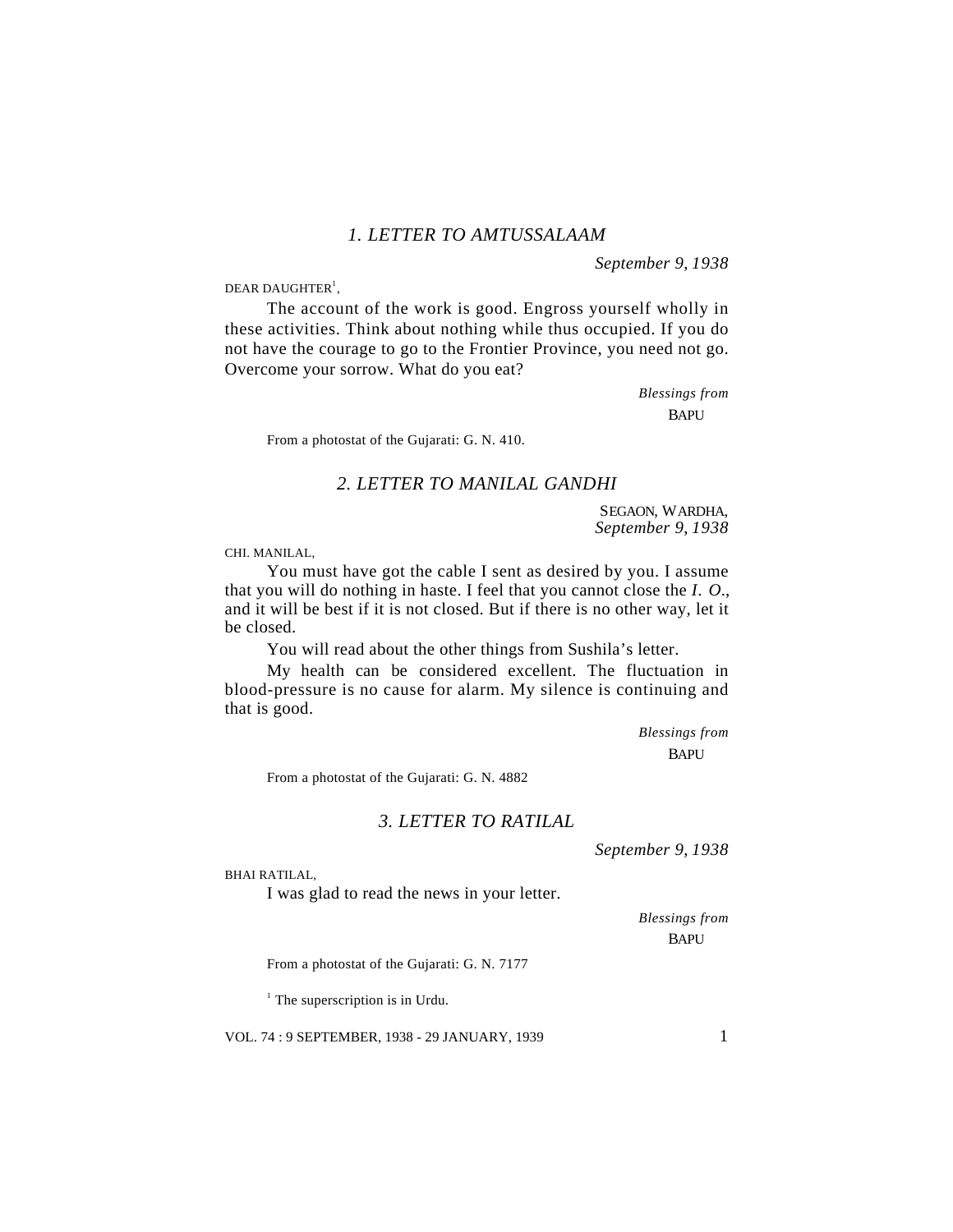## *1. LETTER TO AMTUSSALAAM*

*September 9, 1938*

DEAR DAUGHTER[1],

The account of the work is good. Engross yourself wholly in these activities. Think about nothing while thus occupied. If you do not have the courage to go to the Frontier Province, you need not go. Overcome your sorrow. What do you eat?

*Blessings from*
BAPU

From a photostat of the Gujarati: G. N. 410.

## *2. LETTER TO MANILAL GANDHI*

SEGAON, WARDHA,
*September 9, 1938*

CHI. MANILAL,

You must have got the cable I sent as desired by you. I assume that you will do nothing in haste. I feel that you cannot close the *I. O.*, and it will be best if it is not closed. But if there is no other way, let it be closed.

You will read about the other things from Sushila's letter.

My health can be considered excellent. The fluctuation in blood-pressure is no cause for alarm. My silence is continuing and that is good.

*Blessings from*
BAPU

From a photostat of the Gujarati: G. N. 4882

## *3. LETTER TO RATILAL*

*September 9, 1938*

BHAI RATILAL,

I was glad to read the news in your letter.

*Blessings from*
BAPU

From a photostat of the Gujarati: G. N. 7177

[1] The superscription is in Urdu.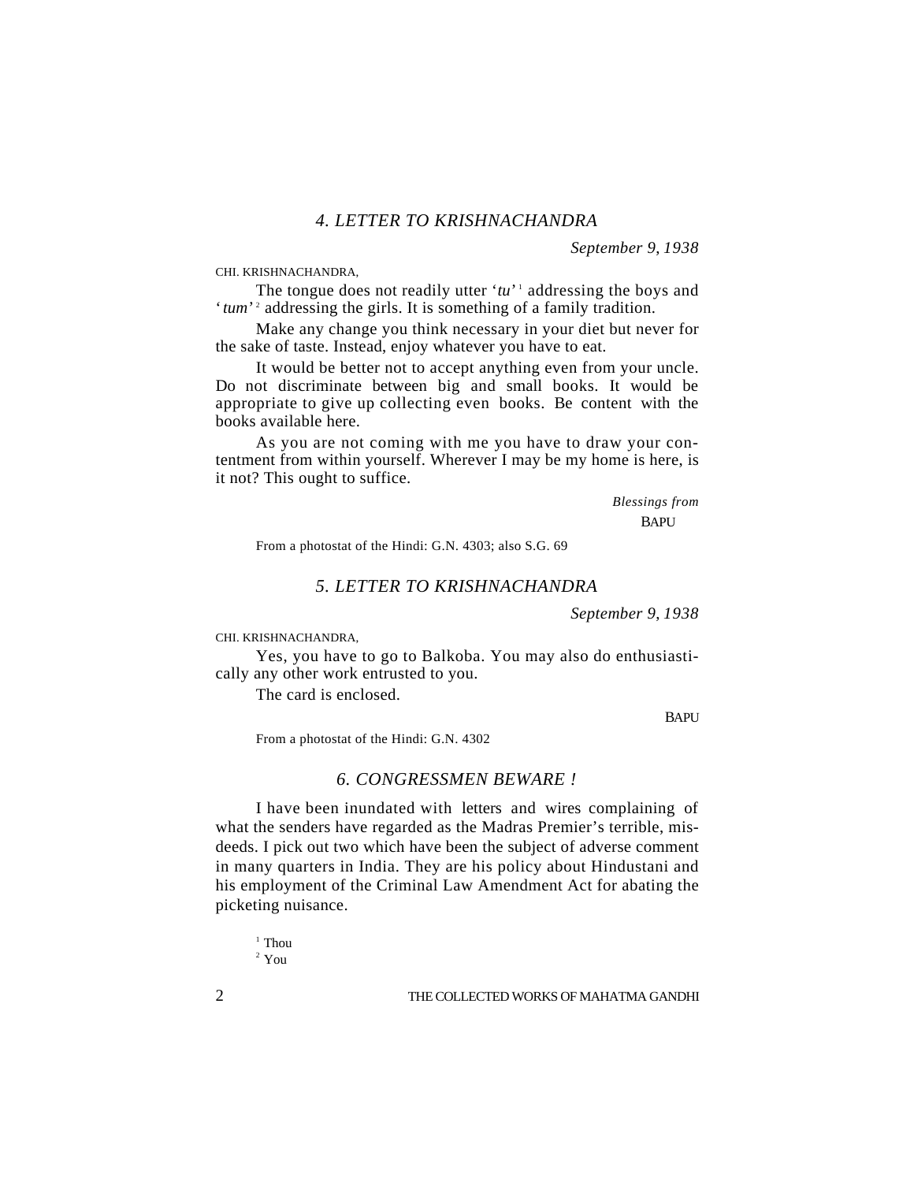### 4. LETTER TO KRISHNACHANDRA

*September 9, 1938*

CHI. KRISHNACHANDRA,

The tongue does not readily utter '*tu*'[1] addressing the boys and '*tum*'[2] addressing the girls. It is something of a family tradition.

Make any change you think necessary in your diet but never for the sake of taste. Instead, enjoy whatever you have to eat.

It would be better not to accept anything even from your uncle. Do not discriminate between big and small books. It would be appropriate to give up collecting even books. Be content with the books available here.

As you are not coming with me you have to draw your contentment from within yourself. Wherever I may be my home is here, is it not? This ought to suffice.

*Blessings from*
BAPU

From a photostat of the Hindi: G.N. 4303; also S.G. 69

### 5. LETTER TO KRISHNACHANDRA

*September 9, 1938*

CHI. KRISHNACHANDRA,

Yes, you have to go to Balkoba. You may also do enthusiastically any other work entrusted to you.

The card is enclosed.

BAPU

From a photostat of the Hindi: G.N. 4302

### 6. CONGRESSMEN BEWARE !

I have been inundated with letters and wires complaining of what the senders have regarded as the Madras Premier's terrible, misdeeds. I pick out two which have been the subject of adverse comment in many quarters in India. They are his policy about Hindustani and his employment of the Criminal Law Amendment Act for abating the picketing nuisance.

[1] Thou
[2] You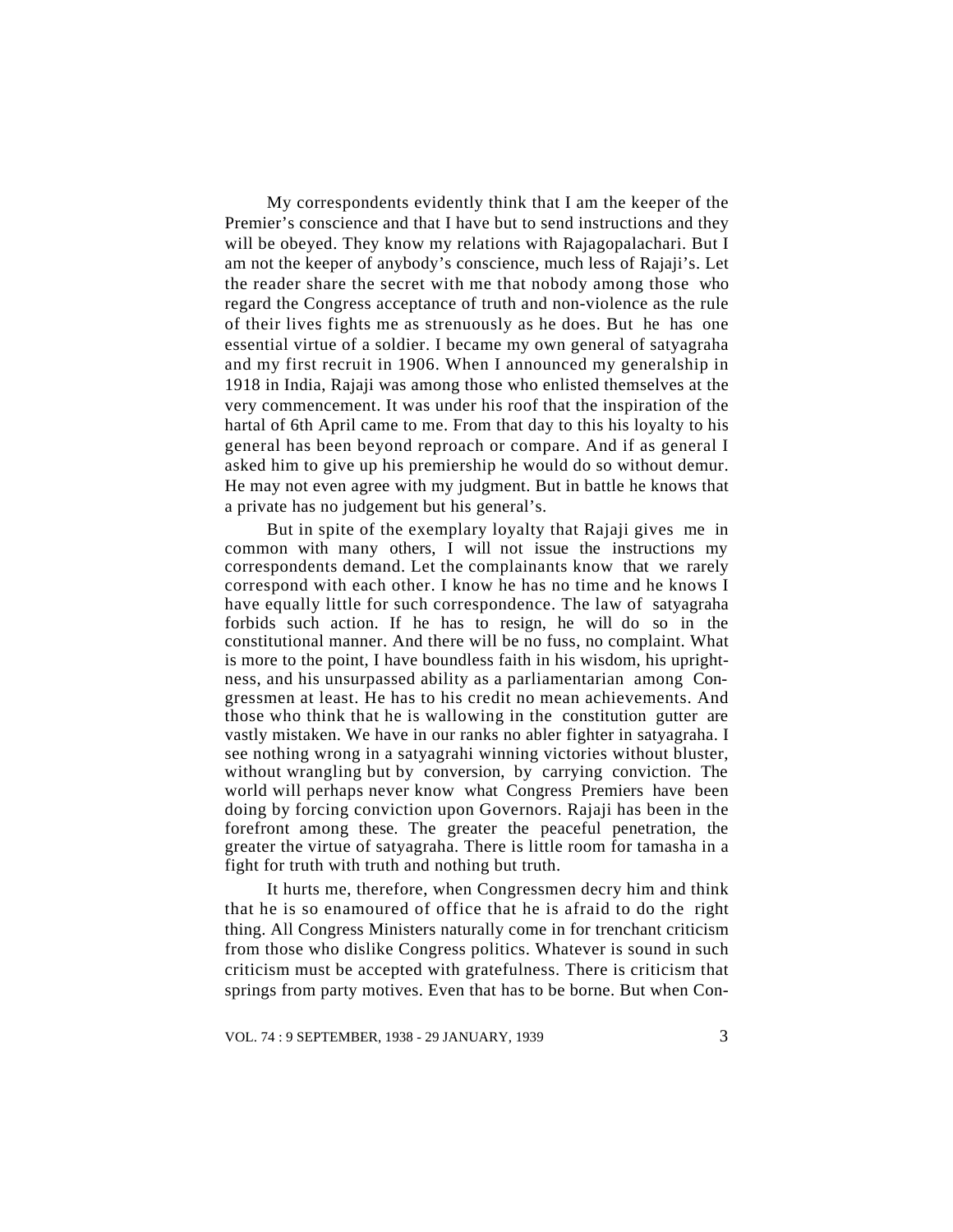My correspondents evidently think that I am the keeper of the Premier's conscience and that I have but to send instructions and they will be obeyed. They know my relations with Rajagopalachari. But I am not the keeper of anybody's conscience, much less of Rajaji's. Let the reader share the secret with me that nobody among those who regard the Congress acceptance of truth and non-violence as the rule of their lives fights me as strenuously as he does. But he has one essential virtue of a soldier. I became my own general of satyagraha and my first recruit in 1906. When I announced my generalship in 1918 in India, Rajaji was among those who enlisted themselves at the very commencement. It was under his roof that the inspiration of the hartal of 6th April came to me. From that day to this his loyalty to his general has been beyond reproach or compare. And if as general I asked him to give up his premiership he would do so without demur. He may not even agree with my judgment. But in battle he knows that a private has no judgement but his general's.

But in spite of the exemplary loyalty that Rajaji gives me in common with many others, I will not issue the instructions my correspondents demand. Let the complainants know that we rarely correspond with each other. I know he has no time and he knows I have equally little for such correspondence. The law of satyagraha forbids such action. If he has to resign, he will do so in the constitutional manner. And there will be no fuss, no complaint. What is more to the point, I have boundless faith in his wisdom, his uprightness, and his unsurpassed ability as a parliamentarian among Congressmen at least. He has to his credit no mean achievements. And those who think that he is wallowing in the constitution gutter are vastly mistaken. We have in our ranks no abler fighter in satyagraha. I see nothing wrong in a satyagrahi winning victories without bluster, without wrangling but by conversion, by carrying conviction. The world will perhaps never know what Congress Premiers have been doing by forcing conviction upon Governors. Rajaji has been in the forefront among these. The greater the peaceful penetration, the greater the virtue of satyagraha. There is little room for tamasha in a fight for truth with truth and nothing but truth.

It hurts me, therefore, when Congressmen decry him and think that he is so enamoured of office that he is afraid to do the right thing. All Congress Ministers naturally come in for trenchant criticism from those who dislike Congress politics. Whatever is sound in such criticism must be accepted with gratefulness. There is criticism that springs from party motives. Even that has to be borne. But when Con-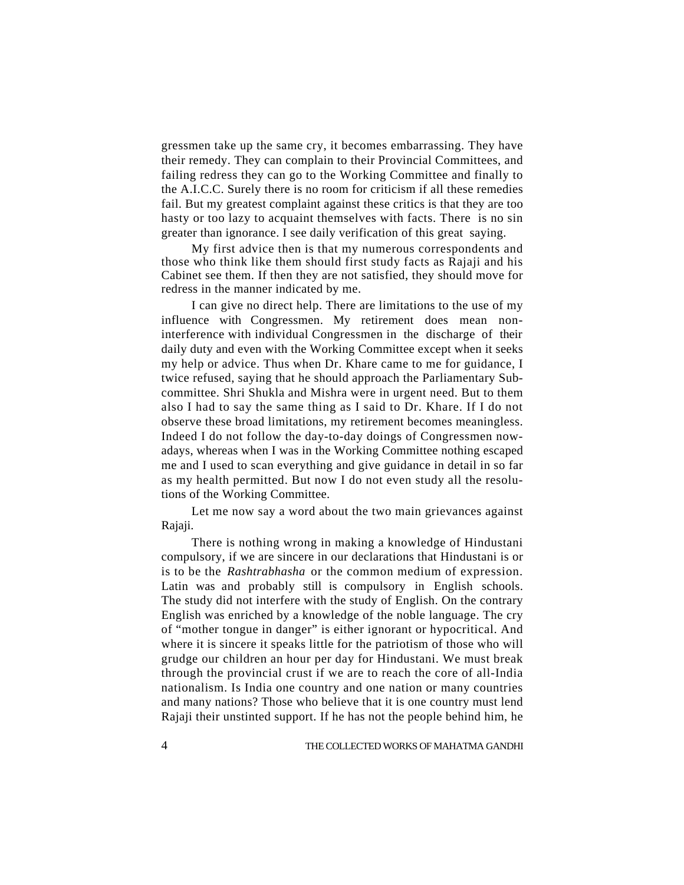gressmen take up the same cry, it becomes embarrassing. They have their remedy. They can complain to their Provincial Committees, and failing redress they can go to the Working Committee and finally to the A.I.C.C. Surely there is no room for criticism if all these remedies fail. But my greatest complaint against these critics is that they are too hasty or too lazy to acquaint themselves with facts. There is no sin greater than ignorance. I see daily verification of this great saying.

My first advice then is that my numerous correspondents and those who think like them should first study facts as Rajaji and his Cabinet see them. If then they are not satisfied, they should move for redress in the manner indicated by me.

I can give no direct help. There are limitations to the use of my influence with Congressmen. My retirement does mean non-interference with individual Congressmen in the discharge of their daily duty and even with the Working Committee except when it seeks my help or advice. Thus when Dr. Khare came to me for guidance, I twice refused, saying that he should approach the Parliamentary Sub-committee. Shri Shukla and Mishra were in urgent need. But to them also I had to say the same thing as I said to Dr. Khare. If I do not observe these broad limitations, my retirement becomes meaningless. Indeed I do not follow the day-to-day doings of Congressmen nowadays, whereas when I was in the Working Committee nothing escaped me and I used to scan everything and give guidance in detail in so far as my health permitted. But now I do not even study all the resolutions of the Working Committee.

Let me now say a word about the two main grievances against Rajaji.

There is nothing wrong in making a knowledge of Hindustani compulsory, if we are sincere in our declarations that Hindustani is or is to be the *Rashtrabhasha* or the common medium of expression. Latin was and probably still is compulsory in English schools. The study did not interfere with the study of English. On the contrary English was enriched by a knowledge of the noble language. The cry of "mother tongue in danger" is either ignorant or hypocritical. And where it is sincere it speaks little for the patriotism of those who will grudge our children an hour per day for Hindustani. We must break through the provincial crust if we are to reach the core of all-India nationalism. Is India one country and one nation or many countries and many nations? Those who believe that it is one country must lend Rajaji their unstinted support. If he has not the people behind him, he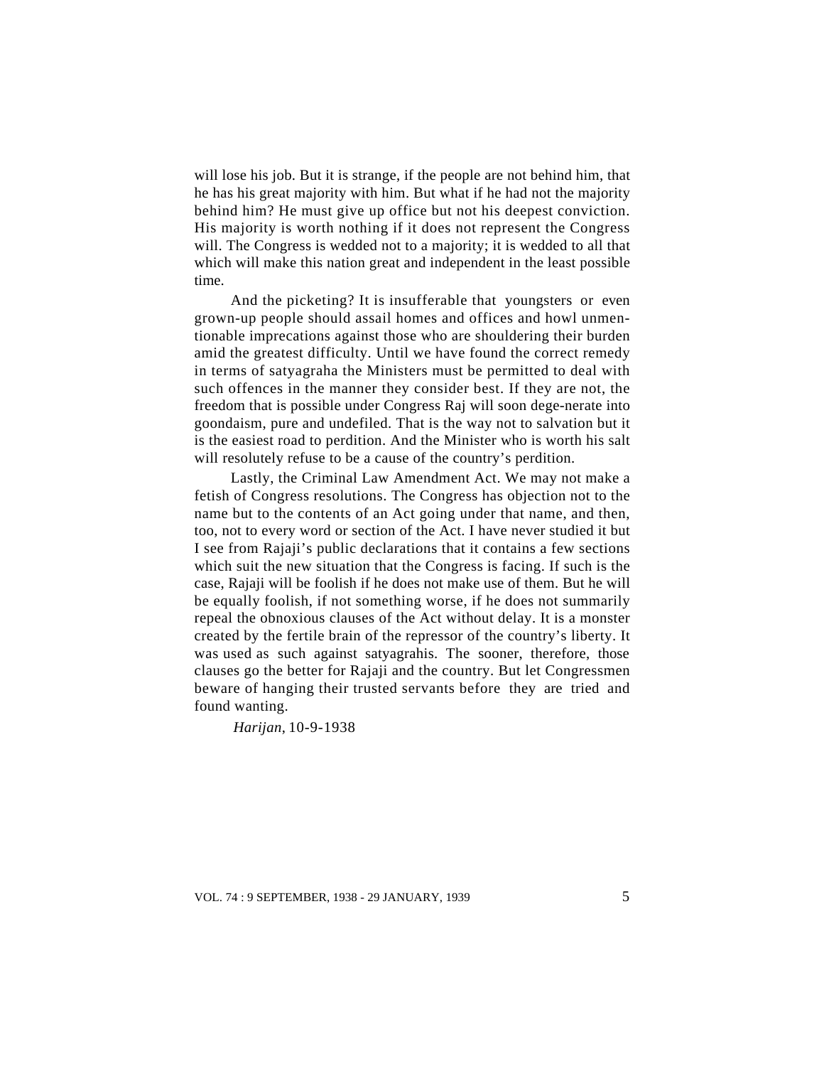will lose his job. But it is strange, if the people are not behind him, that he has his great majority with him. But what if he had not the majority behind him? He must give up office but not his deepest conviction. His majority is worth nothing if it does not represent the Congress will. The Congress is wedded not to a majority; it is wedded to all that which will make this nation great and independent in the least possible time.

And the picketing? It is insufferable that youngsters or even grown-up people should assail homes and offices and howl unmentionable imprecations against those who are shouldering their burden amid the greatest difficulty. Until we have found the correct remedy in terms of satyagraha the Ministers must be permitted to deal with such offences in the manner they consider best. If they are not, the freedom that is possible under Congress Raj will soon degenerate into goondaism, pure and undefiled. That is the way not to salvation but it is the easiest road to perdition. And the Minister who is worth his salt will resolutely refuse to be a cause of the country's perdition.

Lastly, the Criminal Law Amendment Act. We may not make a fetish of Congress resolutions. The Congress has objection not to the name but to the contents of an Act going under that name, and then, too, not to every word or section of the Act. I have never studied it but I see from Rajaji's public declarations that it contains a few sections which suit the new situation that the Congress is facing. If such is the case, Rajaji will be foolish if he does not make use of them. But he will be equally foolish, if not something worse, if he does not summarily repeal the obnoxious clauses of the Act without delay. It is a monster created by the fertile brain of the repressor of the country's liberty. It was used as such against satyagrahis. The sooner, therefore, those clauses go the better for Rajaji and the country. But let Congressmen beware of hanging their trusted servants before they are tried and found wanting.

*Harijan*, 10-9-1938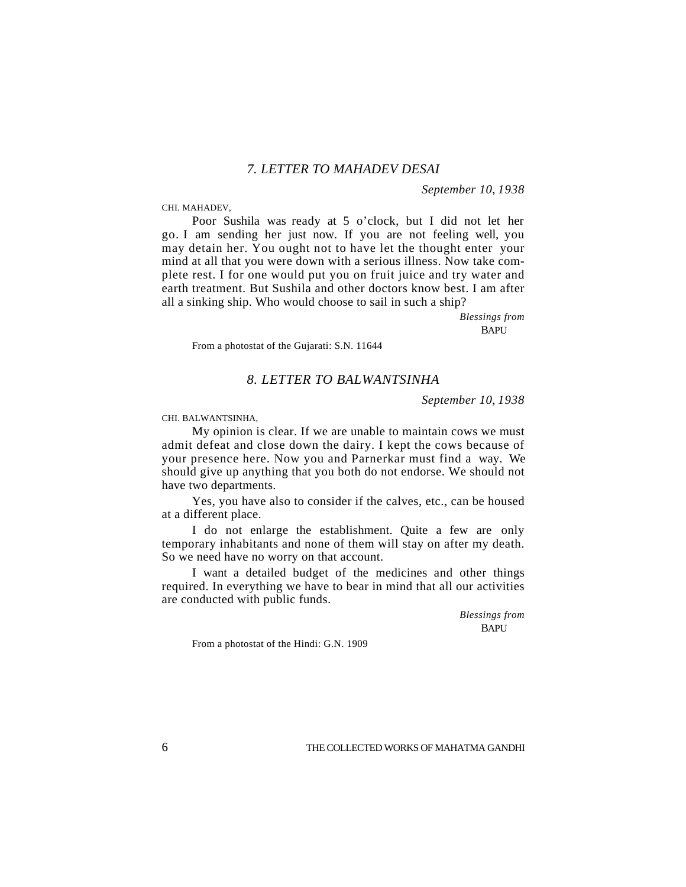## *7. LETTER TO MAHADEV DESAI*

*September 10, 1938*

CHI. MAHADEV,

Poor Sushila was ready at 5 o'clock, but I did not let her go. I am sending her just now. If you are not feeling well, you may detain her. You ought not to have let the thought enter your mind at all that you were down with a serious illness. Now take complete rest. I for one would put you on fruit juice and try water and earth treatment. But Sushila and other doctors know best. I am after all a sinking ship. Who would choose to sail in such a ship?

*Blessings from*
BAPU

From a photostat of the Gujarati: S.N. 11644

## *8. LETTER TO BALWANTSINHA*

*September 10, 1938*

CHI. BALWANTSINHA,

My opinion is clear. If we are unable to maintain cows we must admit defeat and close down the dairy. I kept the cows because of your presence here. Now you and Parnerkar must find a way. We should give up anything that you both do not endorse. We should not have two departments.

Yes, you have also to consider if the calves, etc., can be housed at a different place.

I do not enlarge the establishment. Quite a few are only temporary inhabitants and none of them will stay on after my death. So we need have no worry on that account.

I want a detailed budget of the medicines and other things required. In everything we have to bear in mind that all our activities are conducted with public funds.

*Blessings from*
BAPU

From a photostat of the Hindi: G.N. 1909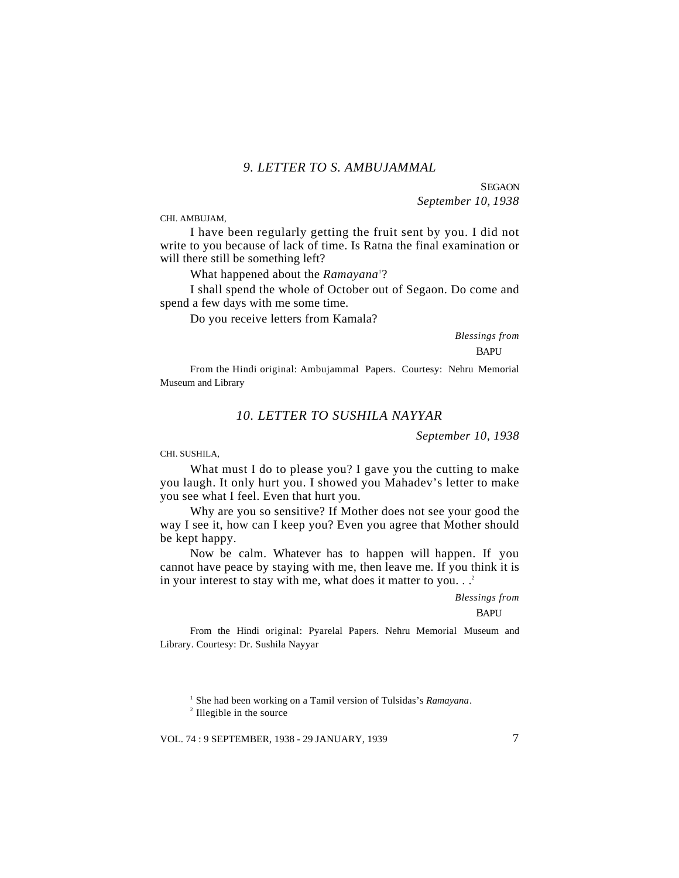## *9. LETTER TO S. AMBUJAMMAL*

SEGAON
*September 10, 1938*

CHI. AMBUJAM,

I have been regularly getting the fruit sent by you. I did not write to you because of lack of time. Is Ratna the final examination or will there still be something left?

What happened about the *Ramayana*[1]?

I shall spend the whole of October out of Segaon. Do come and spend a few days with me some time.

Do you receive letters from Kamala?

*Blessings from*
BAPU

From the Hindi original: Ambujammal Papers. Courtesy: Nehru Memorial Museum and Library

## *10. LETTER TO SUSHILA NAYYAR*

*September 10, 1938*

CHI. SUSHILA,

What must I do to please you? I gave you the cutting to make you laugh. It only hurt you. I showed you Mahadev's letter to make you see what I feel. Even that hurt you.

Why are you so sensitive? If Mother does not see your good the way I see it, how can I keep you? Even you agree that Mother should be kept happy.

Now be calm. Whatever has to happen will happen. If you cannot have peace by staying with me, then leave me. If you think it is in your interest to stay with me, what does it matter to you. . .[2]

*Blessings from*
BAPU

From the Hindi original: Pyarelal Papers. Nehru Memorial Museum and Library. Courtesy: Dr. Sushila Nayyar

---

[1] She had been working on a Tamil version of Tulsidas's *Ramayana*.

[2] Illegible in the source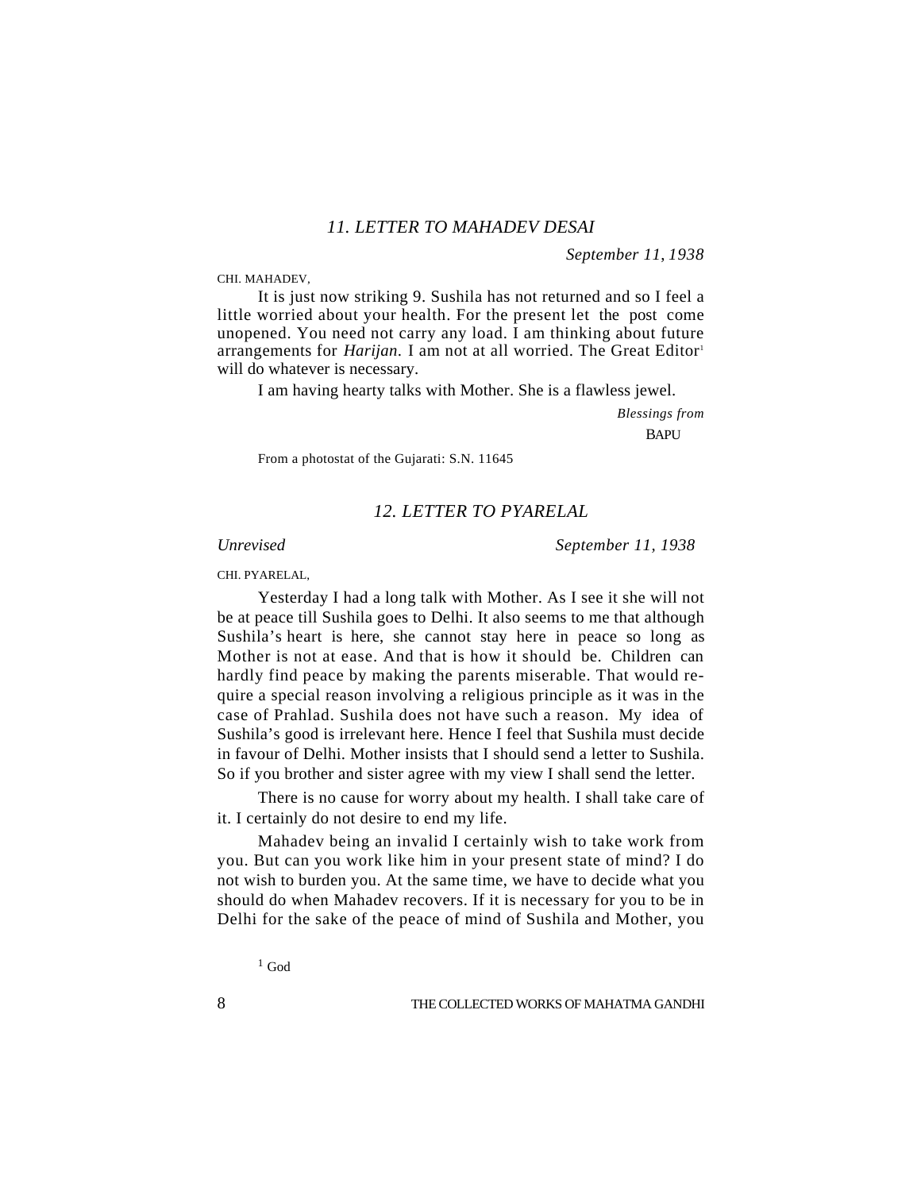## *11. LETTER TO MAHADEV DESAI*

*September 11, 1938*

CHI. MAHADEV,

It is just now striking 9. Sushila has not returned and so I feel a little worried about your health. For the present let the post come unopened. You need not carry any load. I am thinking about future arrangements for *Harijan.* I am not at all worried. The Great Editor[1] will do whatever is necessary.

I am having hearty talks with Mother. She is a flawless jewel.

*Blessings from*

BAPU

From a photostat of the Gujarati: S.N. 11645

## *12. LETTER TO PYARELAL*

*Unrevised*

*September 11, 1938*

CHI. PYARELAL,

Yesterday I had a long talk with Mother. As I see it she will not be at peace till Sushila goes to Delhi. It also seems to me that although Sushila's heart is here, she cannot stay here in peace so long as Mother is not at ease. And that is how it should be. Children can hardly find peace by making the parents miserable. That would require a special reason involving a religious principle as it was in the case of Prahlad. Sushila does not have such a reason. My idea of Sushila's good is irrelevant here. Hence I feel that Sushila must decide in favour of Delhi. Mother insists that I should send a letter to Sushila. So if you brother and sister agree with my view I shall send the letter.

There is no cause for worry about my health. I shall take care of it. I certainly do not desire to end my life.

Mahadev being an invalid I certainly wish to take work from you. But can you work like him in your present state of mind? I do not wish to burden you. At the same time, we have to decide what you should do when Mahadev recovers. If it is necessary for you to be in Delhi for the sake of the peace of mind of Sushila and Mother, you

[1] God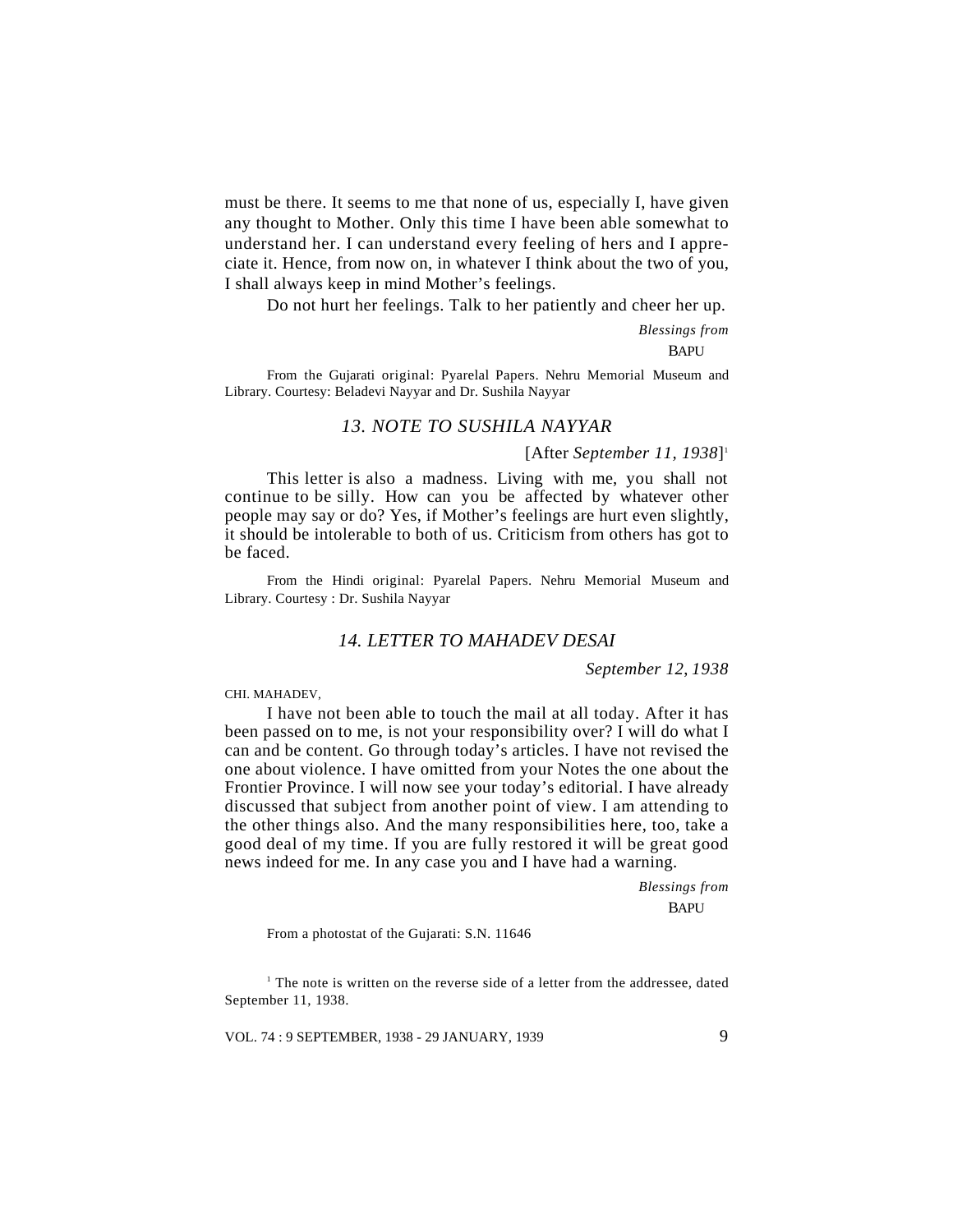must be there. It seems to me that none of us, especially I, have given any thought to Mother. Only this time I have been able somewhat to understand her. I can understand every feeling of hers and I appreciate it. Hence, from now on, in whatever I think about the two of you, I shall always keep in mind Mother's feelings.

Do not hurt her feelings. Talk to her patiently and cheer her up.

*Blessings from*
BAPU

From the Gujarati original: Pyarelal Papers. Nehru Memorial Museum and Library. Courtesy: Beladevi Nayyar and Dr. Sushila Nayyar

## *13. NOTE TO SUSHILA NAYYAR*

[After *September 11, 1938*][1]

This letter is also a madness. Living with me, you shall not continue to be silly. How can you be affected by whatever other people may say or do? Yes, if Mother's feelings are hurt even slightly, it should be intolerable to both of us. Criticism from others has got to be faced.

From the Hindi original: Pyarelal Papers. Nehru Memorial Museum and Library. Courtesy : Dr. Sushila Nayyar

## *14. LETTER TO MAHADEV DESAI*

*September 12, 1938*

CHI. MAHADEV,

I have not been able to touch the mail at all today. After it has been passed on to me, is not your responsibility over? I will do what I can and be content. Go through today's articles. I have not revised the one about violence. I have omitted from your Notes the one about the Frontier Province. I will now see your today's editorial. I have already discussed that subject from another point of view. I am attending to the other things also. And the many responsibilities here, too, take a good deal of my time. If you are fully restored it will be great good news indeed for me. In any case you and I have had a warning.

*Blessings from*
BAPU

From a photostat of the Gujarati: S.N. 11646

[1] The note is written on the reverse side of a letter from the addressee, dated September 11, 1938.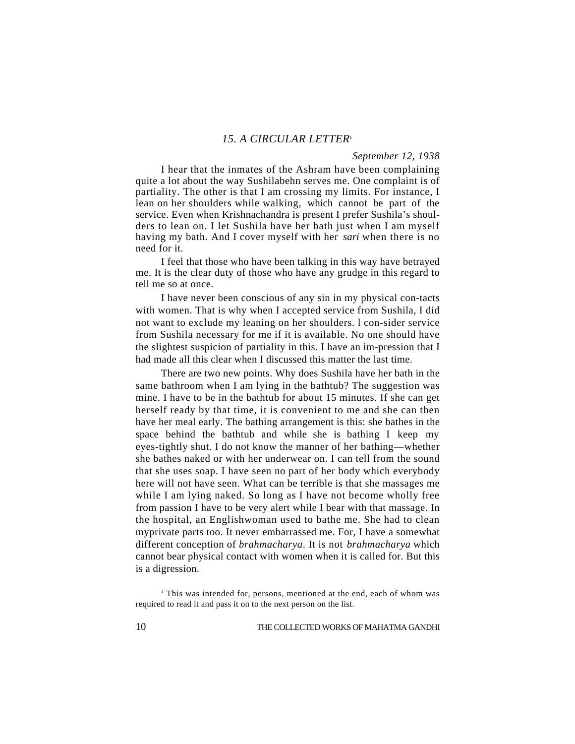## 15. A CIRCULAR LETTER[1]

*September 12, 1938*

I hear that the inmates of the Ashram have been complaining quite a lot about the way Sushilabehn serves me. One complaint is of partiality. The other is that I am crossing my limits. For instance, I lean on her shoulders while walking, which cannot be part of the service. Even when Krishnachandra is present I prefer Sushila's shoulders to lean on. I let Sushila have her bath just when I am myself having my bath. And I cover myself with her *sari* when there is no need for it.

I feel that those who have been talking in this way have betrayed me. It is the clear duty of those who have any grudge in this regard to tell me so at once.

I have never been conscious of any sin in my physical con-tacts with women. That is why when I accepted service from Sushila, I did not want to exclude my leaning on her shoulders. l con-sider service from Sushila necessary for me if it is available. No one should have the slightest suspicion of partiality in this. I have an im-pression that I had made all this clear when I discussed this matter the last time.

There are two new points. Why does Sushila have her bath in the same bathroom when I am lying in the bathtub? The suggestion was mine. I have to be in the bathtub for about 15 minutes. If she can get herself ready by that time, it is convenient to me and she can then have her meal early. The bathing arrangement is this: she bathes in the space behind the bathtub and while she is bathing I keep my eyes-tightly shut. I do not know the manner of her bathing—whether she bathes naked or with her underwear on. I can tell from the sound that she uses soap. I have seen no part of her body which everybody here will not have seen. What can be terrible is that she massages me while I am lying naked. So long as I have not become wholly free from passion I have to be very alert while I bear with that massage. In the hospital, an Englishwoman used to bathe me. She had to clean myprivate parts too. It never embarrassed me. For, I have a somewhat different conception of *brahmacharya*. It is not *brahmacharya* which cannot bear physical contact with women when it is called for. But this is a digression.

[1] This was intended for, persons, mentioned at the end, each of whom was required to read it and pass it on to the next person on the list.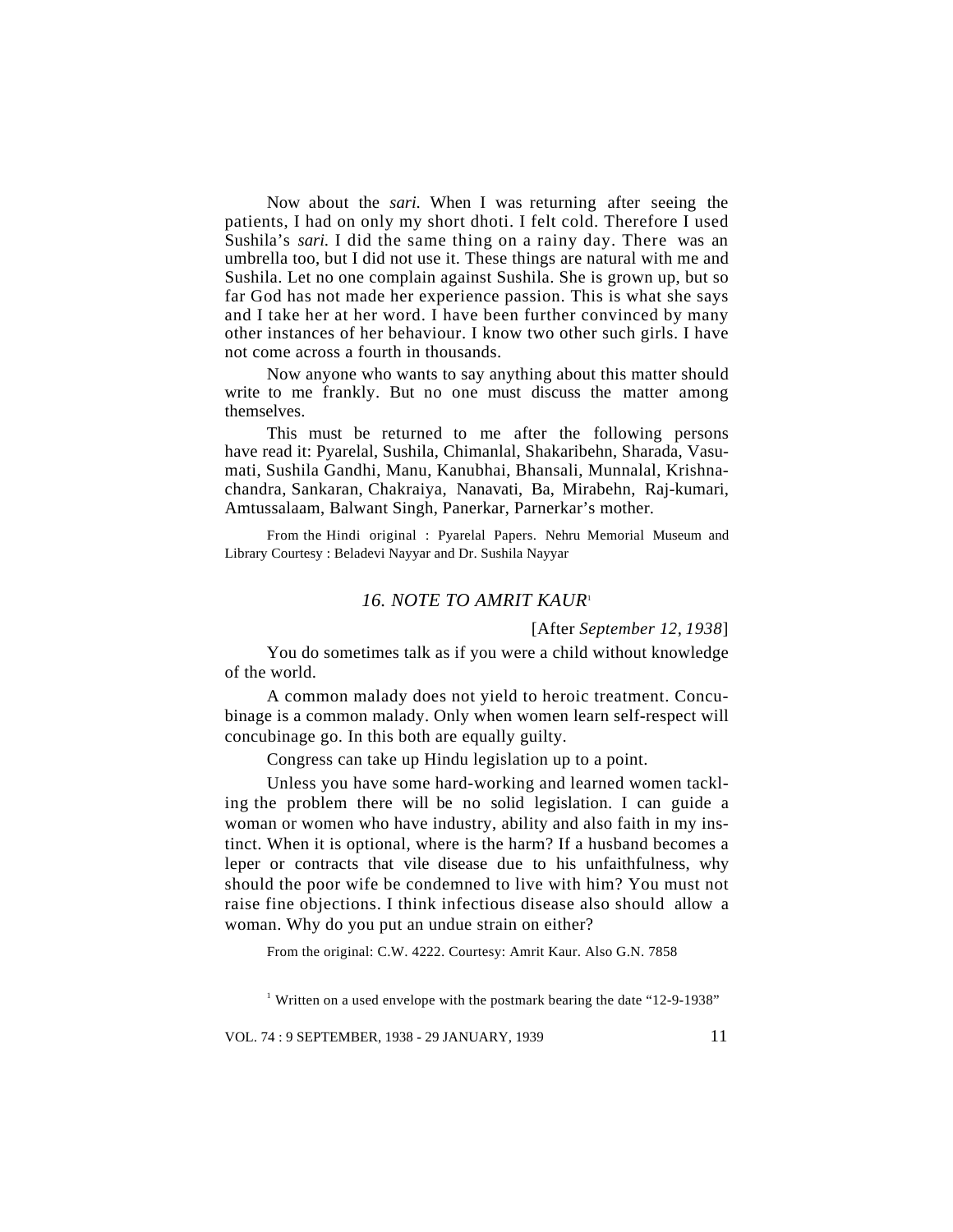Now about the *sari.* When I was returning after seeing the patients, I had on only my short dhoti. I felt cold. Therefore I used Sushila's *sari.* I did the same thing on a rainy day. There was an umbrella too, but I did not use it. These things are natural with me and Sushila. Let no one complain against Sushila. She is grown up, but so far God has not made her experience passion. This is what she says and I take her at her word. I have been further convinced by many other instances of her behaviour. I know two other such girls. I have not come across a fourth in thousands.

Now anyone who wants to say anything about this matter should write to me frankly. But no one must discuss the matter among themselves.

This must be returned to me after the following persons have read it: Pyarelal, Sushila, Chimanlal, Shakaribehn, Sharada, Vasumati, Sushila Gandhi, Manu, Kanubhai, Bhansali, Munnalal, Krishnachandra, Sankaran, Chakraiya, Nanavati, Ba, Mirabehn, Raj-kumari, Amtussalaam, Balwant Singh, Panerkar, Parnerkar's mother.

From the Hindi original : Pyarelal Papers. Nehru Memorial Museum and Library Courtesy : Beladevi Nayyar and Dr. Sushila Nayyar

### *16. NOTE TO AMRIT KAUR*[1]

[After *September 12, 1938*]

You do sometimes talk as if you were a child without knowledge of the world.

A common malady does not yield to heroic treatment. Concubinage is a common malady. Only when women learn self-respect will concubinage go. In this both are equally guilty.

Congress can take up Hindu legislation up to a point.

Unless you have some hard-working and learned women tackling the problem there will be no solid legislation. I can guide a woman or women who have industry, ability and also faith in my instinct. When it is optional, where is the harm? If a husband becomes a leper or contracts that vile disease due to his unfaithfulness, why should the poor wife be condemned to live with him? You must not raise fine objections. I think infectious disease also should allow a woman. Why do you put an undue strain on either?

From the original: C.W. 4222. Courtesy: Amrit Kaur. Also G.N. 7858

[1] Written on a used envelope with the postmark bearing the date "12-9-1938"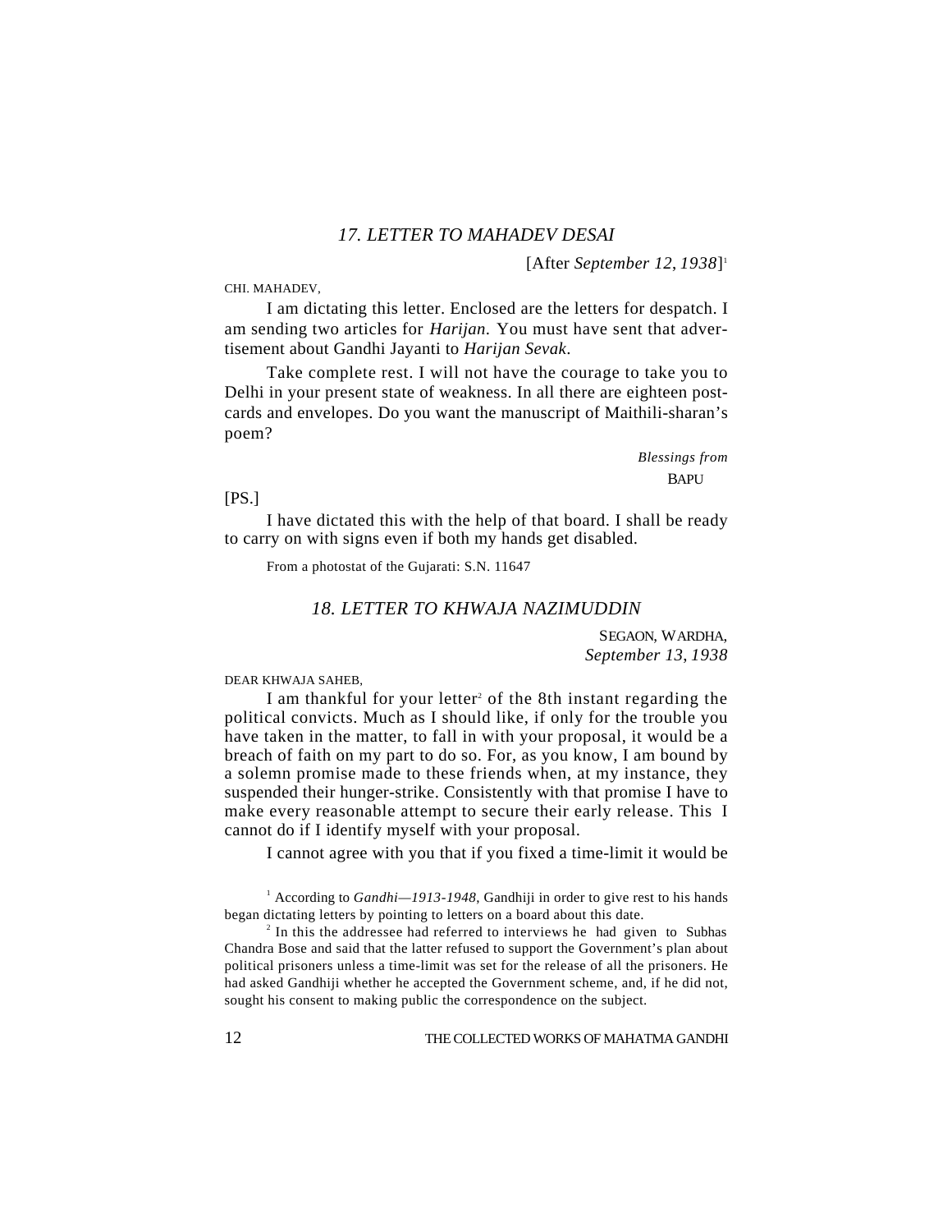### *17. LETTER TO MAHADEV DESAI*

[After *September 12, 1938*][1]

CHI. MAHADEV,

I am dictating this letter. Enclosed are the letters for despatch. I am sending two articles for *Harijan*. You must have sent that advertisement about Gandhi Jayanti to *Harijan Sevak*.

Take complete rest. I will not have the courage to take you to Delhi in your present state of weakness. In all there are eighteen post-cards and envelopes. Do you want the manuscript of Maithili-sharan's poem?

*Blessings from*
BAPU

[PS.]

I have dictated this with the help of that board. I shall be ready to carry on with signs even if both my hands get disabled.

From a photostat of the Gujarati: S.N. 11647

### *18. LETTER TO KHWAJA NAZIMUDDIN*

SEGAON, WARDHA,
*September 13, 1938*

DEAR KHWAJA SAHEB,

I am thankful for your letter[2] of the 8th instant regarding the political convicts. Much as I should like, if only for the trouble you have taken in the matter, to fall in with your proposal, it would be a breach of faith on my part to do so. For, as you know, I am bound by a solemn promise made to these friends when, at my instance, they suspended their hunger-strike. Consistently with that promise I have to make every reasonable attempt to secure their early release. This I cannot do if I identify myself with your proposal.

I cannot agree with you that if you fixed a time-limit it would be

---

[1] According to *Gandhi—1913-1948*, Gandhiji in order to give rest to his hands began dictating letters by pointing to letters on a board about this date.

[2] In this the addressee had referred to interviews he had given to Subhas Chandra Bose and said that the latter refused to support the Government's plan about political prisoners unless a time-limit was set for the release of all the prisoners. He had asked Gandhiji whether he accepted the Government scheme, and, if he did not, sought his consent to making public the correspondence on the subject.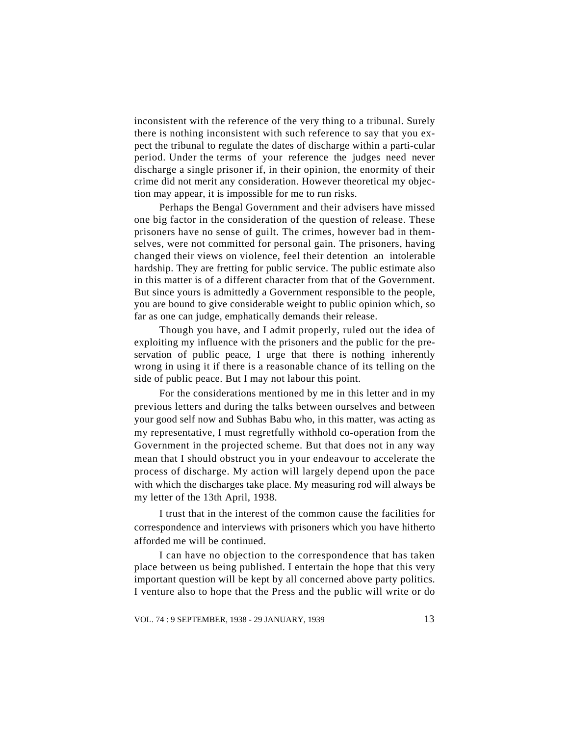inconsistent with the reference of the very thing to a tribunal. Surely there is nothing inconsistent with such reference to say that you expect the tribunal to regulate the dates of discharge within a parti-cular period. Under the terms of your reference the judges need never discharge a single prisoner if, in their opinion, the enormity of their crime did not merit any consideration. However theoretical my objection may appear, it is impossible for me to run risks.

Perhaps the Bengal Government and their advisers have missed one big factor in the consideration of the question of release. These prisoners have no sense of guilt. The crimes, however bad in themselves, were not committed for personal gain. The prisoners, having changed their views on violence, feel their detention an intolerable hardship. They are fretting for public service. The public estimate also in this matter is of a different character from that of the Government. But since yours is admittedly a Government responsible to the people, you are bound to give considerable weight to public opinion which, so far as one can judge, emphatically demands their release.

Though you have, and I admit properly, ruled out the idea of exploiting my influence with the prisoners and the public for the preservation of public peace, I urge that there is nothing inherently wrong in using it if there is a reasonable chance of its telling on the side of public peace. But I may not labour this point.

For the considerations mentioned by me in this letter and in my previous letters and during the talks between ourselves and between your good self now and Subhas Babu who, in this matter, was acting as my representative, I must regretfully withhold co-operation from the Government in the projected scheme. But that does not in any way mean that I should obstruct you in your endeavour to accelerate the process of discharge. My action will largely depend upon the pace with which the discharges take place. My measuring rod will always be my letter of the 13th April, 1938.

I trust that in the interest of the common cause the facilities for correspondence and interviews with prisoners which you have hitherto afforded me will be continued.

I can have no objection to the correspondence that has taken place between us being published. I entertain the hope that this very important question will be kept by all concerned above party politics. I venture also to hope that the Press and the public will write or do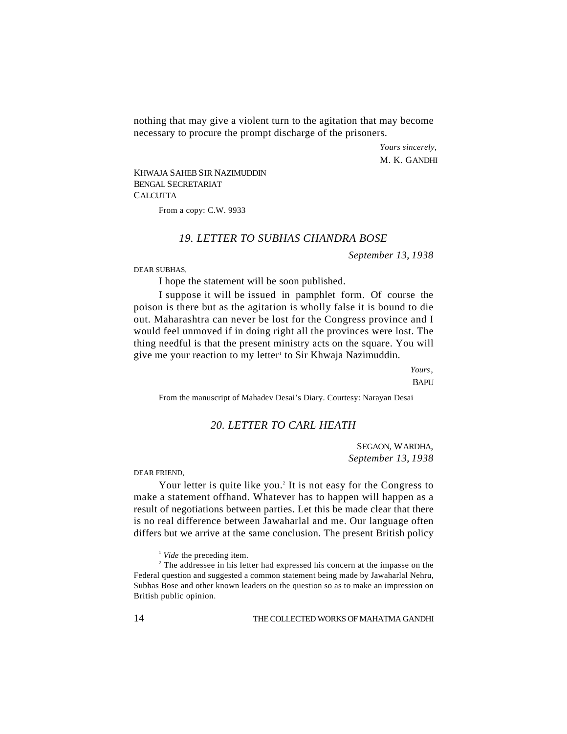nothing that may give a violent turn to the agitation that may become necessary to procure the prompt discharge of the prisoners.

*Yours sincerely,*
M. K. GANDHI

KHWAJA SAHEB SIR NAZIMUDDIN
BENGAL SECRETARIAT
CALCUTTA

From a copy: C.W. 9933

## *19. LETTER TO SUBHAS CHANDRA BOSE*

*September 13, 1938*

DEAR SUBHAS,

I hope the statement will be soon published.

I suppose it will be issued in pamphlet form. Of course the poison is there but as the agitation is wholly false it is bound to die out. Maharashtra can never be lost for the Congress province and I would feel unmoved if in doing right all the provinces were lost. The thing needful is that the present ministry acts on the square. You will give me your reaction to my letter[1] to Sir Khwaja Nazimuddin.

*Yours,*
BAPU

From the manuscript of Mahadev Desai's Diary. Courtesy: Narayan Desai

## *20. LETTER TO CARL HEATH*

SEGAON, WARDHA,
*September 13, 1938*

DEAR FRIEND,

Your letter is quite like you.[2] It is not easy for the Congress to make a statement offhand. Whatever has to happen will happen as a result of negotiations between parties. Let this be made clear that there is no real difference between Jawaharlal and me. Our language often differs but we arrive at the same conclusion. The present British policy

[1] *Vide* the preceding item.

[2] The addressee in his letter had expressed his concern at the impasse on the Federal question and suggested a common statement being made by Jawaharlal Nehru, Subhas Bose and other known leaders on the question so as to make an impression on British public opinion.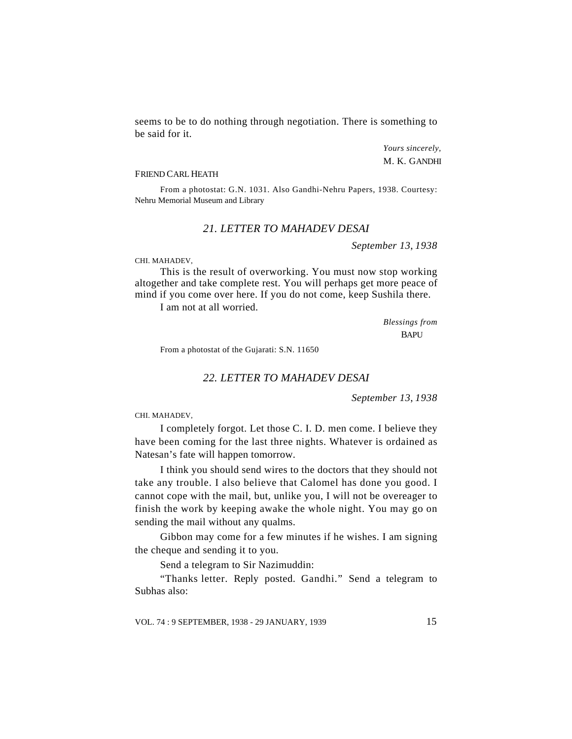seems to be to do nothing through negotiation. There is something to be said for it.

*Yours sincerely,*
M. K. GANDHI

FRIEND CARL HEATH

From a photostat: G.N. 1031. Also Gandhi-Nehru Papers, 1938. Courtesy: Nehru Memorial Museum and Library

## *21. LETTER TO MAHADEV DESAI*

*September 13, 1938*

CHI. MAHADEV,

This is the result of overworking. You must now stop working altogether and take complete rest. You will perhaps get more peace of mind if you come over here. If you do not come, keep Sushila there.

I am not at all worried.

*Blessings from*
BAPU

From a photostat of the Gujarati: S.N. 11650

## *22. LETTER TO MAHADEV DESAI*

*September 13, 1938*

CHI. MAHADEV,

I completely forgot. Let those C. I. D. men come. I believe they have been coming for the last three nights. Whatever is ordained as Natesan's fate will happen tomorrow.

I think you should send wires to the doctors that they should not take any trouble. I also believe that Calomel has done you good. I cannot cope with the mail, but, unlike you, I will not be overeager to finish the work by keeping awake the whole night. You may go on sending the mail without any qualms.

Gibbon may come for a few minutes if he wishes. I am signing the cheque and sending it to you.

Send a telegram to Sir Nazimuddin:

"Thanks letter. Reply posted. Gandhi." Send a telegram to Subhas also: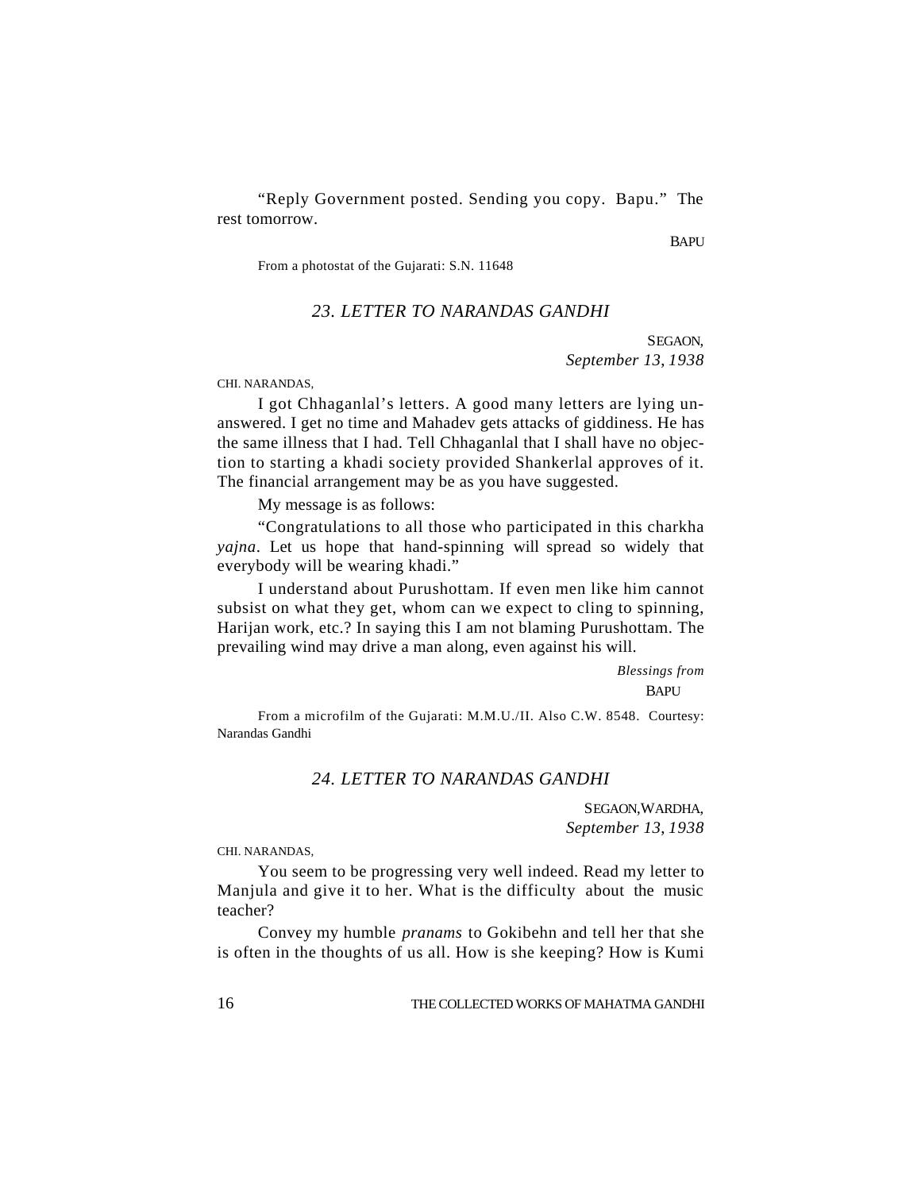"Reply Government posted. Sending you copy. Bapu." The rest tomorrow.

BAPU

From a photostat of the Gujarati: S.N. 11648

### *23. LETTER TO NARANDAS GANDHI*

SEGAON,
*September 13, 1938*

CHI. NARANDAS,

I got Chhaganlal's letters. A good many letters are lying unanswered. I get no time and Mahadev gets attacks of giddiness. He has the same illness that I had. Tell Chhaganlal that I shall have no objection to starting a khadi society provided Shankerlal approves of it. The financial arrangement may be as you have suggested.

My message is as follows:

"Congratulations to all those who participated in this charkha *yajna*. Let us hope that hand-spinning will spread so widely that everybody will be wearing khadi."

I understand about Purushottam. If even men like him cannot subsist on what they get, whom can we expect to cling to spinning, Harijan work, etc.? In saying this I am not blaming Purushottam. The prevailing wind may drive a man along, even against his will.

*Blessings from*
BAPU

From a microfilm of the Gujarati: M.M.U./II. Also C.W. 8548. Courtesy: Narandas Gandhi

### *24. LETTER TO NARANDAS GANDHI*

SEGAON,WARDHA,
*September 13, 1938*

CHI. NARANDAS,

You seem to be progressing very well indeed. Read my letter to Manjula and give it to her. What is the difficulty about the music teacher?

Convey my humble *pranams* to Gokibehn and tell her that she is often in the thoughts of us all. How is she keeping? How is Kumi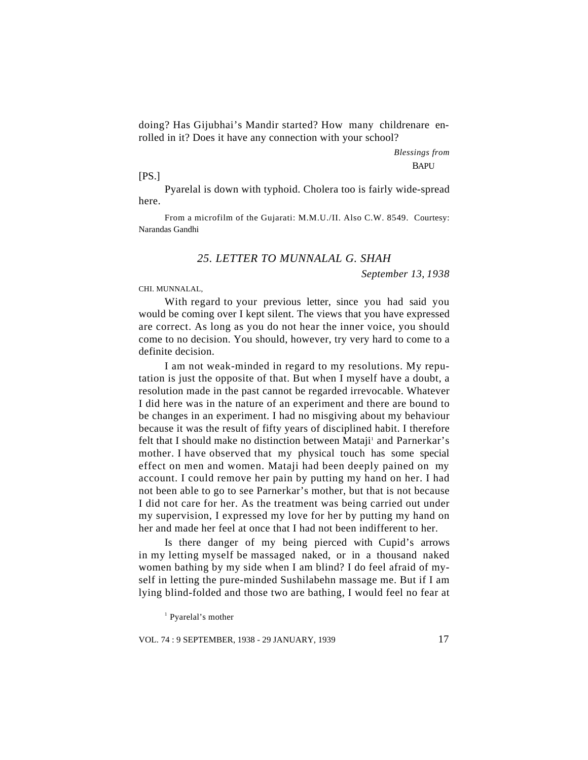doing? Has Gijubhai's Mandir started? How many childrenare enrolled in it? Does it have any connection with your school?

*Blessings from*
BAPU

[PS.]

Pyarelal is down with typhoid. Cholera too is fairly wide-spread here.

From a microfilm of the Gujarati: M.M.U./II. Also C.W. 8549. Courtesy: Narandas Gandhi

## 25. LETTER TO MUNNALAL G. SHAH

*September 13, 1938*

CHI. MUNNALAL,

With regard to your previous letter, since you had said you would be coming over I kept silent. The views that you have expressed are correct. As long as you do not hear the inner voice, you should come to no decision. You should, however, try very hard to come to a definite decision.

I am not weak-minded in regard to my resolutions. My reputation is just the opposite of that. But when I myself have a doubt, a resolution made in the past cannot be regarded irrevocable. Whatever I did here was in the nature of an experiment and there are bound to be changes in an experiment. I had no misgiving about my behaviour because it was the result of fifty years of disciplined habit. I therefore felt that I should make no distinction between Mataji[1] and Parnerkar's mother. I have observed that my physical touch has some special effect on men and women. Mataji had been deeply pained on my account. I could remove her pain by putting my hand on her. I had not been able to go to see Parnerkar's mother, but that is not because I did not care for her. As the treatment was being carried out under my supervision, I expressed my love for her by putting my hand on her and made her feel at once that I had not been indifferent to her.

Is there danger of my being pierced with Cupid's arrows in my letting myself be massaged naked, or in a thousand naked women bathing by my side when I am blind? I do feel afraid of myself in letting the pure-minded Sushilabehn massage me. But if I am lying blind-folded and those two are bathing, I would feel no fear at

[1] Pyarelal's mother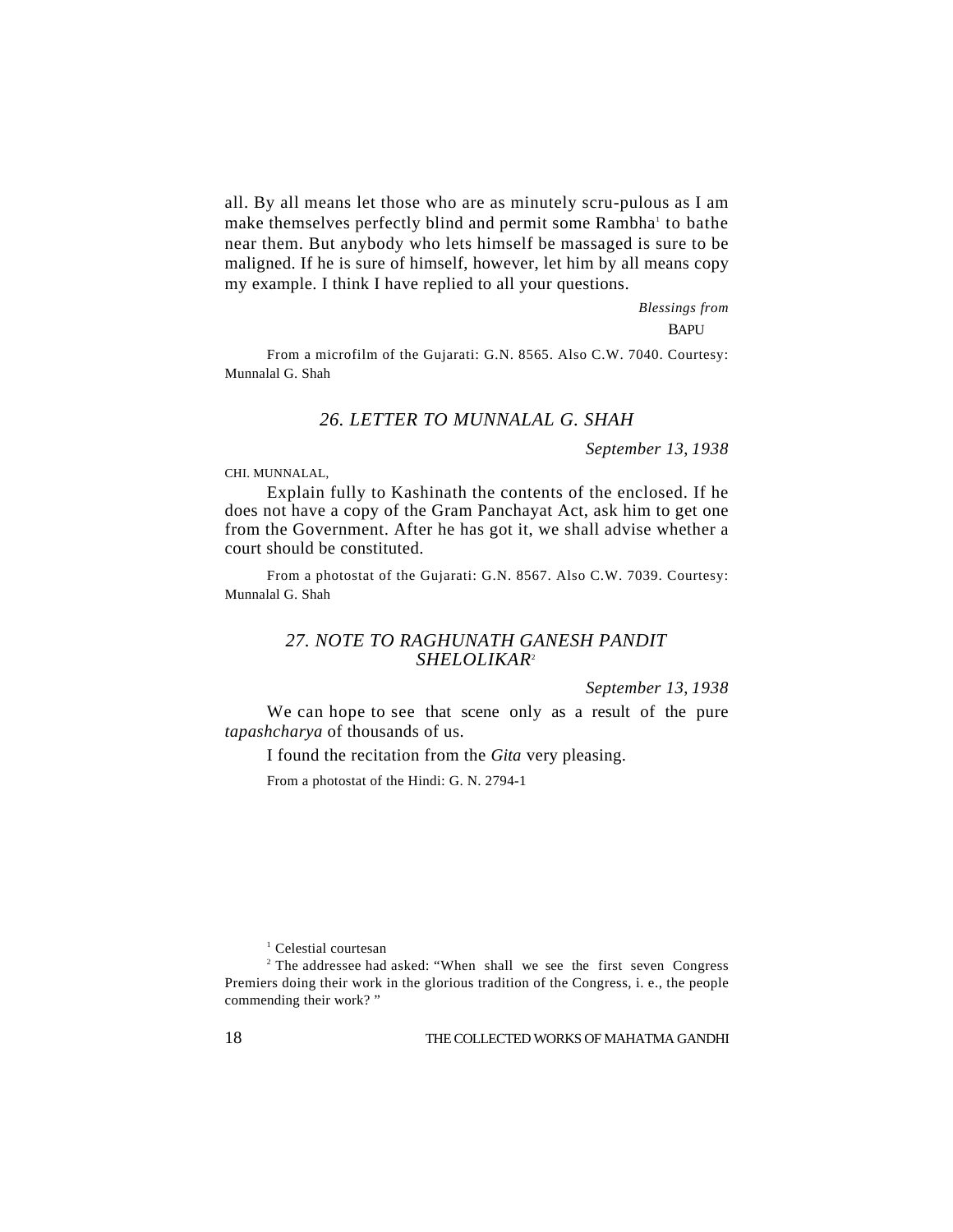all. By all means let those who are as minutely scru-pulous as I am make themselves perfectly blind and permit some Rambha[1] to bathe near them. But anybody who lets himself be massaged is sure to be maligned. If he is sure of himself, however, let him by all means copy my example. I think I have replied to all your questions.

*Blessings from*
BAPU

From a microfilm of the Gujarati: G.N. 8565. Also C.W. 7040. Courtesy: Munnalal G. Shah

## *26. LETTER TO MUNNALAL G. SHAH*

*September 13, 1938*

CHI. MUNNALAL,

Explain fully to Kashinath the contents of the enclosed. If he does not have a copy of the Gram Panchayat Act, ask him to get one from the Government. After he has got it, we shall advise whether a court should be constituted.

From a photostat of the Gujarati: G.N. 8567. Also C.W. 7039. Courtesy: Munnalal G. Shah

## *27. NOTE TO RAGHUNATH GANESH PANDIT SHELOLIKAR*[2]

*September 13, 1938*

We can hope to see that scene only as a result of the pure *tapashcharya* of thousands of us.

I found the recitation from the *Gita* very pleasing.

From a photostat of the Hindi: G. N. 2794-1

---

[1] Celestial courtesan

[2] The addressee had asked: "When shall we see the first seven Congress Premiers doing their work in the glorious tradition of the Congress, i. e., the people commending their work? "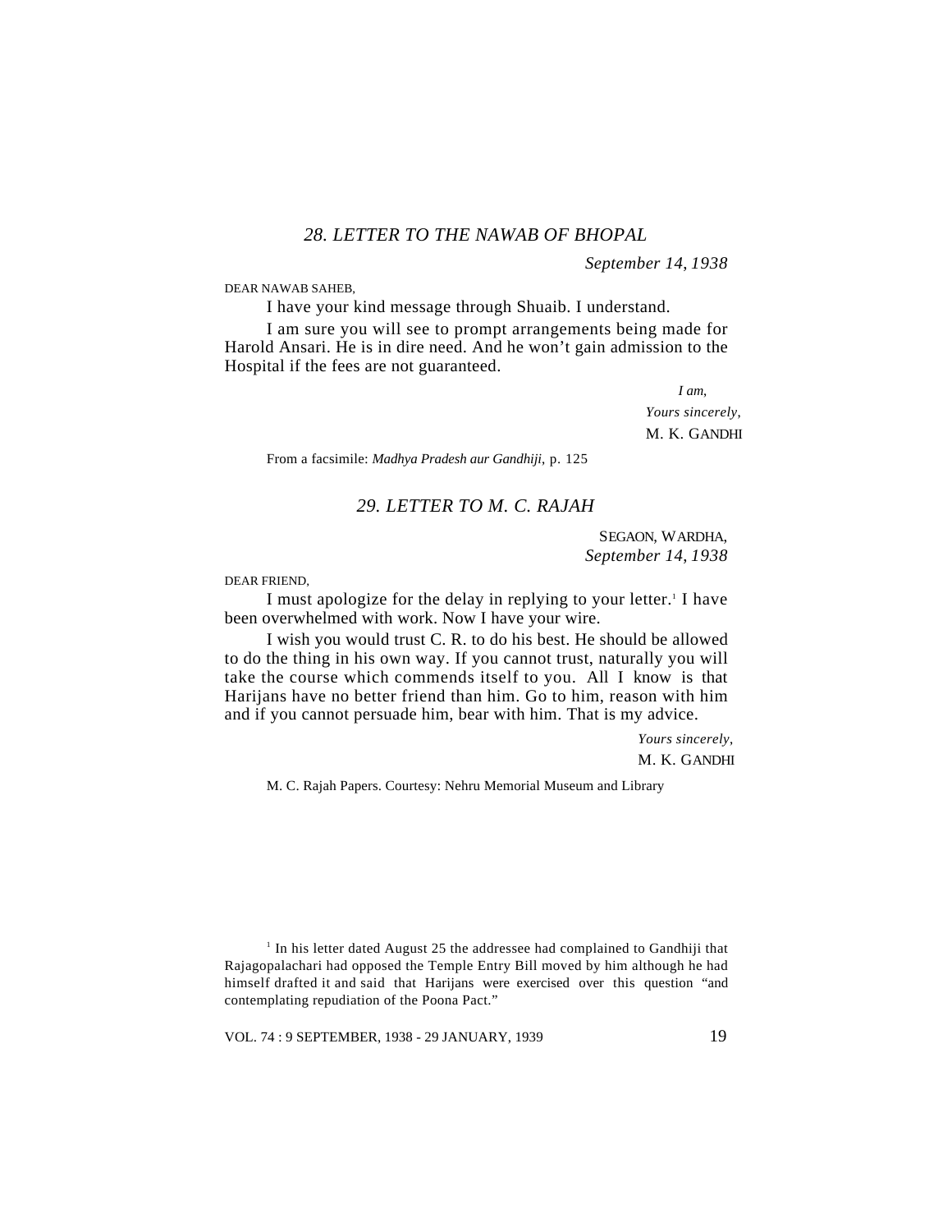## *28. LETTER TO THE NAWAB OF BHOPAL*

*September 14, 1938*

DEAR NAWAB SAHEB,

I have your kind message through Shuaib. I understand.

I am sure you will see to prompt arrangements being made for Harold Ansari. He is in dire need. And he won't gain admission to the Hospital if the fees are not guaranteed.

*I am,*
*Yours sincerely,*
M. K. GANDHI

From a facsimile: *Madhya Pradesh aur Gandhiji*, p. 125

## *29. LETTER TO M. C. RAJAH*

SEGAON, WARDHA,
*September 14, 1938*

DEAR FRIEND,

I must apologize for the delay in replying to your letter.[1] I have been overwhelmed with work. Now I have your wire.

I wish you would trust C. R. to do his best. He should be allowed to do the thing in his own way. If you cannot trust, naturally you will take the course which commends itself to you. All I know is that Harijans have no better friend than him. Go to him, reason with him and if you cannot persuade him, bear with him. That is my advice.

*Yours sincerely,*
M. K. GANDHI

M. C. Rajah Papers. Courtesy: Nehru Memorial Museum and Library

[1] In his letter dated August 25 the addressee had complained to Gandhiji that Rajagopalachari had opposed the Temple Entry Bill moved by him although he had himself drafted it and said that Harijans were exercised over this question "and contemplating repudiation of the Poona Pact."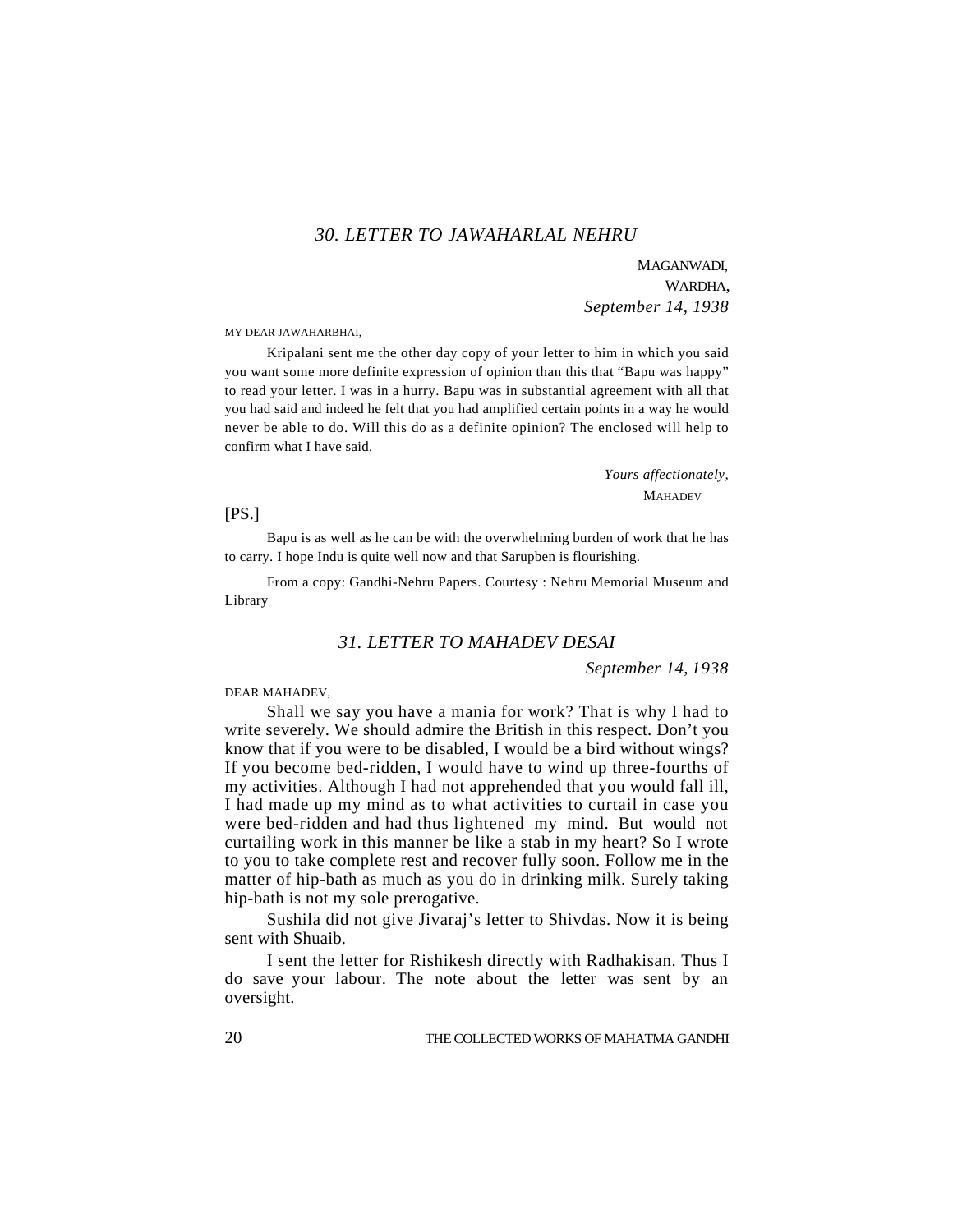## *30. LETTER TO JAWAHARLAL NEHRU*

MAGANWADI,
WARDHA,
*September 14, 1938*

MY DEAR JAWAHARBHAI,

Kripalani sent me the other day copy of your letter to him in which you said you want some more definite expression of opinion than this that "Bapu was happy" to read your letter. I was in a hurry. Bapu was in substantial agreement with all that you had said and indeed he felt that you had amplified certain points in a way he would never be able to do. Will this do as a definite opinion? The enclosed will help to confirm what I have said.

*Yours affectionately,*
MAHADEV

[PS.]

Bapu is as well as he can be with the overwhelming burden of work that he has to carry. I hope Indu is quite well now and that Sarupben is flourishing.

From a copy: Gandhi-Nehru Papers. Courtesy : Nehru Memorial Museum and Library

## *31. LETTER TO MAHADEV DESAI*

*September 14, 1938*

DEAR MAHADEV,

Shall we say you have a mania for work? That is why I had to write severely. We should admire the British in this respect. Don't you know that if you were to be disabled, I would be a bird without wings? If you become bed-ridden, I would have to wind up three-fourths of my activities. Although I had not apprehended that you would fall ill, I had made up my mind as to what activities to curtail in case you were bed-ridden and had thus lightened my mind. But would not curtailing work in this manner be like a stab in my heart? So I wrote to you to take complete rest and recover fully soon. Follow me in the matter of hip-bath as much as you do in drinking milk. Surely taking hip-bath is not my sole prerogative.

Sushila did not give Jivaraj's letter to Shivdas. Now it is being sent with Shuaib.

I sent the letter for Rishikesh directly with Radhakisan. Thus I do save your labour. The note about the letter was sent by an oversight.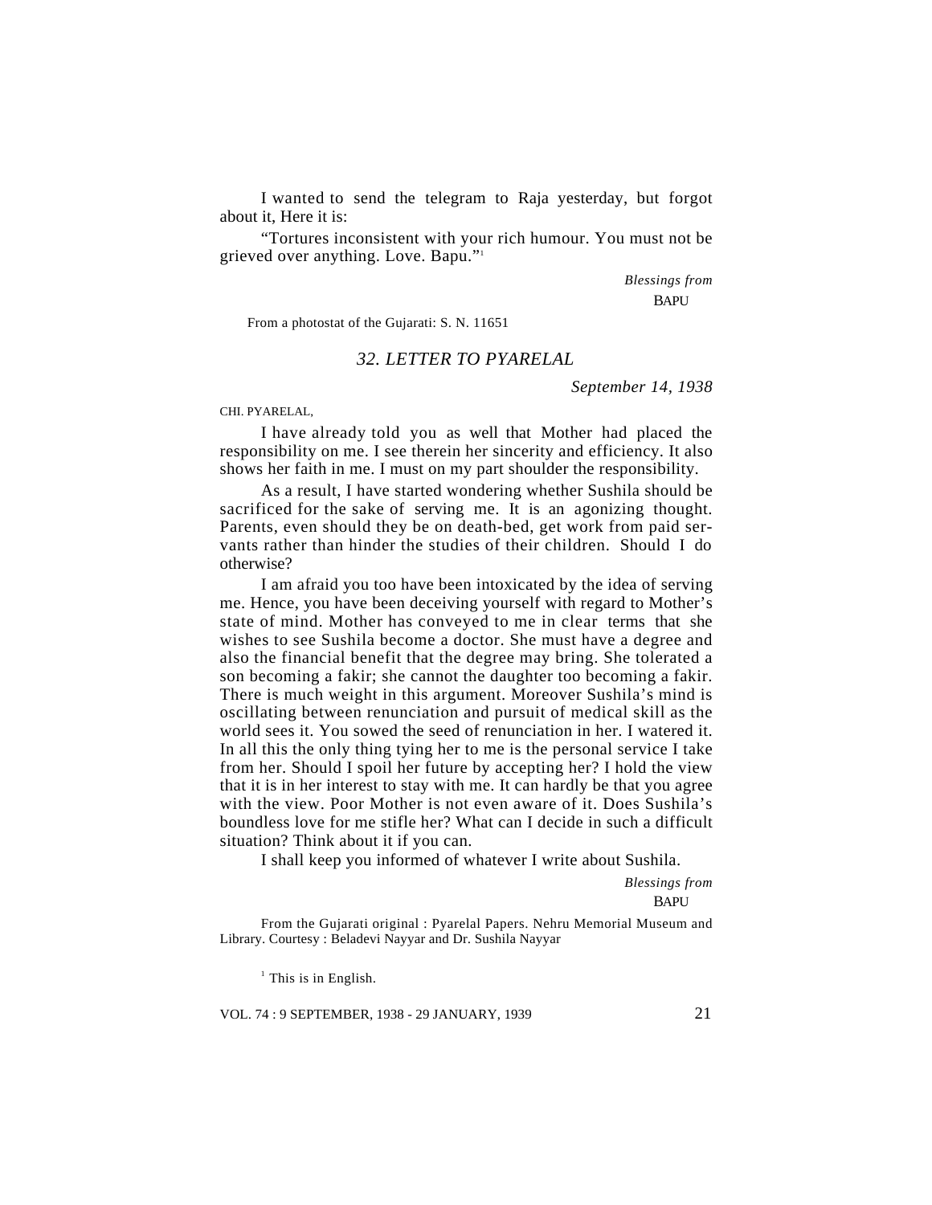I wanted to send the telegram to Raja yesterday, but forgot about it, Here it is:

"Tortures inconsistent with your rich humour. You must not be grieved over anything. Love. Bapu."[1]

*Blessings from*
BAPU

From a photostat of the Gujarati: S. N. 11651

### *32. LETTER TO PYARELAL*

*September 14, 1938*

CHI. PYARELAL,

I have already told you as well that Mother had placed the responsibility on me. I see therein her sincerity and efficiency. It also shows her faith in me. I must on my part shoulder the responsibility.

As a result, I have started wondering whether Sushila should be sacrificed for the sake of serving me. It is an agonizing thought. Parents, even should they be on death-bed, get work from paid servants rather than hinder the studies of their children. Should I do otherwise?

I am afraid you too have been intoxicated by the idea of serving me. Hence, you have been deceiving yourself with regard to Mother's state of mind. Mother has conveyed to me in clear terms that she wishes to see Sushila become a doctor. She must have a degree and also the financial benefit that the degree may bring. She tolerated a son becoming a fakir; she cannot the daughter too becoming a fakir. There is much weight in this argument. Moreover Sushila's mind is oscillating between renunciation and pursuit of medical skill as the world sees it. You sowed the seed of renunciation in her. I watered it. In all this the only thing tying her to me is the personal service I take from her. Should I spoil her future by accepting her? I hold the view that it is in her interest to stay with me. It can hardly be that you agree with the view. Poor Mother is not even aware of it. Does Sushila's boundless love for me stifle her? What can I decide in such a difficult situation? Think about it if you can.

I shall keep you informed of whatever I write about Sushila.

*Blessings from*
BAPU

From the Gujarati original : Pyarelal Papers. Nehru Memorial Museum and Library. Courtesy : Beladevi Nayyar and Dr. Sushila Nayyar

[1] This is in English.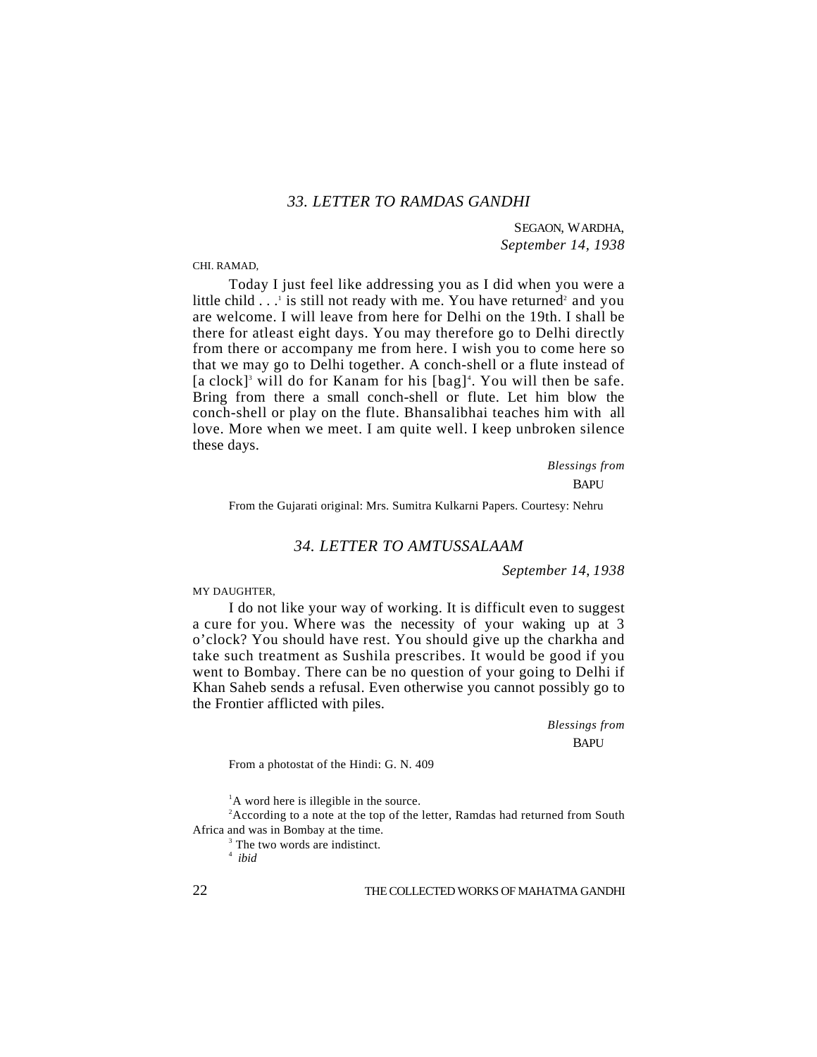## 33. LETTER TO RAMDAS GANDHI

SEGAON, WARDHA,
*September 14, 1938*

CHI. RAMAD,

Today I just feel like addressing you as I did when you were a little child . . .[1] is still not ready with me. You have returned[2] and you are welcome. I will leave from here for Delhi on the 19th. I shall be there for atleast eight days. You may therefore go to Delhi directly from there or accompany me from here. I wish you to come here so that we may go to Delhi together. A conch-shell or a flute instead of [a clock][3] will do for Kanam for his [bag][4]. You will then be safe. Bring from there a small conch-shell or flute. Let him blow the conch-shell or play on the flute. Bhansalibhai teaches him with all love. More when we meet. I am quite well. I keep unbroken silence these days.

*Blessings from*
BAPU

From the Gujarati original: Mrs. Sumitra Kulkarni Papers. Courtesy: Nehru

## 34. LETTER TO AMTUSSALAAM

*September 14, 1938*

MY DAUGHTER,

I do not like your way of working. It is difficult even to suggest a cure for you. Where was the necessity of your waking up at 3 o'clock? You should have rest. You should give up the charkha and take such treatment as Sushila prescribes. It would be good if you went to Bombay. There can be no question of your going to Delhi if Khan Saheb sends a refusal. Even otherwise you cannot possibly go to the Frontier afflicted with piles.

*Blessings from*
BAPU

From a photostat of the Hindi: G. N. 409

[1] A word here is illegible in the source.

[2] According to a note at the top of the letter, Ramdas had returned from South Africa and was in Bombay at the time.

[3] The two words are indistinct.

[4] *ibid*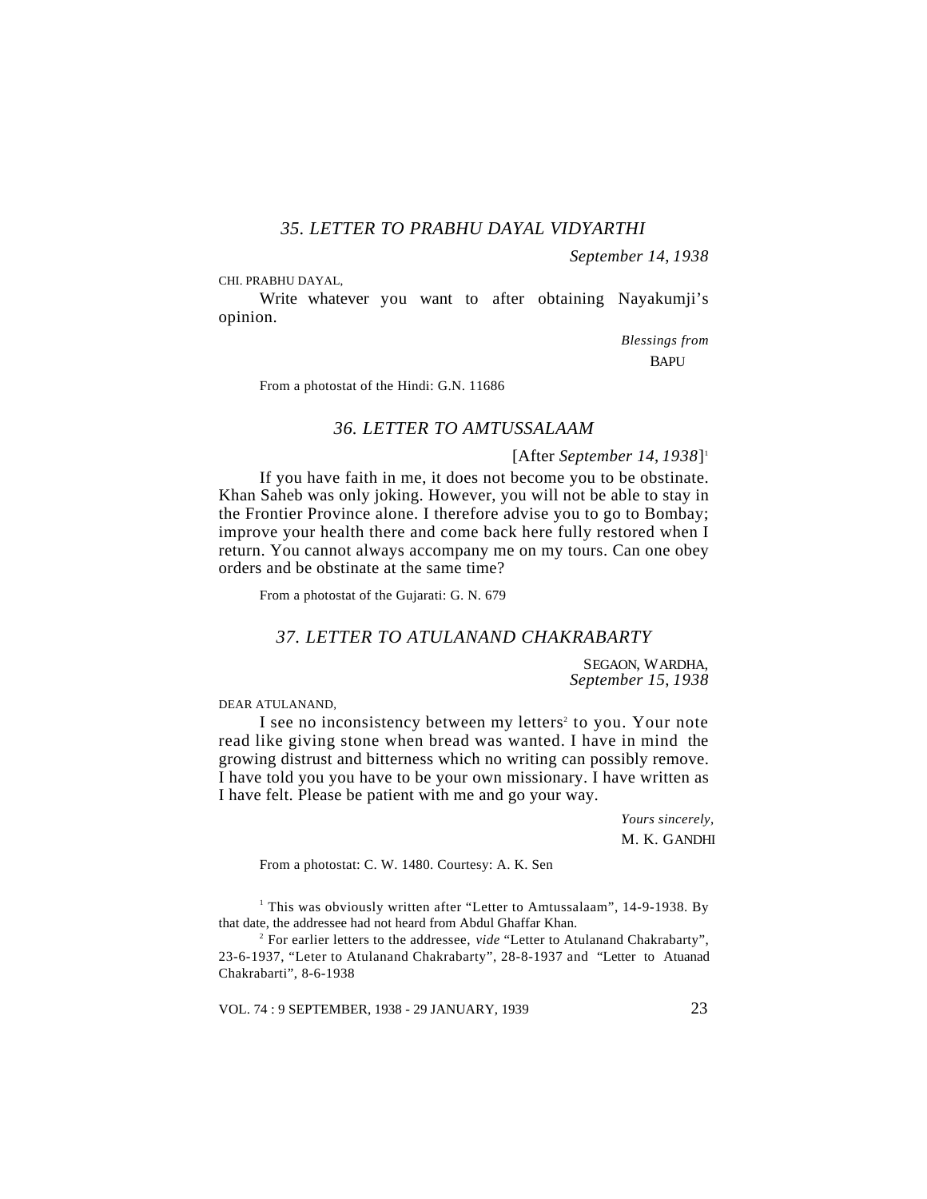### *35. LETTER TO PRABHU DAYAL VIDYARTHI*

*September 14, 1938*

CHI. PRABHU DAYAL,

Write whatever you want to after obtaining Nayakumji's opinion.

*Blessings from*
BAPU

From a photostat of the Hindi: G.N. 11686

### *36. LETTER TO AMTUSSALAAM*

[After *September 14, 1938*][1]

If you have faith in me, it does not become you to be obstinate. Khan Saheb was only joking. However, you will not be able to stay in the Frontier Province alone. I therefore advise you to go to Bombay; improve your health there and come back here fully restored when I return. You cannot always accompany me on my tours. Can one obey orders and be obstinate at the same time?

From a photostat of the Gujarati: G. N. 679

### *37. LETTER TO ATULANAND CHAKRABARTY*

SEGAON, WARDHA,
*September 15, 1938*

DEAR ATULANAND,

I see no inconsistency between my letters[2] to you. Your note read like giving stone when bread was wanted. I have in mind the growing distrust and bitterness which no writing can possibly remove. I have told you you have to be your own missionary. I have written as I have felt. Please be patient with me and go your way.

*Yours sincerely,*
M. K. GANDHI

From a photostat: C. W. 1480. Courtesy: A. K. Sen

[1] This was obviously written after "Letter to Amtussalaam", 14-9-1938. By that date, the addressee had not heard from Abdul Ghaffar Khan.

[2] For earlier letters to the addressee, *vide* "Letter to Atulanand Chakrabarty", 23-6-1937, "Leter to Atulanand Chakrabarty", 28-8-1937 and "Letter to Atuanad Chakrabarti", 8-6-1938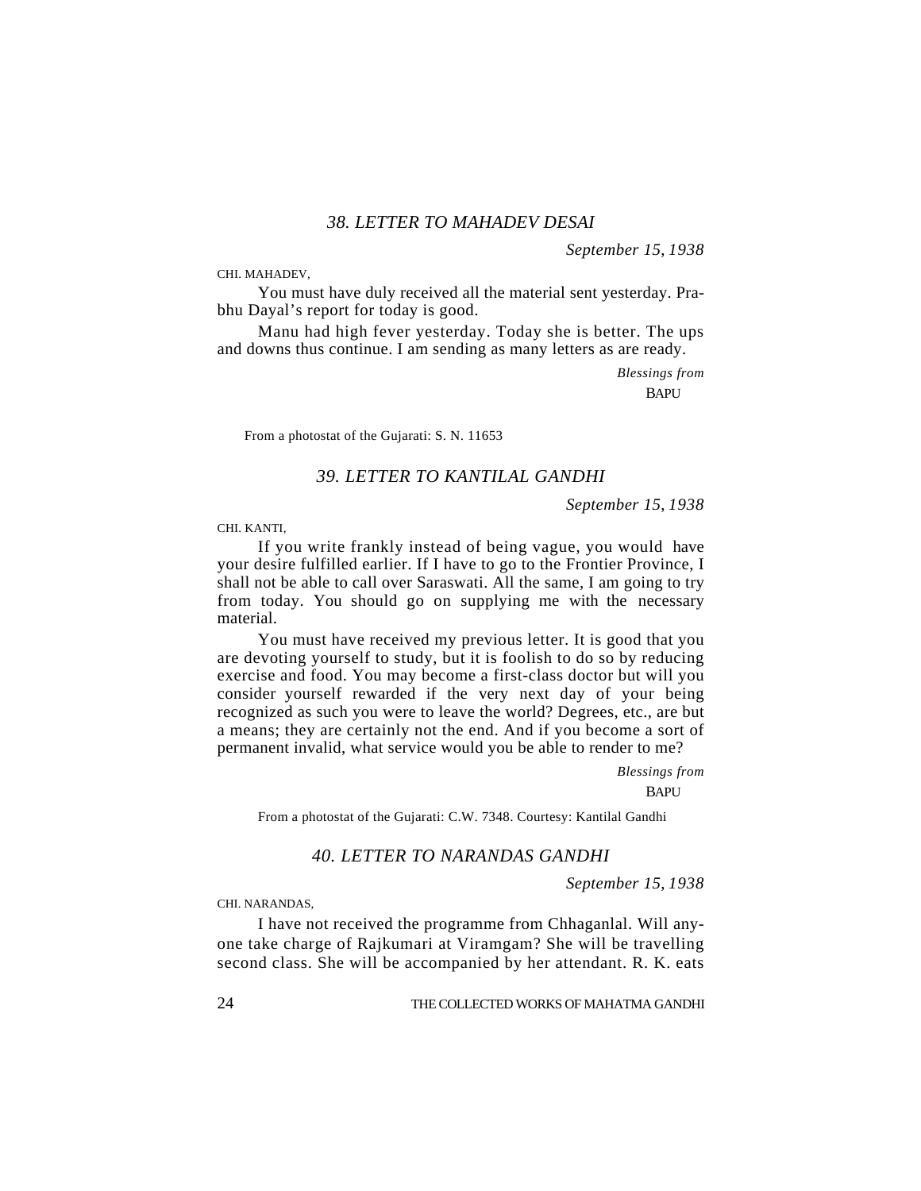## *38. LETTER TO MAHADEV DESAI*

*September 15, 1938*

CHI. MAHADEV,

You must have duly received all the material sent yesterday. Prabhu Dayal's report for today is good.

Manu had high fever yesterday. Today she is better. The ups and downs thus continue. I am sending as many letters as are ready.

*Blessings from*
BAPU

From a photostat of the Gujarati: S. N. 11653

## *39. LETTER TO KANTILAL GANDHI*

*September 15, 1938*

CHI. KANTI,

If you write frankly instead of being vague, you would have your desire fulfilled earlier. If I have to go to the Frontier Province, I shall not be able to call over Saraswati. All the same, I am going to try from today. You should go on supplying me with the necessary material.

You must have received my previous letter. It is good that you are devoting yourself to study, but it is foolish to do so by reducing exercise and food. You may become a first-class doctor but will you consider yourself rewarded if the very next day of your being recognized as such you were to leave the world? Degrees, etc., are but a means; they are certainly not the end. And if you become a sort of permanent invalid, what service would you be able to render to me?

*Blessings from*
BAPU

From a photostat of the Gujarati: C.W. 7348. Courtesy: Kantilal Gandhi

## *40. LETTER TO NARANDAS GANDHI*

*September 15, 1938*

CHI. NARANDAS,

I have not received the programme from Chhaganlal. Will anyone take charge of Rajkumari at Viramgam? She will be travelling second class. She will be accompanied by her attendant. R. K. eats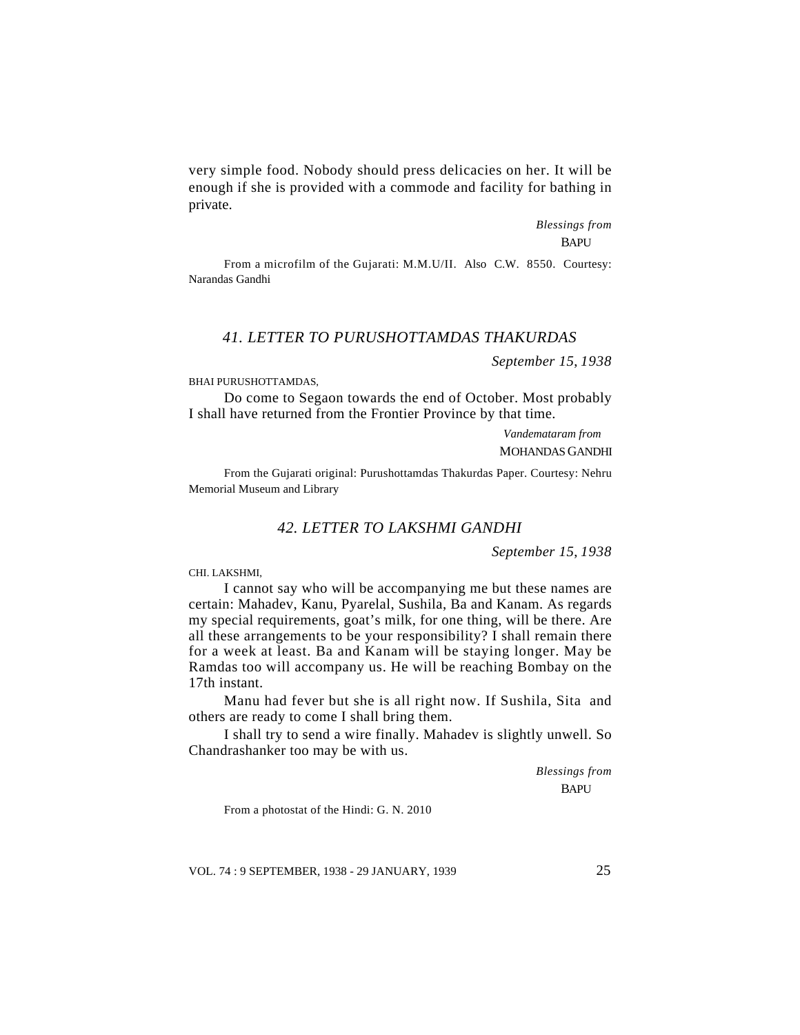very simple food. Nobody should press delicacies on her. It will be enough if she is provided with a commode and facility for bathing in private.

*Blessings from*
BAPU

From a microfilm of the Gujarati: M.M.U/II. Also C.W. 8550. Courtesy: Narandas Gandhi

### *41. LETTER TO PURUSHOTTAMDAS THAKURDAS*

*September 15, 1938*

BHAI PURUSHOTTAMDAS,

Do come to Segaon towards the end of October. Most probably I shall have returned from the Frontier Province by that time.

*Vandemataram from*
MOHANDAS GANDHI

From the Gujarati original: Purushottamdas Thakurdas Paper. Courtesy: Nehru Memorial Museum and Library

### *42. LETTER TO LAKSHMI GANDHI*

*September 15, 1938*

CHI. LAKSHMI,

I cannot say who will be accompanying me but these names are certain: Mahadev, Kanu, Pyarelal, Sushila, Ba and Kanam. As regards my special requirements, goat's milk, for one thing, will be there. Are all these arrangements to be your responsibility? I shall remain there for a week at least. Ba and Kanam will be staying longer. May be Ramdas too will accompany us. He will be reaching Bombay on the 17th instant.

Manu had fever but she is all right now. If Sushila, Sita and others are ready to come I shall bring them.

I shall try to send a wire finally. Mahadev is slightly unwell. So Chandrashanker too may be with us.

*Blessings from*
BAPU

From a photostat of the Hindi: G. N. 2010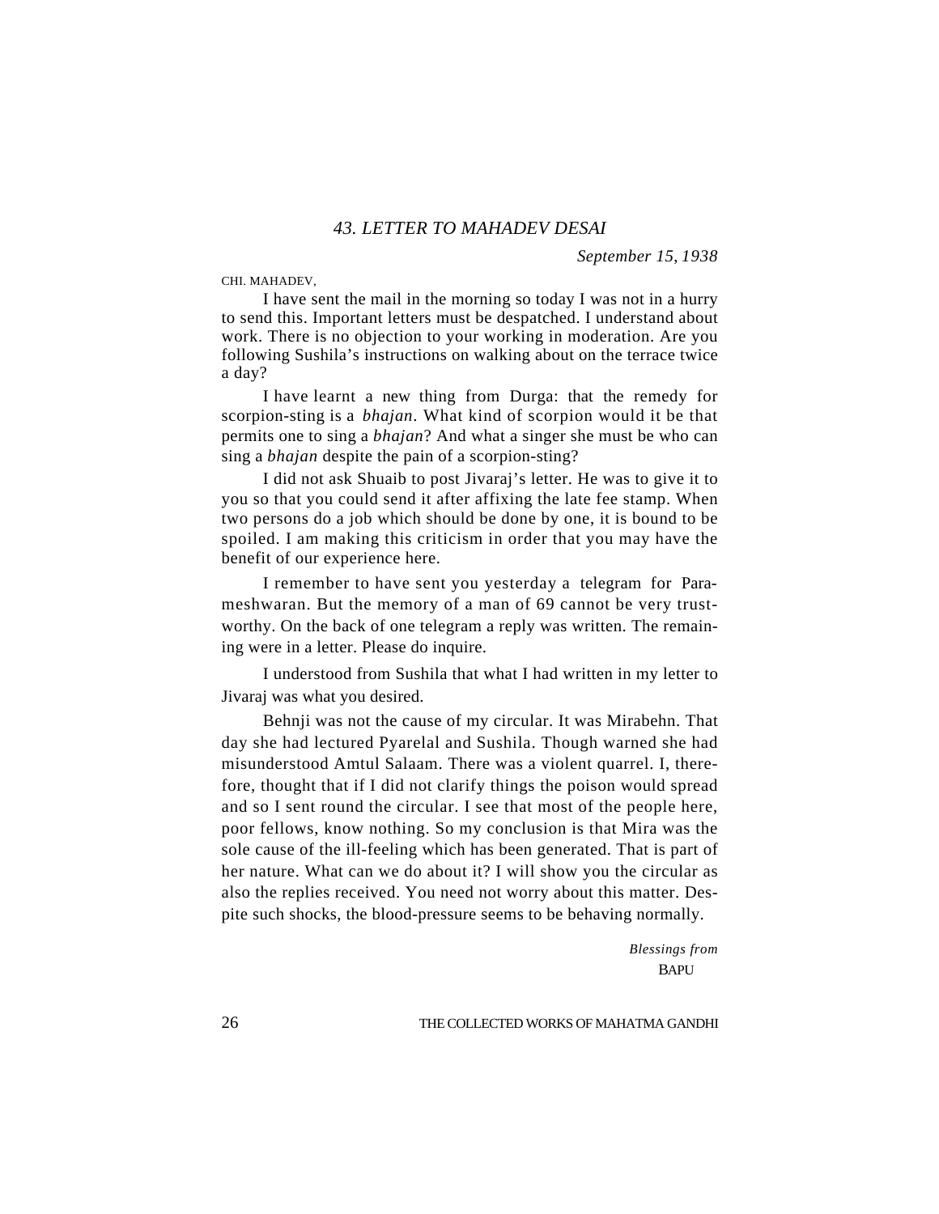## *43. LETTER TO MAHADEV DESAI*

*September 15, 1938*

CHI. MAHADEV,

I have sent the mail in the morning so today I was not in a hurry to send this. Important letters must be despatched. I understand about work. There is no objection to your working in moderation. Are you following Sushila's instructions on walking about on the terrace twice a day?

I have learnt a new thing from Durga: that the remedy for scorpion-sting is a *bhajan*. What kind of scorpion would it be that permits one to sing a *bhajan*? And what a singer she must be who can sing a *bhajan* despite the pain of a scorpion-sting?

I did not ask Shuaib to post Jivaraj's letter. He was to give it to you so that you could send it after affixing the late fee stamp. When two persons do a job which should be done by one, it is bound to be spoiled. I am making this criticism in order that you may have the benefit of our experience here.

I remember to have sent you yesterday a telegram for Parameshwaran. But the memory of a man of 69 cannot be very trustworthy. On the back of one telegram a reply was written. The remaining were in a letter. Please do inquire.

I understood from Sushila that what I had written in my letter to Jivaraj was what you desired.

Behnji was not the cause of my circular. It was Mirabehn. That day she had lectured Pyarelal and Sushila. Though warned she had misunderstood Amtul Salaam. There was a violent quarrel. I, therefore, thought that if I did not clarify things the poison would spread and so I sent round the circular. I see that most of the people here, poor fellows, know nothing. So my conclusion is that Mira was the sole cause of the ill-feeling which has been generated. That is part of her nature. What can we do about it? I will show you the circular as also the replies received. You need not worry about this matter. Despite such shocks, the blood-pressure seems to be behaving normally.

*Blessings from*
BAPU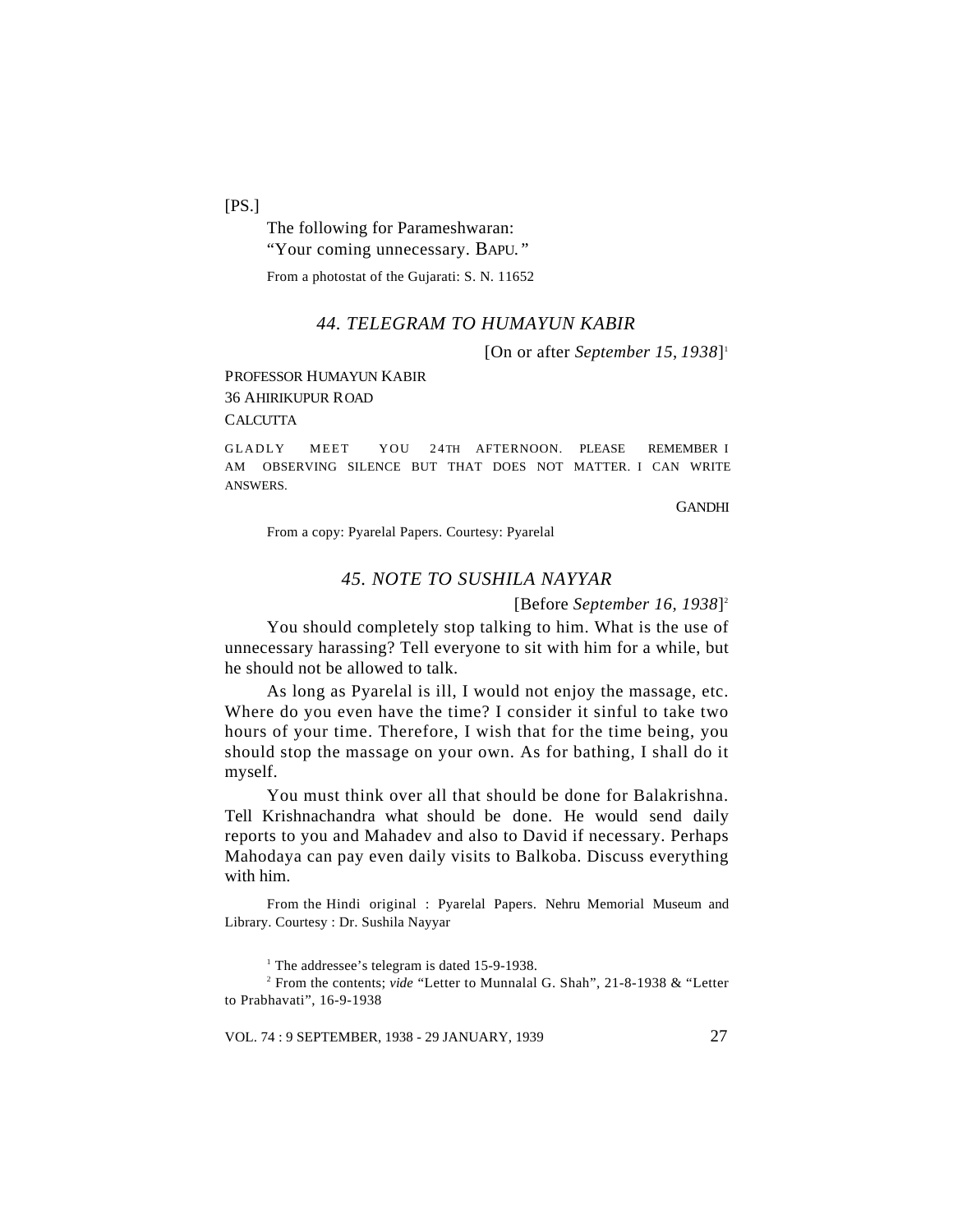[PS.]

The following for Parameshwaran:
"Your coming unnecessary. BAPU."

From a photostat of the Gujarati: S. N. 11652

### *44. TELEGRAM TO HUMAYUN KABIR*

[On or after *September 15, 1938*][1]

PROFESSOR HUMAYUN KABIR
36 AHIRIKUPUR ROAD
CALCUTTA

GLADLY MEET YOU 24TH AFTERNOON. PLEASE REMEMBER I AM OBSERVING SILENCE BUT THAT DOES NOT MATTER. I CAN WRITE ANSWERS.

GANDHI

From a copy: Pyarelal Papers. Courtesy: Pyarelal

### *45. NOTE TO SUSHILA NAYYAR*

[Before *September 16, 1938*][2]

You should completely stop talking to him. What is the use of unnecessary harassing? Tell everyone to sit with him for a while, but he should not be allowed to talk.

As long as Pyarelal is ill, I would not enjoy the massage, etc. Where do you even have the time? I consider it sinful to take two hours of your time. Therefore, I wish that for the time being, you should stop the massage on your own. As for bathing, I shall do it myself.

You must think over all that should be done for Balakrishna. Tell Krishnachandra what should be done. He would send daily reports to you and Mahadev and also to David if necessary. Perhaps Mahodaya can pay even daily visits to Balkoba. Discuss everything with him.

From the Hindi original : Pyarelal Papers. Nehru Memorial Museum and Library. Courtesy : Dr. Sushila Nayyar

[1] The addressee's telegram is dated 15-9-1938.

[2] From the contents; *vide* "Letter to Munnalal G. Shah", 21-8-1938 & "Letter to Prabhavati", 16-9-1938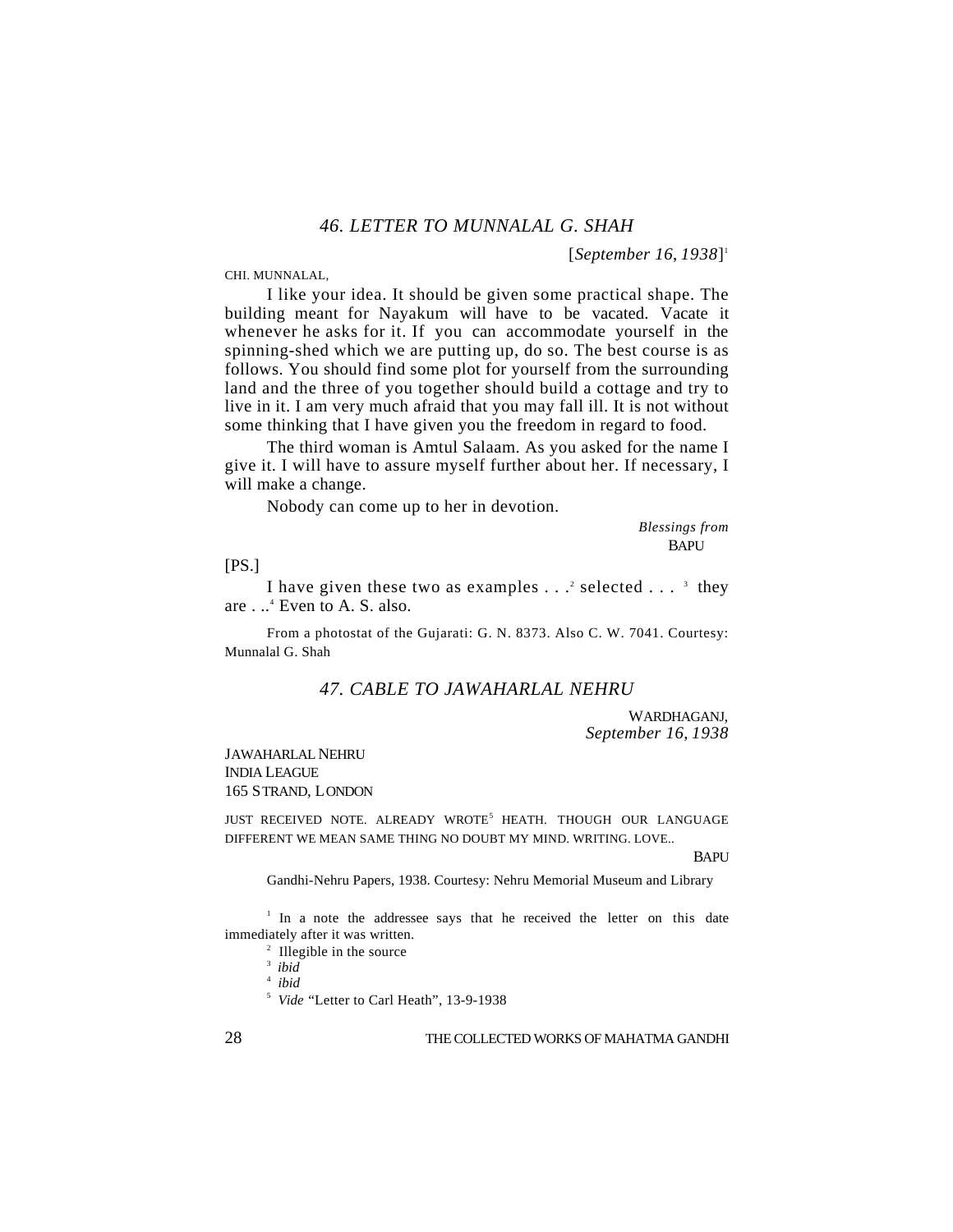## *46. LETTER TO MUNNALAL G. SHAH*

[*September 16, 1938*][1]

CHI. MUNNALAL,

I like your idea. It should be given some practical shape. The building meant for Nayakum will have to be vacated. Vacate it whenever he asks for it. If you can accommodate yourself in the spinning-shed which we are putting up, do so. The best course is as follows. You should find some plot for yourself from the surrounding land and the three of you together should build a cottage and try to live in it. I am very much afraid that you may fall ill. It is not without some thinking that I have given you the freedom in regard to food.

The third woman is Amtul Salaam. As you asked for the name I give it. I will have to assure myself further about her. If necessary, I will make a change.

Nobody can come up to her in devotion.

*Blessings from*
BAPU

[PS.]

I have given these two as examples . . .[2] selected . . . [3] they are . . .[4] Even to A. S. also.

From a photostat of the Gujarati: G. N. 8373. Also C. W. 7041. Courtesy: Munnalal G. Shah

## *47. CABLE TO JAWAHARLAL NEHRU*

WARDHAGANJ,
*September 16, 1938*

JAWAHARLAL NEHRU
INDIA LEAGUE
165 STRAND, LONDON

JUST RECEIVED NOTE. ALREADY WROTE[5] HEATH. THOUGH OUR LANGUAGE DIFFERENT WE MEAN SAME THING NO DOUBT MY MIND. WRITING. LOVE..

BAPU

Gandhi-Nehru Papers, 1938. Courtesy: Nehru Memorial Museum and Library

[1] In a note the addressee says that he received the letter on this date immediately after it was written.

[2] Illegible in the source

[3] *ibid*

[4] *ibid*

[5] *Vide* "Letter to Carl Heath", 13-9-1938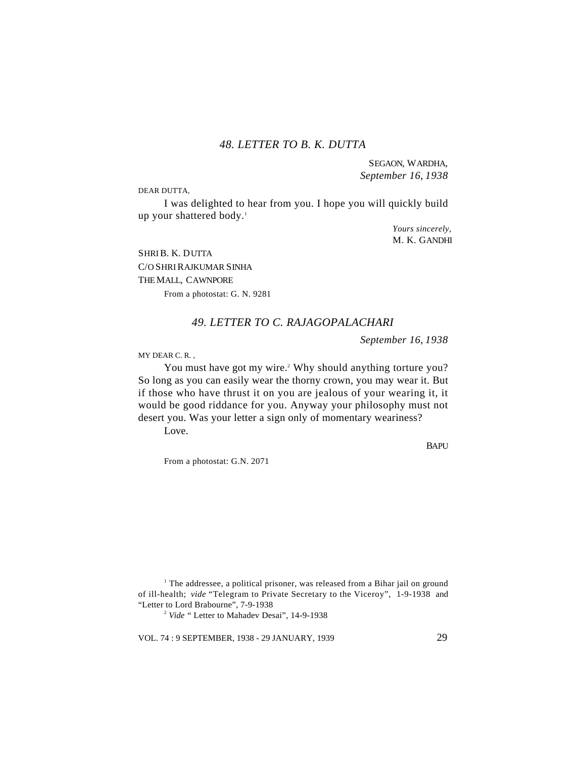### *48. LETTER TO B. K. DUTTA*

SEGAON, WARDHA,
*September 16, 1938*

DEAR DUTTA,

I was delighted to hear from you. I hope you will quickly build up your shattered body.[1]

*Yours sincerely,*
M. K. GANDHI

SHRI B. K. DUTTA
C/O SHRI RAJKUMAR SINHA
THE MALL, CAWNPORE

From a photostat: G. N. 9281

### *49. LETTER TO C. RAJAGOPALACHARI*

*September 16, 1938*

MY DEAR C. R.,

You must have got my wire.[2] Why should anything torture you? So long as you can easily wear the thorny crown, you may wear it. But if those who have thrust it on you are jealous of your wearing it, it would be good riddance for you. Anyway your philosophy must not desert you. Was your letter a sign only of momentary weariness?

Love.

BAPU

From a photostat: G.N. 2071

---

[1] The addressee, a political prisoner, was released from a Bihar jail on ground of ill-health; *vide* "Telegram to Private Secretary to the Viceroy", 1-9-1938 and "Letter to Lord Brabourne", 7-9-1938

[2] *Vide* " Letter to Mahadev Desai", 14-9-1938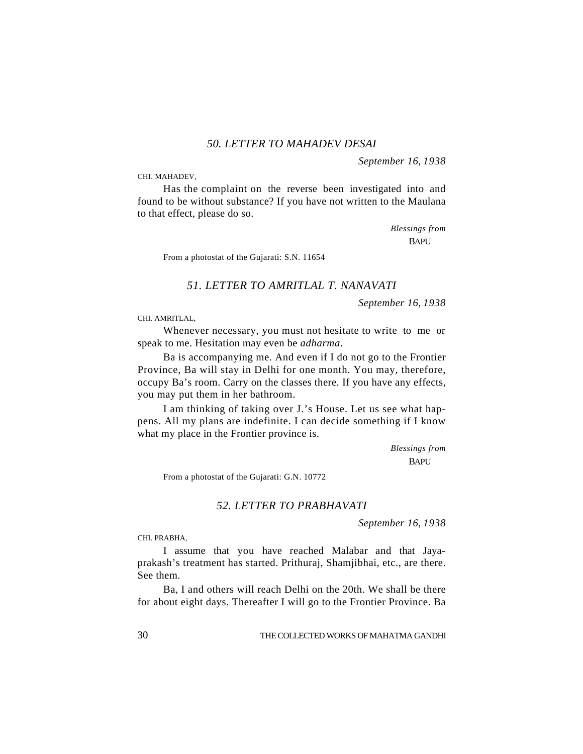## *50. LETTER TO MAHADEV DESAI*

*September 16, 1938*

CHI. MAHADEV,

Has the complaint on the reverse been investigated into and found to be without substance? If you have not written to the Maulana to that effect, please do so.

*Blessings from*
BAPU

From a photostat of the Gujarati: S.N. 11654

## *51. LETTER TO AMRITLAL T. NANAVATI*

*September 16, 1938*

CHI. AMRITLAL,

Whenever necessary, you must not hesitate to write to me or speak to me. Hesitation may even be *adharma*.

Ba is accompanying me. And even if I do not go to the Frontier Province, Ba will stay in Delhi for one month. You may, therefore, occupy Ba's room. Carry on the classes there. If you have any effects, you may put them in her bathroom.

I am thinking of taking over J.'s House. Let us see what happens. All my plans are indefinite. I can decide something if I know what my place in the Frontier province is.

*Blessings from*
BAPU

From a photostat of the Gujarati: G.N. 10772

## *52. LETTER TO PRABHAVATI*

*September 16, 1938*

CHI. PRABHA,

I assume that you have reached Malabar and that Jayaprakash's treatment has started. Prithuraj, Shamjibhai, etc., are there. See them.

Ba, I and others will reach Delhi on the 20th. We shall be there for about eight days. Thereafter I will go to the Frontier Province. Ba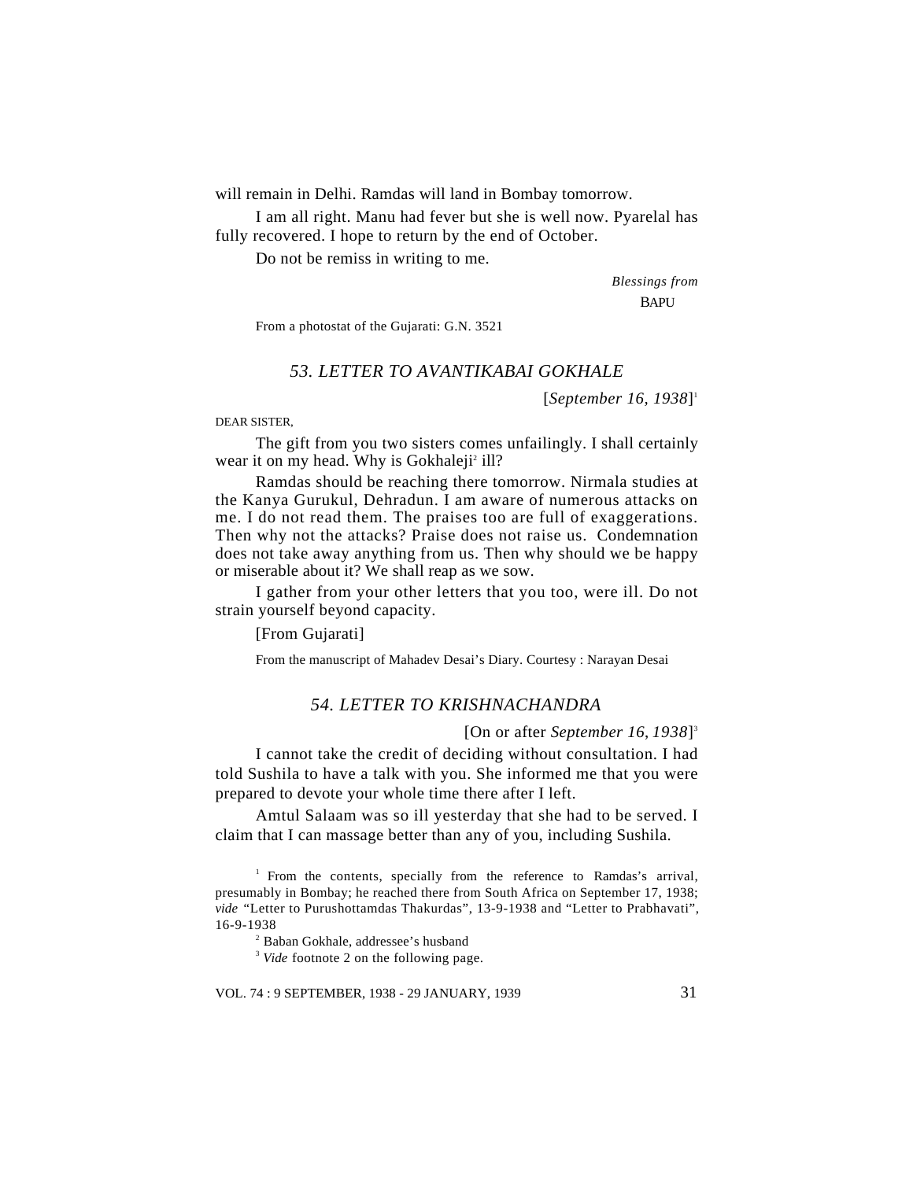will remain in Delhi. Ramdas will land in Bombay tomorrow.

I am all right. Manu had fever but she is well now. Pyarelal has fully recovered. I hope to return by the end of October.

Do not be remiss in writing to me.

*Blessings from*
BAPU

From a photostat of the Gujarati: G.N. 3521

## *53. LETTER TO AVANTIKABAI GOKHALE*

[*September 16, 1938*][1]

DEAR SISTER,

The gift from you two sisters comes unfailingly. I shall certainly wear it on my head. Why is Gokhaleji[2] ill?

Ramdas should be reaching there tomorrow. Nirmala studies at the Kanya Gurukul, Dehradun. I am aware of numerous attacks on me. I do not read them. The praises too are full of exaggerations. Then why not the attacks? Praise does not raise us. Condemnation does not take away anything from us. Then why should we be happy or miserable about it? We shall reap as we sow.

I gather from your other letters that you too, were ill. Do not strain yourself beyond capacity.

[From Gujarati]

From the manuscript of Mahadev Desai's Diary. Courtesy : Narayan Desai

## *54. LETTER TO KRISHNACHANDRA*

[On or after *September 16, 1938*][3]

I cannot take the credit of deciding without consultation. I had told Sushila to have a talk with you. She informed me that you were prepared to devote your whole time there after I left.

Amtul Salaam was so ill yesterday that she had to be served. I claim that I can massage better than any of you, including Sushila.

[1] From the contents, specially from the reference to Ramdas's arrival, presumably in Bombay; he reached there from South Africa on September 17, 1938; *vide* "Letter to Purushottamdas Thakurdas", 13-9-1938 and "Letter to Prabhavati", 16-9-1938

[2] Baban Gokhale, addressee's husband

[3] *Vide* footnote 2 on the following page.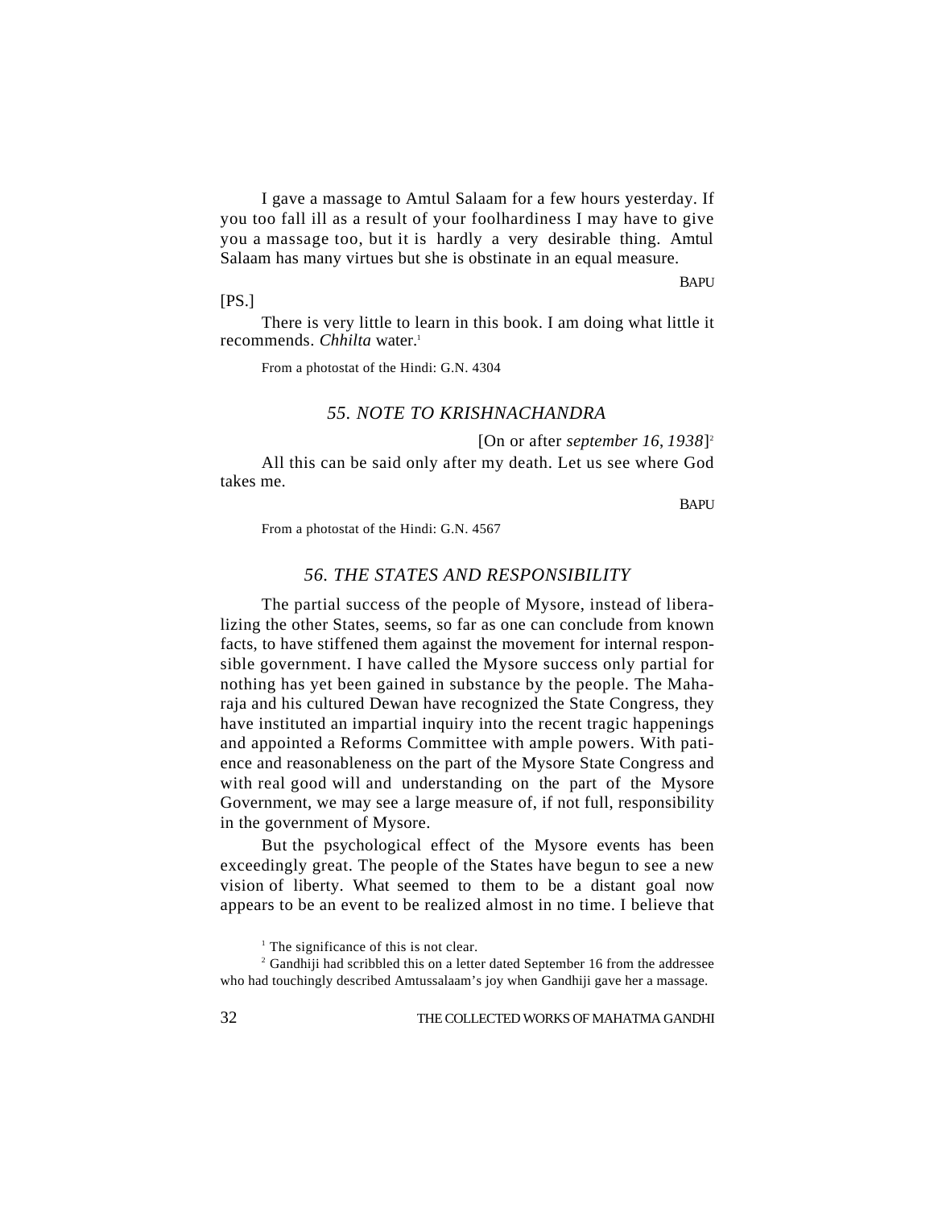I gave a massage to Amtul Salaam for a few hours yesterday. If you too fall ill as a result of your foolhardiness I may have to give you a massage too, but it is hardly a very desirable thing. Amtul Salaam has many virtues but she is obstinate in an equal measure.

BAPU

[PS.]

There is very little to learn in this book. I am doing what little it recommends. *Chhilta* water.[1]

From a photostat of the Hindi: G.N. 4304

## *55. NOTE TO KRISHNACHANDRA*

[On or after *september 16, 1938*][2]

All this can be said only after my death. Let us see where God takes me.

BAPU

From a photostat of the Hindi: G.N. 4567

## *56. THE STATES AND RESPONSIBILITY*

The partial success of the people of Mysore, instead of liberalizing the other States, seems, so far as one can conclude from known facts, to have stiffened them against the movement for internal responsible government. I have called the Mysore success only partial for nothing has yet been gained in substance by the people. The Maharaja and his cultured Dewan have recognized the State Congress, they have instituted an impartial inquiry into the recent tragic happenings and appointed a Reforms Committee with ample powers. With patience and reasonableness on the part of the Mysore State Congress and with real good will and understanding on the part of the Mysore Government, we may see a large measure of, if not full, responsibility in the government of Mysore.

But the psychological effect of the Mysore events has been exceedingly great. The people of the States have begun to see a new vision of liberty. What seemed to them to be a distant goal now appears to be an event to be realized almost in no time. I believe that

---

[1] The significance of this is not clear.

[2] Gandhiji had scribbled this on a letter dated September 16 from the addressee who had touchingly described Amtussalaam's joy when Gandhiji gave her a massage.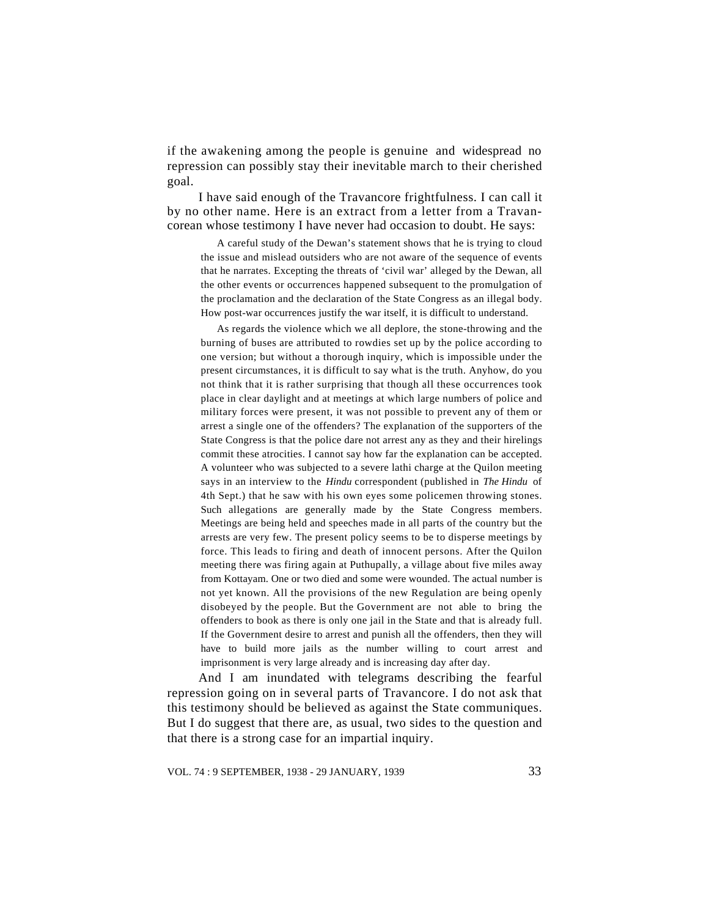if the awakening among the people is genuine and widespread no repression can possibly stay their inevitable march to their cherished goal.

I have said enough of the Travancore frightfulness. I can call it by no other name. Here is an extract from a letter from a Travancorean whose testimony I have never had occasion to doubt. He says:

> A careful study of the Dewan's statement shows that he is trying to cloud the issue and mislead outsiders who are not aware of the sequence of events that he narrates. Excepting the threats of 'civil war' alleged by the Dewan, all the other events or occurrences happened subsequent to the promulgation of the proclamation and the declaration of the State Congress as an illegal body. How post-war occurrences justify the war itself, it is difficult to understand.
>
> As regards the violence which we all deplore, the stone-throwing and the burning of buses are attributed to rowdies set up by the police according to one version; but without a thorough inquiry, which is impossible under the present circumstances, it is difficult to say what is the truth. Anyhow, do you not think that it is rather surprising that though all these occurrences took place in clear daylight and at meetings at which large numbers of police and military forces were present, it was not possible to prevent any of them or arrest a single one of the offenders? The explanation of the supporters of the State Congress is that the police dare not arrest any as they and their hirelings commit these atrocities. I cannot say how far the explanation can be accepted. A volunteer who was subjected to a severe lathi charge at the Quilon meeting says in an interview to the *Hindu* correspondent (published in *The Hindu* of 4th Sept.) that he saw with his own eyes some policemen throwing stones. Such allegations are generally made by the State Congress members. Meetings are being held and speeches made in all parts of the country but the arrests are very few. The present policy seems to be to disperse meetings by force. This leads to firing and death of innocent persons. After the Quilon meeting there was firing again at Puthupally, a village about five miles away from Kottayam. One or two died and some were wounded. The actual number is not yet known. All the provisions of the new Regulation are being openly disobeyed by the people. But the Government are not able to bring the offenders to book as there is only one jail in the State and that is already full. If the Government desire to arrest and punish all the offenders, then they will have to build more jails as the number willing to court arrest and imprisonment is very large already and is increasing day after day.

And I am inundated with telegrams describing the fearful repression going on in several parts of Travancore. I do not ask that this testimony should be believed as against the State communiques. But I do suggest that there are, as usual, two sides to the question and that there is a strong case for an impartial inquiry.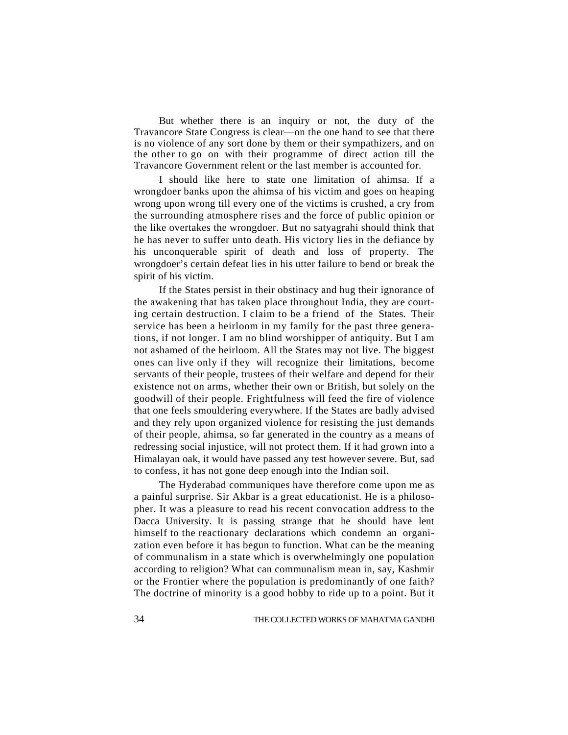But whether there is an inquiry or not, the duty of the Travancore State Congress is clear—on the one hand to see that there is no violence of any sort done by them or their sympathizers, and on the other to go on with their programme of direct action till the Travancore Government relent or the last member is accounted for.

I should like here to state one limitation of ahimsa. If a wrongdoer banks upon the ahimsa of his victim and goes on heaping wrong upon wrong till every one of the victims is crushed, a cry from the surrounding atmosphere rises and the force of public opinion or the like overtakes the wrongdoer. But no satyagrahi should think that he has never to suffer unto death. His victory lies in the defiance by his unconquerable spirit of death and loss of property. The wrongdoer's certain defeat lies in his utter failure to bend or break the spirit of his victim.

If the States persist in their obstinacy and hug their ignorance of the awakening that has taken place throughout India, they are courting certain destruction. I claim to be a friend of the States. Their service has been a heirloom in my family for the past three generations, if not longer. I am no blind worshipper of antiquity. But I am not ashamed of the heirloom. All the States may not live. The biggest ones can live only if they will recognize their limitations, become servants of their people, trustees of their welfare and depend for their existence not on arms, whether their own or British, but solely on the goodwill of their people. Frightfulness will feed the fire of violence that one feels smouldering everywhere. If the States are badly advised and they rely upon organized violence for resisting the just demands of their people, ahimsa, so far generated in the country as a means of redressing social injustice, will not protect them. If it had grown into a Himalayan oak, it would have passed any test however severe. But, sad to confess, it has not gone deep enough into the Indian soil.

The Hyderabad communiques have therefore come upon me as a painful surprise. Sir Akbar is a great educationist. He is a philosopher. It was a pleasure to read his recent convocation address to the Dacca University. It is passing strange that he should have lent himself to the reactionary declarations which condemn an organization even before it has begun to function. What can be the meaning of communalism in a state which is overwhelmingly one population according to religion? What can communalism mean in, say, Kashmir or the Frontier where the population is predominantly of one faith? The doctrine of minority is a good hobby to ride up to a point. But it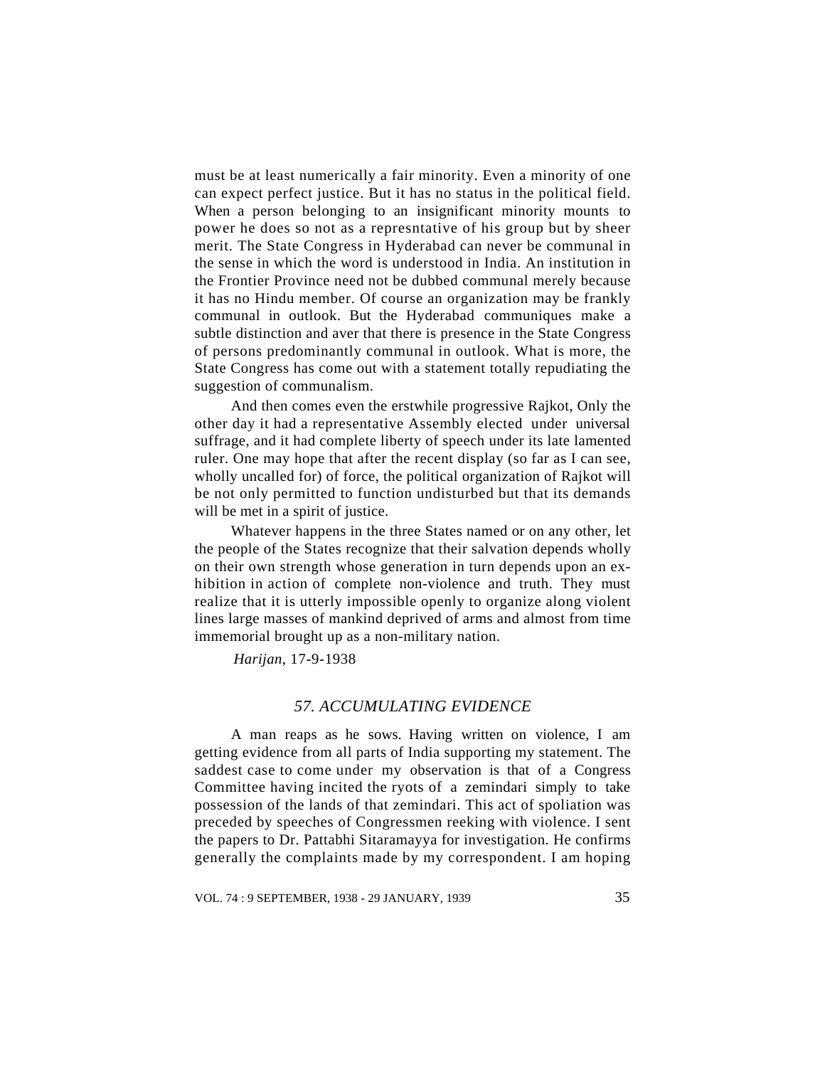must be at least numerically a fair minority. Even a minority of one can expect perfect justice. But it has no status in the political field. When a person belonging to an insignificant minority mounts to power he does so not as a represntative of his group but by sheer merit. The State Congress in Hyderabad can never be communal in the sense in which the word is understood in India. An institution in the Frontier Province need not be dubbed communal merely because it has no Hindu member. Of course an organization may be frankly communal in outlook. But the Hyderabad communiques make a subtle distinction and aver that there is presence in the State Congress of persons predominantly communal in outlook. What is more, the State Congress has come out with a statement totally repudiating the suggestion of communalism.

And then comes even the erstwhile progressive Rajkot, Only the other day it had a representative Assembly elected under universal suffrage, and it had complete liberty of speech under its late lamented ruler. One may hope that after the recent display (so far as I can see, wholly uncalled for) of force, the political organization of Rajkot will be not only permitted to function undisturbed but that its demands will be met in a spirit of justice.

Whatever happens in the three States named or on any other, let the people of the States recognize that their salvation depends wholly on their own strength whose generation in turn depends upon an exhibition in action of complete non-violence and truth. They must realize that it is utterly impossible openly to organize along violent lines large masses of mankind deprived of arms and almost from time immemorial brought up as a non-military nation.

*Harijan*, 17-9-1938

## *57. ACCUMULATING EVIDENCE*

A man reaps as he sows. Having written on violence, I am getting evidence from all parts of India supporting my statement. The saddest case to come under my observation is that of a Congress Committee having incited the ryots of a zemindari simply to take possession of the lands of that zemindari. This act of spoliation was preceded by speeches of Congressmen reeking with violence. I sent the papers to Dr. Pattabhi Sitaramayya for investigation. He confirms generally the complaints made by my correspondent. I am hoping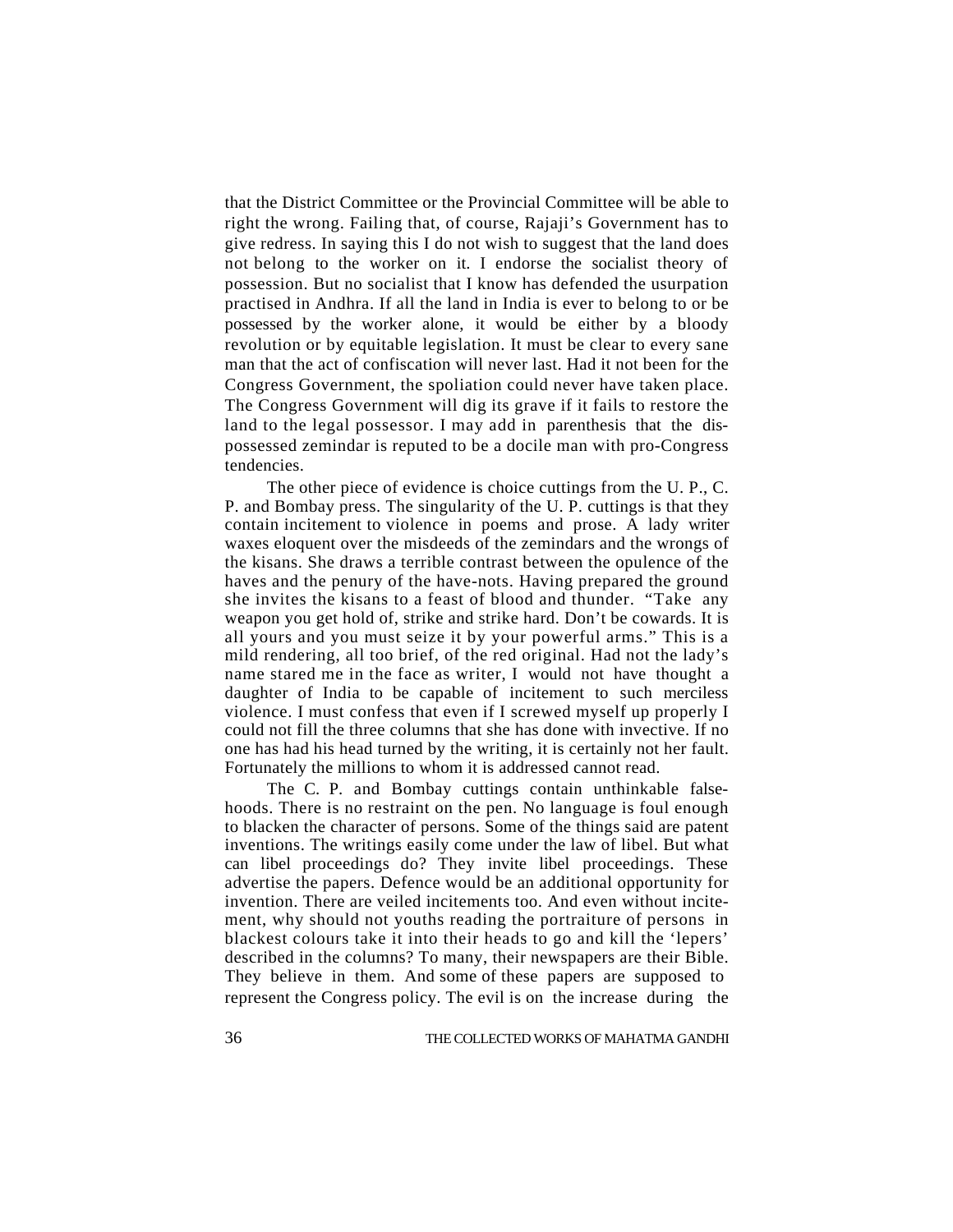that the District Committee or the Provincial Committee will be able to right the wrong. Failing that, of course, Rajaji's Government has to give redress. In saying this I do not wish to suggest that the land does not belong to the worker on it. I endorse the socialist theory of possession. But no socialist that I know has defended the usurpation practised in Andhra. If all the land in India is ever to belong to or be possessed by the worker alone, it would be either by a bloody revolution or by equitable legislation. It must be clear to every sane man that the act of confiscation will never last. Had it not been for the Congress Government, the spoliation could never have taken place. The Congress Government will dig its grave if it fails to restore the land to the legal possessor. I may add in parenthesis that the dispossessed zemindar is reputed to be a docile man with pro-Congress tendencies.

The other piece of evidence is choice cuttings from the U. P., C. P. and Bombay press. The singularity of the U. P. cuttings is that they contain incitement to violence in poems and prose. A lady writer waxes eloquent over the misdeeds of the zemindars and the wrongs of the kisans. She draws a terrible contrast between the opulence of the haves and the penury of the have-nots. Having prepared the ground she invites the kisans to a feast of blood and thunder. "Take any weapon you get hold of, strike and strike hard. Don't be cowards. It is all yours and you must seize it by your powerful arms." This is a mild rendering, all too brief, of the red original. Had not the lady's name stared me in the face as writer, I would not have thought a daughter of India to be capable of incitement to such merciless violence. I must confess that even if I screwed myself up properly I could not fill the three columns that she has done with invective. If no one has had his head turned by the writing, it is certainly not her fault. Fortunately the millions to whom it is addressed cannot read.

The C. P. and Bombay cuttings contain unthinkable falsehoods. There is no restraint on the pen. No language is foul enough to blacken the character of persons. Some of the things said are patent inventions. The writings easily come under the law of libel. But what can libel proceedings do? They invite libel proceedings. These advertise the papers. Defence would be an additional opportunity for invention. There are veiled incitements too. And even without incitement, why should not youths reading the portraiture of persons in blackest colours take it into their heads to go and kill the 'lepers' described in the columns? To many, their newspapers are their Bible. They believe in them. And some of these papers are supposed to represent the Congress policy. The evil is on the increase during the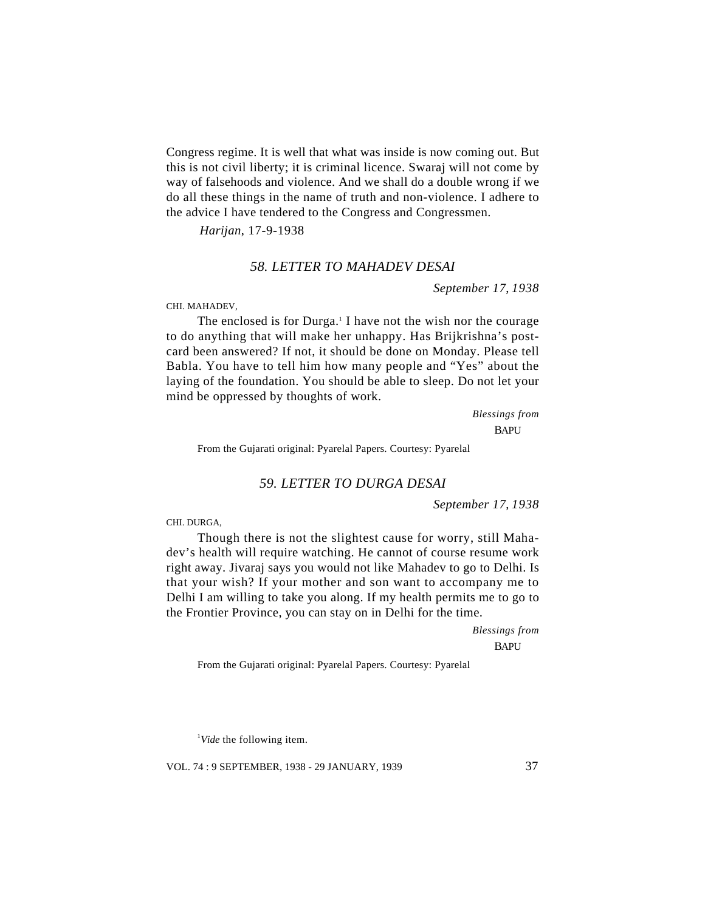Congress regime. It is well that what was inside is now coming out. But this is not civil liberty; it is criminal licence. Swaraj will not come by way of falsehoods and violence. And we shall do a double wrong if we do all these things in the name of truth and non-violence. I adhere to the advice I have tendered to the Congress and Congressmen.

*Harijan*, 17-9-1938

## *58. LETTER TO MAHADEV DESAI*

*September 17, 1938*

CHI. MAHADEV,

The enclosed is for Durga.[1] I have not the wish nor the courage to do anything that will make her unhappy. Has Brijkrishna's post-card been answered? If not, it should be done on Monday. Please tell Babla. You have to tell him how many people and "Yes" about the laying of the foundation. You should be able to sleep. Do not let your mind be oppressed by thoughts of work.

*Blessings from*
BAPU

From the Gujarati original: Pyarelal Papers. Courtesy: Pyarelal

## *59. LETTER TO DURGA DESAI*

*September 17, 1938*

CHI. DURGA,

Though there is not the slightest cause for worry, still Mahadev's health will require watching. He cannot of course resume work right away. Jivaraj says you would not like Mahadev to go to Delhi. Is that your wish? If your mother and son want to accompany me to Delhi I am willing to take you along. If my health permits me to go to the Frontier Province, you can stay on in Delhi for the time.

*Blessings from*
BAPU

From the Gujarati original: Pyarelal Papers. Courtesy: Pyarelal

[1] *Vide* the following item.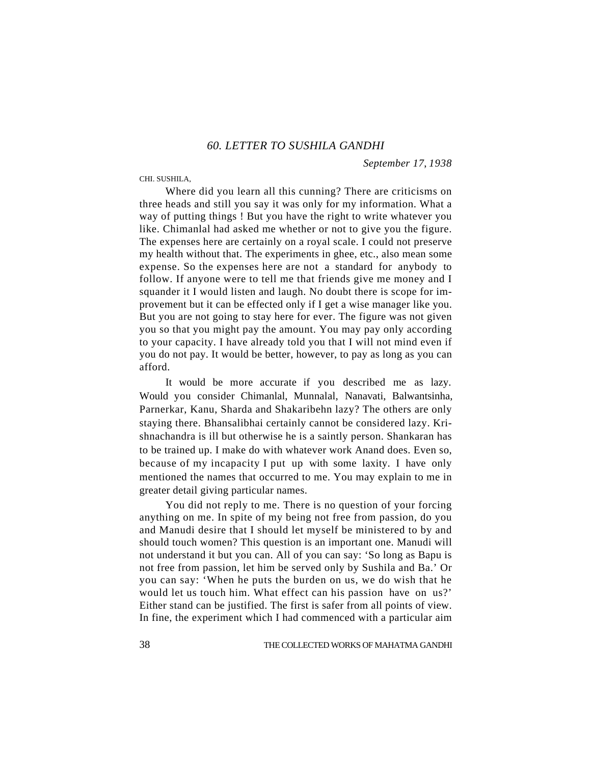## *60. LETTER TO SUSHILA GANDHI*

*September 17, 1938*

CHI. SUSHILA,

Where did you learn all this cunning? There are criticisms on three heads and still you say it was only for my information. What a way of putting things ! But you have the right to write whatever you like. Chimanlal had asked me whether or not to give you the figure. The expenses here are certainly on a royal scale. I could not preserve my health without that. The experiments in ghee, etc., also mean some expense. So the expenses here are not a standard for anybody to follow. If anyone were to tell me that friends give me money and I squander it I would listen and laugh. No doubt there is scope for improvement but it can be effected only if I get a wise manager like you. But you are not going to stay here for ever. The figure was not given you so that you might pay the amount. You may pay only according to your capacity. I have already told you that I will not mind even if you do not pay. It would be better, however, to pay as long as you can afford.

It would be more accurate if you described me as lazy. Would you consider Chimanlal, Munnalal, Nanavati, Balwantsinha, Parnerkar, Kanu, Sharda and Shakaribehn lazy? The others are only staying there. Bhansalibhai certainly cannot be considered lazy. Krishnachandra is ill but otherwise he is a saintly person. Shankaran has to be trained up. I make do with whatever work Anand does. Even so, because of my incapacity I put up with some laxity. I have only mentioned the names that occurred to me. You may explain to me in greater detail giving particular names.

You did not reply to me. There is no question of your forcing anything on me. In spite of my being not free from passion, do you and Manudi desire that I should let myself be ministered to by and should touch women? This question is an important one. Manudi will not understand it but you can. All of you can say: 'So long as Bapu is not free from passion, let him be served only by Sushila and Ba.' Or you can say: 'When he puts the burden on us, we do wish that he would let us touch him. What effect can his passion have on us?' Either stand can be justified. The first is safer from all points of view. In fine, the experiment which I had commenced with a particular aim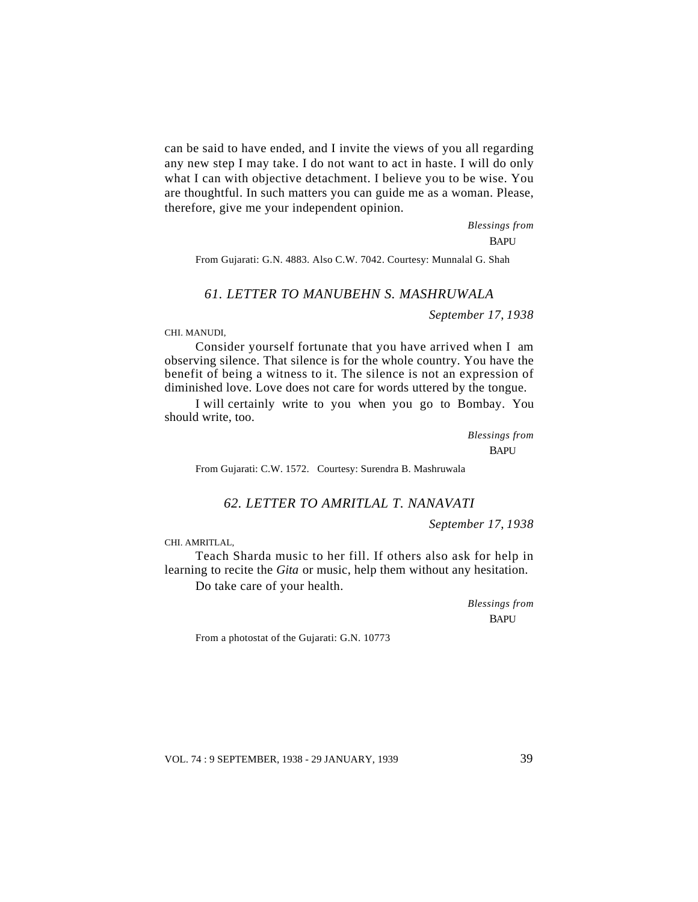can be said to have ended, and I invite the views of you all regarding any new step I may take. I do not want to act in haste. I will do only what I can with objective detachment. I believe you to be wise. You are thoughtful. In such matters you can guide me as a woman. Please, therefore, give me your independent opinion.

*Blessings from*
BAPU

From Gujarati: G.N. 4883. Also C.W. 7042. Courtesy: Munnalal G. Shah

## *61. LETTER TO MANUBEHN S. MASHRUWALA*

*September 17, 1938*

CHI. MANUDI,

Consider yourself fortunate that you have arrived when I am observing silence. That silence is for the whole country. You have the benefit of being a witness to it. The silence is not an expression of diminished love. Love does not care for words uttered by the tongue.

I will certainly write to you when you go to Bombay. You should write, too.

*Blessings from*
BAPU

From Gujarati: C.W. 1572. Courtesy: Surendra B. Mashruwala

## *62. LETTER TO AMRITLAL T. NANAVATI*

*September 17, 1938*

CHI. AMRITLAL,

Teach Sharda music to her fill. If others also ask for help in learning to recite the *Gita* or music, help them without any hesitation.

Do take care of your health.

*Blessings from*
BAPU

From a photostat of the Gujarati: G.N. 10773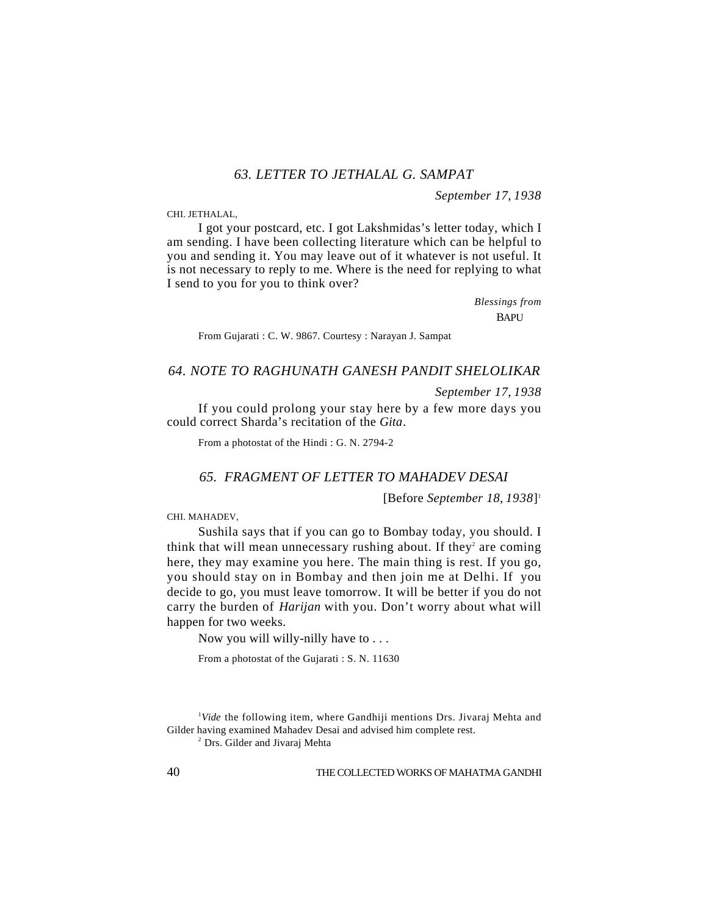### *63. LETTER TO JETHALAL G. SAMPAT*

*September 17, 1938*

CHI. JETHALAL,

I got your postcard, etc. I got Lakshmidas's letter today, which I am sending. I have been collecting literature which can be helpful to you and sending it. You may leave out of it whatever is not useful. It is not necessary to reply to me. Where is the need for replying to what I send to you for you to think over?

*Blessings from*
BAPU

From Gujarati : C. W. 9867. Courtesy : Narayan J. Sampat

### *64. NOTE TO RAGHUNATH GANESH PANDIT SHELOLIKAR*

*September 17, 1938*

If you could prolong your stay here by a few more days you could correct Sharda's recitation of the *Gita*.

From a photostat of the Hindi : G. N. 2794-2

### *65. FRAGMENT OF LETTER TO MAHADEV DESAI*

[Before *September 18, 1938*][1]

CHI. MAHADEV,

Sushila says that if you can go to Bombay today, you should. I think that will mean unnecessary rushing about. If they[2] are coming here, they may examine you here. The main thing is rest. If you go, you should stay on in Bombay and then join me at Delhi. If you decide to go, you must leave tomorrow. It will be better if you do not carry the burden of *Harijan* with you. Don't worry about what will happen for two weeks.

Now you will willy-nilly have to . . .

From a photostat of the Gujarati : S. N. 11630

[1] *Vide* the following item, where Gandhiji mentions Drs. Jivaraj Mehta and Gilder having examined Mahadev Desai and advised him complete rest.

[2] Drs. Gilder and Jivaraj Mehta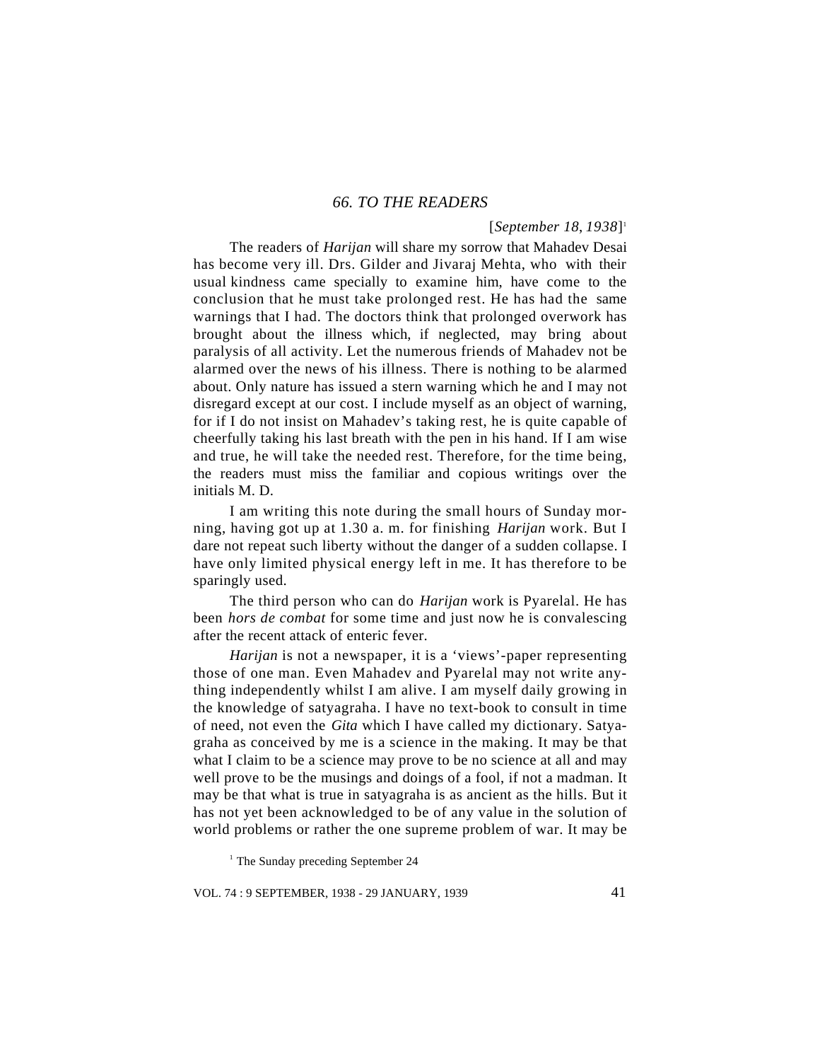## 66. TO THE READERS

[*September 18, 1938*][1]

The readers of *Harijan* will share my sorrow that Mahadev Desai has become very ill. Drs. Gilder and Jivaraj Mehta, who with their usual kindness came specially to examine him, have come to the conclusion that he must take prolonged rest. He has had the same warnings that I had. The doctors think that prolonged overwork has brought about the illness which, if neglected, may bring about paralysis of all activity. Let the numerous friends of Mahadev not be alarmed over the news of his illness. There is nothing to be alarmed about. Only nature has issued a stern warning which he and I may not disregard except at our cost. I include myself as an object of warning, for if I do not insist on Mahadev's taking rest, he is quite capable of cheerfully taking his last breath with the pen in his hand. If I am wise and true, he will take the needed rest. Therefore, for the time being, the readers must miss the familiar and copious writings over the initials M. D.

I am writing this note during the small hours of Sunday morning, having got up at 1.30 a. m. for finishing *Harijan* work. But I dare not repeat such liberty without the danger of a sudden collapse. I have only limited physical energy left in me. It has therefore to be sparingly used.

The third person who can do *Harijan* work is Pyarelal. He has been *hors de combat* for some time and just now he is convalescing after the recent attack of enteric fever.

*Harijan* is not a newspaper, it is a 'views'-paper representing those of one man. Even Mahadev and Pyarelal may not write anything independently whilst I am alive. I am myself daily growing in the knowledge of satyagraha. I have no text-book to consult in time of need, not even the *Gita* which I have called my dictionary. Satyagraha as conceived by me is a science in the making. It may be that what I claim to be a science may prove to be no science at all and may well prove to be the musings and doings of a fool, if not a madman. It may be that what is true in satyagraha is as ancient as the hills. But it has not yet been acknowledged to be of any value in the solution of world problems or rather the one supreme problem of war. It may be

[1] The Sunday preceding September 24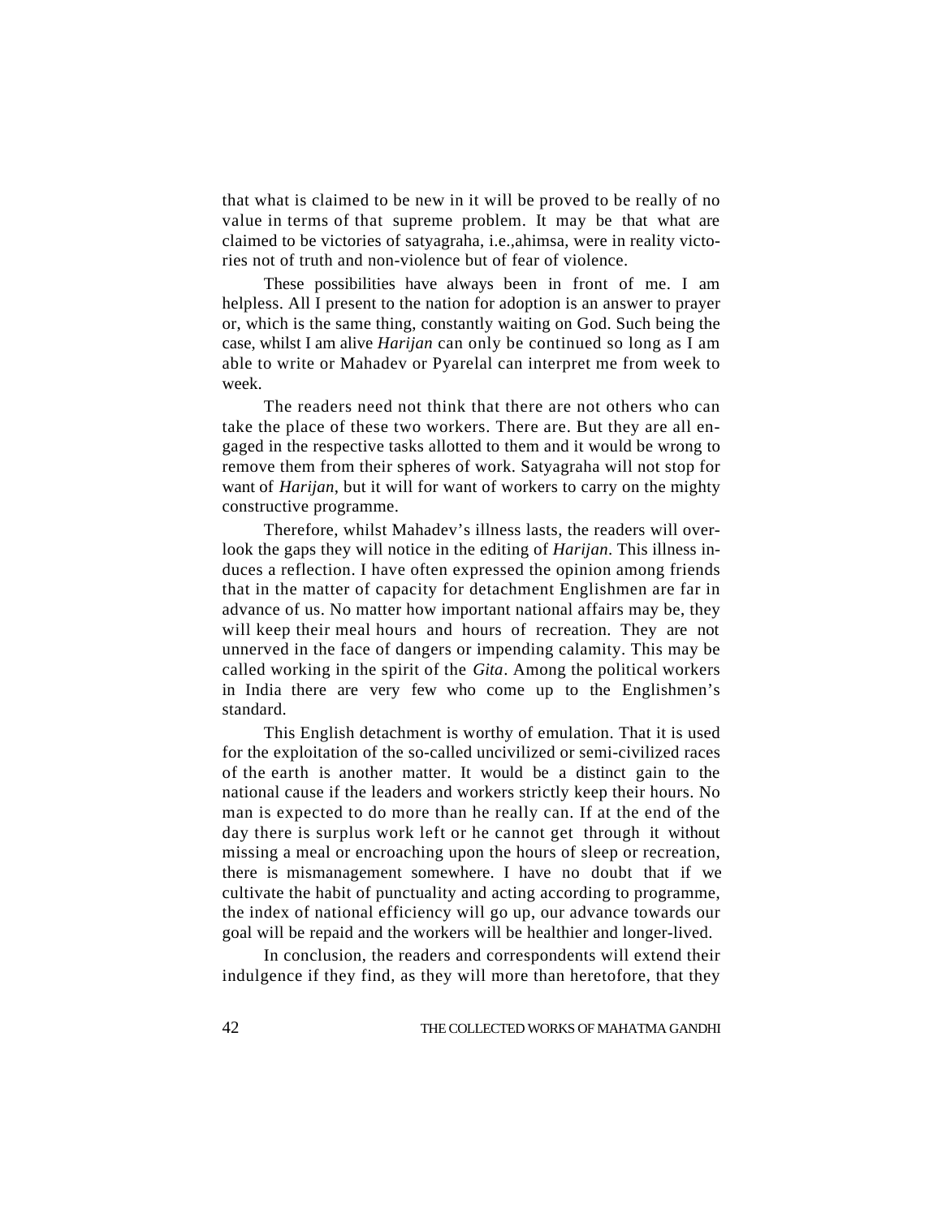that what is claimed to be new in it will be proved to be really of no value in terms of that supreme problem. It may be that what are claimed to be victories of satyagraha, i.e.,ahimsa, were in reality victories not of truth and non-violence but of fear of violence.

These possibilities have always been in front of me. I am helpless. All I present to the nation for adoption is an answer to prayer or, which is the same thing, constantly waiting on God. Such being the case, whilst I am alive *Harijan* can only be continued so long as I am able to write or Mahadev or Pyarelal can interpret me from week to week.

The readers need not think that there are not others who can take the place of these two workers. There are. But they are all engaged in the respective tasks allotted to them and it would be wrong to remove them from their spheres of work. Satyagraha will not stop for want of *Harijan*, but it will for want of workers to carry on the mighty constructive programme.

Therefore, whilst Mahadev's illness lasts, the readers will overlook the gaps they will notice in the editing of *Harijan*. This illness induces a reflection. I have often expressed the opinion among friends that in the matter of capacity for detachment Englishmen are far in advance of us. No matter how important national affairs may be, they will keep their meal hours and hours of recreation. They are not unnerved in the face of dangers or impending calamity. This may be called working in the spirit of the *Gita*. Among the political workers in India there are very few who come up to the Englishmen's standard.

This English detachment is worthy of emulation. That it is used for the exploitation of the so-called uncivilized or semi-civilized races of the earth is another matter. It would be a distinct gain to the national cause if the leaders and workers strictly keep their hours. No man is expected to do more than he really can. If at the end of the day there is surplus work left or he cannot get through it without missing a meal or encroaching upon the hours of sleep or recreation, there is mismanagement somewhere. I have no doubt that if we cultivate the habit of punctuality and acting according to programme, the index of national efficiency will go up, our advance towards our goal will be repaid and the workers will be healthier and longer-lived.

In conclusion, the readers and correspondents will extend their indulgence if they find, as they will more than heretofore, that they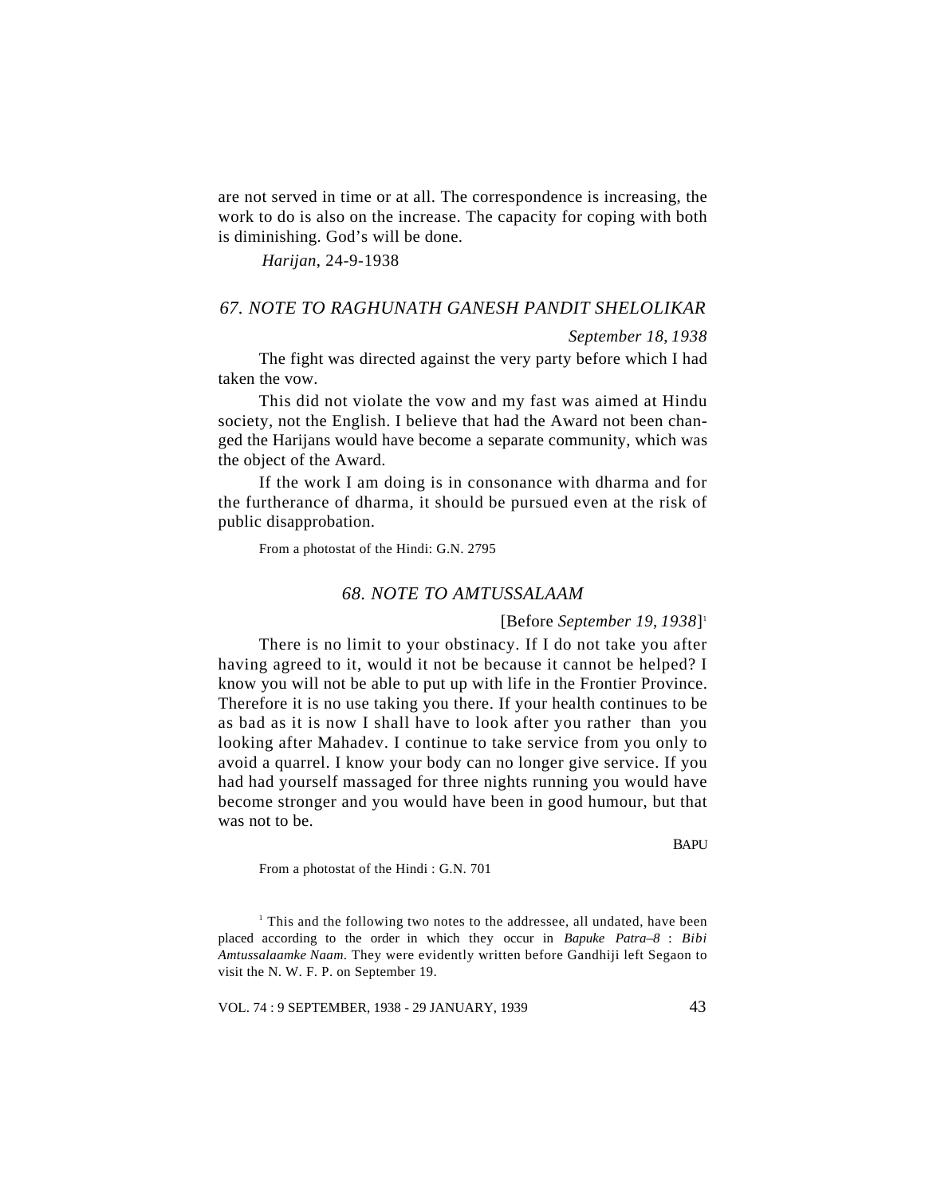are not served in time or at all. The correspondence is increasing, the work to do is also on the increase. The capacity for coping with both is diminishing. God's will be done.

*Harijan*, 24-9-1938

## *67. NOTE TO RAGHUNATH GANESH PANDIT SHELOLIKAR*

*September 18, 1938*

The fight was directed against the very party before which I had taken the vow.

This did not violate the vow and my fast was aimed at Hindu society, not the English. I believe that had the Award not been changed the Harijans would have become a separate community, which was the object of the Award.

If the work I am doing is in consonance with dharma and for the furtherance of dharma, it should be pursued even at the risk of public disapprobation.

From a photostat of the Hindi: G.N. 2795

## *68. NOTE TO AMTUSSALAAM*

[Before *September 19, 1938*][1]

There is no limit to your obstinacy. If I do not take you after having agreed to it, would it not be because it cannot be helped? I know you will not be able to put up with life in the Frontier Province. Therefore it is no use taking you there. If your health continues to be as bad as it is now I shall have to look after you rather than you looking after Mahadev. I continue to take service from you only to avoid a quarrel. I know your body can no longer give service. If you had had yourself massaged for three nights running you would have become stronger and you would have been in good humour, but that was not to be.

BAPU

From a photostat of the Hindi : G.N. 701

[1] This and the following two notes to the addressee, all undated, have been placed according to the order in which they occur in *Bapuke Patra–8* : *Bibi Amtussalaamke Naam*. They were evidently written before Gandhiji left Segaon to visit the N. W. F. P. on September 19.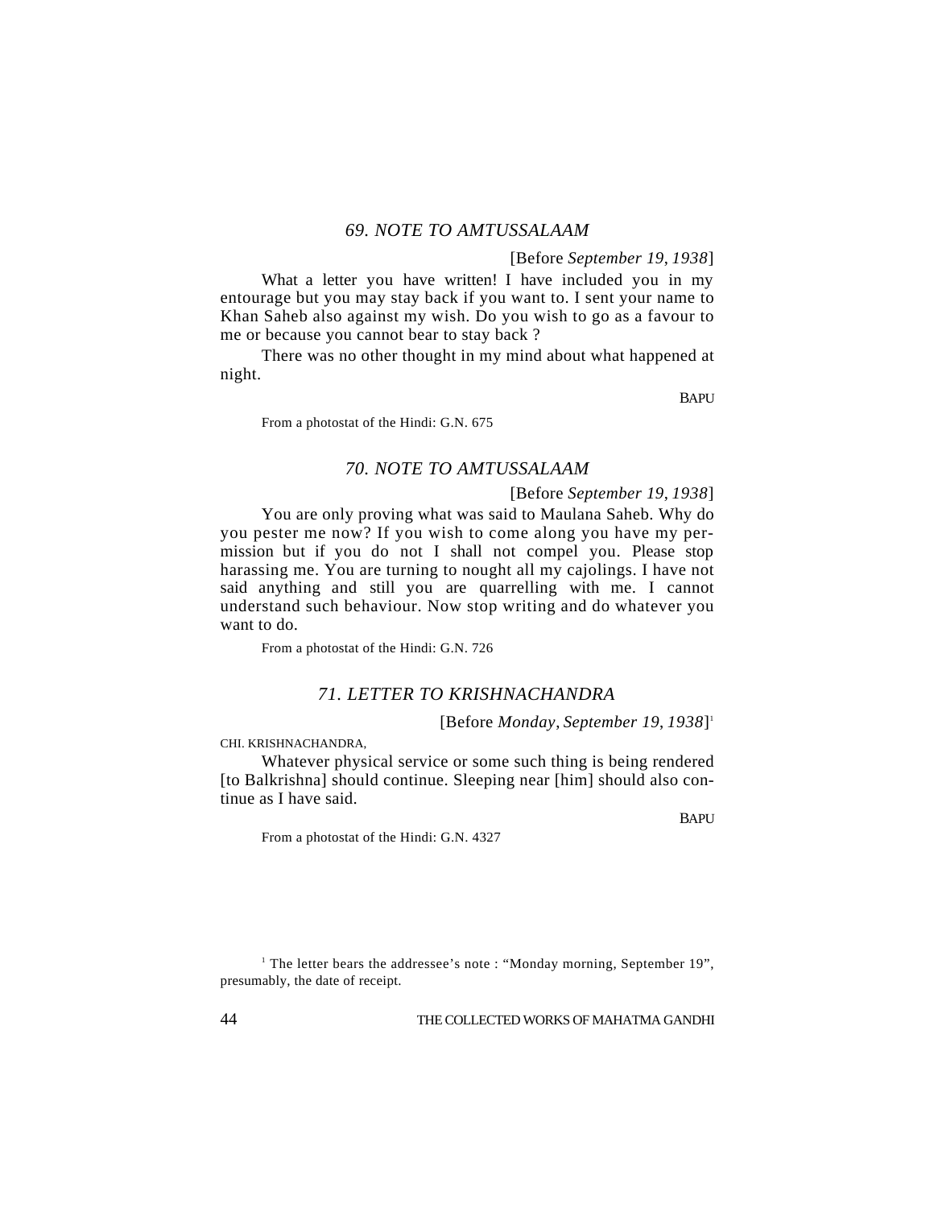### *69. NOTE TO AMTUSSALAAM*

[Before *September 19*, *1938*]

What a letter you have written! I have included you in my entourage but you may stay back if you want to. I sent your name to Khan Saheb also against my wish. Do you wish to go as a favour to me or because you cannot bear to stay back ?

There was no other thought in my mind about what happened at night.

BAPU

From a photostat of the Hindi: G.N. 675

### *70. NOTE TO AMTUSSALAAM*

[Before *September 19*, *1938*]

You are only proving what was said to Maulana Saheb. Why do you pester me now? If you wish to come along you have my permission but if you do not I shall not compel you. Please stop harassing me. You are turning to nought all my cajolings. I have not said anything and still you are quarrelling with me. I cannot understand such behaviour. Now stop writing and do whatever you want to do.

From a photostat of the Hindi: G.N. 726

### *71. LETTER TO KRISHNACHANDRA*

[Before *Monday*, *September 19*, *1938*][1]

CHI. KRISHNACHANDRA,

Whatever physical service or some such thing is being rendered [to Balkrishna] should continue. Sleeping near [him] should also continue as I have said.

BAPU

From a photostat of the Hindi: G.N. 4327

---

[1] The letter bears the addressee's note : "Monday morning, September 19", presumably, the date of receipt.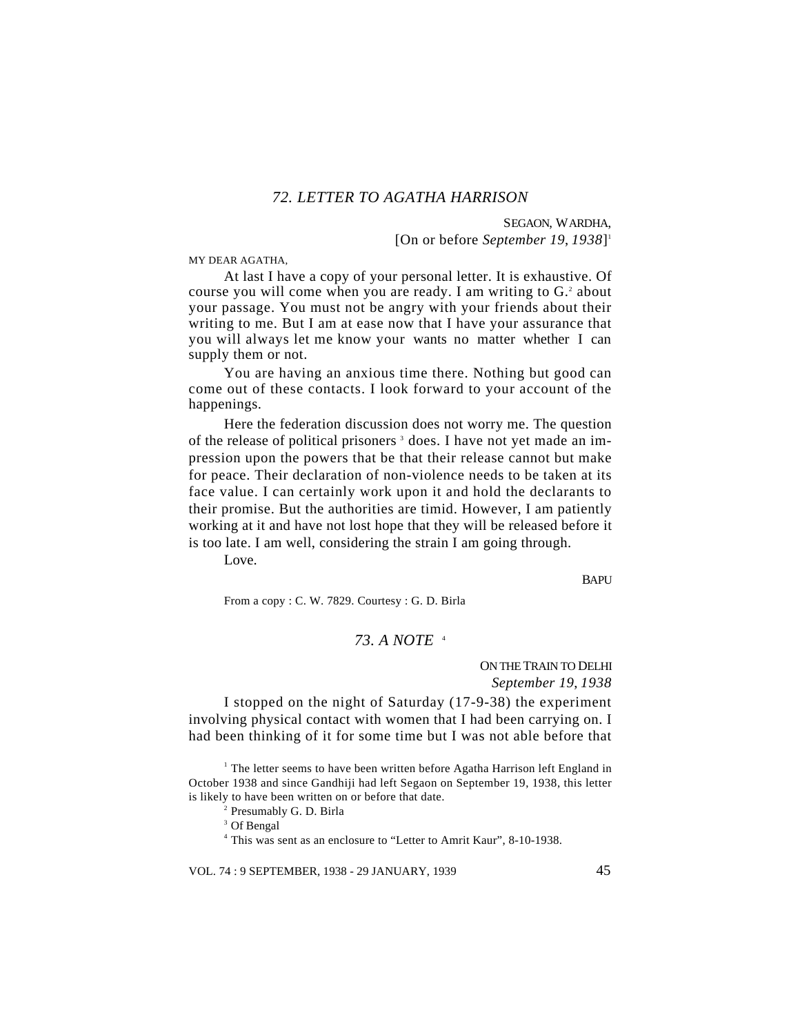## *72. LETTER TO AGATHA HARRISON*

SEGAON, WARDHA,
[On or before *September 19, 1938*][1]

MY DEAR AGATHA,

At last I have a copy of your personal letter. It is exhaustive. Of course you will come when you are ready. I am writing to G.[2] about your passage. You must not be angry with your friends about their writing to me. But I am at ease now that I have your assurance that you will always let me know your wants no matter whether I can supply them or not.

You are having an anxious time there. Nothing but good can come out of these contacts. I look forward to your account of the happenings.

Here the federation discussion does not worry me. The question of the release of political prisoners [3] does. I have not yet made an impression upon the powers that be that their release cannot but make for peace. Their declaration of non-violence needs to be taken at its face value. I can certainly work upon it and hold the declarants to their promise. But the authorities are timid. However, I am patiently working at it and have not lost hope that they will be released before it is too late. I am well, considering the strain I am going through.

Love.

BAPU

From a copy : C. W. 7829. Courtesy : G. D. Birla

## *73. A NOTE* [4]

ON THE TRAIN TO DELHI
*September 19, 1938*

I stopped on the night of Saturday (17-9-38) the experiment involving physical contact with women that I had been carrying on. I had been thinking of it for some time but I was not able before that

---

[1] The letter seems to have been written before Agatha Harrison left England in October 1938 and since Gandhiji had left Segaon on September 19, 1938, this letter is likely to have been written on or before that date.

[2] Presumably G. D. Birla

[3] Of Bengal

[4] This was sent as an enclosure to "Letter to Amrit Kaur", 8-10-1938.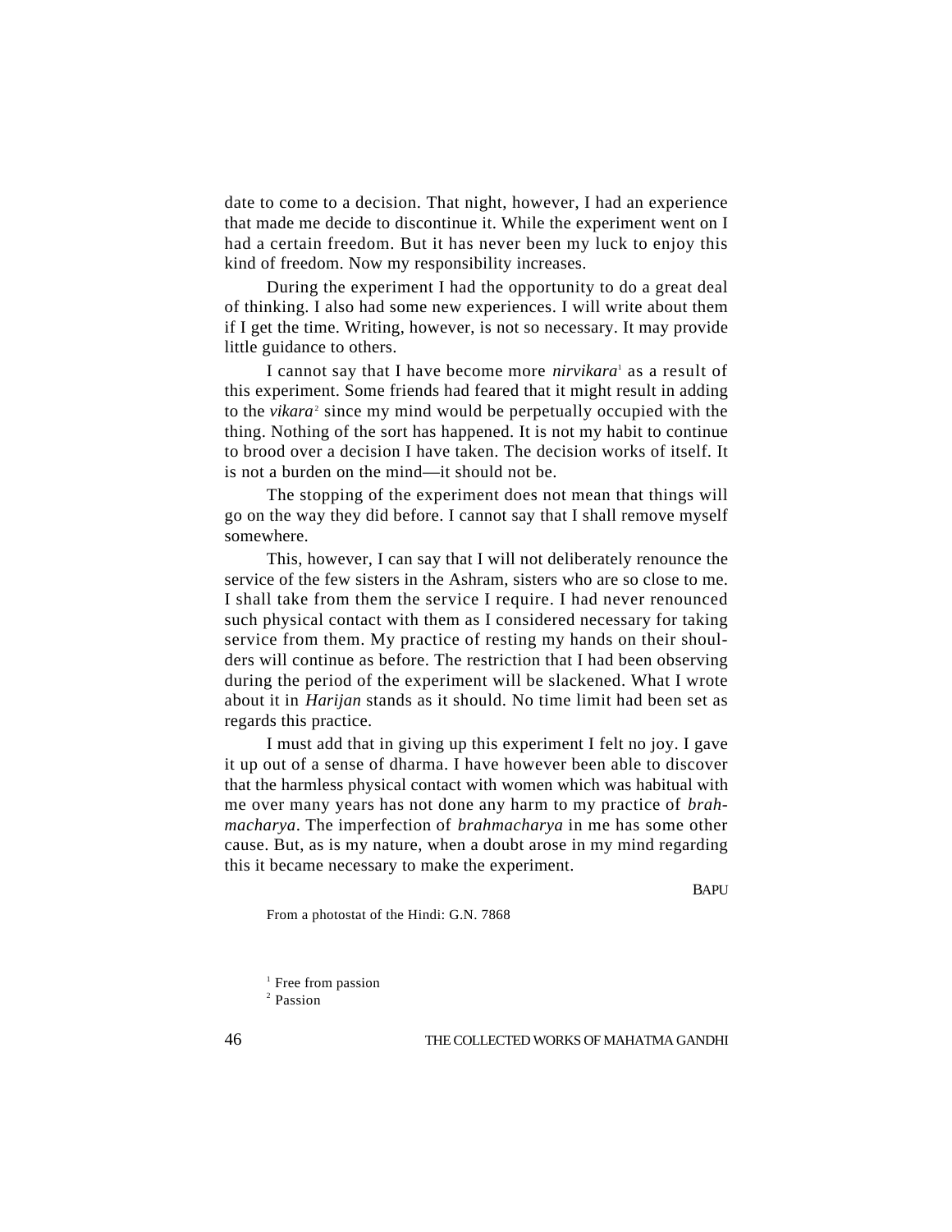date to come to a decision. That night, however, I had an experience that made me decide to discontinue it. While the experiment went on I had a certain freedom. But it has never been my luck to enjoy this kind of freedom. Now my responsibility increases.

During the experiment I had the opportunity to do a great deal of thinking. I also had some new experiences. I will write about them if I get the time. Writing, however, is not so necessary. It may provide little guidance to others.

I cannot say that I have become more *nirvikara*[1] as a result of this experiment. Some friends had feared that it might result in adding to the *vikara*[2] since my mind would be perpetually occupied with the thing. Nothing of the sort has happened. It is not my habit to continue to brood over a decision I have taken. The decision works of itself. It is not a burden on the mind—it should not be.

The stopping of the experiment does not mean that things will go on the way they did before. I cannot say that I shall remove myself somewhere.

This, however, I can say that I will not deliberately renounce the service of the few sisters in the Ashram, sisters who are so close to me. I shall take from them the service I require. I had never renounced such physical contact with them as I considered necessary for taking service from them. My practice of resting my hands on their shoulders will continue as before. The restriction that I had been observing during the period of the experiment will be slackened. What I wrote about it in *Harijan* stands as it should. No time limit had been set as regards this practice.

I must add that in giving up this experiment I felt no joy. I gave it up out of a sense of dharma. I have however been able to discover that the harmless physical contact with women which was habitual with me over many years has not done any harm to my practice of *brahmacharya*. The imperfection of *brahmacharya* in me has some other cause. But, as is my nature, when a doubt arose in my mind regarding this it became necessary to make the experiment.

BAPU

From a photostat of the Hindi: G.N. 7868

[1] Free from passion

[2] Passion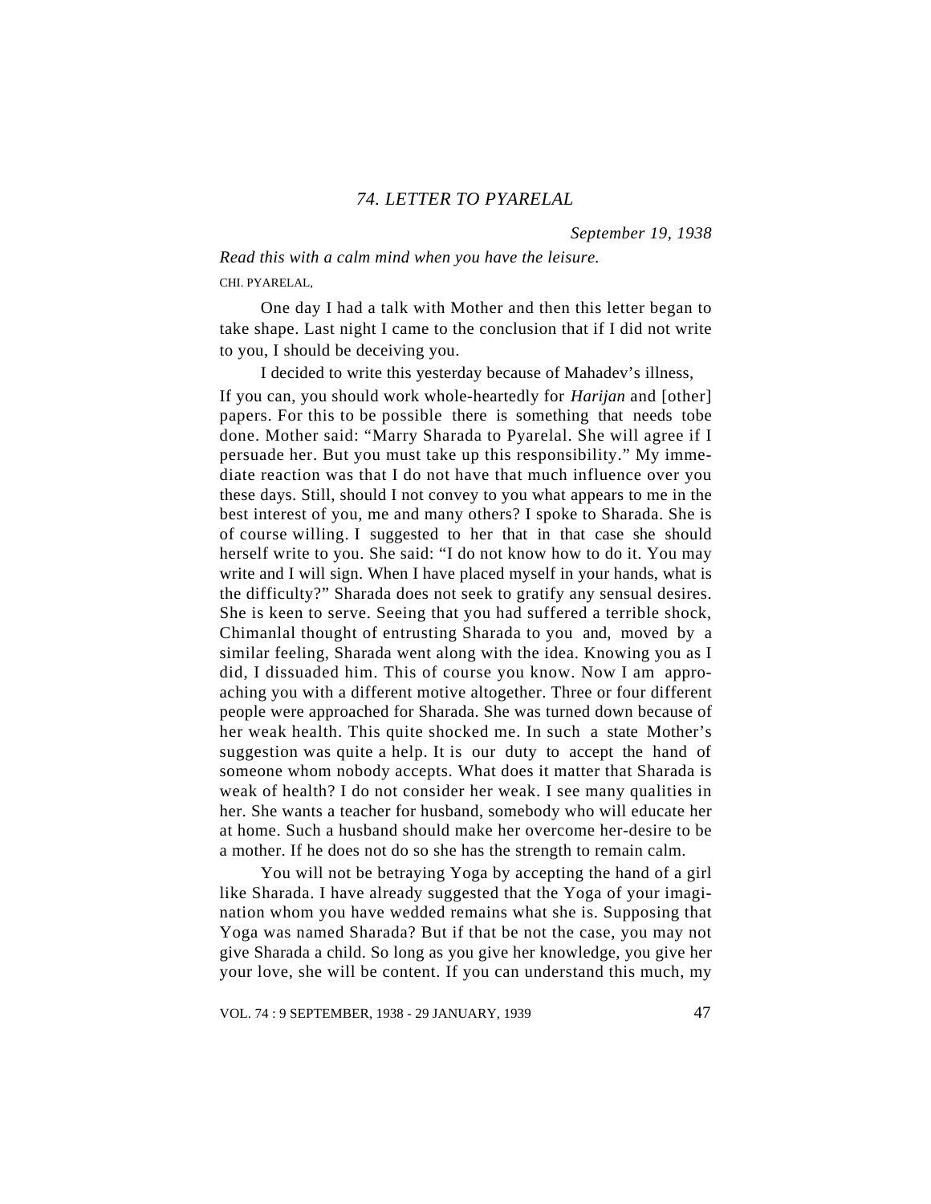## *74. LETTER TO PYARELAL*

*September 19, 1938*

*Read this with a calm mind when you have the leisure.*

CHI. PYARELAL,

One day I had a talk with Mother and then this letter began to take shape. Last night I came to the conclusion that if I did not write to you, I should be deceiving you.

I decided to write this yesterday because of Mahadev's illness, If you can, you should work whole-heartedly for *Harijan* and [other] papers. For this to be possible there is something that needs tobe done. Mother said: "Marry Sharada to Pyarelal. She will agree if I persuade her. But you must take up this responsibility." My immediate reaction was that I do not have that much influence over you these days. Still, should I not convey to you what appears to me in the best interest of you, me and many others? I spoke to Sharada. She is of course willing. I suggested to her that in that case she should herself write to you. She said: "I do not know how to do it. You may write and I will sign. When I have placed myself in your hands, what is the difficulty?" Sharada does not seek to gratify any sensual desires. She is keen to serve. Seeing that you had suffered a terrible shock, Chimanlal thought of entrusting Sharada to you and, moved by a similar feeling, Sharada went along with the idea. Knowing you as I did, I dissuaded him. This of course you know. Now I am approaching you with a different motive altogether. Three or four different people were approached for Sharada. She was turned down because of her weak health. This quite shocked me. In such a state Mother's suggestion was quite a help. It is our duty to accept the hand of someone whom nobody accepts. What does it matter that Sharada is weak of health? I do not consider her weak. I see many qualities in her. She wants a teacher for husband, somebody who will educate her at home. Such a husband should make her overcome her-desire to be a mother. If he does not do so she has the strength to remain calm.

You will not be betraying Yoga by accepting the hand of a girl like Sharada. I have already suggested that the Yoga of your imagination whom you have wedded remains what she is. Supposing that Yoga was named Sharada? But if that be not the case, you may not give Sharada a child. So long as you give her knowledge, you give her your love, she will be content. If you can understand this much, my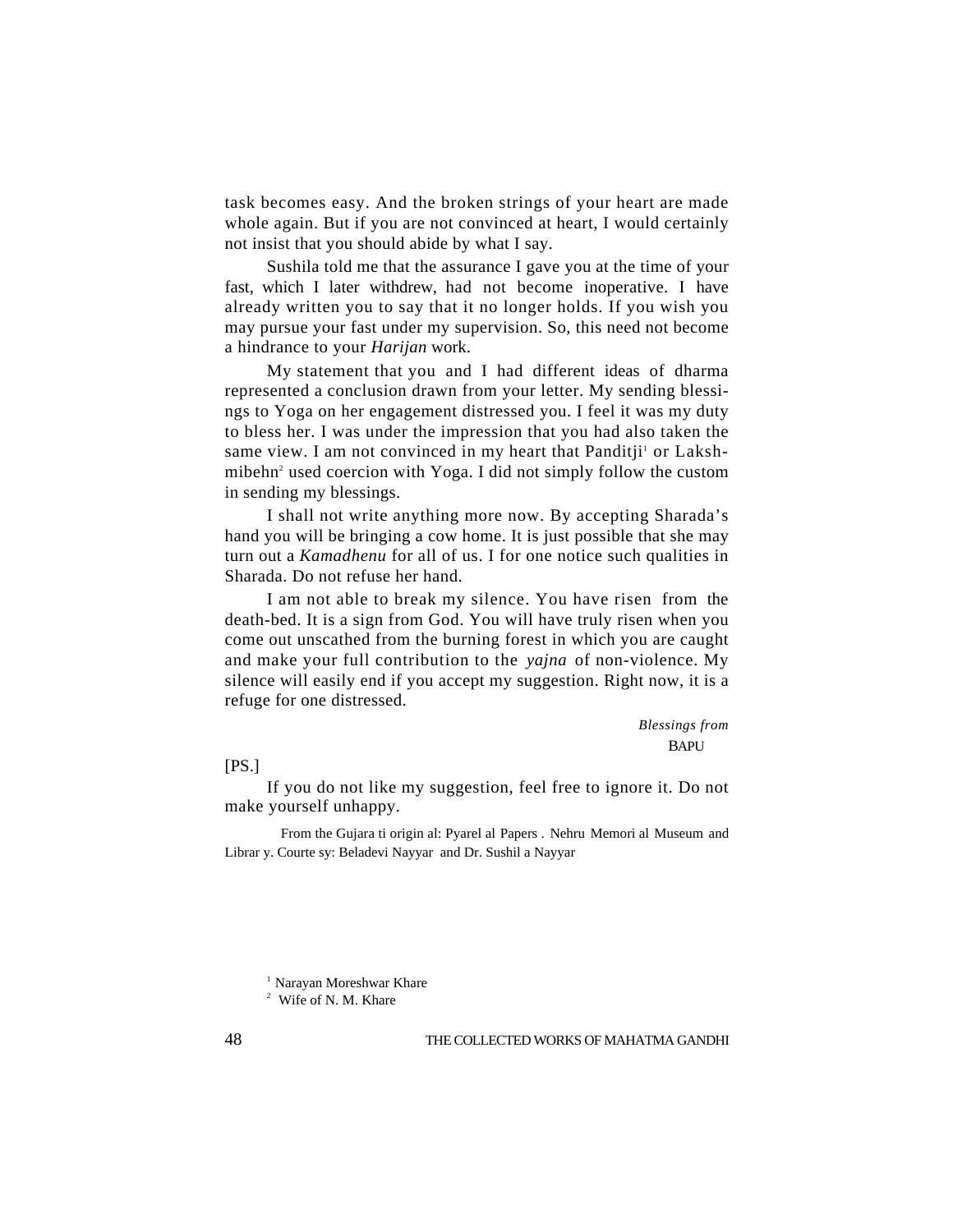task becomes easy. And the broken strings of your heart are made whole again. But if you are not convinced at heart, I would certainly not insist that you should abide by what I say.

Sushila told me that the assurance I gave you at the time of your fast, which I later withdrew, had not become inoperative. I have already written you to say that it no longer holds. If you wish you may pursue your fast under my supervision. So, this need not become a hindrance to your *Harijan* work.

My statement that you and I had different ideas of dharma represented a conclusion drawn from your letter. My sending blessings to Yoga on her engagement distressed you. I feel it was my duty to bless her. I was under the impression that you had also taken the same view. I am not convinced in my heart that Panditji[1] or Lakshmibehn[2] used coercion with Yoga. I did not simply follow the custom in sending my blessings.

I shall not write anything more now. By accepting Sharada's hand you will be bringing a cow home. It is just possible that she may turn out a *Kamadhenu* for all of us. I for one notice such qualities in Sharada. Do not refuse her hand.

I am not able to break my silence. You have risen from the death-bed. It is a sign from God. You will have truly risen when you come out unscathed from the burning forest in which you are caught and make your full contribution to the *yajna* of non-violence. My silence will easily end if you accept my suggestion. Right now, it is a refuge for one distressed.

*Blessings from*
BAPU

[PS.]

If you do not like my suggestion, feel free to ignore it. Do not make yourself unhappy.

From the Gujarati original: Pyarelal Papers. Nehru Memorial Museum and Library. Courtesy: Beladevi Nayyar and Dr. Sushila Nayyar

[1] Narayan Moreshwar Khare

[2] Wife of N. M. Khare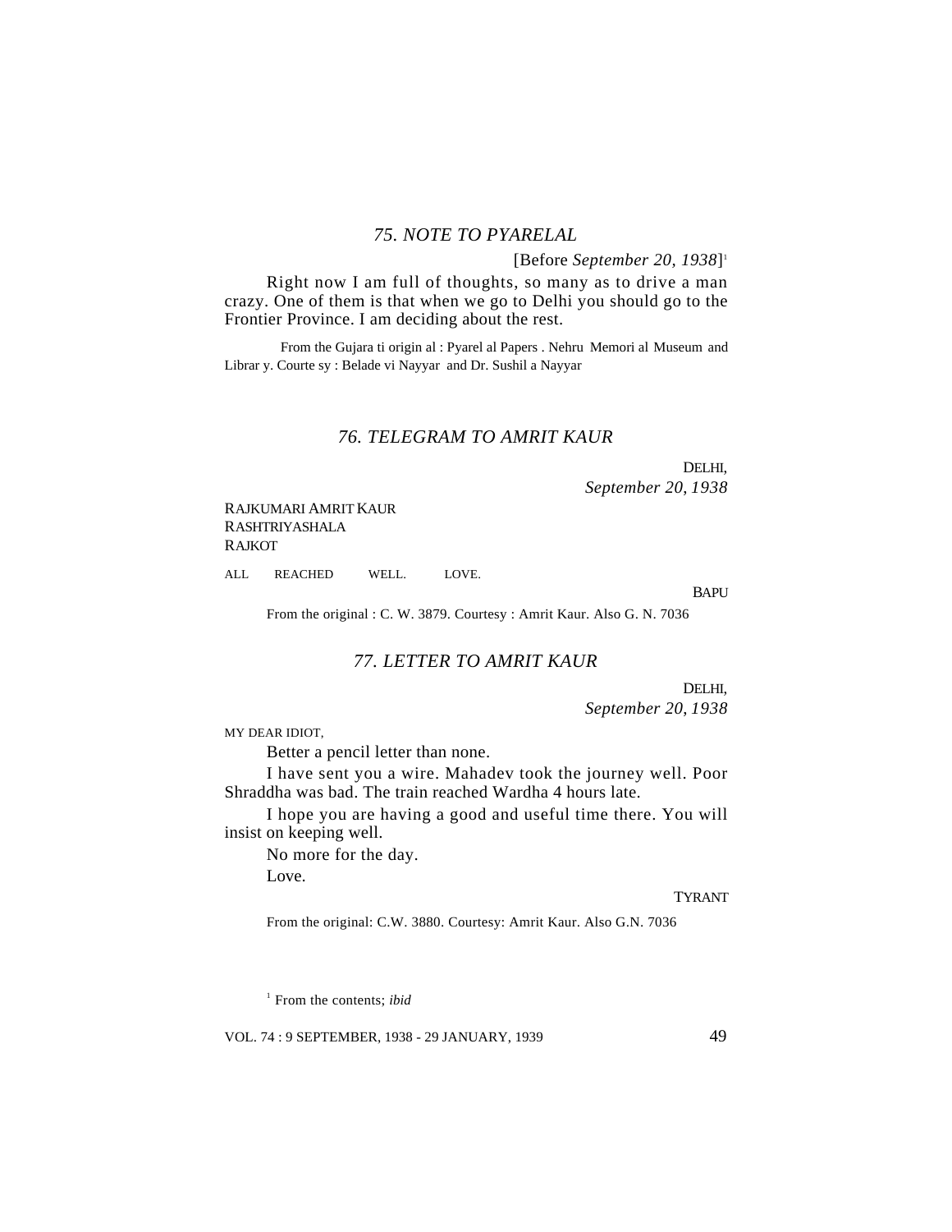## 75. NOTE TO PYARELAL

[Before *September 20, 1938*][1]

Right now I am full of thoughts, so many as to drive a man crazy. One of them is that when we go to Delhi you should go to the Frontier Province. I am deciding about the rest.

From the Gujarati original : Pyarelal Papers . Nehru Memorial Museum and Library. Courtesy : Beladevi Nayyar and Dr. Sushila Nayyar

## 76. TELEGRAM TO AMRIT KAUR

DELHI,
*September 20, 1938*

RAJKUMARI AMRIT KAUR
RASHTRIYASHALA
RAJKOT

ALL REACHED WELL. LOVE.

BAPU

From the original : C. W. 3879. Courtesy : Amrit Kaur. Also G. N. 7036

## 77. LETTER TO AMRIT KAUR

DELHI,
*September 20, 1938*

MY DEAR IDIOT,

Better a pencil letter than none.

I have sent you a wire. Mahadev took the journey well. Poor Shraddha was bad. The train reached Wardha 4 hours late.

I hope you are having a good and useful time there. You will insist on keeping well.

No more for the day.

Love.

TYRANT

From the original: C.W. 3880. Courtesy: Amrit Kaur. Also G.N. 7036

[1] From the contents; *ibid*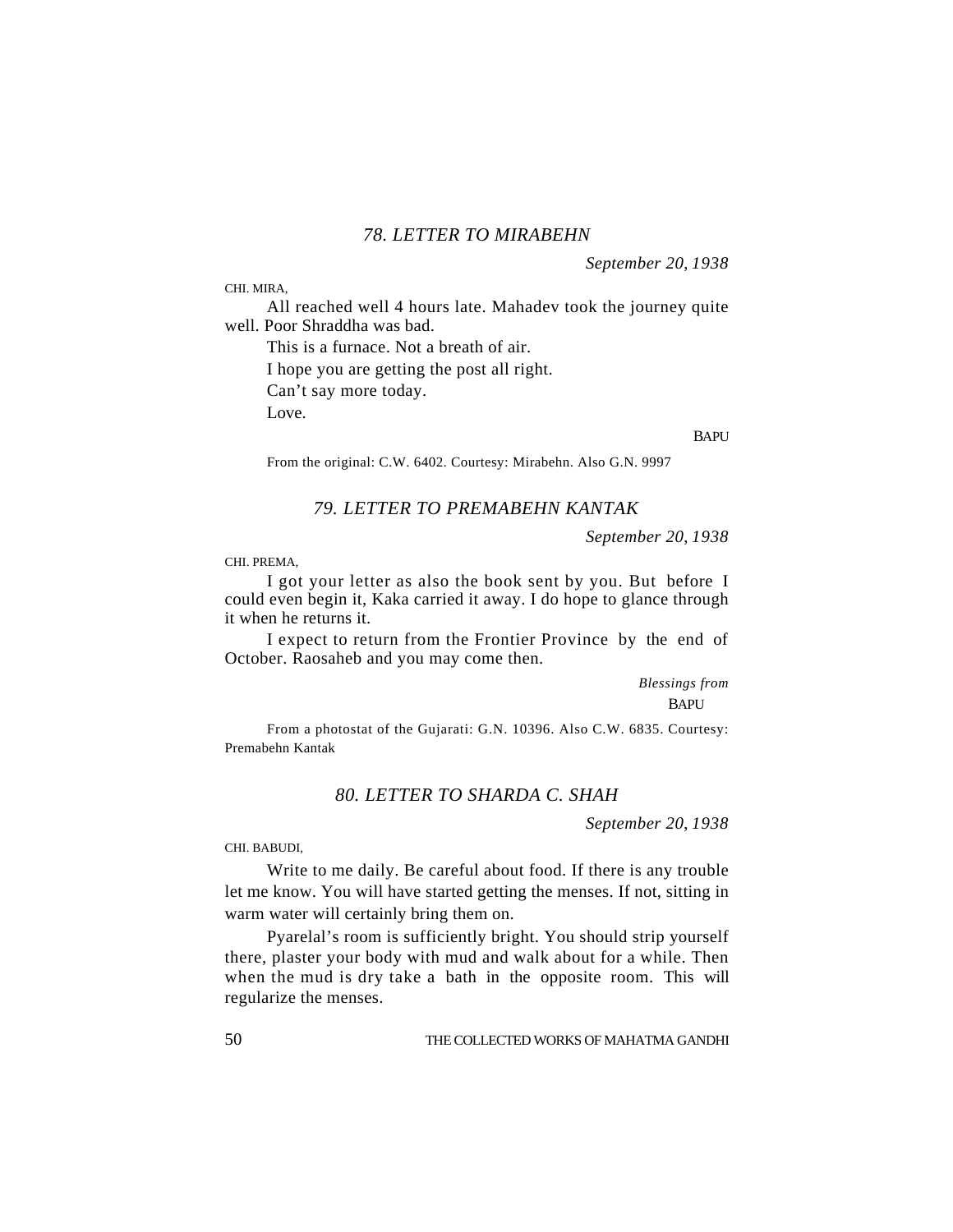## *78. LETTER TO MIRABEHN*

*September 20, 1938*

CHI. MIRA,

All reached well 4 hours late. Mahadev took the journey quite well. Poor Shraddha was bad.

This is a furnace. Not a breath of air.

I hope you are getting the post all right.

Can't say more today.

Love.

BAPU

From the original: C.W. 6402. Courtesy: Mirabehn. Also G.N. 9997

## *79. LETTER TO PREMABEHN KANTAK*

*September 20, 1938*

CHI. PREMA,

I got your letter as also the book sent by you. But before I could even begin it, Kaka carried it away. I do hope to glance through it when he returns it.

I expect to return from the Frontier Province by the end of October. Raosaheb and you may come then.

*Blessings from*

BAPU

From a photostat of the Gujarati: G.N. 10396. Also C.W. 6835. Courtesy: Premabehn Kantak

## *80. LETTER TO SHARDA C. SHAH*

*September 20, 1938*

CHI. BABUDI,

Write to me daily. Be careful about food. If there is any trouble let me know. You will have started getting the menses. If not, sitting in warm water will certainly bring them on.

Pyarelal's room is sufficiently bright. You should strip yourself there, plaster your body with mud and walk about for a while. Then when the mud is dry take a bath in the opposite room. This will regularize the menses.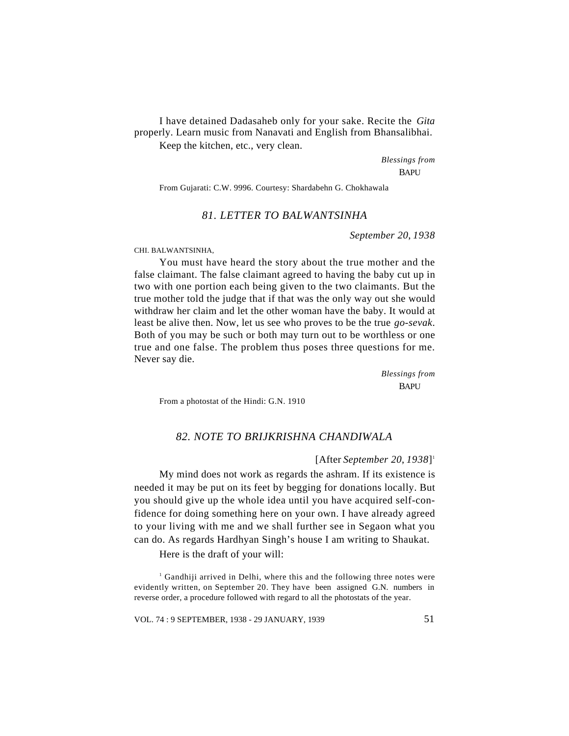I have detained Dadasaheb only for your sake. Recite the *Gita* properly. Learn music from Nanavati and English from Bhansalibhai.

Keep the kitchen, etc., very clean.

*Blessings from*
BAPU

From Gujarati: C.W. 9996. Courtesy: Shardabehn G. Chokhawala

## *81. LETTER TO BALWANTSINHA*

*September 20, 1938*

CHI. BALWANTSINHA,

You must have heard the story about the true mother and the false claimant. The false claimant agreed to having the baby cut up in two with one portion each being given to the two claimants. But the true mother told the judge that if that was the only way out she would withdraw her claim and let the other woman have the baby. It would at least be alive then. Now, let us see who proves to be the true *go-sevak*. Both of you may be such or both may turn out to be worthless or one true and one false. The problem thus poses three questions for me. Never say die.

*Blessings from*
BAPU

From a photostat of the Hindi: G.N. 1910

## *82. NOTE TO BRIJKRISHNA CHANDIWALA*

[After *September 20, 1938*][1]

My mind does not work as regards the ashram. If its existence is needed it may be put on its feet by begging for donations locally. But you should give up the whole idea until you have acquired self-confidence for doing something here on your own. I have already agreed to your living with me and we shall further see in Segaon what you can do. As regards Hardhyan Singh's house I am writing to Shaukat.

Here is the draft of your will:

[1] Gandhiji arrived in Delhi, where this and the following three notes were evidently written, on September 20. They have been assigned G.N. numbers in reverse order, a procedure followed with regard to all the photostats of the year.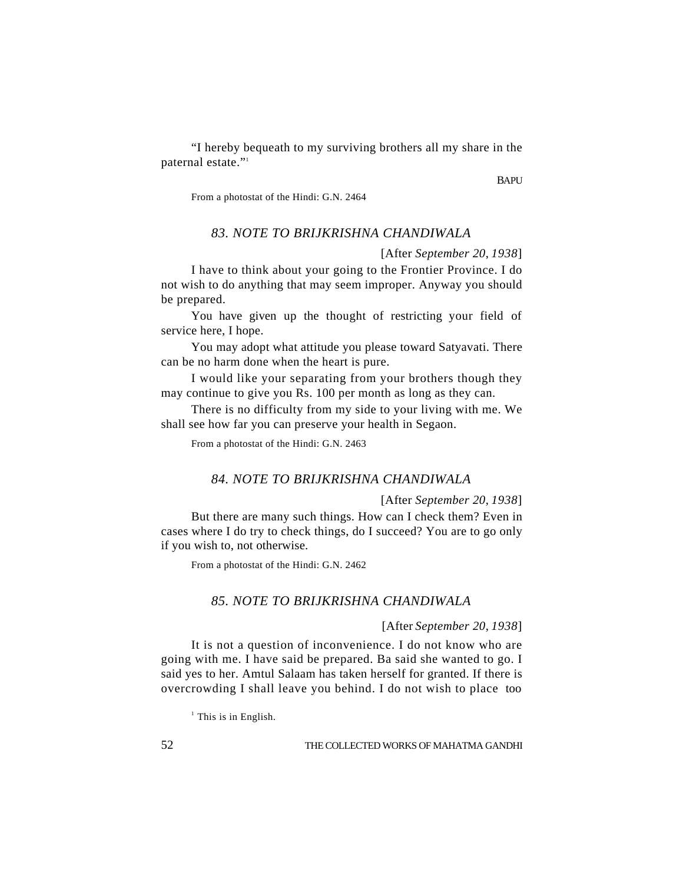"I hereby bequeath to my surviving brothers all my share in the paternal estate."[1]

BAPU

From a photostat of the Hindi: G.N. 2464

## *83. NOTE TO BRIJKRISHNA CHANDIWALA*

[After *September 20, 1938*]

I have to think about your going to the Frontier Province. I do not wish to do anything that may seem improper. Anyway you should be prepared.

You have given up the thought of restricting your field of service here, I hope.

You may adopt what attitude you please toward Satyavati. There can be no harm done when the heart is pure.

I would like your separating from your brothers though they may continue to give you Rs. 100 per month as long as they can.

There is no difficulty from my side to your living with me. We shall see how far you can preserve your health in Segaon.

From a photostat of the Hindi: G.N. 2463

## *84. NOTE TO BRIJKRISHNA CHANDIWALA*

[After *September 20, 1938*]

But there are many such things. How can I check them? Even in cases where I do try to check things, do I succeed? You are to go only if you wish to, not otherwise.

From a photostat of the Hindi: G.N. 2462

## *85. NOTE TO BRIJKRISHNA CHANDIWALA*

[After *September 20, 1938*]

It is not a question of inconvenience. I do not know who are going with me. I have said be prepared. Ba said she wanted to go. I said yes to her. Amtul Salaam has taken herself for granted. If there is overcrowding I shall leave you behind. I do not wish to place too

[1] This is in English.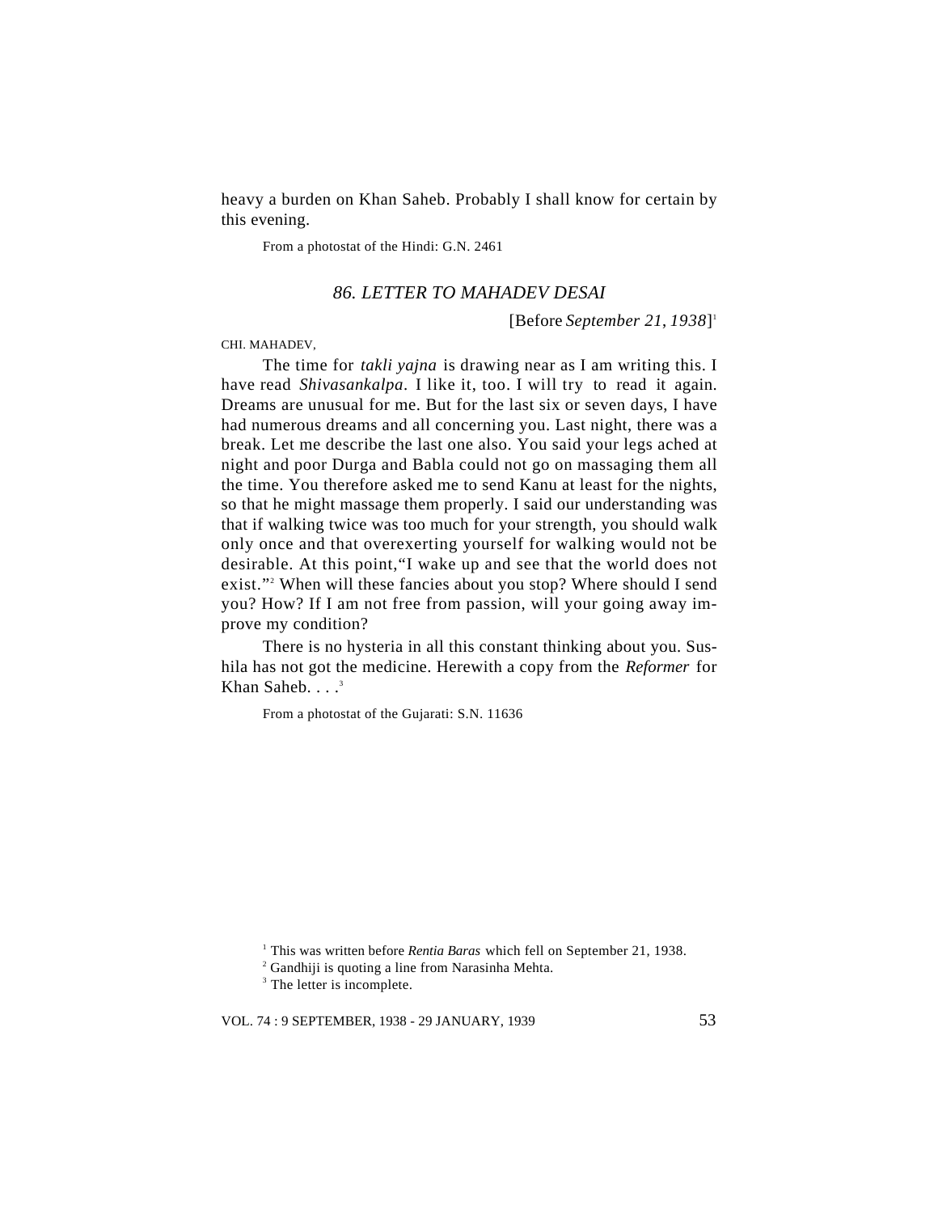heavy a burden on Khan Saheb. Probably I shall know for certain by this evening.

From a photostat of the Hindi: G.N. 2461

## *86. LETTER TO MAHADEV DESAI*

[Before *September 21, 1938*][1]

CHI. MAHADEV,

The time for *takli yajna* is drawing near as I am writing this. I have read *Shivasankalpa*. I like it, too. I will try to read it again. Dreams are unusual for me. But for the last six or seven days, I have had numerous dreams and all concerning you. Last night, there was a break. Let me describe the last one also. You said your legs ached at night and poor Durga and Babla could not go on massaging them all the time. You therefore asked me to send Kanu at least for the nights, so that he might massage them properly. I said our understanding was that if walking twice was too much for your strength, you should walk only once and that overexerting yourself for walking would not be desirable. At this point,"I wake up and see that the world does not exist."[2] When will these fancies about you stop? Where should I send you? How? If I am not free from passion, will your going away improve my condition?

There is no hysteria in all this constant thinking about you. Sushila has not got the medicine. Herewith a copy from the *Reformer* for Khan Saheb. . . .[3]

From a photostat of the Gujarati: S.N. 11636

[1] This was written before *Rentia Baras* which fell on September 21, 1938.

[2] Gandhiji is quoting a line from Narasinha Mehta.

[3] The letter is incomplete.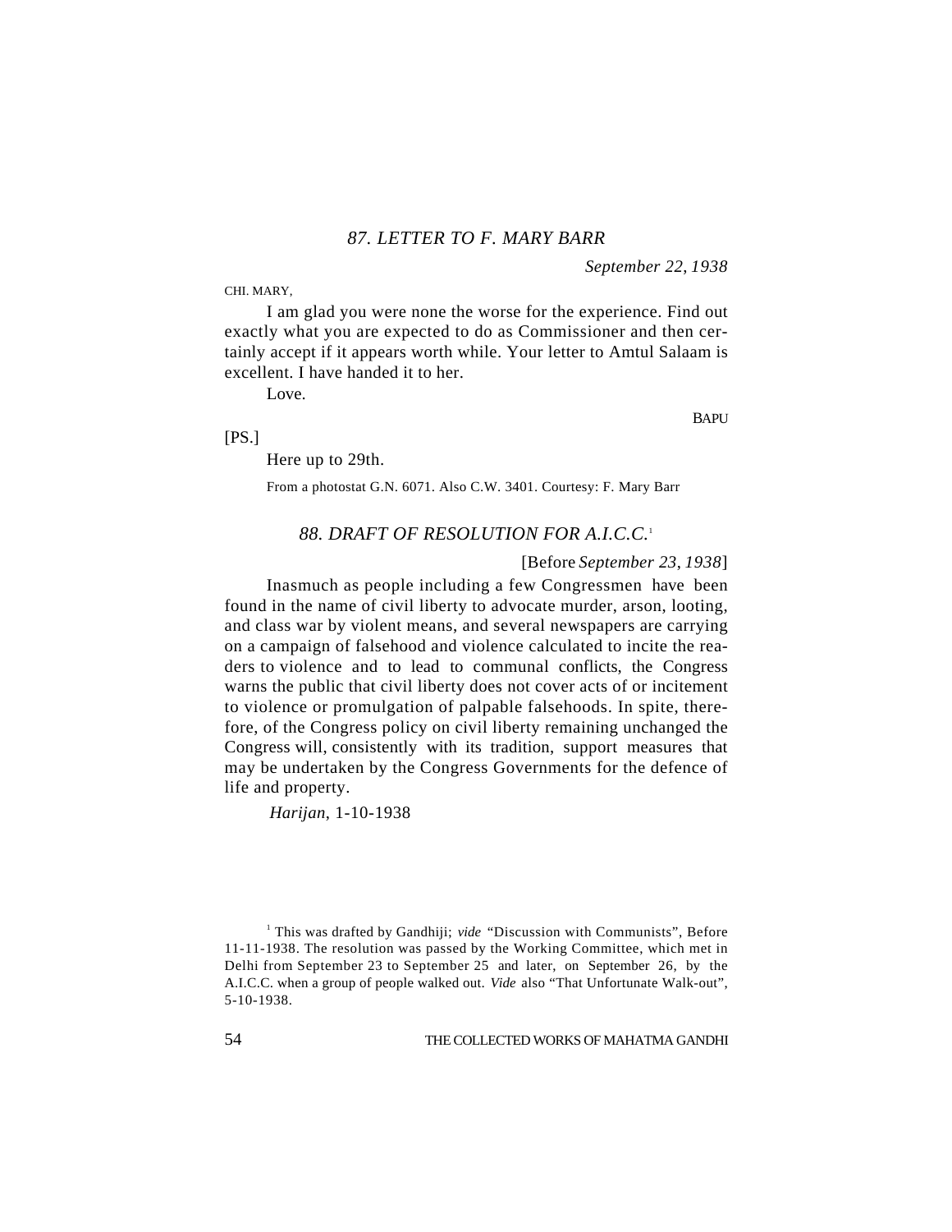### *87. LETTER TO F. MARY BARR*

*September 22, 1938*

CHI. MARY,

I am glad you were none the worse for the experience. Find out exactly what you are expected to do as Commissioner and then certainly accept if it appears worth while. Your letter to Amtul Salaam is excellent. I have handed it to her.

Love.

BAPU

[PS.]

Here up to 29th.

From a photostat G.N. 6071. Also C.W. 3401. Courtesy: F. Mary Barr

### *88. DRAFT OF RESOLUTION FOR A.I.C.C.*[1]

[Before *September 23, 1938*]

Inasmuch as people including a few Congressmen have been found in the name of civil liberty to advocate murder, arson, looting, and class war by violent means, and several newspapers are carrying on a campaign of falsehood and violence calculated to incite the readers to violence and to lead to communal conflicts, the Congress warns the public that civil liberty does not cover acts of or incitement to violence or promulgation of palpable falsehoods. In spite, therefore, of the Congress policy on civil liberty remaining unchanged the Congress will, consistently with its tradition, support measures that may be undertaken by the Congress Governments for the defence of life and property.

*Harijan*, 1-10-1938

[1] This was drafted by Gandhiji; *vide* "Discussion with Communists", Before 11-11-1938. The resolution was passed by the Working Committee, which met in Delhi from September 23 to September 25 and later, on September 26, by the A.I.C.C. when a group of people walked out. *Vide* also "That Unfortunate Walk-out", 5-10-1938.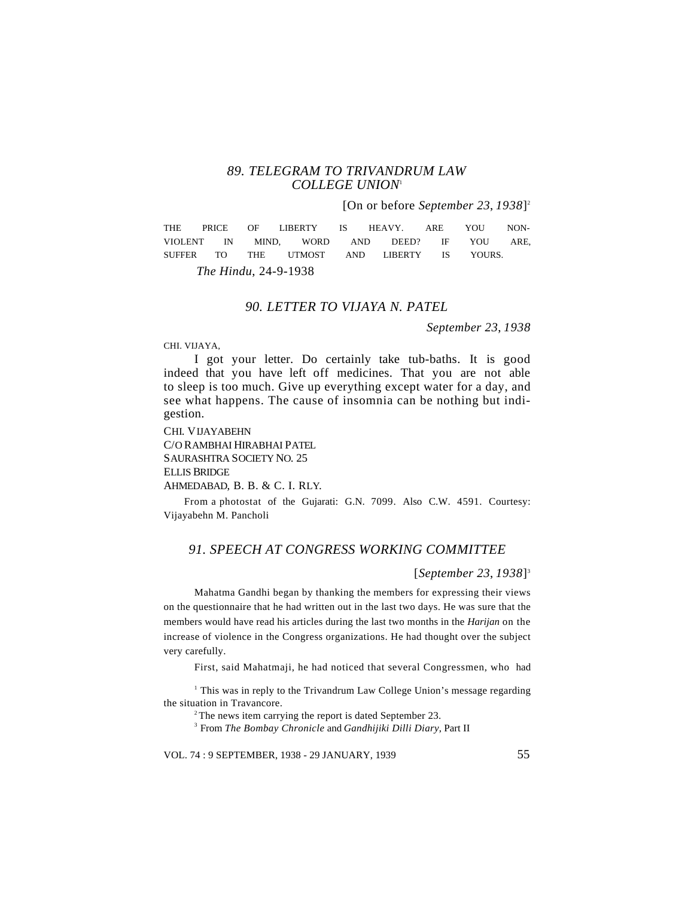### *89. TELEGRAM TO TRIVANDRUM LAW COLLEGE UNION*[1]

[On or before *September 23, 1938*][2]

THE PRICE OF LIBERTY IS HEAVY. ARE YOU NON-VIOLENT IN MIND, WORD AND DEED? IF YOU ARE, SUFFER TO THE UTMOST AND LIBERTY IS YOURS.

*The Hindu*, 24-9-1938

### *90. LETTER TO VIJAYA N. PATEL*

*September 23, 1938*

CHI. VIJAYA,

I got your letter. Do certainly take tub-baths. It is good indeed that you have left off medicines. That you are not able to sleep is too much. Give up everything except water for a day, and see what happens. The cause of insomnia can be nothing but indigestion.

CHI. VIJAYABEHN
C/O RAMBHAI HIRABHAI PATEL
SAURASHTRA SOCIETY NO. 25
ELLIS BRIDGE
AHMEDABAD, B. B. & C. I. RLY.

From a photostat of the Gujarati: G.N. 7099. Also C.W. 4591. Courtesy: Vijayabehn M. Pancholi

### *91. SPEECH AT CONGRESS WORKING COMMITTEE*

[*September 23, 1938*][3]

Mahatma Gandhi began by thanking the members for expressing their views on the questionnaire that he had written out in the last two days. He was sure that the members would have read his articles during the last two months in the *Harijan* on the increase of violence in the Congress organizations. He had thought over the subject very carefully.

First, said Mahatmaji, he had noticed that several Congressmen, who had

---

[1] This was in reply to the Trivandrum Law College Union's message regarding the situation in Travancore.

[2] The news item carrying the report is dated September 23.

[3] From *The Bombay Chronicle* and *Gandhijiki Dilli Diary*, Part II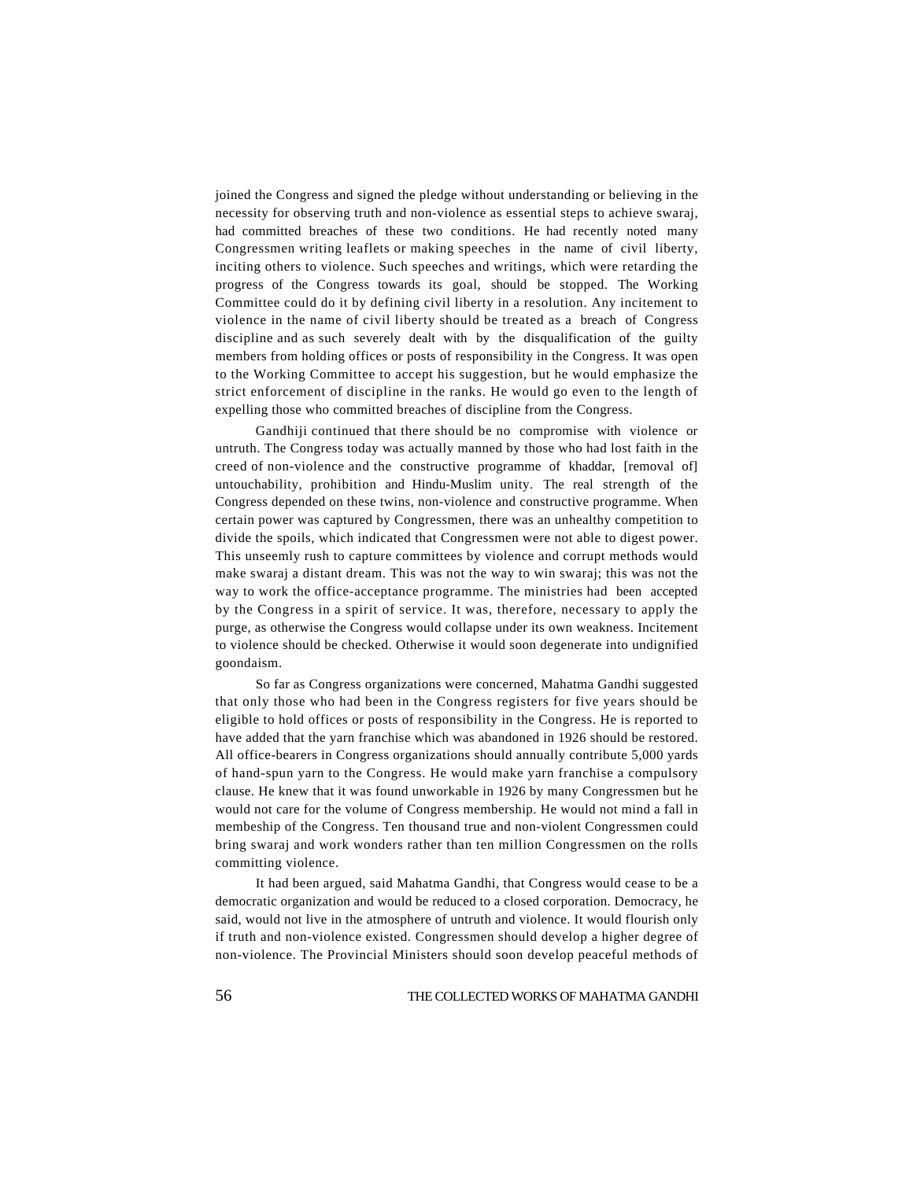joined the Congress and signed the pledge without understanding or believing in the necessity for observing truth and non-violence as essential steps to achieve swaraj, had committed breaches of these two conditions. He had recently noted many Congressmen writing leaflets or making speeches in the name of civil liberty, inciting others to violence. Such speeches and writings, which were retarding the progress of the Congress towards its goal, should be stopped. The Working Committee could do it by defining civil liberty in a resolution. Any incitement to violence in the name of civil liberty should be treated as a breach of Congress discipline and as such severely dealt with by the disqualification of the guilty members from holding offices or posts of responsibility in the Congress. It was open to the Working Committee to accept his suggestion, but he would emphasize the strict enforcement of discipline in the ranks. He would go even to the length of expelling those who committed breaches of discipline from the Congress.

Gandhiji continued that there should be no compromise with violence or untruth. The Congress today was actually manned by those who had lost faith in the creed of non-violence and the constructive programme of khaddar, [removal of] untouchability, prohibition and Hindu-Muslim unity. The real strength of the Congress depended on these twins, non-violence and constructive programme. When certain power was captured by Congressmen, there was an unhealthy competition to divide the spoils, which indicated that Congressmen were not able to digest power. This unseemly rush to capture committees by violence and corrupt methods would make swaraj a distant dream. This was not the way to win swaraj; this was not the way to work the office-acceptance programme. The ministries had been accepted by the Congress in a spirit of service. It was, therefore, necessary to apply the purge, as otherwise the Congress would collapse under its own weakness. Incitement to violence should be checked. Otherwise it would soon degenerate into undignified goondaism.

So far as Congress organizations were concerned, Mahatma Gandhi suggested that only those who had been in the Congress registers for five years should be eligible to hold offices or posts of responsibility in the Congress. He is reported to have added that the yarn franchise which was abandoned in 1926 should be restored. All office-bearers in Congress organizations should annually contribute 5,000 yards of hand-spun yarn to the Congress. He would make yarn franchise a compulsory clause. He knew that it was found unworkable in 1926 by many Congressmen but he would not care for the volume of Congress membership. He would not mind a fall in membeship of the Congress. Ten thousand true and non-violent Congressmen could bring swaraj and work wonders rather than ten million Congressmen on the rolls committing violence.

It had been argued, said Mahatma Gandhi, that Congress would cease to be a democratic organization and would be reduced to a closed corporation. Democracy, he said, would not live in the atmosphere of untruth and violence. It would flourish only if truth and non-violence existed. Congressmen should develop a higher degree of non-violence. The Provincial Ministers should soon develop peaceful methods of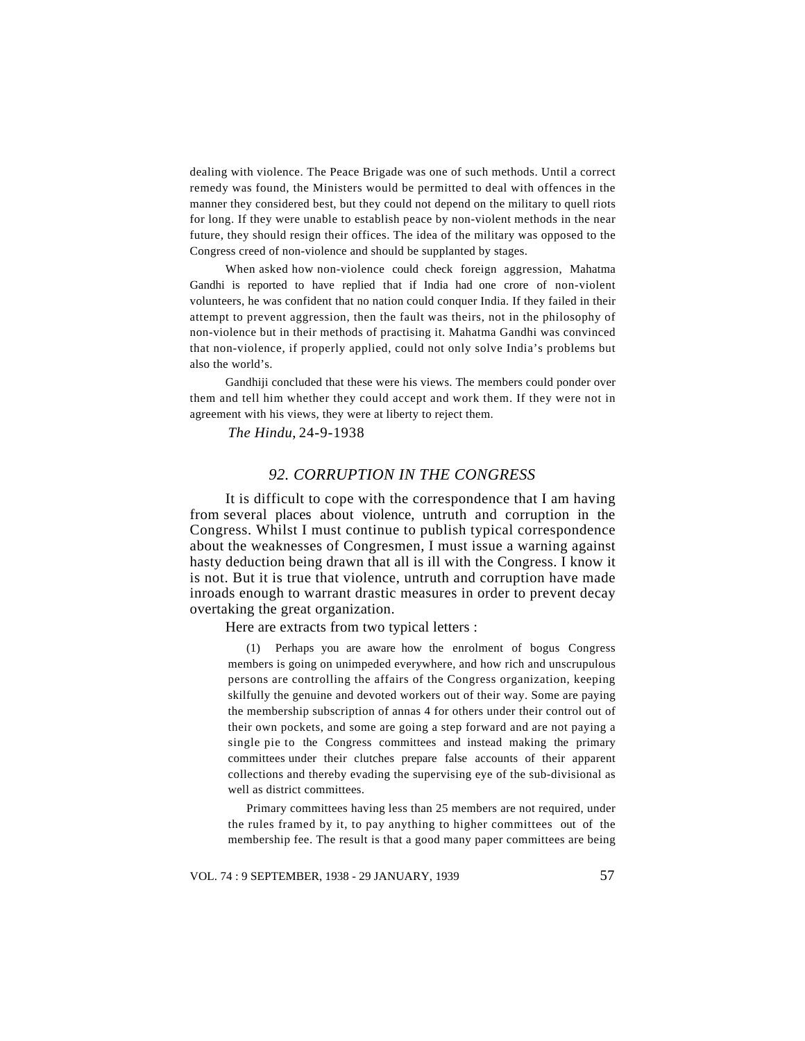dealing with violence. The Peace Brigade was one of such methods. Until a correct remedy was found, the Ministers would be permitted to deal with offences in the manner they considered best, but they could not depend on the military to quell riots for long. If they were unable to establish peace by non-violent methods in the near future, they should resign their offices. The idea of the military was opposed to the Congress creed of non-violence and should be supplanted by stages.

When asked how non-violence could check foreign aggression, Mahatma Gandhi is reported to have replied that if India had one crore of non-violent volunteers, he was confident that no nation could conquer India. If they failed in their attempt to prevent aggression, then the fault was theirs, not in the philosophy of non-violence but in their methods of practising it. Mahatma Gandhi was convinced that non-violence, if properly applied, could not only solve India's problems but also the world's.

Gandhiji concluded that these were his views. The members could ponder over them and tell him whether they could accept and work them. If they were not in agreement with his views, they were at liberty to reject them.

*The Hindu*, 24-9-1938

## 92. CORRUPTION IN THE CONGRESS

It is difficult to cope with the correspondence that I am having from several places about violence, untruth and corruption in the Congress. Whilst I must continue to publish typical correspondence about the weaknesses of Congressmen, I must issue a warning against hasty deduction being drawn that all is ill with the Congress. I know it is not. But it is true that violence, untruth and corruption have made inroads enough to warrant drastic measures in order to prevent decay overtaking the great organization.

Here are extracts from two typical letters :

> (1) Perhaps you are aware how the enrolment of bogus Congress members is going on unimpeded everywhere, and how rich and unscrupulous persons are controlling the affairs of the Congress organization, keeping skilfully the genuine and devoted workers out of their way. Some are paying the membership subscription of annas 4 for others under their control out of their own pockets, and some are going a step forward and are not paying a single pie to the Congress committees and instead making the primary committees under their clutches prepare false accounts of their apparent collections and thereby evading the supervising eye of the sub-divisional as well as district committees.
>
> Primary committees having less than 25 members are not required, under the rules framed by it, to pay anything to higher committees out of the membership fee. The result is that a good many paper committees are being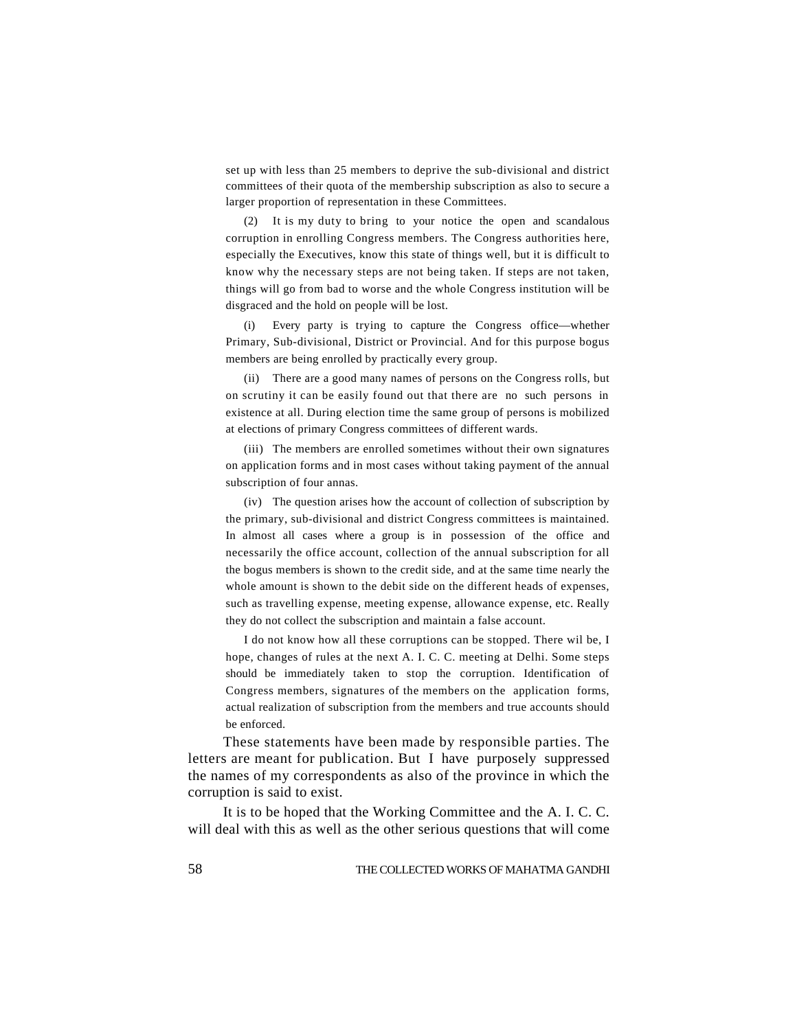set up with less than 25 members to deprive the sub-divisional and district committees of their quota of the membership subscription as also to secure a larger proportion of representation in these Committees.

(2) It is my duty to bring to your notice the open and scandalous corruption in enrolling Congress members. The Congress authorities here, especially the Executives, know this state of things well, but it is difficult to know why the necessary steps are not being taken. If steps are not taken, things will go from bad to worse and the whole Congress institution will be disgraced and the hold on people will be lost.

(i) Every party is trying to capture the Congress office—whether Primary, Sub-divisional, District or Provincial. And for this purpose bogus members are being enrolled by practically every group.

(ii) There are a good many names of persons on the Congress rolls, but on scrutiny it can be easily found out that there are no such persons in existence at all. During election time the same group of persons is mobilized at elections of primary Congress committees of different wards.

(iii) The members are enrolled sometimes without their own signatures on application forms and in most cases without taking payment of the annual subscription of four annas.

(iv) The question arises how the account of collection of subscription by the primary, sub-divisional and district Congress committees is maintained. In almost all cases where a group is in possession of the office and necessarily the office account, collection of the annual subscription for all the bogus members is shown to the credit side, and at the same time nearly the whole amount is shown to the debit side on the different heads of expenses, such as travelling expense, meeting expense, allowance expense, etc. Really they do not collect the subscription and maintain a false account.

I do not know how all these corruptions can be stopped. There wil be, I hope, changes of rules at the next A. I. C. C. meeting at Delhi. Some steps should be immediately taken to stop the corruption. Identification of Congress members, signatures of the members on the application forms, actual realization of subscription from the members and true accounts should be enforced.

These statements have been made by responsible parties. The letters are meant for publication. But I have purposely suppressed the names of my correspondents as also of the province in which the corruption is said to exist.

It is to be hoped that the Working Committee and the A. I. C. C. will deal with this as well as the other serious questions that will come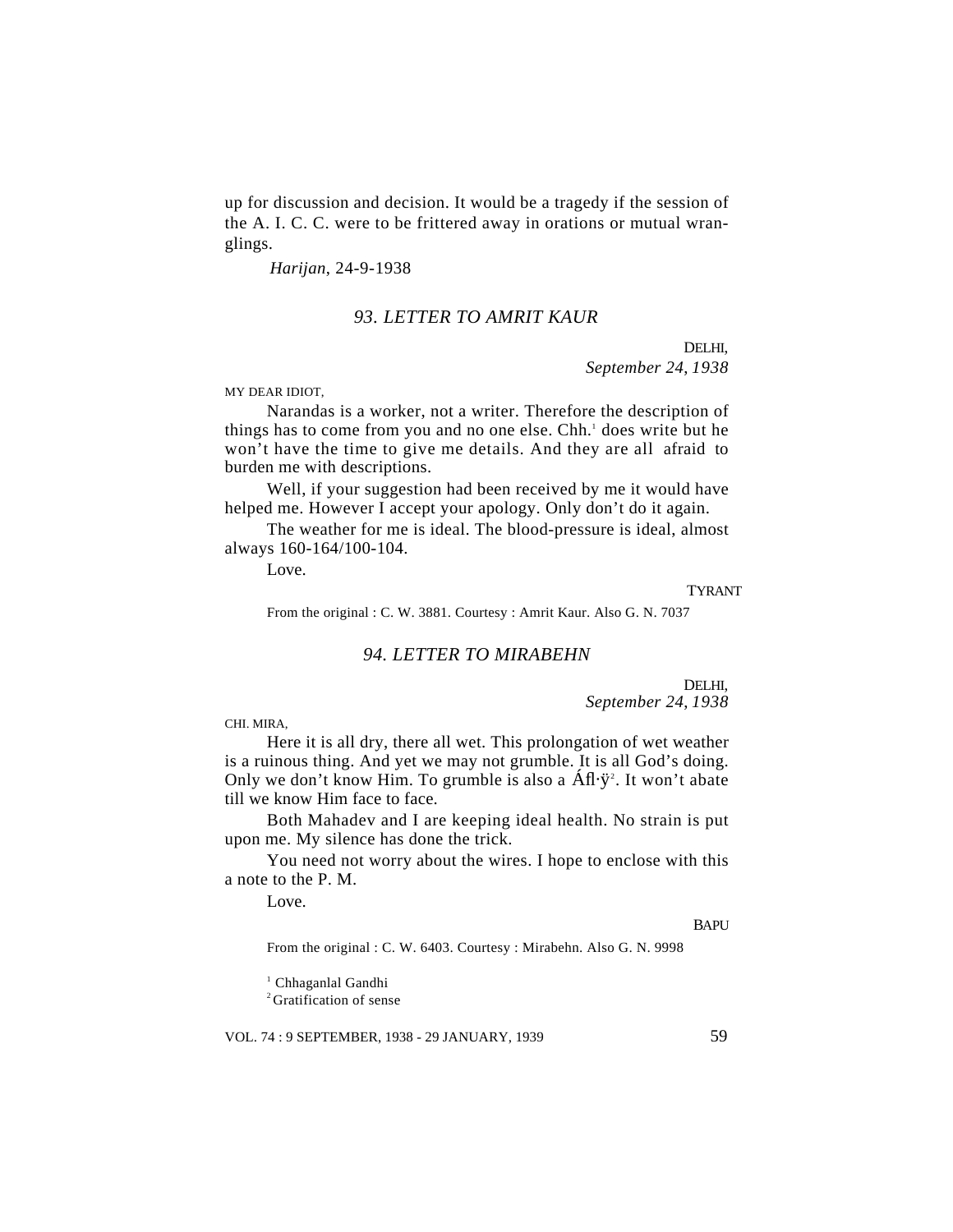up for discussion and decision. It would be a tragedy if the session of the A. I. C. C. were to be frittered away in orations or mutual wranglings.

*Harijan*, 24-9-1938

### *93. LETTER TO AMRIT KAUR*

DELHI,
*September 24, 1938*

MY DEAR IDIOT,

Narandas is a worker, not a writer. Therefore the description of things has to come from you and no one else. Chh.[1] does write but he won't have the time to give me details. And they are all afraid to burden me with descriptions.

Well, if your suggestion had been received by me it would have helped me. However I accept your apology. Only don't do it again.

The weather for me is ideal. The blood-pressure is ideal, almost always 160-164/100-104.

Love.

TYRANT

From the original : C. W. 3881. Courtesy : Amrit Kaur. Also G. N. 7037

### *94. LETTER TO MIRABEHN*

DELHI,
*September 24, 1938*

CHI. MIRA,

Here it is all dry, there all wet. This prolongation of wet weather is a ruinous thing. And yet we may not grumble. It is all God's doing. Only we don't know Him. To grumble is also a Áfl·ÿ[2]. It won't abate till we know Him face to face.

Both Mahadev and I are keeping ideal health. No strain is put upon me. My silence has done the trick.

You need not worry about the wires. I hope to enclose with this a note to the P. M.

Love.

BAPU

From the original : C. W. 6403. Courtesy : Mirabehn. Also G. N. 9998

[1] Chhaganlal Gandhi

[2] Gratification of sense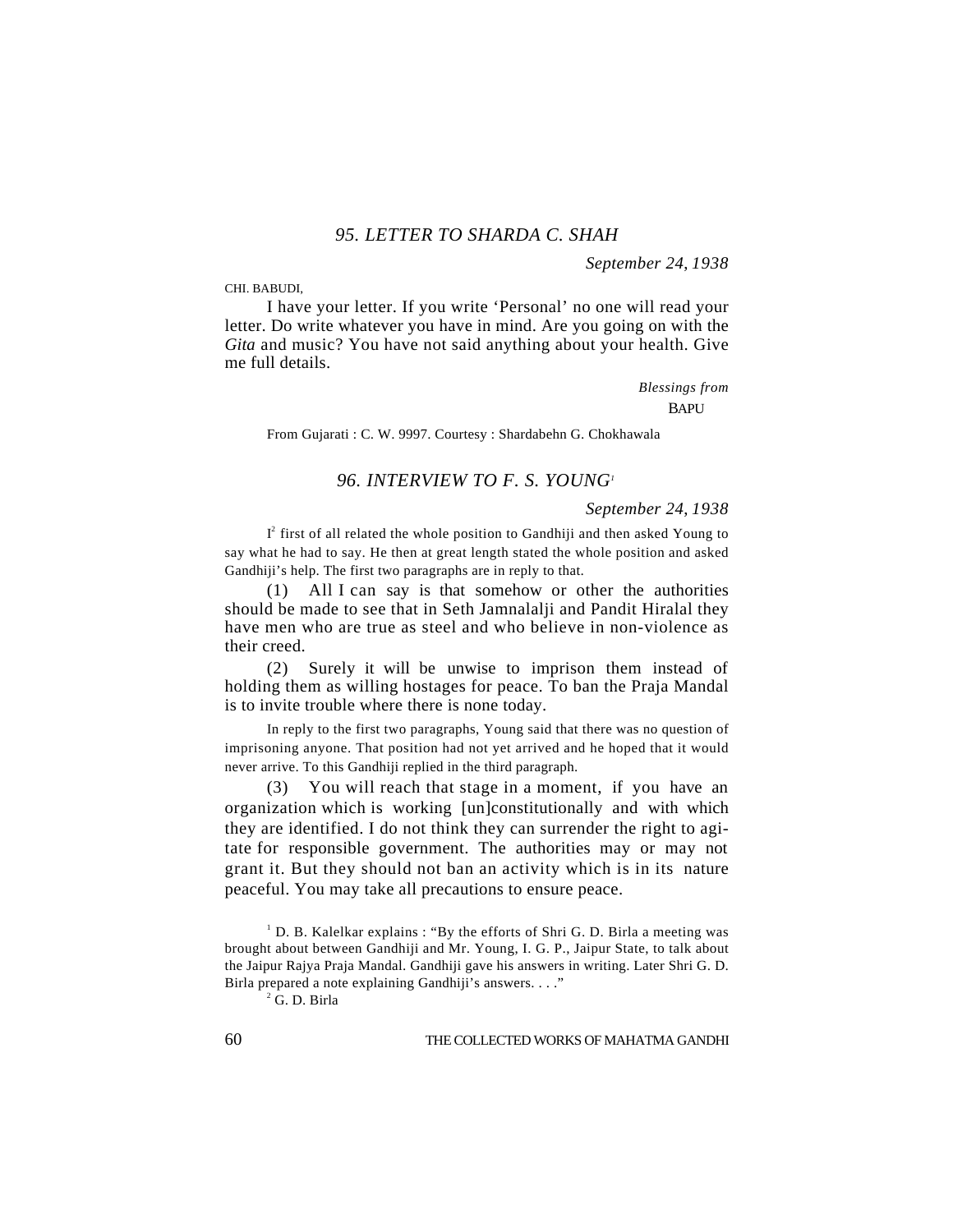### *95. LETTER TO SHARDA C. SHAH*

*September 24, 1938*

CHI. BABUDI,

I have your letter. If you write 'Personal' no one will read your letter. Do write whatever you have in mind. Are you going on with the *Gita* and music? You have not said anything about your health. Give me full details.

*Blessings from*
BAPU

From Gujarati : C. W. 9997. Courtesy : Shardabehn G. Chokhawala

### *96. INTERVIEW TO F. S. YOUNG*[1]

*September 24, 1938*

I[2] first of all related the whole position to Gandhiji and then asked Young to say what he had to say. He then at great length stated the whole position and asked Gandhiji's help. The first two paragraphs are in reply to that.

(1) All I can say is that somehow or other the authorities should be made to see that in Seth Jamnalalji and Pandit Hiralal they have men who are true as steel and who believe in non-violence as their creed.

(2) Surely it will be unwise to imprison them instead of holding them as willing hostages for peace. To ban the Praja Mandal is to invite trouble where there is none today.

In reply to the first two paragraphs, Young said that there was no question of imprisoning anyone. That position had not yet arrived and he hoped that it would never arrive. To this Gandhiji replied in the third paragraph.

(3) You will reach that stage in a moment, if you have an organization which is working [un]constitutionally and with which they are identified. I do not think they can surrender the right to agitate for responsible government. The authorities may or may not grant it. But they should not ban an activity which is in its nature peaceful. You may take all precautions to ensure peace.

[1] D. B. Kalelkar explains : "By the efforts of Shri G. D. Birla a meeting was brought about between Gandhiji and Mr. Young, I. G. P., Jaipur State, to talk about the Jaipur Rajya Praja Mandal. Gandhiji gave his answers in writing. Later Shri G. D. Birla prepared a note explaining Gandhiji's answers. . . ."

[2] G. D. Birla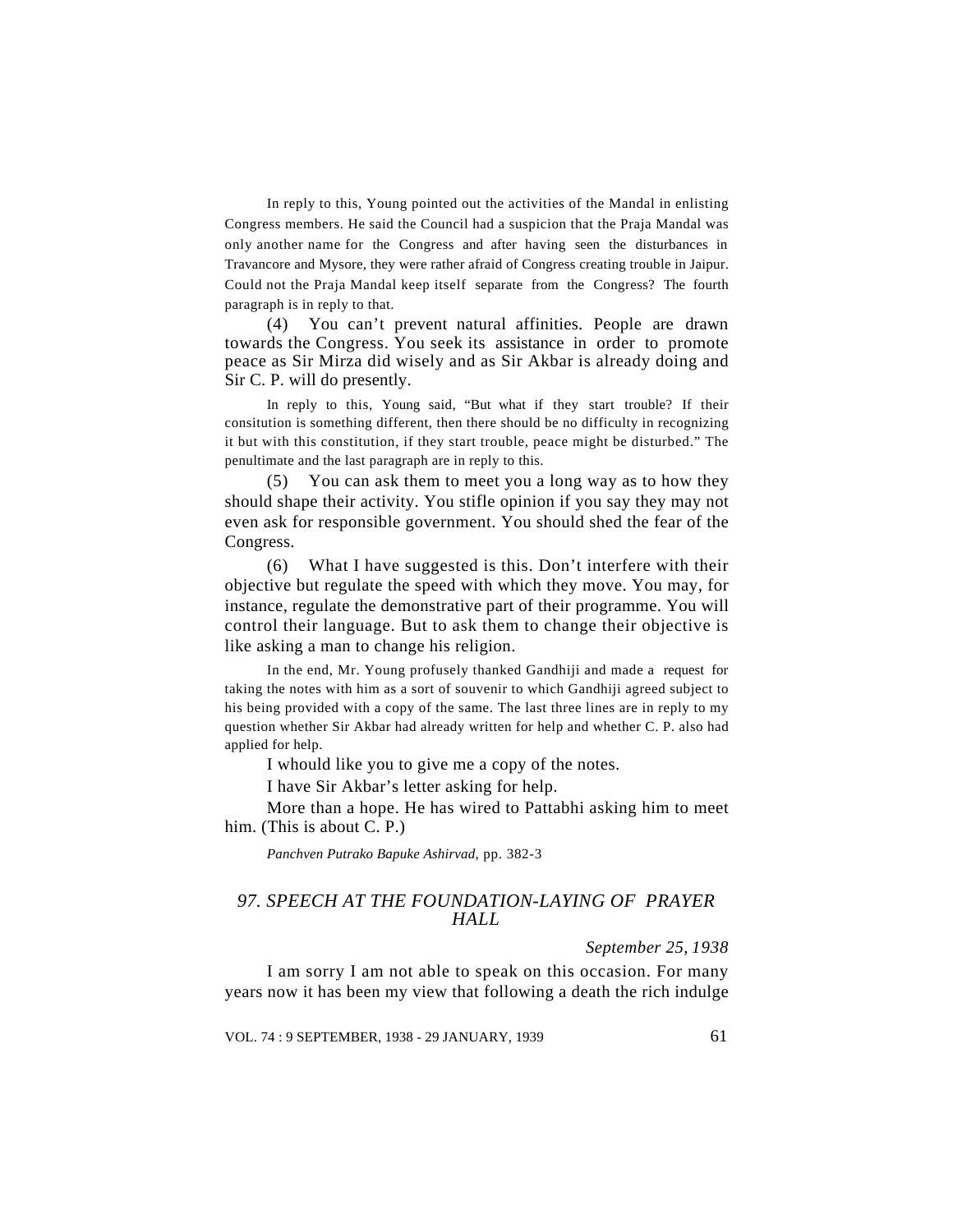In reply to this, Young pointed out the activities of the Mandal in enlisting Congress members. He said the Council had a suspicion that the Praja Mandal was only another name for the Congress and after having seen the disturbances in Travancore and Mysore, they were rather afraid of Congress creating trouble in Jaipur. Could not the Praja Mandal keep itself separate from the Congress? The fourth paragraph is in reply to that.

(4) You can't prevent natural affinities. People are drawn towards the Congress. You seek its assistance in order to promote peace as Sir Mirza did wisely and as Sir Akbar is already doing and Sir C. P. will do presently.

In reply to this, Young said, "But what if they start trouble? If their consitution is something different, then there should be no difficulty in recognizing it but with this constitution, if they start trouble, peace might be disturbed." The penultimate and the last paragraph are in reply to this.

(5) You can ask them to meet you a long way as to how they should shape their activity. You stifle opinion if you say they may not even ask for responsible government. You should shed the fear of the Congress.

(6) What I have suggested is this. Don't interfere with their objective but regulate the speed with which they move. You may, for instance, regulate the demonstrative part of their programme. You will control their language. But to ask them to change their objective is like asking a man to change his religion.

In the end, Mr. Young profusely thanked Gandhiji and made a request for taking the notes with him as a sort of souvenir to which Gandhiji agreed subject to his being provided with a copy of the same. The last three lines are in reply to my question whether Sir Akbar had already written for help and whether C. P. also had applied for help.

I whould like you to give me a copy of the notes.

I have Sir Akbar's letter asking for help.

More than a hope. He has wired to Pattabhi asking him to meet him. (This is about C. P.)

*Panchven Putrako Bapuke Ashirvad*, pp. 382-3

## *97. SPEECH AT THE FOUNDATION-LAYING OF PRAYER HALL*

*September 25, 1938*

I am sorry I am not able to speak on this occasion. For many years now it has been my view that following a death the rich indulge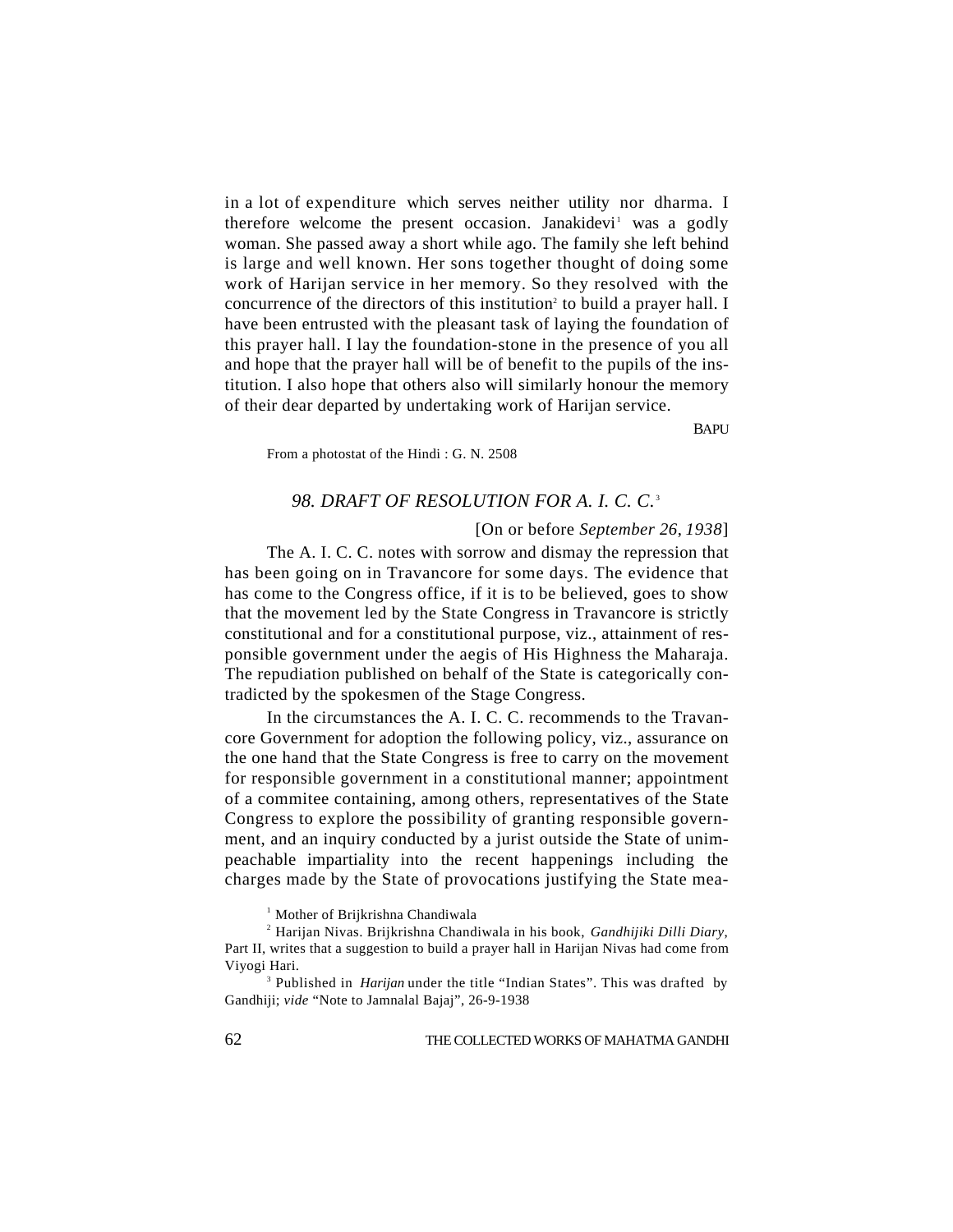in a lot of expenditure which serves neither utility nor dharma. I therefore welcome the present occasion. Janakidevi[1] was a godly woman. She passed away a short while ago. The family she left behind is large and well known. Her sons together thought of doing some work of Harijan service in her memory. So they resolved with the concurrence of the directors of this institution[2] to build a prayer hall. I have been entrusted with the pleasant task of laying the foundation of this prayer hall. I lay the foundation-stone in the presence of you all and hope that the prayer hall will be of benefit to the pupils of the institution. I also hope that others also will similarly honour the memory of their dear departed by undertaking work of Harijan service.

BAPU

From a photostat of the Hindi : G. N. 2508

## *98. DRAFT OF RESOLUTION FOR A. I. C. C.*[3]

[On or before *September 26, 1938*]

The A. I. C. C. notes with sorrow and dismay the repression that has been going on in Travancore for some days. The evidence that has come to the Congress office, if it is to be believed, goes to show that the movement led by the State Congress in Travancore is strictly constitutional and for a constitutional purpose, viz., attainment of responsible government under the aegis of His Highness the Maharaja. The repudiation published on behalf of the State is categorically contradicted by the spokesmen of the Stage Congress.

In the circumstances the A. I. C. C. recommends to the Travancore Government for adoption the following policy, viz., assurance on the one hand that the State Congress is free to carry on the movement for responsible government in a constitutional manner; appointment of a commitee containing, among others, representatives of the State Congress to explore the possibility of granting responsible government, and an inquiry conducted by a jurist outside the State of unimpeachable impartiality into the recent happenings including the charges made by the State of provocations justifying the State mea-

[1] Mother of Brijkrishna Chandiwala

[2] Harijan Nivas. Brijkrishna Chandiwala in his book, *Gandhijiki Dilli Diary*, Part II, writes that a suggestion to build a prayer hall in Harijan Nivas had come from Viyogi Hari.

[3] Published in *Harijan* under the title "Indian States". This was drafted by Gandhiji; *vide* "Note to Jamnalal Bajaj", 26-9-1938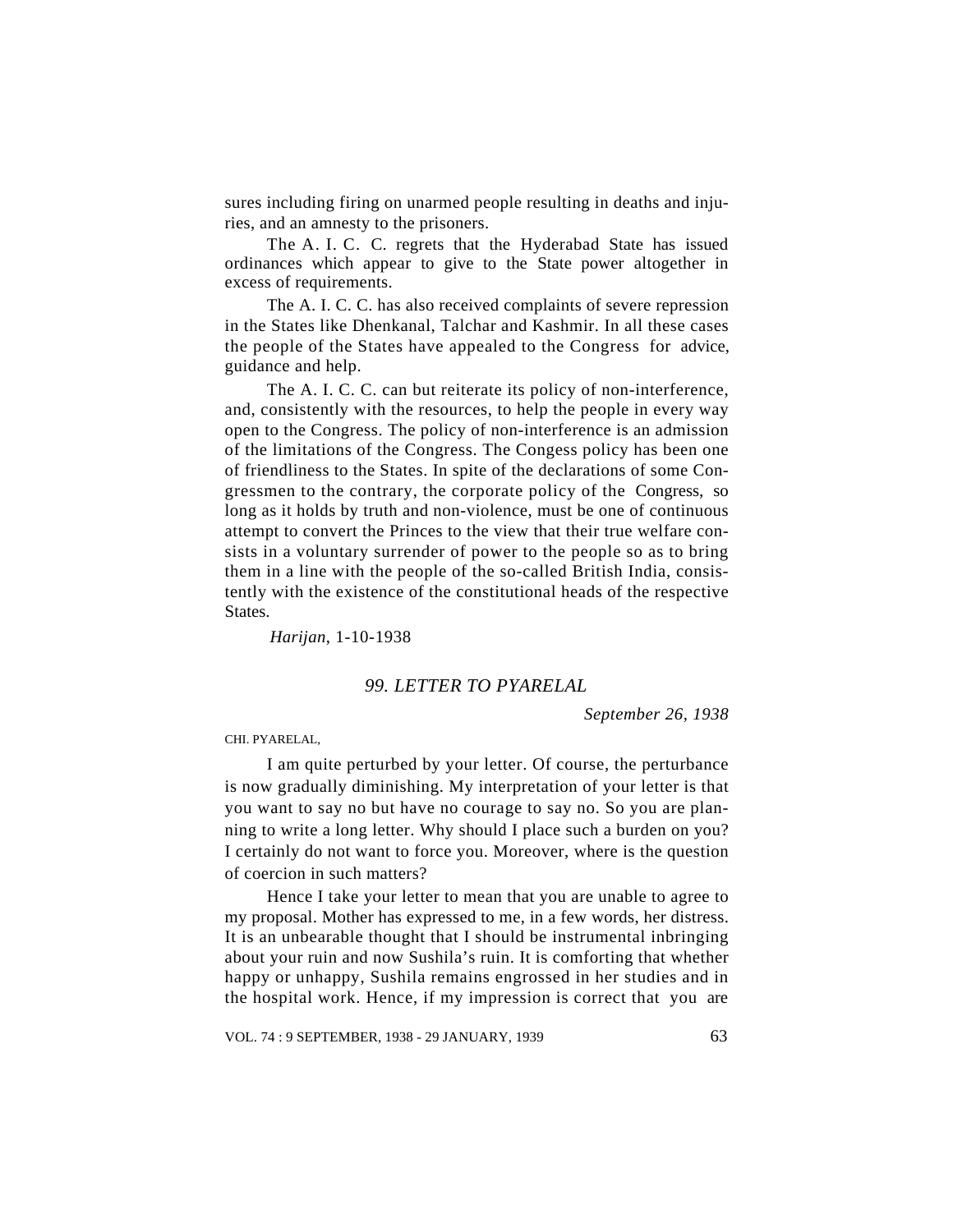sures including firing on unarmed people resulting in deaths and injuries, and an amnesty to the prisoners.

The A. I. C. C. regrets that the Hyderabad State has issued ordinances which appear to give to the State power altogether in excess of requirements.

The A. I. C. C. has also received complaints of severe repression in the States like Dhenkanal, Talchar and Kashmir. In all these cases the people of the States have appealed to the Congress for advice, guidance and help.

The A. I. C. C. can but reiterate its policy of non-interference, and, consistently with the resources, to help the people in every way open to the Congress. The policy of non-interference is an admission of the limitations of the Congress. The Congess policy has been one of friendliness to the States. In spite of the declarations of some Congressmen to the contrary, the corporate policy of the Congress, so long as it holds by truth and non-violence, must be one of continuous attempt to convert the Princes to the view that their true welfare consists in a voluntary surrender of power to the people so as to bring them in a line with the people of the so-called British India, consistently with the existence of the constitutional heads of the respective States.

*Harijan*, 1-10-1938

### *99. LETTER TO PYARELAL*

*September 26, 1938*

CHI. PYARELAL,

I am quite perturbed by your letter. Of course, the perturbance is now gradually diminishing. My interpretation of your letter is that you want to say no but have no courage to say no. So you are planning to write a long letter. Why should I place such a burden on you? I certainly do not want to force you. Moreover, where is the question of coercion in such matters?

Hence I take your letter to mean that you are unable to agree to my proposal. Mother has expressed to me, in a few words, her distress. It is an unbearable thought that I should be instrumental inbringing about your ruin and now Sushila's ruin. It is comforting that whether happy or unhappy, Sushila remains engrossed in her studies and in the hospital work. Hence, if my impression is correct that you are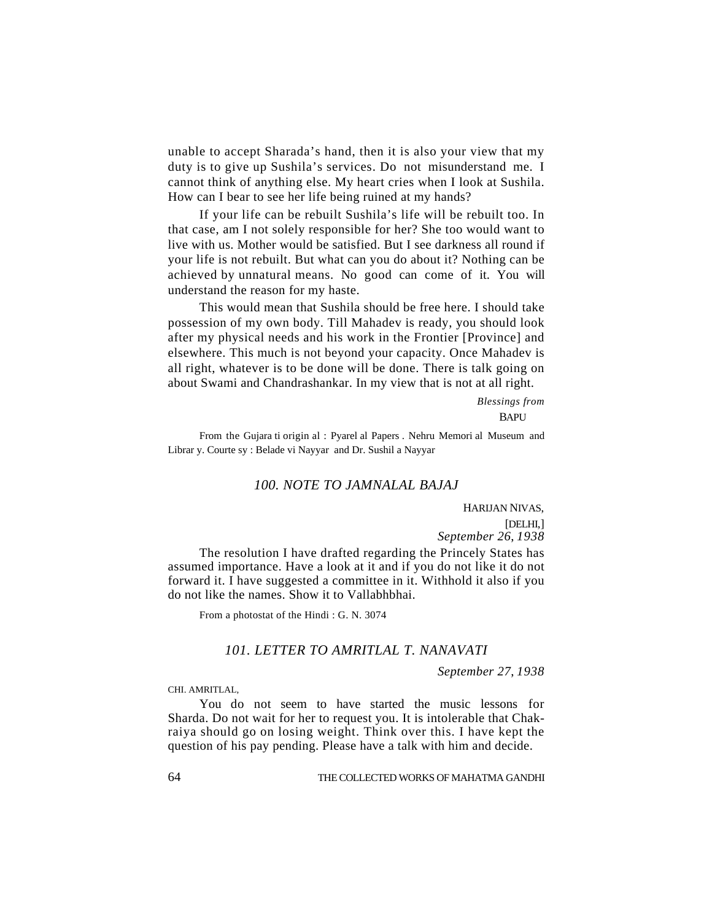unable to accept Sharada's hand, then it is also your view that my duty is to give up Sushila's services. Do not misunderstand me. I cannot think of anything else. My heart cries when I look at Sushila. How can I bear to see her life being ruined at my hands?

If your life can be rebuilt Sushila's life will be rebuilt too. In that case, am I not solely responsible for her? She too would want to live with us. Mother would be satisfied. But I see darkness all round if your life is not rebuilt. But what can you do about it? Nothing can be achieved by unnatural means. No good can come of it. You will understand the reason for my haste.

This would mean that Sushila should be free here. I should take possession of my own body. Till Mahadev is ready, you should look after my physical needs and his work in the Frontier [Province] and elsewhere. This much is not beyond your capacity. Once Mahadev is all right, whatever is to be done will be done. There is talk going on about Swami and Chandrashankar. In my view that is not at all right.

*Blessings from*
BAPU

From the Gujarati original : Pyarelal Papers. Nehru Memorial Museum and Library. Courtesy : Beladevi Nayyar and Dr. Sushila Nayyar

## *100. NOTE TO JAMNALAL BAJAJ*

HARIJAN NIVAS,
[DELHI,]
*September 26, 1938*

The resolution I have drafted regarding the Princely States has assumed importance. Have a look at it and if you do not like it do not forward it. I have suggested a committee in it. Withhold it also if you do not like the names. Show it to Vallabhbhai.

From a photostat of the Hindi : G. N. 3074

## *101. LETTER TO AMRITLAL T. NANAVATI*

*September 27, 1938*

CHI. AMRITLAL,

You do not seem to have started the music lessons for Sharda. Do not wait for her to request you. It is intolerable that Chakraiya should go on losing weight. Think over this. I have kept the question of his pay pending. Please have a talk with him and decide.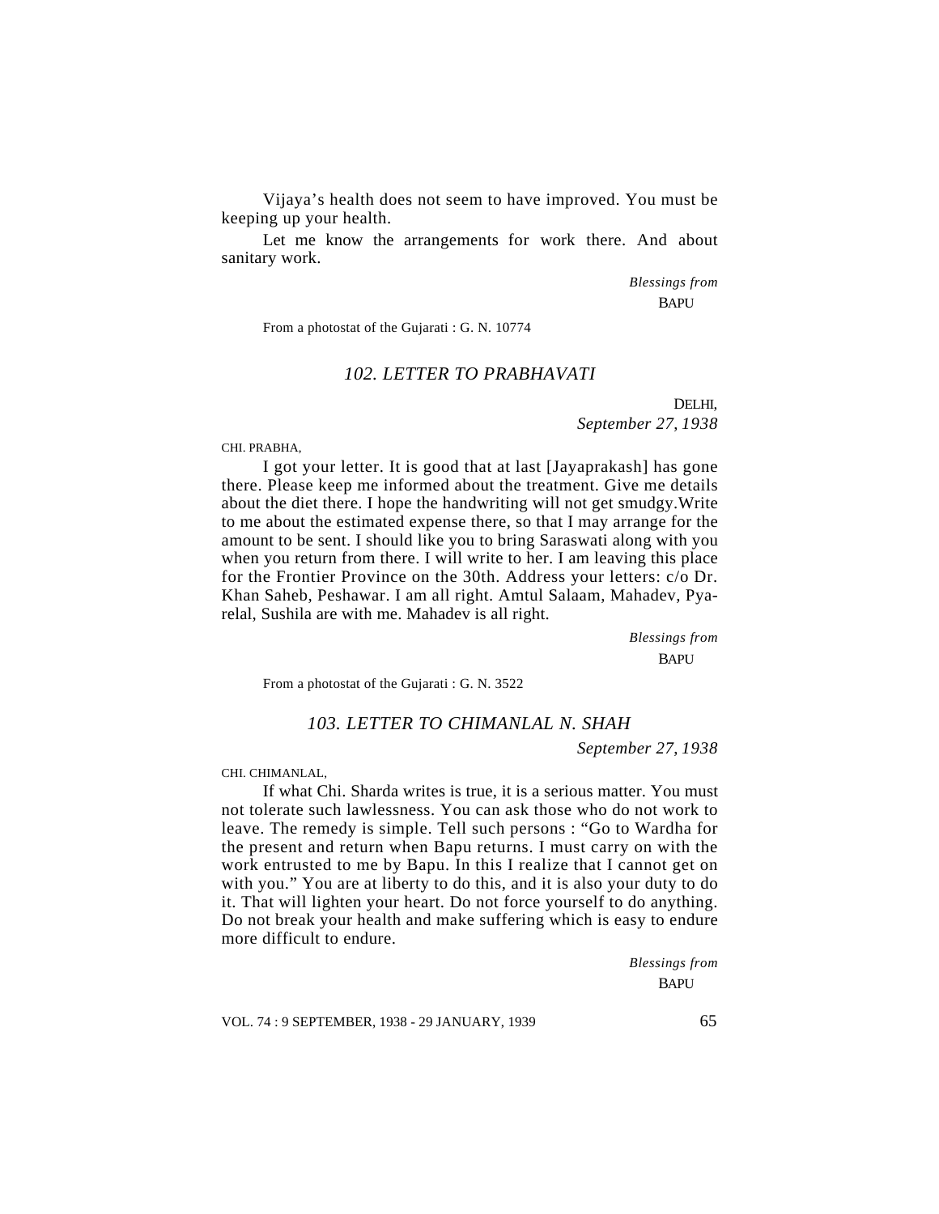Vijaya's health does not seem to have improved. You must be keeping up your health.

Let me know the arrangements for work there. And about sanitary work.

*Blessings from*
BAPU

From a photostat of the Gujarati : G. N. 10774

### *102. LETTER TO PRABHAVATI*

DELHI,
*September 27, 1938*

CHI. PRABHA,

I got your letter. It is good that at last [Jayaprakash] has gone there. Please keep me informed about the treatment. Give me details about the diet there. I hope the handwriting will not get smudgy.Write to me about the estimated expense there, so that I may arrange for the amount to be sent. I should like you to bring Saraswati along with you when you return from there. I will write to her. I am leaving this place for the Frontier Province on the 30th. Address your letters: c/o Dr. Khan Saheb, Peshawar. I am all right. Amtul Salaam, Mahadev, Pyarelal, Sushila are with me. Mahadev is all right.

*Blessings from*
BAPU

From a photostat of the Gujarati : G. N. 3522

### *103. LETTER TO CHIMANLAL N. SHAH*

*September 27, 1938*

CHI. CHIMANLAL,

If what Chi. Sharda writes is true, it is a serious matter. You must not tolerate such lawlessness. You can ask those who do not work to leave. The remedy is simple. Tell such persons : "Go to Wardha for the present and return when Bapu returns. I must carry on with the work entrusted to me by Bapu. In this I realize that I cannot get on with you." You are at liberty to do this, and it is also your duty to do it. That will lighten your heart. Do not force yourself to do anything. Do not break your health and make suffering which is easy to endure more difficult to endure.

*Blessings from*
BAPU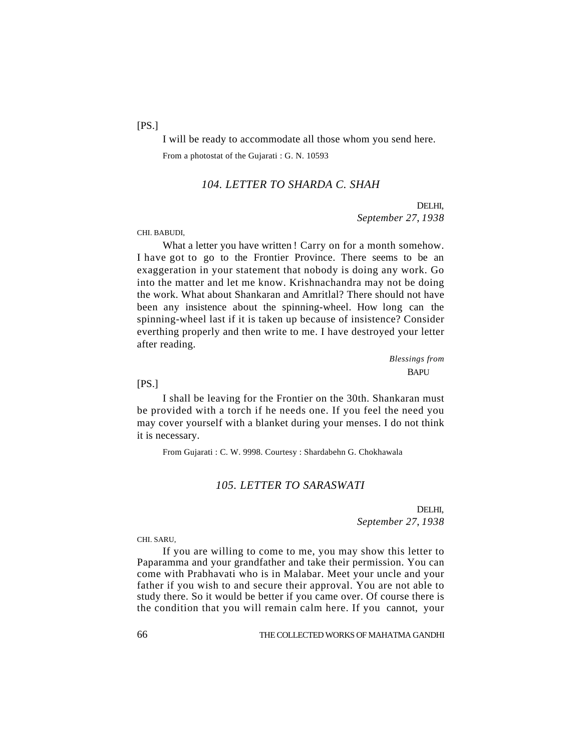[PS.]

I will be ready to accommodate all those whom you send here.

From a photostat of the Gujarati : G. N. 10593

## *104. LETTER TO SHARDA C. SHAH*

DELHI,
*September 27, 1938*

CHI. BABUDI,

What a letter you have written ! Carry on for a month somehow. I have got to go to the Frontier Province. There seems to be an exaggeration in your statement that nobody is doing any work. Go into the matter and let me know. Krishnachandra may not be doing the work. What about Shankaran and Amritlal? There should not have been any insistence about the spinning-wheel. How long can the spinning-wheel last if it is taken up because of insistence? Consider everthing properly and then write to me. I have destroyed your letter after reading.

*Blessings from*
BAPU

[PS.]

I shall be leaving for the Frontier on the 30th. Shankaran must be provided with a torch if he needs one. If you feel the need you may cover yourself with a blanket during your menses. I do not think it is necessary.

From Gujarati : C. W. 9998. Courtesy : Shardabehn G. Chokhawala

## *105. LETTER TO SARASWATI*

DELHI,
*September 27, 1938*

CHI. SARU,

If you are willing to come to me, you may show this letter to Paparamma and your grandfather and take their permission. You can come with Prabhavati who is in Malabar. Meet your uncle and your father if you wish to and secure their approval. You are not able to study there. So it would be better if you came over. Of course there is the condition that you will remain calm here. If you cannot, your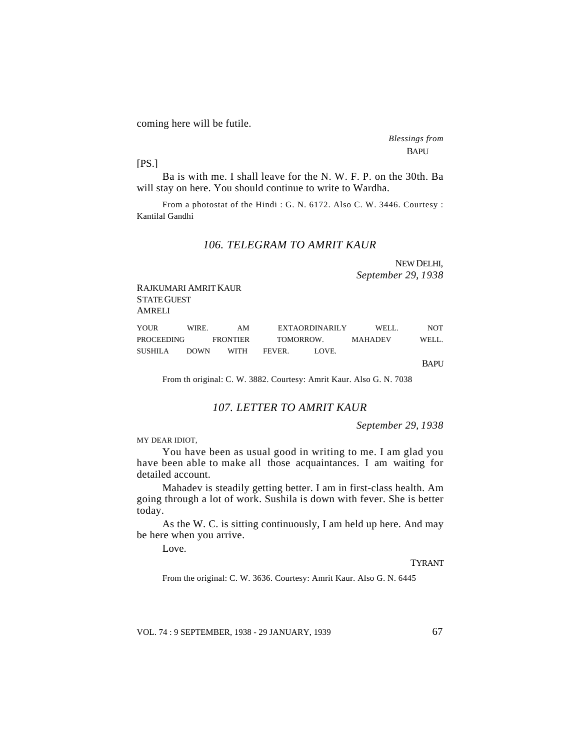coming here will be futile.

*Blessings from*
BAPU

[PS.]

Ba is with me. I shall leave for the N. W. F. P. on the 30th. Ba will stay on here. You should continue to write to Wardha.

From a photostat of the Hindi : G. N. 6172. Also C. W. 3446. Courtesy : Kantilal Gandhi

## *106. TELEGRAM TO AMRIT KAUR*

NEW DELHI,
*September 29, 1938*

RAJKUMARI AMRIT KAUR
STATE GUEST
AMRELI

YOUR WIRE. AM EXTAORDINARILY WELL. NOT PROCEEDING FRONTIER TOMORROW. MAHADEV WELL. SUSHILA DOWN WITH FEVER. LOVE.

BAPU

From th original: C. W. 3882. Courtesy: Amrit Kaur. Also G. N. 7038

## *107. LETTER TO AMRIT KAUR*

*September 29, 1938*

MY DEAR IDIOT,

You have been as usual good in writing to me. I am glad you have been able to make all those acquaintances. I am waiting for detailed account.

Mahadev is steadily getting better. I am in first-class health. Am going through a lot of work. Sushila is down with fever. She is better today.

As the W. C. is sitting continuously, I am held up here. And may be here when you arrive.

Love.

TYRANT

From the original: C. W. 3636. Courtesy: Amrit Kaur. Also G. N. 6445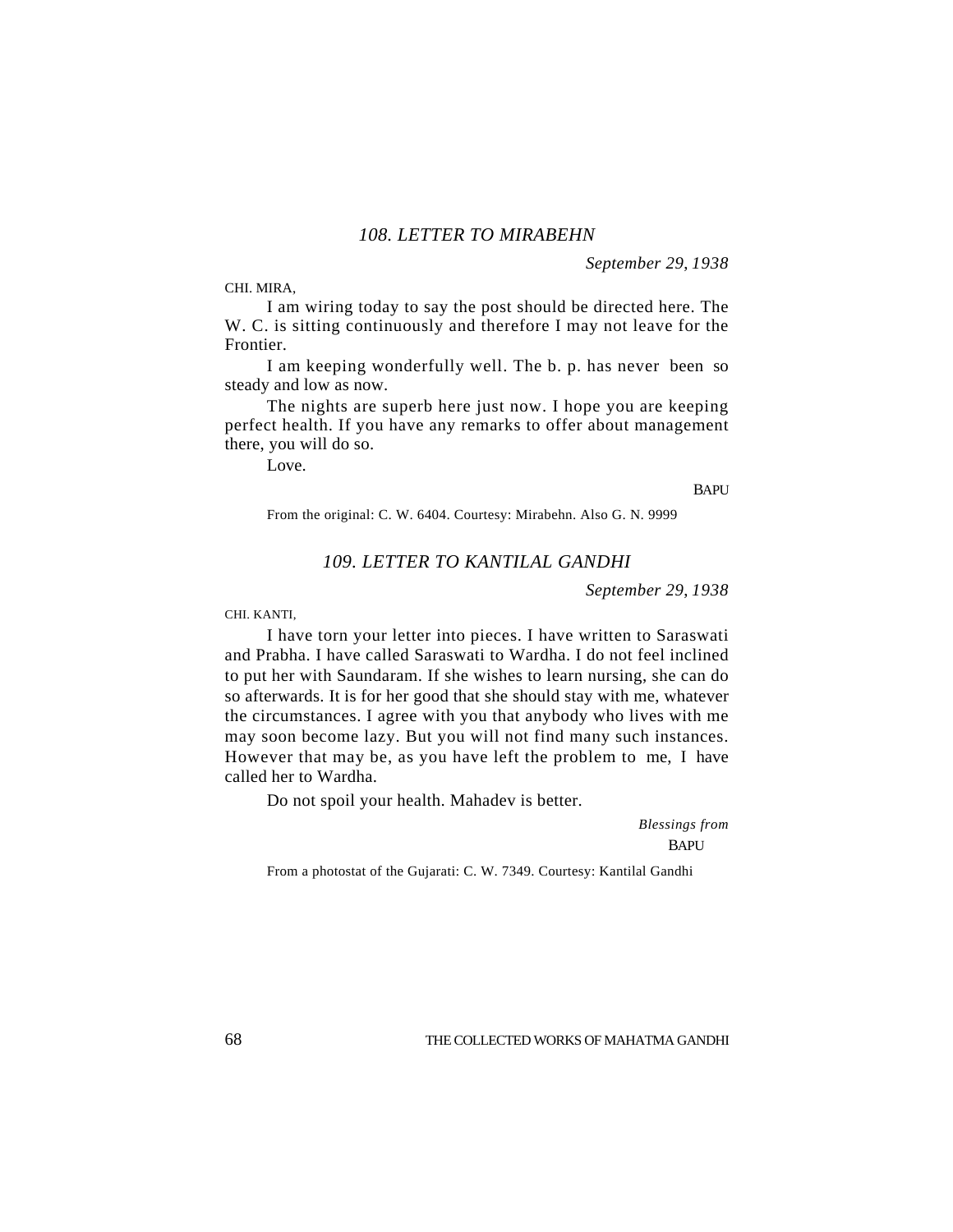### *108. LETTER TO MIRABEHN*

*September 29, 1938*

CHI. MIRA,

I am wiring today to say the post should be directed here. The W. C. is sitting continuously and therefore I may not leave for the Frontier.

I am keeping wonderfully well. The b. p. has never been so steady and low as now.

The nights are superb here just now. I hope you are keeping perfect health. If you have any remarks to offer about management there, you will do so.

Love.

BAPU

From the original: C. W. 6404. Courtesy: Mirabehn. Also G. N. 9999

### *109. LETTER TO KANTILAL GANDHI*

*September 29, 1938*

CHI. KANTI,

I have torn your letter into pieces. I have written to Saraswati and Prabha. I have called Saraswati to Wardha. I do not feel inclined to put her with Saundaram. If she wishes to learn nursing, she can do so afterwards. It is for her good that she should stay with me, whatever the circumstances. I agree with you that anybody who lives with me may soon become lazy. But you will not find many such instances. However that may be, as you have left the problem to me, I have called her to Wardha.

Do not spoil your health. Mahadev is better.

*Blessings from*

BAPU

From a photostat of the Gujarati: C. W. 7349. Courtesy: Kantilal Gandhi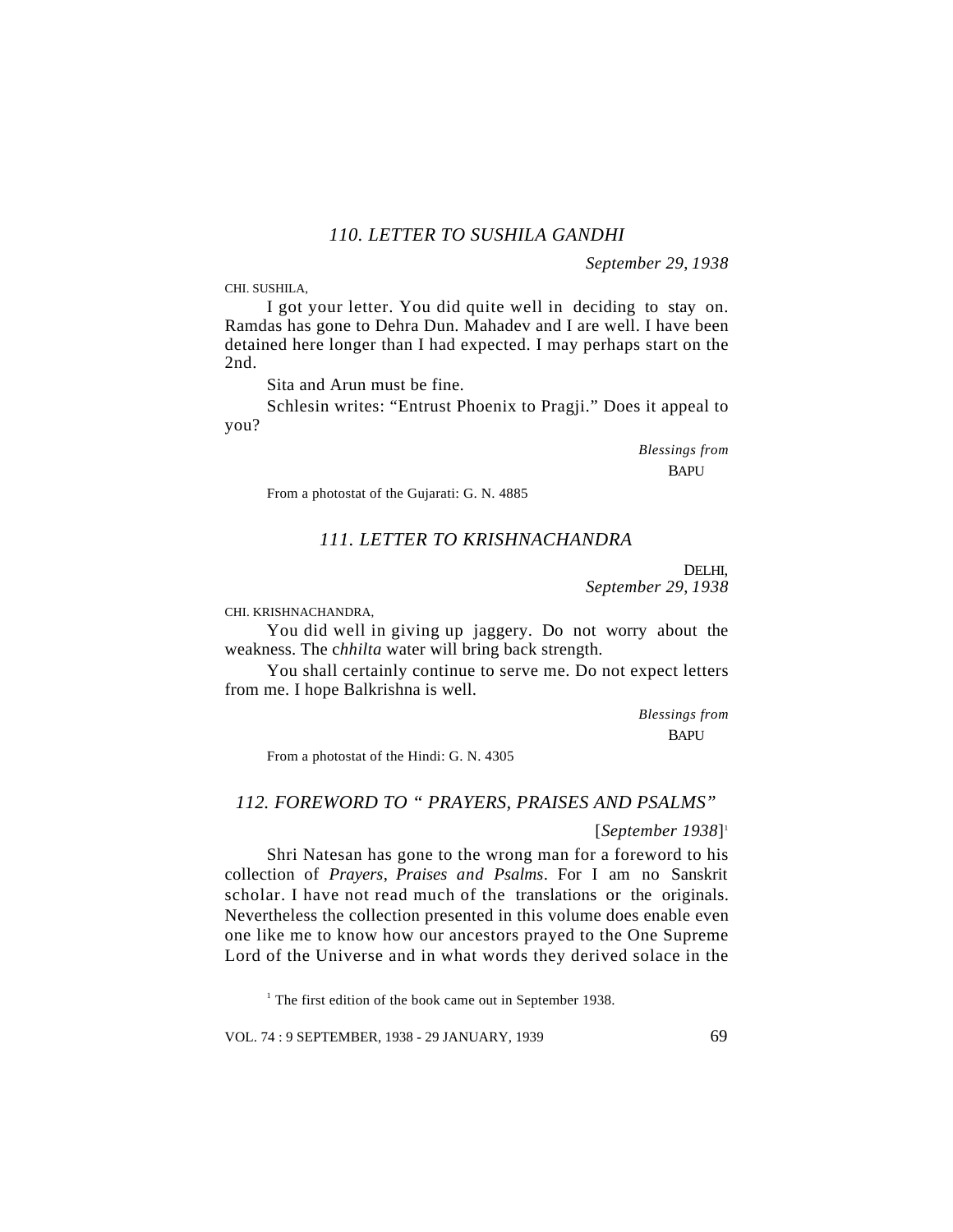### *110. LETTER TO SUSHILA GANDHI*

*September 29, 1938*

CHI. SUSHILA,

I got your letter. You did quite well in deciding to stay on. Ramdas has gone to Dehra Dun. Mahadev and I are well. I have been detained here longer than I had expected. I may perhaps start on the 2nd.

Sita and Arun must be fine.

Schlesin writes: "Entrust Phoenix to Pragji." Does it appeal to you?

*Blessings from*
BAPU

From a photostat of the Gujarati: G. N. 4885

### *111. LETTER TO KRISHNACHANDRA*

DELHI,
*September 29, 1938*

CHI. KRISHNACHANDRA,

You did well in giving up jaggery. Do not worry about the weakness. The c*hhilta* water will bring back strength.

You shall certainly continue to serve me. Do not expect letters from me. I hope Balkrishna is well.

*Blessings from*
BAPU

From a photostat of the Hindi: G. N. 4305

### *112. FOREWORD TO " PRAYERS, PRAISES AND PSALMS"*

[*September 1938*][1]

Shri Natesan has gone to the wrong man for a foreword to his collection of *Prayers*, *Praises and Psalms*. For I am no Sanskrit scholar. I have not read much of the translations or the originals. Nevertheless the collection presented in this volume does enable even one like me to know how our ancestors prayed to the One Supreme Lord of the Universe and in what words they derived solace in the

[1] The first edition of the book came out in September 1938.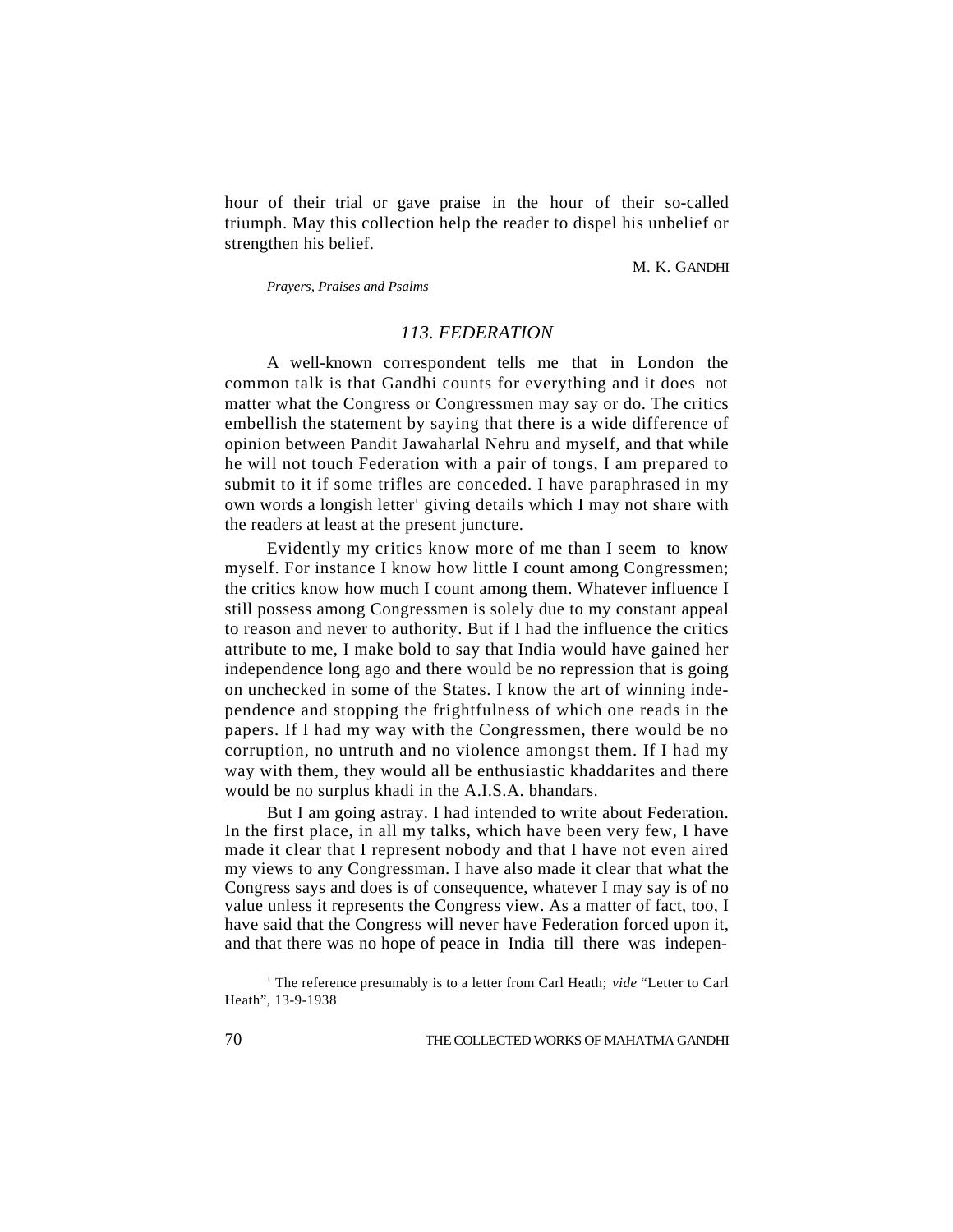hour of their trial or gave praise in the hour of their so-called triumph. May this collection help the reader to dispel his unbelief or strengthen his belief.

M. K. GANDHI

*Prayers, Praises and Psalms*

## *113. FEDERATION*

A well-known correspondent tells me that in London the common talk is that Gandhi counts for everything and it does not matter what the Congress or Congressmen may say or do. The critics embellish the statement by saying that there is a wide difference of opinion between Pandit Jawaharlal Nehru and myself, and that while he will not touch Federation with a pair of tongs, I am prepared to submit to it if some trifles are conceded. I have paraphrased in my own words a longish letter[1] giving details which I may not share with the readers at least at the present juncture.

Evidently my critics know more of me than I seem to know myself. For instance I know how little I count among Congressmen; the critics know how much I count among them. Whatever influence I still possess among Congressmen is solely due to my constant appeal to reason and never to authority. But if I had the influence the critics attribute to me, I make bold to say that India would have gained her independence long ago and there would be no repression that is going on unchecked in some of the States. I know the art of winning independence and stopping the frightfulness of which one reads in the papers. If I had my way with the Congressmen, there would be no corruption, no untruth and no violence amongst them. If I had my way with them, they would all be enthusiastic khaddarites and there would be no surplus khadi in the A.I.S.A. bhandars.

But I am going astray. I had intended to write about Federation. In the first place, in all my talks, which have been very few, I have made it clear that I represent nobody and that I have not even aired my views to any Congressman. I have also made it clear that what the Congress says and does is of consequence, whatever I may say is of no value unless it represents the Congress view. As a matter of fact, too, I have said that the Congress will never have Federation forced upon it, and that there was no hope of peace in India till there was indepen-

[1] The reference presumably is to a letter from Carl Heath; *vide* "Letter to Carl Heath", 13-9-1938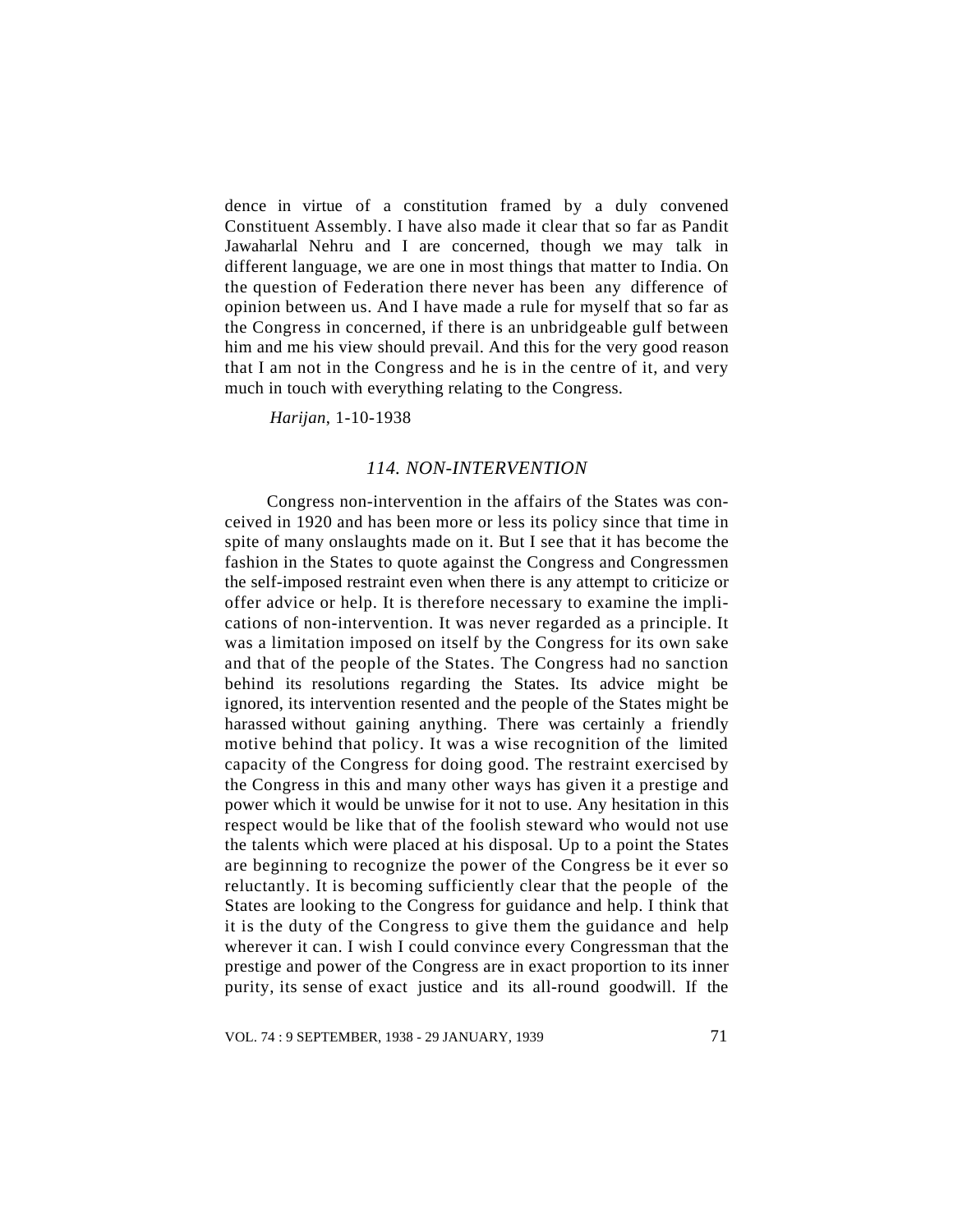dence in virtue of a constitution framed by a duly convened Constituent Assembly. I have also made it clear that so far as Pandit Jawaharlal Nehru and I are concerned, though we may talk in different language, we are one in most things that matter to India. On the question of Federation there never has been any difference of opinion between us. And I have made a rule for myself that so far as the Congress in concerned, if there is an unbridgeable gulf between him and me his view should prevail. And this for the very good reason that I am not in the Congress and he is in the centre of it, and very much in touch with everything relating to the Congress.

*Harijan*, 1-10-1938

## *114. NON-INTERVENTION*

Congress non-intervention in the affairs of the States was conceived in 1920 and has been more or less its policy since that time in spite of many onslaughts made on it. But I see that it has become the fashion in the States to quote against the Congress and Congressmen the self-imposed restraint even when there is any attempt to criticize or offer advice or help. It is therefore necessary to examine the implications of non-intervention. It was never regarded as a principle. It was a limitation imposed on itself by the Congress for its own sake and that of the people of the States. The Congress had no sanction behind its resolutions regarding the States. Its advice might be ignored, its intervention resented and the people of the States might be harassed without gaining anything. There was certainly a friendly motive behind that policy. It was a wise recognition of the limited capacity of the Congress for doing good. The restraint exercised by the Congress in this and many other ways has given it a prestige and power which it would be unwise for it not to use. Any hesitation in this respect would be like that of the foolish steward who would not use the talents which were placed at his disposal. Up to a point the States are beginning to recognize the power of the Congress be it ever so reluctantly. It is becoming sufficiently clear that the people of the States are looking to the Congress for guidance and help. I think that it is the duty of the Congress to give them the guidance and help wherever it can. I wish I could convince every Congressman that the prestige and power of the Congress are in exact proportion to its inner purity, its sense of exact justice and its all-round goodwill. If the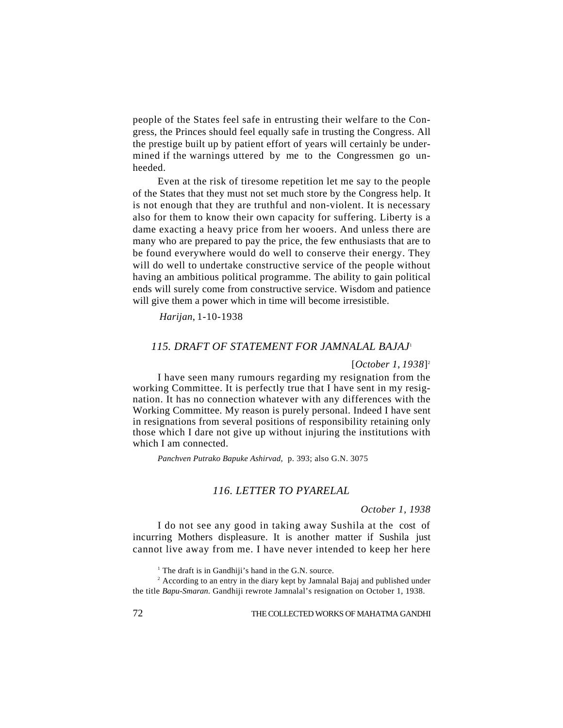people of the States feel safe in entrusting their welfare to the Congress, the Princes should feel equally safe in trusting the Congress. All the prestige built up by patient effort of years will certainly be undermined if the warnings uttered by me to the Congressmen go unheeded.

Even at the risk of tiresome repetition let me say to the people of the States that they must not set much store by the Congress help. It is not enough that they are truthful and non-violent. It is necessary also for them to know their own capacity for suffering. Liberty is a dame exacting a heavy price from her wooers. And unless there are many who are prepared to pay the price, the few enthusiasts that are to be found everywhere would do well to conserve their energy. They will do well to undertake constructive service of the people without having an ambitious political programme. The ability to gain political ends will surely come from constructive service. Wisdom and patience will give them a power which in time will become irresistible.

*Harijan*, 1-10-1938

## *115. DRAFT OF STATEMENT FOR JAMNALAL BAJAJ*[1]

[*October 1, 1938*][2]

I have seen many rumours regarding my resignation from the working Committee. It is perfectly true that I have sent in my resignation. It has no connection whatever with any differences with the Working Committee. My reason is purely personal. Indeed I have sent in resignations from several positions of responsibility retaining only those which I dare not give up without injuring the institutions with which I am connected.

*Panchven Putrako Bapuke Ashirvad*, p. 393; also G.N. 3075

## *116. LETTER TO PYARELAL*

*October 1, 1938*

I do not see any good in taking away Sushila at the cost of incurring Mothers displeasure. It is another matter if Sushila just cannot live away from me. I have never intended to keep her here

[1] The draft is in Gandhiji's hand in the G.N. source.

[2] According to an entry in the diary kept by Jamnalal Bajaj and published under the title *Bapu-Smaran*. Gandhiji rewrote Jamnalal's resignation on October 1, 1938.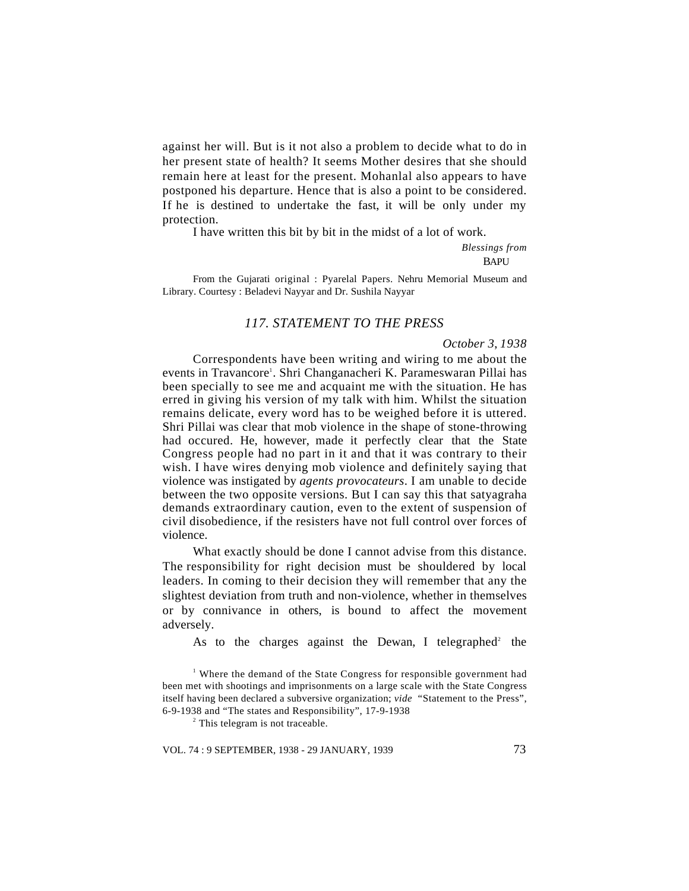against her will. But is it not also a problem to decide what to do in her present state of health? It seems Mother desires that she should remain here at least for the present. Mohanlal also appears to have postponed his departure. Hence that is also a point to be considered. If he is destined to undertake the fast, it will be only under my protection.

I have written this bit by bit in the midst of a lot of work.

*Blessings from*
BAPU

From the Gujarati original : Pyarelal Papers. Nehru Memorial Museum and Library. Courtesy : Beladevi Nayyar and Dr. Sushila Nayyar

## *117. STATEMENT TO THE PRESS*

*October 3, 1938*

Correspondents have been writing and wiring to me about the events in Travancore[1]. Shri Changanacheri K. Parameswaran Pillai has been specially to see me and acquaint me with the situation. He has erred in giving his version of my talk with him. Whilst the situation remains delicate, every word has to be weighed before it is uttered. Shri Pillai was clear that mob violence in the shape of stone-throwing had occured. He, however, made it perfectly clear that the State Congress people had no part in it and that it was contrary to their wish. I have wires denying mob violence and definitely saying that violence was instigated by *agents provocateurs*. I am unable to decide between the two opposite versions. But I can say this that satyagraha demands extraordinary caution, even to the extent of suspension of civil disobedience, if the resisters have not full control over forces of violence.

What exactly should be done I cannot advise from this distance. The responsibility for right decision must be shouldered by local leaders. In coming to their decision they will remember that any the slightest deviation from truth and non-violence, whether in themselves or by connivance in others, is bound to affect the movement adversely.

As to the charges against the Dewan, I telegraphed[2] the

[1] Where the demand of the State Congress for responsible government had been met with shootings and imprisonments on a large scale with the State Congress itself having been declared a subversive organization; *vide* "Statement to the Press", 6-9-1938 and "The states and Responsibility", 17-9-1938

[2] This telegram is not traceable.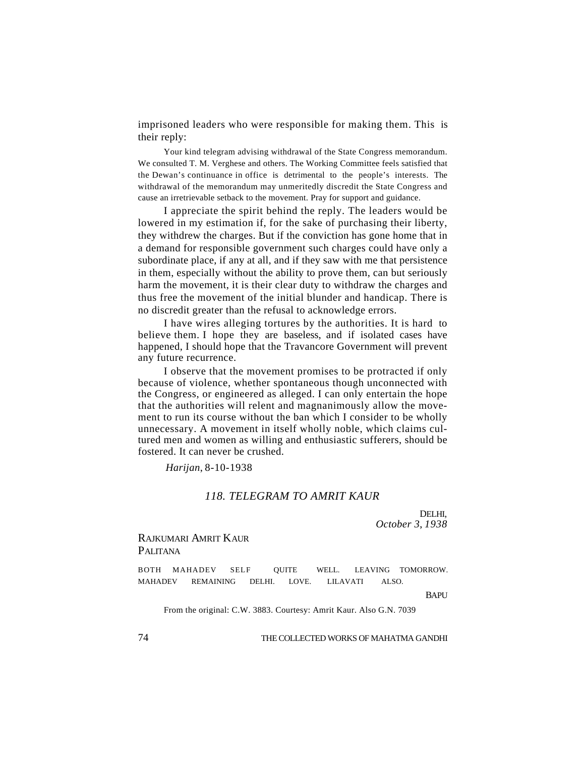imprisoned leaders who were responsible for making them. This is their reply:

> Your kind telegram advising withdrawal of the State Congress memorandum. We consulted T. M. Verghese and others. The Working Committee feels satisfied that the Dewan's continuance in office is detrimental to the people's interests. The withdrawal of the memorandum may unmeritedly discredit the State Congress and cause an irretrievable setback to the movement. Pray for support and guidance.

I appreciate the spirit behind the reply. The leaders would be lowered in my estimation if, for the sake of purchasing their liberty, they withdrew the charges. But if the conviction has gone home that in a demand for responsible government such charges could have only a subordinate place, if any at all, and if they saw with me that persistence in them, especially without the ability to prove them, can but seriously harm the movement, it is their clear duty to withdraw the charges and thus free the movement of the initial blunder and handicap. There is no discredit greater than the refusal to acknowledge errors.

I have wires alleging tortures by the authorities. It is hard to believe them. I hope they are baseless, and if isolated cases have happened, I should hope that the Travancore Government will prevent any future recurrence.

I observe that the movement promises to be protracted if only because of violence, whether spontaneous though unconnected with the Congress, or engineered as alleged. I can only entertain the hope that the authorities will relent and magnanimously allow the movement to run its course without the ban which I consider to be wholly unnecessary. A movement in itself wholly noble, which claims cultured men and women as willing and enthusiastic sufferers, should be fostered. It can never be crushed.

*Harijan*, 8-10-1938

### *118. TELEGRAM TO AMRIT KAUR*

DELHI,
*October 3, 1938*

RAJKUMARI AMRIT KAUR
PALITANA

BOTH MAHADEV SELF QUITE WELL. LEAVING TOMORROW. MAHADEV REMAINING DELHI. LOVE. LILAVATI ALSO.

BAPU

From the original: C.W. 3883. Courtesy: Amrit Kaur. Also G.N. 7039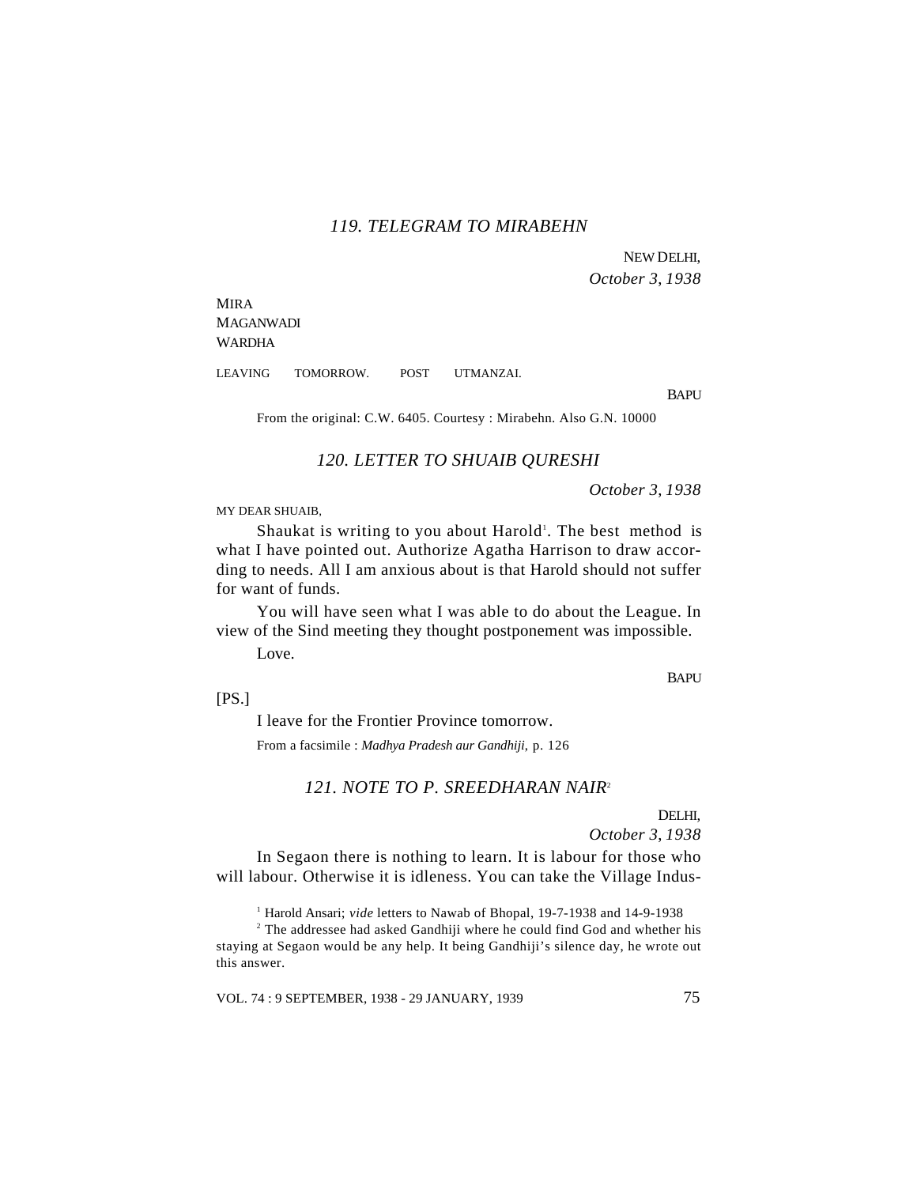### *119. TELEGRAM TO MIRABEHN*

NEW DELHI,
*October 3, 1938*

MIRA
MAGANWADI
WARDHA

LEAVING TOMORROW. POST UTMANZAI.

BAPU

From the original: C.W. 6405. Courtesy : Mirabehn. Also G.N. 10000

### *120. LETTER TO SHUAIB QURESHI*

*October 3, 1938*

MY DEAR SHUAIB,

Shaukat is writing to you about Harold[1]. The best method is what I have pointed out. Authorize Agatha Harrison to draw according to needs. All I am anxious about is that Harold should not suffer for want of funds.

You will have seen what I was able to do about the League. In view of the Sind meeting they thought postponement was impossible.

Love.

BAPU

[PS.]

I leave for the Frontier Province tomorrow.

From a facsimile : *Madhya Pradesh aur Gandhiji*, p. 126

### *121. NOTE TO P. SREEDHARAN NAIR*[2]

DELHI,
*October 3, 1938*

In Segaon there is nothing to learn. It is labour for those who will labour. Otherwise it is idleness. You can take the Village Indus-

---

[1] Harold Ansari; *vide* letters to Nawab of Bhopal, 19-7-1938 and 14-9-1938

[2] The addressee had asked Gandhiji where he could find God and whether his staying at Segaon would be any help. It being Gandhiji's silence day, he wrote out this answer.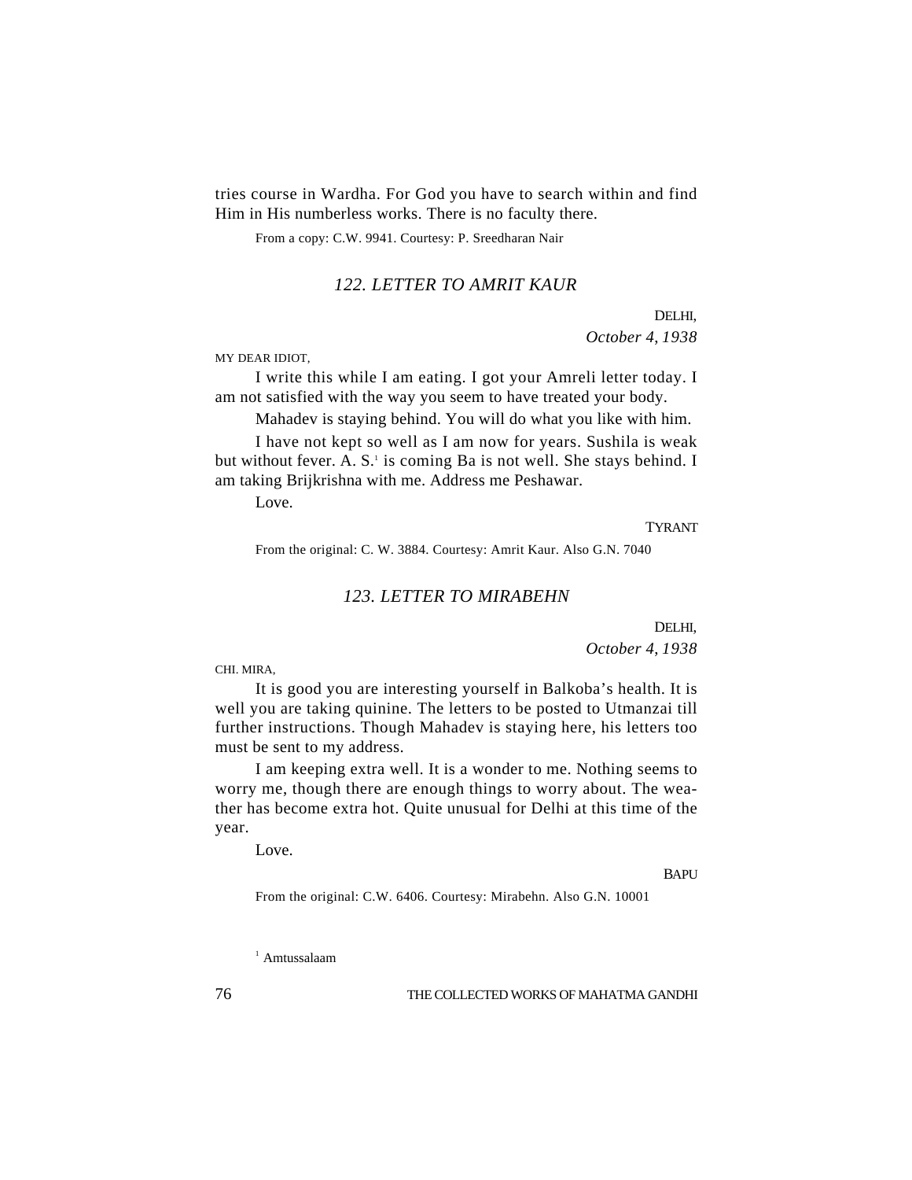tries course in Wardha. For God you have to search within and find Him in His numberless works. There is no faculty there.

From a copy: C.W. 9941. Courtesy: P. Sreedharan Nair

## *122. LETTER TO AMRIT KAUR*

DELHI,
*October 4, 1938*

MY DEAR IDIOT,

I write this while I am eating. I got your Amreli letter today. I am not satisfied with the way you seem to have treated your body.

Mahadev is staying behind. You will do what you like with him.

I have not kept so well as I am now for years. Sushila is weak but without fever. A. S.[1] is coming Ba is not well. She stays behind. I am taking Brijkrishna with me. Address me Peshawar.

Love.

TYRANT

From the original: C. W. 3884. Courtesy: Amrit Kaur. Also G.N. 7040

## *123. LETTER TO MIRABEHN*

DELHI,
*October 4, 1938*

CHI. MIRA,

It is good you are interesting yourself in Balkoba's health. It is well you are taking quinine. The letters to be posted to Utmanzai till further instructions. Though Mahadev is staying here, his letters too must be sent to my address.

I am keeping extra well. It is a wonder to me. Nothing seems to worry me, though there are enough things to worry about. The weather has become extra hot. Quite unusual for Delhi at this time of the year.

Love.

BAPU

From the original: C.W. 6406. Courtesy: Mirabehn. Also G.N. 10001

[1] Amtussalaam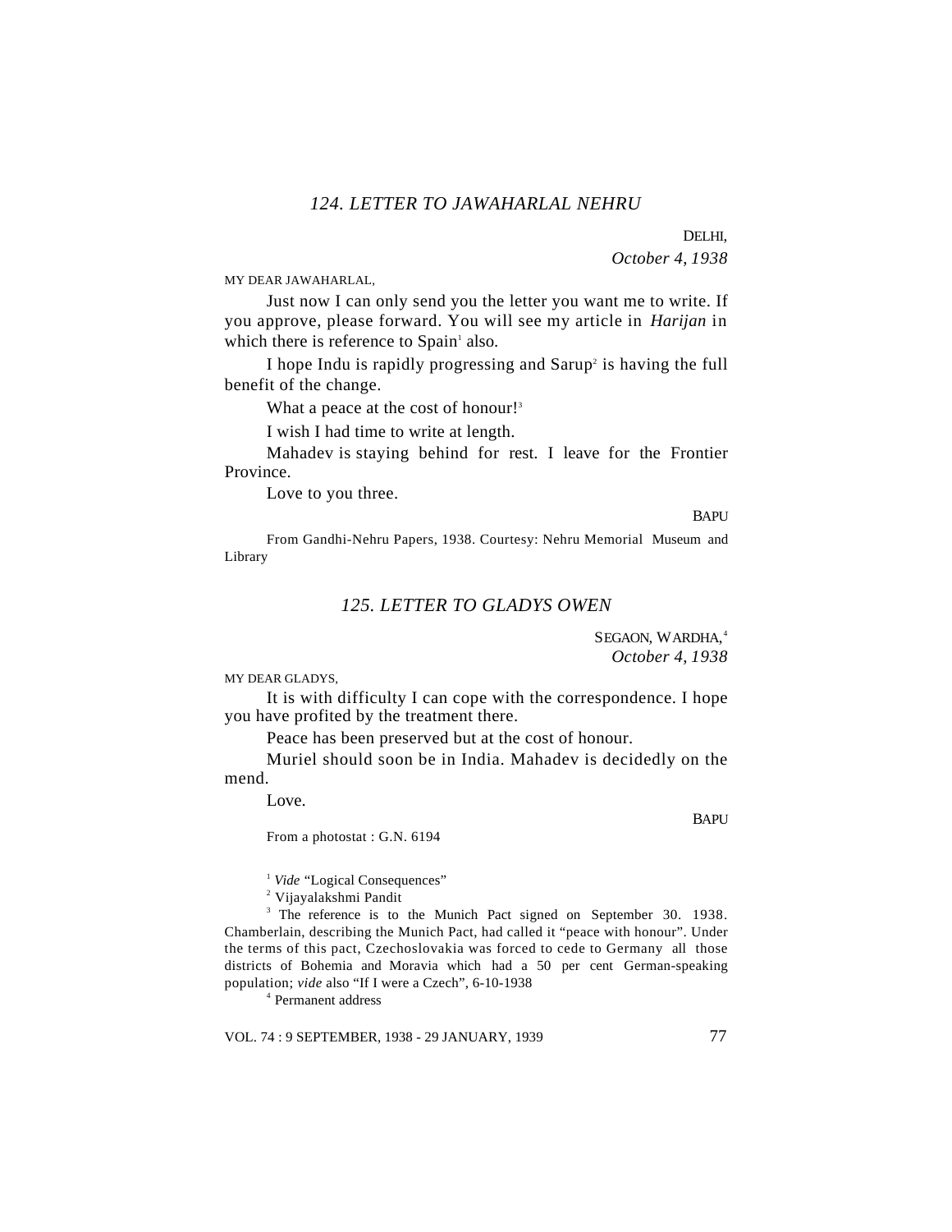### *124. LETTER TO JAWAHARLAL NEHRU*

DELHI,
*October 4, 1938*

MY DEAR JAWAHARLAL,

Just now I can only send you the letter you want me to write. If you approve, please forward. You will see my article in *Harijan* in which there is reference to Spain[1] also.

I hope Indu is rapidly progressing and Sarup[2] is having the full benefit of the change.

What a peace at the cost of honour![3]

I wish I had time to write at length.

Mahadev is staying behind for rest. I leave for the Frontier Province.

Love to you three.

BAPU

From Gandhi-Nehru Papers, 1938. Courtesy: Nehru Memorial Museum and Library

### *125. LETTER TO GLADYS OWEN*

SEGAON, WARDHA,[4]
*October 4, 1938*

MY DEAR GLADYS,

It is with difficulty I can cope with the correspondence. I hope you have profited by the treatment there.

Peace has been preserved but at the cost of honour.

Muriel should soon be in India. Mahadev is decidedly on the mend.

Love.

BAPU

From a photostat : G.N. 6194

[1] *Vide* "Logical Consequences"

[2] Vijayalakshmi Pandit

[3] The reference is to the Munich Pact signed on September 30. 1938. Chamberlain, describing the Munich Pact, had called it "peace with honour". Under the terms of this pact, Czechoslovakia was forced to cede to Germany all those districts of Bohemia and Moravia which had a 50 per cent German-speaking population; *vide* also "If I were a Czech", 6-10-1938

[4] Permanent address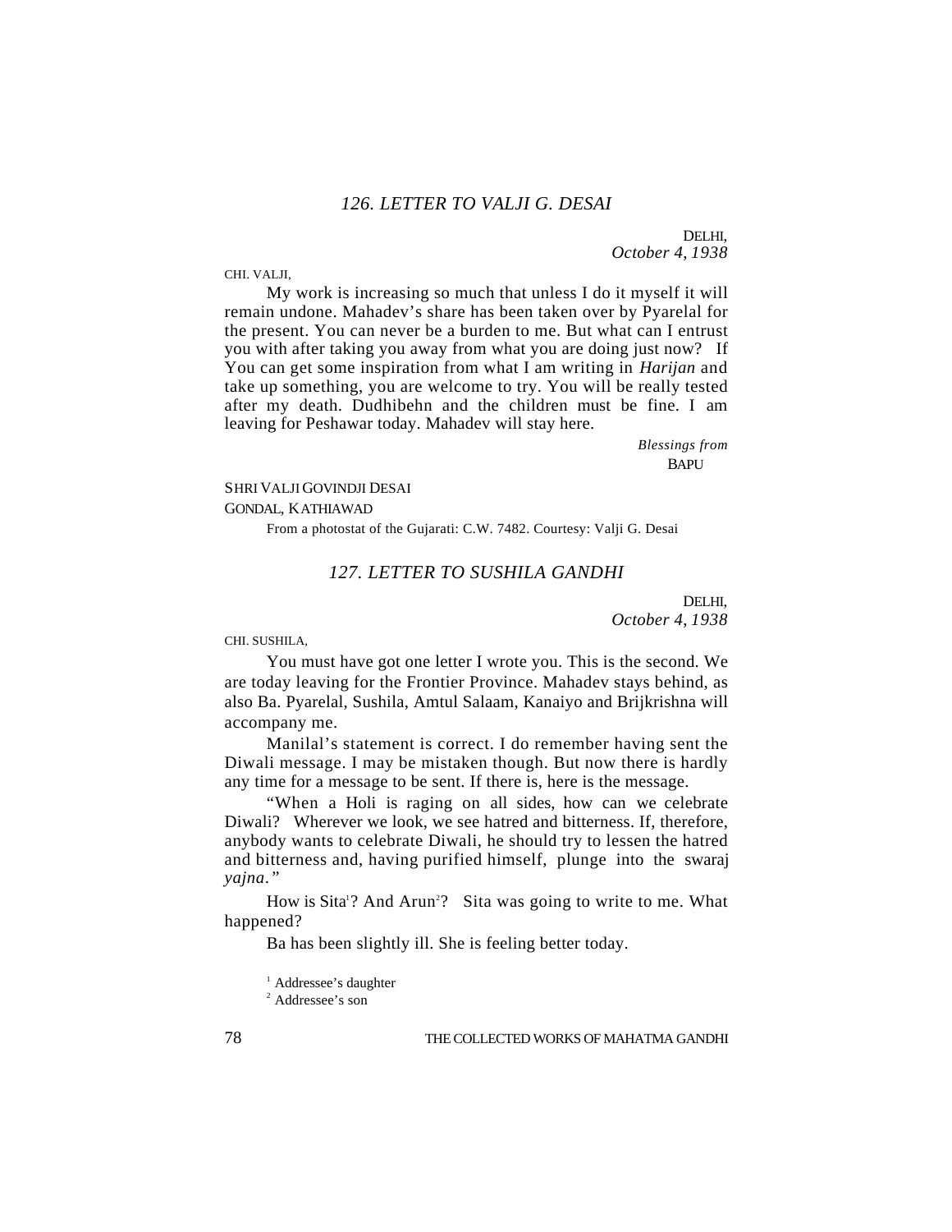### *126. LETTER TO VALJI G. DESAI*

DELHI,
*October 4, 1938*

CHI. VALJI,

My work is increasing so much that unless I do it myself it will remain undone. Mahadev's share has been taken over by Pyarelal for the present. You can never be a burden to me. But what can I entrust you with after taking you away from what you are doing just now? If You can get some inspiration from what I am writing in *Harijan* and take up something, you are welcome to try. You will be really tested after my death. Dudhibehn and the children must be fine. I am leaving for Peshawar today. Mahadev will stay here.

*Blessings from*
BAPU

SHRI VALJI GOVINDJI DESAI
GONDAL, KATHIAWAD

From a photostat of the Gujarati: C.W. 7482. Courtesy: Valji G. Desai

### *127. LETTER TO SUSHILA GANDHI*

DELHI,
*October 4, 1938*

CHI. SUSHILA,

You must have got one letter I wrote you. This is the second. We are today leaving for the Frontier Province. Mahadev stays behind, as also Ba. Pyarelal, Sushila, Amtul Salaam, Kanaiyo and Brijkrishna will accompany me.

Manilal's statement is correct. I do remember having sent the Diwali message. I may be mistaken though. But now there is hardly any time for a message to be sent. If there is, here is the message.

"When a Holi is raging on all sides, how can we celebrate Diwali? Wherever we look, we see hatred and bitterness. If, therefore, anybody wants to celebrate Diwali, he should try to lessen the hatred and bitterness and, having purified himself, plunge into the swaraj *yajna*."

How is Sita[1]? And Arun[2]? Sita was going to write to me. What happened?

Ba has been slightly ill. She is feeling better today.

[1] Addressee's daughter
[2] Addressee's son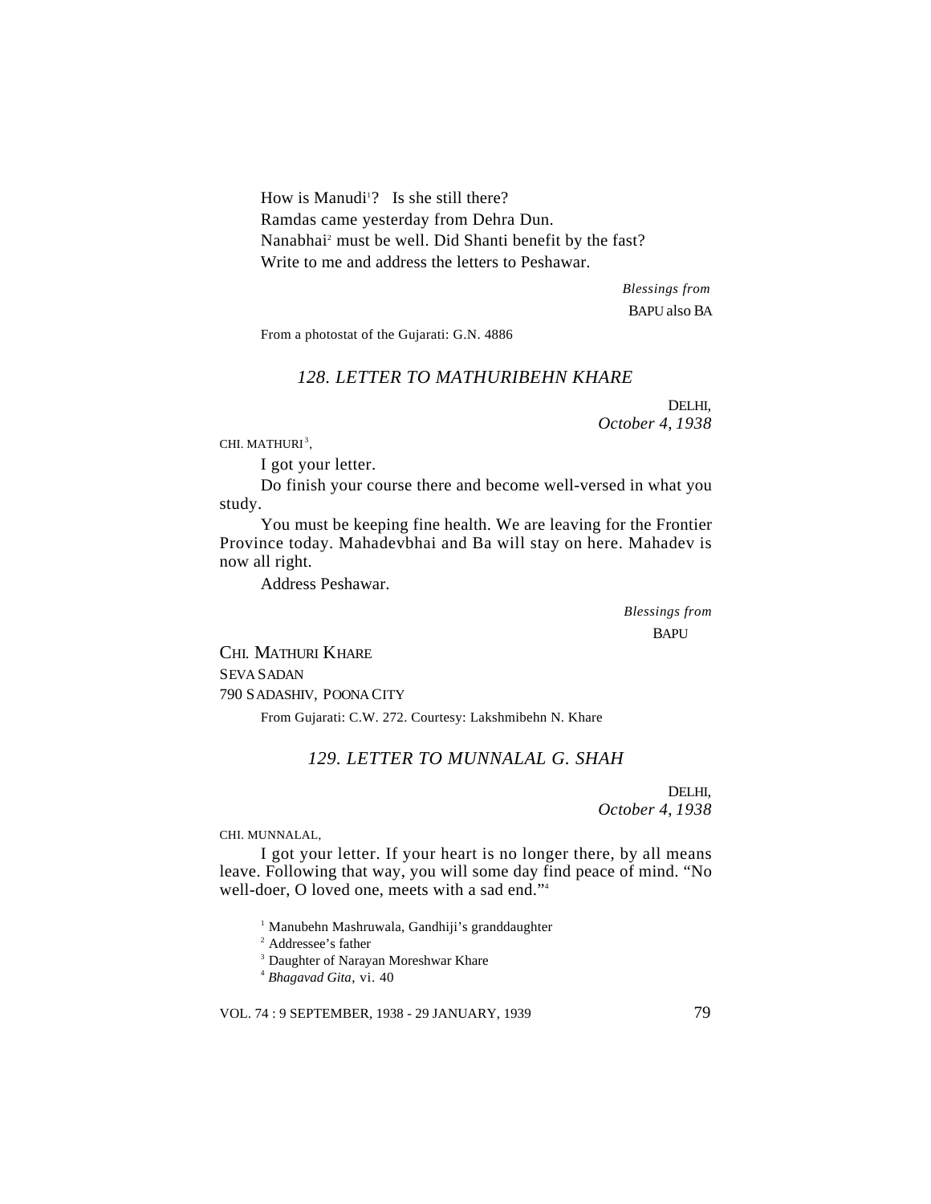How is Manudi[1]? Is she still there?

Ramdas came yesterday from Dehra Dun.

Nanabhai[2] must be well. Did Shanti benefit by the fast?

Write to me and address the letters to Peshawar.

*Blessings from*
BAPU also BA

From a photostat of the Gujarati: G.N. 4886

### *128. LETTER TO MATHURIBEHN KHARE*

DELHI,
*October 4, 1938*

CHI. MATHURI[3],

I got your letter.

Do finish your course there and become well-versed in what you study.

You must be keeping fine health. We are leaving for the Frontier Province today. Mahadevbhai and Ba will stay on here. Mahadev is now all right.

Address Peshawar.

*Blessings from*
BAPU

CHI. MATHURI KHARE
SEVA SADAN
790 SADASHIV, POONA CITY

From Gujarati: C.W. 272. Courtesy: Lakshmibehn N. Khare

### *129. LETTER TO MUNNALAL G. SHAH*

DELHI,
*October 4, 1938*

CHI. MUNNALAL,

I got your letter. If your heart is no longer there, by all means leave. Following that way, you will some day find peace of mind. "No well-doer, O loved one, meets with a sad end."[4]

[1] Manubehn Mashruwala, Gandhiji's granddaughter

[2] Addressee's father

[3] Daughter of Narayan Moreshwar Khare

[4] *Bhagavad Gita*, vi. 40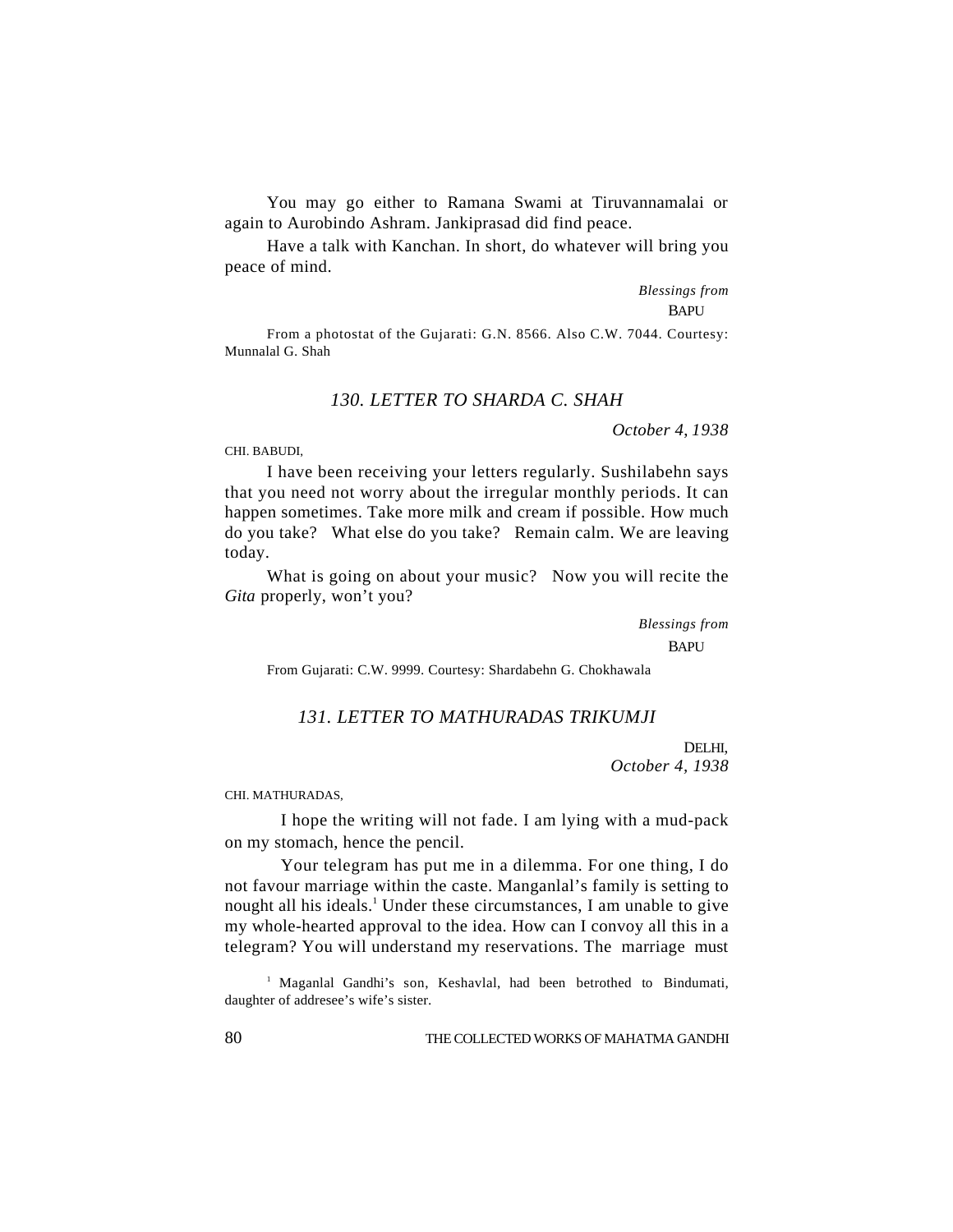You may go either to Ramana Swami at Tiruvannamalai or again to Aurobindo Ashram. Jankiprasad did find peace.

Have a talk with Kanchan. In short, do whatever will bring you peace of mind.

*Blessings from*
BAPU

From a photostat of the Gujarati: G.N. 8566. Also C.W. 7044. Courtesy: Munnalal G. Shah

## *130. LETTER TO SHARDA C. SHAH*

*October 4, 1938*

CHI. BABUDI,

I have been receiving your letters regularly. Sushilabehn says that you need not worry about the irregular monthly periods. It can happen sometimes. Take more milk and cream if possible. How much do you take? What else do you take? Remain calm. We are leaving today.

What is going on about your music? Now you will recite the *Gita* properly, won't you?

*Blessings from*
BAPU

From Gujarati: C.W. 9999. Courtesy: Shardabehn G. Chokhawala

## *131. LETTER TO MATHURADAS TRIKUMJI*

DELHI,
*October 4, 1938*

CHI. MATHURADAS,

I hope the writing will not fade. I am lying with a mud-pack on my stomach, hence the pencil.

Your telegram has put me in a dilemma. For one thing, I do not favour marriage within the caste. Manganlal's family is setting to nought all his ideals.[1] Under these circumstances, I am unable to give my whole-hearted approval to the idea. How can I convoy all this in a telegram? You will understand my reservations. The marriage must

[1] Maganlal Gandhi's son, Keshavlal, had been betrothed to Bindumati, daughter of addresee's wife's sister.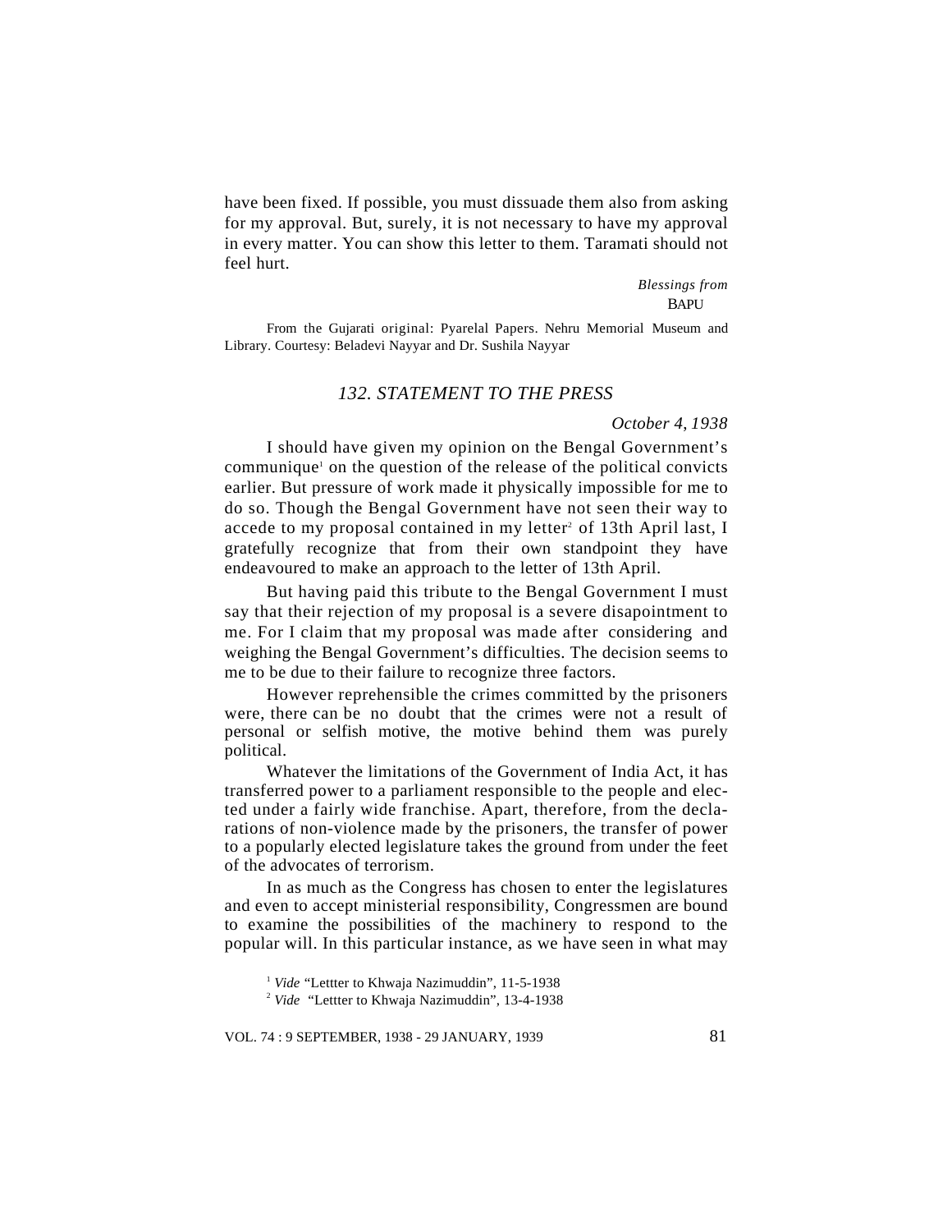have been fixed. If possible, you must dissuade them also from asking for my approval. But, surely, it is not necessary to have my approval in every matter. You can show this letter to them. Taramati should not feel hurt.

*Blessings from*
BAPU

From the Gujarati original: Pyarelal Papers. Nehru Memorial Museum and Library. Courtesy: Beladevi Nayyar and Dr. Sushila Nayyar

## *132. STATEMENT TO THE PRESS*

*October 4, 1938*

I should have given my opinion on the Bengal Government's communique[1] on the question of the release of the political convicts earlier. But pressure of work made it physically impossible for me to do so. Though the Bengal Government have not seen their way to accede to my proposal contained in my letter[2] of 13th April last, I gratefully recognize that from their own standpoint they have endeavoured to make an approach to the letter of 13th April.

But having paid this tribute to the Bengal Government I must say that their rejection of my proposal is a severe disapointment to me. For I claim that my proposal was made after considering and weighing the Bengal Government's difficulties. The decision seems to me to be due to their failure to recognize three factors.

However reprehensible the crimes committed by the prisoners were, there can be no doubt that the crimes were not a result of personal or selfish motive, the motive behind them was purely political.

Whatever the limitations of the Government of India Act, it has transferred power to a parliament responsible to the people and elected under a fairly wide franchise. Apart, therefore, from the declarations of non-violence made by the prisoners, the transfer of power to a popularly elected legislature takes the ground from under the feet of the advocates of terrorism.

In as much as the Congress has chosen to enter the legislatures and even to accept ministerial responsibility, Congressmen are bound to examine the possibilities of the machinery to respond to the popular will. In this particular instance, as we have seen in what may

[1] *Vide* "Lettter to Khwaja Nazimuddin", 11-5-1938

[2] *Vide* "Lettter to Khwaja Nazimuddin", 13-4-1938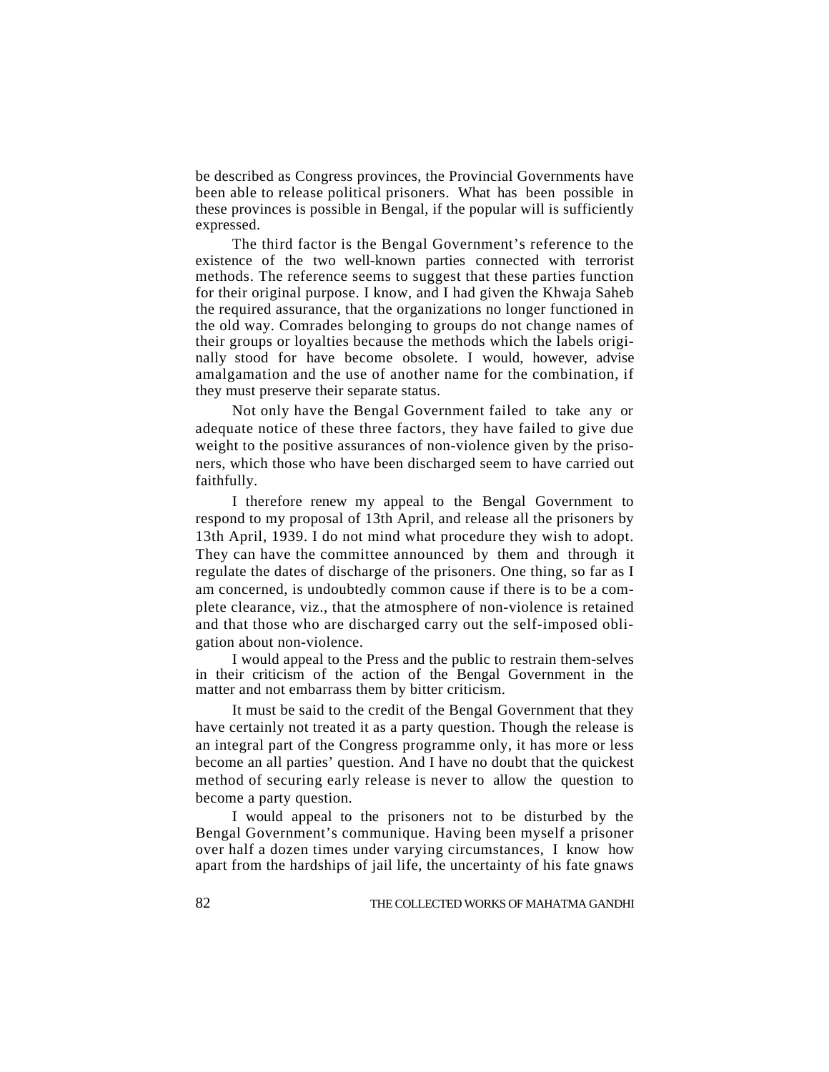be described as Congress provinces, the Provincial Governments have been able to release political prisoners. What has been possible in these provinces is possible in Bengal, if the popular will is sufficiently expressed.

The third factor is the Bengal Government's reference to the existence of the two well-known parties connected with terrorist methods. The reference seems to suggest that these parties function for their original purpose. I know, and I had given the Khwaja Saheb the required assurance, that the organizations no longer functioned in the old way. Comrades belonging to groups do not change names of their groups or loyalties because the methods which the labels originally stood for have become obsolete. I would, however, advise amalgamation and the use of another name for the combination, if they must preserve their separate status.

Not only have the Bengal Government failed to take any or adequate notice of these three factors, they have failed to give due weight to the positive assurances of non-violence given by the prisoners, which those who have been discharged seem to have carried out faithfully.

I therefore renew my appeal to the Bengal Government to respond to my proposal of 13th April, and release all the prisoners by 13th April, 1939. I do not mind what procedure they wish to adopt. They can have the committee announced by them and through it regulate the dates of discharge of the prisoners. One thing, so far as I am concerned, is undoubtedly common cause if there is to be a complete clearance, viz., that the atmosphere of non-violence is retained and that those who are discharged carry out the self-imposed obligation about non-violence.

I would appeal to the Press and the public to restrain them-selves in their criticism of the action of the Bengal Government in the matter and not embarrass them by bitter criticism.

It must be said to the credit of the Bengal Government that they have certainly not treated it as a party question. Though the release is an integral part of the Congress programme only, it has more or less become an all parties' question. And I have no doubt that the quickest method of securing early release is never to allow the question to become a party question.

I would appeal to the prisoners not to be disturbed by the Bengal Government's communique. Having been myself a prisoner over half a dozen times under varying circumstances, I know how apart from the hardships of jail life, the uncertainty of his fate gnaws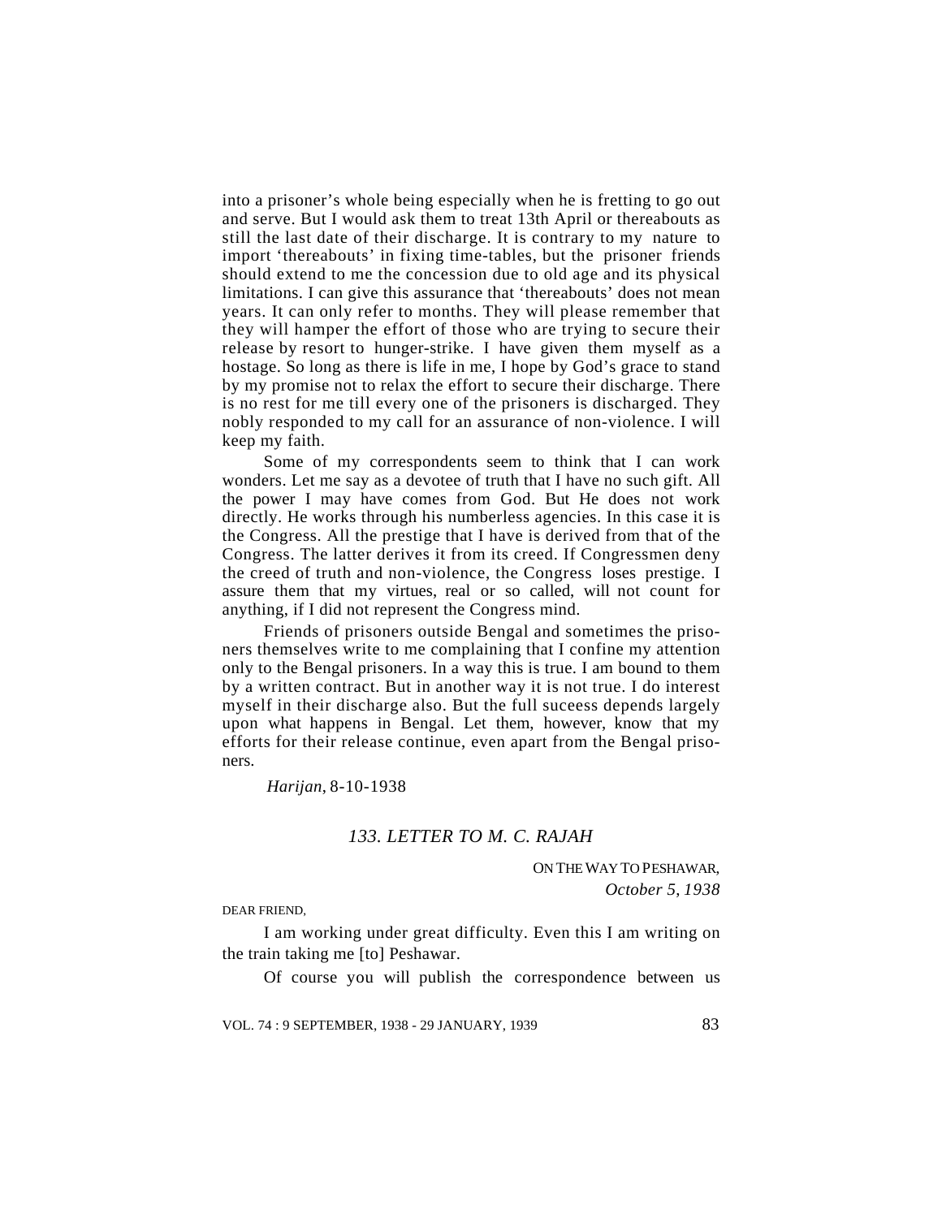into a prisoner's whole being especially when he is fretting to go out and serve. But I would ask them to treat 13th April or thereabouts as still the last date of their discharge. It is contrary to my nature to import 'thereabouts' in fixing time-tables, but the prisoner friends should extend to me the concession due to old age and its physical limitations. I can give this assurance that 'thereabouts' does not mean years. It can only refer to months. They will please remember that they will hamper the effort of those who are trying to secure their release by resort to hunger-strike. I have given them myself as a hostage. So long as there is life in me, I hope by God's grace to stand by my promise not to relax the effort to secure their discharge. There is no rest for me till every one of the prisoners is discharged. They nobly responded to my call for an assurance of non-violence. I will keep my faith.

Some of my correspondents seem to think that I can work wonders. Let me say as a devotee of truth that I have no such gift. All the power I may have comes from God. But He does not work directly. He works through his numberless agencies. In this case it is the Congress. All the prestige that I have is derived from that of the Congress. The latter derives it from its creed. If Congressmen deny the creed of truth and non-violence, the Congress loses prestige. I assure them that my virtues, real or so called, will not count for anything, if I did not represent the Congress mind.

Friends of prisoners outside Bengal and sometimes the prisoners themselves write to me complaining that I confine my attention only to the Bengal prisoners. In a way this is true. I am bound to them by a written contract. But in another way it is not true. I do interest myself in their discharge also. But the full suceess depends largely upon what happens in Bengal. Let them, however, know that my efforts for their release continue, even apart from the Bengal prisoners.

*Harijan*, 8-10-1938

### *133. LETTER TO M. C. RAJAH*

ON THE WAY TO PESHAWAR,
*October 5, 1938*

DEAR FRIEND,

I am working under great difficulty. Even this I am writing on the train taking me [to] Peshawar.

Of course you will publish the correspondence between us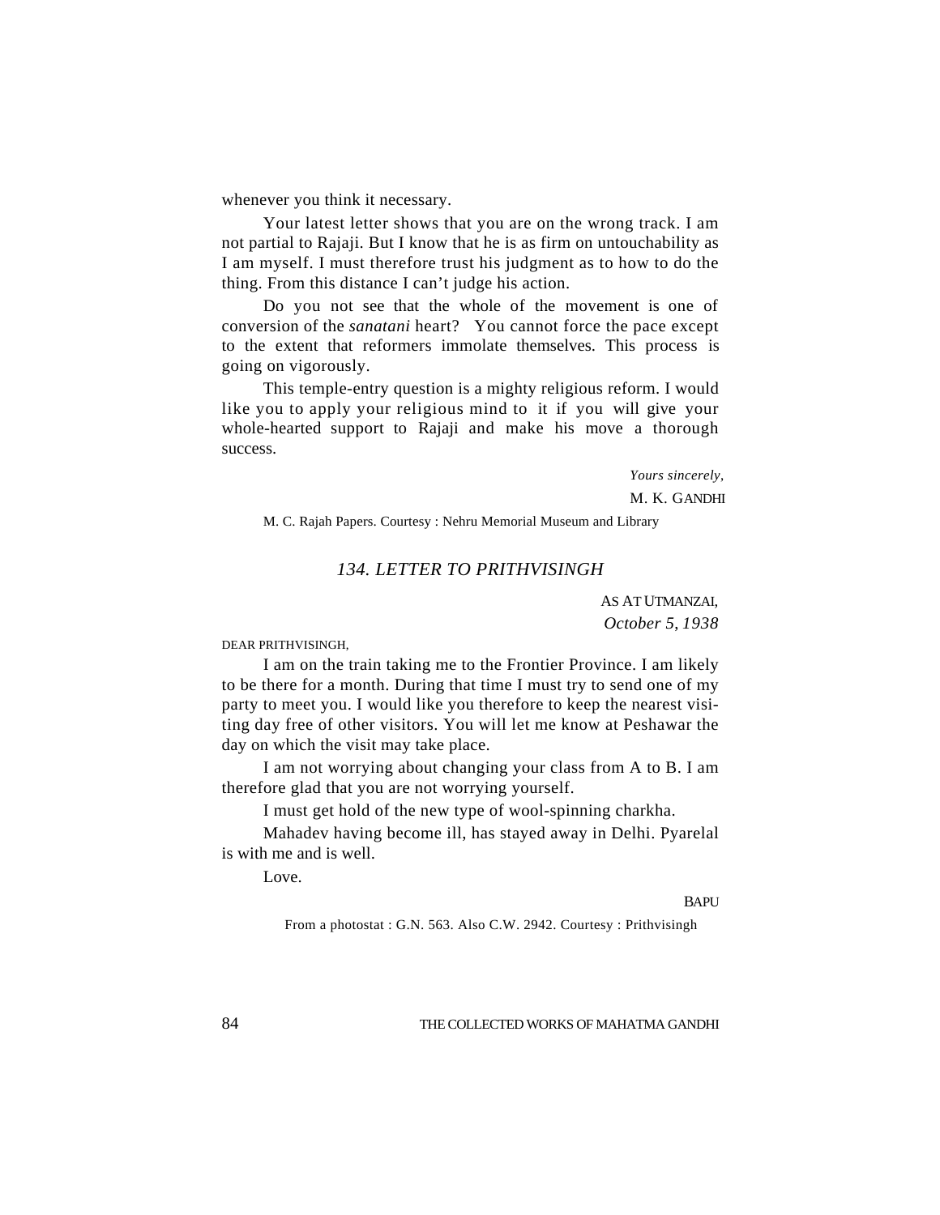whenever you think it necessary.

Your latest letter shows that you are on the wrong track. I am not partial to Rajaji. But I know that he is as firm on untouchability as I am myself. I must therefore trust his judgment as to how to do the thing. From this distance I can't judge his action.

Do you not see that the whole of the movement is one of conversion of the *sanatani* heart? You cannot force the pace except to the extent that reformers immolate themselves. This process is going on vigorously.

This temple-entry question is a mighty religious reform. I would like you to apply your religious mind to it if you will give your whole-hearted support to Rajaji and make his move a thorough success.

*Yours sincerely,*

M. K. GANDHI

M. C. Rajah Papers. Courtesy : Nehru Memorial Museum and Library

## *134. LETTER TO PRITHVISINGH*

AS AT UTMANZAI,
*October 5, 1938*

DEAR PRITHVISINGH,

I am on the train taking me to the Frontier Province. I am likely to be there for a month. During that time I must try to send one of my party to meet you. I would like you therefore to keep the nearest visiting day free of other visitors. You will let me know at Peshawar the day on which the visit may take place.

I am not worrying about changing your class from A to B. I am therefore glad that you are not worrying yourself.

I must get hold of the new type of wool-spinning charkha.

Mahadev having become ill, has stayed away in Delhi. Pyarelal is with me and is well.

Love.

BAPU

From a photostat : G.N. 563. Also C.W. 2942. Courtesy : Prithvisingh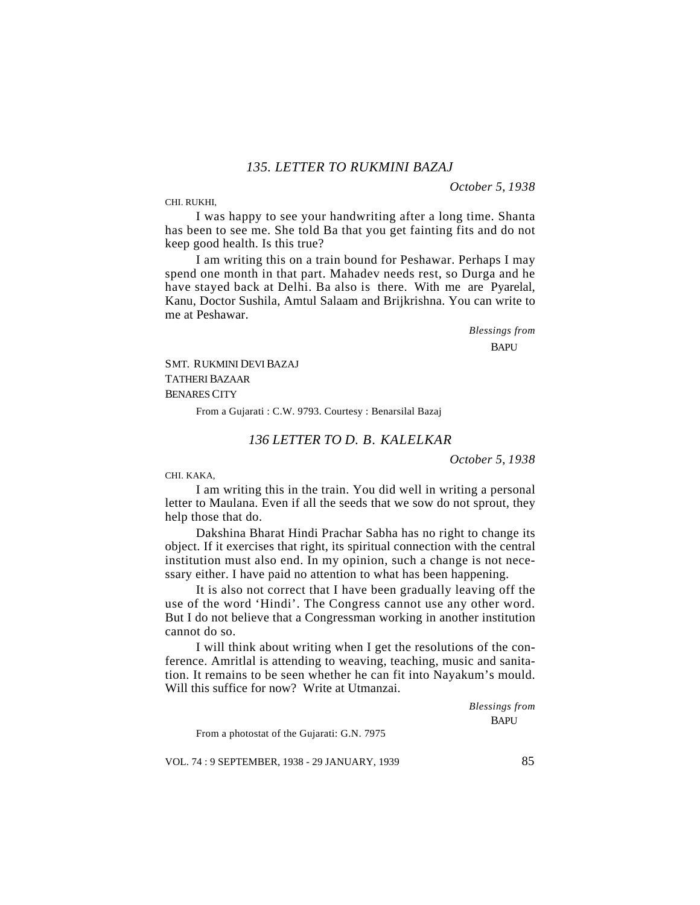## *135. LETTER TO RUKMINI BAZAJ*

*October 5, 1938*

CHI. RUKHI,

I was happy to see your handwriting after a long time. Shanta has been to see me. She told Ba that you get fainting fits and do not keep good health. Is this true?

I am writing this on a train bound for Peshawar. Perhaps I may spend one month in that part. Mahadev needs rest, so Durga and he have stayed back at Delhi. Ba also is there. With me are Pyarelal, Kanu, Doctor Sushila, Amtul Salaam and Brijkrishna. You can write to me at Peshawar.

*Blessings from*
BAPU

SMT. RUKMINI DEVI BAZAJ
TATHERI BAZAAR
BENARES CITY

From a Gujarati : C.W. 9793. Courtesy : Benarsilal Bazaj

## *136 LETTER TO D. B. KALELKAR*

*October 5, 1938*

CHI. KAKA,

I am writing this in the train. You did well in writing a personal letter to Maulana. Even if all the seeds that we sow do not sprout, they help those that do.

Dakshina Bharat Hindi Prachar Sabha has no right to change its object. If it exercises that right, its spiritual connection with the central institution must also end. In my opinion, such a change is not necessary either. I have paid no attention to what has been happening.

It is also not correct that I have been gradually leaving off the use of the word 'Hindi'. The Congress cannot use any other word. But I do not believe that a Congressman working in another institution cannot do so.

I will think about writing when I get the resolutions of the conference. Amritlal is attending to weaving, teaching, music and sanitation. It remains to be seen whether he can fit into Nayakum's mould. Will this suffice for now? Write at Utmanzai.

*Blessings from*
BAPU

From a photostat of the Gujarati: G.N. 7975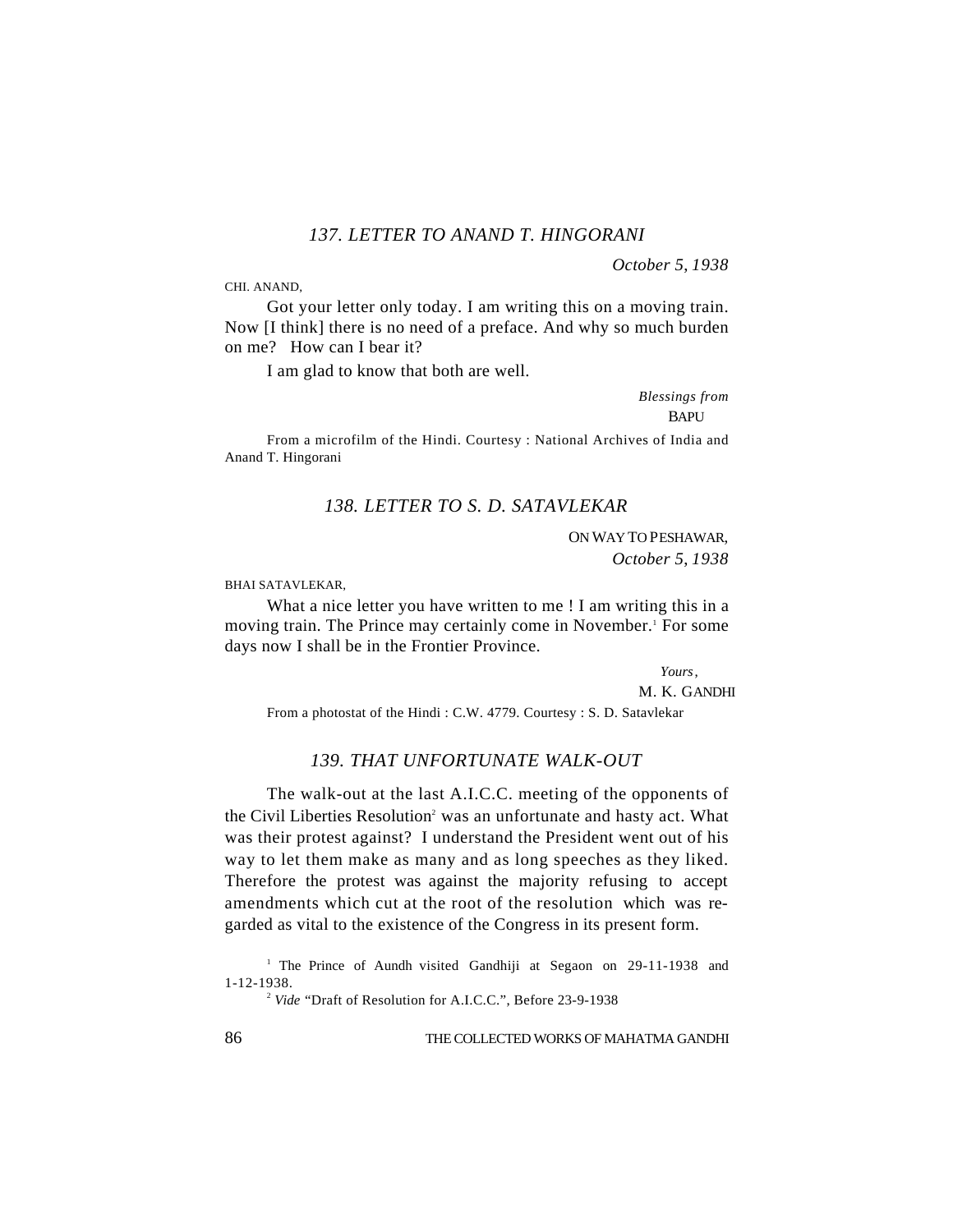### *137. LETTER TO ANAND T. HINGORANI*

*October 5, 1938*

CHI. ANAND,

Got your letter only today. I am writing this on a moving train. Now [I think] there is no need of a preface. And why so much burden on me? How can I bear it?

I am glad to know that both are well.

*Blessings from*
BAPU

From a microfilm of the Hindi. Courtesy : National Archives of India and Anand T. Hingorani

### *138. LETTER TO S. D. SATAVLEKAR*

ON WAY TO PESHAWAR,
*October 5, 1938*

BHAI SATAVLEKAR,

What a nice letter you have written to me ! I am writing this in a moving train. The Prince may certainly come in November.[1] For some days now I shall be in the Frontier Province.

*Yours,*
M. K. GANDHI

From a photostat of the Hindi : C.W. 4779. Courtesy : S. D. Satavlekar

### *139. THAT UNFORTUNATE WALK-OUT*

The walk-out at the last A.I.C.C. meeting of the opponents of the Civil Liberties Resolution[2] was an unfortunate and hasty act. What was their protest against? I understand the President went out of his way to let them make as many and as long speeches as they liked. Therefore the protest was against the majority refusing to accept amendments which cut at the root of the resolution which was regarded as vital to the existence of the Congress in its present form.

[1] The Prince of Aundh visited Gandhiji at Segaon on 29-11-1938 and 1-12-1938.

[2] *Vide* "Draft of Resolution for A.I.C.C.", Before 23-9-1938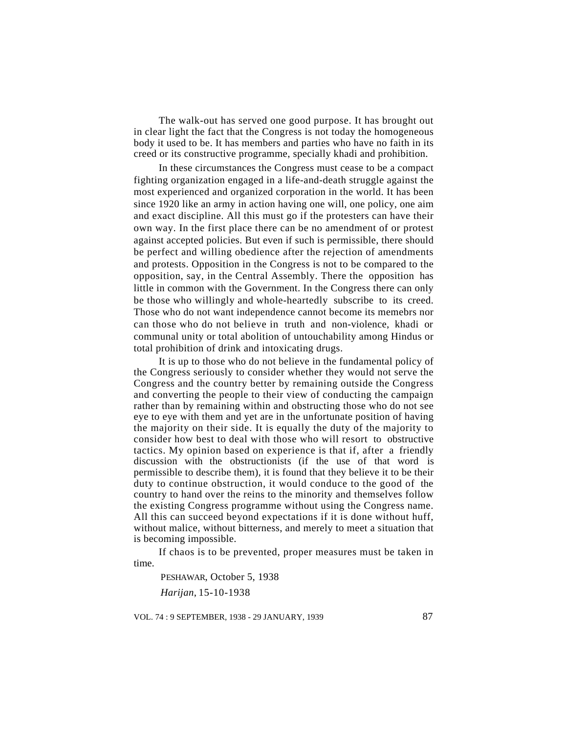The walk-out has served one good purpose. It has brought out in clear light the fact that the Congress is not today the homogeneous body it used to be. It has members and parties who have no faith in its creed or its constructive programme, specially khadi and prohibition.

In these circumstances the Congress must cease to be a compact fighting organization engaged in a life-and-death struggle against the most experienced and organized corporation in the world. It has been since 1920 like an army in action having one will, one policy, one aim and exact discipline. All this must go if the protesters can have their own way. In the first place there can be no amendment of or protest against accepted policies. But even if such is permissible, there should be perfect and willing obedience after the rejection of amendments and protests. Opposition in the Congress is not to be compared to the opposition, say, in the Central Assembly. There the opposition has little in common with the Government. In the Congress there can only be those who willingly and whole-heartedly subscribe to its creed. Those who do not want independence cannot become its memebrs nor can those who do not believe in truth and non-violence, khadi or communal unity or total abolition of untouchability among Hindus or total prohibition of drink and intoxicating drugs.

It is up to those who do not believe in the fundamental policy of the Congress seriously to consider whether they would not serve the Congress and the country better by remaining outside the Congress and converting the people to their view of conducting the campaign rather than by remaining within and obstructing those who do not see eye to eye with them and yet are in the unfortunate position of having the majority on their side. It is equally the duty of the majority to consider how best to deal with those who will resort to obstructive tactics. My opinion based on experience is that if, after a friendly discussion with the obstructionists (if the use of that word is permissible to describe them), it is found that they believe it to be their duty to continue obstruction, it would conduce to the good of the country to hand over the reins to the minority and themselves follow the existing Congress programme without using the Congress name. All this can succeed beyond expectations if it is done without huff, without malice, without bitterness, and merely to meet a situation that is becoming impossible.

If chaos is to be prevented, proper measures must be taken in time.

PESHAWAR, October 5, 1938

*Harijan*, 15-10-1938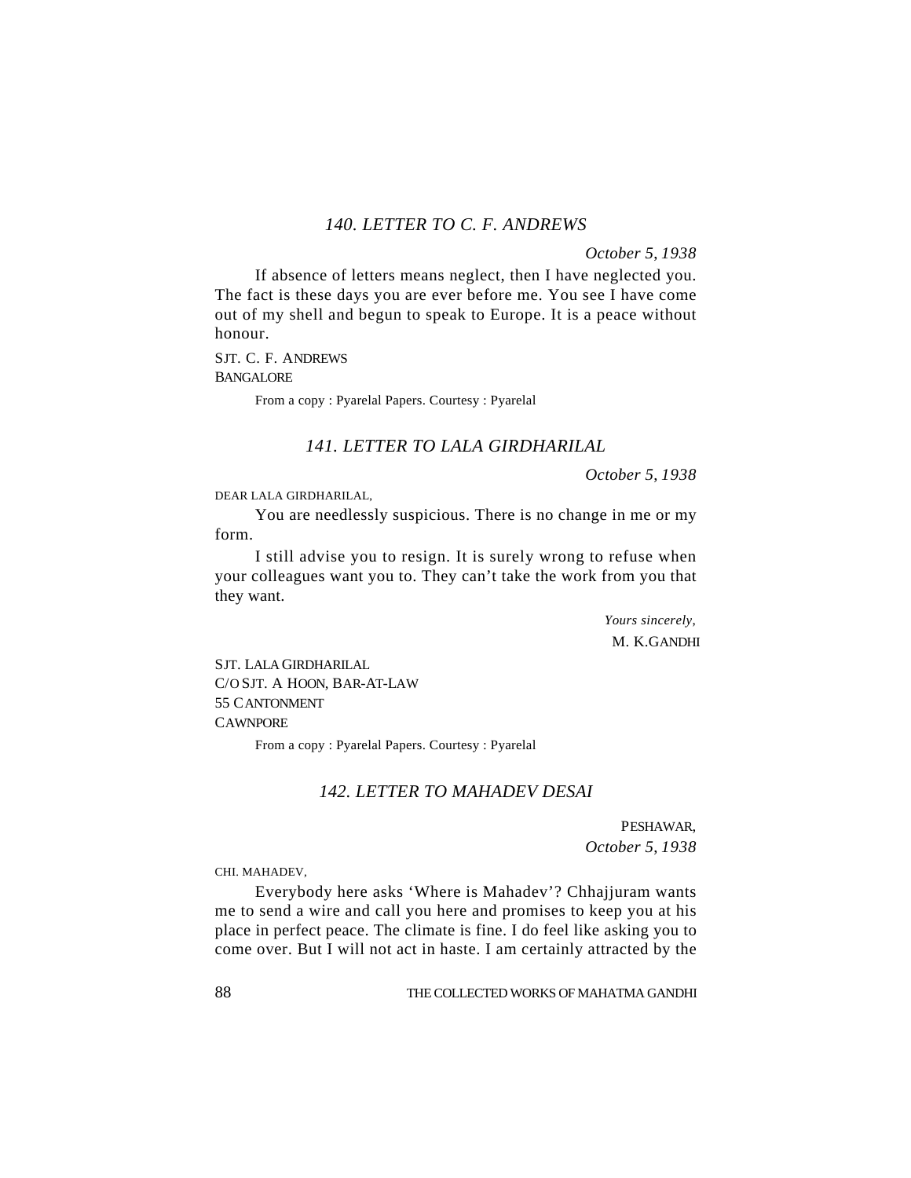### *140. LETTER TO C. F. ANDREWS*

*October 5, 1938*

If absence of letters means neglect, then I have neglected you. The fact is these days you are ever before me. You see I have come out of my shell and begun to speak to Europe. It is a peace without honour.

SJT. C. F. ANDREWS
BANGALORE

From a copy : Pyarelal Papers. Courtesy : Pyarelal

### *141. LETTER TO LALA GIRDHARILAL*

*October 5, 1938*

DEAR LALA GIRDHARILAL,

You are needlessly suspicious. There is no change in me or my form.

I still advise you to resign. It is surely wrong to refuse when your colleagues want you to. They can't take the work from you that they want.

*Yours sincerely,*
M. K.GANDHI

SJT. LALA GIRDHARILAL
C/O SJT. A HOON, BAR-AT-LAW
55 CANTONMENT
CAWNPORE

From a copy : Pyarelal Papers. Courtesy : Pyarelal

### *142. LETTER TO MAHADEV DESAI*

PESHAWAR,
*October 5, 1938*

CHI. MAHADEV,

Everybody here asks 'Where is Mahadev'? Chhajjuram wants me to send a wire and call you here and promises to keep you at his place in perfect peace. The climate is fine. I do feel like asking you to come over. But I will not act in haste. I am certainly attracted by the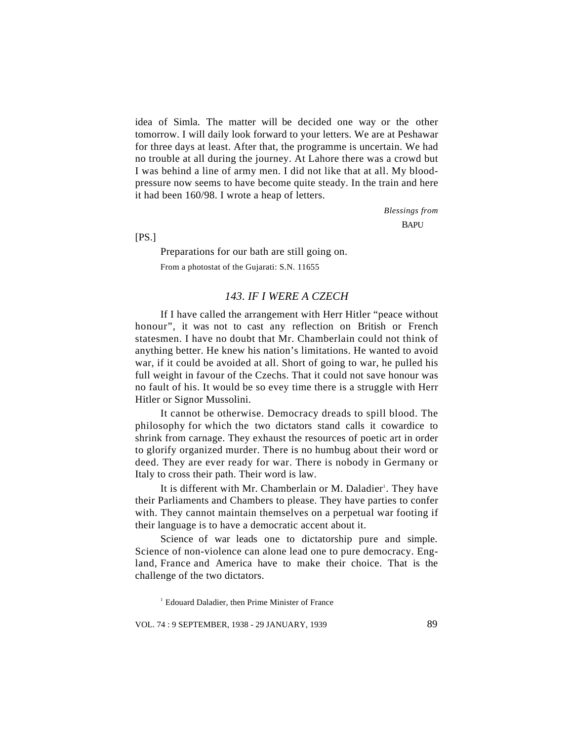idea of Simla. The matter will be decided one way or the other tomorrow. I will daily look forward to your letters. We are at Peshawar for three days at least. After that, the programme is uncertain. We had no trouble at all during the journey. At Lahore there was a crowd but I was behind a line of army men. I did not like that at all. My blood-pressure now seems to have become quite steady. In the train and here it had been 160/98. I wrote a heap of letters.

*Blessings from*

BAPU

[PS.]

Preparations for our bath are still going on.

From a photostat of the Gujarati: S.N. 11655

## *143. IF I WERE A CZECH*

If I have called the arrangement with Herr Hitler "peace without honour", it was not to cast any reflection on British or French statesmen. I have no doubt that Mr. Chamberlain could not think of anything better. He knew his nation's limitations. He wanted to avoid war, if it could be avoided at all. Short of going to war, he pulled his full weight in favour of the Czechs. That it could not save honour was no fault of his. It would be so evey time there is a struggle with Herr Hitler or Signor Mussolini.

It cannot be otherwise. Democracy dreads to spill blood. The philosophy for which the two dictators stand calls it cowardice to shrink from carnage. They exhaust the resources of poetic art in order to glorify organized murder. There is no humbug about their word or deed. They are ever ready for war. There is nobody in Germany or Italy to cross their path. Their word is law.

It is different with Mr. Chamberlain or M. Daladier[1]. They have their Parliaments and Chambers to please. They have parties to confer with. They cannot maintain themselves on a perpetual war footing if their language is to have a democratic accent about it.

Science of war leads one to dictatorship pure and simple. Science of non-violence can alone lead one to pure democracy. England, France and America have to make their choice. That is the challenge of the two dictators.

[1] Edouard Daladier, then Prime Minister of France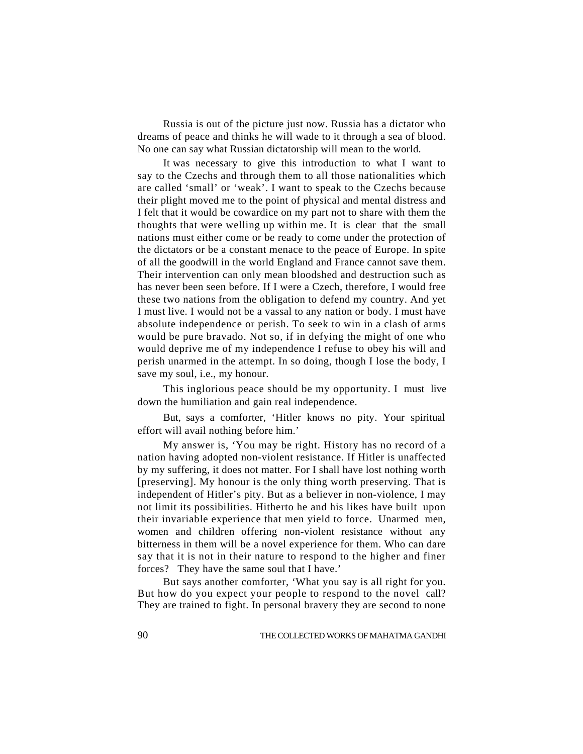Russia is out of the picture just now. Russia has a dictator who dreams of peace and thinks he will wade to it through a sea of blood. No one can say what Russian dictatorship will mean to the world.

It was necessary to give this introduction to what I want to say to the Czechs and through them to all those nationalities which are called 'small' or 'weak'. I want to speak to the Czechs because their plight moved me to the point of physical and mental distress and I felt that it would be cowardice on my part not to share with them the thoughts that were welling up within me. It is clear that the small nations must either come or be ready to come under the protection of the dictators or be a constant menace to the peace of Europe. In spite of all the goodwill in the world England and France cannot save them. Their intervention can only mean bloodshed and destruction such as has never been seen before. If I were a Czech, therefore, I would free these two nations from the obligation to defend my country. And yet I must live. I would not be a vassal to any nation or body. I must have absolute independence or perish. To seek to win in a clash of arms would be pure bravado. Not so, if in defying the might of one who would deprive me of my independence I refuse to obey his will and perish unarmed in the attempt. In so doing, though I lose the body, I save my soul, i.e., my honour.

This inglorious peace should be my opportunity. I must live down the humiliation and gain real independence.

But, says a comforter, 'Hitler knows no pity. Your spiritual effort will avail nothing before him.'

My answer is, 'You may be right. History has no record of a nation having adopted non-violent resistance. If Hitler is unaffected by my suffering, it does not matter. For I shall have lost nothing worth [preserving]. My honour is the only thing worth preserving. That is independent of Hitler's pity. But as a believer in non-violence, I may not limit its possibilities. Hitherto he and his likes have built upon their invariable experience that men yield to force. Unarmed men, women and children offering non-violent resistance without any bitterness in them will be a novel experience for them. Who can dare say that it is not in their nature to respond to the higher and finer forces? They have the same soul that I have.'

But says another comforter, 'What you say is all right for you. But how do you expect your people to respond to the novel call? They are trained to fight. In personal bravery they are second to none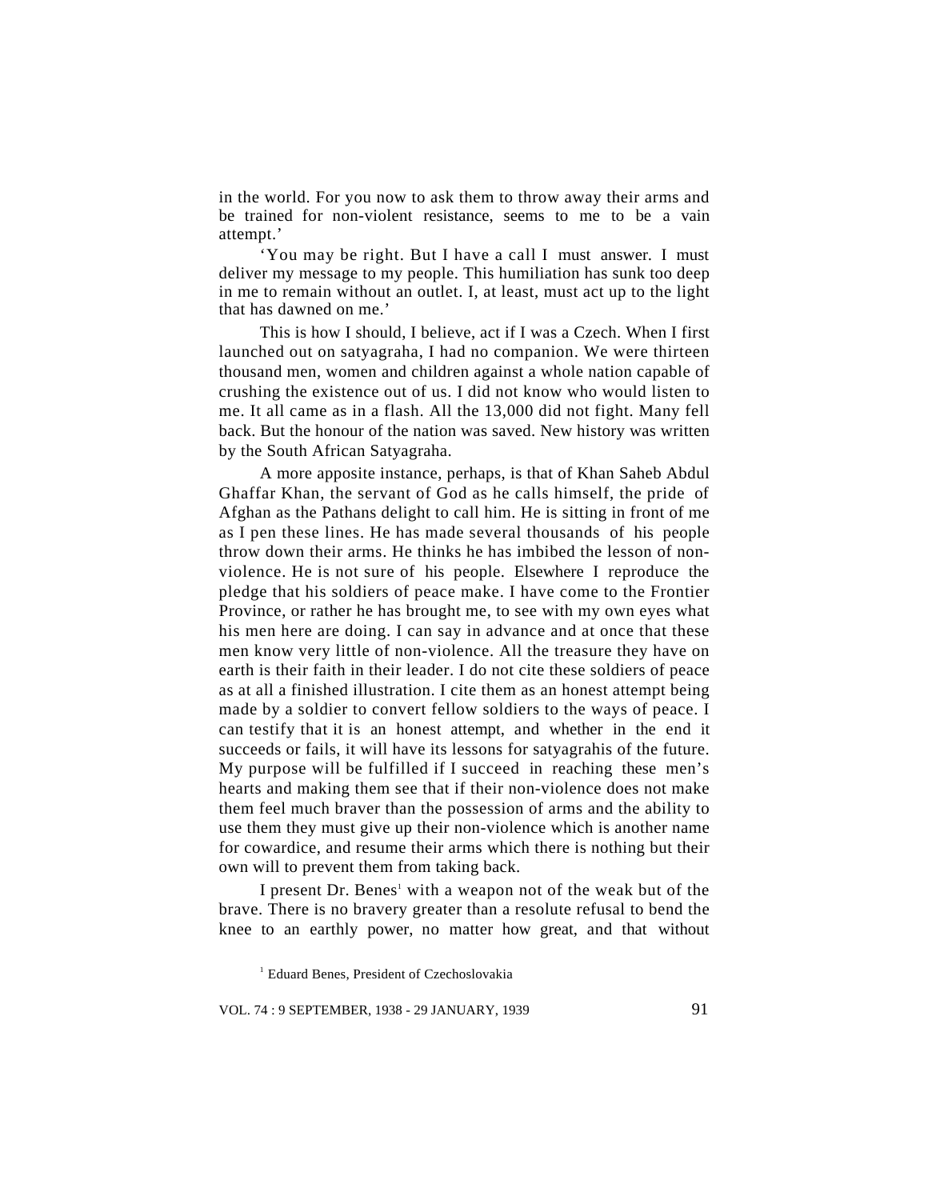in the world. For you now to ask them to throw away their arms and be trained for non-violent resistance, seems to me to be a vain attempt.'

'You may be right. But I have a call I must answer. I must deliver my message to my people. This humiliation has sunk too deep in me to remain without an outlet. I, at least, must act up to the light that has dawned on me.'

This is how I should, I believe, act if I was a Czech. When I first launched out on satyagraha, I had no companion. We were thirteen thousand men, women and children against a whole nation capable of crushing the existence out of us. I did not know who would listen to me. It all came as in a flash. All the 13,000 did not fight. Many fell back. But the honour of the nation was saved. New history was written by the South African Satyagraha.

A more apposite instance, perhaps, is that of Khan Saheb Abdul Ghaffar Khan, the servant of God as he calls himself, the pride of Afghan as the Pathans delight to call him. He is sitting in front of me as I pen these lines. He has made several thousands of his people throw down their arms. He thinks he has imbibed the lesson of non-violence. He is not sure of his people. Elsewhere I reproduce the pledge that his soldiers of peace make. I have come to the Frontier Province, or rather he has brought me, to see with my own eyes what his men here are doing. I can say in advance and at once that these men know very little of non-violence. All the treasure they have on earth is their faith in their leader. I do not cite these soldiers of peace as at all a finished illustration. I cite them as an honest attempt being made by a soldier to convert fellow soldiers to the ways of peace. I can testify that it is an honest attempt, and whether in the end it succeeds or fails, it will have its lessons for satyagrahis of the future. My purpose will be fulfilled if I succeed in reaching these men's hearts and making them see that if their non-violence does not make them feel much braver than the possession of arms and the ability to use them they must give up their non-violence which is another name for cowardice, and resume their arms which there is nothing but their own will to prevent them from taking back.

I present Dr. Benes[1] with a weapon not of the weak but of the brave. There is no bravery greater than a resolute refusal to bend the knee to an earthly power, no matter how great, and that without

[1] Eduard Benes, President of Czechoslovakia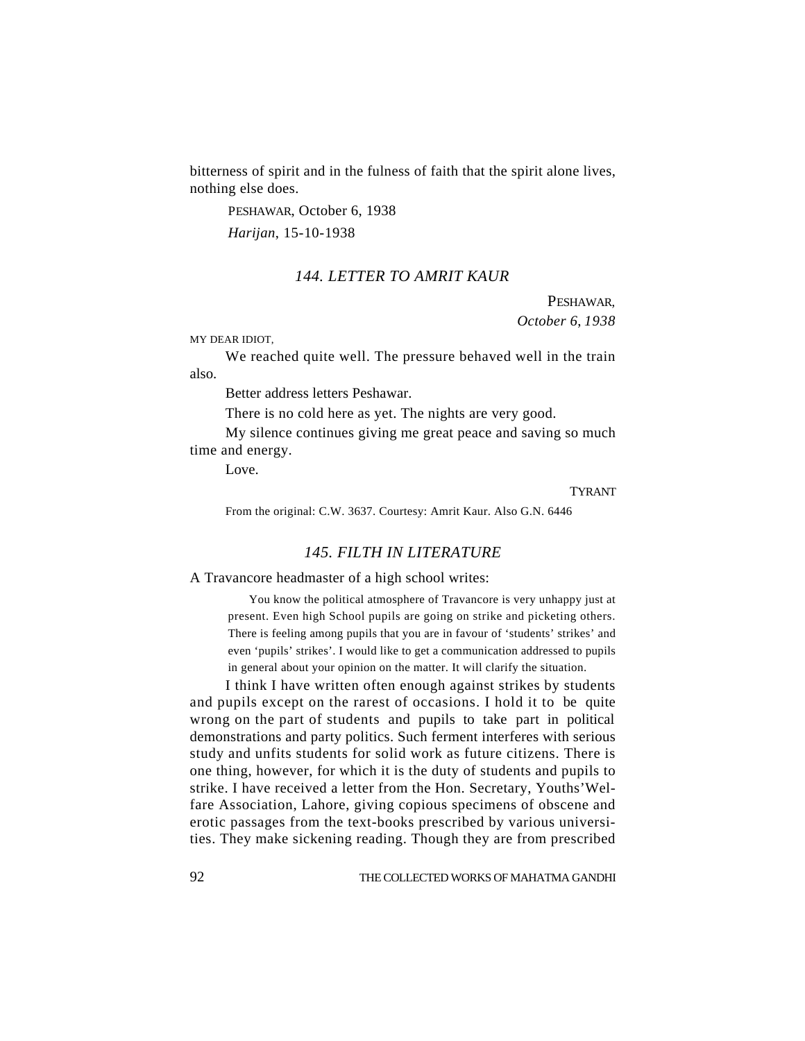bitterness of spirit and in the fulness of faith that the spirit alone lives, nothing else does.

PESHAWAR, October 6, 1938

*Harijan*, 15-10-1938

### *144. LETTER TO AMRIT KAUR*

PESHAWAR,
*October 6, 1938*

MY DEAR IDIOT,

We reached quite well. The pressure behaved well in the train also.

Better address letters Peshawar.

There is no cold here as yet. The nights are very good.

My silence continues giving me great peace and saving so much time and energy.

Love.

TYRANT

From the original: C.W. 3637. Courtesy: Amrit Kaur. Also G.N. 6446

### *145. FILTH IN LITERATURE*

A Travancore headmaster of a high school writes:

> You know the political atmosphere of Travancore is very unhappy just at present. Even high School pupils are going on strike and picketing others. There is feeling among pupils that you are in favour of 'students' strikes' and even 'pupils' strikes'. I would like to get a communication addressed to pupils in general about your opinion on the matter. It will clarify the situation.

I think I have written often enough against strikes by students and pupils except on the rarest of occasions. I hold it to be quite wrong on the part of students and pupils to take part in political demonstrations and party politics. Such ferment interferes with serious study and unfits students for solid work as future citizens. There is one thing, however, for which it is the duty of students and pupils to strike. I have received a letter from the Hon. Secretary, Youths'Welfare Association, Lahore, giving copious specimens of obscene and erotic passages from the text-books prescribed by various universities. They make sickening reading. Though they are from prescribed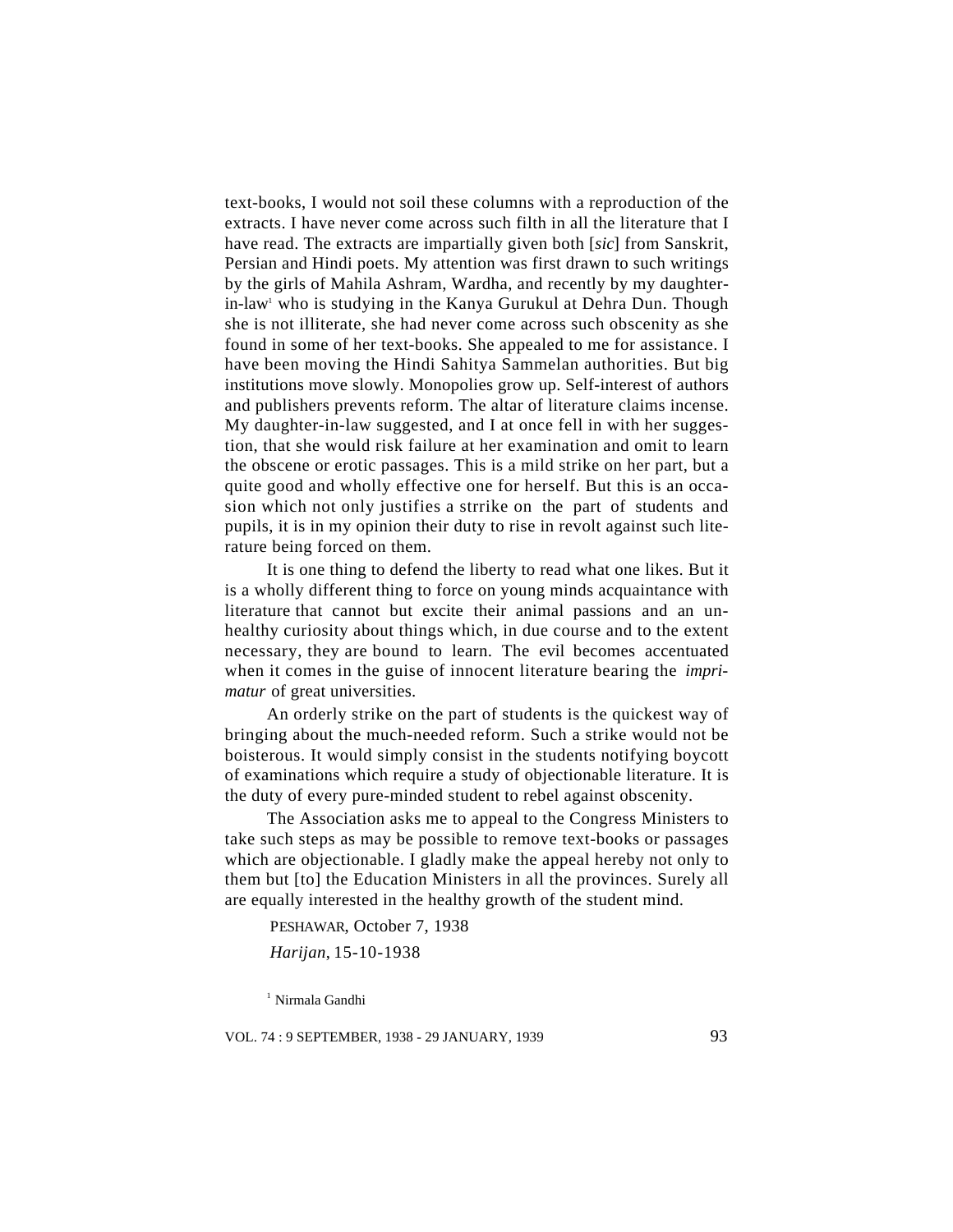text-books, I would not soil these columns with a reproduction of the extracts. I have never come across such filth in all the literature that I have read. The extracts are impartially given both [*sic*] from Sanskrit, Persian and Hindi poets. My attention was first drawn to such writings by the girls of Mahila Ashram, Wardha, and recently by my daughter-in-law[1] who is studying in the Kanya Gurukul at Dehra Dun. Though she is not illiterate, she had never come across such obscenity as she found in some of her text-books. She appealed to me for assistance. I have been moving the Hindi Sahitya Sammelan authorities. But big institutions move slowly. Monopolies grow up. Self-interest of authors and publishers prevents reform. The altar of literature claims incense. My daughter-in-law suggested, and I at once fell in with her suggestion, that she would risk failure at her examination and omit to learn the obscene or erotic passages. This is a mild strike on her part, but a quite good and wholly effective one for herself. But this is an occasion which not only justifies a strrike on the part of students and pupils, it is in my opinion their duty to rise in revolt against such literature being forced on them.

It is one thing to defend the liberty to read what one likes. But it is a wholly different thing to force on young minds acquaintance with literature that cannot but excite their animal passions and an unhealthy curiosity about things which, in due course and to the extent necessary, they are bound to learn. The evil becomes accentuated when it comes in the guise of innocent literature bearing the *imprimatur* of great universities.

An orderly strike on the part of students is the quickest way of bringing about the much-needed reform. Such a strike would not be boisterous. It would simply consist in the students notifying boycott of examinations which require a study of objectionable literature. It is the duty of every pure-minded student to rebel against obscenity.

The Association asks me to appeal to the Congress Ministers to take such steps as may be possible to remove text-books or passages which are objectionable. I gladly make the appeal hereby not only to them but [to] the Education Ministers in all the provinces. Surely all are equally interested in the healthy growth of the student mind.

PESHAWAR, October 7, 1938

*Harijan*, 15-10-1938

[1] Nirmala Gandhi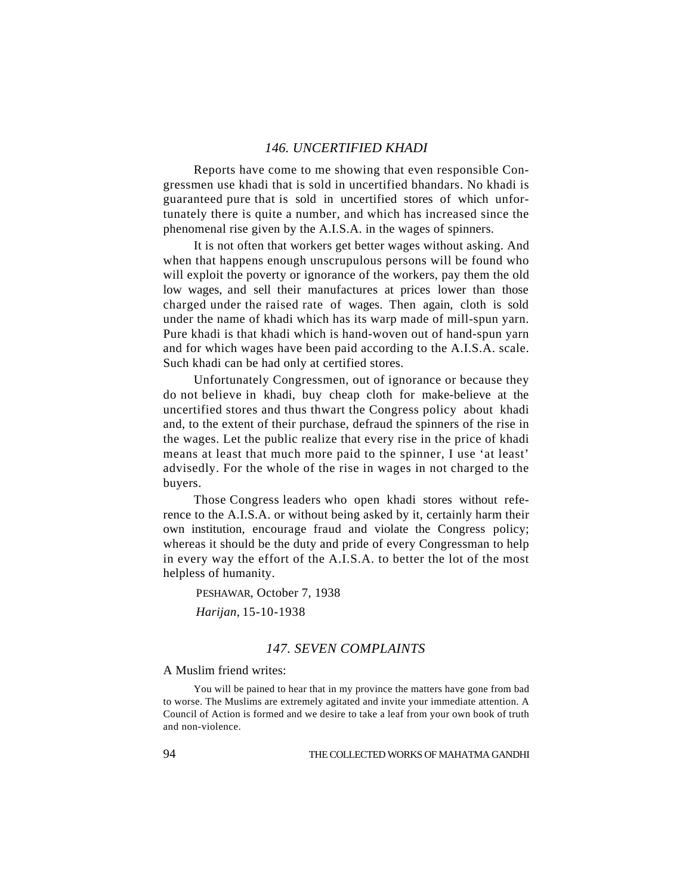## *146. UNCERTIFIED KHADI*

Reports have come to me showing that even responsible Congressmen use khadi that is sold in uncertified bhandars. No khadi is guaranteed pure that is sold in uncertified stores of which unfortunately there is quite a number, and which has increased since the phenomenal rise given by the A.I.S.A. in the wages of spinners.

It is not often that workers get better wages without asking. And when that happens enough unscrupulous persons will be found who will exploit the poverty or ignorance of the workers, pay them the old low wages, and sell their manufactures at prices lower than those charged under the raised rate of wages. Then again, cloth is sold under the name of khadi which has its warp made of mill-spun yarn. Pure khadi is that khadi which is hand-woven out of hand-spun yarn and for which wages have been paid according to the A.I.S.A. scale. Such khadi can be had only at certified stores.

Unfortunately Congressmen, out of ignorance or because they do not believe in khadi, buy cheap cloth for make-believe at the uncertified stores and thus thwart the Congress policy about khadi and, to the extent of their purchase, defraud the spinners of the rise in the wages. Let the public realize that every rise in the price of khadi means at least that much more paid to the spinner, I use 'at least' advisedly. For the whole of the rise in wages in not charged to the buyers.

Those Congress leaders who open khadi stores without reference to the A.I.S.A. or without being asked by it, certainly harm their own institution, encourage fraud and violate the Congress policy; whereas it should be the duty and pride of every Congressman to help in every way the effort of the A.I.S.A. to better the lot of the most helpless of humanity.

PESHAWAR, October 7, 1938

*Harijan*, 15-10-1938

## *147. SEVEN COMPLAINTS*

A Muslim friend writes:

> You will be pained to hear that in my province the matters have gone from bad to worse. The Muslims are extremely agitated and invite your immediate attention. A Council of Action is formed and we desire to take a leaf from your own book of truth and non-violence.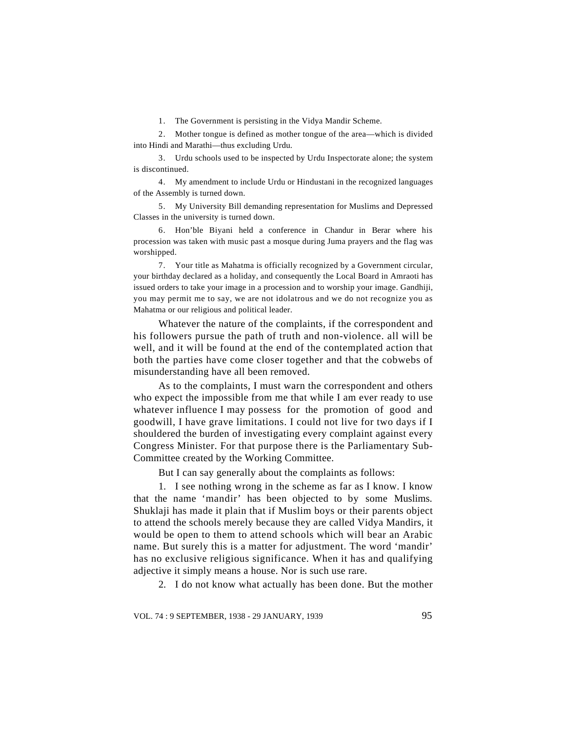1. The Government is persisting in the Vidya Mandir Scheme.

2. Mother tongue is defined as mother tongue of the area—which is divided into Hindi and Marathi—thus excluding Urdu.

3. Urdu schools used to be inspected by Urdu Inspectorate alone; the system is discontinued.

4. My amendment to include Urdu or Hindustani in the recognized languages of the Assembly is turned down.

5. My University Bill demanding representation for Muslims and Depressed Classes in the university is turned down.

6. Hon'ble Biyani held a conference in Chandur in Berar where his procession was taken with music past a mosque during Juma prayers and the flag was worshipped.

7. Your title as Mahatma is officially recognized by a Government circular, your birthday declared as a holiday, and consequently the Local Board in Amraoti has issued orders to take your image in a procession and to worship your image. Gandhiji, you may permit me to say, we are not idolatrous and we do not recognize you as Mahatma or our religious and political leader.

Whatever the nature of the complaints, if the correspondent and his followers pursue the path of truth and non-violence. all will be well, and it will be found at the end of the contemplated action that both the parties have come closer together and that the cobwebs of misunderstanding have all been removed.

As to the complaints, I must warn the correspondent and others who expect the impossible from me that while I am ever ready to use whatever influence I may possess for the promotion of good and goodwill, I have grave limitations. I could not live for two days if I shouldered the burden of investigating every complaint against every Congress Minister. For that purpose there is the Parliamentary Sub-Committee created by the Working Committee.

But I can say generally about the complaints as follows:

1. I see nothing wrong in the scheme as far as I know. I know that the name 'mandir' has been objected to by some Muslims. Shuklaji has made it plain that if Muslim boys or their parents object to attend the schools merely because they are called Vidya Mandirs, it would be open to them to attend schools which will bear an Arabic name. But surely this is a matter for adjustment. The word 'mandir' has no exclusive religious significance. When it has and qualifying adjective it simply means a house. Nor is such use rare.

2. I do not know what actually has been done. But the mother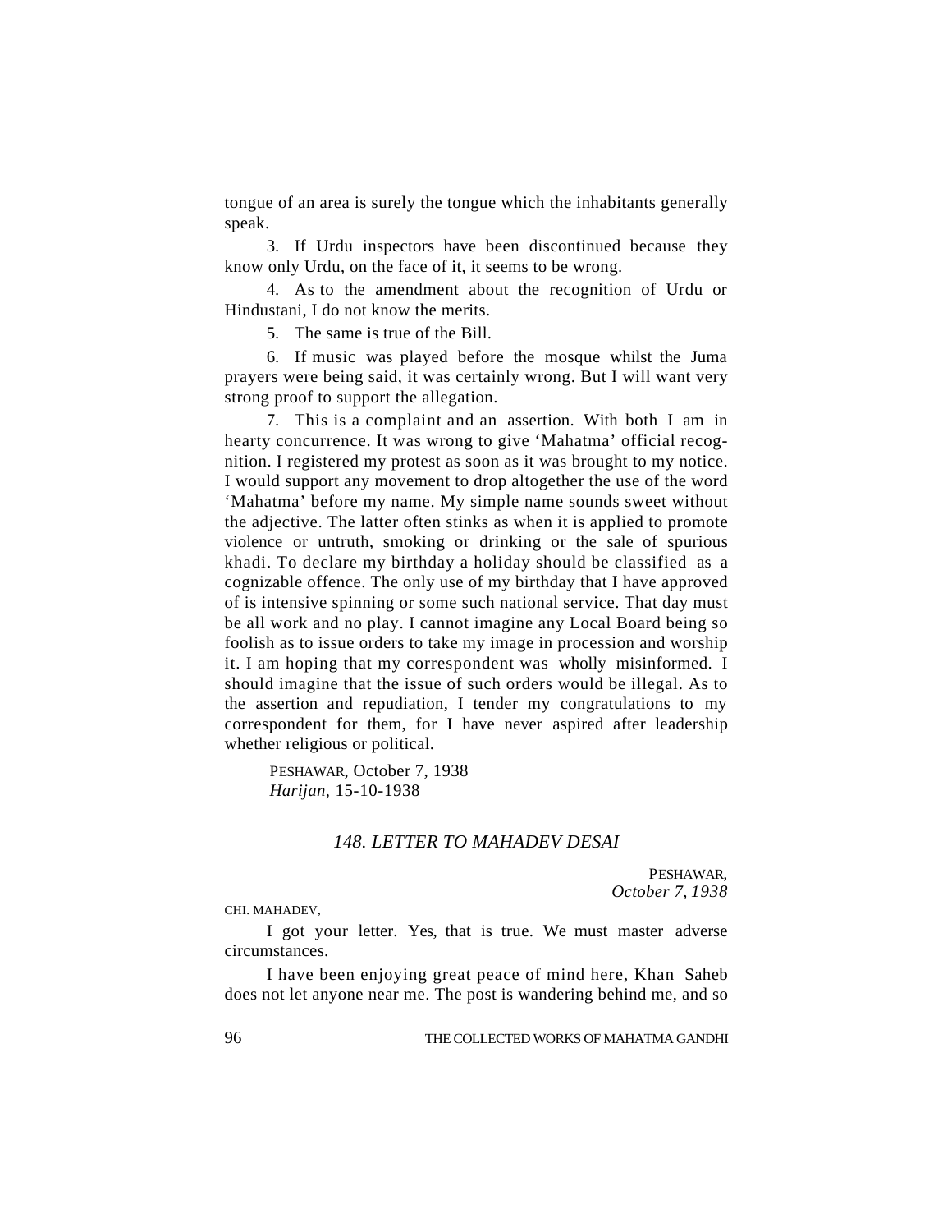tongue of an area is surely the tongue which the inhabitants generally speak.

3. If Urdu inspectors have been discontinued because they know only Urdu, on the face of it, it seems to be wrong.

4. As to the amendment about the recognition of Urdu or Hindustani, I do not know the merits.

5. The same is true of the Bill.

6. If music was played before the mosque whilst the Juma prayers were being said, it was certainly wrong. But I will want very strong proof to support the allegation.

7. This is a complaint and an assertion. With both I am in hearty concurrence. It was wrong to give 'Mahatma' official recognition. I registered my protest as soon as it was brought to my notice. I would support any movement to drop altogether the use of the word 'Mahatma' before my name. My simple name sounds sweet without the adjective. The latter often stinks as when it is applied to promote violence or untruth, smoking or drinking or the sale of spurious khadi. To declare my birthday a holiday should be classified as a cognizable offence. The only use of my birthday that I have approved of is intensive spinning or some such national service. That day must be all work and no play. I cannot imagine any Local Board being so foolish as to issue orders to take my image in procession and worship it. I am hoping that my correspondent was wholly misinformed. I should imagine that the issue of such orders would be illegal. As to the assertion and repudiation, I tender my congratulations to my correspondent for them, for I have never aspired after leadership whether religious or political.

PESHAWAR, October 7, 1938
*Harijan*, 15-10-1938

### *148. LETTER TO MAHADEV DESAI*

PESHAWAR,
*October 7, 1938*

CHI. MAHADEV,

I got your letter. Yes, that is true. We must master adverse circumstances.

I have been enjoying great peace of mind here, Khan Saheb does not let anyone near me. The post is wandering behind me, and so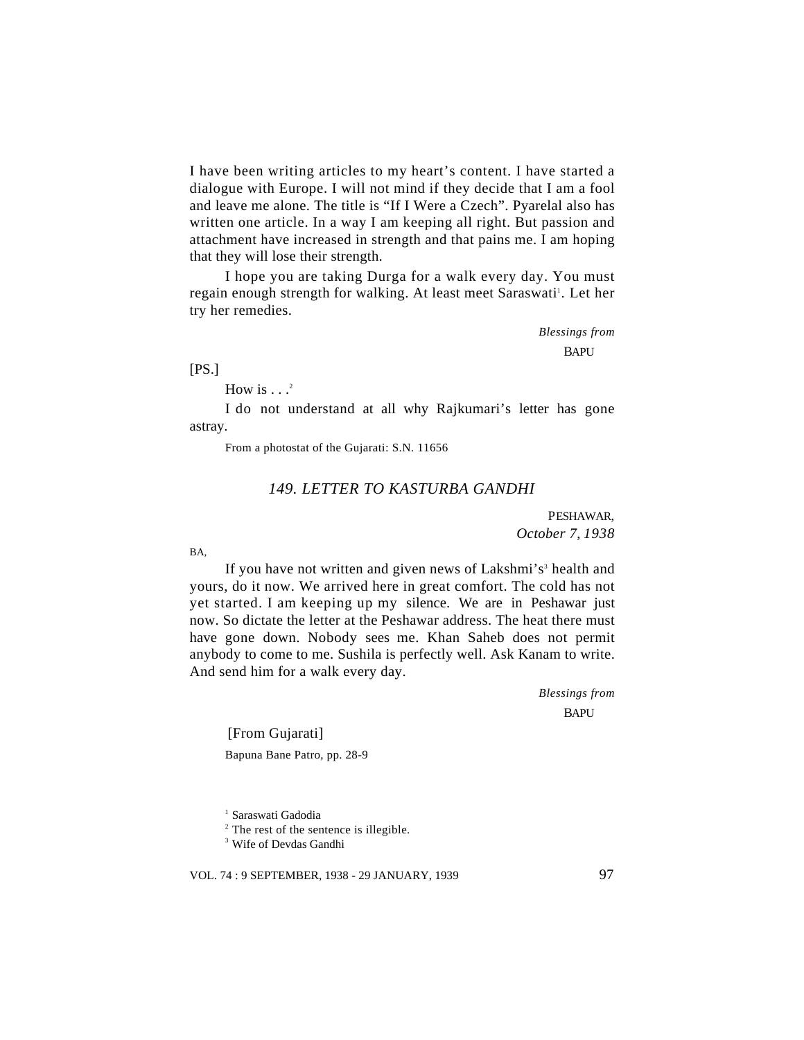I have been writing articles to my heart's content. I have started a dialogue with Europe. I will not mind if they decide that I am a fool and leave me alone. The title is "If I Were a Czech". Pyarelal also has written one article. In a way I am keeping all right. But passion and attachment have increased in strength and that pains me. I am hoping that they will lose their strength.

I hope you are taking Durga for a walk every day. You must regain enough strength for walking. At least meet Saraswati[1]. Let her try her remedies.

*Blessings from*
BAPU

[PS.]

How is . . .[2]

I do not understand at all why Rajkumari's letter has gone astray.

From a photostat of the Gujarati: S.N. 11656

## *149. LETTER TO KASTURBA GANDHI*

PESHAWAR,
*October 7, 1938*

BA,

If you have not written and given news of Lakshmi's[3] health and yours, do it now. We arrived here in great comfort. The cold has not yet started. I am keeping up my silence. We are in Peshawar just now. So dictate the letter at the Peshawar address. The heat there must have gone down. Nobody sees me. Khan Saheb does not permit anybody to come to me. Sushila is perfectly well. Ask Kanam to write. And send him for a walk every day.

*Blessings from*
BAPU

[From Gujarati]

Bapuna Bane Patro, pp. 28-9

[1] Saraswati Gadodia

[2] The rest of the sentence is illegible.

[3] Wife of Devdas Gandhi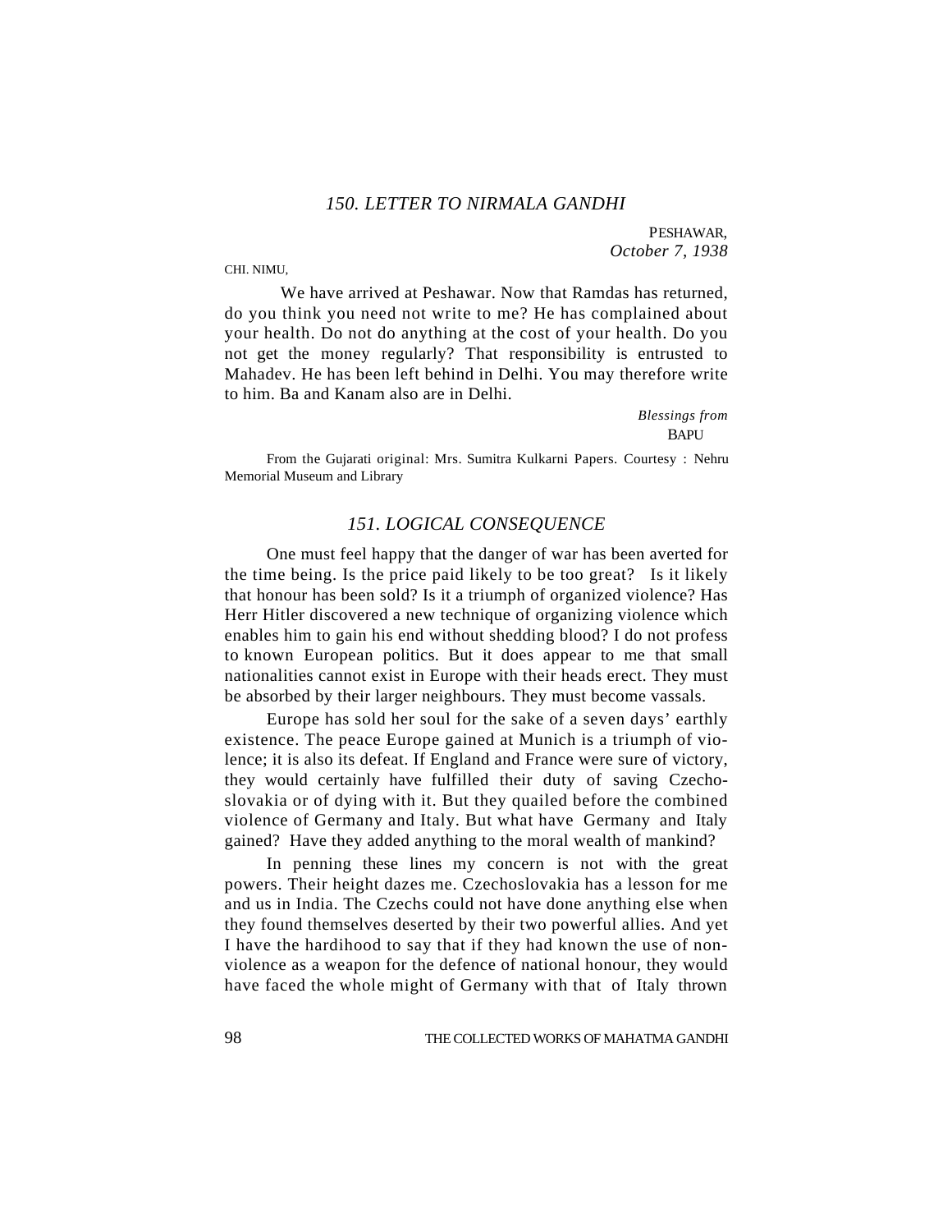## *150. LETTER TO NIRMALA GANDHI*

PESHAWAR,
*October 7, 1938*

CHI. NIMU,

We have arrived at Peshawar. Now that Ramdas has returned, do you think you need not write to me? He has complained about your health. Do not do anything at the cost of your health. Do you not get the money regularly? That responsibility is entrusted to Mahadev. He has been left behind in Delhi. You may therefore write to him. Ba and Kanam also are in Delhi.

*Blessings from*
BAPU

From the Gujarati original: Mrs. Sumitra Kulkarni Papers. Courtesy : Nehru Memorial Museum and Library

## *151. LOGICAL CONSEQUENCE*

One must feel happy that the danger of war has been averted for the time being. Is the price paid likely to be too great? Is it likely that honour has been sold? Is it a triumph of organized violence? Has Herr Hitler discovered a new technique of organizing violence which enables him to gain his end without shedding blood? I do not profess to known European politics. But it does appear to me that small nationalities cannot exist in Europe with their heads erect. They must be absorbed by their larger neighbours. They must become vassals.

Europe has sold her soul for the sake of a seven days' earthly existence. The peace Europe gained at Munich is a triumph of violence; it is also its defeat. If England and France were sure of victory, they would certainly have fulfilled their duty of saving Czechoslovakia or of dying with it. But they quailed before the combined violence of Germany and Italy. But what have Germany and Italy gained? Have they added anything to the moral wealth of mankind?

In penning these lines my concern is not with the great powers. Their height dazes me. Czechoslovakia has a lesson for me and us in India. The Czechs could not have done anything else when they found themselves deserted by their two powerful allies. And yet I have the hardihood to say that if they had known the use of non-violence as a weapon for the defence of national honour, they would have faced the whole might of Germany with that of Italy thrown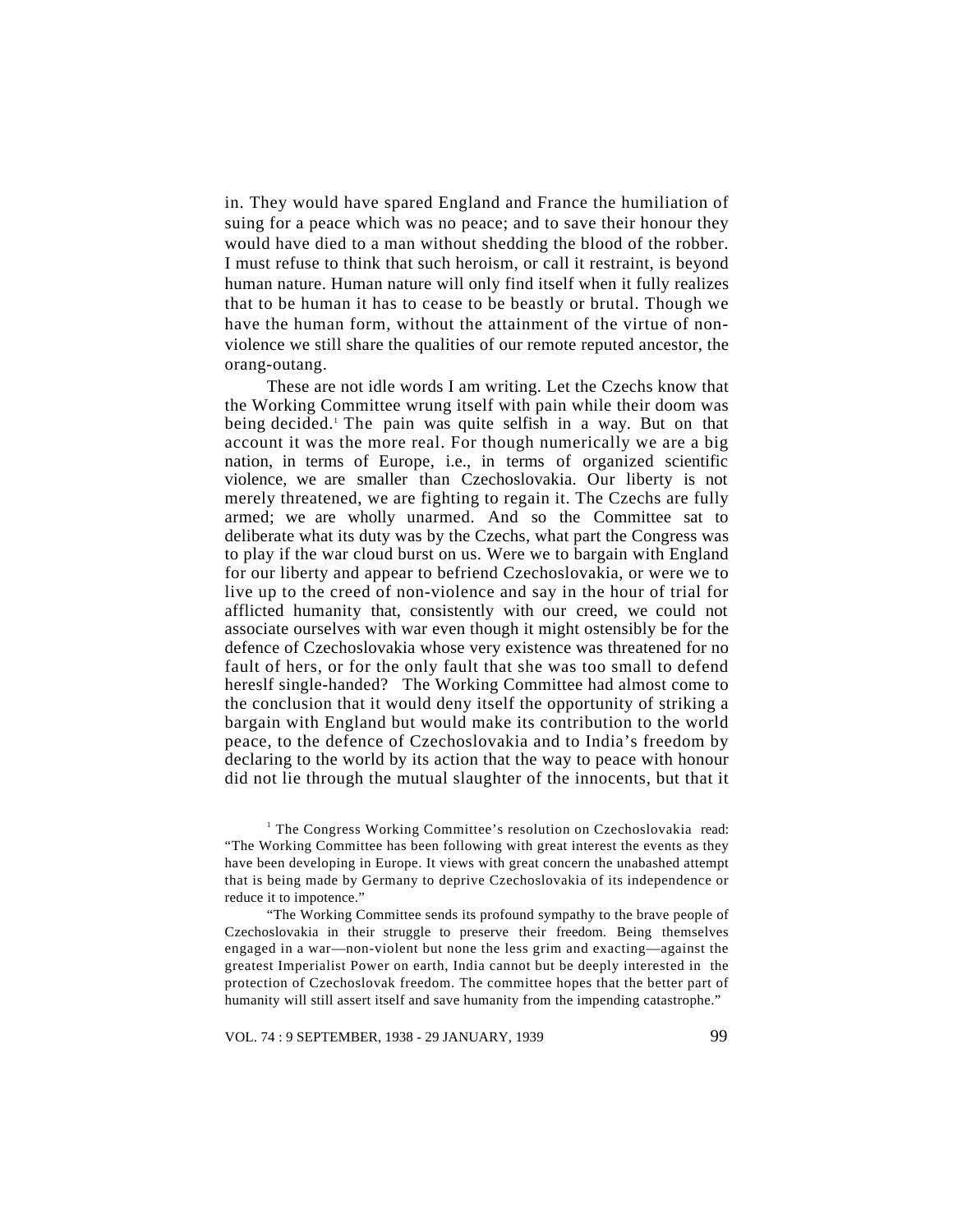in. They would have spared England and France the humiliation of suing for a peace which was no peace; and to save their honour they would have died to a man without shedding the blood of the robber. I must refuse to think that such heroism, or call it restraint, is beyond human nature. Human nature will only find itself when it fully realizes that to be human it has to cease to be beastly or brutal. Though we have the human form, without the attainment of the virtue of non-violence we still share the qualities of our remote reputed ancestor, the orang-outang.

These are not idle words I am writing. Let the Czechs know that the Working Committee wrung itself with pain while their doom was being decided.[1] The pain was quite selfish in a way. But on that account it was the more real. For though numerically we are a big nation, in terms of Europe, i.e., in terms of organized scientific violence, we are smaller than Czechoslovakia. Our liberty is not merely threatened, we are fighting to regain it. The Czechs are fully armed; we are wholly unarmed. And so the Committee sat to deliberate what its duty was by the Czechs, what part the Congress was to play if the war cloud burst on us. Were we to bargain with England for our liberty and appear to befriend Czechoslovakia, or were we to live up to the creed of non-violence and say in the hour of trial for afflicted humanity that, consistently with our creed, we could not associate ourselves with war even though it might ostensibly be for the defence of Czechoslovakia whose very existence was threatened for no fault of hers, or for the only fault that she was too small to defend hereslf single-handed? The Working Committee had almost come to the conclusion that it would deny itself the opportunity of striking a bargain with England but would make its contribution to the world peace, to the defence of Czechoslovakia and to India's freedom by declaring to the world by its action that the way to peace with honour did not lie through the mutual slaughter of the innocents, but that it

[1] The Congress Working Committee's resolution on Czechoslovakia read: "The Working Committee has been following with great interest the events as they have been developing in Europe. It views with great concern the unabashed attempt that is being made by Germany to deprive Czechoslovakia of its independence or reduce it to impotence."

"The Working Committee sends its profound sympathy to the brave people of Czechoslovakia in their struggle to preserve their freedom. Being themselves engaged in a war—non-violent but none the less grim and exacting—against the greatest Imperialist Power on earth, India cannot but be deeply interested in the protection of Czechoslovak freedom. The committee hopes that the better part of humanity will still assert itself and save humanity from the impending catastrophe."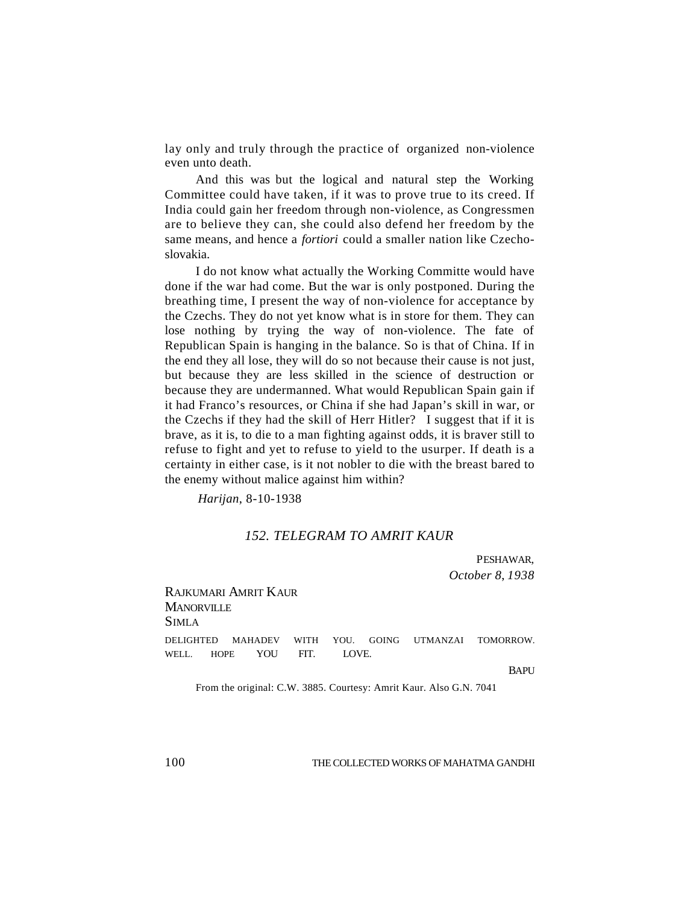lay only and truly through the practice of organized non-violence even unto death.

And this was but the logical and natural step the Working Committee could have taken, if it was to prove true to its creed. If India could gain her freedom through non-violence, as Congressmen are to believe they can, she could also defend her freedom by the same means, and hence a *fortiori* could a smaller nation like Czechoslovakia.

I do not know what actually the Working Committe would have done if the war had come. But the war is only postponed. During the breathing time, I present the way of non-violence for acceptance by the Czechs. They do not yet know what is in store for them. They can lose nothing by trying the way of non-violence. The fate of Republican Spain is hanging in the balance. So is that of China. If in the end they all lose, they will do so not because their cause is not just, but because they are less skilled in the science of destruction or because they are undermanned. What would Republican Spain gain if it had Franco's resources, or China if she had Japan's skill in war, or the Czechs if they had the skill of Herr Hitler? I suggest that if it is brave, as it is, to die to a man fighting against odds, it is braver still to refuse to fight and yet to refuse to yield to the usurper. If death is a certainty in either case, is it not nobler to die with the breast bared to the enemy without malice against him within?

*Harijan*, 8-10-1938

## *152. TELEGRAM TO AMRIT KAUR*

PESHAWAR,
*October 8, 1938*

RAJKUMARI AMRIT KAUR
MANORVILLE
SIMLA

DELIGHTED MAHADEV WITH YOU. GOING UTMANZAI TOMORROW. WELL. HOPE YOU FIT. LOVE.

BAPU

From the original: C.W. 3885. Courtesy: Amrit Kaur. Also G.N. 7041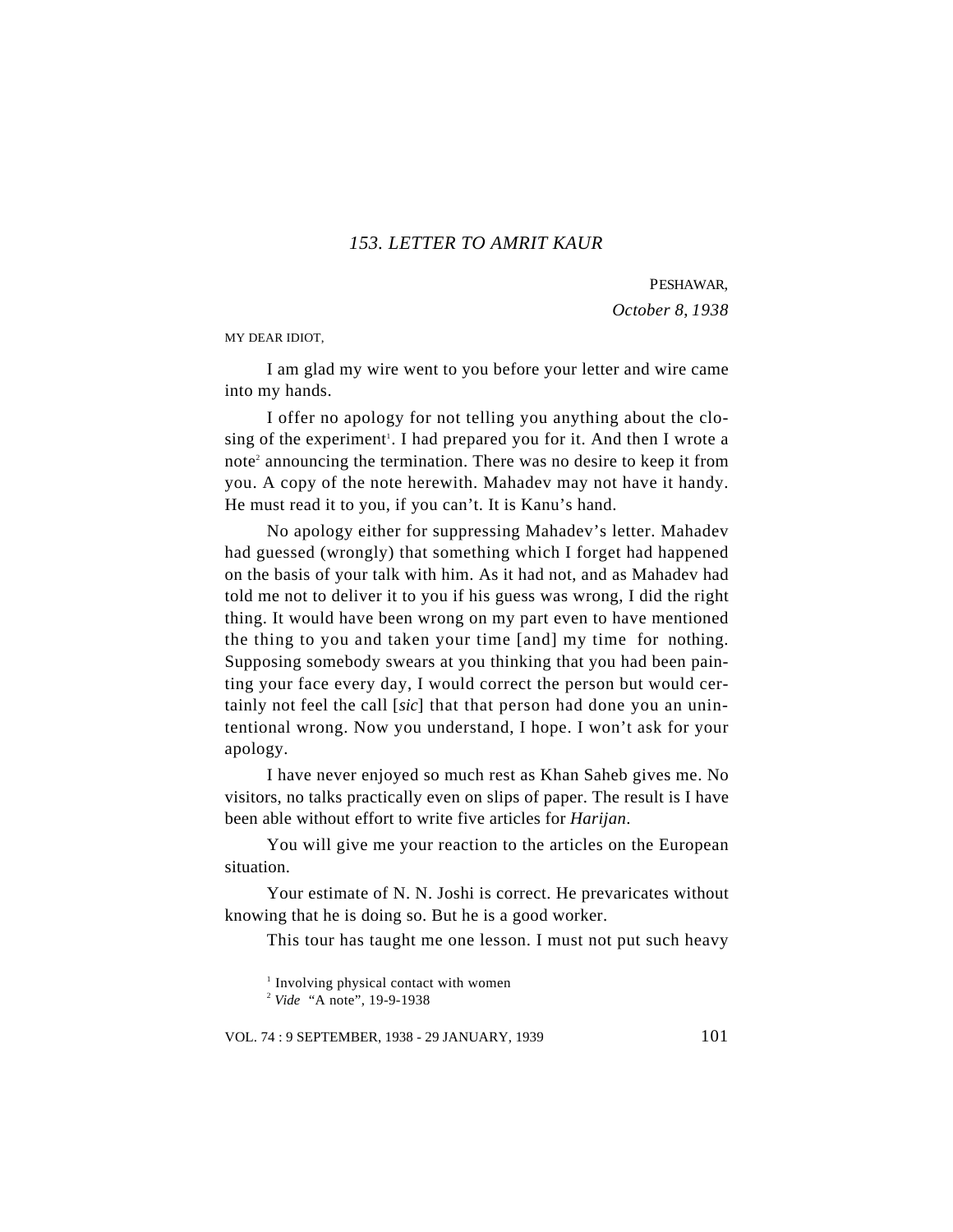### *153. LETTER TO AMRIT KAUR*

PESHAWAR,
*October 8, 1938*

MY DEAR IDIOT,

I am glad my wire went to you before your letter and wire came into my hands.

I offer no apology for not telling you anything about the closing of the experiment[1]. I had prepared you for it. And then I wrote a note[2] announcing the termination. There was no desire to keep it from you. A copy of the note herewith. Mahadev may not have it handy. He must read it to you, if you can't. It is Kanu's hand.

No apology either for suppressing Mahadev's letter. Mahadev had guessed (wrongly) that something which I forget had happened on the basis of your talk with him. As it had not, and as Mahadev had told me not to deliver it to you if his guess was wrong, I did the right thing. It would have been wrong on my part even to have mentioned the thing to you and taken your time [and] my time for nothing. Supposing somebody swears at you thinking that you had been painting your face every day, I would correct the person but would certainly not feel the call [*sic*] that that person had done you an unintentional wrong. Now you understand, I hope. I won't ask for your apology.

I have never enjoyed so much rest as Khan Saheb gives me. No visitors, no talks practically even on slips of paper. The result is I have been able without effort to write five articles for *Harijan*.

You will give me your reaction to the articles on the European situation.

Your estimate of N. N. Joshi is correct. He prevaricates without knowing that he is doing so. But he is a good worker.

This tour has taught me one lesson. I must not put such heavy

---

[1] Involving physical contact with women

[2] *Vide* "A note", 19-9-1938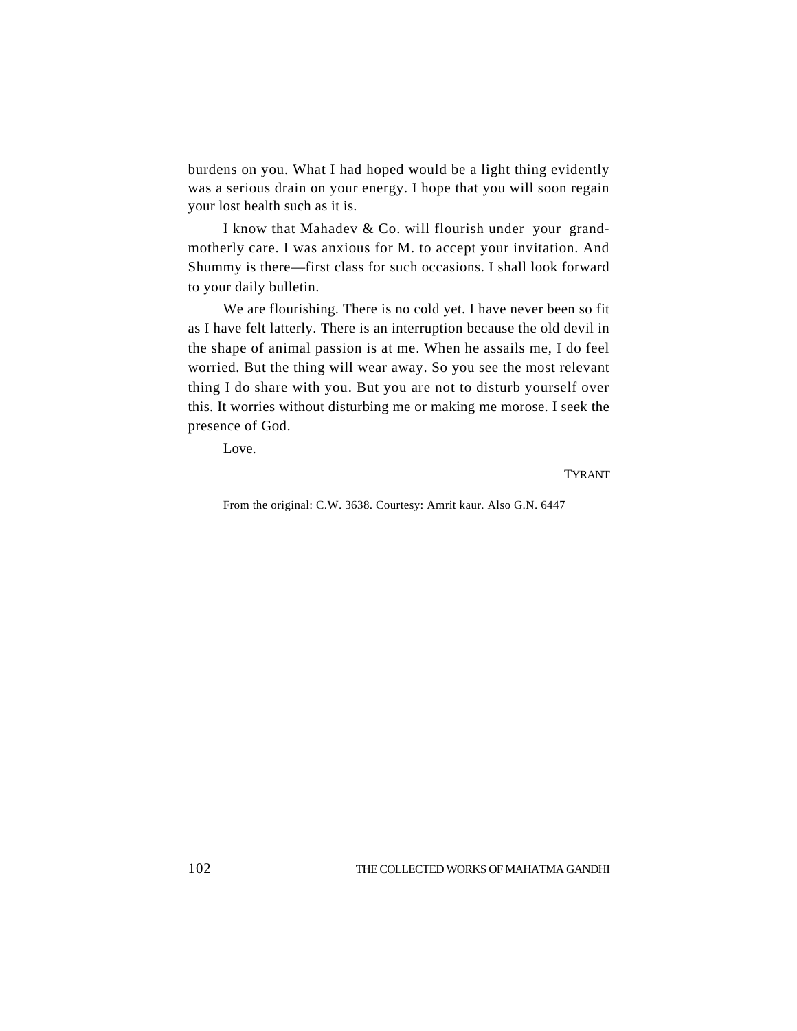burdens on you. What I had hoped would be a light thing evidently was a serious drain on your energy. I hope that you will soon regain your lost health such as it is.

I know that Mahadev & Co. will flourish under your grand-motherly care. I was anxious for M. to accept your invitation. And Shummy is there—first class for such occasions. I shall look forward to your daily bulletin.

We are flourishing. There is no cold yet. I have never been so fit as I have felt latterly. There is an interruption because the old devil in the shape of animal passion is at me. When he assails me, I do feel worried. But the thing will wear away. So you see the most relevant thing I do share with you. But you are not to disturb yourself over this. It worries without disturbing me or making me morose. I seek the presence of God.

Love.

TYRANT

From the original: C.W. 3638. Courtesy: Amrit kaur. Also G.N. 6447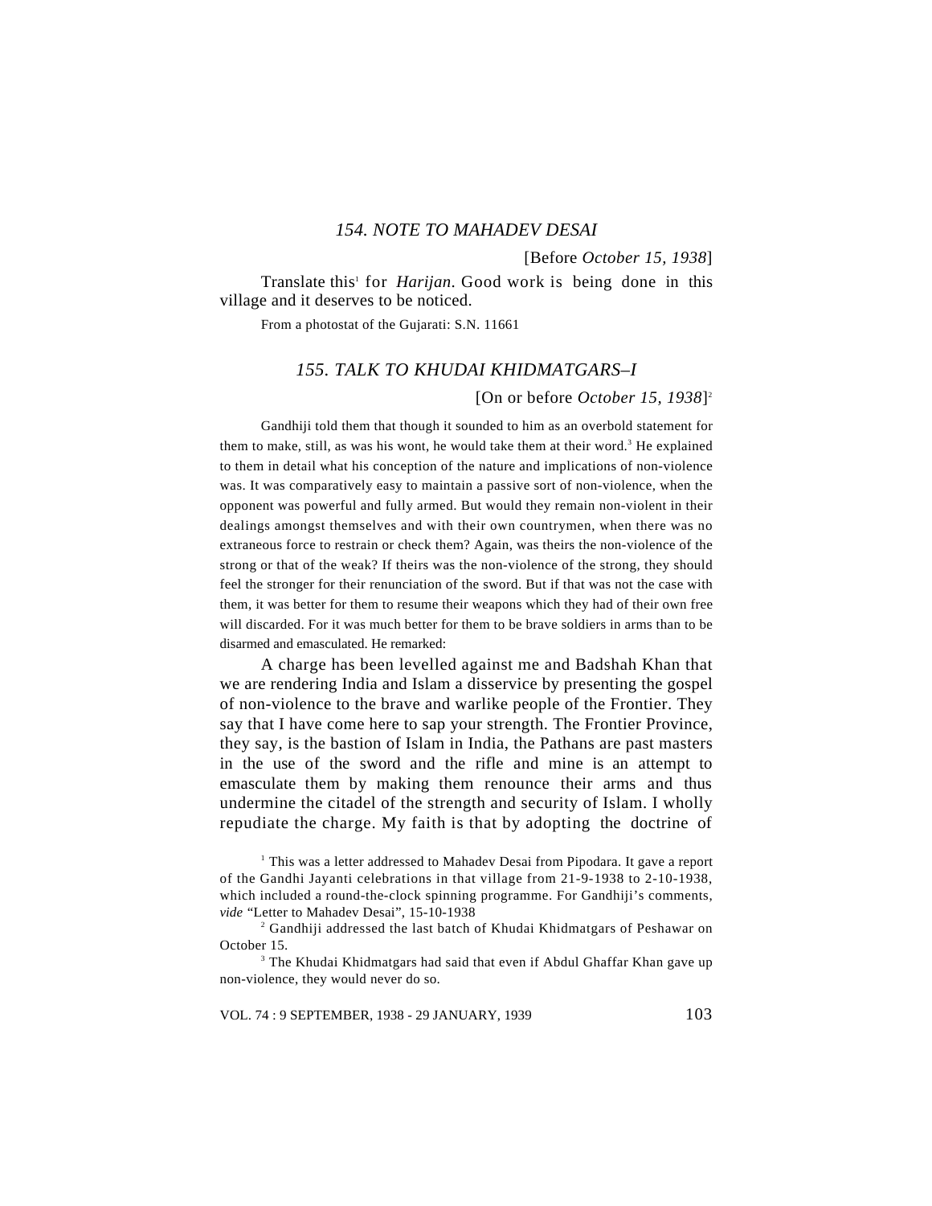## *154. NOTE TO MAHADEV DESAI*

[Before *October 15, 1938*]

Translate this[1] for *Harijan*. Good work is being done in this village and it deserves to be noticed.

From a photostat of the Gujarati: S.N. 11661

## *155. TALK TO KHUDAI KHIDMATGARS–I*

[On or before *October 15, 1938*][2]

Gandhiji told them that though it sounded to him as an overbold statement for them to make, still, as was his wont, he would take them at their word.[3] He explained to them in detail what his conception of the nature and implications of non-violence was. It was comparatively easy to maintain a passive sort of non-violence, when the opponent was powerful and fully armed. But would they remain non-violent in their dealings amongst themselves and with their own countrymen, when there was no extraneous force to restrain or check them? Again, was theirs the non-violence of the strong or that of the weak? If theirs was the non-violence of the strong, they should feel the stronger for their renunciation of the sword. But if that was not the case with them, it was better for them to resume their weapons which they had of their own free will discarded. For it was much better for them to be brave soldiers in arms than to be disarmed and emasculated. He remarked:

A charge has been levelled against me and Badshah Khan that we are rendering India and Islam a disservice by presenting the gospel of non-violence to the brave and warlike people of the Frontier. They say that I have come here to sap your strength. The Frontier Province, they say, is the bastion of Islam in India, the Pathans are past masters in the use of the sword and the rifle and mine is an attempt to emasculate them by making them renounce their arms and thus undermine the citadel of the strength and security of Islam. I wholly repudiate the charge. My faith is that by adopting the doctrine of

---

[1] This was a letter addressed to Mahadev Desai from Pipodara. It gave a report of the Gandhi Jayanti celebrations in that village from 21-9-1938 to 2-10-1938, which included a round-the-clock spinning programme. For Gandhiji's comments, *vide* "Letter to Mahadev Desai", 15-10-1938

[2] Gandhiji addressed the last batch of Khudai Khidmatgars of Peshawar on October 15.

[3] The Khudai Khidmatgars had said that even if Abdul Ghaffar Khan gave up non-violence, they would never do so.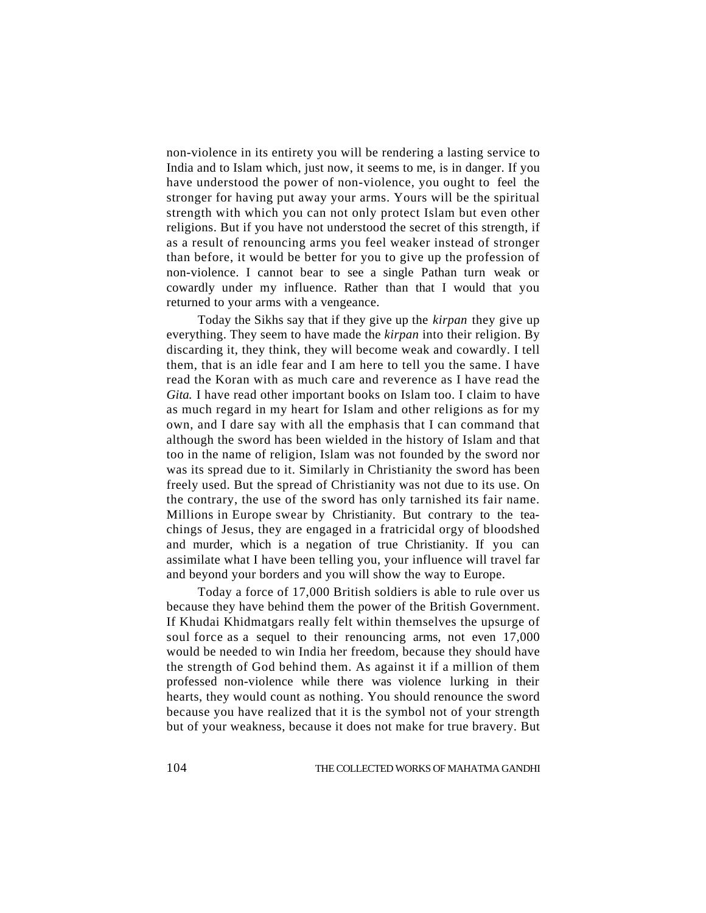non-violence in its entirety you will be rendering a lasting service to India and to Islam which, just now, it seems to me, is in danger. If you have understood the power of non-violence, you ought to feel the stronger for having put away your arms. Yours will be the spiritual strength with which you can not only protect Islam but even other religions. But if you have not understood the secret of this strength, if as a result of renouncing arms you feel weaker instead of stronger than before, it would be better for you to give up the profession of non-violence. I cannot bear to see a single Pathan turn weak or cowardly under my influence. Rather than that I would that you returned to your arms with a vengeance.

Today the Sikhs say that if they give up the *kirpan* they give up everything. They seem to have made the *kirpan* into their religion. By discarding it, they think, they will become weak and cowardly. I tell them, that is an idle fear and I am here to tell you the same. I have read the Koran with as much care and reverence as I have read the *Gita.* I have read other important books on Islam too. I claim to have as much regard in my heart for Islam and other religions as for my own, and I dare say with all the emphasis that I can command that although the sword has been wielded in the history of Islam and that too in the name of religion, Islam was not founded by the sword nor was its spread due to it. Similarly in Christianity the sword has been freely used. But the spread of Christianity was not due to its use. On the contrary, the use of the sword has only tarnished its fair name. Millions in Europe swear by Christianity. But contrary to the teachings of Jesus, they are engaged in a fratricidal orgy of bloodshed and murder, which is a negation of true Christianity. If you can assimilate what I have been telling you, your influence will travel far and beyond your borders and you will show the way to Europe.

Today a force of 17,000 British soldiers is able to rule over us because they have behind them the power of the British Government. If Khudai Khidmatgars really felt within themselves the upsurge of soul force as a sequel to their renouncing arms, not even 17,000 would be needed to win India her freedom, because they should have the strength of God behind them. As against it if a million of them professed non-violence while there was violence lurking in their hearts, they would count as nothing. You should renounce the sword because you have realized that it is the symbol not of your strength but of your weakness, because it does not make for true bravery. But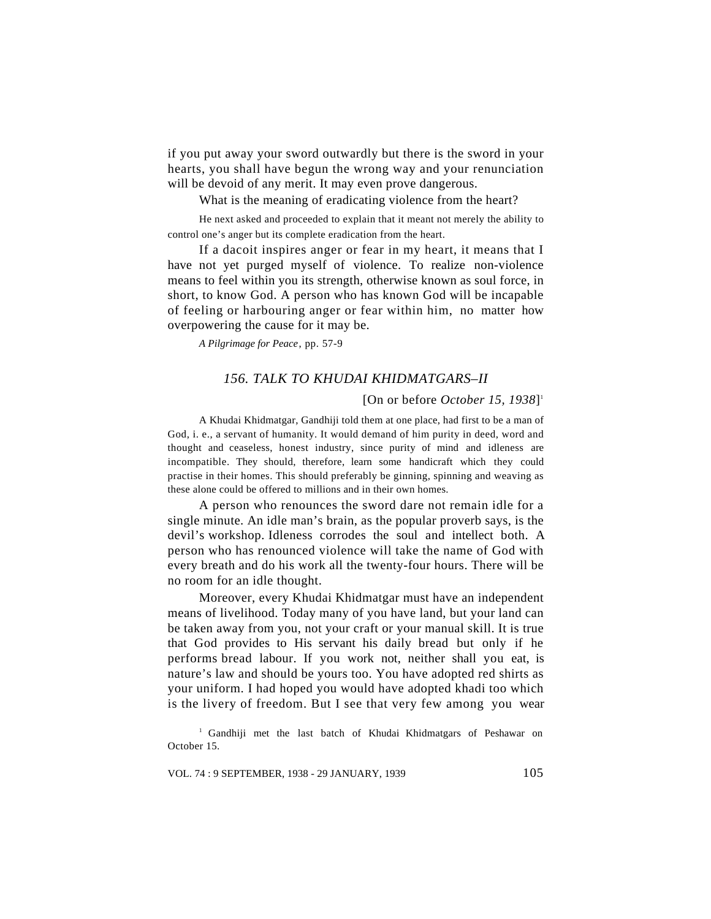if you put away your sword outwardly but there is the sword in your hearts, you shall have begun the wrong way and your renunciation will be devoid of any merit. It may even prove dangerous.

What is the meaning of eradicating violence from the heart?

He next asked and proceeded to explain that it meant not merely the ability to control one's anger but its complete eradication from the heart.

If a dacoit inspires anger or fear in my heart, it means that I have not yet purged myself of violence. To realize non-violence means to feel within you its strength, otherwise known as soul force, in short, to know God. A person who has known God will be incapable of feeling or harbouring anger or fear within him, no matter how overpowering the cause for it may be.

*A Pilgrimage for Peace*, pp. 57-9

## *156. TALK TO KHUDAI KHIDMATGARS–II*

[On or before *October 15, 1938*][1]

A Khudai Khidmatgar, Gandhiji told them at one place, had first to be a man of God, i. e., a servant of humanity. It would demand of him purity in deed, word and thought and ceaseless, honest industry, since purity of mind and idleness are incompatible. They should, therefore, learn some handicraft which they could practise in their homes. This should preferably be ginning, spinning and weaving as these alone could be offered to millions and in their own homes.

A person who renounces the sword dare not remain idle for a single minute. An idle man's brain, as the popular proverb says, is the devil's workshop. Idleness corrodes the soul and intellect both. A person who has renounced violence will take the name of God with every breath and do his work all the twenty-four hours. There will be no room for an idle thought.

Moreover, every Khudai Khidmatgar must have an independent means of livelihood. Today many of you have land, but your land can be taken away from you, not your craft or your manual skill. It is true that God provides to His servant his daily bread but only if he performs bread labour. If you work not, neither shall you eat, is nature's law and should be yours too. You have adopted red shirts as your uniform. I had hoped you would have adopted khadi too which is the livery of freedom. But I see that very few among you wear

[1] Gandhiji met the last batch of Khudai Khidmatgars of Peshawar on October 15.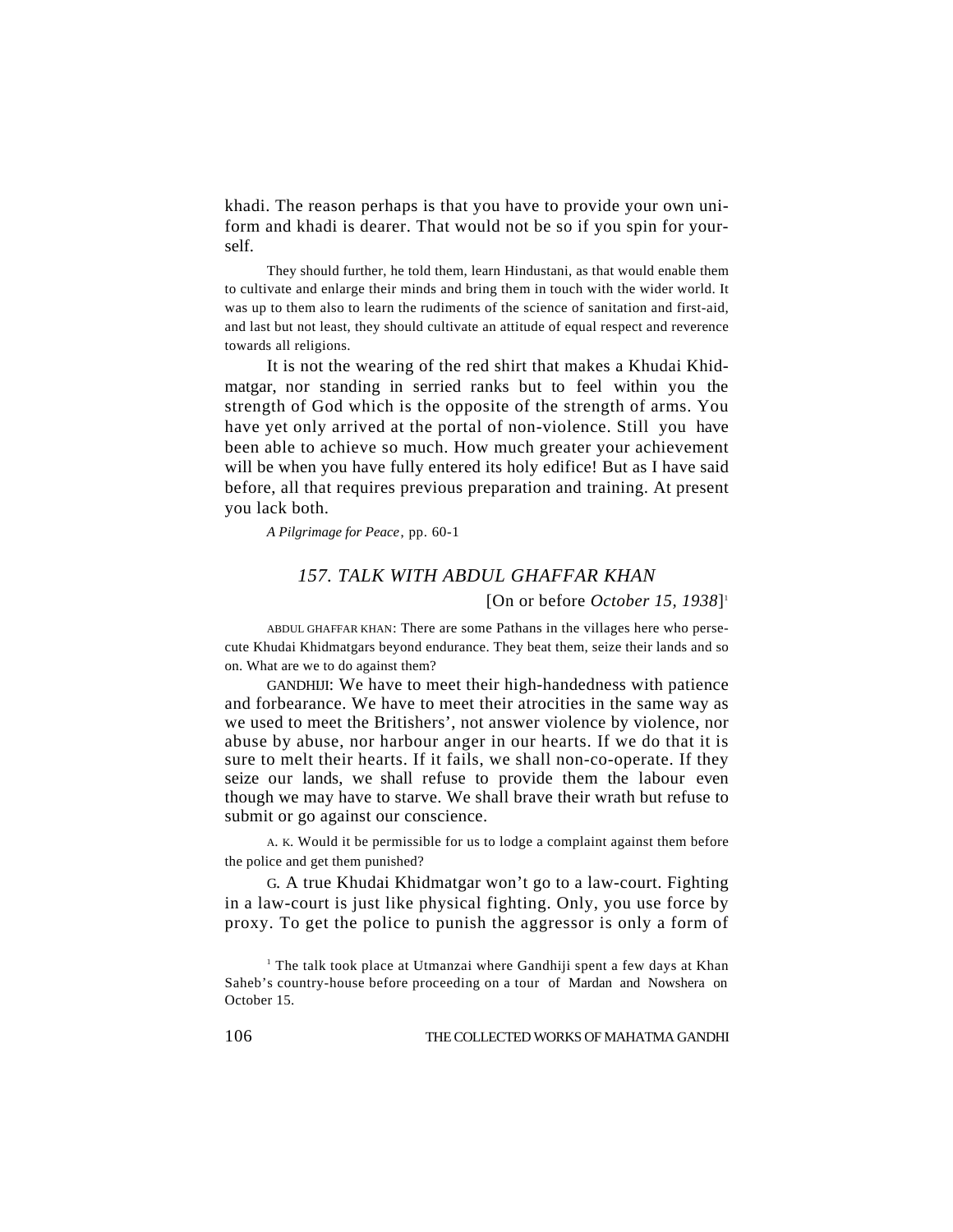khadi. The reason perhaps is that you have to provide your own uniform and khadi is dearer. That would not be so if you spin for yourself.

They should further, he told them, learn Hindustani, as that would enable them to cultivate and enlarge their minds and bring them in touch with the wider world. It was up to them also to learn the rudiments of the science of sanitation and first-aid, and last but not least, they should cultivate an attitude of equal respect and reverence towards all religions.

It is not the wearing of the red shirt that makes a Khudai Khidmatgar, nor standing in serried ranks but to feel within you the strength of God which is the opposite of the strength of arms. You have yet only arrived at the portal of non-violence. Still you have been able to achieve so much. How much greater your achievement will be when you have fully entered its holy edifice! But as I have said before, all that requires previous preparation and training. At present you lack both.

*A Pilgrimage for Peace*, pp. 60-1

### *157. TALK WITH ABDUL GHAFFAR KHAN*

[On or before *October 15, 1938*][1]

ABDUL GHAFFAR KHAN: There are some Pathans in the villages here who persecute Khudai Khidmatgars beyond endurance. They beat them, seize their lands and so on. What are we to do against them?

GANDHIJI: We have to meet their high-handedness with patience and forbearance. We have to meet their atrocities in the same way as we used to meet the Britishers', not answer violence by violence, nor abuse by abuse, nor harbour anger in our hearts. If we do that it is sure to melt their hearts. If it fails, we shall non-co-operate. If they seize our lands, we shall refuse to provide them the labour even though we may have to starve. We shall brave their wrath but refuse to submit or go against our conscience.

A. K. Would it be permissible for us to lodge a complaint against them before the police and get them punished?

G. A true Khudai Khidmatgar won't go to a law-court. Fighting in a law-court is just like physical fighting. Only, you use force by proxy. To get the police to punish the aggressor is only a form of

---

[1] The talk took place at Utmanzai where Gandhiji spent a few days at Khan Saheb's country-house before proceeding on a tour of Mardan and Nowshera on October 15.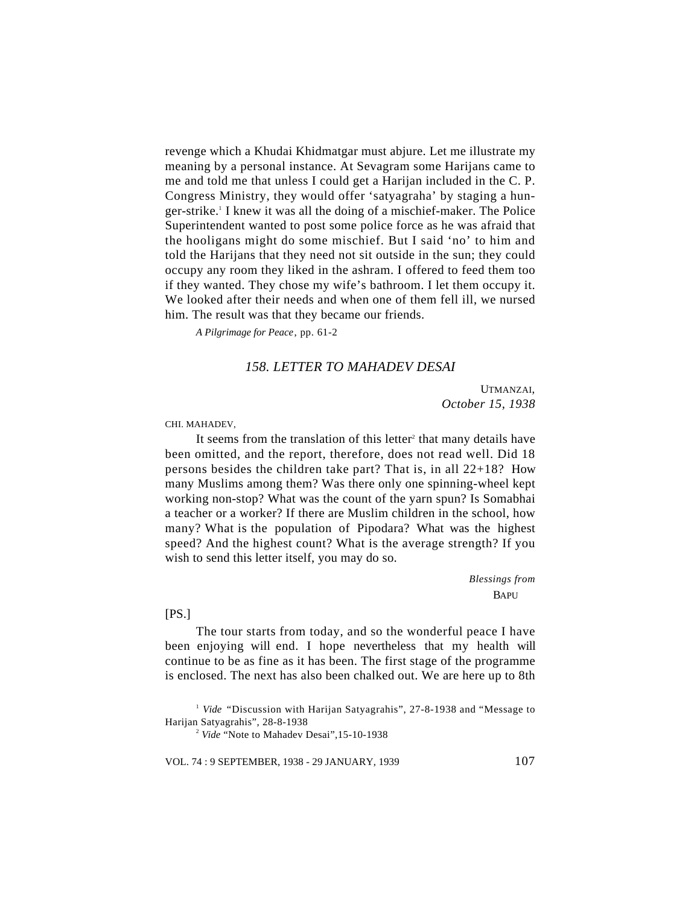revenge which a Khudai Khidmatgar must abjure. Let me illustrate my meaning by a personal instance. At Sevagram some Harijans came to me and told me that unless I could get a Harijan included in the C. P. Congress Ministry, they would offer 'satyagraha' by staging a hunger-strike.[1] I knew it was all the doing of a mischief-maker. The Police Superintendent wanted to post some police force as he was afraid that the hooligans might do some mischief. But I said 'no' to him and told the Harijans that they need not sit outside in the sun; they could occupy any room they liked in the ashram. I offered to feed them too if they wanted. They chose my wife's bathroom. I let them occupy it. We looked after their needs and when one of them fell ill, we nursed him. The result was that they became our friends.

*A Pilgrimage for Peace*, pp. 61-2

## *158. LETTER TO MAHADEV DESAI*

UTMANZAI,
*October 15, 1938*

CHI. MAHADEV,

It seems from the translation of this letter[2] that many details have been omitted, and the report, therefore, does not read well. Did 18 persons besides the children take part? That is, in all 22+18? How many Muslims among them? Was there only one spinning-wheel kept working non-stop? What was the count of the yarn spun? Is Somabhai a teacher or a worker? If there are Muslim children in the school, how many? What is the population of Pipodara? What was the highest speed? And the highest count? What is the average strength? If you wish to send this letter itself, you may do so.

*Blessings from*
BAPU

[PS.]

The tour starts from today, and so the wonderful peace I have been enjoying will end. I hope nevertheless that my health will continue to be as fine as it has been. The first stage of the programme is enclosed. The next has also been chalked out. We are here up to 8th

[1] *Vide* "Discussion with Harijan Satyagrahis", 27-8-1938 and "Message to Harijan Satyagrahis", 28-8-1938

[2] *Vide* "Note to Mahadev Desai",15-10-1938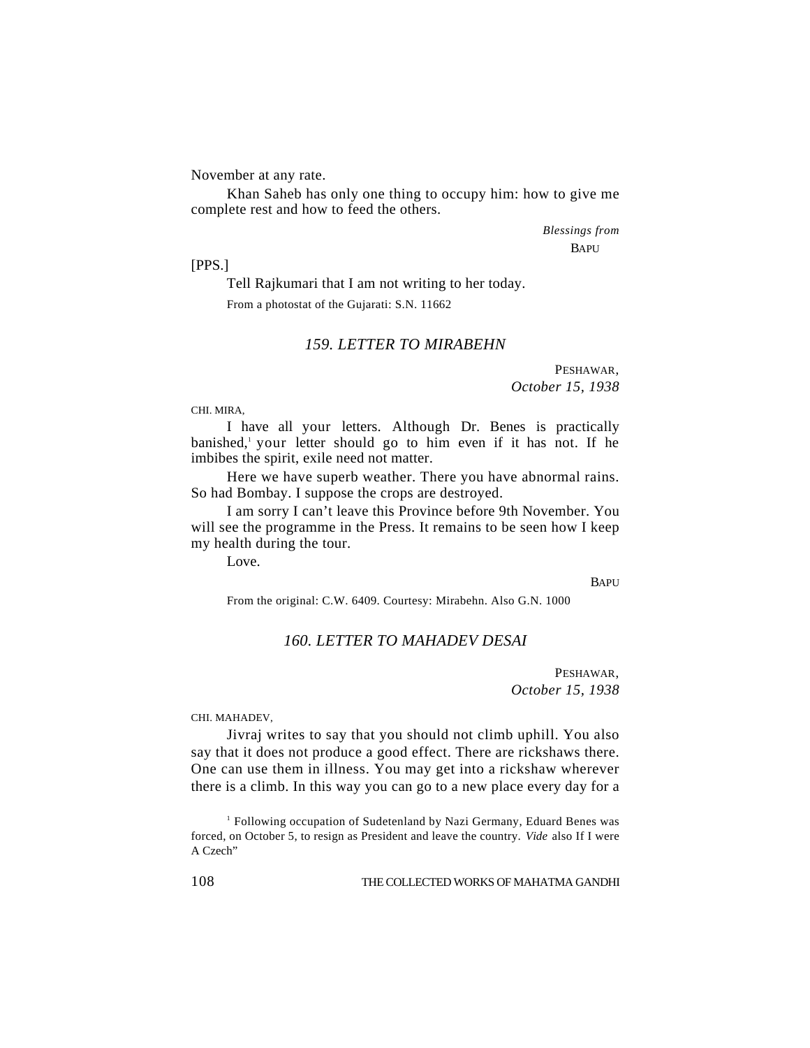November at any rate.

Khan Saheb has only one thing to occupy him: how to give me complete rest and how to feed the others.

*Blessings from*
BAPU

[PPS.]

Tell Rajkumari that I am not writing to her today.

From a photostat of the Gujarati: S.N. 11662

### *159. LETTER TO MIRABEHN*

PESHAWAR,
*October 15, 1938*

CHI. MIRA,

I have all your letters. Although Dr. Benes is practically banished,[1] your letter should go to him even if it has not. If he imbibes the spirit, exile need not matter.

Here we have superb weather. There you have abnormal rains. So had Bombay. I suppose the crops are destroyed.

I am sorry I can't leave this Province before 9th November. You will see the programme in the Press. It remains to be seen how I keep my health during the tour.

Love.

BAPU

From the original: C.W. 6409. Courtesy: Mirabehn. Also G.N. 1000

### *160. LETTER TO MAHADEV DESAI*

PESHAWAR,
*October 15, 1938*

CHI. MAHADEV,

Jivraj writes to say that you should not climb uphill. You also say that it does not produce a good effect. There are rickshaws there. One can use them in illness. You may get into a rickshaw wherever there is a climb. In this way you can go to a new place every day for a

---

[1] Following occupation of Sudetenland by Nazi Germany, Eduard Benes was forced, on October 5, to resign as President and leave the country. *Vide* also If I were A Czech"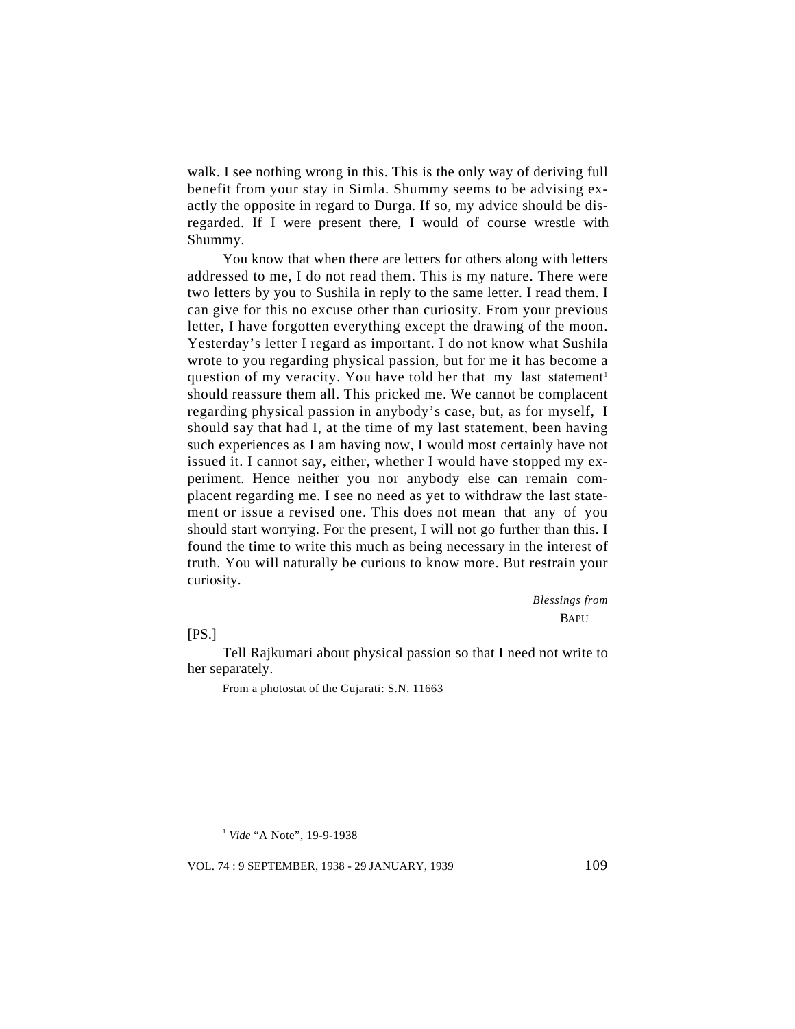walk. I see nothing wrong in this. This is the only way of deriving full benefit from your stay in Simla. Shummy seems to be advising exactly the opposite in regard to Durga. If so, my advice should be disregarded. If I were present there, I would of course wrestle with Shummy.

You know that when there are letters for others along with letters addressed to me, I do not read them. This is my nature. There were two letters by you to Sushila in reply to the same letter. I read them. I can give for this no excuse other than curiosity. From your previous letter, I have forgotten everything except the drawing of the moon. Yesterday's letter I regard as important. I do not know what Sushila wrote to you regarding physical passion, but for me it has become a question of my veracity. You have told her that my last statement[1] should reassure them all. This pricked me. We cannot be complacent regarding physical passion in anybody's case, but, as for myself, I should say that had I, at the time of my last statement, been having such experiences as I am having now, I would most certainly have not issued it. I cannot say, either, whether I would have stopped my experiment. Hence neither you nor anybody else can remain complacent regarding me. I see no need as yet to withdraw the last statement or issue a revised one. This does not mean that any of you should start worrying. For the present, I will not go further than this. I found the time to write this much as being necessary in the interest of truth. You will naturally be curious to know more. But restrain your curiosity.

*Blessings from*
BAPU

[PS.]

Tell Rajkumari about physical passion so that I need not write to her separately.

From a photostat of the Gujarati: S.N. 11663

[1] *Vide* "A Note", 19-9-1938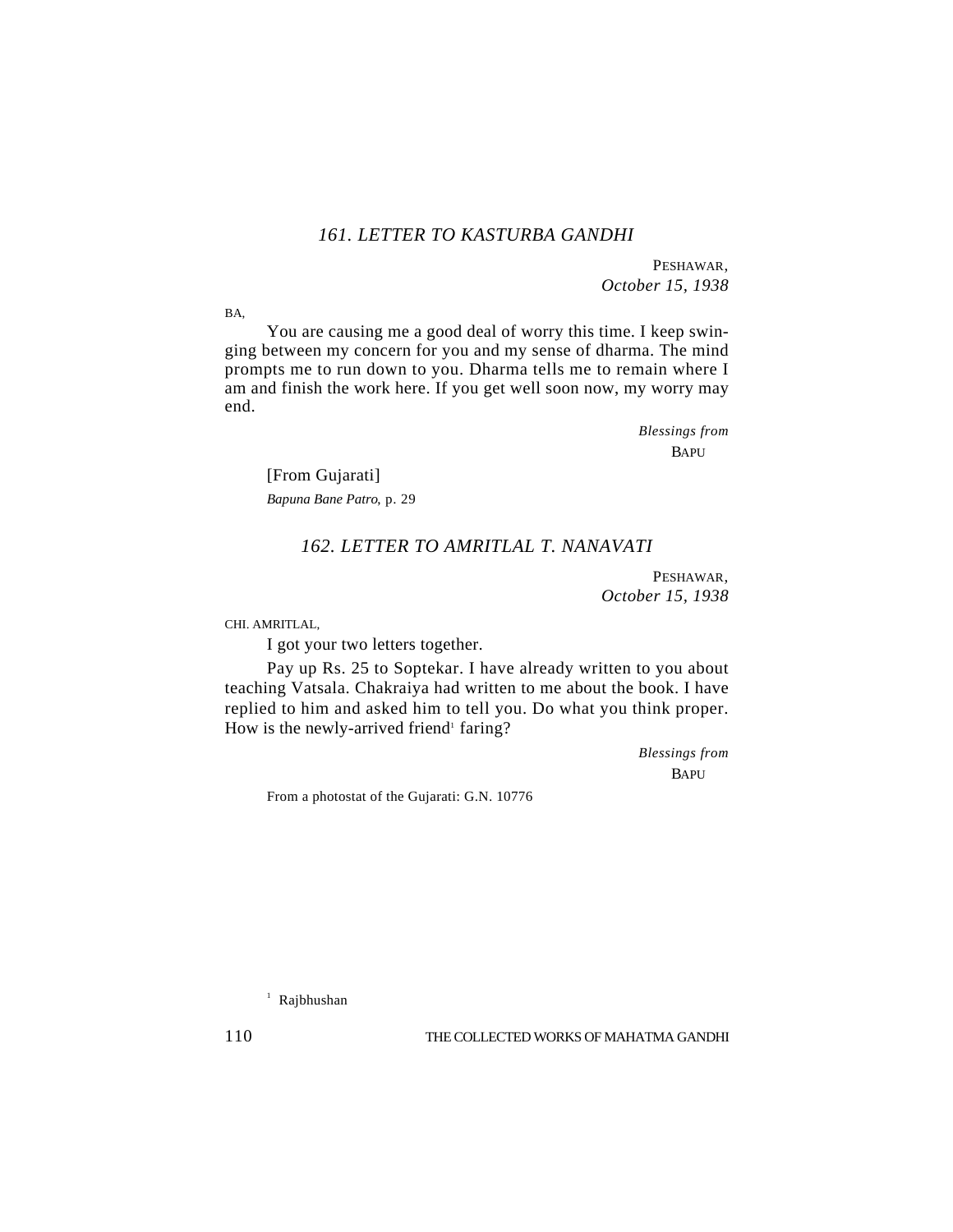## *161. LETTER TO KASTURBA GANDHI*

PESHAWAR,
*October 15, 1938*

BA,

You are causing me a good deal of worry this time. I keep swinging between my concern for you and my sense of dharma. The mind prompts me to run down to you. Dharma tells me to remain where I am and finish the work here. If you get well soon now, my worry may end.

*Blessings from*
BAPU

[From Gujarati]
*Bapuna Bane Patro,* p. 29

## *162. LETTER TO AMRITLAL T. NANAVATI*

PESHAWAR,
*October 15, 1938*

CHI. AMRITLAL,

I got your two letters together.

Pay up Rs. 25 to Soptekar. I have already written to you about teaching Vatsala. Chakraiya had written to me about the book. I have replied to him and asked him to tell you. Do what you think proper. How is the newly-arrived friend[1] faring?

*Blessings from*
BAPU

From a photostat of the Gujarati: G.N. 10776

[1] Rajbhushan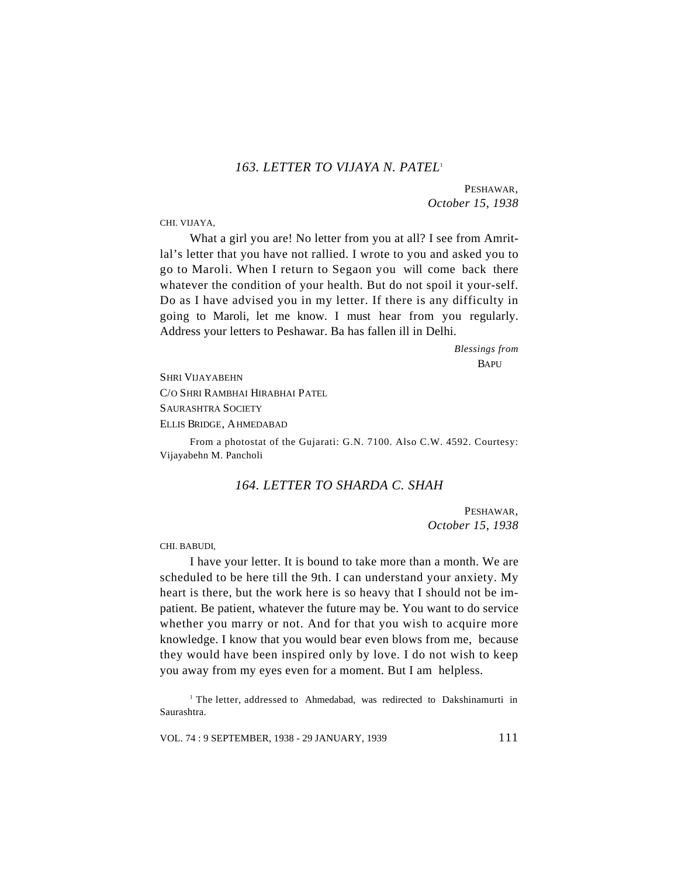### 163. LETTER TO VIJAYA N. PATEL[1]

PESHAWAR,
*October 15, 1938*

CHI. VIJAYA,

What a girl you are! No letter from you at all? I see from Amritlal's letter that you have not rallied. I wrote to you and asked you to go to Maroli. When I return to Segaon you will come back there whatever the condition of your health. But do not spoil it your-self. Do as I have advised you in my letter. If there is any difficulty in going to Maroli, let me know. I must hear from you regularly. Address your letters to Peshawar. Ba has fallen ill in Delhi.

*Blessings from*
BAPU

SHRI VIJAYABEHN
C/O SHRI RAMBHAI HIRABHAI PATEL
SAURASHTRA SOCIETY
ELLIS BRIDGE, AHMEDABAD

From a photostat of the Gujarati: G.N. 7100. Also C.W. 4592. Courtesy: Vijayabehn M. Pancholi

### 164. LETTER TO SHARDA C. SHAH

PESHAWAR,
*October 15, 1938*

CHI. BABUDI,

I have your letter. It is bound to take more than a month. We are scheduled to be here till the 9th. I can understand your anxiety. My heart is there, but the work here is so heavy that I should not be impatient. Be patient, whatever the future may be. You want to do service whether you marry or not. And for that you wish to acquire more knowledge. I know that you would bear even blows from me, because they would have been inspired only by love. I do not wish to keep you away from my eyes even for a moment. But I am helpless.

[1] The letter, addressed to Ahmedabad, was redirected to Dakshinamurti in Saurashtra.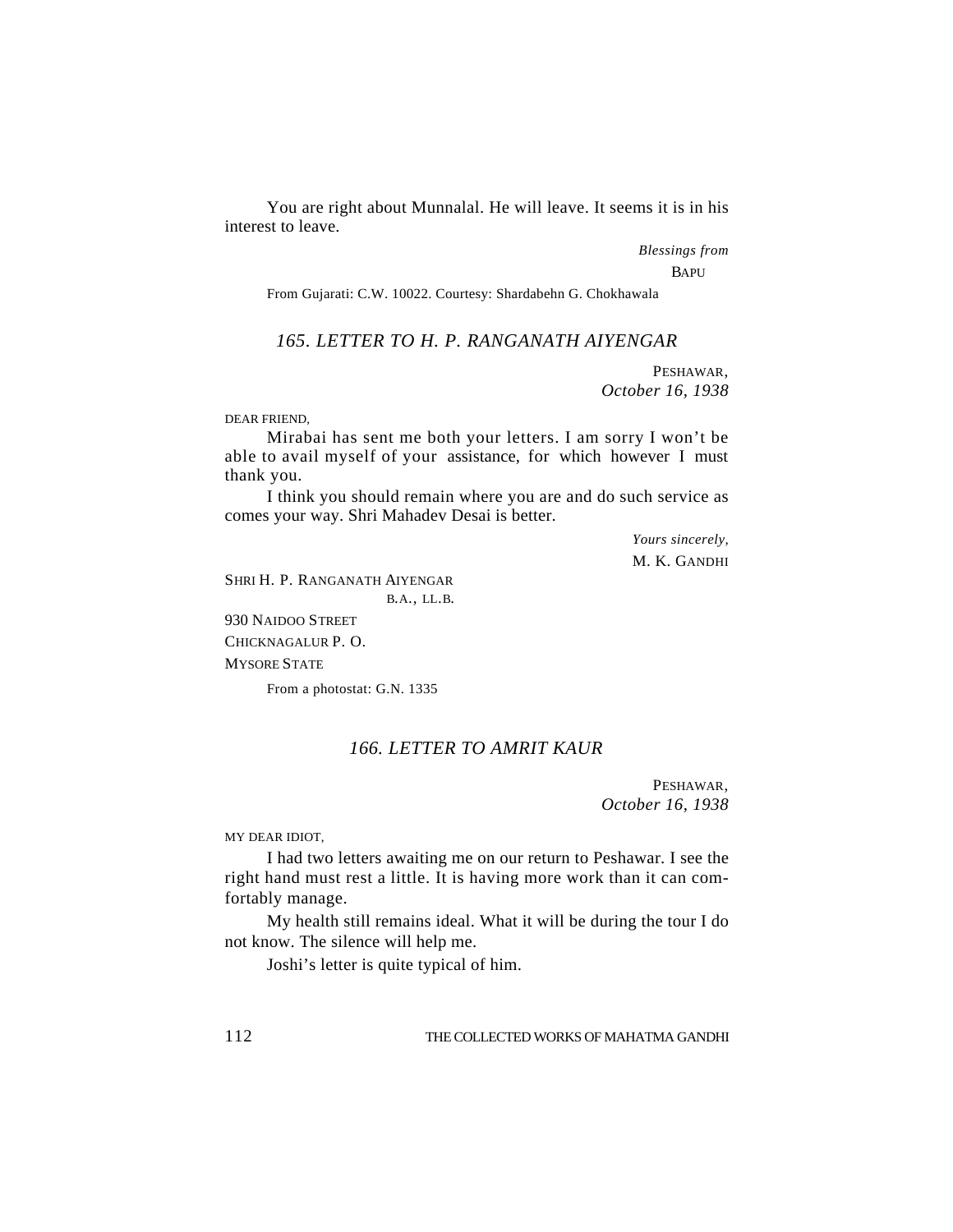You are right about Munnalal. He will leave. It seems it is in his interest to leave.

*Blessings from*

BAPU

From Gujarati: C.W. 10022. Courtesy: Shardabehn G. Chokhawala

## *165. LETTER TO H. P. RANGANATH AIYENGAR*

PESHAWAR,
*October 16, 1938*

DEAR FRIEND,

Mirabai has sent me both your letters. I am sorry I won't be able to avail myself of your assistance, for which however I must thank you.

I think you should remain where you are and do such service as comes your way. Shri Mahadev Desai is better.

*Yours sincerely,*

M. K. GANDHI

SHRI H. P. RANGANATH AIYENGAR
B.A., LL.B.
930 NAIDOO STREET
CHICKNAGALUR P. O.
MYSORE STATE

From a photostat: G.N. 1335

## *166. LETTER TO AMRIT KAUR*

PESHAWAR,
*October 16, 1938*

MY DEAR IDIOT,

I had two letters awaiting me on our return to Peshawar. I see the right hand must rest a little. It is having more work than it can comfortably manage.

My health still remains ideal. What it will be during the tour I do not know. The silence will help me.

Joshi's letter is quite typical of him.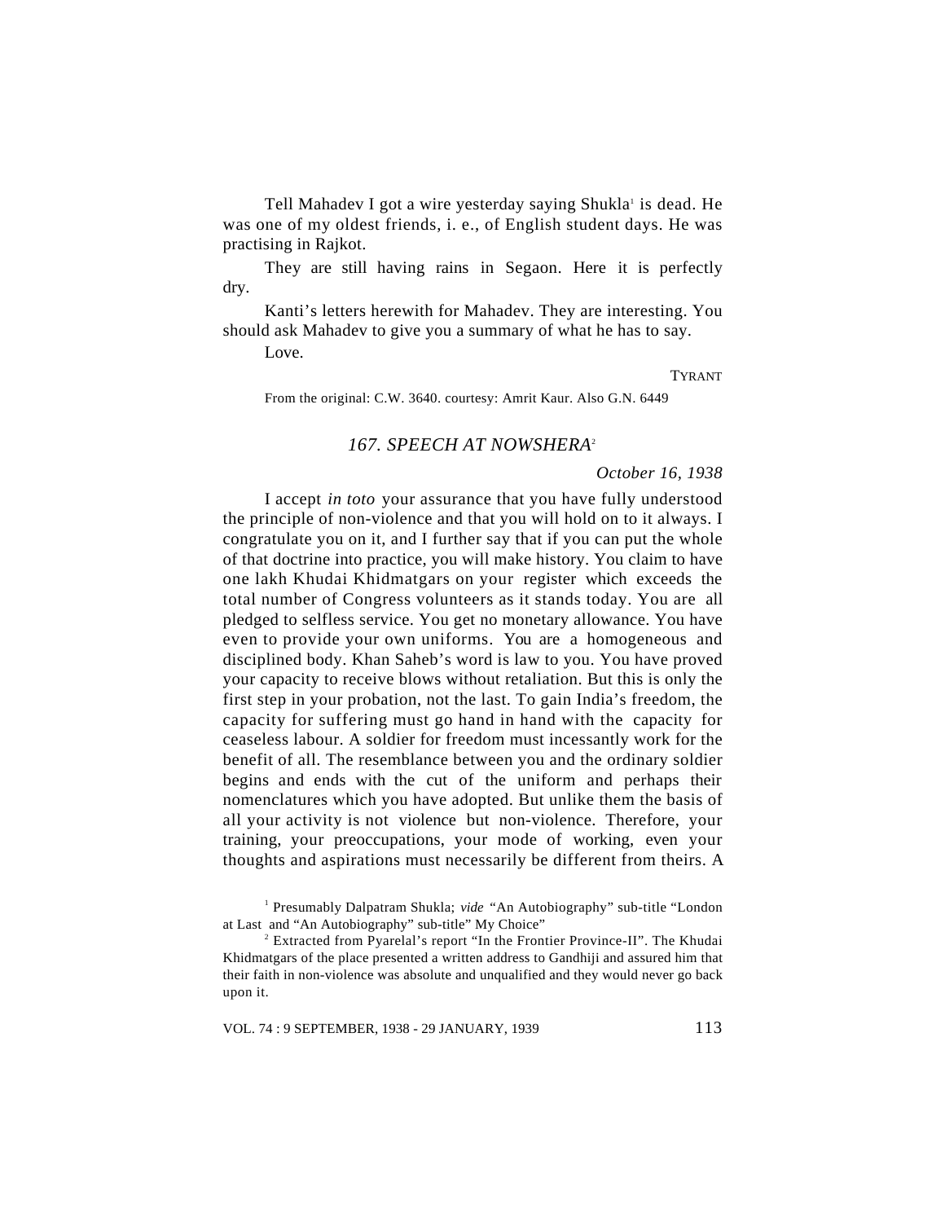Tell Mahadev I got a wire yesterday saying Shukla[1] is dead. He was one of my oldest friends, i. e., of English student days. He was practising in Rajkot.

They are still having rains in Segaon. Here it is perfectly dry.

Kanti's letters herewith for Mahadev. They are interesting. You should ask Mahadev to give you a summary of what he has to say.

Love.

TYRANT

From the original: C.W. 3640. courtesy: Amrit Kaur. Also G.N. 6449

## *167. SPEECH AT NOWSHERA*[2]

*October 16, 1938*

I accept *in toto* your assurance that you have fully understood the principle of non-violence and that you will hold on to it always. I congratulate you on it, and I further say that if you can put the whole of that doctrine into practice, you will make history. You claim to have one lakh Khudai Khidmatgars on your register which exceeds the total number of Congress volunteers as it stands today. You are all pledged to selfless service. You get no monetary allowance. You have even to provide your own uniforms. You are a homogeneous and disciplined body. Khan Saheb's word is law to you. You have proved your capacity to receive blows without retaliation. But this is only the first step in your probation, not the last. To gain India's freedom, the capacity for suffering must go hand in hand with the capacity for ceaseless labour. A soldier for freedom must incessantly work for the benefit of all. The resemblance between you and the ordinary soldier begins and ends with the cut of the uniform and perhaps their nomenclatures which you have adopted. But unlike them the basis of all your activity is not violence but non-violence. Therefore, your training, your preoccupations, your mode of working, even your thoughts and aspirations must necessarily be different from theirs. A

[1] Presumably Dalpatram Shukla; *vide* "An Autobiography" sub-title "London at Last and "An Autobiography" sub-title" My Choice"

[2] Extracted from Pyarelal's report "In the Frontier Province-II". The Khudai Khidmatgars of the place presented a written address to Gandhiji and assured him that their faith in non-violence was absolute and unqualified and they would never go back upon it.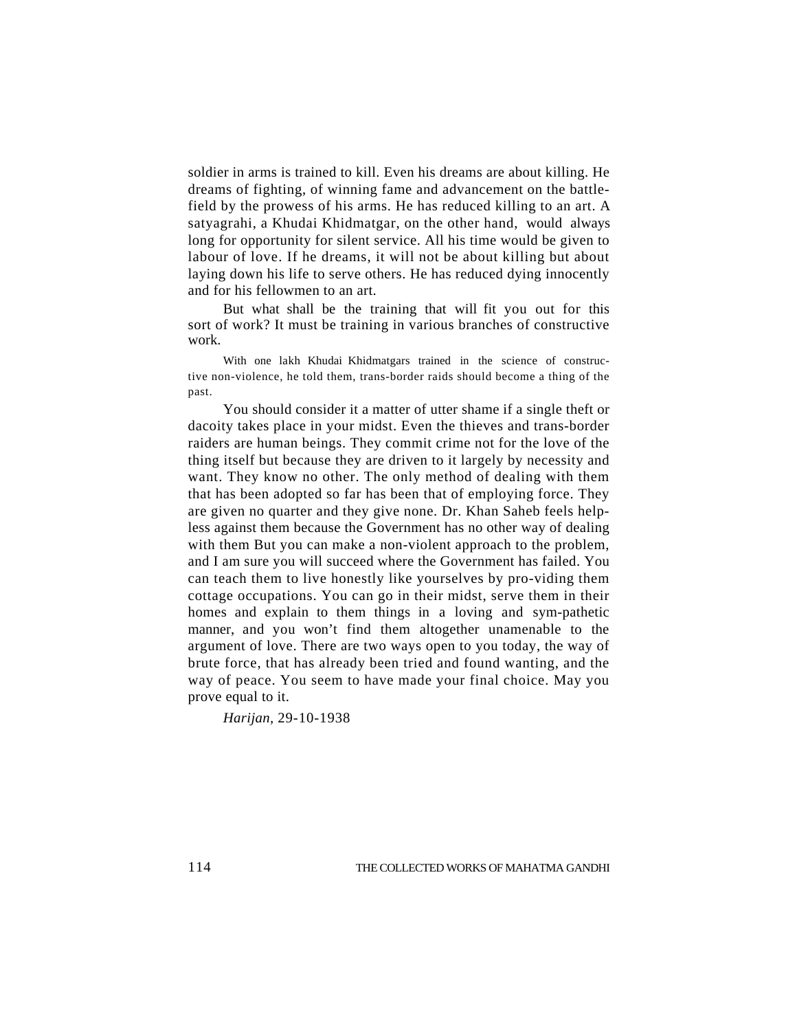soldier in arms is trained to kill. Even his dreams are about killing. He dreams of fighting, of winning fame and advancement on the battle-field by the prowess of his arms. He has reduced killing to an art. A satyagrahi, a Khudai Khidmatgar, on the other hand, would always long for opportunity for silent service. All his time would be given to labour of love. If he dreams, it will not be about killing but about laying down his life to serve others. He has reduced dying innocently and for his fellowmen to an art.

But what shall be the training that will fit you out for this sort of work? It must be training in various branches of constructive work.

With one lakh Khudai Khidmatgars trained in the science of constructive non-violence, he told them, trans-border raids should become a thing of the past.

You should consider it a matter of utter shame if a single theft or dacoity takes place in your midst. Even the thieves and trans-border raiders are human beings. They commit crime not for the love of the thing itself but because they are driven to it largely by necessity and want. They know no other. The only method of dealing with them that has been adopted so far has been that of employing force. They are given no quarter and they give none. Dr. Khan Saheb feels helpless against them because the Government has no other way of dealing with them But you can make a non-violent approach to the problem, and I am sure you will succeed where the Government has failed. You can teach them to live honestly like yourselves by providing them cottage occupations. You can go in their midst, serve them in their homes and explain to them things in a loving and sympathetic manner, and you won't find them altogether unamenable to the argument of love. There are two ways open to you today, the way of brute force, that has already been tried and found wanting, and the way of peace. You seem to have made your final choice. May you prove equal to it.

*Harijan*, 29-10-1938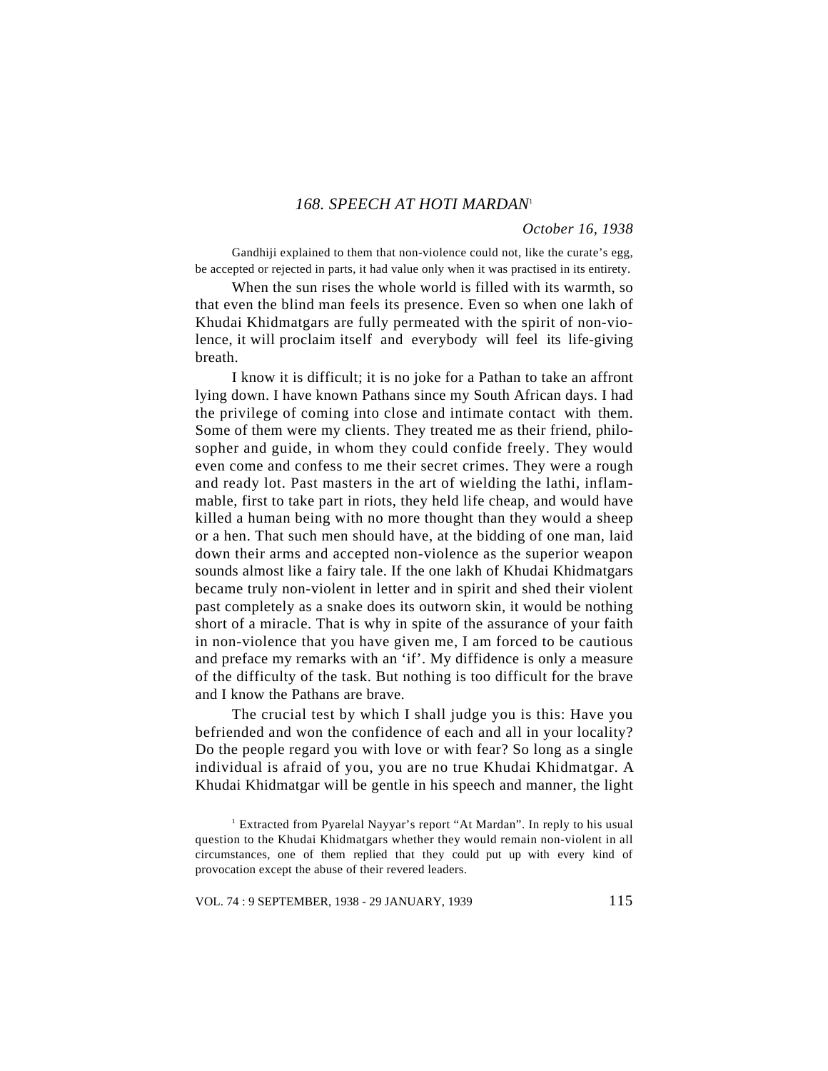### *168. SPEECH AT HOTI MARDAN*[1]

*October 16, 1938*

Gandhiji explained to them that non-violence could not, like the curate's egg, be accepted or rejected in parts, it had value only when it was practised in its entirety.

When the sun rises the whole world is filled with its warmth, so that even the blind man feels its presence. Even so when one lakh of Khudai Khidmatgars are fully permeated with the spirit of non-violence, it will proclaim itself and everybody will feel its life-giving breath.

I know it is difficult; it is no joke for a Pathan to take an affront lying down. I have known Pathans since my South African days. I had the privilege of coming into close and intimate contact with them. Some of them were my clients. They treated me as their friend, philosopher and guide, in whom they could confide freely. They would even come and confess to me their secret crimes. They were a rough and ready lot. Past masters in the art of wielding the lathi, inflammable, first to take part in riots, they held life cheap, and would have killed a human being with no more thought than they would a sheep or a hen. That such men should have, at the bidding of one man, laid down their arms and accepted non-violence as the superior weapon sounds almost like a fairy tale. If the one lakh of Khudai Khidmatgars became truly non-violent in letter and in spirit and shed their violent past completely as a snake does its outworn skin, it would be nothing short of a miracle. That is why in spite of the assurance of your faith in non-violence that you have given me, I am forced to be cautious and preface my remarks with an 'if'. My diffidence is only a measure of the difficulty of the task. But nothing is too difficult for the brave and I know the Pathans are brave.

The crucial test by which I shall judge you is this: Have you befriended and won the confidence of each and all in your locality? Do the people regard you with love or with fear? So long as a single individual is afraid of you, you are no true Khudai Khidmatgar. A Khudai Khidmatgar will be gentle in his speech and manner, the light

---

[1] Extracted from Pyarelal Nayyar's report "At Mardan". In reply to his usual question to the Khudai Khidmatgars whether they would remain non-violent in all circumstances, one of them replied that they could put up with every kind of provocation except the abuse of their revered leaders.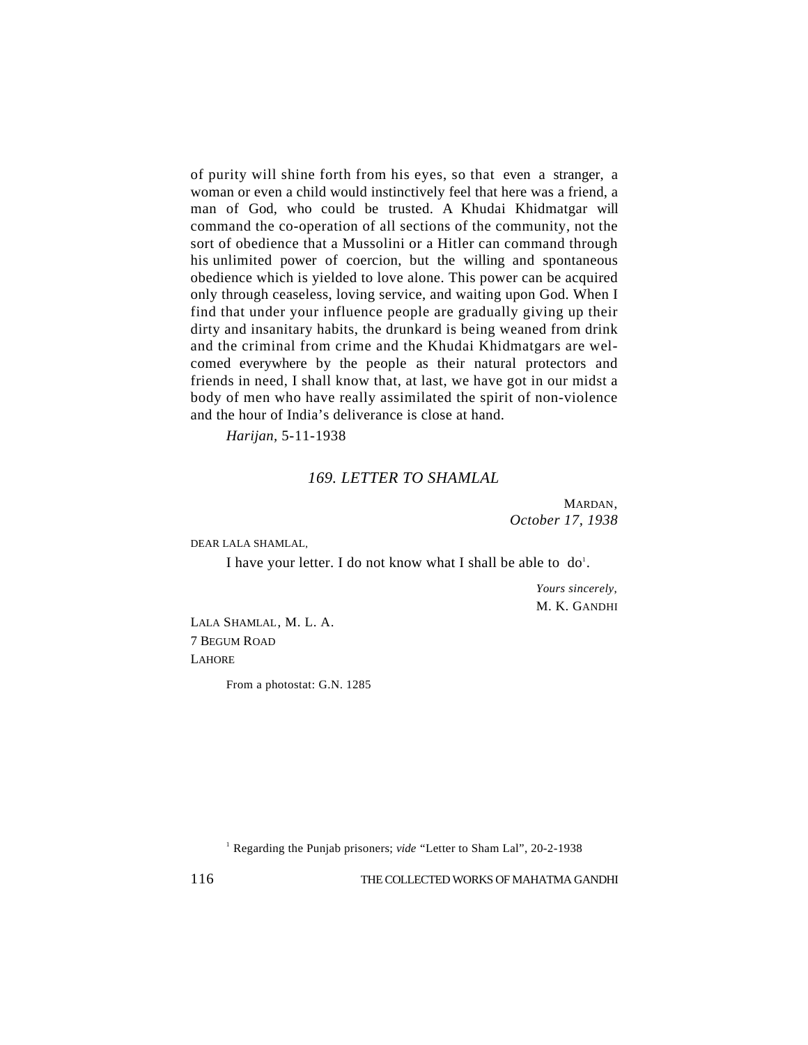of purity will shine forth from his eyes, so that even a stranger, a woman or even a child would instinctively feel that here was a friend, a man of God, who could be trusted. A Khudai Khidmatgar will command the co-operation of all sections of the community, not the sort of obedience that a Mussolini or a Hitler can command through his unlimited power of coercion, but the willing and spontaneous obedience which is yielded to love alone. This power can be acquired only through ceaseless, loving service, and waiting upon God. When I find that under your influence people are gradually giving up their dirty and insanitary habits, the drunkard is being weaned from drink and the criminal from crime and the Khudai Khidmatgars are welcomed everywhere by the people as their natural protectors and friends in need, I shall know that, at last, we have got in our midst a body of men who have really assimilated the spirit of non-violence and the hour of India's deliverance is close at hand.

*Harijan*, 5-11-1938

## *169. LETTER TO SHAMLAL*

MARDAN,
*October 17, 1938*

DEAR LALA SHAMLAL,

I have your letter. I do not know what I shall be able to do[1].

*Yours sincerely,*
M. K. GANDHI

LALA SHAMLAL, M. L. A.
7 BEGUM ROAD
LAHORE

From a photostat: G.N. 1285

[1] Regarding the Punjab prisoners; *vide* "Letter to Sham Lal", 20-2-1938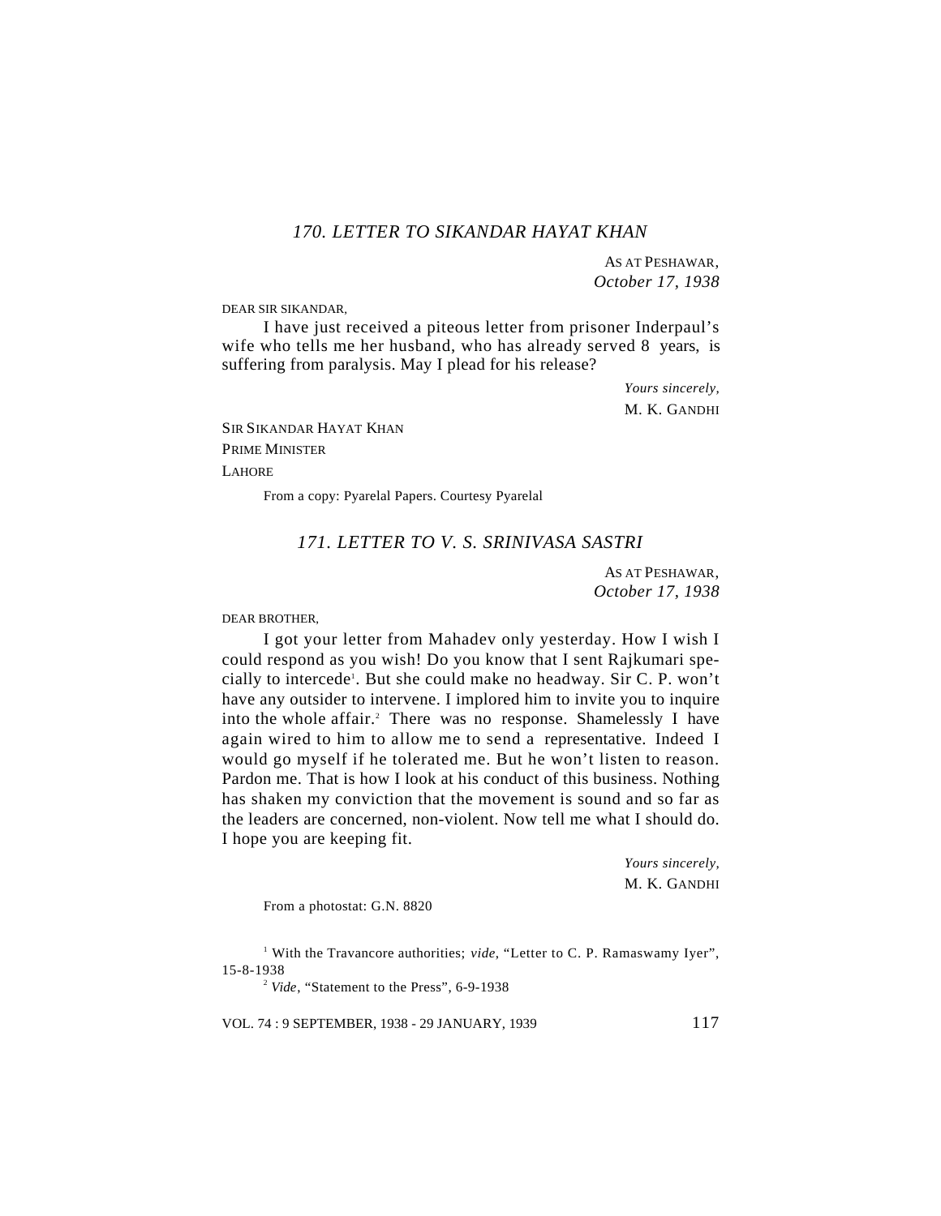### *170. LETTER TO SIKANDAR HAYAT KHAN*

AS AT PESHAWAR,
*October 17, 1938*

DEAR SIR SIKANDAR,

I have just received a piteous letter from prisoner Inderpaul's wife who tells me her husband, who has already served 8 years, is suffering from paralysis. May I plead for his release?

*Yours sincerely,*
M. K. GANDHI

SIR SIKANDAR HAYAT KHAN
PRIME MINISTER
LAHORE

From a copy: Pyarelal Papers. Courtesy Pyarelal

### *171. LETTER TO V. S. SRINIVASA SASTRI*

AS AT PESHAWAR,
*October 17, 1938*

DEAR BROTHER,

I got your letter from Mahadev only yesterday. How I wish I could respond as you wish! Do you know that I sent Rajkumari specially to intercede[1]. But she could make no headway. Sir C. P. won't have any outsider to intervene. I implored him to invite you to inquire into the whole affair.[2] There was no response. Shamelessly I have again wired to him to allow me to send a representative. Indeed I would go myself if he tolerated me. But he won't listen to reason. Pardon me. That is how I look at his conduct of this business. Nothing has shaken my conviction that the movement is sound and so far as the leaders are concerned, non-violent. Now tell me what I should do. I hope you are keeping fit.

*Yours sincerely,*
M. K. GANDHI

From a photostat: G.N. 8820

[1] With the Travancore authorities; *vide*, "Letter to C. P. Ramaswamy Iyer", 15-8-1938

[2] *Vide*, "Statement to the Press", 6-9-1938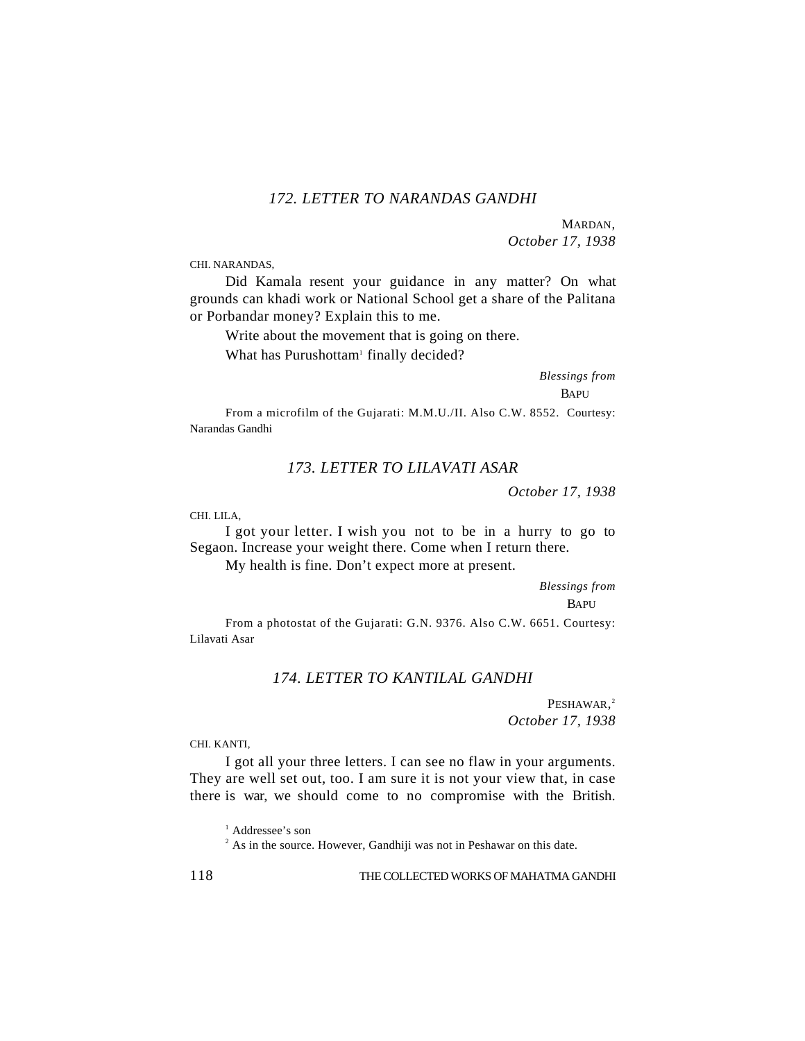### *172. LETTER TO NARANDAS GANDHI*

MARDAN,
*October 17, 1938*

CHI. NARANDAS,

Did Kamala resent your guidance in any matter? On what grounds can khadi work or National School get a share of the Palitana or Porbandar money? Explain this to me.

Write about the movement that is going on there.

What has Purushottam[1] finally decided?

*Blessings from*
BAPU

From a microfilm of the Gujarati: M.M.U./II. Also C.W. 8552. Courtesy: Narandas Gandhi

### *173. LETTER TO LILAVATI ASAR*

*October 17, 1938*

CHI. LILA,

I got your letter. I wish you not to be in a hurry to go to Segaon. Increase your weight there. Come when I return there.

My health is fine. Don't expect more at present.

*Blessings from*
BAPU

From a photostat of the Gujarati: G.N. 9376. Also C.W. 6651. Courtesy: Lilavati Asar

### *174. LETTER TO KANTILAL GANDHI*

PESHAWAR,[2]
*October 17, 1938*

CHI. KANTI,

I got all your three letters. I can see no flaw in your arguments. They are well set out, too. I am sure it is not your view that, in case there is war, we should come to no compromise with the British.

[1] Addressee's son

[2] As in the source. However, Gandhiji was not in Peshawar on this date.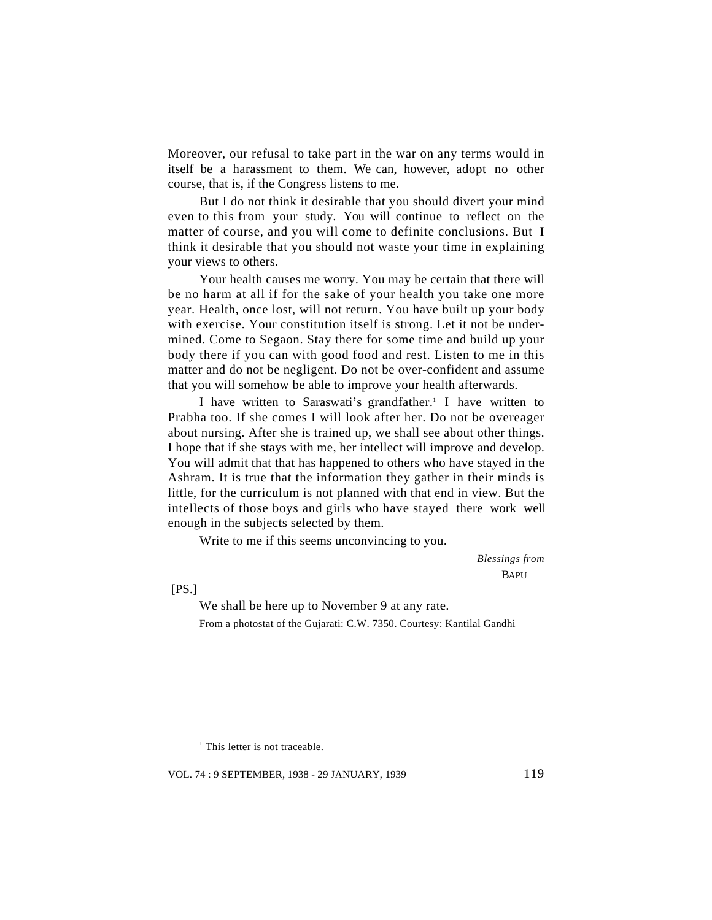Moreover, our refusal to take part in the war on any terms would in itself be a harassment to them. We can, however, adopt no other course, that is, if the Congress listens to me.

But I do not think it desirable that you should divert your mind even to this from your study. You will continue to reflect on the matter of course, and you will come to definite conclusions. But I think it desirable that you should not waste your time in explaining your views to others.

Your health causes me worry. You may be certain that there will be no harm at all if for the sake of your health you take one more year. Health, once lost, will not return. You have built up your body with exercise. Your constitution itself is strong. Let it not be undermined. Come to Segaon. Stay there for some time and build up your body there if you can with good food and rest. Listen to me in this matter and do not be negligent. Do not be over-confident and assume that you will somehow be able to improve your health afterwards.

I have written to Saraswati's grandfather.[1] I have written to Prabha too. If she comes I will look after her. Do not be overeager about nursing. After she is trained up, we shall see about other things. I hope that if she stays with me, her intellect will improve and develop. You will admit that that has happened to others who have stayed in the Ashram. It is true that the information they gather in their minds is little, for the curriculum is not planned with that end in view. But the intellects of those boys and girls who have stayed there work well enough in the subjects selected by them.

Write to me if this seems unconvincing to you.

*Blessings from*
BAPU

[PS.]

We shall be here up to November 9 at any rate.

From a photostat of the Gujarati: C.W. 7350. Courtesy: Kantilal Gandhi

[1] This letter is not traceable.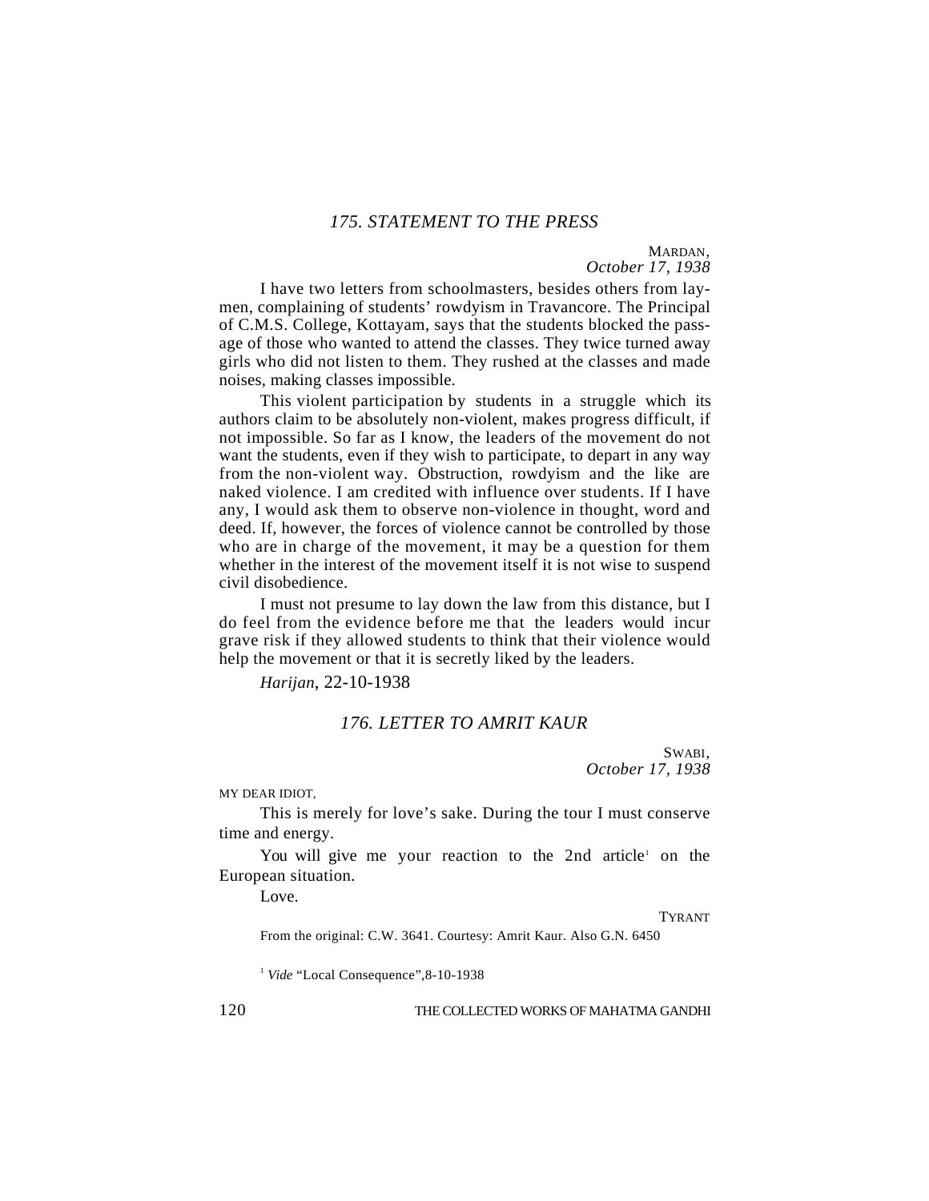## *175. STATEMENT TO THE PRESS*

MARDAN,
*October 17, 1938*

I have two letters from schoolmasters, besides others from laymen, complaining of students' rowdyism in Travancore. The Principal of C.M.S. College, Kottayam, says that the students blocked the passage of those who wanted to attend the classes. They twice turned away girls who did not listen to them. They rushed at the classes and made noises, making classes impossible.

This violent participation by students in a struggle which its authors claim to be absolutely non-violent, makes progress difficult, if not impossible. So far as I know, the leaders of the movement do not want the students, even if they wish to participate, to depart in any way from the non-violent way. Obstruction, rowdyism and the like are naked violence. I am credited with influence over students. If I have any, I would ask them to observe non-violence in thought, word and deed. If, however, the forces of violence cannot be controlled by those who are in charge of the movement, it may be a question for them whether in the interest of the movement itself it is not wise to suspend civil disobedience.

I must not presume to lay down the law from this distance, but I do feel from the evidence before me that the leaders would incur grave risk if they allowed students to think that their violence would help the movement or that it is secretly liked by the leaders.

*Harijan*, 22-10-1938

## *176. LETTER TO AMRIT KAUR*

SWABI,
*October 17, 1938*

MY DEAR IDIOT,

This is merely for love's sake. During the tour I must conserve time and energy.

You will give me your reaction to the 2nd article[1] on the European situation.

Love.

TYRANT

From the original: C.W. 3641. Courtesy: Amrit Kaur. Also G.N. 6450

[1] *Vide* "Local Consequence",8-10-1938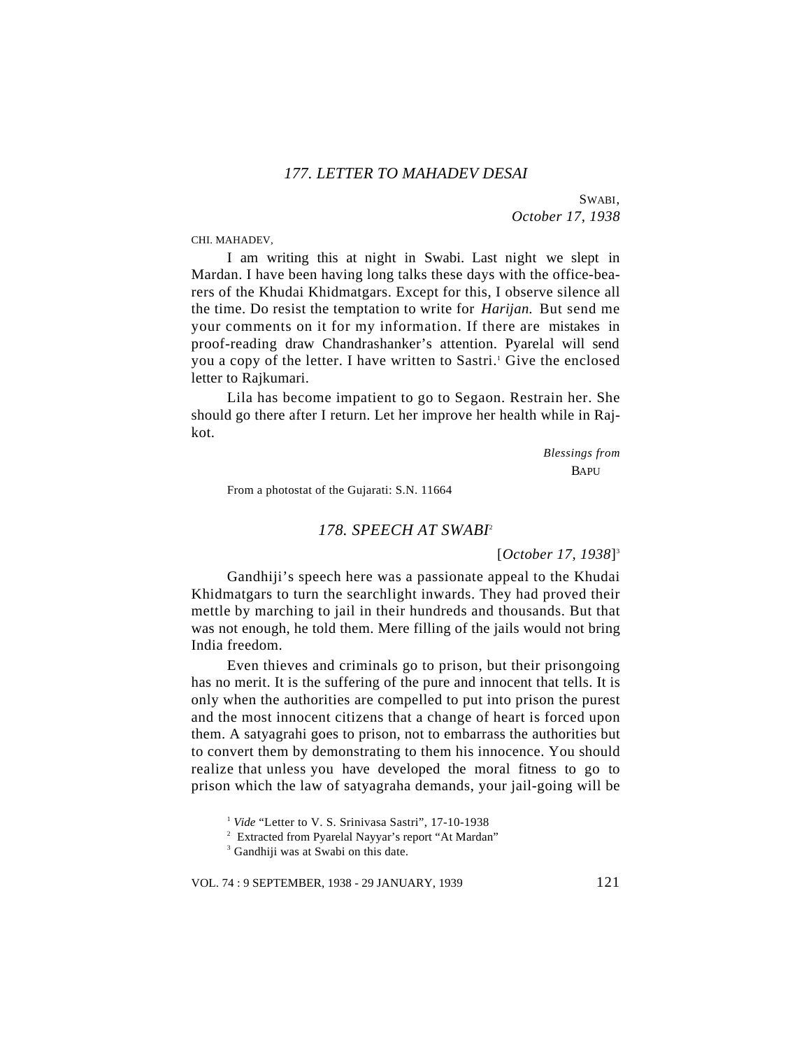## *177. LETTER TO MAHADEV DESAI*

SWABI,
*October 17, 1938*

CHI. MAHADEV,

I am writing this at night in Swabi. Last night we slept in Mardan. I have been having long talks these days with the office-bearers of the Khudai Khidmatgars. Except for this, I observe silence all the time. Do resist the temptation to write for *Harijan.* But send me your comments on it for my information. If there are mistakes in proof-reading draw Chandrashanker's attention. Pyarelal will send you a copy of the letter. I have written to Sastri.[1] Give the enclosed letter to Rajkumari.

Lila has become impatient to go to Segaon. Restrain her. She should go there after I return. Let her improve her health while in Rajkot.

*Blessings from*
BAPU

From a photostat of the Gujarati: S.N. 11664

## *178. SPEECH AT SWABI*[2]

[*October 17, 1938*][3]

Gandhiji's speech here was a passionate appeal to the Khudai Khidmatgars to turn the searchlight inwards. They had proved their mettle by marching to jail in their hundreds and thousands. But that was not enough, he told them. Mere filling of the jails would not bring India freedom.

Even thieves and criminals go to prison, but their prisongoing has no merit. It is the suffering of the pure and innocent that tells. It is only when the authorities are compelled to put into prison the purest and the most innocent citizens that a change of heart is forced upon them. A satyagrahi goes to prison, not to embarrass the authorities but to convert them by demonstrating to them his innocence. You should realize that unless you have developed the moral fitness to go to prison which the law of satyagraha demands, your jail-going will be

[1] *Vide* "Letter to V. S. Srinivasa Sastri", 17-10-1938

[2] Extracted from Pyarelal Nayyar's report "At Mardan"

[3] Gandhiji was at Swabi on this date.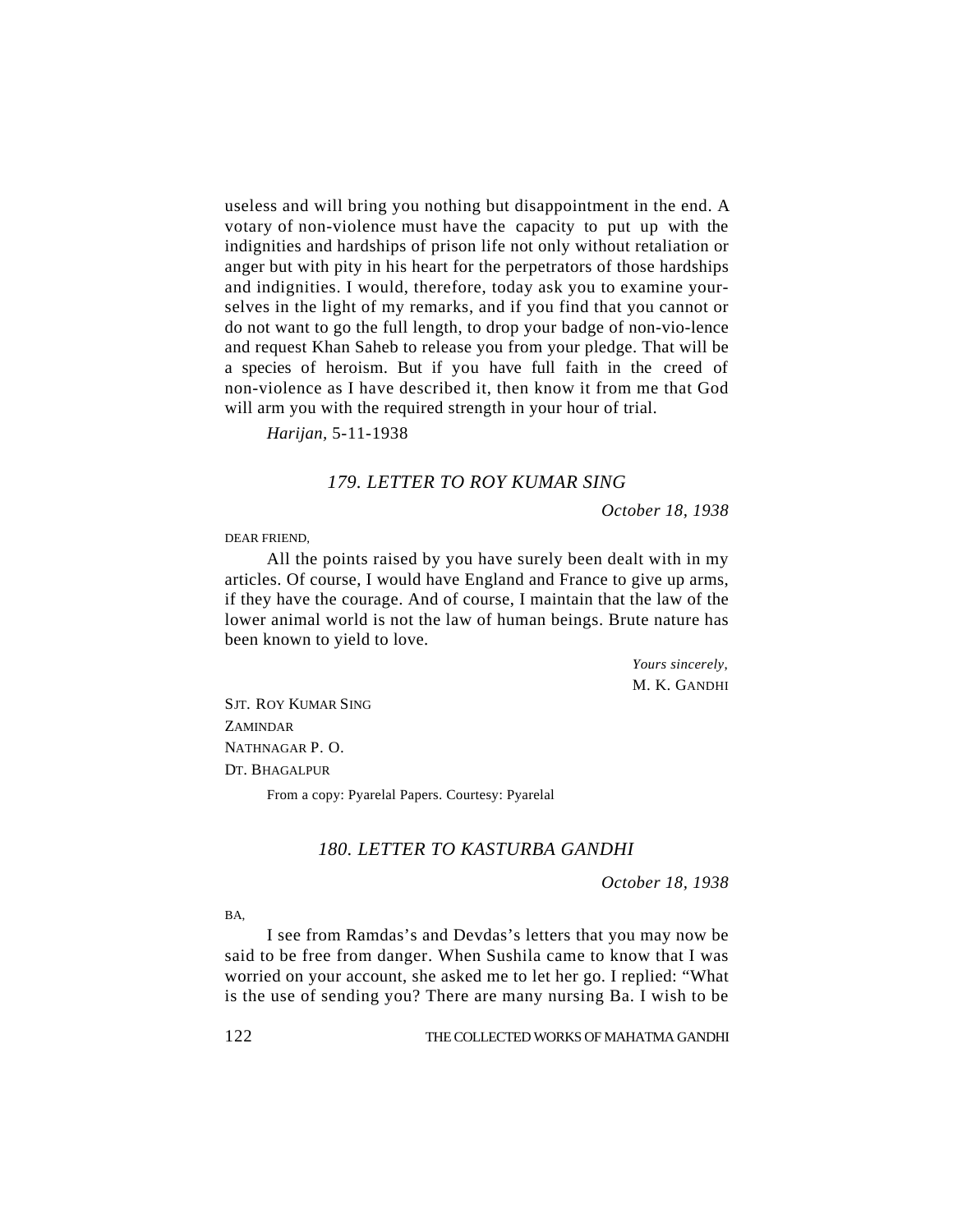useless and will bring you nothing but disappointment in the end. A votary of non-violence must have the capacity to put up with the indignities and hardships of prison life not only without retaliation or anger but with pity in his heart for the perpetrators of those hardships and indignities. I would, therefore, today ask you to examine yourselves in the light of my remarks, and if you find that you cannot or do not want to go the full length, to drop your badge of non-violence and request Khan Saheb to release you from your pledge. That will be a species of heroism. But if you have full faith in the creed of non-violence as I have described it, then know it from me that God will arm you with the required strength in your hour of trial.

*Harijan*, 5-11-1938

## *179. LETTER TO ROY KUMAR SING*

*October 18, 1938*

DEAR FRIEND,

All the points raised by you have surely been dealt with in my articles. Of course, I would have England and France to give up arms, if they have the courage. And of course, I maintain that the law of the lower animal world is not the law of human beings. Brute nature has been known to yield to love.

*Yours sincerely,*
M. K. GANDHI

SJT. ROY KUMAR SING
ZAMINDAR
NATHNAGAR P. O.
DT. BHAGALPUR

From a copy: Pyarelal Papers. Courtesy: Pyarelal

## *180. LETTER TO KASTURBA GANDHI*

*October 18, 1938*

BA,

I see from Ramdas's and Devdas's letters that you may now be said to be free from danger. When Sushila came to know that I was worried on your account, she asked me to let her go. I replied: "What is the use of sending you? There are many nursing Ba. I wish to be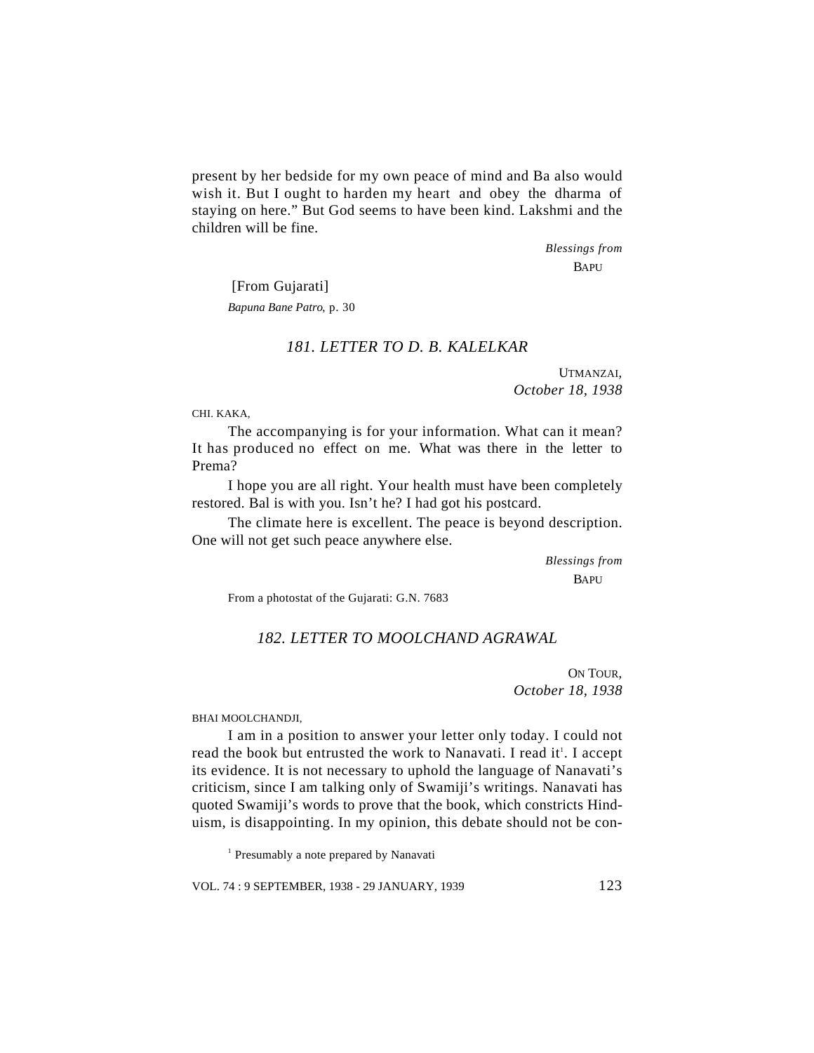present by her bedside for my own peace of mind and Ba also would wish it. But I ought to harden my heart and obey the dharma of staying on here." But God seems to have been kind. Lakshmi and the children will be fine.

*Blessings from*
BAPU

[From Gujarati]
*Bapuna Bane Patro*, p. 30

### *181. LETTER TO D. B. KALELKAR*

UTMANZAI,
*October 18, 1938*

CHI. KAKA,

The accompanying is for your information. What can it mean? It has produced no effect on me. What was there in the letter to Prema?

I hope you are all right. Your health must have been completely restored. Bal is with you. Isn't he? I had got his postcard.

The climate here is excellent. The peace is beyond description. One will not get such peace anywhere else.

*Blessings from*
BAPU

From a photostat of the Gujarati: G.N. 7683

### *182. LETTER TO MOOLCHAND AGRAWAL*

ON TOUR,
*October 18, 1938*

BHAI MOOLCHANDJI,

I am in a position to answer your letter only today. I could not read the book but entrusted the work to Nanavati. I read it[1]. I accept its evidence. It is not necessary to uphold the language of Nanavati's criticism, since I am talking only of Swamiji's writings. Nanavati has quoted Swamiji's words to prove that the book, which constricts Hinduism, is disappointing. In my opinion, this debate should not be con-

[1] Presumably a note prepared by Nanavati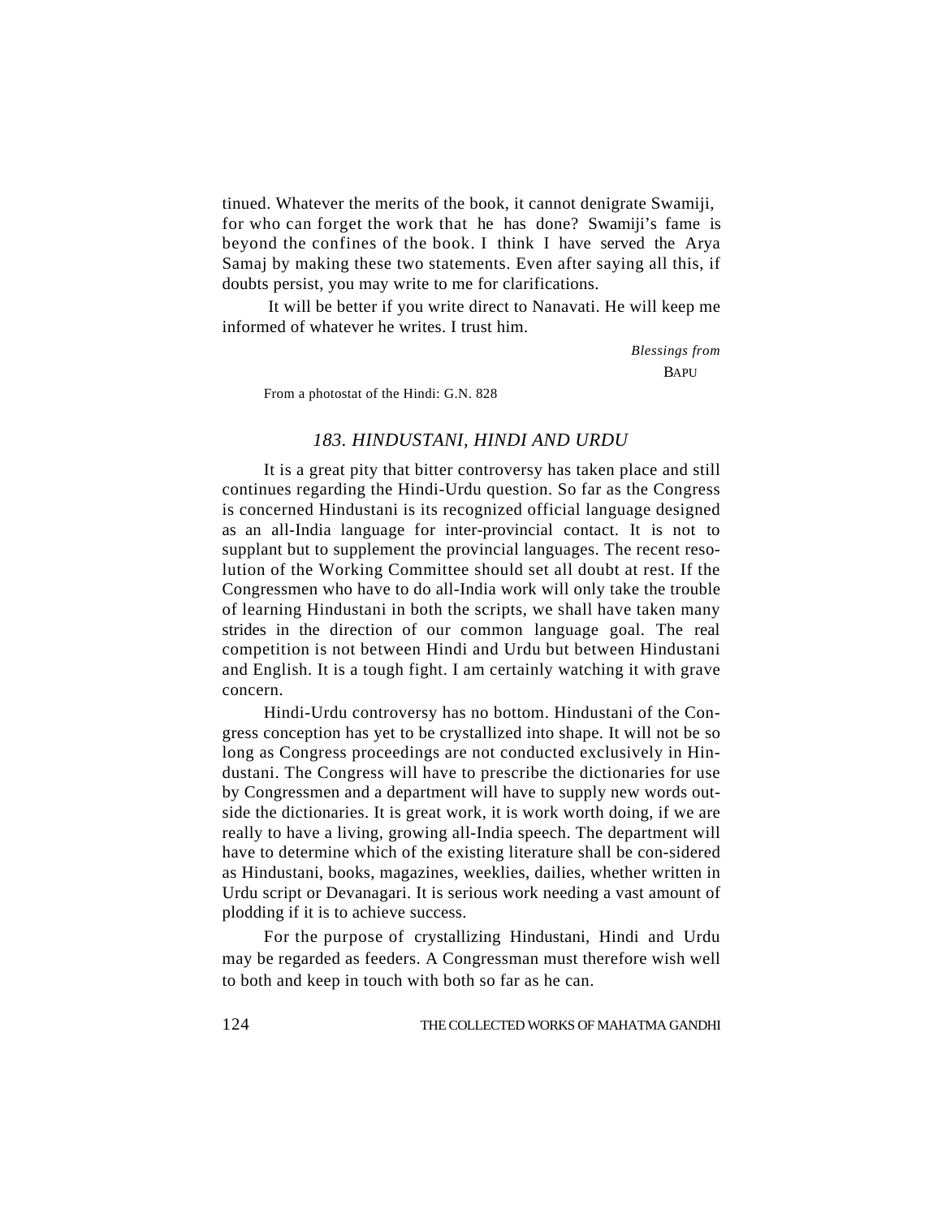tinued. Whatever the merits of the book, it cannot denigrate Swamiji, for who can forget the work that he has done? Swamiji's fame is beyond the confines of the book. I think I have served the Arya Samaj by making these two statements. Even after saying all this, if doubts persist, you may write to me for clarifications.

It will be better if you write direct to Nanavati. He will keep me informed of whatever he writes. I trust him.

*Blessings from*
BAPU

From a photostat of the Hindi: G.N. 828

## *183. HINDUSTANI, HINDI AND URDU*

It is a great pity that bitter controversy has taken place and still continues regarding the Hindi-Urdu question. So far as the Congress is concerned Hindustani is its recognized official language designed as an all-India language for inter-provincial contact. It is not to supplant but to supplement the provincial languages. The recent resolution of the Working Committee should set all doubt at rest. If the Congressmen who have to do all-India work will only take the trouble of learning Hindustani in both the scripts, we shall have taken many strides in the direction of our common language goal. The real competition is not between Hindi and Urdu but between Hindustani and English. It is a tough fight. I am certainly watching it with grave concern.

Hindi-Urdu controversy has no bottom. Hindustani of the Congress conception has yet to be crystallized into shape. It will not be so long as Congress proceedings are not conducted exclusively in Hindustani. The Congress will have to prescribe the dictionaries for use by Congressmen and a department will have to supply new words outside the dictionaries. It is great work, it is work worth doing, if we are really to have a living, growing all-India speech. The department will have to determine which of the existing literature shall be con-sidered as Hindustani, books, magazines, weeklies, dailies, whether written in Urdu script or Devanagari. It is serious work needing a vast amount of plodding if it is to achieve success.

For the purpose of crystallizing Hindustani, Hindi and Urdu may be regarded as feeders. A Congressman must therefore wish well to both and keep in touch with both so far as he can.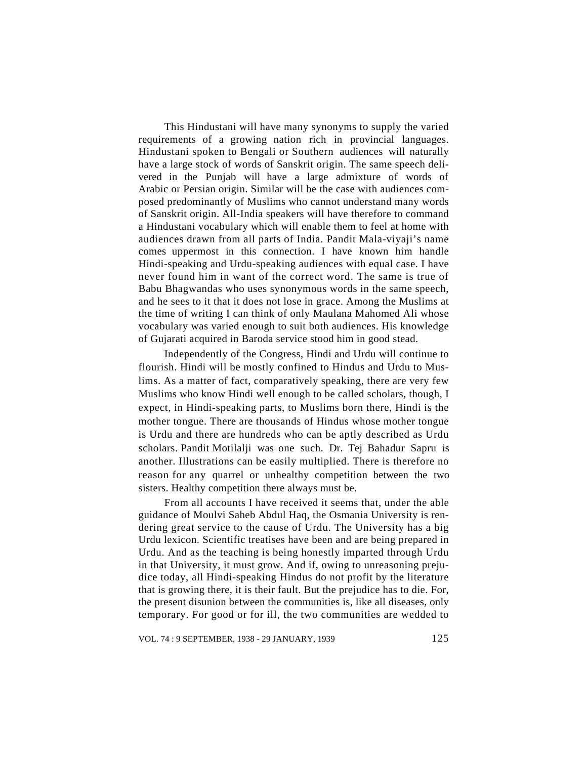This Hindustani will have many synonyms to supply the varied requirements of a growing nation rich in provincial languages. Hindustani spoken to Bengali or Southern audiences will naturally have a large stock of words of Sanskrit origin. The same speech delivered in the Punjab will have a large admixture of words of Arabic or Persian origin. Similar will be the case with audiences composed predominantly of Muslims who cannot understand many words of Sanskrit origin. All-India speakers will have therefore to command a Hindustani vocabulary which will enable them to feel at home with audiences drawn from all parts of India. Pandit Mala-viyaji's name comes uppermost in this connection. I have known him handle Hindi-speaking and Urdu-speaking audiences with equal case. I have never found him in want of the correct word. The same is true of Babu Bhagwandas who uses synonymous words in the same speech, and he sees to it that it does not lose in grace. Among the Muslims at the time of writing I can think of only Maulana Mahomed Ali whose vocabulary was varied enough to suit both audiences. His knowledge of Gujarati acquired in Baroda service stood him in good stead.

Independently of the Congress, Hindi and Urdu will continue to flourish. Hindi will be mostly confined to Hindus and Urdu to Muslims. As a matter of fact, comparatively speaking, there are very few Muslims who know Hindi well enough to be called scholars, though, I expect, in Hindi-speaking parts, to Muslims born there, Hindi is the mother tongue. There are thousands of Hindus whose mother tongue is Urdu and there are hundreds who can be aptly described as Urdu scholars. Pandit Motilalji was one such. Dr. Tej Bahadur Sapru is another. Illustrations can be easily multiplied. There is therefore no reason for any quarrel or unhealthy competition between the two sisters. Healthy competition there always must be.

From all accounts I have received it seems that, under the able guidance of Moulvi Saheb Abdul Haq, the Osmania University is rendering great service to the cause of Urdu. The University has a big Urdu lexicon. Scientific treatises have been and are being prepared in Urdu. And as the teaching is being honestly imparted through Urdu in that University, it must grow. And if, owing to unreasoning prejudice today, all Hindi-speaking Hindus do not profit by the literature that is growing there, it is their fault. But the prejudice has to die. For, the present disunion between the communities is, like all diseases, only temporary. For good or for ill, the two communities are wedded to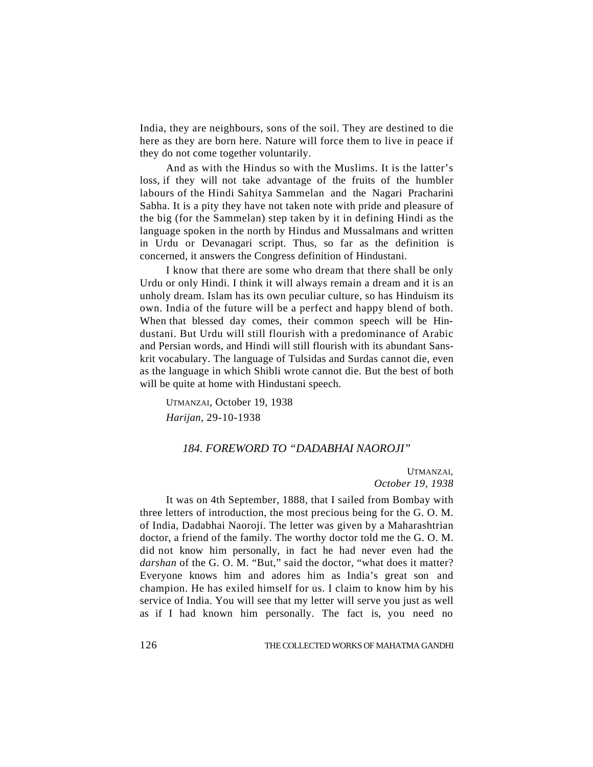India, they are neighbours, sons of the soil. They are destined to die here as they are born here. Nature will force them to live in peace if they do not come together voluntarily.

And as with the Hindus so with the Muslims. It is the latter's loss, if they will not take advantage of the fruits of the humbler labours of the Hindi Sahitya Sammelan and the Nagari Pracharini Sabha. It is a pity they have not taken note with pride and pleasure of the big (for the Sammelan) step taken by it in defining Hindi as the language spoken in the north by Hindus and Mussalmans and written in Urdu or Devanagari script. Thus, so far as the definition is concerned, it answers the Congress definition of Hindustani.

I know that there are some who dream that there shall be only Urdu or only Hindi. I think it will always remain a dream and it is an unholy dream. Islam has its own peculiar culture, so has Hinduism its own. India of the future will be a perfect and happy blend of both. When that blessed day comes, their common speech will be Hindustani. But Urdu will still flourish with a predominance of Arabic and Persian words, and Hindi will still flourish with its abundant Sanskrit vocabulary. The language of Tulsidas and Surdas cannot die, even as the language in which Shibli wrote cannot die. But the best of both will be quite at home with Hindustani speech.

UTMANZAI, October 19, 1938
*Harijan*, 29-10-1938

### *184. FOREWORD TO "DADABHAI NAOROJI"*

UTMANZAI,
*October 19, 1938*

It was on 4th September, 1888, that I sailed from Bombay with three letters of introduction, the most precious being for the G. O. M. of India, Dadabhai Naoroji. The letter was given by a Maharashtrian doctor, a friend of the family. The worthy doctor told me the G. O. M. did not know him personally, in fact he had never even had the *darshan* of the G. O. M. "But," said the doctor, "what does it matter? Everyone knows him and adores him as India's great son and champion. He has exiled himself for us. I claim to know him by his service of India. You will see that my letter will serve you just as well as if I had known him personally. The fact is, you need no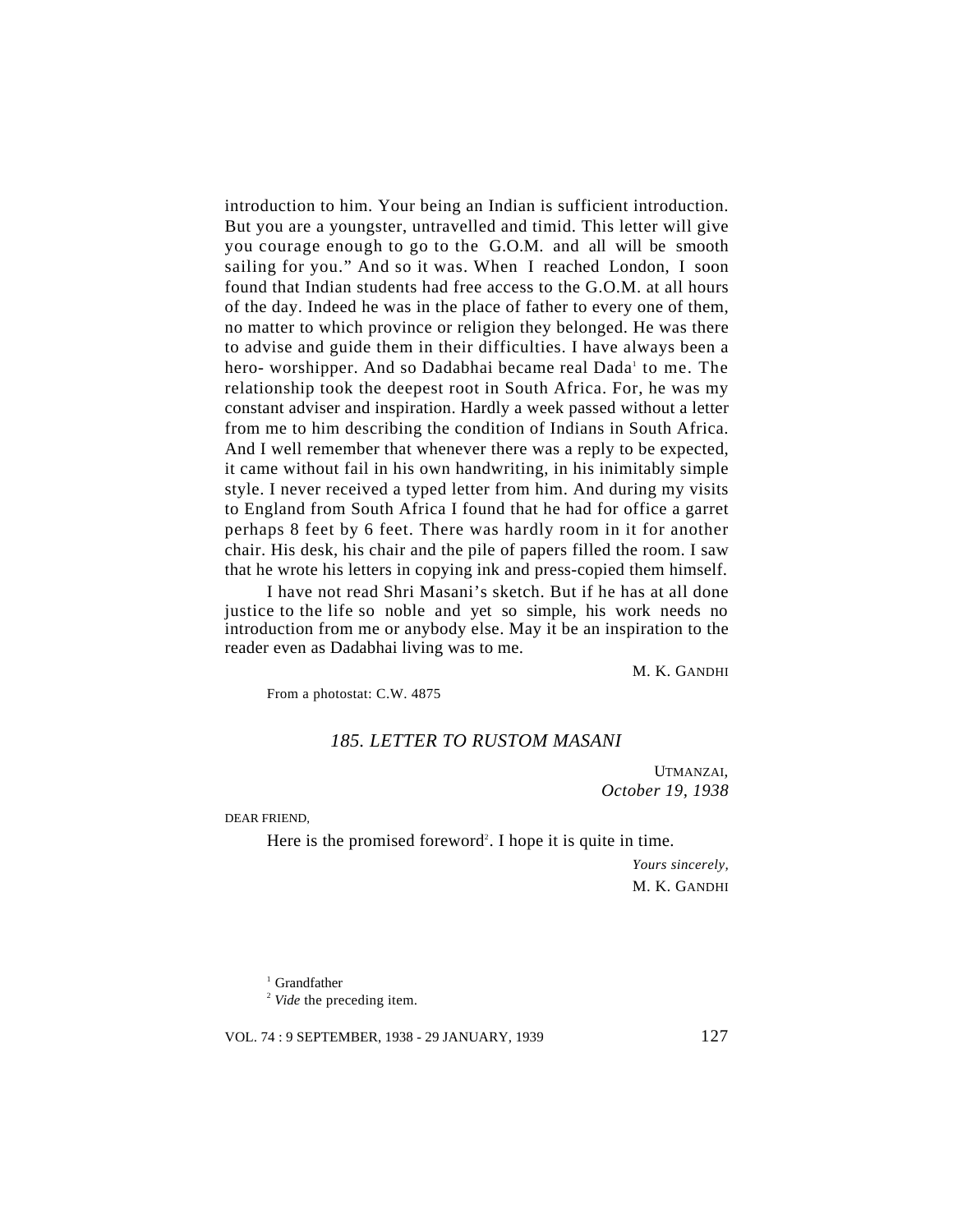introduction to him. Your being an Indian is sufficient introduction. But you are a youngster, untravelled and timid. This letter will give you courage enough to go to the G.O.M. and all will be smooth sailing for you." And so it was. When I reached London, I soon found that Indian students had free access to the G.O.M. at all hours of the day. Indeed he was in the place of father to every one of them, no matter to which province or religion they belonged. He was there to advise and guide them in their difficulties. I have always been a hero- worshipper. And so Dadabhai became real Dada[1] to me. The relationship took the deepest root in South Africa. For, he was my constant adviser and inspiration. Hardly a week passed without a letter from me to him describing the condition of Indians in South Africa. And I well remember that whenever there was a reply to be expected, it came without fail in his own handwriting, in his inimitably simple style. I never received a typed letter from him. And during my visits to England from South Africa I found that he had for office a garret perhaps 8 feet by 6 feet. There was hardly room in it for another chair. His desk, his chair and the pile of papers filled the room. I saw that he wrote his letters in copying ink and press-copied them himself.

I have not read Shri Masani's sketch. But if he has at all done justice to the life so noble and yet so simple, his work needs no introduction from me or anybody else. May it be an inspiration to the reader even as Dadabhai living was to me.

M. K. GANDHI

From a photostat: C.W. 4875

### *185. LETTER TO RUSTOM MASANI*

UTMANZAI,
*October 19, 1938*

DEAR FRIEND,

Here is the promised foreword[2]. I hope it is quite in time.

*Yours sincerely,*
M. K. GANDHI

[1] Grandfather

[2] *Vide* the preceding item.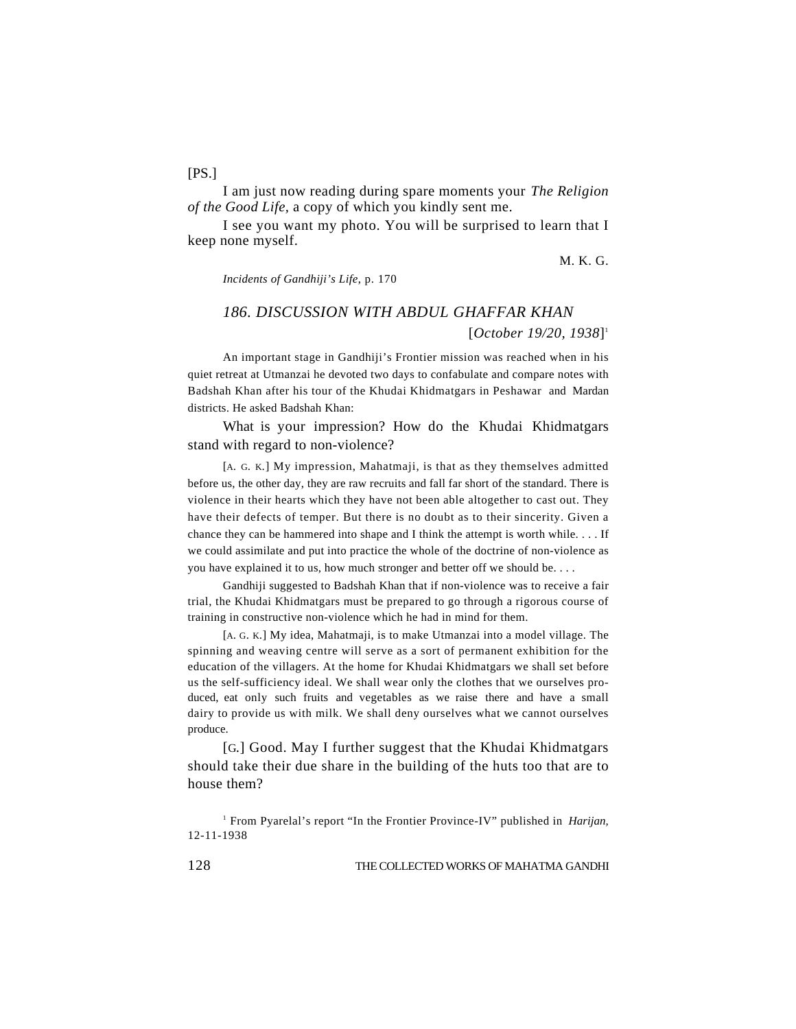[PS.]

I am just now reading during spare moments your *The Religion of the Good Life*, a copy of which you kindly sent me.

I see you want my photo. You will be surprised to learn that I keep none myself.

M. K. G.

*Incidents of Gandhiji's Life*, p. 170

### *186. DISCUSSION WITH ABDUL GHAFFAR KHAN*

[*October 19/20, 1938*][1]

An important stage in Gandhiji's Frontier mission was reached when in his quiet retreat at Utmanzai he devoted two days to confabulate and compare notes with Badshah Khan after his tour of the Khudai Khidmatgars in Peshawar and Mardan districts. He asked Badshah Khan:

What is your impression? How do the Khudai Khidmatgars stand with regard to non-violence?

[A. G. K.] My impression, Mahatmaji, is that as they themselves admitted before us, the other day, they are raw recruits and fall far short of the standard. There is violence in their hearts which they have not been able altogether to cast out. They have their defects of temper. But there is no doubt as to their sincerity. Given a chance they can be hammered into shape and I think the attempt is worth while. . . . If we could assimilate and put into practice the whole of the doctrine of non-violence as you have explained it to us, how much stronger and better off we should be. . . .

Gandhiji suggested to Badshah Khan that if non-violence was to receive a fair trial, the Khudai Khidmatgars must be prepared to go through a rigorous course of training in constructive non-violence which he had in mind for them.

[A. G. K.] My idea, Mahatmaji, is to make Utmanzai into a model village. The spinning and weaving centre will serve as a sort of permanent exhibition for the education of the villagers. At the home for Khudai Khidmatgars we shall set before us the self-sufficiency ideal. We shall wear only the clothes that we ourselves produced, eat only such fruits and vegetables as we raise there and have a small dairy to provide us with milk. We shall deny ourselves what we cannot ourselves produce.

[G.] Good. May I further suggest that the Khudai Khidmatgars should take their due share in the building of the huts too that are to house them?

[1] From Pyarelal's report "In the Frontier Province-IV" published in *Harijan*, 12-11-1938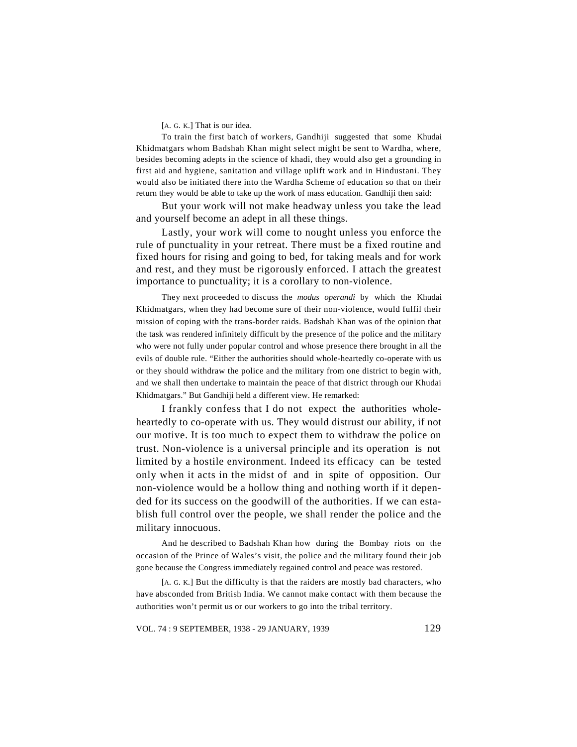[A. G. K.] That is our idea.

To train the first batch of workers, Gandhiji suggested that some Khudai Khidmatgars whom Badshah Khan might select might be sent to Wardha, where, besides becoming adepts in the science of khadi, they would also get a grounding in first aid and hygiene, sanitation and village uplift work and in Hindustani. They would also be initiated there into the Wardha Scheme of education so that on their return they would be able to take up the work of mass education. Gandhiji then said:

But your work will not make headway unless you take the lead and yourself become an adept in all these things.

Lastly, your work will come to nought unless you enforce the rule of punctuality in your retreat. There must be a fixed routine and fixed hours for rising and going to bed, for taking meals and for work and rest, and they must be rigorously enforced. I attach the greatest importance to punctuality; it is a corollary to non-violence.

They next proceeded to discuss the *modus operandi* by which the Khudai Khidmatgars, when they had become sure of their non-violence, would fulfil their mission of coping with the trans-border raids. Badshah Khan was of the opinion that the task was rendered infinitely difficult by the presence of the police and the military who were not fully under popular control and whose presence there brought in all the evils of double rule. "Either the authorities should whole-heartedly co-operate with us or they should withdraw the police and the military from one district to begin with, and we shall then undertake to maintain the peace of that district through our Khudai Khidmatgars." But Gandhiji held a different view. He remarked:

I frankly confess that I do not expect the authorities whole-heartedly to co-operate with us. They would distrust our ability, if not our motive. It is too much to expect them to withdraw the police on trust. Non-violence is a universal principle and its operation is not limited by a hostile environment. Indeed its efficacy can be tested only when it acts in the midst of and in spite of opposition. Our non-violence would be a hollow thing and nothing worth if it depended for its success on the goodwill of the authorities. If we can establish full control over the people, we shall render the police and the military innocuous.

And he described to Badshah Khan how during the Bombay riots on the occasion of the Prince of Wales's visit, the police and the military found their job gone because the Congress immediately regained control and peace was restored.

[A. G. K.] But the difficulty is that the raiders are mostly bad characters, who have absconded from British India. We cannot make contact with them because the authorities won't permit us or our workers to go into the tribal territory.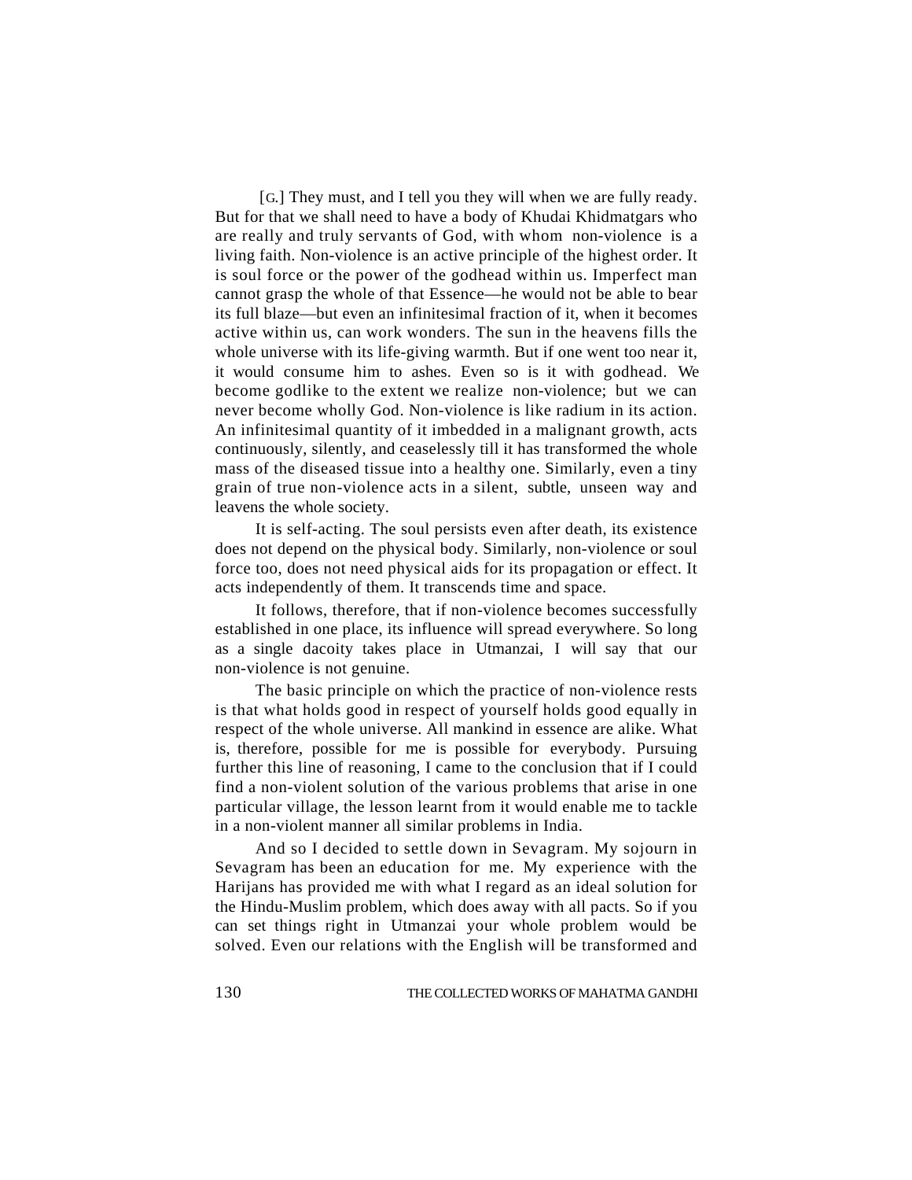[G.] They must, and I tell you they will when we are fully ready. But for that we shall need to have a body of Khudai Khidmatgars who are really and truly servants of God, with whom non-violence is a living faith. Non-violence is an active principle of the highest order. It is soul force or the power of the godhead within us. Imperfect man cannot grasp the whole of that Essence—he would not be able to bear its full blaze—but even an infinitesimal fraction of it, when it becomes active within us, can work wonders. The sun in the heavens fills the whole universe with its life-giving warmth. But if one went too near it, it would consume him to ashes. Even so is it with godhead. We become godlike to the extent we realize non-violence; but we can never become wholly God. Non-violence is like radium in its action. An infinitesimal quantity of it imbedded in a malignant growth, acts continuously, silently, and ceaselessly till it has transformed the whole mass of the diseased tissue into a healthy one. Similarly, even a tiny grain of true non-violence acts in a silent, subtle, unseen way and leavens the whole society.

It is self-acting. The soul persists even after death, its existence does not depend on the physical body. Similarly, non-violence or soul force too, does not need physical aids for its propagation or effect. It acts independently of them. It transcends time and space.

It follows, therefore, that if non-violence becomes successfully established in one place, its influence will spread everywhere. So long as a single dacoity takes place in Utmanzai, I will say that our non-violence is not genuine.

The basic principle on which the practice of non-violence rests is that what holds good in respect of yourself holds good equally in respect of the whole universe. All mankind in essence are alike. What is, therefore, possible for me is possible for everybody. Pursuing further this line of reasoning, I came to the conclusion that if I could find a non-violent solution of the various problems that arise in one particular village, the lesson learnt from it would enable me to tackle in a non-violent manner all similar problems in India.

And so I decided to settle down in Sevagram. My sojourn in Sevagram has been an education for me. My experience with the Harijans has provided me with what I regard as an ideal solution for the Hindu-Muslim problem, which does away with all pacts. So if you can set things right in Utmanzai your whole problem would be solved. Even our relations with the English will be transformed and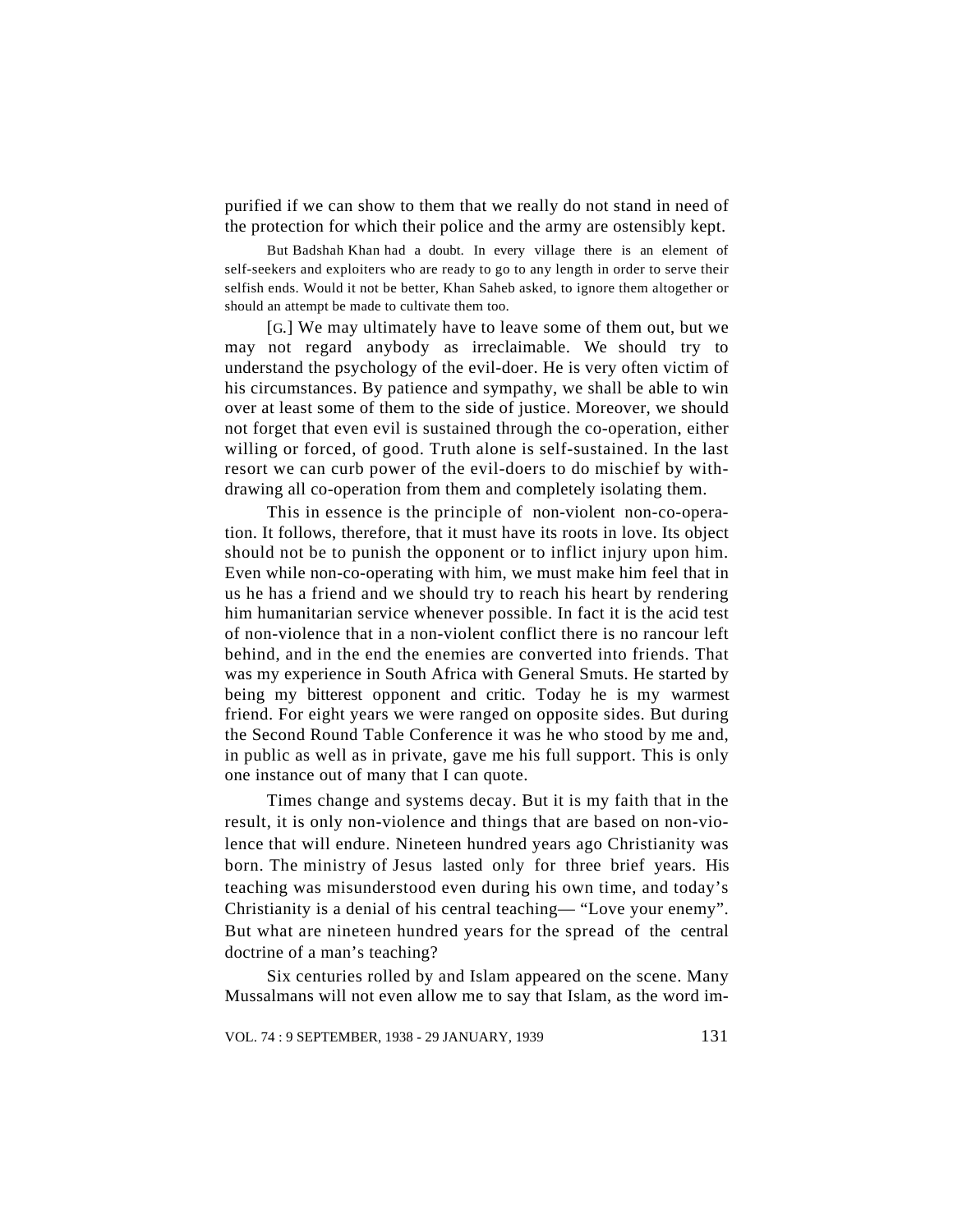purified if we can show to them that we really do not stand in need of the protection for which their police and the army are ostensibly kept.

But Badshah Khan had a doubt. In every village there is an element of self-seekers and exploiters who are ready to go to any length in order to serve their selfish ends. Would it not be better, Khan Saheb asked, to ignore them altogether or should an attempt be made to cultivate them too.

[G.] We may ultimately have to leave some of them out, but we may not regard anybody as irreclaimable. We should try to understand the psychology of the evil-doer. He is very often victim of his circumstances. By patience and sympathy, we shall be able to win over at least some of them to the side of justice. Moreover, we should not forget that even evil is sustained through the co-operation, either willing or forced, of good. Truth alone is self-sustained. In the last resort we can curb power of the evil-doers to do mischief by withdrawing all co-operation from them and completely isolating them.

This in essence is the principle of non-violent non-co-operation. It follows, therefore, that it must have its roots in love. Its object should not be to punish the opponent or to inflict injury upon him. Even while non-co-operating with him, we must make him feel that in us he has a friend and we should try to reach his heart by rendering him humanitarian service whenever possible. In fact it is the acid test of non-violence that in a non-violent conflict there is no rancour left behind, and in the end the enemies are converted into friends. That was my experience in South Africa with General Smuts. He started by being my bitterest opponent and critic. Today he is my warmest friend. For eight years we were ranged on opposite sides. But during the Second Round Table Conference it was he who stood by me and, in public as well as in private, gave me his full support. This is only one instance out of many that I can quote.

Times change and systems decay. But it is my faith that in the result, it is only non-violence and things that are based on non-violence that will endure. Nineteen hundred years ago Christianity was born. The ministry of Jesus lasted only for three brief years. His teaching was misunderstood even during his own time, and today's Christianity is a denial of his central teaching— "Love your enemy". But what are nineteen hundred years for the spread of the central doctrine of a man's teaching?

Six centuries rolled by and Islam appeared on the scene. Many Mussalmans will not even allow me to say that Islam, as the word im-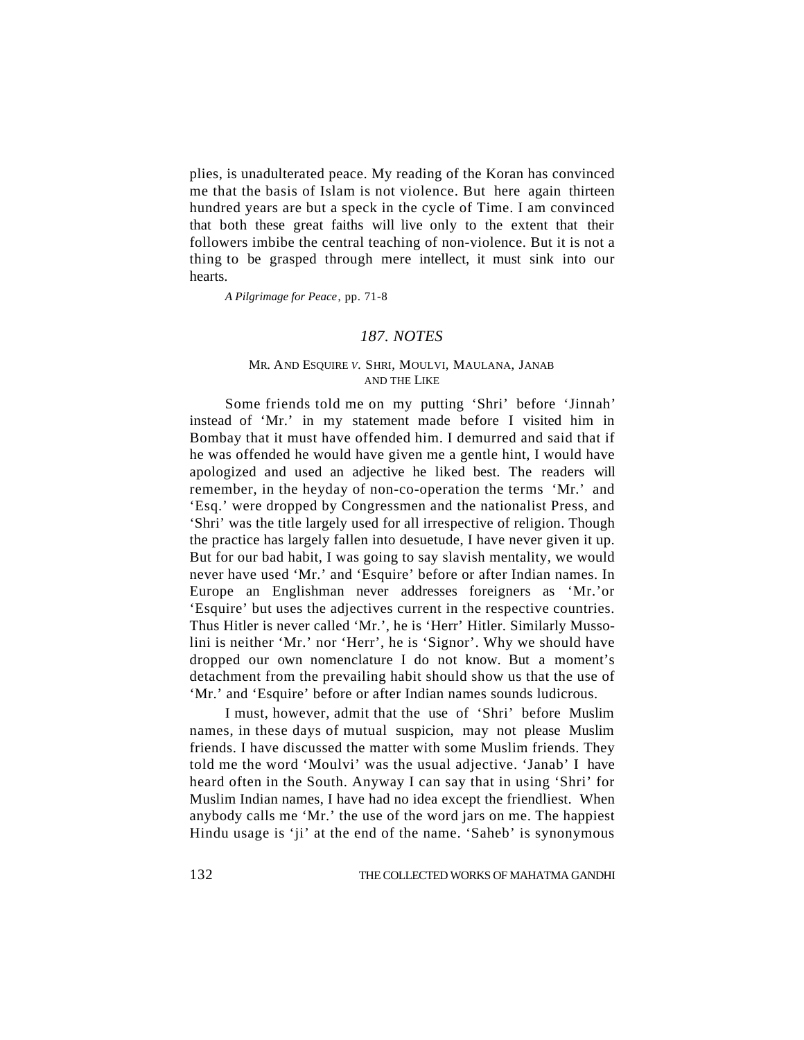plies, is unadulterated peace. My reading of the Koran has convinced me that the basis of Islam is not violence. But here again thirteen hundred years are but a speck in the cycle of Time. I am convinced that both these great faiths will live only to the extent that their followers imbibe the central teaching of non-violence. But it is not a thing to be grasped through mere intellect, it must sink into our hearts.

*A Pilgrimage for Peace*, pp. 71-8

## *187. NOTES*

### MR. AND ESQUIRE *V.* SHRI, MOULVI, MAULANA, JANAB AND THE LIKE

Some friends told me on my putting 'Shri' before 'Jinnah' instead of 'Mr.' in my statement made before I visited him in Bombay that it must have offended him. I demurred and said that if he was offended he would have given me a gentle hint, I would have apologized and used an adjective he liked best. The readers will remember, in the heyday of non-co-operation the terms 'Mr.' and 'Esq.' were dropped by Congressmen and the nationalist Press, and 'Shri' was the title largely used for all irrespective of religion. Though the practice has largely fallen into desuetude, I have never given it up. But for our bad habit, I was going to say slavish mentality, we would never have used 'Mr.' and 'Esquire' before or after Indian names. In Europe an Englishman never addresses foreigners as 'Mr.'or 'Esquire' but uses the adjectives current in the respective countries. Thus Hitler is never called 'Mr.', he is 'Herr' Hitler. Similarly Mussolini is neither 'Mr.' nor 'Herr', he is 'Signor'. Why we should have dropped our own nomenclature I do not know. But a moment's detachment from the prevailing habit should show us that the use of 'Mr.' and 'Esquire' before or after Indian names sounds ludicrous.

I must, however, admit that the use of 'Shri' before Muslim names, in these days of mutual suspicion, may not please Muslim friends. I have discussed the matter with some Muslim friends. They told me the word 'Moulvi' was the usual adjective. 'Janab' I have heard often in the South. Anyway I can say that in using 'Shri' for Muslim Indian names, I have had no idea except the friendliest. When anybody calls me 'Mr.' the use of the word jars on me. The happiest Hindu usage is 'ji' at the end of the name. 'Saheb' is synonymous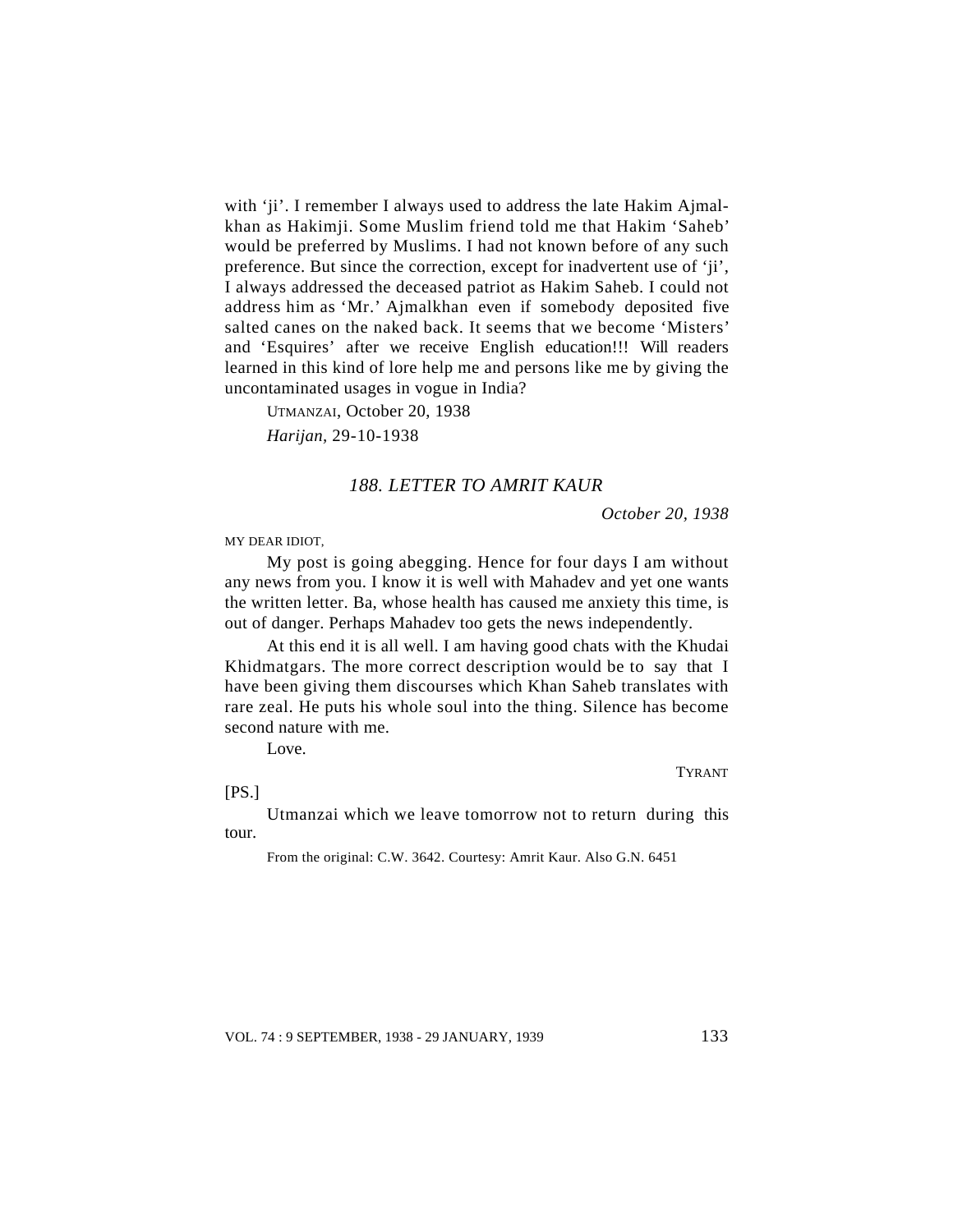with 'ji'. I remember I always used to address the late Hakim Ajmalkhan as Hakimji. Some Muslim friend told me that Hakim 'Saheb' would be preferred by Muslims. I had not known before of any such preference. But since the correction, except for inadvertent use of 'ji', I always addressed the deceased patriot as Hakim Saheb. I could not address him as 'Mr.' Ajmalkhan even if somebody deposited five salted canes on the naked back. It seems that we become 'Misters' and 'Esquires' after we receive English education!!! Will readers learned in this kind of lore help me and persons like me by giving the uncontaminated usages in vogue in India?

UTMANZAI, October 20, 1938

*Harijan*, 29-10-1938

### *188. LETTER TO AMRIT KAUR*

*October 20, 1938*

MY DEAR IDIOT,

My post is going abegging. Hence for four days I am without any news from you. I know it is well with Mahadev and yet one wants the written letter. Ba, whose health has caused me anxiety this time, is out of danger. Perhaps Mahadev too gets the news independently.

At this end it is all well. I am having good chats with the Khudai Khidmatgars. The more correct description would be to say that I have been giving them discourses which Khan Saheb translates with rare zeal. He puts his whole soul into the thing. Silence has become second nature with me.

Love.

TYRANT

[PS.]

Utmanzai which we leave tomorrow not to return during this tour.

From the original: C.W. 3642. Courtesy: Amrit Kaur. Also G.N. 6451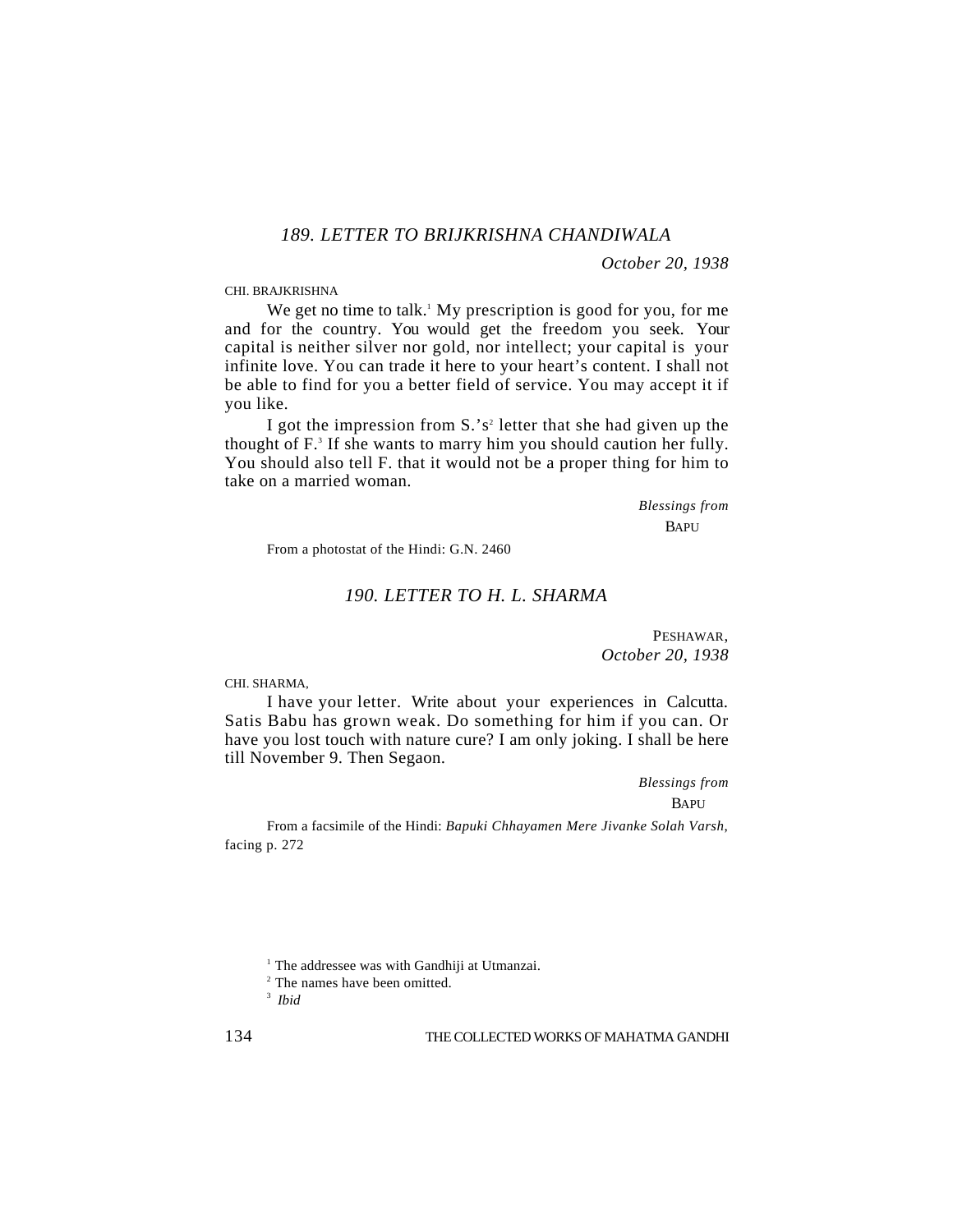### *189. LETTER TO BRIJKRISHNA CHANDIWALA*

*October 20, 1938*

CHI. BRAJKRISHNA

We get no time to talk.[1] My prescription is good for you, for me and for the country. You would get the freedom you seek. Your capital is neither silver nor gold, nor intellect; your capital is your infinite love. You can trade it here to your heart's content. I shall not be able to find for you a better field of service. You may accept it if you like.

I got the impression from S.'s[2] letter that she had given up the thought of F.[3] If she wants to marry him you should caution her fully. You should also tell F. that it would not be a proper thing for him to take on a married woman.

*Blessings from*
BAPU

From a photostat of the Hindi: G.N. 2460

### *190. LETTER TO H. L. SHARMA*

PESHAWAR,
*October 20, 1938*

CHI. SHARMA,

I have your letter. Write about your experiences in Calcutta. Satis Babu has grown weak. Do something for him if you can. Or have you lost touch with nature cure? I am only joking. I shall be here till November 9. Then Segaon.

*Blessings from*
BAPU

From a facsimile of the Hindi: *Bapuki Chhayamen Mere Jivanke Solah Varsh*, facing p. 272

---

[1] The addressee was with Gandhiji at Utmanzai.

[2] The names have been omitted.

[3] *Ibid*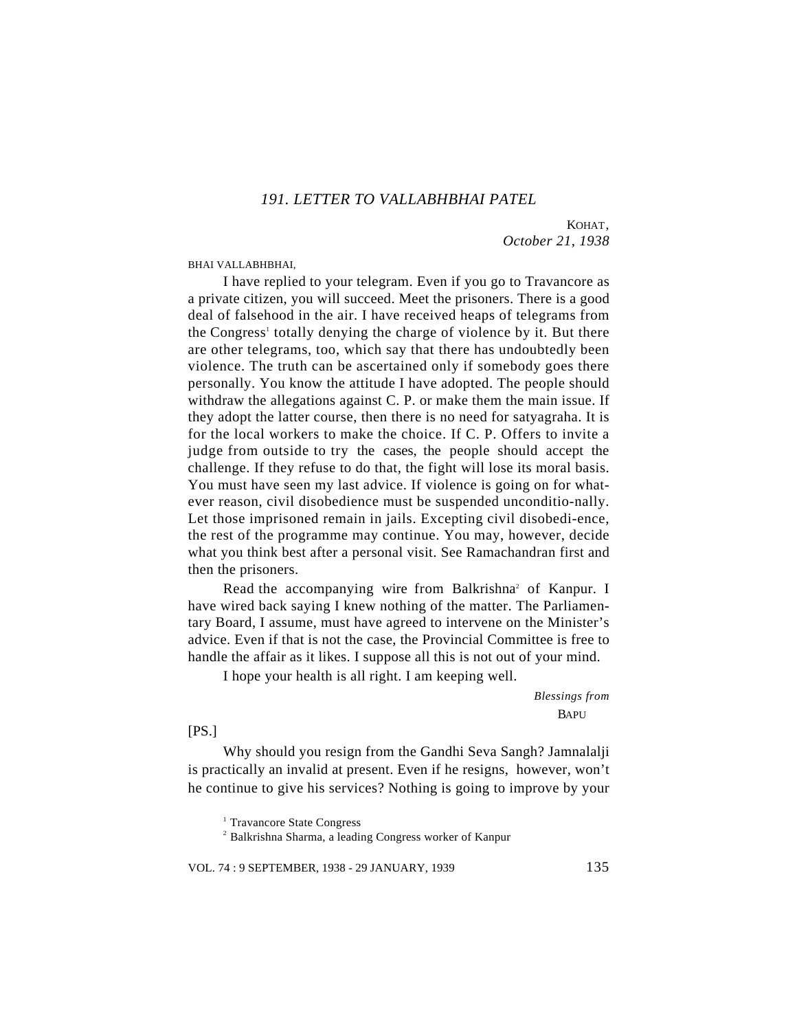### *191. LETTER TO VALLABHBHAI PATEL*

KOHAT,
*October 21, 1938*

BHAI VALLABHBHAI,

I have replied to your telegram. Even if you go to Travancore as a private citizen, you will succeed. Meet the prisoners. There is a good deal of falsehood in the air. I have received heaps of telegrams from the Congress[1] totally denying the charge of violence by it. But there are other telegrams, too, which say that there has undoubtedly been violence. The truth can be ascertained only if somebody goes there personally. You know the attitude I have adopted. The people should withdraw the allegations against C. P. or make them the main issue. If they adopt the latter course, then there is no need for satyagraha. It is for the local workers to make the choice. If C. P. Offers to invite a judge from outside to try the cases, the people should accept the challenge. If they refuse to do that, the fight will lose its moral basis. You must have seen my last advice. If violence is going on for whatever reason, civil disobedience must be suspended unconditionally. Let those imprisoned remain in jails. Excepting civil disobedience, the rest of the programme may continue. You may, however, decide what you think best after a personal visit. See Ramachandran first and then the prisoners.

Read the accompanying wire from Balkrishna[2] of Kanpur. I have wired back saying I knew nothing of the matter. The Parliamentary Board, I assume, must have agreed to intervene on the Minister's advice. Even if that is not the case, the Provincial Committee is free to handle the affair as it likes. I suppose all this is not out of your mind.

I hope your health is all right. I am keeping well.

*Blessings from*
BAPU

[PS.]

Why should you resign from the Gandhi Seva Sangh? Jamnalalji is practically an invalid at present. Even if he resigns, however, won't he continue to give his services? Nothing is going to improve by your

[1] Travancore State Congress
[2] Balkrishna Sharma, a leading Congress worker of Kanpur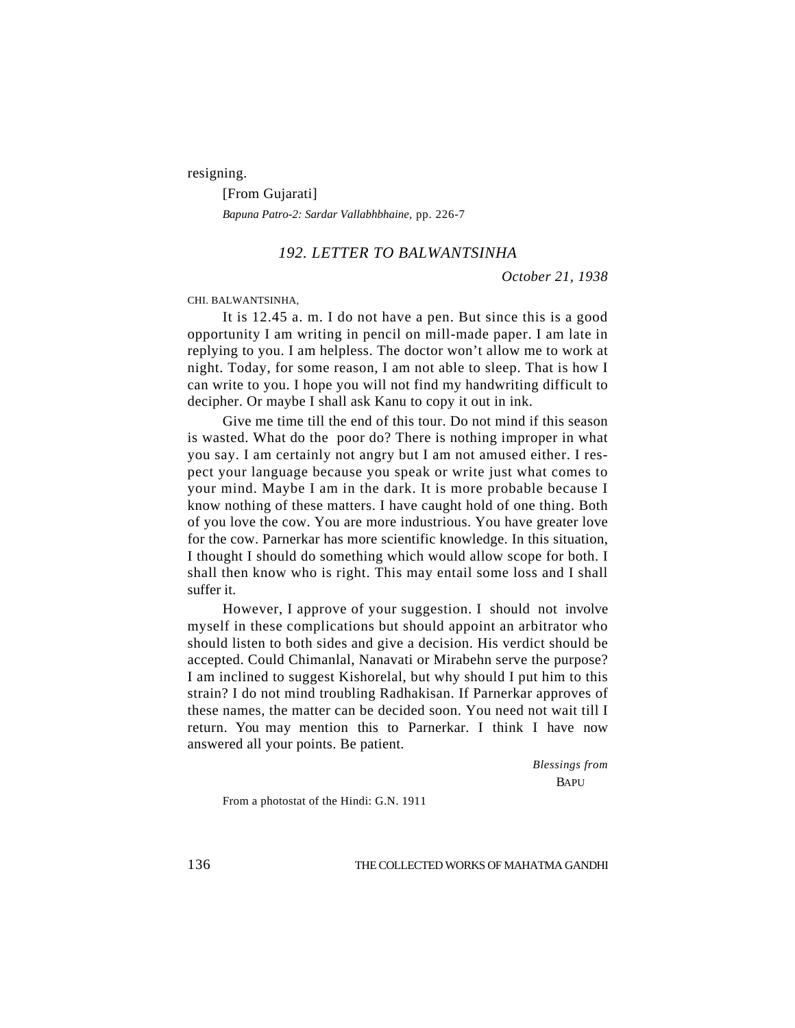resigning.

[From Gujarati]

*Bapuna Patro-2: Sardar Vallabhbhaine*, pp. 226-7

## *192. LETTER TO BALWANTSINHA*

*October 21, 1938*

CHI. BALWANTSINHA,

It is 12.45 a. m. I do not have a pen. But since this is a good opportunity I am writing in pencil on mill-made paper. I am late in replying to you. I am helpless. The doctor won't allow me to work at night. Today, for some reason, I am not able to sleep. That is how I can write to you. I hope you will not find my handwriting difficult to decipher. Or maybe I shall ask Kanu to copy it out in ink.

Give me time till the end of this tour. Do not mind if this season is wasted. What do the poor do? There is nothing improper in what you say. I am certainly not angry but I am not amused either. I respect your language because you speak or write just what comes to your mind. Maybe I am in the dark. It is more probable because I know nothing of these matters. I have caught hold of one thing. Both of you love the cow. You are more industrious. You have greater love for the cow. Parnerkar has more scientific knowledge. In this situation, I thought I should do something which would allow scope for both. I shall then know who is right. This may entail some loss and I shall suffer it.

However, I approve of your suggestion. I should not involve myself in these complications but should appoint an arbitrator who should listen to both sides and give a decision. His verdict should be accepted. Could Chimanlal, Nanavati or Mirabehn serve the purpose? I am inclined to suggest Kishorelal, but why should I put him to this strain? I do not mind troubling Radhakisan. If Parnerkar approves of these names, the matter can be decided soon. You need not wait till I return. You may mention this to Parnerkar. I think I have now answered all your points. Be patient.

*Blessings from*
BAPU

From a photostat of the Hindi: G.N. 1911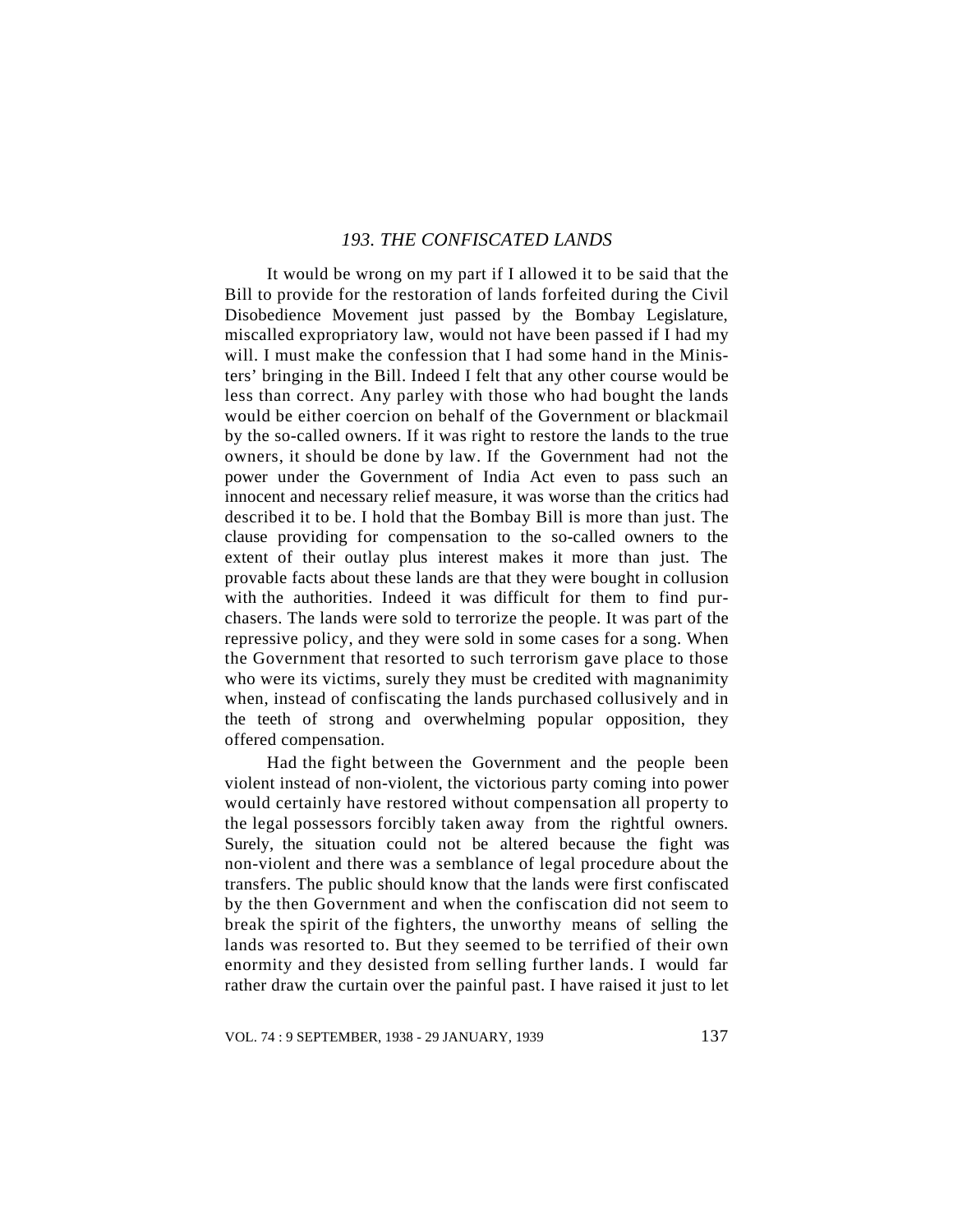### *193. THE CONFISCATED LANDS*

It would be wrong on my part if I allowed it to be said that the Bill to provide for the restoration of lands forfeited during the Civil Disobedience Movement just passed by the Bombay Legislature, miscalled expropriatory law, would not have been passed if I had my will. I must make the confession that I had some hand in the Ministers' bringing in the Bill. Indeed I felt that any other course would be less than correct. Any parley with those who had bought the lands would be either coercion on behalf of the Government or blackmail by the so-called owners. If it was right to restore the lands to the true owners, it should be done by law. If the Government had not the power under the Government of India Act even to pass such an innocent and necessary relief measure, it was worse than the critics had described it to be. I hold that the Bombay Bill is more than just. The clause providing for compensation to the so-called owners to the extent of their outlay plus interest makes it more than just. The provable facts about these lands are that they were bought in collusion with the authorities. Indeed it was difficult for them to find purchasers. The lands were sold to terrorize the people. It was part of the repressive policy, and they were sold in some cases for a song. When the Government that resorted to such terrorism gave place to those who were its victims, surely they must be credited with magnanimity when, instead of confiscating the lands purchased collusively and in the teeth of strong and overwhelming popular opposition, they offered compensation.

Had the fight between the Government and the people been violent instead of non-violent, the victorious party coming into power would certainly have restored without compensation all property to the legal possessors forcibly taken away from the rightful owners. Surely, the situation could not be altered because the fight was non-violent and there was a semblance of legal procedure about the transfers. The public should know that the lands were first confiscated by the then Government and when the confiscation did not seem to break the spirit of the fighters, the unworthy means of selling the lands was resorted to. But they seemed to be terrified of their own enormity and they desisted from selling further lands. I would far rather draw the curtain over the painful past. I have raised it just to let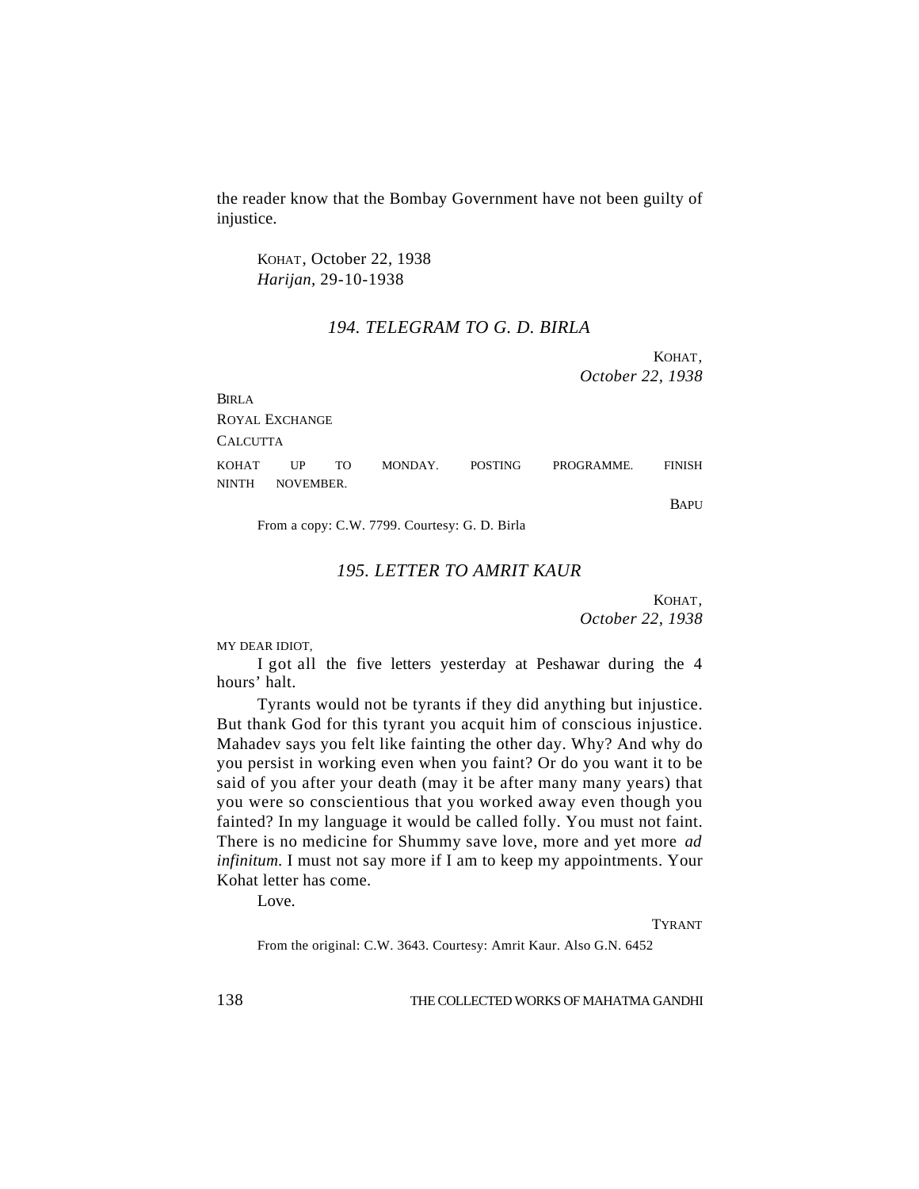the reader know that the Bombay Government have not been guilty of injustice.

KOHAT, October 22, 1938
*Harijan*, 29-10-1938

### *194. TELEGRAM TO G. D. BIRLA*

KOHAT,
*October 22, 1938*

BIRLA
ROYAL EXCHANGE
CALCUTTA

KOHAT UP TO MONDAY. POSTING PROGRAMME. FINISH NINTH NOVEMBER.

BAPU

From a copy: C.W. 7799. Courtesy: G. D. Birla

### *195. LETTER TO AMRIT KAUR*

KOHAT,
*October 22, 1938*

MY DEAR IDIOT,

I got all the five letters yesterday at Peshawar during the 4 hours' halt.

Tyrants would not be tyrants if they did anything but injustice. But thank God for this tyrant you acquit him of conscious injustice. Mahadev says you felt like fainting the other day. Why? And why do you persist in working even when you faint? Or do you want it to be said of you after your death (may it be after many many years) that you were so conscientious that you worked away even though you fainted? In my language it would be called folly. You must not faint. There is no medicine for Shummy save love, more and yet more *ad infinitum*. I must not say more if I am to keep my appointments. Your Kohat letter has come.

Love.

TYRANT

From the original: C.W. 3643. Courtesy: Amrit Kaur. Also G.N. 6452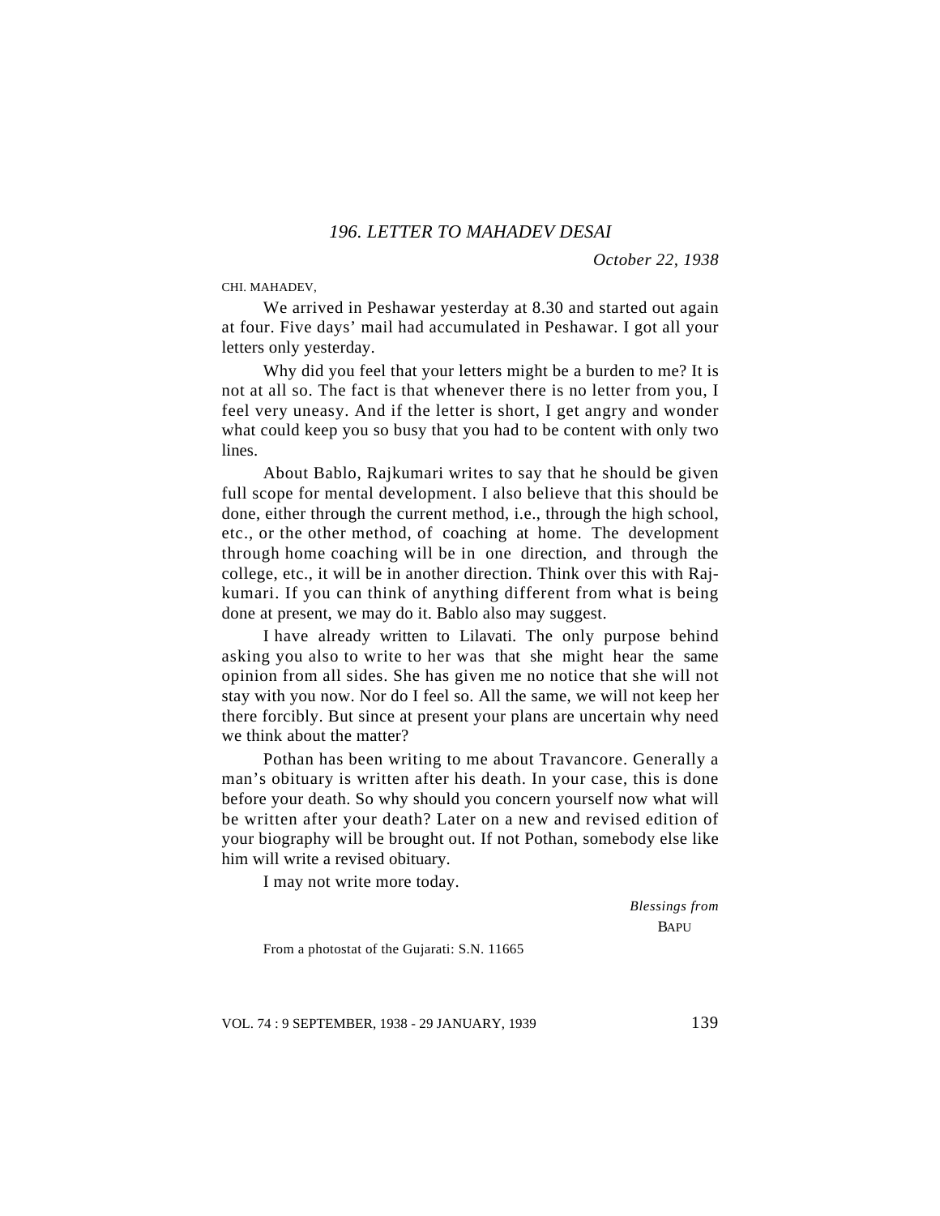### *196. LETTER TO MAHADEV DESAI*

*October 22, 1938*

CHI. MAHADEV,

We arrived in Peshawar yesterday at 8.30 and started out again at four. Five days' mail had accumulated in Peshawar. I got all your letters only yesterday.

Why did you feel that your letters might be a burden to me? It is not at all so. The fact is that whenever there is no letter from you, I feel very uneasy. And if the letter is short, I get angry and wonder what could keep you so busy that you had to be content with only two lines.

About Bablo, Rajkumari writes to say that he should be given full scope for mental development. I also believe that this should be done, either through the current method, i.e., through the high school, etc., or the other method, of coaching at home. The development through home coaching will be in one direction, and through the college, etc., it will be in another direction. Think over this with Rajkumari. If you can think of anything different from what is being done at present, we may do it. Bablo also may suggest.

I have already written to Lilavati. The only purpose behind asking you also to write to her was that she might hear the same opinion from all sides. She has given me no notice that she will not stay with you now. Nor do I feel so. All the same, we will not keep her there forcibly. But since at present your plans are uncertain why need we think about the matter?

Pothan has been writing to me about Travancore. Generally a man's obituary is written after his death. In your case, this is done before your death. So why should you concern yourself now what will be written after your death? Later on a new and revised edition of your biography will be brought out. If not Pothan, somebody else like him will write a revised obituary.

I may not write more today.

*Blessings from*
BAPU

From a photostat of the Gujarati: S.N. 11665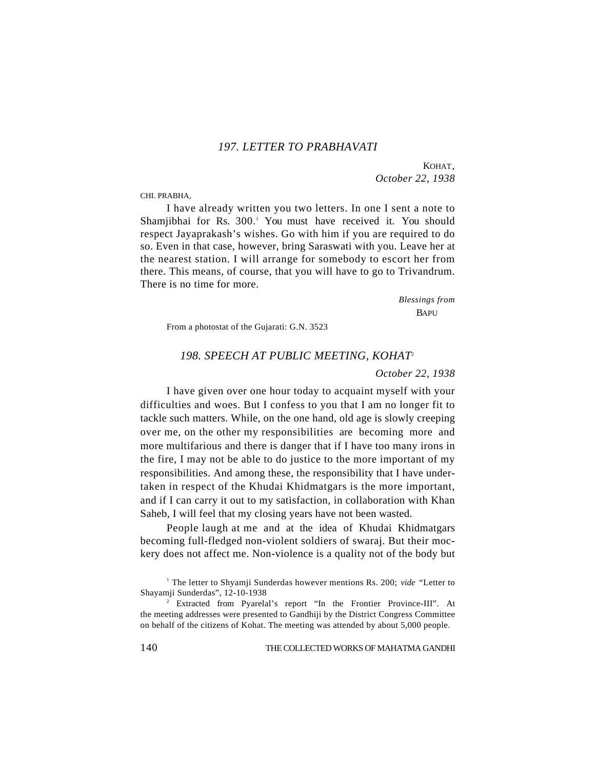### 197. LETTER TO PRABHAVATI

KOHAT,
*October 22, 1938*

CHI. PRABHA,

I have already written you two letters. In one I sent a note to Shamjibhai for Rs. 300.[1] You must have received it. You should respect Jayaprakash's wishes. Go with him if you are required to do so. Even in that case, however, bring Saraswati with you. Leave her at the nearest station. I will arrange for somebody to escort her from there. This means, of course, that you will have to go to Trivandrum. There is no time for more.

*Blessings from*
BAPU

From a photostat of the Gujarati: G.N. 3523

### 198. SPEECH AT PUBLIC MEETING, KOHAT[2]

*October 22, 1938*

I have given over one hour today to acquaint myself with your difficulties and woes. But I confess to you that I am no longer fit to tackle such matters. While, on the one hand, old age is slowly creeping over me, on the other my responsibilities are becoming more and more multifarious and there is danger that if I have too many irons in the fire, I may not be able to do justice to the more important of my responsibilities. And among these, the responsibility that I have undertaken in respect of the Khudai Khidmatgars is the more important, and if I can carry it out to my satisfaction, in collaboration with Khan Saheb, I will feel that my closing years have not been wasted.

People laugh at me and at the idea of Khudai Khidmatgars becoming full-fledged non-violent soldiers of swaraj. But their mockery does not affect me. Non-violence is a quality not of the body but

---

[1] The letter to Shyamji Sunderdas however mentions Rs. 200; *vide* "Letter to Shayamji Sunderdas", 12-10-1938

[2] Extracted from Pyarelal's report "In the Frontier Province-III". At the meeting addresses were presented to Gandhiji by the District Congress Committee on behalf of the citizens of Kohat. The meeting was attended by about 5,000 people.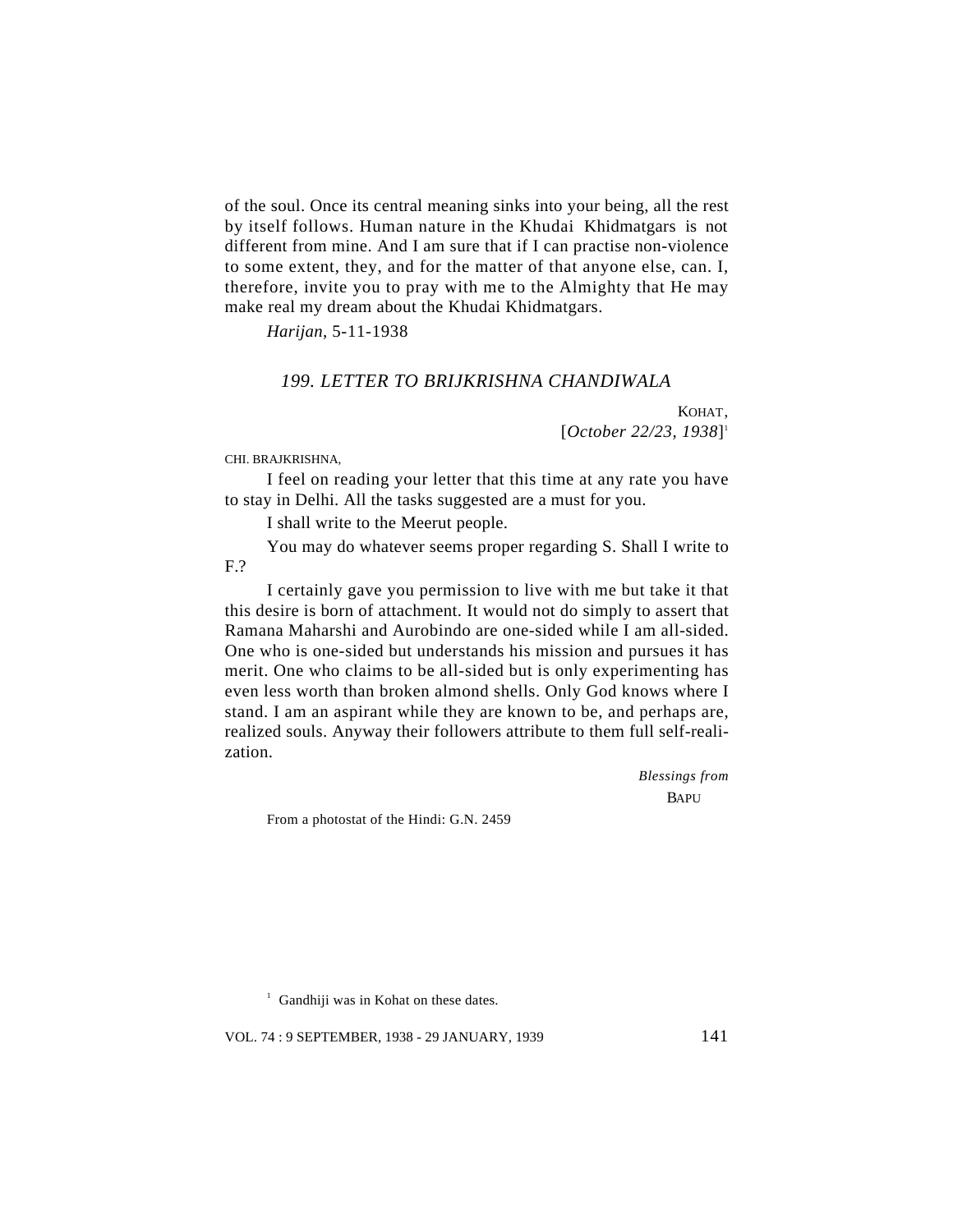of the soul. Once its central meaning sinks into your being, all the rest by itself follows. Human nature in the Khudai Khidmatgars is not different from mine. And I am sure that if I can practise non-violence to some extent, they, and for the matter of that anyone else, can. I, therefore, invite you to pray with me to the Almighty that He may make real my dream about the Khudai Khidmatgars.

*Harijan*, 5-11-1938

### *199. LETTER TO BRIJKRISHNA CHANDIWALA*

KOHAT,
[*October 22/23, 1938*][1]

CHI. BRAJKRISHNA,

I feel on reading your letter that this time at any rate you have to stay in Delhi. All the tasks suggested are a must for you.

I shall write to the Meerut people.

You may do whatever seems proper regarding S. Shall I write to F.?

I certainly gave you permission to live with me but take it that this desire is born of attachment. It would not do simply to assert that Ramana Maharshi and Aurobindo are one-sided while I am all-sided. One who is one-sided but understands his mission and pursues it has merit. One who claims to be all-sided but is only experimenting has even less worth than broken almond shells. Only God knows where I stand. I am an aspirant while they are known to be, and perhaps are, realized souls. Anyway their followers attribute to them full self-realization.

*Blessings from*
BAPU

From a photostat of the Hindi: G.N. 2459

[1] Gandhiji was in Kohat on these dates.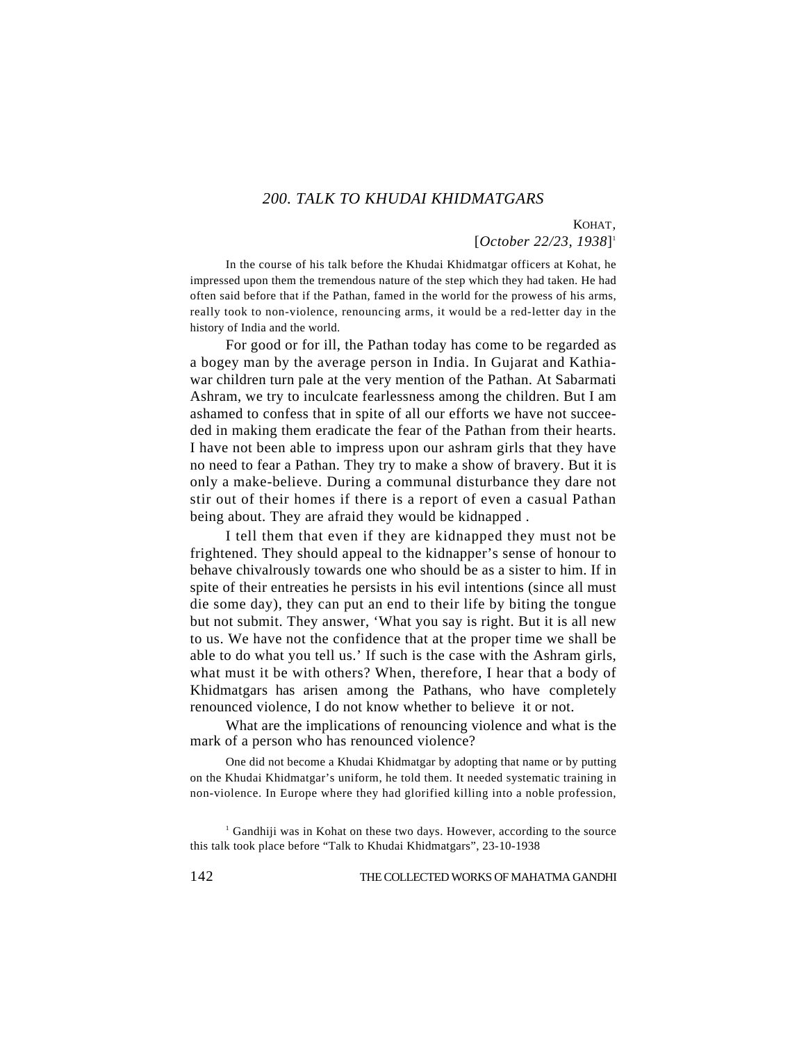## *200. TALK TO KHUDAI KHIDMATGARS*

KOHAT,
[*October 22/23, 1938*][1]

In the course of his talk before the Khudai Khidmatgar officers at Kohat, he impressed upon them the tremendous nature of the step which they had taken. He had often said before that if the Pathan, famed in the world for the prowess of his arms, really took to non-violence, renouncing arms, it would be a red-letter day in the history of India and the world.

For good or for ill, the Pathan today has come to be regarded as a bogey man by the average person in India. In Gujarat and Kathiawar children turn pale at the very mention of the Pathan. At Sabarmati Ashram, we try to inculcate fearlessness among the children. But I am ashamed to confess that in spite of all our efforts we have not succeeded in making them eradicate the fear of the Pathan from their hearts. I have not been able to impress upon our ashram girls that they have no need to fear a Pathan. They try to make a show of bravery. But it is only a make-believe. During a communal disturbance they dare not stir out of their homes if there is a report of even a casual Pathan being about. They are afraid they would be kidnapped .

I tell them that even if they are kidnapped they must not be frightened. They should appeal to the kidnapper's sense of honour to behave chivalrously towards one who should be as a sister to him. If in spite of their entreaties he persists in his evil intentions (since all must die some day), they can put an end to their life by biting the tongue but not submit. They answer, 'What you say is right. But it is all new to us. We have not the confidence that at the proper time we shall be able to do what you tell us.' If such is the case with the Ashram girls, what must it be with others? When, therefore, I hear that a body of Khidmatgars has arisen among the Pathans, who have completely renounced violence, I do not know whether to believe it or not.

What are the implications of renouncing violence and what is the mark of a person who has renounced violence?

One did not become a Khudai Khidmatgar by adopting that name or by putting on the Khudai Khidmatgar's uniform, he told them. It needed systematic training in non-violence. In Europe where they had glorified killing into a noble profession,

[1] Gandhiji was in Kohat on these two days. However, according to the source this talk took place before "Talk to Khudai Khidmatgars", 23-10-1938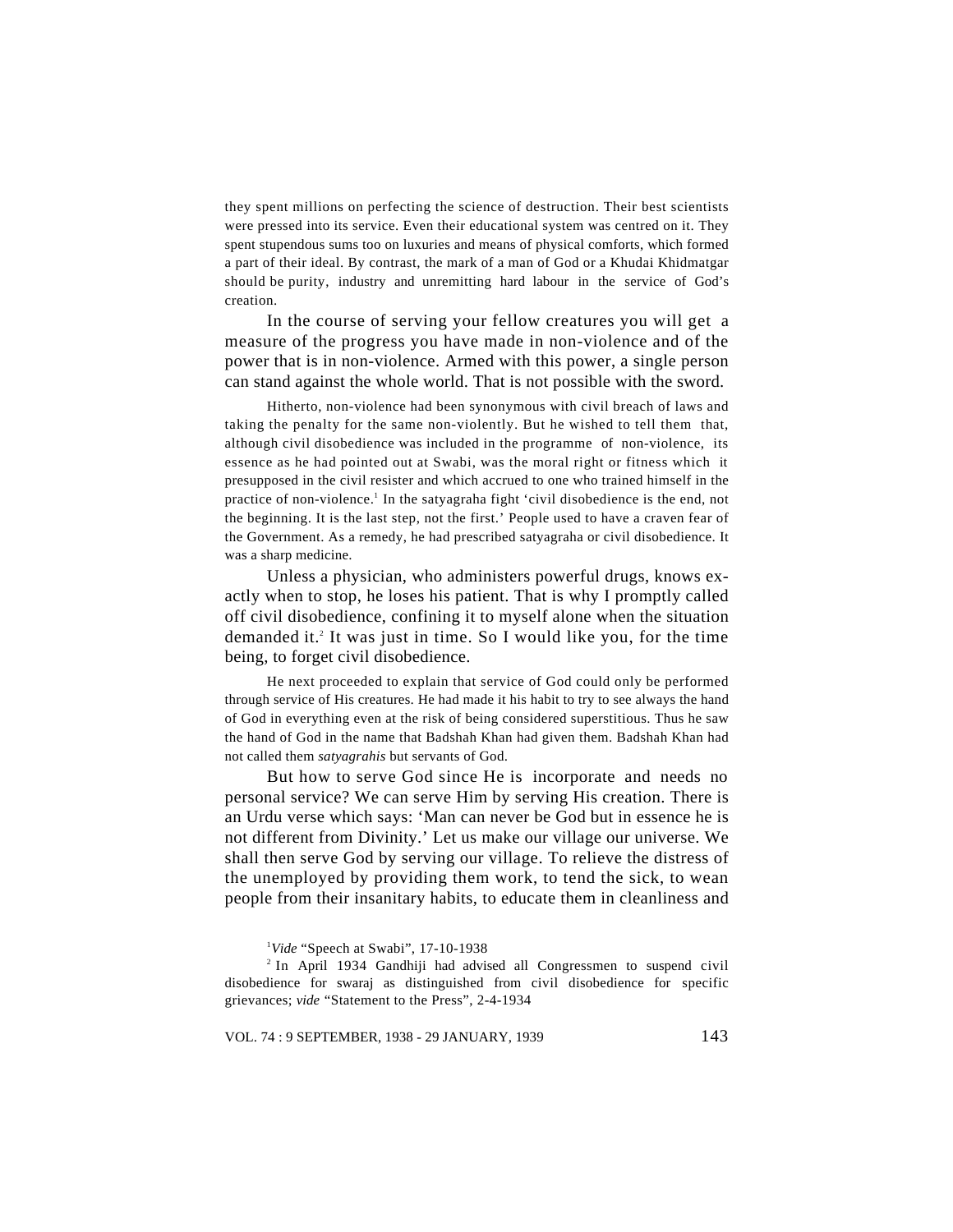they spent millions on perfecting the science of destruction. Their best scientists were pressed into its service. Even their educational system was centred on it. They spent stupendous sums too on luxuries and means of physical comforts, which formed a part of their ideal. By contrast, the mark of a man of God or a Khudai Khidmatgar should be purity, industry and unremitting hard labour in the service of God's creation.

In the course of serving your fellow creatures you will get a measure of the progress you have made in non-violence and of the power that is in non-violence. Armed with this power, a single person can stand against the whole world. That is not possible with the sword.

Hitherto, non-violence had been synonymous with civil breach of laws and taking the penalty for the same non-violently. But he wished to tell them that, although civil disobedience was included in the programme of non-violence, its essence as he had pointed out at Swabi, was the moral right or fitness which it presupposed in the civil resister and which accrued to one who trained himself in the practice of non-violence.[1] In the satyagraha fight 'civil disobedience is the end, not the beginning. It is the last step, not the first.' People used to have a craven fear of the Government. As a remedy, he had prescribed satyagraha or civil disobedience. It was a sharp medicine.

Unless a physician, who administers powerful drugs, knows exactly when to stop, he loses his patient. That is why I promptly called off civil disobedience, confining it to myself alone when the situation demanded it.[2] It was just in time. So I would like you, for the time being, to forget civil disobedience.

He next proceeded to explain that service of God could only be performed through service of His creatures. He had made it his habit to try to see always the hand of God in everything even at the risk of being considered superstitious. Thus he saw the hand of God in the name that Badshah Khan had given them. Badshah Khan had not called them *satyagrahis* but servants of God.

But how to serve God since He is incorporate and needs no personal service? We can serve Him by serving His creation. There is an Urdu verse which says: 'Man can never be God but in essence he is not different from Divinity.' Let us make our village our universe. We shall then serve God by serving our village. To relieve the distress of the unemployed by providing them work, to tend the sick, to wean people from their insanitary habits, to educate them in cleanliness and

[1] *Vide* "Speech at Swabi", 17-10-1938

[2] In April 1934 Gandhiji had advised all Congressmen to suspend civil disobedience for swaraj as distinguished from civil disobedience for specific grievances; *vide* "Statement to the Press", 2-4-1934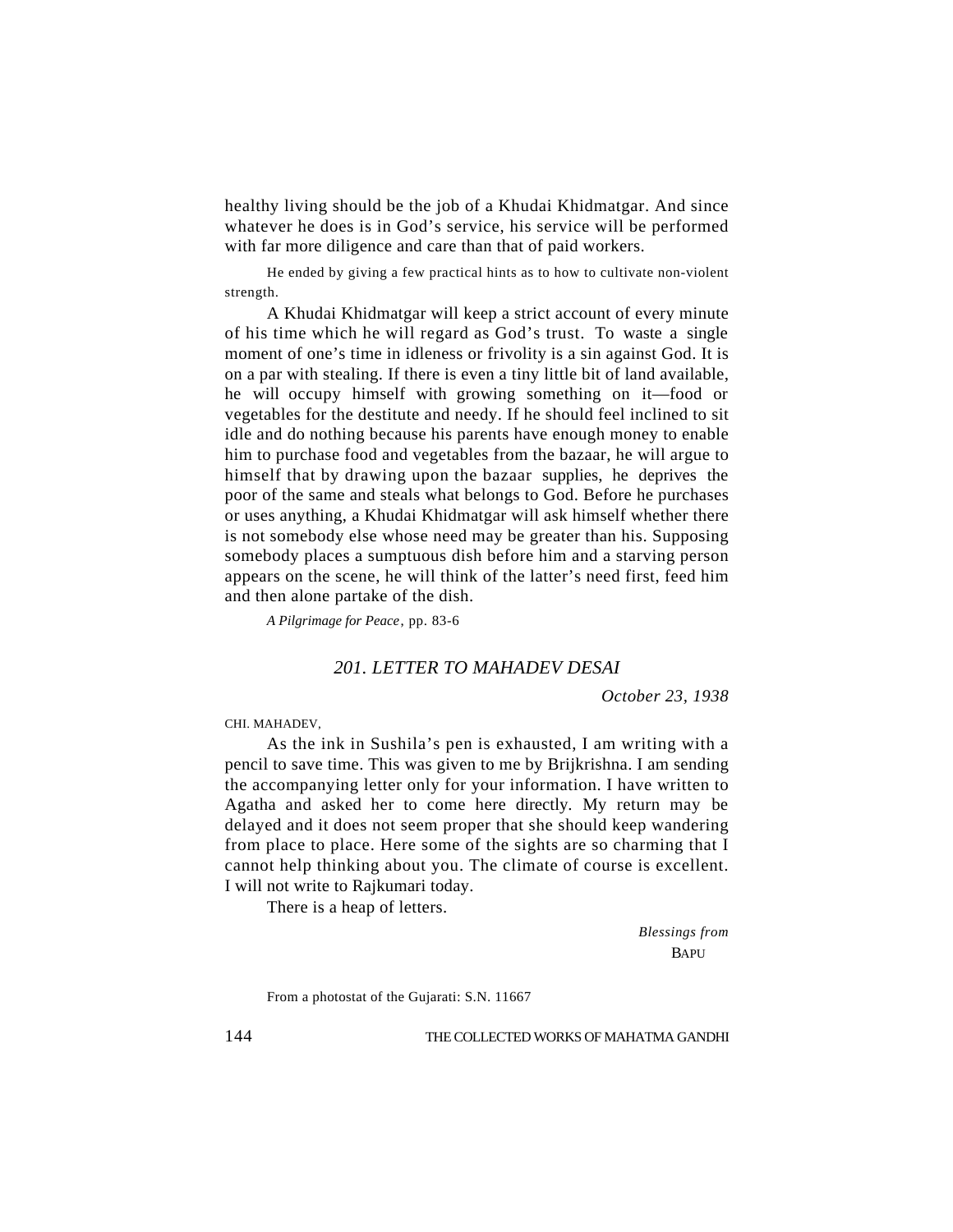healthy living should be the job of a Khudai Khidmatgar. And since whatever he does is in God's service, his service will be performed with far more diligence and care than that of paid workers.

He ended by giving a few practical hints as to how to cultivate non-violent strength.

A Khudai Khidmatgar will keep a strict account of every minute of his time which he will regard as God's trust. To waste a single moment of one's time in idleness or frivolity is a sin against God. It is on a par with stealing. If there is even a tiny little bit of land available, he will occupy himself with growing something on it—food or vegetables for the destitute and needy. If he should feel inclined to sit idle and do nothing because his parents have enough money to enable him to purchase food and vegetables from the bazaar, he will argue to himself that by drawing upon the bazaar supplies, he deprives the poor of the same and steals what belongs to God. Before he purchases or uses anything, a Khudai Khidmatgar will ask himself whether there is not somebody else whose need may be greater than his. Supposing somebody places a sumptuous dish before him and a starving person appears on the scene, he will think of the latter's need first, feed him and then alone partake of the dish.

*A Pilgrimage for Peace*, pp. 83-6

## *201. LETTER TO MAHADEV DESAI*

*October 23, 1938*

CHI. MAHADEV,

As the ink in Sushila's pen is exhausted, I am writing with a pencil to save time. This was given to me by Brijkrishna. I am sending the accompanying letter only for your information. I have written to Agatha and asked her to come here directly. My return may be delayed and it does not seem proper that she should keep wandering from place to place. Here some of the sights are so charming that I cannot help thinking about you. The climate of course is excellent. I will not write to Rajkumari today.

There is a heap of letters.

*Blessings from*
BAPU

From a photostat of the Gujarati: S.N. 11667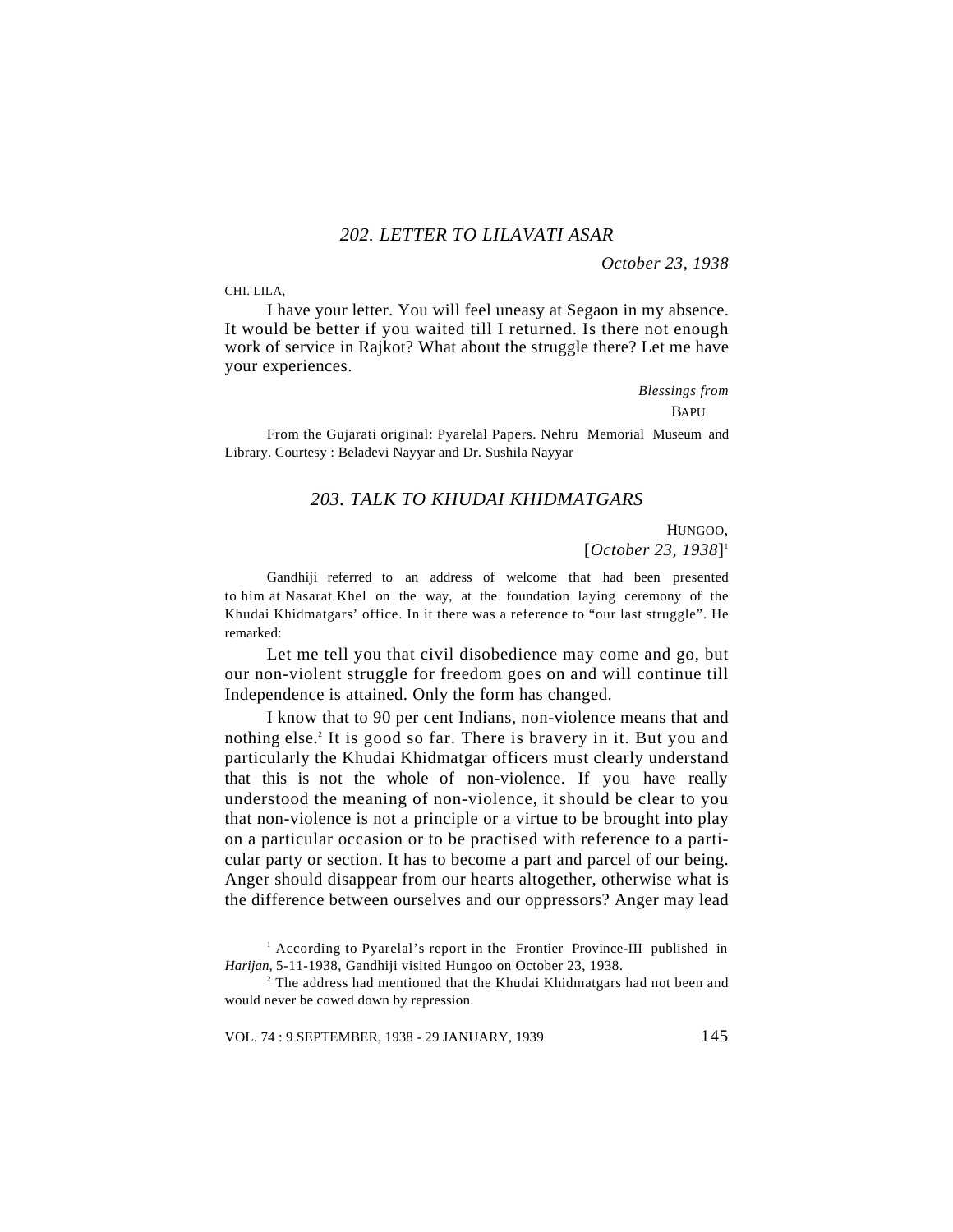## 202. LETTER TO LILAVATI ASAR

*October 23, 1938*

CHI. LILA,

I have your letter. You will feel uneasy at Segaon in my absence. It would be better if you waited till I returned. Is there not enough work of service in Rajkot? What about the struggle there? Let me have your experiences.

*Blessings from*
BAPU

From the Gujarati original: Pyarelal Papers. Nehru Memorial Museum and Library. Courtesy : Beladevi Nayyar and Dr. Sushila Nayyar

## 203. TALK TO KHUDAI KHIDMATGARS

HUNGOO,
[*October 23, 1938*][1]

Gandhiji referred to an address of welcome that had been presented to him at Nasarat Khel on the way, at the foundation laying ceremony of the Khudai Khidmatgars' office. In it there was a reference to "our last struggle". He remarked:

Let me tell you that civil disobedience may come and go, but our non-violent struggle for freedom goes on and will continue till Independence is attained. Only the form has changed.

I know that to 90 per cent Indians, non-violence means that and nothing else.[2] It is good so far. There is bravery in it. But you and particularly the Khudai Khidmatgar officers must clearly understand that this is not the whole of non-violence. If you have really understood the meaning of non-violence, it should be clear to you that non-violence is not a principle or a virtue to be brought into play on a particular occasion or to be practised with reference to a particular party or section. It has to become a part and parcel of our being. Anger should disappear from our hearts altogether, otherwise what is the difference between ourselves and our oppressors? Anger may lead

[1] According to Pyarelal's report in the Frontier Province-III published in *Harijan*, 5-11-1938, Gandhiji visited Hungoo on October 23, 1938.

[2] The address had mentioned that the Khudai Khidmatgars had not been and would never be cowed down by repression.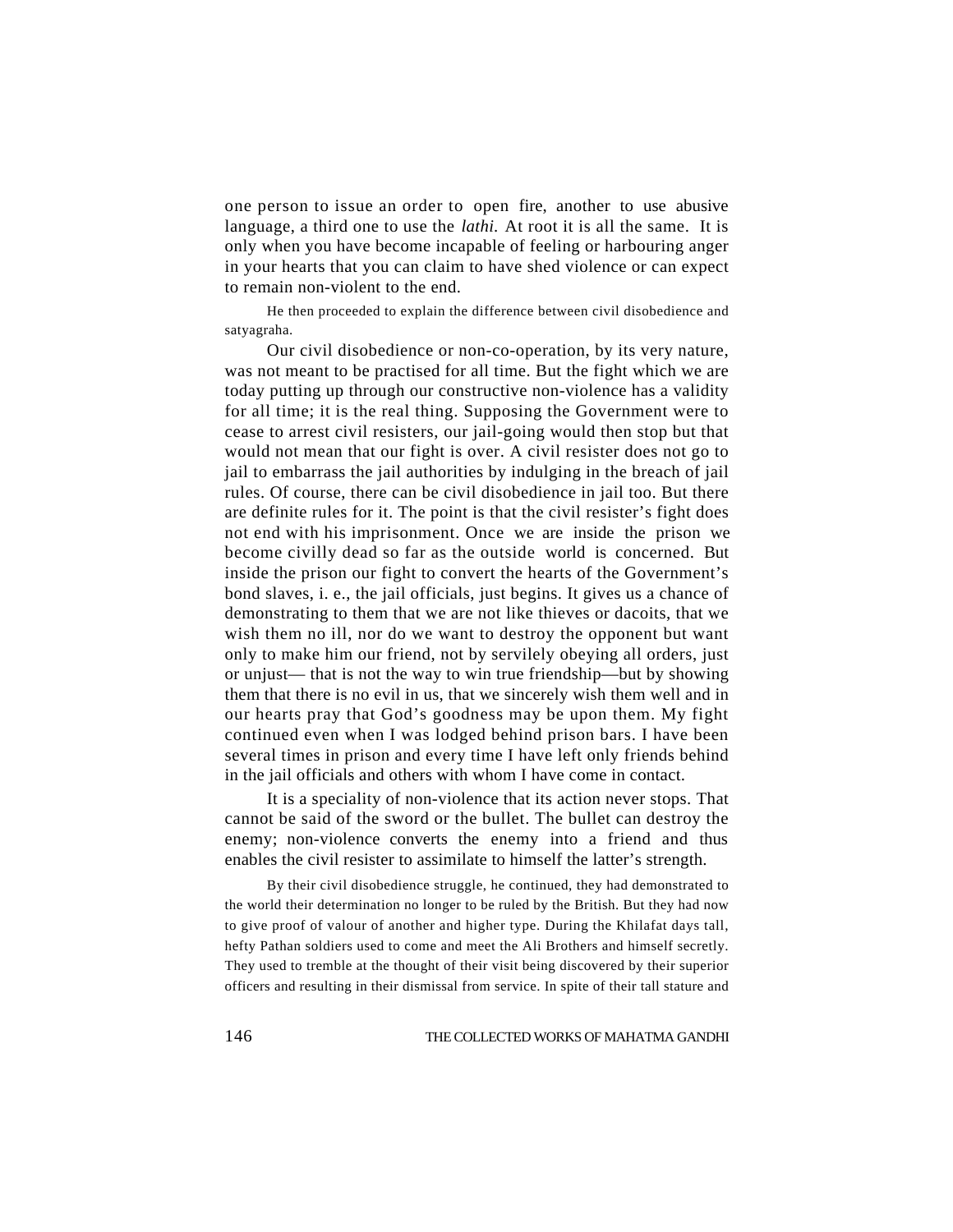one person to issue an order to open fire, another to use abusive language, a third one to use the *lathi.* At root it is all the same. It is only when you have become incapable of feeling or harbouring anger in your hearts that you can claim to have shed violence or can expect to remain non-violent to the end.

He then proceeded to explain the difference between civil disobedience and satyagraha.

Our civil disobedience or non-co-operation, by its very nature, was not meant to be practised for all time. But the fight which we are today putting up through our constructive non-violence has a validity for all time; it is the real thing. Supposing the Government were to cease to arrest civil resisters, our jail-going would then stop but that would not mean that our fight is over. A civil resister does not go to jail to embarrass the jail authorities by indulging in the breach of jail rules. Of course, there can be civil disobedience in jail too. But there are definite rules for it. The point is that the civil resister's fight does not end with his imprisonment. Once we are inside the prison we become civilly dead so far as the outside world is concerned. But inside the prison our fight to convert the hearts of the Government's bond slaves, i. e., the jail officials, just begins. It gives us a chance of demonstrating to them that we are not like thieves or dacoits, that we wish them no ill, nor do we want to destroy the opponent but want only to make him our friend, not by servilely obeying all orders, just or unjust— that is not the way to win true friendship—but by showing them that there is no evil in us, that we sincerely wish them well and in our hearts pray that God's goodness may be upon them. My fight continued even when I was lodged behind prison bars. I have been several times in prison and every time I have left only friends behind in the jail officials and others with whom I have come in contact.

It is a speciality of non-violence that its action never stops. That cannot be said of the sword or the bullet. The bullet can destroy the enemy; non-violence converts the enemy into a friend and thus enables the civil resister to assimilate to himself the latter's strength.

By their civil disobedience struggle, he continued, they had demonstrated to the world their determination no longer to be ruled by the British. But they had now to give proof of valour of another and higher type. During the Khilafat days tall, hefty Pathan soldiers used to come and meet the Ali Brothers and himself secretly. They used to tremble at the thought of their visit being discovered by their superior officers and resulting in their dismissal from service. In spite of their tall stature and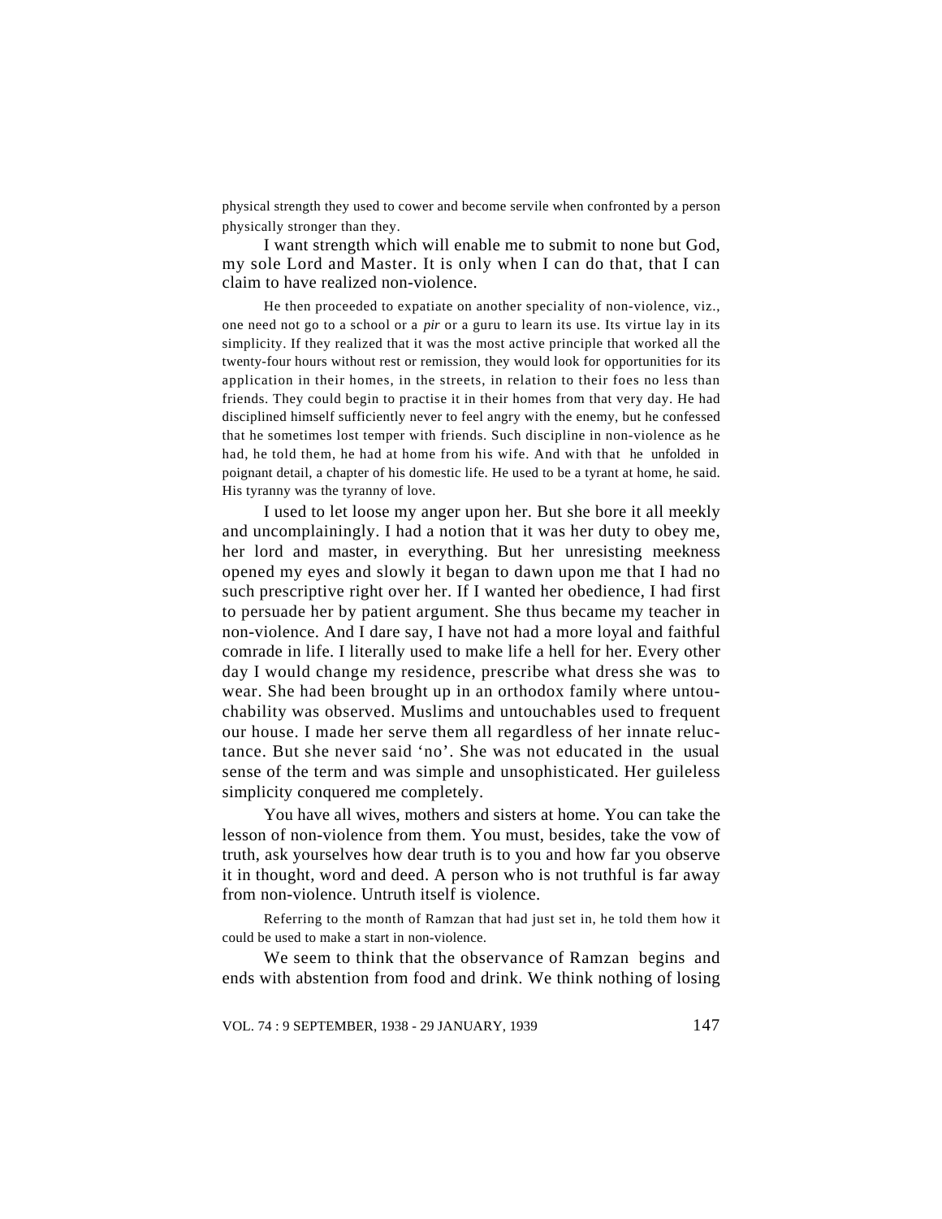physical strength they used to cower and become servile when confronted by a person physically stronger than they.

I want strength which will enable me to submit to none but God, my sole Lord and Master. It is only when I can do that, that I can claim to have realized non-violence.

He then proceeded to expatiate on another speciality of non-violence, viz., one need not go to a school or a *pir* or a guru to learn its use. Its virtue lay in its simplicity. If they realized that it was the most active principle that worked all the twenty-four hours without rest or remission, they would look for opportunities for its application in their homes, in the streets, in relation to their foes no less than friends. They could begin to practise it in their homes from that very day. He had disciplined himself sufficiently never to feel angry with the enemy, but he confessed that he sometimes lost temper with friends. Such discipline in non-violence as he had, he told them, he had at home from his wife. And with that he unfolded in poignant detail, a chapter of his domestic life. He used to be a tyrant at home, he said. His tyranny was the tyranny of love.

I used to let loose my anger upon her. But she bore it all meekly and uncomplainingly. I had a notion that it was her duty to obey me, her lord and master, in everything. But her unresisting meekness opened my eyes and slowly it began to dawn upon me that I had no such prescriptive right over her. If I wanted her obedience, I had first to persuade her by patient argument. She thus became my teacher in non-violence. And I dare say, I have not had a more loyal and faithful comrade in life. I literally used to make life a hell for her. Every other day I would change my residence, prescribe what dress she was to wear. She had been brought up in an orthodox family where untouchability was observed. Muslims and untouchables used to frequent our house. I made her serve them all regardless of her innate reluctance. But she never said 'no'. She was not educated in the usual sense of the term and was simple and unsophisticated. Her guileless simplicity conquered me completely.

You have all wives, mothers and sisters at home. You can take the lesson of non-violence from them. You must, besides, take the vow of truth, ask yourselves how dear truth is to you and how far you observe it in thought, word and deed. A person who is not truthful is far away from non-violence. Untruth itself is violence.

Referring to the month of Ramzan that had just set in, he told them how it could be used to make a start in non-violence.

We seem to think that the observance of Ramzan begins and ends with abstention from food and drink. We think nothing of losing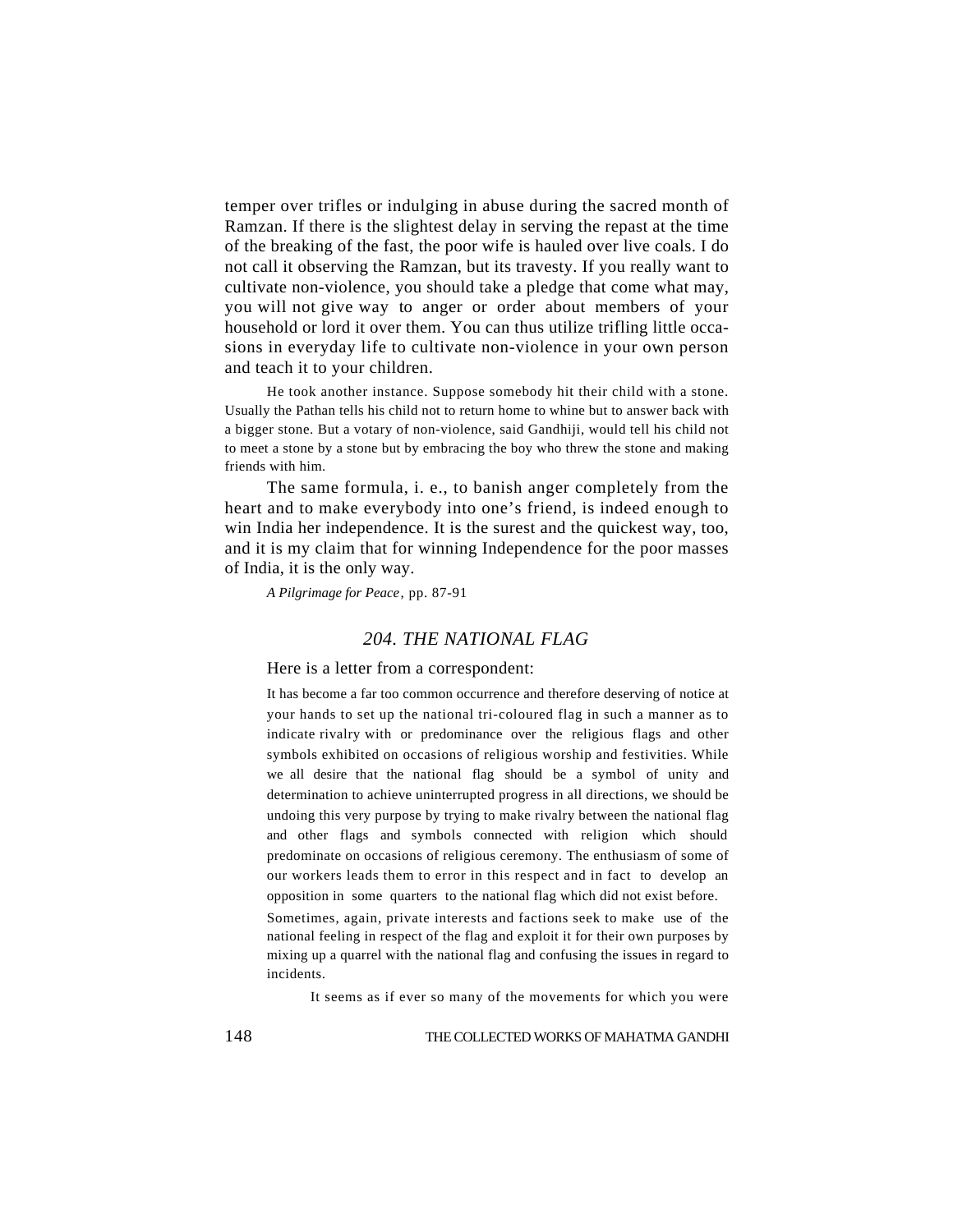temper over trifles or indulging in abuse during the sacred month of Ramzan. If there is the slightest delay in serving the repast at the time of the breaking of the fast, the poor wife is hauled over live coals. I do not call it observing the Ramzan, but its travesty. If you really want to cultivate non-violence, you should take a pledge that come what may, you will not give way to anger or order about members of your household or lord it over them. You can thus utilize trifling little occasions in everyday life to cultivate non-violence in your own person and teach it to your children.

He took another instance. Suppose somebody hit their child with a stone. Usually the Pathan tells his child not to return home to whine but to answer back with a bigger stone. But a votary of non-violence, said Gandhiji, would tell his child not to meet a stone by a stone but by embracing the boy who threw the stone and making friends with him.

The same formula, i. e., to banish anger completely from the heart and to make everybody into one's friend, is indeed enough to win India her independence. It is the surest and the quickest way, too, and it is my claim that for winning Independence for the poor masses of India, it is the only way.

*A Pilgrimage for Peace*, pp. 87-91

## *204. THE NATIONAL FLAG*

Here is a letter from a correspondent:

> It has become a far too common occurrence and therefore deserving of notice at your hands to set up the national tri-coloured flag in such a manner as to indicate rivalry with or predominance over the religious flags and other symbols exhibited on occasions of religious worship and festivities. While we all desire that the national flag should be a symbol of unity and determination to achieve uninterrupted progress in all directions, we should be undoing this very purpose by trying to make rivalry between the national flag and other flags and symbols connected with religion which should predominate on occasions of religious ceremony. The enthusiasm of some of our workers leads them to error in this respect and in fact to develop an opposition in some quarters to the national flag which did not exist before.
>
> Sometimes, again, private interests and factions seek to make use of the national feeling in respect of the flag and exploit it for their own purposes by mixing up a quarrel with the national flag and confusing the issues in regard to incidents.
>
> It seems as if ever so many of the movements for which you were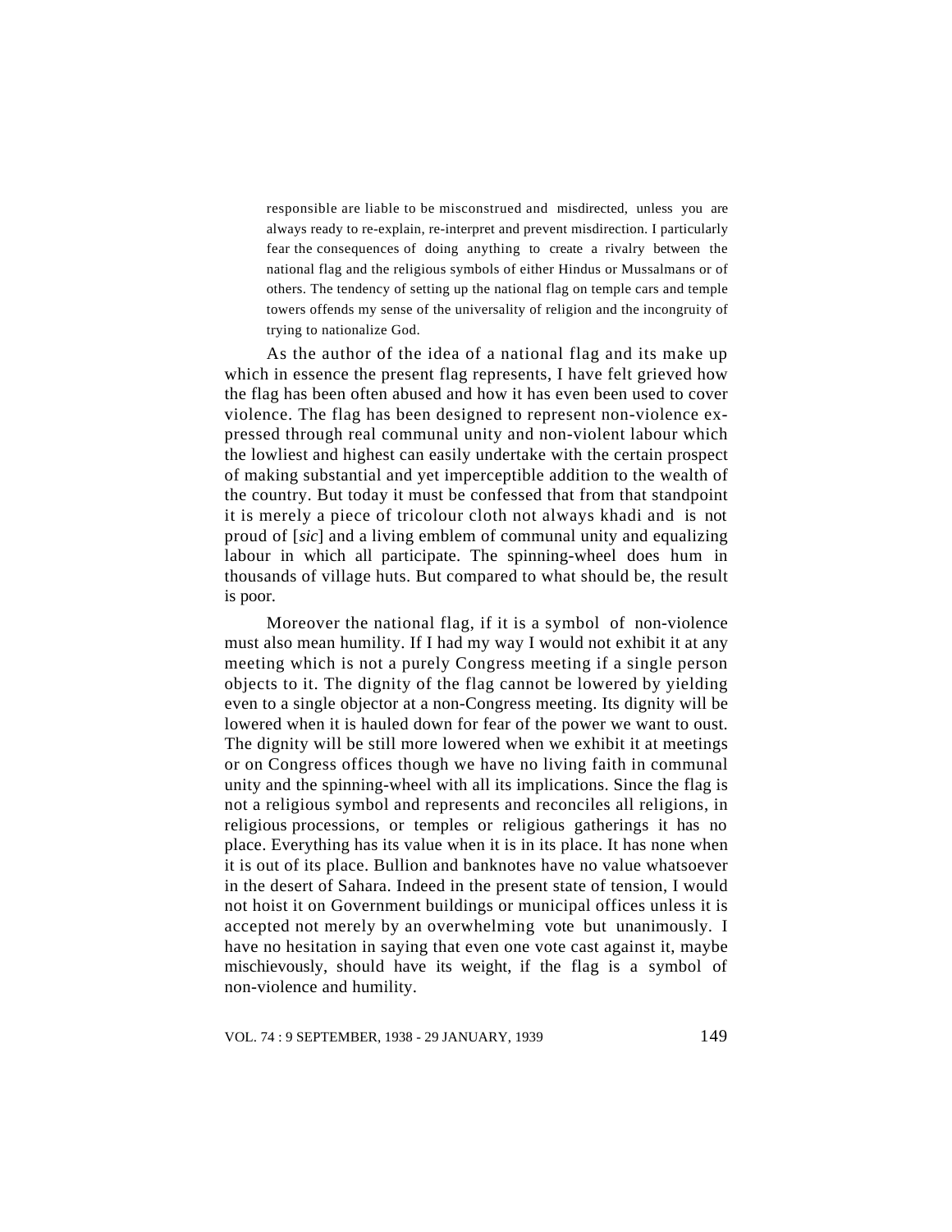> responsible are liable to be misconstrued and misdirected, unless you are always ready to re-explain, re-interpret and prevent misdirection. I particularly fear the consequences of doing anything to create a rivalry between the national flag and the religious symbols of either Hindus or Mussalmans or of others. The tendency of setting up the national flag on temple cars and temple towers offends my sense of the universality of religion and the incongruity of trying to nationalize God.

As the author of the idea of a national flag and its make up which in essence the present flag represents, I have felt grieved how the flag has been often abused and how it has even been used to cover violence. The flag has been designed to represent non-violence expressed through real communal unity and non-violent labour which the lowliest and highest can easily undertake with the certain prospect of making substantial and yet imperceptible addition to the wealth of the country. But today it must be confessed that from that standpoint it is merely a piece of tricolour cloth not always khadi and is not proud of [*sic*] and a living emblem of communal unity and equalizing labour in which all participate. The spinning-wheel does hum in thousands of village huts. But compared to what should be, the result is poor.

Moreover the national flag, if it is a symbol of non-violence must also mean humility. If I had my way I would not exhibit it at any meeting which is not a purely Congress meeting if a single person objects to it. The dignity of the flag cannot be lowered by yielding even to a single objector at a non-Congress meeting. Its dignity will be lowered when it is hauled down for fear of the power we want to oust. The dignity will be still more lowered when we exhibit it at meetings or on Congress offices though we have no living faith in communal unity and the spinning-wheel with all its implications. Since the flag is not a religious symbol and represents and reconciles all religions, in religious processions, or temples or religious gatherings it has no place. Everything has its value when it is in its place. It has none when it is out of its place. Bullion and banknotes have no value whatsoever in the desert of Sahara. Indeed in the present state of tension, I would not hoist it on Government buildings or municipal offices unless it is accepted not merely by an overwhelming vote but unanimously. I have no hesitation in saying that even one vote cast against it, maybe mischievously, should have its weight, if the flag is a symbol of non-violence and humility.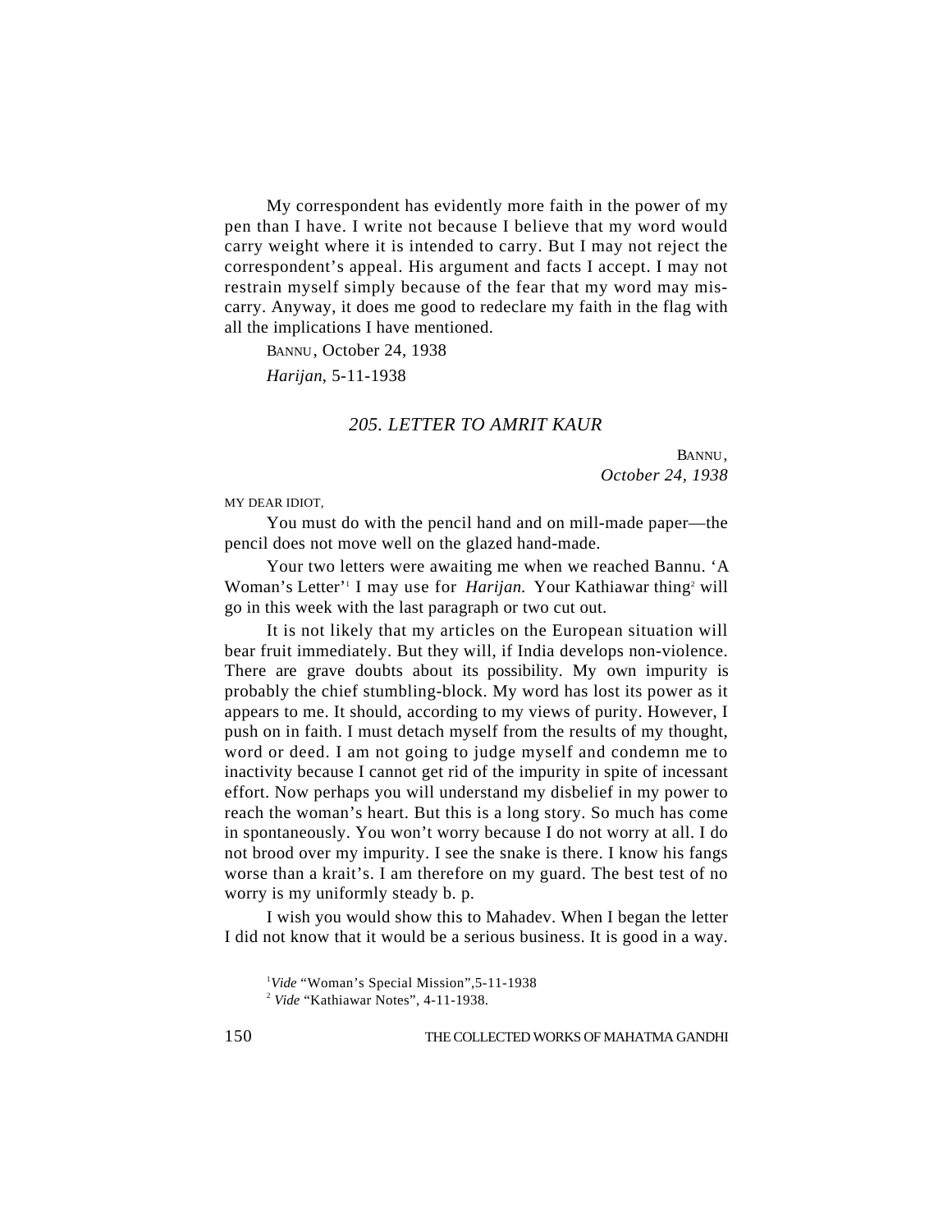My correspondent has evidently more faith in the power of my pen than I have. I write not because I believe that my word would carry weight where it is intended to carry. But I may not reject the correspondent's appeal. His argument and facts I accept. I may not restrain myself simply because of the fear that my word may mis-carry. Anyway, it does me good to redeclare my faith in the flag with all the implications I have mentioned.

BANNU, October 24, 1938

*Harijan*, 5-11-1938

## *205. LETTER TO AMRIT KAUR*

BANNU,
*October 24, 1938*

MY DEAR IDIOT,

You must do with the pencil hand and on mill-made paper—the pencil does not move well on the glazed hand-made.

Your two letters were awaiting me when we reached Bannu. 'A Woman's Letter'[1] I may use for *Harijan.* Your Kathiawar thing[2] will go in this week with the last paragraph or two cut out.

It is not likely that my articles on the European situation will bear fruit immediately. But they will, if India develops non-violence. There are grave doubts about its possibility. My own impurity is probably the chief stumbling-block. My word has lost its power as it appears to me. It should, according to my views of purity. However, I push on in faith. I must detach myself from the results of my thought, word or deed. I am not going to judge myself and condemn me to inactivity because I cannot get rid of the impurity in spite of incessant effort. Now perhaps you will understand my disbelief in my power to reach the woman's heart. But this is a long story. So much has come in spontaneously. You won't worry because I do not worry at all. I do not brood over my impurity. I see the snake is there. I know his fangs worse than a krait's. I am therefore on my guard. The best test of no worry is my uniformly steady b. p.

I wish you would show this to Mahadev. When I began the letter I did not know that it would be a serious business. It is good in a way.

[1] *Vide* "Woman's Special Mission",5-11-1938

[2] *Vide* "Kathiawar Notes", 4-11-1938.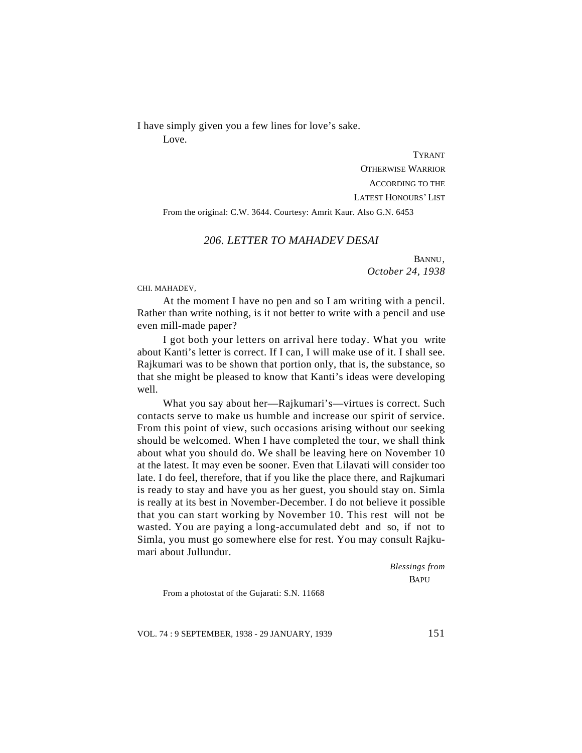I have simply given you a few lines for love's sake.

Love.

TYRANT
OTHERWISE WARRIOR
ACCORDING TO THE
LATEST HONOURS' LIST

From the original: C.W. 3644. Courtesy: Amrit Kaur. Also G.N. 6453

## *206. LETTER TO MAHADEV DESAI*

BANNU,
*October 24, 1938*

CHI. MAHADEV,

At the moment I have no pen and so I am writing with a pencil. Rather than write nothing, is it not better to write with a pencil and use even mill-made paper?

I got both your letters on arrival here today. What you write about Kanti's letter is correct. If I can, I will make use of it. I shall see. Rajkumari was to be shown that portion only, that is, the substance, so that she might be pleased to know that Kanti's ideas were developing well.

What you say about her—Rajkumari's—virtues is correct. Such contacts serve to make us humble and increase our spirit of service. From this point of view, such occasions arising without our seeking should be welcomed. When I have completed the tour, we shall think about what you should do. We shall be leaving here on November 10 at the latest. It may even be sooner. Even that Lilavati will consider too late. I do feel, therefore, that if you like the place there, and Rajkumari is ready to stay and have you as her guest, you should stay on. Simla is really at its best in November-December. I do not believe it possible that you can start working by November 10. This rest will not be wasted. You are paying a long-accumulated debt and so, if not to Simla, you must go somewhere else for rest. You may consult Rajkumari about Jullundur.

*Blessings from*
BAPU

From a photostat of the Gujarati: S.N. 11668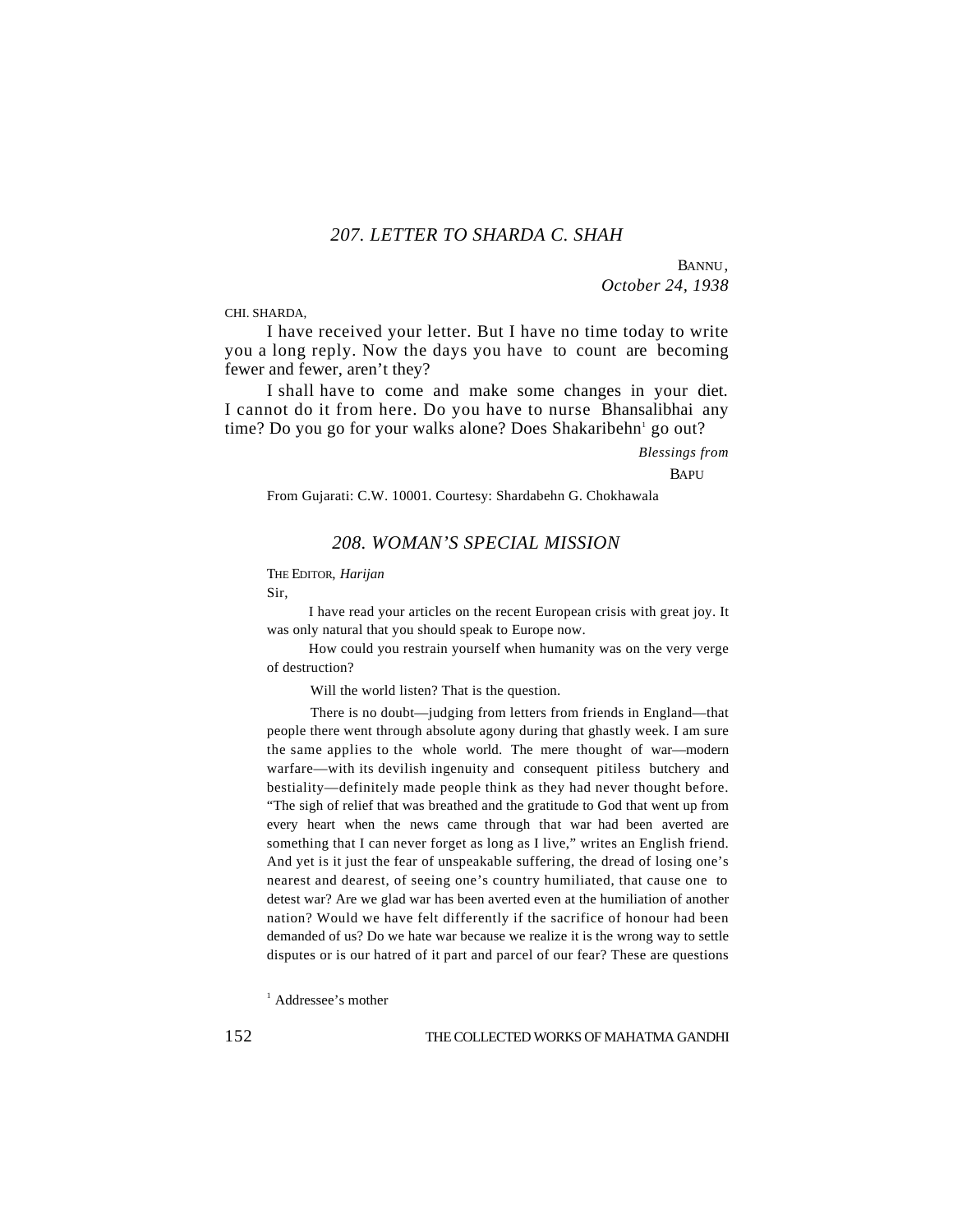## 207. LETTER TO SHARDA C. SHAH

BANNU,
*October 24, 1938*

CHI. SHARDA,

I have received your letter. But I have no time today to write you a long reply. Now the days you have to count are becoming fewer and fewer, aren't they?

I shall have to come and make some changes in your diet. I cannot do it from here. Do you have to nurse Bhansalibhai any time? Do you go for your walks alone? Does Shakaribehn[1] go out?

*Blessings from*
BAPU

From Gujarati: C.W. 10001. Courtesy: Shardabehn G. Chokhawala

## 208. WOMAN'S SPECIAL MISSION

THE EDITOR, *Harijan*

Sir,

I have read your articles on the recent European crisis with great joy. It was only natural that you should speak to Europe now.

How could you restrain yourself when humanity was on the very verge of destruction?

Will the world listen? That is the question.

There is no doubt—judging from letters from friends in England—that people there went through absolute agony during that ghastly week. I am sure the same applies to the whole world. The mere thought of war—modern warfare—with its devilish ingenuity and consequent pitiless butchery and bestiality—definitely made people think as they had never thought before. "The sigh of relief that was breathed and the gratitude to God that went up from every heart when the news came through that war had been averted are something that I can never forget as long as I live," writes an English friend. And yet is it just the fear of unspeakable suffering, the dread of losing one's nearest and dearest, of seeing one's country humiliated, that cause one to detest war? Are we glad war has been averted even at the humiliation of another nation? Would we have felt differently if the sacrifice of honour had been demanded of us? Do we hate war because we realize it is the wrong way to settle disputes or is our hatred of it part and parcel of our fear? These are questions

[1] Addressee's mother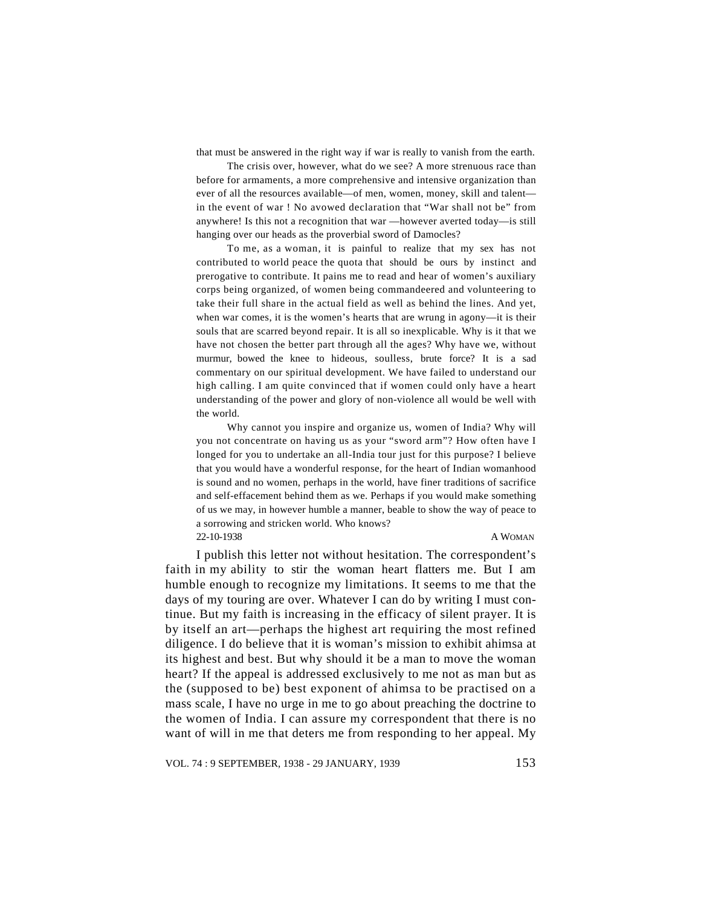that must be answered in the right way if war is really to vanish from the earth.

The crisis over, however, what do we see? A more strenuous race than before for armaments, a more comprehensive and intensive organization than ever of all the resources available—of men, women, money, skill and talent—in the event of war ! No avowed declaration that "War shall not be" from anywhere! Is this not a recognition that war —however averted today—is still hanging over our heads as the proverbial sword of Damocles?

To me, as a woman, it is painful to realize that my sex has not contributed to world peace the quota that should be ours by instinct and prerogative to contribute. It pains me to read and hear of women's auxiliary corps being organized, of women being commandeered and volunteering to take their full share in the actual field as well as behind the lines. And yet, when war comes, it is the women's hearts that are wrung in agony—it is their souls that are scarred beyond repair. It is all so inexplicable. Why is it that we have not chosen the better part through all the ages? Why have we, without murmur, bowed the knee to hideous, soulless, brute force? It is a sad commentary on our spiritual development. We have failed to understand our high calling. I am quite convinced that if women could only have a heart understanding of the power and glory of non-violence all would be well with the world.

Why cannot you inspire and organize us, women of India? Why will you not concentrate on having us as your "sword arm"? How often have I longed for you to undertake an all-India tour just for this purpose? I believe that you would have a wonderful response, for the heart of Indian womanhood is sound and no women, perhaps in the world, have finer traditions of sacrifice and self-effacement behind them as we. Perhaps if you would make something of us we may, in however humble a manner, beable to show the way of peace to a sorrowing and stricken world. Who knows?

22-10-1938 A WOMAN

I publish this letter not without hesitation. The correspondent's faith in my ability to stir the woman heart flatters me. But I am humble enough to recognize my limitations. It seems to me that the days of my touring are over. Whatever I can do by writing I must continue. But my faith is increasing in the efficacy of silent prayer. It is by itself an art—perhaps the highest art requiring the most refined diligence. I do believe that it is woman's mission to exhibit ahimsa at its highest and best. But why should it be a man to move the woman heart? If the appeal is addressed exclusively to me not as man but as the (supposed to be) best exponent of ahimsa to be practised on a mass scale, I have no urge in me to go about preaching the doctrine to the women of India. I can assure my correspondent that there is no want of will in me that deters me from responding to her appeal. My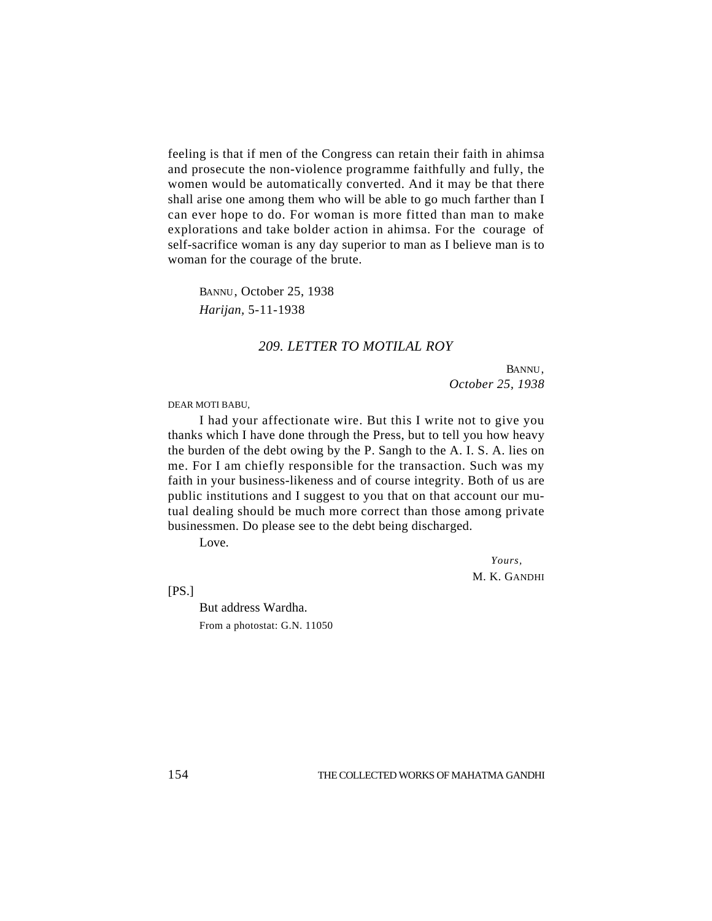feeling is that if men of the Congress can retain their faith in ahimsa and prosecute the non-violence programme faithfully and fully, the women would be automatically converted. And it may be that there shall arise one among them who will be able to go much farther than I can ever hope to do. For woman is more fitted than man to make explorations and take bolder action in ahimsa. For the courage of self-sacrifice woman is any day superior to man as I believe man is to woman for the courage of the brute.

BANNU, October 25, 1938
*Harijan,* 5-11-1938

## *209. LETTER TO MOTILAL ROY*

BANNU,
*October 25, 1938*

DEAR MOTI BABU,

I had your affectionate wire. But this I write not to give you thanks which I have done through the Press, but to tell you how heavy the burden of the debt owing by the P. Sangh to the A. I. S. A. lies on me. For I am chiefly responsible for the transaction. Such was my faith in your business-likeness and of course integrity. Both of us are public institutions and I suggest to you that on that account our mutual dealing should be much more correct than those among private businessmen. Do please see to the debt being discharged.

Love.

*Yours,*
M. K. GANDHI

[PS.]

But address Wardha.

From a photostat: G.N. 11050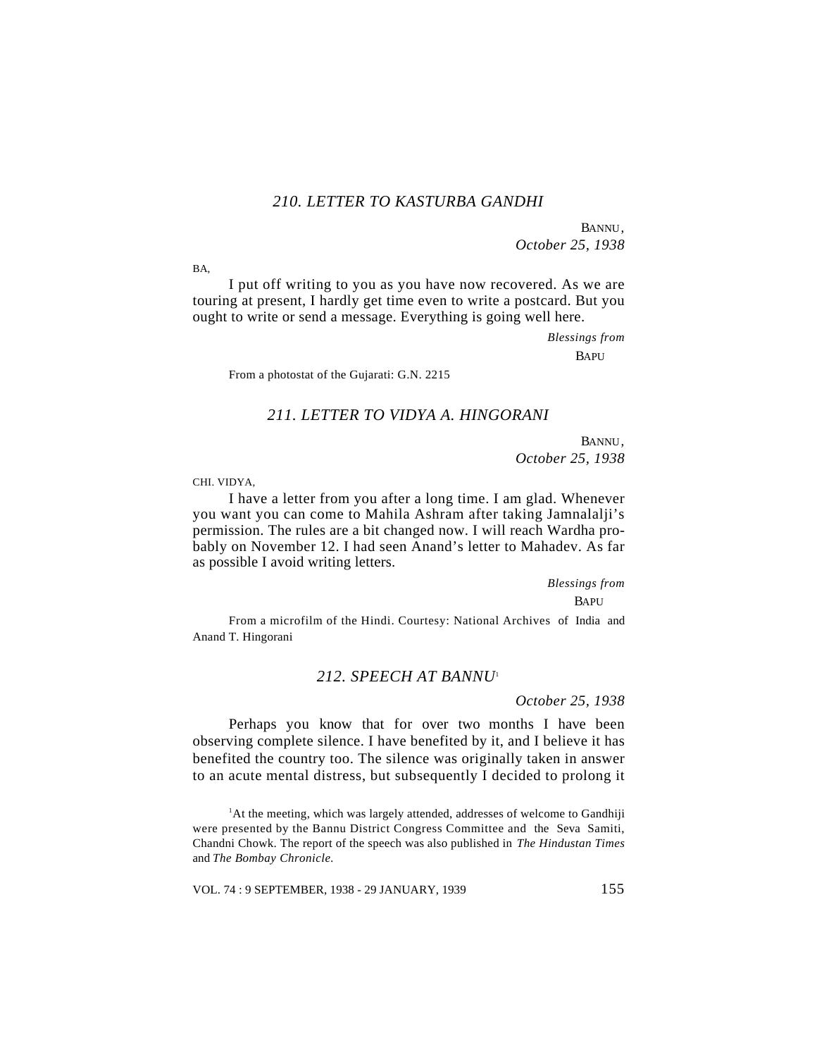## *210. LETTER TO KASTURBA GANDHI*

BANNU,
*October 25, 1938*

BA,

I put off writing to you as you have now recovered. As we are touring at present, I hardly get time even to write a postcard. But you ought to write or send a message. Everything is going well here.

*Blessings from*
BAPU

From a photostat of the Gujarati: G.N. 2215

## *211. LETTER TO VIDYA A. HINGORANI*

BANNU,
*October 25, 1938*

CHI. VIDYA,

I have a letter from you after a long time. I am glad. Whenever you want you can come to Mahila Ashram after taking Jamnalalji's permission. The rules are a bit changed now. I will reach Wardha probably on November 12. I had seen Anand's letter to Mahadev. As far as possible I avoid writing letters.

*Blessings from*
BAPU

From a microfilm of the Hindi. Courtesy: National Archives of India and Anand T. Hingorani

## *212. SPEECH AT BANNU*[1]

*October 25, 1938*

Perhaps you know that for over two months I have been observing complete silence. I have benefited by it, and I believe it has benefited the country too. The silence was originally taken in answer to an acute mental distress, but subsequently I decided to prolong it

[1] At the meeting, which was largely attended, addresses of welcome to Gandhiji were presented by the Bannu District Congress Committee and the Seva Samiti, Chandni Chowk. The report of the speech was also published in *The Hindustan Times* and *The Bombay Chronicle.*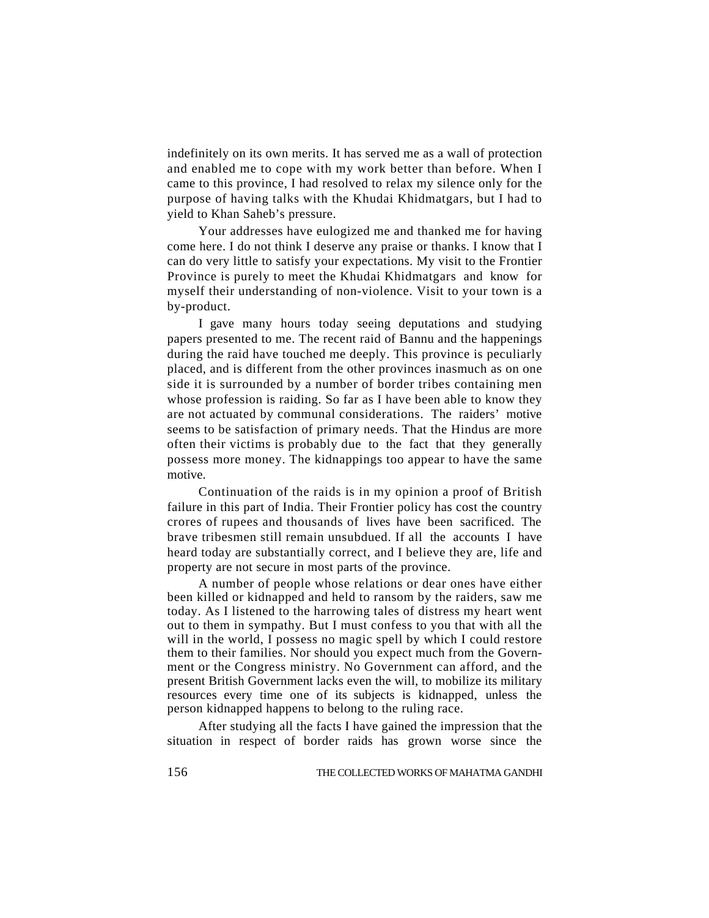indefinitely on its own merits. It has served me as a wall of protection and enabled me to cope with my work better than before. When I came to this province, I had resolved to relax my silence only for the purpose of having talks with the Khudai Khidmatgars, but I had to yield to Khan Saheb's pressure.

Your addresses have eulogized me and thanked me for having come here. I do not think I deserve any praise or thanks. I know that I can do very little to satisfy your expectations. My visit to the Frontier Province is purely to meet the Khudai Khidmatgars and know for myself their understanding of non-violence. Visit to your town is a by-product.

I gave many hours today seeing deputations and studying papers presented to me. The recent raid of Bannu and the happenings during the raid have touched me deeply. This province is peculiarly placed, and is different from the other provinces inasmuch as on one side it is surrounded by a number of border tribes containing men whose profession is raiding. So far as I have been able to know they are not actuated by communal considerations. The raiders' motive seems to be satisfaction of primary needs. That the Hindus are more often their victims is probably due to the fact that they generally possess more money. The kidnappings too appear to have the same motive.

Continuation of the raids is in my opinion a proof of British failure in this part of India. Their Frontier policy has cost the country crores of rupees and thousands of lives have been sacrificed. The brave tribesmen still remain unsubdued. If all the accounts I have heard today are substantially correct, and I believe they are, life and property are not secure in most parts of the province.

A number of people whose relations or dear ones have either been killed or kidnapped and held to ransom by the raiders, saw me today. As I listened to the harrowing tales of distress my heart went out to them in sympathy. But I must confess to you that with all the will in the world, I possess no magic spell by which I could restore them to their families. Nor should you expect much from the Government or the Congress ministry. No Government can afford, and the present British Government lacks even the will, to mobilize its military resources every time one of its subjects is kidnapped, unless the person kidnapped happens to belong to the ruling race.

After studying all the facts I have gained the impression that the situation in respect of border raids has grown worse since the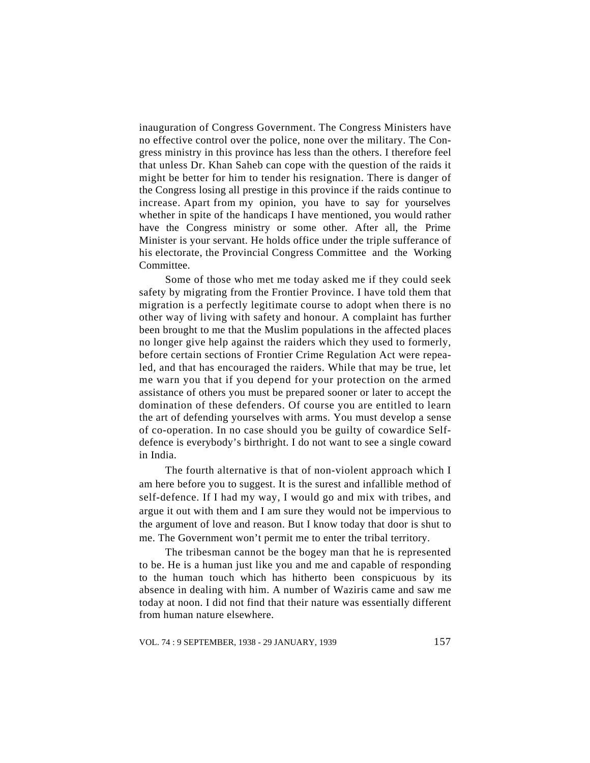inauguration of Congress Government. The Congress Ministers have no effective control over the police, none over the military. The Congress ministry in this province has less than the others. I therefore feel that unless Dr. Khan Saheb can cope with the question of the raids it might be better for him to tender his resignation. There is danger of the Congress losing all prestige in this province if the raids continue to increase. Apart from my opinion, you have to say for yourselves whether in spite of the handicaps I have mentioned, you would rather have the Congress ministry or some other. After all, the Prime Minister is your servant. He holds office under the triple sufferance of his electorate, the Provincial Congress Committee and the Working Committee.

Some of those who met me today asked me if they could seek safety by migrating from the Frontier Province. I have told them that migration is a perfectly legitimate course to adopt when there is no other way of living with safety and honour. A complaint has further been brought to me that the Muslim populations in the affected places no longer give help against the raiders which they used to formerly, before certain sections of Frontier Crime Regulation Act were repealed, and that has encouraged the raiders. While that may be true, let me warn you that if you depend for your protection on the armed assistance of others you must be prepared sooner or later to accept the domination of these defenders. Of course you are entitled to learn the art of defending yourselves with arms. You must develop a sense of co-operation. In no case should you be guilty of cowardice Self-defence is everybody's birthright. I do not want to see a single coward in India.

The fourth alternative is that of non-violent approach which I am here before you to suggest. It is the surest and infallible method of self-defence. If I had my way, I would go and mix with tribes, and argue it out with them and I am sure they would not be impervious to the argument of love and reason. But I know today that door is shut to me. The Government won't permit me to enter the tribal territory.

The tribesman cannot be the bogey man that he is represented to be. He is a human just like you and me and capable of responding to the human touch which has hitherto been conspicuous by its absence in dealing with him. A number of Waziris came and saw me today at noon. I did not find that their nature was essentially different from human nature elsewhere.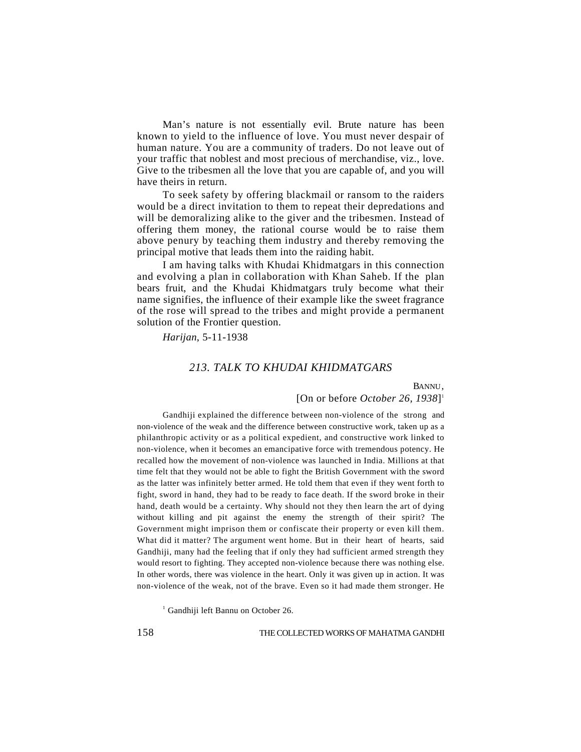Man's nature is not essentially evil. Brute nature has been known to yield to the influence of love. You must never despair of human nature. You are a community of traders. Do not leave out of your traffic that noblest and most precious of merchandise, viz., love. Give to the tribesmen all the love that you are capable of, and you will have theirs in return.

To seek safety by offering blackmail or ransom to the raiders would be a direct invitation to them to repeat their depredations and will be demoralizing alike to the giver and the tribesmen. Instead of offering them money, the rational course would be to raise them above penury by teaching them industry and thereby removing the principal motive that leads them into the raiding habit.

I am having talks with Khudai Khidmatgars in this connection and evolving a plan in collaboration with Khan Saheb. If the plan bears fruit, and the Khudai Khidmatgars truly become what their name signifies, the influence of their example like the sweet fragrance of the rose will spread to the tribes and might provide a permanent solution of the Frontier question.

*Harijan*, 5-11-1938

## *213. TALK TO KHUDAI KHIDMATGARS*

BANNU,
[On or before *October 26, 1938*][1]

Gandhiji explained the difference between non-violence of the strong and non-violence of the weak and the difference between constructive work, taken up as a philanthropic activity or as a political expedient, and constructive work linked to non-violence, when it becomes an emancipative force with tremendous potency. He recalled how the movement of non-violence was launched in India. Millions at that time felt that they would not be able to fight the British Government with the sword as the latter was infinitely better armed. He told them that even if they went forth to fight, sword in hand, they had to be ready to face death. If the sword broke in their hand, death would be a certainty. Why should not they then learn the art of dying without killing and pit against the enemy the strength of their spirit? The Government might imprison them or confiscate their property or even kill them. What did it matter? The argument went home. But in their heart of hearts, said Gandhiji, many had the feeling that if only they had sufficient armed strength they would resort to fighting. They accepted non-violence because there was nothing else. In other words, there was violence in the heart. Only it was given up in action. It was non-violence of the weak, not of the brave. Even so it had made them stronger. He

[1] Gandhiji left Bannu on October 26.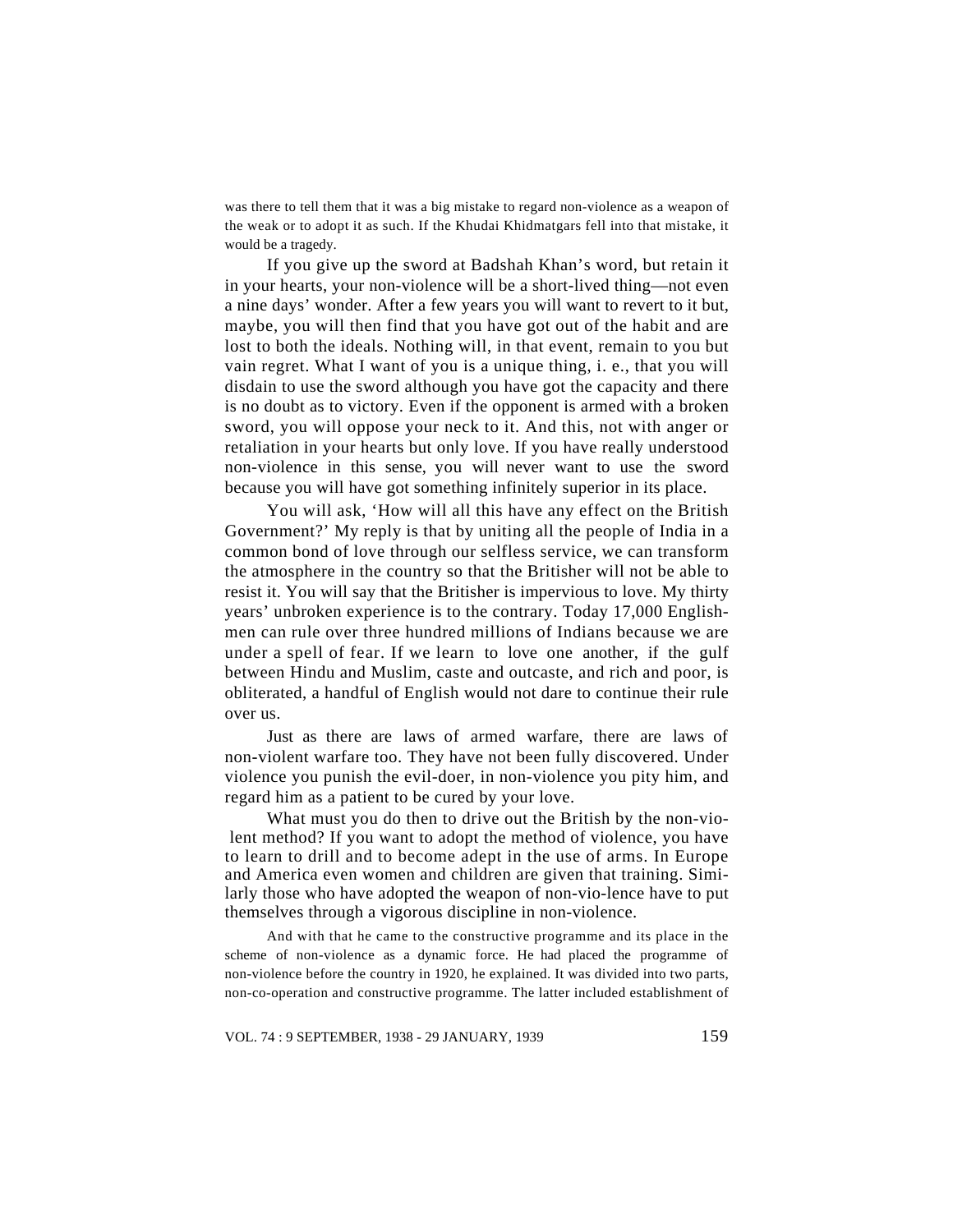was there to tell them that it was a big mistake to regard non-violence as a weapon of the weak or to adopt it as such. If the Khudai Khidmatgars fell into that mistake, it would be a tragedy.

If you give up the sword at Badshah Khan's word, but retain it in your hearts, your non-violence will be a short-lived thing—not even a nine days' wonder. After a few years you will want to revert to it but, maybe, you will then find that you have got out of the habit and are lost to both the ideals. Nothing will, in that event, remain to you but vain regret. What I want of you is a unique thing, i. e., that you will disdain to use the sword although you have got the capacity and there is no doubt as to victory. Even if the opponent is armed with a broken sword, you will oppose your neck to it. And this, not with anger or retaliation in your hearts but only love. If you have really understood non-violence in this sense, you will never want to use the sword because you will have got something infinitely superior in its place.

You will ask, 'How will all this have any effect on the British Government?' My reply is that by uniting all the people of India in a common bond of love through our selfless service, we can transform the atmosphere in the country so that the Britisher will not be able to resist it. You will say that the Britisher is impervious to love. My thirty years' unbroken experience is to the contrary. Today 17,000 Englishmen can rule over three hundred millions of Indians because we are under a spell of fear. If we learn to love one another, if the gulf between Hindu and Muslim, caste and outcaste, and rich and poor, is obliterated, a handful of English would not dare to continue their rule over us.

Just as there are laws of armed warfare, there are laws of non-violent warfare too. They have not been fully discovered. Under violence you punish the evil-doer, in non-violence you pity him, and regard him as a patient to be cured by your love.

What must you do then to drive out the British by the non-violent method? If you want to adopt the method of violence, you have to learn to drill and to become adept in the use of arms. In Europe and America even women and children are given that training. Similarly those who have adopted the weapon of non-violence have to put themselves through a vigorous discipline in non-violence.

And with that he came to the constructive programme and its place in the scheme of non-violence as a dynamic force. He had placed the programme of non-violence before the country in 1920, he explained. It was divided into two parts, non-co-operation and constructive programme. The latter included establishment of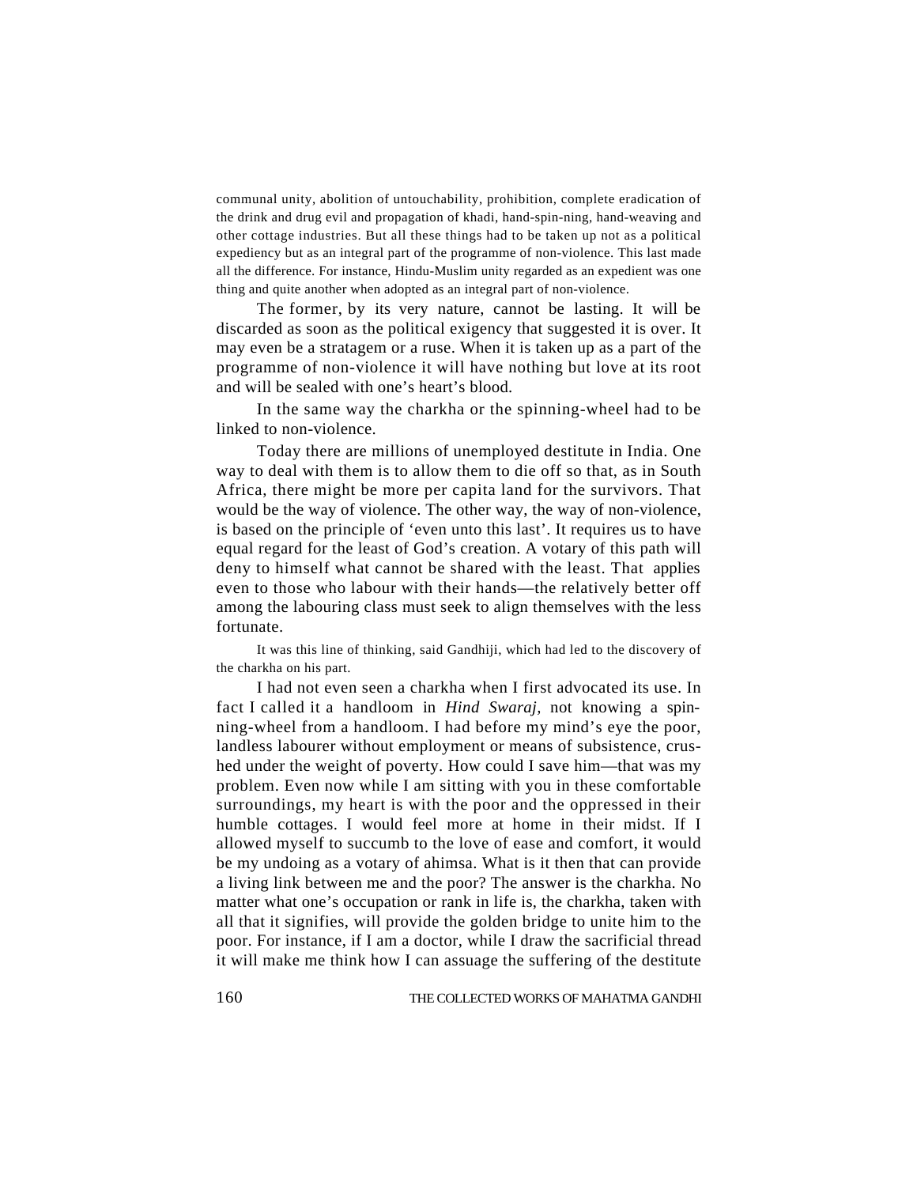communal unity, abolition of untouchability, prohibition, complete eradication of the drink and drug evil and propagation of khadi, hand-spinning, hand-weaving and other cottage industries. But all these things had to be taken up not as a political expediency but as an integral part of the programme of non-violence. This last made all the difference. For instance, Hindu-Muslim unity regarded as an expedient was one thing and quite another when adopted as an integral part of non-violence.

The former, by its very nature, cannot be lasting. It will be discarded as soon as the political exigency that suggested it is over. It may even be a stratagem or a ruse. When it is taken up as a part of the programme of non-violence it will have nothing but love at its root and will be sealed with one's heart's blood.

In the same way the charkha or the spinning-wheel had to be linked to non-violence.

Today there are millions of unemployed destitute in India. One way to deal with them is to allow them to die off so that, as in South Africa, there might be more per capita land for the survivors. That would be the way of violence. The other way, the way of non-violence, is based on the principle of 'even unto this last'. It requires us to have equal regard for the least of God's creation. A votary of this path will deny to himself what cannot be shared with the least. That applies even to those who labour with their hands—the relatively better off among the labouring class must seek to align themselves with the less fortunate.

It was this line of thinking, said Gandhiji, which had led to the discovery of the charkha on his part.

I had not even seen a charkha when I first advocated its use. In fact I called it a handloom in *Hind Swaraj*, not knowing a spinning-wheel from a handloom. I had before my mind's eye the poor, landless labourer without employment or means of subsistence, crushed under the weight of poverty. How could I save him—that was my problem. Even now while I am sitting with you in these comfortable surroundings, my heart is with the poor and the oppressed in their humble cottages. I would feel more at home in their midst. If I allowed myself to succumb to the love of ease and comfort, it would be my undoing as a votary of ahimsa. What is it then that can provide a living link between me and the poor? The answer is the charkha. No matter what one's occupation or rank in life is, the charkha, taken with all that it signifies, will provide the golden bridge to unite him to the poor. For instance, if I am a doctor, while I draw the sacrificial thread it will make me think how I can assuage the suffering of the destitute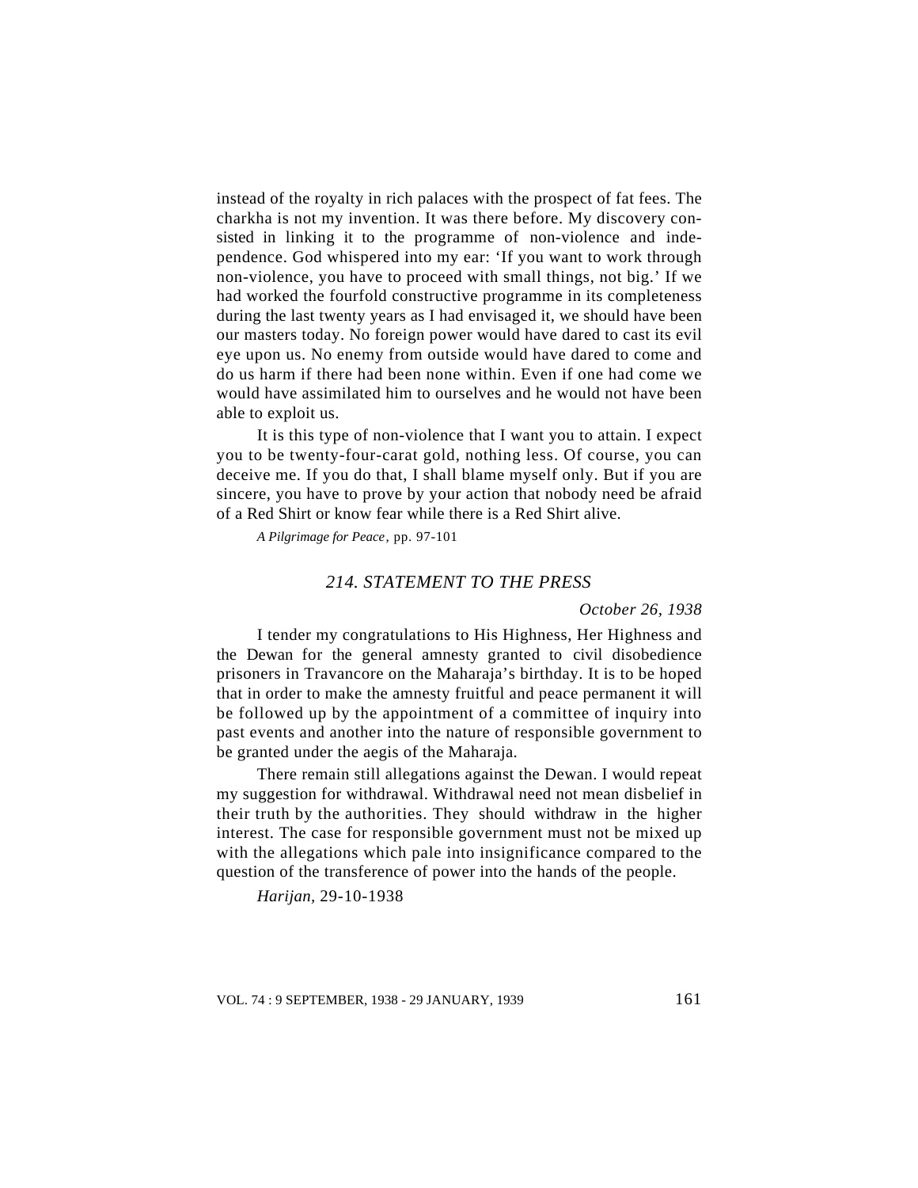instead of the royalty in rich palaces with the prospect of fat fees. The charkha is not my invention. It was there before. My discovery consisted in linking it to the programme of non-violence and independence. God whispered into my ear: 'If you want to work through non-violence, you have to proceed with small things, not big.' If we had worked the fourfold constructive programme in its completeness during the last twenty years as I had envisaged it, we should have been our masters today. No foreign power would have dared to cast its evil eye upon us. No enemy from outside would have dared to come and do us harm if there had been none within. Even if one had come we would have assimilated him to ourselves and he would not have been able to exploit us.

It is this type of non-violence that I want you to attain. I expect you to be twenty-four-carat gold, nothing less. Of course, you can deceive me. If you do that, I shall blame myself only. But if you are sincere, you have to prove by your action that nobody need be afraid of a Red Shirt or know fear while there is a Red Shirt alive.

*A Pilgrimage for Peace*, pp. 97-101

## *214. STATEMENT TO THE PRESS*

*October 26, 1938*

I tender my congratulations to His Highness, Her Highness and the Dewan for the general amnesty granted to civil disobedience prisoners in Travancore on the Maharaja's birthday. It is to be hoped that in order to make the amnesty fruitful and peace permanent it will be followed up by the appointment of a committee of inquiry into past events and another into the nature of responsible government to be granted under the aegis of the Maharaja.

There remain still allegations against the Dewan. I would repeat my suggestion for withdrawal. Withdrawal need not mean disbelief in their truth by the authorities. They should withdraw in the higher interest. The case for responsible government must not be mixed up with the allegations which pale into insignificance compared to the question of the transference of power into the hands of the people.

*Harijan*, 29-10-1938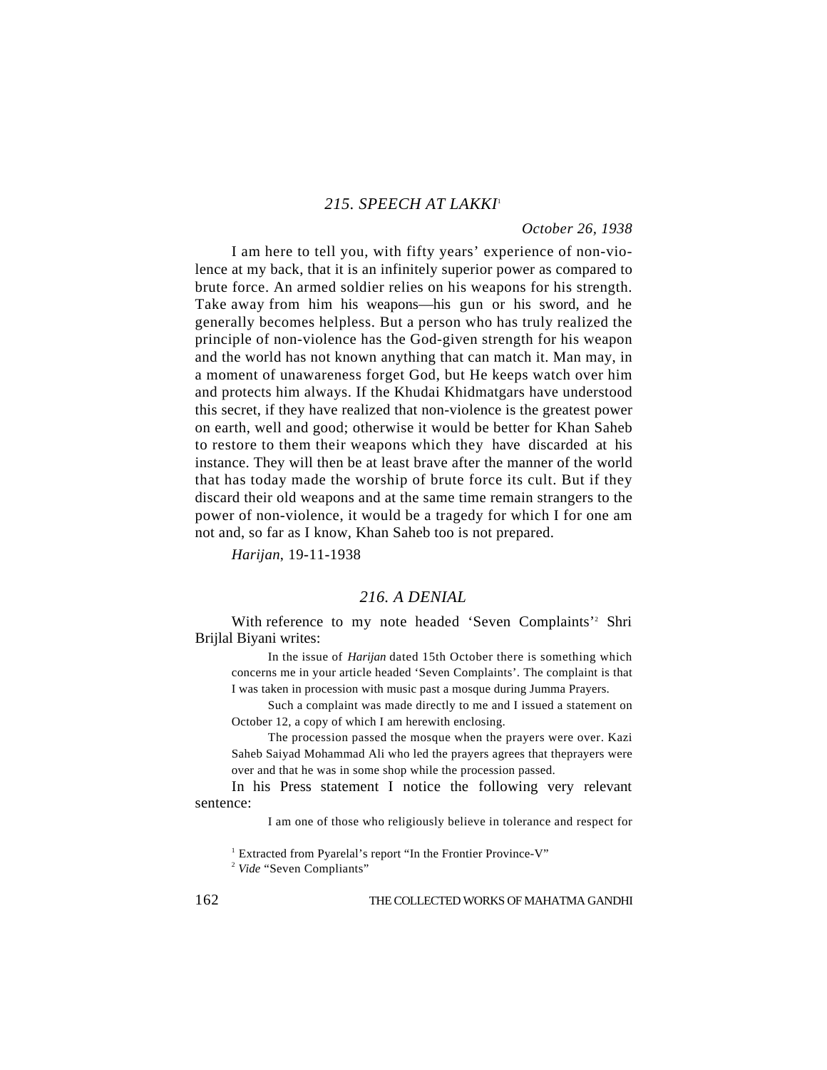## 215. SPEECH AT LAKKI[1]

*October 26, 1938*

I am here to tell you, with fifty years' experience of non-violence at my back, that it is an infinitely superior power as compared to brute force. An armed soldier relies on his weapons for his strength. Take away from him his weapons—his gun or his sword, and he generally becomes helpless. But a person who has truly realized the principle of non-violence has the God-given strength for his weapon and the world has not known anything that can match it. Man may, in a moment of unawareness forget God, but He keeps watch over him and protects him always. If the Khudai Khidmatgars have understood this secret, if they have realized that non-violence is the greatest power on earth, well and good; otherwise it would be better for Khan Saheb to restore to them their weapons which they have discarded at his instance. They will then be at least brave after the manner of the world that has today made the worship of brute force its cult. But if they discard their old weapons and at the same time remain strangers to the power of non-violence, it would be a tragedy for which I for one am not and, so far as I know, Khan Saheb too is not prepared.

*Harijan*, 19-11-1938

## 216. A DENIAL

With reference to my note headed 'Seven Complaints'[2] Shri Brijlal Biyani writes:

> In the issue of *Harijan* dated 15th October there is something which concerns me in your article headed 'Seven Complaints'. The complaint is that I was taken in procession with music past a mosque during Jumma Prayers.
>
> Such a complaint was made directly to me and I issued a statement on October 12, a copy of which I am herewith enclosing.
>
> The procession passed the mosque when the prayers were over. Kazi Saheb Saiyad Mohammad Ali who led the prayers agrees that theprayers were over and that he was in some shop while the procession passed.

In his Press statement I notice the following very relevant sentence:

> I am one of those who religiously believe in tolerance and respect for

---

[1] Extracted from Pyarelal's report "In the Frontier Province-V"

[2] *Vide* "Seven Compliants"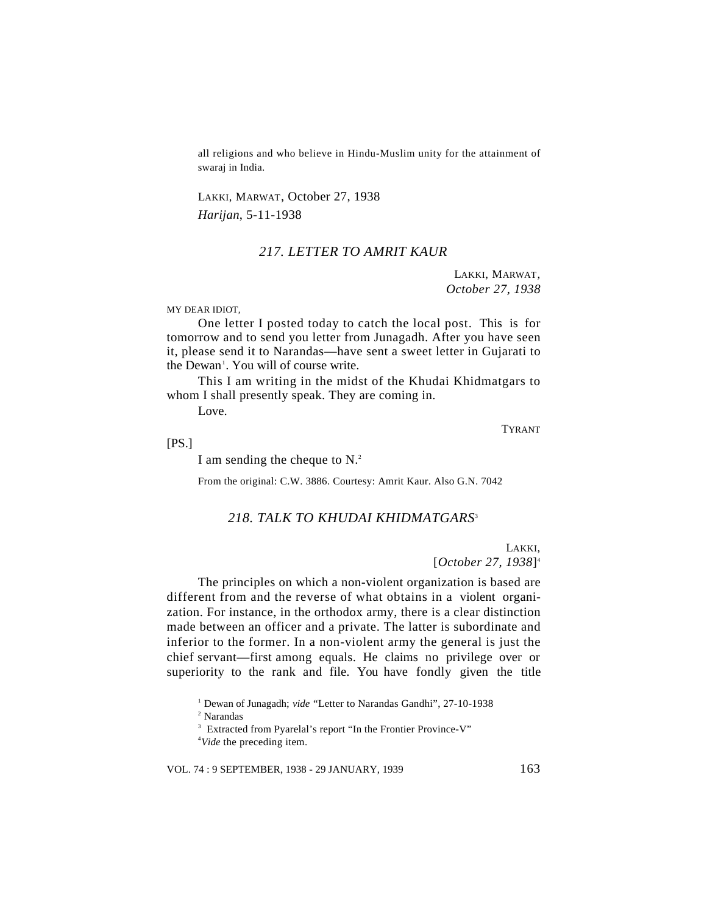all religions and who believe in Hindu-Muslim unity for the attainment of swaraj in India.

LAKKI, MARWAT, October 27, 1938
*Harijan*, 5-11-1938

## *217. LETTER TO AMRIT KAUR*

LAKKI, MARWAT,
*October 27, 1938*

MY DEAR IDIOT,

One letter I posted today to catch the local post. This is for tomorrow and to send you letter from Junagadh. After you have seen it, please send it to Narandas—have sent a sweet letter in Gujarati to the Dewan[1]. You will of course write.

This I am writing in the midst of the Khudai Khidmatgars to whom I shall presently speak. They are coming in.

Love.

TYRANT

[PS.]

I am sending the cheque to N.[2]

From the original: C.W. 3886. Courtesy: Amrit Kaur. Also G.N. 7042

## *218. TALK TO KHUDAI KHIDMATGARS*[3]

LAKKI,
[*October 27, 1938*][4]

The principles on which a non-violent organization is based are different from and the reverse of what obtains in a violent organization. For instance, in the orthodox army, there is a clear distinction made between an officer and a private. The latter is subordinate and inferior to the former. In a non-violent army the general is just the chief servant—first among equals. He claims no privilege over or superiority to the rank and file. You have fondly given the title

[1] Dewan of Junagadh; *vide* "Letter to Narandas Gandhi", 27-10-1938

[2] Narandas

[3] Extracted from Pyarelal's report "In the Frontier Province-V"

[4] *Vide* the preceding item.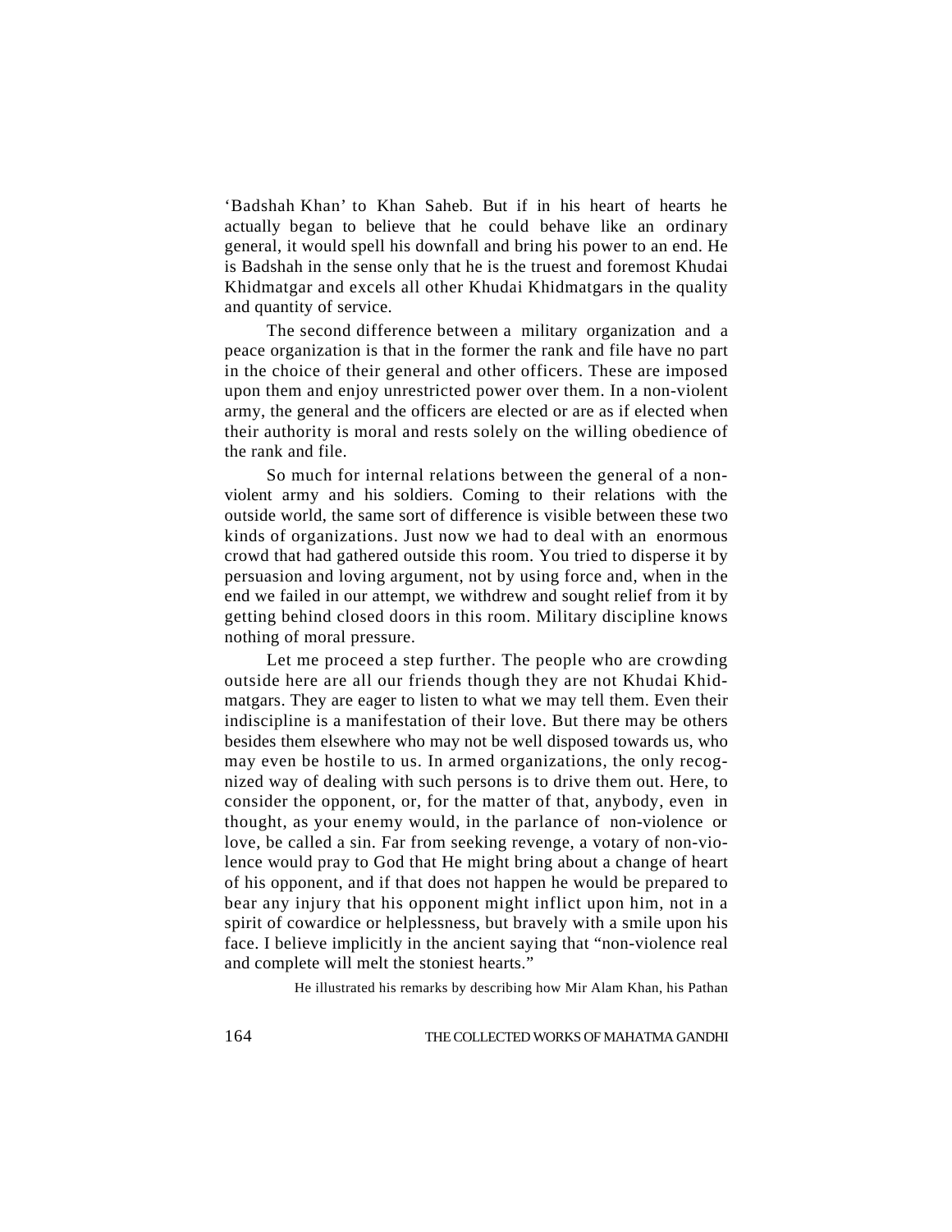'Badshah Khan' to Khan Saheb. But if in his heart of hearts he actually began to believe that he could behave like an ordinary general, it would spell his downfall and bring his power to an end. He is Badshah in the sense only that he is the truest and foremost Khudai Khidmatgar and excels all other Khudai Khidmatgars in the quality and quantity of service.

The second difference between a military organization and a peace organization is that in the former the rank and file have no part in the choice of their general and other officers. These are imposed upon them and enjoy unrestricted power over them. In a non-violent army, the general and the officers are elected or are as if elected when their authority is moral and rests solely on the willing obedience of the rank and file.

So much for internal relations between the general of a non-violent army and his soldiers. Coming to their relations with the outside world, the same sort of difference is visible between these two kinds of organizations. Just now we had to deal with an enormous crowd that had gathered outside this room. You tried to disperse it by persuasion and loving argument, not by using force and, when in the end we failed in our attempt, we withdrew and sought relief from it by getting behind closed doors in this room. Military discipline knows nothing of moral pressure.

Let me proceed a step further. The people who are crowding outside here are all our friends though they are not Khudai Khidmatgars. They are eager to listen to what we may tell them. Even their indiscipline is a manifestation of their love. But there may be others besides them elsewhere who may not be well disposed towards us, who may even be hostile to us. In armed organizations, the only recognized way of dealing with such persons is to drive them out. Here, to consider the opponent, or, for the matter of that, anybody, even in thought, as your enemy would, in the parlance of non-violence or love, be called a sin. Far from seeking revenge, a votary of non-violence would pray to God that He might bring about a change of heart of his opponent, and if that does not happen he would be prepared to bear any injury that his opponent might inflict upon him, not in a spirit of cowardice or helplessness, but bravely with a smile upon his face. I believe implicitly in the ancient saying that "non-violence real and complete will melt the stoniest hearts."

He illustrated his remarks by describing how Mir Alam Khan, his Pathan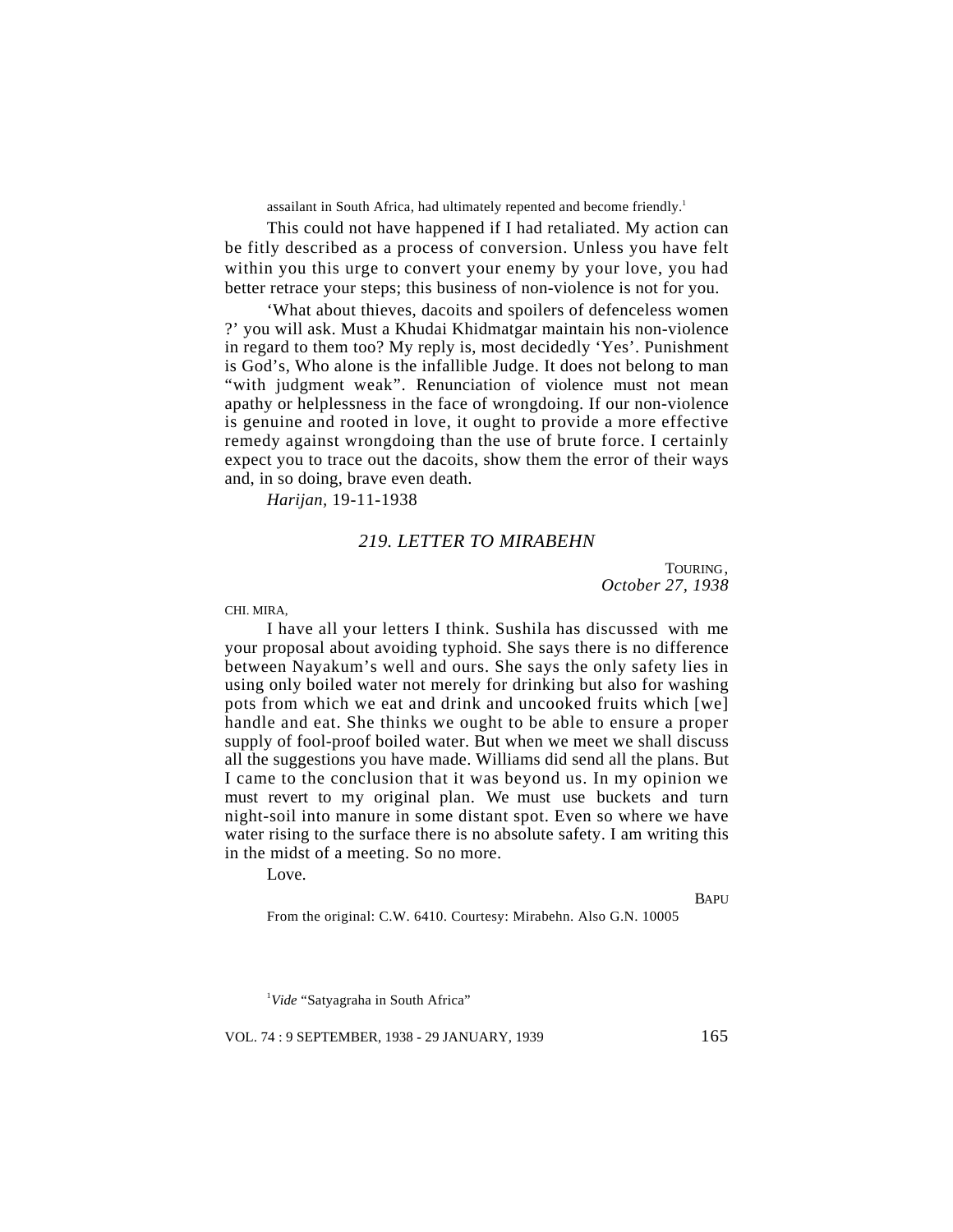assailant in South Africa, had ultimately repented and become friendly.[1]

This could not have happened if I had retaliated. My action can be fitly described as a process of conversion. Unless you have felt within you this urge to convert your enemy by your love, you had better retrace your steps; this business of non-violence is not for you.

'What about thieves, dacoits and spoilers of defenceless women ?' you will ask. Must a Khudai Khidmatgar maintain his non-violence in regard to them too? My reply is, most decidedly 'Yes'. Punishment is God's, Who alone is the infallible Judge. It does not belong to man "with judgment weak". Renunciation of violence must not mean apathy or helplessness in the face of wrongdoing. If our non-violence is genuine and rooted in love, it ought to provide a more effective remedy against wrongdoing than the use of brute force. I certainly expect you to trace out the dacoits, show them the error of their ways and, in so doing, brave even death.

*Harijan*, 19-11-1938

## *219. LETTER TO MIRABEHN*

TOURING,
*October 27, 1938*

CHI. MIRA,

I have all your letters I think. Sushila has discussed with me your proposal about avoiding typhoid. She says there is no difference between Nayakum's well and ours. She says the only safety lies in using only boiled water not merely for drinking but also for washing pots from which we eat and drink and uncooked fruits which [we] handle and eat. She thinks we ought to be able to ensure a proper supply of fool-proof boiled water. But when we meet we shall discuss all the suggestions you have made. Williams did send all the plans. But I came to the conclusion that it was beyond us. In my opinion we must revert to my original plan. We must use buckets and turn night-soil into manure in some distant spot. Even so where we have water rising to the surface there is no absolute safety. I am writing this in the midst of a meeting. So no more.

Love.

BAPU

From the original: C.W. 6410. Courtesy: Mirabehn. Also G.N. 10005

[1] *Vide* "Satyagraha in South Africa"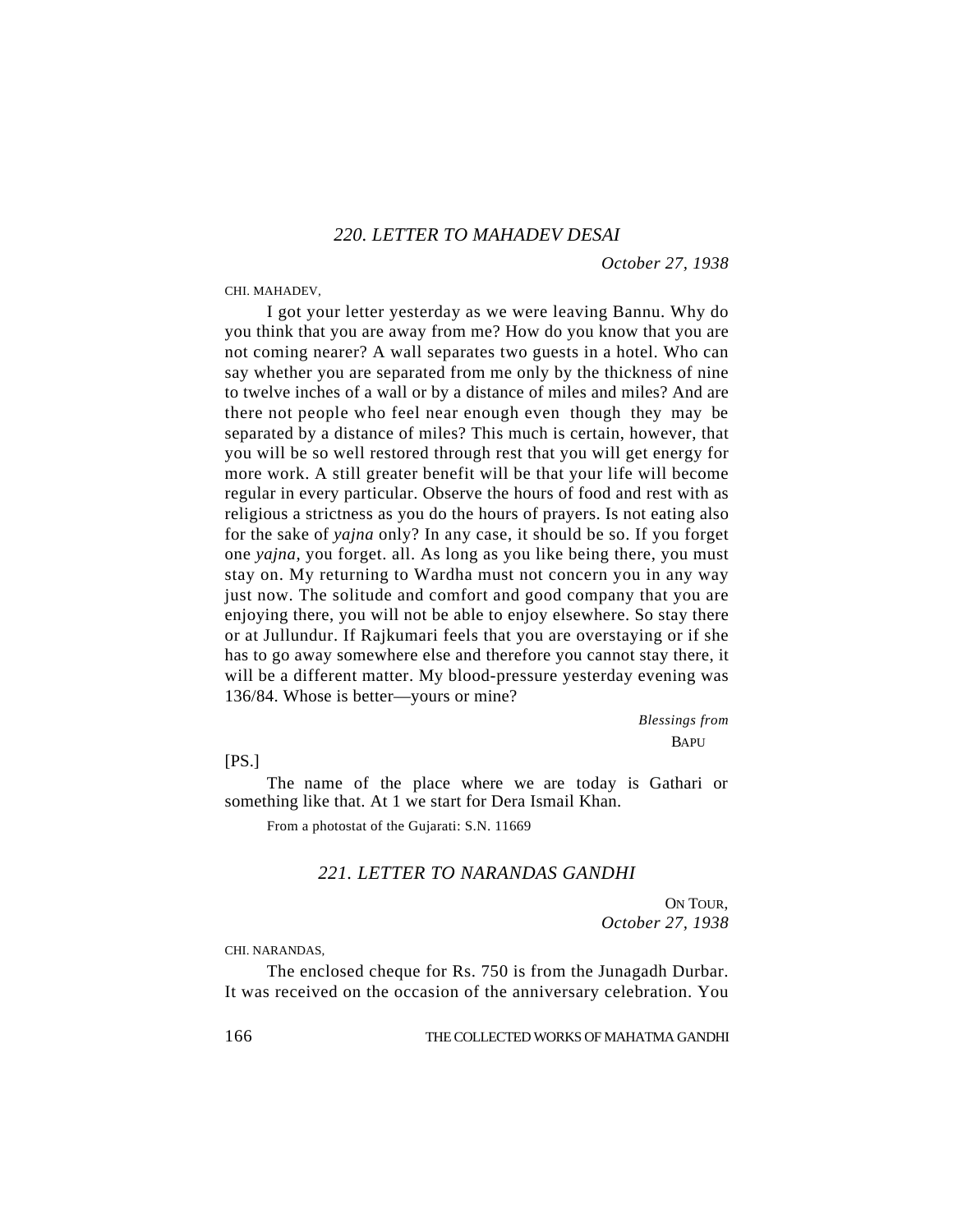## *220. LETTER TO MAHADEV DESAI*

*October 27, 1938*

CHI. MAHADEV,

I got your letter yesterday as we were leaving Bannu. Why do you think that you are away from me? How do you know that you are not coming nearer? A wall separates two guests in a hotel. Who can say whether you are separated from me only by the thickness of nine to twelve inches of a wall or by a distance of miles and miles? And are there not people who feel near enough even though they may be separated by a distance of miles? This much is certain, however, that you will be so well restored through rest that you will get energy for more work. A still greater benefit will be that your life will become regular in every particular. Observe the hours of food and rest with as religious a strictness as you do the hours of prayers. Is not eating also for the sake of *yajna* only? In any case, it should be so. If you forget one *yajna*, you forget. all. As long as you like being there, you must stay on. My returning to Wardha must not concern you in any way just now. The solitude and comfort and good company that you are enjoying there, you will not be able to enjoy elsewhere. So stay there or at Jullundur. If Rajkumari feels that you are overstaying or if she has to go away somewhere else and therefore you cannot stay there, it will be a different matter. My blood-pressure yesterday evening was 136/84. Whose is better—yours or mine?

*Blessings from*
BAPU

[PS.]

The name of the place where we are today is Gathari or something like that. At 1 we start for Dera Ismail Khan.

From a photostat of the Gujarati: S.N. 11669

## *221. LETTER TO NARANDAS GANDHI*

ON TOUR,
*October 27, 1938*

CHI. NARANDAS,

The enclosed cheque for Rs. 750 is from the Junagadh Durbar. It was received on the occasion of the anniversary celebration. You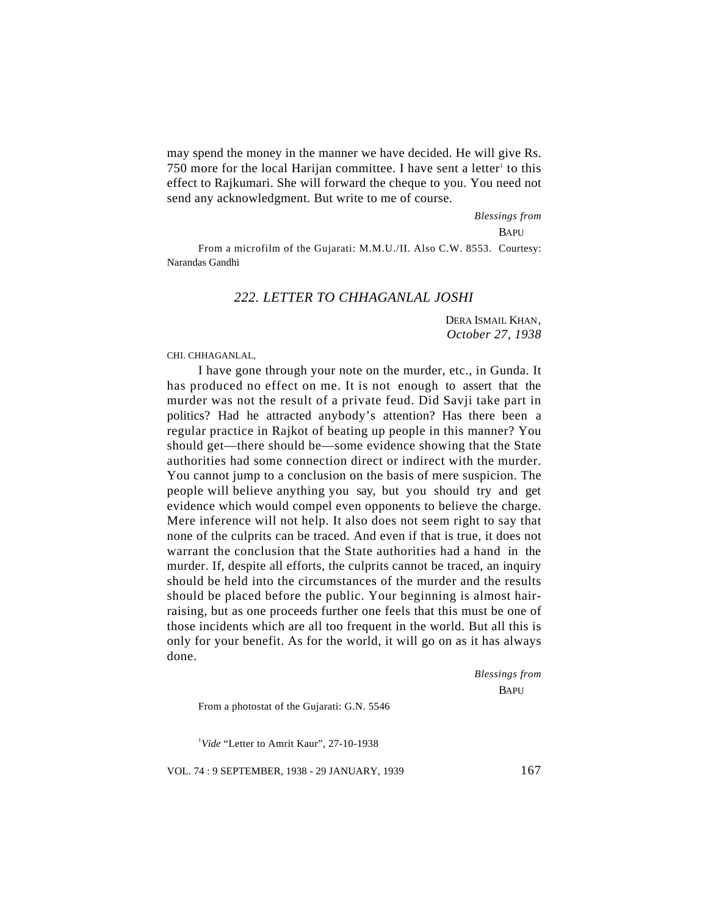may spend the money in the manner we have decided. He will give Rs. 750 more for the local Harijan committee. I have sent a letter[1] to this effect to Rajkumari. She will forward the cheque to you. You need not send any acknowledgment. But write to me of course.

*Blessings from*
BAPU

From a microfilm of the Gujarati: M.M.U./II. Also C.W. 8553. Courtesy: Narandas Gandhi

## *222. LETTER TO CHHAGANLAL JOSHI*

DERA ISMAIL KHAN,
*October 27, 1938*

CHI. CHHAGANLAL,

I have gone through your note on the murder, etc., in Gunda. It has produced no effect on me. It is not enough to assert that the murder was not the result of a private feud. Did Savji take part in politics? Had he attracted anybody's attention? Has there been a regular practice in Rajkot of beating up people in this manner? You should get—there should be—some evidence showing that the State authorities had some connection direct or indirect with the murder. You cannot jump to a conclusion on the basis of mere suspicion. The people will believe anything you say, but you should try and get evidence which would compel even opponents to believe the charge. Mere inference will not help. It also does not seem right to say that none of the culprits can be traced. And even if that is true, it does not warrant the conclusion that the State authorities had a hand in the murder. If, despite all efforts, the culprits cannot be traced, an inquiry should be held into the circumstances of the murder and the results should be placed before the public. Your beginning is almost hair-raising, but as one proceeds further one feels that this must be one of those incidents which are all too frequent in the world. But all this is only for your benefit. As for the world, it will go on as it has always done.

*Blessings from*
BAPU

From a photostat of the Gujarati: G.N. 5546

[1] *Vide* "Letter to Amrit Kaur", 27-10-1938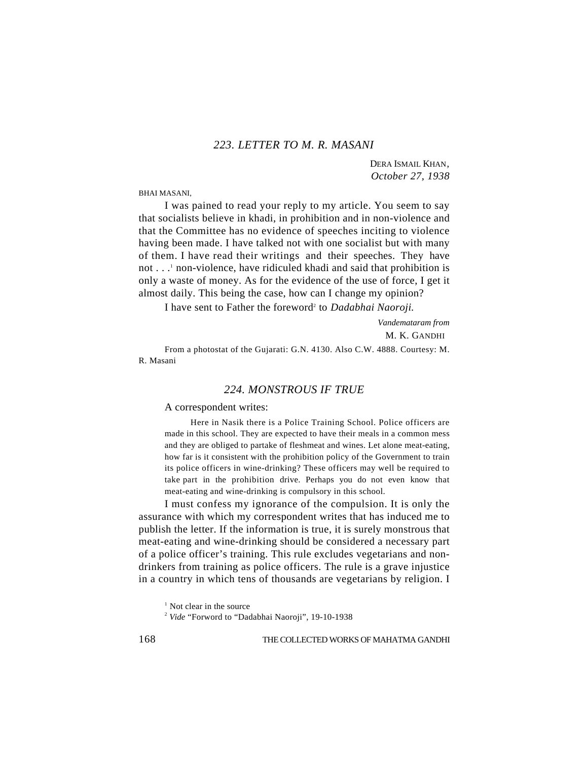### *223. LETTER TO M. R. MASANI*

DERA ISMAIL KHAN,
*October 27, 1938*

BHAI MASANI,

I was pained to read your reply to my article. You seem to say that socialists believe in khadi, in prohibition and in non-violence and that the Committee has no evidence of speeches inciting to violence having been made. I have talked not with one socialist but with many of them. I have read their writings and their speeches. They have not . . .[1] non-violence, have ridiculed khadi and said that prohibition is only a waste of money. As for the evidence of the use of force, I get it almost daily. This being the case, how can I change my opinion?

I have sent to Father the foreword[2] to *Dadabhai Naoroji.*

*Vandemataram from*
M. K. GANDHI

From a photostat of the Gujarati: G.N. 4130. Also C.W. 4888. Courtesy: M. R. Masani

### *224. MONSTROUS IF TRUE*

A correspondent writes:

> Here in Nasik there is a Police Training School. Police officers are made in this school. They are expected to have their meals in a common mess and they are obliged to partake of fleshmeat and wines. Let alone meat-eating, how far is it consistent with the prohibition policy of the Government to train its police officers in wine-drinking? These officers may well be required to take part in the prohibition drive. Perhaps you do not even know that meat-eating and wine-drinking is compulsory in this school.

I must confess my ignorance of the compulsion. It is only the assurance with which my correspondent writes that has induced me to publish the letter. If the information is true, it is surely monstrous that meat-eating and wine-drinking should be considered a necessary part of a police officer's training. This rule excludes vegetarians and non-drinkers from training as police officers. The rule is a grave injustice in a country in which tens of thousands are vegetarians by religion. I

[1] Not clear in the source

[2] *Vide* "Forword to "Dadabhai Naoroji", 19-10-1938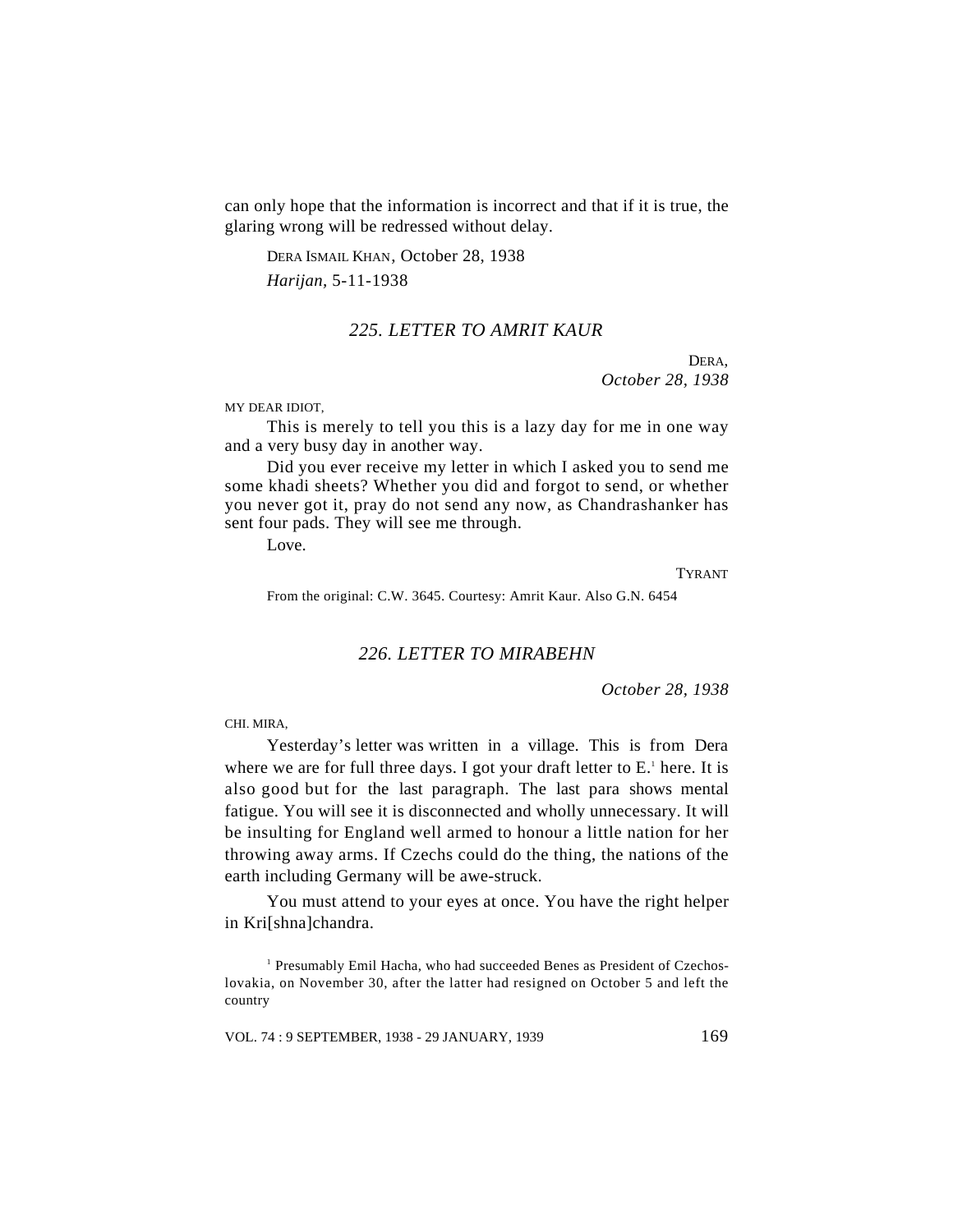can only hope that the information is incorrect and that if it is true, the glaring wrong will be redressed without delay.

DERA ISMAIL KHAN, October 28, 1938

*Harijan*, 5-11-1938

## *225. LETTER TO AMRIT KAUR*

DERA,
*October 28, 1938*

MY DEAR IDIOT,

This is merely to tell you this is a lazy day for me in one way and a very busy day in another way.

Did you ever receive my letter in which I asked you to send me some khadi sheets? Whether you did and forgot to send, or whether you never got it, pray do not send any now, as Chandrashanker has sent four pads. They will see me through.

Love.

TYRANT

From the original: C.W. 3645. Courtesy: Amrit Kaur. Also G.N. 6454

## *226. LETTER TO MIRABEHN*

*October 28, 1938*

CHI. MIRA,

Yesterday's letter was written in a village. This is from Dera where we are for full three days. I got your draft letter to E.[1] here. It is also good but for the last paragraph. The last para shows mental fatigue. You will see it is disconnected and wholly unnecessary. It will be insulting for England well armed to honour a little nation for her throwing away arms. If Czechs could do the thing, the nations of the earth including Germany will be awe-struck.

You must attend to your eyes at once. You have the right helper in Kri[shna]chandra.

[1] Presumably Emil Hacha, who had succeeded Benes as President of Czechoslovakia, on November 30, after the latter had resigned on October 5 and left the country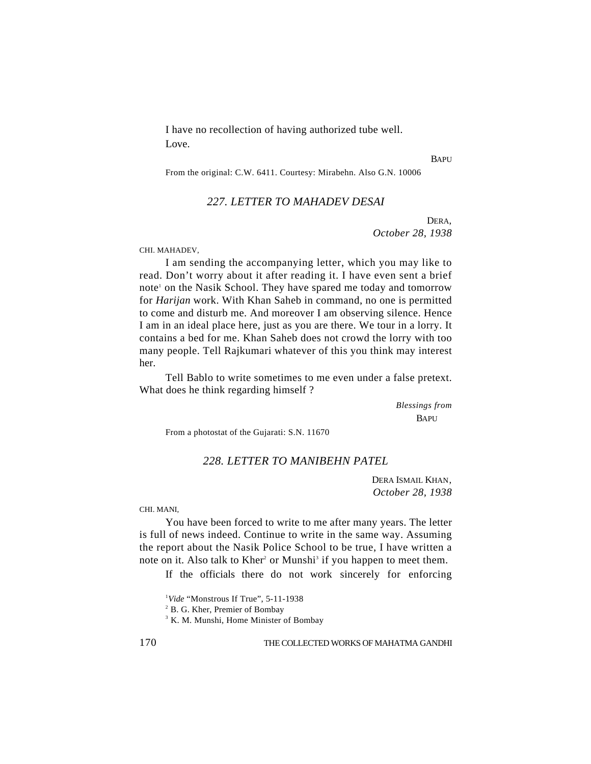I have no recollection of having authorized tube well.
Love.

BAPU

From the original: C.W. 6411. Courtesy: Mirabehn. Also G.N. 10006

## *227. LETTER TO MAHADEV DESAI*

DERA,
*October 28, 1938*

CHI. MAHADEV,

I am sending the accompanying letter, which you may like to read. Don't worry about it after reading it. I have even sent a brief note[1] on the Nasik School. They have spared me today and tomorrow for *Harijan* work. With Khan Saheb in command, no one is permitted to come and disturb me. And moreover I am observing silence. Hence I am in an ideal place here, just as you are there. We tour in a lorry. It contains a bed for me. Khan Saheb does not crowd the lorry with too many people. Tell Rajkumari whatever of this you think may interest her.

Tell Bablo to write sometimes to me even under a false pretext. What does he think regarding himself ?

*Blessings from*
BAPU

From a photostat of the Gujarati: S.N. 11670

## *228. LETTER TO MANIBEHN PATEL*

DERA ISMAIL KHAN,
*October 28, 1938*

CHI. MANI,

You have been forced to write to me after many years. The letter is full of news indeed. Continue to write in the same way. Assuming the report about the Nasik Police School to be true, I have written a note on it. Also talk to Kher[2] or Munshi[3] if you happen to meet them.

If the officials there do not work sincerely for enforcing

[1] *Vide* "Monstrous If True", 5-11-1938
[2] B. G. Kher, Premier of Bombay
[3] K. M. Munshi, Home Minister of Bombay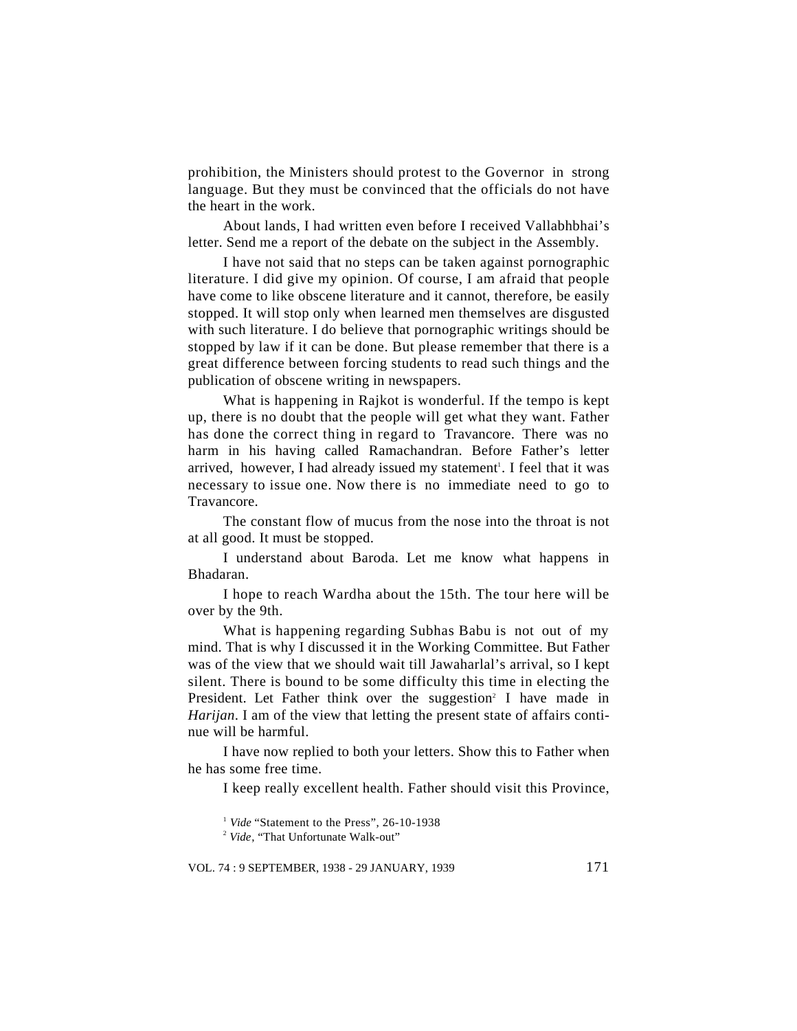prohibition, the Ministers should protest to the Governor in strong language. But they must be convinced that the officials do not have the heart in the work.

About lands, I had written even before I received Vallabhbhai's letter. Send me a report of the debate on the subject in the Assembly.

I have not said that no steps can be taken against pornographic literature. I did give my opinion. Of course, I am afraid that people have come to like obscene literature and it cannot, therefore, be easily stopped. It will stop only when learned men themselves are disgusted with such literature. I do believe that pornographic writings should be stopped by law if it can be done. But please remember that there is a great difference between forcing students to read such things and the publication of obscene writing in newspapers.

What is happening in Rajkot is wonderful. If the tempo is kept up, there is no doubt that the people will get what they want. Father has done the correct thing in regard to Travancore. There was no harm in his having called Ramachandran. Before Father's letter arrived, however, I had already issued my statement[1]. I feel that it was necessary to issue one. Now there is no immediate need to go to Travancore.

The constant flow of mucus from the nose into the throat is not at all good. It must be stopped.

I understand about Baroda. Let me know what happens in Bhadaran.

I hope to reach Wardha about the 15th. The tour here will be over by the 9th.

What is happening regarding Subhas Babu is not out of my mind. That is why I discussed it in the Working Committee. But Father was of the view that we should wait till Jawaharlal's arrival, so I kept silent. There is bound to be some difficulty this time in electing the President. Let Father think over the suggestion[2] I have made in *Harijan*. I am of the view that letting the present state of affairs continue will be harmful.

I have now replied to both your letters. Show this to Father when he has some free time.

I keep really excellent health. Father should visit this Province,

[1] *Vide* "Statement to the Press", 26-10-1938

[2] *Vide*, "That Unfortunate Walk-out"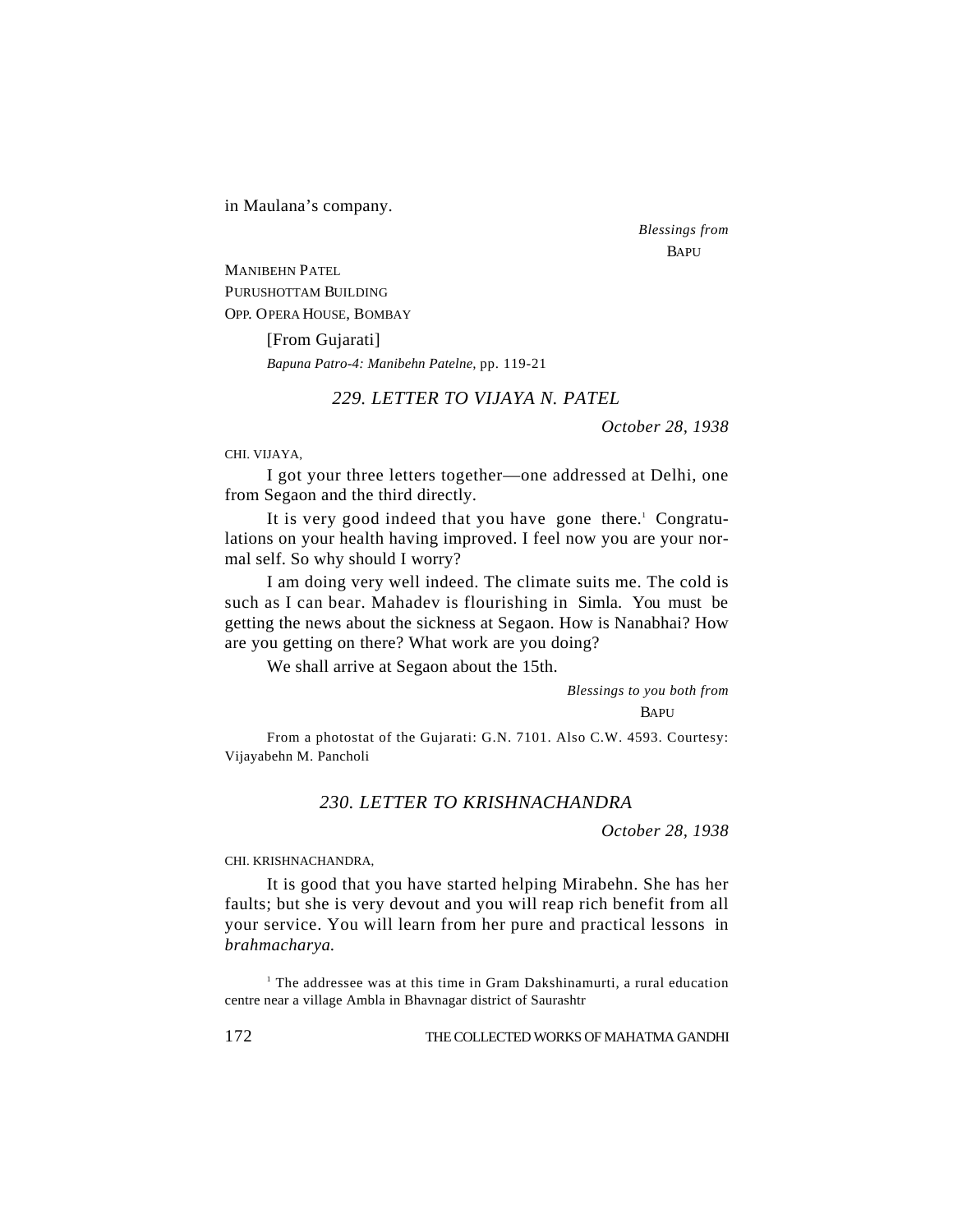in Maulana's company.

*Blessings from*
BAPU

MANIBEHN PATEL
PURUSHOTTAM BUILDING
OPP. OPERA HOUSE, BOMBAY

[From Gujarati]
*Bapuna Patro-4: Manibehn Patelne*, pp. 119-21

## *229. LETTER TO VIJAYA N. PATEL*

*October 28, 1938*

CHI. VIJAYA,

I got your three letters together—one addressed at Delhi, one from Segaon and the third directly.

It is very good indeed that you have gone there.[1] Congratulations on your health having improved. I feel now you are your normal self. So why should I worry?

I am doing very well indeed. The climate suits me. The cold is such as I can bear. Mahadev is flourishing in Simla. You must be getting the news about the sickness at Segaon. How is Nanabhai? How are you getting on there? What work are you doing?

We shall arrive at Segaon about the 15th.

*Blessings to you both from*
BAPU

From a photostat of the Gujarati: G.N. 7101. Also C.W. 4593. Courtesy: Vijayabehn M. Pancholi

## *230. LETTER TO KRISHNACHANDRA*

*October 28, 1938*

CHI. KRISHNACHANDRA,

It is good that you have started helping Mirabehn. She has her faults; but she is very devout and you will reap rich benefit from all your service. You will learn from her pure and practical lessons in *brahmacharya.*

[1] The addressee was at this time in Gram Dakshinamurti, a rural education centre near a village Ambla in Bhavnagar district of Saurashtr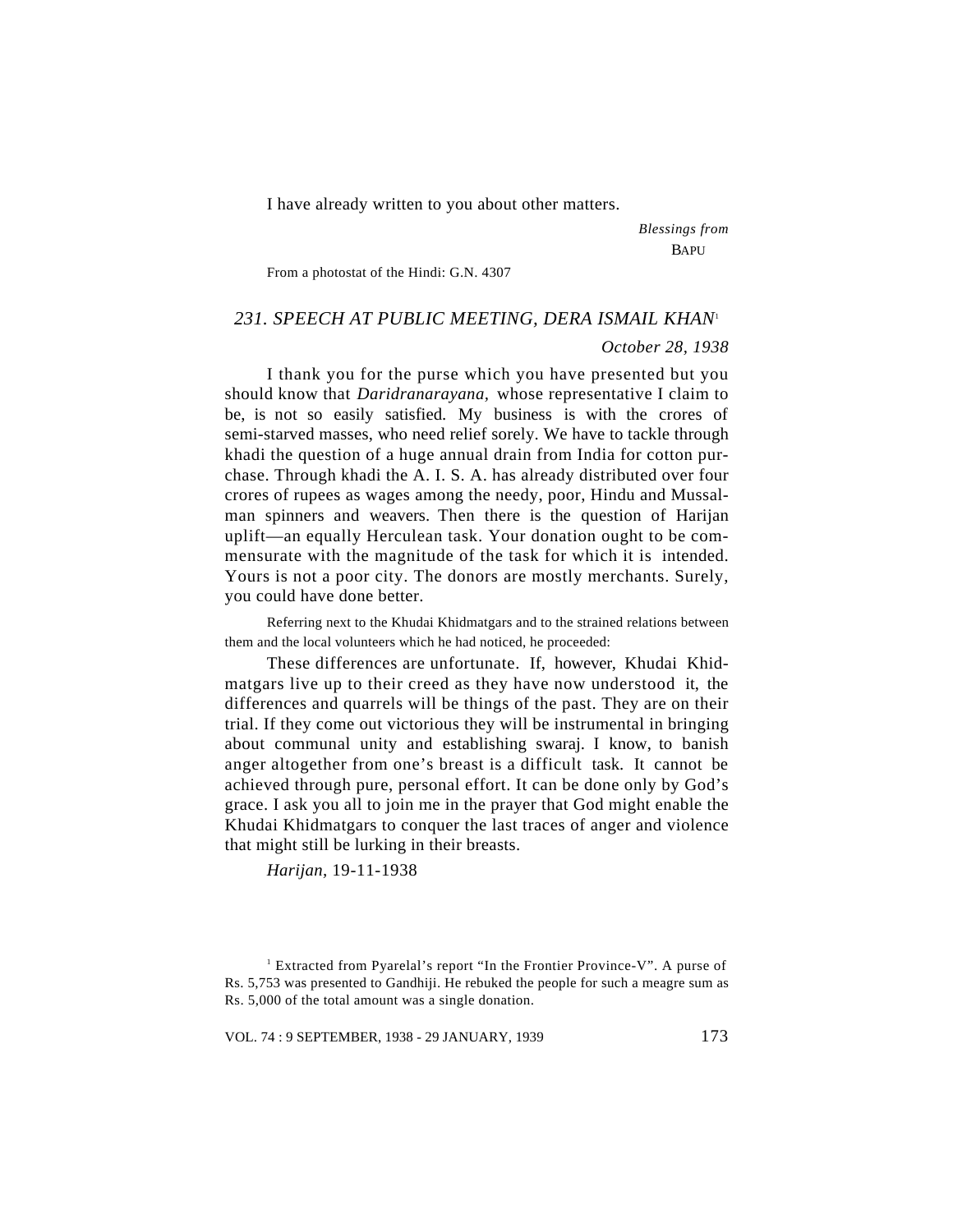I have already written to you about other matters.

*Blessings from*
BAPU

From a photostat of the Hindi: G.N. 4307

## *231. SPEECH AT PUBLIC MEETING, DERA ISMAIL KHAN*[1]

*October 28, 1938*

I thank you for the purse which you have presented but you should know that *Daridranarayana,* whose representative I claim to be, is not so easily satisfied. My business is with the crores of semi-starved masses, who need relief sorely. We have to tackle through khadi the question of a huge annual drain from India for cotton purchase. Through khadi the A. I. S. A. has already distributed over four crores of rupees as wages among the needy, poor, Hindu and Mussalman spinners and weavers. Then there is the question of Harijan uplift—an equally Herculean task. Your donation ought to be commensurate with the magnitude of the task for which it is intended. Yours is not a poor city. The donors are mostly merchants. Surely, you could have done better.

Referring next to the Khudai Khidmatgars and to the strained relations between them and the local volunteers which he had noticed, he proceeded:

These differences are unfortunate. If, however, Khudai Khidmatgars live up to their creed as they have now understood it, the differences and quarrels will be things of the past. They are on their trial. If they come out victorious they will be instrumental in bringing about communal unity and establishing swaraj. I know, to banish anger altogether from one's breast is a difficult task. It cannot be achieved through pure, personal effort. It can be done only by God's grace. I ask you all to join me in the prayer that God might enable the Khudai Khidmatgars to conquer the last traces of anger and violence that might still be lurking in their breasts.

*Harijan*, 19-11-1938

---

[1] Extracted from Pyarelal's report "In the Frontier Province-V". A purse of Rs. 5,753 was presented to Gandhiji. He rebuked the people for such a meagre sum as Rs. 5,000 of the total amount was a single donation.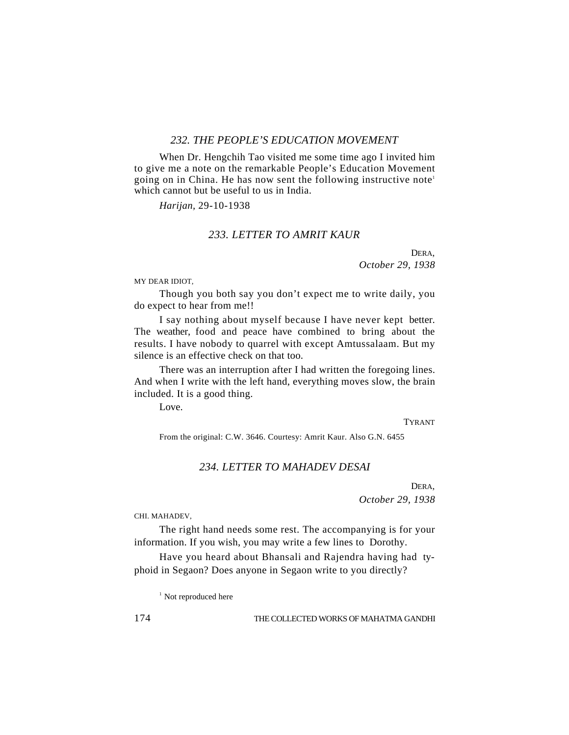## 232. THE PEOPLE'S EDUCATION MOVEMENT

When Dr. Hengchih Tao visited me some time ago I invited him to give me a note on the remarkable People's Education Movement going on in China. He has now sent the following instructive note[1] which cannot but be useful to us in India.

*Harijan*, 29-10-1938

## 233. LETTER TO AMRIT KAUR

DERA,
*October 29, 1938*

MY DEAR IDIOT,

Though you both say you don't expect me to write daily, you do expect to hear from me!!

I say nothing about myself because I have never kept better. The weather, food and peace have combined to bring about the results. I have nobody to quarrel with except Amtussalaam. But my silence is an effective check on that too.

There was an interruption after I had written the foregoing lines. And when I write with the left hand, everything moves slow, the brain included. It is a good thing.

Love.

TYRANT

From the original: C.W. 3646. Courtesy: Amrit Kaur. Also G.N. 6455

## 234. LETTER TO MAHADEV DESAI

DERA,
*October 29, 1938*

CHI. MAHADEV,

The right hand needs some rest. The accompanying is for your information. If you wish, you may write a few lines to Dorothy.

Have you heard about Bhansali and Rajendra having had typhoid in Segaon? Does anyone in Segaon write to you directly?

[1] Not reproduced here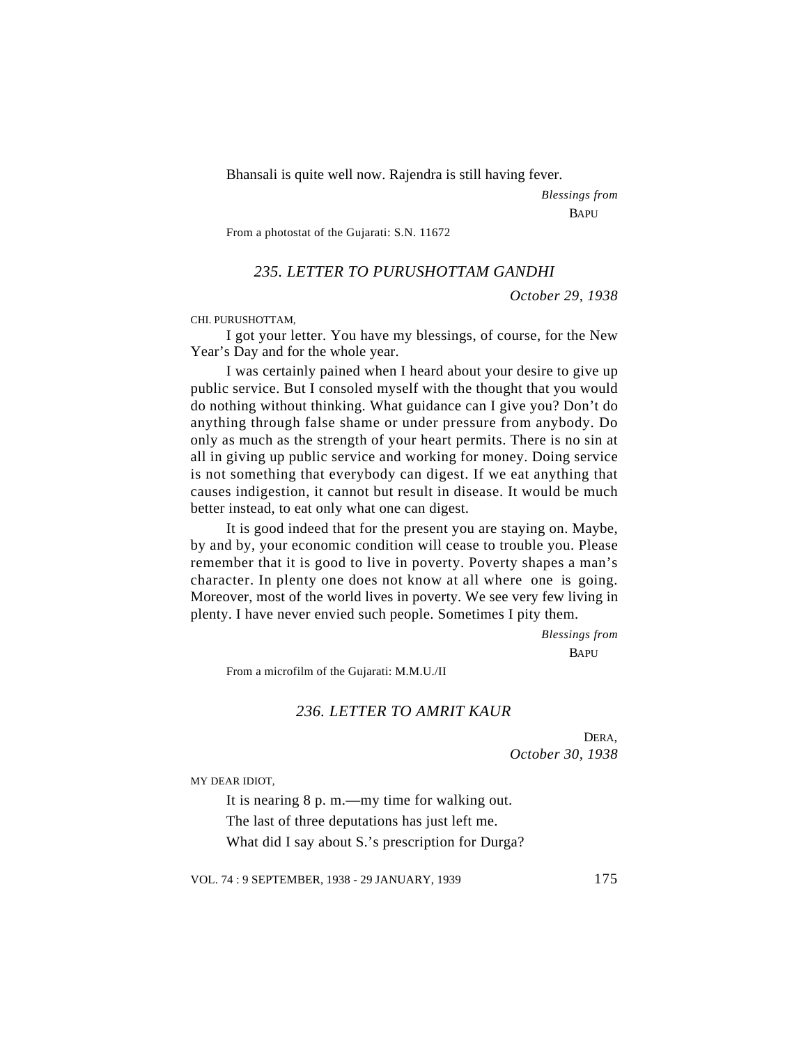Bhansali is quite well now. Rajendra is still having fever.

*Blessings from*

BAPU

From a photostat of the Gujarati: S.N. 11672

## *235. LETTER TO PURUSHOTTAM GANDHI*

*October 29, 1938*

CHI. PURUSHOTTAM,

I got your letter. You have my blessings, of course, for the New Year's Day and for the whole year.

I was certainly pained when I heard about your desire to give up public service. But I consoled myself with the thought that you would do nothing without thinking. What guidance can I give you? Don't do anything through false shame or under pressure from anybody. Do only as much as the strength of your heart permits. There is no sin at all in giving up public service and working for money. Doing service is not something that everybody can digest. If we eat anything that causes indigestion, it cannot but result in disease. It would be much better instead, to eat only what one can digest.

It is good indeed that for the present you are staying on. Maybe, by and by, your economic condition will cease to trouble you. Please remember that it is good to live in poverty. Poverty shapes a man's character. In plenty one does not know at all where one is going. Moreover, most of the world lives in poverty. We see very few living in plenty. I have never envied such people. Sometimes I pity them.

*Blessings from*

BAPU

From a microfilm of the Gujarati: M.M.U./II

## *236. LETTER TO AMRIT KAUR*

DERA,
*October 30, 1938*

MY DEAR IDIOT,

It is nearing 8 p. m.—my time for walking out.

The last of three deputations has just left me.

What did I say about S.'s prescription for Durga?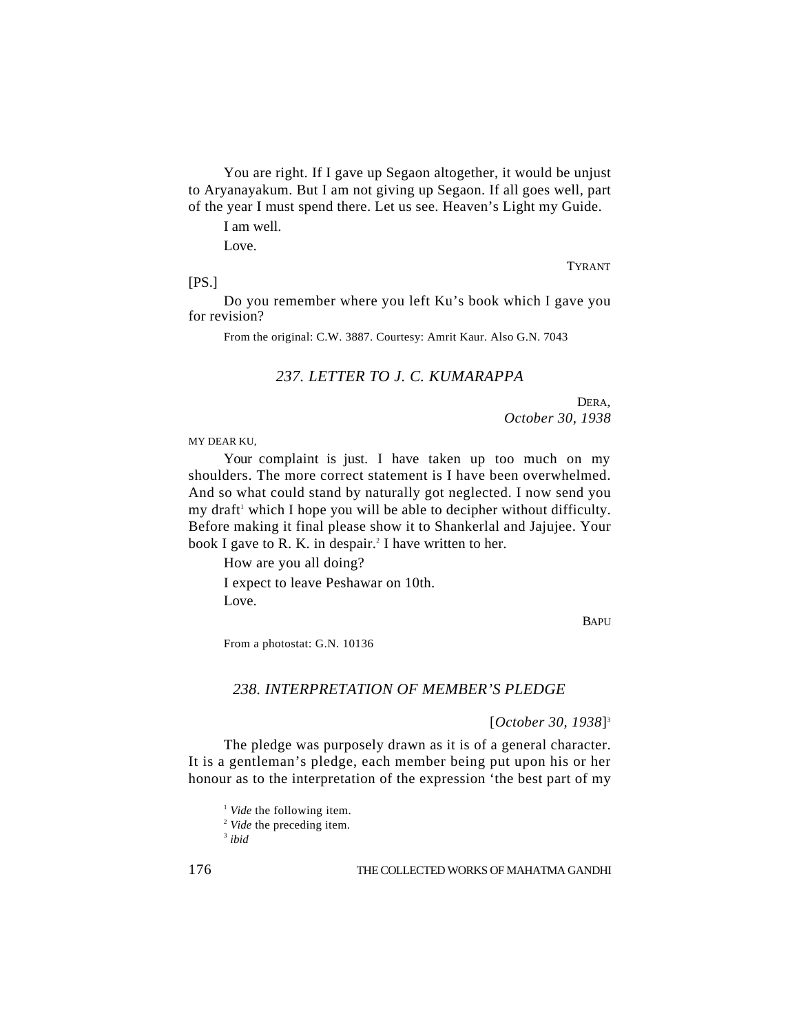You are right. If I gave up Segaon altogether, it would be unjust to Aryanayakum. But I am not giving up Segaon. If all goes well, part of the year I must spend there. Let us see. Heaven's Light my Guide.

I am well.

Love.

TYRANT

[PS.]

Do you remember where you left Ku's book which I gave you for revision?

From the original: C.W. 3887. Courtesy: Amrit Kaur. Also G.N. 7043

## *237. LETTER TO J. C. KUMARAPPA*

DERA,
*October 30, 1938*

MY DEAR KU,

Your complaint is just. I have taken up too much on my shoulders. The more correct statement is I have been overwhelmed. And so what could stand by naturally got neglected. I now send you my draft[1] which I hope you will be able to decipher without difficulty. Before making it final please show it to Shankerlal and Jajujee. Your book I gave to R. K. in despair.[2] I have written to her.

How are you all doing?

I expect to leave Peshawar on 10th.

Love.

BAPU

From a photostat: G.N. 10136

## *238. INTERPRETATION OF MEMBER'S PLEDGE*

[*October 30, 1938*][3]

The pledge was purposely drawn as it is of a general character. It is a gentleman's pledge, each member being put upon his or her honour as to the interpretation of the expression 'the best part of my

---

[1] *Vide* the following item.

[2] *Vide* the preceding item.

[3] *ibid*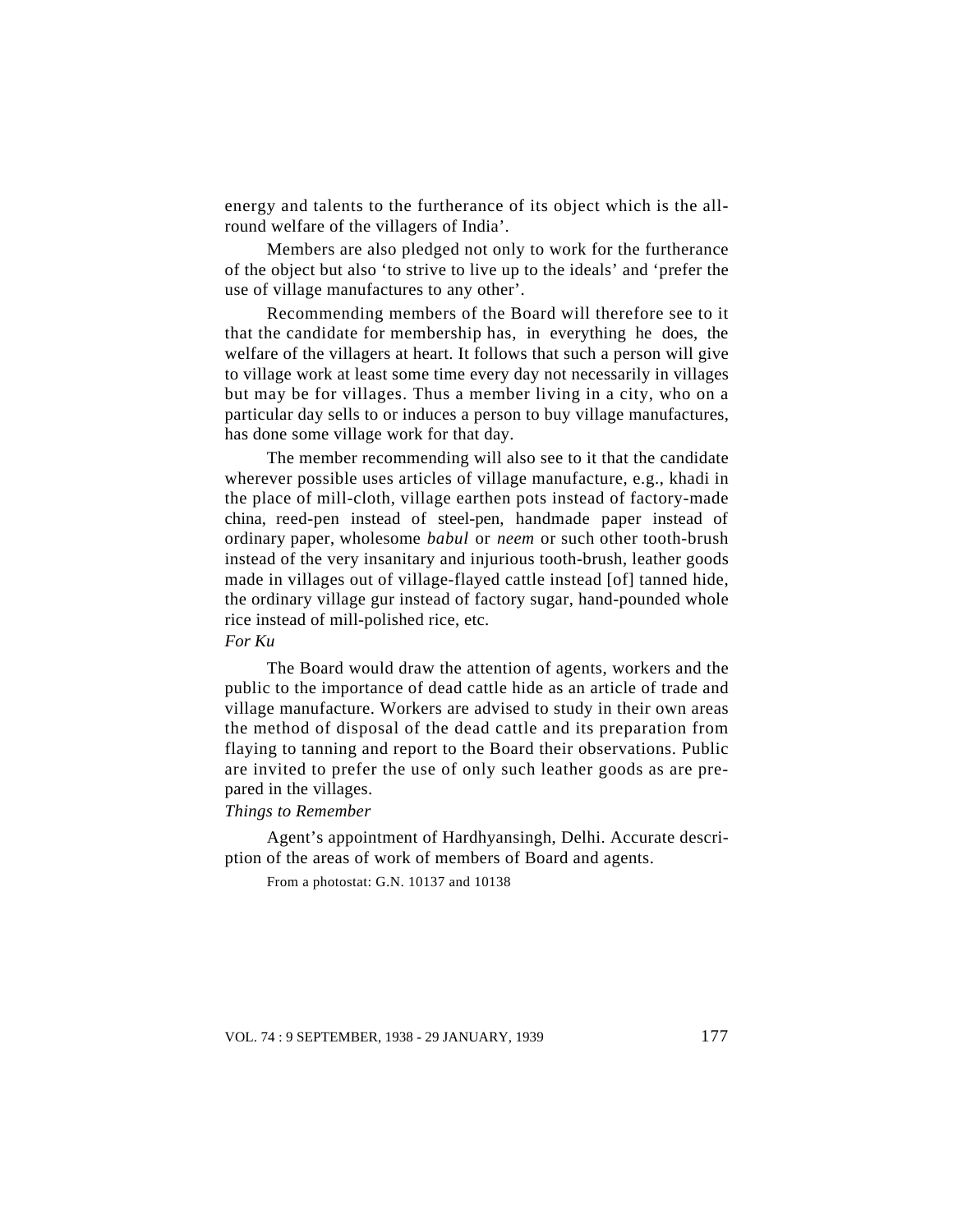energy and talents to the furtherance of its object which is the all-round welfare of the villagers of India'.

Members are also pledged not only to work for the furtherance of the object but also 'to strive to live up to the ideals' and 'prefer the use of village manufactures to any other'.

Recommending members of the Board will therefore see to it that the candidate for membership has, in everything he does, the welfare of the villagers at heart. It follows that such a person will give to village work at least some time every day not necessarily in villages but may be for villages. Thus a member living in a city, who on a particular day sells to or induces a person to buy village manufactures, has done some village work for that day.

The member recommending will also see to it that the candidate wherever possible uses articles of village manufacture, e.g., khadi in the place of mill-cloth, village earthen pots instead of factory-made china, reed-pen instead of steel-pen, handmade paper instead of ordinary paper, wholesome *babul* or *neem* or such other tooth-brush instead of the very insanitary and injurious tooth-brush, leather goods made in villages out of village-flayed cattle instead [of] tanned hide, the ordinary village gur instead of factory sugar, hand-pounded whole rice instead of mill-polished rice, etc.

*For Ku*

The Board would draw the attention of agents, workers and the public to the importance of dead cattle hide as an article of trade and village manufacture. Workers are advised to study in their own areas the method of disposal of the dead cattle and its preparation from flaying to tanning and report to the Board their observations. Public are invited to prefer the use of only such leather goods as are prepared in the villages.

*Things to Remember*

Agent's appointment of Hardhyansingh, Delhi. Accurate description of the areas of work of members of Board and agents.

From a photostat: G.N. 10137 and 10138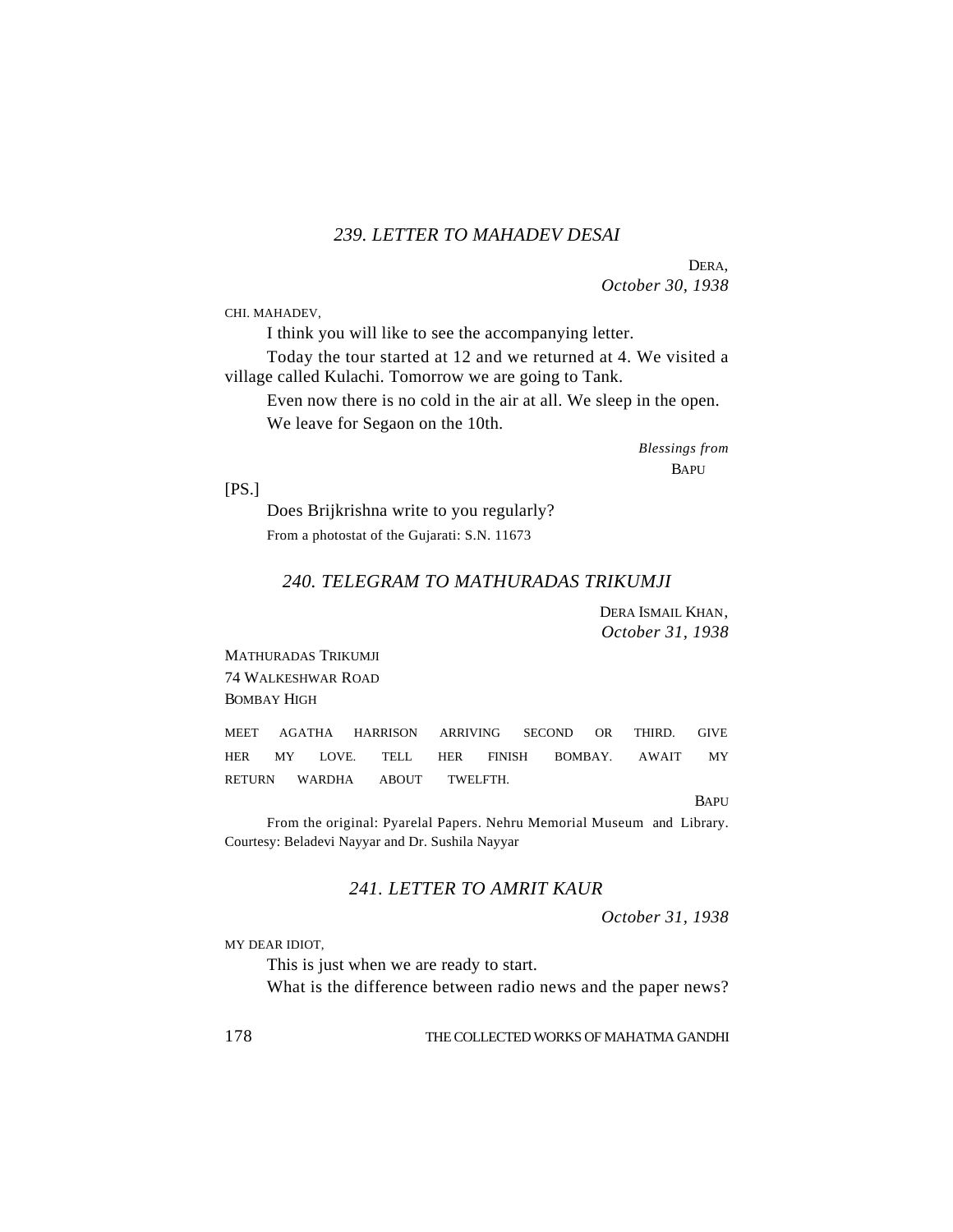### *239. LETTER TO MAHADEV DESAI*

DERA,  
*October 30, 1938*

CHI. MAHADEV,

I think you will like to see the accompanying letter.

Today the tour started at 12 and we returned at 4. We visited a village called Kulachi. Tomorrow we are going to Tank.

Even now there is no cold in the air at all. We sleep in the open.

We leave for Segaon on the 10th.

*Blessings from*  
BAPU

[PS.]

Does Brijkrishna write to you regularly?

From a photostat of the Gujarati: S.N. 11673

### *240. TELEGRAM TO MATHURADAS TRIKUMJI*

DERA ISMAIL KHAN,  
*October 31, 1938*

MATHURADAS TRIKUMJI  
74 WALKESHWAR ROAD  
BOMBAY HIGH

MEET AGATHA HARRISON ARRIVING SECOND OR THIRD. GIVE HER MY LOVE. TELL HER FINISH BOMBAY. AWAIT MY RETURN WARDHA ABOUT TWELFTH.

BAPU

From the original: Pyarelal Papers. Nehru Memorial Museum and Library. Courtesy: Beladevi Nayyar and Dr. Sushila Nayyar

### *241. LETTER TO AMRIT KAUR*

*October 31, 1938*

MY DEAR IDIOT,

This is just when we are ready to start.

What is the difference between radio news and the paper news?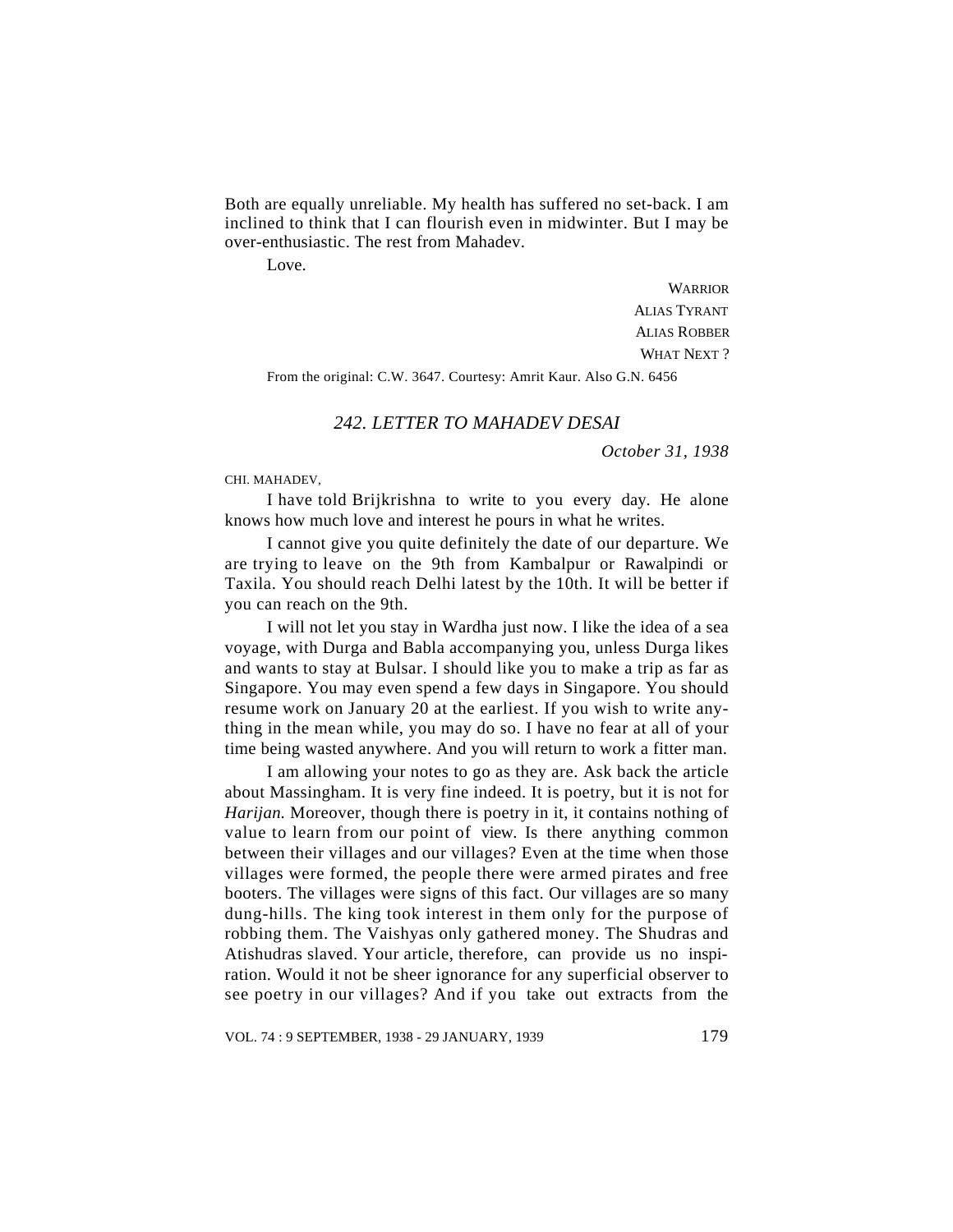Both are equally unreliable. My health has suffered no set-back. I am inclined to think that I can flourish even in midwinter. But I may be over-enthusiastic. The rest from Mahadev.

Love.

WARRIOR
ALIAS TYRANT
ALIAS ROBBER
WHAT NEXT ?

From the original: C.W. 3647. Courtesy: Amrit Kaur. Also G.N. 6456

## 242. LETTER TO MAHADEV DESAI

*October 31, 1938*

CHI. MAHADEV,

I have told Brijkrishna to write to you every day. He alone knows how much love and interest he pours in what he writes.

I cannot give you quite definitely the date of our departure. We are trying to leave on the 9th from Kambalpur or Rawalpindi or Taxila. You should reach Delhi latest by the 10th. It will be better if you can reach on the 9th.

I will not let you stay in Wardha just now. I like the idea of a sea voyage, with Durga and Babla accompanying you, unless Durga likes and wants to stay at Bulsar. I should like you to make a trip as far as Singapore. You may even spend a few days in Singapore. You should resume work on January 20 at the earliest. If you wish to write anything in the mean while, you may do so. I have no fear at all of your time being wasted anywhere. And you will return to work a fitter man.

I am allowing your notes to go as they are. Ask back the article about Massingham. It is very fine indeed. It is poetry, but it is not for *Harijan.* Moreover, though there is poetry in it, it contains nothing of value to learn from our point of view. Is there anything common between their villages and our villages? Even at the time when those villages were formed, the people there were armed pirates and free booters. The villages were signs of this fact. Our villages are so many dung-hills. The king took interest in them only for the purpose of robbing them. The Vaishyas only gathered money. The Shudras and Atishudras slaved. Your article, therefore, can provide us no inspiration. Would it not be sheer ignorance for any superficial observer to see poetry in our villages? And if you take out extracts from the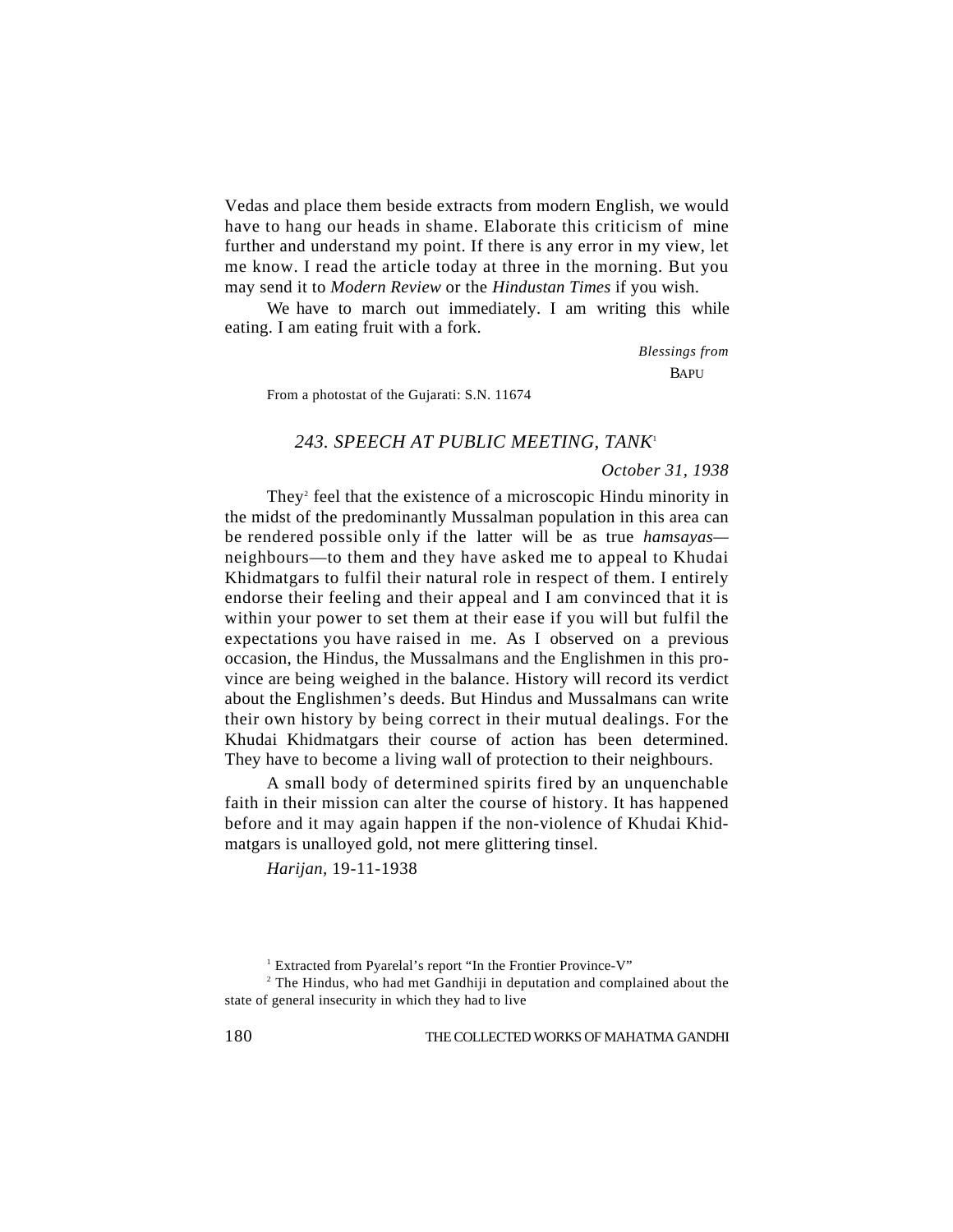Vedas and place them beside extracts from modern English, we would have to hang our heads in shame. Elaborate this criticism of mine further and understand my point. If there is any error in my view, let me know. I read the article today at three in the morning. But you may send it to *Modern Review* or the *Hindustan Times* if you wish.

We have to march out immediately. I am writing this while eating. I am eating fruit with a fork.

*Blessings from*
BAPU

From a photostat of the Gujarati: S.N. 11674

### *243. SPEECH AT PUBLIC MEETING, TANK*[1]

*October 31, 1938*

They[2] feel that the existence of a microscopic Hindu minority in the midst of the predominantly Mussalman population in this area can be rendered possible only if the latter will be as true *hamsayas*—neighbours—to them and they have asked me to appeal to Khudai Khidmatgars to fulfil their natural role in respect of them. I entirely endorse their feeling and their appeal and I am convinced that it is within your power to set them at their ease if you will but fulfil the expectations you have raised in me. As I observed on a previous occasion, the Hindus, the Mussalmans and the Englishmen in this province are being weighed in the balance. History will record its verdict about the Englishmen's deeds. But Hindus and Mussalmans can write their own history by being correct in their mutual dealings. For the Khudai Khidmatgars their course of action has been determined. They have to become a living wall of protection to their neighbours.

A small body of determined spirits fired by an unquenchable faith in their mission can alter the course of history. It has happened before and it may again happen if the non-violence of Khudai Khidmatgars is unalloyed gold, not mere glittering tinsel.

*Harijan*, 19-11-1938

[1] Extracted from Pyarelal's report "In the Frontier Province-V"

[2] The Hindus, who had met Gandhiji in deputation and complained about the state of general insecurity in which they had to live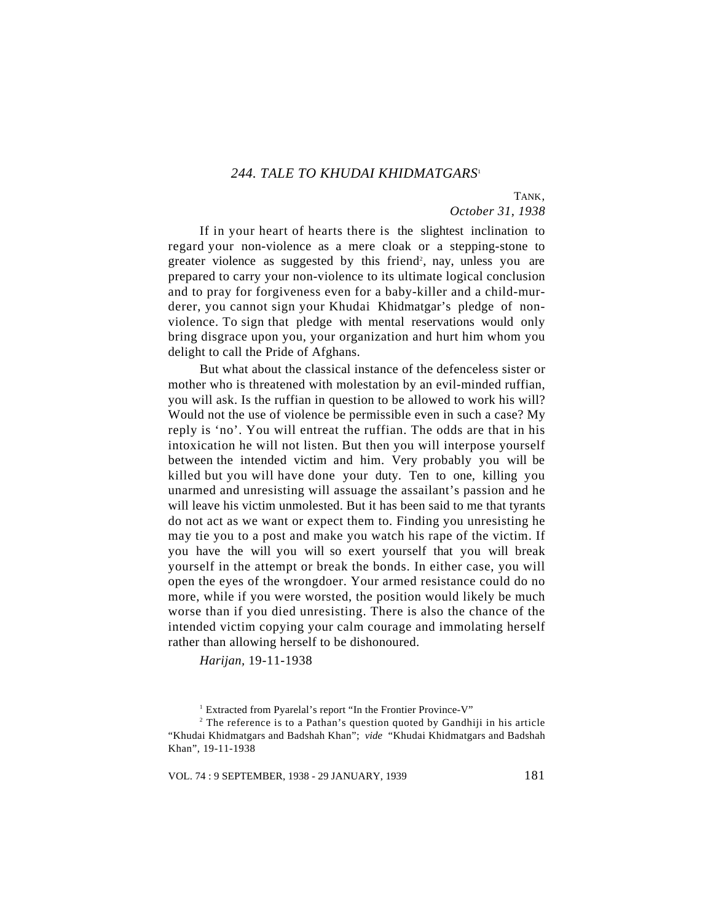## 244. TALE TO KHUDAI KHIDMATGARS[1]

TANK,
*October 31, 1938*

If in your heart of hearts there is the slightest inclination to regard your non-violence as a mere cloak or a stepping-stone to greater violence as suggested by this friend[2], nay, unless you are prepared to carry your non-violence to its ultimate logical conclusion and to pray for forgiveness even for a baby-killer and a child-murderer, you cannot sign your Khudai Khidmatgar's pledge of non-violence. To sign that pledge with mental reservations would only bring disgrace upon you, your organization and hurt him whom you delight to call the Pride of Afghans.

But what about the classical instance of the defenceless sister or mother who is threatened with molestation by an evil-minded ruffian, you will ask. Is the ruffian in question to be allowed to work his will? Would not the use of violence be permissible even in such a case? My reply is 'no'. You will entreat the ruffian. The odds are that in his intoxication he will not listen. But then you will interpose yourself between the intended victim and him. Very probably you will be killed but you will have done your duty. Ten to one, killing you unarmed and unresisting will assuage the assailant's passion and he will leave his victim unmolested. But it has been said to me that tyrants do not act as we want or expect them to. Finding you unresisting he may tie you to a post and make you watch his rape of the victim. If you have the will you will so exert yourself that you will break yourself in the attempt or break the bonds. In either case, you will open the eyes of the wrongdoer. Your armed resistance could do no more, while if you were worsted, the position would likely be much worse than if you died unresisting. There is also the chance of the intended victim copying your calm courage and immolating herself rather than allowing herself to be dishonoured.

*Harijan*, 19-11-1938

---

[1] Extracted from Pyarelal's report "In the Frontier Province-V"

[2] The reference is to a Pathan's question quoted by Gandhiji in his article "Khudai Khidmatgars and Badshah Khan"; *vide* "Khudai Khidmatgars and Badshah Khan", 19-11-1938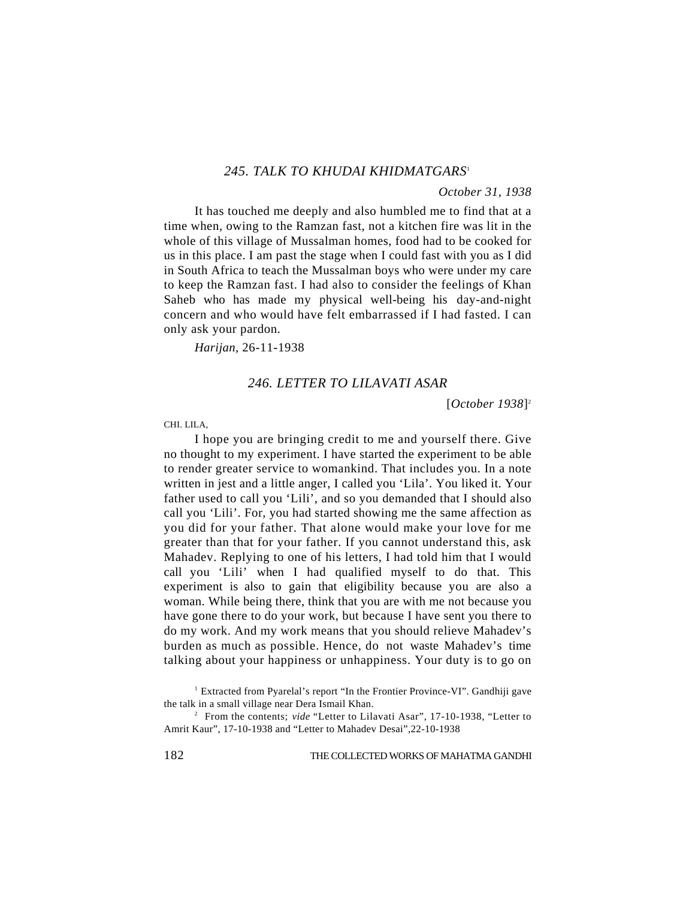## *245. TALK TO KHUDAI KHIDMATGARS*[1]

*October 31, 1938*

It has touched me deeply and also humbled me to find that at a time when, owing to the Ramzan fast, not a kitchen fire was lit in the whole of this village of Mussalman homes, food had to be cooked for us in this place. I am past the stage when I could fast with you as I did in South Africa to teach the Mussalman boys who were under my care to keep the Ramzan fast. I had also to consider the feelings of Khan Saheb who has made my physical well-being his day-and-night concern and who would have felt embarrassed if I had fasted. I can only ask your pardon.

*Harijan*, 26-11-1938

## *246. LETTER TO LILAVATI ASAR*

[*October 1938*][2]

CHI. LILA,

I hope you are bringing credit to me and yourself there. Give no thought to my experiment. I have started the experiment to be able to render greater service to womankind. That includes you. In a note written in jest and a little anger, I called you 'Lila'. You liked it. Your father used to call you 'Lili', and so you demanded that I should also call you 'Lili'. For, you had started showing me the same affection as you did for your father. That alone would make your love for me greater than that for your father. If you cannot understand this, ask Mahadev. Replying to one of his letters, I had told him that I would call you 'Lili' when I had qualified myself to do that. This experiment is also to gain that eligibility because you are also a woman. While being there, think that you are with me not because you have gone there to do your work, but because I have sent you there to do my work. And my work means that you should relieve Mahadev's burden as much as possible. Hence, do not waste Mahadev's time talking about your happiness or unhappiness. Your duty is to go on

---

[1] Extracted from Pyarelal's report "In the Frontier Province-VI". Gandhiji gave the talk in a small village near Dera Ismail Khan.

[2] From the contents; *vide* "Letter to Lilavati Asar", 17-10-1938, "Letter to Amrit Kaur", 17-10-1938 and "Letter to Mahadev Desai",22-10-1938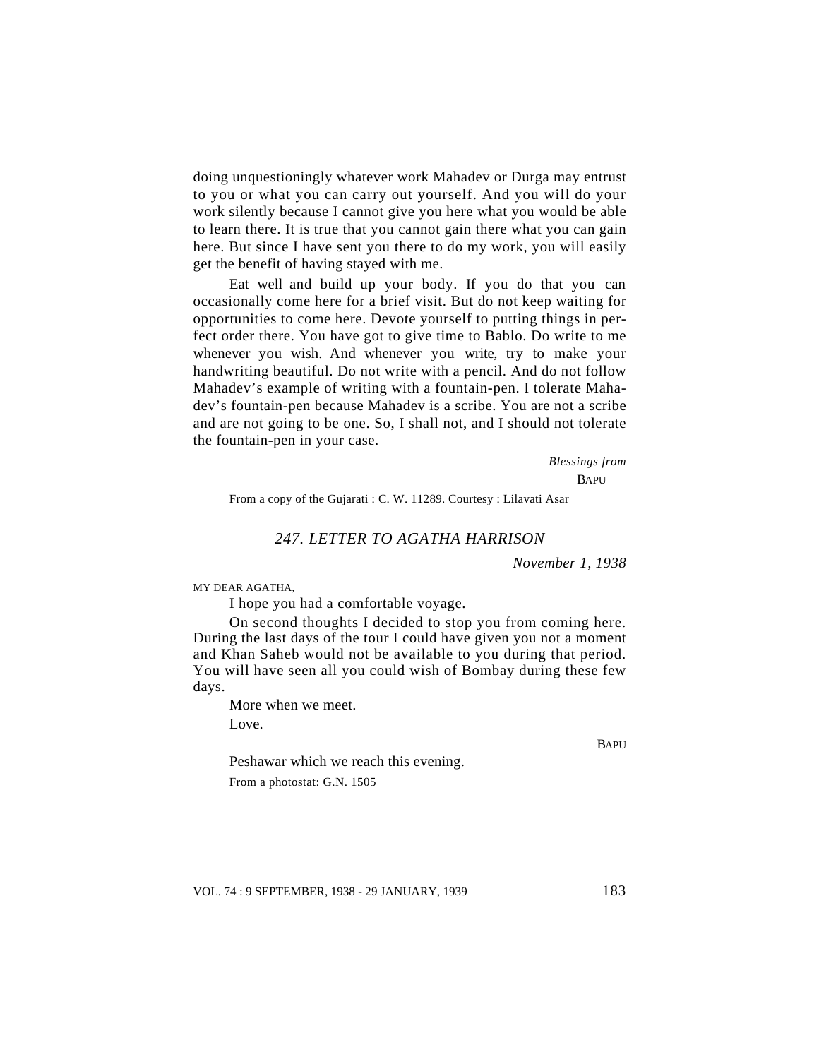doing unquestioningly whatever work Mahadev or Durga may entrust to you or what you can carry out yourself. And you will do your work silently because I cannot give you here what you would be able to learn there. It is true that you cannot gain there what you can gain here. But since I have sent you there to do my work, you will easily get the benefit of having stayed with me.

Eat well and build up your body. If you do that you can occasionally come here for a brief visit. But do not keep waiting for opportunities to come here. Devote yourself to putting things in perfect order there. You have got to give time to Bablo. Do write to me whenever you wish. And whenever you write, try to make your handwriting beautiful. Do not write with a pencil. And do not follow Mahadev's example of writing with a fountain-pen. I tolerate Mahadev's fountain-pen because Mahadev is a scribe. You are not a scribe and are not going to be one. So, I shall not, and I should not tolerate the fountain-pen in your case.

*Blessings from*
BAPU

From a copy of the Gujarati : C. W. 11289. Courtesy : Lilavati Asar

## *247. LETTER TO AGATHA HARRISON*

*November 1, 1938*

MY DEAR AGATHA,

I hope you had a comfortable voyage.

On second thoughts I decided to stop you from coming here. During the last days of the tour I could have given you not a moment and Khan Saheb would not be available to you during that period. You will have seen all you could wish of Bombay during these few days.

More when we meet.

Love.

BAPU

Peshawar which we reach this evening.

From a photostat: G.N. 1505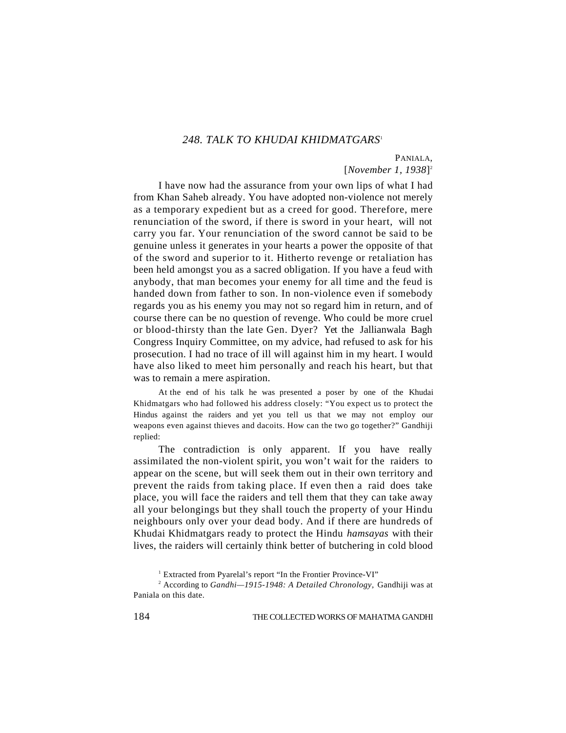## 248. TALK TO KHUDAI KHIDMATGARS[1]

PANIALA,
[*November 1, 1938*][2]

I have now had the assurance from your own lips of what I had from Khan Saheb already. You have adopted non-violence not merely as a temporary expedient but as a creed for good. Therefore, mere renunciation of the sword, if there is sword in your heart, will not carry you far. Your renunciation of the sword cannot be said to be genuine unless it generates in your hearts a power the opposite of that of the sword and superior to it. Hitherto revenge or retaliation has been held amongst you as a sacred obligation. If you have a feud with anybody, that man becomes your enemy for all time and the feud is handed down from father to son. In non-violence even if somebody regards you as his enemy you may not so regard him in return, and of course there can be no question of revenge. Who could be more cruel or blood-thirsty than the late Gen. Dyer? Yet the Jallianwala Bagh Congress Inquiry Committee, on my advice, had refused to ask for his prosecution. I had no trace of ill will against him in my heart. I would have also liked to meet him personally and reach his heart, but that was to remain a mere aspiration.

At the end of his talk he was presented a poser by one of the Khudai Khidmatgars who had followed his address closely: "You expect us to protect the Hindus against the raiders and yet you tell us that we may not employ our weapons even against thieves and dacoits. How can the two go together?" Gandhiji replied:

The contradiction is only apparent. If you have really assimilated the non-violent spirit, you won't wait for the raiders to appear on the scene, but will seek them out in their own territory and prevent the raids from taking place. If even then a raid does take place, you will face the raiders and tell them that they can take away all your belongings but they shall touch the property of your Hindu neighbours only over your dead body. And if there are hundreds of Khudai Khidmatgars ready to protect the Hindu *hamsayas* with their lives, the raiders will certainly think better of butchering in cold blood

[1] Extracted from Pyarelal's report "In the Frontier Province-VI"

[2] According to *Gandhi—1915-1948: A Detailed Chronology*, Gandhiji was at Paniala on this date.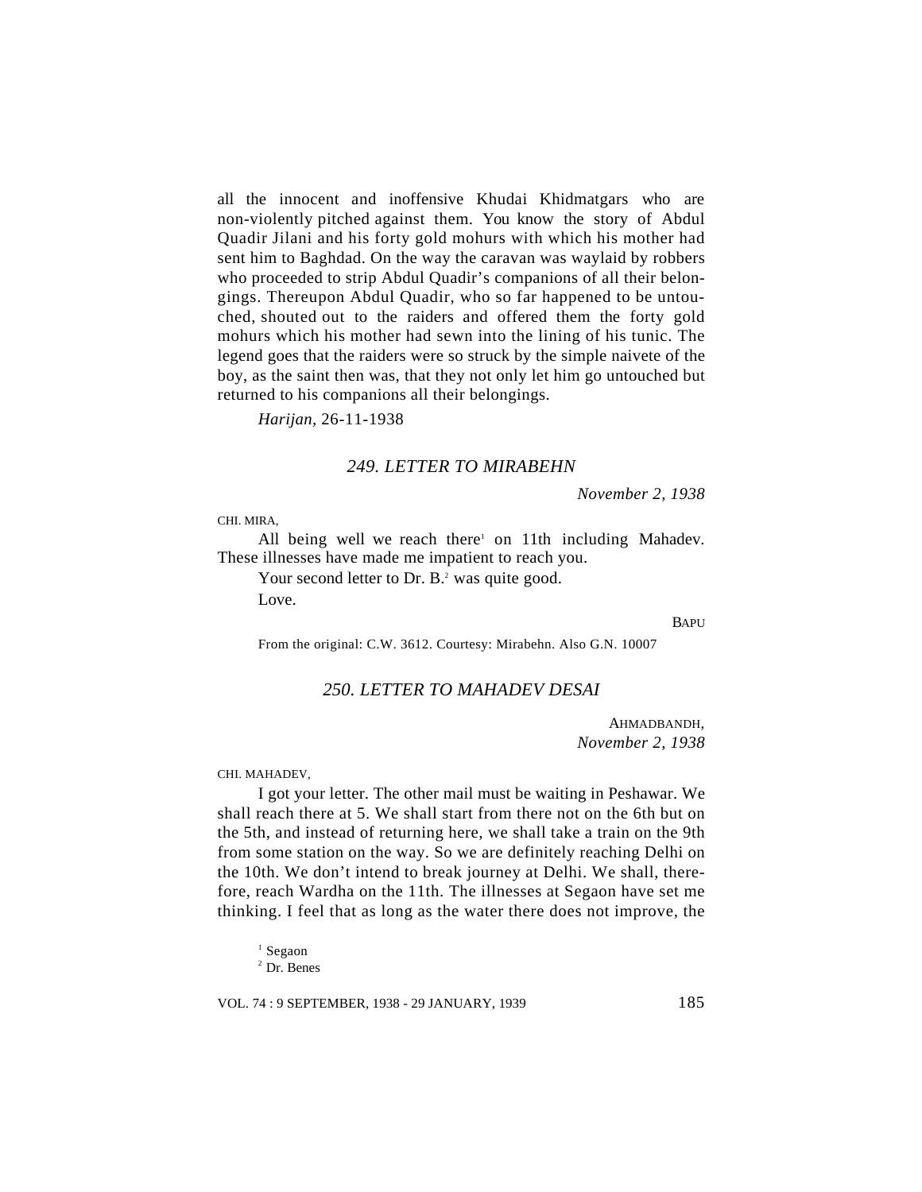all the innocent and inoffensive Khudai Khidmatgars who are non-violently pitched against them. You know the story of Abdul Quadir Jilani and his forty gold mohurs with which his mother had sent him to Baghdad. On the way the caravan was waylaid by robbers who proceeded to strip Abdul Quadir's companions of all their belongings. Thereupon Abdul Quadir, who so far happened to be untouched, shouted out to the raiders and offered them the forty gold mohurs which his mother had sewn into the lining of his tunic. The legend goes that the raiders were so struck by the simple naivete of the boy, as the saint then was, that they not only let him go untouched but returned to his companions all their belongings.

*Harijan*, 26-11-1938

### *249. LETTER TO MIRABEHN*

*November 2, 1938*

CHI. MIRA,

All being well we reach there[1] on 11th including Mahadev. These illnesses have made me impatient to reach you.

Your second letter to Dr. B.[2] was quite good.

Love.

BAPU

From the original: C.W. 3612. Courtesy: Mirabehn. Also G.N. 10007

### *250. LETTER TO MAHADEV DESAI*

AHMADBANDH,
*November 2, 1938*

CHI. MAHADEV,

I got your letter. The other mail must be waiting in Peshawar. We shall reach there at 5. We shall start from there not on the 6th but on the 5th, and instead of returning here, we shall take a train on the 9th from some station on the way. So we are definitely reaching Delhi on the 10th. We don't intend to break journey at Delhi. We shall, therefore, reach Wardha on the 11th. The illnesses at Segaon have set me thinking. I feel that as long as the water there does not improve, the

[1] Segaon
[2] Dr. Benes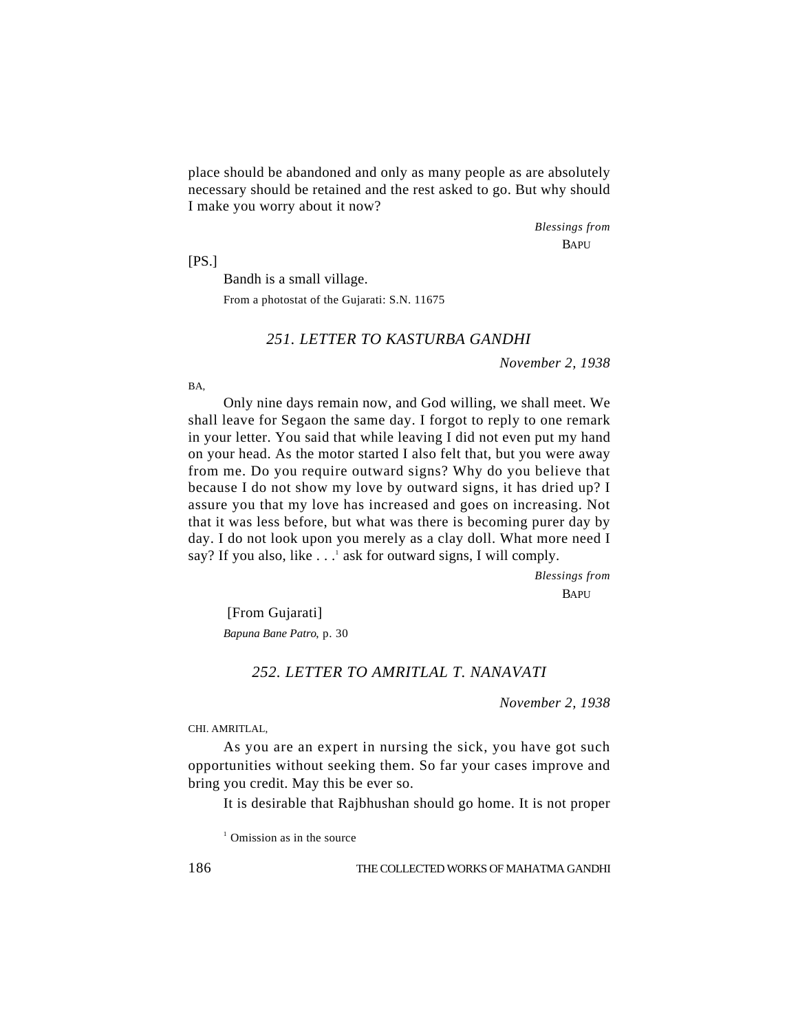place should be abandoned and only as many people as are absolutely necessary should be retained and the rest asked to go. But why should I make you worry about it now?

*Blessings from*
BAPU

[PS.]

Bandh is a small village.

From a photostat of the Gujarati: S.N. 11675

## *251. LETTER TO KASTURBA GANDHI*

*November 2, 1938*

BA,

Only nine days remain now, and God willing, we shall meet. We shall leave for Segaon the same day. I forgot to reply to one remark in your letter. You said that while leaving I did not even put my hand on your head. As the motor started I also felt that, but you were away from me. Do you require outward signs? Why do you believe that because I do not show my love by outward signs, it has dried up? I assure you that my love has increased and goes on increasing. Not that it was less before, but what was there is becoming purer day by day. I do not look upon you merely as a clay doll. What more need I say? If you also, like . . .[1] ask for outward signs, I will comply.

*Blessings from*
BAPU

[From Gujarati]

*Bapuna Bane Patro*, p. 30

## *252. LETTER TO AMRITLAL T. NANAVATI*

*November 2, 1938*

CHI. AMRITLAL,

As you are an expert in nursing the sick, you have got such opportunities without seeking them. So far your cases improve and bring you credit. May this be ever so.

It is desirable that Rajbhushan should go home. It is not proper

[1] Omission as in the source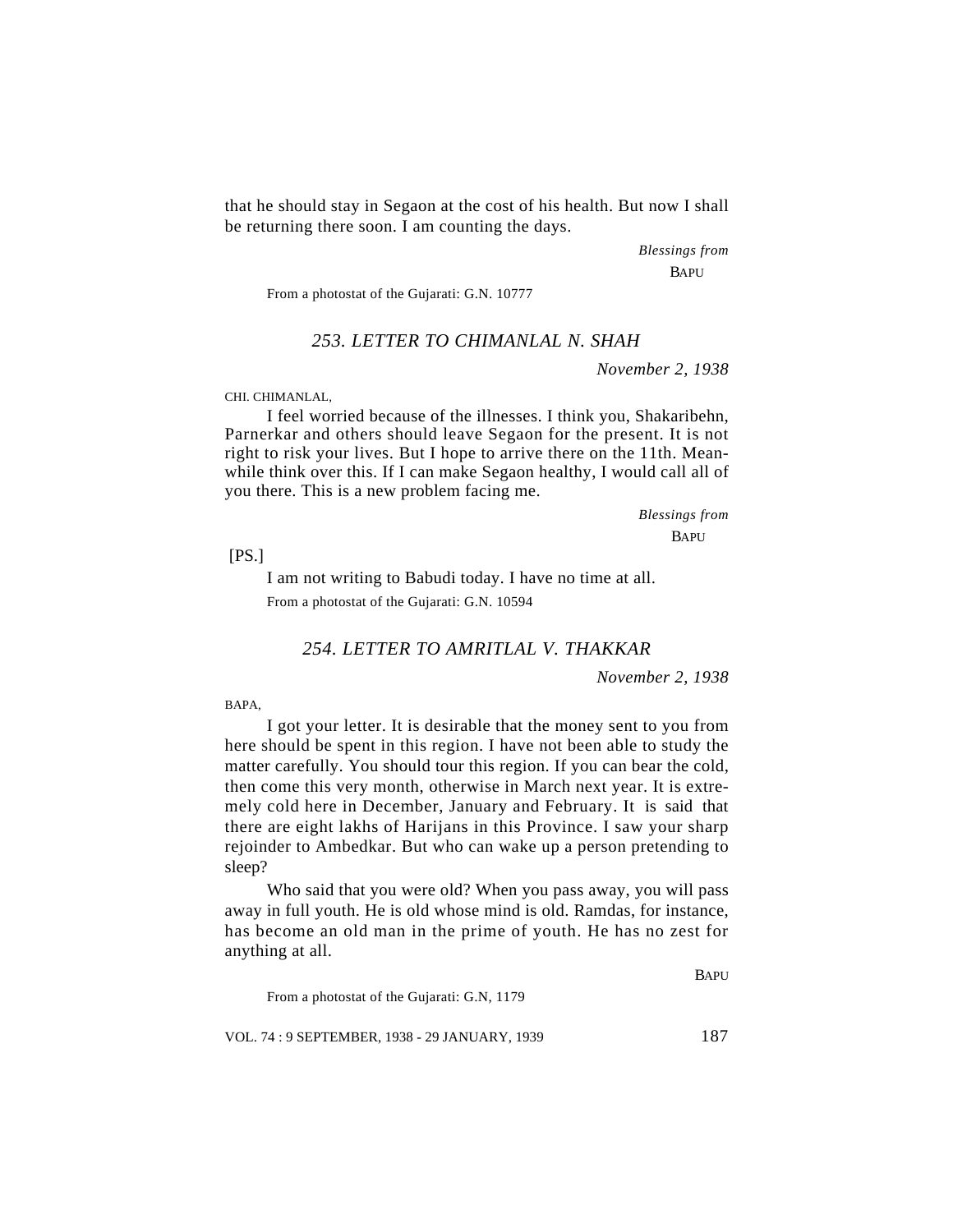that he should stay in Segaon at the cost of his health. But now I shall be returning there soon. I am counting the days.

*Blessings from*
BAPU

From a photostat of the Gujarati: G.N. 10777

### *253. LETTER TO CHIMANLAL N. SHAH*

*November 2, 1938*

CHI. CHIMANLAL,

I feel worried because of the illnesses. I think you, Shakaribehn, Parnerkar and others should leave Segaon for the present. It is not right to risk your lives. But I hope to arrive there on the 11th. Meanwhile think over this. If I can make Segaon healthy, I would call all of you there. This is a new problem facing me.

*Blessings from*
BAPU

[PS.]

I am not writing to Babudi today. I have no time at all.

From a photostat of the Gujarati: G.N. 10594

### *254. LETTER TO AMRITLAL V. THAKKAR*

*November 2, 1938*

BAPA,

I got your letter. It is desirable that the money sent to you from here should be spent in this region. I have not been able to study the matter carefully. You should tour this region. If you can bear the cold, then come this very month, otherwise in March next year. It is extremely cold here in December, January and February. It is said that there are eight lakhs of Harijans in this Province. I saw your sharp rejoinder to Ambedkar. But who can wake up a person pretending to sleep?

Who said that you were old? When you pass away, you will pass away in full youth. He is old whose mind is old. Ramdas, for instance, has become an old man in the prime of youth. He has no zest for anything at all.

BAPU

From a photostat of the Gujarati: G.N, 1179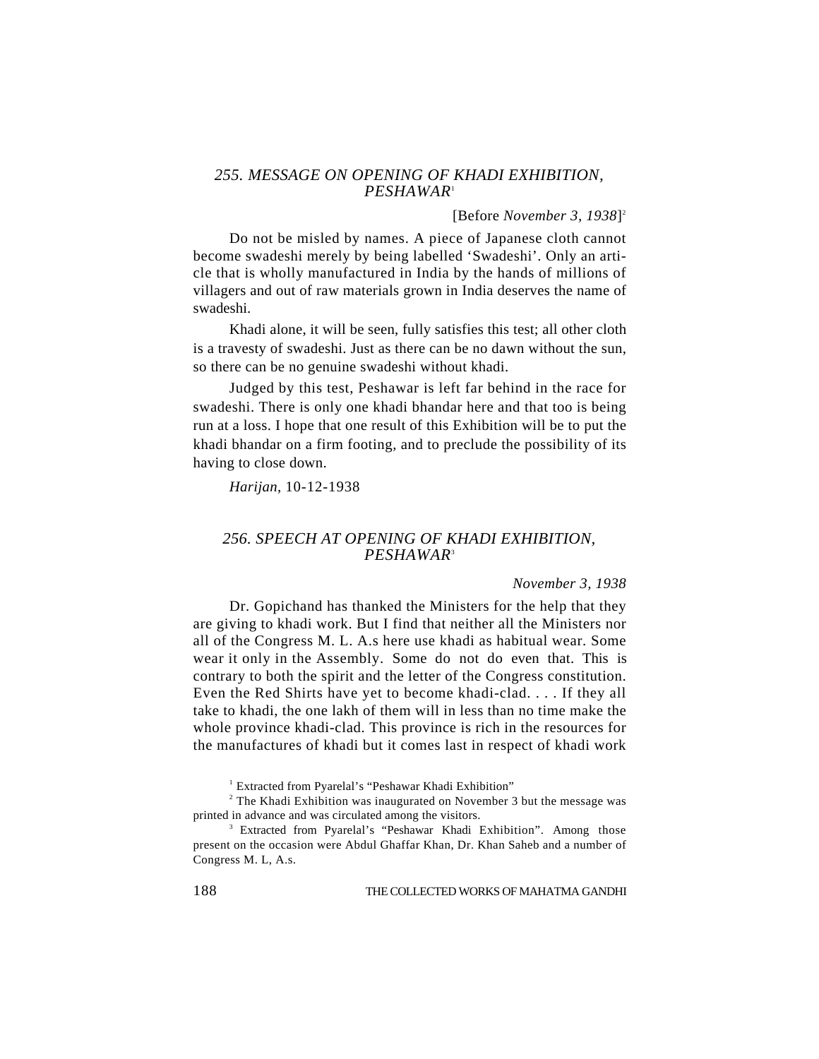## 255. MESSAGE ON OPENING OF KHADI EXHIBITION, PESHAWAR[1]

[Before *November 3, 1938*][2]

Do not be misled by names. A piece of Japanese cloth cannot become swadeshi merely by being labelled 'Swadeshi'. Only an article that is wholly manufactured in India by the hands of millions of villagers and out of raw materials grown in India deserves the name of swadeshi.

Khadi alone, it will be seen, fully satisfies this test; all other cloth is a travesty of swadeshi. Just as there can be no dawn without the sun, so there can be no genuine swadeshi without khadi.

Judged by this test, Peshawar is left far behind in the race for swadeshi. There is only one khadi bhandar here and that too is being run at a loss. I hope that one result of this Exhibition will be to put the khadi bhandar on a firm footing, and to preclude the possibility of its having to close down.

*Harijan*, 10-12-1938

## 256. SPEECH AT OPENING OF KHADI EXHIBITION, PESHAWAR[3]

*November 3, 1938*

Dr. Gopichand has thanked the Ministers for the help that they are giving to khadi work. But I find that neither all the Ministers nor all of the Congress M. L. A.s here use khadi as habitual wear. Some wear it only in the Assembly. Some do not do even that. This is contrary to both the spirit and the letter of the Congress constitution. Even the Red Shirts have yet to become khadi-clad. . . . If they all take to khadi, the one lakh of them will in less than no time make the whole province khadi-clad. This province is rich in the resources for the manufactures of khadi but it comes last in respect of khadi work

[1] Extracted from Pyarelal's "Peshawar Khadi Exhibition"

[2] The Khadi Exhibition was inaugurated on November 3 but the message was printed in advance and was circulated among the visitors.

[3] Extracted from Pyarelal's "Peshawar Khadi Exhibition". Among those present on the occasion were Abdul Ghaffar Khan, Dr. Khan Saheb and a number of Congress M. L, A.s.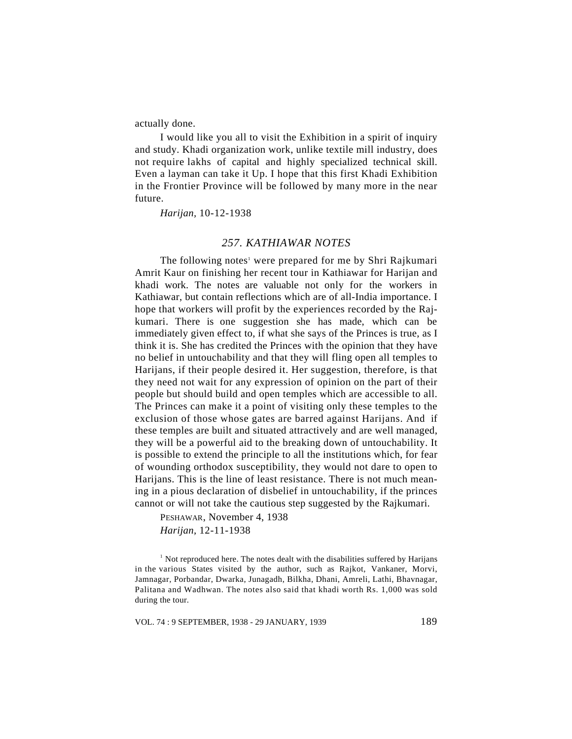actually done.

I would like you all to visit the Exhibition in a spirit of inquiry and study. Khadi organization work, unlike textile mill industry, does not require lakhs of capital and highly specialized technical skill. Even a layman can take it Up. I hope that this first Khadi Exhibition in the Frontier Province will be followed by many more in the near future.

*Harijan*, 10-12-1938

## 257. KATHIAWAR NOTES

The following notes[1] were prepared for me by Shri Rajkumari Amrit Kaur on finishing her recent tour in Kathiawar for Harijan and khadi work. The notes are valuable not only for the workers in Kathiawar, but contain reflections which are of all-India importance. I hope that workers will profit by the experiences recorded by the Rajkumari. There is one suggestion she has made, which can be immediately given effect to, if what she says of the Princes is true, as I think it is. She has credited the Princes with the opinion that they have no belief in untouchability and that they will fling open all temples to Harijans, if their people desired it. Her suggestion, therefore, is that they need not wait for any expression of opinion on the part of their people but should build and open temples which are accessible to all. The Princes can make it a point of visiting only these temples to the exclusion of those whose gates are barred against Harijans. And if these temples are built and situated attractively and are well managed, they will be a powerful aid to the breaking down of untouchability. It is possible to extend the principle to all the institutions which, for fear of wounding orthodox susceptibility, they would not dare to open to Harijans. This is the line of least resistance. There is not much meaning in a pious declaration of disbelief in untouchability, if the princes cannot or will not take the cautious step suggested by the Rajkumari.

PESHAWAR, November 4, 1938
*Harijan*, 12-11-1938

[1] Not reproduced here. The notes dealt with the disabilities suffered by Harijans in the various States visited by the author, such as Rajkot, Vankaner, Morvi, Jamnagar, Porbandar, Dwarka, Junagadh, Bilkha, Dhani, Amreli, Lathi, Bhavnagar, Palitana and Wadhwan. The notes also said that khadi worth Rs. 1,000 was sold during the tour.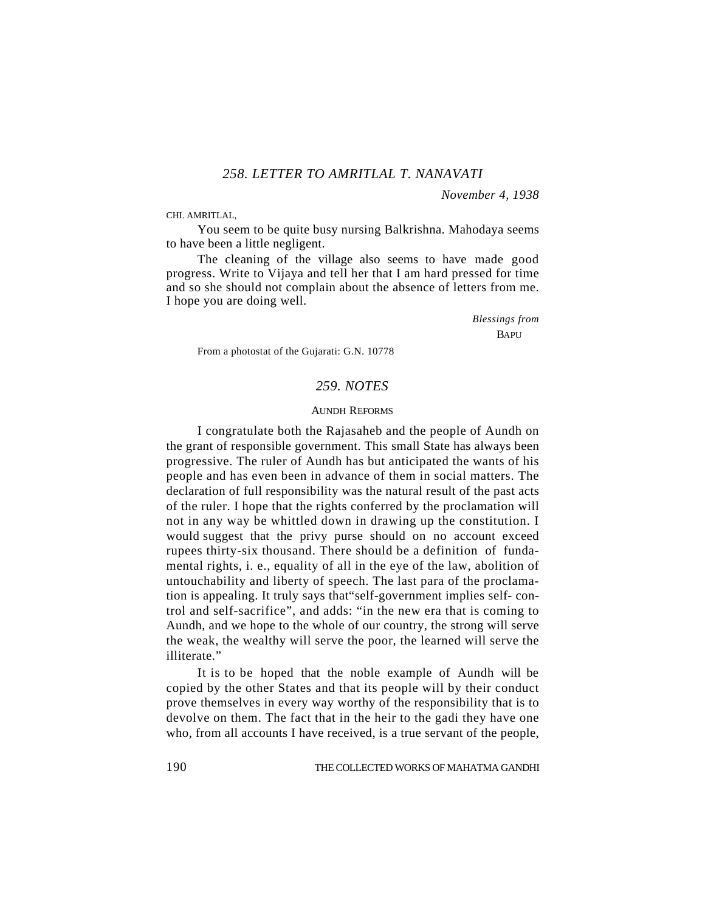## *258. LETTER TO AMRITLAL T. NANAVATI*

*November 4, 1938*

CHI. AMRITLAL,

You seem to be quite busy nursing Balkrishna. Mahodaya seems to have been a little negligent.

The cleaning of the village also seems to have made good progress. Write to Vijaya and tell her that I am hard pressed for time and so she should not complain about the absence of letters from me. I hope you are doing well.

*Blessings from*
BAPU

From a photostat of the Gujarati: G.N. 10778

## *259. NOTES*

### AUNDH REFORMS

I congratulate both the Rajasaheb and the people of Aundh on the grant of responsible government. This small State has always been progressive. The ruler of Aundh has but anticipated the wants of his people and has even been in advance of them in social matters. The declaration of full responsibility was the natural result of the past acts of the ruler. I hope that the rights conferred by the proclamation will not in any way be whittled down in drawing up the constitution. I would suggest that the privy purse should on no account exceed rupees thirty-six thousand. There should be a definition of fundamental rights, i. e., equality of all in the eye of the law, abolition of untouchability and liberty of speech. The last para of the proclamation is appealing. It truly says that"self-government implies self- control and self-sacrifice", and adds: "in the new era that is coming to Aundh, and we hope to the whole of our country, the strong will serve the weak, the wealthy will serve the poor, the learned will serve the illiterate."

It is to be hoped that the noble example of Aundh will be copied by the other States and that its people will by their conduct prove themselves in every way worthy of the responsibility that is to devolve on them. The fact that in the heir to the gadi they have one who, from all accounts I have received, is a true servant of the people,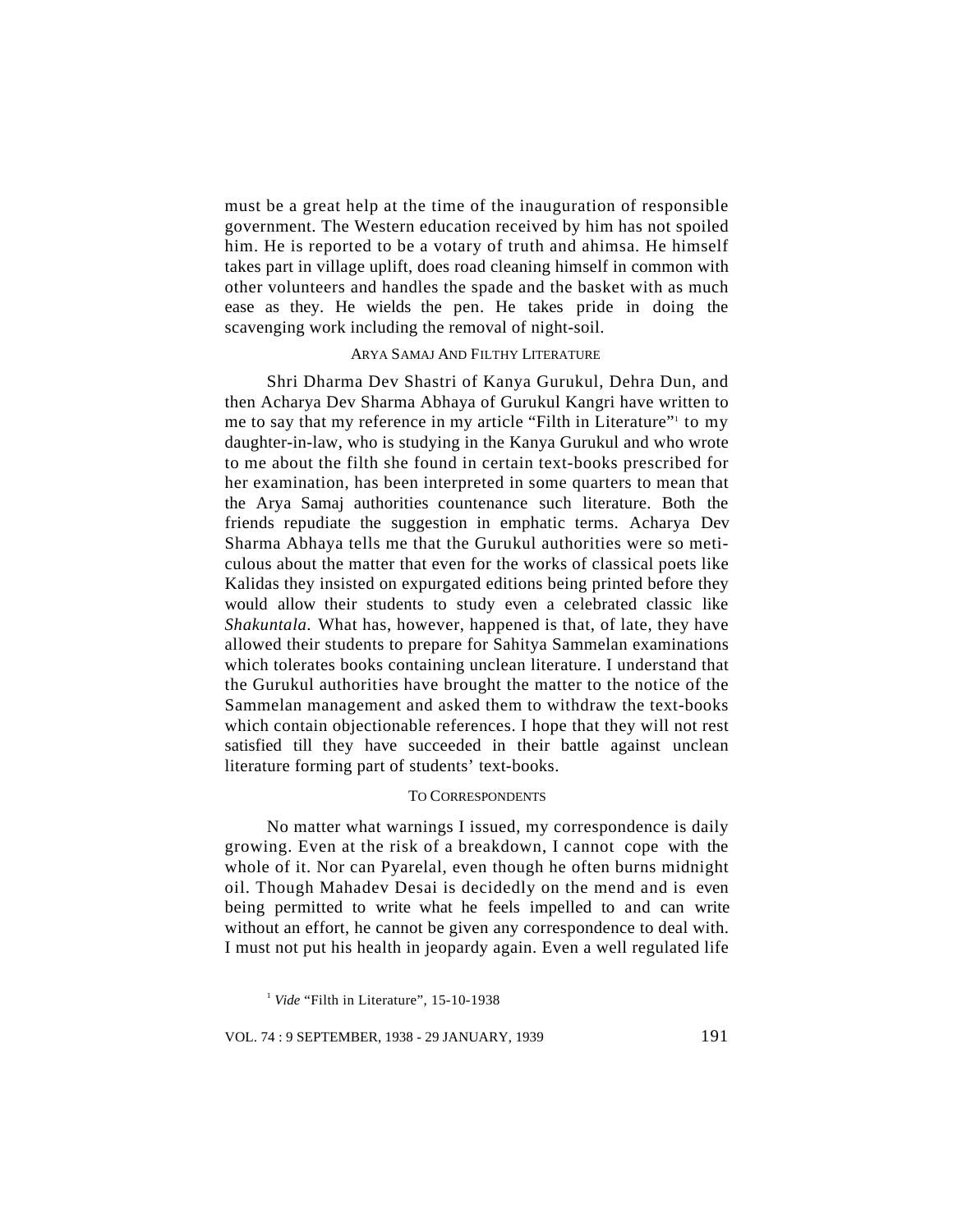must be a great help at the time of the inauguration of responsible government. The Western education received by him has not spoiled him. He is reported to be a votary of truth and ahimsa. He himself takes part in village uplift, does road cleaning himself in common with other volunteers and handles the spade and the basket with as much ease as they. He wields the pen. He takes pride in doing the scavenging work including the removal of night-soil.

### ARYA SAMAJ AND FILTHY LITERATURE

Shri Dharma Dev Shastri of Kanya Gurukul, Dehra Dun, and then Acharya Dev Sharma Abhaya of Gurukul Kangri have written to me to say that my reference in my article "Filth in Literature"[1] to my daughter-in-law, who is studying in the Kanya Gurukul and who wrote to me about the filth she found in certain text-books prescribed for her examination, has been interpreted in some quarters to mean that the Arya Samaj authorities countenance such literature. Both the friends repudiate the suggestion in emphatic terms. Acharya Dev Sharma Abhaya tells me that the Gurukul authorities were so meticulous about the matter that even for the works of classical poets like Kalidas they insisted on expurgated editions being printed before they would allow their students to study even a celebrated classic like *Shakuntala.* What has, however, happened is that, of late, they have allowed their students to prepare for Sahitya Sammelan examinations which tolerates books containing unclean literature. I understand that the Gurukul authorities have brought the matter to the notice of the Sammelan management and asked them to withdraw the text-books which contain objectionable references. I hope that they will not rest satisfied till they have succeeded in their battle against unclean literature forming part of students' text-books.

### TO CORRESPONDENTS

No matter what warnings I issued, my correspondence is daily growing. Even at the risk of a breakdown, I cannot cope with the whole of it. Nor can Pyarelal, even though he often burns midnight oil. Though Mahadev Desai is decidedly on the mend and is even being permitted to write what he feels impelled to and can write without an effort, he cannot be given any correspondence to deal with. I must not put his health in jeopardy again. Even a well regulated life

[1] *Vide* "Filth in Literature", 15-10-1938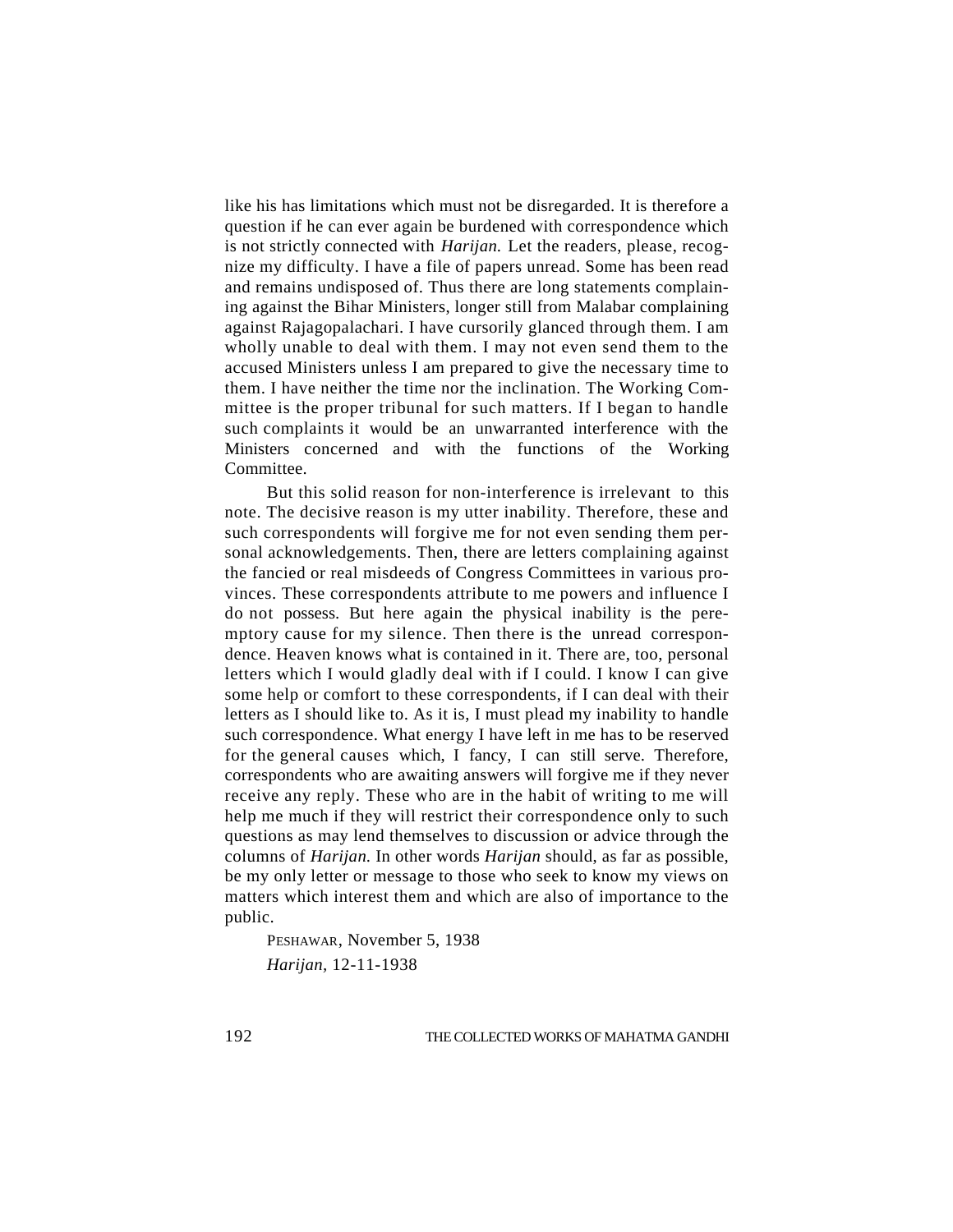like his has limitations which must not be disregarded. It is therefore a question if he can ever again be burdened with correspondence which is not strictly connected with *Harijan.* Let the readers, please, recognize my difficulty. I have a file of papers unread. Some has been read and remains undisposed of. Thus there are long statements complaining against the Bihar Ministers, longer still from Malabar complaining against Rajagopalachari. I have cursorily glanced through them. I am wholly unable to deal with them. I may not even send them to the accused Ministers unless I am prepared to give the necessary time to them. I have neither the time nor the inclination. The Working Committee is the proper tribunal for such matters. If I began to handle such complaints it would be an unwarranted interference with the Ministers concerned and with the functions of the Working Committee.

But this solid reason for non-interference is irrelevant to this note. The decisive reason is my utter inability. Therefore, these and such correspondents will forgive me for not even sending them personal acknowledgements. Then, there are letters complaining against the fancied or real misdeeds of Congress Committees in various provinces. These correspondents attribute to me powers and influence I do not possess. But here again the physical inability is the peremptory cause for my silence. Then there is the unread correspondence. Heaven knows what is contained in it. There are, too, personal letters which I would gladly deal with if I could. I know I can give some help or comfort to these correspondents, if I can deal with their letters as I should like to. As it is, I must plead my inability to handle such correspondence. What energy I have left in me has to be reserved for the general causes which, I fancy, I can still serve. Therefore, correspondents who are awaiting answers will forgive me if they never receive any reply. These who are in the habit of writing to me will help me much if they will restrict their correspondence only to such questions as may lend themselves to discussion or advice through the columns of *Harijan.* In other words *Harijan* should, as far as possible, be my only letter or message to those who seek to know my views on matters which interest them and which are also of importance to the public.

PESHAWAR, November 5, 1938

*Harijan,* 12-11-1938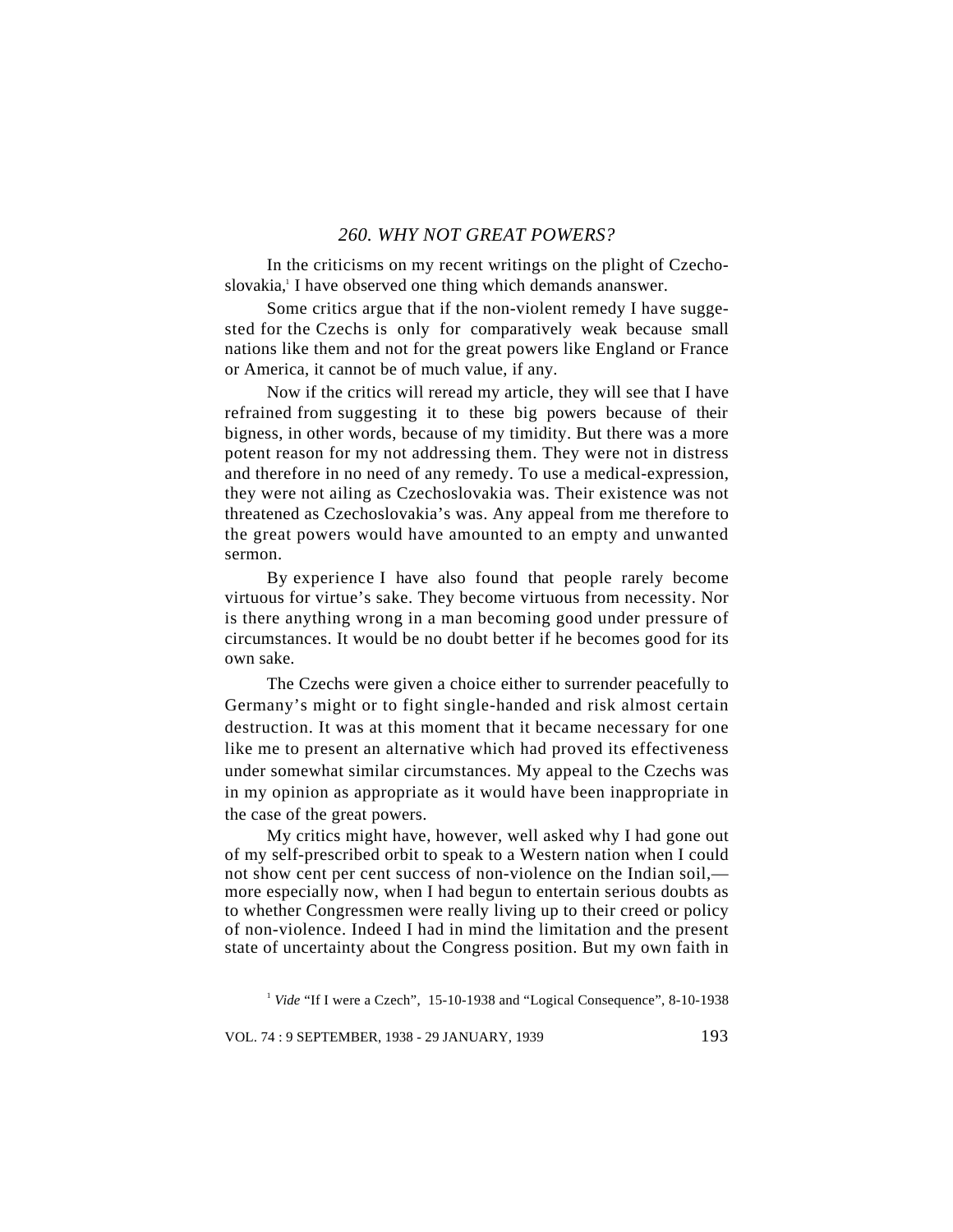## *260. WHY NOT GREAT POWERS?*

In the criticisms on my recent writings on the plight of Czechoslovakia,[1] I have observed one thing which demands ananswer.

Some critics argue that if the non-violent remedy I have suggested for the Czechs is only for comparatively weak because small nations like them and not for the great powers like England or France or America, it cannot be of much value, if any.

Now if the critics will reread my article, they will see that I have refrained from suggesting it to these big powers because of their bigness, in other words, because of my timidity. But there was a more potent reason for my not addressing them. They were not in distress and therefore in no need of any remedy. To use a medical-expression, they were not ailing as Czechoslovakia was. Their existence was not threatened as Czechoslovakia's was. Any appeal from me therefore to the great powers would have amounted to an empty and unwanted sermon.

By experience I have also found that people rarely become virtuous for virtue's sake. They become virtuous from necessity. Nor is there anything wrong in a man becoming good under pressure of circumstances. It would be no doubt better if he becomes good for its own sake.

The Czechs were given a choice either to surrender peacefully to Germany's might or to fight single-handed and risk almost certain destruction. It was at this moment that it became necessary for one like me to present an alternative which had proved its effectiveness under somewhat similar circumstances. My appeal to the Czechs was in my opinion as appropriate as it would have been inappropriate in the case of the great powers.

My critics might have, however, well asked why I had gone out of my self-prescribed orbit to speak to a Western nation when I could not show cent per cent success of non-violence on the Indian soil,— more especially now, when I had begun to entertain serious doubts as to whether Congressmen were really living up to their creed or policy of non-violence. Indeed I had in mind the limitation and the present state of uncertainty about the Congress position. But my own faith in

[1] *Vide* "If I were a Czech", 15-10-1938 and "Logical Consequence", 8-10-1938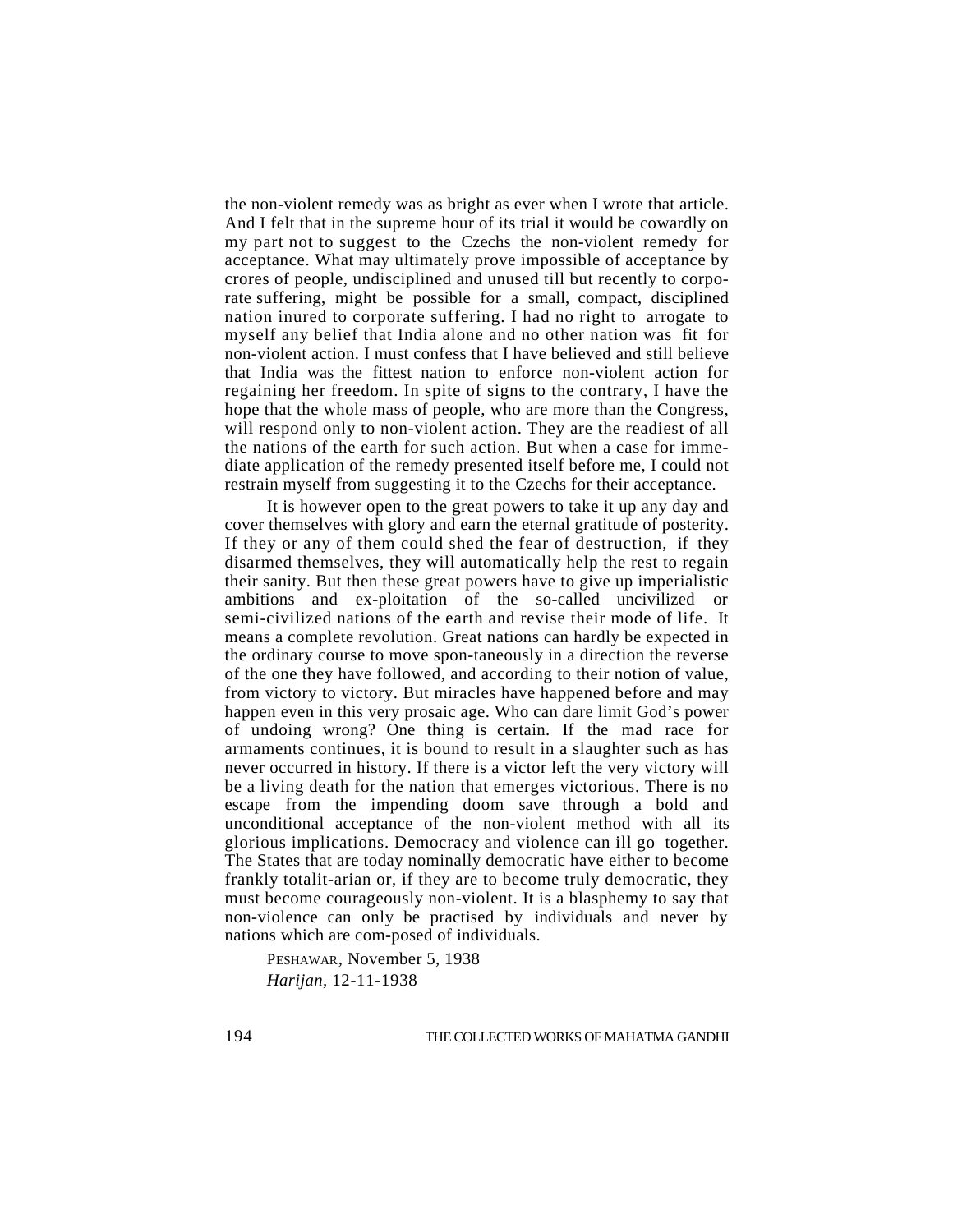the non-violent remedy was as bright as ever when I wrote that article. And I felt that in the supreme hour of its trial it would be cowardly on my part not to suggest to the Czechs the non-violent remedy for acceptance. What may ultimately prove impossible of acceptance by crores of people, undisciplined and unused till but recently to corporate suffering, might be possible for a small, compact, disciplined nation inured to corporate suffering. I had no right to arrogate to myself any belief that India alone and no other nation was fit for non-violent action. I must confess that I have believed and still believe that India was the fittest nation to enforce non-violent action for regaining her freedom. In spite of signs to the contrary, I have the hope that the whole mass of people, who are more than the Congress, will respond only to non-violent action. They are the readiest of all the nations of the earth for such action. But when a case for immediate application of the remedy presented itself before me, I could not restrain myself from suggesting it to the Czechs for their acceptance.

It is however open to the great powers to take it up any day and cover themselves with glory and earn the eternal gratitude of posterity. If they or any of them could shed the fear of destruction, if they disarmed themselves, they will automatically help the rest to regain their sanity. But then these great powers have to give up imperialistic ambitions and ex-ploitation of the so-called uncivilized or semi-civilized nations of the earth and revise their mode of life. It means a complete revolution. Great nations can hardly be expected in the ordinary course to move spon-taneously in a direction the reverse of the one they have followed, and according to their notion of value, from victory to victory. But miracles have happened before and may happen even in this very prosaic age. Who can dare limit God's power of undoing wrong? One thing is certain. If the mad race for armaments continues, it is bound to result in a slaughter such as has never occurred in history. If there is a victor left the very victory will be a living death for the nation that emerges victorious. There is no escape from the impending doom save through a bold and unconditional acceptance of the non-violent method with all its glorious implications. Democracy and violence can ill go together. The States that are today nominally democratic have either to become frankly totalit-arian or, if they are to become truly democratic, they must become courageously non-violent. It is a blasphemy to say that non-violence can only be practised by individuals and never by nations which are com-posed of individuals.

PESHAWAR, November 5, 1938
*Harijan*, 12-11-1938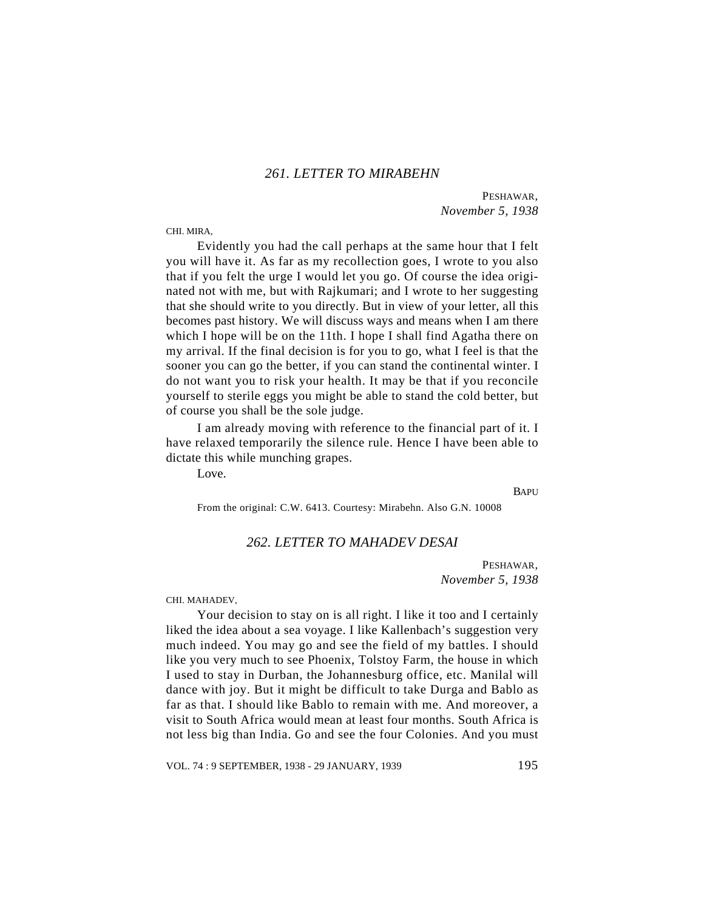## *261. LETTER TO MIRABEHN*

PESHAWAR,
*November 5, 1938*

CHI. MIRA,

Evidently you had the call perhaps at the same hour that I felt you will have it. As far as my recollection goes, I wrote to you also that if you felt the urge I would let you go. Of course the idea originated not with me, but with Rajkumari; and I wrote to her suggesting that she should write to you directly. But in view of your letter, all this becomes past history. We will discuss ways and means when I am there which I hope will be on the 11th. I hope I shall find Agatha there on my arrival. If the final decision is for you to go, what I feel is that the sooner you can go the better, if you can stand the continental winter. I do not want you to risk your health. It may be that if you reconcile yourself to sterile eggs you might be able to stand the cold better, but of course you shall be the sole judge.

I am already moving with reference to the financial part of it. I have relaxed temporarily the silence rule. Hence I have been able to dictate this while munching grapes.

Love.

BAPU

From the original: C.W. 6413. Courtesy: Mirabehn. Also G.N. 10008

## *262. LETTER TO MAHADEV DESAI*

PESHAWAR,
*November 5, 1938*

CHI. MAHADEV,

Your decision to stay on is all right. I like it too and I certainly liked the idea about a sea voyage. I like Kallenbach's suggestion very much indeed. You may go and see the field of my battles. I should like you very much to see Phoenix, Tolstoy Farm, the house in which I used to stay in Durban, the Johannesburg office, etc. Manilal will dance with joy. But it might be difficult to take Durga and Bablo as far as that. I should like Bablo to remain with me. And moreover, a visit to South Africa would mean at least four months. South Africa is not less big than India. Go and see the four Colonies. And you must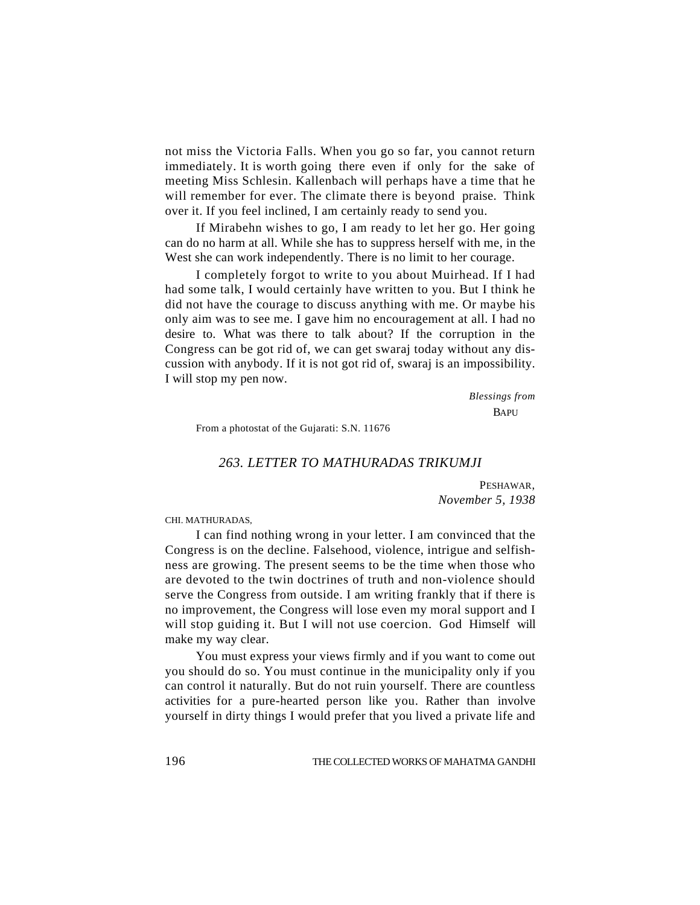not miss the Victoria Falls. When you go so far, you cannot return immediately. It is worth going there even if only for the sake of meeting Miss Schlesin. Kallenbach will perhaps have a time that he will remember for ever. The climate there is beyond praise. Think over it. If you feel inclined, I am certainly ready to send you.

If Mirabehn wishes to go, I am ready to let her go. Her going can do no harm at all. While she has to suppress herself with me, in the West she can work independently. There is no limit to her courage.

I completely forgot to write to you about Muirhead. If I had had some talk, I would certainly have written to you. But I think he did not have the courage to discuss anything with me. Or maybe his only aim was to see me. I gave him no encouragement at all. I had no desire to. What was there to talk about? If the corruption in the Congress can be got rid of, we can get swaraj today without any discussion with anybody. If it is not got rid of, swaraj is an impossibility. I will stop my pen now.

*Blessings from*
BAPU

From a photostat of the Gujarati: S.N. 11676

## *263. LETTER TO MATHURADAS TRIKUMJI*

PESHAWAR,
*November 5, 1938*

CHI. MATHURADAS,

I can find nothing wrong in your letter. I am convinced that the Congress is on the decline. Falsehood, violence, intrigue and selfishness are growing. The present seems to be the time when those who are devoted to the twin doctrines of truth and non-violence should serve the Congress from outside. I am writing frankly that if there is no improvement, the Congress will lose even my moral support and I will stop guiding it. But I will not use coercion. God Himself will make my way clear.

You must express your views firmly and if you want to come out you should do so. You must continue in the municipality only if you can control it naturally. But do not ruin yourself. There are countless activities for a pure-hearted person like you. Rather than involve yourself in dirty things I would prefer that you lived a private life and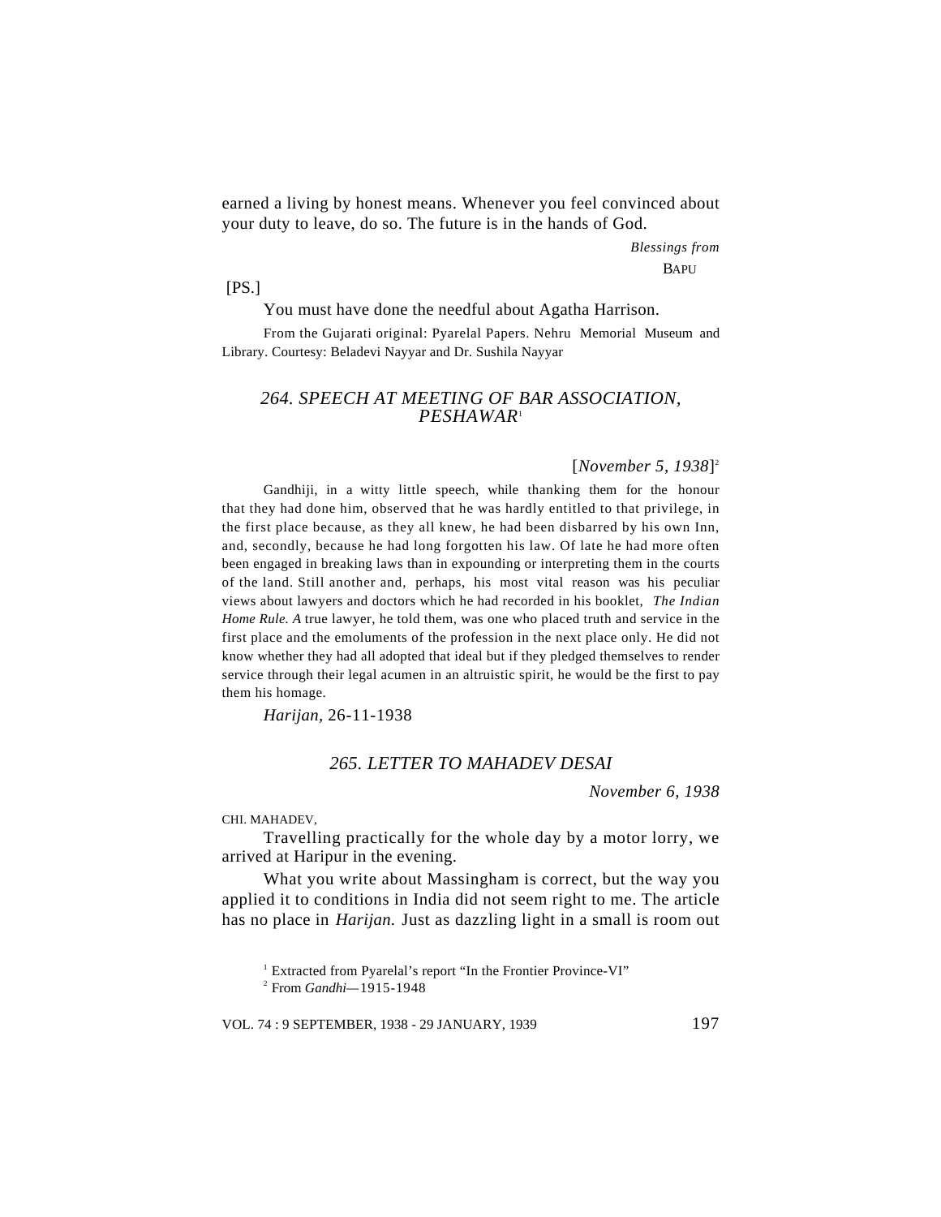earned a living by honest means. Whenever you feel convinced about your duty to leave, do so. The future is in the hands of God.

*Blessings from*

BAPU

[PS.]

You must have done the needful about Agatha Harrison.

From the Gujarati original: Pyarelal Papers. Nehru Memorial Museum and Library. Courtesy: Beladevi Nayyar and Dr. Sushila Nayyar

### *264. SPEECH AT MEETING OF BAR ASSOCIATION, PESHAWAR*[1]

[*November 5, 1938*][2]

Gandhiji, in a witty little speech, while thanking them for the honour that they had done him, observed that he was hardly entitled to that privilege, in the first place because, as they all knew, he had been disbarred by his own Inn, and, secondly, because he had long forgotten his law. Of late he had more often been engaged in breaking laws than in expounding or interpreting them in the courts of the land. Still another and, perhaps, his most vital reason was his peculiar views about lawyers and doctors which he had recorded in his booklet, *The Indian Home Rule. A* true lawyer, he told them, was one who placed truth and service in the first place and the emoluments of the profession in the next place only. He did not know whether they had all adopted that ideal but if they pledged themselves to render service through their legal acumen in an altruistic spirit, he would be the first to pay them his homage.

*Harijan,* 26-11-1938

### *265. LETTER TO MAHADEV DESAI*

*November 6, 1938*

CHI. MAHADEV,

Travelling practically for the whole day by a motor lorry, we arrived at Haripur in the evening.

What you write about Massingham is correct, but the way you applied it to conditions in India did not seem right to me. The article has no place in *Harijan.* Just as dazzling light in a small is room out

[1] Extracted from Pyarelal's report "In the Frontier Province-VI"

[2] From *Gandhi*—1915-1948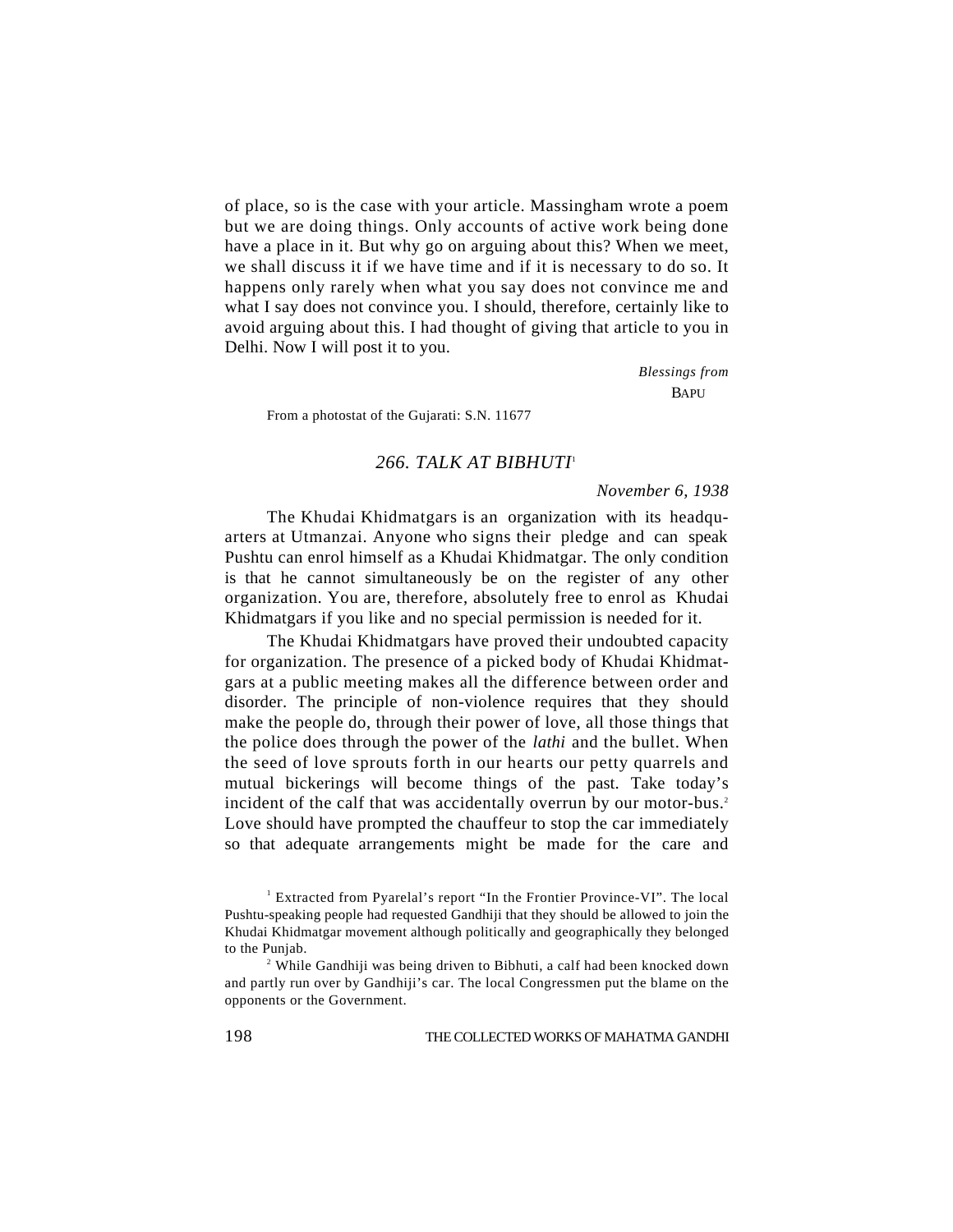of place, so is the case with your article. Massingham wrote a poem but we are doing things. Only accounts of active work being done have a place in it. But why go on arguing about this? When we meet, we shall discuss it if we have time and if it is necessary to do so. It happens only rarely when what you say does not convince me and what I say does not convince you. I should, therefore, certainly like to avoid arguing about this. I had thought of giving that article to you in Delhi. Now I will post it to you.

*Blessings from*
BAPU

From a photostat of the Gujarati: S.N. 11677

## 266. TALK AT BIBHUTI[1]

*November 6, 1938*

The Khudai Khidmatgars is an organization with its headquarters at Utmanzai. Anyone who signs their pledge and can speak Pushtu can enrol himself as a Khudai Khidmatgar. The only condition is that he cannot simultaneously be on the register of any other organization. You are, therefore, absolutely free to enrol as Khudai Khidmatgars if you like and no special permission is needed for it.

The Khudai Khidmatgars have proved their undoubted capacity for organization. The presence of a picked body of Khudai Khidmatgars at a public meeting makes all the difference between order and disorder. The principle of non-violence requires that they should make the people do, through their power of love, all those things that the police does through the power of the *lathi* and the bullet. When the seed of love sprouts forth in our hearts our petty quarrels and mutual bickerings will become things of the past. Take today's incident of the calf that was accidentally overrun by our motor-bus.[2] Love should have prompted the chauffeur to stop the car immediately so that adequate arrangements might be made for the care and

[1] Extracted from Pyarelal's report "In the Frontier Province-VI". The local Pushtu-speaking people had requested Gandhiji that they should be allowed to join the Khudai Khidmatgar movement although politically and geographically they belonged to the Punjab.

[2] While Gandhiji was being driven to Bibhuti, a calf had been knocked down and partly run over by Gandhiji's car. The local Congressmen put the blame on the opponents or the Government.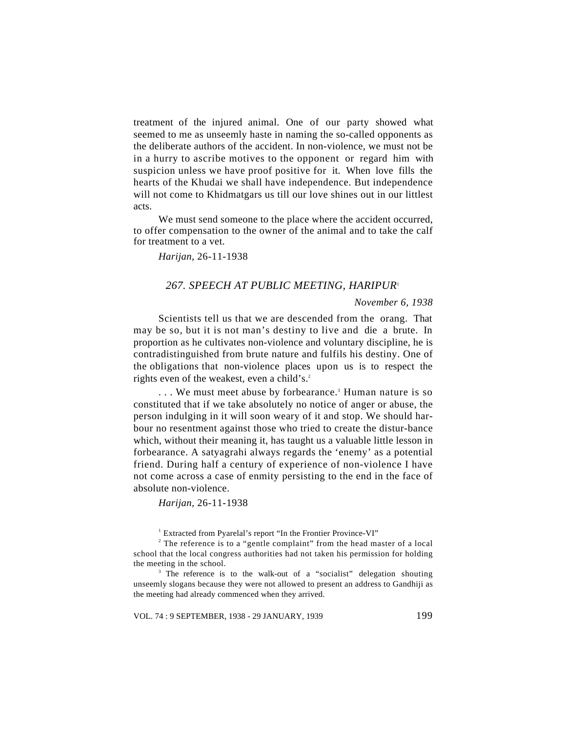treatment of the injured animal. One of our party showed what seemed to me as unseemly haste in naming the so-called opponents as the deliberate authors of the accident. In non-violence, we must not be in a hurry to ascribe motives to the opponent or regard him with suspicion unless we have proof positive for it. When love fills the hearts of the Khudai we shall have independence. But independence will not come to Khidmatgars us till our love shines out in our littlest acts.

We must send someone to the place where the accident occurred, to offer compensation to the owner of the animal and to take the calf for treatment to a vet.

*Harijan,* 26-11-1938

## *267. SPEECH AT PUBLIC MEETING, HARIPUR*[1]

*November 6, 1938*

Scientists tell us that we are descended from the orang. That may be so, but it is not man's destiny to live and die a brute. In proportion as he cultivates non-violence and voluntary discipline, he is contradistinguished from brute nature and fulfils his destiny. One of the obligations that non-violence places upon us is to respect the rights even of the weakest, even a child's.[2]

. . . We must meet abuse by forbearance.[3] Human nature is so constituted that if we take absolutely no notice of anger or abuse, the person indulging in it will soon weary of it and stop. We should harbour no resentment against those who tried to create the distur-bance which, without their meaning it, has taught us a valuable little lesson in forbearance. A satyagrahi always regards the 'enemy' as a potential friend. During half a century of experience of non-violence I have not come across a case of enmity persisting to the end in the face of absolute non-violence.

*Harijan,* 26-11-1938

---

[1] Extracted from Pyarelal's report "In the Frontier Province-VI"

[2] The reference is to a "gentle complaint" from the head master of a local school that the local congress authorities had not taken his permission for holding the meeting in the school.

[3] The reference is to the walk-out of a "socialist" delegation shouting unseemly slogans because they were not allowed to present an address to Gandhiji as the meeting had already commenced when they arrived.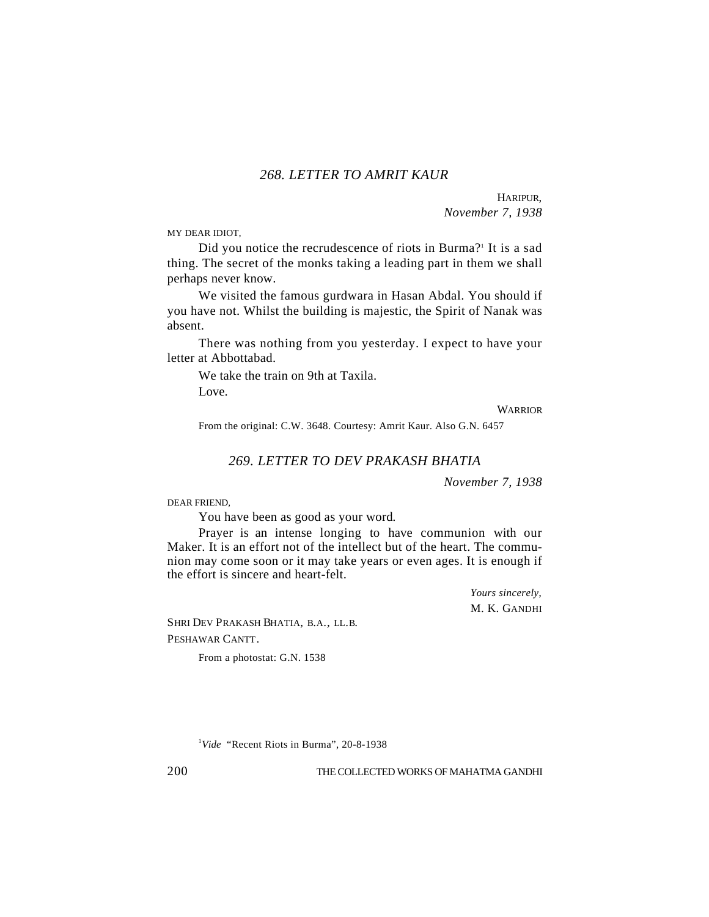## *268. LETTER TO AMRIT KAUR*

HARIPUR,
*November 7, 1938*

MY DEAR IDIOT,

Did you notice the recrudescence of riots in Burma?[1] It is a sad thing. The secret of the monks taking a leading part in them we shall perhaps never know.

We visited the famous gurdwara in Hasan Abdal. You should if you have not. Whilst the building is majestic, the Spirit of Nanak was absent.

There was nothing from you yesterday. I expect to have your letter at Abbottabad.

We take the train on 9th at Taxila.

Love.

WARRIOR

From the original: C.W. 3648. Courtesy: Amrit Kaur. Also G.N. 6457

## *269. LETTER TO DEV PRAKASH BHATIA*

*November 7, 1938*

DEAR FRIEND,

You have been as good as your word.

Prayer is an intense longing to have communion with our Maker. It is an effort not of the intellect but of the heart. The communion may come soon or it may take years or even ages. It is enough if the effort is sincere and heart-felt.

*Yours sincerely*,
M. K. GANDHI

SHRI DEV PRAKASH BHATIA, B.A., LL.B.
PESHAWAR CANTT.

From a photostat: G.N. 1538

[1] *Vide* "Recent Riots in Burma", 20-8-1938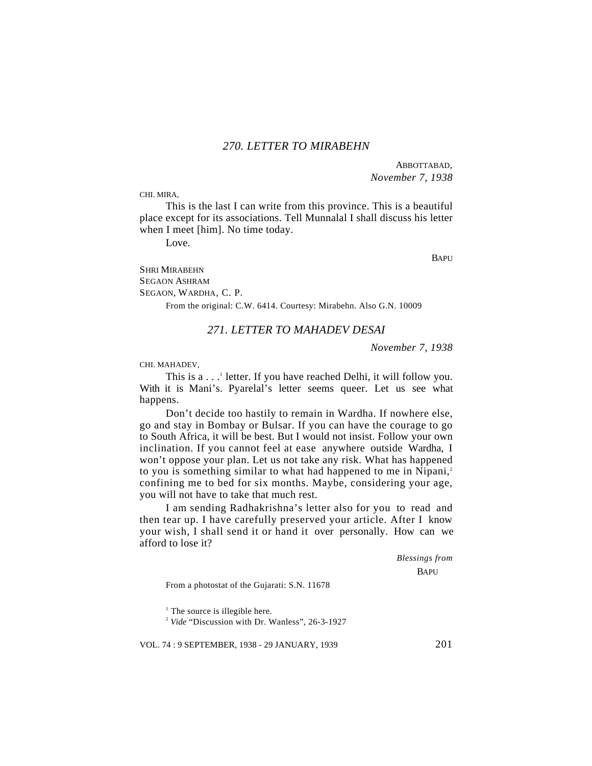## *270. LETTER TO MIRABEHN*

ABBOTTABAD,
*November 7, 1938*

CHI. MIRA,

This is the last I can write from this province. This is a beautiful place except for its associations. Tell Munnalal I shall discuss his letter when I meet [him]. No time today.

Love.

BAPU

SHRI MIRABEHN
SEGAON ASHRAM
SEGAON, WARDHA, C. P.

From the original: C.W. 6414. Courtesy: Mirabehn. Also G.N. 10009

## *271. LETTER TO MAHADEV DESAI*

*November 7, 1938*

CHI. MAHADEV,

This is a . . .[1] letter. If you have reached Delhi, it will follow you. With it is Mani's. Pyarelal's letter seems queer. Let us see what happens.

Don't decide too hastily to remain in Wardha. If nowhere else, go and stay in Bombay or Bulsar. If you can have the courage to go to South Africa, it will be best. But I would not insist. Follow your own inclination. If you cannot feel at ease anywhere outside Wardha, I won't oppose your plan. Let us not take any risk. What has happened to you is something similar to what had happened to me in Nipani,[2] confining me to bed for six months. Maybe, considering your age, you will not have to take that much rest.

I am sending Radhakrishna's letter also for you to read and then tear up. I have carefully preserved your article. After I know your wish, I shall send it or hand it over personally. How can we afford to lose it?

*Blessings from*
BAPU

From a photostat of the Gujarati: S.N. 11678

[1] The source is illegible here.
[2] *Vide* "Discussion with Dr. Wanless", 26-3-1927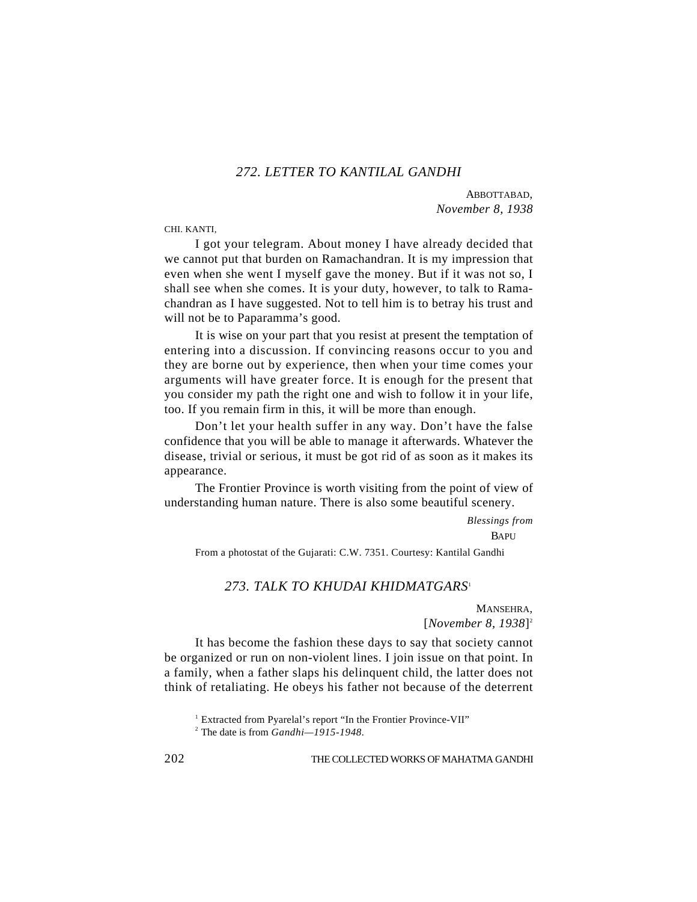## 272. LETTER TO KANTILAL GANDHI

ABBOTTABAD,
*November 8, 1938*

CHI. KANTI,

I got your telegram. About money I have already decided that we cannot put that burden on Ramachandran. It is my impression that even when she went I myself gave the money. But if it was not so, I shall see when she comes. It is your duty, however, to talk to Ramachandran as I have suggested. Not to tell him is to betray his trust and will not be to Paparamma's good.

It is wise on your part that you resist at present the temptation of entering into a discussion. If convincing reasons occur to you and they are borne out by experience, then when your time comes your arguments will have greater force. It is enough for the present that you consider my path the right one and wish to follow it in your life, too. If you remain firm in this, it will be more than enough.

Don't let your health suffer in any way. Don't have the false confidence that you will be able to manage it afterwards. Whatever the disease, trivial or serious, it must be got rid of as soon as it makes its appearance.

The Frontier Province is worth visiting from the point of view of understanding human nature. There is also some beautiful scenery.

*Blessings from*
BAPU

From a photostat of the Gujarati: C.W. 7351. Courtesy: Kantilal Gandhi

## 273. TALK TO KHUDAI KHIDMATGARS[1]

MANSEHRA,
[*November 8, 1938*][2]

It has become the fashion these days to say that society cannot be organized or run on non-violent lines. I join issue on that point. In a family, when a father slaps his delinquent child, the latter does not think of retaliating. He obeys his father not because of the deterrent

[1] Extracted from Pyarelal's report "In the Frontier Province-VII"

[2] The date is from *Gandhi—1915-1948*.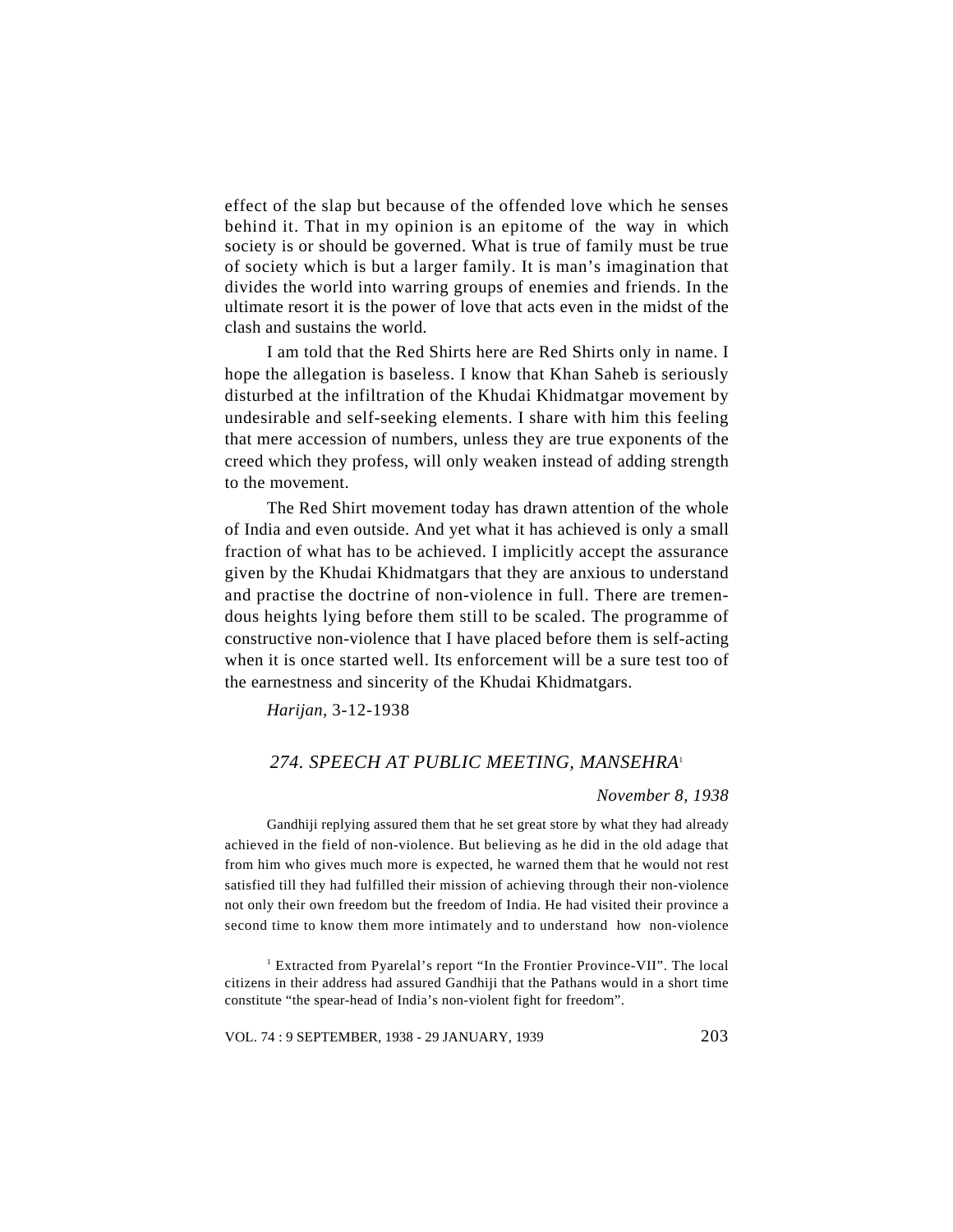effect of the slap but because of the offended love which he senses behind it. That in my opinion is an epitome of the way in which society is or should be governed. What is true of family must be true of society which is but a larger family. It is man's imagination that divides the world into warring groups of enemies and friends. In the ultimate resort it is the power of love that acts even in the midst of the clash and sustains the world.

I am told that the Red Shirts here are Red Shirts only in name. I hope the allegation is baseless. I know that Khan Saheb is seriously disturbed at the infiltration of the Khudai Khidmatgar movement by undesirable and self-seeking elements. I share with him this feeling that mere accession of numbers, unless they are true exponents of the creed which they profess, will only weaken instead of adding strength to the movement.

The Red Shirt movement today has drawn attention of the whole of India and even outside. And yet what it has achieved is only a small fraction of what has to be achieved. I implicitly accept the assurance given by the Khudai Khidmatgars that they are anxious to understand and practise the doctrine of non-violence in full. There are tremendous heights lying before them still to be scaled. The programme of constructive non-violence that I have placed before them is self-acting when it is once started well. Its enforcement will be a sure test too of the earnestness and sincerity of the Khudai Khidmatgars.

*Harijan*, 3-12-1938

## *274. SPEECH AT PUBLIC MEETING, MANSEHRA*[1]

*November 8, 1938*

Gandhiji replying assured them that he set great store by what they had already achieved in the field of non-violence. But believing as he did in the old adage that from him who gives much more is expected, he warned them that he would not rest satisfied till they had fulfilled their mission of achieving through their non-violence not only their own freedom but the freedom of India. He had visited their province a second time to know them more intimately and to understand how non-violence

[1] Extracted from Pyarelal's report "In the Frontier Province-VII". The local citizens in their address had assured Gandhiji that the Pathans would in a short time constitute "the spear-head of India's non-violent fight for freedom".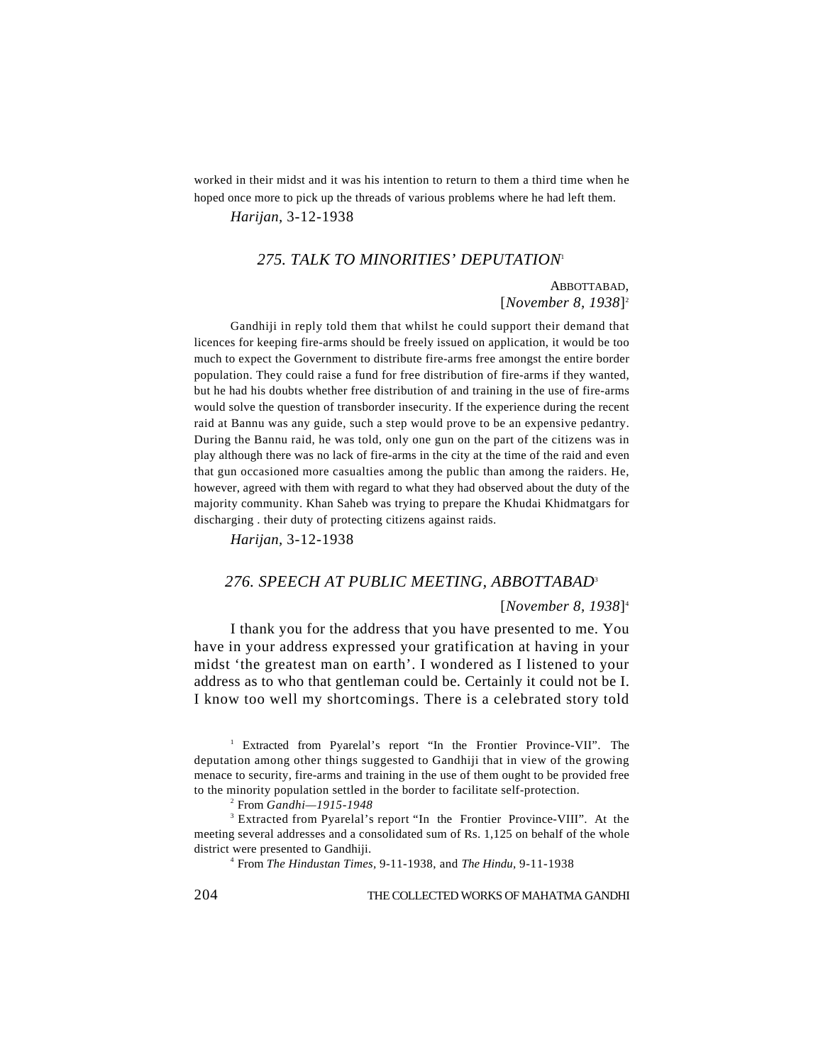worked in their midst and it was his intention to return to them a third time when he hoped once more to pick up the threads of various problems where he had left them.

*Harijan*, 3-12-1938

## *275. TALK TO MINORITIES' DEPUTATION*[1]

ABBOTTABAD,
[*November 8, 1938*][2]

Gandhiji in reply told them that whilst he could support their demand that licences for keeping fire-arms should be freely issued on application, it would be too much to expect the Government to distribute fire-arms free amongst the entire border population. They could raise a fund for free distribution of fire-arms if they wanted, but he had his doubts whether free distribution of and training in the use of fire-arms would solve the question of transborder insecurity. If the experience during the recent raid at Bannu was any guide, such a step would prove to be an expensive pedantry. During the Bannu raid, he was told, only one gun on the part of the citizens was in play although there was no lack of fire-arms in the city at the time of the raid and even that gun occasioned more casualties among the public than among the raiders. He, however, agreed with them with regard to what they had observed about the duty of the majority community. Khan Saheb was trying to prepare the Khudai Khidmatgars for discharging . their duty of protecting citizens against raids.

*Harijan*, 3-12-1938

## *276. SPEECH AT PUBLIC MEETING, ABBOTTABAD*[3]

[*November 8, 1938*][4]

I thank you for the address that you have presented to me. You have in your address expressed your gratification at having in your midst 'the greatest man on earth'. I wondered as I listened to your address as to who that gentleman could be. Certainly it could not be I. I know too well my shortcomings. There is a celebrated story told

---

[1] Extracted from Pyarelal's report "In the Frontier Province-VII". The deputation among other things suggested to Gandhiji that in view of the growing menace to security, fire-arms and training in the use of them ought to be provided free to the minority population settled in the border to facilitate self-protection.

[2] From *Gandhi—1915-1948*

[3] Extracted from Pyarelal's report "In the Frontier Province-VIII". At the meeting several addresses and a consolidated sum of Rs. 1,125 on behalf of the whole district were presented to Gandhiji.

[4] From *The Hindustan Times*, 9-11-1938, and *The Hindu*, 9-11-1938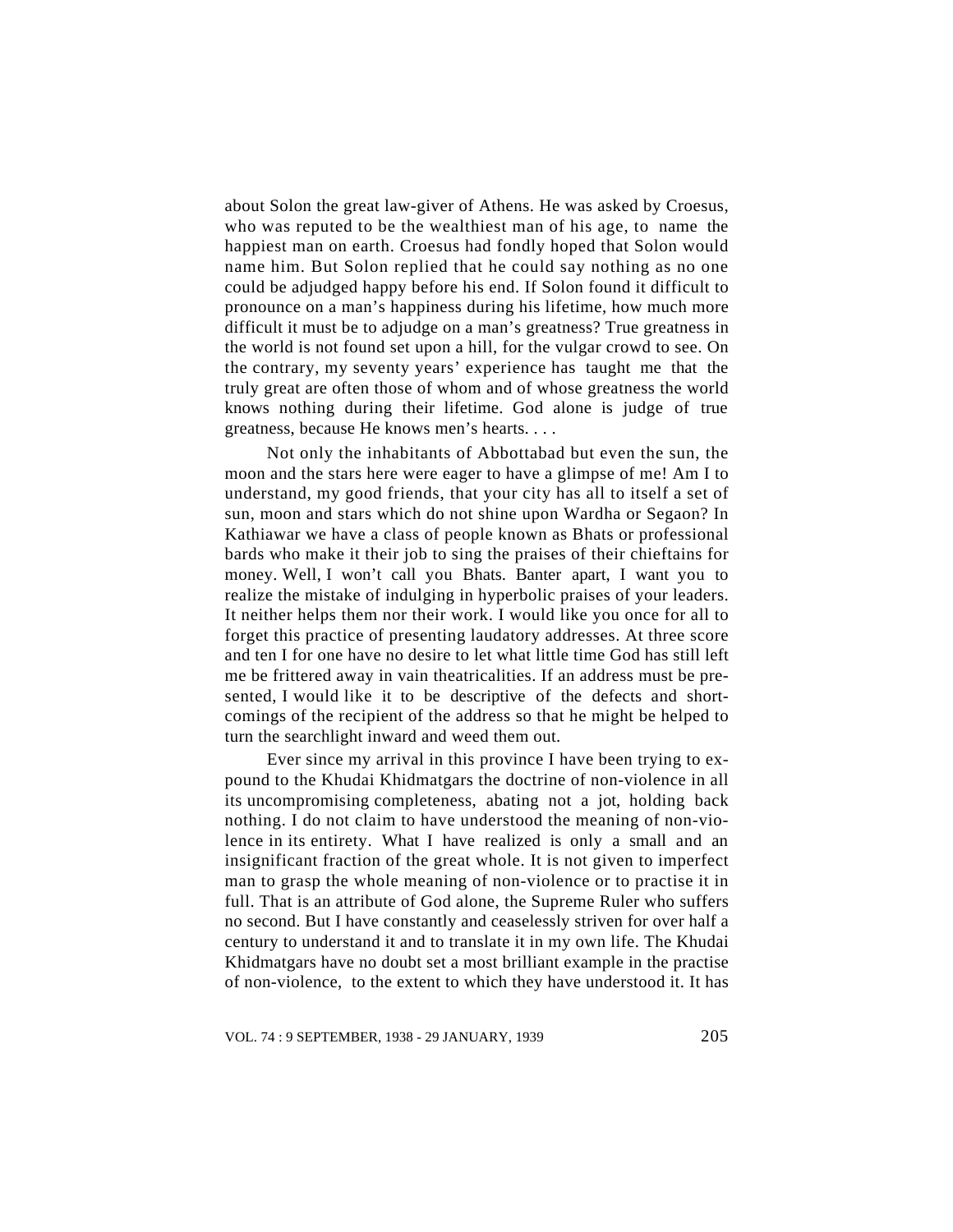about Solon the great law-giver of Athens. He was asked by Croesus, who was reputed to be the wealthiest man of his age, to name the happiest man on earth. Croesus had fondly hoped that Solon would name him. But Solon replied that he could say nothing as no one could be adjudged happy before his end. If Solon found it difficult to pronounce on a man's happiness during his lifetime, how much more difficult it must be to adjudge on a man's greatness? True greatness in the world is not found set upon a hill, for the vulgar crowd to see. On the contrary, my seventy years' experience has taught me that the truly great are often those of whom and of whose greatness the world knows nothing during their lifetime. God alone is judge of true greatness, because He knows men's hearts. . . .

Not only the inhabitants of Abbottabad but even the sun, the moon and the stars here were eager to have a glimpse of me! Am I to understand, my good friends, that your city has all to itself a set of sun, moon and stars which do not shine upon Wardha or Segaon? In Kathiawar we have a class of people known as Bhats or professional bards who make it their job to sing the praises of their chieftains for money. Well, I won't call you Bhats. Banter apart, I want you to realize the mistake of indulging in hyperbolic praises of your leaders. It neither helps them nor their work. I would like you once for all to forget this practice of presenting laudatory addresses. At three score and ten I for one have no desire to let what little time God has still left me be frittered away in vain theatricalities. If an address must be presented, I would like it to be descriptive of the defects and shortcomings of the recipient of the address so that he might be helped to turn the searchlight inward and weed them out.

Ever since my arrival in this province I have been trying to expound to the Khudai Khidmatgars the doctrine of non-violence in all its uncompromising completeness, abating not a jot, holding back nothing. I do not claim to have understood the meaning of non-violence in its entirety. What I have realized is only a small and an insignificant fraction of the great whole. It is not given to imperfect man to grasp the whole meaning of non-violence or to practise it in full. That is an attribute of God alone, the Supreme Ruler who suffers no second. But I have constantly and ceaselessly striven for over half a century to understand it and to translate it in my own life. The Khudai Khidmatgars have no doubt set a most brilliant example in the practise of non-violence, to the extent to which they have understood it. It has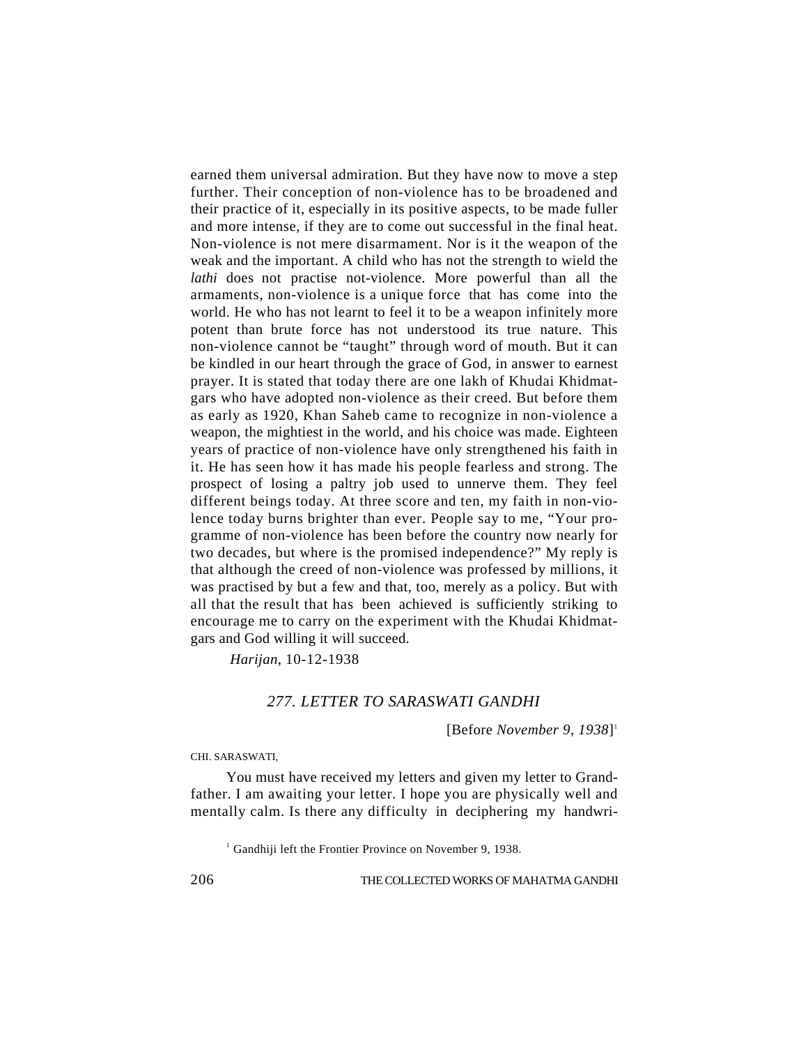earned them universal admiration. But they have now to move a step further. Their conception of non-violence has to be broadened and their practice of it, especially in its positive aspects, to be made fuller and more intense, if they are to come out successful in the final heat. Non-violence is not mere disarmament. Nor is it the weapon of the weak and the important. A child who has not the strength to wield the *lathi* does not practise not-violence. More powerful than all the armaments, non-violence is a unique force that has come into the world. He who has not learnt to feel it to be a weapon infinitely more potent than brute force has not understood its true nature. This non-violence cannot be "taught" through word of mouth. But it can be kindled in our heart through the grace of God, in answer to earnest prayer. It is stated that today there are one lakh of Khudai Khidmatgars who have adopted non-violence as their creed. But before them as early as 1920, Khan Saheb came to recognize in non-violence a weapon, the mightiest in the world, and his choice was made. Eighteen years of practice of non-violence have only strengthened his faith in it. He has seen how it has made his people fearless and strong. The prospect of losing a paltry job used to unnerve them. They feel different beings today. At three score and ten, my faith in non-violence today burns brighter than ever. People say to me, "Your programme of non-violence has been before the country now nearly for two decades, but where is the promised independence?" My reply is that although the creed of non-violence was professed by millions, it was practised by but a few and that, too, merely as a policy. But with all that the result that has been achieved is sufficiently striking to encourage me to carry on the experiment with the Khudai Khidmatgars and God willing it will succeed.

*Harijan,* 10-12-1938

## *277. LETTER TO SARASWATI GANDHI*

[Before *November 9, 1938*][1]

CHI. SARASWATI,

You must have received my letters and given my letter to Grandfather. I am awaiting your letter. I hope you are physically well and mentally calm. Is there any difficulty in deciphering my handwri-

[1] Gandhiji left the Frontier Province on November 9, 1938.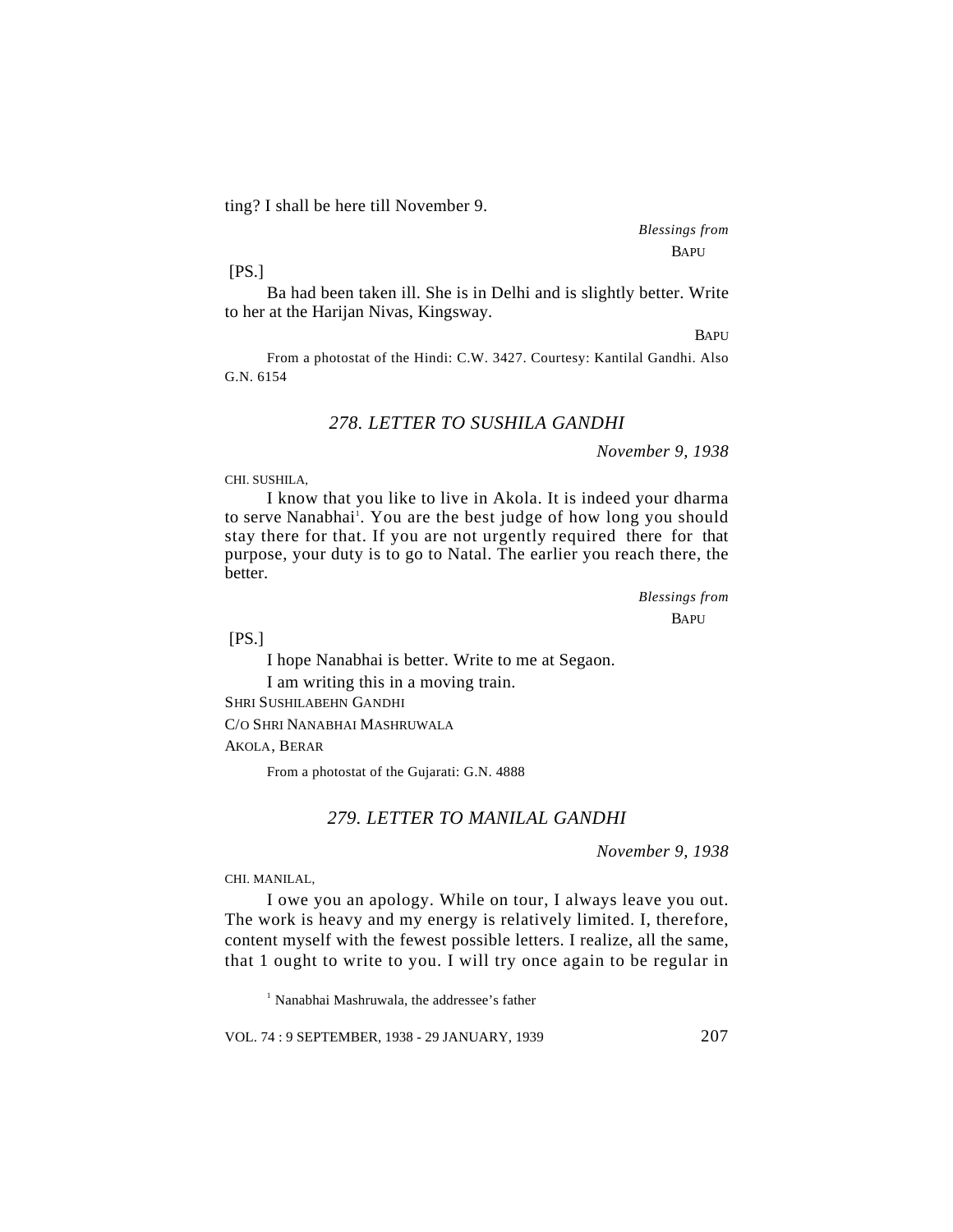ting? I shall be here till November 9.

*Blessings from*
BAPU

[PS.]

Ba had been taken ill. She is in Delhi and is slightly better. Write to her at the Harijan Nivas, Kingsway.

BAPU

From a photostat of the Hindi: C.W. 3427. Courtesy: Kantilal Gandhi. Also G.N. 6154

### *278. LETTER TO SUSHILA GANDHI*

*November 9, 1938*

CHI. SUSHILA,

I know that you like to live in Akola. It is indeed your dharma to serve Nanabhai[1]. You are the best judge of how long you should stay there for that. If you are not urgently required there for that purpose, your duty is to go to Natal. The earlier you reach there, the better.

*Blessings from*
BAPU

[PS.]

I hope Nanabhai is better. Write to me at Segaon.

I am writing this in a moving train.

SHRI SUSHILABEHN GANDHI
C/O SHRI NANABHAI MASHRUWALA
AKOLA, BERAR

From a photostat of the Gujarati: G.N. 4888

### *279. LETTER TO MANILAL GANDHI*

*November 9, 1938*

CHI. MANILAL,

I owe you an apology. While on tour, I always leave you out. The work is heavy and my energy is relatively limited. I, therefore, content myself with the fewest possible letters. I realize, all the same, that 1 ought to write to you. I will try once again to be regular in

[1] Nanabhai Mashruwala, the addressee's father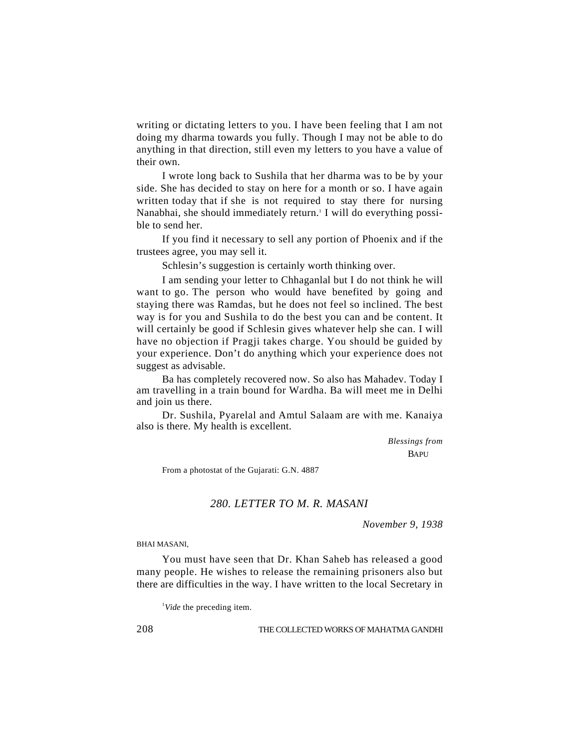writing or dictating letters to you. I have been feeling that I am not doing my dharma towards you fully. Though I may not be able to do anything in that direction, still even my letters to you have a value of their own.

I wrote long back to Sushila that her dharma was to be by your side. She has decided to stay on here for a month or so. I have again written today that if she is not required to stay there for nursing Nanabhai, she should immediately return.[1] I will do everything possible to send her.

If you find it necessary to sell any portion of Phoenix and if the trustees agree, you may sell it.

Schlesin's suggestion is certainly worth thinking over.

I am sending your letter to Chhaganlal but I do not think he will want to go. The person who would have benefited by going and staying there was Ramdas, but he does not feel so inclined. The best way is for you and Sushila to do the best you can and be content. It will certainly be good if Schlesin gives whatever help she can. I will have no objection if Pragji takes charge. You should be guided by your experience. Don't do anything which your experience does not suggest as advisable.

Ba has completely recovered now. So also has Mahadev. Today I am travelling in a train bound for Wardha. Ba will meet me in Delhi and join us there.

Dr. Sushila, Pyarelal and Amtul Salaam are with me. Kanaiya also is there. My health is excellent.

*Blessings from*
BAPU

From a photostat of the Gujarati: G.N. 4887

## *280. LETTER TO M. R. MASANI*

*November 9, 1938*

BHAI MASANI,

You must have seen that Dr. Khan Saheb has released a good many people. He wishes to release the remaining prisoners also but there are difficulties in the way. I have written to the local Secretary in

[1] *Vide* the preceding item.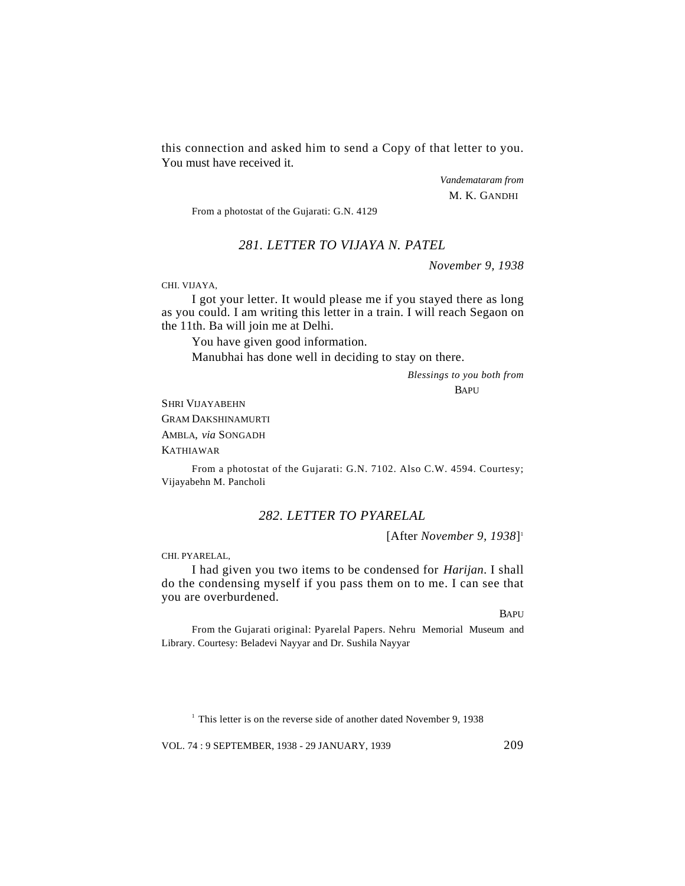this connection and asked him to send a Copy of that letter to you. You must have received it.

*Vandemataram from*
M. K. GANDHI

From a photostat of the Gujarati: G.N. 4129

### *281. LETTER TO VIJAYA N. PATEL*

*November 9, 1938*

CHI. VIJAYA,

I got your letter. It would please me if you stayed there as long as you could. I am writing this letter in a train. I will reach Segaon on the 11th. Ba will join me at Delhi.

You have given good information.

Manubhai has done well in deciding to stay on there.

*Blessings to you both from*
BAPU

SHRI VIJAYABEHN
GRAM DAKSHINAMURTI
AMBLA, *via* SONGADH
KATHIAWAR

From a photostat of the Gujarati: G.N. 7102. Also C.W. 4594. Courtesy; Vijayabehn M. Pancholi

### *282. LETTER TO PYARELAL*

[After *November 9, 1938*][1]

CHI. PYARELAL,

I had given you two items to be condensed for *Harijan*. I shall do the condensing myself if you pass them on to me. I can see that you are overburdened.

BAPU

From the Gujarati original: Pyarelal Papers. Nehru Memorial Museum and Library. Courtesy: Beladevi Nayyar and Dr. Sushila Nayyar

[1] This letter is on the reverse side of another dated November 9, 1938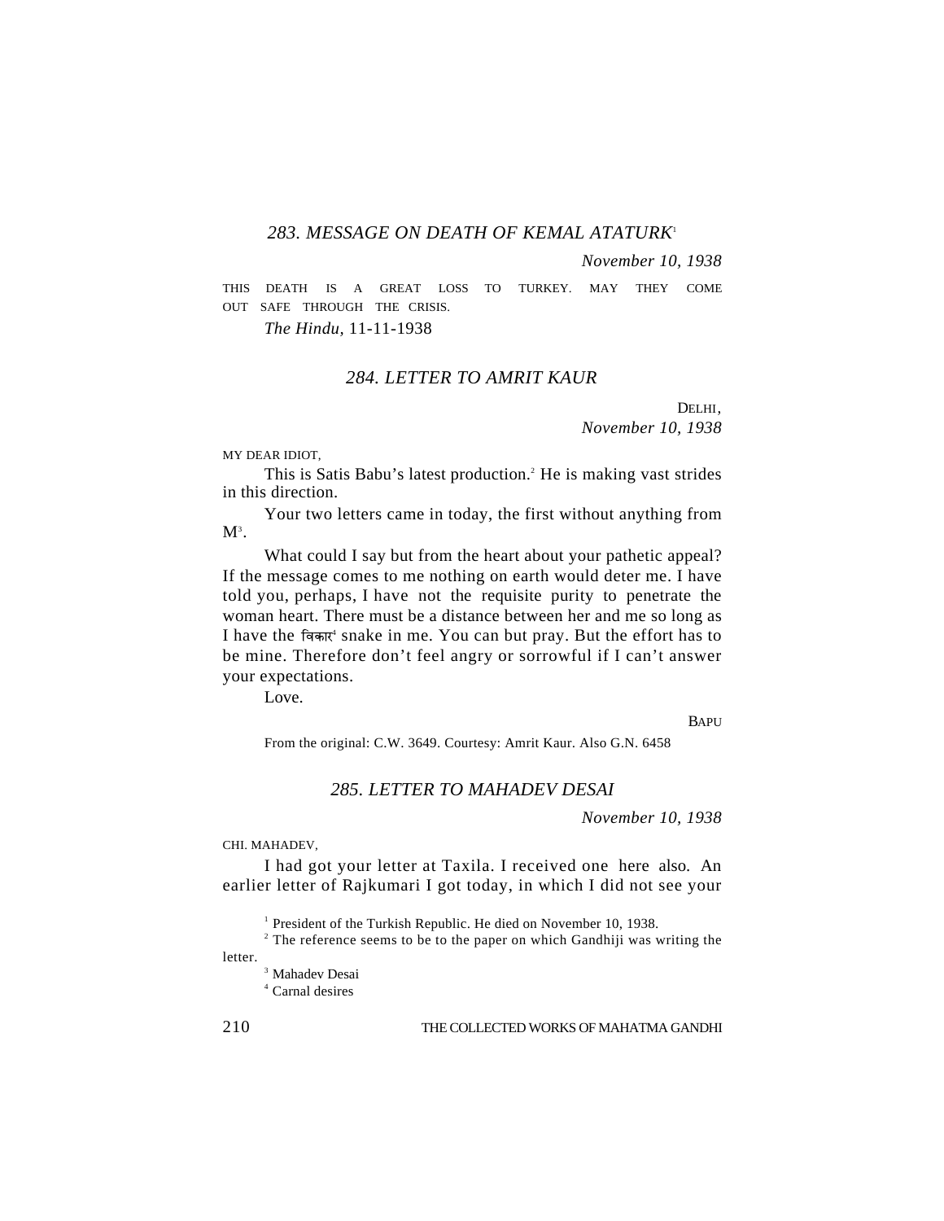### 283. MESSAGE ON DEATH OF KEMAL ATATURK[1]

*November 10, 1938*

THIS DEATH IS A GREAT LOSS TO TURKEY. MAY THEY COME OUT SAFE THROUGH THE CRISIS.

*The Hindu*, 11-11-1938

### 284. LETTER TO AMRIT KAUR

DELHI,
*November 10, 1938*

MY DEAR IDIOT,

This is Satis Babu's latest production.[2] He is making vast strides in this direction.

Your two letters came in today, the first without anything from M[3].

What could I say but from the heart about your pathetic appeal? If the message comes to me nothing on earth would deter me. I have told you, perhaps, I have not the requisite purity to penetrate the woman heart. There must be a distance between her and me so long as I have the विकार[4] snake in me. You can but pray. But the effort has to be mine. Therefore don't feel angry or sorrowful if I can't answer your expectations.

Love.

BAPU

From the original: C.W. 3649. Courtesy: Amrit Kaur. Also G.N. 6458

### 285. LETTER TO MAHADEV DESAI

*November 10, 1938*

CHI. MAHADEV,

I had got your letter at Taxila. I received one here also. An earlier letter of Rajkumari I got today, in which I did not see your

---

[1] President of the Turkish Republic. He died on November 10, 1938.

[2] The reference seems to be to the paper on which Gandhiji was writing the letter.

[3] Mahadev Desai

[4] Carnal desires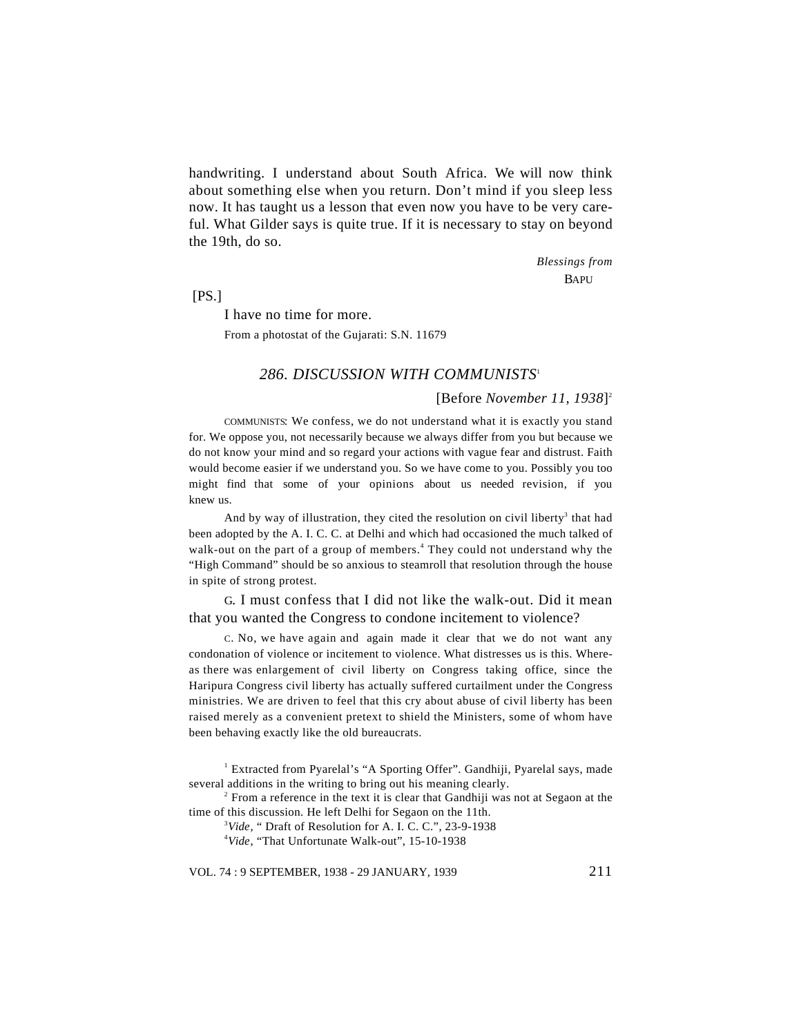handwriting. I understand about South Africa. We will now think about something else when you return. Don't mind if you sleep less now. It has taught us a lesson that even now you have to be very careful. What Gilder says is quite true. If it is necessary to stay on beyond the 19th, do so.

*Blessings from*
BAPU

[PS.]

I have no time for more.

From a photostat of the Gujarati: S.N. 11679

### *286. DISCUSSION WITH COMMUNISTS*[1]

[Before *November 11, 1938*][2]

COMMUNISTS: We confess, we do not understand what it is exactly you stand for. We oppose you, not necessarily because we always differ from you but because we do not know your mind and so regard your actions with vague fear and distrust. Faith would become easier if we understand you. So we have come to you. Possibly you too might find that some of your opinions about us needed revision, if you knew us.

And by way of illustration, they cited the resolution on civil liberty[3] that had been adopted by the A. I. C. C. at Delhi and which had occasioned the much talked of walk-out on the part of a group of members.[4] They could not understand why the "High Command" should be so anxious to steamroll that resolution through the house in spite of strong protest.

G. I must confess that I did not like the walk-out. Did it mean that you wanted the Congress to condone incitement to violence?

C. No, we have again and again made it clear that we do not want any condonation of violence or incitement to violence. What distresses us is this. Whereas there was enlargement of civil liberty on Congress taking office, since the Haripura Congress civil liberty has actually suffered curtailment under the Congress ministries. We are driven to feel that this cry about abuse of civil liberty has been raised merely as a convenient pretext to shield the Ministers, some of whom have been behaving exactly like the old bureaucrats.

---

[1] Extracted from Pyarelal's "A Sporting Offer". Gandhiji, Pyarelal says, made several additions in the writing to bring out his meaning clearly.

[2] From a reference in the text it is clear that Gandhiji was not at Segaon at the time of this discussion. He left Delhi for Segaon on the 11th.

[3] *Vide*, " Draft of Resolution for A. I. C. C.", 23-9-1938

[4] *Vide*, "That Unfortunate Walk-out", 15-10-1938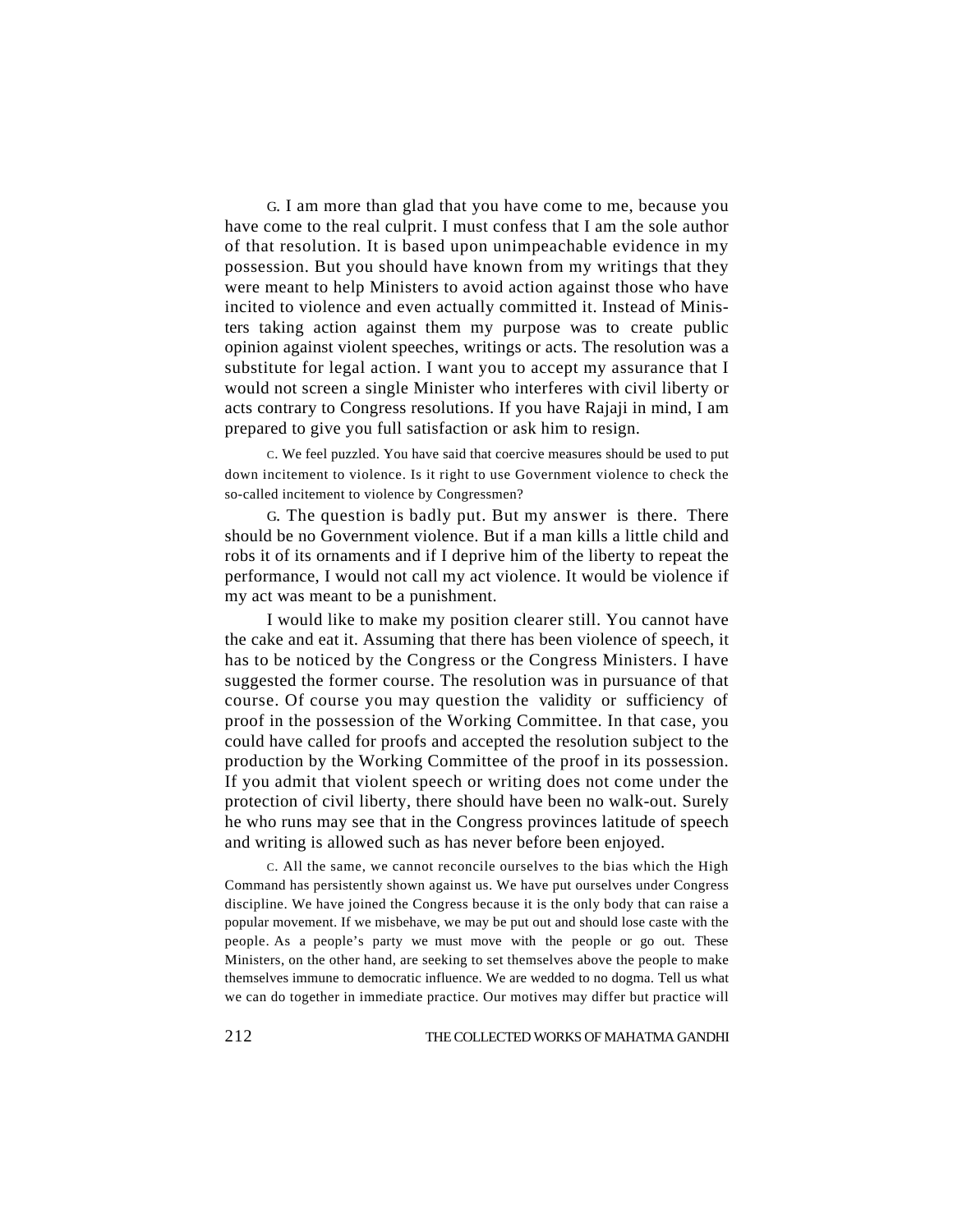G. I am more than glad that you have come to me, because you have come to the real culprit. I must confess that I am the sole author of that resolution. It is based upon unimpeachable evidence in my possession. But you should have known from my writings that they were meant to help Ministers to avoid action against those who have incited to violence and even actually committed it. Instead of Ministers taking action against them my purpose was to create public opinion against violent speeches, writings or acts. The resolution was a substitute for legal action. I want you to accept my assurance that I would not screen a single Minister who interferes with civil liberty or acts contrary to Congress resolutions. If you have Rajaji in mind, I am prepared to give you full satisfaction or ask him to resign.

C. We feel puzzled. You have said that coercive measures should be used to put down incitement to violence. Is it right to use Government violence to check the so-called incitement to violence by Congressmen?

G. The question is badly put. But my answer is there. There should be no Government violence. But if a man kills a little child and robs it of its ornaments and if I deprive him of the liberty to repeat the performance, I would not call my act violence. It would be violence if my act was meant to be a punishment.

I would like to make my position clearer still. You cannot have the cake and eat it. Assuming that there has been violence of speech, it has to be noticed by the Congress or the Congress Ministers. I have suggested the former course. The resolution was in pursuance of that course. Of course you may question the validity or sufficiency of proof in the possession of the Working Committee. In that case, you could have called for proofs and accepted the resolution subject to the production by the Working Committee of the proof in its possession. If you admit that violent speech or writing does not come under the protection of civil liberty, there should have been no walk-out. Surely he who runs may see that in the Congress provinces latitude of speech and writing is allowed such as has never before been enjoyed.

C. All the same, we cannot reconcile ourselves to the bias which the High Command has persistently shown against us. We have put ourselves under Congress discipline. We have joined the Congress because it is the only body that can raise a popular movement. If we misbehave, we may be put out and should lose caste with the people. As a people's party we must move with the people or go out. These Ministers, on the other hand, are seeking to set themselves above the people to make themselves immune to democratic influence. We are wedded to no dogma. Tell us what we can do together in immediate practice. Our motives may differ but practice will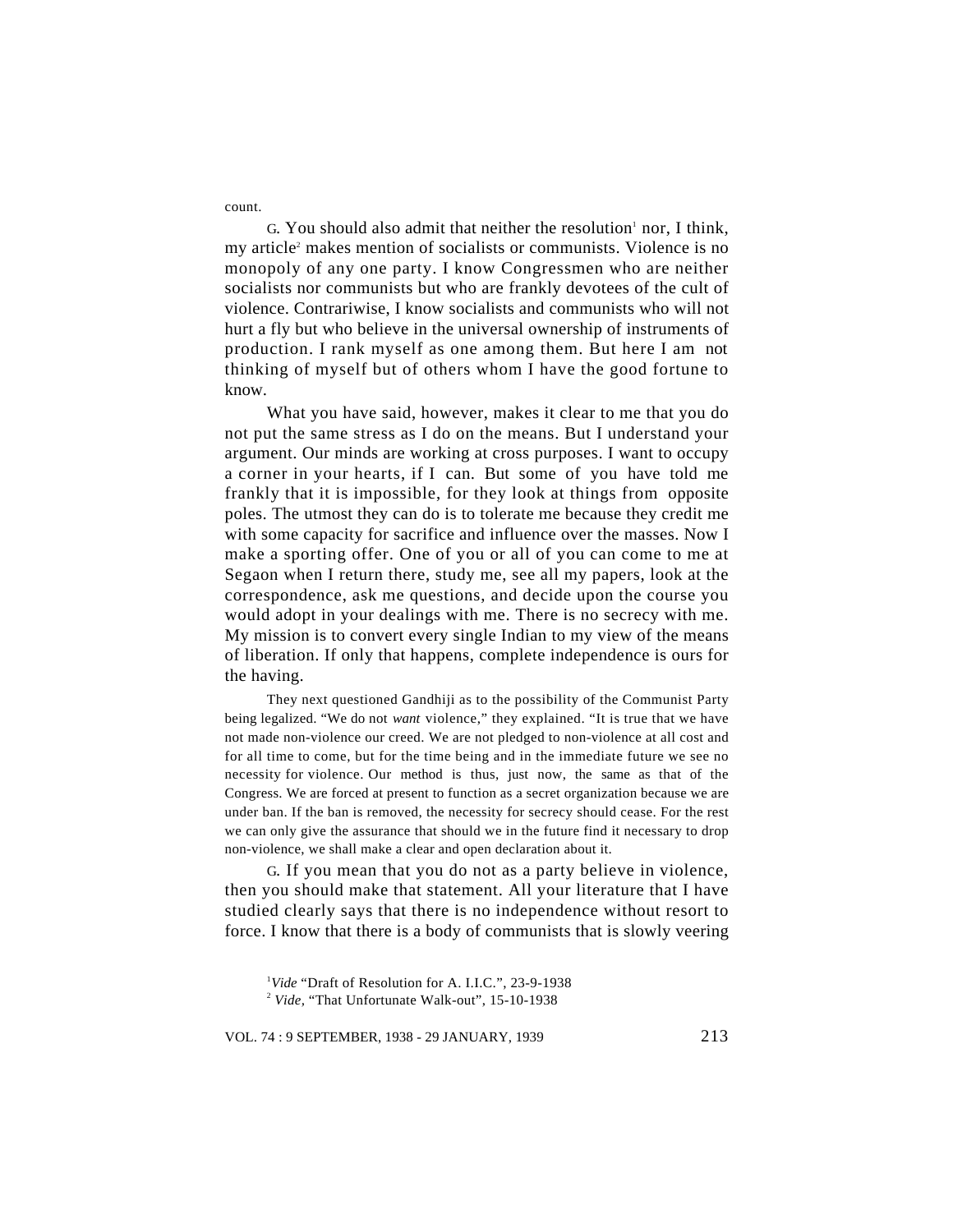count.

G. You should also admit that neither the resolution[1] nor, I think, my article[2] makes mention of socialists or communists. Violence is no monopoly of any one party. I know Congressmen who are neither socialists nor communists but who are frankly devotees of the cult of violence. Contrariwise, I know socialists and communists who will not hurt a fly but who believe in the universal ownership of instruments of production. I rank myself as one among them. But here I am not thinking of myself but of others whom I have the good fortune to know.

What you have said, however, makes it clear to me that you do not put the same stress as I do on the means. But I understand your argument. Our minds are working at cross purposes. I want to occupy a corner in your hearts, if I can. But some of you have told me frankly that it is impossible, for they look at things from opposite poles. The utmost they can do is to tolerate me because they credit me with some capacity for sacrifice and influence over the masses. Now I make a sporting offer. One of you or all of you can come to me at Segaon when I return there, study me, see all my papers, look at the correspondence, ask me questions, and decide upon the course you would adopt in your dealings with me. There is no secrecy with me. My mission is to convert every single Indian to my view of the means of liberation. If only that happens, complete independence is ours for the having.

They next questioned Gandhiji as to the possibility of the Communist Party being legalized. "We do not *want* violence," they explained. "It is true that we have not made non-violence our creed. We are not pledged to non-violence at all cost and for all time to come, but for the time being and in the immediate future we see no necessity for violence. Our method is thus, just now, the same as that of the Congress. We are forced at present to function as a secret organization because we are under ban. If the ban is removed, the necessity for secrecy should cease. For the rest we can only give the assurance that should we in the future find it necessary to drop non-violence, we shall make a clear and open declaration about it.

G. If you mean that you do not as a party believe in violence, then you should make that statement. All your literature that I have studied clearly says that there is no independence without resort to force. I know that there is a body of communists that is slowly veering

[1] *Vide* "Draft of Resolution for A. I.I.C.", 23-9-1938

[2] *Vide,* "That Unfortunate Walk-out", 15-10-1938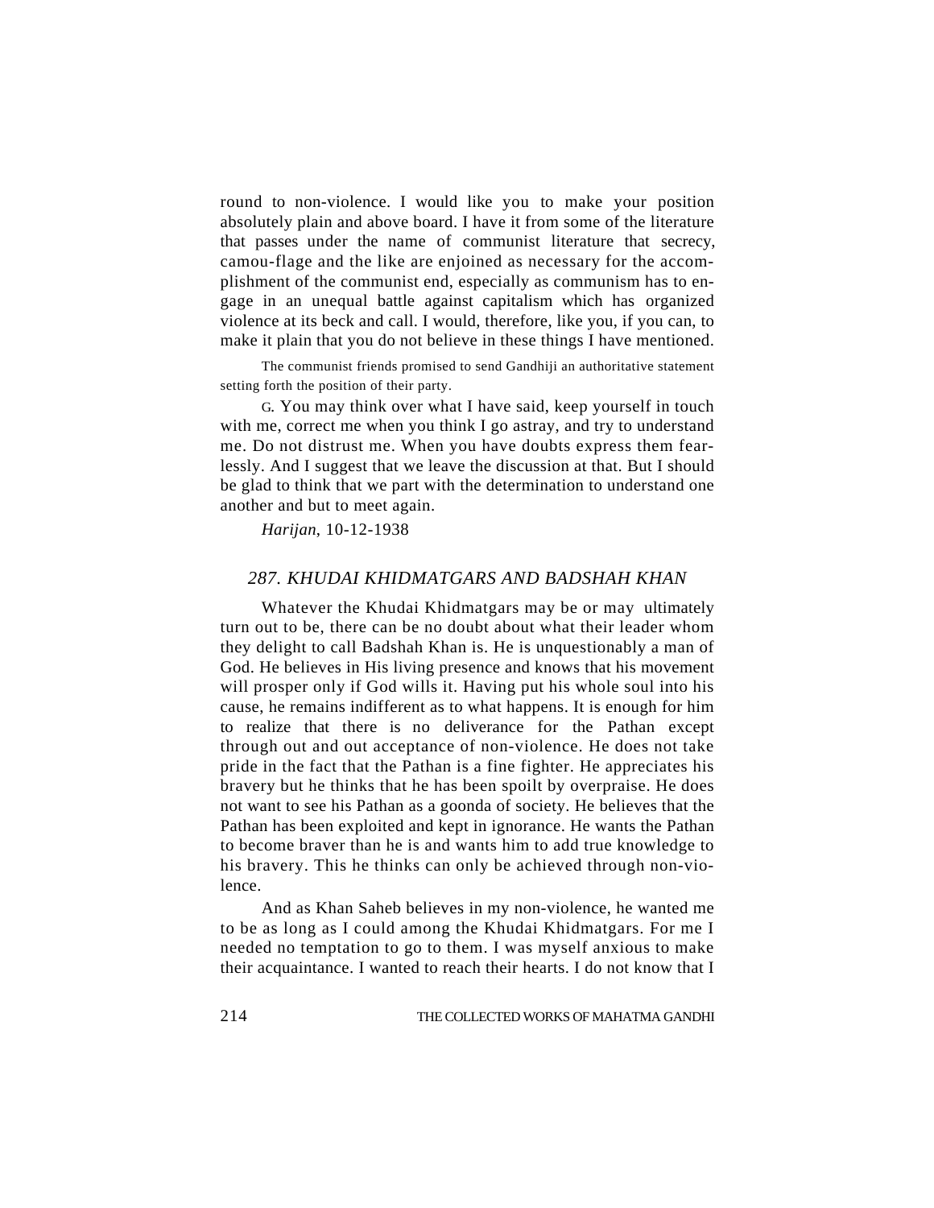round to non-violence. I would like you to make your position absolutely plain and above board. I have it from some of the literature that passes under the name of communist literature that secrecy, camou-flage and the like are enjoined as necessary for the accomplishment of the communist end, especially as communism has to engage in an unequal battle against capitalism which has organized violence at its beck and call. I would, therefore, like you, if you can, to make it plain that you do not believe in these things I have mentioned.

The communist friends promised to send Gandhiji an authoritative statement setting forth the position of their party.

G. You may think over what I have said, keep yourself in touch with me, correct me when you think I go astray, and try to understand me. Do not distrust me. When you have doubts express them fearlessly. And I suggest that we leave the discussion at that. But I should be glad to think that we part with the determination to understand one another and but to meet again.

*Harijan*, 10-12-1938

## *287. KHUDAI KHIDMATGARS AND BADSHAH KHAN*

Whatever the Khudai Khidmatgars may be or may ultimately turn out to be, there can be no doubt about what their leader whom they delight to call Badshah Khan is. He is unquestionably a man of God. He believes in His living presence and knows that his movement will prosper only if God wills it. Having put his whole soul into his cause, he remains indifferent as to what happens. It is enough for him to realize that there is no deliverance for the Pathan except through out and out acceptance of non-violence. He does not take pride in the fact that the Pathan is a fine fighter. He appreciates his bravery but he thinks that he has been spoilt by overpraise. He does not want to see his Pathan as a goonda of society. He believes that the Pathan has been exploited and kept in ignorance. He wants the Pathan to become braver than he is and wants him to add true knowledge to his bravery. This he thinks can only be achieved through non-violence.

And as Khan Saheb believes in my non-violence, he wanted me to be as long as I could among the Khudai Khidmatgars. For me I needed no temptation to go to them. I was myself anxious to make their acquaintance. I wanted to reach their hearts. I do not know that I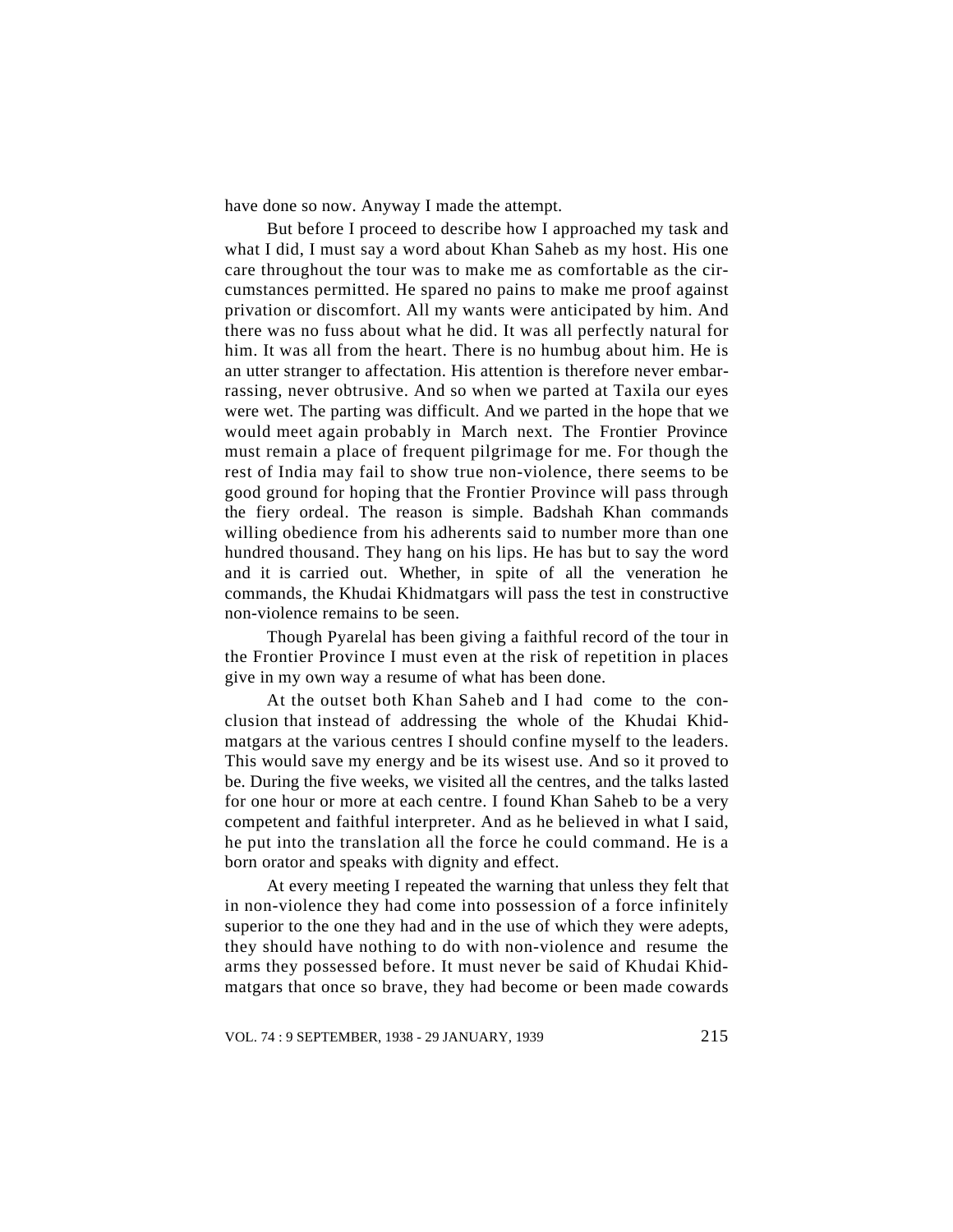have done so now. Anyway I made the attempt.

But before I proceed to describe how I approached my task and what I did, I must say a word about Khan Saheb as my host. His one care throughout the tour was to make me as comfortable as the circumstances permitted. He spared no pains to make me proof against privation or discomfort. All my wants were anticipated by him. And there was no fuss about what he did. It was all perfectly natural for him. It was all from the heart. There is no humbug about him. He is an utter stranger to affectation. His attention is therefore never embarrassing, never obtrusive. And so when we parted at Taxila our eyes were wet. The parting was difficult. And we parted in the hope that we would meet again probably in March next. The Frontier Province must remain a place of frequent pilgrimage for me. For though the rest of India may fail to show true non-violence, there seems to be good ground for hoping that the Frontier Province will pass through the fiery ordeal. The reason is simple. Badshah Khan commands willing obedience from his adherents said to number more than one hundred thousand. They hang on his lips. He has but to say the word and it is carried out. Whether, in spite of all the veneration he commands, the Khudai Khidmatgars will pass the test in constructive non-violence remains to be seen.

Though Pyarelal has been giving a faithful record of the tour in the Frontier Province I must even at the risk of repetition in places give in my own way a resume of what has been done.

At the outset both Khan Saheb and I had come to the conclusion that instead of addressing the whole of the Khudai Khidmatgars at the various centres I should confine myself to the leaders. This would save my energy and be its wisest use. And so it proved to be. During the five weeks, we visited all the centres, and the talks lasted for one hour or more at each centre. I found Khan Saheb to be a very competent and faithful interpreter. And as he believed in what I said, he put into the translation all the force he could command. He is a born orator and speaks with dignity and effect.

At every meeting I repeated the warning that unless they felt that in non-violence they had come into possession of a force infinitely superior to the one they had and in the use of which they were adepts, they should have nothing to do with non-violence and resume the arms they possessed before. It must never be said of Khudai Khidmatgars that once so brave, they had become or been made cowards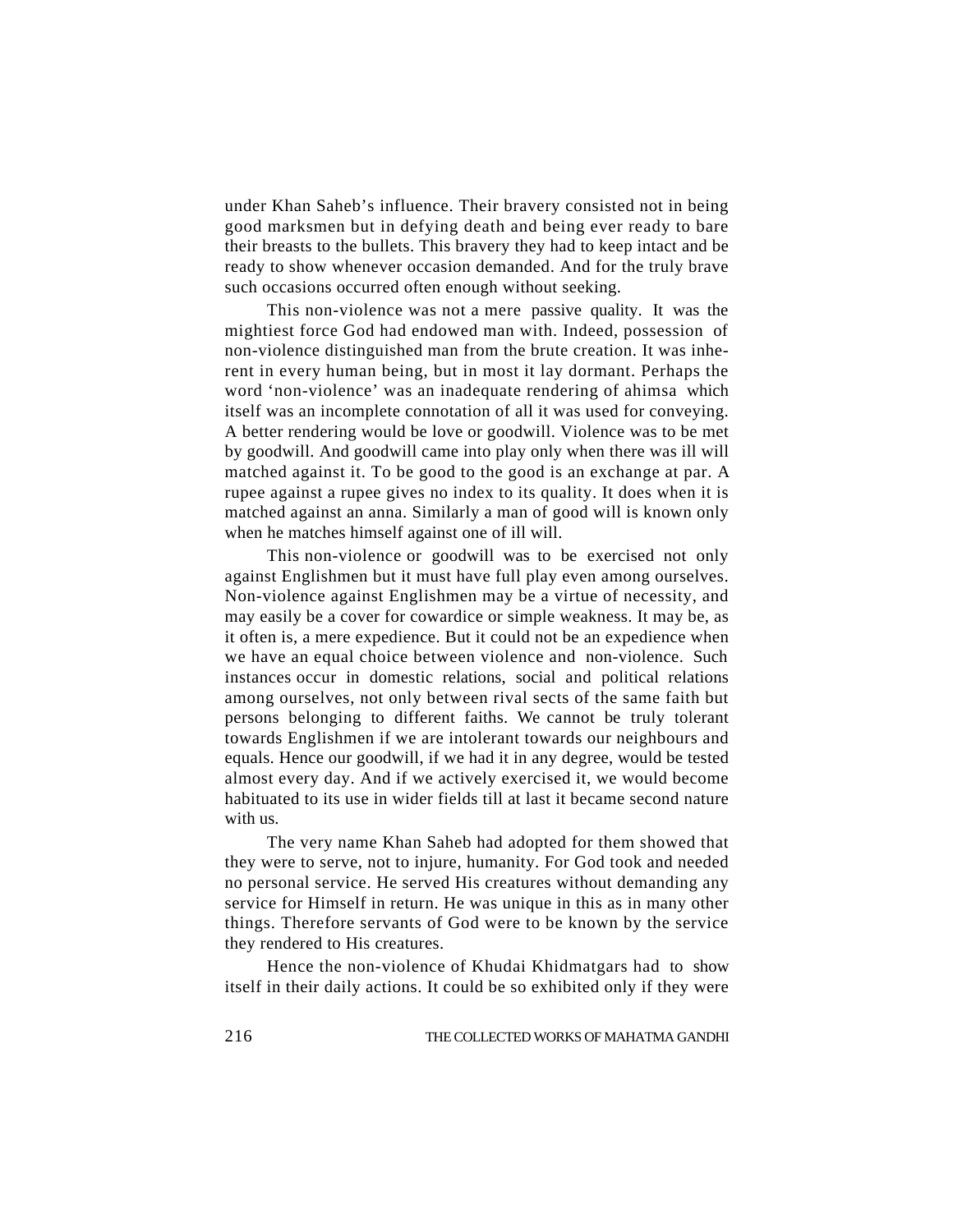under Khan Saheb's influence. Their bravery consisted not in being good marksmen but in defying death and being ever ready to bare their breasts to the bullets. This bravery they had to keep intact and be ready to show whenever occasion demanded. And for the truly brave such occasions occurred often enough without seeking.

This non-violence was not a mere passive quality. It was the mightiest force God had endowed man with. Indeed, possession of non-violence distinguished man from the brute creation. It was inherent in every human being, but in most it lay dormant. Perhaps the word 'non-violence' was an inadequate rendering of ahimsa which itself was an incomplete connotation of all it was used for conveying. A better rendering would be love or goodwill. Violence was to be met by goodwill. And goodwill came into play only when there was ill will matched against it. To be good to the good is an exchange at par. A rupee against a rupee gives no index to its quality. It does when it is matched against an anna. Similarly a man of good will is known only when he matches himself against one of ill will.

This non-violence or goodwill was to be exercised not only against Englishmen but it must have full play even among ourselves. Non-violence against Englishmen may be a virtue of necessity, and may easily be a cover for cowardice or simple weakness. It may be, as it often is, a mere expedience. But it could not be an expedience when we have an equal choice between violence and non-violence. Such instances occur in domestic relations, social and political relations among ourselves, not only between rival sects of the same faith but persons belonging to different faiths. We cannot be truly tolerant towards Englishmen if we are intolerant towards our neighbours and equals. Hence our goodwill, if we had it in any degree, would be tested almost every day. And if we actively exercised it, we would become habituated to its use in wider fields till at last it became second nature with us.

The very name Khan Saheb had adopted for them showed that they were to serve, not to injure, humanity. For God took and needed no personal service. He served His creatures without demanding any service for Himself in return. He was unique in this as in many other things. Therefore servants of God were to be known by the service they rendered to His creatures.

Hence the non-violence of Khudai Khidmatgars had to show itself in their daily actions. It could be so exhibited only if they were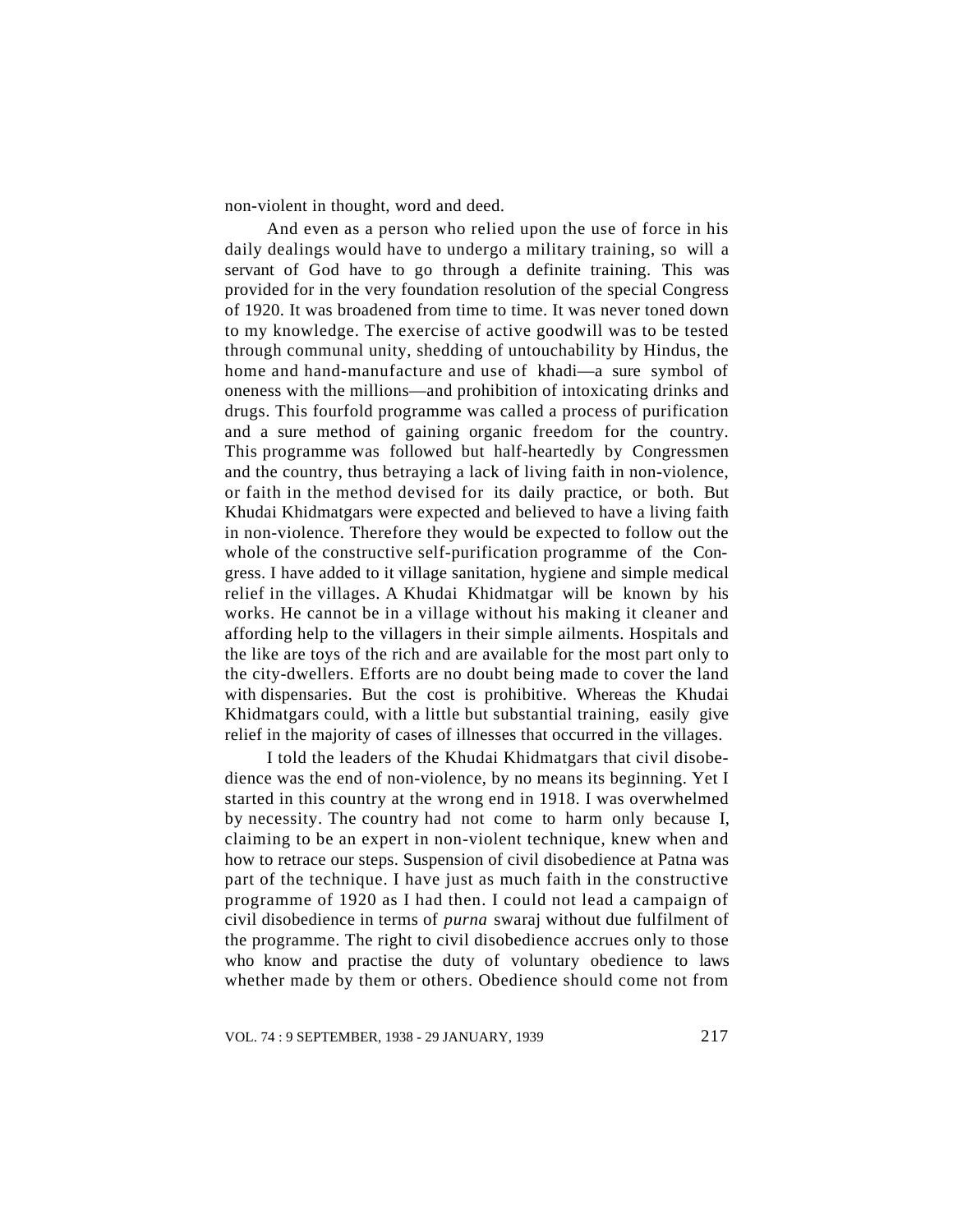non-violent in thought, word and deed.

And even as a person who relied upon the use of force in his daily dealings would have to undergo a military training, so will a servant of God have to go through a definite training. This was provided for in the very foundation resolution of the special Congress of 1920. It was broadened from time to time. It was never toned down to my knowledge. The exercise of active goodwill was to be tested through communal unity, shedding of untouchability by Hindus, the home and hand-manufacture and use of khadi—a sure symbol of oneness with the millions—and prohibition of intoxicating drinks and drugs. This fourfold programme was called a process of purification and a sure method of gaining organic freedom for the country. This programme was followed but half-heartedly by Congressmen and the country, thus betraying a lack of living faith in non-violence, or faith in the method devised for its daily practice, or both. But Khudai Khidmatgars were expected and believed to have a living faith in non-violence. Therefore they would be expected to follow out the whole of the constructive self-purification programme of the Congress. I have added to it village sanitation, hygiene and simple medical relief in the villages. A Khudai Khidmatgar will be known by his works. He cannot be in a village without his making it cleaner and affording help to the villagers in their simple ailments. Hospitals and the like are toys of the rich and are available for the most part only to the city-dwellers. Efforts are no doubt being made to cover the land with dispensaries. But the cost is prohibitive. Whereas the Khudai Khidmatgars could, with a little but substantial training, easily give relief in the majority of cases of illnesses that occurred in the villages.

I told the leaders of the Khudai Khidmatgars that civil disobedience was the end of non-violence, by no means its beginning. Yet I started in this country at the wrong end in 1918. I was overwhelmed by necessity. The country had not come to harm only because I, claiming to be an expert in non-violent technique, knew when and how to retrace our steps. Suspension of civil disobedience at Patna was part of the technique. I have just as much faith in the constructive programme of 1920 as I had then. I could not lead a campaign of civil disobedience in terms of *purna* swaraj without due fulfilment of the programme. The right to civil disobedience accrues only to those who know and practise the duty of voluntary obedience to laws whether made by them or others. Obedience should come not from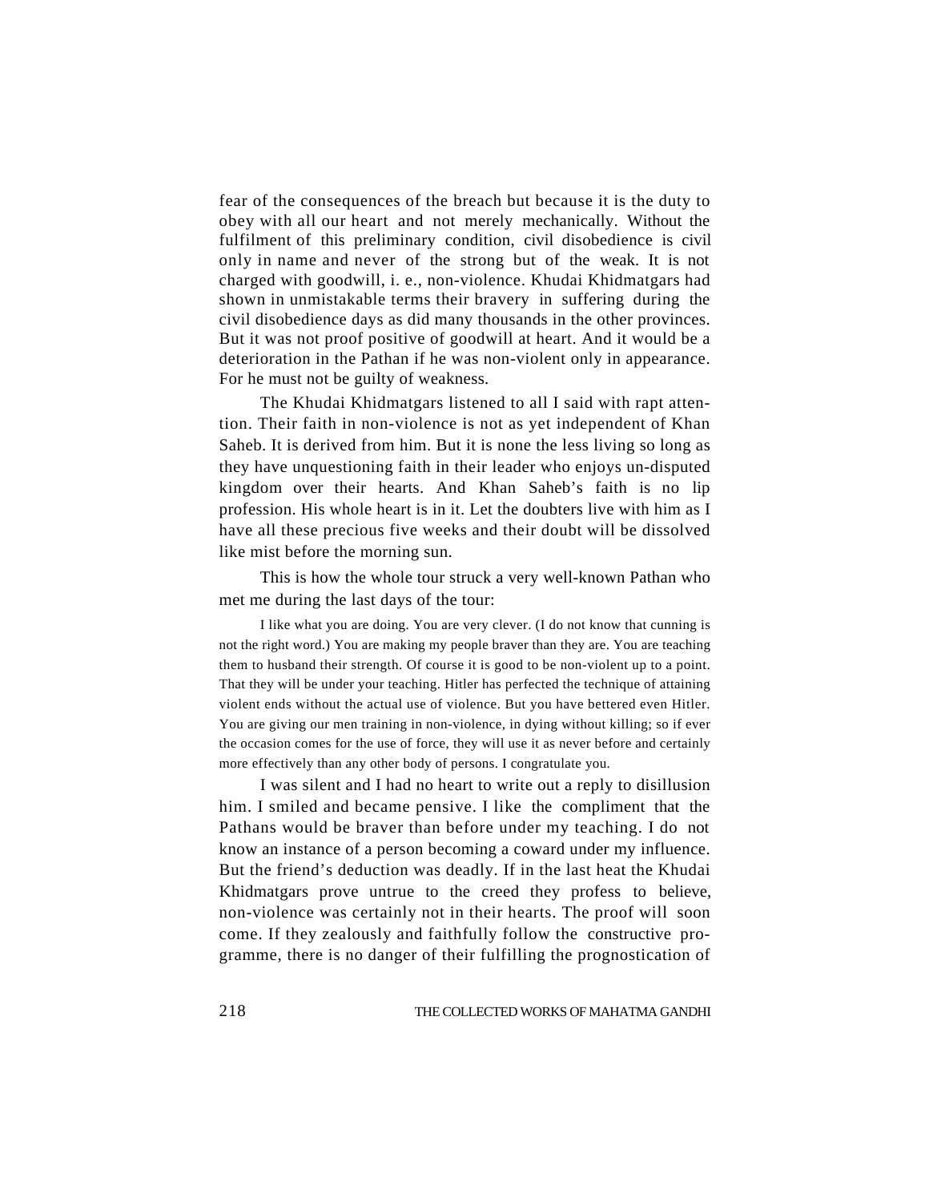fear of the consequences of the breach but because it is the duty to obey with all our heart and not merely mechanically. Without the fulfilment of this preliminary condition, civil disobedience is civil only in name and never of the strong but of the weak. It is not charged with goodwill, i. e., non-violence. Khudai Khidmatgars had shown in unmistakable terms their bravery in suffering during the civil disobedience days as did many thousands in the other provinces. But it was not proof positive of goodwill at heart. And it would be a deterioration in the Pathan if he was non-violent only in appearance. For he must not be guilty of weakness.

The Khudai Khidmatgars listened to all I said with rapt attention. Their faith in non-violence is not as yet independent of Khan Saheb. It is derived from him. But it is none the less living so long as they have unquestioning faith in their leader who enjoys un-disputed kingdom over their hearts. And Khan Saheb's faith is no lip profession. His whole heart is in it. Let the doubters live with him as I have all these precious five weeks and their doubt will be dissolved like mist before the morning sun.

This is how the whole tour struck a very well-known Pathan who met me during the last days of the tour:

> I like what you are doing. You are very clever. (I do not know that cunning is not the right word.) You are making my people braver than they are. You are teaching them to husband their strength. Of course it is good to be non-violent up to a point. That they will be under your teaching. Hitler has perfected the technique of attaining violent ends without the actual use of violence. But you have bettered even Hitler. You are giving our men training in non-violence, in dying without killing; so if ever the occasion comes for the use of force, they will use it as never before and certainly more effectively than any other body of persons. I congratulate you.

I was silent and I had no heart to write out a reply to disillusion him. I smiled and became pensive. I like the compliment that the Pathans would be braver than before under my teaching. I do not know an instance of a person becoming a coward under my influence. But the friend's deduction was deadly. If in the last heat the Khudai Khidmatgars prove untrue to the creed they profess to believe, non-violence was certainly not in their hearts. The proof will soon come. If they zealously and faithfully follow the constructive programme, there is no danger of their fulfilling the prognostication of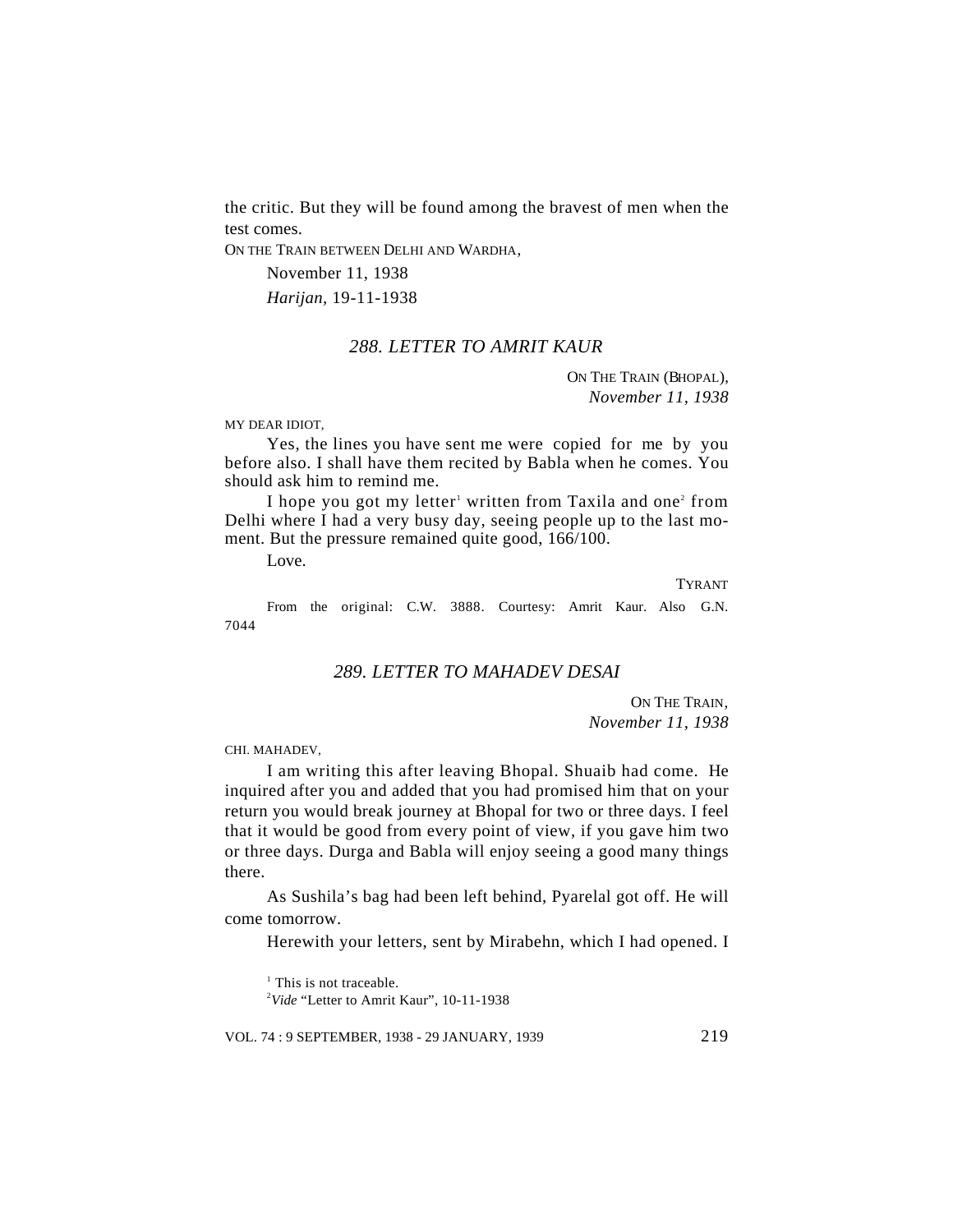the critic. But they will be found among the bravest of men when the test comes.

ON THE TRAIN BETWEEN DELHI AND WARDHA,

November 11, 1938

*Harijan*, 19-11-1938

## *288. LETTER TO AMRIT KAUR*

ON THE TRAIN (BHOPAL),
*November 11, 1938*

MY DEAR IDIOT,

Yes, the lines you have sent me were copied for me by you before also. I shall have them recited by Babla when he comes. You should ask him to remind me.

I hope you got my letter[1] written from Taxila and one[2] from Delhi where I had a very busy day, seeing people up to the last moment. But the pressure remained quite good, 166/100.

Love.

TYRANT

From the original: C.W. 3888. Courtesy: Amrit Kaur. Also G.N. 7044

## *289. LETTER TO MAHADEV DESAI*

ON THE TRAIN,
*November 11, 1938*

CHI. MAHADEV,

I am writing this after leaving Bhopal. Shuaib had come. He inquired after you and added that you had promised him that on your return you would break journey at Bhopal for two or three days. I feel that it would be good from every point of view, if you gave him two or three days. Durga and Babla will enjoy seeing a good many things there.

As Sushila's bag had been left behind, Pyarelal got off. He will come tomorrow.

Herewith your letters, sent by Mirabehn, which I had opened. I

[1] This is not traceable.

[2] *Vide* "Letter to Amrit Kaur", 10-11-1938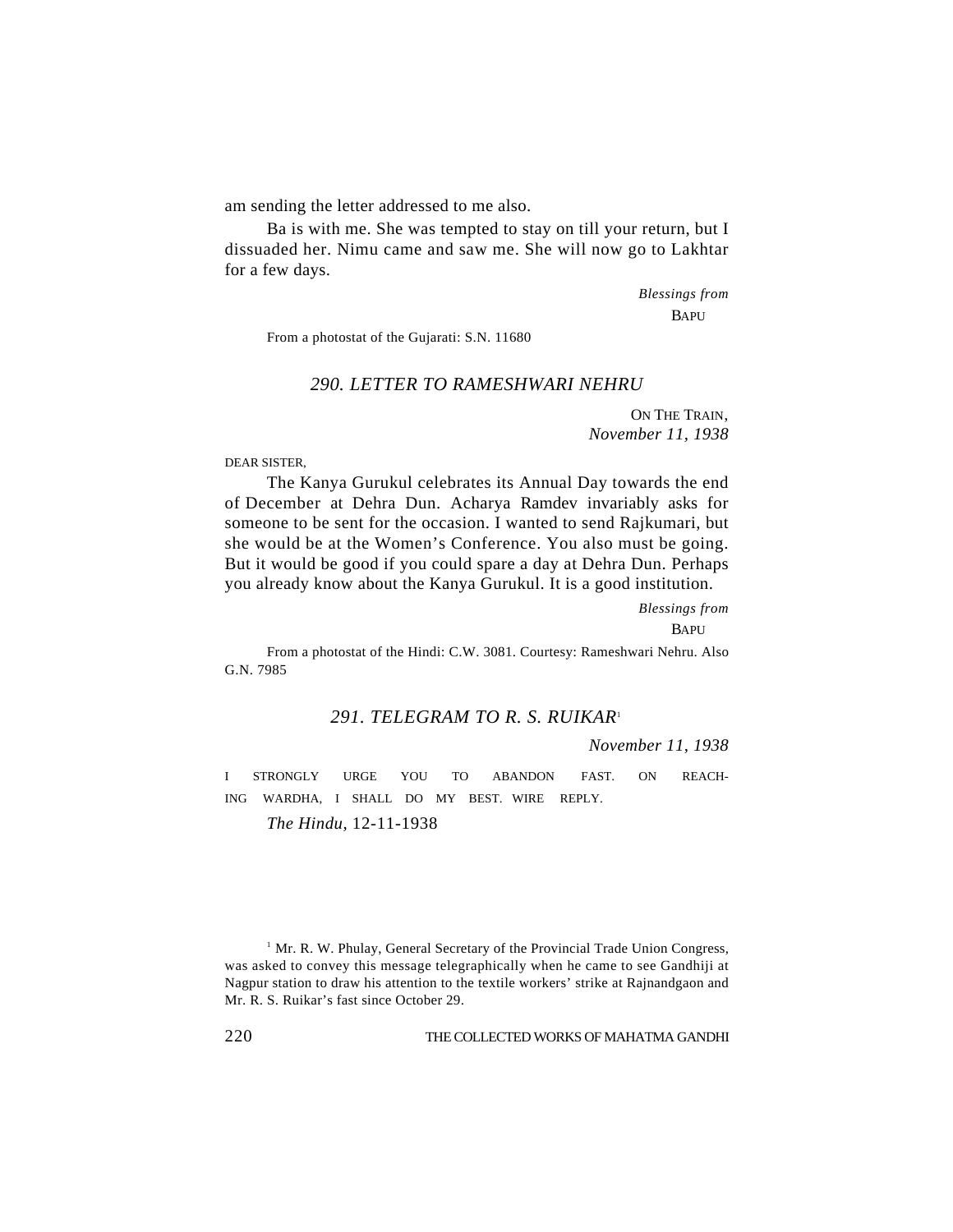am sending the letter addressed to me also.

Ba is with me. She was tempted to stay on till your return, but I dissuaded her. Nimu came and saw me. She will now go to Lakhtar for a few days.

*Blessings from*
BAPU

From a photostat of the Gujarati: S.N. 11680

## *290. LETTER TO RAMESHWARI NEHRU*

ON THE TRAIN,
*November 11, 1938*

DEAR SISTER,

The Kanya Gurukul celebrates its Annual Day towards the end of December at Dehra Dun. Acharya Ramdev invariably asks for someone to be sent for the occasion. I wanted to send Rajkumari, but she would be at the Women's Conference. You also must be going. But it would be good if you could spare a day at Dehra Dun. Perhaps you already know about the Kanya Gurukul. It is a good institution.

*Blessings from*
BAPU

From a photostat of the Hindi: C.W. 3081. Courtesy: Rameshwari Nehru. Also G.N. 7985

## *291. TELEGRAM TO R. S. RUIKAR*[1]

*November 11, 1938*

I STRONGLY URGE YOU TO ABANDON FAST. ON REACHING WARDHA, I SHALL DO MY BEST. WIRE REPLY.

*The Hindu*, 12-11-1938

[1] Mr. R. W. Phulay, General Secretary of the Provincial Trade Union Congress, was asked to convey this message telegraphically when he came to see Gandhiji at Nagpur station to draw his attention to the textile workers' strike at Rajnandgaon and Mr. R. S. Ruikar's fast since October 29.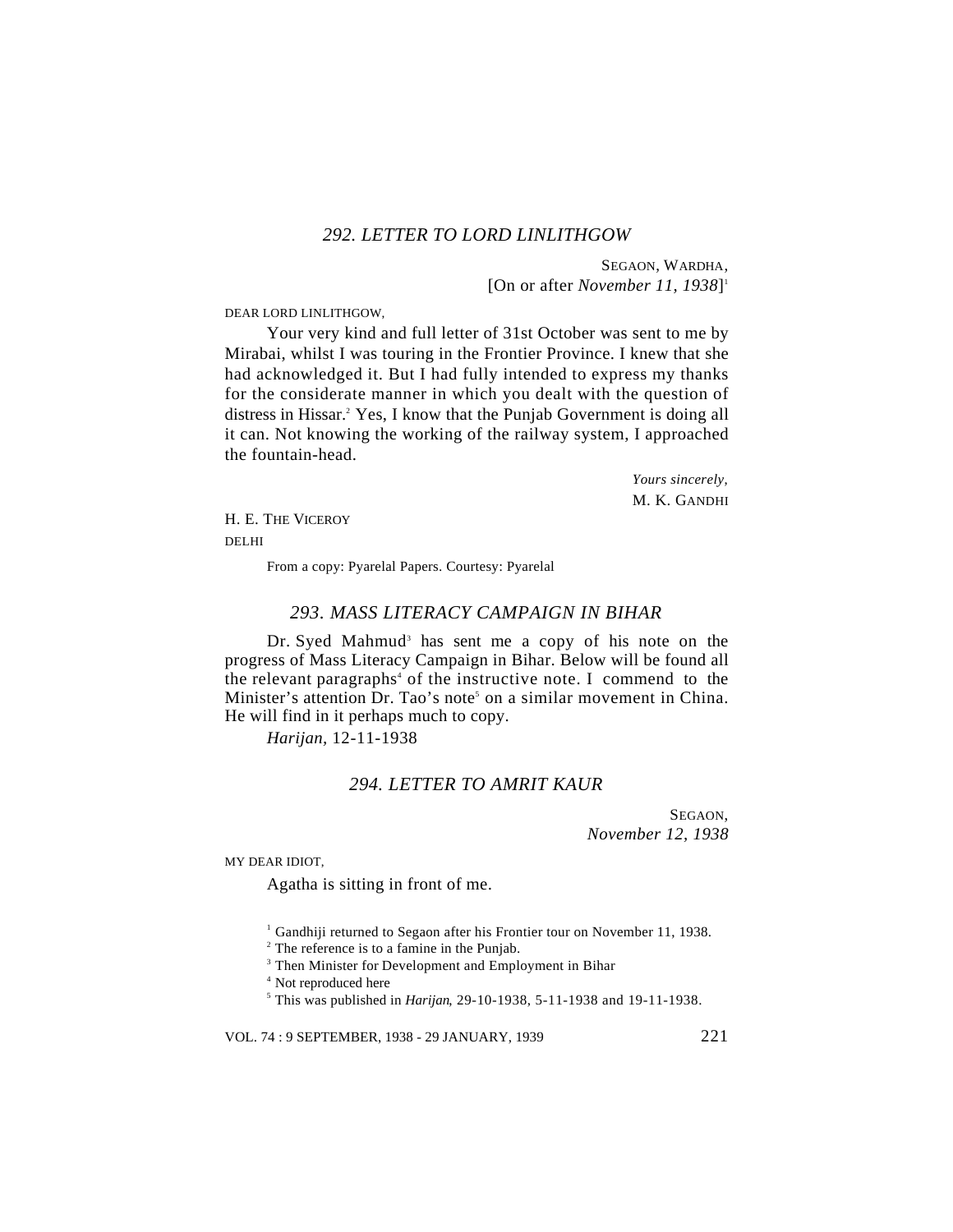### 292. LETTER TO LORD LINLITHGOW

SEGAON, WARDHA,
[On or after *November 11, 1938*][1]

DEAR LORD LINLITHGOW,

Your very kind and full letter of 31st October was sent to me by Mirabai, whilst I was touring in the Frontier Province. I knew that she had acknowledged it. But I had fully intended to express my thanks for the considerate manner in which you dealt with the question of distress in Hissar.[2] Yes, I know that the Punjab Government is doing all it can. Not knowing the working of the railway system, I approached the fountain-head.

*Yours sincerely,*
M. K. GANDHI

H. E. THE VICEROY
DELHI

From a copy: Pyarelal Papers. Courtesy: Pyarelal

### 293. MASS LITERACY CAMPAIGN IN BIHAR

Dr. Syed Mahmud[3] has sent me a copy of his note on the progress of Mass Literacy Campaign in Bihar. Below will be found all the relevant paragraphs[4] of the instructive note. I commend to the Minister's attention Dr. Tao's note[5] on a similar movement in China. He will find in it perhaps much to copy.

*Harijan*, 12-11-1938

### 294. LETTER TO AMRIT KAUR

SEGAON,
*November 12, 1938*

MY DEAR IDIOT,

Agatha is sitting in front of me.

---

[1] Gandhiji returned to Segaon after his Frontier tour on November 11, 1938.

[2] The reference is to a famine in the Punjab.

[3] Then Minister for Development and Employment in Bihar

[4] Not reproduced here

[5] This was published in *Harijan*, 29-10-1938, 5-11-1938 and 19-11-1938.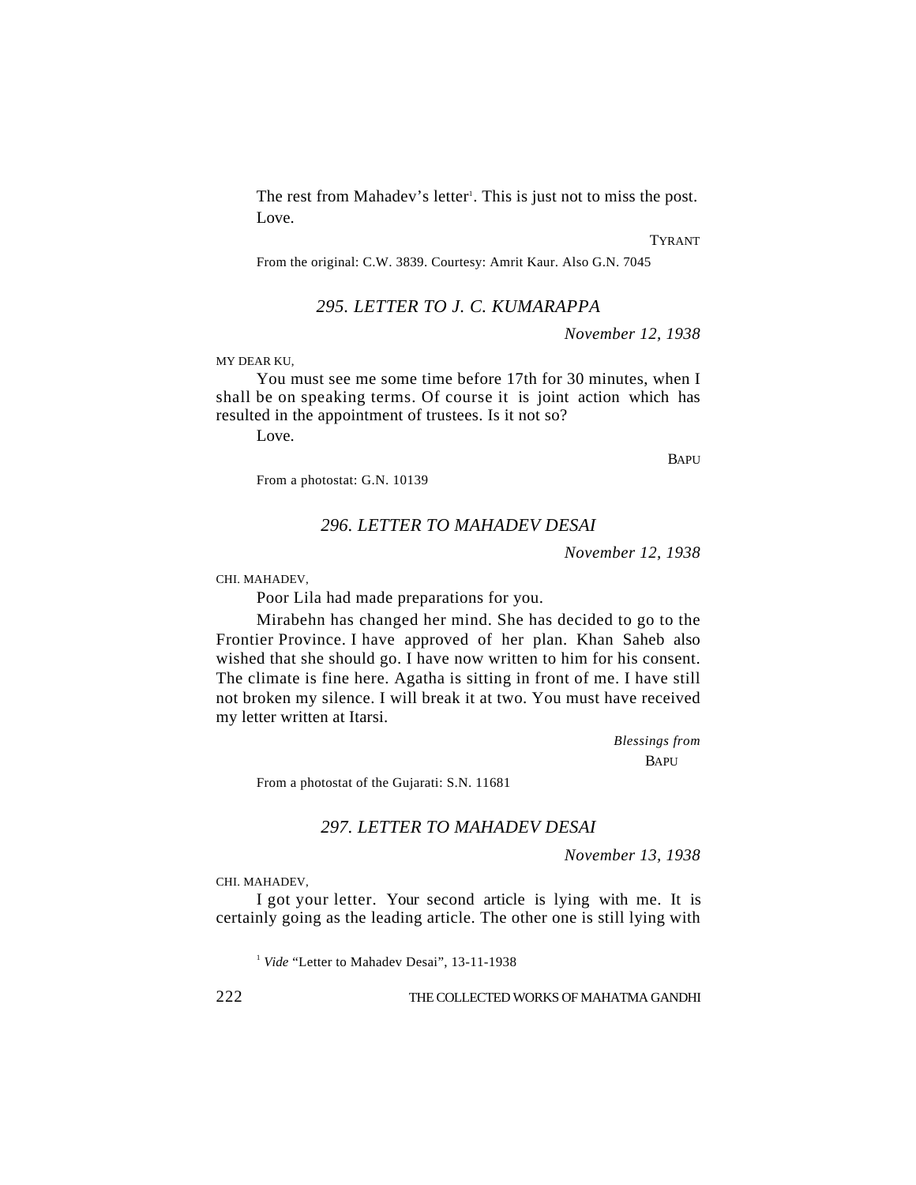The rest from Mahadev's letter[1]. This is just not to miss the post.
Love.

TYRANT

From the original: C.W. 3839. Courtesy: Amrit Kaur. Also G.N. 7045

### *295. LETTER TO J. C. KUMARAPPA*

*November 12, 1938*

MY DEAR KU,

You must see me some time before 17th for 30 minutes, when I shall be on speaking terms. Of course it is joint action which has resulted in the appointment of trustees. Is it not so?

Love.

BAPU

From a photostat: G.N. 10139

### *296. LETTER TO MAHADEV DESAI*

*November 12, 1938*

CHI. MAHADEV,

Poor Lila had made preparations for you.

Mirabehn has changed her mind. She has decided to go to the Frontier Province. I have approved of her plan. Khan Saheb also wished that she should go. I have now written to him for his consent. The climate is fine here. Agatha is sitting in front of me. I have still not broken my silence. I will break it at two. You must have received my letter written at Itarsi.

*Blessings from*
BAPU

From a photostat of the Gujarati: S.N. 11681

### *297. LETTER TO MAHADEV DESAI*

*November 13, 1938*

CHI. MAHADEV,

I got your letter. Your second article is lying with me. It is certainly going as the leading article. The other one is still lying with

[1] *Vide* "Letter to Mahadev Desai", 13-11-1938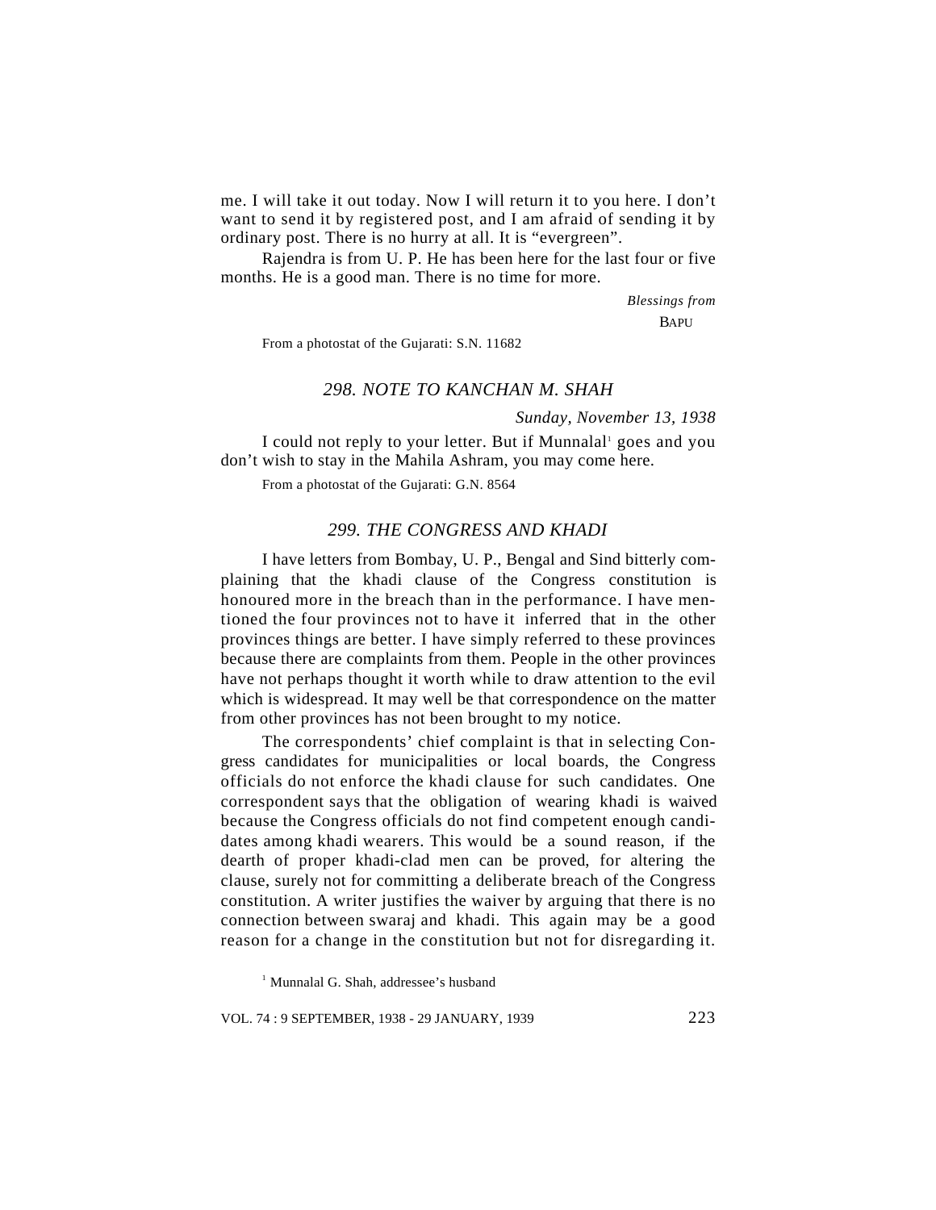me. I will take it out today. Now I will return it to you here. I don't want to send it by registered post, and I am afraid of sending it by ordinary post. There is no hurry at all. It is "evergreen".

Rajendra is from U. P. He has been here for the last four or five months. He is a good man. There is no time for more.

*Blessings from*

BAPU

From a photostat of the Gujarati: S.N. 11682

### *298. NOTE TO KANCHAN M. SHAH*

*Sunday, November 13, 1938*

I could not reply to your letter. But if Munnalal[1] goes and you don't wish to stay in the Mahila Ashram, you may come here.

From a photostat of the Gujarati: G.N. 8564

### *299. THE CONGRESS AND KHADI*

I have letters from Bombay, U. P., Bengal and Sind bitterly complaining that the khadi clause of the Congress constitution is honoured more in the breach than in the performance. I have mentioned the four provinces not to have it inferred that in the other provinces things are better. I have simply referred to these provinces because there are complaints from them. People in the other provinces have not perhaps thought it worth while to draw attention to the evil which is widespread. It may well be that correspondence on the matter from other provinces has not been brought to my notice.

The correspondents' chief complaint is that in selecting Congress candidates for municipalities or local boards, the Congress officials do not enforce the khadi clause for such candidates. One correspondent says that the obligation of wearing khadi is waived because the Congress officials do not find competent enough candidates among khadi wearers. This would be a sound reason, if the dearth of proper khadi-clad men can be proved, for altering the clause, surely not for committing a deliberate breach of the Congress constitution. A writer justifies the waiver by arguing that there is no connection between swaraj and khadi. This again may be a good reason for a change in the constitution but not for disregarding it.

[1] Munnalal G. Shah, addressee's husband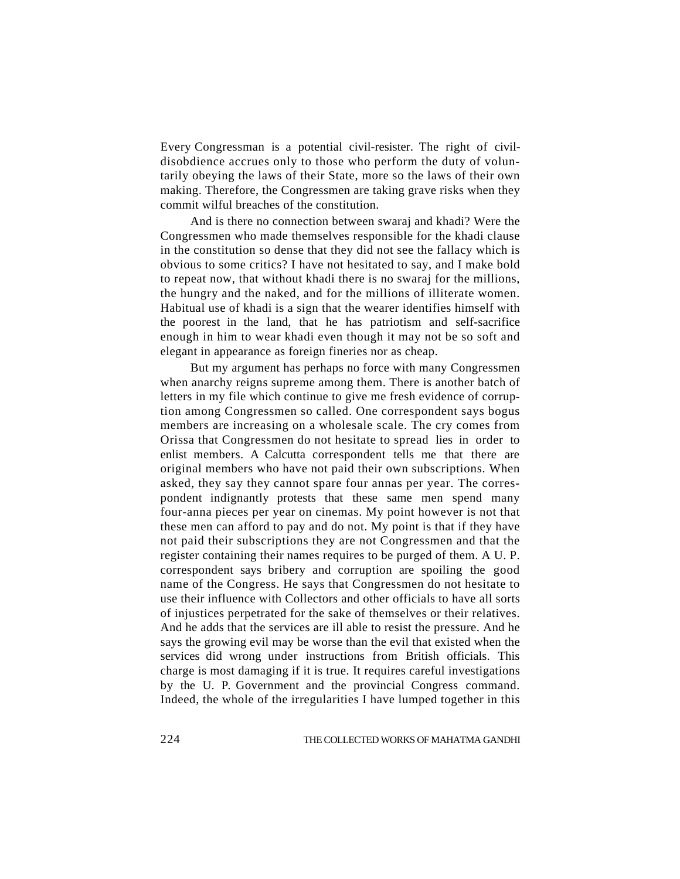Every Congressman is a potential civil-resister. The right of civil-disobdience accrues only to those who perform the duty of voluntarily obeying the laws of their State, more so the laws of their own making. Therefore, the Congressmen are taking grave risks when they commit wilful breaches of the constitution.

And is there no connection between swaraj and khadi? Were the Congressmen who made themselves responsible for the khadi clause in the constitution so dense that they did not see the fallacy which is obvious to some critics? I have not hesitated to say, and I make bold to repeat now, that without khadi there is no swaraj for the millions, the hungry and the naked, and for the millions of illiterate women. Habitual use of khadi is a sign that the wearer identifies himself with the poorest in the land, that he has patriotism and self-sacrifice enough in him to wear khadi even though it may not be so soft and elegant in appearance as foreign fineries nor as cheap.

But my argument has perhaps no force with many Congressmen when anarchy reigns supreme among them. There is another batch of letters in my file which continue to give me fresh evidence of corruption among Congressmen so called. One correspondent says bogus members are increasing on a wholesale scale. The cry comes from Orissa that Congressmen do not hesitate to spread lies in order to enlist members. A Calcutta correspondent tells me that there are original members who have not paid their own subscriptions. When asked, they say they cannot spare four annas per year. The correspondent indignantly protests that these same men spend many four-anna pieces per year on cinemas. My point however is not that these men can afford to pay and do not. My point is that if they have not paid their subscriptions they are not Congressmen and that the register containing their names requires to be purged of them. A U. P. correspondent says bribery and corruption are spoiling the good name of the Congress. He says that Congressmen do not hesitate to use their influence with Collectors and other officials to have all sorts of injustices perpetrated for the sake of themselves or their relatives. And he adds that the services are ill able to resist the pressure. And he says the growing evil may be worse than the evil that existed when the services did wrong under instructions from British officials. This charge is most damaging if it is true. It requires careful investigations by the U. P. Government and the provincial Congress command. Indeed, the whole of the irregularities I have lumped together in this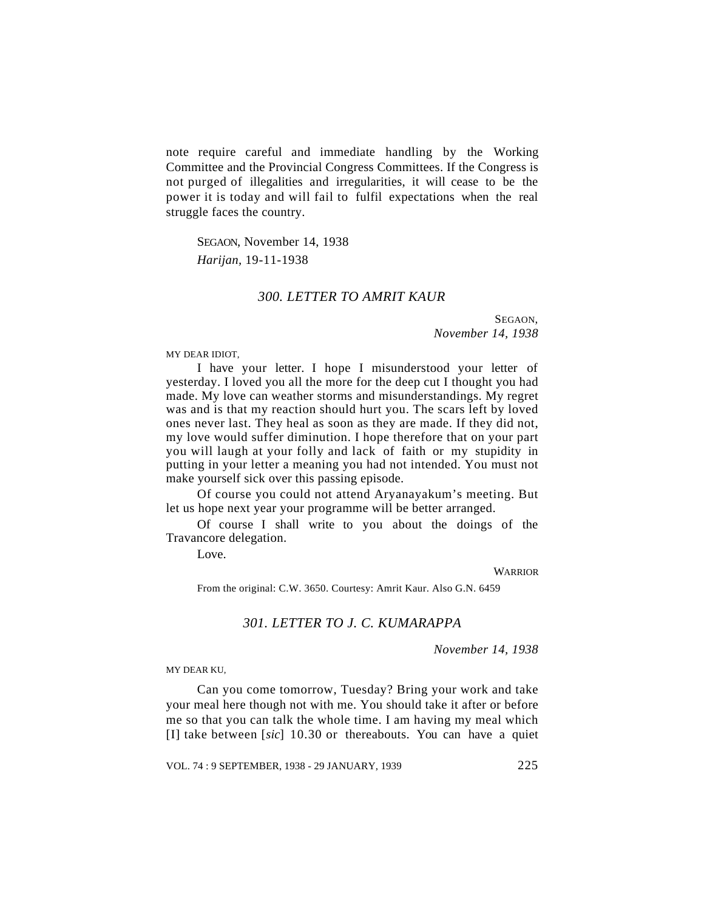note require careful and immediate handling by the Working Committee and the Provincial Congress Committees. If the Congress is not purged of illegalities and irregularities, it will cease to be the power it is today and will fail to fulfil expectations when the real struggle faces the country.

SEGAON, November 14, 1938
*Harijan*, 19-11-1938

### *300. LETTER TO AMRIT KAUR*

SEGAON,
*November 14, 1938*

MY DEAR IDIOT,

I have your letter. I hope I misunderstood your letter of yesterday. I loved you all the more for the deep cut I thought you had made. My love can weather storms and misunderstandings. My regret was and is that my reaction should hurt you. The scars left by loved ones never last. They heal as soon as they are made. If they did not, my love would suffer diminution. I hope therefore that on your part you will laugh at your folly and lack of faith or my stupidity in putting in your letter a meaning you had not intended. You must not make yourself sick over this passing episode.

Of course you could not attend Aryanayakum's meeting. But let us hope next year your programme will be better arranged.

Of course I shall write to you about the doings of the Travancore delegation.

Love.

WARRIOR

From the original: C.W. 3650. Courtesy: Amrit Kaur. Also G.N. 6459

### *301. LETTER TO J. C. KUMARAPPA*

*November 14, 1938*

MY DEAR KU,

Can you come tomorrow, Tuesday? Bring your work and take your meal here though not with me. You should take it after or before me so that you can talk the whole time. I am having my meal which [I] take between [*sic*] 10.30 or thereabouts. You can have a quiet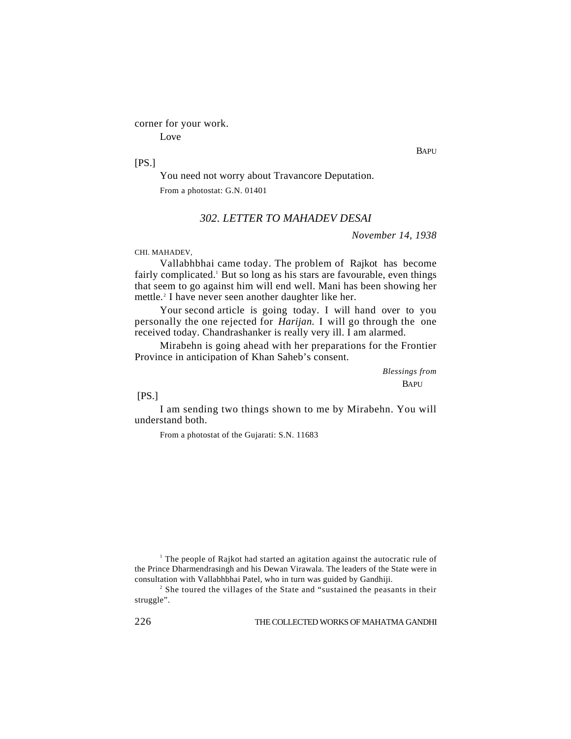corner for your work.

Love

BAPU

[PS.]

You need not worry about Travancore Deputation.

From a photostat: G.N. 01401

### *302. LETTER TO MAHADEV DESAI*

*November 14, 1938*

CHI. MAHADEV,

Vallabhbhai came today. The problem of Rajkot has become fairly complicated.[1] But so long as his stars are favourable, even things that seem to go against him will end well. Mani has been showing her mettle.[2] I have never seen another daughter like her.

Your second article is going today. I will hand over to you personally the one rejected for *Harijan.* I will go through the one received today. Chandrashanker is really very ill. I am alarmed.

Mirabehn is going ahead with her preparations for the Frontier Province in anticipation of Khan Saheb's consent.

*Blessings from*

BAPU

[PS.]

I am sending two things shown to me by Mirabehn. You will understand both.

From a photostat of the Gujarati: S.N. 11683

---

[1] The people of Rajkot had started an agitation against the autocratic rule of the Prince Dharmendrasingh and his Dewan Virawala. The leaders of the State were in consultation with Vallabhbhai Patel, who in turn was guided by Gandhiji.

[2] She toured the villages of the State and "sustained the peasants in their struggle".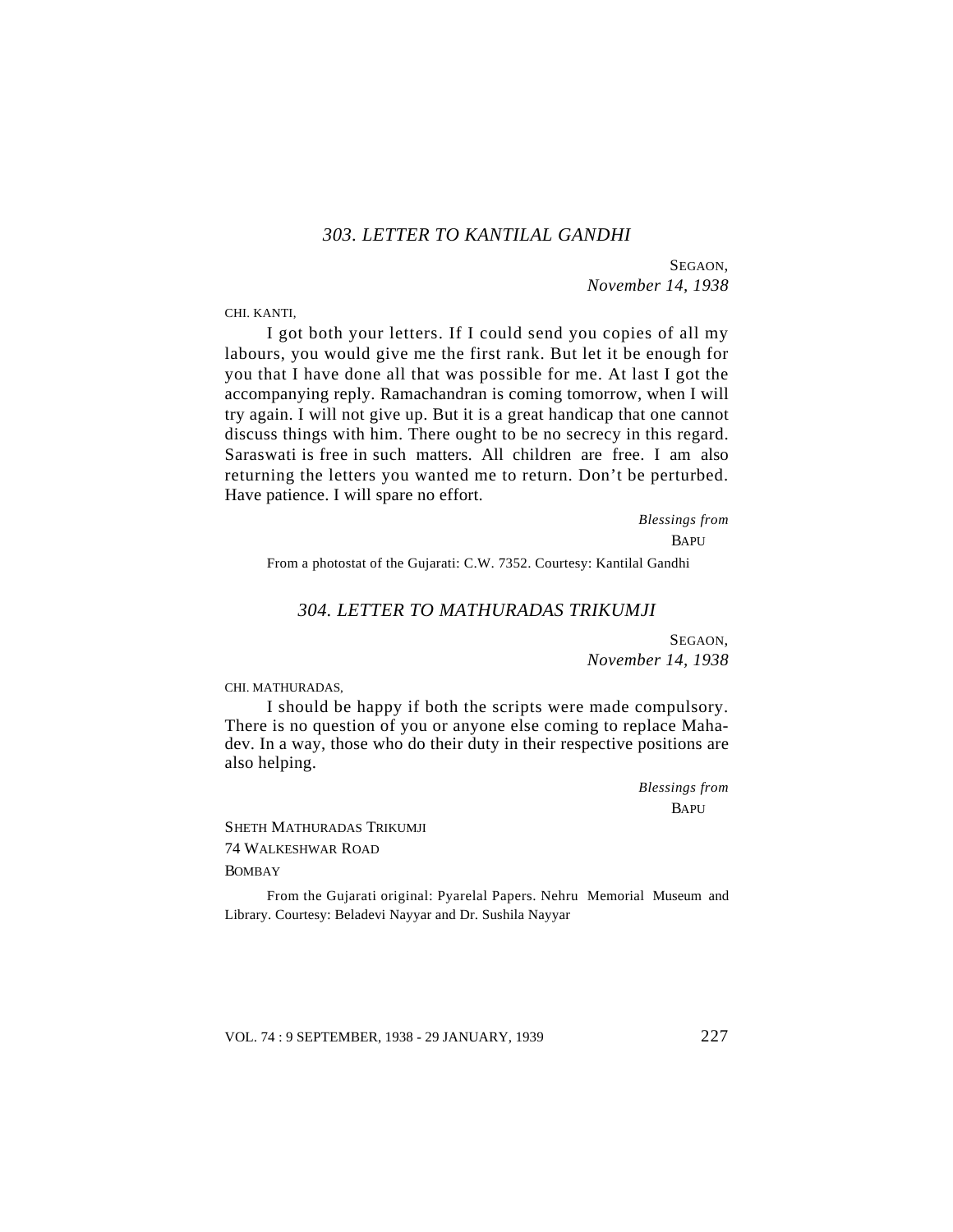### *303. LETTER TO KANTILAL GANDHI*

SEGAON,
*November 14, 1938*

CHI. KANTI,

I got both your letters. If I could send you copies of all my labours, you would give me the first rank. But let it be enough for you that I have done all that was possible for me. At last I got the accompanying reply. Ramachandran is coming tomorrow, when I will try again. I will not give up. But it is a great handicap that one cannot discuss things with him. There ought to be no secrecy in this regard. Saraswati is free in such matters. All children are free. I am also returning the letters you wanted me to return. Don't be perturbed. Have patience. I will spare no effort.

*Blessings from*
BAPU

From a photostat of the Gujarati: C.W. 7352. Courtesy: Kantilal Gandhi

### *304. LETTER TO MATHURADAS TRIKUMJI*

SEGAON,
*November 14, 1938*

CHI. MATHURADAS,

I should be happy if both the scripts were made compulsory. There is no question of you or anyone else coming to replace Mahadev. In a way, those who do their duty in their respective positions are also helping.

*Blessings from*
BAPU

SHETH MATHURADAS TRIKUMJI
74 WALKESHWAR ROAD
BOMBAY

From the Gujarati original: Pyarelal Papers. Nehru Memorial Museum and Library. Courtesy: Beladevi Nayyar and Dr. Sushila Nayyar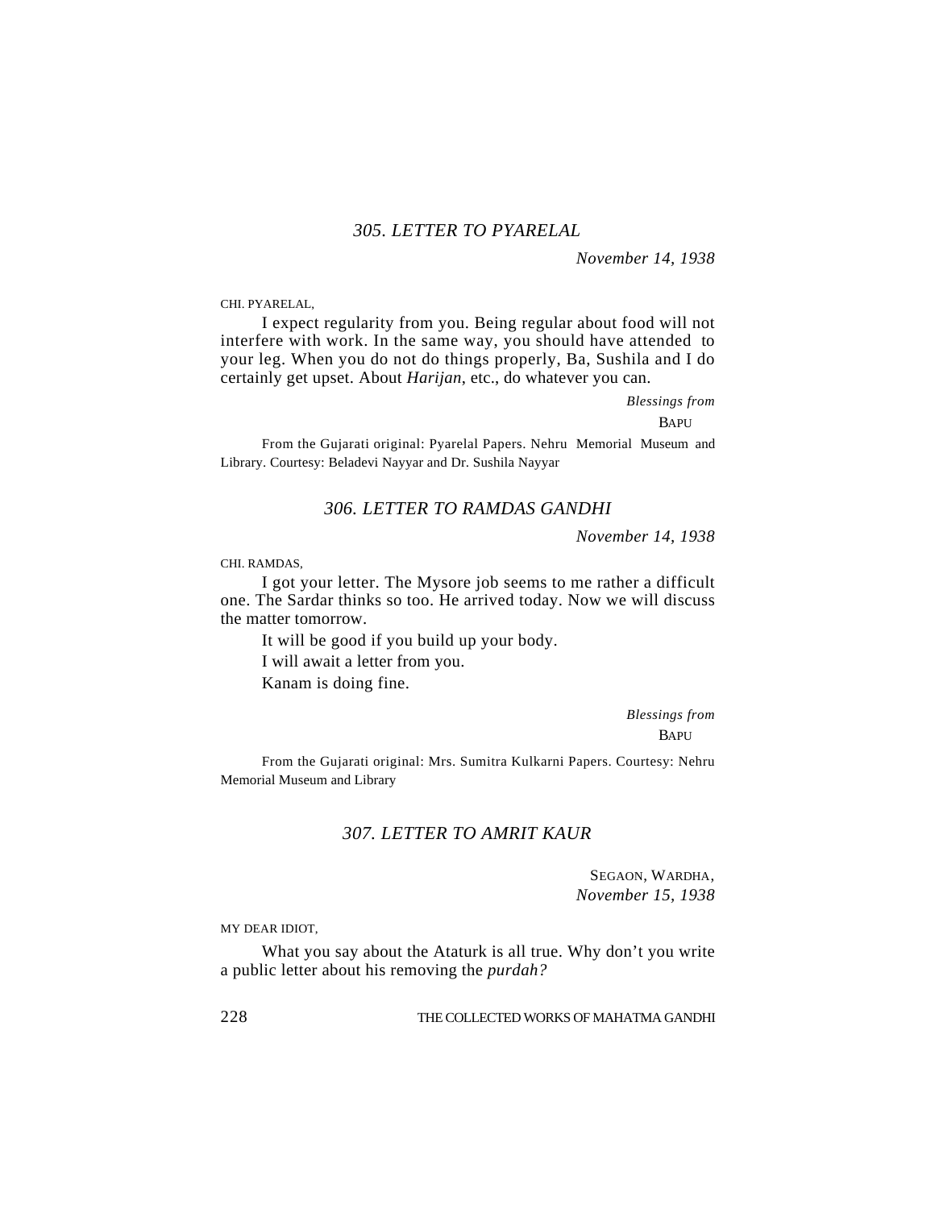### *305. LETTER TO PYARELAL*

*November 14, 1938*

CHI. PYARELAL,

I expect regularity from you. Being regular about food will not interfere with work. In the same way, you should have attended to your leg. When you do not do things properly, Ba, Sushila and I do certainly get upset. About *Harijan*, etc., do whatever you can.

*Blessings from*

BAPU

From the Gujarati original: Pyarelal Papers. Nehru Memorial Museum and Library. Courtesy: Beladevi Nayyar and Dr. Sushila Nayyar

### *306. LETTER TO RAMDAS GANDHI*

*November 14, 1938*

CHI. RAMDAS,

I got your letter. The Mysore job seems to me rather a difficult one. The Sardar thinks so too. He arrived today. Now we will discuss the matter tomorrow.

It will be good if you build up your body.

I will await a letter from you.

Kanam is doing fine.

*Blessings from*

BAPU

From the Gujarati original: Mrs. Sumitra Kulkarni Papers. Courtesy: Nehru Memorial Museum and Library

### *307. LETTER TO AMRIT KAUR*

SEGAON, WARDHA,
*November 15, 1938*

MY DEAR IDIOT,

What you say about the Ataturk is all true. Why don't you write a public letter about his removing the *purdah?*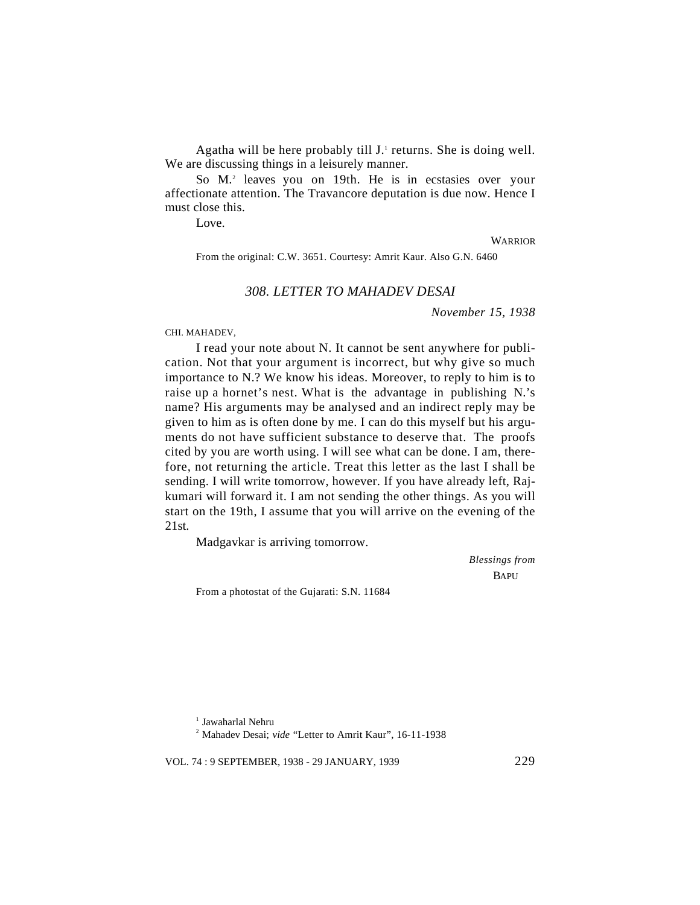Agatha will be here probably till J.[1] returns. She is doing well. We are discussing things in a leisurely manner.

So M.[2] leaves you on 19th. He is in ecstasies over your affectionate attention. The Travancore deputation is due now. Hence I must close this.

Love.

WARRIOR

From the original: C.W. 3651. Courtesy: Amrit Kaur. Also G.N. 6460

### *308. LETTER TO MAHADEV DESAI*

*November 15, 1938*

CHI. MAHADEV,

I read your note about N. It cannot be sent anywhere for publication. Not that your argument is incorrect, but why give so much importance to N.? We know his ideas. Moreover, to reply to him is to raise up a hornet's nest. What is the advantage in publishing N.'s name? His arguments may be analysed and an indirect reply may be given to him as is often done by me. I can do this myself but his arguments do not have sufficient substance to deserve that. The proofs cited by you are worth using. I will see what can be done. I am, therefore, not returning the article. Treat this letter as the last I shall be sending. I will write tomorrow, however. If you have already left, Rajkumari will forward it. I am not sending the other things. As you will start on the 19th, I assume that you will arrive on the evening of the 21st.

Madgavkar is arriving tomorrow.

*Blessings from*
BAPU

From a photostat of the Gujarati: S.N. 11684

---

[1] Jawaharlal Nehru

[2] Mahadev Desai; *vide* "Letter to Amrit Kaur", 16-11-1938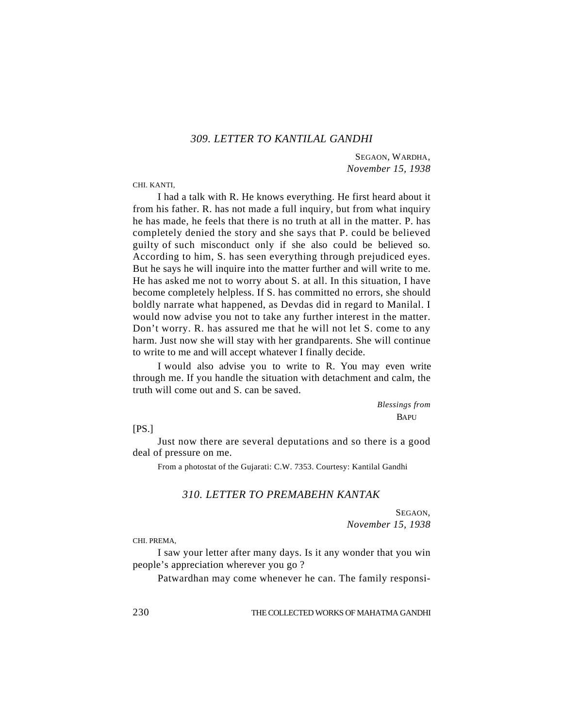### *309. LETTER TO KANTILAL GANDHI*

SEGAON, WARDHA,
*November 15, 1938*

CHI. KANTI,

I had a talk with R. He knows everything. He first heard about it from his father. R. has not made a full inquiry, but from what inquiry he has made, he feels that there is no truth at all in the matter. P. has completely denied the story and she says that P. could be believed guilty of such misconduct only if she also could be believed so. According to him, S. has seen everything through prejudiced eyes. But he says he will inquire into the matter further and will write to me. He has asked me not to worry about S. at all. In this situation, I have become completely helpless. If S. has committed no errors, she should boldly narrate what happened, as Devdas did in regard to Manilal. I would now advise you not to take any further interest in the matter. Don't worry. R. has assured me that he will not let S. come to any harm. Just now she will stay with her grandparents. She will continue to write to me and will accept whatever I finally decide.

I would also advise you to write to R. You may even write through me. If you handle the situation with detachment and calm, the truth will come out and S. can be saved.

*Blessings from*
BAPU

[PS.]

Just now there are several deputations and so there is a good deal of pressure on me.

From a photostat of the Gujarati: C.W. 7353. Courtesy: Kantilal Gandhi

### *310. LETTER TO PREMABEHN KANTAK*

SEGAON,
*November 15, 1938*

CHI. PREMA,

I saw your letter after many days. Is it any wonder that you win people's appreciation wherever you go ?

Patwardhan may come whenever he can. The family responsi-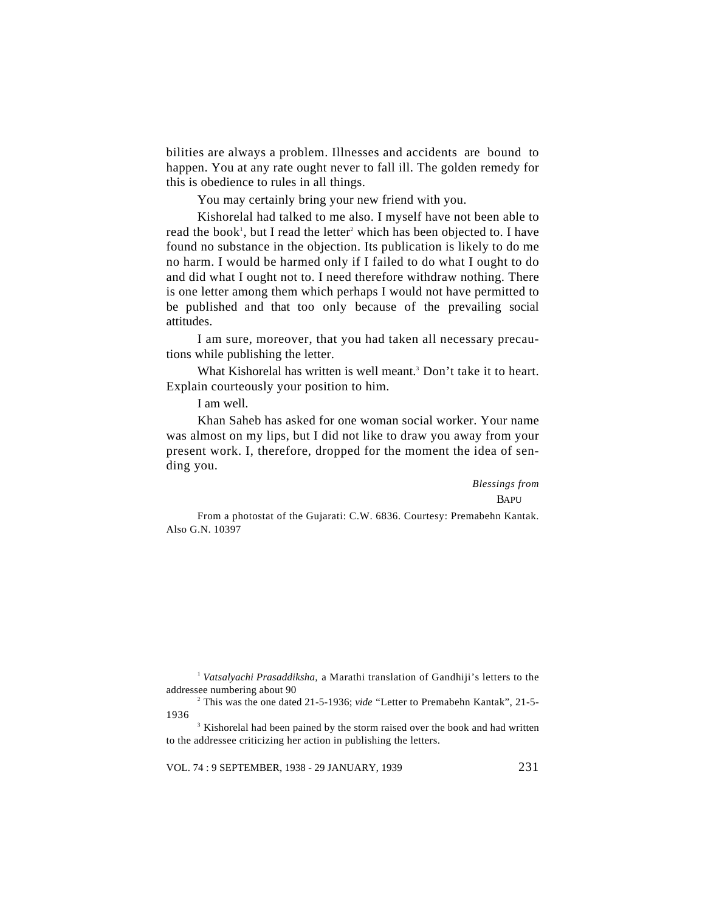bilities are always a problem. Illnesses and accidents are bound to happen. You at any rate ought never to fall ill. The golden remedy for this is obedience to rules in all things.

You may certainly bring your new friend with you.

Kishorelal had talked to me also. I myself have not been able to read the book[1], but I read the letter[2] which has been objected to. I have found no substance in the objection. Its publication is likely to do me no harm. I would be harmed only if I failed to do what I ought to do and did what I ought not to. I need therefore withdraw nothing. There is one letter among them which perhaps I would not have permitted to be published and that too only because of the prevailing social attitudes.

I am sure, moreover, that you had taken all necessary precautions while publishing the letter.

What Kishorelal has written is well meant.[3] Don't take it to heart. Explain courteously your position to him.

I am well.

Khan Saheb has asked for one woman social worker. Your name was almost on my lips, but I did not like to draw you away from your present work. I, therefore, dropped for the moment the idea of sending you.

*Blessings from*
BAPU

From a photostat of the Gujarati: C.W. 6836. Courtesy: Premabehn Kantak. Also G.N. 10397

[1] *Vatsalyachi Prasaddiksha*, a Marathi translation of Gandhiji's letters to the addressee numbering about 90

[2] This was the one dated 21-5-1936; *vide* "Letter to Premabehn Kantak", 21-5-1936

[3] Kishorelal had been pained by the storm raised over the book and had written to the addressee criticizing her action in publishing the letters.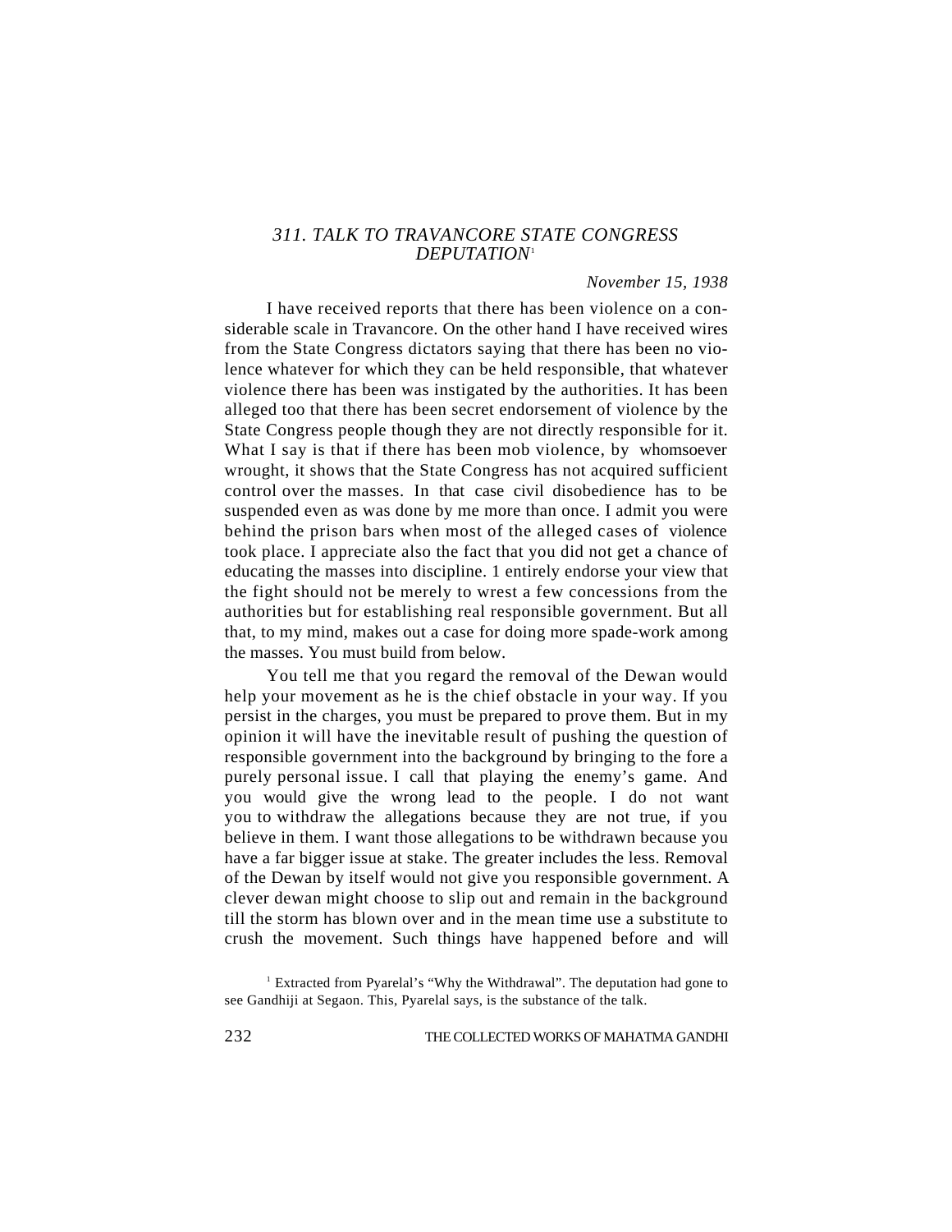### *311. TALK TO TRAVANCORE STATE CONGRESS DEPUTATION*[1]

*November 15, 1938*

I have received reports that there has been violence on a considerable scale in Travancore. On the other hand I have received wires from the State Congress dictators saying that there has been no violence whatever for which they can be held responsible, that whatever violence there has been was instigated by the authorities. It has been alleged too that there has been secret endorsement of violence by the State Congress people though they are not directly responsible for it. What I say is that if there has been mob violence, by whomsoever wrought, it shows that the State Congress has not acquired sufficient control over the masses. In that case civil disobedience has to be suspended even as was done by me more than once. I admit you were behind the prison bars when most of the alleged cases of violence took place. I appreciate also the fact that you did not get a chance of educating the masses into discipline. 1 entirely endorse your view that the fight should not be merely to wrest a few concessions from the authorities but for establishing real responsible government. But all that, to my mind, makes out a case for doing more spade-work among the masses. You must build from below.

You tell me that you regard the removal of the Dewan would help your movement as he is the chief obstacle in your way. If you persist in the charges, you must be prepared to prove them. But in my opinion it will have the inevitable result of pushing the question of responsible government into the background by bringing to the fore a purely personal issue. I call that playing the enemy's game. And you would give the wrong lead to the people. I do not want you to withdraw the allegations because they are not true, if you believe in them. I want those allegations to be withdrawn because you have a far bigger issue at stake. The greater includes the less. Removal of the Dewan by itself would not give you responsible government. A clever dewan might choose to slip out and remain in the background till the storm has blown over and in the mean time use a substitute to crush the movement. Such things have happened before and will

[1] Extracted from Pyarelal's "Why the Withdrawal". The deputation had gone to see Gandhiji at Segaon. This, Pyarelal says, is the substance of the talk.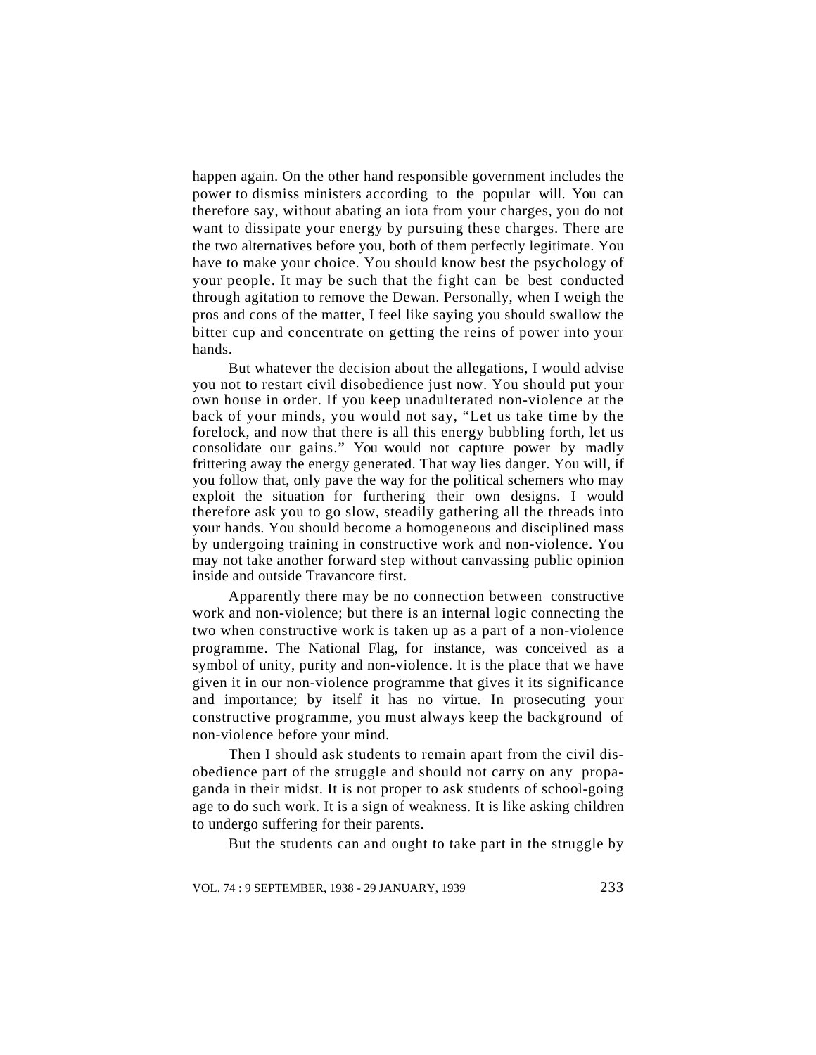happen again. On the other hand responsible government includes the power to dismiss ministers according to the popular will. You can therefore say, without abating an iota from your charges, you do not want to dissipate your energy by pursuing these charges. There are the two alternatives before you, both of them perfectly legitimate. You have to make your choice. You should know best the psychology of your people. It may be such that the fight can be best conducted through agitation to remove the Dewan. Personally, when I weigh the pros and cons of the matter, I feel like saying you should swallow the bitter cup and concentrate on getting the reins of power into your hands.

But whatever the decision about the allegations, I would advise you not to restart civil disobedience just now. You should put your own house in order. If you keep unadulterated non-violence at the back of your minds, you would not say, "Let us take time by the forelock, and now that there is all this energy bubbling forth, let us consolidate our gains." You would not capture power by madly frittering away the energy generated. That way lies danger. You will, if you follow that, only pave the way for the political schemers who may exploit the situation for furthering their own designs. I would therefore ask you to go slow, steadily gathering all the threads into your hands. You should become a homogeneous and disciplined mass by undergoing training in constructive work and non-violence. You may not take another forward step without canvassing public opinion inside and outside Travancore first.

Apparently there may be no connection between constructive work and non-violence; but there is an internal logic connecting the two when constructive work is taken up as a part of a non-violence programme. The National Flag, for instance, was conceived as a symbol of unity, purity and non-violence. It is the place that we have given it in our non-violence programme that gives it its significance and importance; by itself it has no virtue. In prosecuting your constructive programme, you must always keep the background of non-violence before your mind.

Then I should ask students to remain apart from the civil disobedience part of the struggle and should not carry on any propaganda in their midst. It is not proper to ask students of school-going age to do such work. It is a sign of weakness. It is like asking children to undergo suffering for their parents.

But the students can and ought to take part in the struggle by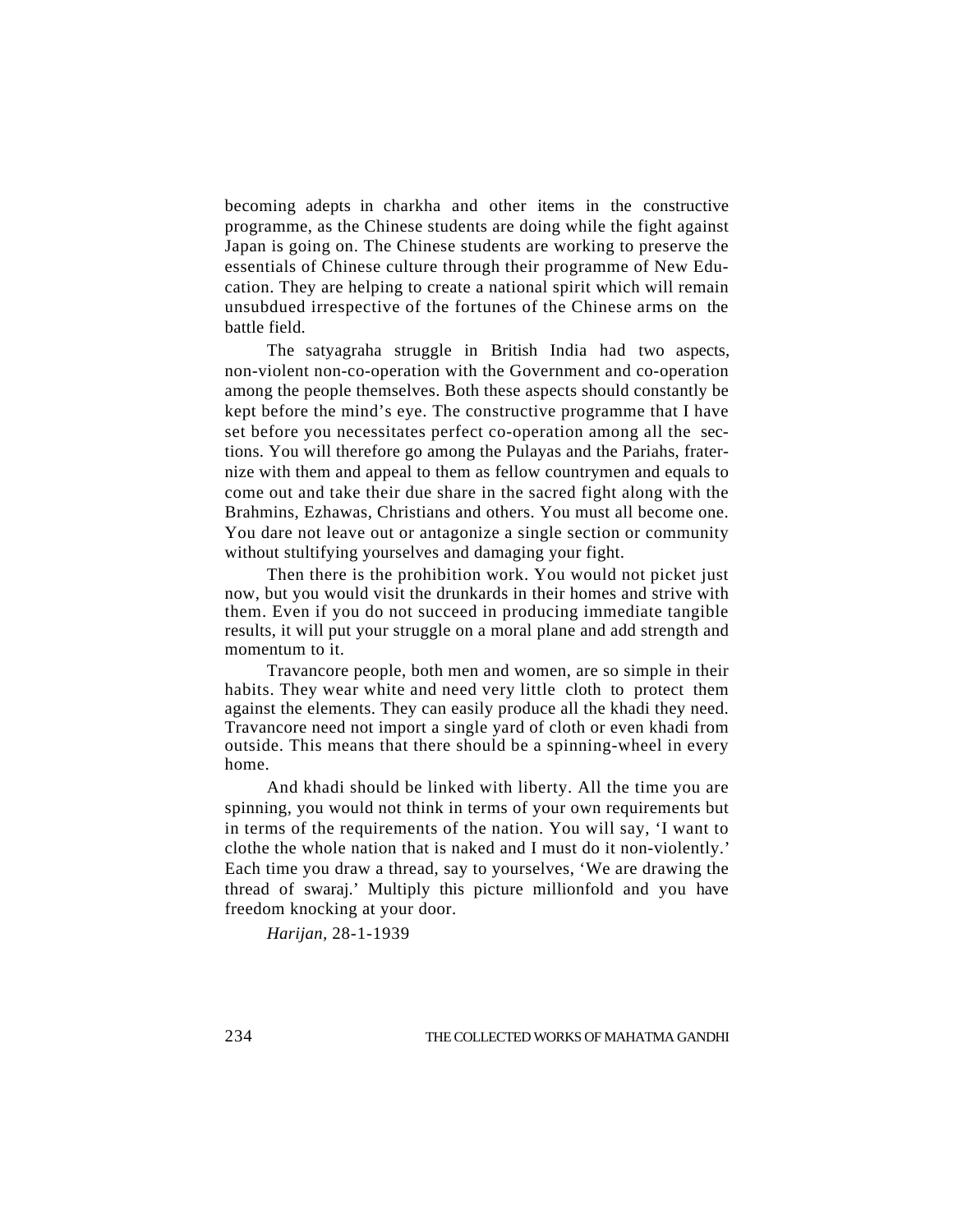becoming adepts in charkha and other items in the constructive programme, as the Chinese students are doing while the fight against Japan is going on. The Chinese students are working to preserve the essentials of Chinese culture through their programme of New Education. They are helping to create a national spirit which will remain unsubdued irrespective of the fortunes of the Chinese arms on the battle field.

The satyagraha struggle in British India had two aspects, non-violent non-co-operation with the Government and co-operation among the people themselves. Both these aspects should constantly be kept before the mind's eye. The constructive programme that I have set before you necessitates perfect co-operation among all the sections. You will therefore go among the Pulayas and the Pariahs, fraternize with them and appeal to them as fellow countrymen and equals to come out and take their due share in the sacred fight along with the Brahmins, Ezhawas, Christians and others. You must all become one. You dare not leave out or antagonize a single section or community without stultifying yourselves and damaging your fight.

Then there is the prohibition work. You would not picket just now, but you would visit the drunkards in their homes and strive with them. Even if you do not succeed in producing immediate tangible results, it will put your struggle on a moral plane and add strength and momentum to it.

Travancore people, both men and women, are so simple in their habits. They wear white and need very little cloth to protect them against the elements. They can easily produce all the khadi they need. Travancore need not import a single yard of cloth or even khadi from outside. This means that there should be a spinning-wheel in every home.

And khadi should be linked with liberty. All the time you are spinning, you would not think in terms of your own requirements but in terms of the requirements of the nation. You will say, 'I want to clothe the whole nation that is naked and I must do it non-violently.' Each time you draw a thread, say to yourselves, 'We are drawing the thread of swaraj.' Multiply this picture millionfold and you have freedom knocking at your door.

*Harijan*, 28-1-1939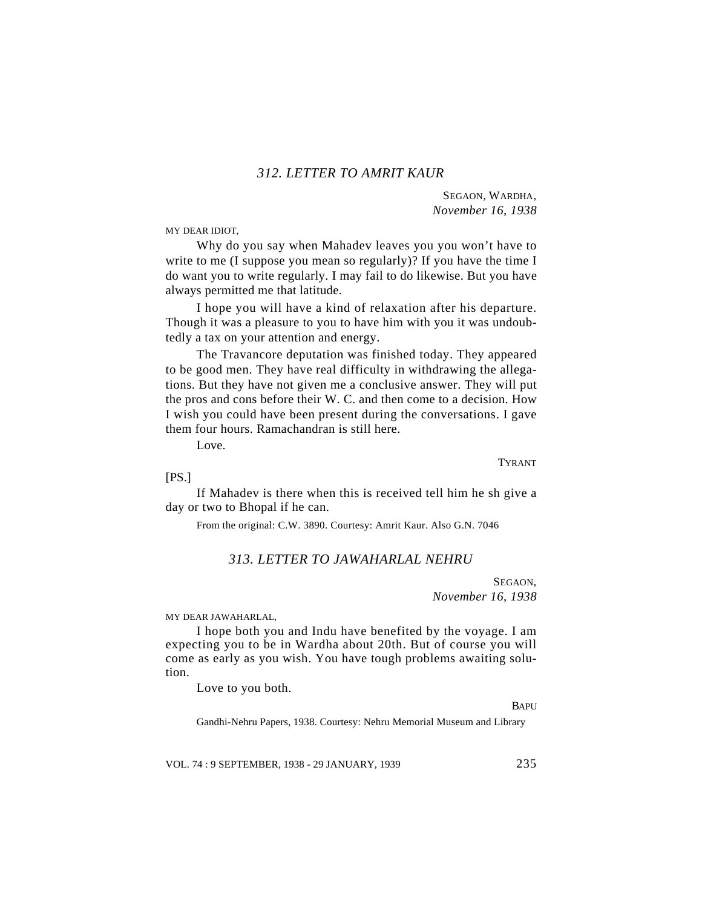## *312. LETTER TO AMRIT KAUR*

SEGAON, WARDHA,
*November 16, 1938*

MY DEAR IDIOT,

Why do you say when Mahadev leaves you you won't have to write to me (I suppose you mean so regularly)? If you have the time I do want you to write regularly. I may fail to do likewise. But you have always permitted me that latitude.

I hope you will have a kind of relaxation after his departure. Though it was a pleasure to you to have him with you it was undoubtedly a tax on your attention and energy.

The Travancore deputation was finished today. They appeared to be good men. They have real difficulty in withdrawing the allegations. But they have not given me a conclusive answer. They will put the pros and cons before their W. C. and then come to a decision. How I wish you could have been present during the conversations. I gave them four hours. Ramachandran is still here.

Love.

TYRANT

[PS.]

If Mahadev is there when this is received tell him he sh give a day or two to Bhopal if he can.

From the original: C.W. 3890. Courtesy: Amrit Kaur. Also G.N. 7046

## *313. LETTER TO JAWAHARLAL NEHRU*

SEGAON,
*November 16, 1938*

MY DEAR JAWAHARLAL,

I hope both you and Indu have benefited by the voyage. I am expecting you to be in Wardha about 20th. But of course you will come as early as you wish. You have tough problems awaiting solution.

Love to you both.

BAPU

Gandhi-Nehru Papers, 1938. Courtesy: Nehru Memorial Museum and Library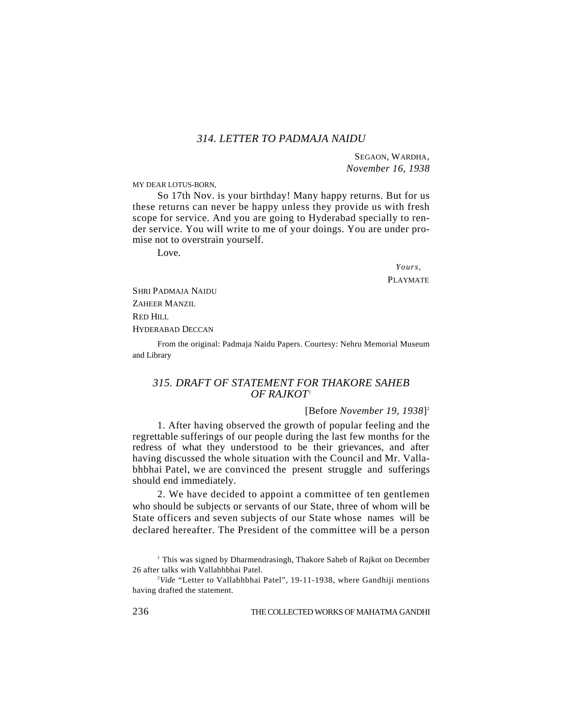### *314. LETTER TO PADMAJA NAIDU*

SEGAON, WARDHA,
*November 16, 1938*

MY DEAR LOTUS-BORN,

So 17th Nov. is your birthday! Many happy returns. But for us these returns can never be happy unless they provide us with fresh scope for service. And you are going to Hyderabad specially to render service. You will write to me of your doings. You are under promise not to overstrain yourself.

Love.

*Yours,*
PLAYMATE

SHRI PADMAJA NAIDU
ZAHEER MANZIL
RED HILL
HYDERABAD DECCAN

From the original: Padmaja Naidu Papers. Courtesy: Nehru Memorial Museum and Library

### *315. DRAFT OF STATEMENT FOR THAKORE SAHEB OF RAJKOT*[1]

[Before *November 19, 1938*][2]

1. After having observed the growth of popular feeling and the regrettable sufferings of our people during the last few months for the redress of what they understood to be their grievances, and after having discussed the whole situation with the Council and Mr. Vallabhbhai Patel, we are convinced the present struggle and sufferings should end immediately.

2. We have decided to appoint a committee of ten gentlemen who should be subjects or servants of our State, three of whom will be State officers and seven subjects of our State whose names will be declared hereafter. The President of the committee will be a person

[1] This was signed by Dharmendrasingh, Thakore Saheb of Rajkot on December 26 after talks with Vallabhbhai Patel.

[2] *Vide* "Letter to Vallabhbhai Patel", 19-11-1938, where Gandhiji mentions having drafted the statement.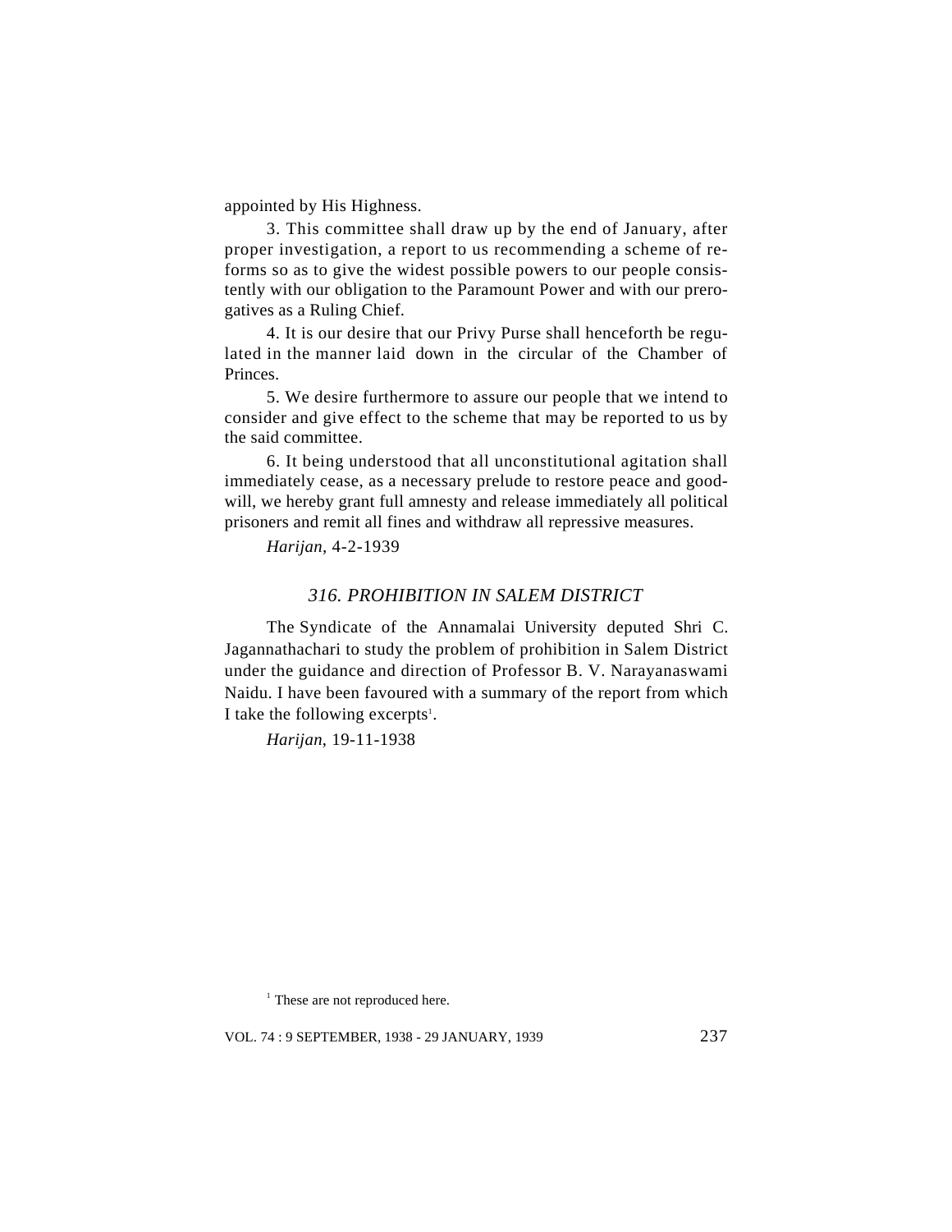appointed by His Highness.

3. This committee shall draw up by the end of January, after proper investigation, a report to us recommending a scheme of reforms so as to give the widest possible powers to our people consistently with our obligation to the Paramount Power and with our prerogatives as a Ruling Chief.

4. It is our desire that our Privy Purse shall henceforth be regulated in the manner laid down in the circular of the Chamber of Princes.

5. We desire furthermore to assure our people that we intend to consider and give effect to the scheme that may be reported to us by the said committee.

6. It being understood that all unconstitutional agitation shall immediately cease, as a necessary prelude to restore peace and goodwill, we hereby grant full amnesty and release immediately all political prisoners and remit all fines and withdraw all repressive measures.

*Harijan*, 4-2-1939

### *316. PROHIBITION IN SALEM DISTRICT*

The Syndicate of the Annamalai University deputed Shri C. Jagannathachari to study the problem of prohibition in Salem District under the guidance and direction of Professor B. V. Narayanaswami Naidu. I have been favoured with a summary of the report from which I take the following excerpts[1].

*Harijan*, 19-11-1938

[1] These are not reproduced here.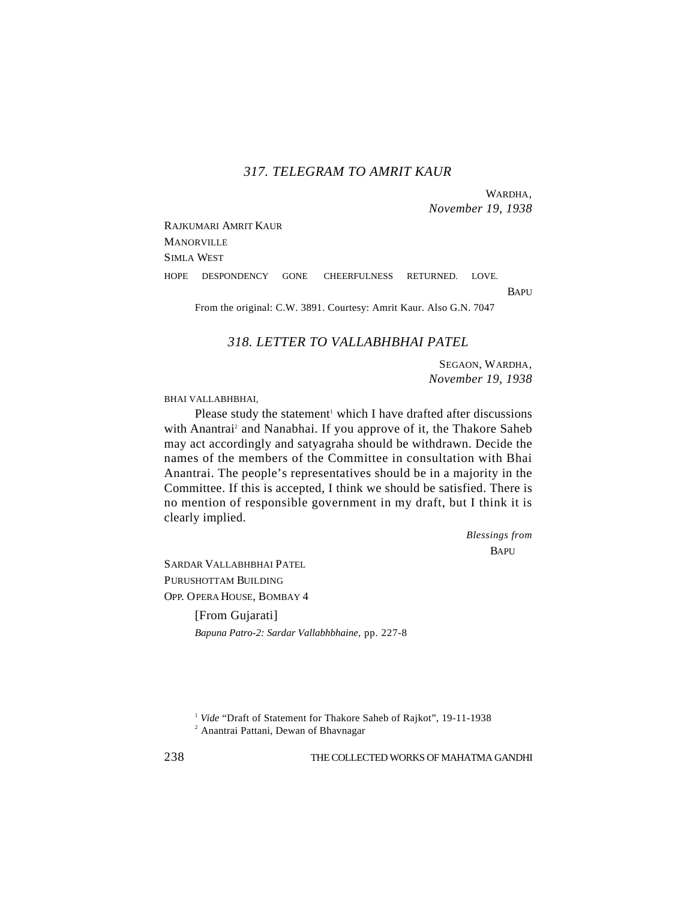### *317. TELEGRAM TO AMRIT KAUR*

WARDHA,
*November 19, 1938*

RAJKUMARI AMRIT KAUR
MANORVILLE
SIMLA WEST

HOPE DESPONDENCY GONE CHEERFULNESS RETURNED. LOVE.

BAPU

From the original: C.W. 3891. Courtesy: Amrit Kaur. Also G.N. 7047

### *318. LETTER TO VALLABHBHAI PATEL*

SEGAON, WARDHA,
*November 19, 1938*

BHAI VALLABHBHAI,

Please study the statement[1] which I have drafted after discussions with Anantrai[2] and Nanabhai. If you approve of it, the Thakore Saheb may act accordingly and satyagraha should be withdrawn. Decide the names of the members of the Committee in consultation with Bhai Anantrai. The people's representatives should be in a majority in the Committee. If this is accepted, I think we should be satisfied. There is no mention of responsible government in my draft, but I think it is clearly implied.

*Blessings from*
BAPU

SARDAR VALLABHBHAI PATEL
PURUSHOTTAM BUILDING
OPP. OPERA HOUSE, BOMBAY 4

[From Gujarati]
*Bapuna Patro-2: Sardar Vallabhbhaine*, pp. 227-8

[1] *Vide* "Draft of Statement for Thakore Saheb of Rajkot", 19-11-1938
[2] Anantrai Pattani, Dewan of Bhavnagar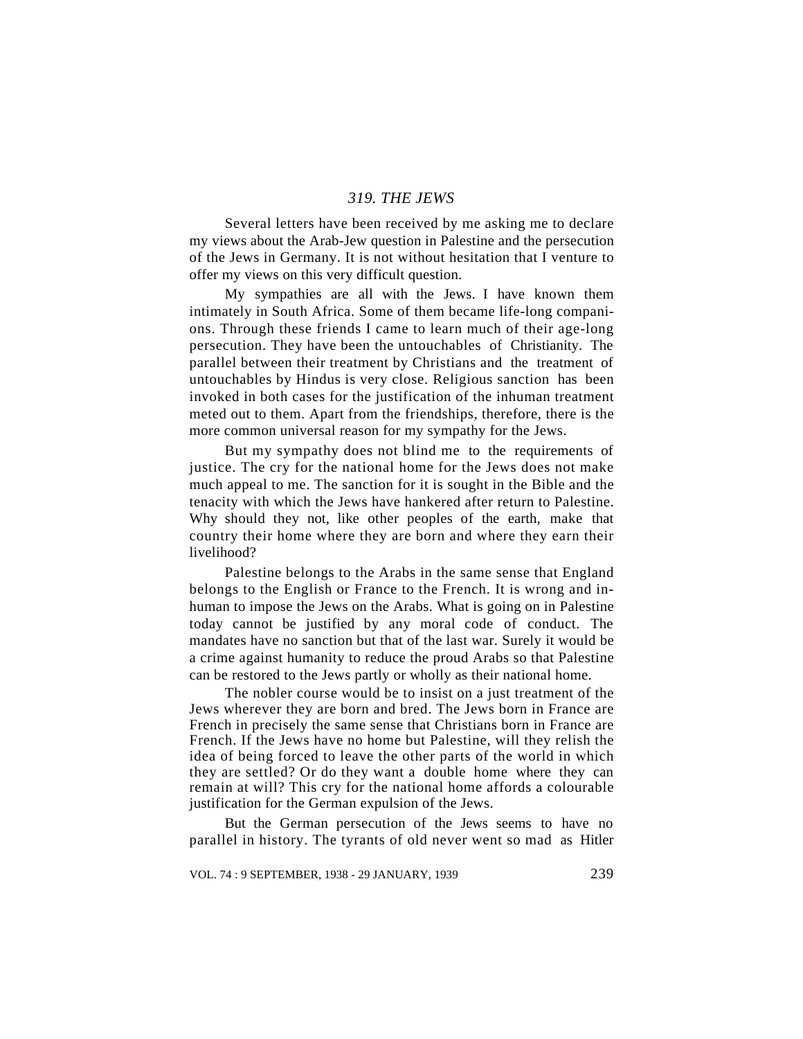## *319. THE JEWS*

Several letters have been received by me asking me to declare my views about the Arab-Jew question in Palestine and the persecution of the Jews in Germany. It is not without hesitation that I venture to offer my views on this very difficult question.

My sympathies are all with the Jews. I have known them intimately in South Africa. Some of them became life-long companions. Through these friends I came to learn much of their age-long persecution. They have been the untouchables of Christianity. The parallel between their treatment by Christians and the treatment of untouchables by Hindus is very close. Religious sanction has been invoked in both cases for the justification of the inhuman treatment meted out to them. Apart from the friendships, therefore, there is the more common universal reason for my sympathy for the Jews.

But my sympathy does not blind me to the requirements of justice. The cry for the national home for the Jews does not make much appeal to me. The sanction for it is sought in the Bible and the tenacity with which the Jews have hankered after return to Palestine. Why should they not, like other peoples of the earth, make that country their home where they are born and where they earn their livelihood?

Palestine belongs to the Arabs in the same sense that England belongs to the English or France to the French. It is wrong and inhuman to impose the Jews on the Arabs. What is going on in Palestine today cannot be justified by any moral code of conduct. The mandates have no sanction but that of the last war. Surely it would be a crime against humanity to reduce the proud Arabs so that Palestine can be restored to the Jews partly or wholly as their national home.

The nobler course would be to insist on a just treatment of the Jews wherever they are born and bred. The Jews born in France are French in precisely the same sense that Christians born in France are French. If the Jews have no home but Palestine, will they relish the idea of being forced to leave the other parts of the world in which they are settled? Or do they want a double home where they can remain at will? This cry for the national home affords a colourable justification for the German expulsion of the Jews.

But the German persecution of the Jews seems to have no parallel in history. The tyrants of old never went so mad as Hitler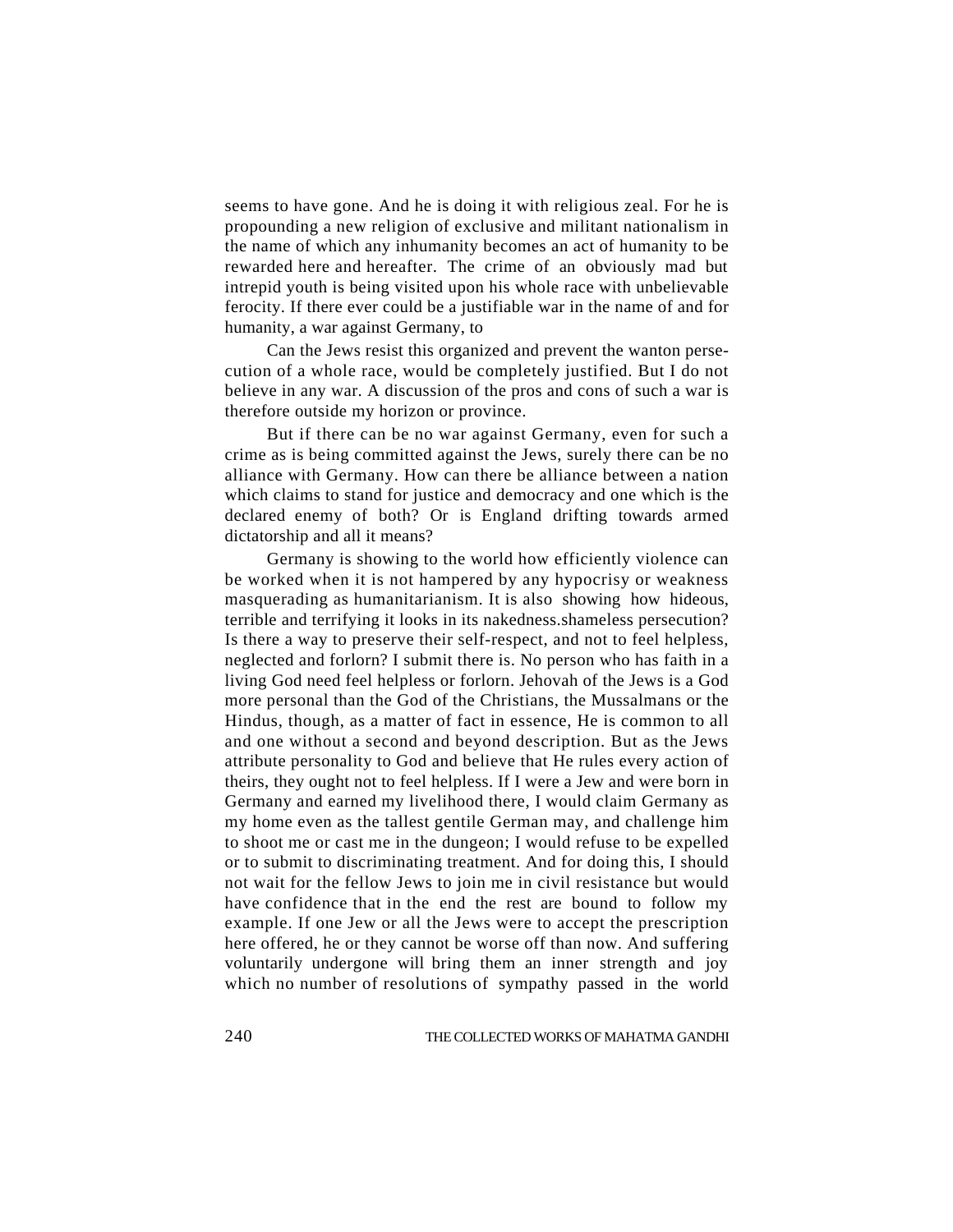seems to have gone. And he is doing it with religious zeal. For he is propounding a new religion of exclusive and militant nationalism in the name of which any inhumanity becomes an act of humanity to be rewarded here and hereafter. The crime of an obviously mad but intrepid youth is being visited upon his whole race with unbelievable ferocity. If there ever could be a justifiable war in the name of and for humanity, a war against Germany, to

Can the Jews resist this organized and prevent the wanton persecution of a whole race, would be completely justified. But I do not believe in any war. A discussion of the pros and cons of such a war is therefore outside my horizon or province.

But if there can be no war against Germany, even for such a crime as is being committed against the Jews, surely there can be no alliance with Germany. How can there be alliance between a nation which claims to stand for justice and democracy and one which is the declared enemy of both? Or is England drifting towards armed dictatorship and all it means?

Germany is showing to the world how efficiently violence can be worked when it is not hampered by any hypocrisy or weakness masquerading as humanitarianism. It is also showing how hideous, terrible and terrifying it looks in its nakedness.shameless persecution? Is there a way to preserve their self-respect, and not to feel helpless, neglected and forlorn? I submit there is. No person who has faith in a living God need feel helpless or forlorn. Jehovah of the Jews is a God more personal than the God of the Christians, the Mussalmans or the Hindus, though, as a matter of fact in essence, He is common to all and one without a second and beyond description. But as the Jews attribute personality to God and believe that He rules every action of theirs, they ought not to feel helpless. If I were a Jew and were born in Germany and earned my livelihood there, I would claim Germany as my home even as the tallest gentile German may, and challenge him to shoot me or cast me in the dungeon; I would refuse to be expelled or to submit to discriminating treatment. And for doing this, I should not wait for the fellow Jews to join me in civil resistance but would have confidence that in the end the rest are bound to follow my example. If one Jew or all the Jews were to accept the prescription here offered, he or they cannot be worse off than now. And suffering voluntarily undergone will bring them an inner strength and joy which no number of resolutions of sympathy passed in the world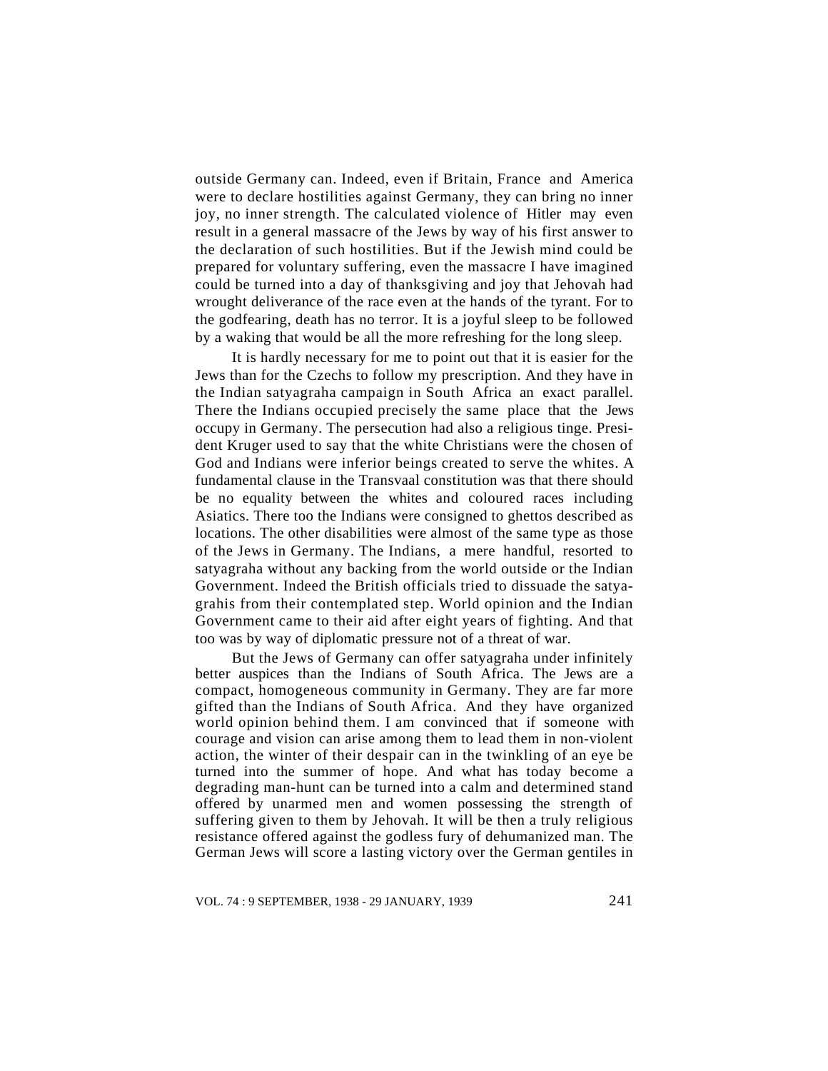outside Germany can. Indeed, even if Britain, France and America were to declare hostilities against Germany, they can bring no inner joy, no inner strength. The calculated violence of Hitler may even result in a general massacre of the Jews by way of his first answer to the declaration of such hostilities. But if the Jewish mind could be prepared for voluntary suffering, even the massacre I have imagined could be turned into a day of thanksgiving and joy that Jehovah had wrought deliverance of the race even at the hands of the tyrant. For to the godfearing, death has no terror. It is a joyful sleep to be followed by a waking that would be all the more refreshing for the long sleep.

It is hardly necessary for me to point out that it is easier for the Jews than for the Czechs to follow my prescription. And they have in the Indian satyagraha campaign in South Africa an exact parallel. There the Indians occupied precisely the same place that the Jews occupy in Germany. The persecution had also a religious tinge. President Kruger used to say that the white Christians were the chosen of God and Indians were inferior beings created to serve the whites. A fundamental clause in the Transvaal constitution was that there should be no equality between the whites and coloured races including Asiatics. There too the Indians were consigned to ghettos described as locations. The other disabilities were almost of the same type as those of the Jews in Germany. The Indians, a mere handful, resorted to satyagraha without any backing from the world outside or the Indian Government. Indeed the British officials tried to dissuade the satyagrahis from their contemplated step. World opinion and the Indian Government came to their aid after eight years of fighting. And that too was by way of diplomatic pressure not of a threat of war.

But the Jews of Germany can offer satyagraha under infinitely better auspices than the Indians of South Africa. The Jews are a compact, homogeneous community in Germany. They are far more gifted than the Indians of South Africa. And they have organized world opinion behind them. I am convinced that if someone with courage and vision can arise among them to lead them in non-violent action, the winter of their despair can in the twinkling of an eye be turned into the summer of hope. And what has today become a degrading man-hunt can be turned into a calm and determined stand offered by unarmed men and women possessing the strength of suffering given to them by Jehovah. It will be then a truly religious resistance offered against the godless fury of dehumanized man. The German Jews will score a lasting victory over the German gentiles in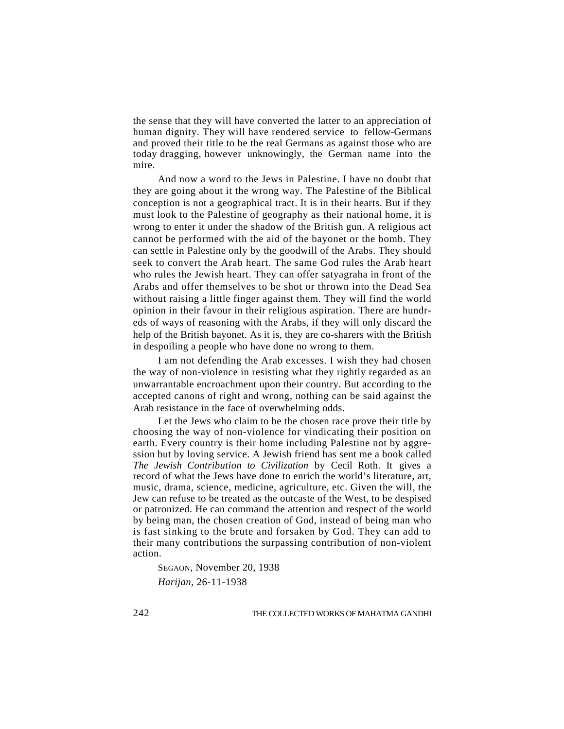the sense that they will have converted the latter to an appreciation of human dignity. They will have rendered service to fellow-Germans and proved their title to be the real Germans as against those who are today dragging, however unknowingly, the German name into the mire.

And now a word to the Jews in Palestine. I have no doubt that they are going about it the wrong way. The Palestine of the Biblical conception is not a geographical tract. It is in their hearts. But if they must look to the Palestine of geography as their national home, it is wrong to enter it under the shadow of the British gun. A religious act cannot be performed with the aid of the bayonet or the bomb. They can settle in Palestine only by the goodwill of the Arabs. They should seek to convert the Arab heart. The same God rules the Arab heart who rules the Jewish heart. They can offer satyagraha in front of the Arabs and offer themselves to be shot or thrown into the Dead Sea without raising a little finger against them. They will find the world opinion in their favour in their religious aspiration. There are hundreds of ways of reasoning with the Arabs, if they will only discard the help of the British bayonet. As it is, they are co-sharers with the British in despoiling a people who have done no wrong to them.

I am not defending the Arab excesses. I wish they had chosen the way of non-violence in resisting what they rightly regarded as an unwarrantable encroachment upon their country. But according to the accepted canons of right and wrong, nothing can be said against the Arab resistance in the face of overwhelming odds.

Let the Jews who claim to be the chosen race prove their title by choosing the way of non-violence for vindicating their position on earth. Every country is their home including Palestine not by aggression but by loving service. A Jewish friend has sent me a book called *The Jewish Contribution to Civilization* by Cecil Roth. It gives a record of what the Jews have done to enrich the world's literature, art, music, drama, science, medicine, agriculture, etc. Given the will, the Jew can refuse to be treated as the outcaste of the West, to be despised or patronized. He can command the attention and respect of the world by being man, the chosen creation of God, instead of being man who is fast sinking to the brute and forsaken by God. They can add to their many contributions the surpassing contribution of non-violent action.

SEGAON, November 20, 1938

*Harijan*, 26-11-1938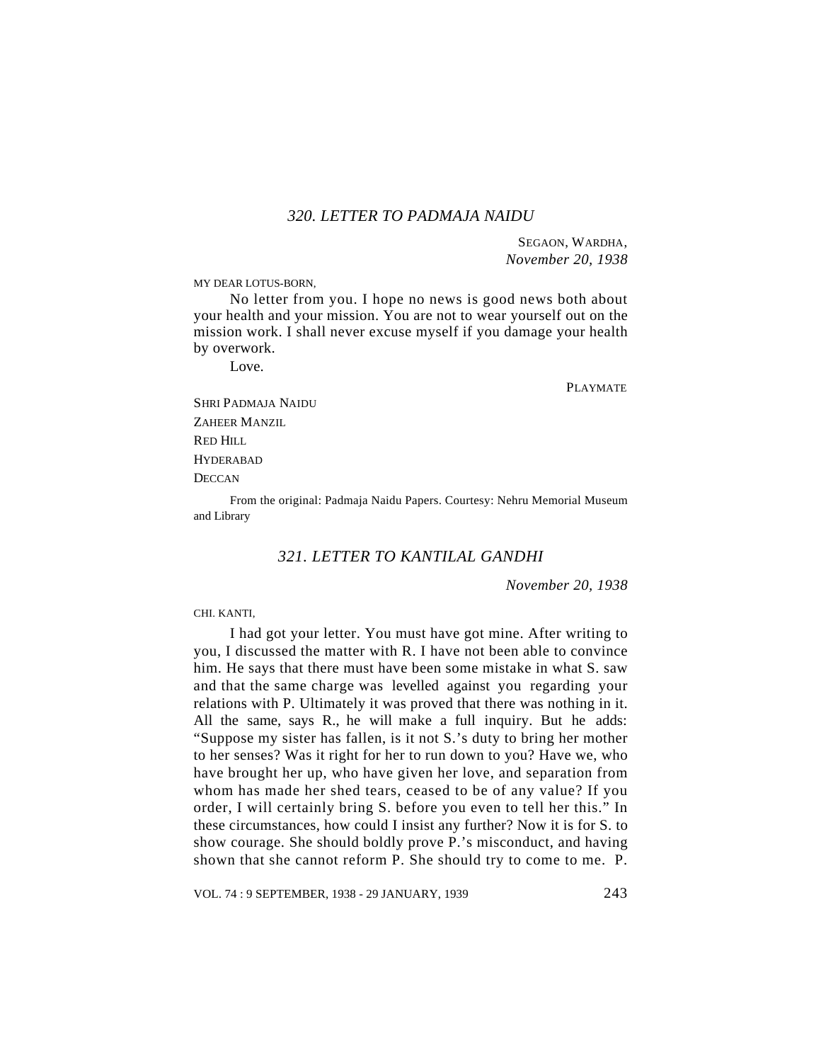## *320. LETTER TO PADMAJA NAIDU*

SEGAON, WARDHA,
*November 20, 1938*

MY DEAR LOTUS-BORN,

No letter from you. I hope no news is good news both about your health and your mission. You are not to wear yourself out on the mission work. I shall never excuse myself if you damage your health by overwork.

Love.

PLAYMATE

SHRI PADMAJA NAIDU
ZAHEER MANZIL
RED HILL
HYDERABAD
DECCAN

From the original: Padmaja Naidu Papers. Courtesy: Nehru Memorial Museum and Library

## *321. LETTER TO KANTILAL GANDHI*

*November 20, 1938*

CHI. KANTI,

I had got your letter. You must have got mine. After writing to you, I discussed the matter with R. I have not been able to convince him. He says that there must have been some mistake in what S. saw and that the same charge was levelled against you regarding your relations with P. Ultimately it was proved that there was nothing in it. All the same, says R., he will make a full inquiry. But he adds: "Suppose my sister has fallen, is it not S.'s duty to bring her mother to her senses? Was it right for her to run down to you? Have we, who have brought her up, who have given her love, and separation from whom has made her shed tears, ceased to be of any value? If you order, I will certainly bring S. before you even to tell her this." In these circumstances, how could I insist any further? Now it is for S. to show courage. She should boldly prove P.'s misconduct, and having shown that she cannot reform P. She should try to come to me. P.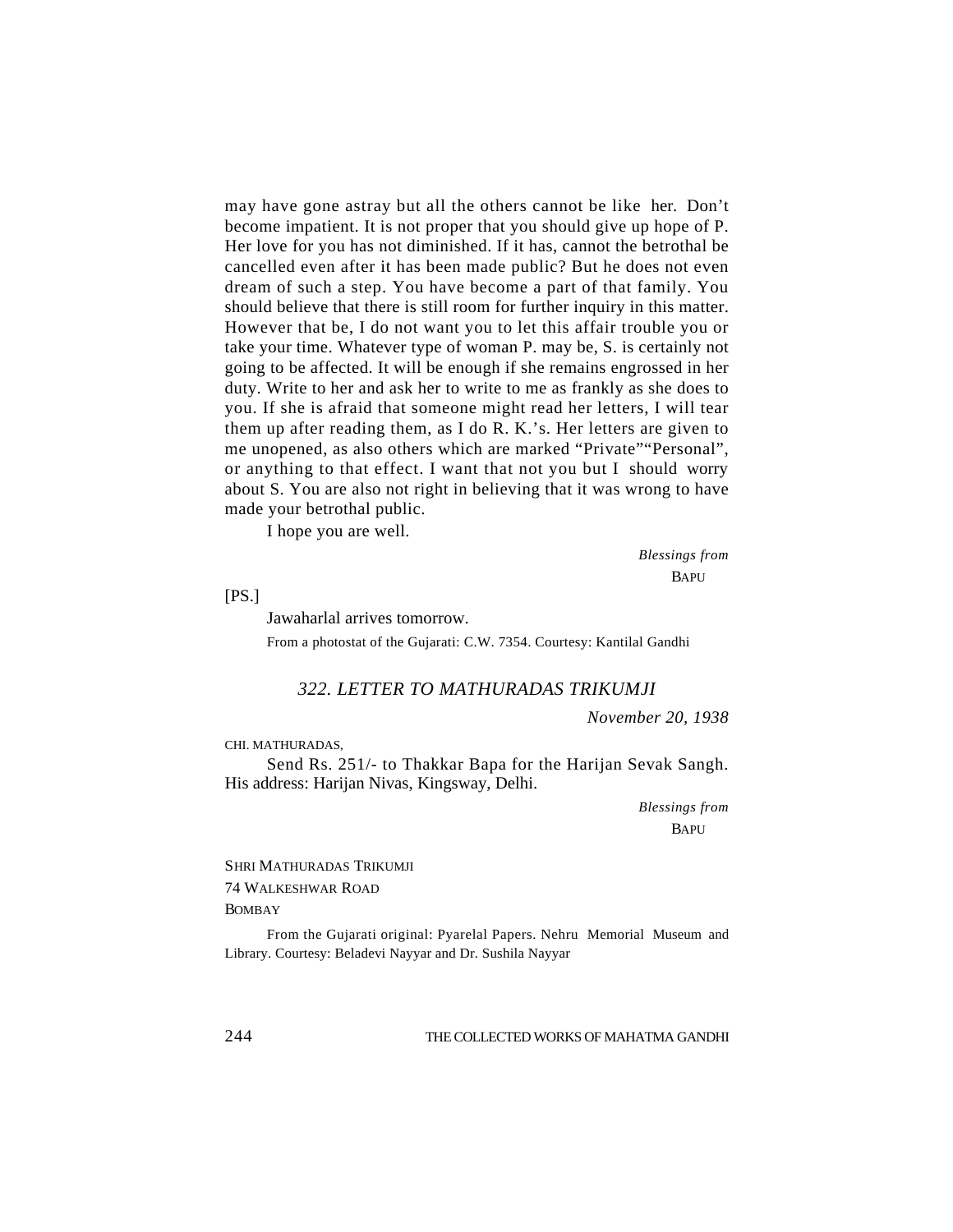may have gone astray but all the others cannot be like her. Don't become impatient. It is not proper that you should give up hope of P. Her love for you has not diminished. If it has, cannot the betrothal be cancelled even after it has been made public? But he does not even dream of such a step. You have become a part of that family. You should believe that there is still room for further inquiry in this matter. However that be, I do not want you to let this affair trouble you or take your time. Whatever type of woman P. may be, S. is certainly not going to be affected. It will be enough if she remains engrossed in her duty. Write to her and ask her to write to me as frankly as she does to you. If she is afraid that someone might read her letters, I will tear them up after reading them, as I do R. K.'s. Her letters are given to me unopened, as also others which are marked "Private""Personal", or anything to that effect. I want that not you but I should worry about S. You are also not right in believing that it was wrong to have made your betrothal public.

I hope you are well.

*Blessings from*
BAPU

[PS.]

Jawaharlal arrives tomorrow.

From a photostat of the Gujarati: C.W. 7354. Courtesy: Kantilal Gandhi

## *322. LETTER TO MATHURADAS TRIKUMJI*

*November 20, 1938*

CHI. MATHURADAS,

Send Rs. 251/- to Thakkar Bapa for the Harijan Sevak Sangh. His address: Harijan Nivas, Kingsway, Delhi.

*Blessings from*
BAPU

SHRI MATHURADAS TRIKUMJI
74 WALKESHWAR ROAD
BOMBAY

From the Gujarati original: Pyarelal Papers. Nehru Memorial Museum and Library. Courtesy: Beladevi Nayyar and Dr. Sushila Nayyar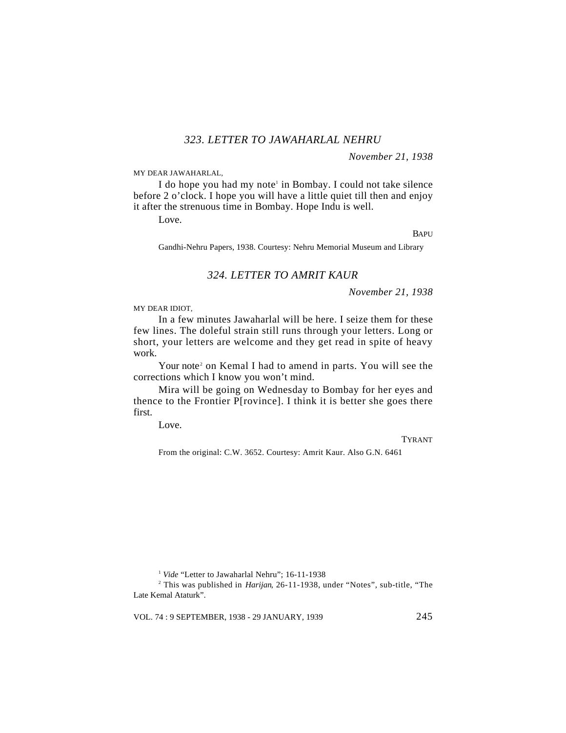## *323. LETTER TO JAWAHARLAL NEHRU*

*November 21, 1938*

MY DEAR JAWAHARLAL,

I do hope you had my note[1] in Bombay. I could not take silence before 2 o'clock. I hope you will have a little quiet till then and enjoy it after the strenuous time in Bombay. Hope Indu is well.

Love.

BAPU

Gandhi-Nehru Papers, 1938. Courtesy: Nehru Memorial Museum and Library

## *324. LETTER TO AMRIT KAUR*

*November 21, 1938*

MY DEAR IDIOT,

In a few minutes Jawaharlal will be here. I seize them for these few lines. The doleful strain still runs through your letters. Long or short, your letters are welcome and they get read in spite of heavy work.

Your note[2] on Kemal I had to amend in parts. You will see the corrections which I know you won't mind.

Mira will be going on Wednesday to Bombay for her eyes and thence to the Frontier P[rovince]. I think it is better she goes there first.

Love.

TYRANT

From the original: C.W. 3652. Courtesy: Amrit Kaur. Also G.N. 6461

---

[1] *Vide* "Letter to Jawaharlal Nehru"; 16-11-1938

[2] This was published in *Harijan*, 26-11-1938, under "Notes", sub-title, "The Late Kemal Ataturk".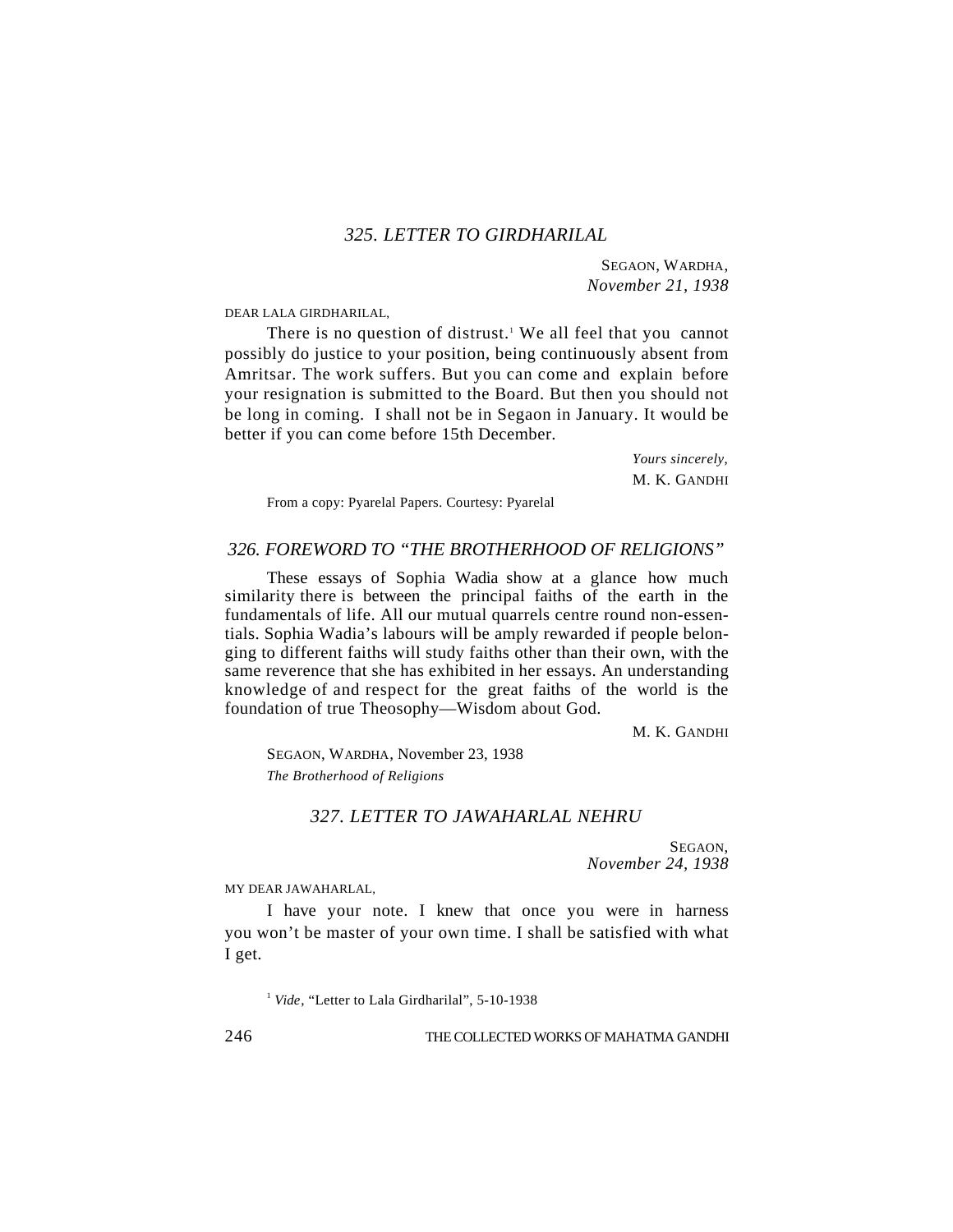## *325. LETTER TO GIRDHARILAL*

SEGAON, WARDHA,
*November 21, 1938*

DEAR LALA GIRDHARILAL,

There is no question of distrust.[1] We all feel that you cannot possibly do justice to your position, being continuously absent from Amritsar. The work suffers. But you can come and explain before your resignation is submitted to the Board. But then you should not be long in coming. I shall not be in Segaon in January. It would be better if you can come before 15th December.

*Yours sincerely,*
M. K. GANDHI

From a copy: Pyarelal Papers. Courtesy: Pyarelal

## *326. FOREWORD TO "THE BROTHERHOOD OF RELIGIONS"*

These essays of Sophia Wadia show at a glance how much similarity there is between the principal faiths of the earth in the fundamentals of life. All our mutual quarrels centre round non-essentials. Sophia Wadia's labours will be amply rewarded if people belonging to different faiths will study faiths other than their own, with the same reverence that she has exhibited in her essays. An understanding knowledge of and respect for the great faiths of the world is the foundation of true Theosophy—Wisdom about God.

M. K. GANDHI

SEGAON, WARDHA, November 23, 1938
*The Brotherhood of Religions*

## *327. LETTER TO JAWAHARLAL NEHRU*

SEGAON,
*November 24, 1938*

MY DEAR JAWAHARLAL,

I have your note. I knew that once you were in harness you won't be master of your own time. I shall be satisfied with what I get.

[1] *Vide*, "Letter to Lala Girdharilal", 5-10-1938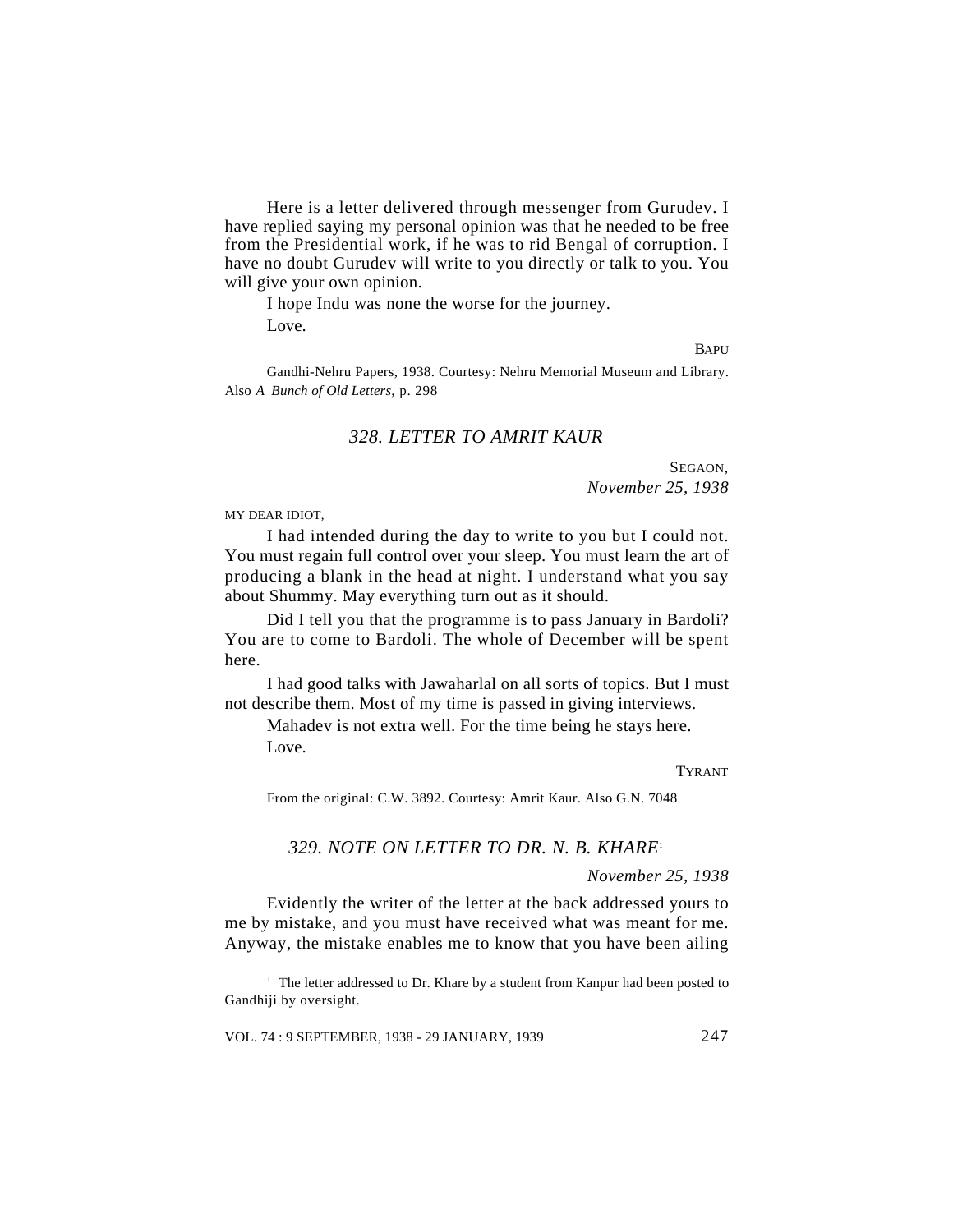Here is a letter delivered through messenger from Gurudev. I have replied saying my personal opinion was that he needed to be free from the Presidential work, if he was to rid Bengal of corruption. I have no doubt Gurudev will write to you directly or talk to you. You will give your own opinion.

I hope Indu was none the worse for the journey.

Love.

BAPU

Gandhi-Nehru Papers, 1938. Courtesy: Nehru Memorial Museum and Library. Also *A Bunch of Old Letters*, p. 298

## *328. LETTER TO AMRIT KAUR*

SEGAON,
*November 25, 1938*

MY DEAR IDIOT,

I had intended during the day to write to you but I could not. You must regain full control over your sleep. You must learn the art of producing a blank in the head at night. I understand what you say about Shummy. May everything turn out as it should.

Did I tell you that the programme is to pass January in Bardoli? You are to come to Bardoli. The whole of December will be spent here.

I had good talks with Jawaharlal on all sorts of topics. But I must not describe them. Most of my time is passed in giving interviews.

Mahadev is not extra well. For the time being he stays here.

Love.

TYRANT

From the original: C.W. 3892. Courtesy: Amrit Kaur. Also G.N. 7048

## *329. NOTE ON LETTER TO DR. N. B. KHARE*[1]

*November 25, 1938*

Evidently the writer of the letter at the back addressed yours to me by mistake, and you must have received what was meant for me. Anyway, the mistake enables me to know that you have been ailing

[1] The letter addressed to Dr. Khare by a student from Kanpur had been posted to Gandhiji by oversight.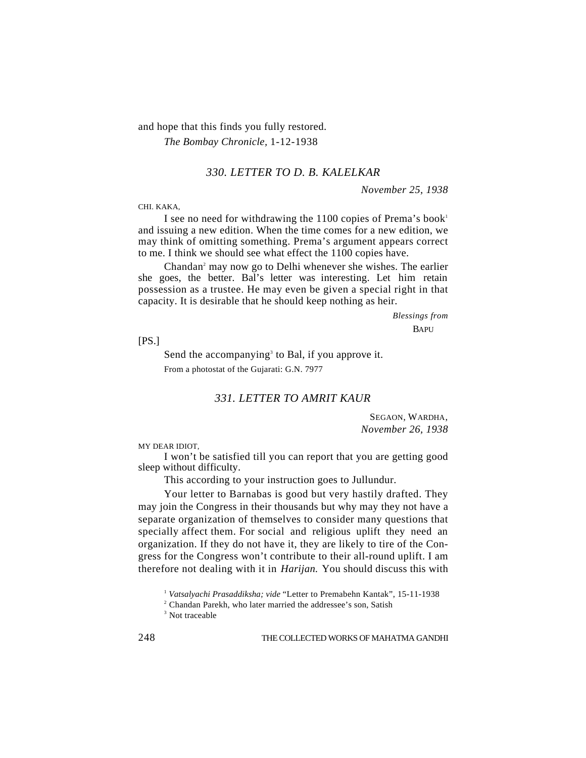and hope that this finds you fully restored.

*The Bombay Chronicle*, 1-12-1938

### *330. LETTER TO D. B. KALELKAR*

*November 25, 1938*

CHI. KAKA,

I see no need for withdrawing the 1100 copies of Prema's book[1] and issuing a new edition. When the time comes for a new edition, we may think of omitting something. Prema's argument appears correct to me. I think we should see what effect the 1100 copies have.

Chandan[2] may now go to Delhi whenever she wishes. The earlier she goes, the better. Bal's letter was interesting. Let him retain possession as a trustee. He may even be given a special right in that capacity. It is desirable that he should keep nothing as heir.

*Blessings from*

BAPU

[PS.]

Send the accompanying[3] to Bal, if you approve it.

From a photostat of the Gujarati: G.N. 7977

### *331. LETTER TO AMRIT KAUR*

SEGAON, WARDHA,
*November 26, 1938*

MY DEAR IDIOT,

I won't be satisfied till you can report that you are getting good sleep without difficulty.

This according to your instruction goes to Jullundur.

Your letter to Barnabas is good but very hastily drafted. They may join the Congress in their thousands but why may they not have a separate organization of themselves to consider many questions that specially affect them. For social and religious uplift they need an organization. If they do not have it, they are likely to tire of the Congress for the Congress won't contribute to their all-round uplift. I am therefore not dealing with it in *Harijan.* You should discuss this with

[1] *Vatsalyachi Prasaddiksha; vide* "Letter to Premabehn Kantak", 15-11-1938

[2] Chandan Parekh, who later married the addressee's son, Satish

[3] Not traceable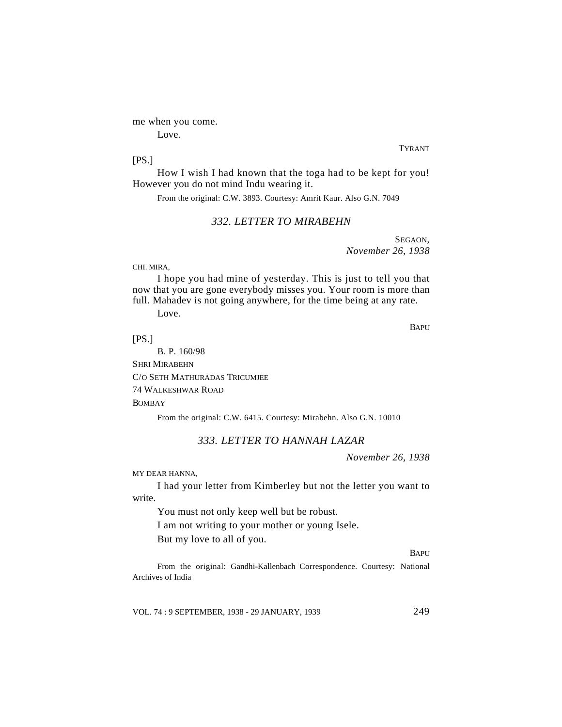me when you come.

Love.

TYRANT

[PS.]

How I wish I had known that the toga had to be kept for you! However you do not mind Indu wearing it.

From the original: C.W. 3893. Courtesy: Amrit Kaur. Also G.N. 7049

### *332. LETTER TO MIRABEHN*

SEGAON,
*November 26, 1938*

CHI. MIRA,

I hope you had mine of yesterday. This is just to tell you that now that you are gone everybody misses you. Your room is more than full. Mahadev is not going anywhere, for the time being at any rate.

Love.

BAPU

[PS.]

B. P. 160/98

SHRI MIRABEHN

C/O SETH MATHURADAS TRICUMJEE

74 WALKESHWAR ROAD

BOMBAY

From the original: C.W. 6415. Courtesy: Mirabehn. Also G.N. 10010

### *333. LETTER TO HANNAH LAZAR*

*November 26, 1938*

MY DEAR HANNA,

I had your letter from Kimberley but not the letter you want to write.

You must not only keep well but be robust.

I am not writing to your mother or young Isele.

But my love to all of you.

BAPU

From the original: Gandhi-Kallenbach Correspondence. Courtesy: National Archives of India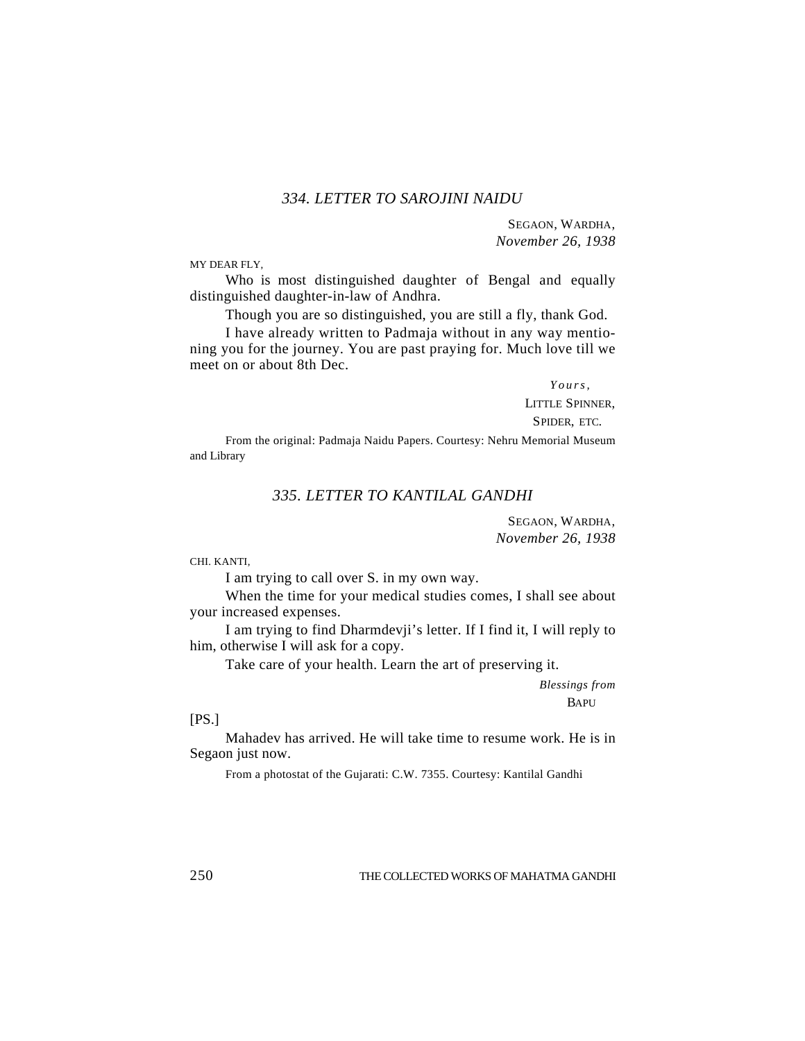### *334. LETTER TO SAROJINI NAIDU*

SEGAON, WARDHA,
*November 26, 1938*

MY DEAR FLY,

Who is most distinguished daughter of Bengal and equally distinguished daughter-in-law of Andhra.

Though you are so distinguished, you are still a fly, thank God.

I have already written to Padmaja without in any way mentioning you for the journey. You are past praying for. Much love till we meet on or about 8th Dec.

*Yours,*
LITTLE SPINNER,
SPIDER, ETC.

From the original: Padmaja Naidu Papers. Courtesy: Nehru Memorial Museum and Library

### *335. LETTER TO KANTILAL GANDHI*

SEGAON, WARDHA,
*November 26, 1938*

CHI. KANTI,

I am trying to call over S. in my own way.

When the time for your medical studies comes, I shall see about your increased expenses.

I am trying to find Dharmdevji's letter. If I find it, I will reply to him, otherwise I will ask for a copy.

Take care of your health. Learn the art of preserving it.

*Blessings from*
BAPU

[PS.]

Mahadev has arrived. He will take time to resume work. He is in Segaon just now.

From a photostat of the Gujarati: C.W. 7355. Courtesy: Kantilal Gandhi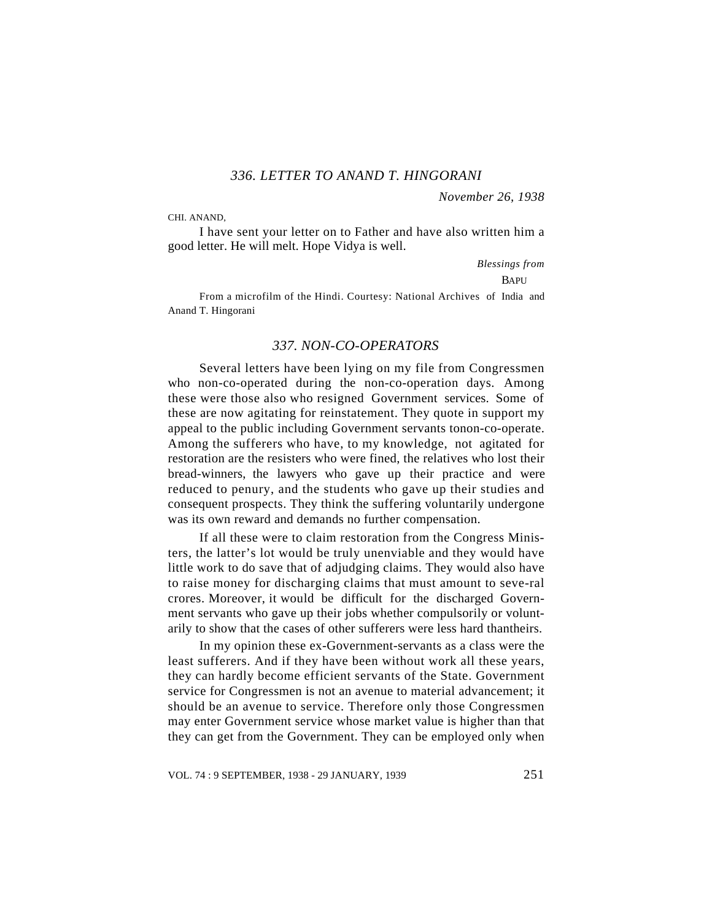### 336. LETTER TO ANAND T. HINGORANI

*November 26, 1938*

CHI. ANAND,

I have sent your letter on to Father and have also written him a good letter. He will melt. Hope Vidya is well.

*Blessings from*

BAPU

From a microfilm of the Hindi. Courtesy: National Archives of India and Anand T. Hingorani

### 337. NON-CO-OPERATORS

Several letters have been lying on my file from Congressmen who non-co-operated during the non-co-operation days. Among these were those also who resigned Government services. Some of these are now agitating for reinstatement. They quote in support my appeal to the public including Government servants tonon-co-operate. Among the sufferers who have, to my knowledge, not agitated for restoration are the resisters who were fined, the relatives who lost their bread-winners, the lawyers who gave up their practice and were reduced to penury, and the students who gave up their studies and consequent prospects. They think the suffering voluntarily undergone was its own reward and demands no further compensation.

If all these were to claim restoration from the Congress Ministers, the latter's lot would be truly unenviable and they would have little work to do save that of adjudging claims. They would also have to raise money for discharging claims that must amount to seve-ral crores. Moreover, it would be difficult for the discharged Government servants who gave up their jobs whether compulsorily or voluntarily to show that the cases of other sufferers were less hard thantheirs.

In my opinion these ex-Government-servants as a class were the least sufferers. And if they have been without work all these years, they can hardly become efficient servants of the State. Government service for Congressmen is not an avenue to material advancement; it should be an avenue to service. Therefore only those Congressmen may enter Government service whose market value is higher than that they can get from the Government. They can be employed only when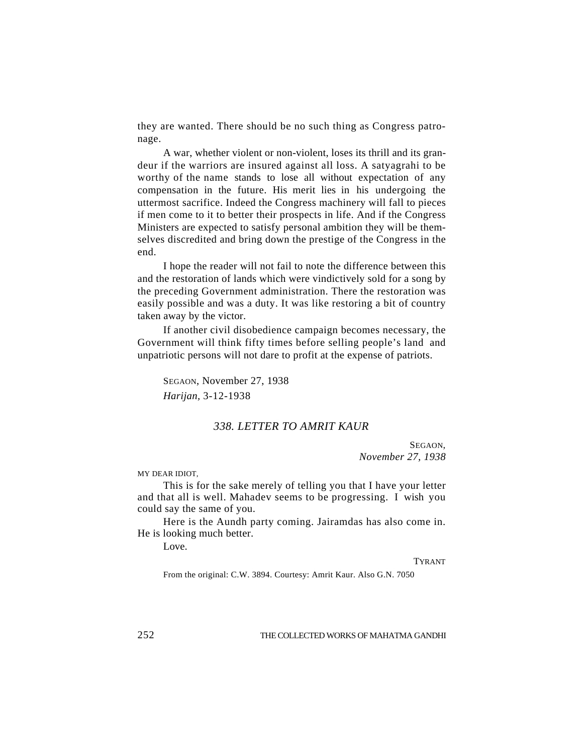they are wanted. There should be no such thing as Congress patronage.

A war, whether violent or non-violent, loses its thrill and its grandeur if the warriors are insured against all loss. A satyagrahi to be worthy of the name stands to lose all without expectation of any compensation in the future. His merit lies in his undergoing the uttermost sacrifice. Indeed the Congress machinery will fall to pieces if men come to it to better their prospects in life. And if the Congress Ministers are expected to satisfy personal ambition they will be themselves discredited and bring down the prestige of the Congress in the end.

I hope the reader will not fail to note the difference between this and the restoration of lands which were vindictively sold for a song by the preceding Government administration. There the restoration was easily possible and was a duty. It was like restoring a bit of country taken away by the victor.

If another civil disobedience campaign becomes necessary, the Government will think fifty times before selling people's land and unpatriotic persons will not dare to profit at the expense of patriots.

SEGAON, November 27, 1938
*Harijan*, 3-12-1938

### *338. LETTER TO AMRIT KAUR*

SEGAON,
*November 27, 1938*

MY DEAR IDIOT,

This is for the sake merely of telling you that I have your letter and that all is well. Mahadev seems to be progressing. I wish you could say the same of you.

Here is the Aundh party coming. Jairamdas has also come in. He is looking much better.

Love.

TYRANT

From the original: C.W. 3894. Courtesy: Amrit Kaur. Also G.N. 7050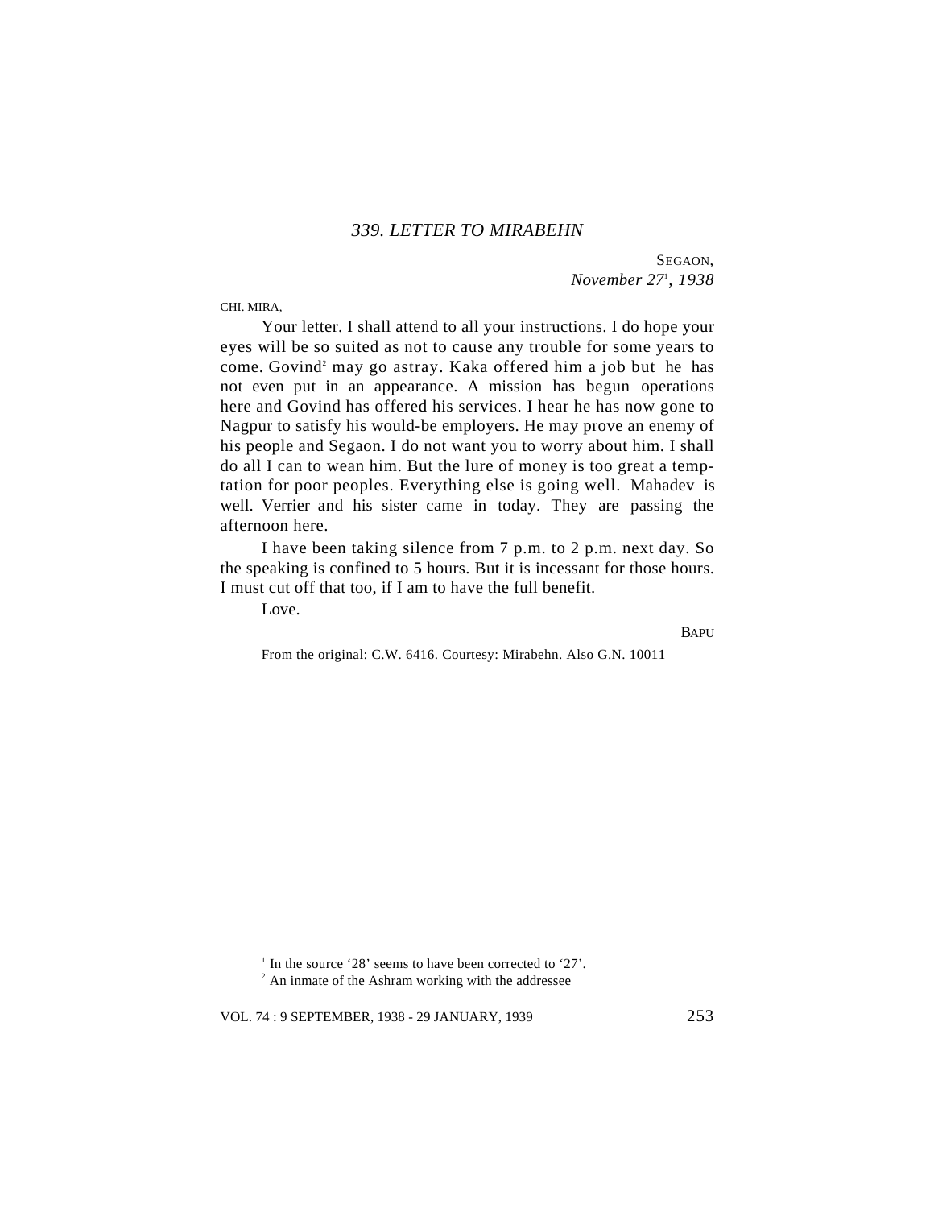## *339. LETTER TO MIRABEHN*

SEGAON,
*November 27*[1]*, 1938*

CHI. MIRA,

Your letter. I shall attend to all your instructions. I do hope your eyes will be so suited as not to cause any trouble for some years to come. Govind[2] may go astray. Kaka offered him a job but he has not even put in an appearance. A mission has begun operations here and Govind has offered his services. I hear he has now gone to Nagpur to satisfy his would-be employers. He may prove an enemy of his people and Segaon. I do not want you to worry about him. I shall do all I can to wean him. But the lure of money is too great a temptation for poor peoples. Everything else is going well. Mahadev is well. Verrier and his sister came in today. They are passing the afternoon here.

I have been taking silence from 7 p.m. to 2 p.m. next day. So the speaking is confined to 5 hours. But it is incessant for those hours. I must cut off that too, if I am to have the full benefit.

Love.

BAPU

From the original: C.W. 6416. Courtesy: Mirabehn. Also G.N. 10011

[1] In the source '28' seems to have been corrected to '27'.

[2] An inmate of the Ashram working with the addressee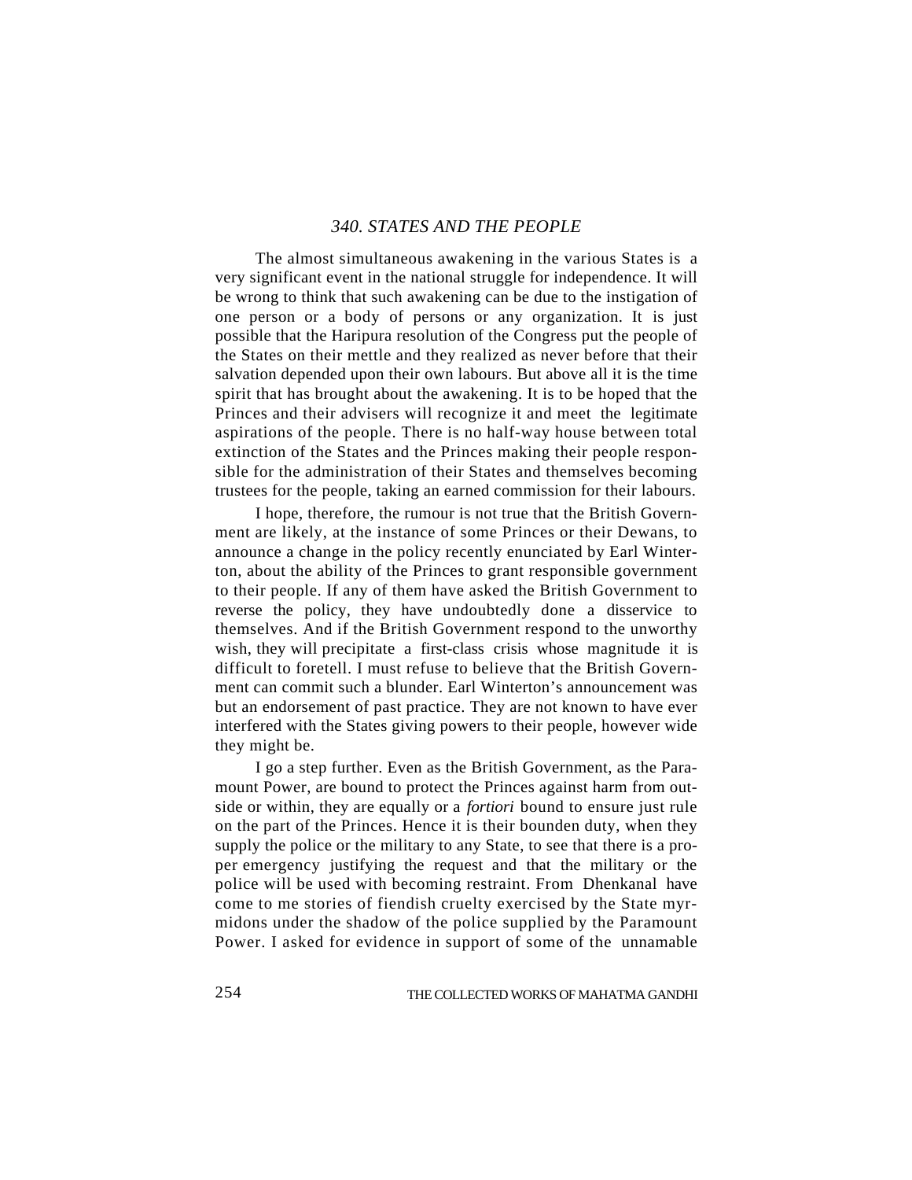### *340. STATES AND THE PEOPLE*

The almost simultaneous awakening in the various States is a very significant event in the national struggle for independence. It will be wrong to think that such awakening can be due to the instigation of one person or a body of persons or any organization. It is just possible that the Haripura resolution of the Congress put the people of the States on their mettle and they realized as never before that their salvation depended upon their own labours. But above all it is the time spirit that has brought about the awakening. It is to be hoped that the Princes and their advisers will recognize it and meet the legitimate aspirations of the people. There is no half-way house between total extinction of the States and the Princes making their people responsible for the administration of their States and themselves becoming trustees for the people, taking an earned commission for their labours.

I hope, therefore, the rumour is not true that the British Government are likely, at the instance of some Princes or their Dewans, to announce a change in the policy recently enunciated by Earl Winterton, about the ability of the Princes to grant responsible government to their people. If any of them have asked the British Government to reverse the policy, they have undoubtedly done a disservice to themselves. And if the British Government respond to the unworthy wish, they will precipitate a first-class crisis whose magnitude it is difficult to foretell. I must refuse to believe that the British Government can commit such a blunder. Earl Winterton's announcement was but an endorsement of past practice. They are not known to have ever interfered with the States giving powers to their people, however wide they might be.

I go a step further. Even as the British Government, as the Paramount Power, are bound to protect the Princes against harm from outside or within, they are equally or a *fortiori* bound to ensure just rule on the part of the Princes. Hence it is their bounden duty, when they supply the police or the military to any State, to see that there is a proper emergency justifying the request and that the military or the police will be used with becoming restraint. From Dhenkanal have come to me stories of fiendish cruelty exercised by the State myrmidons under the shadow of the police supplied by the Paramount Power. I asked for evidence in support of some of the unnamable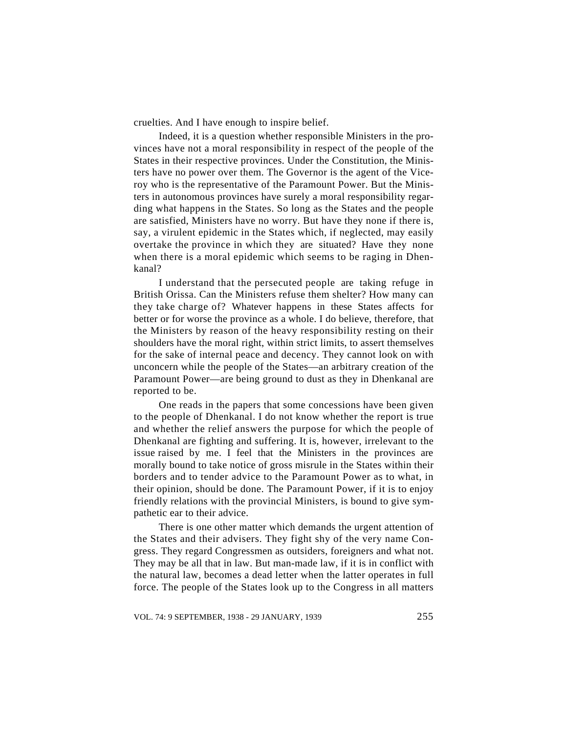cruelties. And I have enough to inspire belief.

Indeed, it is a question whether responsible Ministers in the provinces have not a moral responsibility in respect of the people of the States in their respective provinces. Under the Constitution, the Ministers have no power over them. The Governor is the agent of the Viceroy who is the representative of the Paramount Power. But the Ministers in autonomous provinces have surely a moral responsibility regarding what happens in the States. So long as the States and the people are satisfied, Ministers have no worry. But have they none if there is, say, a virulent epidemic in the States which, if neglected, may easily overtake the province in which they are situated? Have they none when there is a moral epidemic which seems to be raging in Dhenkanal?

I understand that the persecuted people are taking refuge in British Orissa. Can the Ministers refuse them shelter? How many can they take charge of? Whatever happens in these States affects for better or for worse the province as a whole. I do believe, therefore, that the Ministers by reason of the heavy responsibility resting on their shoulders have the moral right, within strict limits, to assert themselves for the sake of internal peace and decency. They cannot look on with unconcern while the people of the States—an arbitrary creation of the Paramount Power—are being ground to dust as they in Dhenkanal are reported to be.

One reads in the papers that some concessions have been given to the people of Dhenkanal. I do not know whether the report is true and whether the relief answers the purpose for which the people of Dhenkanal are fighting and suffering. It is, however, irrelevant to the issue raised by me. I feel that the Ministers in the provinces are morally bound to take notice of gross misrule in the States within their borders and to tender advice to the Paramount Power as to what, in their opinion, should be done. The Paramount Power, if it is to enjoy friendly relations with the provincial Ministers, is bound to give sympathetic ear to their advice.

There is one other matter which demands the urgent attention of the States and their advisers. They fight shy of the very name Congress. They regard Congressmen as outsiders, foreigners and what not. They may be all that in law. But man-made law, if it is in conflict with the natural law, becomes a dead letter when the latter operates in full force. The people of the States look up to the Congress in all matters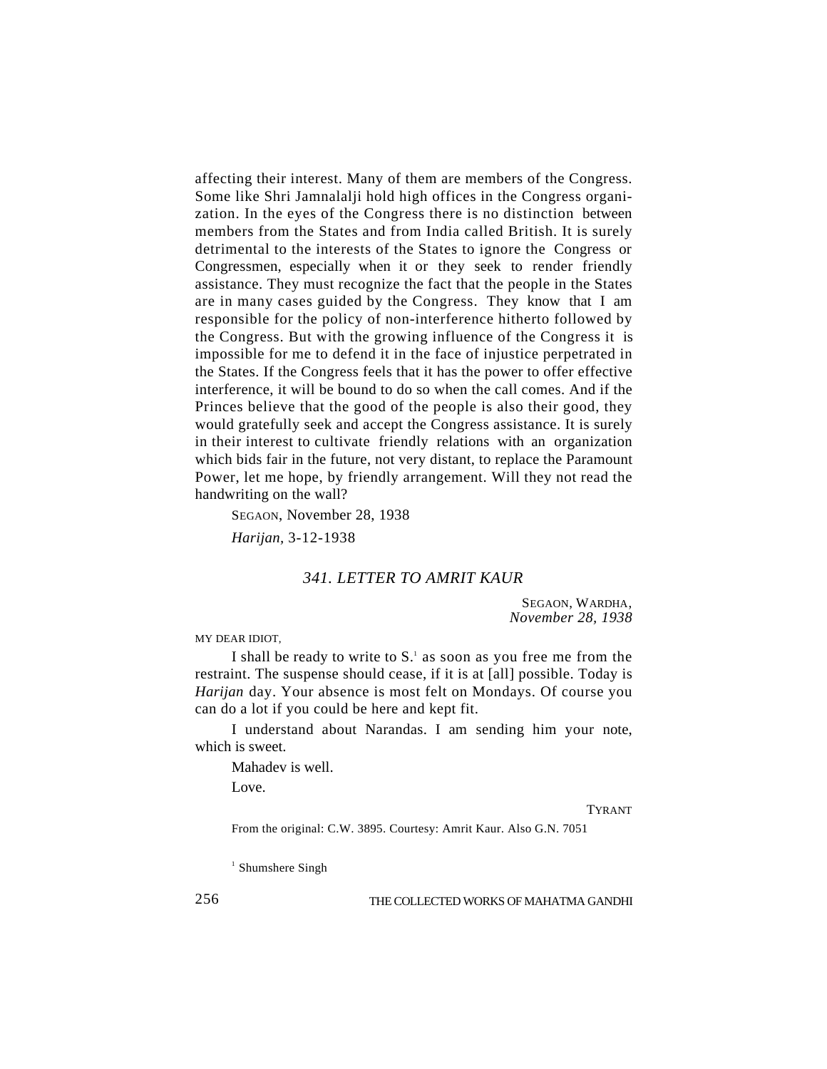affecting their interest. Many of them are members of the Congress. Some like Shri Jamnalalji hold high offices in the Congress organization. In the eyes of the Congress there is no distinction between members from the States and from India called British. It is surely detrimental to the interests of the States to ignore the Congress or Congressmen, especially when it or they seek to render friendly assistance. They must recognize the fact that the people in the States are in many cases guided by the Congress. They know that I am responsible for the policy of non-interference hitherto followed by the Congress. But with the growing influence of the Congress it is impossible for me to defend it in the face of injustice perpetrated in the States. If the Congress feels that it has the power to offer effective interference, it will be bound to do so when the call comes. And if the Princes believe that the good of the people is also their good, they would gratefully seek and accept the Congress assistance. It is surely in their interest to cultivate friendly relations with an organization which bids fair in the future, not very distant, to replace the Paramount Power, let me hope, by friendly arrangement. Will they not read the handwriting on the wall?

SEGAON, November 28, 1938

*Harijan*, 3-12-1938

### *341. LETTER TO AMRIT KAUR*

SEGAON, WARDHA,
*November 28, 1938*

MY DEAR IDIOT,

I shall be ready to write to S.[1] as soon as you free me from the restraint. The suspense should cease, if it is at [all] possible. Today is *Harijan* day. Your absence is most felt on Mondays. Of course you can do a lot if you could be here and kept fit.

I understand about Narandas. I am sending him your note, which is sweet.

Mahadev is well.

Love.

TYRANT

From the original: C.W. 3895. Courtesy: Amrit Kaur. Also G.N. 7051

[1] Shumshere Singh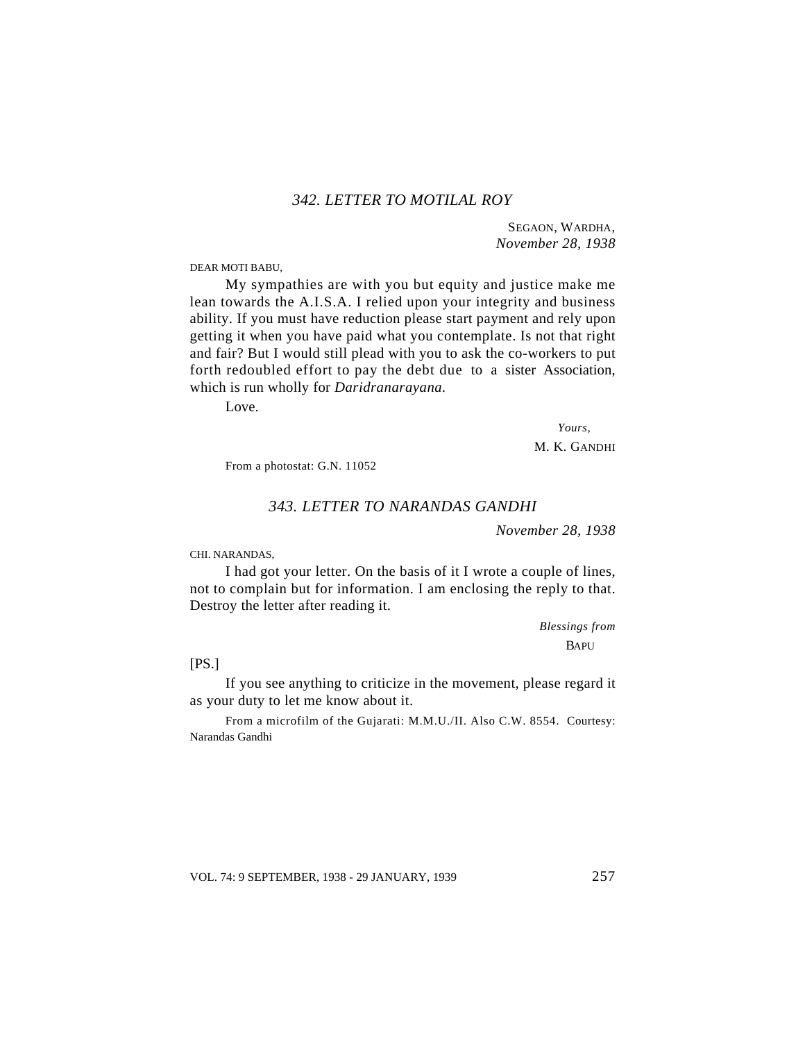### *342. LETTER TO MOTILAL ROY*

SEGAON, WARDHA,
*November 28, 1938*

DEAR MOTI BABU,

My sympathies are with you but equity and justice make me lean towards the A.I.S.A. I relied upon your integrity and business ability. If you must have reduction please start payment and rely upon getting it when you have paid what you contemplate. Is not that right and fair? But I would still plead with you to ask the co-workers to put forth redoubled effort to pay the debt due to a sister Association, which is run wholly for *Daridranarayana.*

Love.

*Yours,*
M. K. GANDHI

From a photostat: G.N. 11052

### *343. LETTER TO NARANDAS GANDHI*

*November 28, 1938*

CHI. NARANDAS,

I had got your letter. On the basis of it I wrote a couple of lines, not to complain but for information. I am enclosing the reply to that. Destroy the letter after reading it.

*Blessings from*
BAPU

[PS.]

If you see anything to criticize in the movement, please regard it as your duty to let me know about it.

From a microfilm of the Gujarati: M.M.U./II. Also C.W. 8554. Courtesy: Narandas Gandhi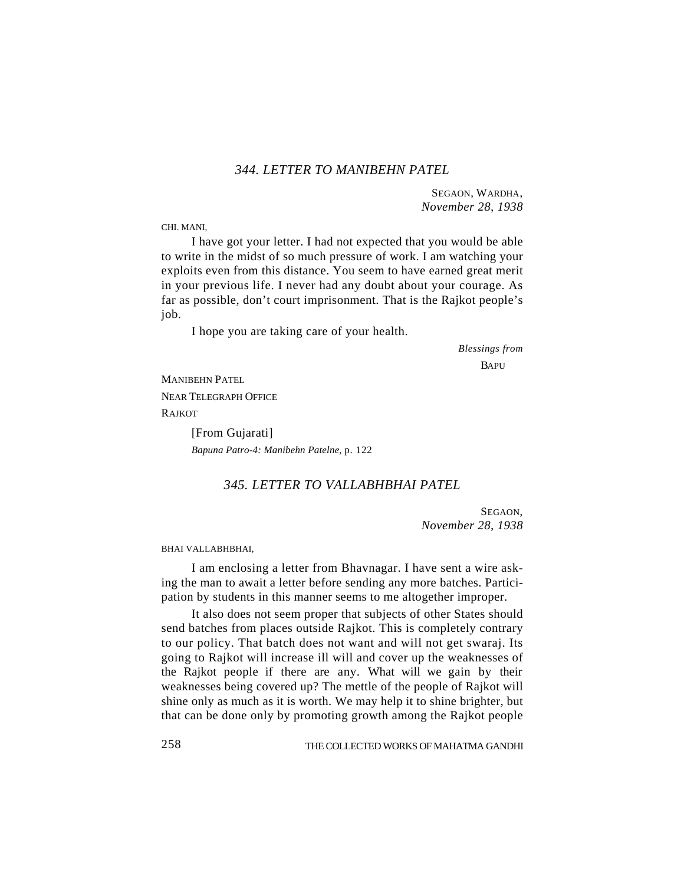### *344. LETTER TO MANIBEHN PATEL*

SEGAON, WARDHA,  
*November 28, 1938*

CHI. MANI,

I have got your letter. I had not expected that you would be able to write in the midst of so much pressure of work. I am watching your exploits even from this distance. You seem to have earned great merit in your previous life. I never had any doubt about your courage. As far as possible, don't court imprisonment. That is the Rajkot people's job.

I hope you are taking care of your health.

*Blessings from*  
BAPU

MANIBEHN PATEL  
NEAR TELEGRAPH OFFICE  
RAJKOT

[From Gujarati]  
*Bapuna Patro-4: Manibehn Patelne,* p. 122

### *345. LETTER TO VALLABHBHAI PATEL*

SEGAON,  
*November 28, 1938*

BHAI VALLABHBHAI,

I am enclosing a letter from Bhavnagar. I have sent a wire asking the man to await a letter before sending any more batches. Participation by students in this manner seems to me altogether improper.

It also does not seem proper that subjects of other States should send batches from places outside Rajkot. This is completely contrary to our policy. That batch does not want and will not get swaraj. Its going to Rajkot will increase ill will and cover up the weaknesses of the Rajkot people if there are any. What will we gain by their weaknesses being covered up? The mettle of the people of Rajkot will shine only as much as it is worth. We may help it to shine brighter, but that can be done only by promoting growth among the Rajkot people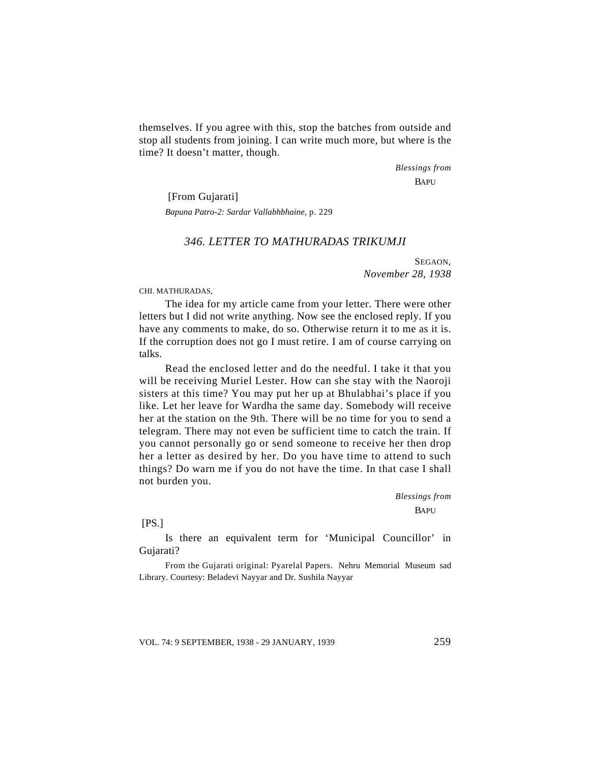themselves. If you agree with this, stop the batches from outside and stop all students from joining. I can write much more, but where is the time? It doesn't matter, though.

*Blessings from*
BAPU

[From Gujarati]

*Bapuna Patro-2: Sardar Vallabhbhaine*, p. 229

### *346. LETTER TO MATHURADAS TRIKUMJI*

SEGAON,
*November 28, 1938*

CHI. MATHURADAS,

The idea for my article came from your letter. There were other letters but I did not write anything. Now see the enclosed reply. If you have any comments to make, do so. Otherwise return it to me as it is. If the corruption does not go I must retire. I am of course carrying on talks.

Read the enclosed letter and do the needful. I take it that you will be receiving Muriel Lester. How can she stay with the Naoroji sisters at this time? You may put her up at Bhulabhai's place if you like. Let her leave for Wardha the same day. Somebody will receive her at the station on the 9th. There will be no time for you to send a telegram. There may not even be sufficient time to catch the train. If you cannot personally go or send someone to receive her then drop her a letter as desired by her. Do you have time to attend to such things? Do warn me if you do not have the time. In that case I shall not burden you.

*Blessings from*
BAPU

[PS.]

Is there an equivalent term for 'Municipal Councillor' in Gujarati?

From the Gujarati original: Pyarelal Papers. Nehru Memorial Museum sad Library. Courtesy: Beladevi Nayyar and Dr. Sushila Nayyar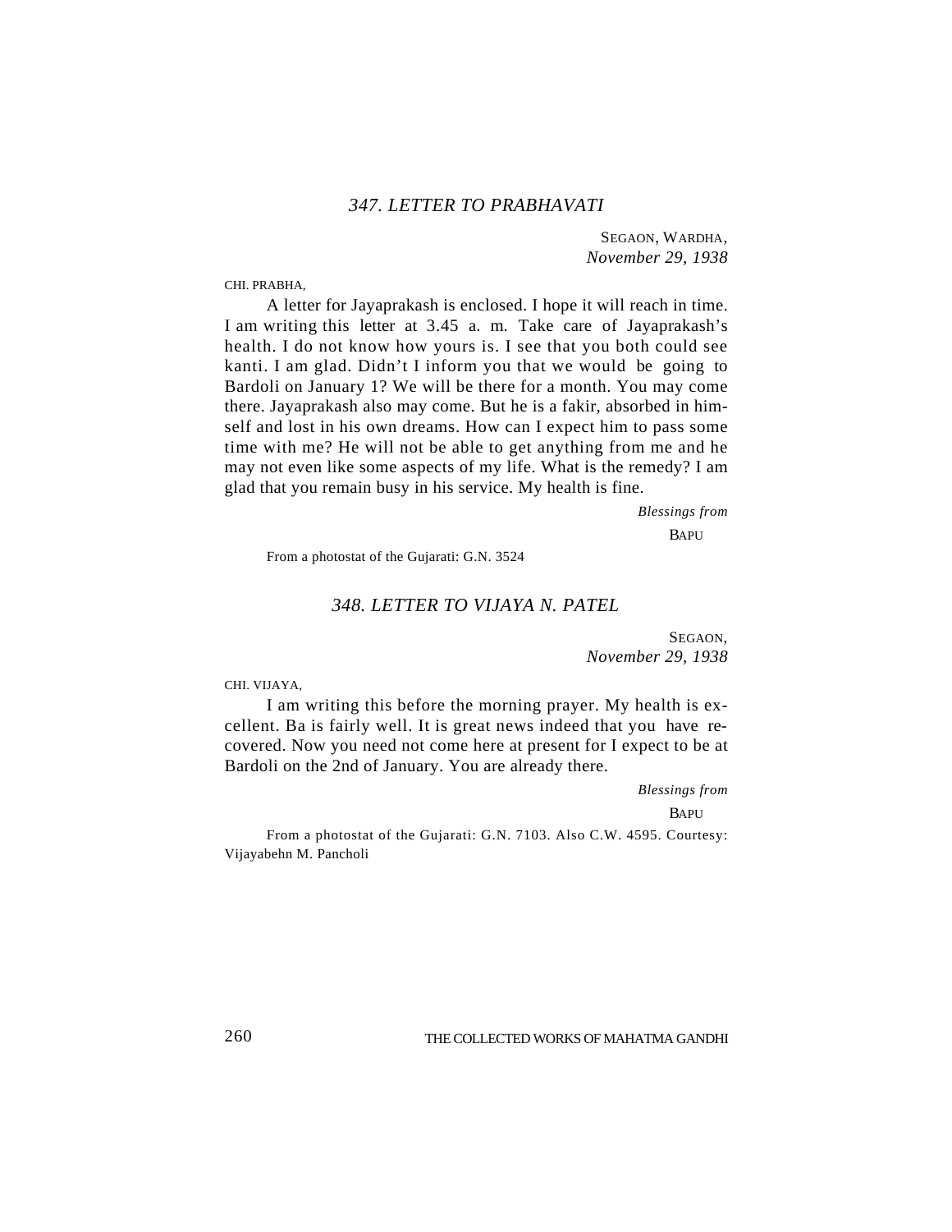### *347. LETTER TO PRABHAVATI*

SEGAON, WARDHA,
*November 29, 1938*

CHI. PRABHA,

A letter for Jayaprakash is enclosed. I hope it will reach in time. I am writing this letter at 3.45 a. m. Take care of Jayaprakash's health. I do not know how yours is. I see that you both could see kanti. I am glad. Didn't I inform you that we would be going to Bardoli on January 1? We will be there for a month. You may come there. Jayaprakash also may come. But he is a fakir, absorbed in himself and lost in his own dreams. How can I expect him to pass some time with me? He will not be able to get anything from me and he may not even like some aspects of my life. What is the remedy? I am glad that you remain busy in his service. My health is fine.

*Blessings from*
BAPU

From a photostat of the Gujarati: G.N. 3524

### *348. LETTER TO VIJAYA N. PATEL*

SEGAON,
*November 29, 1938*

CHI. VIJAYA,

I am writing this before the morning prayer. My health is excellent. Ba is fairly well. It is great news indeed that you have recovered. Now you need not come here at present for I expect to be at Bardoli on the 2nd of January. You are already there.

*Blessings from*
BAPU

From a photostat of the Gujarati: G.N. 7103. Also C.W. 4595. Courtesy: Vijayabehn M. Pancholi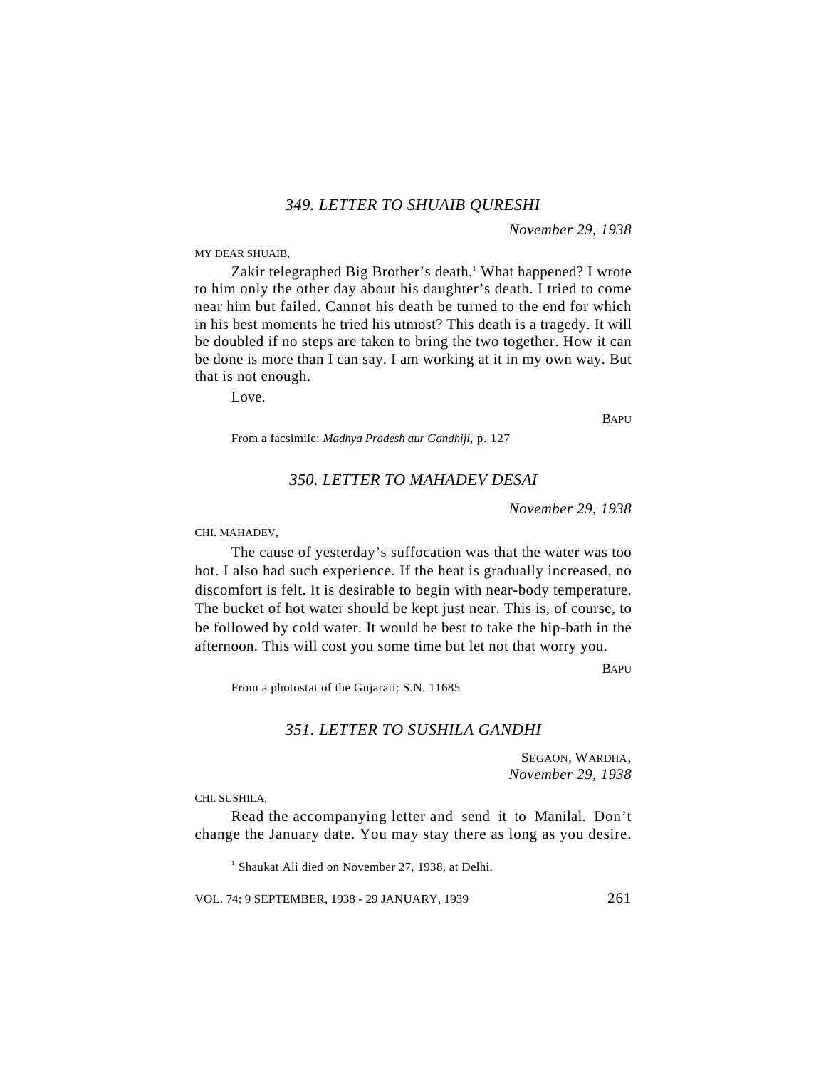### *349. LETTER TO SHUAIB QURESHI*

*November 29, 1938*

MY DEAR SHUAIB,

Zakir telegraphed Big Brother's death.[1] What happened? I wrote to him only the other day about his daughter's death. I tried to come near him but failed. Cannot his death be turned to the end for which in his best moments he tried his utmost? This death is a tragedy. It will be doubled if no steps are taken to bring the two together. How it can be done is more than I can say. I am working at it in my own way. But that is not enough.

Love.

BAPU

From a facsimile: *Madhya Pradesh aur Gandhiji*, p. 127

### *350. LETTER TO MAHADEV DESAI*

*November 29, 1938*

CHI. MAHADEV,

The cause of yesterday's suffocation was that the water was too hot. I also had such experience. If the heat is gradually increased, no discomfort is felt. It is desirable to begin with near-body temperature. The bucket of hot water should be kept just near. This is, of course, to be followed by cold water. It would be best to take the hip-bath in the afternoon. This will cost you some time but let not that worry you.

BAPU

From a photostat of the Gujarati: S.N. 11685

### *351. LETTER TO SUSHILA GANDHI*

SEGAON, WARDHA,
*November 29, 1938*

CHI. SUSHILA,

Read the accompanying letter and send it to Manilal. Don't change the January date. You may stay there as long as you desire.

[1] Shaukat Ali died on November 27, 1938, at Delhi.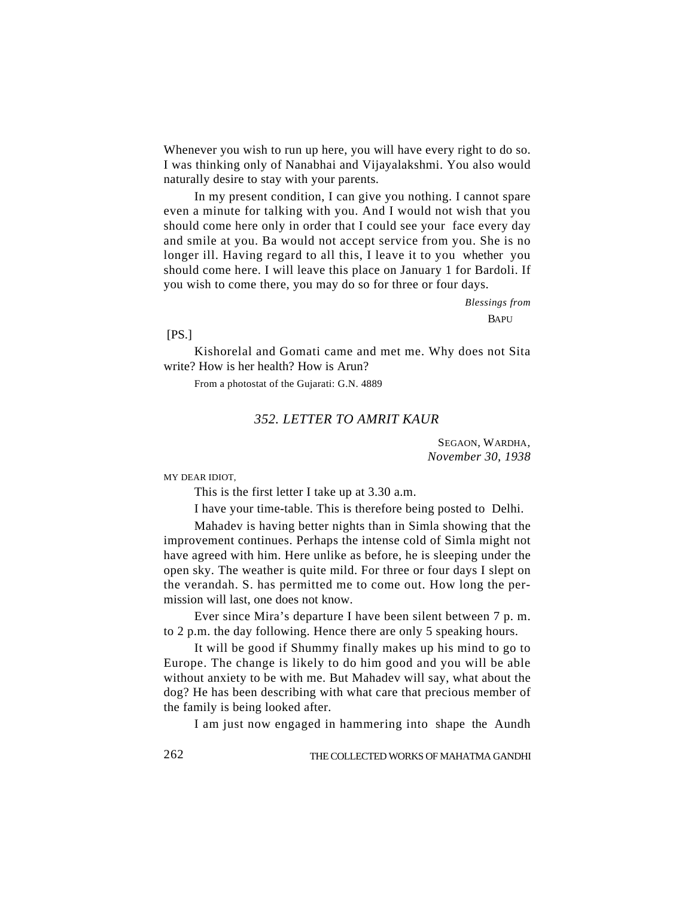Whenever you wish to run up here, you will have every right to do so. I was thinking only of Nanabhai and Vijayalakshmi. You also would naturally desire to stay with your parents.

In my present condition, I can give you nothing. I cannot spare even a minute for talking with you. And I would not wish that you should come here only in order that I could see your face every day and smile at you. Ba would not accept service from you. She is no longer ill. Having regard to all this, I leave it to you whether you should come here. I will leave this place on January 1 for Bardoli. If you wish to come there, you may do so for three or four days.

*Blessings from*

BAPU

[PS.]

Kishorelal and Gomati came and met me. Why does not Sita write? How is her health? How is Arun?

From a photostat of the Gujarati: G.N. 4889

### *352. LETTER TO AMRIT KAUR*

SEGAON, WARDHA,
*November 30, 1938*

MY DEAR IDIOT,

This is the first letter I take up at 3.30 a.m.

I have your time-table. This is therefore being posted to Delhi.

Mahadev is having better nights than in Simla showing that the improvement continues. Perhaps the intense cold of Simla might not have agreed with him. Here unlike as before, he is sleeping under the open sky. The weather is quite mild. For three or four days I slept on the verandah. S. has permitted me to come out. How long the permission will last, one does not know.

Ever since Mira's departure I have been silent between 7 p. m. to 2 p.m. the day following. Hence there are only 5 speaking hours.

It will be good if Shummy finally makes up his mind to go to Europe. The change is likely to do him good and you will be able without anxiety to be with me. But Mahadev will say, what about the dog? He has been describing with what care that precious member of the family is being looked after.

I am just now engaged in hammering into shape the Aundh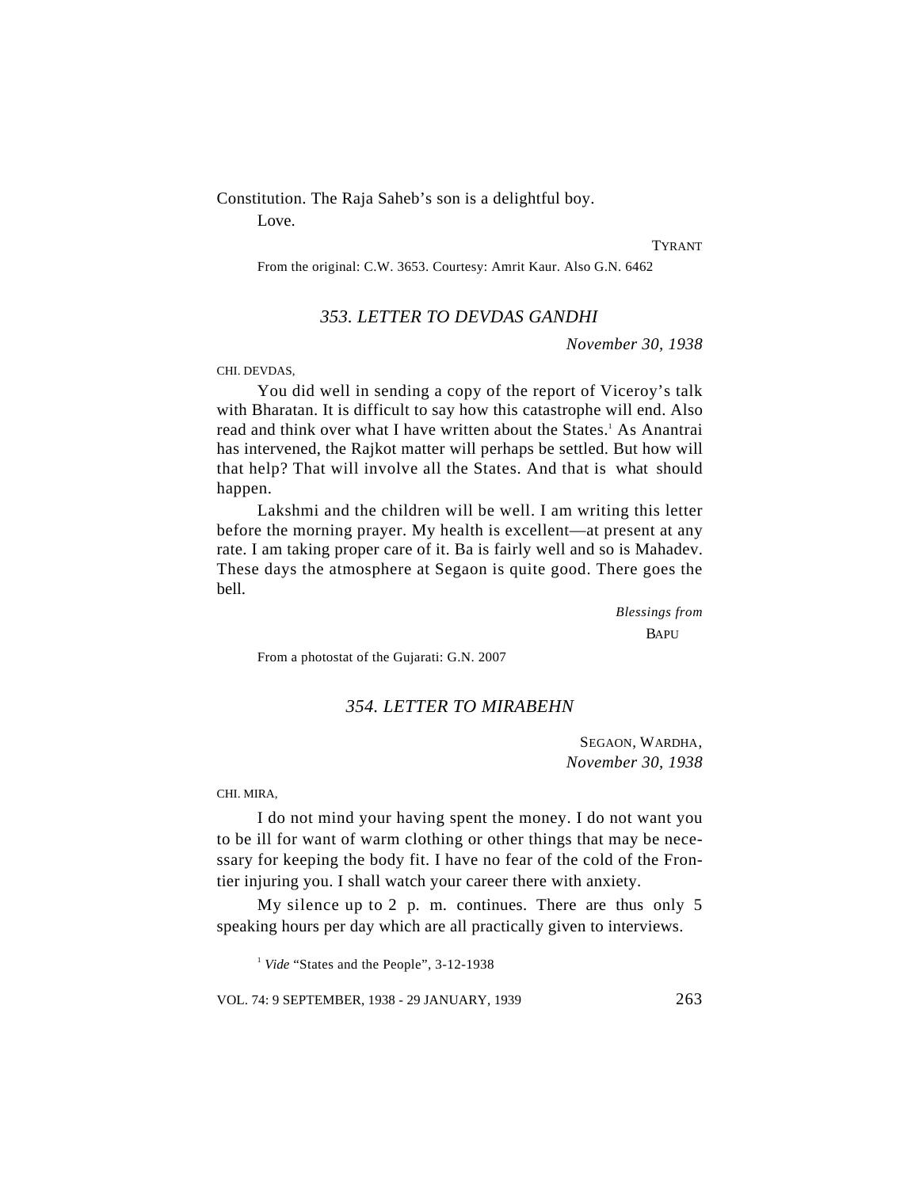Constitution. The Raja Saheb's son is a delightful boy.

Love.

TYRANT

From the original: C.W. 3653. Courtesy: Amrit Kaur. Also G.N. 6462

### *353. LETTER TO DEVDAS GANDHI*

*November 30, 1938*

CHI. DEVDAS,

You did well in sending a copy of the report of Viceroy's talk with Bharatan. It is difficult to say how this catastrophe will end. Also read and think over what I have written about the States.[1] As Anantrai has intervened, the Rajkot matter will perhaps be settled. But how will that help? That will involve all the States. And that is what should happen.

Lakshmi and the children will be well. I am writing this letter before the morning prayer. My health is excellent—at present at any rate. I am taking proper care of it. Ba is fairly well and so is Mahadev. These days the atmosphere at Segaon is quite good. There goes the bell.

*Blessings from*

BAPU

From a photostat of the Gujarati: G.N. 2007

### *354. LETTER TO MIRABEHN*

SEGAON, WARDHA,
*November 30, 1938*

CHI. MIRA,

I do not mind your having spent the money. I do not want you to be ill for want of warm clothing or other things that may be necessary for keeping the body fit. I have no fear of the cold of the Frontier injuring you. I shall watch your career there with anxiety.

My silence up to 2 p. m. continues. There are thus only 5 speaking hours per day which are all practically given to interviews.

[1] *Vide* "States and the People", 3-12-1938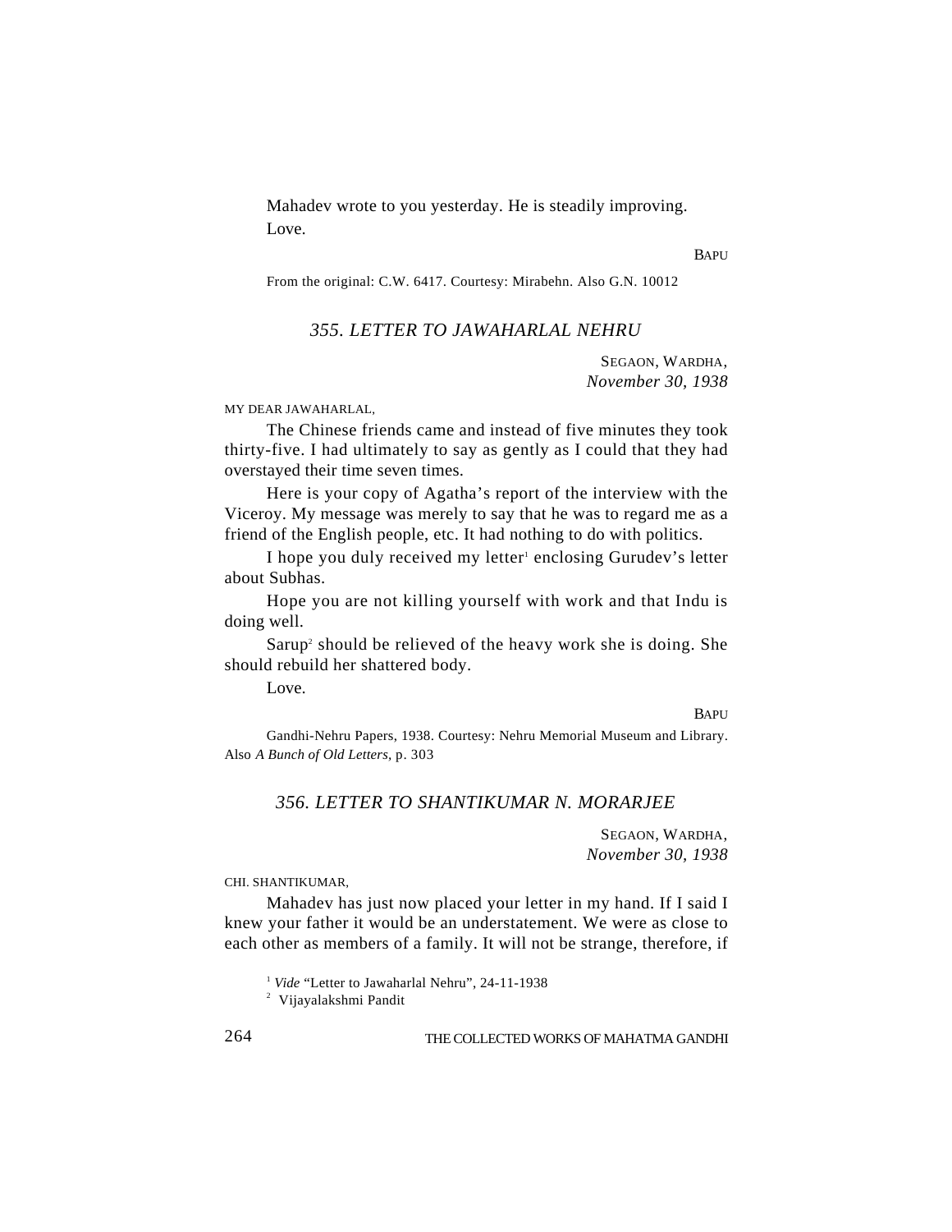Mahadev wrote to you yesterday. He is steadily improving.

Love.

BAPU

From the original: C.W. 6417. Courtesy: Mirabehn. Also G.N. 10012

## *355. LETTER TO JAWAHARLAL NEHRU*

SEGAON, WARDHA,
*November 30, 1938*

MY DEAR JAWAHARLAL,

The Chinese friends came and instead of five minutes they took thirty-five. I had ultimately to say as gently as I could that they had overstayed their time seven times.

Here is your copy of Agatha's report of the interview with the Viceroy. My message was merely to say that he was to regard me as a friend of the English people, etc. It had nothing to do with politics.

I hope you duly received my letter[1] enclosing Gurudev's letter about Subhas.

Hope you are not killing yourself with work and that Indu is doing well.

Sarup[2] should be relieved of the heavy work she is doing. She should rebuild her shattered body.

Love.

BAPU

Gandhi-Nehru Papers, 1938. Courtesy: Nehru Memorial Museum and Library. Also *A Bunch of Old Letters*, p. 303

## *356. LETTER TO SHANTIKUMAR N. MORARJEE*

SEGAON, WARDHA,
*November 30, 1938*

CHI. SHANTIKUMAR,

Mahadev has just now placed your letter in my hand. If I said I knew your father it would be an understatement. We were as close to each other as members of a family. It will not be strange, therefore, if

[1] *Vide* "Letter to Jawaharlal Nehru", 24-11-1938

[2] Vijayalakshmi Pandit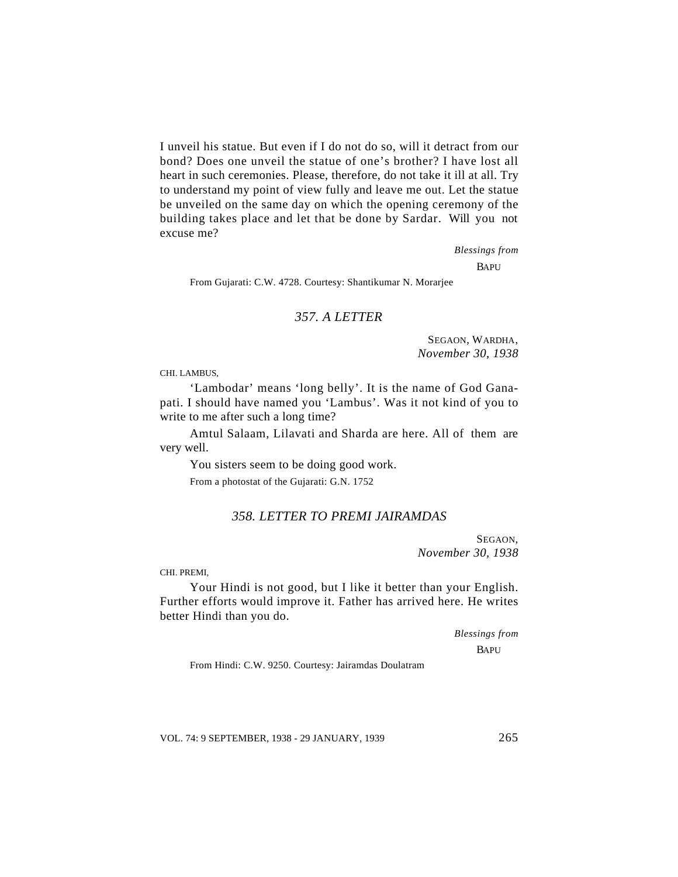I unveil his statue. But even if I do not do so, will it detract from our bond? Does one unveil the statue of one's brother? I have lost all heart in such ceremonies. Please, therefore, do not take it ill at all. Try to understand my point of view fully and leave me out. Let the statue be unveiled on the same day on which the opening ceremony of the building takes place and let that be done by Sardar. Will you not excuse me?

*Blessings from*

BAPU

From Gujarati: C.W. 4728. Courtesy: Shantikumar N. Morarjee

## *357. A LETTER*

SEGAON, WARDHA,
*November 30, 1938*

CHI. LAMBUS,

'Lambodar' means 'long belly'. It is the name of God Ganapati. I should have named you 'Lambus'. Was it not kind of you to write to me after such a long time?

Amtul Salaam, Lilavati and Sharda are here. All of them are very well.

You sisters seem to be doing good work.

From a photostat of the Gujarati: G.N. 1752

## *358. LETTER TO PREMI JAIRAMDAS*

SEGAON,
*November 30, 1938*

CHI. PREMI,

Your Hindi is not good, but I like it better than your English. Further efforts would improve it. Father has arrived here. He writes better Hindi than you do.

*Blessings from*

BAPU

From Hindi: C.W. 9250. Courtesy: Jairamdas Doulatram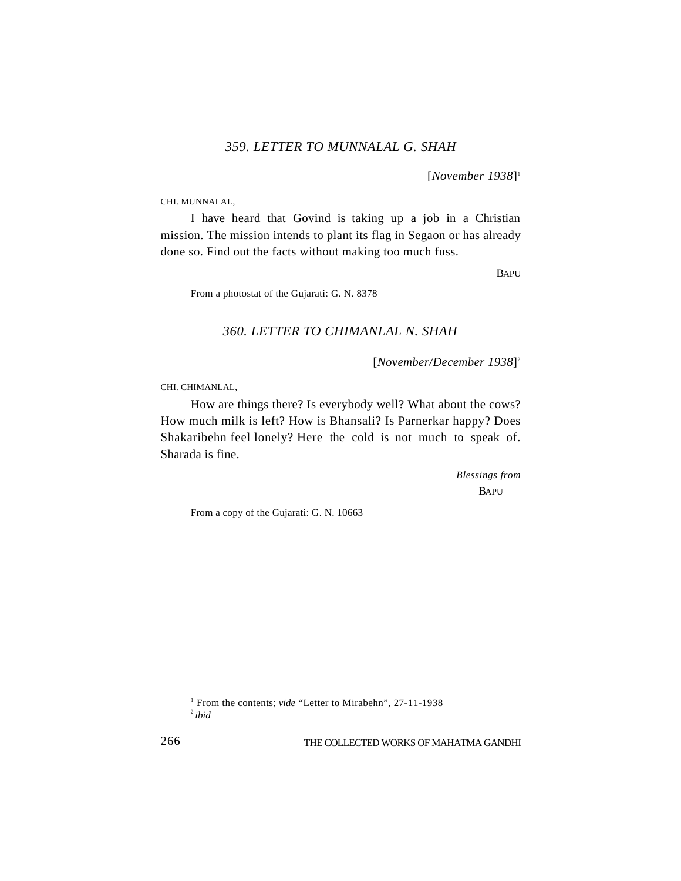### *359. LETTER TO MUNNALAL G. SHAH*

[*November 1938*][1]

CHI. MUNNALAL,

I have heard that Govind is taking up a job in a Christian mission. The mission intends to plant its flag in Segaon or has already done so. Find out the facts without making too much fuss.

BAPU

From a photostat of the Gujarati: G. N. 8378

### *360. LETTER TO CHIMANLAL N. SHAH*

[*November/December 1938*][2]

CHI. CHIMANLAL,

How are things there? Is everybody well? What about the cows? How much milk is left? How is Bhansali? Is Parnerkar happy? Does Shakaribehn feel lonely? Here the cold is not much to speak of. Sharada is fine.

*Blessings from*
BAPU

From a copy of the Gujarati: G. N. 10663

[1] From the contents; *vide* "Letter to Mirabehn", 27-11-1938

[2] *ibid*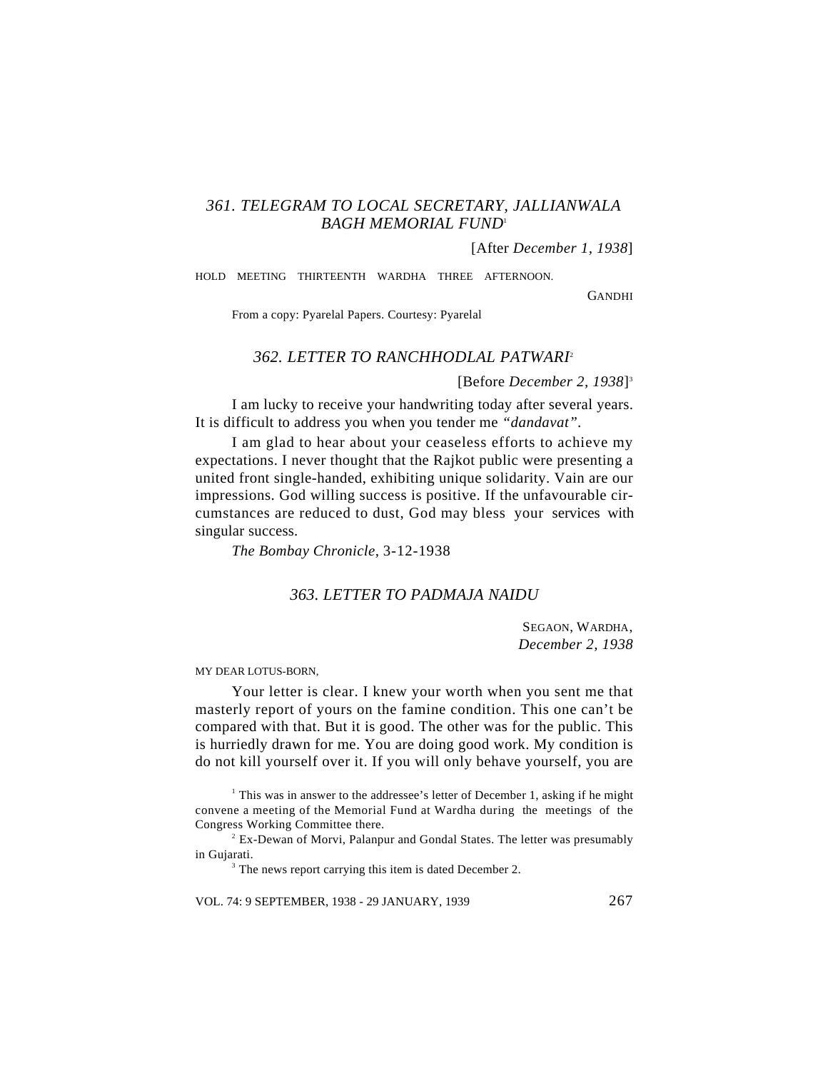### *361. TELEGRAM TO LOCAL SECRETARY, JALLIANWALA BAGH MEMORIAL FUND*[1]

[After *December 1, 1938*]

HOLD MEETING THIRTEENTH WARDHA THREE AFTERNOON.

GANDHI

From a copy: Pyarelal Papers. Courtesy: Pyarelal

### *362. LETTER TO RANCHHODLAL PATWARI*[2]

[Before *December 2, 1938*][3]

I am lucky to receive your handwriting today after several years. It is difficult to address you when you tender me *"dandavat"*.

I am glad to hear about your ceaseless efforts to achieve my expectations. I never thought that the Rajkot public were presenting a united front single-handed, exhibiting unique solidarity. Vain are our impressions. God willing success is positive. If the unfavourable circumstances are reduced to dust, God may bless your services with singular success.

*The Bombay Chronicle*, 3-12-1938

### *363. LETTER TO PADMAJA NAIDU*

SEGAON, WARDHA,
*December 2, 1938*

MY DEAR LOTUS-BORN,

Your letter is clear. I knew your worth when you sent me that masterly report of yours on the famine condition. This one can't be compared with that. But it is good. The other was for the public. This is hurriedly drawn for me. You are doing good work. My condition is do not kill yourself over it. If you will only behave yourself, you are

---

[1] This was in answer to the addressee's letter of December 1, asking if he might convene a meeting of the Memorial Fund at Wardha during the meetings of the Congress Working Committee there.

[2] Ex-Dewan of Morvi, Palanpur and Gondal States. The letter was presumably in Gujarati.

[3] The news report carrying this item is dated December 2.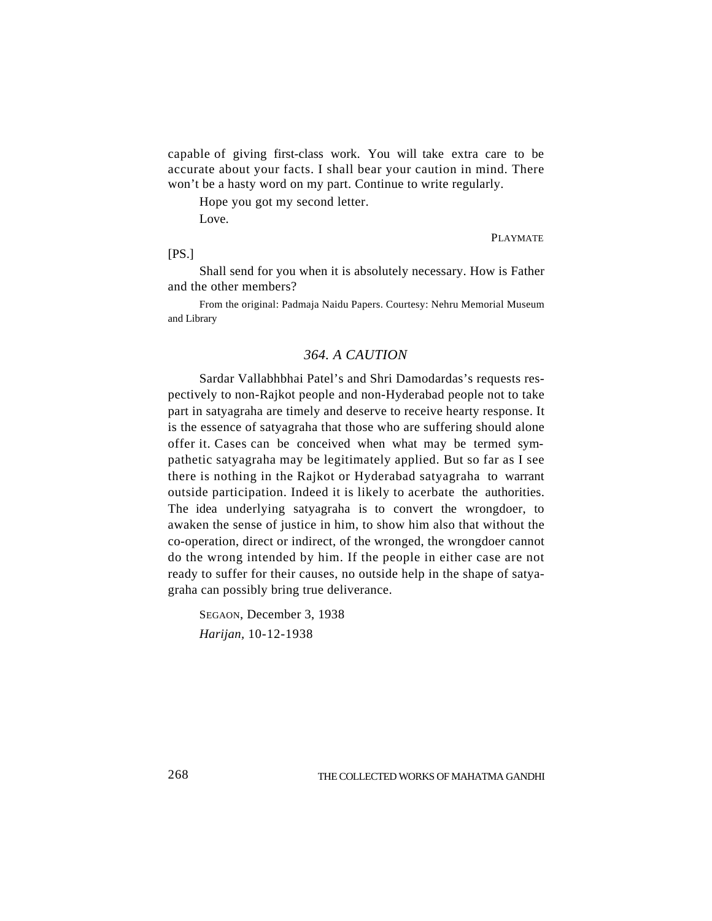capable of giving first-class work. You will take extra care to be accurate about your facts. I shall bear your caution in mind. There won't be a hasty word on my part. Continue to write regularly.

Hope you got my second letter.

Love.

PLAYMATE

[PS.]

Shall send for you when it is absolutely necessary. How is Father and the other members?

From the original: Padmaja Naidu Papers. Courtesy: Nehru Memorial Museum and Library

## *364. A CAUTION*

Sardar Vallabhbhai Patel's and Shri Damodardas's requests respectively to non-Rajkot people and non-Hyderabad people not to take part in satyagraha are timely and deserve to receive hearty response. It is the essence of satyagraha that those who are suffering should alone offer it. Cases can be conceived when what may be termed sympathetic satyagraha may be legitimately applied. But so far as I see there is nothing in the Rajkot or Hyderabad satyagraha to warrant outside participation. Indeed it is likely to acerbate the authorities. The idea underlying satyagraha is to convert the wrongdoer, to awaken the sense of justice in him, to show him also that without the co-operation, direct or indirect, of the wronged, the wrongdoer cannot do the wrong intended by him. If the people in either case are not ready to suffer for their causes, no outside help in the shape of satyagraha can possibly bring true deliverance.

SEGAON, December 3, 1938

*Harijan*, 10-12-1938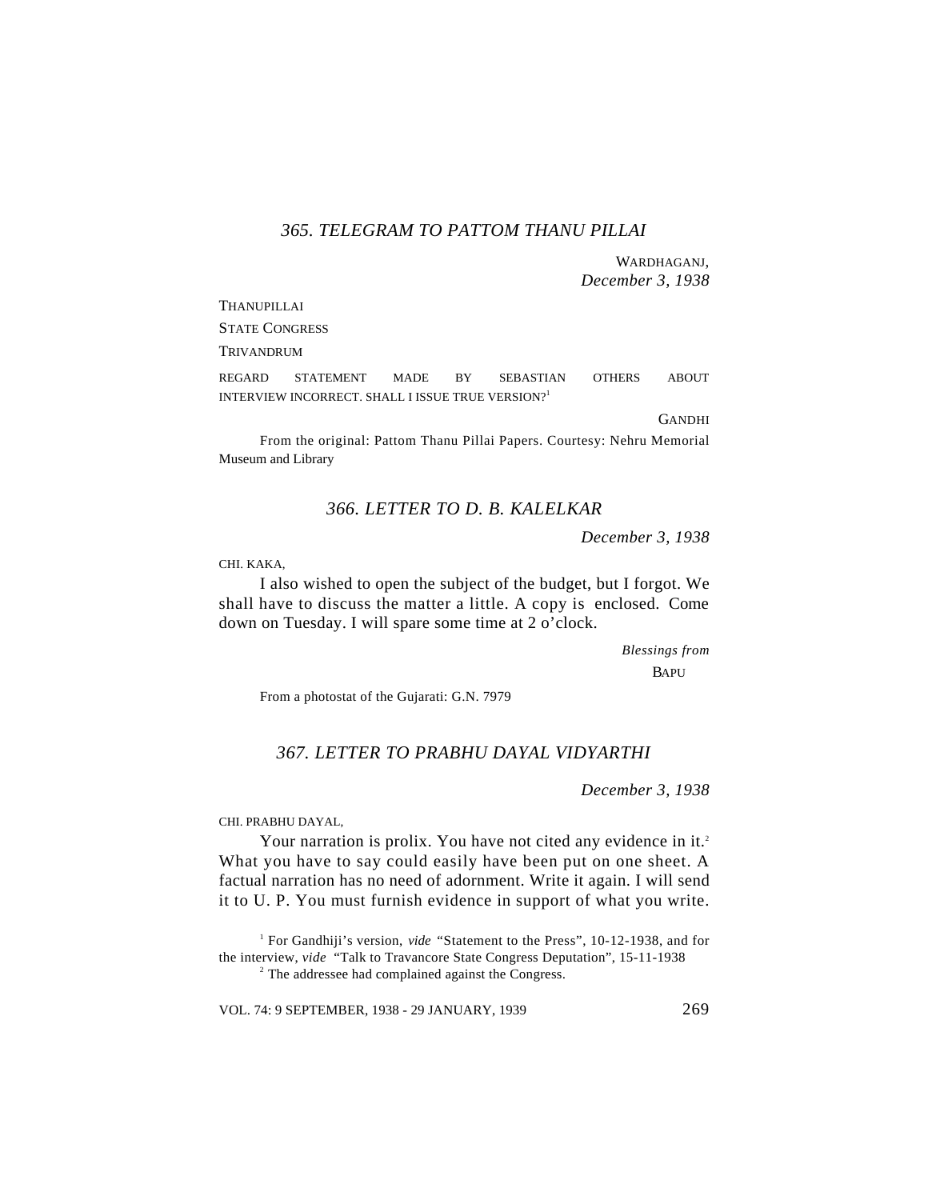### *365. TELEGRAM TO PATTOM THANU PILLAI*

WARDHAGANJ,
*December 3, 1938*

THANUPILLAI
STATE CONGRESS
TRIVANDRUM

REGARD STATEMENT MADE BY SEBASTIAN OTHERS ABOUT INTERVIEW INCORRECT. SHALL I ISSUE TRUE VERSION?[1]

GANDHI

From the original: Pattom Thanu Pillai Papers. Courtesy: Nehru Memorial Museum and Library

### *366. LETTER TO D. B. KALELKAR*

*December 3, 1938*

CHI. KAKA,

I also wished to open the subject of the budget, but I forgot. We shall have to discuss the matter a little. A copy is enclosed. Come down on Tuesday. I will spare some time at 2 o'clock.

*Blessings from*
BAPU

From a photostat of the Gujarati: G.N. 7979

### *367. LETTER TO PRABHU DAYAL VIDYARTHI*

*December 3, 1938*

CHI. PRABHU DAYAL,

Your narration is prolix. You have not cited any evidence in it.[2] What you have to say could easily have been put on one sheet. A factual narration has no need of adornment. Write it again. I will send it to U. P. You must furnish evidence in support of what you write.

[1] For Gandhiji's version, *vide* "Statement to the Press", 10-12-1938, and for the interview, *vide* "Talk to Travancore State Congress Deputation", 15-11-1938

[2] The addressee had complained against the Congress.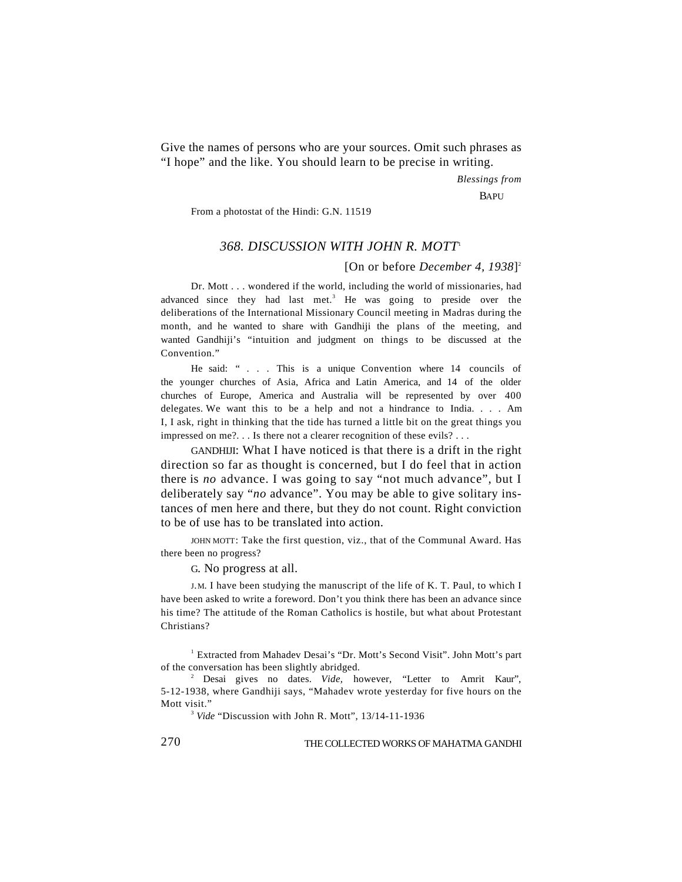Give the names of persons who are your sources. Omit such phrases as "I hope" and the like. You should learn to be precise in writing.

*Blessings from*

BAPU

From a photostat of the Hindi: G.N. 11519

### *368. DISCUSSION WITH JOHN R. MOTT*[1]

[On or before *December 4, 1938*][2]

Dr. Mott . . . wondered if the world, including the world of missionaries, had advanced since they had last met.[3] He was going to preside over the deliberations of the International Missionary Council meeting in Madras during the month, and he wanted to share with Gandhiji the plans of the meeting, and wanted Gandhiji's "intuition and judgment on things to be discussed at the Convention."

He said: " . . . This is a unique Convention where 14 councils of the younger churches of Asia, Africa and Latin America, and 14 of the older churches of Europe, America and Australia will be represented by over 400 delegates. We want this to be a help and not a hindrance to India. . . . Am I, I ask, right in thinking that the tide has turned a little bit on the great things you impressed on me?. . . Is there not a clearer recognition of these evils? . . .

GANDHIJI: What I have noticed is that there is a drift in the right direction so far as thought is concerned, but I do feel that in action there is *no* advance. I was going to say "not much advance", but I deliberately say "*no* advance". You may be able to give solitary instances of men here and there, but they do not count. Right conviction to be of use has to be translated into action.

JOHN MOTT: Take the first question, viz., that of the Communal Award. Has there been no progress?

G. No progress at all.

J.M. I have been studying the manuscript of the life of K. T. Paul, to which I have been asked to write a foreword. Don't you think there has been an advance since his time? The attitude of the Roman Catholics is hostile, but what about Protestant Christians?

[1] Extracted from Mahadev Desai's "Dr. Mott's Second Visit". John Mott's part of the conversation has been slightly abridged.

[2] Desai gives no dates. *Vide,* however, "Letter to Amrit Kaur", 5-12-1938, where Gandhiji says, "Mahadev wrote yesterday for five hours on the Mott visit."

[3] *Vide* "Discussion with John R. Mott", 13/14-11-1936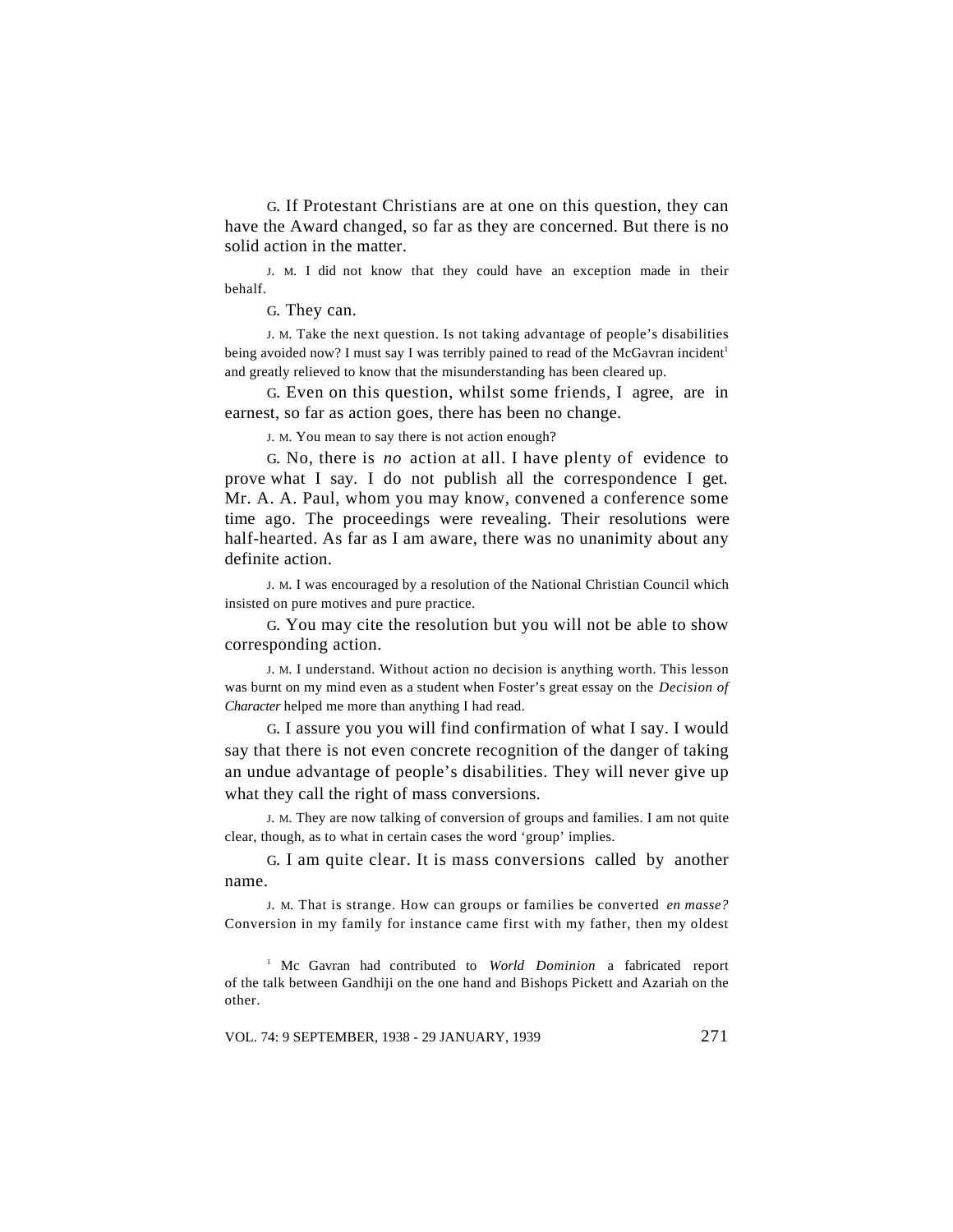G. If Protestant Christians are at one on this question, they can have the Award changed, so far as they are concerned. But there is no solid action in the matter.

J. M. I did not know that they could have an exception made in their behalf.

G. They can.

J. M. Take the next question. Is not taking advantage of people's disabilities being avoided now? I must say I was terribly pained to read of the McGavran incident[1] and greatly relieved to know that the misunderstanding has been cleared up.

G. Even on this question, whilst some friends, I agree, are in earnest, so far as action goes, there has been no change.

J. M. You mean to say there is not action enough?

G. No, there is *no* action at all. I have plenty of evidence to prove what I say. I do not publish all the correspondence I get. Mr. A. A. Paul, whom you may know, convened a conference some time ago. The proceedings were revealing. Their resolutions were half-hearted. As far as I am aware, there was no unanimity about any definite action.

J. M. I was encouraged by a resolution of the National Christian Council which insisted on pure motives and pure practice.

G. You may cite the resolution but you will not be able to show corresponding action.

J. M. I understand. Without action no decision is anything worth. This lesson was burnt on my mind even as a student when Foster's great essay on the *Decision of Character* helped me more than anything I had read.

G. I assure you you will find confirmation of what I say. I would say that there is not even concrete recognition of the danger of taking an undue advantage of people's disabilities. They will never give up what they call the right of mass conversions.

J. M. They are now talking of conversion of groups and families. I am not quite clear, though, as to what in certain cases the word 'group' implies.

G. I am quite clear. It is mass conversions called by another name.

J. M. That is strange. How can groups or families be converted *en masse?* Conversion in my family for instance came first with my father, then my oldest

[1] Mc Gavran had contributed to *World Dominion* a fabricated report of the talk between Gandhiji on the one hand and Bishops Pickett and Azariah on the other.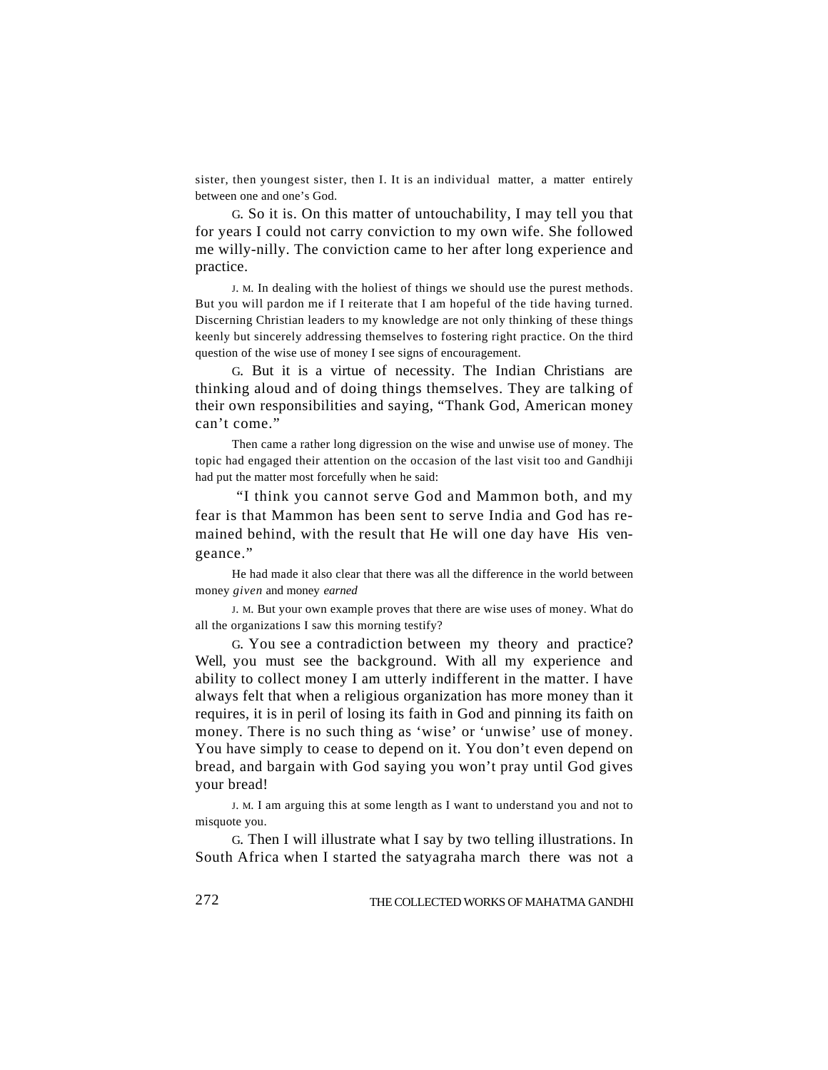sister, then youngest sister, then I. It is an individual matter, a matter entirely between one and one's God.

G. So it is. On this matter of untouchability, I may tell you that for years I could not carry conviction to my own wife. She followed me willy-nilly. The conviction came to her after long experience and practice.

J. M. In dealing with the holiest of things we should use the purest methods. But you will pardon me if I reiterate that I am hopeful of the tide having turned. Discerning Christian leaders to my knowledge are not only thinking of these things keenly but sincerely addressing themselves to fostering right practice. On the third question of the wise use of money I see signs of encouragement.

G. But it is a virtue of necessity. The Indian Christians are thinking aloud and of doing things themselves. They are talking of their own responsibilities and saying, "Thank God, American money can't come."

Then came a rather long digression on the wise and unwise use of money. The topic had engaged their attention on the occasion of the last visit too and Gandhiji had put the matter most forcefully when he said:

"I think you cannot serve God and Mammon both, and my fear is that Mammon has been sent to serve India and God has remained behind, with the result that He will one day have His vengeance."

He had made it also clear that there was all the difference in the world between money *given* and money *earned*

J. M. But your own example proves that there are wise uses of money. What do all the organizations I saw this morning testify?

G. You see a contradiction between my theory and practice? Well, you must see the background. With all my experience and ability to collect money I am utterly indifferent in the matter. I have always felt that when a religious organization has more money than it requires, it is in peril of losing its faith in God and pinning its faith on money. There is no such thing as 'wise' or 'unwise' use of money. You have simply to cease to depend on it. You don't even depend on bread, and bargain with God saying you won't pray until God gives your bread!

J. M. I am arguing this at some length as I want to understand you and not to misquote you.

G. Then I will illustrate what I say by two telling illustrations. In South Africa when I started the satyagraha march there was not a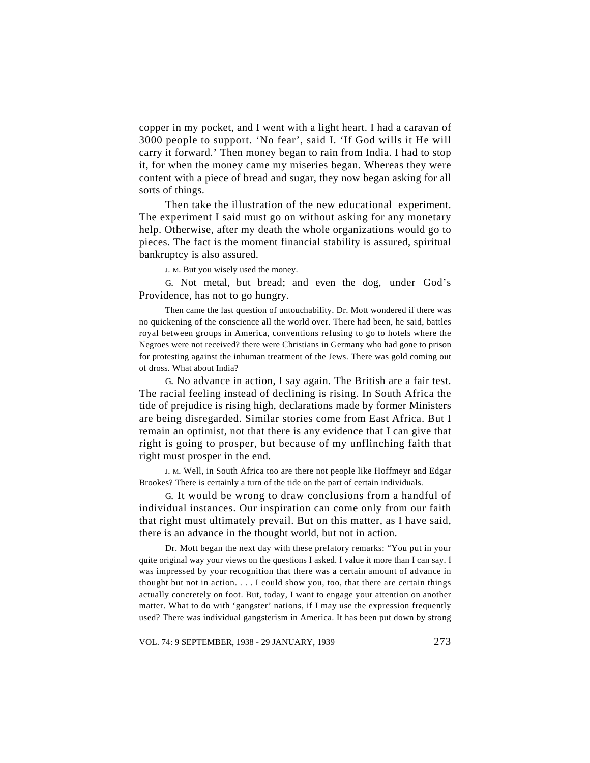copper in my pocket, and I went with a light heart. I had a caravan of 3000 people to support. 'No fear', said I. 'If God wills it He will carry it forward.' Then money began to rain from India. I had to stop it, for when the money came my miseries began. Whereas they were content with a piece of bread and sugar, they now began asking for all sorts of things.

Then take the illustration of the new educational experiment. The experiment I said must go on without asking for any monetary help. Otherwise, after my death the whole organizations would go to pieces. The fact is the moment financial stability is assured, spiritual bankruptcy is also assured.

J. M. But you wisely used the money.

G. Not metal, but bread; and even the dog, under God's Providence, has not to go hungry.

Then came the last question of untouchability. Dr. Mott wondered if there was no quickening of the conscience all the world over. There had been, he said, battles royal between groups in America, conventions refusing to go to hotels where the Negroes were not received? there were Christians in Germany who had gone to prison for protesting against the inhuman treatment of the Jews. There was gold coming out of dross. What about India?

G. No advance in action, I say again. The British are a fair test. The racial feeling instead of declining is rising. In South Africa the tide of prejudice is rising high, declarations made by former Ministers are being disregarded. Similar stories come from East Africa. But I remain an optimist, not that there is any evidence that I can give that right is going to prosper, but because of my unflinching faith that right must prosper in the end.

J. M. Well, in South Africa too are there not people like Hoffmeyr and Edgar Brookes? There is certainly a turn of the tide on the part of certain individuals.

G. It would be wrong to draw conclusions from a handful of individual instances. Our inspiration can come only from our faith that right must ultimately prevail. But on this matter, as I have said, there is an advance in the thought world, but not in action.

Dr. Mott began the next day with these prefatory remarks: "You put in your quite original way your views on the questions I asked. I value it more than I can say. I was impressed by your recognition that there was a certain amount of advance in thought but not in action. . . . I could show you, too, that there are certain things actually concretely on foot. But, today, I want to engage your attention on another matter. What to do with 'gangster' nations, if I may use the expression frequently used? There was individual gangsterism in America. It has been put down by strong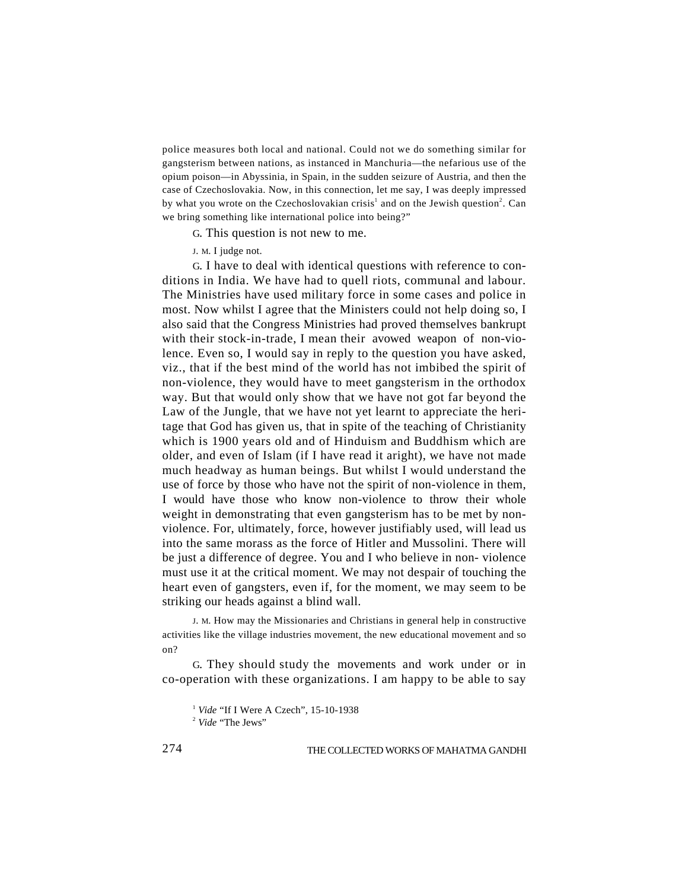police measures both local and national. Could not we do something similar for gangsterism between nations, as instanced in Manchuria—the nefarious use of the opium poison—in Abyssinia, in Spain, in the sudden seizure of Austria, and then the case of Czechoslovakia. Now, in this connection, let me say, I was deeply impressed by what you wrote on the Czechoslovakian crisis[1] and on the Jewish question[2]. Can we bring something like international police into being?"

G. This question is not new to me.

J. M. I judge not.

G. I have to deal with identical questions with reference to conditions in India. We have had to quell riots, communal and labour. The Ministries have used military force in some cases and police in most. Now whilst I agree that the Ministers could not help doing so, I also said that the Congress Ministries had proved themselves bankrupt with their stock-in-trade, I mean their avowed weapon of non-violence. Even so, I would say in reply to the question you have asked, viz., that if the best mind of the world has not imbibed the spirit of non-violence, they would have to meet gangsterism in the orthodox way. But that would only show that we have not got far beyond the Law of the Jungle, that we have not yet learnt to appreciate the heritage that God has given us, that in spite of the teaching of Christianity which is 1900 years old and of Hinduism and Buddhism which are older, and even of Islam (if I have read it aright), we have not made much headway as human beings. But whilst I would understand the use of force by those who have not the spirit of non-violence in them, I would have those who know non-violence to throw their whole weight in demonstrating that even gangsterism has to be met by non-violence. For, ultimately, force, however justifiably used, will lead us into the same morass as the force of Hitler and Mussolini. There will be just a difference of degree. You and I who believe in non- violence must use it at the critical moment. We may not despair of touching the heart even of gangsters, even if, for the moment, we may seem to be striking our heads against a blind wall.

J. M. How may the Missionaries and Christians in general help in constructive activities like the village industries movement, the new educational movement and so on?

G. They should study the movements and work under or in co-operation with these organizations. I am happy to be able to say

[1] *Vide* "If I Were A Czech", 15-10-1938

[2] *Vide* "The Jews"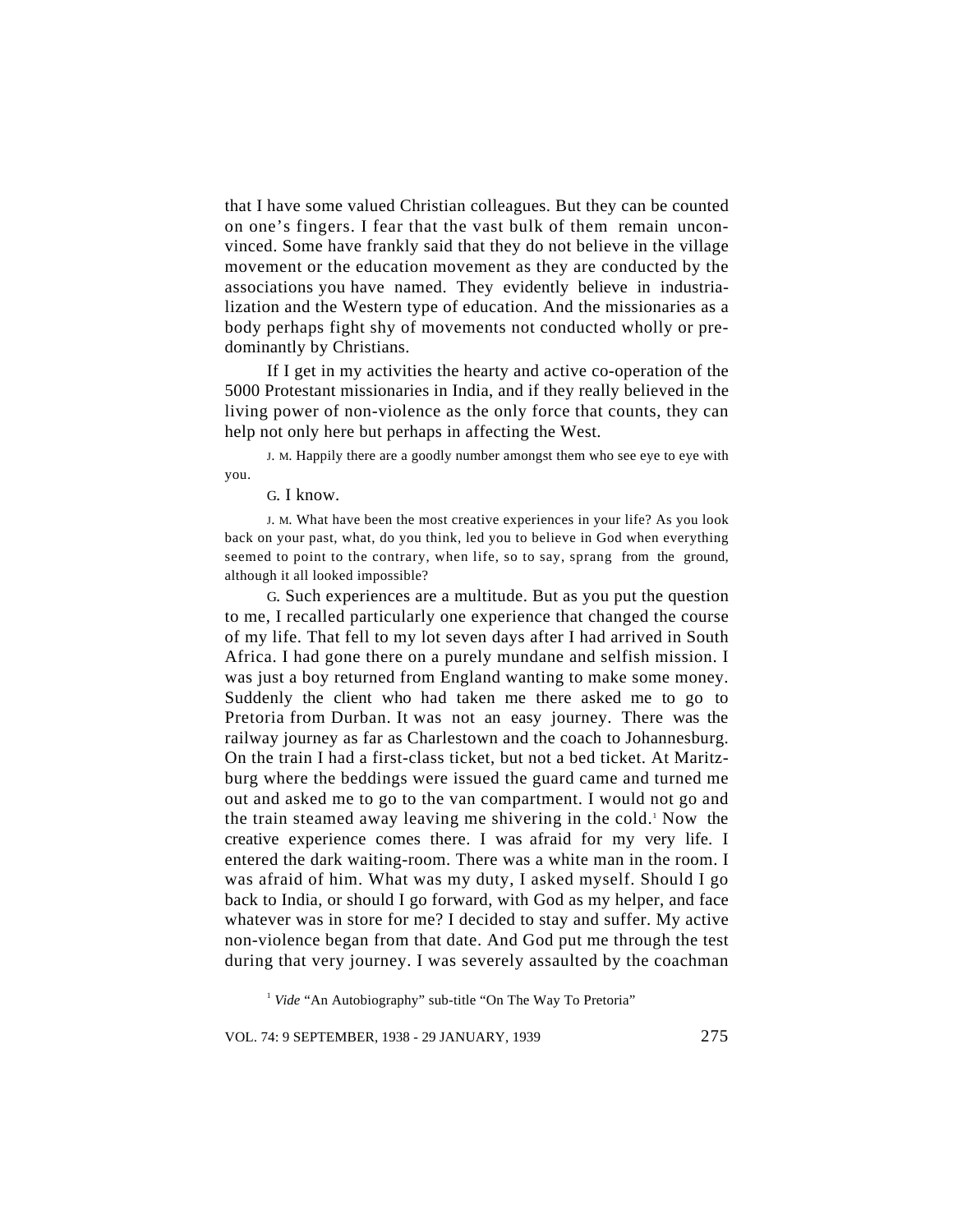that I have some valued Christian colleagues. But they can be counted on one's fingers. I fear that the vast bulk of them remain unconvinced. Some have frankly said that they do not believe in the village movement or the education movement as they are conducted by the associations you have named. They evidently believe in industrialization and the Western type of education. And the missionaries as a body perhaps fight shy of movements not conducted wholly or predominantly by Christians.

If I get in my activities the hearty and active co-operation of the 5000 Protestant missionaries in India, and if they really believed in the living power of non-violence as the only force that counts, they can help not only here but perhaps in affecting the West.

J. M. Happily there are a goodly number amongst them who see eye to eye with you.

G. I know.

J. M. What have been the most creative experiences in your life? As you look back on your past, what, do you think, led you to believe in God when everything seemed to point to the contrary, when life, so to say, sprang from the ground, although it all looked impossible?

G. Such experiences are a multitude. But as you put the question to me, I recalled particularly one experience that changed the course of my life. That fell to my lot seven days after I had arrived in South Africa. I had gone there on a purely mundane and selfish mission. I was just a boy returned from England wanting to make some money. Suddenly the client who had taken me there asked me to go to Pretoria from Durban. It was not an easy journey. There was the railway journey as far as Charlestown and the coach to Johannesburg. On the train I had a first-class ticket, but not a bed ticket. At Maritzburg where the beddings were issued the guard came and turned me out and asked me to go to the van compartment. I would not go and the train steamed away leaving me shivering in the cold.[1] Now the creative experience comes there. I was afraid for my very life. I entered the dark waiting-room. There was a white man in the room. I was afraid of him. What was my duty, I asked myself. Should I go back to India, or should I go forward, with God as my helper, and face whatever was in store for me? I decided to stay and suffer. My active non-violence began from that date. And God put me through the test during that very journey. I was severely assaulted by the coachman

[1] *Vide* "An Autobiography" sub-title "On The Way To Pretoria"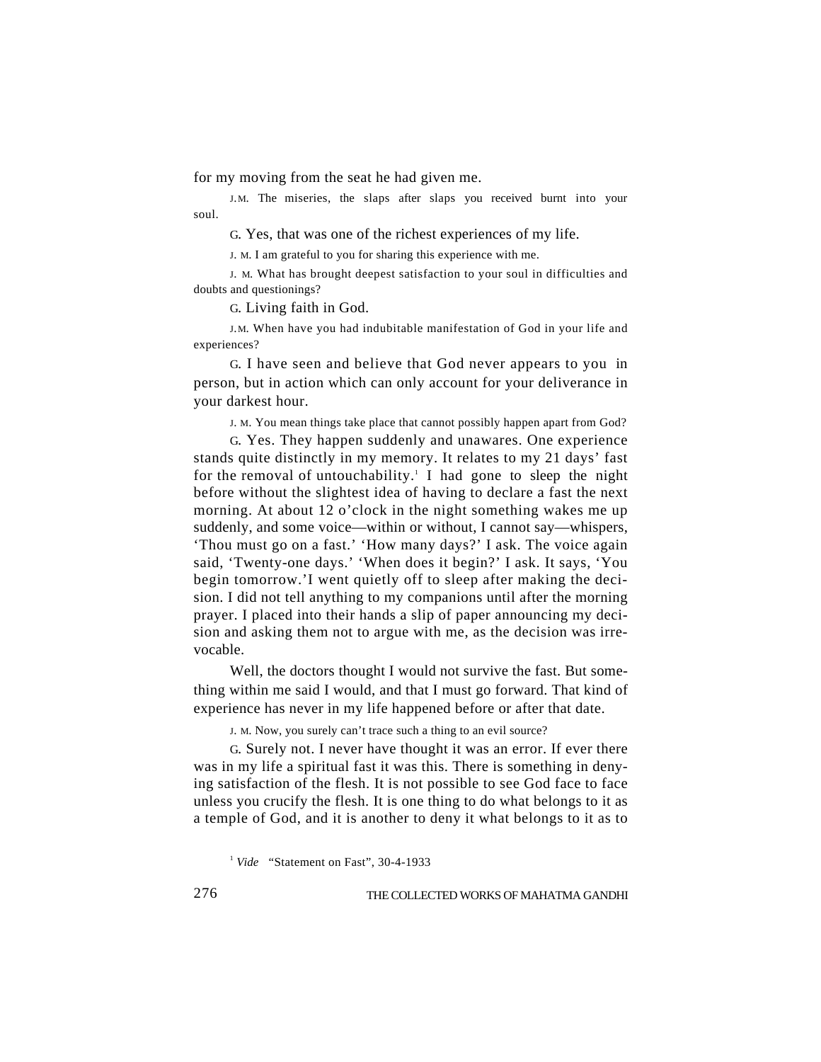for my moving from the seat he had given me.

J.M. The miseries, the slaps after slaps you received burnt into your soul.

G. Yes, that was one of the richest experiences of my life.

J. M. I am grateful to you for sharing this experience with me.

J. M. What has brought deepest satisfaction to your soul in difficulties and doubts and questionings?

G. Living faith in God.

J.M. When have you had indubitable manifestation of God in your life and experiences?

G. I have seen and believe that God never appears to you in person, but in action which can only account for your deliverance in your darkest hour.

J. M. You mean things take place that cannot possibly happen apart from God?

G. Yes. They happen suddenly and unawares. One experience stands quite distinctly in my memory. It relates to my 21 days' fast for the removal of untouchability.[1] I had gone to sleep the night before without the slightest idea of having to declare a fast the next morning. At about 12 o'clock in the night something wakes me up suddenly, and some voice—within or without, I cannot say—whispers, 'Thou must go on a fast.' 'How many days?' I ask. The voice again said, 'Twenty-one days.' 'When does it begin?' I ask. It says, 'You begin tomorrow.'I went quietly off to sleep after making the decision. I did not tell anything to my companions until after the morning prayer. I placed into their hands a slip of paper announcing my decision and asking them not to argue with me, as the decision was irrevocable.

Well, the doctors thought I would not survive the fast. But something within me said I would, and that I must go forward. That kind of experience has never in my life happened before or after that date.

J. M. Now, you surely can't trace such a thing to an evil source?

G. Surely not. I never have thought it was an error. If ever there was in my life a spiritual fast it was this. There is something in denying satisfaction of the flesh. It is not possible to see God face to face unless you crucify the flesh. It is one thing to do what belongs to it as a temple of God, and it is another to deny it what belongs to it as to

[1] *Vide* "Statement on Fast", 30-4-1933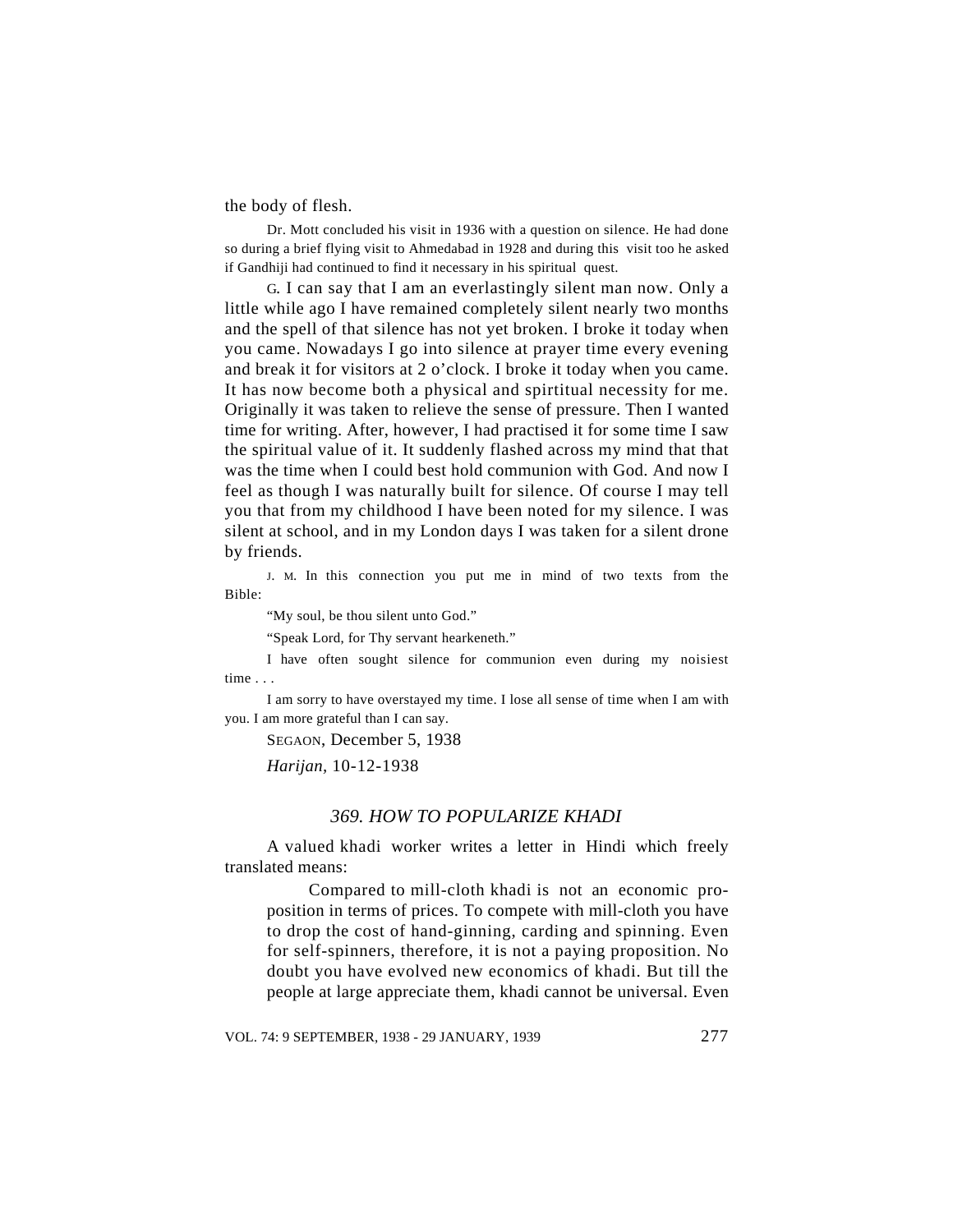the body of flesh.

Dr. Mott concluded his visit in 1936 with a question on silence. He had done so during a brief flying visit to Ahmedabad in 1928 and during this visit too he asked if Gandhiji had continued to find it necessary in his spiritual quest.

G. I can say that I am an everlastingly silent man now. Only a little while ago I have remained completely silent nearly two months and the spell of that silence has not yet broken. I broke it today when you came. Nowadays I go into silence at prayer time every evening and break it for visitors at 2 o'clock. I broke it today when you came. It has now become both a physical and spirtitual necessity for me. Originally it was taken to relieve the sense of pressure. Then I wanted time for writing. After, however, I had practised it for some time I saw the spiritual value of it. It suddenly flashed across my mind that that was the time when I could best hold communion with God. And now I feel as though I was naturally built for silence. Of course I may tell you that from my childhood I have been noted for my silence. I was silent at school, and in my London days I was taken for a silent drone by friends.

J. M. In this connection you put me in mind of two texts from the Bible:

"My soul, be thou silent unto God."

"Speak Lord, for Thy servant hearkeneth."

I have often sought silence for communion even during my noisiest time . . .

I am sorry to have overstayed my time. I lose all sense of time when I am with you. I am more grateful than I can say.

SEGAON, December 5, 1938

*Harijan*, 10-12-1938

## *369. HOW TO POPULARIZE KHADI*

A valued khadi worker writes a letter in Hindi which freely translated means:

> Compared to mill-cloth khadi is not an economic proposition in terms of prices. To compete with mill-cloth you have to drop the cost of hand-ginning, carding and spinning. Even for self-spinners, therefore, it is not a paying proposition. No doubt you have evolved new economics of khadi. But till the people at large appreciate them, khadi cannot be universal. Even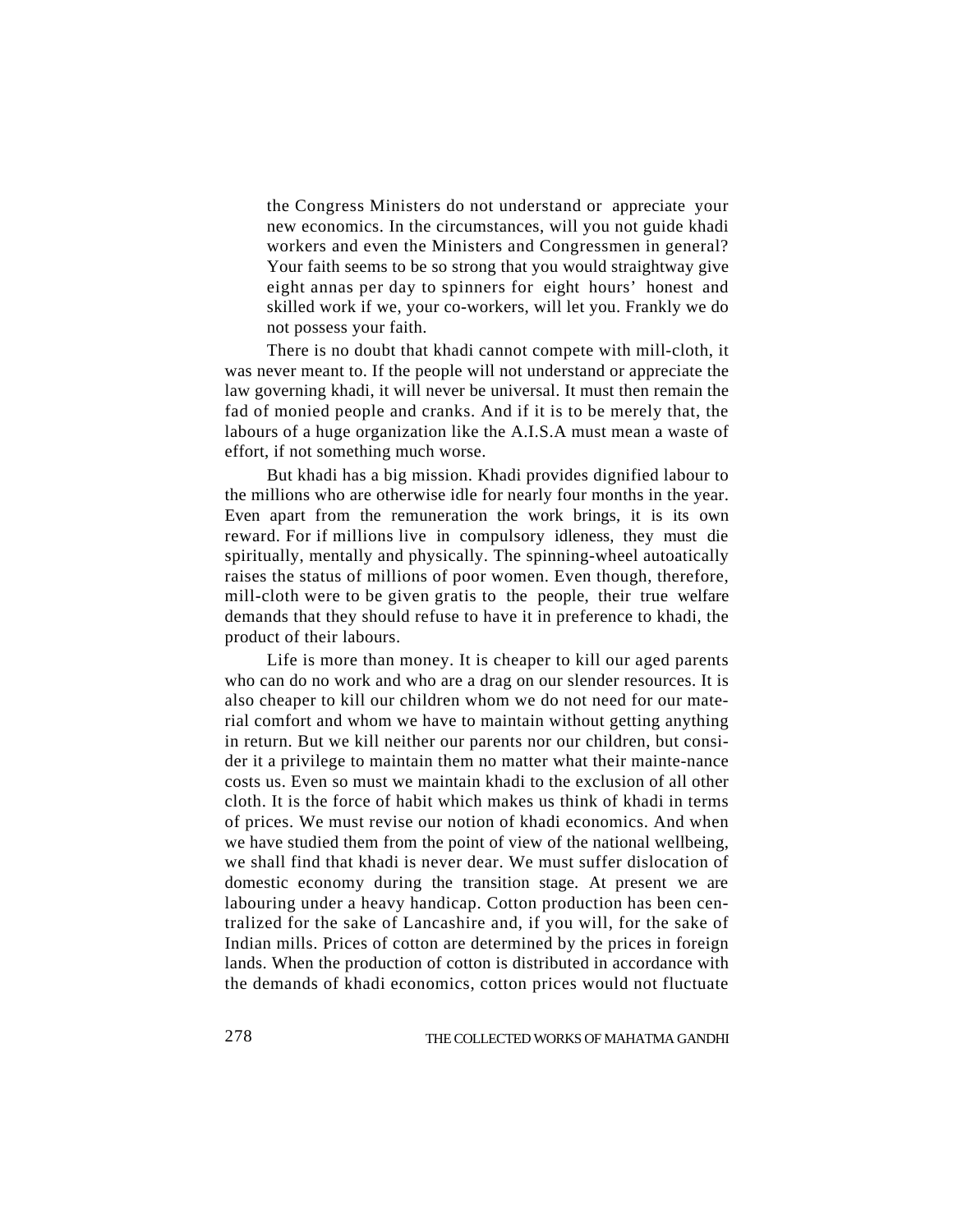> the Congress Ministers do not understand or appreciate your new economics. In the circumstances, will you not guide khadi workers and even the Ministers and Congressmen in general? Your faith seems to be so strong that you would straightway give eight annas per day to spinners for eight hours' honest and skilled work if we, your co-workers, will let you. Frankly we do not possess your faith.

There is no doubt that khadi cannot compete with mill-cloth, it was never meant to. If the people will not understand or appreciate the law governing khadi, it will never be universal. It must then remain the fad of monied people and cranks. And if it is to be merely that, the labours of a huge organization like the A.I.S.A must mean a waste of effort, if not something much worse.

But khadi has a big mission. Khadi provides dignified labour to the millions who are otherwise idle for nearly four months in the year. Even apart from the remuneration the work brings, it is its own reward. For if millions live in compulsory idleness, they must die spiritually, mentally and physically. The spinning-wheel autoatically raises the status of millions of poor women. Even though, therefore, mill-cloth were to be given gratis to the people, their true welfare demands that they should refuse to have it in preference to khadi, the product of their labours.

Life is more than money. It is cheaper to kill our aged parents who can do no work and who are a drag on our slender resources. It is also cheaper to kill our children whom we do not need for our material comfort and whom we have to maintain without getting anything in return. But we kill neither our parents nor our children, but consider it a privilege to maintain them no matter what their mainte-nance costs us. Even so must we maintain khadi to the exclusion of all other cloth. It is the force of habit which makes us think of khadi in terms of prices. We must revise our notion of khadi economics. And when we have studied them from the point of view of the national wellbeing, we shall find that khadi is never dear. We must suffer dislocation of domestic economy during the transition stage. At present we are labouring under a heavy handicap. Cotton production has been centralized for the sake of Lancashire and, if you will, for the sake of Indian mills. Prices of cotton are determined by the prices in foreign lands. When the production of cotton is distributed in accordance with the demands of khadi economics, cotton prices would not fluctuate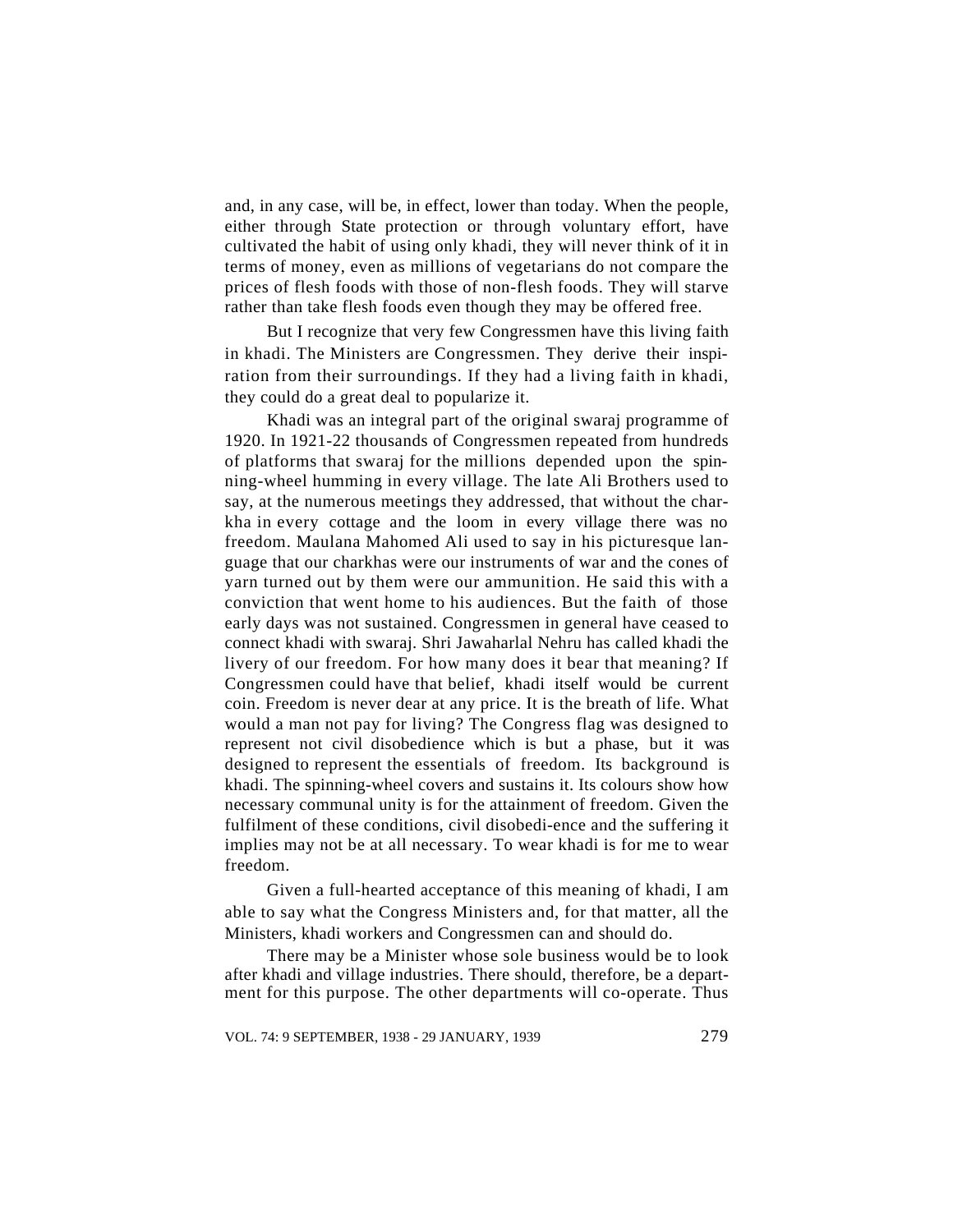and, in any case, will be, in effect, lower than today. When the people, either through State protection or through voluntary effort, have cultivated the habit of using only khadi, they will never think of it in terms of money, even as millions of vegetarians do not compare the prices of flesh foods with those of non-flesh foods. They will starve rather than take flesh foods even though they may be offered free.

But I recognize that very few Congressmen have this living faith in khadi. The Ministers are Congressmen. They derive their inspiration from their surroundings. If they had a living faith in khadi, they could do a great deal to popularize it.

Khadi was an integral part of the original swaraj programme of 1920. In 1921-22 thousands of Congressmen repeated from hundreds of platforms that swaraj for the millions depended upon the spinning-wheel humming in every village. The late Ali Brothers used to say, at the numerous meetings they addressed, that without the charkha in every cottage and the loom in every village there was no freedom. Maulana Mahomed Ali used to say in his picturesque language that our charkhas were our instruments of war and the cones of yarn turned out by them were our ammunition. He said this with a conviction that went home to his audiences. But the faith of those early days was not sustained. Congressmen in general have ceased to connect khadi with swaraj. Shri Jawaharlal Nehru has called khadi the livery of our freedom. For how many does it bear that meaning? If Congressmen could have that belief, khadi itself would be current coin. Freedom is never dear at any price. It is the breath of life. What would a man not pay for living? The Congress flag was designed to represent not civil disobedience which is but a phase, but it was designed to represent the essentials of freedom. Its background is khadi. The spinning-wheel covers and sustains it. Its colours show how necessary communal unity is for the attainment of freedom. Given the fulfilment of these conditions, civil disobedience and the suffering it implies may not be at all necessary. To wear khadi is for me to wear freedom.

Given a full-hearted acceptance of this meaning of khadi, I am able to say what the Congress Ministers and, for that matter, all the Ministers, khadi workers and Congressmen can and should do.

There may be a Minister whose sole business would be to look after khadi and village industries. There should, therefore, be a department for this purpose. The other departments will co-operate. Thus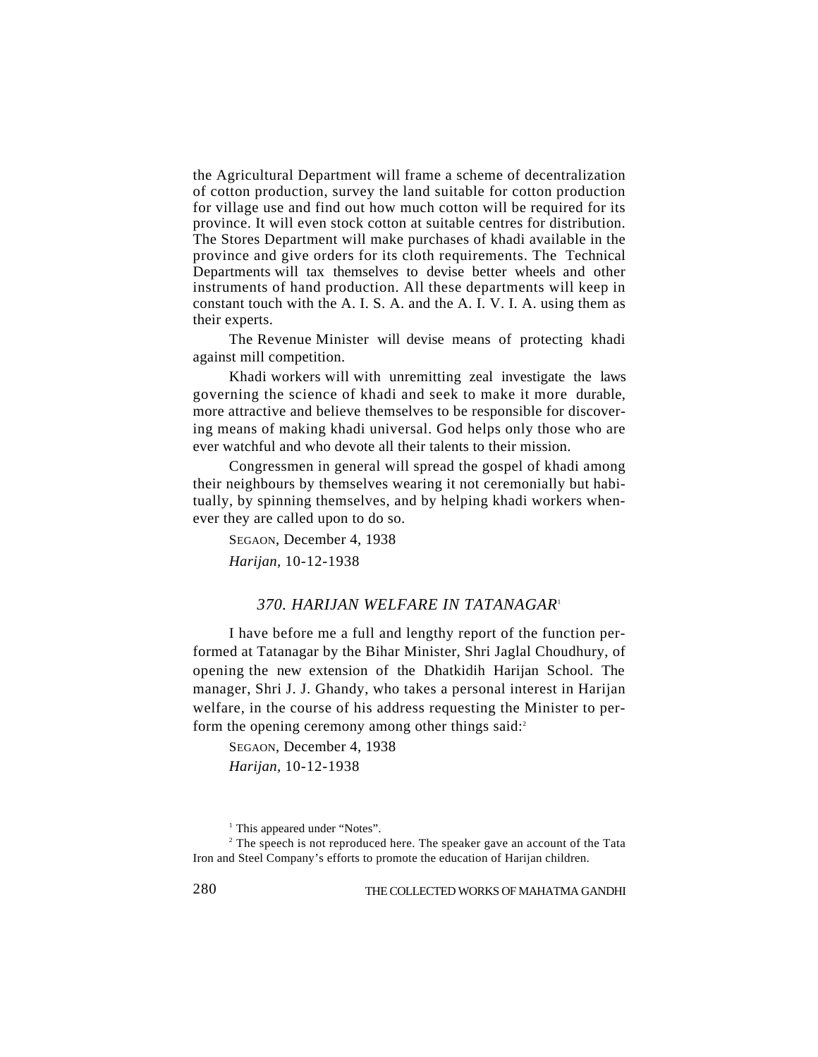the Agricultural Department will frame a scheme of decentralization of cotton production, survey the land suitable for cotton production for village use and find out how much cotton will be required for its province. It will even stock cotton at suitable centres for distribution. The Stores Department will make purchases of khadi available in the province and give orders for its cloth requirements. The Technical Departments will tax themselves to devise better wheels and other instruments of hand production. All these departments will keep in constant touch with the A. I. S. A. and the A. I. V. I. A. using them as their experts.

The Revenue Minister will devise means of protecting khadi against mill competition.

Khadi workers will with unremitting zeal investigate the laws governing the science of khadi and seek to make it more durable, more attractive and believe themselves to be responsible for discovering means of making khadi universal. God helps only those who are ever watchful and who devote all their talents to their mission.

Congressmen in general will spread the gospel of khadi among their neighbours by themselves wearing it not ceremonially but habitually, by spinning themselves, and by helping khadi workers whenever they are called upon to do so.

SEGAON, December 4, 1938

*Harijan*, 10-12-1938

### *370. HARIJAN WELFARE IN TATANAGAR*[1]

I have before me a full and lengthy report of the function performed at Tatanagar by the Bihar Minister, Shri Jaglal Choudhury, of opening the new extension of the Dhatkidih Harijan School. The manager, Shri J. J. Ghandy, who takes a personal interest in Harijan welfare, in the course of his address requesting the Minister to perform the opening ceremony among other things said:[2]

SEGAON, December 4, 1938

*Harijan*, 10-12-1938

[1] This appeared under "Notes".

[2] The speech is not reproduced here. The speaker gave an account of the Tata Iron and Steel Company's efforts to promote the education of Harijan children.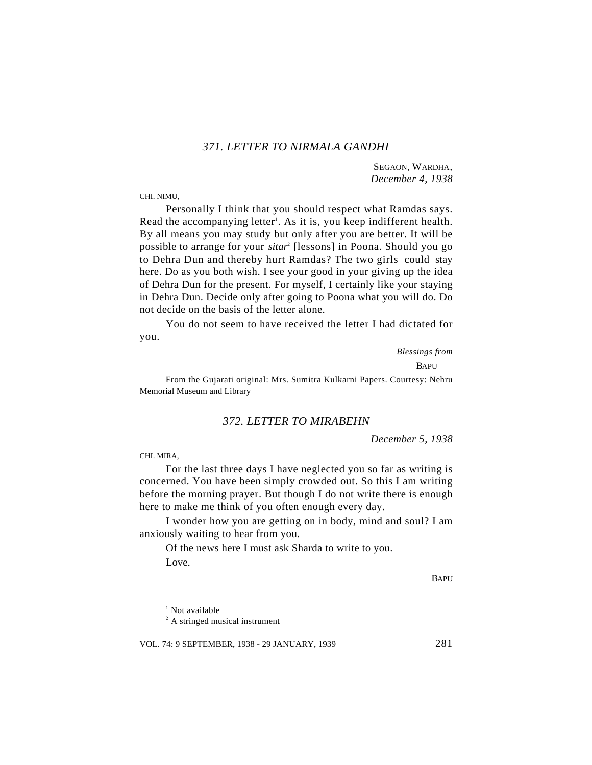### *371. LETTER TO NIRMALA GANDHI*

SEGAON, WARDHA,
*December 4, 1938*

CHI. NIMU,

Personally I think that you should respect what Ramdas says. Read the accompanying letter[1]. As it is, you keep indifferent health. By all means you may study but only after you are better. It will be possible to arrange for your *sitar*[2] [lessons] in Poona. Should you go to Dehra Dun and thereby hurt Ramdas? The two girls could stay here. Do as you both wish. I see your good in your giving up the idea of Dehra Dun for the present. For myself, I certainly like your staying in Dehra Dun. Decide only after going to Poona what you will do. Do not decide on the basis of the letter alone.

You do not seem to have received the letter I had dictated for you.

*Blessings from*
BAPU

From the Gujarati original: Mrs. Sumitra Kulkarni Papers. Courtesy: Nehru Memorial Museum and Library

### *372. LETTER TO MIRABEHN*

*December 5, 1938*

CHI. MIRA,

For the last three days I have neglected you so far as writing is concerned. You have been simply crowded out. So this I am writing before the morning prayer. But though I do not write there is enough here to make me think of you often enough every day.

I wonder how you are getting on in body, mind and soul? I am anxiously waiting to hear from you.

Of the news here I must ask Sharda to write to you.

Love.

BAPU

[1] Not available
[2] A stringed musical instrument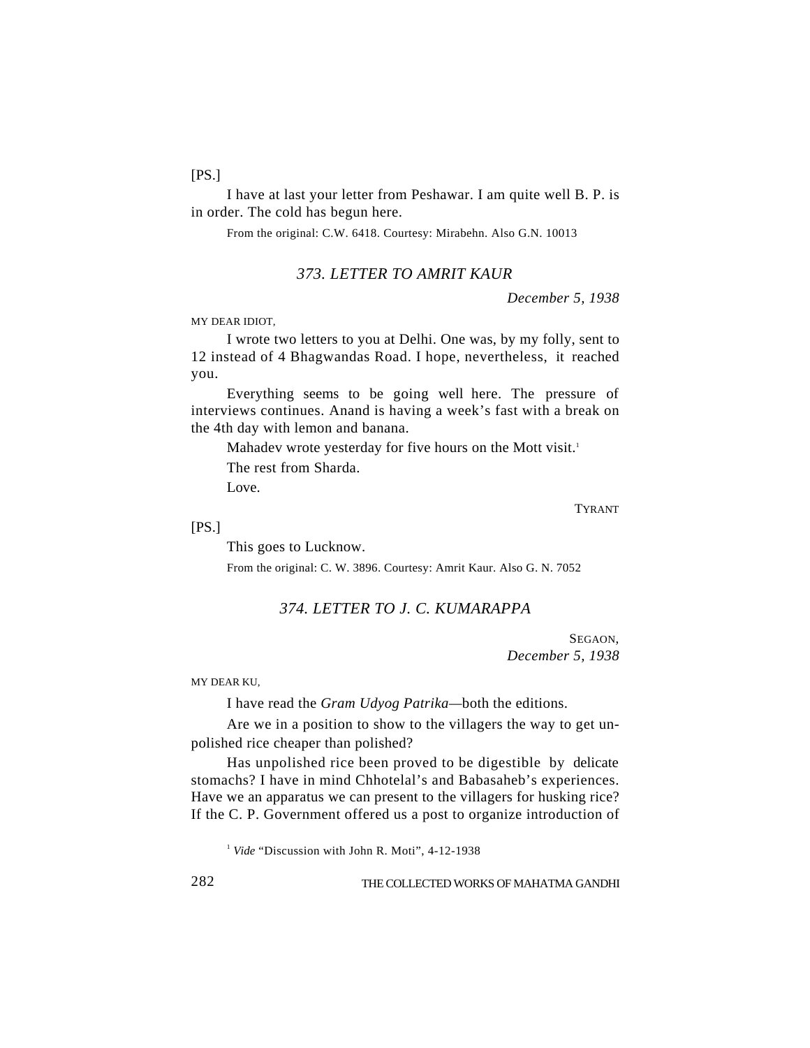[PS.]

I have at last your letter from Peshawar. I am quite well B. P. is in order. The cold has begun here.

From the original: C.W. 6418. Courtesy: Mirabehn. Also G.N. 10013

### *373. LETTER TO AMRIT KAUR*

*December 5, 1938*

MY DEAR IDIOT,

I wrote two letters to you at Delhi. One was, by my folly, sent to 12 instead of 4 Bhagwandas Road. I hope, nevertheless, it reached you.

Everything seems to be going well here. The pressure of interviews continues. Anand is having a week's fast with a break on the 4th day with lemon and banana.

Mahadev wrote yesterday for five hours on the Mott visit.[1]

The rest from Sharda.

Love.

TYRANT

[PS.]

This goes to Lucknow.

From the original: C. W. 3896. Courtesy: Amrit Kaur. Also G. N. 7052

### *374. LETTER TO J. C. KUMARAPPA*

SEGAON,
*December 5, 1938*

MY DEAR KU,

I have read the *Gram Udyog Patrika*—both the editions.

Are we in a position to show to the villagers the way to get unpolished rice cheaper than polished?

Has unpolished rice been proved to be digestible by delicate stomachs? I have in mind Chhotelal's and Babasaheb's experiences. Have we an apparatus we can present to the villagers for husking rice? If the C. P. Government offered us a post to organize introduction of

[1] *Vide* "Discussion with John R. Moti", 4-12-1938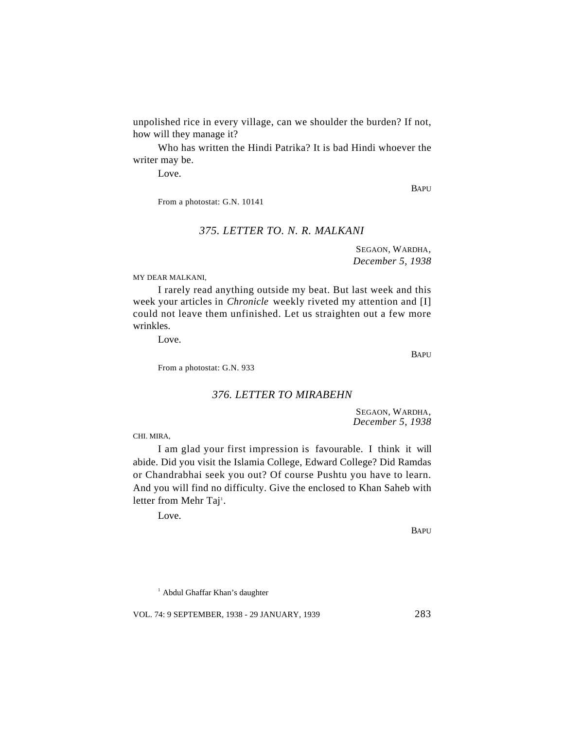unpolished rice in every village, can we shoulder the burden? If not, how will they manage it?

Who has written the Hindi Patrika? It is bad Hindi whoever the writer may be.

Love.

BAPU

From a photostat: G.N. 10141

### *375. LETTER TO. N. R. MALKANI*

SEGAON, WARDHA,
*December 5, 1938*

MY DEAR MALKANI,

I rarely read anything outside my beat. But last week and this week your articles in *Chronicle* weekly riveted my attention and [I] could not leave them unfinished. Let us straighten out a few more wrinkles.

Love.

BAPU

From a photostat: G.N. 933

### *376. LETTER TO MIRABEHN*

SEGAON, WARDHA,
*December 5, 1938*

CHI. MIRA,

I am glad your first impression is favourable. I think it will abide. Did you visit the Islamia College, Edward College? Did Ramdas or Chandrabhai seek you out? Of course Pushtu you have to learn. And you will find no difficulty. Give the enclosed to Khan Saheb with letter from Mehr Taj[1].

Love.

BAPU

[1] Abdul Ghaffar Khan's daughter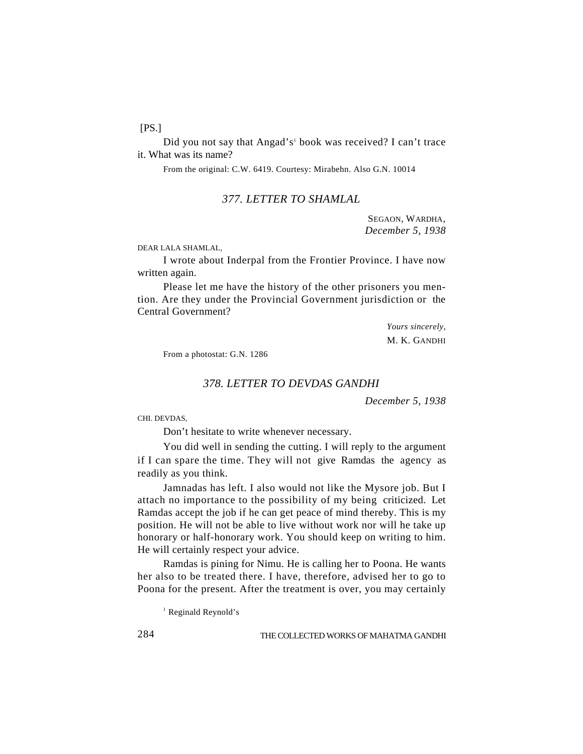[PS.]

Did you not say that Angad's[1] book was received? I can't trace it. What was its name?

From the original: C.W. 6419. Courtesy: Mirabehn. Also G.N. 10014

## *377. LETTER TO SHAMLAL*

SEGAON, WARDHA,
*December 5, 1938*

DEAR LALA SHAMLAL,

I wrote about Inderpal from the Frontier Province. I have now written again.

Please let me have the history of the other prisoners you mention. Are they under the Provincial Government jurisdiction or the Central Government?

*Yours sincerely,*
M. K. GANDHI

From a photostat: G.N. 1286

## *378. LETTER TO DEVDAS GANDHI*

*December 5, 1938*

CHI. DEVDAS,

Don't hesitate to write whenever necessary.

You did well in sending the cutting. I will reply to the argument if I can spare the time. They will not give Ramdas the agency as readily as you think.

Jamnadas has left. I also would not like the Mysore job. But I attach no importance to the possibility of my being criticized. Let Ramdas accept the job if he can get peace of mind thereby. This is my position. He will not be able to live without work nor will he take up honorary or half-honorary work. You should keep on writing to him. He will certainly respect your advice.

Ramdas is pining for Nimu. He is calling her to Poona. He wants her also to be treated there. I have, therefore, advised her to go to Poona for the present. After the treatment is over, you may certainly

[1] Reginald Reynold's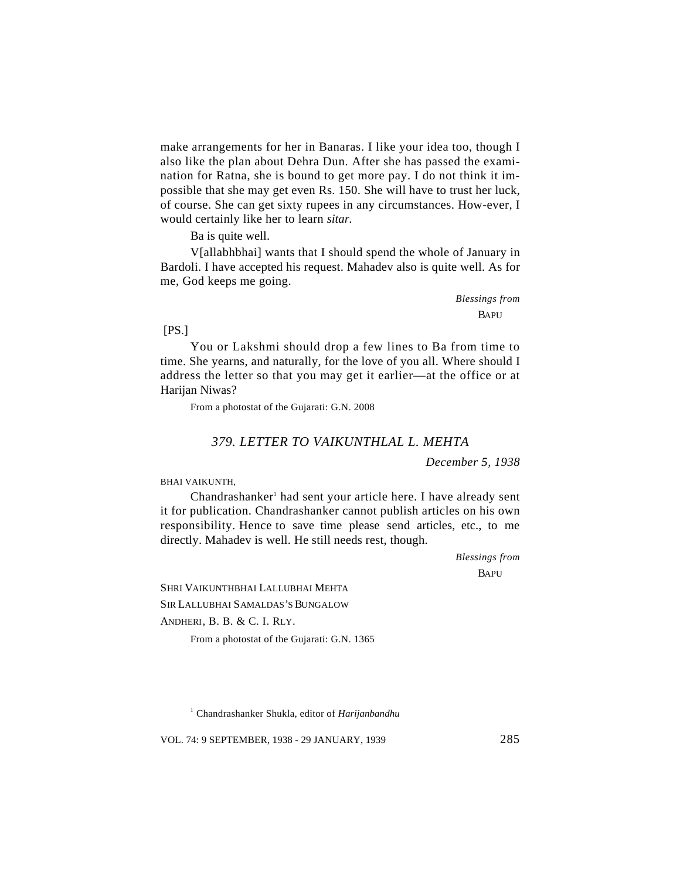make arrangements for her in Banaras. I like your idea too, though I also like the plan about Dehra Dun. After she has passed the examination for Ratna, she is bound to get more pay. I do not think it impossible that she may get even Rs. 150. She will have to trust her luck, of course. She can get sixty rupees in any circumstances. How-ever, I would certainly like her to learn *sitar.*

Ba is quite well.

V[allabhbhai] wants that I should spend the whole of January in Bardoli. I have accepted his request. Mahadev also is quite well. As for me, God keeps me going.

*Blessings from*
BAPU

[PS.]

You or Lakshmi should drop a few lines to Ba from time to time. She yearns, and naturally, for the love of you all. Where should I address the letter so that you may get it earlier—at the office or at Harijan Niwas?

From a photostat of the Gujarati: G.N. 2008

### *379. LETTER TO VAIKUNTHLAL L. MEHTA*

*December 5, 1938*

BHAI VAIKUNTH,

Chandrashanker[1] had sent your article here. I have already sent it for publication. Chandrashanker cannot publish articles on his own responsibility. Hence to save time please send articles, etc., to me directly. Mahadev is well. He still needs rest, though.

*Blessings from*
BAPU

SHRI VAIKUNTHBHAI LALLUBHAI MEHTA
SIR LALLUBHAI SAMALDAS'S BUNGALOW
ANDHERI, B. B. & C. I. RLY.

From a photostat of the Gujarati: G.N. 1365

[1] Chandrashanker Shukla, editor of *Harijanbandhu*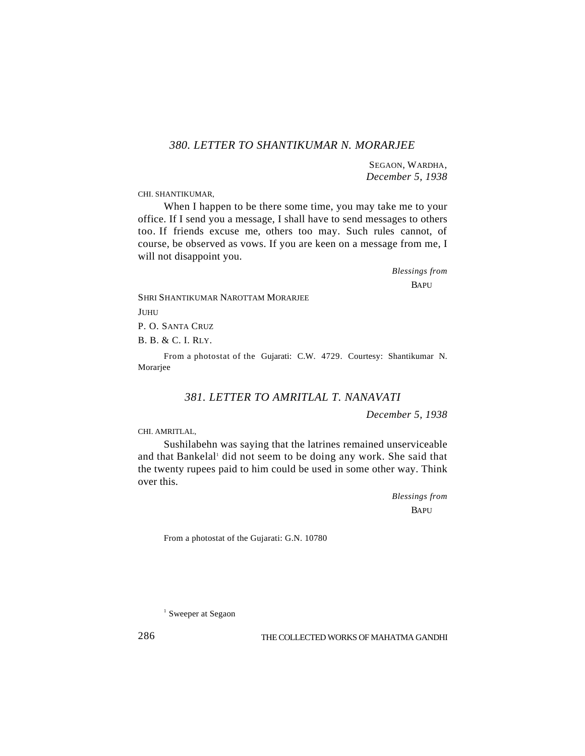### 380. LETTER TO SHANTIKUMAR N. MORARJEE

SEGAON, WARDHA,
*December 5, 1938*

CHI. SHANTIKUMAR,

When I happen to be there some time, you may take me to your office. If I send you a message, I shall have to send messages to others too. If friends excuse me, others too may. Such rules cannot, of course, be observed as vows. If you are keen on a message from me, I will not disappoint you.

*Blessings from*
BAPU

SHRI SHANTIKUMAR NAROTTAM MORARJEE
JUHU
P. O. SANTA CRUZ
B. B. & C. I. RLY.

From a photostat of the Gujarati: C.W. 4729. Courtesy: Shantikumar N. Morarjee

### 381. LETTER TO AMRITLAL T. NANAVATI

*December 5, 1938*

CHI. AMRITLAL,

Sushilabehn was saying that the latrines remained unserviceable and that Bankelal[1] did not seem to be doing any work. She said that the twenty rupees paid to him could be used in some other way. Think over this.

*Blessings from*
BAPU

From a photostat of the Gujarati: G.N. 10780

[1] Sweeper at Segaon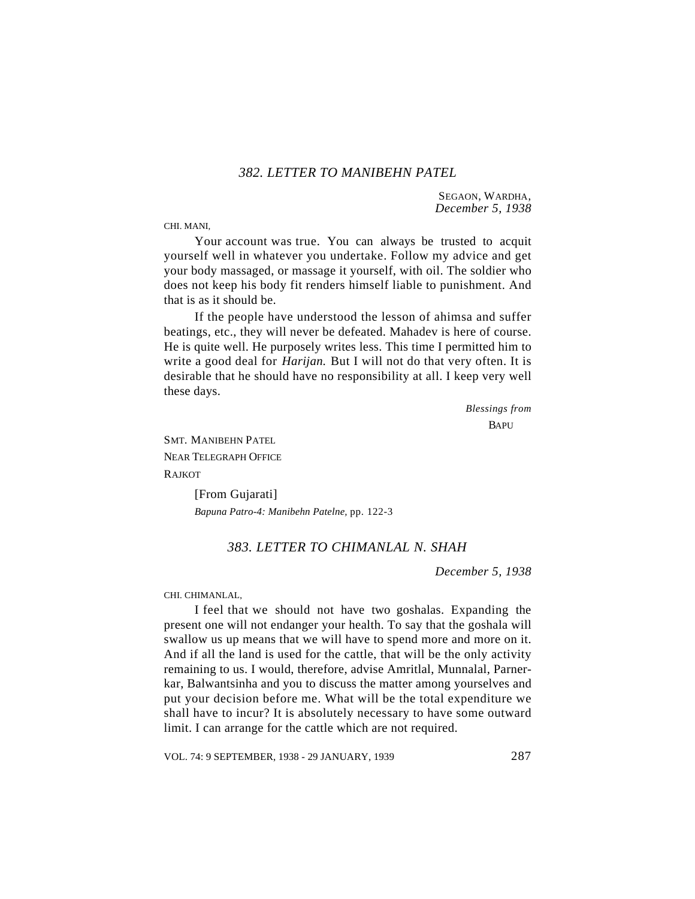### *382. LETTER TO MANIBEHN PATEL*

SEGAON, WARDHA,
*December 5, 1938*

CHI. MANI,

Your account was true. You can always be trusted to acquit yourself well in whatever you undertake. Follow my advice and get your body massaged, or massage it yourself, with oil. The soldier who does not keep his body fit renders himself liable to punishment. And that is as it should be.

If the people have understood the lesson of ahimsa and suffer beatings, etc., they will never be defeated. Mahadev is here of course. He is quite well. He purposely writes less. This time I permitted him to write a good deal for *Harijan.* But I will not do that very often. It is desirable that he should have no responsibility at all. I keep very well these days.

*Blessings from*
BAPU

SMT. MANIBEHN PATEL
NEAR TELEGRAPH OFFICE
RAJKOT

[From Gujarati]
*Bapuna Patro-4: Manibehn Patelne,* pp. 122-3

### *383. LETTER TO CHIMANLAL N. SHAH*

*December 5, 1938*

CHI. CHIMANLAL,

I feel that we should not have two goshalas. Expanding the present one will not endanger your health. To say that the goshala will swallow us up means that we will have to spend more and more on it. And if all the land is used for the cattle, that will be the only activity remaining to us. I would, therefore, advise Amritlal, Munnalal, Parnerkar, Balwantsinha and you to discuss the matter among yourselves and put your decision before me. What will be the total expenditure we shall have to incur? It is absolutely necessary to have some outward limit. I can arrange for the cattle which are not required.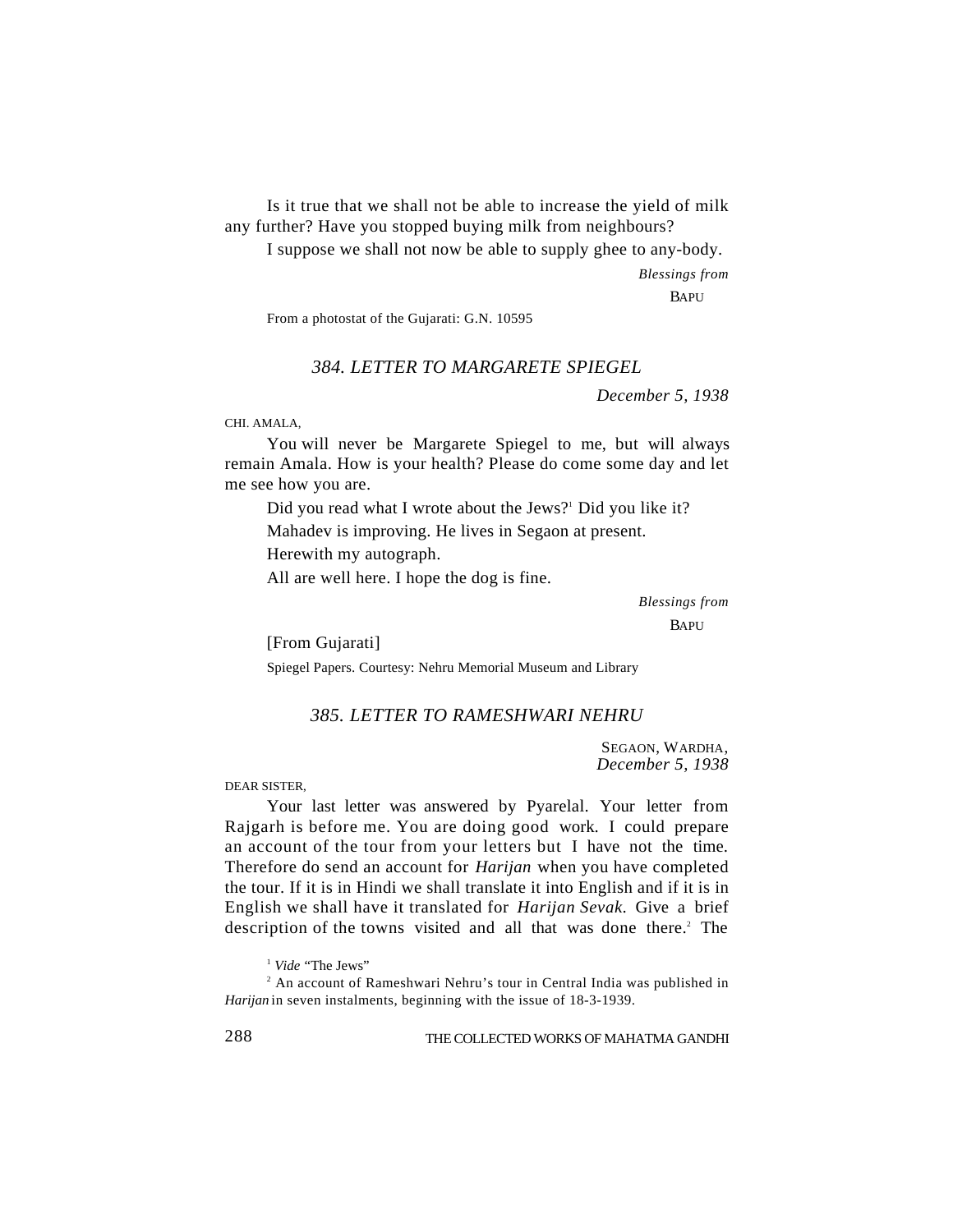Is it true that we shall not be able to increase the yield of milk any further? Have you stopped buying milk from neighbours?

I suppose we shall not now be able to supply ghee to any-body.

*Blessings from*
BAPU

From a photostat of the Gujarati: G.N. 10595

### *384. LETTER TO MARGARETE SPIEGEL*

*December 5, 1938*

CHI. AMALA,

You will never be Margarete Spiegel to me, but will always remain Amala. How is your health? Please do come some day and let me see how you are.

Did you read what I wrote about the Jews?[1] Did you like it?

Mahadev is improving. He lives in Segaon at present.

Herewith my autograph.

All are well here. I hope the dog is fine.

*Blessings from*
BAPU

[From Gujarati]

Spiegel Papers. Courtesy: Nehru Memorial Museum and Library

### *385. LETTER TO RAMESHWARI NEHRU*

SEGAON, WARDHA,
*December 5, 1938*

DEAR SISTER,

Your last letter was answered by Pyarelal. Your letter from Rajgarh is before me. You are doing good work. I could prepare an account of the tour from your letters but I have not the time. Therefore do send an account for *Harijan* when you have completed the tour. If it is in Hindi we shall translate it into English and if it is in English we shall have it translated for *Harijan Sevak.* Give a brief description of the towns visited and all that was done there.[2] The

[1] *Vide* "The Jews"

[2] An account of Rameshwari Nehru's tour in Central India was published in *Harijan* in seven instalments, beginning with the issue of 18-3-1939.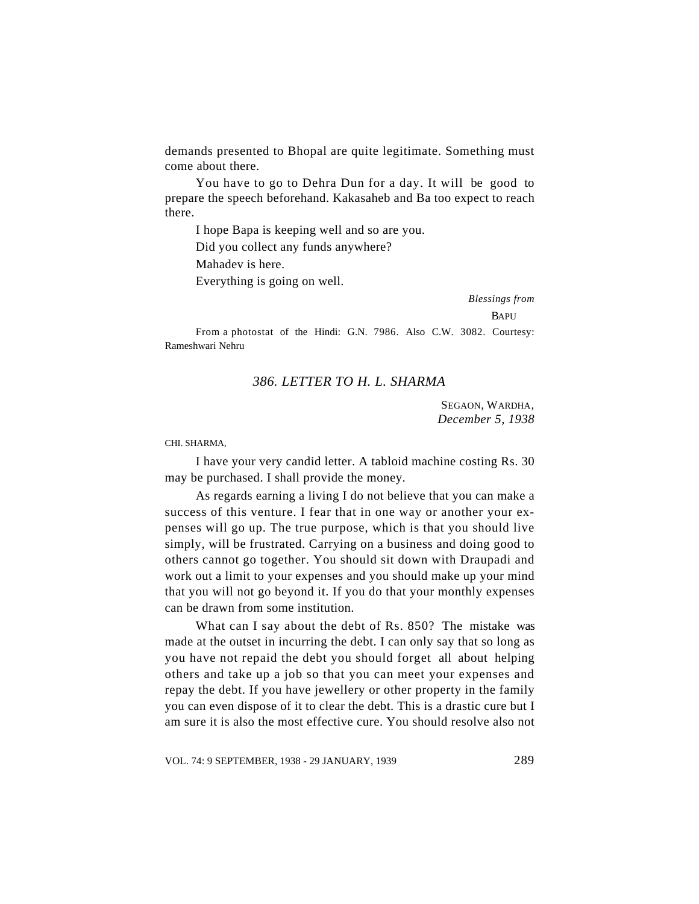demands presented to Bhopal are quite legitimate. Something must come about there.

You have to go to Dehra Dun for a day. It will be good to prepare the speech beforehand. Kakasaheb and Ba too expect to reach there.

I hope Bapa is keeping well and so are you.

Did you collect any funds anywhere?

Mahadev is here.

Everything is going on well.

*Blessings from*

BAPU

From a photostat of the Hindi: G.N. 7986. Also C.W. 3082. Courtesy: Rameshwari Nehru

### *386. LETTER TO H. L. SHARMA*

SEGAON, WARDHA,
*December 5, 1938*

CHI. SHARMA,

I have your very candid letter. A tabloid machine costing Rs. 30 may be purchased. I shall provide the money.

As regards earning a living I do not believe that you can make a success of this venture. I fear that in one way or another your expenses will go up. The true purpose, which is that you should live simply, will be frustrated. Carrying on a business and doing good to others cannot go together. You should sit down with Draupadi and work out a limit to your expenses and you should make up your mind that you will not go beyond it. If you do that your monthly expenses can be drawn from some institution.

What can I say about the debt of Rs. 850? The mistake was made at the outset in incurring the debt. I can only say that so long as you have not repaid the debt you should forget all about helping others and take up a job so that you can meet your expenses and repay the debt. If you have jewellery or other property in the family you can even dispose of it to clear the debt. This is a drastic cure but I am sure it is also the most effective cure. You should resolve also not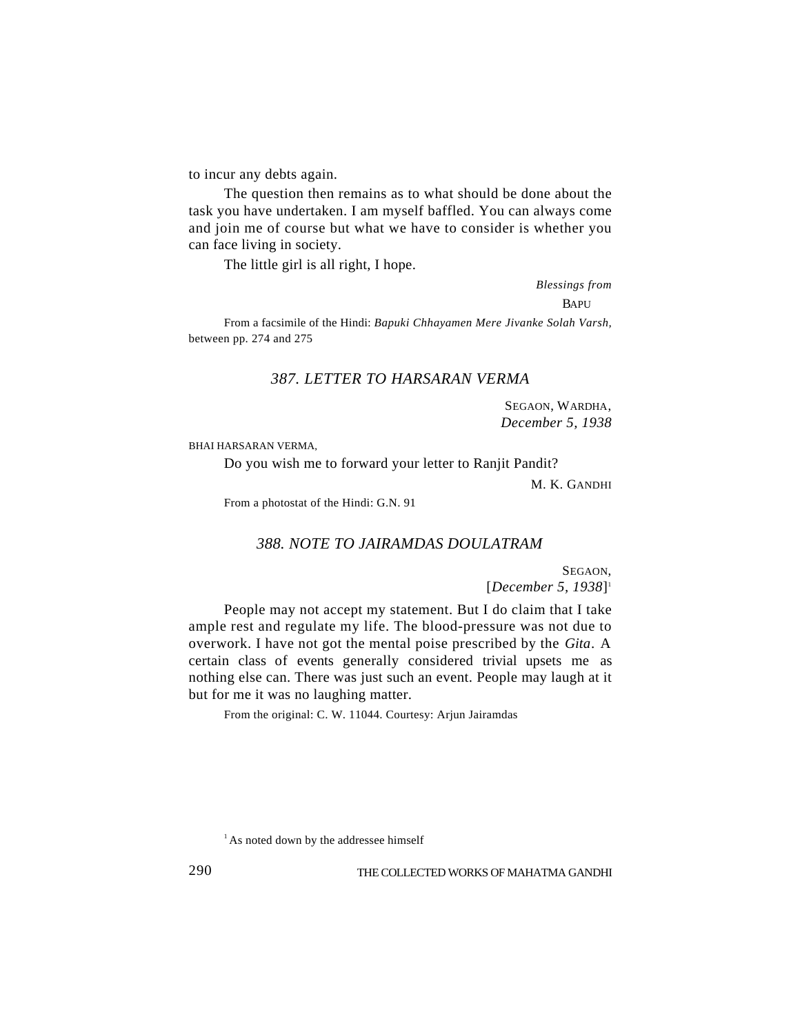to incur any debts again.

The question then remains as to what should be done about the task you have undertaken. I am myself baffled. You can always come and join me of course but what we have to consider is whether you can face living in society.

The little girl is all right, I hope.

*Blessings from*

BAPU

From a facsimile of the Hindi: *Bapuki Chhayamen Mere Jivanke Solah Varsh*, between pp. 274 and 275

### *387. LETTER TO HARSARAN VERMA*

SEGAON, WARDHA,
*December 5, 1938*

BHAI HARSARAN VERMA,

Do you wish me to forward your letter to Ranjit Pandit?

M. K. GANDHI

From a photostat of the Hindi: G.N. 91

### *388. NOTE TO JAIRAMDAS DOULATRAM*

SEGAON,
[*December 5, 1938*][1]

People may not accept my statement. But I do claim that I take ample rest and regulate my life. The blood-pressure was not due to overwork. I have not got the mental poise prescribed by the *Gita*. A certain class of events generally considered trivial upsets me as nothing else can. There was just such an event. People may laugh at it but for me it was no laughing matter.

From the original: C. W. 11044. Courtesy: Arjun Jairamdas

[1] As noted down by the addressee himself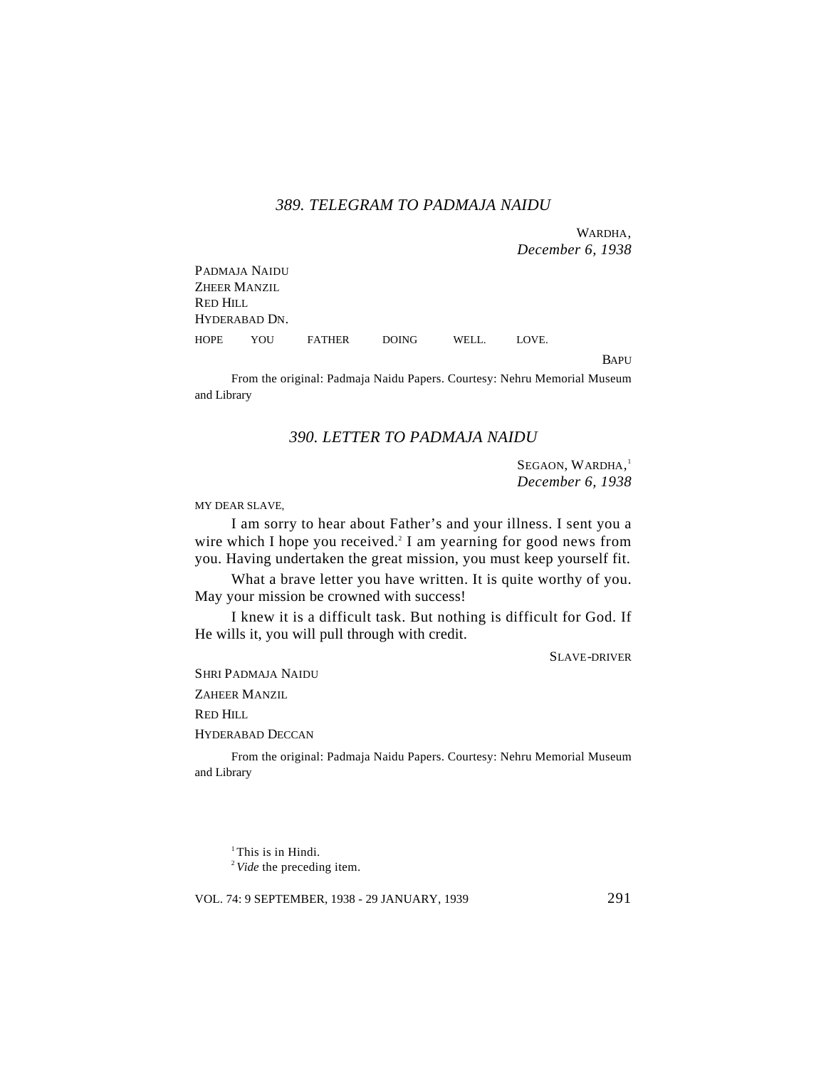### *389. TELEGRAM TO PADMAJA NAIDU*

WARDHA,
*December 6, 1938*

PADMAJA NAIDU
ZHEER MANZIL
RED HILL
HYDERABAD DN.

HOPE YOU FATHER DOING WELL. LOVE.

BAPU

From the original: Padmaja Naidu Papers. Courtesy: Nehru Memorial Museum and Library

### *390. LETTER TO PADMAJA NAIDU*

SEGAON, WARDHA,[1]
*December 6, 1938*

MY DEAR SLAVE,

I am sorry to hear about Father's and your illness. I sent you a wire which I hope you received.[2] I am yearning for good news from you. Having undertaken the great mission, you must keep yourself fit.

What a brave letter you have written. It is quite worthy of you. May your mission be crowned with success!

I knew it is a difficult task. But nothing is difficult for God. If He wills it, you will pull through with credit.

SLAVE-DRIVER

SHRI PADMAJA NAIDU
ZAHEER MANZIL
RED HILL
HYDERABAD DECCAN

From the original: Padmaja Naidu Papers. Courtesy: Nehru Memorial Museum and Library

[1] This is in Hindi.
[2] *Vide* the preceding item.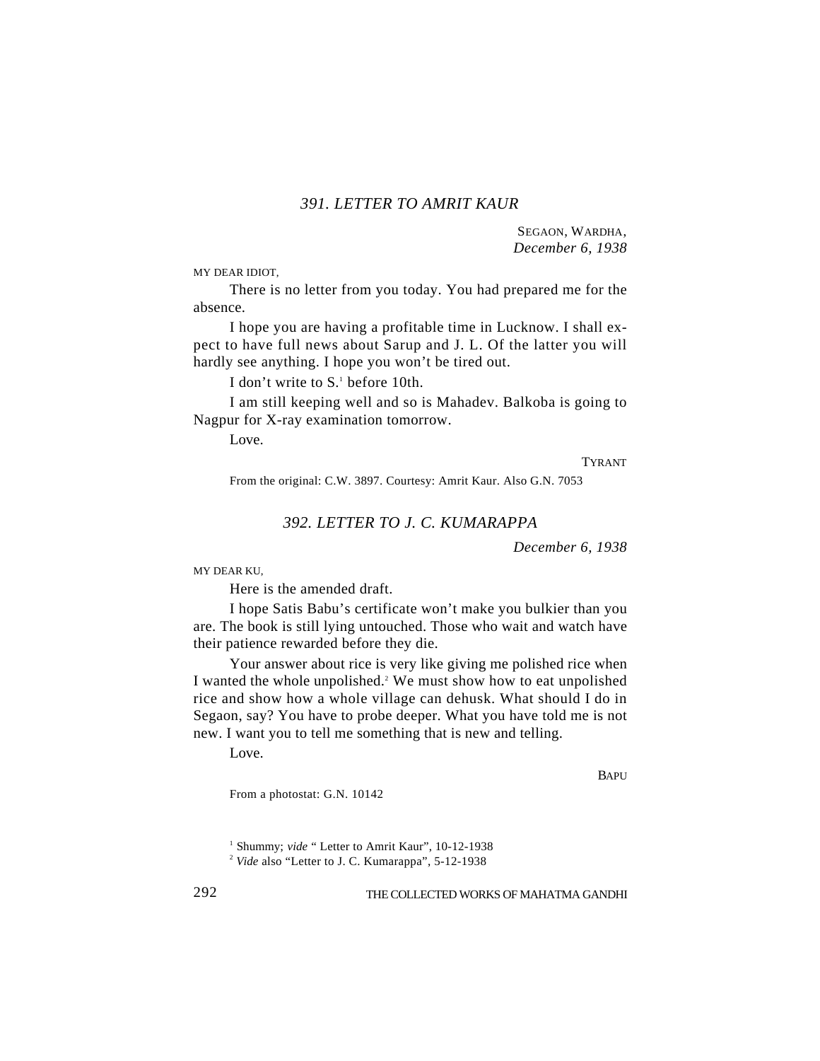### 391. LETTER TO AMRIT KAUR

SEGAON, WARDHA,
*December 6, 1938*

MY DEAR IDIOT,

There is no letter from you today. You had prepared me for the absence.

I hope you are having a profitable time in Lucknow. I shall expect to have full news about Sarup and J. L. Of the latter you will hardly see anything. I hope you won't be tired out.

I don't write to S.[1] before 10th.

I am still keeping well and so is Mahadev. Balkoba is going to Nagpur for X-ray examination tomorrow.

Love.

TYRANT

From the original: C.W. 3897. Courtesy: Amrit Kaur. Also G.N. 7053

### 392. LETTER TO J. C. KUMARAPPA

*December 6, 1938*

MY DEAR KU,

Here is the amended draft.

I hope Satis Babu's certificate won't make you bulkier than you are. The book is still lying untouched. Those who wait and watch have their patience rewarded before they die.

Your answer about rice is very like giving me polished rice when I wanted the whole unpolished.[2] We must show how to eat unpolished rice and show how a whole village can dehusk. What should I do in Segaon, say? You have to probe deeper. What you have told me is not new. I want you to tell me something that is new and telling.

Love.

BAPU

From a photostat: G.N. 10142

---

[1] Shummy; *vide* " Letter to Amrit Kaur", 10-12-1938

[2] *Vide* also "Letter to J. C. Kumarappa", 5-12-1938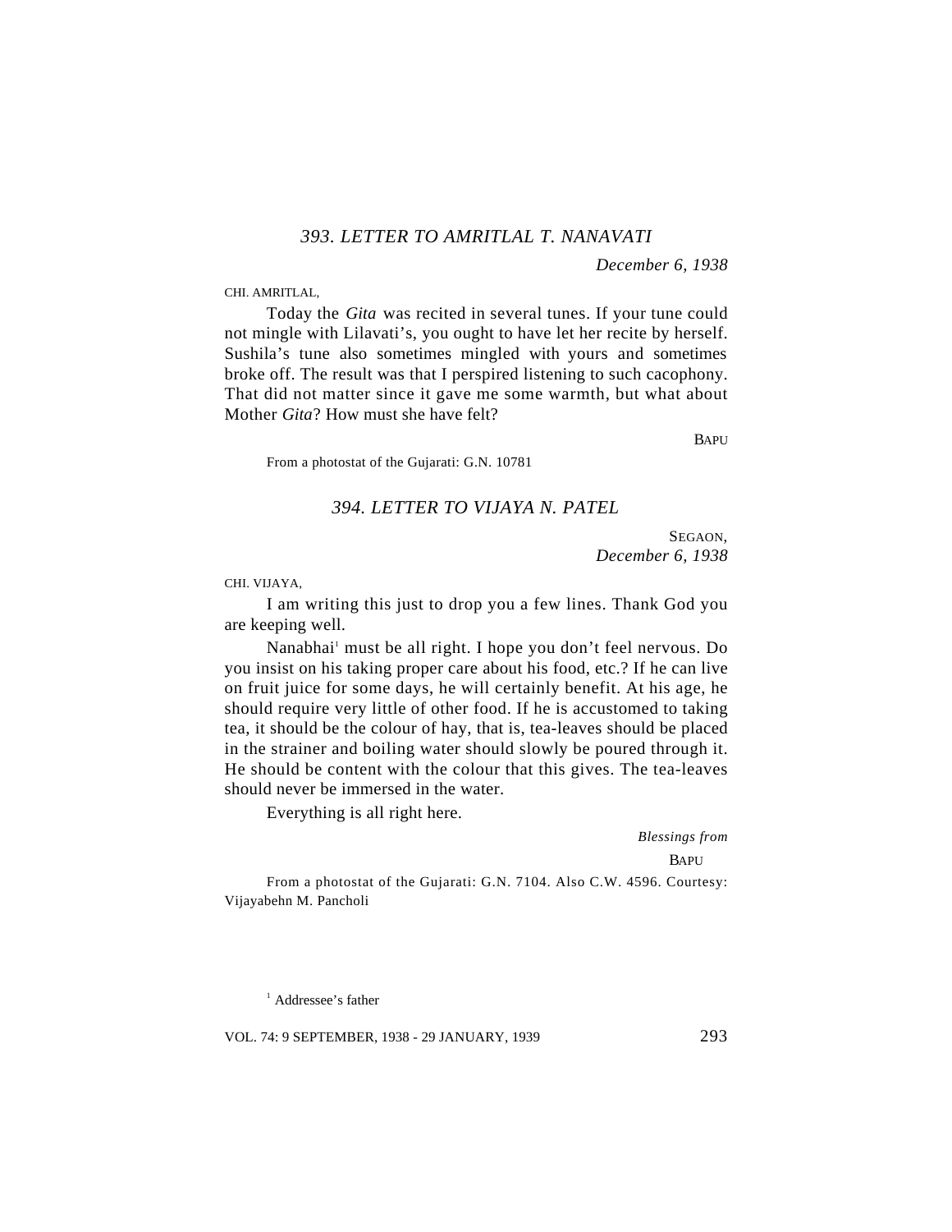### *393. LETTER TO AMRITLAL T. NANAVATI*

*December 6, 1938*

CHI. AMRITLAL,

Today the *Gita* was recited in several tunes. If your tune could not mingle with Lilavati's, you ought to have let her recite by herself. Sushila's tune also sometimes mingled with yours and sometimes broke off. The result was that I perspired listening to such cacophony. That did not matter since it gave me some warmth, but what about Mother *Gita*? How must she have felt?

BAPU

From a photostat of the Gujarati: G.N. 10781

### *394. LETTER TO VIJAYA N. PATEL*

SEGAON,
*December 6, 1938*

CHI. VIJAYA,

I am writing this just to drop you a few lines. Thank God you are keeping well.

Nanabhai[1] must be all right. I hope you don't feel nervous. Do you insist on his taking proper care about his food, etc.? If he can live on fruit juice for some days, he will certainly benefit. At his age, he should require very little of other food. If he is accustomed to taking tea, it should be the colour of hay, that is, tea-leaves should be placed in the strainer and boiling water should slowly be poured through it. He should be content with the colour that this gives. The tea-leaves should never be immersed in the water.

Everything is all right here.

*Blessings from*

BAPU

From a photostat of the Gujarati: G.N. 7104. Also C.W. 4596. Courtesy: Vijayabehn M. Pancholi

[1] Addressee's father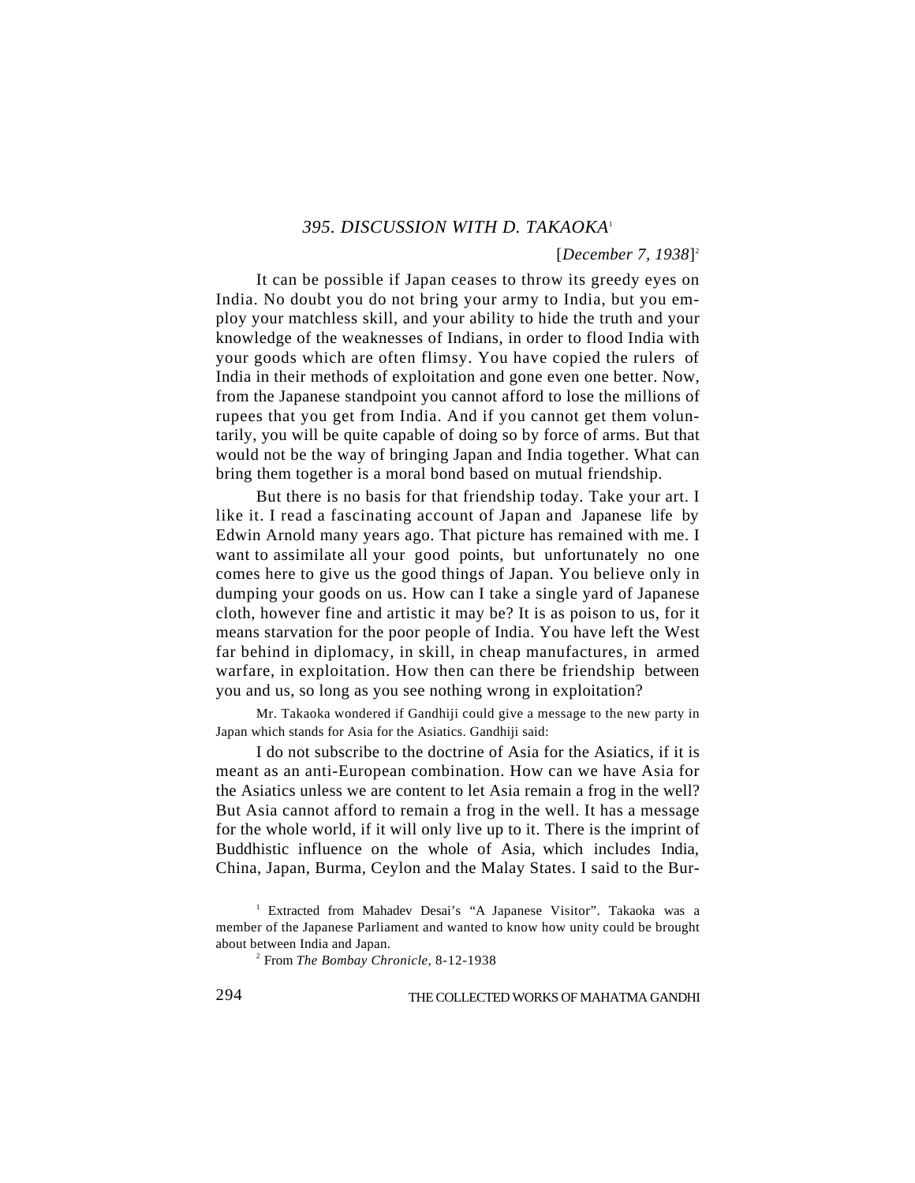### *395. DISCUSSION WITH D. TAKAOKA*[1]

[*December 7, 1938*][2]

It can be possible if Japan ceases to throw its greedy eyes on India. No doubt you do not bring your army to India, but you employ your matchless skill, and your ability to hide the truth and your knowledge of the weaknesses of Indians, in order to flood India with your goods which are often flimsy. You have copied the rulers of India in their methods of exploitation and gone even one better. Now, from the Japanese standpoint you cannot afford to lose the millions of rupees that you get from India. And if you cannot get them voluntarily, you will be quite capable of doing so by force of arms. But that would not be the way of bringing Japan and India together. What can bring them together is a moral bond based on mutual friendship.

But there is no basis for that friendship today. Take your art. I like it. I read a fascinating account of Japan and Japanese life by Edwin Arnold many years ago. That picture has remained with me. I want to assimilate all your good points, but unfortunately no one comes here to give us the good things of Japan. You believe only in dumping your goods on us. How can I take a single yard of Japanese cloth, however fine and artistic it may be? It is as poison to us, for it means starvation for the poor people of India. You have left the West far behind in diplomacy, in skill, in cheap manufactures, in armed warfare, in exploitation. How then can there be friendship between you and us, so long as you see nothing wrong in exploitation?

Mr. Takaoka wondered if Gandhiji could give a message to the new party in Japan which stands for Asia for the Asiatics. Gandhiji said:

I do not subscribe to the doctrine of Asia for the Asiatics, if it is meant as an anti-European combination. How can we have Asia for the Asiatics unless we are content to let Asia remain a frog in the well? But Asia cannot afford to remain a frog in the well. It has a message for the whole world, if it will only live up to it. There is the imprint of Buddhistic influence on the whole of Asia, which includes India, China, Japan, Burma, Ceylon and the Malay States. I said to the Bur-

---

[1] Extracted from Mahadev Desai's "A Japanese Visitor". Takaoka was a member of the Japanese Parliament and wanted to know how unity could be brought about between India and Japan.

[2] From *The Bombay Chronicle*, 8-12-1938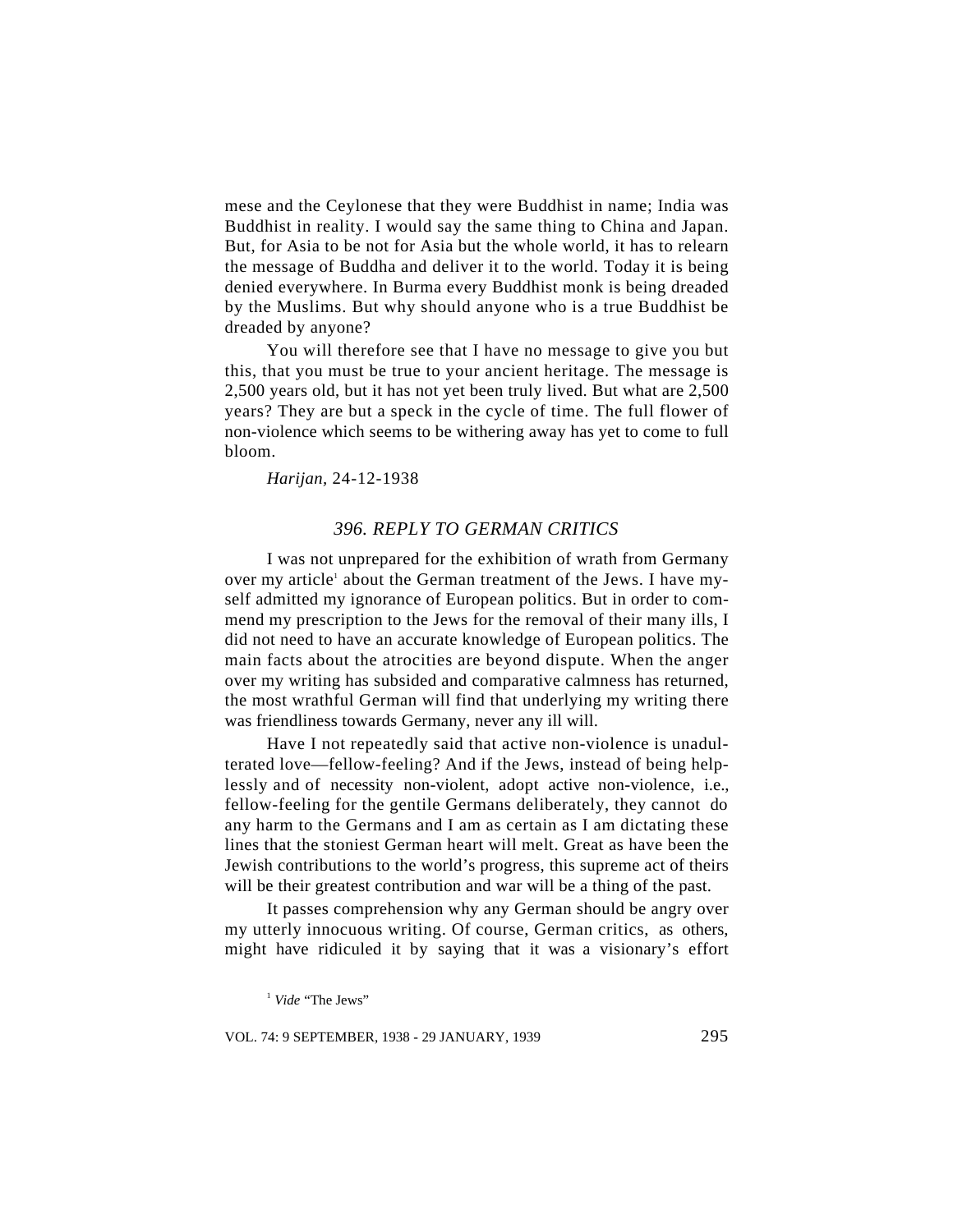mese and the Ceylonese that they were Buddhist in name; India was Buddhist in reality. I would say the same thing to China and Japan. But, for Asia to be not for Asia but the whole world, it has to relearn the message of Buddha and deliver it to the world. Today it is being denied everywhere. In Burma every Buddhist monk is being dreaded by the Muslims. But why should anyone who is a true Buddhist be dreaded by anyone?

You will therefore see that I have no message to give you but this, that you must be true to your ancient heritage. The message is 2,500 years old, but it has not yet been truly lived. But what are 2,500 years? They are but a speck in the cycle of time. The full flower of non-violence which seems to be withering away has yet to come to full bloom.

*Harijan,* 24-12-1938

## *396. REPLY TO GERMAN CRITICS*

I was not unprepared for the exhibition of wrath from Germany over my article[1] about the German treatment of the Jews. I have myself admitted my ignorance of European politics. But in order to commend my prescription to the Jews for the removal of their many ills, I did not need to have an accurate knowledge of European politics. The main facts about the atrocities are beyond dispute. When the anger over my writing has subsided and comparative calmness has returned, the most wrathful German will find that underlying my writing there was friendliness towards Germany, never any ill will.

Have I not repeatedly said that active non-violence is unadulterated love—fellow-feeling? And if the Jews, instead of being helplessly and of necessity non-violent, adopt active non-violence, i.e., fellow-feeling for the gentile Germans deliberately, they cannot do any harm to the Germans and I am as certain as I am dictating these lines that the stoniest German heart will melt. Great as have been the Jewish contributions to the world's progress, this supreme act of theirs will be their greatest contribution and war will be a thing of the past.

It passes comprehension why any German should be angry over my utterly innocuous writing. Of course, German critics, as others, might have ridiculed it by saying that it was a visionary's effort

[1] *Vide* "The Jews"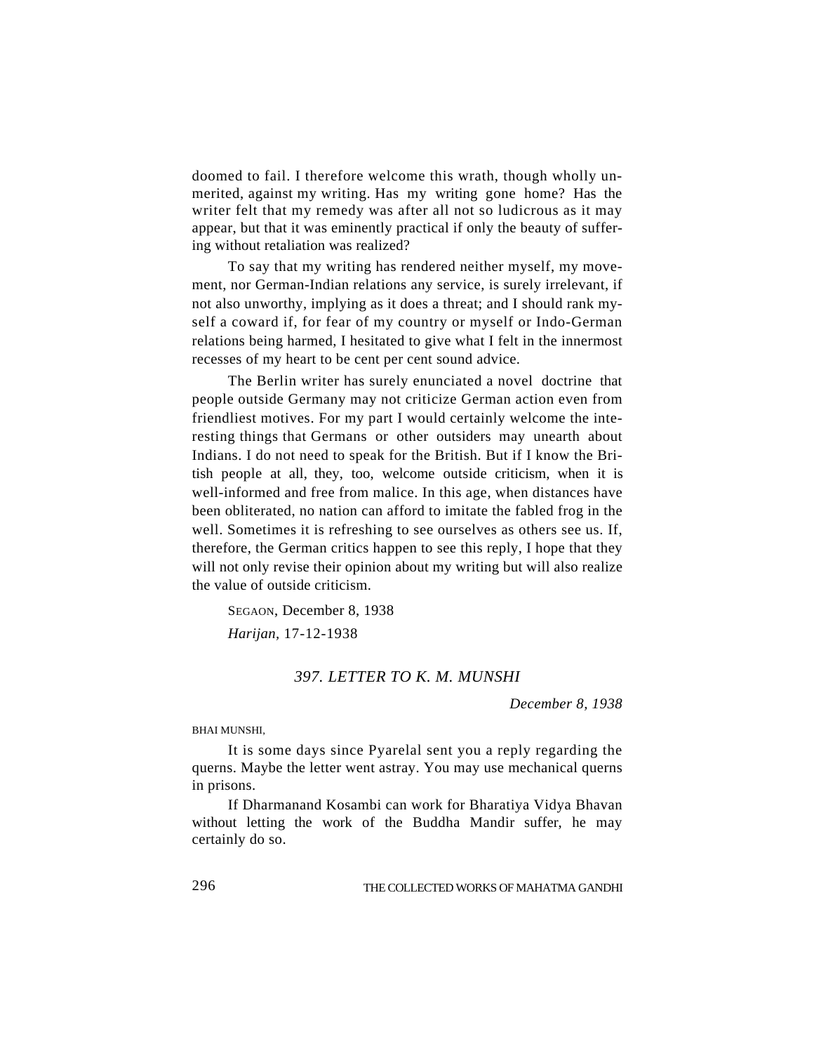doomed to fail. I therefore welcome this wrath, though wholly unmerited, against my writing. Has my writing gone home? Has the writer felt that my remedy was after all not so ludicrous as it may appear, but that it was eminently practical if only the beauty of suffering without retaliation was realized?

To say that my writing has rendered neither myself, my movement, nor German-Indian relations any service, is surely irrelevant, if not also unworthy, implying as it does a threat; and I should rank myself a coward if, for fear of my country or myself or Indo-German relations being harmed, I hesitated to give what I felt in the innermost recesses of my heart to be cent per cent sound advice.

The Berlin writer has surely enunciated a novel doctrine that people outside Germany may not criticize German action even from friendliest motives. For my part I would certainly welcome the interesting things that Germans or other outsiders may unearth about Indians. I do not need to speak for the British. But if I know the British people at all, they, too, welcome outside criticism, when it is well-informed and free from malice. In this age, when distances have been obliterated, no nation can afford to imitate the fabled frog in the well. Sometimes it is refreshing to see ourselves as others see us. If, therefore, the German critics happen to see this reply, I hope that they will not only revise their opinion about my writing but will also realize the value of outside criticism.

SEGAON, December 8, 1938

*Harijan*, 17-12-1938

### *397. LETTER TO K. M. MUNSHI*

*December 8, 1938*

BHAI MUNSHI,

It is some days since Pyarelal sent you a reply regarding the querns. Maybe the letter went astray. You may use mechanical querns in prisons.

If Dharmanand Kosambi can work for Bharatiya Vidya Bhavan without letting the work of the Buddha Mandir suffer, he may certainly do so.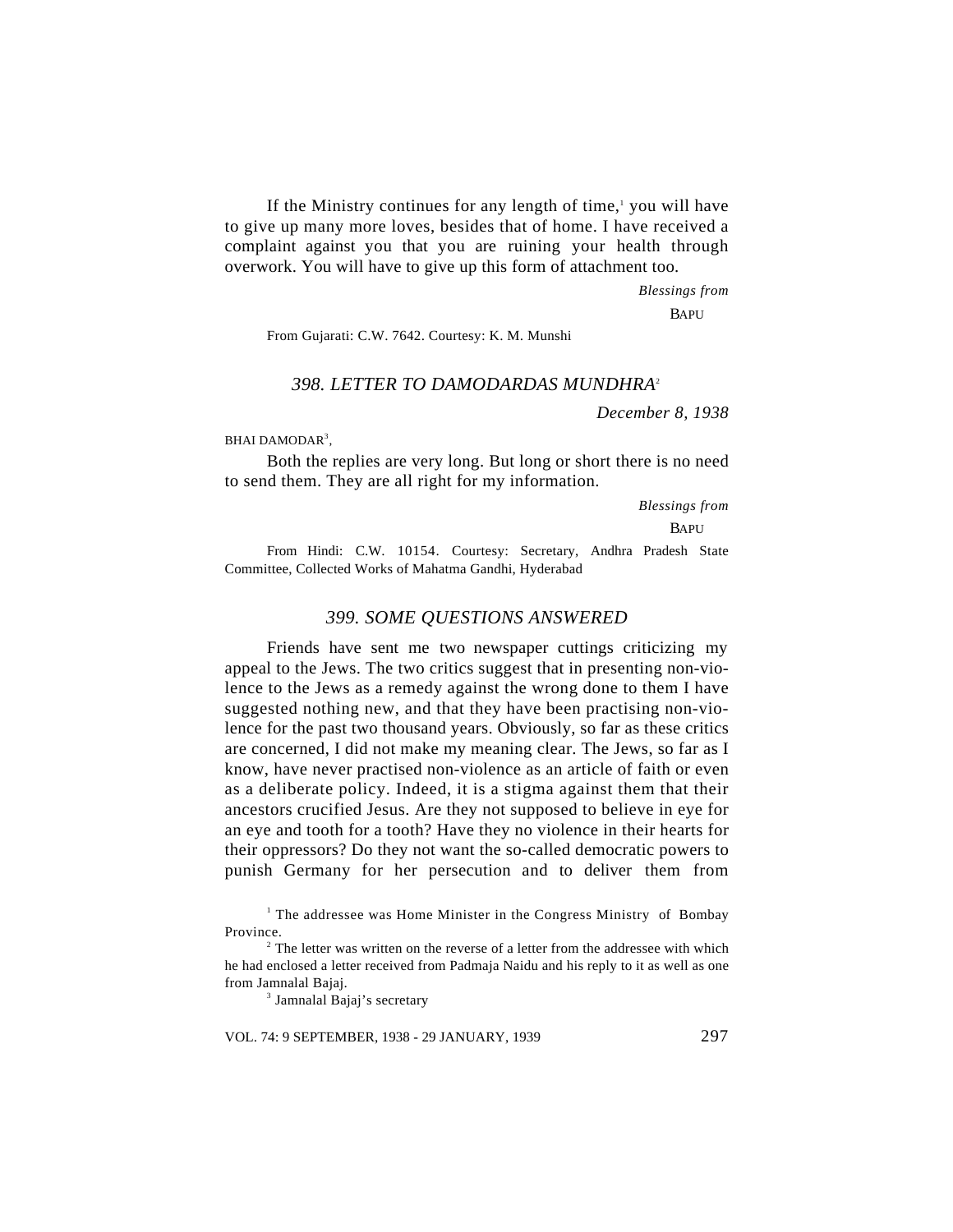If the Ministry continues for any length of time,[1] you will have to give up many more loves, besides that of home. I have received a complaint against you that you are ruining your health through overwork. You will have to give up this form of attachment too.

*Blessings from*

BAPU

From Gujarati: C.W. 7642. Courtesy: K. M. Munshi

### *398. LETTER TO DAMODARDAS MUNDHRA*[2]

*December 8, 1938*

BHAI DAMODAR[3],

Both the replies are very long. But long or short there is no need to send them. They are all right for my information.

*Blessings from*

BAPU

From Hindi: C.W. 10154. Courtesy: Secretary, Andhra Pradesh State Committee, Collected Works of Mahatma Gandhi, Hyderabad

### *399. SOME QUESTIONS ANSWERED*

Friends have sent me two newspaper cuttings criticizing my appeal to the Jews. The two critics suggest that in presenting non-violence to the Jews as a remedy against the wrong done to them I have suggested nothing new, and that they have been practising non-violence for the past two thousand years. Obviously, so far as these critics are concerned, I did not make my meaning clear. The Jews, so far as I know, have never practised non-violence as an article of faith or even as a deliberate policy. Indeed, it is a stigma against them that their ancestors crucified Jesus. Are they not supposed to believe in eye for an eye and tooth for a tooth? Have they no violence in their hearts for their oppressors? Do they not want the so-called democratic powers to punish Germany for her persecution and to deliver them from

[1] The addressee was Home Minister in the Congress Ministry of Bombay Province.

[2] The letter was written on the reverse of a letter from the addressee with which he had enclosed a letter received from Padmaja Naidu and his reply to it as well as one from Jamnalal Bajaj.

[3] Jamnalal Bajaj's secretary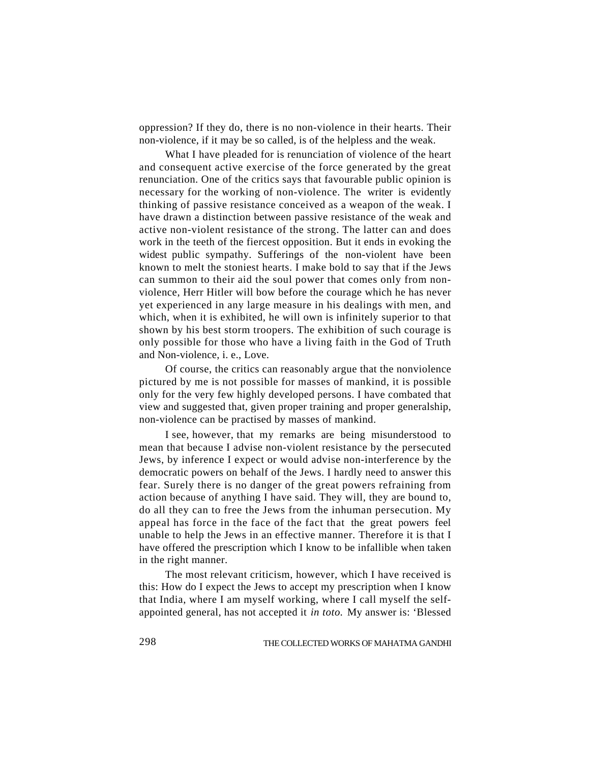oppression? If they do, there is no non-violence in their hearts. Their non-violence, if it may be so called, is of the helpless and the weak.

What I have pleaded for is renunciation of violence of the heart and consequent active exercise of the force generated by the great renunciation. One of the critics says that favourable public opinion is necessary for the working of non-violence. The writer is evidently thinking of passive resistance conceived as a weapon of the weak. I have drawn a distinction between passive resistance of the weak and active non-violent resistance of the strong. The latter can and does work in the teeth of the fiercest opposition. But it ends in evoking the widest public sympathy. Sufferings of the non-violent have been known to melt the stoniest hearts. I make bold to say that if the Jews can summon to their aid the soul power that comes only from non-violence, Herr Hitler will bow before the courage which he has never yet experienced in any large measure in his dealings with men, and which, when it is exhibited, he will own is infinitely superior to that shown by his best storm troopers. The exhibition of such courage is only possible for those who have a living faith in the God of Truth and Non-violence, i. e., Love.

Of course, the critics can reasonably argue that the nonviolence pictured by me is not possible for masses of mankind, it is possible only for the very few highly developed persons. I have combated that view and suggested that, given proper training and proper generalship, non-violence can be practised by masses of mankind.

I see, however, that my remarks are being misunderstood to mean that because I advise non-violent resistance by the persecuted Jews, by inference I expect or would advise non-interference by the democratic powers on behalf of the Jews. I hardly need to answer this fear. Surely there is no danger of the great powers refraining from action because of anything I have said. They will, they are bound to, do all they can to free the Jews from the inhuman persecution. My appeal has force in the face of the fact that the great powers feel unable to help the Jews in an effective manner. Therefore it is that I have offered the prescription which I know to be infallible when taken in the right manner.

The most relevant criticism, however, which I have received is this: How do I expect the Jews to accept my prescription when I know that India, where I am myself working, where I call myself the self-appointed general, has not accepted it *in toto.* My answer is: 'Blessed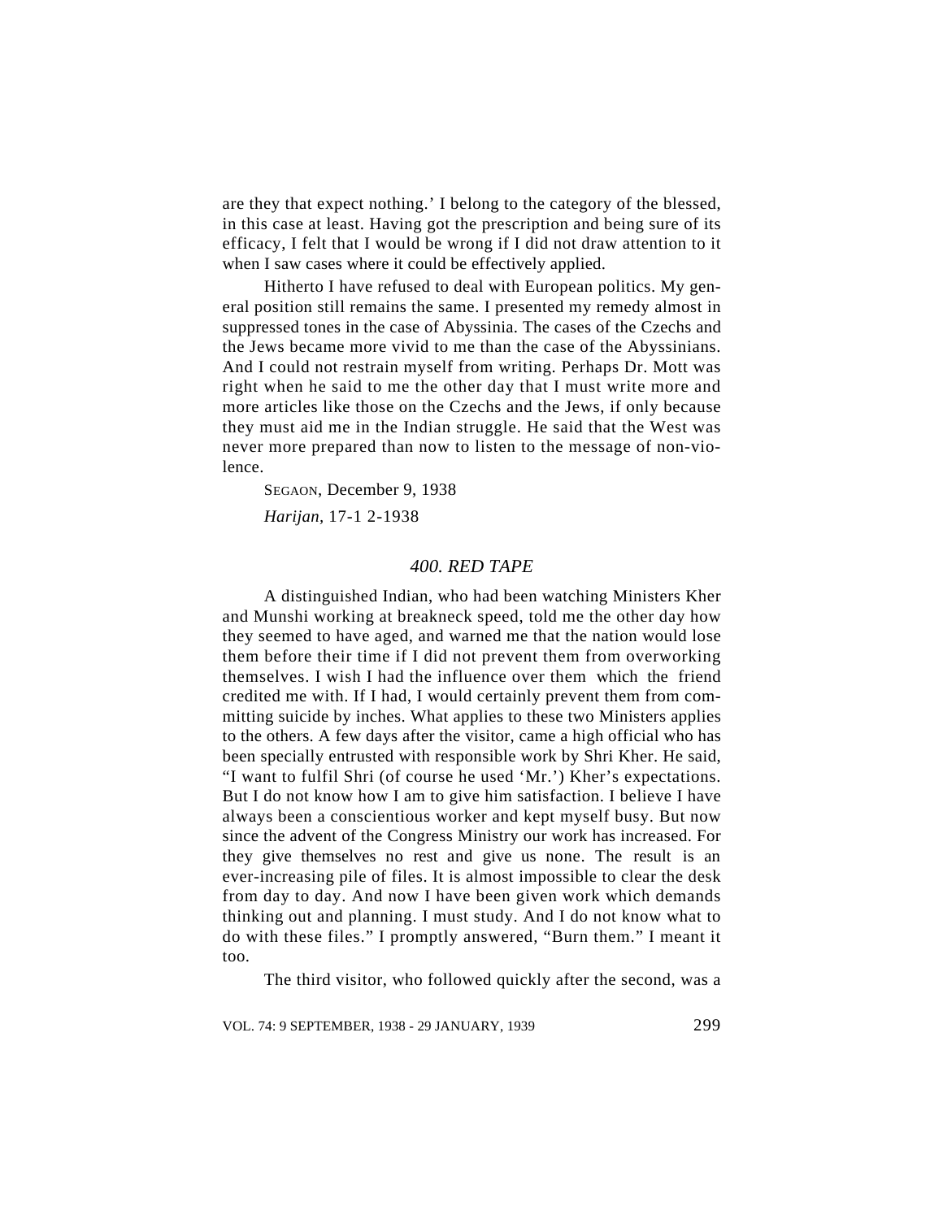are they that expect nothing.' I belong to the category of the blessed, in this case at least. Having got the prescription and being sure of its efficacy, I felt that I would be wrong if I did not draw attention to it when I saw cases where it could be effectively applied.

Hitherto I have refused to deal with European politics. My general position still remains the same. I presented my remedy almost in suppressed tones in the case of Abyssinia. The cases of the Czechs and the Jews became more vivid to me than the case of the Abyssinians. And I could not restrain myself from writing. Perhaps Dr. Mott was right when he said to me the other day that I must write more and more articles like those on the Czechs and the Jews, if only because they must aid me in the Indian struggle. He said that the West was never more prepared than now to listen to the message of non-violence.

SEGAON, December 9, 1938

*Harijan*, 17-12-1938

### *400. RED TAPE*

A distinguished Indian, who had been watching Ministers Kher and Munshi working at breakneck speed, told me the other day how they seemed to have aged, and warned me that the nation would lose them before their time if I did not prevent them from overworking themselves. I wish I had the influence over them which the friend credited me with. If I had, I would certainly prevent them from committing suicide by inches. What applies to these two Ministers applies to the others. A few days after the visitor, came a high official who has been specially entrusted with responsible work by Shri Kher. He said, "I want to fulfil Shri (of course he used 'Mr.') Kher's expectations. But I do not know how I am to give him satisfaction. I believe I have always been a conscientious worker and kept myself busy. But now since the advent of the Congress Ministry our work has increased. For they give themselves no rest and give us none. The result is an ever-increasing pile of files. It is almost impossible to clear the desk from day to day. And now I have been given work which demands thinking out and planning. I must study. And I do not know what to do with these files." I promptly answered, "Burn them." I meant it too.

The third visitor, who followed quickly after the second, was a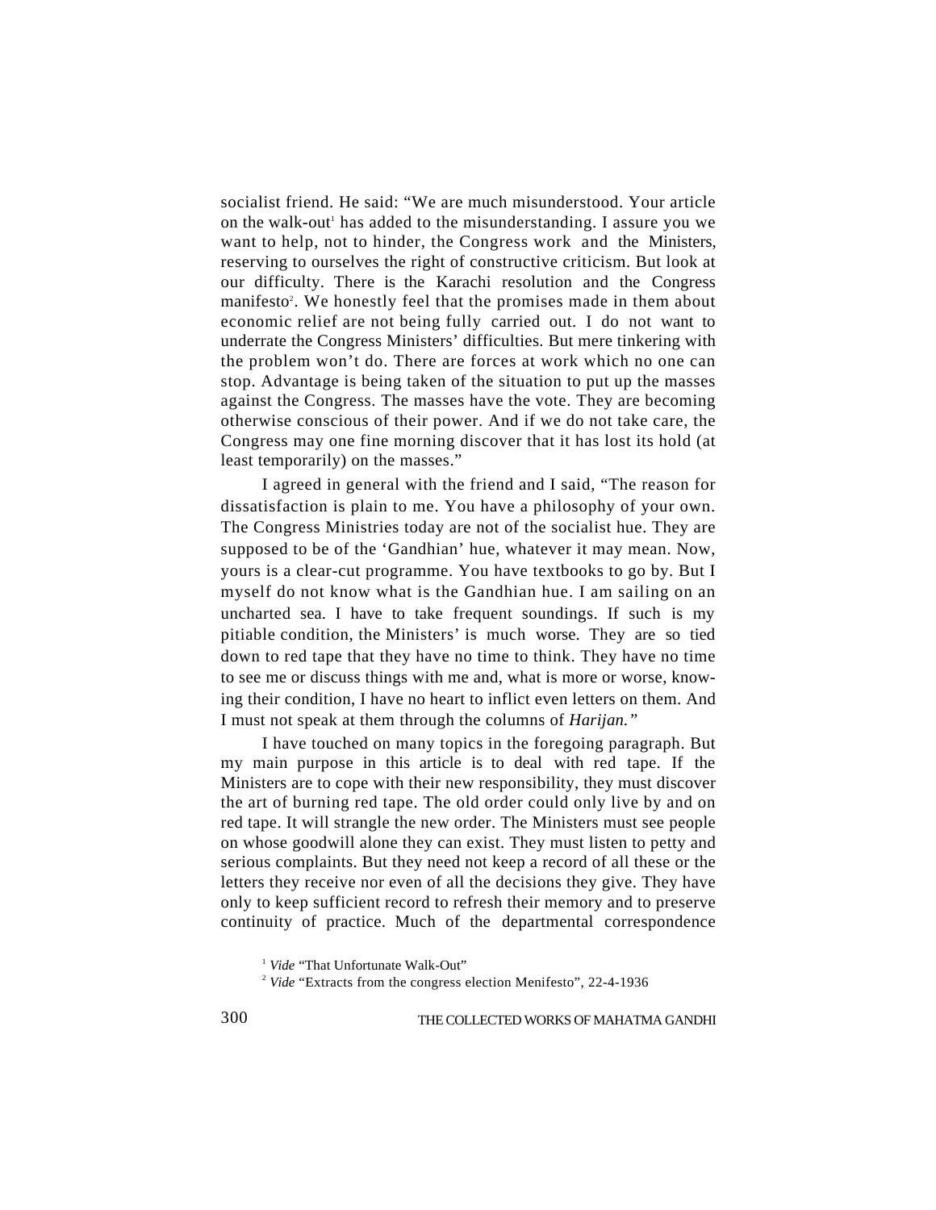socialist friend. He said: "We are much misunderstood. Your article on the walk-out[1] has added to the misunderstanding. I assure you we want to help, not to hinder, the Congress work and the Ministers, reserving to ourselves the right of constructive criticism. But look at our difficulty. There is the Karachi resolution and the Congress manifesto[2]. We honestly feel that the promises made in them about economic relief are not being fully carried out. I do not want to underrate the Congress Ministers' difficulties. But mere tinkering with the problem won't do. There are forces at work which no one can stop. Advantage is being taken of the situation to put up the masses against the Congress. The masses have the vote. They are becoming otherwise conscious of their power. And if we do not take care, the Congress may one fine morning discover that it has lost its hold (at least temporarily) on the masses."

I agreed in general with the friend and I said, "The reason for dissatisfaction is plain to me. You have a philosophy of your own. The Congress Ministries today are not of the socialist hue. They are supposed to be of the 'Gandhian' hue, whatever it may mean. Now, yours is a clear-cut programme. You have textbooks to go by. But I myself do not know what is the Gandhian hue. I am sailing on an uncharted sea. I have to take frequent soundings. If such is my pitiable condition, the Ministers' is much worse. They are so tied down to red tape that they have no time to think. They have no time to see me or discuss things with me and, what is more or worse, knowing their condition, I have no heart to inflict even letters on them. And I must not speak at them through the columns of *Harijan.*"

I have touched on many topics in the foregoing paragraph. But my main purpose in this article is to deal with red tape. If the Ministers are to cope with their new responsibility, they must discover the art of burning red tape. The old order could only live by and on red tape. It will strangle the new order. The Ministers must see people on whose goodwill alone they can exist. They must listen to petty and serious complaints. But they need not keep a record of all these or the letters they receive nor even of all the decisions they give. They have only to keep sufficient record to refresh their memory and to preserve continuity of practice. Much of the departmental correspondence

[1] *Vide* "That Unfortunate Walk-Out"

[2] *Vide* "Extracts from the congress election Menifesto", 22-4-1936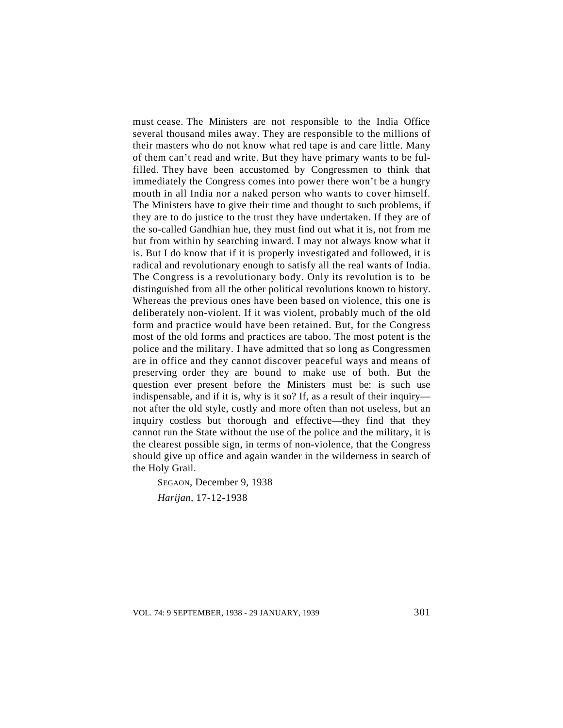must cease. The Ministers are not responsible to the India Office several thousand miles away. They are responsible to the millions of their masters who do not know what red tape is and care little. Many of them can't read and write. But they have primary wants to be fulfilled. They have been accustomed by Congressmen to think that immediately the Congress comes into power there won't be a hungry mouth in all India nor a naked person who wants to cover himself. The Ministers have to give their time and thought to such problems, if they are to do justice to the trust they have undertaken. If they are of the so-called Gandhian hue, they must find out what it is, not from me but from within by searching inward. I may not always know what it is. But I do know that if it is properly investigated and followed, it is radical and revolutionary enough to satisfy all the real wants of India. The Congress is a revolutionary body. Only its revolution is to be distinguished from all the other political revolutions known to history. Whereas the previous ones have been based on violence, this one is deliberately non-violent. If it was violent, probably much of the old form and practice would have been retained. But, for the Congress most of the old forms and practices are taboo. The most potent is the police and the military. I have admitted that so long as Congressmen are in office and they cannot discover peaceful ways and means of preserving order they are bound to make use of both. But the question ever present before the Ministers must be: is such use indispensable, and if it is, why is it so? If, as a result of their inquiry—not after the old style, costly and more often than not useless, but an inquiry costless but thorough and effective—they find that they cannot run the State without the use of the police and the military, it is the clearest possible sign, in terms of non-violence, that the Congress should give up office and again wander in the wilderness in search of the Holy Grail.

SEGAON, December 9, 1938

*Harijan,* 17-12-1938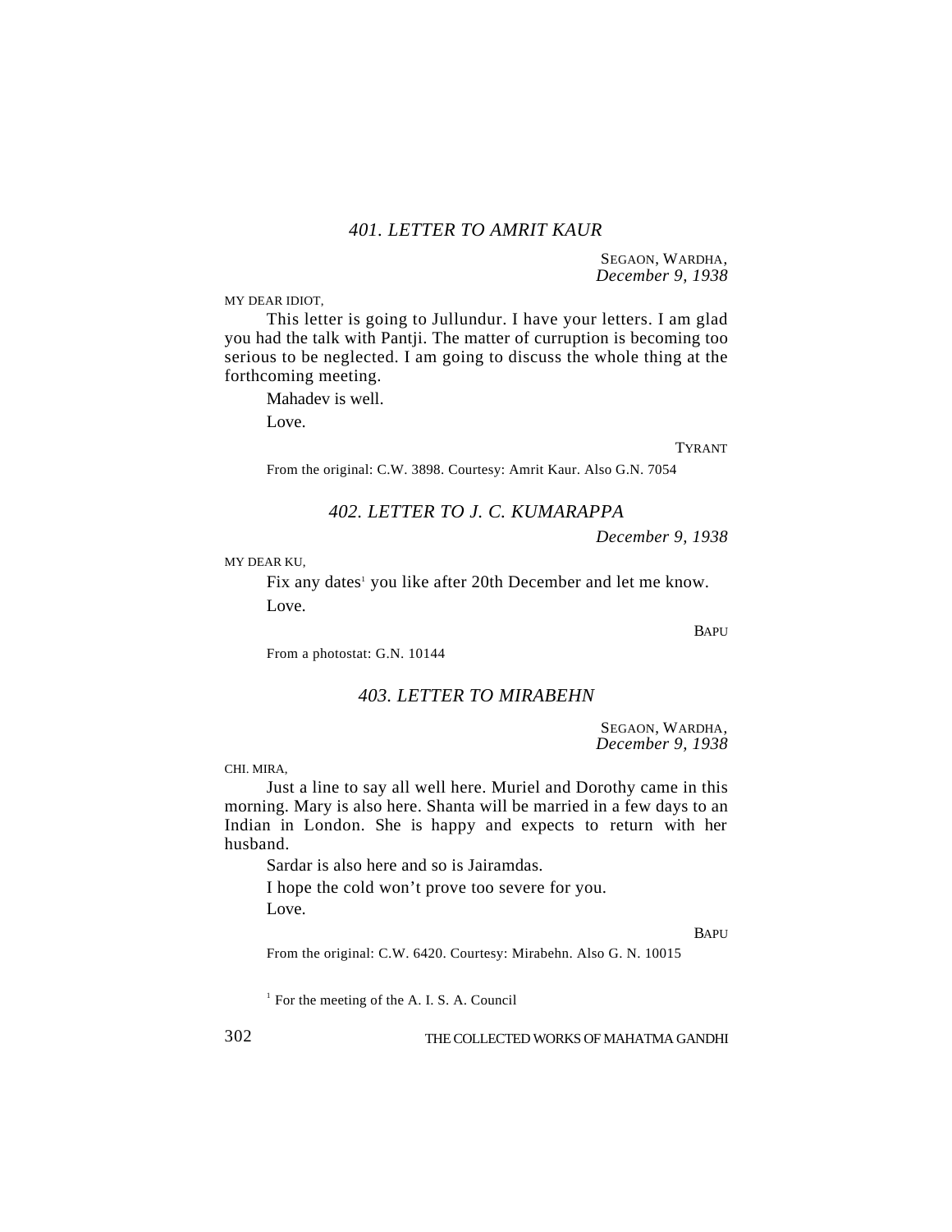## *401. LETTER TO AMRIT KAUR*

SEGAON, WARDHA,
*December 9, 1938*

MY DEAR IDIOT,

This letter is going to Jullundur. I have your letters. I am glad you had the talk with Pantji. The matter of curruption is becoming too serious to be neglected. I am going to discuss the whole thing at the forthcoming meeting.

Mahadev is well.

Love.

TYRANT

From the original: C.W. 3898. Courtesy: Amrit Kaur. Also G.N. 7054

## *402. LETTER TO J. C. KUMARAPPA*

*December 9, 1938*

MY DEAR KU,

Fix any dates[1] you like after 20th December and let me know.

Love.

BAPU

From a photostat: G.N. 10144

## *403. LETTER TO MIRABEHN*

SEGAON, WARDHA,
*December 9, 1938*

CHI. MIRA,

Just a line to say all well here. Muriel and Dorothy came in this morning. Mary is also here. Shanta will be married in a few days to an Indian in London. She is happy and expects to return with her husband.

Sardar is also here and so is Jairamdas.

I hope the cold won't prove too severe for you.

Love.

BAPU

From the original: C.W. 6420. Courtesy: Mirabehn. Also G. N. 10015

[1] For the meeting of the A. I. S. A. Council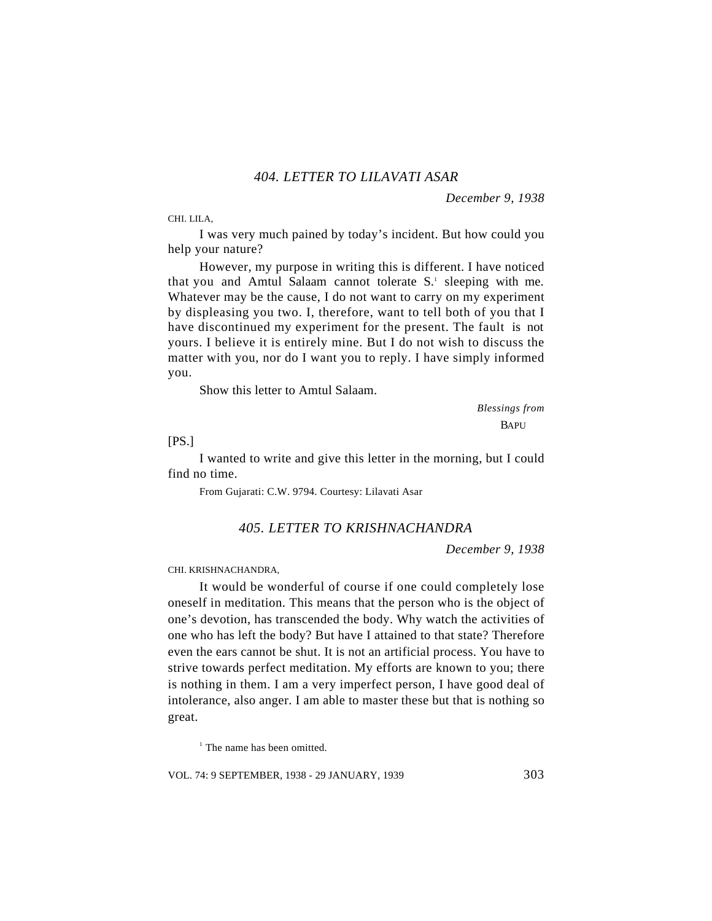### *404. LETTER TO LILAVATI ASAR*

*December 9, 1938*

CHI. LILA,

I was very much pained by today's incident. But how could you help your nature?

However, my purpose in writing this is different. I have noticed that you and Amtul Salaam cannot tolerate S.[1] sleeping with me. Whatever may be the cause, I do not want to carry on my experiment by displeasing you two. I, therefore, want to tell both of you that I have discontinued my experiment for the present. The fault is not yours. I believe it is entirely mine. But I do not wish to discuss the matter with you, nor do I want you to reply. I have simply informed you.

Show this letter to Amtul Salaam.

*Blessings from*
BAPU

[PS.]

I wanted to write and give this letter in the morning, but I could find no time.

From Gujarati: C.W. 9794. Courtesy: Lilavati Asar

### *405. LETTER TO KRISHNACHANDRA*

*December 9, 1938*

CHI. KRISHNACHANDRA,

It would be wonderful of course if one could completely lose oneself in meditation. This means that the person who is the object of one's devotion, has transcended the body. Why watch the activities of one who has left the body? But have I attained to that state? Therefore even the ears cannot be shut. It is not an artificial process. You have to strive towards perfect meditation. My efforts are known to you; there is nothing in them. I am a very imperfect person, I have good deal of intolerance, also anger. I am able to master these but that is nothing so great.

[1] The name has been omitted.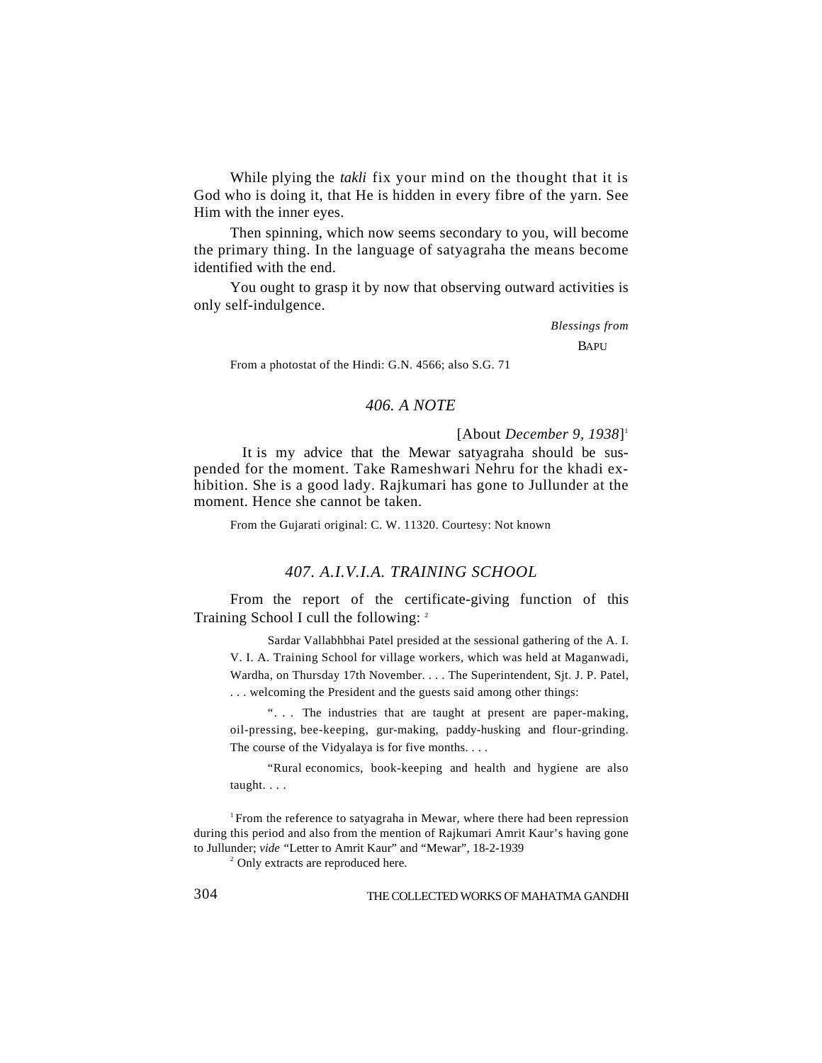While plying the *takli* fix your mind on the thought that it is God who is doing it, that He is hidden in every fibre of the yarn. See Him with the inner eyes.

Then spinning, which now seems secondary to you, will become the primary thing. In the language of satyagraha the means become identified with the end.

You ought to grasp it by now that observing outward activities is only self-indulgence.

*Blessings from*

BAPU

From a photostat of the Hindi: G.N. 4566; also S.G. 71

## *406. A NOTE*

[About *December 9, 1938*][1]

It is my advice that the Mewar satyagraha should be suspended for the moment. Take Rameshwari Nehru for the khadi exhibition. She is a good lady. Rajkumari has gone to Jullunder at the moment. Hence she cannot be taken.

From the Gujarati original: C. W. 11320. Courtesy: Not known

## *407. A.I.V.I.A. TRAINING SCHOOL*

From the report of the certificate-giving function of this Training School I cull the following: [2]

> Sardar Vallabhbhai Patel presided at the sessional gathering of the A. I. V. I. A. Training School for village workers, which was held at Maganwadi, Wardha, on Thursday 17th November. . . . The Superintendent, Sjt. J. P. Patel, . . . welcoming the President and the guests said among other things:
>
> ". . . The industries that are taught at present are paper-making, oil-pressing, bee-keeping, gur-making, paddy-husking and flour-grinding. The course of the Vidyalaya is for five months. . . .
>
> "Rural economics, book-keeping and health and hygiene are also taught. . . .

[1] From the reference to satyagraha in Mewar, where there had been repression during this period and also from the mention of Rajkumari Amrit Kaur's having gone to Jullunder; *vide* "Letter to Amrit Kaur" and "Mewar", 18-2-1939

[2] Only extracts are reproduced here.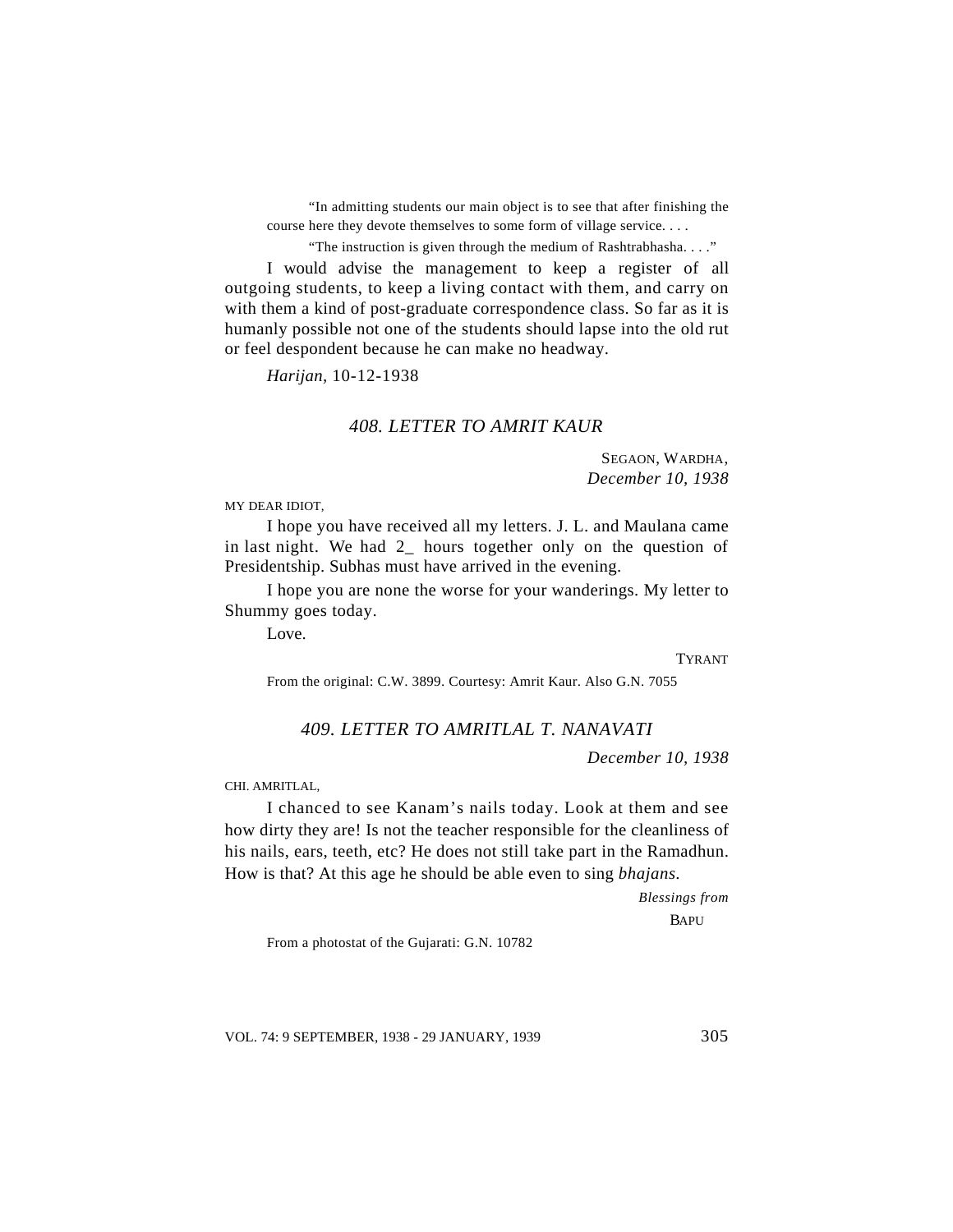"In admitting students our main object is to see that after finishing the course here they devote themselves to some form of village service. . . .

"The instruction is given through the medium of Rashtrabhasha. . . ."

I would advise the management to keep a register of all outgoing students, to keep a living contact with them, and carry on with them a kind of post-graduate correspondence class. So far as it is humanly possible not one of the students should lapse into the old rut or feel despondent because he can make no headway.

*Harijan*, 10-12-1938

## *408. LETTER TO AMRIT KAUR*

SEGAON, WARDHA,
*December 10, 1938*

MY DEAR IDIOT,

I hope you have received all my letters. J. L. and Maulana came in last night. We had 2_ hours together only on the question of Presidentship. Subhas must have arrived in the evening.

I hope you are none the worse for your wanderings. My letter to Shummy goes today.

Love.

TYRANT

From the original: C.W. 3899. Courtesy: Amrit Kaur. Also G.N. 7055

## *409. LETTER TO AMRITLAL T. NANAVATI*

*December 10, 1938*

CHI. AMRITLAL,

I chanced to see Kanam's nails today. Look at them and see how dirty they are! Is not the teacher responsible for the cleanliness of his nails, ears, teeth, etc? He does not still take part in the Ramadhun. How is that? At this age he should be able even to sing *bhajans*.

*Blessings from*
BAPU

From a photostat of the Gujarati: G.N. 10782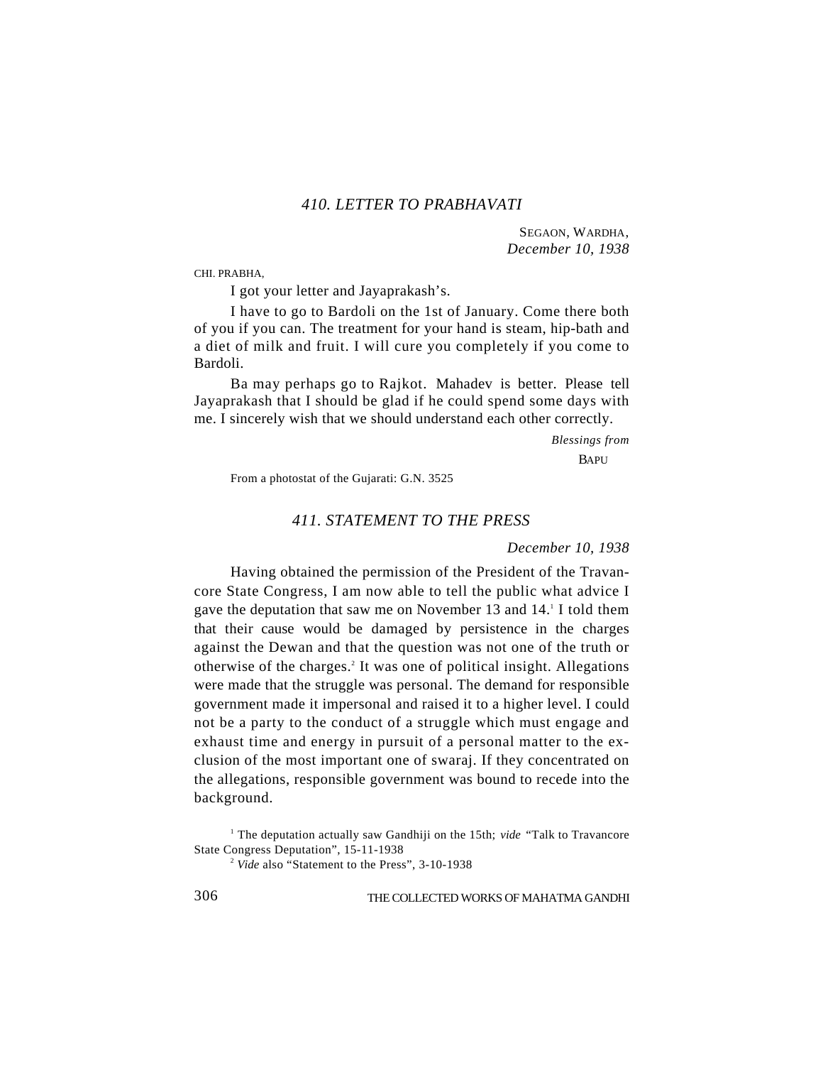### *410. LETTER TO PRABHAVATI*

SEGAON, WARDHA,
*December 10, 1938*

CHI. PRABHA,

I got your letter and Jayaprakash's.

I have to go to Bardoli on the 1st of January. Come there both of you if you can. The treatment for your hand is steam, hip-bath and a diet of milk and fruit. I will cure you completely if you come to Bardoli.

Ba may perhaps go to Rajkot. Mahadev is better. Please tell Jayaprakash that I should be glad if he could spend some days with me. I sincerely wish that we should understand each other correctly.

*Blessings from*
BAPU

From a photostat of the Gujarati: G.N. 3525

### *411. STATEMENT TO THE PRESS*

*December 10, 1938*

Having obtained the permission of the President of the Travancore State Congress, I am now able to tell the public what advice I gave the deputation that saw me on November 13 and 14.[1] I told them that their cause would be damaged by persistence in the charges against the Dewan and that the question was not one of the truth or otherwise of the charges.[2] It was one of political insight. Allegations were made that the struggle was personal. The demand for responsible government made it impersonal and raised it to a higher level. I could not be a party to the conduct of a struggle which must engage and exhaust time and energy in pursuit of a personal matter to the exclusion of the most important one of swaraj. If they concentrated on the allegations, responsible government was bound to recede into the background.

[1] The deputation actually saw Gandhiji on the 15th; *vide* "Talk to Travancore State Congress Deputation", 15-11-1938

[2] *Vide* also "Statement to the Press", 3-10-1938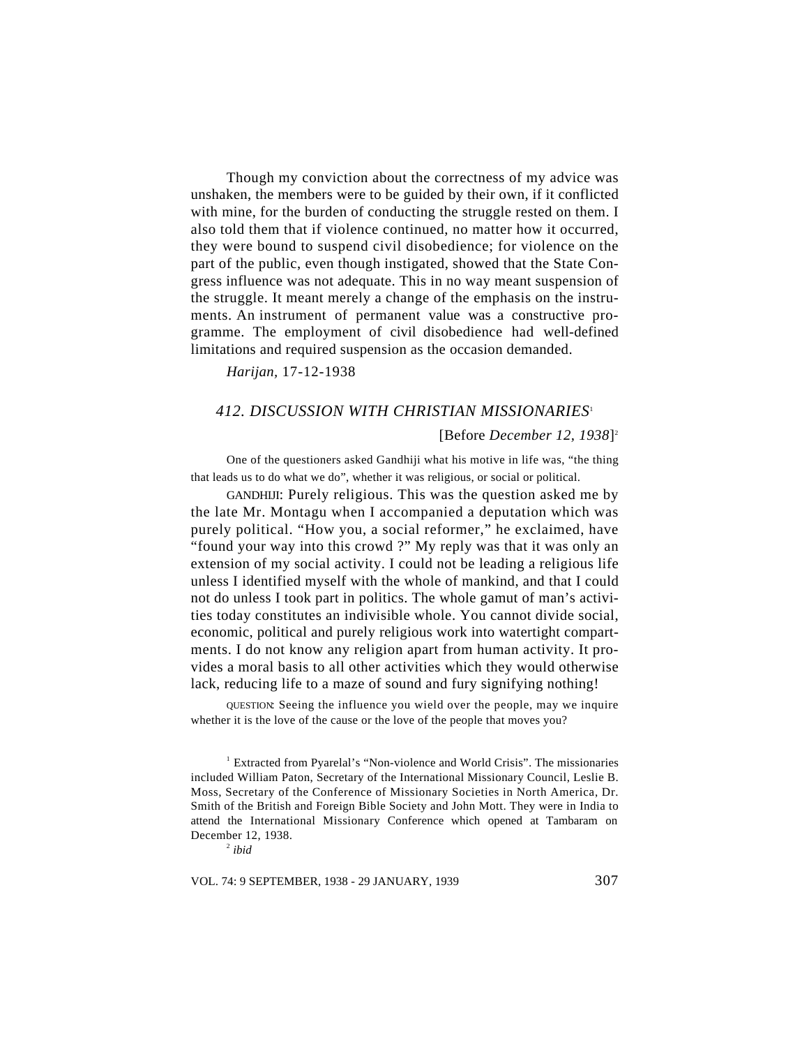Though my conviction about the correctness of my advice was unshaken, the members were to be guided by their own, if it conflicted with mine, for the burden of conducting the struggle rested on them. I also told them that if violence continued, no matter how it occurred, they were bound to suspend civil disobedience; for violence on the part of the public, even though instigated, showed that the State Congress influence was not adequate. This in no way meant suspension of the struggle. It meant merely a change of the emphasis on the instruments. An instrument of permanent value was a constructive programme. The employment of civil disobedience had well-defined limitations and required suspension as the occasion demanded.

*Harijan*, 17-12-1938

## *412. DISCUSSION WITH CHRISTIAN MISSIONARIES*[1]

[Before *December 12, 1938*][2]

One of the questioners asked Gandhiji what his motive in life was, "the thing that leads us to do what we do", whether it was religious, or social or political.

GANDHIJI: Purely religious. This was the question asked me by the late Mr. Montagu when I accompanied a deputation which was purely political. "How you, a social reformer," he exclaimed, have "found your way into this crowd ?" My reply was that it was only an extension of my social activity. I could not be leading a religious life unless I identified myself with the whole of mankind, and that I could not do unless I took part in politics. The whole gamut of man's activities today constitutes an indivisible whole. You cannot divide social, economic, political and purely religious work into watertight compartments. I do not know any religion apart from human activity. It provides a moral basis to all other activities which they would otherwise lack, reducing life to a maze of sound and fury signifying nothing!

QUESTION: Seeing the influence you wield over the people, may we inquire whether it is the love of the cause or the love of the people that moves you?

---

[1] Extracted from Pyarelal's "Non-violence and World Crisis". The missionaries included William Paton, Secretary of the International Missionary Council, Leslie B. Moss, Secretary of the Conference of Missionary Societies in North America, Dr. Smith of the British and Foreign Bible Society and John Mott. They were in India to attend the International Missionary Conference which opened at Tambaram on December 12, 1938.

[2] *ibid*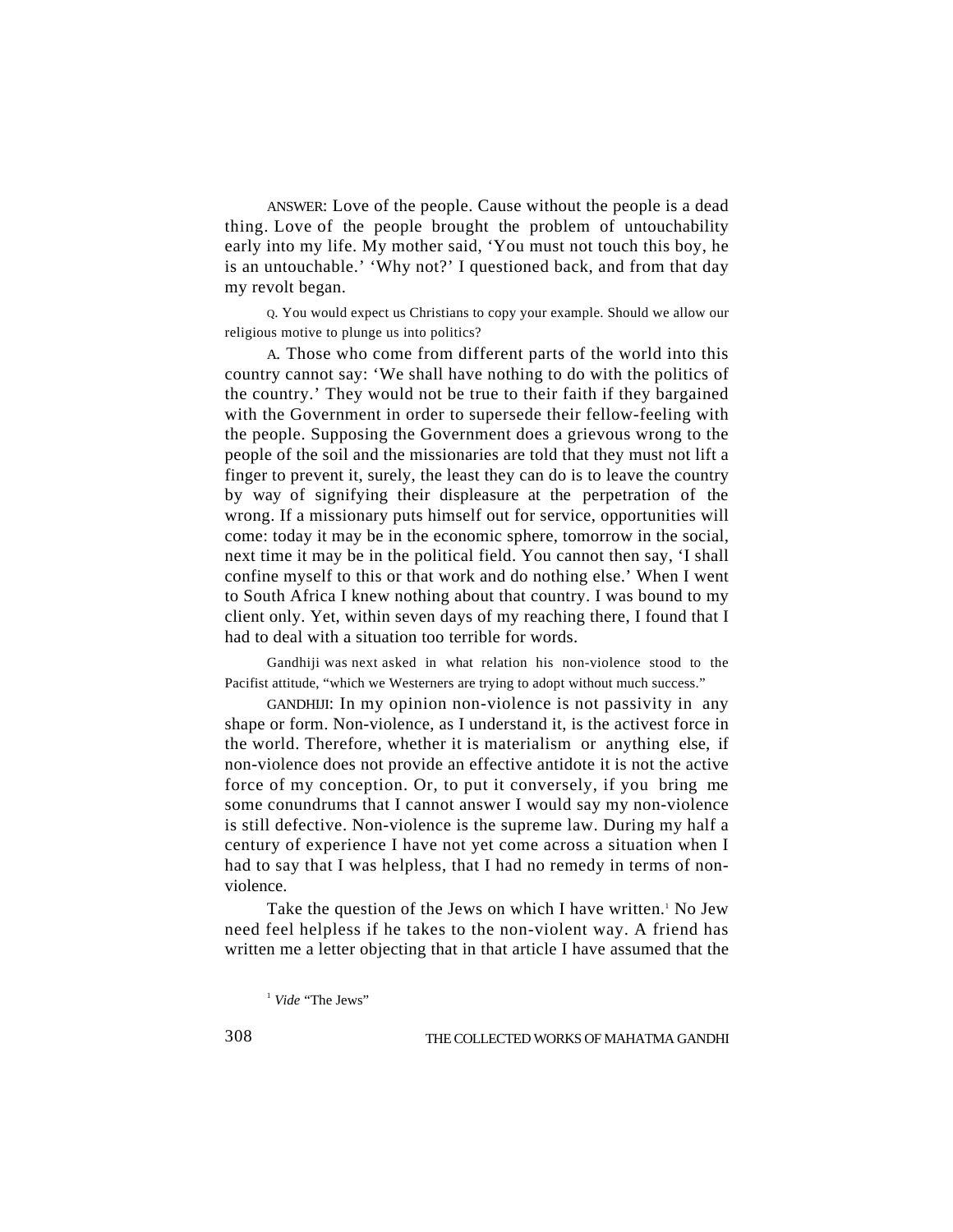ANSWER: Love of the people. Cause without the people is a dead thing. Love of the people brought the problem of untouchability early into my life. My mother said, 'You must not touch this boy, he is an untouchable.' 'Why not?' I questioned back, and from that day my revolt began.

Q. You would expect us Christians to copy your example. Should we allow our religious motive to plunge us into politics?

A. Those who come from different parts of the world into this country cannot say: 'We shall have nothing to do with the politics of the country.' They would not be true to their faith if they bargained with the Government in order to supersede their fellow-feeling with the people. Supposing the Government does a grievous wrong to the people of the soil and the missionaries are told that they must not lift a finger to prevent it, surely, the least they can do is to leave the country by way of signifying their displeasure at the perpetration of the wrong. If a missionary puts himself out for service, opportunities will come: today it may be in the economic sphere, tomorrow in the social, next time it may be in the political field. You cannot then say, 'I shall confine myself to this or that work and do nothing else.' When I went to South Africa I knew nothing about that country. I was bound to my client only. Yet, within seven days of my reaching there, I found that I had to deal with a situation too terrible for words.

Gandhiji was next asked in what relation his non-violence stood to the Pacifist attitude, "which we Westerners are trying to adopt without much success."

GANDHIJI: In my opinion non-violence is not passivity in any shape or form. Non-violence, as I understand it, is the activest force in the world. Therefore, whether it is materialism or anything else, if non-violence does not provide an effective antidote it is not the active force of my conception. Or, to put it conversely, if you bring me some conundrums that I cannot answer I would say my non-violence is still defective. Non-violence is the supreme law. During my half a century of experience I have not yet come across a situation when I had to say that I was helpless, that I had no remedy in terms of non-violence.

Take the question of the Jews on which I have written.[1] No Jew need feel helpless if he takes to the non-violent way. A friend has written me a letter objecting that in that article I have assumed that the

[1] *Vide* "The Jews"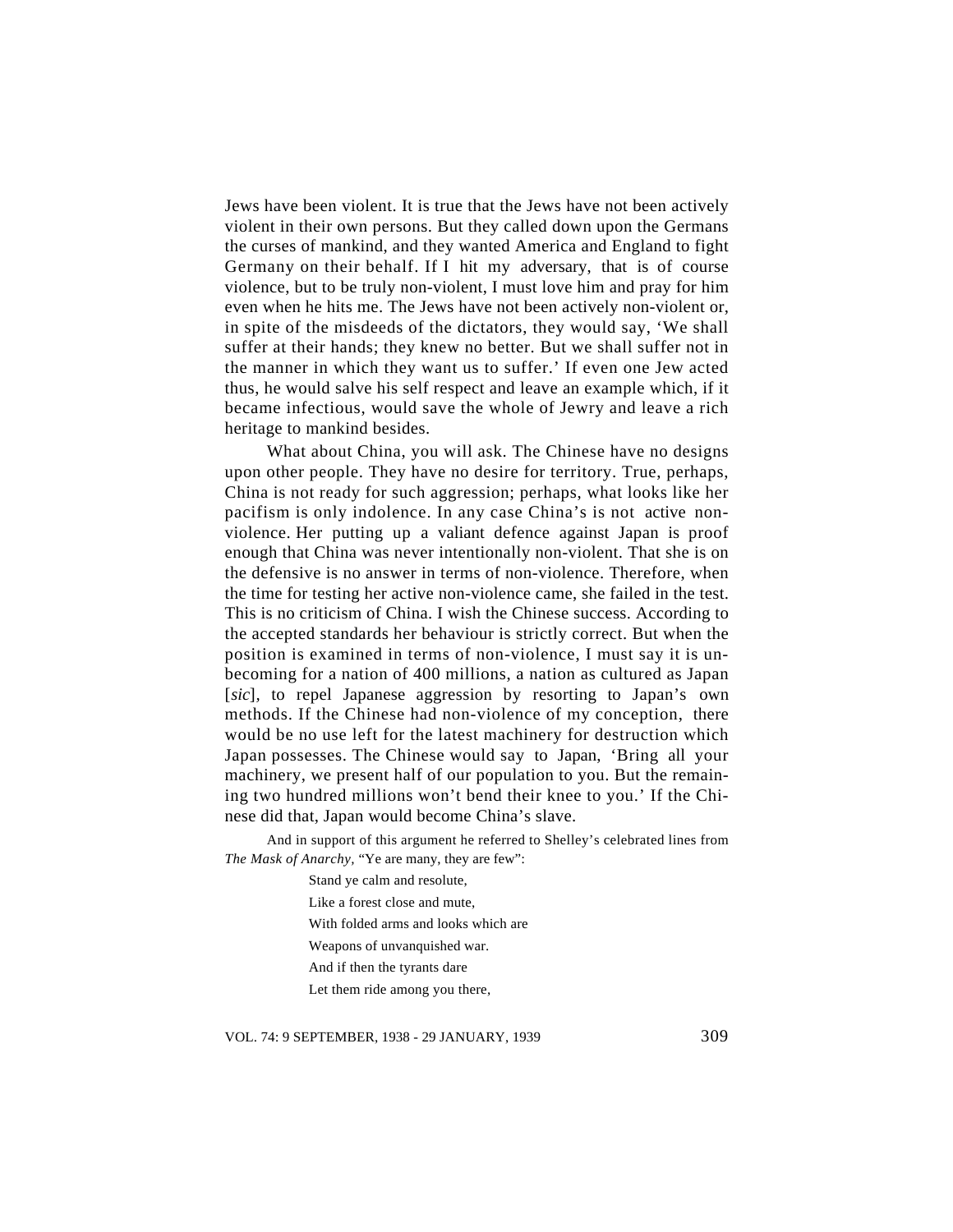Jews have been violent. It is true that the Jews have not been actively violent in their own persons. But they called down upon the Germans the curses of mankind, and they wanted America and England to fight Germany on their behalf. If I hit my adversary, that is of course violence, but to be truly non-violent, I must love him and pray for him even when he hits me. The Jews have not been actively non-violent or, in spite of the misdeeds of the dictators, they would say, 'We shall suffer at their hands; they knew no better. But we shall suffer not in the manner in which they want us to suffer.' If even one Jew acted thus, he would salve his self respect and leave an example which, if it became infectious, would save the whole of Jewry and leave a rich heritage to mankind besides.

What about China, you will ask. The Chinese have no designs upon other people. They have no desire for territory. True, perhaps, China is not ready for such aggression; perhaps, what looks like her pacifism is only indolence. In any case China's is not active non-violence. Her putting up a valiant defence against Japan is proof enough that China was never intentionally non-violent. That she is on the defensive is no answer in terms of non-violence. Therefore, when the time for testing her active non-violence came, she failed in the test. This is no criticism of China. I wish the Chinese success. According to the accepted standards her behaviour is strictly correct. But when the position is examined in terms of non-violence, I must say it is unbecoming for a nation of 400 millions, a nation as cultured as Japan [*sic*], to repel Japanese aggression by resorting to Japan's own methods. If the Chinese had non-violence of my conception, there would be no use left for the latest machinery for destruction which Japan possesses. The Chinese would say to Japan, 'Bring all your machinery, we present half of our population to you. But the remaining two hundred millions won't bend their knee to you.' If the Chinese did that, Japan would become China's slave.

And in support of this argument he referred to Shelley's celebrated lines from *The Mask of Anarchy*, "Ye are many, they are few":

> Stand ye calm and resolute,
> Like a forest close and mute,
> With folded arms and looks which are
> Weapons of unvanquished war.
> And if then the tyrants dare
> Let them ride among you there,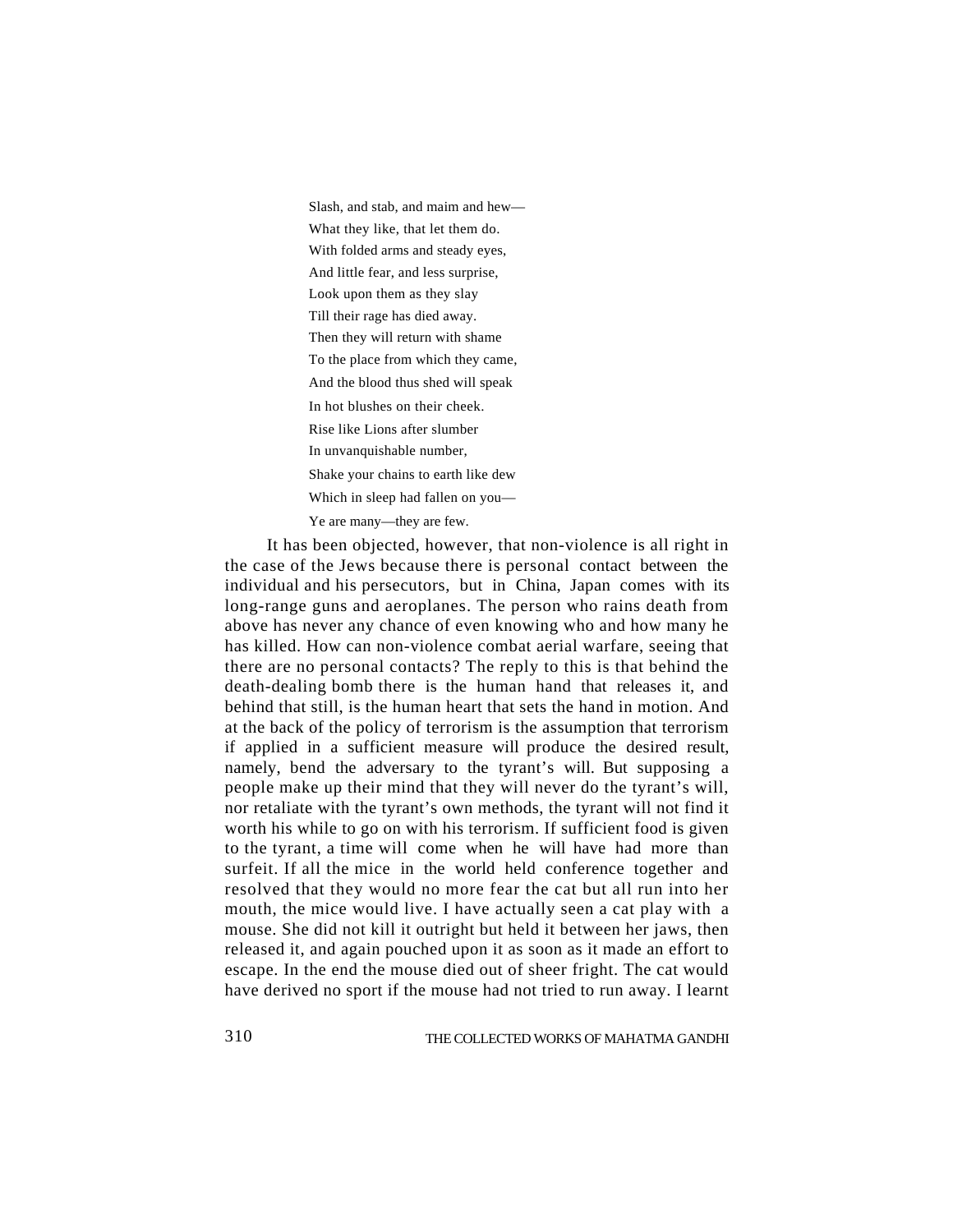Slash, and stab, and maim and hew—
What they like, that let them do.
With folded arms and steady eyes,
And little fear, and less surprise,
Look upon them as they slay
Till their rage has died away.
Then they will return with shame
To the place from which they came,
And the blood thus shed will speak
In hot blushes on their cheek.
Rise like Lions after slumber
In unvanquishable number,
Shake your chains to earth like dew
Which in sleep had fallen on you—
Ye are many—they are few.

It has been objected, however, that non-violence is all right in the case of the Jews because there is personal contact between the individual and his persecutors, but in China, Japan comes with its long-range guns and aeroplanes. The person who rains death from above has never any chance of even knowing who and how many he has killed. How can non-violence combat aerial warfare, seeing that there are no personal contacts? The reply to this is that behind the death-dealing bomb there is the human hand that releases it, and behind that still, is the human heart that sets the hand in motion. And at the back of the policy of terrorism is the assumption that terrorism if applied in a sufficient measure will produce the desired result, namely, bend the adversary to the tyrant's will. But supposing a people make up their mind that they will never do the tyrant's will, nor retaliate with the tyrant's own methods, the tyrant will not find it worth his while to go on with his terrorism. If sufficient food is given to the tyrant, a time will come when he will have had more than surfeit. If all the mice in the world held conference together and resolved that they would no more fear the cat but all run into her mouth, the mice would live. I have actually seen a cat play with a mouse. She did not kill it outright but held it between her jaws, then released it, and again pouched upon it as soon as it made an effort to escape. In the end the mouse died out of sheer fright. The cat would have derived no sport if the mouse had not tried to run away. I learnt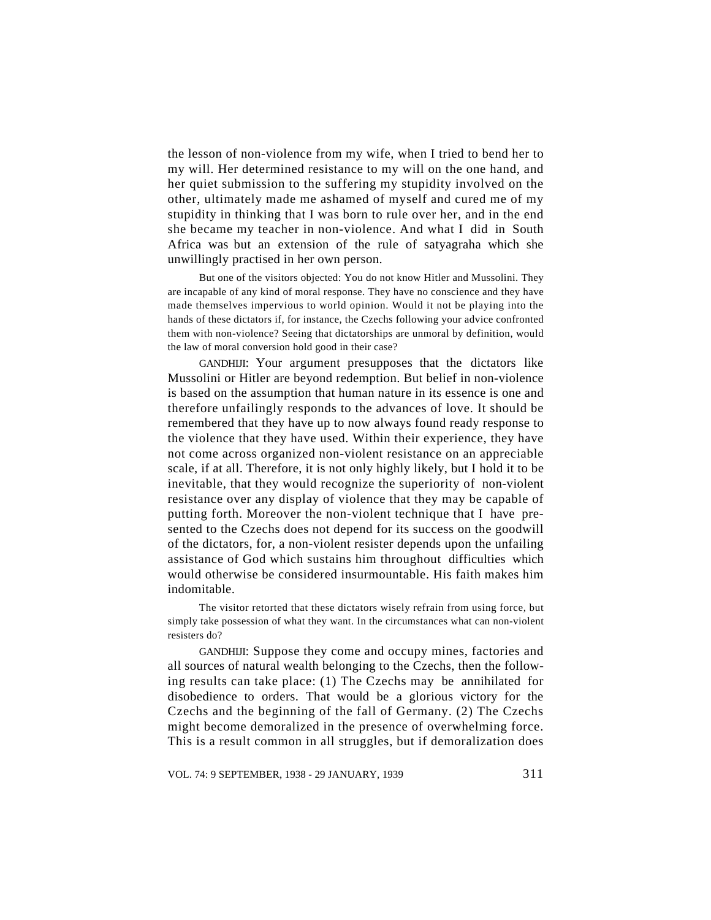the lesson of non-violence from my wife, when I tried to bend her to my will. Her determined resistance to my will on the one hand, and her quiet submission to the suffering my stupidity involved on the other, ultimately made me ashamed of myself and cured me of my stupidity in thinking that I was born to rule over her, and in the end she became my teacher in non-violence. And what I did in South Africa was but an extension of the rule of satyagraha which she unwillingly practised in her own person.

But one of the visitors objected: You do not know Hitler and Mussolini. They are incapable of any kind of moral response. They have no conscience and they have made themselves impervious to world opinion. Would it not be playing into the hands of these dictators if, for instance, the Czechs following your advice confronted them with non-violence? Seeing that dictatorships are unmoral by definition, would the law of moral conversion hold good in their case?

GANDHIJI: Your argument presupposes that the dictators like Mussolini or Hitler are beyond redemption. But belief in non-violence is based on the assumption that human nature in its essence is one and therefore unfailingly responds to the advances of love. It should be remembered that they have up to now always found ready response to the violence that they have used. Within their experience, they have not come across organized non-violent resistance on an appreciable scale, if at all. Therefore, it is not only highly likely, but I hold it to be inevitable, that they would recognize the superiority of non-violent resistance over any display of violence that they may be capable of putting forth. Moreover the non-violent technique that I have presented to the Czechs does not depend for its success on the goodwill of the dictators, for, a non-violent resister depends upon the unfailing assistance of God which sustains him throughout difficulties which would otherwise be considered insurmountable. His faith makes him indomitable.

The visitor retorted that these dictators wisely refrain from using force, but simply take possession of what they want. In the circumstances what can non-violent resisters do?

GANDHIJI: Suppose they come and occupy mines, factories and all sources of natural wealth belonging to the Czechs, then the following results can take place: (1) The Czechs may be annihilated for disobedience to orders. That would be a glorious victory for the Czechs and the beginning of the fall of Germany. (2) The Czechs might become demoralized in the presence of overwhelming force. This is a result common in all struggles, but if demoralization does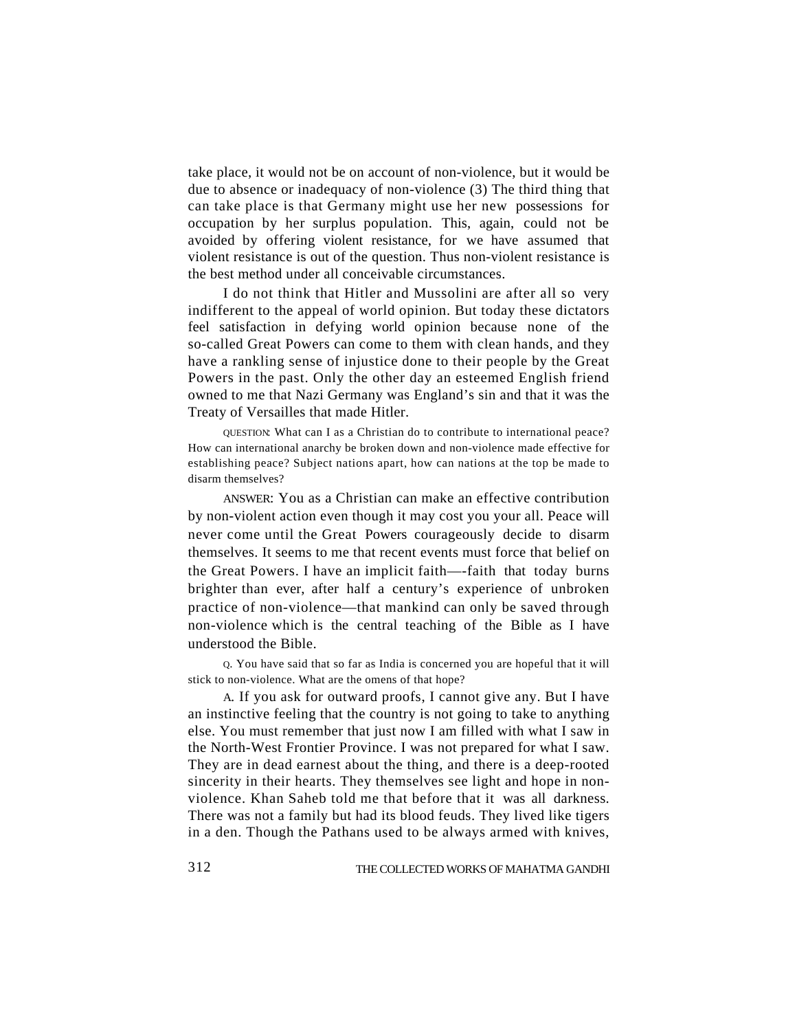take place, it would not be on account of non-violence, but it would be due to absence or inadequacy of non-violence (3) The third thing that can take place is that Germany might use her new possessions for occupation by her surplus population. This, again, could not be avoided by offering violent resistance, for we have assumed that violent resistance is out of the question. Thus non-violent resistance is the best method under all conceivable circumstances.

I do not think that Hitler and Mussolini are after all so very indifferent to the appeal of world opinion. But today these dictators feel satisfaction in defying world opinion because none of the so-called Great Powers can come to them with clean hands, and they have a rankling sense of injustice done to their people by the Great Powers in the past. Only the other day an esteemed English friend owned to me that Nazi Germany was England's sin and that it was the Treaty of Versailles that made Hitler.

QUESTION: What can I as a Christian do to contribute to international peace? How can international anarchy be broken down and non-violence made effective for establishing peace? Subject nations apart, how can nations at the top be made to disarm themselves?

ANSWER: You as a Christian can make an effective contribution by non-violent action even though it may cost you your all. Peace will never come until the Great Powers courageously decide to disarm themselves. It seems to me that recent events must force that belief on the Great Powers. I have an implicit faith—-faith that today burns brighter than ever, after half a century's experience of unbroken practice of non-violence—that mankind can only be saved through non-violence which is the central teaching of the Bible as I have understood the Bible.

Q. You have said that so far as India is concerned you are hopeful that it will stick to non-violence. What are the omens of that hope?

A. If you ask for outward proofs, I cannot give any. But I have an instinctive feeling that the country is not going to take to anything else. You must remember that just now I am filled with what I saw in the North-West Frontier Province. I was not prepared for what I saw. They are in dead earnest about the thing, and there is a deep-rooted sincerity in their hearts. They themselves see light and hope in non-violence. Khan Saheb told me that before that it was all darkness. There was not a family but had its blood feuds. They lived like tigers in a den. Though the Pathans used to be always armed with knives,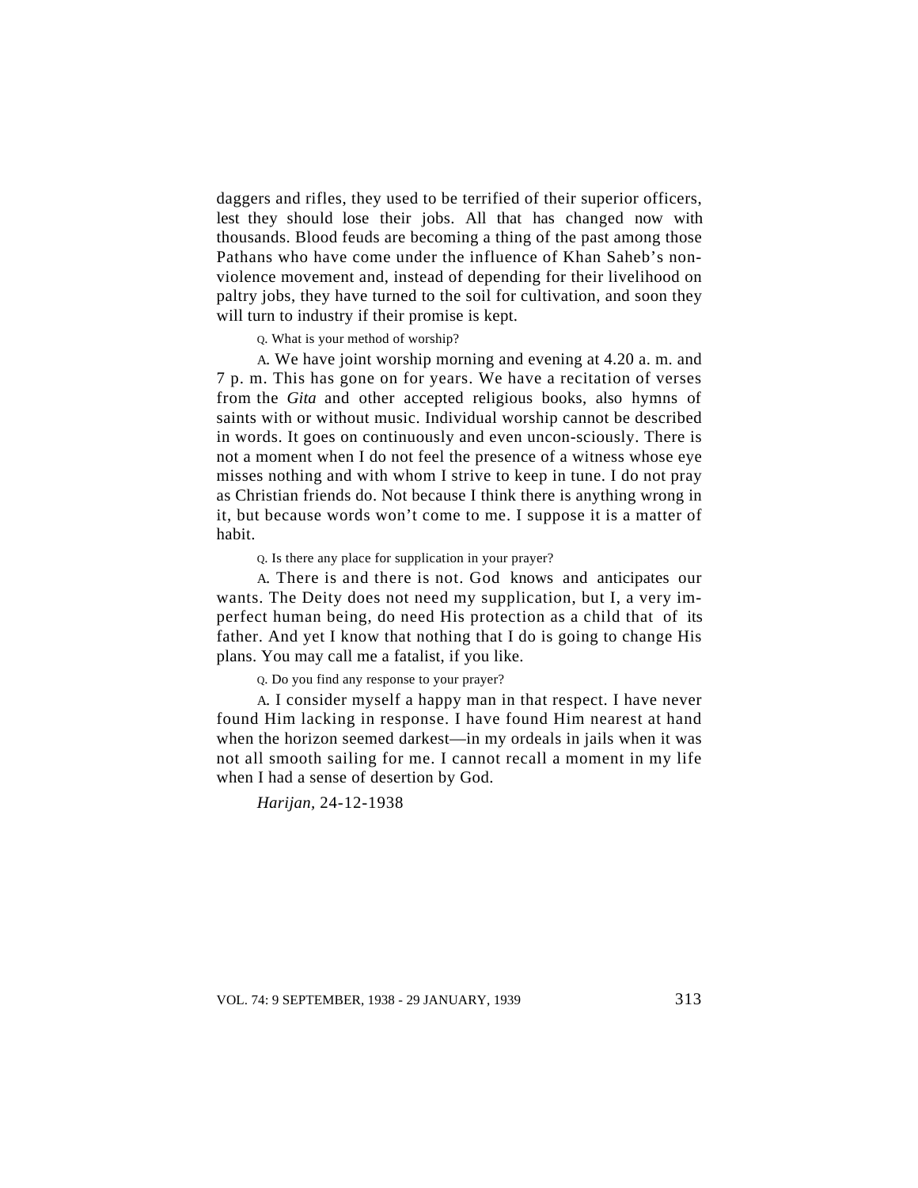daggers and rifles, they used to be terrified of their superior officers, lest they should lose their jobs. All that has changed now with thousands. Blood feuds are becoming a thing of the past among those Pathans who have come under the influence of Khan Saheb's non-violence movement and, instead of depending for their livelihood on paltry jobs, they have turned to the soil for cultivation, and soon they will turn to industry if their promise is kept.

Q. What is your method of worship?

A. We have joint worship morning and evening at 4.20 a. m. and 7 p. m. This has gone on for years. We have a recitation of verses from the *Gita* and other accepted religious books, also hymns of saints with or without music. Individual worship cannot be described in words. It goes on continuously and even unconsciously. There is not a moment when I do not feel the presence of a witness whose eye misses nothing and with whom I strive to keep in tune. I do not pray as Christian friends do. Not because I think there is anything wrong in it, but because words won't come to me. I suppose it is a matter of habit.

Q. Is there any place for supplication in your prayer?

A. There is and there is not. God knows and anticipates our wants. The Deity does not need my supplication, but I, a very imperfect human being, do need His protection as a child that of its father. And yet I know that nothing that I do is going to change His plans. You may call me a fatalist, if you like.

Q. Do you find any response to your prayer?

A. I consider myself a happy man in that respect. I have never found Him lacking in response. I have found Him nearest at hand when the horizon seemed darkest—in my ordeals in jails when it was not all smooth sailing for me. I cannot recall a moment in my life when I had a sense of desertion by God.

*Harijan,* 24-12-1938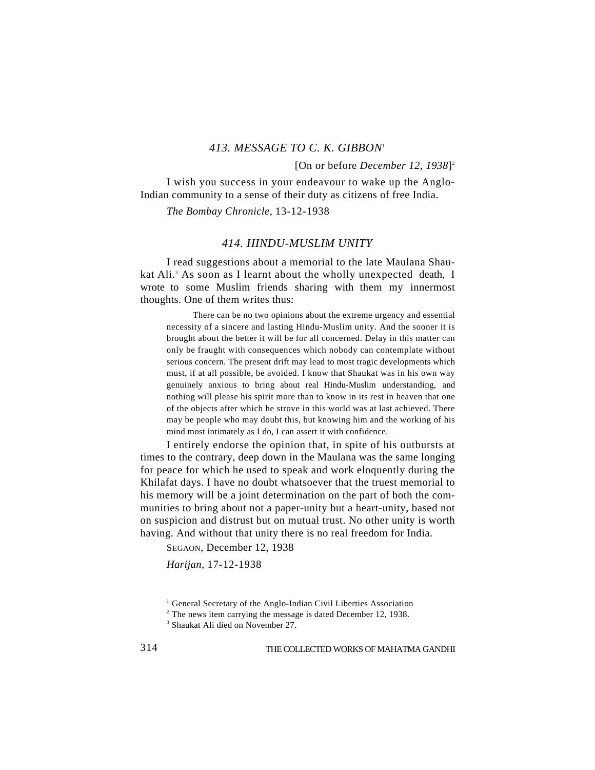### *413. MESSAGE TO C. K. GIBBON*[1]

[On or before *December 12, 1938*][2]

I wish you success in your endeavour to wake up the Anglo-Indian community to a sense of their duty as citizens of free India.

*The Bombay Chronicle*, 13-12-1938

### *414. HINDU-MUSLIM UNITY*

I read suggestions about a memorial to the late Maulana Shaukat Ali.[3] As soon as I learnt about the wholly unexpected death, I wrote to some Muslim friends sharing with them my innermost thoughts. One of them writes thus:

> There can be no two opinions about the extreme urgency and essential necessity of a sincere and lasting Hindu-Muslim unity. And the sooner it is brought about the better it will be for all concerned. Delay in this matter can only be fraught with consequences which nobody can contemplate without serious concern. The present drift may lead to most tragic developments which must, if at all possible, be avoided. I know that Shaukat was in his own way genuinely anxious to bring about real Hindu-Muslim understanding, and nothing will please his spirit more than to know in its rest in heaven that one of the objects after which he strove in this world was at last achieved. There may be people who may doubt this, but knowing him and the working of his mind most intimately as I do, I can assert it with confidence.

I entirely endorse the opinion that, in spite of his outbursts at times to the contrary, deep down in the Maulana was the same longing for peace for which he used to speak and work eloquently during the Khilafat days. I have no doubt whatsoever that the truest memorial to his memory will be a joint determination on the part of both the communities to bring about not a paper-unity but a heart-unity, based not on suspicion and distrust but on mutual trust. No other unity is worth having. And without that unity there is no real freedom for India.

SEGAON, December 12, 1938

*Harijan*, 17-12-1938

[1] General Secretary of the Anglo-Indian Civil Liberties Association

[2] The news item carrying the message is dated December 12, 1938.

[3] Shaukat Ali died on November 27.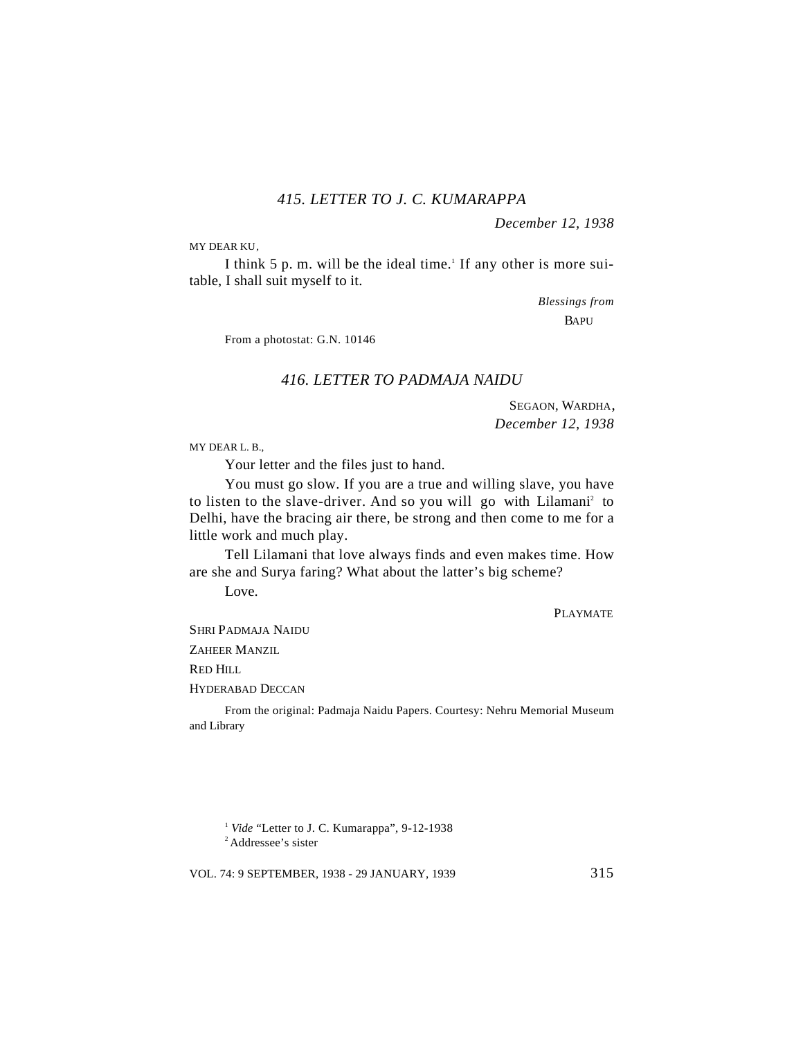## 415. LETTER TO J. C. KUMARAPPA

*December 12, 1938*

MY DEAR KU,

I think 5 p. m. will be the ideal time.[1] If any other is more suitable, I shall suit myself to it.

*Blessings from*

BAPU

From a photostat: G.N. 10146

## 416. LETTER TO PADMAJA NAIDU

SEGAON, WARDHA,
*December 12, 1938*

MY DEAR L. B.,

Your letter and the files just to hand.

You must go slow. If you are a true and willing slave, you have to listen to the slave-driver. And so you will go with Lilamani[2] to Delhi, have the bracing air there, be strong and then come to me for a little work and much play.

Tell Lilamani that love always finds and even makes time. How are she and Surya faring? What about the latter's big scheme?

Love.

PLAYMATE

SHRI PADMAJA NAIDU
ZAHEER MANZIL
RED HILL
HYDERABAD DECCAN

From the original: Padmaja Naidu Papers. Courtesy: Nehru Memorial Museum and Library

---

[1] *Vide* "Letter to J. C. Kumarappa", 9-12-1938

[2] Addressee's sister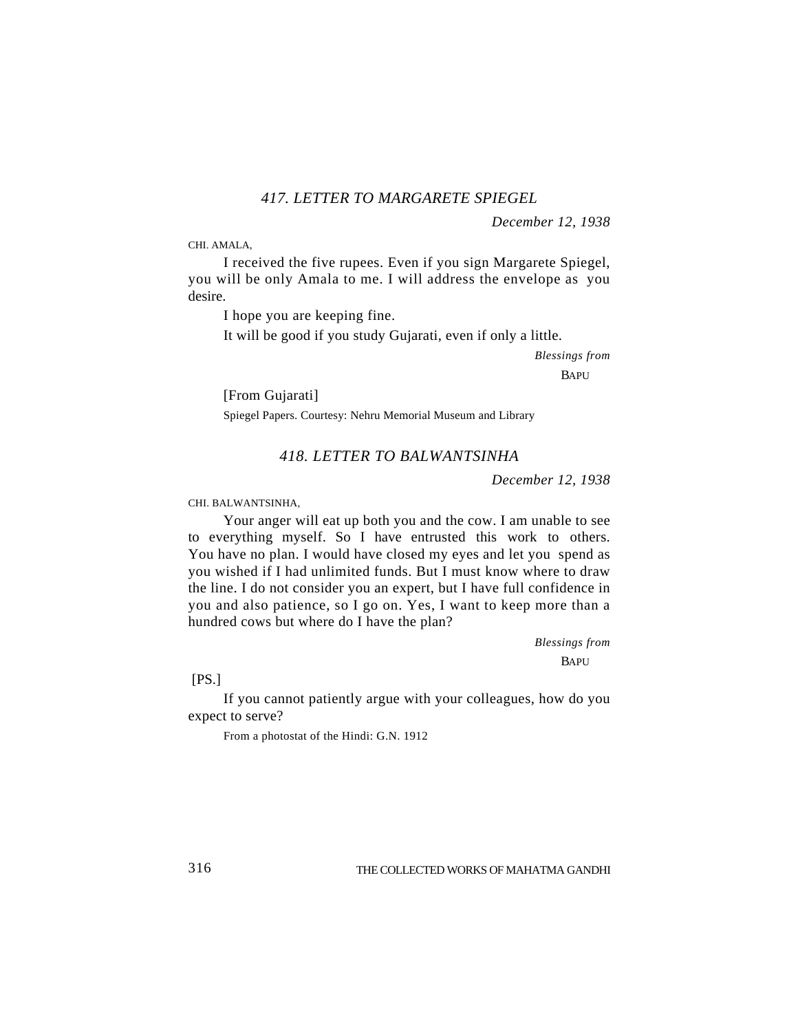### *417. LETTER TO MARGARETE SPIEGEL*

*December 12, 1938*

CHI. AMALA,

I received the five rupees. Even if you sign Margarete Spiegel, you will be only Amala to me. I will address the envelope as you desire.

I hope you are keeping fine.

It will be good if you study Gujarati, even if only a little.

*Blessings from*

BAPU

[From Gujarati]

Spiegel Papers. Courtesy: Nehru Memorial Museum and Library

### *418. LETTER TO BALWANTSINHA*

*December 12, 1938*

CHI. BALWANTSINHA,

Your anger will eat up both you and the cow. I am unable to see to everything myself. So I have entrusted this work to others. You have no plan. I would have closed my eyes and let you spend as you wished if I had unlimited funds. But I must know where to draw the line. I do not consider you an expert, but I have full confidence in you and also patience, so I go on. Yes, I want to keep more than a hundred cows but where do I have the plan?

*Blessings from*

BAPU

[PS.]

If you cannot patiently argue with your colleagues, how do you expect to serve?

From a photostat of the Hindi: G.N. 1912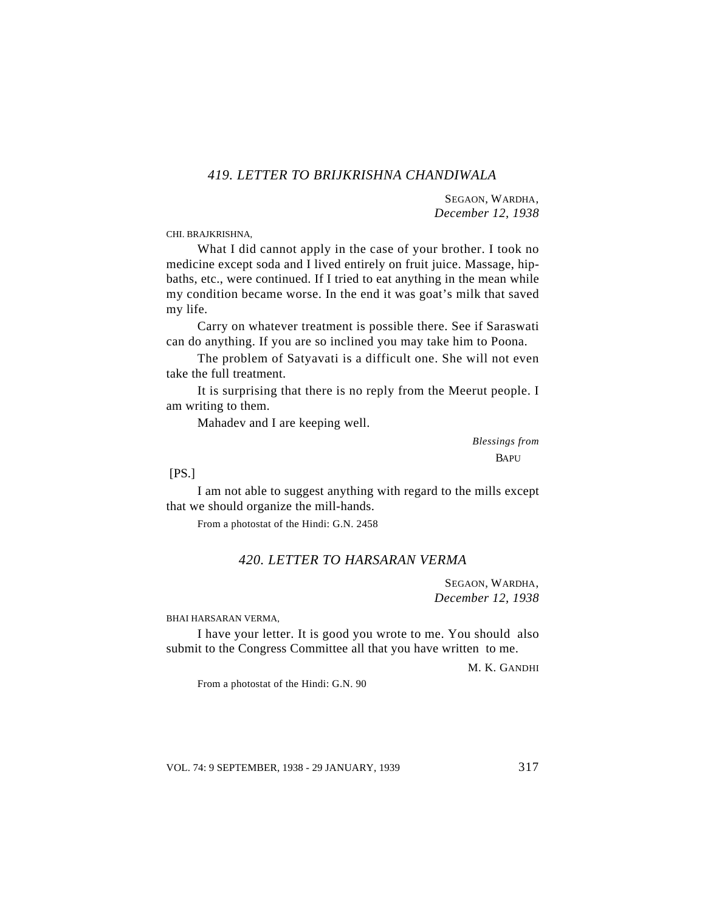### *419. LETTER TO BRIJKRISHNA CHANDIWALA*

SEGAON, WARDHA,
*December 12, 1938*

CHI. BRAJKRISHNA,

What I did cannot apply in the case of your brother. I took no medicine except soda and I lived entirely on fruit juice. Massage, hip-baths, etc., were continued. If I tried to eat anything in the mean while my condition became worse. In the end it was goat's milk that saved my life.

Carry on whatever treatment is possible there. See if Saraswati can do anything. If you are so inclined you may take him to Poona.

The problem of Satyavati is a difficult one. She will not even take the full treatment.

It is surprising that there is no reply from the Meerut people. I am writing to them.

Mahadev and I are keeping well.

*Blessings from*
BAPU

[PS.]

I am not able to suggest anything with regard to the mills except that we should organize the mill-hands.

From a photostat of the Hindi: G.N. 2458

### *420. LETTER TO HARSARAN VERMA*

SEGAON, WARDHA,
*December 12, 1938*

BHAI HARSARAN VERMA,

I have your letter. It is good you wrote to me. You should also submit to the Congress Committee all that you have written to me.

M. K. GANDHI

From a photostat of the Hindi: G.N. 90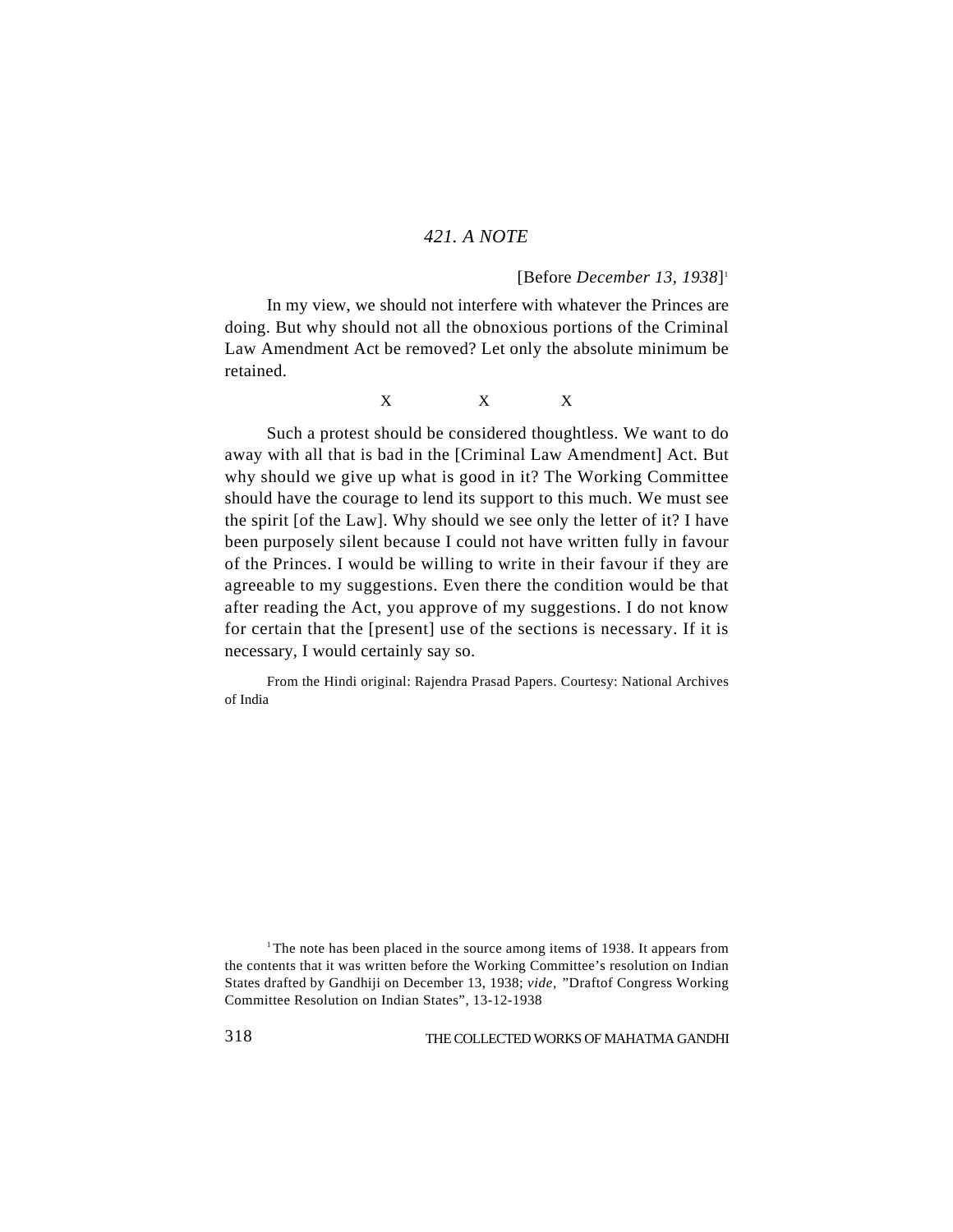## *421. A NOTE*

[Before *December 13, 1938*][1]

In my view, we should not interfere with whatever the Princes are doing. But why should not all the obnoxious portions of the Criminal Law Amendment Act be removed? Let only the absolute minimum be retained.

X X X

Such a protest should be considered thoughtless. We want to do away with all that is bad in the [Criminal Law Amendment] Act. But why should we give up what is good in it? The Working Committee should have the courage to lend its support to this much. We must see the spirit [of the Law]. Why should we see only the letter of it? I have been purposely silent because I could not have written fully in favour of the Princes. I would be willing to write in their favour if they are agreeable to my suggestions. Even there the condition would be that after reading the Act, you approve of my suggestions. I do not know for certain that the [present] use of the sections is necessary. If it is necessary, I would certainly say so.

From the Hindi original: Rajendra Prasad Papers. Courtesy: National Archives of India

---

[1] The note has been placed in the source among items of 1938. It appears from the contents that it was written before the Working Committee's resolution on Indian States drafted by Gandhiji on December 13, 1938; *vide,* "Draftof Congress Working Committee Resolution on Indian States", 13-12-1938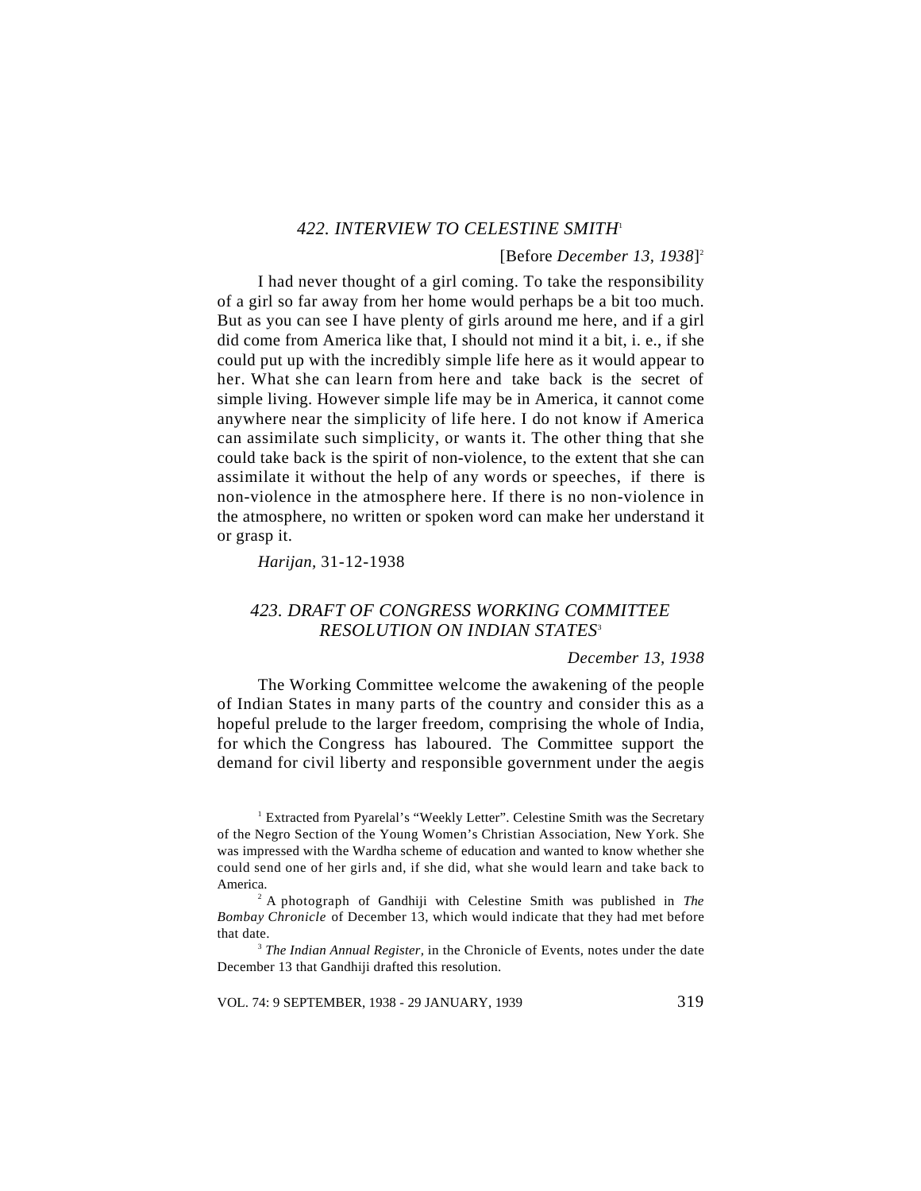## *422. INTERVIEW TO CELESTINE SMITH*[1]

[Before *December 13, 1938*][2]

I had never thought of a girl coming. To take the responsibility of a girl so far away from her home would perhaps be a bit too much. But as you can see I have plenty of girls around me here, and if a girl did come from America like that, I should not mind it a bit, i. e., if she could put up with the incredibly simple life here as it would appear to her. What she can learn from here and take back is the secret of simple living. However simple life may be in America, it cannot come anywhere near the simplicity of life here. I do not know if America can assimilate such simplicity, or wants it. The other thing that she could take back is the spirit of non-violence, to the extent that she can assimilate it without the help of any words or speeches, if there is non-violence in the atmosphere here. If there is no non-violence in the atmosphere, no written or spoken word can make her understand it or grasp it.

*Harijan*, 31-12-1938

## *423. DRAFT OF CONGRESS WORKING COMMITTEE RESOLUTION ON INDIAN STATES*[3]

*December 13, 1938*

The Working Committee welcome the awakening of the people of Indian States in many parts of the country and consider this as a hopeful prelude to the larger freedom, comprising the whole of India, for which the Congress has laboured. The Committee support the demand for civil liberty and responsible government under the aegis

---

[1] Extracted from Pyarelal's "Weekly Letter". Celestine Smith was the Secretary of the Negro Section of the Young Women's Christian Association, New York. She was impressed with the Wardha scheme of education and wanted to know whether she could send one of her girls and, if she did, what she would learn and take back to America.

[2] A photograph of Gandhiji with Celestine Smith was published in *The Bombay Chronicle* of December 13, which would indicate that they had met before that date.

[3] *The Indian Annual Register*, in the Chronicle of Events, notes under the date December 13 that Gandhiji drafted this resolution.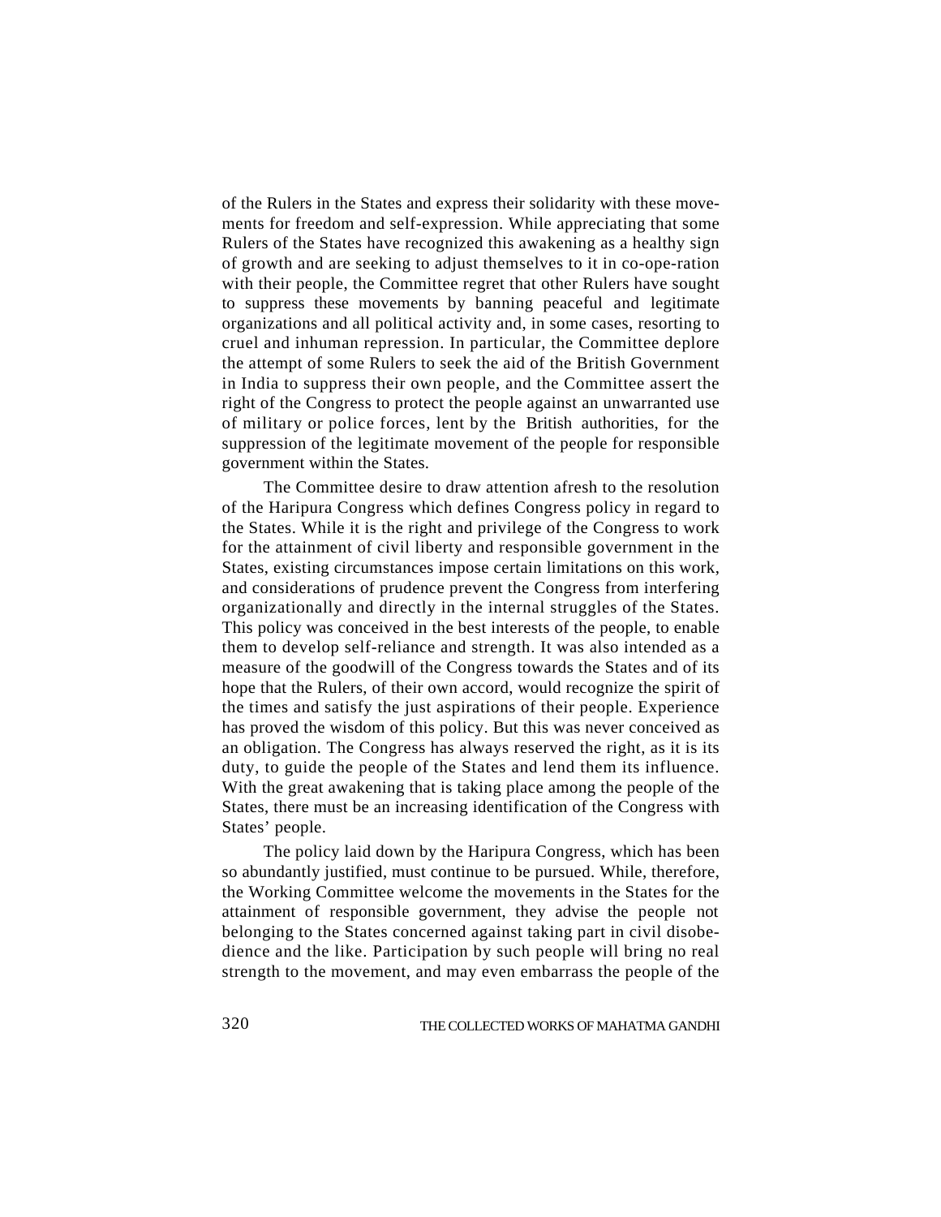of the Rulers in the States and express their solidarity with these movements for freedom and self-expression. While appreciating that some Rulers of the States have recognized this awakening as a healthy sign of growth and are seeking to adjust themselves to it in co-ope-ration with their people, the Committee regret that other Rulers have sought to suppress these movements by banning peaceful and legitimate organizations and all political activity and, in some cases, resorting to cruel and inhuman repression. In particular, the Committee deplore the attempt of some Rulers to seek the aid of the British Government in India to suppress their own people, and the Committee assert the right of the Congress to protect the people against an unwarranted use of military or police forces, lent by the British authorities, for the suppression of the legitimate movement of the people for responsible government within the States.

The Committee desire to draw attention afresh to the resolution of the Haripura Congress which defines Congress policy in regard to the States. While it is the right and privilege of the Congress to work for the attainment of civil liberty and responsible government in the States, existing circumstances impose certain limitations on this work, and considerations of prudence prevent the Congress from interfering organizationally and directly in the internal struggles of the States. This policy was conceived in the best interests of the people, to enable them to develop self-reliance and strength. It was also intended as a measure of the goodwill of the Congress towards the States and of its hope that the Rulers, of their own accord, would recognize the spirit of the times and satisfy the just aspirations of their people. Experience has proved the wisdom of this policy. But this was never conceived as an obligation. The Congress has always reserved the right, as it is its duty, to guide the people of the States and lend them its influence. With the great awakening that is taking place among the people of the States, there must be an increasing identification of the Congress with States' people.

The policy laid down by the Haripura Congress, which has been so abundantly justified, must continue to be pursued. While, therefore, the Working Committee welcome the movements in the States for the attainment of responsible government, they advise the people not belonging to the States concerned against taking part in civil disobedience and the like. Participation by such people will bring no real strength to the movement, and may even embarrass the people of the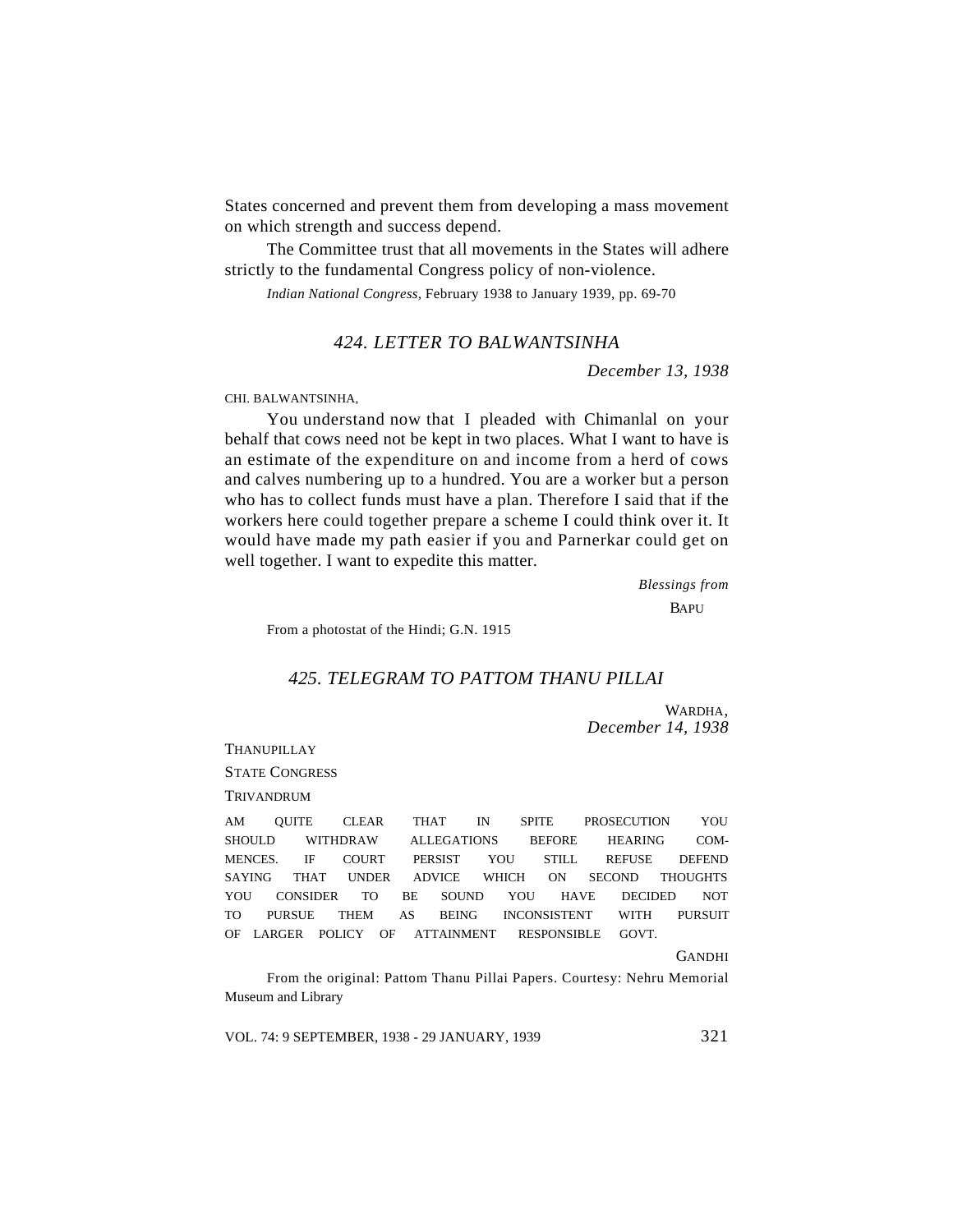States concerned and prevent them from developing a mass movement on which strength and success depend.

The Committee trust that all movements in the States will adhere strictly to the fundamental Congress policy of non-violence.

*Indian National Congress,* February 1938 to January 1939, pp. 69-70

## *424. LETTER TO BALWANTSINHA*

*December 13, 1938*

CHI. BALWANTSINHA,

You understand now that I pleaded with Chimanlal on your behalf that cows need not be kept in two places. What I want to have is an estimate of the expenditure on and income from a herd of cows and calves numbering up to a hundred. You are a worker but a person who has to collect funds must have a plan. Therefore I said that if the workers here could together prepare a scheme I could think over it. It would have made my path easier if you and Parnerkar could get on well together. I want to expedite this matter.

*Blessings from*
BAPU

From a photostat of the Hindi; G.N. 1915

## *425. TELEGRAM TO PATTOM THANU PILLAI*

WARDHA,
*December 14, 1938*

THANUPILLAY
STATE CONGRESS
TRIVANDRUM

AM QUITE CLEAR THAT IN SPITE PROSECUTION YOU SHOULD WITHDRAW ALLEGATIONS BEFORE HEARING COMMENCES. IF COURT PERSIST YOU STILL REFUSE DEFEND SAYING THAT UNDER ADVICE WHICH ON SECOND THOUGHTS YOU CONSIDER TO BE SOUND YOU HAVE DECIDED NOT TO PURSUE THEM AS BEING INCONSISTENT WITH PURSUIT OF LARGER POLICY OF ATTAINMENT RESPONSIBLE GOVT.

GANDHI

From the original: Pattom Thanu Pillai Papers. Courtesy: Nehru Memorial Museum and Library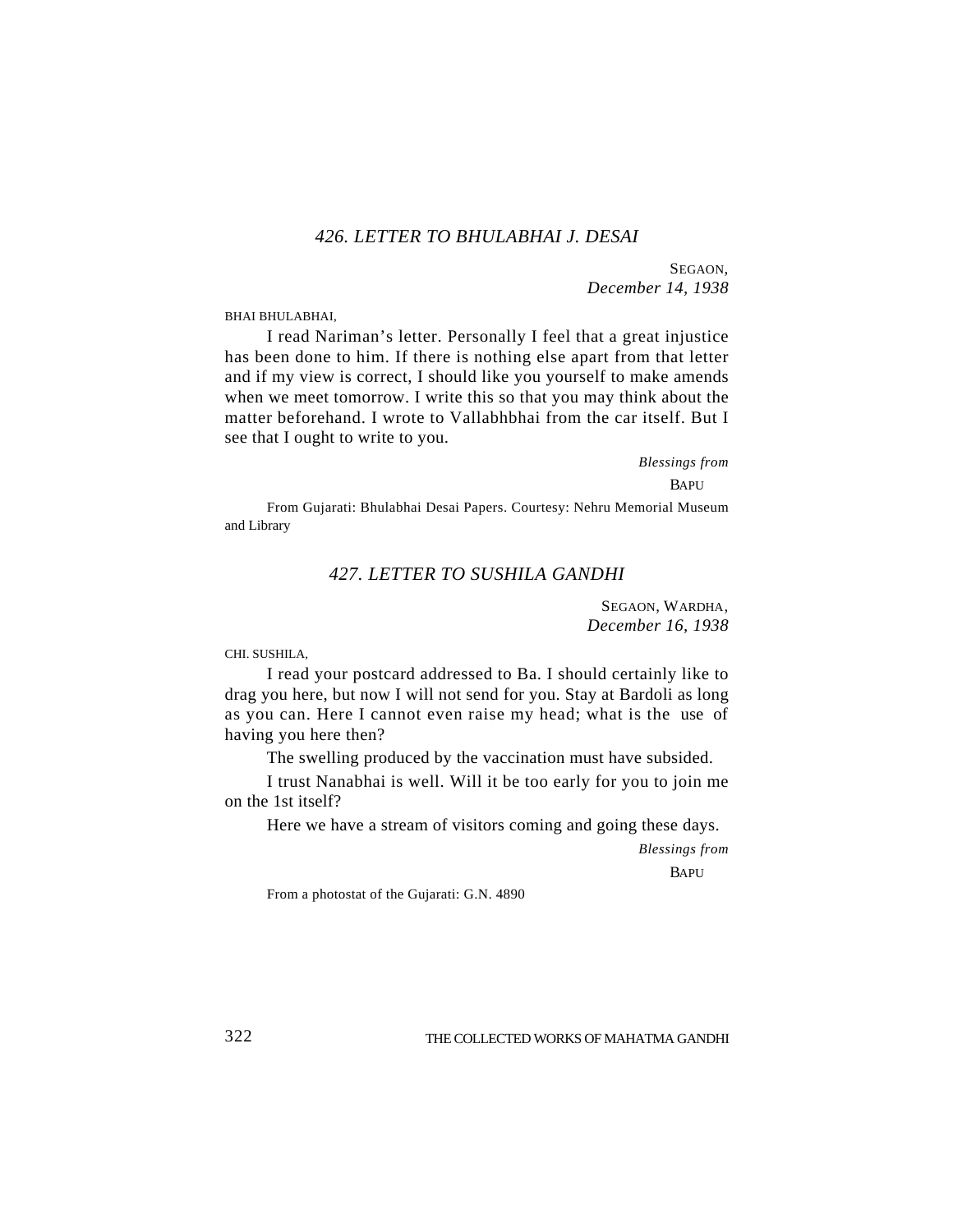### *426. LETTER TO BHULABHAI J. DESAI*

SEGAON,
*December 14, 1938*

BHAI BHULABHAI,

I read Nariman's letter. Personally I feel that a great injustice has been done to him. If there is nothing else apart from that letter and if my view is correct, I should like you yourself to make amends when we meet tomorrow. I write this so that you may think about the matter beforehand. I wrote to Vallabhbhai from the car itself. But I see that I ought to write to you.

*Blessings from*
BAPU

From Gujarati: Bhulabhai Desai Papers. Courtesy: Nehru Memorial Museum and Library

### *427. LETTER TO SUSHILA GANDHI*

SEGAON, WARDHA,
*December 16, 1938*

CHI. SUSHILA,

I read your postcard addressed to Ba. I should certainly like to drag you here, but now I will not send for you. Stay at Bardoli as long as you can. Here I cannot even raise my head; what is the use of having you here then?

The swelling produced by the vaccination must have subsided.

I trust Nanabhai is well. Will it be too early for you to join me on the 1st itself?

Here we have a stream of visitors coming and going these days.

*Blessings from*
BAPU

From a photostat of the Gujarati: G.N. 4890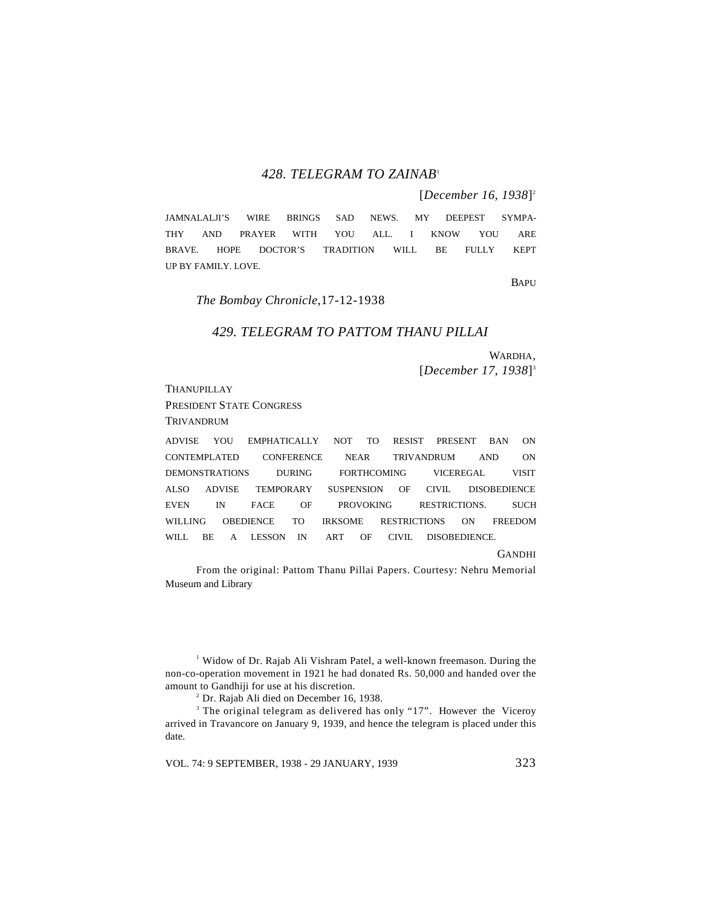## 428. TELEGRAM TO ZAINAB[1]

[*December 16, 1938*][2]

JAMNALALJI'S WIRE BRINGS SAD NEWS. MY DEEPEST SYMPATHY AND PRAYER WITH YOU ALL. I KNOW YOU ARE BRAVE. HOPE DOCTOR'S TRADITION WILL BE FULLY KEPT UP BY FAMILY. LOVE.

BAPU

*The Bombay Chronicle*,17-12-1938

## 429. TELEGRAM TO PATTOM THANU PILLAI

WARDHA,
[*December 17, 1938*][3]

THANUPILLAY
PRESIDENT STATE CONGRESS
TRIVANDRUM

ADVISE YOU EMPHATICALLY NOT TO RESIST PRESENT BAN ON CONTEMPLATED CONFERENCE NEAR TRIVANDRUM AND ON DEMONSTRATIONS DURING FORTHCOMING VICEREGAL VISIT ALSO ADVISE TEMPORARY SUSPENSION OF CIVIL DISOBEDIENCE EVEN IN FACE OF PROVOKING RESTRICTIONS. SUCH WILLING OBEDIENCE TO IRKSOME RESTRICTIONS ON FREEDOM WILL BE A LESSON IN ART OF CIVIL DISOBEDIENCE.

GANDHI

From the original: Pattom Thanu Pillai Papers. Courtesy: Nehru Memorial Museum and Library

---

[1] Widow of Dr. Rajab Ali Vishram Patel, a well-known freemason. During the non-co-operation movement in 1921 he had donated Rs. 50,000 and handed over the amount to Gandhiji for use at his discretion.

[2] Dr. Rajab Ali died on December 16, 1938.

[3] The original telegram as delivered has only "17". However the Viceroy arrived in Travancore on January 9, 1939, and hence the telegram is placed under this date.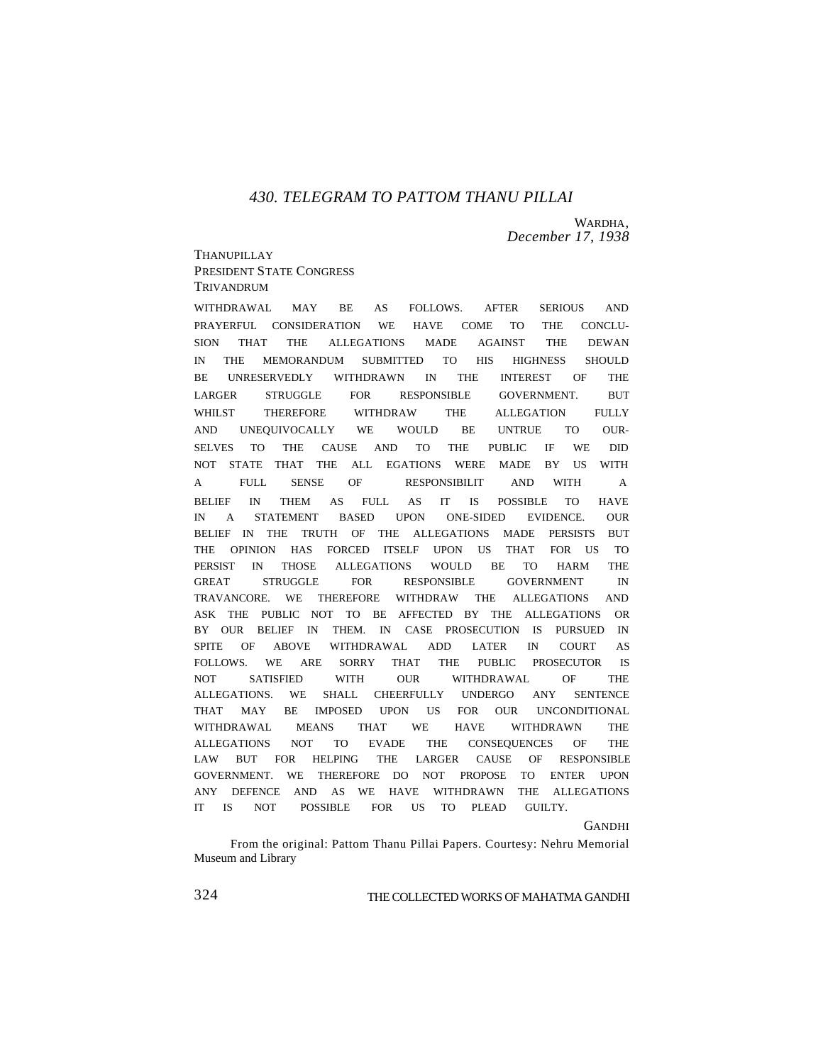## *430. TELEGRAM TO PATTOM THANU PILLAI*

WARDHA,
*December 17, 1938*

THANUPILLAY
PRESIDENT STATE CONGRESS
TRIVANDRUM

WITHDRAWAL MAY BE AS FOLLOWS. AFTER SERIOUS AND PRAYERFUL CONSIDERATION WE HAVE COME TO THE CONCLUSION THAT THE ALLEGATIONS MADE AGAINST THE DEWAN IN THE MEMORANDUM SUBMITTED TO HIS HIGHNESS SHOULD BE UNRESERVEDLY WITHDRAWN IN THE INTEREST OF THE LARGER STRUGGLE FOR RESPONSIBLE GOVERNMENT. BUT WHILST THEREFORE WITHDRAW THE ALLEGATION FULLY AND UNEQUIVOCALLY WE WOULD BE UNTRUE TO OURSELVES TO THE CAUSE AND TO THE PUBLIC IF WE DID NOT STATE THAT THE ALL EGATIONS WERE MADE BY US WITH A FULL SENSE OF RESPONSIBILIT AND WITH A BELIEF IN THEM AS FULL AS IT IS POSSIBLE TO HAVE IN A STATEMENT BASED UPON ONE-SIDED EVIDENCE. OUR BELIEF IN THE TRUTH OF THE ALLEGATIONS MADE PERSISTS BUT THE OPINION HAS FORCED ITSELF UPON US THAT FOR US TO PERSIST IN THOSE ALLEGATIONS WOULD BE TO HARM THE GREAT STRUGGLE FOR RESPONSIBLE GOVERNMENT IN TRAVANCORE. WE THEREFORE WITHDRAW THE ALLEGATIONS AND ASK THE PUBLIC NOT TO BE AFFECTED BY THE ALLEGATIONS OR BY OUR BELIEF IN THEM. IN CASE PROSECUTION IS PURSUED IN SPITE OF ABOVE WITHDRAWAL ADD LATER IN COURT AS FOLLOWS. WE ARE SORRY THAT THE PUBLIC PROSECUTOR IS NOT SATISFIED WITH OUR WITHDRAWAL OF THE ALLEGATIONS. WE SHALL CHEERFULLY UNDERGO ANY SENTENCE THAT MAY BE IMPOSED UPON US FOR OUR UNCONDITIONAL WITHDRAWAL MEANS THAT WE HAVE WITHDRAWN THE ALLEGATIONS NOT TO EVADE THE CONSEQUENCES OF THE LAW BUT FOR HELPING THE LARGER CAUSE OF RESPONSIBLE GOVERNMENT. WE THEREFORE DO NOT PROPOSE TO ENTER UPON ANY DEFENCE AND AS WE HAVE WITHDRAWN THE ALLEGATIONS IT IS NOT POSSIBLE FOR US TO PLEAD GUILTY.

GANDHI

From the original: Pattom Thanu Pillai Papers. Courtesy: Nehru Memorial Museum and Library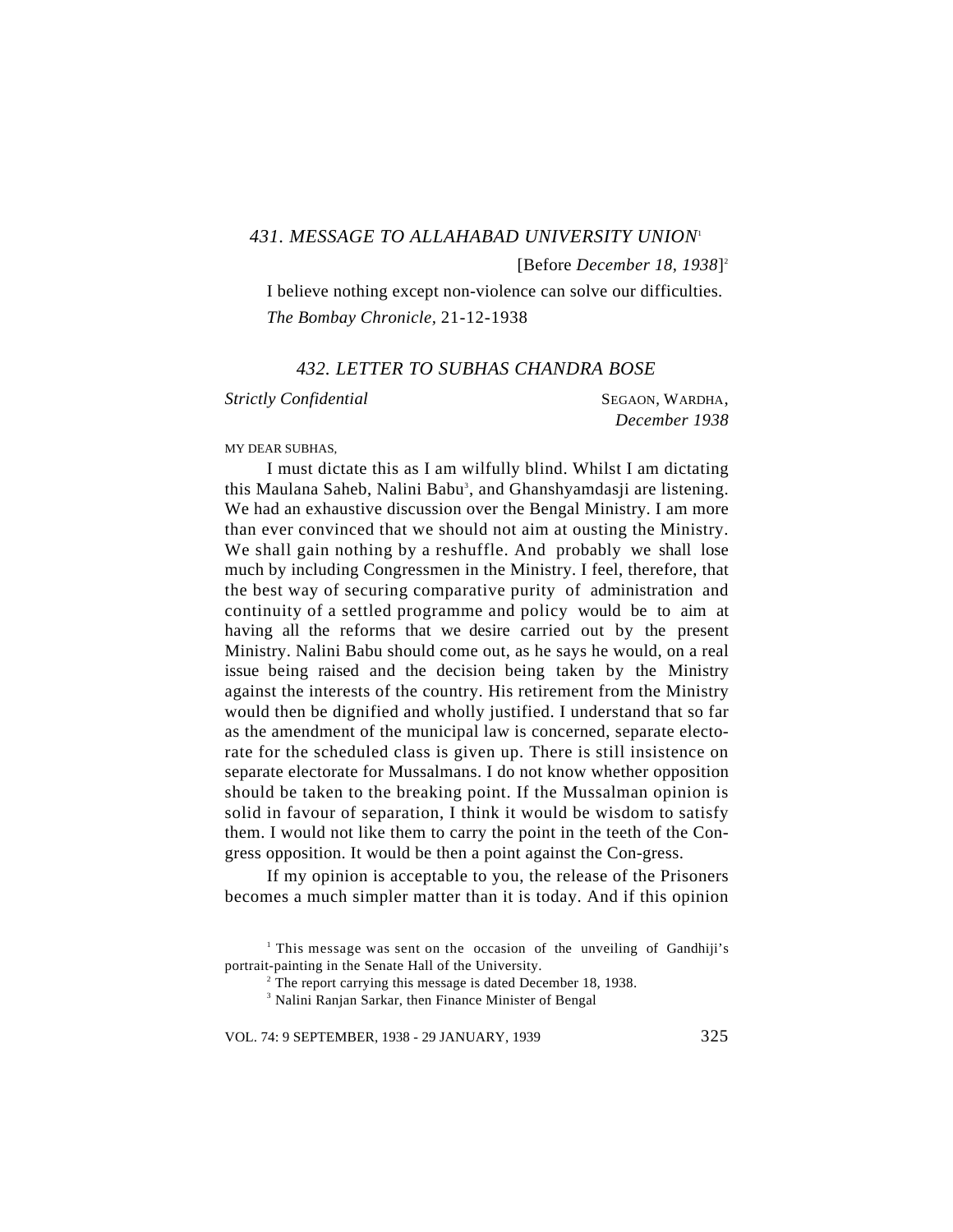### 431. MESSAGE TO ALLAHABAD UNIVERSITY UNION[1]

[Before *December 18, 1938*][2]

I believe nothing except non-violence can solve our difficulties.

*The Bombay Chronicle*, 21-12-1938

### 432. LETTER TO SUBHAS CHANDRA BOSE

*Strictly Confidential*

SEGAON, WARDHA,
*December 1938*

MY DEAR SUBHAS,

I must dictate this as I am wilfully blind. Whilst I am dictating this Maulana Saheb, Nalini Babu[3], and Ghanshyamdasji are listening. We had an exhaustive discussion over the Bengal Ministry. I am more than ever convinced that we should not aim at ousting the Ministry. We shall gain nothing by a reshuffle. And probably we shall lose much by including Congressmen in the Ministry. I feel, therefore, that the best way of securing comparative purity of administration and continuity of a settled programme and policy would be to aim at having all the reforms that we desire carried out by the present Ministry. Nalini Babu should come out, as he says he would, on a real issue being raised and the decision being taken by the Ministry against the interests of the country. His retirement from the Ministry would then be dignified and wholly justified. I understand that so far as the amendment of the municipal law is concerned, separate electorate for the scheduled class is given up. There is still insistence on separate electorate for Mussalmans. I do not know whether opposition should be taken to the breaking point. If the Mussalman opinion is solid in favour of separation, I think it would be wisdom to satisfy them. I would not like them to carry the point in the teeth of the Congress opposition. It would be then a point against the Congress.

If my opinion is acceptable to you, the release of the Prisoners becomes a much simpler matter than it is today. And if this opinion

---

[1] This message was sent on the occasion of the unveiling of Gandhiji's portrait-painting in the Senate Hall of the University.

[2] The report carrying this message is dated December 18, 1938.

[3] Nalini Ranjan Sarkar, then Finance Minister of Bengal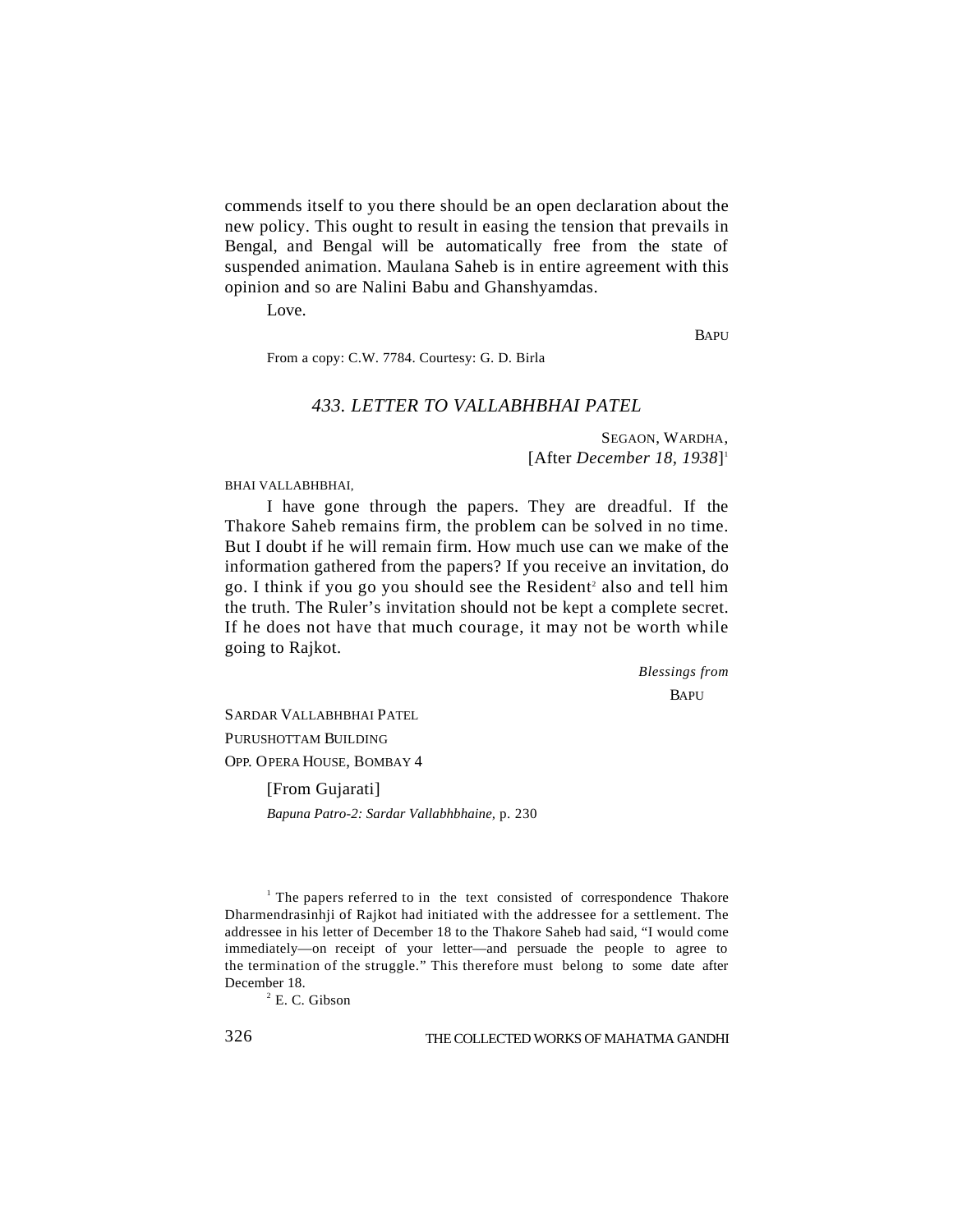commends itself to you there should be an open declaration about the new policy. This ought to result in easing the tension that prevails in Bengal, and Bengal will be automatically free from the state of suspended animation. Maulana Saheb is in entire agreement with this opinion and so are Nalini Babu and Ghanshyamdas.

Love.

BAPU

From a copy: C.W. 7784. Courtesy: G. D. Birla

### *433. LETTER TO VALLABHBHAI PATEL*

SEGAON, WARDHA,
[After *December 18, 1938*][1]

BHAI VALLABHBHAI,

I have gone through the papers. They are dreadful. If the Thakore Saheb remains firm, the problem can be solved in no time. But I doubt if he will remain firm. How much use can we make of the information gathered from the papers? If you receive an invitation, do go. I think if you go you should see the Resident[2] also and tell him the truth. The Ruler's invitation should not be kept a complete secret. If he does not have that much courage, it may not be worth while going to Rajkot.

*Blessings from*
BAPU

SARDAR VALLABHBHAI PATEL
PURUSHOTTAM BUILDING
OPP. OPERA HOUSE, BOMBAY 4

[From Gujarati]

*Bapuna Patro-2: Sardar Vallabhbhaine*, p. 230

---

[1] The papers referred to in the text consisted of correspondence Thakore Dharmendrasinhji of Rajkot had initiated with the addressee for a settlement. The addressee in his letter of December 18 to the Thakore Saheb had said, "I would come immediately—on receipt of your letter—and persuade the people to agree to the termination of the struggle." This therefore must belong to some date after December 18.

[2] E. C. Gibson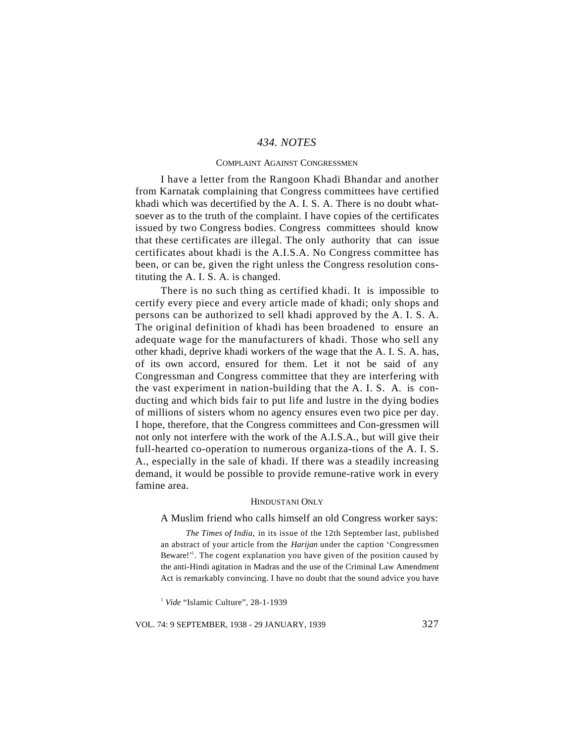## *434. NOTES*

### COMPLAINT AGAINST CONGRESSMEN

I have a letter from the Rangoon Khadi Bhandar and another from Karnatak complaining that Congress committees have certified khadi which was decertified by the A. I. S. A. There is no doubt whatsoever as to the truth of the complaint. I have copies of the certificates issued by two Congress bodies. Congress committees should know that these certificates are illegal. The only authority that can issue certificates about khadi is the A.I.S.A. No Congress committee has been, or can be, given the right unless the Congress resolution constituting the A. I. S. A. is changed.

There is no such thing as certified khadi. It is impossible to certify every piece and every article made of khadi; only shops and persons can be authorized to sell khadi approved by the A. I. S. A. The original definition of khadi has been broadened to ensure an adequate wage for the manufacturers of khadi. Those who sell any other khadi, deprive khadi workers of the wage that the A. I. S. A. has, of its own accord, ensured for them. Let it not be said of any Congressman and Congress committee that they are interfering with the vast experiment in nation-building that the A. I. S. A. is conducting and which bids fair to put life and lustre in the dying bodies of millions of sisters whom no agency ensures even two pice per day. I hope, therefore, that the Congress committees and Congressmen will not only not interfere with the work of the A.I.S.A., but will give their full-hearted co-operation to numerous organizations of the A. I. S. A., especially in the sale of khadi. If there was a steadily increasing demand, it would be possible to provide remunerative work in every famine area.

### HINDUSTANI ONLY

A Muslim friend who calls himself an old Congress worker says:

> *The Times of India,* in its issue of the 12th September last, published an abstract of your article from the *Harijan* under the caption 'Congressmen Beware!'[1]. The cogent explanation you have given of the position caused by the anti-Hindi agitation in Madras and the use of the Criminal Law Amendment Act is remarkably convincing. I have no doubt that the sound advice you have

[1] *Vide* "Islamic Culture", 28-1-1939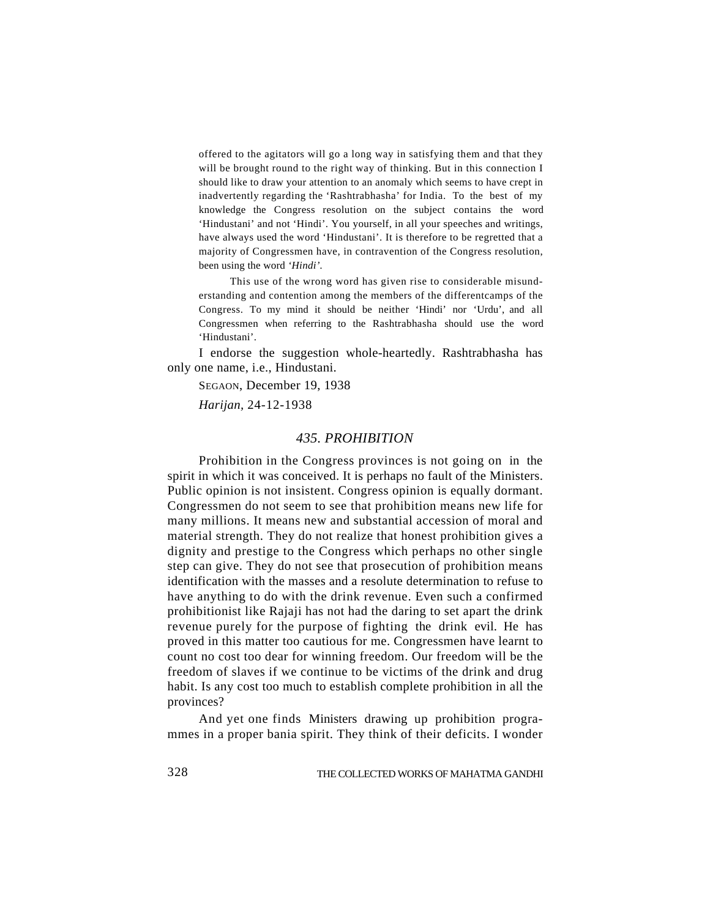offered to the agitators will go a long way in satisfying them and that they will be brought round to the right way of thinking. But in this connection I should like to draw your attention to an anomaly which seems to have crept in inadvertently regarding the 'Rashtrabhasha' for India. To the best of my knowledge the Congress resolution on the subject contains the word 'Hindustani' and not 'Hindi'. You yourself, in all your speeches and writings, have always used the word 'Hindustani'. It is therefore to be regretted that a majority of Congressmen have, in contravention of the Congress resolution, been using the word *'Hindi'*.

This use of the wrong word has given rise to considerable misunderstanding and contention among the members of the differentcamps of the Congress. To my mind it should be neither 'Hindi' nor 'Urdu', and all Congressmen when referring to the Rashtrabhasha should use the word 'Hindustani'.

I endorse the suggestion whole-heartedly. Rashtrabhasha has only one name, i.e., Hindustani.

SEGAON, December 19, 1938

*Harijan,* 24-12-1938

## *435. PROHIBITION*

Prohibition in the Congress provinces is not going on in the spirit in which it was conceived. It is perhaps no fault of the Ministers. Public opinion is not insistent. Congress opinion is equally dormant. Congressmen do not seem to see that prohibition means new life for many millions. It means new and substantial accession of moral and material strength. They do not realize that honest prohibition gives a dignity and prestige to the Congress which perhaps no other single step can give. They do not see that prosecution of prohibition means identification with the masses and a resolute determination to refuse to have anything to do with the drink revenue. Even such a confirmed prohibitionist like Rajaji has not had the daring to set apart the drink revenue purely for the purpose of fighting the drink evil. He has proved in this matter too cautious for me. Congressmen have learnt to count no cost too dear for winning freedom. Our freedom will be the freedom of slaves if we continue to be victims of the drink and drug habit. Is any cost too much to establish complete prohibition in all the provinces?

And yet one finds Ministers drawing up prohibition programmes in a proper bania spirit. They think of their deficits. I wonder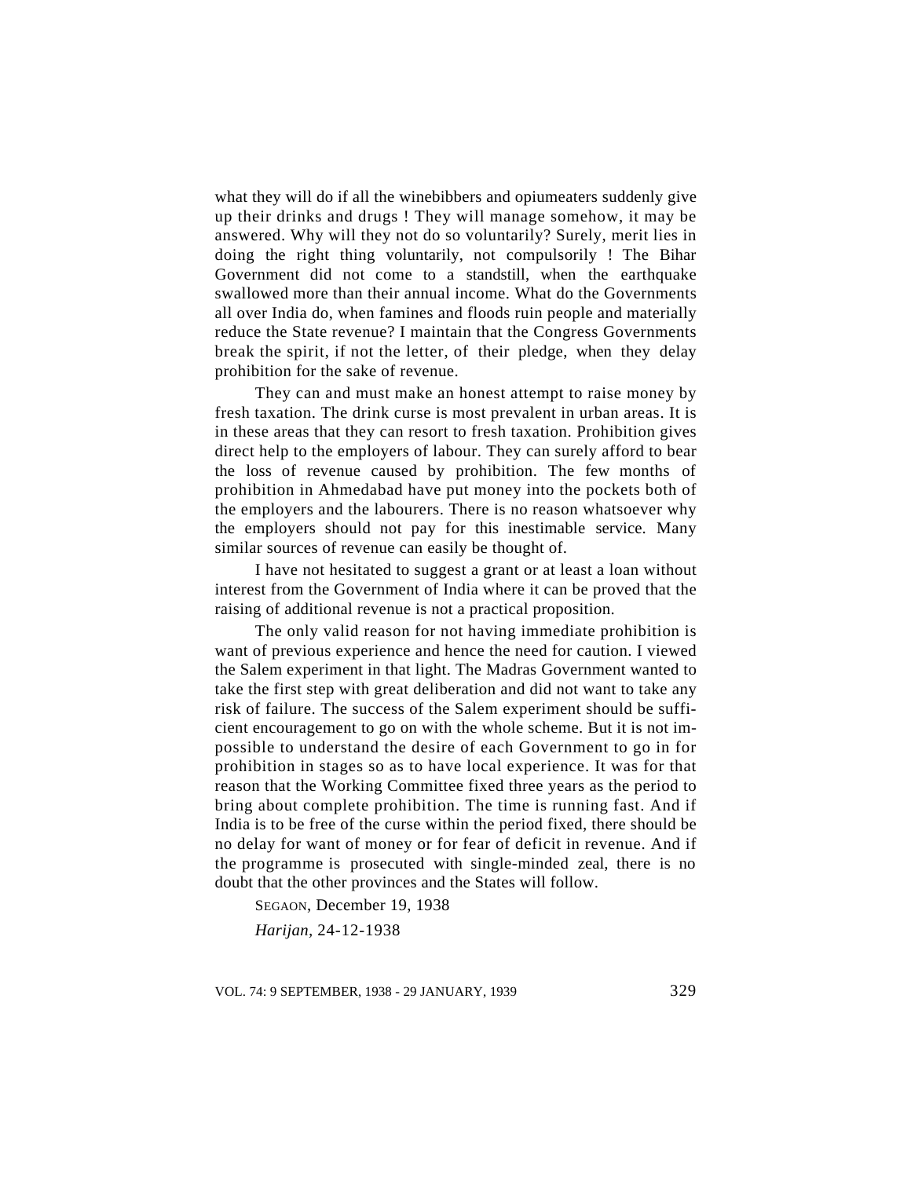what they will do if all the winebibbers and opiumeaters suddenly give up their drinks and drugs ! They will manage somehow, it may be answered. Why will they not do so voluntarily? Surely, merit lies in doing the right thing voluntarily, not compulsorily ! The Bihar Government did not come to a standstill, when the earthquake swallowed more than their annual income. What do the Governments all over India do, when famines and floods ruin people and materially reduce the State revenue? I maintain that the Congress Governments break the spirit, if not the letter, of their pledge, when they delay prohibition for the sake of revenue.

They can and must make an honest attempt to raise money by fresh taxation. The drink curse is most prevalent in urban areas. It is in these areas that they can resort to fresh taxation. Prohibition gives direct help to the employers of labour. They can surely afford to bear the loss of revenue caused by prohibition. The few months of prohibition in Ahmedabad have put money into the pockets both of the employers and the labourers. There is no reason whatsoever why the employers should not pay for this inestimable service. Many similar sources of revenue can easily be thought of.

I have not hesitated to suggest a grant or at least a loan without interest from the Government of India where it can be proved that the raising of additional revenue is not a practical proposition.

The only valid reason for not having immediate prohibition is want of previous experience and hence the need for caution. I viewed the Salem experiment in that light. The Madras Government wanted to take the first step with great deliberation and did not want to take any risk of failure. The success of the Salem experiment should be sufficient encouragement to go on with the whole scheme. But it is not impossible to understand the desire of each Government to go in for prohibition in stages so as to have local experience. It was for that reason that the Working Committee fixed three years as the period to bring about complete prohibition. The time is running fast. And if India is to be free of the curse within the period fixed, there should be no delay for want of money or for fear of deficit in revenue. And if the programme is prosecuted with single-minded zeal, there is no doubt that the other provinces and the States will follow.

SEGAON, December 19, 1938

*Harijan*, 24-12-1938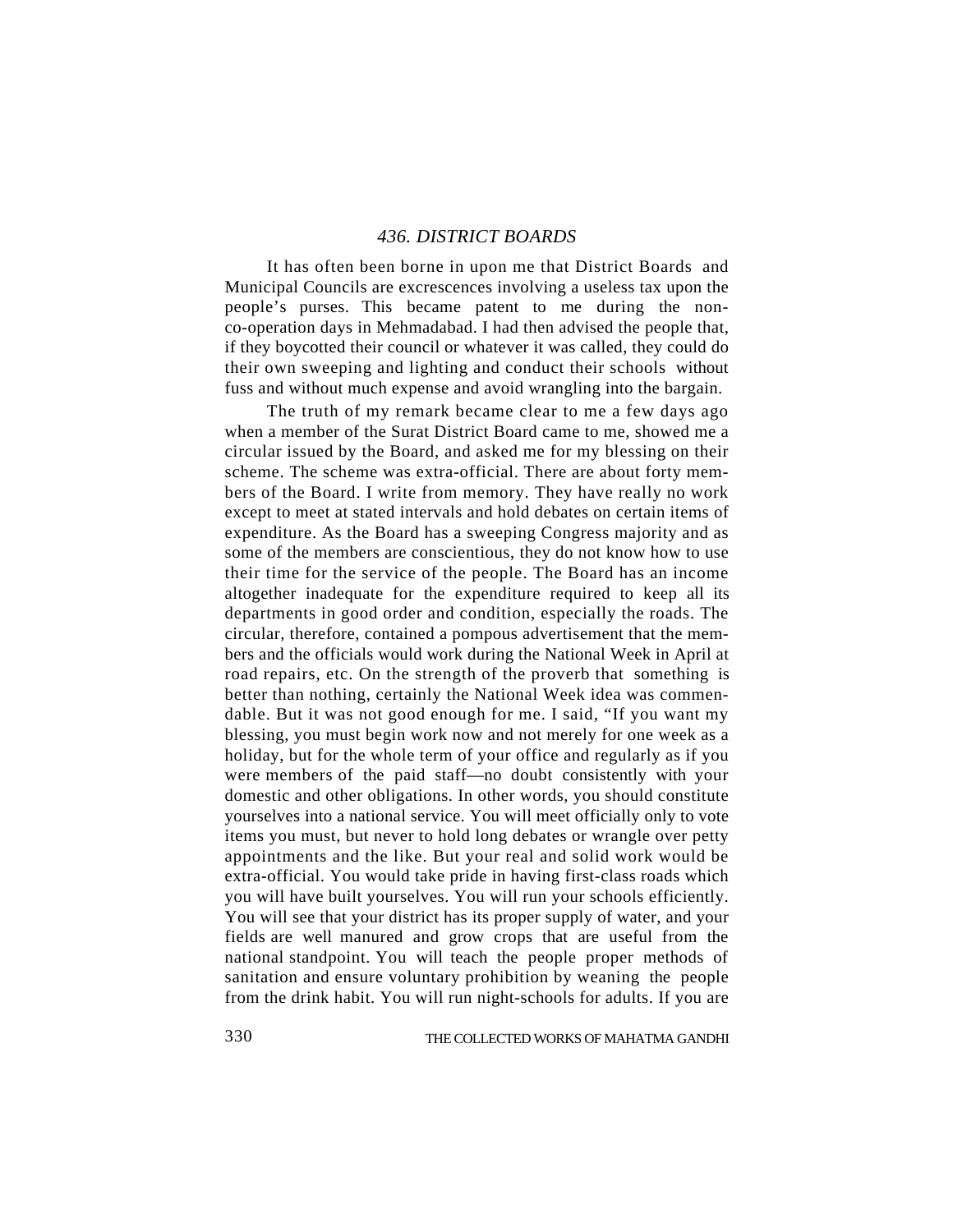## 436. DISTRICT BOARDS

It has often been borne in upon me that District Boards and Municipal Councils are excrescences involving a useless tax upon the people's purses. This became patent to me during the non-co-operation days in Mehmadabad. I had then advised the people that, if they boycotted their council or whatever it was called, they could do their own sweeping and lighting and conduct their schools without fuss and without much expense and avoid wrangling into the bargain.

The truth of my remark became clear to me a few days ago when a member of the Surat District Board came to me, showed me a circular issued by the Board, and asked me for my blessing on their scheme. The scheme was extra-official. There are about forty members of the Board. I write from memory. They have really no work except to meet at stated intervals and hold debates on certain items of expenditure. As the Board has a sweeping Congress majority and as some of the members are conscientious, they do not know how to use their time for the service of the people. The Board has an income altogether inadequate for the expenditure required to keep all its departments in good order and condition, especially the roads. The circular, therefore, contained a pompous advertisement that the members and the officials would work during the National Week in April at road repairs, etc. On the strength of the proverb that something is better than nothing, certainly the National Week idea was commendable. But it was not good enough for me. I said, "If you want my blessing, you must begin work now and not merely for one week as a holiday, but for the whole term of your office and regularly as if you were members of the paid staff—no doubt consistently with your domestic and other obligations. In other words, you should constitute yourselves into a national service. You will meet officially only to vote items you must, but never to hold long debates or wrangle over petty appointments and the like. But your real and solid work would be extra-official. You would take pride in having first-class roads which you will have built yourselves. You will run your schools efficiently. You will see that your district has its proper supply of water, and your fields are well manured and grow crops that are useful from the national standpoint. You will teach the people proper methods of sanitation and ensure voluntary prohibition by weaning the people from the drink habit. You will run night-schools for adults. If you are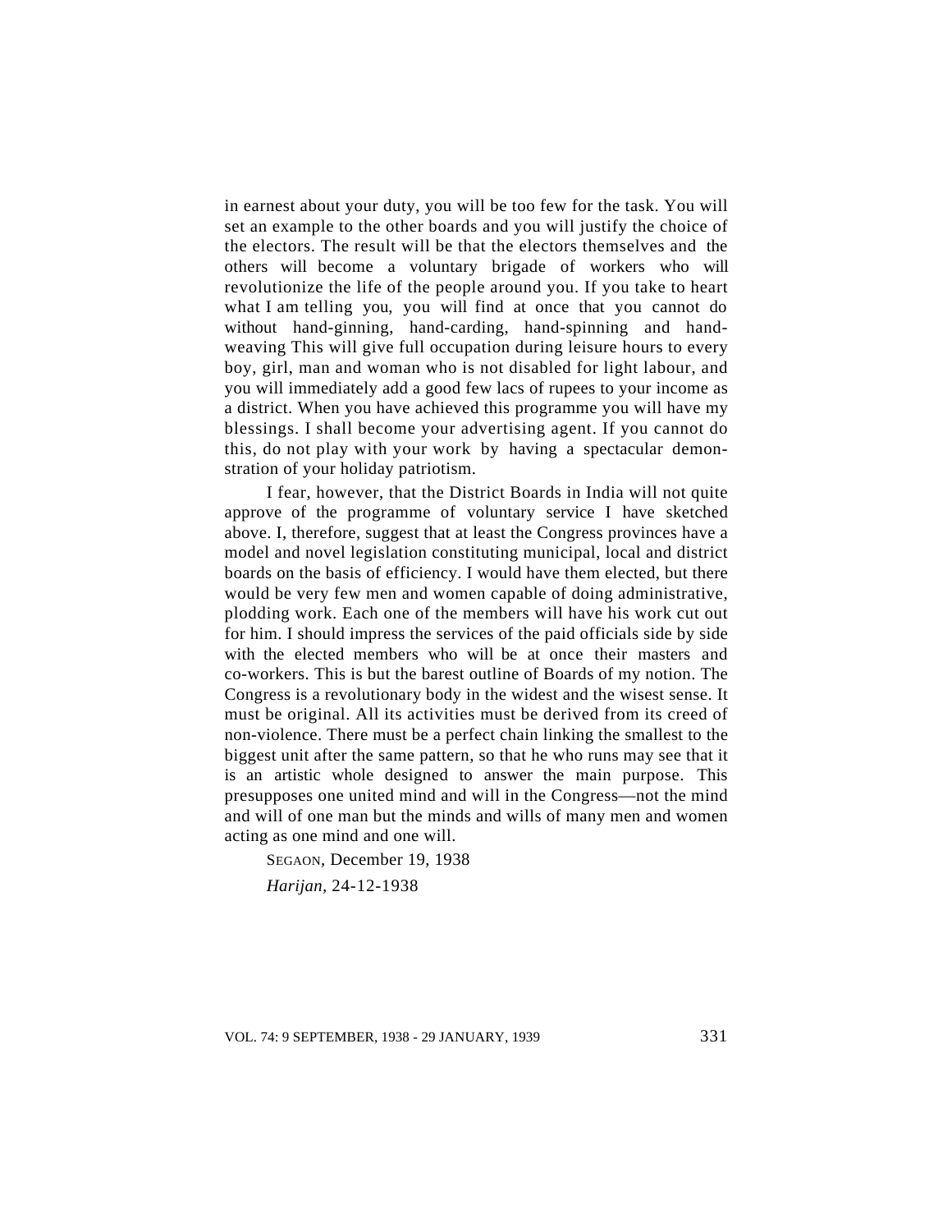in earnest about your duty, you will be too few for the task. You will set an example to the other boards and you will justify the choice of the electors. The result will be that the electors themselves and the others will become a voluntary brigade of workers who will revolutionize the life of the people around you. If you take to heart what I am telling you, you will find at once that you cannot do without hand-ginning, hand-carding, hand-spinning and hand-weaving This will give full occupation during leisure hours to every boy, girl, man and woman who is not disabled for light labour, and you will immediately add a good few lacs of rupees to your income as a district. When you have achieved this programme you will have my blessings. I shall become your advertising agent. If you cannot do this, do not play with your work by having a spectacular demonstration of your holiday patriotism.

I fear, however, that the District Boards in India will not quite approve of the programme of voluntary service I have sketched above. I, therefore, suggest that at least the Congress provinces have a model and novel legislation constituting municipal, local and district boards on the basis of efficiency. I would have them elected, but there would be very few men and women capable of doing administrative, plodding work. Each one of the members will have his work cut out for him. I should impress the services of the paid officials side by side with the elected members who will be at once their masters and co-workers. This is but the barest outline of Boards of my notion. The Congress is a revolutionary body in the widest and the wisest sense. It must be original. All its activities must be derived from its creed of non-violence. There must be a perfect chain linking the smallest to the biggest unit after the same pattern, so that he who runs may see that it is an artistic whole designed to answer the main purpose. This presupposes one united mind and will in the Congress—not the mind and will of one man but the minds and wills of many men and women acting as one mind and one will.

SEGAON, December 19, 1938

*Harijan,* 24-12-1938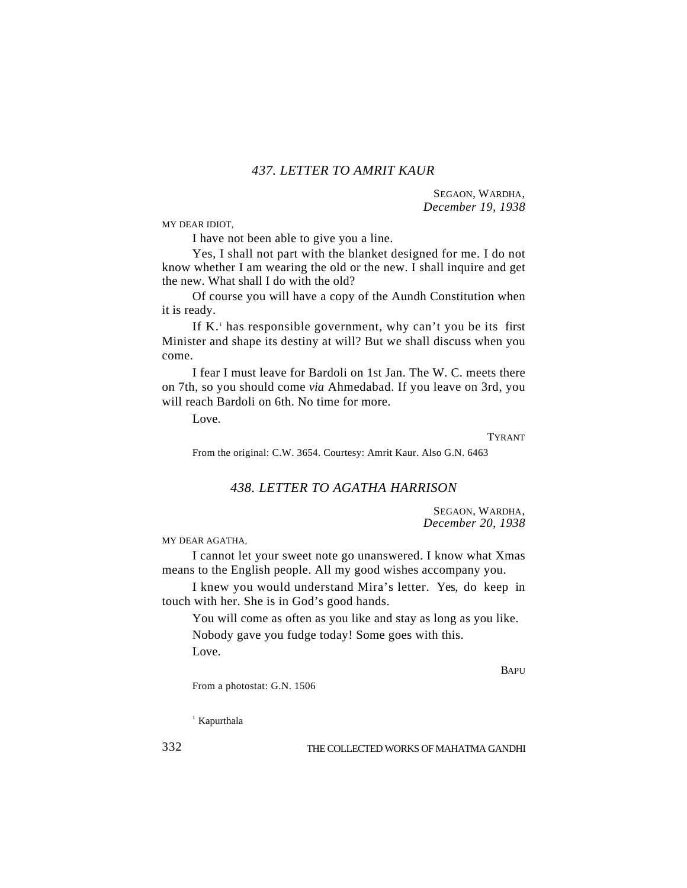### 437. LETTER TO AMRIT KAUR

SEGAON, WARDHA,
*December 19, 1938*

MY DEAR IDIOT,

I have not been able to give you a line.

Yes, I shall not part with the blanket designed for me. I do not know whether I am wearing the old or the new. I shall inquire and get the new. What shall I do with the old?

Of course you will have a copy of the Aundh Constitution when it is ready.

If K.[1] has responsible government, why can't you be its first Minister and shape its destiny at will? But we shall discuss when you come.

I fear I must leave for Bardoli on 1st Jan. The W. C. meets there on 7th, so you should come *via* Ahmedabad. If you leave on 3rd, you will reach Bardoli on 6th. No time for more.

Love.

TYRANT

From the original: C.W. 3654. Courtesy: Amrit Kaur. Also G.N. 6463

### 438. LETTER TO AGATHA HARRISON

SEGAON, WARDHA,
*December 20, 1938*

MY DEAR AGATHA,

I cannot let your sweet note go unanswered. I know what Xmas means to the English people. All my good wishes accompany you.

I knew you would understand Mira's letter. Yes, do keep in touch with her. She is in God's good hands.

You will come as often as you like and stay as long as you like.

Nobody gave you fudge today! Some goes with this.

Love.

BAPU

From a photostat: G.N. 1506

[1] Kapurthala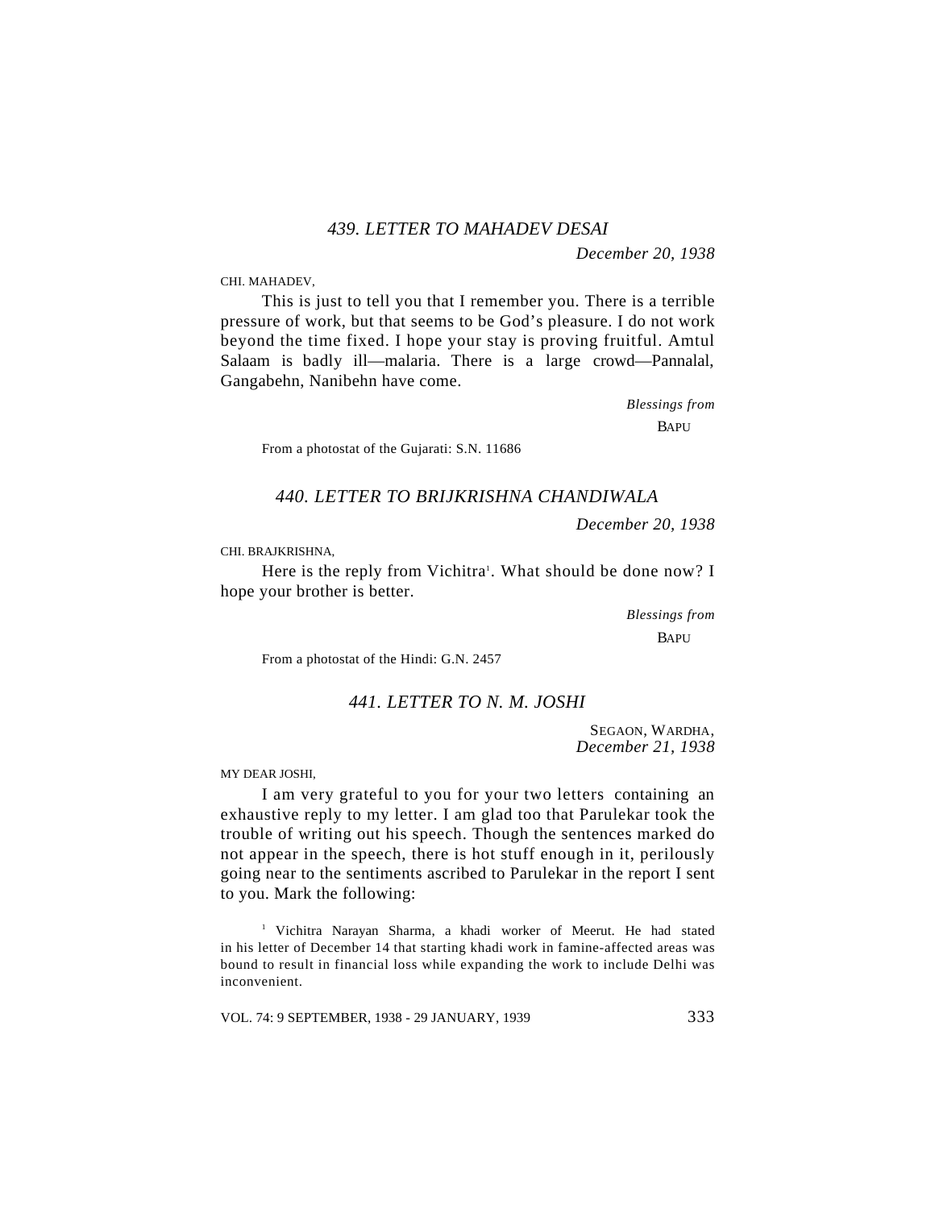### *439. LETTER TO MAHADEV DESAI*

*December 20, 1938*

CHI. MAHADEV,

This is just to tell you that I remember you. There is a terrible pressure of work, but that seems to be God's pleasure. I do not work beyond the time fixed. I hope your stay is proving fruitful. Amtul Salaam is badly ill—malaria. There is a large crowd—Pannalal, Gangabehn, Nanibehn have come.

*Blessings from*

BAPU

From a photostat of the Gujarati: S.N. 11686

### *440. LETTER TO BRIJKRISHNA CHANDIWALA*

*December 20, 1938*

CHI. BRAJKRISHNA,

Here is the reply from Vichitra[1]. What should be done now? I hope your brother is better.

*Blessings from*

BAPU

From a photostat of the Hindi: G.N. 2457

### *441. LETTER TO N. M. JOSHI*

SEGAON, WARDHA,
*December 21, 1938*

MY DEAR JOSHI,

I am very grateful to you for your two letters containing an exhaustive reply to my letter. I am glad too that Parulekar took the trouble of writing out his speech. Though the sentences marked do not appear in the speech, there is hot stuff enough in it, perilously going near to the sentiments ascribed to Parulekar in the report I sent to you. Mark the following:

[1] Vichitra Narayan Sharma, a khadi worker of Meerut. He had stated in his letter of December 14 that starting khadi work in famine-affected areas was bound to result in financial loss while expanding the work to include Delhi was inconvenient.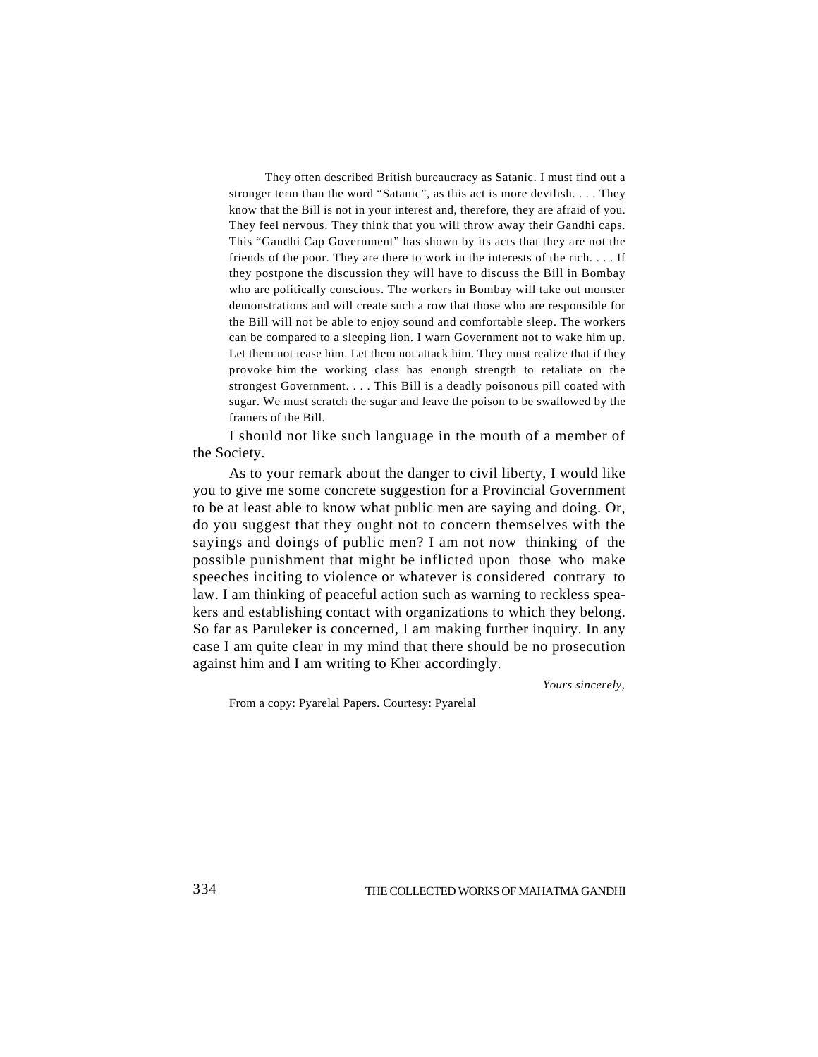> They often described British bureaucracy as Satanic. I must find out a stronger term than the word "Satanic", as this act is more devilish. . . . They know that the Bill is not in your interest and, therefore, they are afraid of you. They feel nervous. They think that you will throw away their Gandhi caps. This "Gandhi Cap Government" has shown by its acts that they are not the friends of the poor. They are there to work in the interests of the rich. . . . If they postpone the discussion they will have to discuss the Bill in Bombay who are politically conscious. The workers in Bombay will take out monster demonstrations and will create such a row that those who are responsible for the Bill will not be able to enjoy sound and comfortable sleep. The workers can be compared to a sleeping lion. I warn Government not to wake him up. Let them not tease him. Let them not attack him. They must realize that if they provoke him the working class has enough strength to retaliate on the strongest Government. . . . This Bill is a deadly poisonous pill coated with sugar. We must scratch the sugar and leave the poison to be swallowed by the framers of the Bill.

I should not like such language in the mouth of a member of the Society.

As to your remark about the danger to civil liberty, I would like you to give me some concrete suggestion for a Provincial Government to be at least able to know what public men are saying and doing. Or, do you suggest that they ought not to concern themselves with the sayings and doings of public men? I am not now thinking of the possible punishment that might be inflicted upon those who make speeches inciting to violence or whatever is considered contrary to law. I am thinking of peaceful action such as warning to reckless speakers and establishing contact with organizations to which they belong. So far as Paruleker is concerned, I am making further inquiry. In any case I am quite clear in my mind that there should be no prosecution against him and I am writing to Kher accordingly.

*Yours sincerely,*

From a copy: Pyarelal Papers. Courtesy: Pyarelal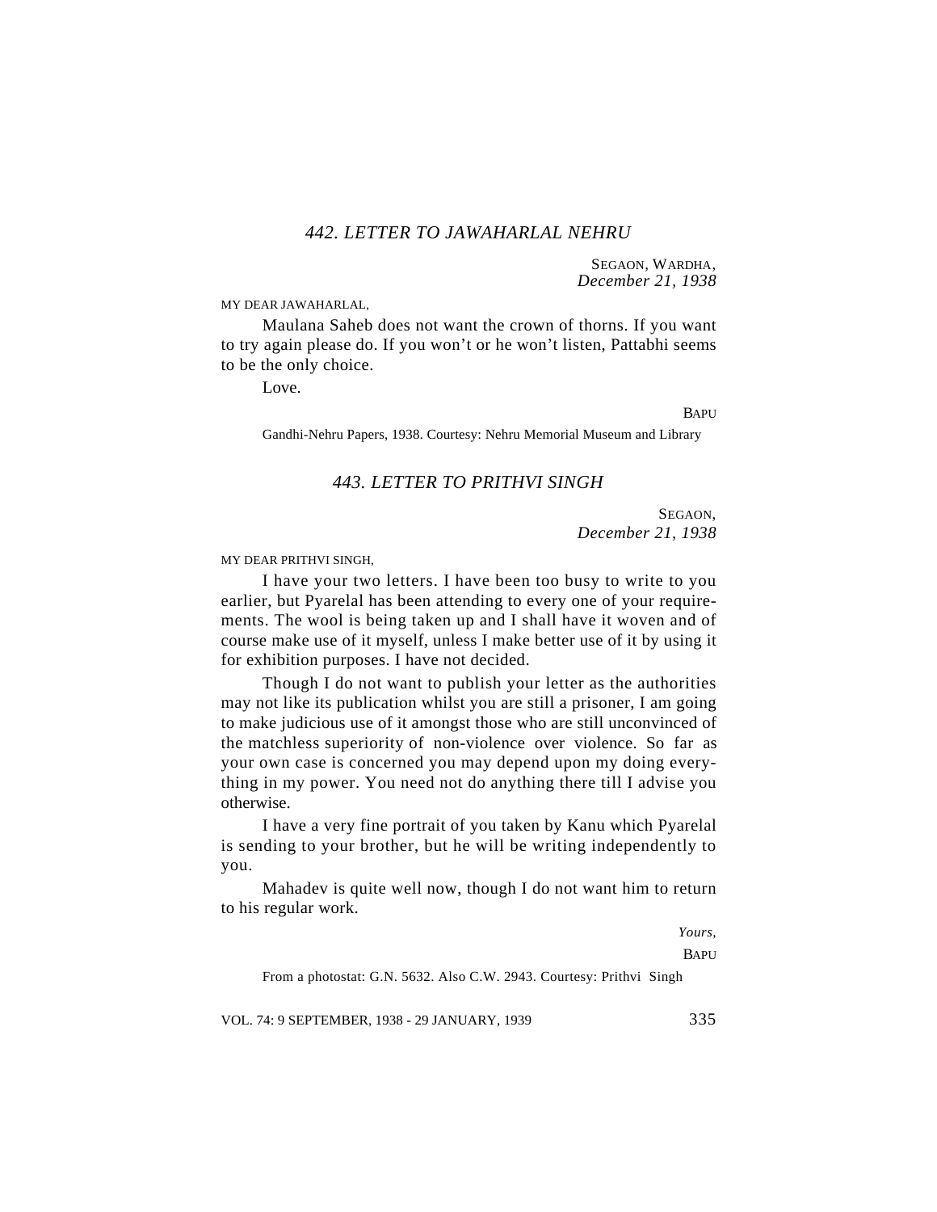## *442. LETTER TO JAWAHARLAL NEHRU*

SEGAON, WARDHA,
*December 21, 1938*

MY DEAR JAWAHARLAL,

Maulana Saheb does not want the crown of thorns. If you want to try again please do. If you won't or he won't listen, Pattabhi seems to be the only choice.

Love.

BAPU

Gandhi-Nehru Papers, 1938. Courtesy: Nehru Memorial Museum and Library

## *443. LETTER TO PRITHVI SINGH*

SEGAON,
*December 21, 1938*

MY DEAR PRITHVI SINGH,

I have your two letters. I have been too busy to write to you earlier, but Pyarelal has been attending to every one of your requirements. The wool is being taken up and I shall have it woven and of course make use of it myself, unless I make better use of it by using it for exhibition purposes. I have not decided.

Though I do not want to publish your letter as the authorities may not like its publication whilst you are still a prisoner, I am going to make judicious use of it amongst those who are still unconvinced of the matchless superiority of non-violence over violence. So far as your own case is concerned you may depend upon my doing everything in my power. You need not do anything there till I advise you otherwise.

I have a very fine portrait of you taken by Kanu which Pyarelal is sending to your brother, but he will be writing independently to you.

Mahadev is quite well now, though I do not want him to return to his regular work.

*Yours,*

BAPU

From a photostat: G.N. 5632. Also C.W. 2943. Courtesy: Prithvi Singh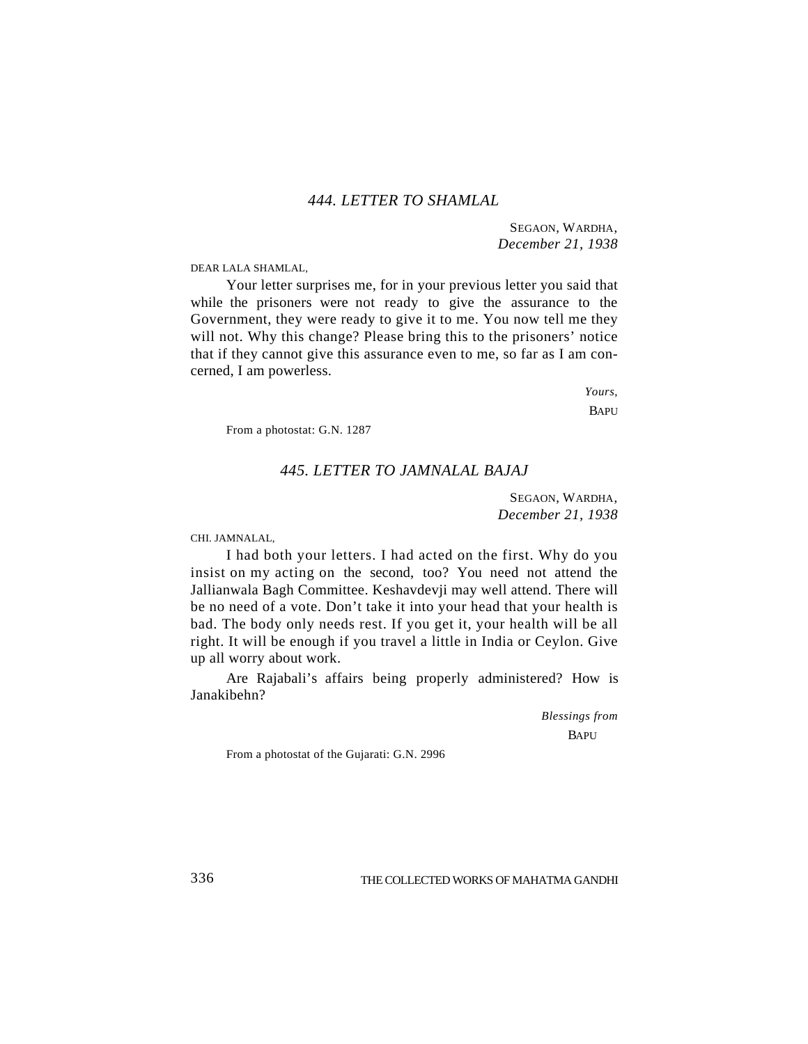## *444. LETTER TO SHAMLAL*

SEGAON, WARDHA,
*December 21, 1938*

DEAR LALA SHAMLAL,

Your letter surprises me, for in your previous letter you said that while the prisoners were not ready to give the assurance to the Government, they were ready to give it to me. You now tell me they will not. Why this change? Please bring this to the prisoners' notice that if they cannot give this assurance even to me, so far as I am concerned, I am powerless.

*Yours,*
BAPU

From a photostat: G.N. 1287

## *445. LETTER TO JAMNALAL BAJAJ*

SEGAON, WARDHA,
*December 21, 1938*

CHI. JAMNALAL,

I had both your letters. I had acted on the first. Why do you insist on my acting on the second, too? You need not attend the Jallianwala Bagh Committee. Keshavdevji may well attend. There will be no need of a vote. Don't take it into your head that your health is bad. The body only needs rest. If you get it, your health will be all right. It will be enough if you travel a little in India or Ceylon. Give up all worry about work.

Are Rajabali's affairs being properly administered? How is Janakibehn?

*Blessings from*
BAPU

From a photostat of the Gujarati: G.N. 2996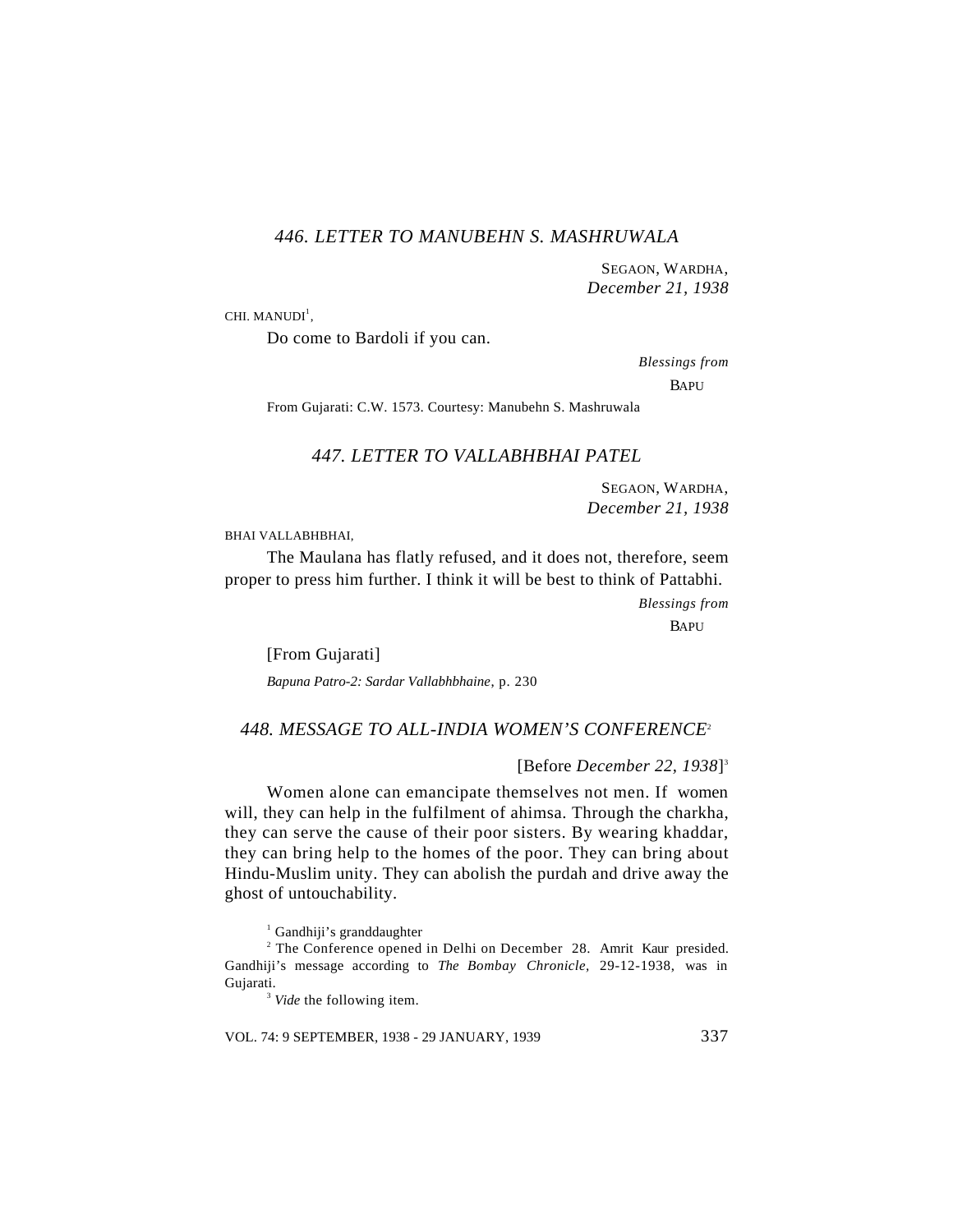### *446. LETTER TO MANUBEHN S. MASHRUWALA*

SEGAON, WARDHA,
*December 21, 1938*

CHI. MANUDI[1],

Do come to Bardoli if you can.

*Blessings from*
BAPU

From Gujarati: C.W. 1573. Courtesy: Manubehn S. Mashruwala

### *447. LETTER TO VALLABHBHAI PATEL*

SEGAON, WARDHA,
*December 21, 1938*

BHAI VALLABHBHAI,

The Maulana has flatly refused, and it does not, therefore, seem proper to press him further. I think it will be best to think of Pattabhi.

*Blessings from*
BAPU

[From Gujarati]

*Bapuna Patro-2: Sardar Vallabhbhaine*, p. 230

### *448. MESSAGE TO ALL-INDIA WOMEN'S CONFERENCE*[2]

[Before *December 22, 1938*][3]

Women alone can emancipate themselves not men. If women will, they can help in the fulfilment of ahimsa. Through the charkha, they can serve the cause of their poor sisters. By wearing khaddar, they can bring help to the homes of the poor. They can bring about Hindu-Muslim unity. They can abolish the purdah and drive away the ghost of untouchability.

---

[1] Gandhiji's granddaughter

[2] The Conference opened in Delhi on December 28. Amrit Kaur presided. Gandhiji's message according to *The Bombay Chronicle*, 29-12-1938, was in Gujarati.

[3] *Vide* the following item.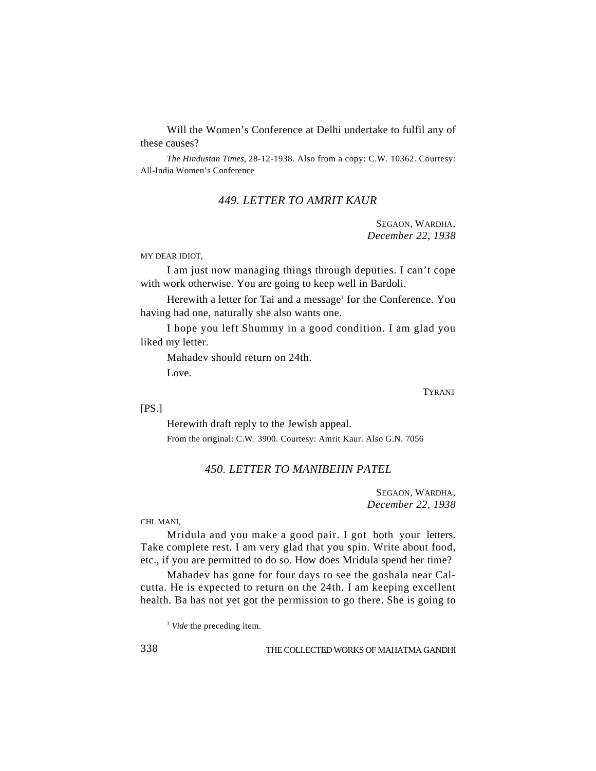Will the Women's Conference at Delhi undertake to fulfil any of these causes?

*The Hindustan Times*, 28-12-1938. Also from a copy: C.W. 10362. Courtesy: All-India Women's Conference

### *449. LETTER TO AMRIT KAUR*

SEGAON, WARDHA,
*December 22, 1938*

MY DEAR IDIOT,

I am just now managing things through deputies. I can't cope with work otherwise. You are going to keep well in Bardoli.

Herewith a letter for Tai and a message[1] for the Conference. You having had one, naturally she also wants one.

I hope you left Shummy in a good condition. I am glad you liked my letter.

Mahadev should return on 24th.

Love.

TYRANT

[PS.]

Herewith draft reply to the Jewish appeal.

From the original: C.W. 3900. Courtesy: Amrit Kaur. Also G.N. 7056

### *450. LETTER TO MANIBEHN PATEL*

SEGAON, WARDHA,
*December 22, 1938*

CHI. MANI,

Mridula and you make a good pair. I got both your letters. Take complete rest. I am very glad that you spin. Write about food, etc., if you are permitted to do so. How does Mridula spend her time?

Mahadev has gone for four days to see the goshala near Calcutta. He is expected to return on the 24th. I am keeping excellent health. Ba has not yet got the permission to go there. She is going to

[1] *Vide* the preceding item.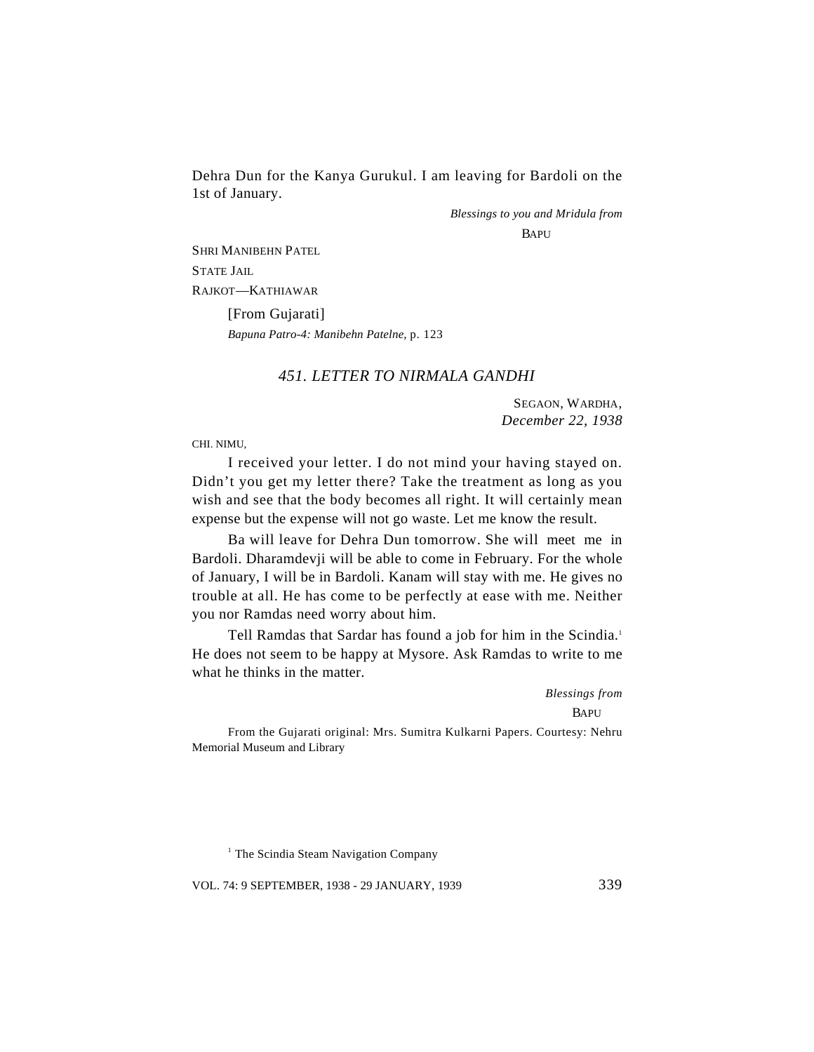Dehra Dun for the Kanya Gurukul. I am leaving for Bardoli on the 1st of January.

*Blessings to you and Mridula from*

BAPU

SHRI MANIBEHN PATEL
STATE JAIL
RAJKOT—KATHIAWAR

[From Gujarati]
*Bapuna Patro-4: Manibehn Patelne*, p. 123

### *451. LETTER TO NIRMALA GANDHI*

SEGAON, WARDHA,
*December 22, 1938*

CHI. NIMU,

I received your letter. I do not mind your having stayed on. Didn't you get my letter there? Take the treatment as long as you wish and see that the body becomes all right. It will certainly mean expense but the expense will not go waste. Let me know the result.

Ba will leave for Dehra Dun tomorrow. She will meet me in Bardoli. Dharamdevji will be able to come in February. For the whole of January, I will be in Bardoli. Kanam will stay with me. He gives no trouble at all. He has come to be perfectly at ease with me. Neither you nor Ramdas need worry about him.

Tell Ramdas that Sardar has found a job for him in the Scindia.[1] He does not seem to be happy at Mysore. Ask Ramdas to write to me what he thinks in the matter.

*Blessings from*

BAPU

From the Gujarati original: Mrs. Sumitra Kulkarni Papers. Courtesy: Nehru Memorial Museum and Library

[1] The Scindia Steam Navigation Company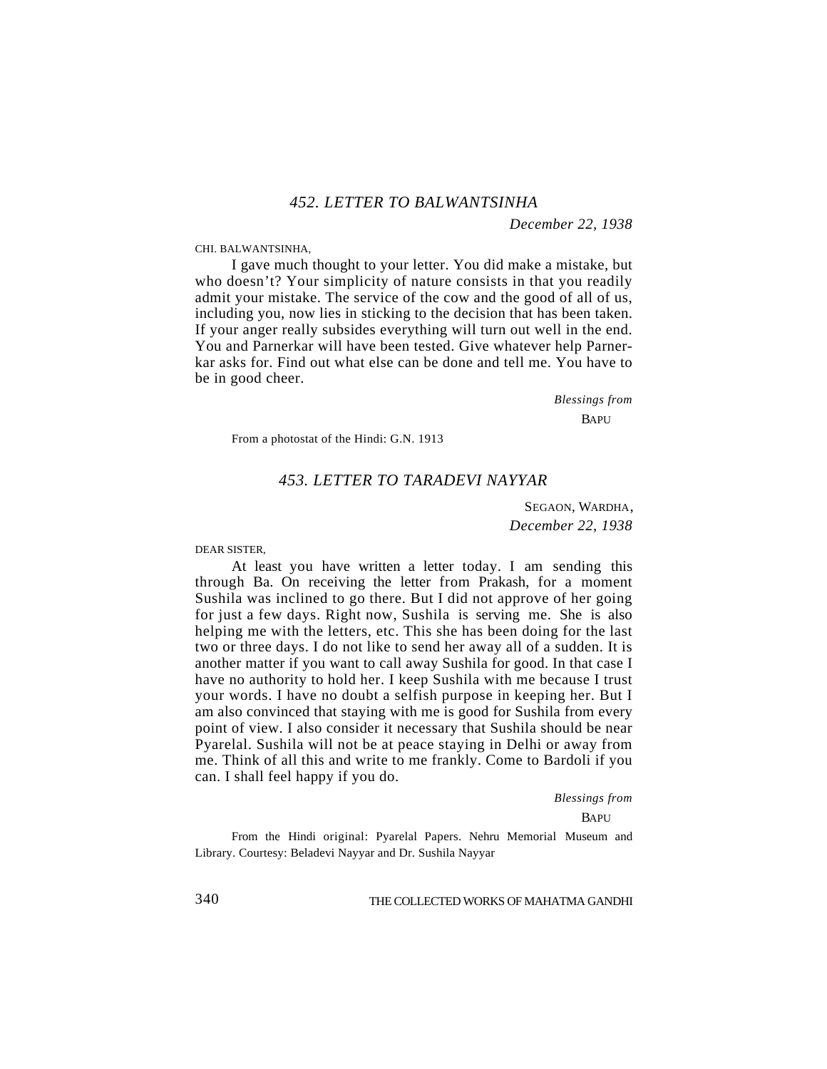## *452. LETTER TO BALWANTSINHA*

*December 22, 1938*

CHI. BALWANTSINHA,

I gave much thought to your letter. You did make a mistake, but who doesn't? Your simplicity of nature consists in that you readily admit your mistake. The service of the cow and the good of all of us, including you, now lies in sticking to the decision that has been taken. If your anger really subsides everything will turn out well in the end. You and Parnerkar will have been tested. Give whatever help Parnerkar asks for. Find out what else can be done and tell me. You have to be in good cheer.

*Blessings from*

BAPU

From a photostat of the Hindi: G.N. 1913

## *453. LETTER TO TARADEVI NAYYAR*

SEGAON, WARDHA,
*December 22, 1938*

DEAR SISTER,

At least you have written a letter today. I am sending this through Ba. On receiving the letter from Prakash, for a moment Sushila was inclined to go there. But I did not approve of her going for just a few days. Right now, Sushila is serving me. She is also helping me with the letters, etc. This she has been doing for the last two or three days. I do not like to send her away all of a sudden. It is another matter if you want to call away Sushila for good. In that case I have no authority to hold her. I keep Sushila with me because I trust your words. I have no doubt a selfish purpose in keeping her. But I am also convinced that staying with me is good for Sushila from every point of view. I also consider it necessary that Sushila should be near Pyarelal. Sushila will not be at peace staying in Delhi or away from me. Think of all this and write to me frankly. Come to Bardoli if you can. I shall feel happy if you do.

*Blessings from*

BAPU

From the Hindi original: Pyarelal Papers. Nehru Memorial Museum and Library. Courtesy: Beladevi Nayyar and Dr. Sushila Nayyar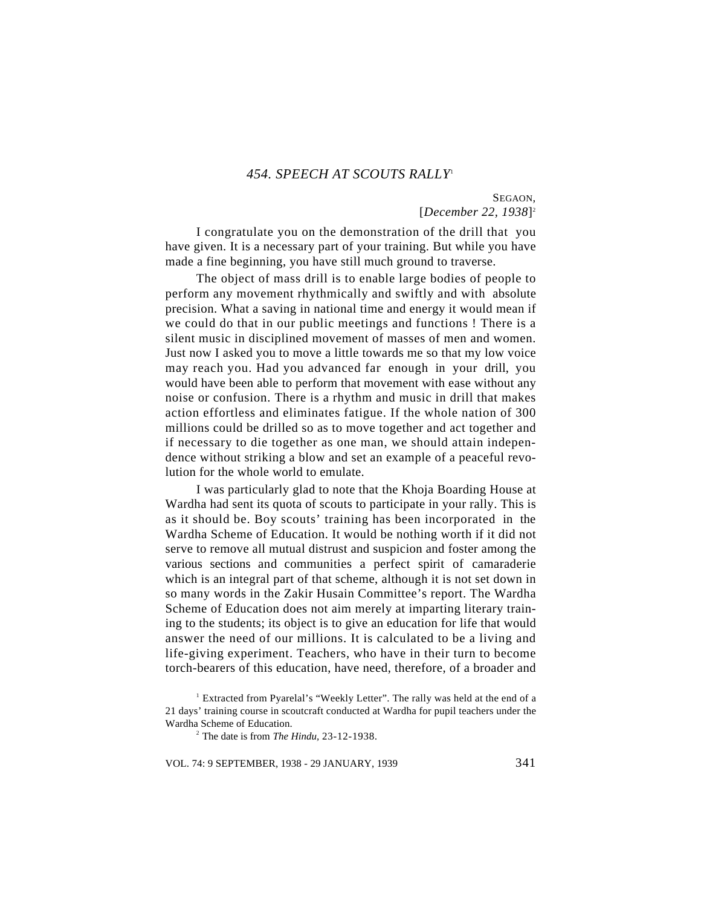## *454. SPEECH AT SCOUTS RALLY*[1]

SEGAON,
[*December 22, 1938*][2]

I congratulate you on the demonstration of the drill that you have given. It is a necessary part of your training. But while you have made a fine beginning, you have still much ground to traverse.

The object of mass drill is to enable large bodies of people to perform any movement rhythmically and swiftly and with absolute precision. What a saving in national time and energy it would mean if we could do that in our public meetings and functions ! There is a silent music in disciplined movement of masses of men and women. Just now I asked you to move a little towards me so that my low voice may reach you. Had you advanced far enough in your drill, you would have been able to perform that movement with ease without any noise or confusion. There is a rhythm and music in drill that makes action effortless and eliminates fatigue. If the whole nation of 300 millions could be drilled so as to move together and act together and if necessary to die together as one man, we should attain independence without striking a blow and set an example of a peaceful revolution for the whole world to emulate.

I was particularly glad to note that the Khoja Boarding House at Wardha had sent its quota of scouts to participate in your rally. This is as it should be. Boy scouts' training has been incorporated in the Wardha Scheme of Education. It would be nothing worth if it did not serve to remove all mutual distrust and suspicion and foster among the various sections and communities a perfect spirit of camaraderie which is an integral part of that scheme, although it is not set down in so many words in the Zakir Husain Committee's report. The Wardha Scheme of Education does not aim merely at imparting literary training to the students; its object is to give an education for life that would answer the need of our millions. It is calculated to be a living and life-giving experiment. Teachers, who have in their turn to become torch-bearers of this education, have need, therefore, of a broader and

---

[1] Extracted from Pyarelal's "Weekly Letter". The rally was held at the end of a 21 days' training course in scoutcraft conducted at Wardha for pupil teachers under the Wardha Scheme of Education.

[2] The date is from *The Hindu*, 23-12-1938.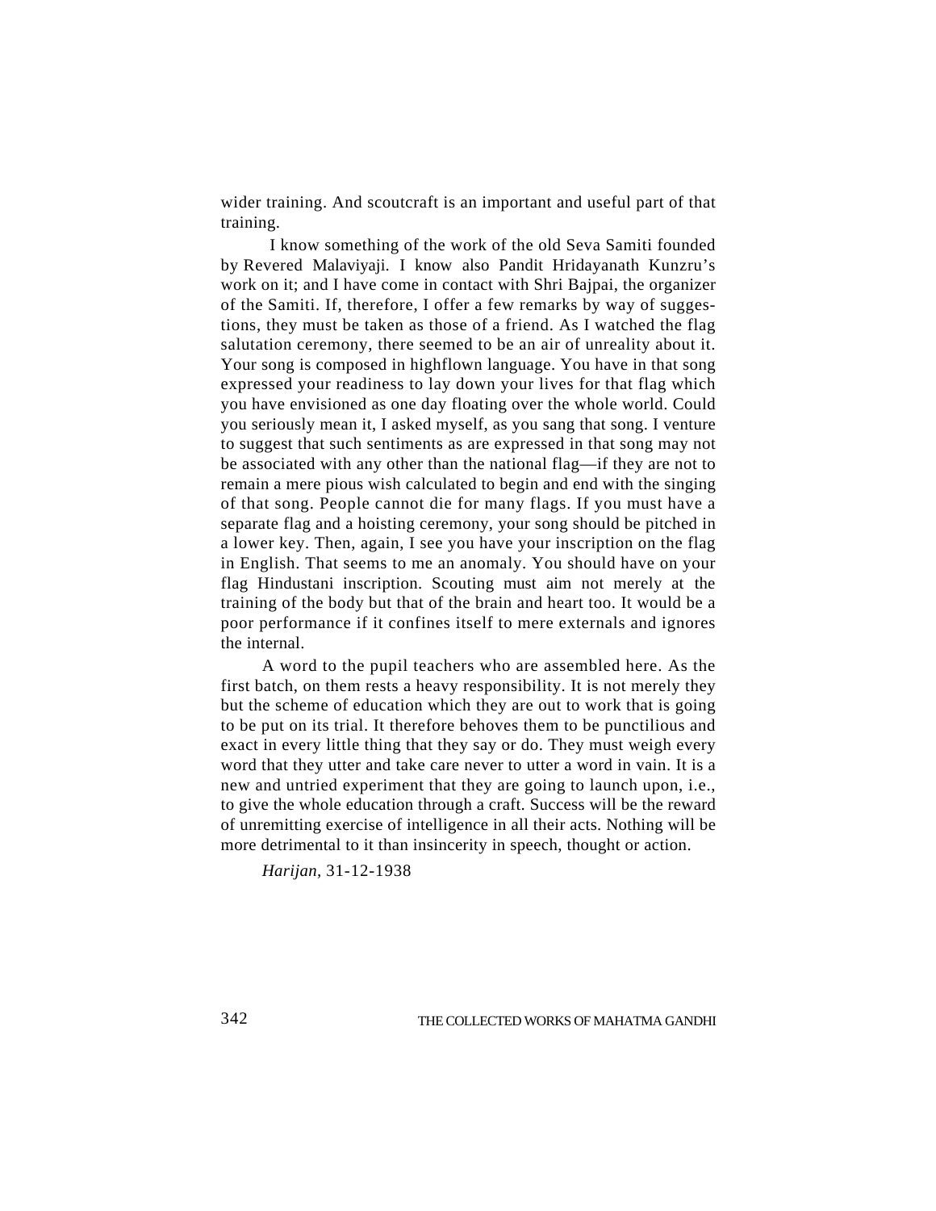wider training. And scoutcraft is an important and useful part of that training.

I know something of the work of the old Seva Samiti founded by Revered Malaviyaji. I know also Pandit Hridayanath Kunzru's work on it; and I have come in contact with Shri Bajpai, the organizer of the Samiti. If, therefore, I offer a few remarks by way of suggestions, they must be taken as those of a friend. As I watched the flag salutation ceremony, there seemed to be an air of unreality about it. Your song is composed in highflown language. You have in that song expressed your readiness to lay down your lives for that flag which you have envisioned as one day floating over the whole world. Could you seriously mean it, I asked myself, as you sang that song. I venture to suggest that such sentiments as are expressed in that song may not be associated with any other than the national flag—if they are not to remain a mere pious wish calculated to begin and end with the singing of that song. People cannot die for many flags. If you must have a separate flag and a hoisting ceremony, your song should be pitched in a lower key. Then, again, I see you have your inscription on the flag in English. That seems to me an anomaly. You should have on your flag Hindustani inscription. Scouting must aim not merely at the training of the body but that of the brain and heart too. It would be a poor performance if it confines itself to mere externals and ignores the internal.

A word to the pupil teachers who are assembled here. As the first batch, on them rests a heavy responsibility. It is not merely they but the scheme of education which they are out to work that is going to be put on its trial. It therefore behoves them to be punctilious and exact in every little thing that they say or do. They must weigh every word that they utter and take care never to utter a word in vain. It is a new and untried experiment that they are going to launch upon, i.e., to give the whole education through a craft. Success will be the reward of unremitting exercise of intelligence in all their acts. Nothing will be more detrimental to it than insincerity in speech, thought or action.

*Harijan,* 31-12-1938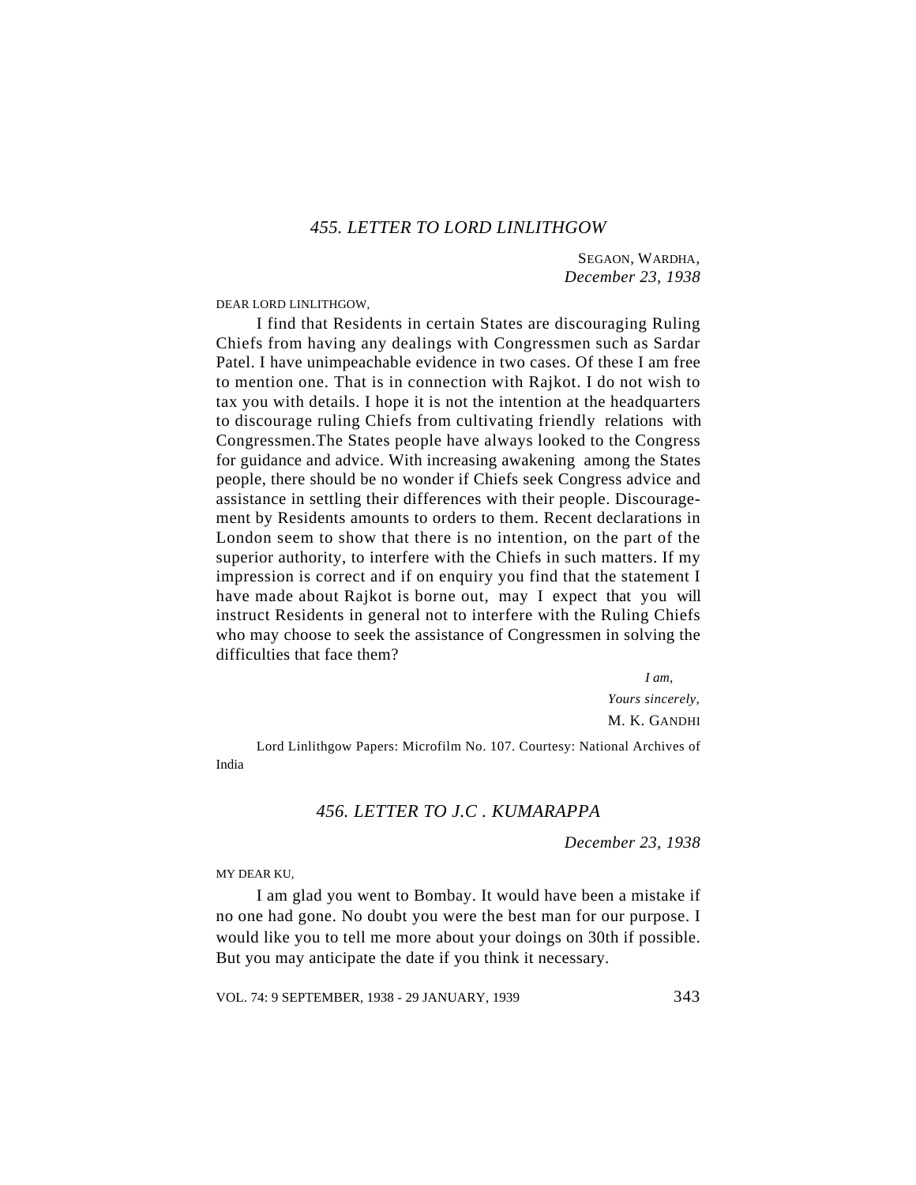### *455. LETTER TO LORD LINLITHGOW*

SEGAON, WARDHA,
*December 23, 1938*

DEAR LORD LINLITHGOW,

I find that Residents in certain States are discouraging Ruling Chiefs from having any dealings with Congressmen such as Sardar Patel. I have unimpeachable evidence in two cases. Of these I am free to mention one. That is in connection with Rajkot. I do not wish to tax you with details. I hope it is not the intention at the headquarters to discourage ruling Chiefs from cultivating friendly relations with Congressmen.The States people have always looked to the Congress for guidance and advice. With increasing awakening among the States people, there should be no wonder if Chiefs seek Congress advice and assistance in settling their differences with their people. Discouragement by Residents amounts to orders to them. Recent declarations in London seem to show that there is no intention, on the part of the superior authority, to interfere with the Chiefs in such matters. If my impression is correct and if on enquiry you find that the statement I have made about Rajkot is borne out, may I expect that you will instruct Residents in general not to interfere with the Ruling Chiefs who may choose to seek the assistance of Congressmen in solving the difficulties that face them?

*I am,*
*Yours sincerely,*
M. K. GANDHI

Lord Linlithgow Papers: Microfilm No. 107. Courtesy: National Archives of India

### *456. LETTER TO J.C . KUMARAPPA*

*December 23, 1938*

MY DEAR KU,

I am glad you went to Bombay. It would have been a mistake if no one had gone. No doubt you were the best man for our purpose. I would like you to tell me more about your doings on 30th if possible. But you may anticipate the date if you think it necessary.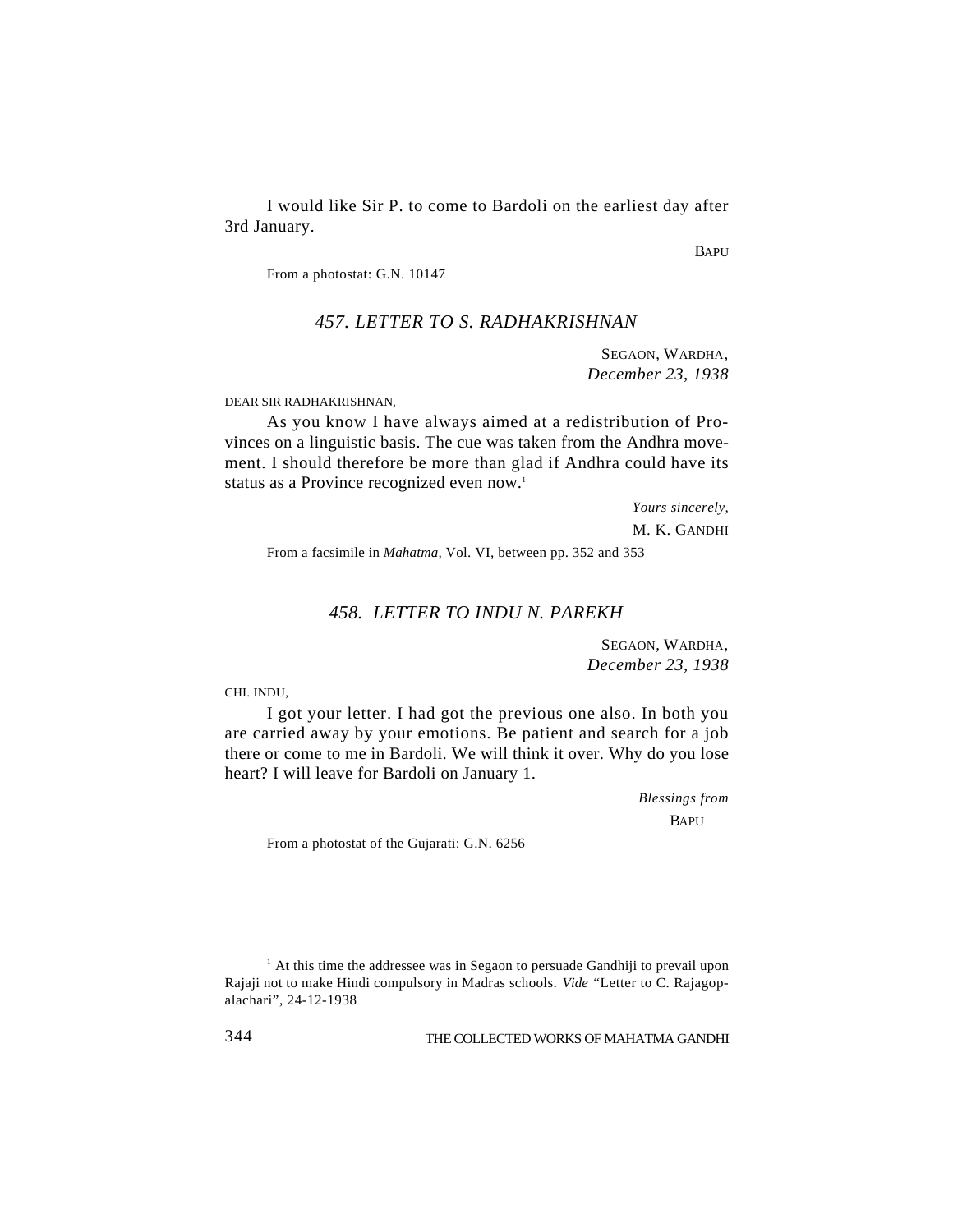I would like Sir P. to come to Bardoli on the earliest day after 3rd January.

BAPU

From a photostat: G.N. 10147

### *457. LETTER TO S. RADHAKRISHNAN*

SEGAON, WARDHA,
*December 23, 1938*

DEAR SIR RADHAKRISHNAN,

As you know I have always aimed at a redistribution of Provinces on a linguistic basis. The cue was taken from the Andhra movement. I should therefore be more than glad if Andhra could have its status as a Province recognized even now.[1]

*Yours sincerely,*
M. K. GANDHI

From a facsimile in *Mahatma,* Vol. VI, between pp. 352 and 353

### *458. LETTER TO INDU N. PAREKH*

SEGAON, WARDHA,
*December 23, 1938*

CHI. INDU,

I got your letter. I had got the previous one also. In both you are carried away by your emotions. Be patient and search for a job there or come to me in Bardoli. We will think it over. Why do you lose heart? I will leave for Bardoli on January 1.

*Blessings from*
BAPU

From a photostat of the Gujarati: G.N. 6256

[1] At this time the addressee was in Segaon to persuade Gandhiji to prevail upon Rajaji not to make Hindi compulsory in Madras schools. *Vide* "Letter to C. Rajagopalachari", 24-12-1938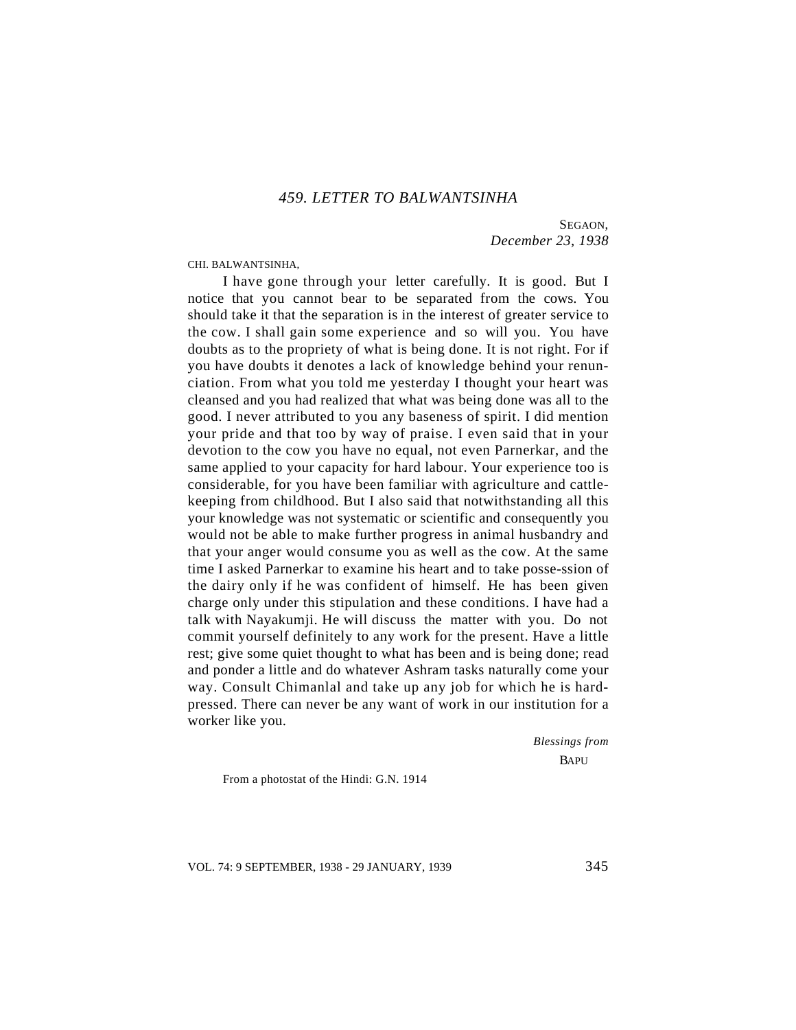## *459. LETTER TO BALWANTSINHA*

SEGAON,
*December 23, 1938*

CHI. BALWANTSINHA,

I have gone through your letter carefully. It is good. But I notice that you cannot bear to be separated from the cows. You should take it that the separation is in the interest of greater service to the cow. I shall gain some experience and so will you. You have doubts as to the propriety of what is being done. It is not right. For if you have doubts it denotes a lack of knowledge behind your renunciation. From what you told me yesterday I thought your heart was cleansed and you had realized that what was being done was all to the good. I never attributed to you any baseness of spirit. I did mention your pride and that too by way of praise. I even said that in your devotion to the cow you have no equal, not even Parnerkar, and the same applied to your capacity for hard labour. Your experience too is considerable, for you have been familiar with agriculture and cattle-keeping from childhood. But I also said that notwithstanding all this your knowledge was not systematic or scientific and consequently you would not be able to make further progress in animal husbandry and that your anger would consume you as well as the cow. At the same time I asked Parnerkar to examine his heart and to take possession of the dairy only if he was confident of himself. He has been given charge only under this stipulation and these conditions. I have had a talk with Nayakumji. He will discuss the matter with you. Do not commit yourself definitely to any work for the present. Have a little rest; give some quiet thought to what has been and is being done; read and ponder a little and do whatever Ashram tasks naturally come your way. Consult Chimanlal and take up any job for which he is hard-pressed. There can never be any want of work in our institution for a worker like you.

*Blessings from*
BAPU

From a photostat of the Hindi: G.N. 1914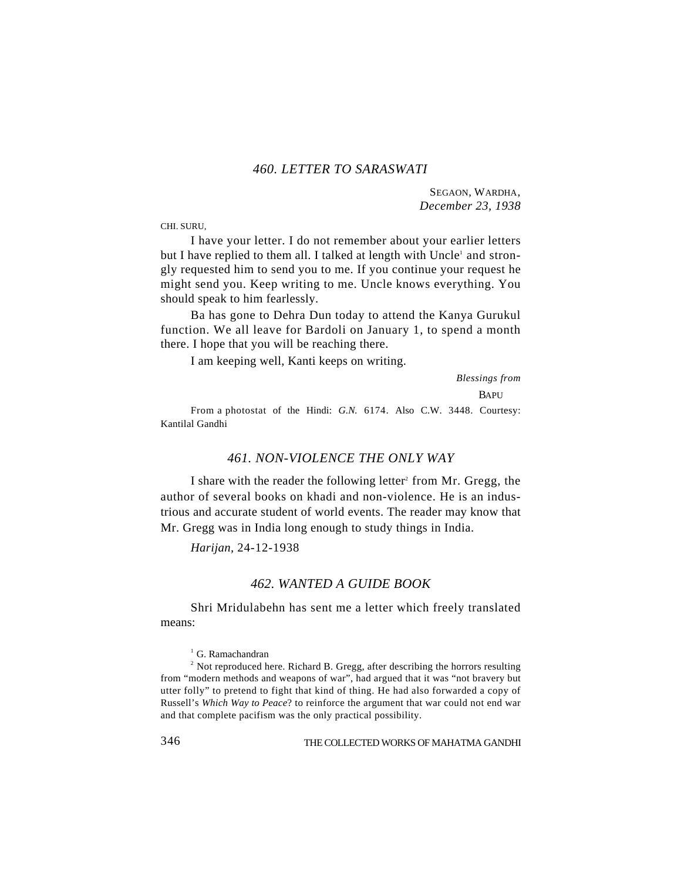## *460. LETTER TO SARASWATI*

SEGAON, WARDHA,
*December 23, 1938*

CHI. SURU,

I have your letter. I do not remember about your earlier letters but I have replied to them all. I talked at length with Uncle[1] and strongly requested him to send you to me. If you continue your request he might send you. Keep writing to me. Uncle knows everything. You should speak to him fearlessly.

Ba has gone to Dehra Dun today to attend the Kanya Gurukul function. We all leave for Bardoli on January 1, to spend a month there. I hope that you will be reaching there.

I am keeping well, Kanti keeps on writing.

*Blessings from*
BAPU

From a photostat of the Hindi: *G.N.* 6174. Also C.W. 3448. Courtesy: Kantilal Gandhi

## *461. NON-VIOLENCE THE ONLY WAY*

I share with the reader the following letter[2] from Mr. Gregg, the author of several books on khadi and non-violence. He is an industrious and accurate student of world events. The reader may know that Mr. Gregg was in India long enough to study things in India.

*Harijan*, 24-12-1938

## *462. WANTED A GUIDE BOOK*

Shri Mridulabehn has sent me a letter which freely translated means:

---

[1] G. Ramachandran

[2] Not reproduced here. Richard B. Gregg, after describing the horrors resulting from "modern methods and weapons of war", had argued that it was "not bravery but utter folly" to pretend to fight that kind of thing. He had also forwarded a copy of Russell's *Which Way to Peace*? to reinforce the argument that war could not end war and that complete pacifism was the only practical possibility.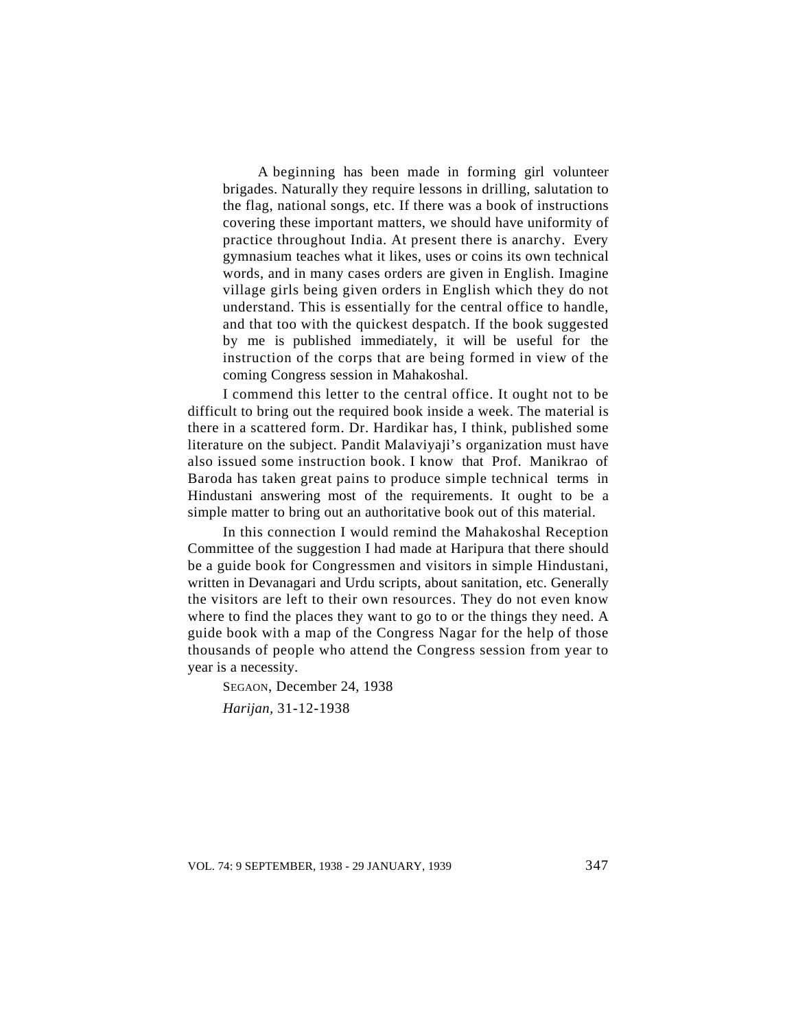A beginning has been made in forming girl volunteer brigades. Naturally they require lessons in drilling, salutation to the flag, national songs, etc. If there was a book of instructions covering these important matters, we should have uniformity of practice throughout India. At present there is anarchy. Every gymnasium teaches what it likes, uses or coins its own technical words, and in many cases orders are given in English. Imagine village girls being given orders in English which they do not understand. This is essentially for the central office to handle, and that too with the quickest despatch. If the book suggested by me is published immediately, it will be useful for the instruction of the corps that are being formed in view of the coming Congress session in Mahakoshal.

I commend this letter to the central office. It ought not to be difficult to bring out the required book inside a week. The material is there in a scattered form. Dr. Hardikar has, I think, published some literature on the subject. Pandit Malaviyaji's organization must have also issued some instruction book. I know that Prof. Manikrao of Baroda has taken great pains to produce simple technical terms in Hindustani answering most of the requirements. It ought to be a simple matter to bring out an authoritative book out of this material.

In this connection I would remind the Mahakoshal Reception Committee of the suggestion I had made at Haripura that there should be a guide book for Congressmen and visitors in simple Hindustani, written in Devanagari and Urdu scripts, about sanitation, etc. Generally the visitors are left to their own resources. They do not even know where to find the places they want to go to or the things they need. A guide book with a map of the Congress Nagar for the help of those thousands of people who attend the Congress session from year to year is a necessity.

SEGAON, December 24, 1938

*Harijan*, 31-12-1938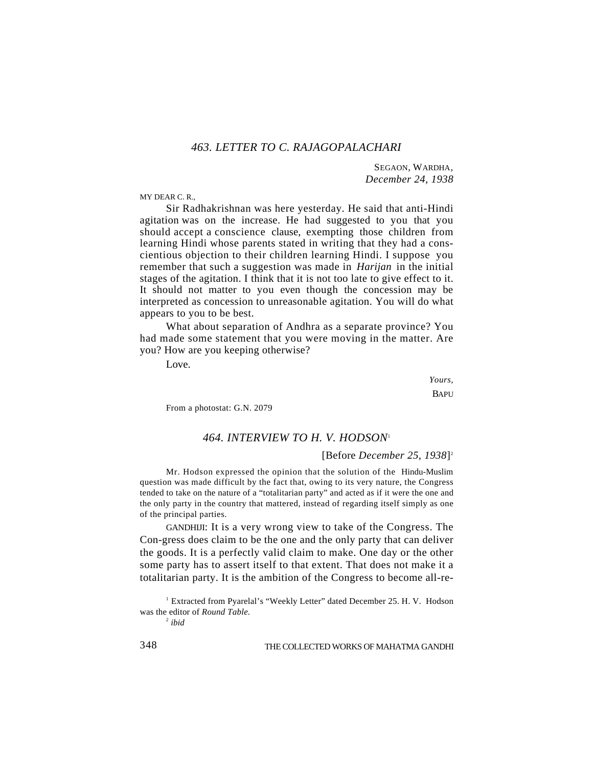## *463. LETTER TO C. RAJAGOPALACHARI*

SEGAON, WARDHA,
*December 24, 1938*

MY DEAR C. R.,

Sir Radhakrishnan was here yesterday. He said that anti-Hindi agitation was on the increase. He had suggested to you that you should accept a conscience clause, exempting those children from learning Hindi whose parents stated in writing that they had a conscientious objection to their children learning Hindi. I suppose you remember that such a suggestion was made in *Harijan* in the initial stages of the agitation. I think that it is not too late to give effect to it. It should not matter to you even though the concession may be interpreted as concession to unreasonable agitation. You will do what appears to you to be best.

What about separation of Andhra as a separate province? You had made some statement that you were moving in the matter. Are you? How are you keeping otherwise?

Love.

*Yours,*
BAPU

From a photostat: G.N. 2079

## *464. INTERVIEW TO H. V. HODSON*[1]

[Before *December 25, 1938*][2]

Mr. Hodson expressed the opinion that the solution of the Hindu-Muslim question was made difficult by the fact that, owing to its very nature, the Congress tended to take on the nature of a "totalitarian party" and acted as if it were the one and the only party in the country that mattered, instead of regarding itself simply as one of the principal parties.

GANDHIJI: It is a very wrong view to take of the Congress. The Congress does claim to be the one and the only party that can deliver the goods. It is a perfectly valid claim to make. One day or the other some party has to assert itself to that extent. That does not make it a totalitarian party. It is the ambition of the Congress to become all-re-

---

[1] Extracted from Pyarelal's "Weekly Letter" dated December 25. H. V. Hodson was the editor of *Round Table.*

[2] *ibid*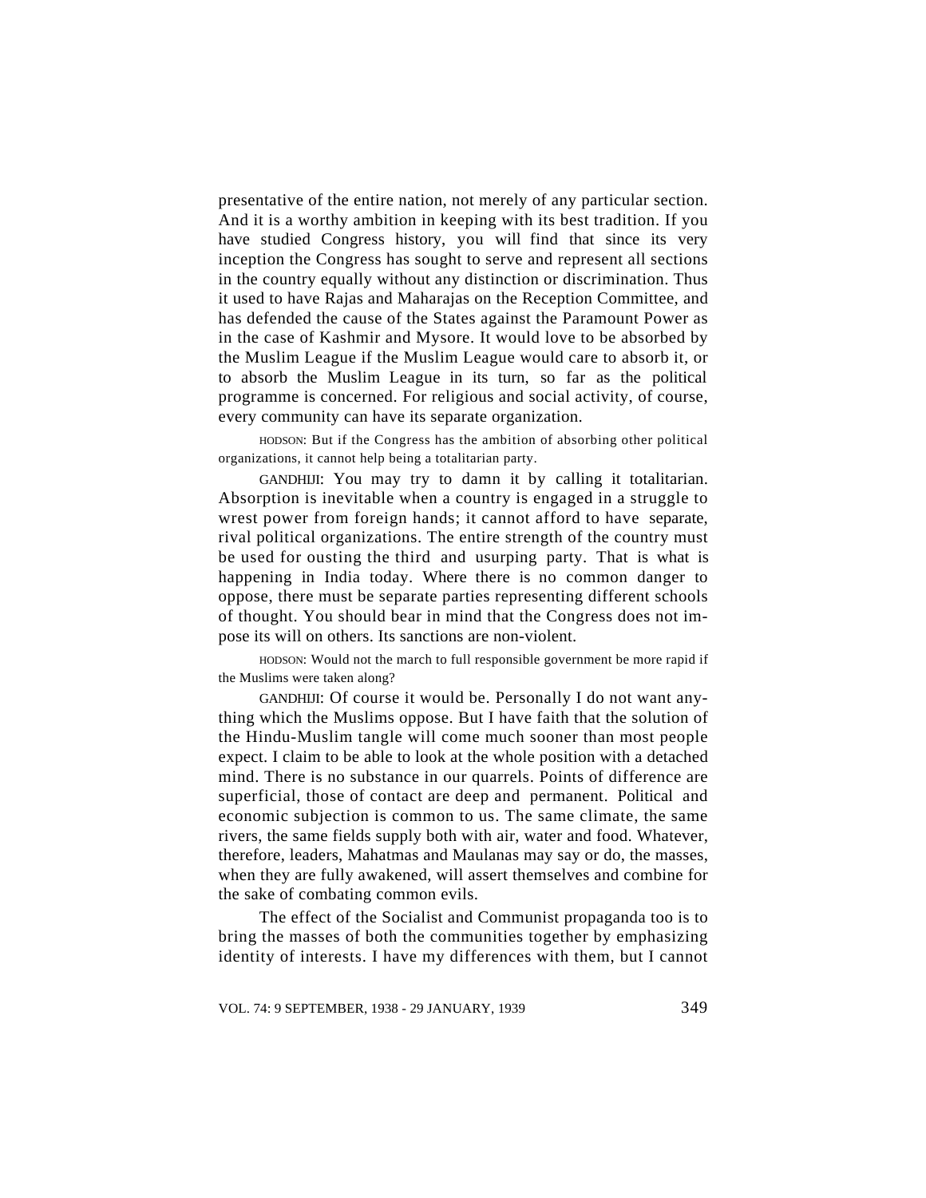presentative of the entire nation, not merely of any particular section. And it is a worthy ambition in keeping with its best tradition. If you have studied Congress history, you will find that since its very inception the Congress has sought to serve and represent all sections in the country equally without any distinction or discrimination. Thus it used to have Rajas and Maharajas on the Reception Committee, and has defended the cause of the States against the Paramount Power as in the case of Kashmir and Mysore. It would love to be absorbed by the Muslim League if the Muslim League would care to absorb it, or to absorb the Muslim League in its turn, so far as the political programme is concerned. For religious and social activity, of course, every community can have its separate organization.

HODSON: But if the Congress has the ambition of absorbing other political organizations, it cannot help being a totalitarian party.

GANDHIJI: You may try to damn it by calling it totalitarian. Absorption is inevitable when a country is engaged in a struggle to wrest power from foreign hands; it cannot afford to have separate, rival political organizations. The entire strength of the country must be used for ousting the third and usurping party. That is what is happening in India today. Where there is no common danger to oppose, there must be separate parties representing different schools of thought. You should bear in mind that the Congress does not impose its will on others. Its sanctions are non-violent.

HODSON: Would not the march to full responsible government be more rapid if the Muslims were taken along?

GANDHIJI: Of course it would be. Personally I do not want anything which the Muslims oppose. But I have faith that the solution of the Hindu-Muslim tangle will come much sooner than most people expect. I claim to be able to look at the whole position with a detached mind. There is no substance in our quarrels. Points of difference are superficial, those of contact are deep and permanent. Political and economic subjection is common to us. The same climate, the same rivers, the same fields supply both with air, water and food. Whatever, therefore, leaders, Mahatmas and Maulanas may say or do, the masses, when they are fully awakened, will assert themselves and combine for the sake of combating common evils.

The effect of the Socialist and Communist propaganda too is to bring the masses of both the communities together by emphasizing identity of interests. I have my differences with them, but I cannot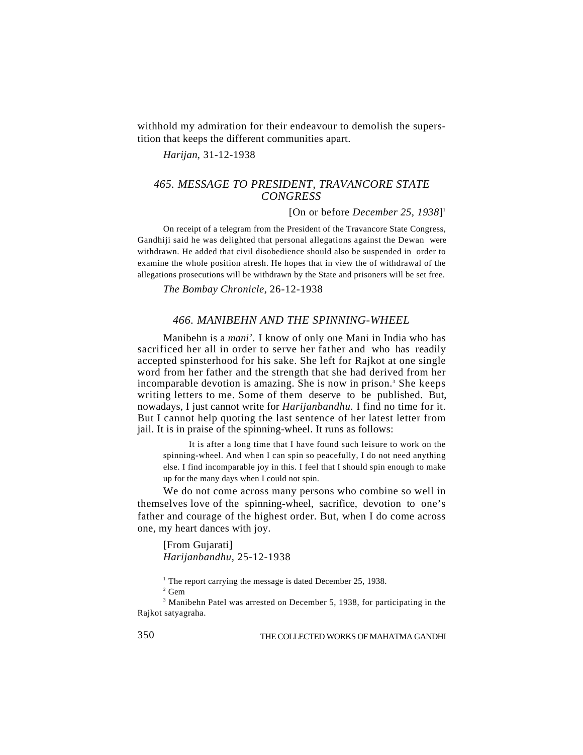withhold my admiration for their endeavour to demolish the superstition that keeps the different communities apart.

*Harijan*, 31-12-1938

### *465. MESSAGE TO PRESIDENT, TRAVANCORE STATE CONGRESS*

[On or before *December 25, 1938*][1]

On receipt of a telegram from the President of the Travancore State Congress, Gandhiji said he was delighted that personal allegations against the Dewan were withdrawn. He added that civil disobedience should also be suspended in order to examine the whole position afresh. He hopes that in view the of withdrawal of the allegations prosecutions will be withdrawn by the State and prisoners will be set free.

*The Bombay Chronicle*, 26-12-1938

### *466. MANIBEHN AND THE SPINNING-WHEEL*

Manibehn is a *mani*[2]. I know of only one Mani in India who has sacrificed her all in order to serve her father and who has readily accepted spinsterhood for his sake. She left for Rajkot at one single word from her father and the strength that she had derived from her incomparable devotion is amazing. She is now in prison.[3] She keeps writing letters to me. Some of them deserve to be published. But, nowadays, I just cannot write for *Harijanbandhu.* I find no time for it. But I cannot help quoting the last sentence of her latest letter from jail. It is in praise of the spinning-wheel. It runs as follows:

> It is after a long time that I have found such leisure to work on the spinning-wheel. And when I can spin so peacefully, I do not need anything else. I find incomparable joy in this. I feel that I should spin enough to make up for the many days when I could not spin.

We do not come across many persons who combine so well in themselves love of the spinning-wheel, sacrifice, devotion to one's father and courage of the highest order. But, when I do come across one, my heart dances with joy.

[From Gujarati]
*Harijanbandhu*, 25-12-1938

[1] The report carrying the message is dated December 25, 1938.

[2] Gem

[3] Manibehn Patel was arrested on December 5, 1938, for participating in the Rajkot satyagraha.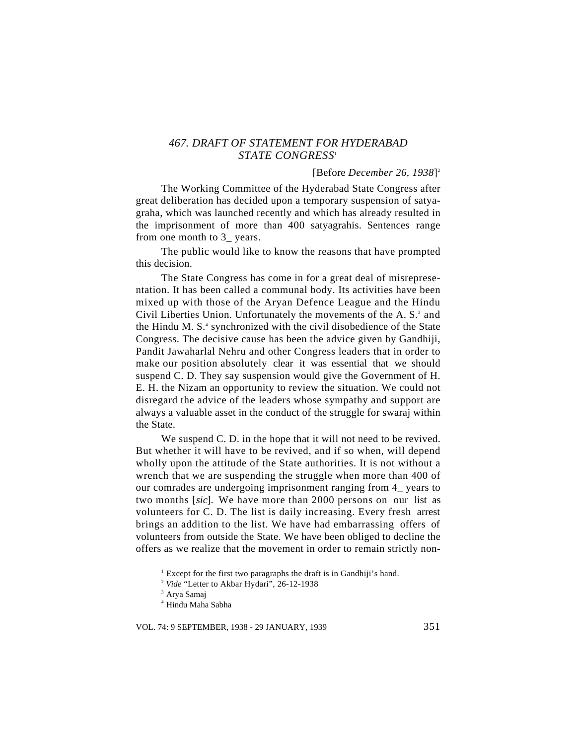## 467. DRAFT OF STATEMENT FOR HYDERABAD STATE CONGRESS[1]

[Before *December 26, 1938*][2]

The Working Committee of the Hyderabad State Congress after great deliberation has decided upon a temporary suspension of satyagraha, which was launched recently and which has already resulted in the imprisonment of more than 400 satyagrahis. Sentences range from one month to 3_ years.

The public would like to know the reasons that have prompted this decision.

The State Congress has come in for a great deal of misrepresentation. It has been called a communal body. Its activities have been mixed up with those of the Aryan Defence League and the Hindu Civil Liberties Union. Unfortunately the movements of the A. S.[3] and the Hindu M. S.[4] synchronized with the civil disobedience of the State Congress. The decisive cause has been the advice given by Gandhiji, Pandit Jawaharlal Nehru and other Congress leaders that in order to make our position absolutely clear it was essential that we should suspend C. D. They say suspension would give the Government of H. E. H. the Nizam an opportunity to review the situation. We could not disregard the advice of the leaders whose sympathy and support are always a valuable asset in the conduct of the struggle for swaraj within the State.

We suspend C. D. in the hope that it will not need to be revived. But whether it will have to be revived, and if so when, will depend wholly upon the attitude of the State authorities. It is not without a wrench that we are suspending the struggle when more than 400 of our comrades are undergoing imprisonment ranging from 4_ years to two months [*sic*]. We have more than 2000 persons on our list as volunteers for C. D. The list is daily increasing. Every fresh arrest brings an addition to the list. We have had embarrassing offers of volunteers from outside the State. We have been obliged to decline the offers as we realize that the movement in order to remain strictly non-

[1] Except for the first two paragraphs the draft is in Gandhiji's hand.

[2] *Vide* "Letter to Akbar Hydari", 26-12-1938

[3] Arya Samaj

[4] Hindu Maha Sabha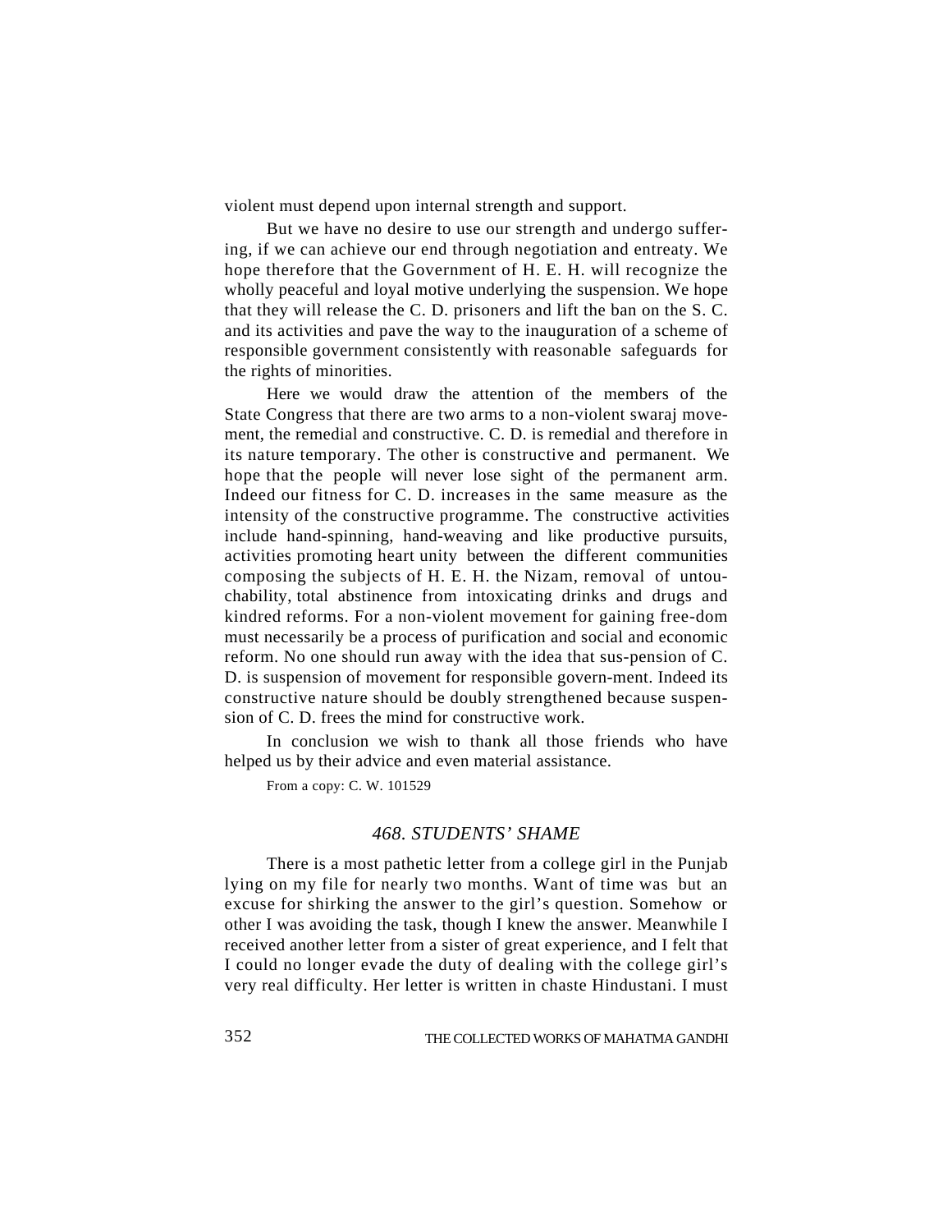violent must depend upon internal strength and support.

But we have no desire to use our strength and undergo suffering, if we can achieve our end through negotiation and entreaty. We hope therefore that the Government of H. E. H. will recognize the wholly peaceful and loyal motive underlying the suspension. We hope that they will release the C. D. prisoners and lift the ban on the S. C. and its activities and pave the way to the inauguration of a scheme of responsible government consistently with reasonable safeguards for the rights of minorities.

Here we would draw the attention of the members of the State Congress that there are two arms to a non-violent swaraj movement, the remedial and constructive. C. D. is remedial and therefore in its nature temporary. The other is constructive and permanent. We hope that the people will never lose sight of the permanent arm. Indeed our fitness for C. D. increases in the same measure as the intensity of the constructive programme. The constructive activities include hand-spinning, hand-weaving and like productive pursuits, activities promoting heart unity between the different communities composing the subjects of H. E. H. the Nizam, removal of untouchability, total abstinence from intoxicating drinks and drugs and kindred reforms. For a non-violent movement for gaining free-dom must necessarily be a process of purification and social and economic reform. No one should run away with the idea that sus-pension of C. D. is suspension of movement for responsible govern-ment. Indeed its constructive nature should be doubly strengthened because suspension of C. D. frees the mind for constructive work.

In conclusion we wish to thank all those friends who have helped us by their advice and even material assistance.

From a copy: C. W. 101529

## *468. STUDENTS' SHAME*

There is a most pathetic letter from a college girl in the Punjab lying on my file for nearly two months. Want of time was but an excuse for shirking the answer to the girl's question. Somehow or other I was avoiding the task, though I knew the answer. Meanwhile I received another letter from a sister of great experience, and I felt that I could no longer evade the duty of dealing with the college girl's very real difficulty. Her letter is written in chaste Hindustani. I must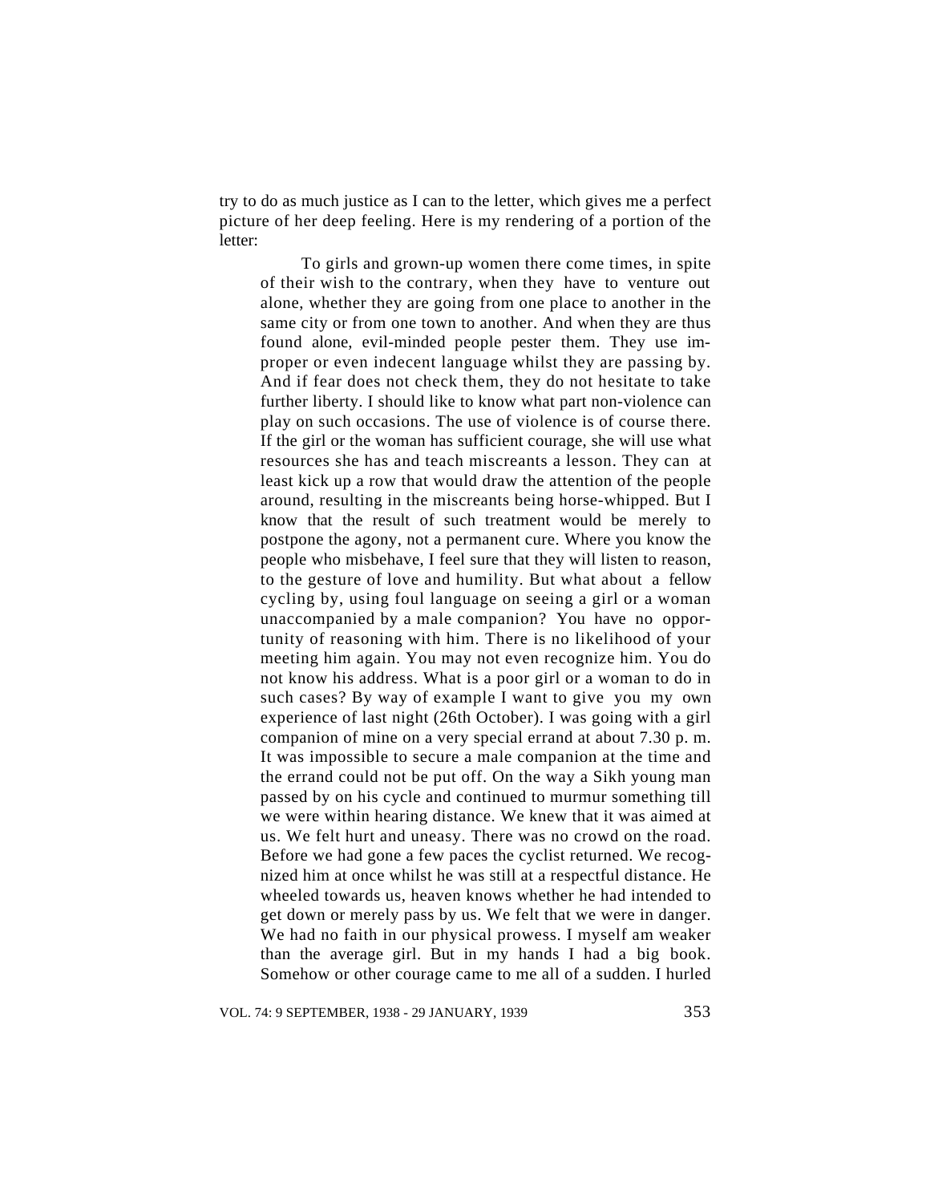try to do as much justice as I can to the letter, which gives me a perfect picture of her deep feeling. Here is my rendering of a portion of the letter:

> To girls and grown-up women there come times, in spite of their wish to the contrary, when they have to venture out alone, whether they are going from one place to another in the same city or from one town to another. And when they are thus found alone, evil-minded people pester them. They use improper or even indecent language whilst they are passing by. And if fear does not check them, they do not hesitate to take further liberty. I should like to know what part non-violence can play on such occasions. The use of violence is of course there. If the girl or the woman has sufficient courage, she will use what resources she has and teach miscreants a lesson. They can at least kick up a row that would draw the attention of the people around, resulting in the miscreants being horse-whipped. But I know that the result of such treatment would be merely to postpone the agony, not a permanent cure. Where you know the people who misbehave, I feel sure that they will listen to reason, to the gesture of love and humility. But what about a fellow cycling by, using foul language on seeing a girl or a woman unaccompanied by a male companion? You have no opportunity of reasoning with him. There is no likelihood of your meeting him again. You may not even recognize him. You do not know his address. What is a poor girl or a woman to do in such cases? By way of example I want to give you my own experience of last night (26th October). I was going with a girl companion of mine on a very special errand at about 7.30 p. m. It was impossible to secure a male companion at the time and the errand could not be put off. On the way a Sikh young man passed by on his cycle and continued to murmur something till we were within hearing distance. We knew that it was aimed at us. We felt hurt and uneasy. There was no crowd on the road. Before we had gone a few paces the cyclist returned. We recognized him at once whilst he was still at a respectful distance. He wheeled towards us, heaven knows whether he had intended to get down or merely pass by us. We felt that we were in danger. We had no faith in our physical prowess. I myself am weaker than the average girl. But in my hands I had a big book. Somehow or other courage came to me all of a sudden. I hurled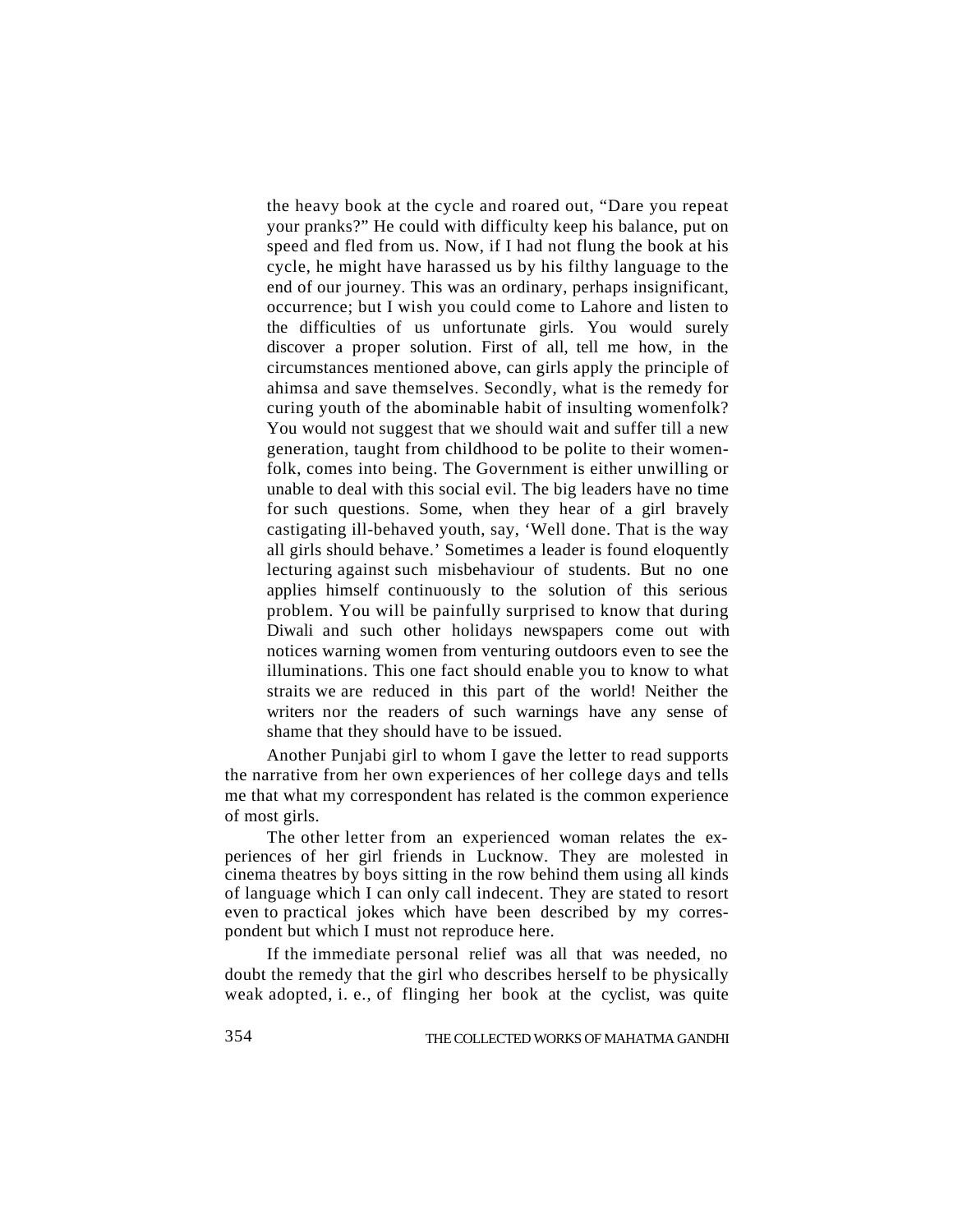the heavy book at the cycle and roared out, "Dare you repeat your pranks?" He could with difficulty keep his balance, put on speed and fled from us. Now, if I had not flung the book at his cycle, he might have harassed us by his filthy language to the end of our journey. This was an ordinary, perhaps insignificant, occurrence; but I wish you could come to Lahore and listen to the difficulties of us unfortunate girls. You would surely discover a proper solution. First of all, tell me how, in the circumstances mentioned above, can girls apply the principle of ahimsa and save themselves. Secondly, what is the remedy for curing youth of the abominable habit of insulting womenfolk? You would not suggest that we should wait and suffer till a new generation, taught from childhood to be polite to their womenfolk, comes into being. The Government is either unwilling or unable to deal with this social evil. The big leaders have no time for such questions. Some, when they hear of a girl bravely castigating ill-behaved youth, say, 'Well done. That is the way all girls should behave.' Sometimes a leader is found eloquently lecturing against such misbehaviour of students. But no one applies himself continuously to the solution of this serious problem. You will be painfully surprised to know that during Diwali and such other holidays newspapers come out with notices warning women from venturing outdoors even to see the illuminations. This one fact should enable you to know to what straits we are reduced in this part of the world! Neither the writers nor the readers of such warnings have any sense of shame that they should have to be issued.

Another Punjabi girl to whom I gave the letter to read supports the narrative from her own experiences of her college days and tells me that what my correspondent has related is the common experience of most girls.

The other letter from an experienced woman relates the experiences of her girl friends in Lucknow. They are molested in cinema theatres by boys sitting in the row behind them using all kinds of language which I can only call indecent. They are stated to resort even to practical jokes which have been described by my correspondent but which I must not reproduce here.

If the immediate personal relief was all that was needed, no doubt the remedy that the girl who describes herself to be physically weak adopted, i. e., of flinging her book at the cyclist, was quite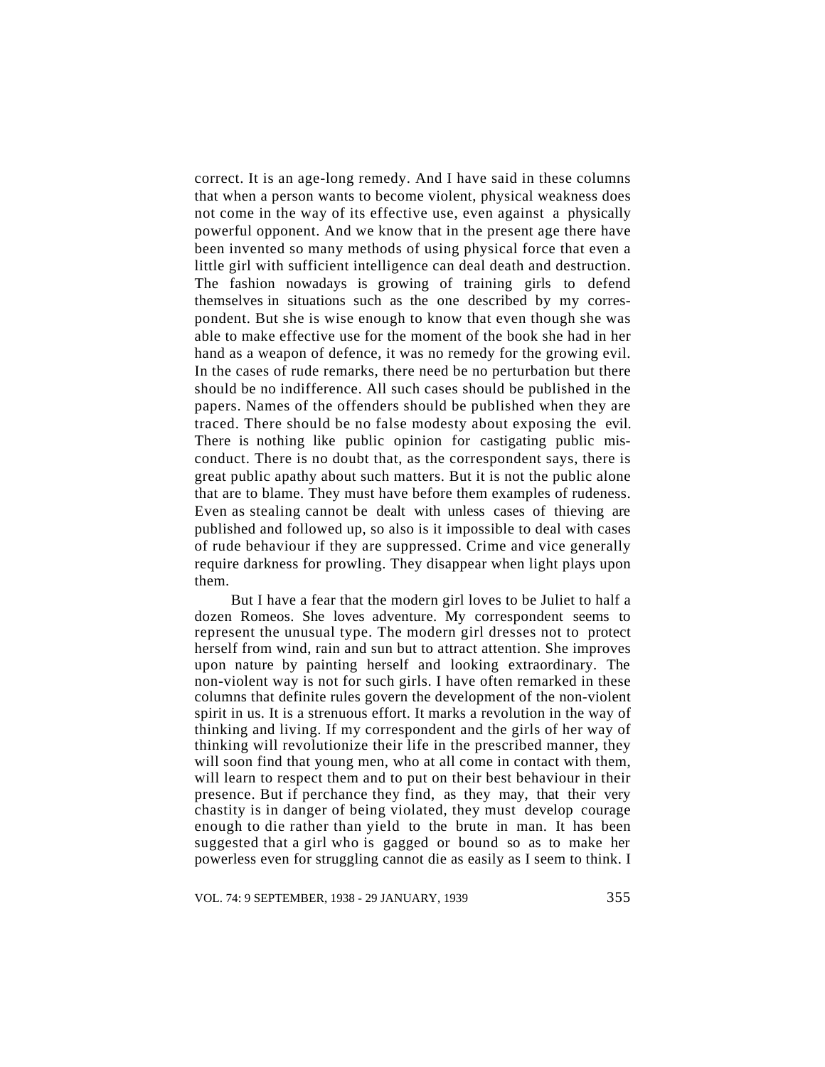correct. It is an age-long remedy. And I have said in these columns that when a person wants to become violent, physical weakness does not come in the way of its effective use, even against a physically powerful opponent. And we know that in the present age there have been invented so many methods of using physical force that even a little girl with sufficient intelligence can deal death and destruction. The fashion nowadays is growing of training girls to defend themselves in situations such as the one described by my correspondent. But she is wise enough to know that even though she was able to make effective use for the moment of the book she had in her hand as a weapon of defence, it was no remedy for the growing evil. In the cases of rude remarks, there need be no perturbation but there should be no indifference. All such cases should be published in the papers. Names of the offenders should be published when they are traced. There should be no false modesty about exposing the evil. There is nothing like public opinion for castigating public misconduct. There is no doubt that, as the correspondent says, there is great public apathy about such matters. But it is not the public alone that are to blame. They must have before them examples of rudeness. Even as stealing cannot be dealt with unless cases of thieving are published and followed up, so also is it impossible to deal with cases of rude behaviour if they are suppressed. Crime and vice generally require darkness for prowling. They disappear when light plays upon them.

But I have a fear that the modern girl loves to be Juliet to half a dozen Romeos. She loves adventure. My correspondent seems to represent the unusual type. The modern girl dresses not to protect herself from wind, rain and sun but to attract attention. She improves upon nature by painting herself and looking extraordinary. The non-violent way is not for such girls. I have often remarked in these columns that definite rules govern the development of the non-violent spirit in us. It is a strenuous effort. It marks a revolution in the way of thinking and living. If my correspondent and the girls of her way of thinking will revolutionize their life in the prescribed manner, they will soon find that young men, who at all come in contact with them, will learn to respect them and to put on their best behaviour in their presence. But if perchance they find, as they may, that their very chastity is in danger of being violated, they must develop courage enough to die rather than yield to the brute in man. It has been suggested that a girl who is gagged or bound so as to make her powerless even for struggling cannot die as easily as I seem to think. I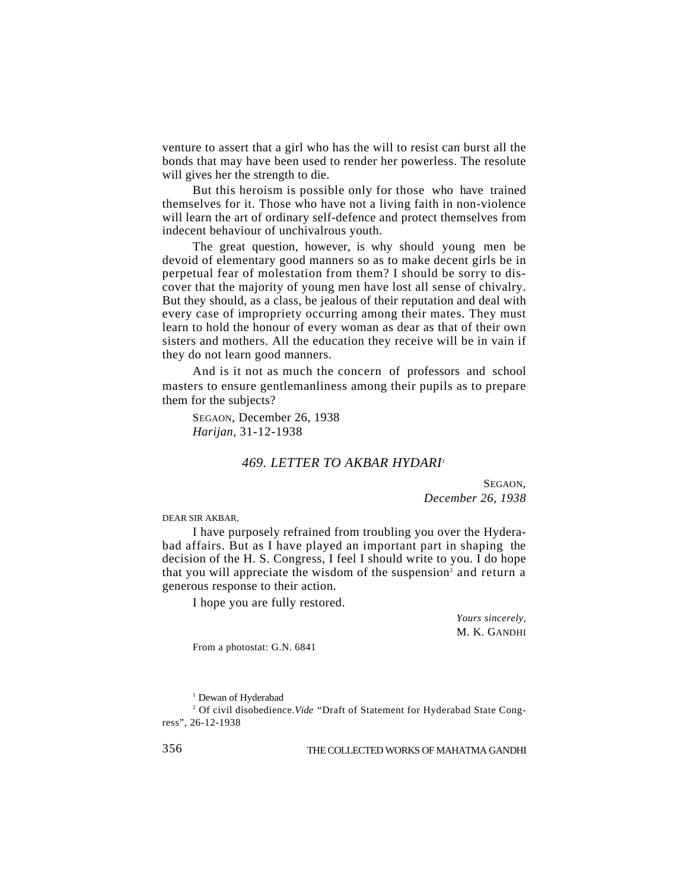venture to assert that a girl who has the will to resist can burst all the bonds that may have been used to render her powerless. The resolute will gives her the strength to die.

But this heroism is possible only for those who have trained themselves for it. Those who have not a living faith in non-violence will learn the art of ordinary self-defence and protect themselves from indecent behaviour of unchivalrous youth.

The great question, however, is why should young men be devoid of elementary good manners so as to make decent girls be in perpetual fear of molestation from them? I should be sorry to discover that the majority of young men have lost all sense of chivalry. But they should, as a class, be jealous of their reputation and deal with every case of impropriety occurring among their mates. They must learn to hold the honour of every woman as dear as that of their own sisters and mothers. All the education they receive will be in vain if they do not learn good manners.

And is it not as much the concern of professors and school masters to ensure gentlemanliness among their pupils as to prepare them for the subjects?

SEGAON, December 26, 1938
*Harijan*, 31-12-1938

## *469. LETTER TO AKBAR HYDARI*[1]

SEGAON,
*December 26, 1938*

DEAR SIR AKBAR,

I have purposely refrained from troubling you over the Hyderabad affairs. But as I have played an important part in shaping the decision of the H. S. Congress, I feel I should write to you. I do hope that you will appreciate the wisdom of the suspension[2] and return a generous response to their action.

I hope you are fully restored.

*Yours sincerely,*
M. K. GANDHI

From a photostat: G.N. 6841

[1] Dewan of Hyderabad

[2] Of civil disobedience. *Vide* "Draft of Statement for Hyderabad State Congress", 26-12-1938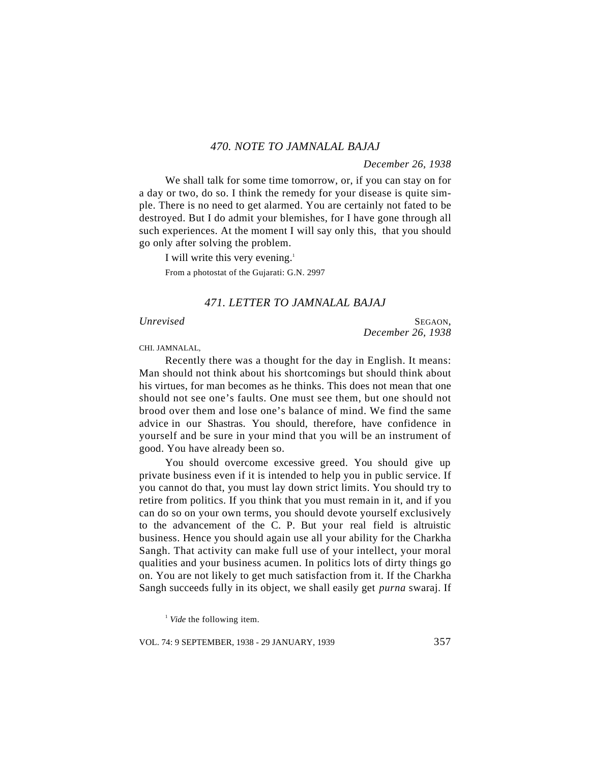### *470. NOTE TO JAMNALAL BAJAJ*

*December 26, 1938*

We shall talk for some time tomorrow, or, if you can stay on for a day or two, do so. I think the remedy for your disease is quite simple. There is no need to get alarmed. You are certainly not fated to be destroyed. But I do admit your blemishes, for I have gone through all such experiences. At the moment I will say only this, that you should go only after solving the problem.

I will write this very evening.[1]

From a photostat of the Gujarati: G.N. 2997

### *471. LETTER TO JAMNALAL BAJAJ*

*Unrevised*

SEGAON,
*December 26, 1938*

CHI. JAMNALAL,

Recently there was a thought for the day in English. It means: Man should not think about his shortcomings but should think about his virtues, for man becomes as he thinks. This does not mean that one should not see one's faults. One must see them, but one should not brood over them and lose one's balance of mind. We find the same advice in our Shastras. You should, therefore, have confidence in yourself and be sure in your mind that you will be an instrument of good. You have already been so.

You should overcome excessive greed. You should give up private business even if it is intended to help you in public service. If you cannot do that, you must lay down strict limits. You should try to retire from politics. If you think that you must remain in it, and if you can do so on your own terms, you should devote yourself exclusively to the advancement of the C. P. But your real field is altruistic business. Hence you should again use all your ability for the Charkha Sangh. That activity can make full use of your intellect, your moral qualities and your business acumen. In politics lots of dirty things go on. You are not likely to get much satisfaction from it. If the Charkha Sangh succeeds fully in its object, we shall easily get *purna* swaraj. If

[1] *Vide* the following item.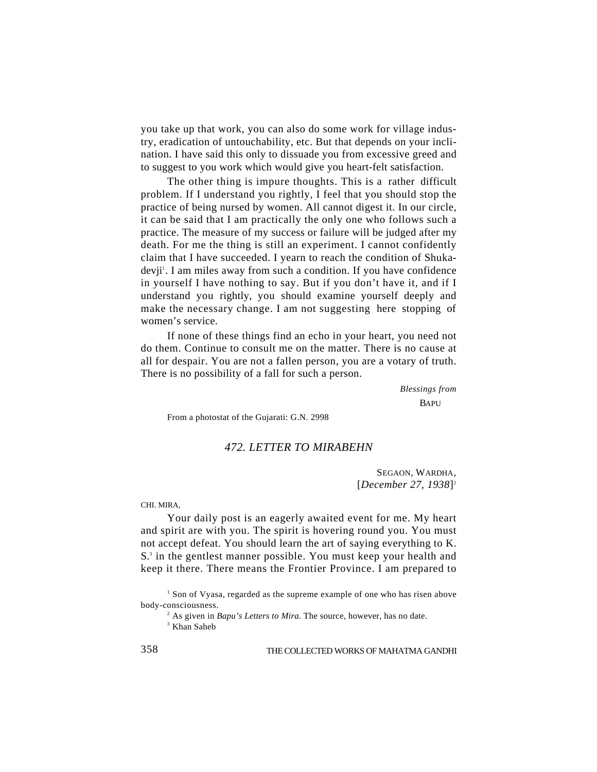you take up that work, you can also do some work for village industry, eradication of untouchability, etc. But that depends on your inclination. I have said this only to dissuade you from excessive greed and to suggest to you work which would give you heart-felt satisfaction.

The other thing is impure thoughts. This is a rather difficult problem. If I understand you rightly, I feel that you should stop the practice of being nursed by women. All cannot digest it. In our circle, it can be said that I am practically the only one who follows such a practice. The measure of my success or failure will be judged after my death. For me the thing is still an experiment. I cannot confidently claim that I have succeeded. I yearn to reach the condition of Shukadevji[1]. I am miles away from such a condition. If you have confidence in yourself I have nothing to say. But if you don't have it, and if I understand you rightly, you should examine yourself deeply and make the necessary change. I am not suggesting here stopping of women's service.

If none of these things find an echo in your heart, you need not do them. Continue to consult me on the matter. There is no cause at all for despair. You are not a fallen person, you are a votary of truth. There is no possibility of a fall for such a person.

*Blessings from*
BAPU

From a photostat of the Gujarati: G.N. 2998

## *472. LETTER TO MIRABEHN*

SEGAON, WARDHA,
[*December 27, 1938*][2]

CHI. MIRA,

Your daily post is an eagerly awaited event for me. My heart and spirit are with you. The spirit is hovering round you. You must not accept defeat. You should learn the art of saying everything to K. S.[3] in the gentlest manner possible. You must keep your health and keep it there. There means the Frontier Province. I am prepared to

---

[1] Son of Vyasa, regarded as the supreme example of one who has risen above body-consciousness.

[2] As given in *Bapu's Letters to Mira.* The source, however, has no date.

[3] Khan Saheb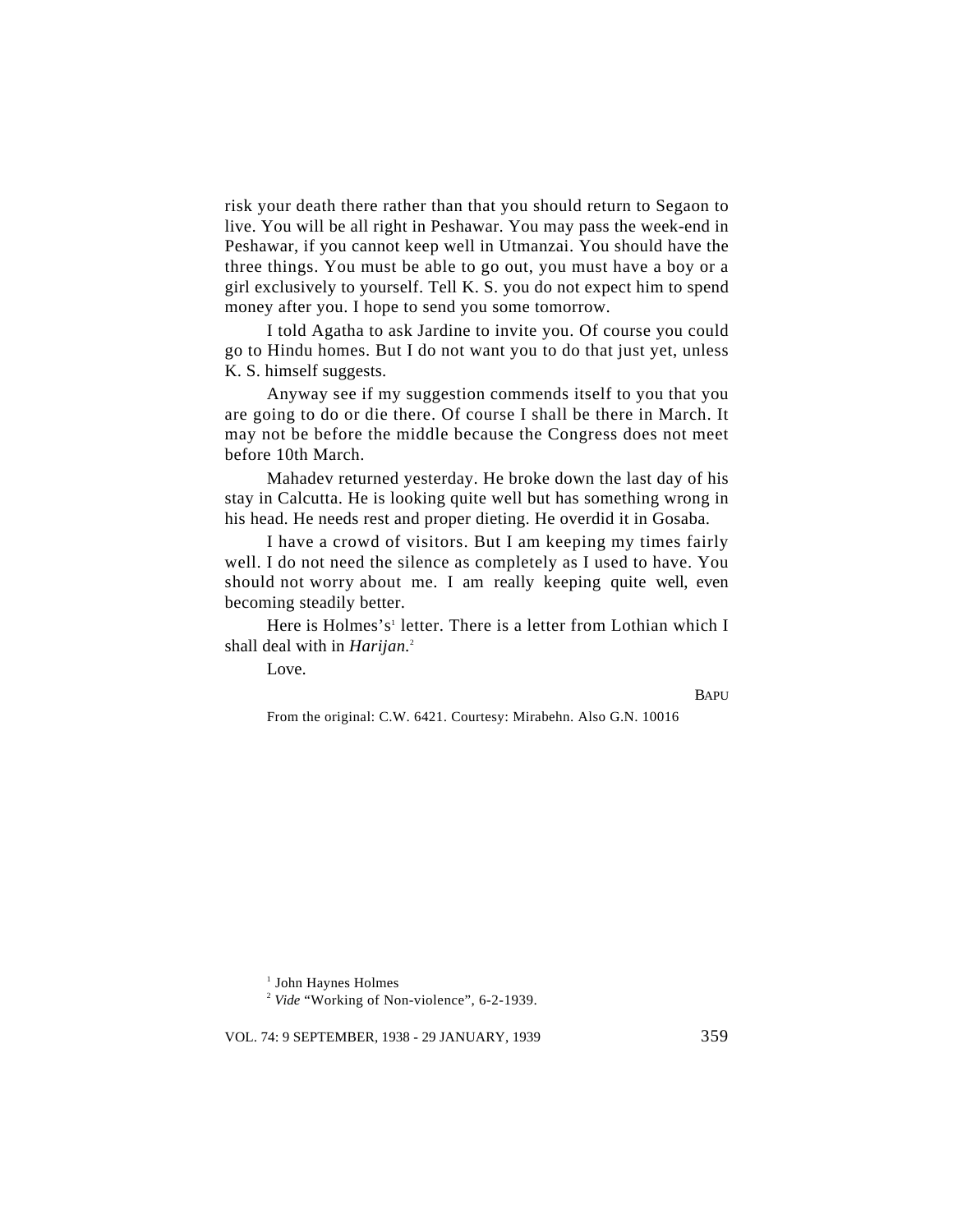risk your death there rather than that you should return to Segaon to live. You will be all right in Peshawar. You may pass the week-end in Peshawar, if you cannot keep well in Utmanzai. You should have the three things. You must be able to go out, you must have a boy or a girl exclusively to yourself. Tell K. S. you do not expect him to spend money after you. I hope to send you some tomorrow.

I told Agatha to ask Jardine to invite you. Of course you could go to Hindu homes. But I do not want you to do that just yet, unless K. S. himself suggests.

Anyway see if my suggestion commends itself to you that you are going to do or die there. Of course I shall be there in March. It may not be before the middle because the Congress does not meet before 10th March.

Mahadev returned yesterday. He broke down the last day of his stay in Calcutta. He is looking quite well but has something wrong in his head. He needs rest and proper dieting. He overdid it in Gosaba.

I have a crowd of visitors. But I am keeping my times fairly well. I do not need the silence as completely as I used to have. You should not worry about me. I am really keeping quite well, even becoming steadily better.

Here is Holmes's[1] letter. There is a letter from Lothian which I shall deal with in *Harijan*.[2]

Love.

BAPU

From the original: C.W. 6421. Courtesy: Mirabehn. Also G.N. 10016

[1] John Haynes Holmes

[2] *Vide* "Working of Non-violence", 6-2-1939.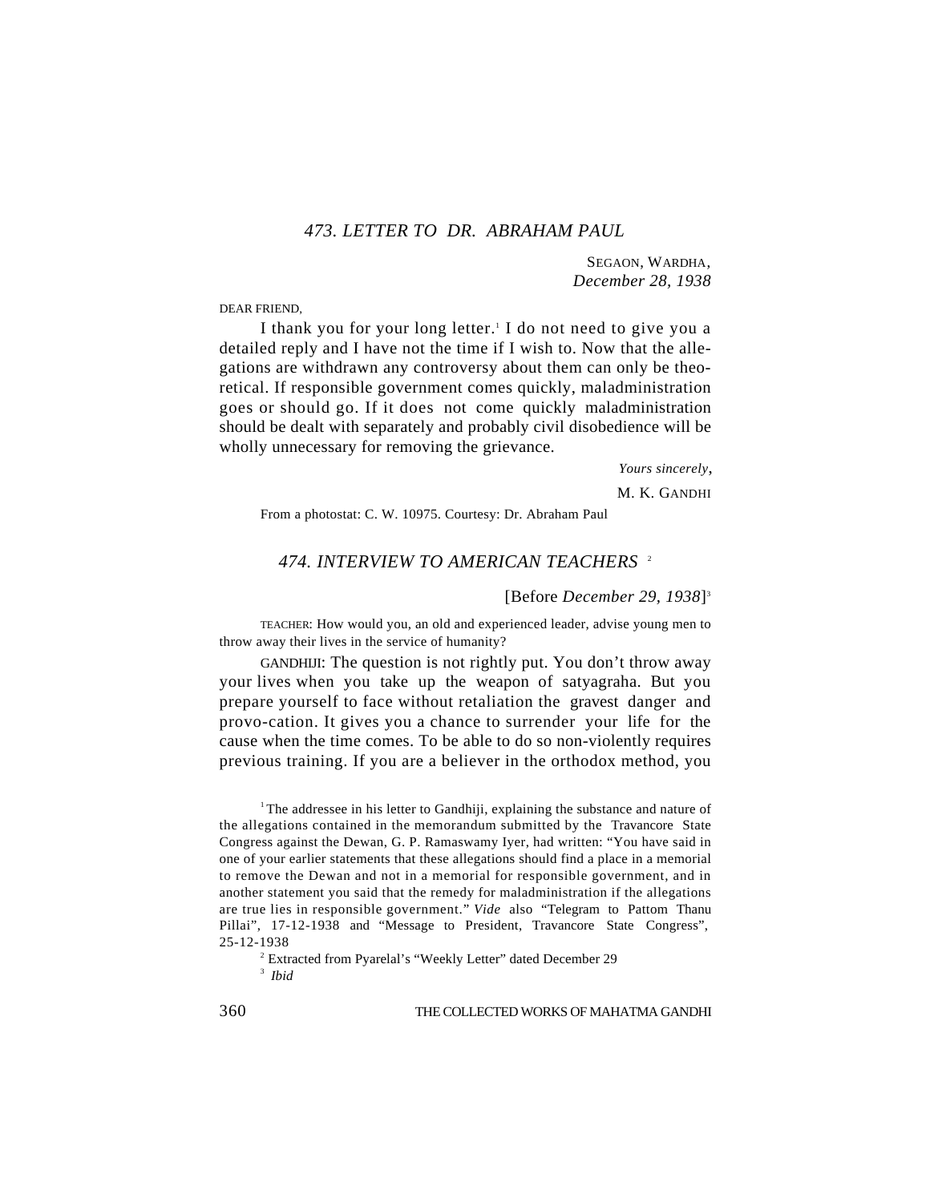### *473. LETTER TO DR. ABRAHAM PAUL*

SEGAON, WARDHA,
*December 28, 1938*

DEAR FRIEND,

I thank you for your long letter.[1] I do not need to give you a detailed reply and I have not the time if I wish to. Now that the allegations are withdrawn any controversy about them can only be theoretical. If responsible government comes quickly, maladministration goes or should go. If it does not come quickly maladministration should be dealt with separately and probably civil disobedience will be wholly unnecessary for removing the grievance.

*Yours sincerely*,

M. K. GANDHI

From a photostat: C. W. 10975. Courtesy: Dr. Abraham Paul

### *474. INTERVIEW TO AMERICAN TEACHERS* [2]

[Before *December 29, 1938*][3]

TEACHER: How would you, an old and experienced leader, advise young men to throw away their lives in the service of humanity?

GANDHIJI: The question is not rightly put. You don't throw away your lives when you take up the weapon of satyagraha. But you prepare yourself to face without retaliation the gravest danger and provo-cation. It gives you a chance to surrender your life for the cause when the time comes. To be able to do so non-violently requires previous training. If you are a believer in the orthodox method, you

---

[1] The addressee in his letter to Gandhiji, explaining the substance and nature of the allegations contained in the memorandum submitted by the Travancore State Congress against the Dewan, G. P. Ramaswamy Iyer, had written: "You have said in one of your earlier statements that these allegations should find a place in a memorial to remove the Dewan and not in a memorial for responsible government, and in another statement you said that the remedy for maladministration if the allegations are true lies in responsible government." *Vide* also "Telegram to Pattom Thanu Pillai", 17-12-1938 and "Message to President, Travancore State Congress", 25-12-1938

[2] Extracted from Pyarelal's "Weekly Letter" dated December 29

[3] *Ibid*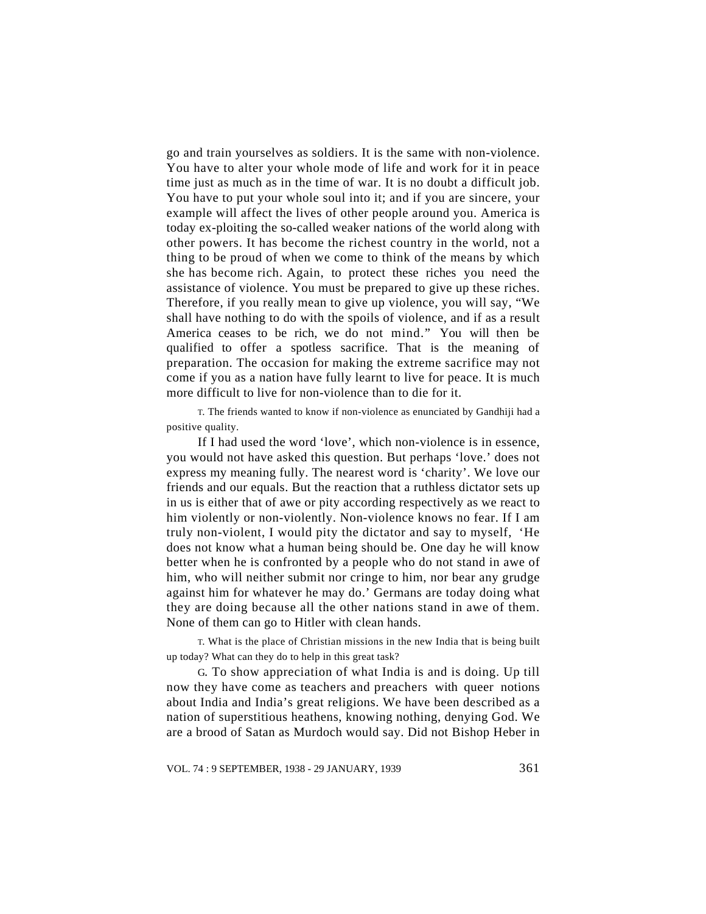go and train yourselves as soldiers. It is the same with non-violence. You have to alter your whole mode of life and work for it in peace time just as much as in the time of war. It is no doubt a difficult job. You have to put your whole soul into it; and if you are sincere, your example will affect the lives of other people around you. America is today ex-ploiting the so-called weaker nations of the world along with other powers. It has become the richest country in the world, not a thing to be proud of when we come to think of the means by which she has become rich. Again, to protect these riches you need the assistance of violence. You must be prepared to give up these riches. Therefore, if you really mean to give up violence, you will say, "We shall have nothing to do with the spoils of violence, and if as a result America ceases to be rich, we do not mind." You will then be qualified to offer a spotless sacrifice. That is the meaning of preparation. The occasion for making the extreme sacrifice may not come if you as a nation have fully learnt to live for peace. It is much more difficult to live for non-violence than to die for it.

T. The friends wanted to know if non-violence as enunciated by Gandhiji had a positive quality.

If I had used the word 'love', which non-violence is in essence, you would not have asked this question. But perhaps 'love.' does not express my meaning fully. The nearest word is 'charity'. We love our friends and our equals. But the reaction that a ruthless dictator sets up in us is either that of awe or pity according respectively as we react to him violently or non-violently. Non-violence knows no fear. If I am truly non-violent, I would pity the dictator and say to myself, 'He does not know what a human being should be. One day he will know better when he is confronted by a people who do not stand in awe of him, who will neither submit nor cringe to him, nor bear any grudge against him for whatever he may do.' Germans are today doing what they are doing because all the other nations stand in awe of them. None of them can go to Hitler with clean hands.

T. What is the place of Christian missions in the new India that is being built up today? What can they do to help in this great task?

G. To show appreciation of what India is and is doing. Up till now they have come as teachers and preachers with queer notions about India and India's great religions. We have been described as a nation of superstitious heathens, knowing nothing, denying God. We are a brood of Satan as Murdoch would say. Did not Bishop Heber in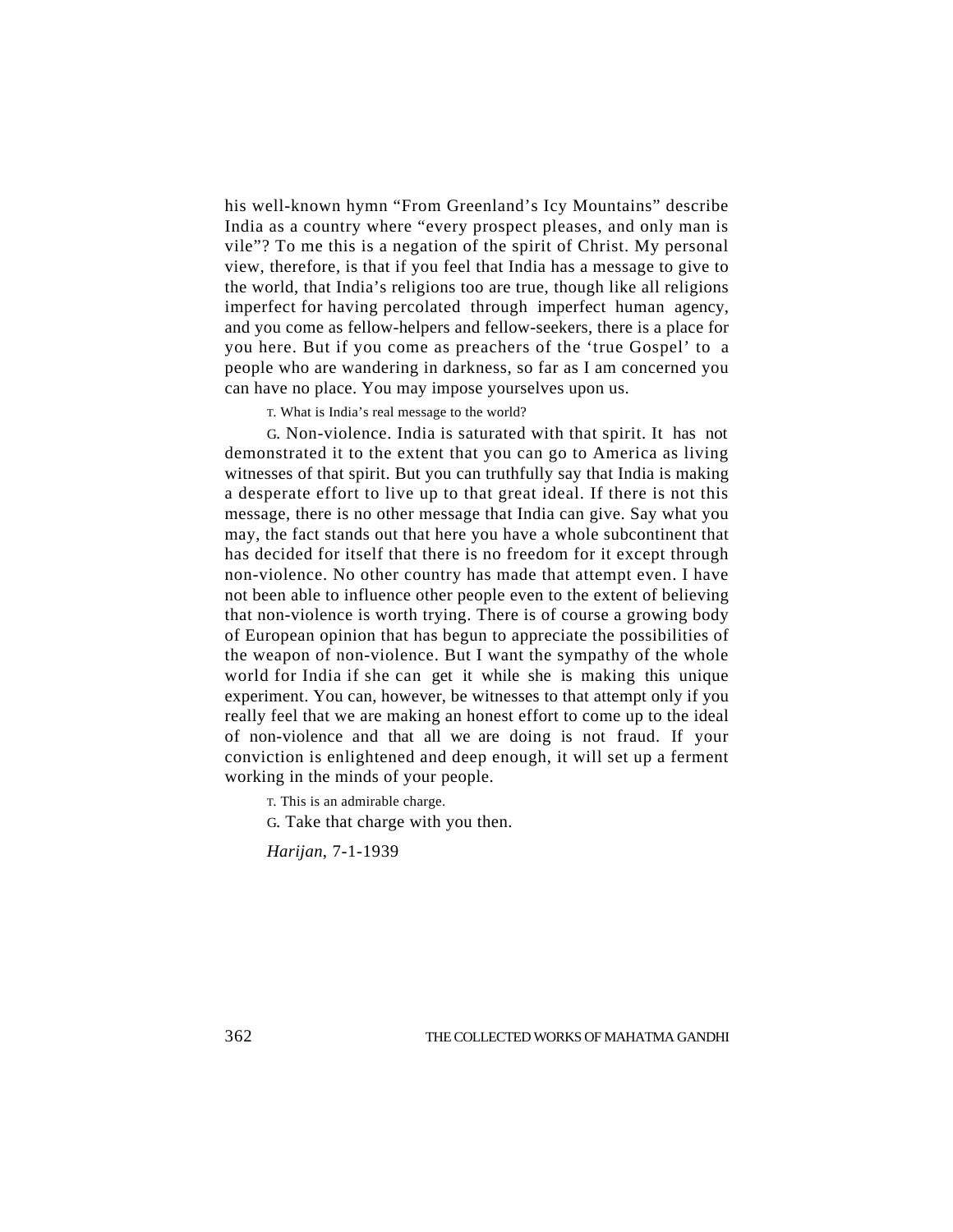his well-known hymn “From Greenland’s Icy Mountains” describe India as a country where “every prospect pleases, and only man is vile”? To me this is a negation of the spirit of Christ. My personal view, therefore, is that if you feel that India has a message to give to the world, that India’s religions too are true, though like all religions imperfect for having percolated through imperfect human agency, and you come as fellow-helpers and fellow-seekers, there is a place for you here. But if you come as preachers of the ‘true Gospel’ to a people who are wandering in darkness, so far as I am concerned you can have no place. You may impose yourselves upon us.

T. What is India’s real message to the world?

G. Non-violence. India is saturated with that spirit. It has not demonstrated it to the extent that you can go to America as living witnesses of that spirit. But you can truthfully say that India is making a desperate effort to live up to that great ideal. If there is not this message, there is no other message that India can give. Say what you may, the fact stands out that here you have a whole subcontinent that has decided for itself that there is no freedom for it except through non-violence. No other country has made that attempt even. I have not been able to influence other people even to the extent of believing that non-violence is worth trying. There is of course a growing body of European opinion that has begun to appreciate the possibilities of the weapon of non-violence. But I want the sympathy of the whole world for India if she can get it while she is making this unique experiment. You can, however, be witnesses to that attempt only if you really feel that we are making an honest effort to come up to the ideal of non-violence and that all we are doing is not fraud. If your conviction is enlightened and deep enough, it will set up a ferment working in the minds of your people.

T. This is an admirable charge.

G. Take that charge with you then.

*Harijan*, 7-1-1939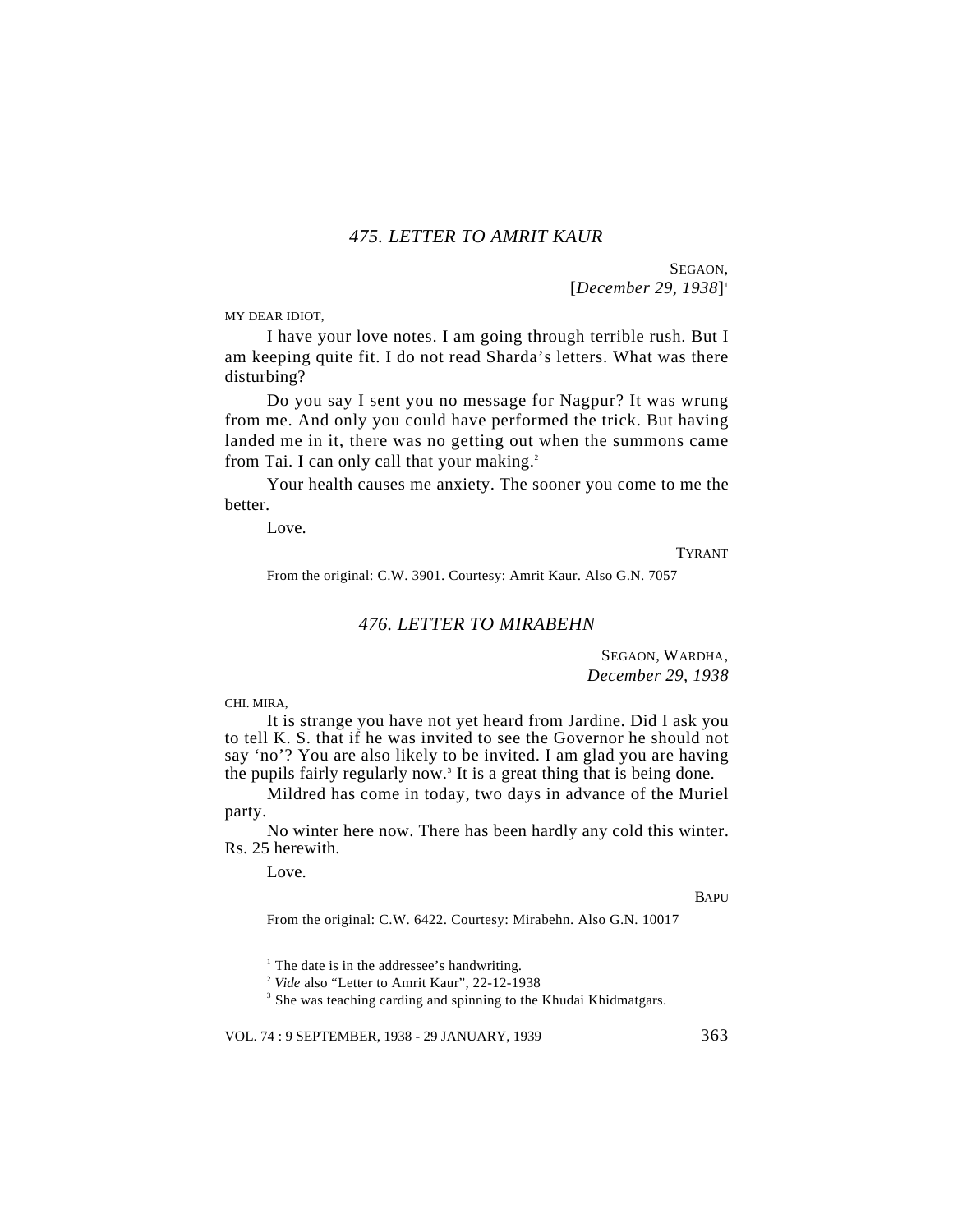## 475. LETTER TO AMRIT KAUR

SEGAON,
[*December 29, 1938*][1]

MY DEAR IDIOT,

I have your love notes. I am going through terrible rush. But I am keeping quite fit. I do not read Sharda's letters. What was there disturbing?

Do you say I sent you no message for Nagpur? It was wrung from me. And only you could have performed the trick. But having landed me in it, there was no getting out when the summons came from Tai. I can only call that your making.[2]

Your health causes me anxiety. The sooner you come to me the better.

Love.

TYRANT

From the original: C.W. 3901. Courtesy: Amrit Kaur. Also G.N. 7057

## 476. LETTER TO MIRABEHN

SEGAON, WARDHA,
*December 29, 1938*

CHI. MIRA,

It is strange you have not yet heard from Jardine. Did I ask you to tell K. S. that if he was invited to see the Governor he should not say 'no'? You are also likely to be invited. I am glad you are having the pupils fairly regularly now.[3] It is a great thing that is being done.

Mildred has come in today, two days in advance of the Muriel party.

No winter here now. There has been hardly any cold this winter. Rs. 25 herewith.

Love.

BAPU

From the original: C.W. 6422. Courtesy: Mirabehn. Also G.N. 10017

[1] The date is in the addressee's handwriting.

[2] *Vide* also "Letter to Amrit Kaur", 22-12-1938

[3] She was teaching carding and spinning to the Khudai Khidmatgars.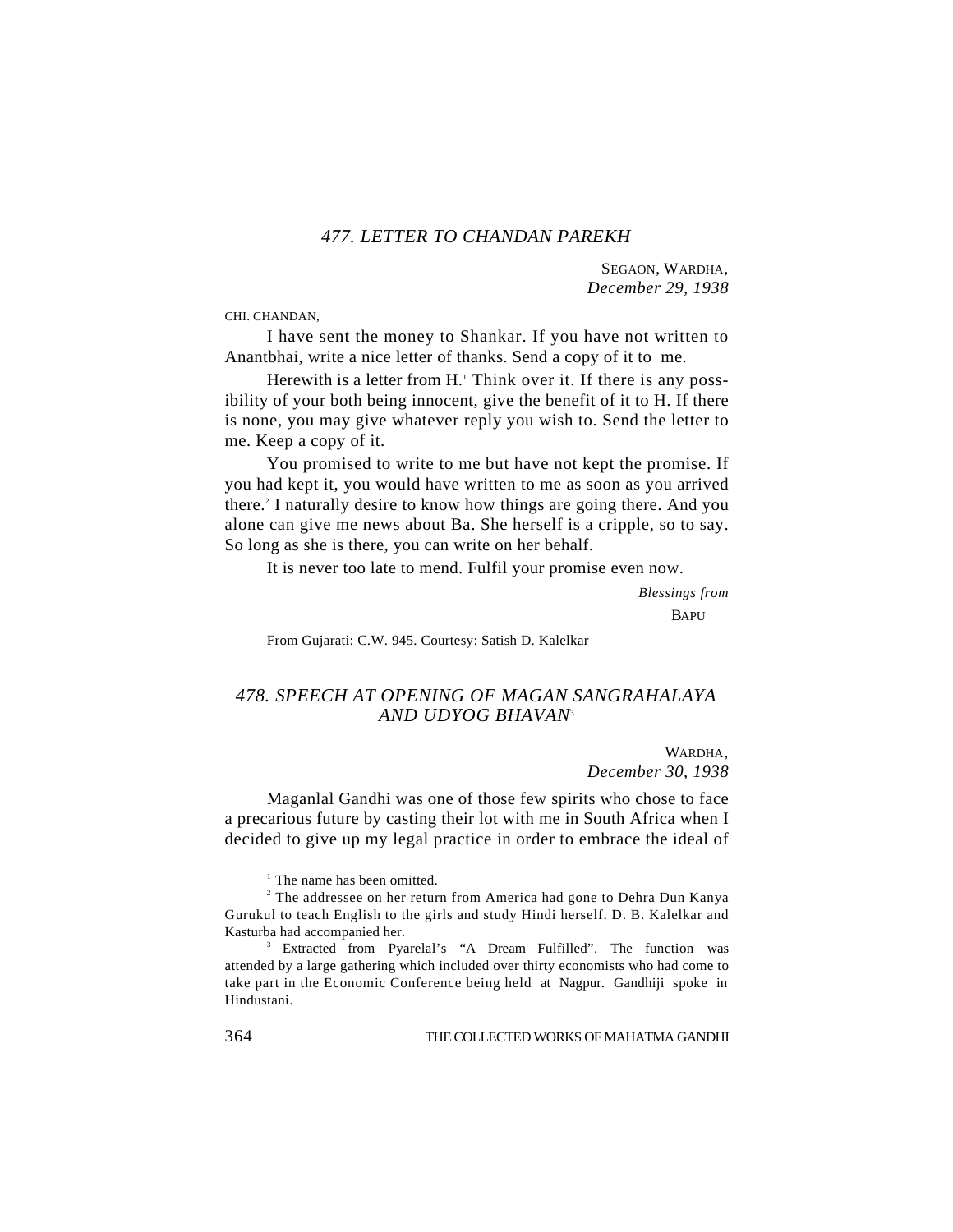### 477. LETTER TO CHANDAN PAREKH

SEGAON, WARDHA,
*December 29, 1938*

CHI. CHANDAN,

I have sent the money to Shankar. If you have not written to Anantbhai, write a nice letter of thanks. Send a copy of it to me.

Herewith is a letter from H.[1] Think over it. If there is any possibility of your both being innocent, give the benefit of it to H. If there is none, you may give whatever reply you wish to. Send the letter to me. Keep a copy of it.

You promised to write to me but have not kept the promise. If you had kept it, you would have written to me as soon as you arrived there.[2] I naturally desire to know how things are going there. And you alone can give me news about Ba. She herself is a cripple, so to say. So long as she is there, you can write on her behalf.

It is never too late to mend. Fulfil your promise even now.

*Blessings from*
BAPU

From Gujarati: C.W. 945. Courtesy: Satish D. Kalelkar

### 478. SPEECH AT OPENING OF MAGAN SANGRAHALAYA AND UDYOG BHAVAN[3]

WARDHA,
*December 30, 1938*

Maganlal Gandhi was one of those few spirits who chose to face a precarious future by casting their lot with me in South Africa when I decided to give up my legal practice in order to embrace the ideal of

---

[1] The name has been omitted.

[2] The addressee on her return from America had gone to Dehra Dun Kanya Gurukul to teach English to the girls and study Hindi herself. D. B. Kalelkar and Kasturba had accompanied her.

[3] Extracted from Pyarelal's "A Dream Fulfilled". The function was attended by a large gathering which included over thirty economists who had come to take part in the Economic Conference being held at Nagpur. Gandhiji spoke in Hindustani.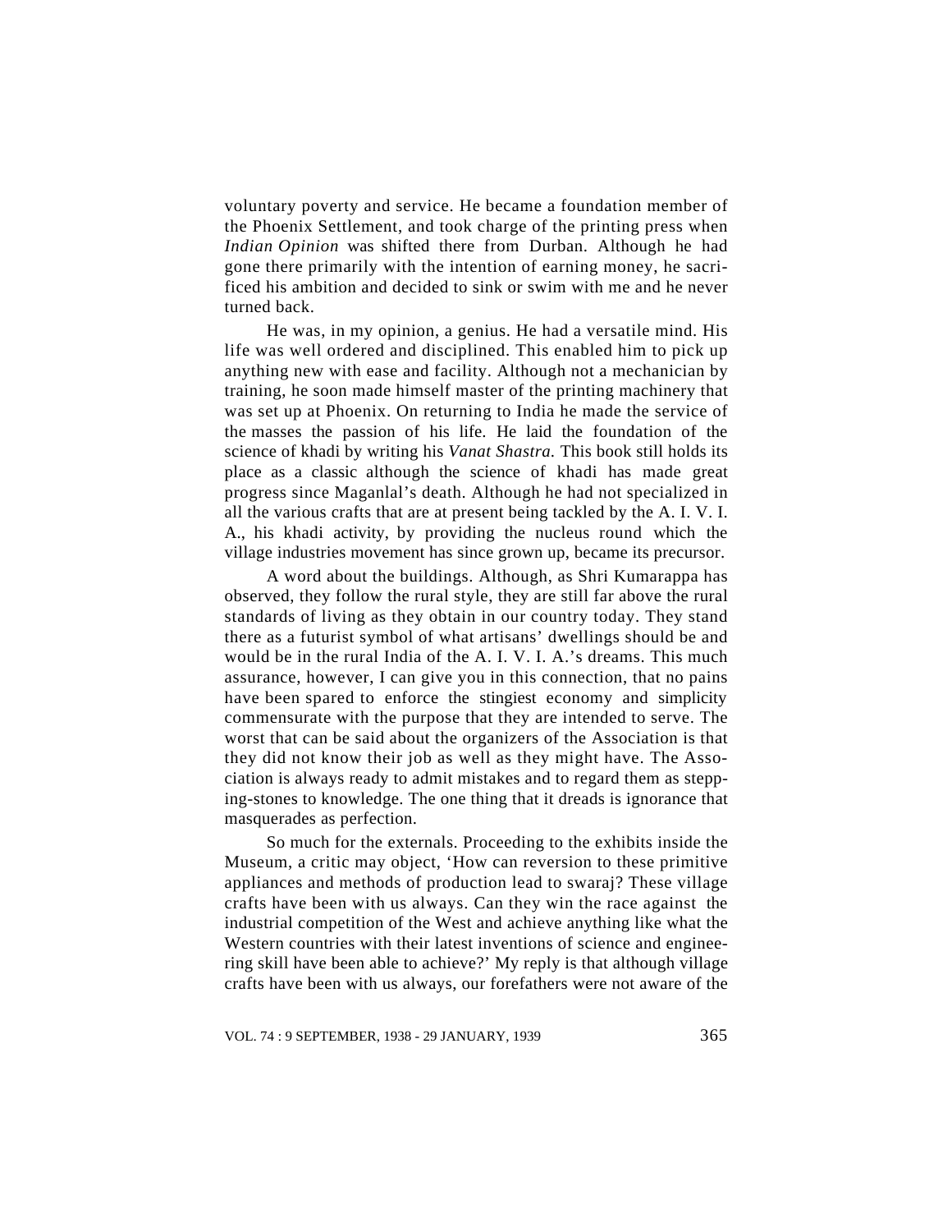voluntary poverty and service. He became a foundation member of the Phoenix Settlement, and took charge of the printing press when *Indian Opinion* was shifted there from Durban. Although he had gone there primarily with the intention of earning money, he sacrificed his ambition and decided to sink or swim with me and he never turned back.

He was, in my opinion, a genius. He had a versatile mind. His life was well ordered and disciplined. This enabled him to pick up anything new with ease and facility. Although not a mechanician by training, he soon made himself master of the printing machinery that was set up at Phoenix. On returning to India he made the service of the masses the passion of his life. He laid the foundation of the science of khadi by writing his *Vanat Shastra.* This book still holds its place as a classic although the science of khadi has made great progress since Maganlal's death. Although he had not specialized in all the various crafts that are at present being tackled by the A. I. V. I. A., his khadi activity, by providing the nucleus round which the village industries movement has since grown up, became its precursor.

A word about the buildings. Although, as Shri Kumarappa has observed, they follow the rural style, they are still far above the rural standards of living as they obtain in our country today. They stand there as a futurist symbol of what artisans' dwellings should be and would be in the rural India of the A. I. V. I. A.'s dreams. This much assurance, however, I can give you in this connection, that no pains have been spared to enforce the stingiest economy and simplicity commensurate with the purpose that they are intended to serve. The worst that can be said about the organizers of the Association is that they did not know their job as well as they might have. The Association is always ready to admit mistakes and to regard them as stepping-stones to knowledge. The one thing that it dreads is ignorance that masquerades as perfection.

So much for the externals. Proceeding to the exhibits inside the Museum, a critic may object, 'How can reversion to these primitive appliances and methods of production lead to swaraj? These village crafts have been with us always. Can they win the race against the industrial competition of the West and achieve anything like what the Western countries with their latest inventions of science and engineering skill have been able to achieve?' My reply is that although village crafts have been with us always, our forefathers were not aware of the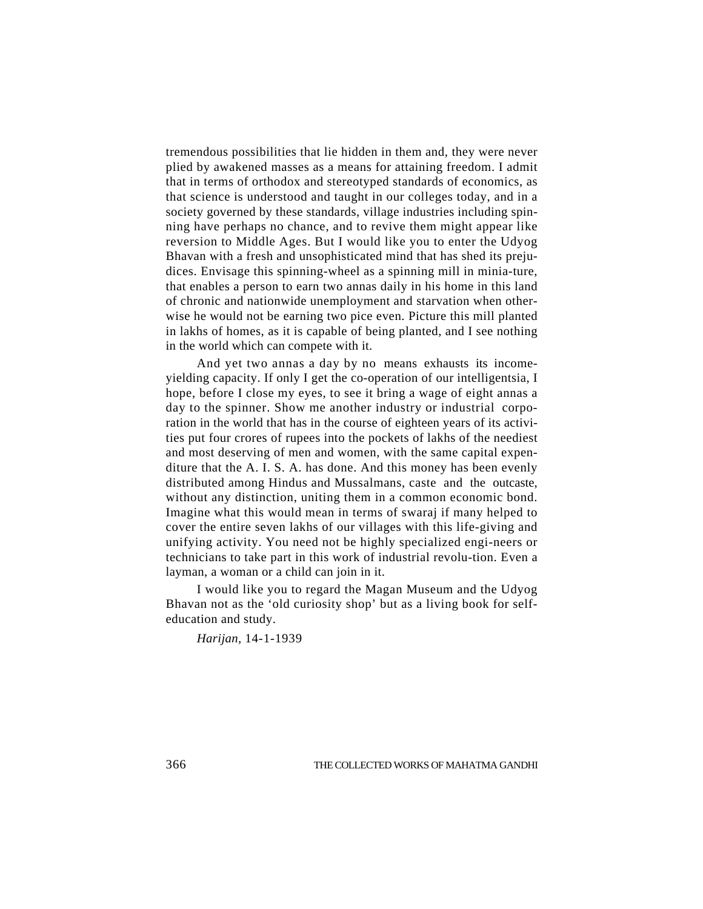tremendous possibilities that lie hidden in them and, they were never plied by awakened masses as a means for attaining freedom. I admit that in terms of orthodox and stereotyped standards of economics, as that science is understood and taught in our colleges today, and in a society governed by these standards, village industries including spinning have perhaps no chance, and to revive them might appear like reversion to Middle Ages. But I would like you to enter the Udyog Bhavan with a fresh and unsophisticated mind that has shed its prejudices. Envisage this spinning-wheel as a spinning mill in miniature, that enables a person to earn two annas daily in his home in this land of chronic and nationwide unemployment and starvation when otherwise he would not be earning two pice even. Picture this mill planted in lakhs of homes, as it is capable of being planted, and I see nothing in the world which can compete with it.

And yet two annas a day by no means exhausts its income-yielding capacity. If only I get the co-operation of our intelligentsia, I hope, before I close my eyes, to see it bring a wage of eight annas a day to the spinner. Show me another industry or industrial corporation in the world that has in the course of eighteen years of its activities put four crores of rupees into the pockets of lakhs of the neediest and most deserving of men and women, with the same capital expenditure that the A. I. S. A. has done. And this money has been evenly distributed among Hindus and Mussalmans, caste and the outcaste, without any distinction, uniting them in a common economic bond. Imagine what this would mean in terms of swaraj if many helped to cover the entire seven lakhs of our villages with this life-giving and unifying activity. You need not be highly specialized engineers or technicians to take part in this work of industrial revolution. Even a layman, a woman or a child can join in it.

I would like you to regard the Magan Museum and the Udyog Bhavan not as the 'old curiosity shop' but as a living book for self-education and study.

*Harijan,* 14-1-1939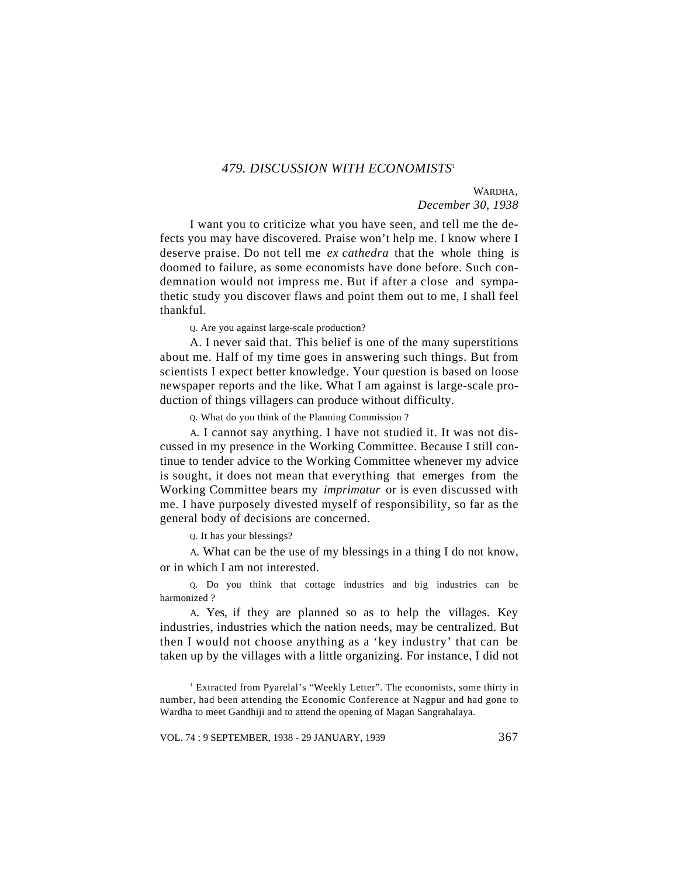### *479. DISCUSSION WITH ECONOMISTS*[1]

WARDHA,
*December 30, 1938*

I want you to criticize what you have seen, and tell me the defects you may have discovered. Praise won't help me. I know where I deserve praise. Do not tell me *ex cathedra* that the whole thing is doomed to failure, as some economists have done before. Such condemnation would not impress me. But if after a close and sympathetic study you discover flaws and point them out to me, I shall feel thankful.

Q. Are you against large-scale production?

A. I never said that. This belief is one of the many superstitions about me. Half of my time goes in answering such things. But from scientists I expect better knowledge. Your question is based on loose newspaper reports and the like. What I am against is large-scale production of things villagers can produce without difficulty.

Q. What do you think of the Planning Commission ?

A. I cannot say anything. I have not studied it. It was not discussed in my presence in the Working Committee. Because I still continue to tender advice to the Working Committee whenever my advice is sought, it does not mean that everything that emerges from the Working Committee bears my *imprimatur* or is even discussed with me. I have purposely divested myself of responsibility, so far as the general body of decisions are concerned.

Q. It has your blessings?

A. What can be the use of my blessings in a thing I do not know, or in which I am not interested.

Q. Do you think that cottage industries and big industries can be harmonized ?

A. Yes, if they are planned so as to help the villages. Key industries, industries which the nation needs, may be centralized. But then I would not choose anything as a 'key industry' that can be taken up by the villages with a little organizing. For instance, I did not

[1] Extracted from Pyarelal's "Weekly Letter". The economists, some thirty in number, had been attending the Economic Conference at Nagpur and had gone to Wardha to meet Gandhiji and to attend the opening of Magan Sangrahalaya.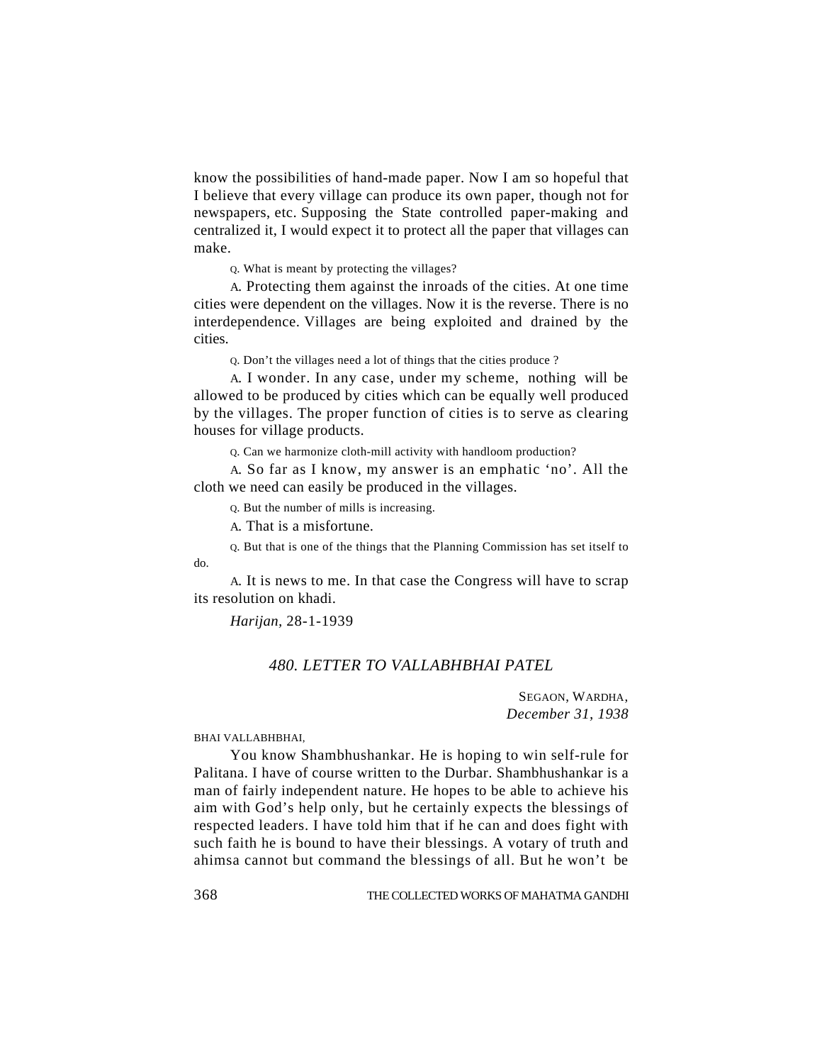know the possibilities of hand-made paper. Now I am so hopeful that I believe that every village can produce its own paper, though not for newspapers, etc. Supposing the State controlled paper-making and centralized it, I would expect it to protect all the paper that villages can make.

Q. What is meant by protecting the villages?

A. Protecting them against the inroads of the cities. At one time cities were dependent on the villages. Now it is the reverse. There is no interdependence. Villages are being exploited and drained by the cities.

Q. Don't the villages need a lot of things that the cities produce ?

A. I wonder. In any case, under my scheme, nothing will be allowed to be produced by cities which can be equally well produced by the villages. The proper function of cities is to serve as clearing houses for village products.

Q. Can we harmonize cloth-mill activity with handloom production?

A. So far as I know, my answer is an emphatic 'no'. All the cloth we need can easily be produced in the villages.

Q. But the number of mills is increasing.

A. That is a misfortune.

Q. But that is one of the things that the Planning Commission has set itself to do.

A. It is news to me. In that case the Congress will have to scrap its resolution on khadi.

*Harijan*, 28-1-1939

## *480. LETTER TO VALLABHBHAI PATEL*

SEGAON, WARDHA,
*December 31, 1938*

BHAI VALLABHBHAI,

You know Shambhushankar. He is hoping to win self-rule for Palitana. I have of course written to the Durbar. Shambhushankar is a man of fairly independent nature. He hopes to be able to achieve his aim with God's help only, but he certainly expects the blessings of respected leaders. I have told him that if he can and does fight with such faith he is bound to have their blessings. A votary of truth and ahimsa cannot but command the blessings of all. But he won't be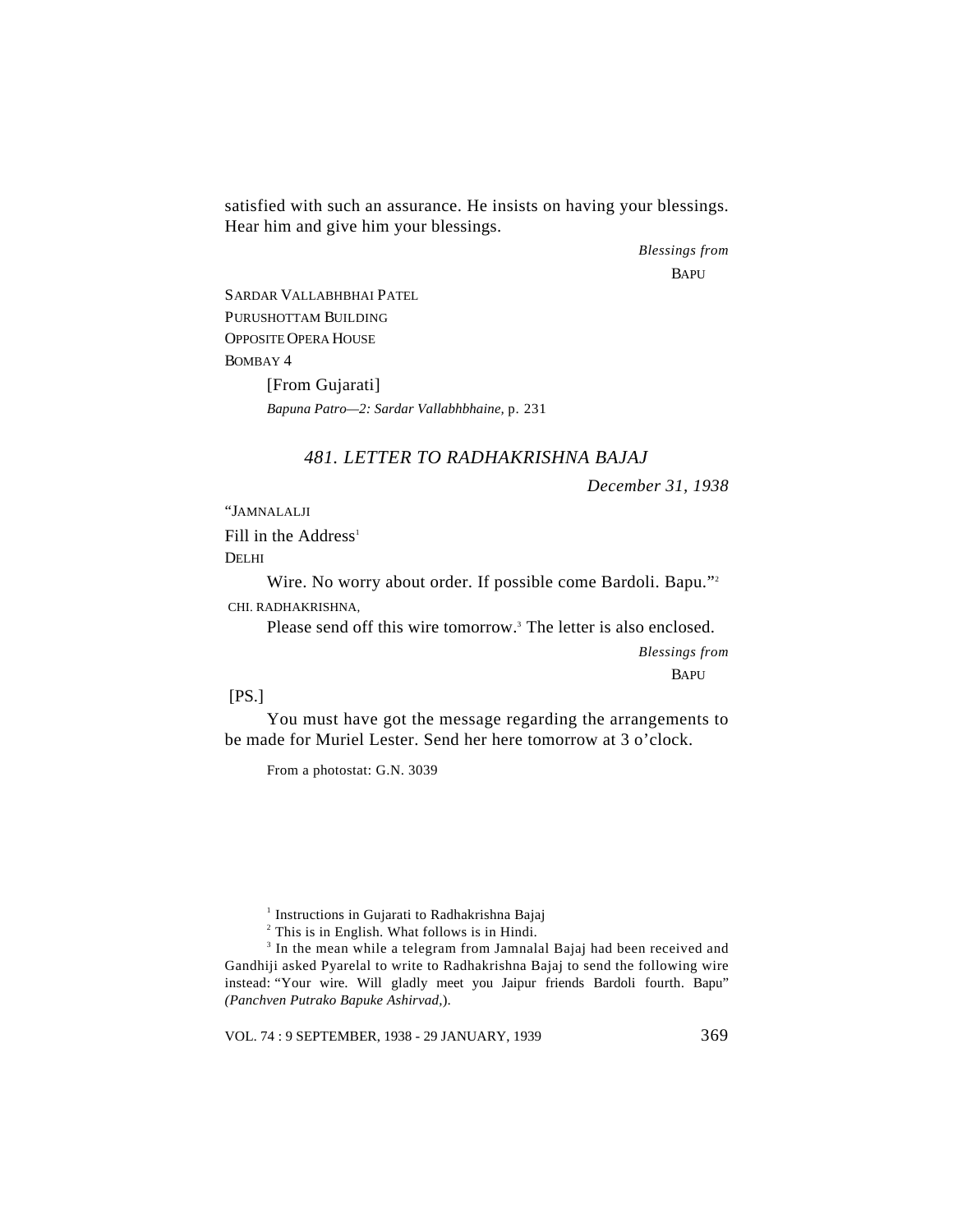satisfied with such an assurance. He insists on having your blessings. Hear him and give him your blessings.

*Blessings from*
BAPU

SARDAR VALLABHBHAI PATEL
PURUSHOTTAM BUILDING
OPPOSITE OPERA HOUSE
BOMBAY 4

[From Gujarati]
*Bapuna Patro—2: Sardar Vallabhbhaine*, p. 231

### *481. LETTER TO RADHAKRISHNA BAJAJ*

*December 31, 1938*

"JAMNALALJI
Fill in the Address[1]
DELHI

Wire. No worry about order. If possible come Bardoli. Bapu."[2]

CHI. RADHAKRISHNA,

Please send off this wire tomorrow.[3] The letter is also enclosed.

*Blessings from*
BAPU

[PS.]

You must have got the message regarding the arrangements to be made for Muriel Lester. Send her here tomorrow at 3 o'clock.

From a photostat: G.N. 3039

---

[1] Instructions in Gujarati to Radhakrishna Bajaj

[2] This is in English. What follows is in Hindi.

[3] In the mean while a telegram from Jamnalal Bajaj had been received and Gandhiji asked Pyarelal to write to Radhakrishna Bajaj to send the following wire instead: "Your wire. Will gladly meet you Jaipur friends Bardoli fourth. Bapu" *(Panchven Putrako Bapuke Ashirvad*,).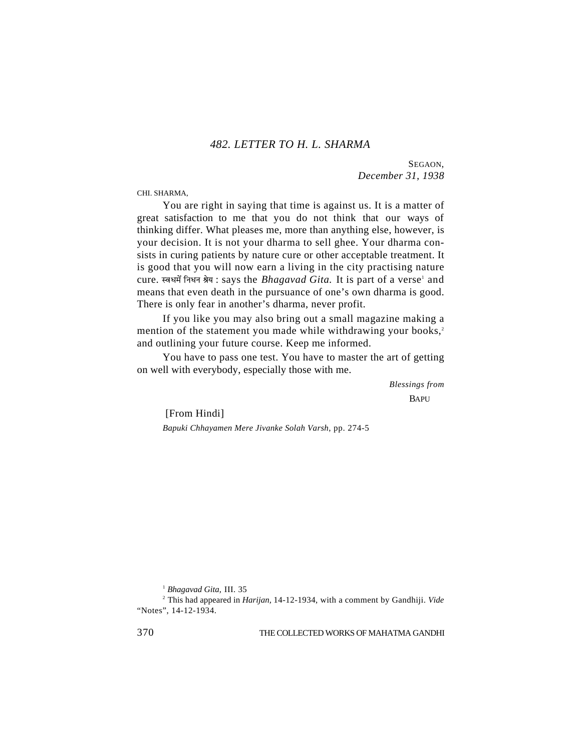## 482. LETTER TO H. L. SHARMA

SEGAON,
*December 31, 1938*

CHI. SHARMA,

You are right in saying that time is against us. It is a matter of great satisfaction to me that you do not think that our ways of thinking differ. What pleases me, more than anything else, however, is your decision. It is not your dharma to sell ghee. Your dharma consists in curing patients by nature cure or other acceptable treatment. It is good that you will now earn a living in the city practising nature cure. स्वधर्मे निधन श्रेय : says the *Bhagavad Gita.* It is part of a verse[1] and means that even death in the pursuance of one's own dharma is good. There is only fear in another's dharma, never profit.

If you like you may also bring out a small magazine making a mention of the statement you made while withdrawing your books,[2] and outlining your future course. Keep me informed.

You have to pass one test. You have to master the art of getting on well with everybody, especially those with me.

*Blessings from*
BAPU

[From Hindi]
*Bapuki Chhayamen Mere Jivanke Solah Varsh*, pp. 274-5

---

[1] *Bhagavad Gita,* III. 35

[2] This had appeared in *Harijan,* 14-12-1934, with a comment by Gandhiji. *Vide* "Notes", 14-12-1934.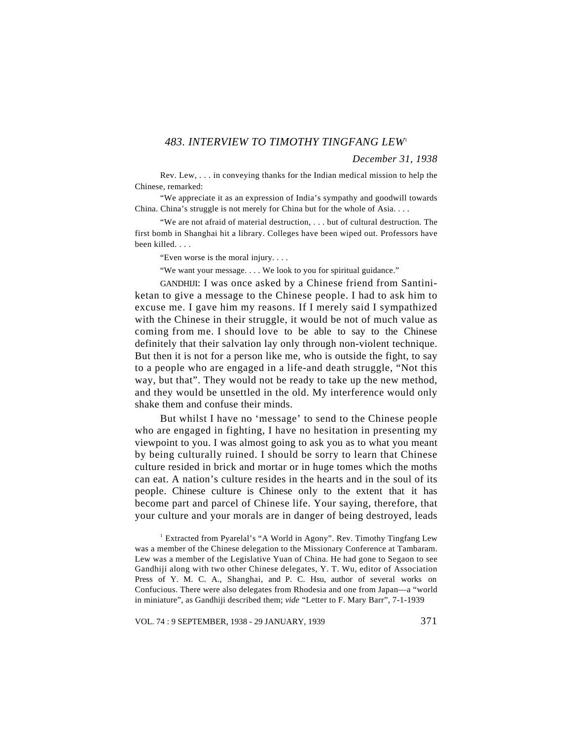## *483. INTERVIEW TO TIMOTHY TINGFANG LEW*[1]

*December 31, 1938*

Rev. Lew, . . . in conveying thanks for the Indian medical mission to help the Chinese, remarked:

"We appreciate it as an expression of India's sympathy and goodwill towards China. China's struggle is not merely for China but for the whole of Asia. . . .

"We are not afraid of material destruction, . . . but of cultural destruction. The first bomb in Shanghai hit a library. Colleges have been wiped out. Professors have been killed. . . .

"Even worse is the moral injury. . . .

"We want your message. . . . We look to you for spiritual guidance."

GANDHIJI: I was once asked by a Chinese friend from Santiniketan to give a message to the Chinese people. I had to ask him to excuse me. I gave him my reasons. If I merely said I sympathized with the Chinese in their struggle, it would be not of much value as coming from me. I should love to be able to say to the Chinese definitely that their salvation lay only through non-violent technique. But then it is not for a person like me, who is outside the fight, to say to a people who are engaged in a life-and death struggle, "Not this way, but that". They would not be ready to take up the new method, and they would be unsettled in the old. My interference would only shake them and confuse their minds.

But whilst I have no 'message' to send to the Chinese people who are engaged in fighting, I have no hesitation in presenting my viewpoint to you. I was almost going to ask you as to what you meant by being culturally ruined. I should be sorry to learn that Chinese culture resided in brick and mortar or in huge tomes which the moths can eat. A nation's culture resides in the hearts and in the soul of its people. Chinese culture is Chinese only to the extent that it has become part and parcel of Chinese life. Your saying, therefore, that your culture and your morals are in danger of being destroyed, leads

[1] Extracted from Pyarelal's "A World in Agony". Rev. Timothy Tingfang Lew was a member of the Chinese delegation to the Missionary Conference at Tambaram. Lew was a member of the Legislative Yuan of China. He had gone to Segaon to see Gandhiji along with two other Chinese delegates, Y. T. Wu, editor of Association Press of Y. M. C. A., Shanghai, and P. C. Hsu, author of several works on Confucious. There were also delegates from Rhodesia and one from Japan—a "world in miniature", as Gandhiji described them; *vide* "Letter to F. Mary Barr", 7-1-1939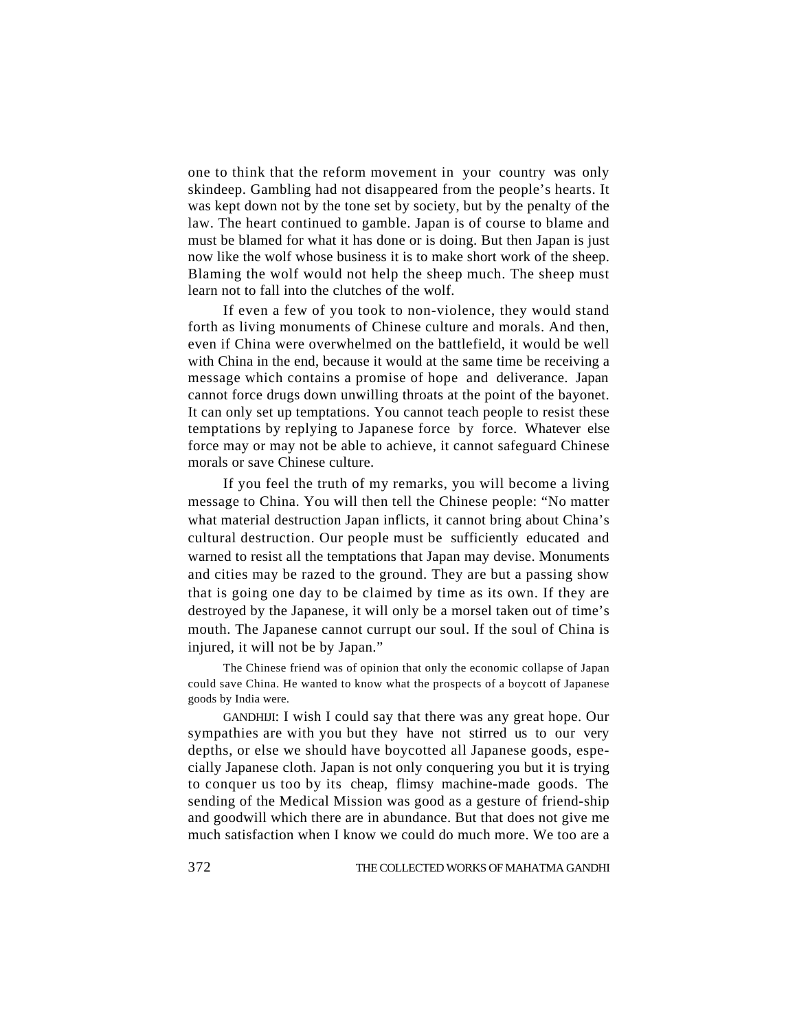one to think that the reform movement in your country was only skindeep. Gambling had not disappeared from the people's hearts. It was kept down not by the tone set by society, but by the penalty of the law. The heart continued to gamble. Japan is of course to blame and must be blamed for what it has done or is doing. But then Japan is just now like the wolf whose business it is to make short work of the sheep. Blaming the wolf would not help the sheep much. The sheep must learn not to fall into the clutches of the wolf.

If even a few of you took to non-violence, they would stand forth as living monuments of Chinese culture and morals. And then, even if China were overwhelmed on the battlefield, it would be well with China in the end, because it would at the same time be receiving a message which contains a promise of hope and deliverance. Japan cannot force drugs down unwilling throats at the point of the bayonet. It can only set up temptations. You cannot teach people to resist these temptations by replying to Japanese force by force. Whatever else force may or may not be able to achieve, it cannot safeguard Chinese morals or save Chinese culture.

If you feel the truth of my remarks, you will become a living message to China. You will then tell the Chinese people: "No matter what material destruction Japan inflicts, it cannot bring about China's cultural destruction. Our people must be sufficiently educated and warned to resist all the temptations that Japan may devise. Monuments and cities may be razed to the ground. They are but a passing show that is going one day to be claimed by time as its own. If they are destroyed by the Japanese, it will only be a morsel taken out of time's mouth. The Japanese cannot currupt our soul. If the soul of China is injured, it will not be by Japan."

The Chinese friend was of opinion that only the economic collapse of Japan could save China. He wanted to know what the prospects of a boycott of Japanese goods by India were.

GANDHIJI: I wish I could say that there was any great hope. Our sympathies are with you but they have not stirred us to our very depths, or else we should have boycotted all Japanese goods, especially Japanese cloth. Japan is not only conquering you but it is trying to conquer us too by its cheap, flimsy machine-made goods. The sending of the Medical Mission was good as a gesture of friend-ship and goodwill which there are in abundance. But that does not give me much satisfaction when I know we could do much more. We too are a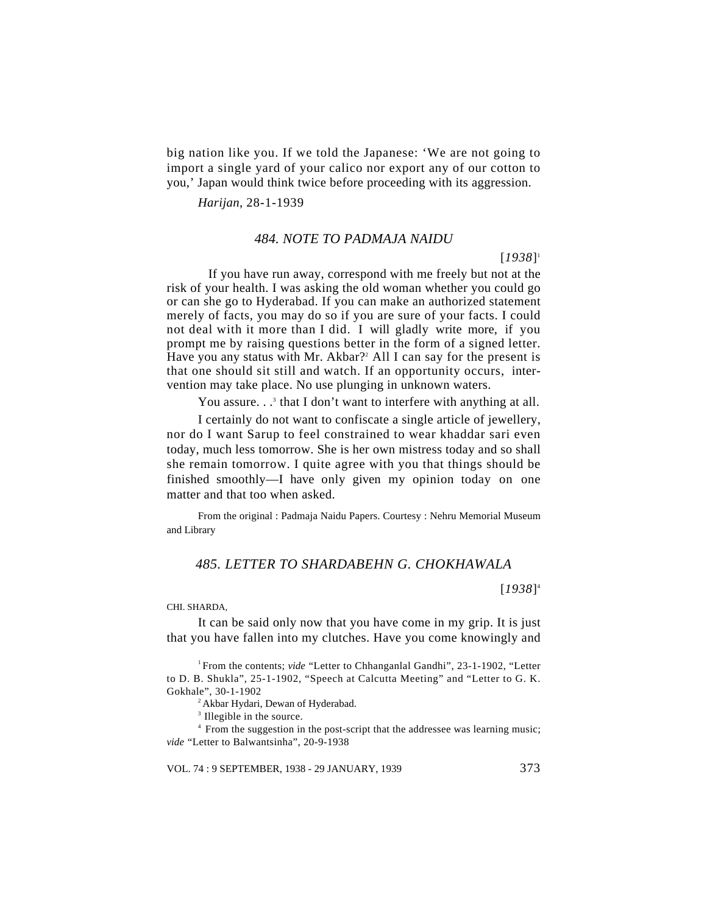big nation like you. If we told the Japanese: 'We are not going to import a single yard of your calico nor export any of our cotton to you,' Japan would think twice before proceeding with its aggression.

*Harijan*, 28-1-1939

## 484. NOTE TO PADMAJA NAIDU

[*1938*][1]

If you have run away, correspond with me freely but not at the risk of your health. I was asking the old woman whether you could go or can she go to Hyderabad. If you can make an authorized statement merely of facts, you may do so if you are sure of your facts. I could not deal with it more than I did. I will gladly write more, if you prompt me by raising questions better in the form of a signed letter. Have you any status with Mr. Akbar?[2] All I can say for the present is that one should sit still and watch. If an opportunity occurs, intervention may take place. No use plunging in unknown waters.

You assure. . .[3] that I don't want to interfere with anything at all.

I certainly do not want to confiscate a single article of jewellery, nor do I want Sarup to feel constrained to wear khaddar sari even today, much less tomorrow. She is her own mistress today and so shall she remain tomorrow. I quite agree with you that things should be finished smoothly—I have only given my opinion today on one matter and that too when asked.

From the original : Padmaja Naidu Papers. Courtesy : Nehru Memorial Museum and Library

## 485. LETTER TO SHARDABEHN G. CHOKHAWALA

[*1938*][4]

CHI. SHARDA,

It can be said only now that you have come in my grip. It is just that you have fallen into my clutches. Have you come knowingly and

---

[1] From the contents; *vide* "Letter to Chhanganlal Gandhi", 23-1-1902, "Letter to D. B. Shukla", 25-1-1902, "Speech at Calcutta Meeting" and "Letter to G. K. Gokhale", 30-1-1902

[2] Akbar Hydari, Dewan of Hyderabad.

[3] Illegible in the source.

[4] From the suggestion in the post-script that the addressee was learning music; *vide* "Letter to Balwantsinha", 20-9-1938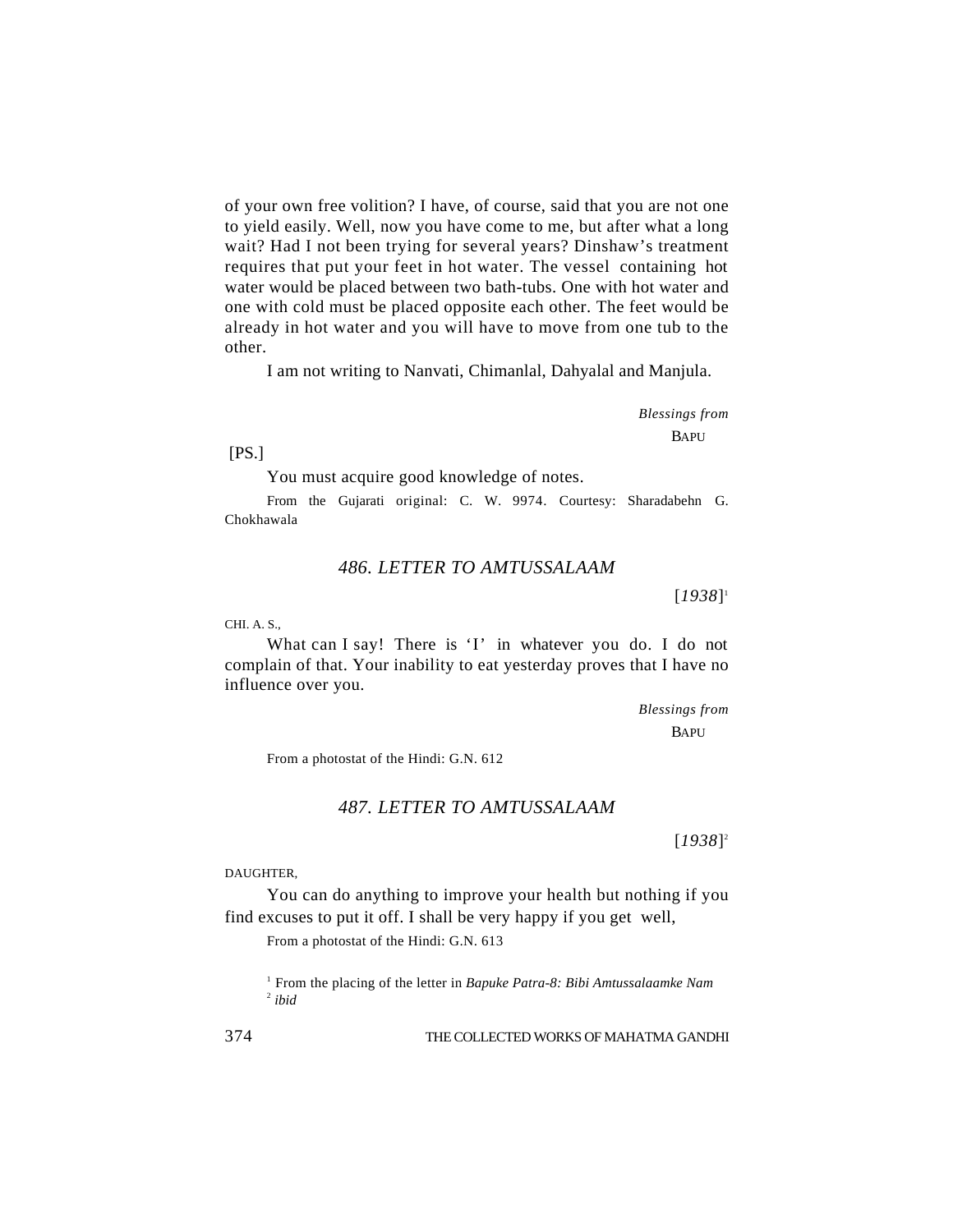of your own free volition? I have, of course, said that you are not one to yield easily. Well, now you have come to me, but after what a long wait? Had I not been trying for several years? Dinshaw's treatment requires that put your feet in hot water. The vessel containing hot water would be placed between two bath-tubs. One with hot water and one with cold must be placed opposite each other. The feet would be already in hot water and you will have to move from one tub to the other.

I am not writing to Nanvati, Chimanlal, Dahyalal and Manjula.

*Blessings from*
BAPU

[PS.]

You must acquire good knowledge of notes.

From the Gujarati original: C. W. 9974. Courtesy: Sharadabehn G. Chokhawala

## 486. LETTER TO AMTUSSALAAM

[*1938*][1]

CHI. A. S.,

What can I say! There is 'I' in whatever you do. I do not complain of that. Your inability to eat yesterday proves that I have no influence over you.

*Blessings from*
BAPU

From a photostat of the Hindi: G.N. 612

## 487. LETTER TO AMTUSSALAAM

[*1938*][2]

DAUGHTER,

You can do anything to improve your health but nothing if you find excuses to put it off. I shall be very happy if you get well,

From a photostat of the Hindi: G.N. 613

[1] From the placing of the letter in *Bapuke Patra-8: Bibi Amtussalaamke Nam*

[2] *ibid*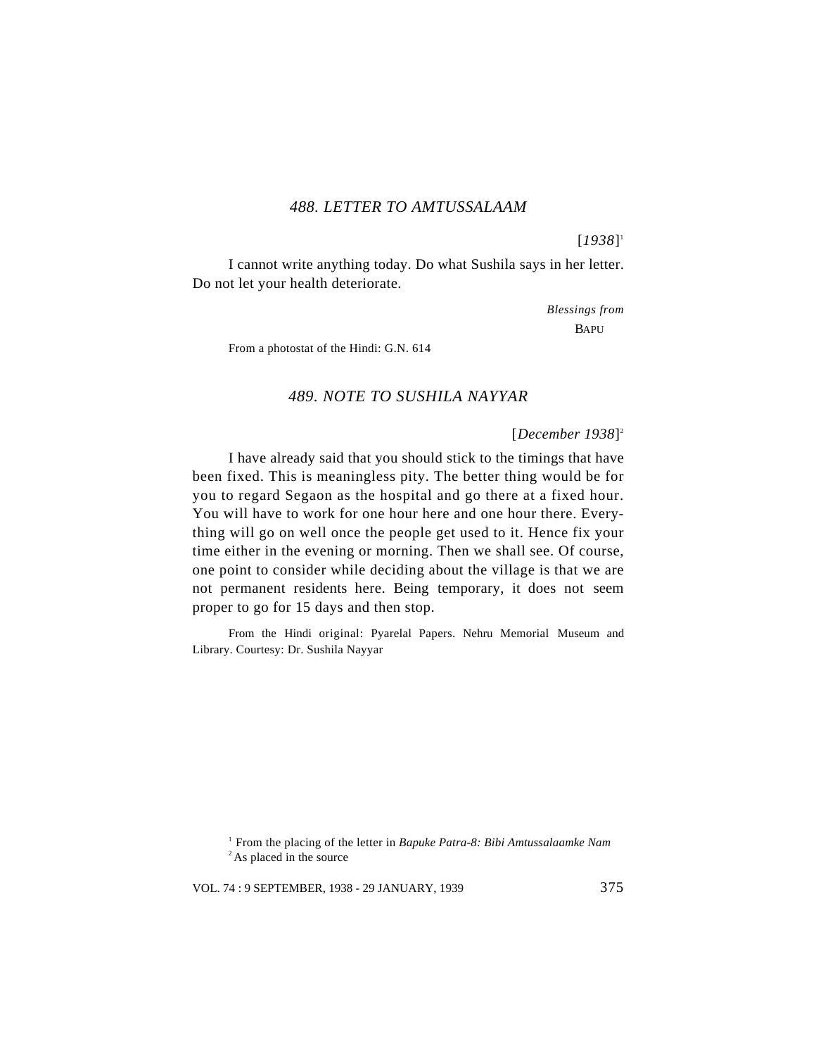## *488. LETTER TO AMTUSSALAAM*

[*1938*][1]

I cannot write anything today. Do what Sushila says in her letter. Do not let your health deteriorate.

*Blessings from*
BAPU

From a photostat of the Hindi: G.N. 614

## *489. NOTE TO SUSHILA NAYYAR*

[*December 1938*][2]

I have already said that you should stick to the timings that have been fixed. This is meaningless pity. The better thing would be for you to regard Segaon as the hospital and go there at a fixed hour. You will have to work for one hour here and one hour there. Everything will go on well once the people get used to it. Hence fix your time either in the evening or morning. Then we shall see. Of course, one point to consider while deciding about the village is that we are not permanent residents here. Being temporary, it does not seem proper to go for 15 days and then stop.

From the Hindi original: Pyarelal Papers. Nehru Memorial Museum and Library. Courtesy: Dr. Sushila Nayyar

[1] From the placing of the letter in *Bapuke Patra-8: Bibi Amtussalaamke Nam*
[2] As placed in the source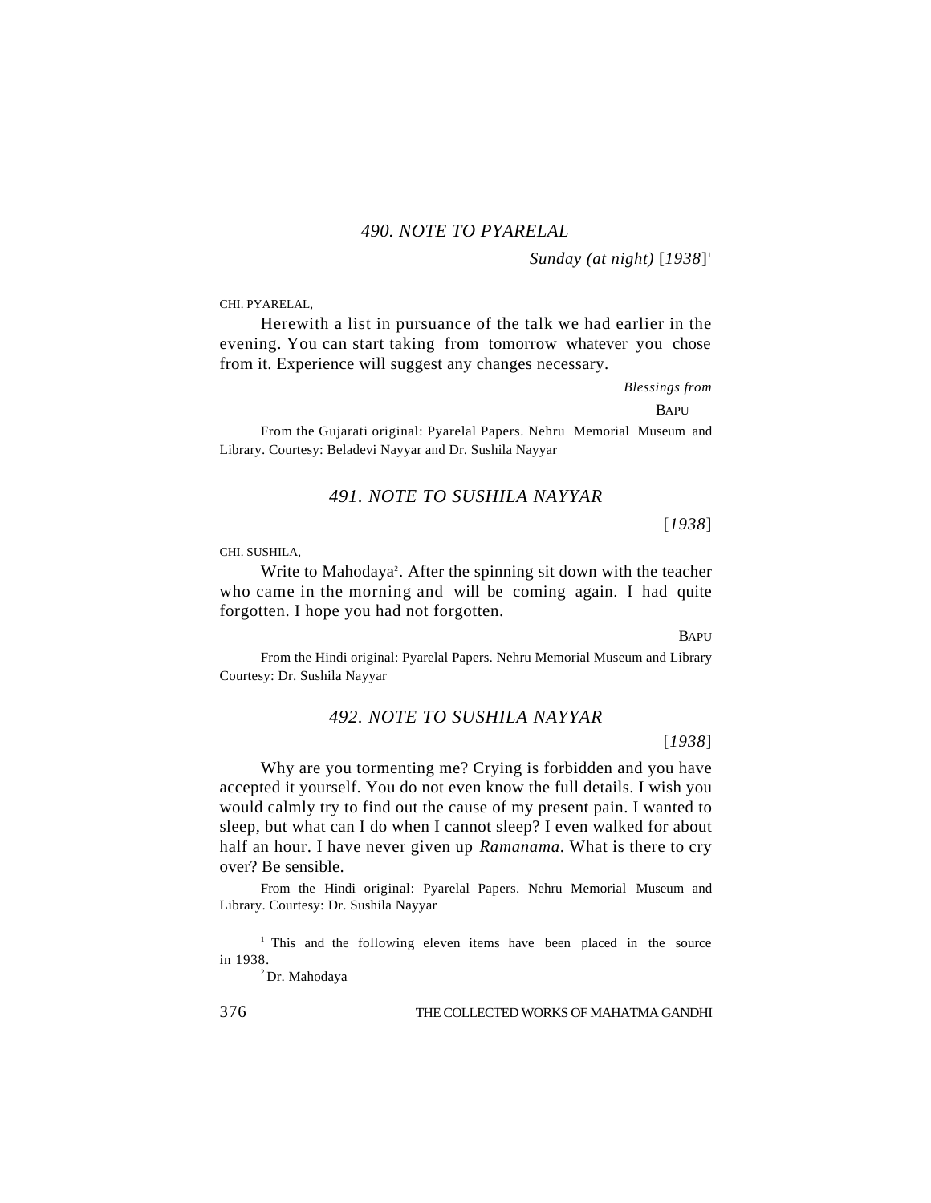### *490. NOTE TO PYARELAL*

*Sunday (at night)* [*1938*][1]

CHI. PYARELAL,

Herewith a list in pursuance of the talk we had earlier in the evening. You can start taking from tomorrow whatever you chose from it. Experience will suggest any changes necessary.

*Blessings from*

BAPU

From the Gujarati original: Pyarelal Papers. Nehru Memorial Museum and Library. Courtesy: Beladevi Nayyar and Dr. Sushila Nayyar

### *491. NOTE TO SUSHILA NAYYAR*

[*1938*]

CHI. SUSHILA,

Write to Mahodaya[2]. After the spinning sit down with the teacher who came in the morning and will be coming again. I had quite forgotten. I hope you had not forgotten.

BAPU

From the Hindi original: Pyarelal Papers. Nehru Memorial Museum and Library Courtesy: Dr. Sushila Nayyar

### *492. NOTE TO SUSHILA NAYYAR*

[*1938*]

Why are you tormenting me? Crying is forbidden and you have accepted it yourself. You do not even know the full details. I wish you would calmly try to find out the cause of my present pain. I wanted to sleep, but what can I do when I cannot sleep? I even walked for about half an hour. I have never given up *Ramanama*. What is there to cry over? Be sensible.

From the Hindi original: Pyarelal Papers. Nehru Memorial Museum and Library. Courtesy: Dr. Sushila Nayyar

[1] This and the following eleven items have been placed in the source in 1938.

[2] Dr. Mahodaya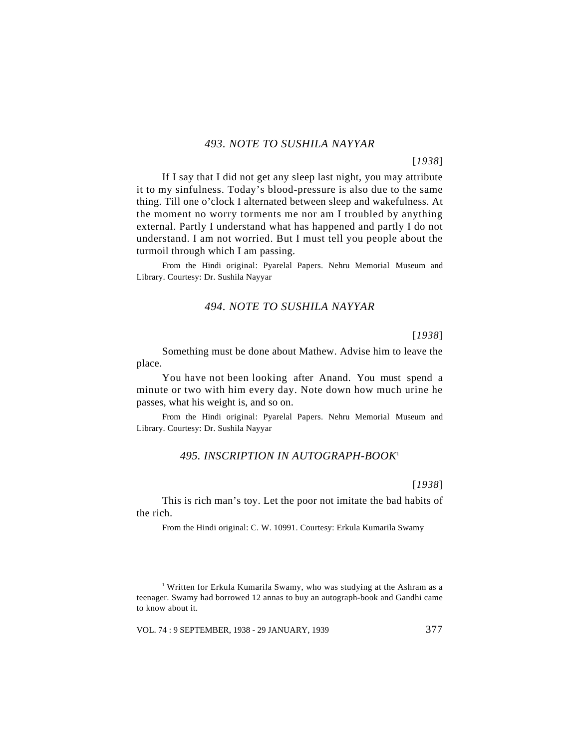### *493. NOTE TO SUSHILA NAYYAR*

[*1938*]

If I say that I did not get any sleep last night, you may attribute it to my sinfulness. Today's blood-pressure is also due to the same thing. Till one o'clock I alternated between sleep and wakefulness. At the moment no worry torments me nor am I troubled by anything external. Partly I understand what has happened and partly I do not understand. I am not worried. But I must tell you people about the turmoil through which I am passing.

From the Hindi original: Pyarelal Papers. Nehru Memorial Museum and Library. Courtesy: Dr. Sushila Nayyar

### *494. NOTE TO SUSHILA NAYYAR*

[*1938*]

Something must be done about Mathew. Advise him to leave the place.

You have not been looking after Anand. You must spend a minute or two with him every day. Note down how much urine he passes, what his weight is, and so on.

From the Hindi original: Pyarelal Papers. Nehru Memorial Museum and Library. Courtesy: Dr. Sushila Nayyar

### *495. INSCRIPTION IN AUTOGRAPH-BOOK*[1]

[*1938*]

This is rich man's toy. Let the poor not imitate the bad habits of the rich.

From the Hindi original: C. W. 10991. Courtesy: Erkula Kumarila Swamy

---

[1] Written for Erkula Kumarila Swamy, who was studying at the Ashram as a teenager. Swamy had borrowed 12 annas to buy an autograph-book and Gandhi came to know about it.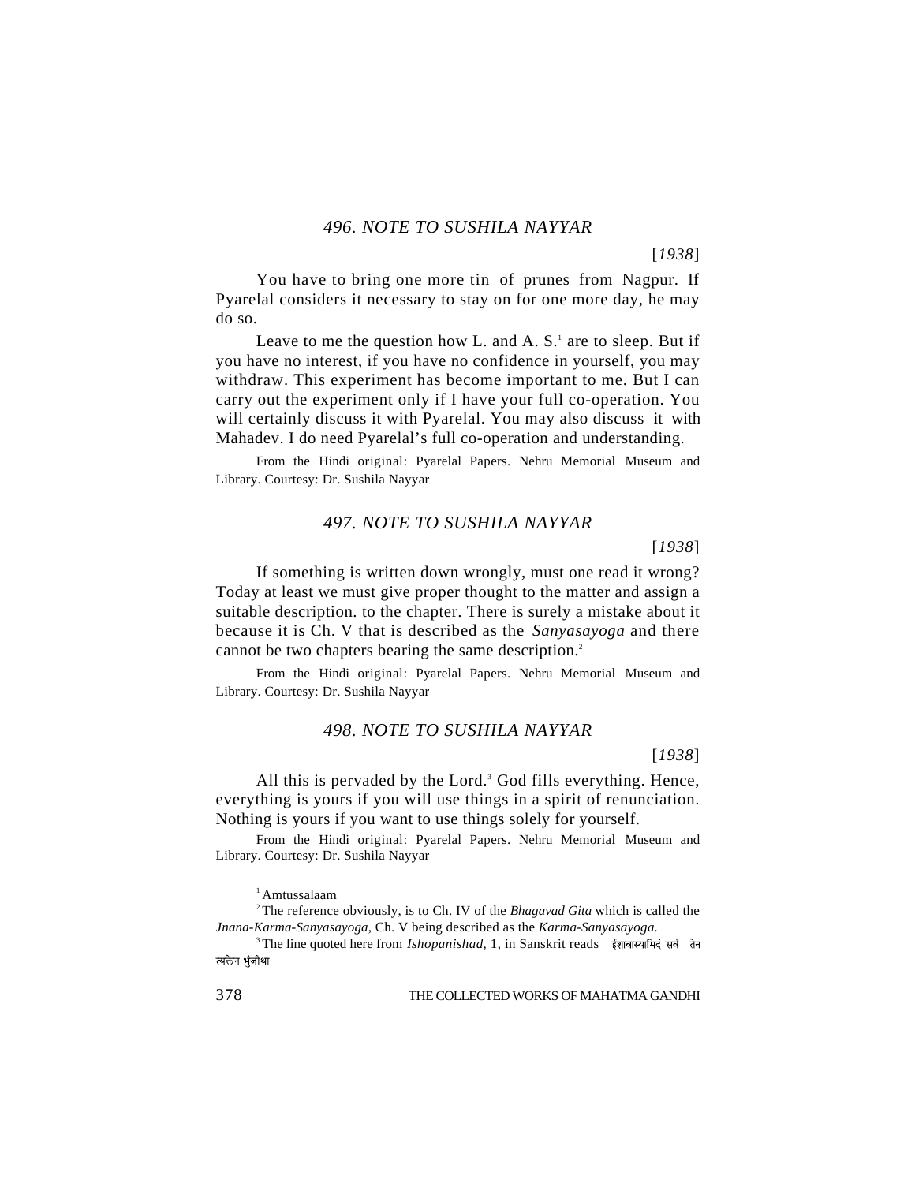### *496. NOTE TO SUSHILA NAYYAR*

[*1938*]

You have to bring one more tin of prunes from Nagpur. If Pyarelal considers it necessary to stay on for one more day, he may do so.

Leave to me the question how L. and A. S.[1] are to sleep. But if you have no interest, if you have no confidence in yourself, you may withdraw. This experiment has become important to me. But I can carry out the experiment only if I have your full co-operation. You will certainly discuss it with Pyarelal. You may also discuss it with Mahadev. I do need Pyarelal's full co-operation and understanding.

From the Hindi original: Pyarelal Papers. Nehru Memorial Museum and Library. Courtesy: Dr. Sushila Nayyar

### *497. NOTE TO SUSHILA NAYYAR*

[*1938*]

If something is written down wrongly, must one read it wrong? Today at least we must give proper thought to the matter and assign a suitable description. to the chapter. There is surely a mistake about it because it is Ch. V that is described as the *Sanyasayoga* and there cannot be two chapters bearing the same description.[2]

From the Hindi original: Pyarelal Papers. Nehru Memorial Museum and Library. Courtesy: Dr. Sushila Nayyar

### *498. NOTE TO SUSHILA NAYYAR*

[*1938*]

All this is pervaded by the Lord.[3] God fills everything. Hence, everything is yours if you will use things in a spirit of renunciation. Nothing is yours if you want to use things solely for yourself.

From the Hindi original: Pyarelal Papers. Nehru Memorial Museum and Library. Courtesy: Dr. Sushila Nayyar

---

[1] Amtussalaam

[2] The reference obviously, is to Ch. IV of the *Bhagavad Gita* which is called the *Jnana-Karma-Sanyasayoga*, Ch. V being described as the *Karma-Sanyasayoga.*

[3] The line quoted here from *Ishopanishad*, 1, in Sanskrit reads ईशावास्यमिदं सर्वं तेन त्यक्तेन भुंजीथा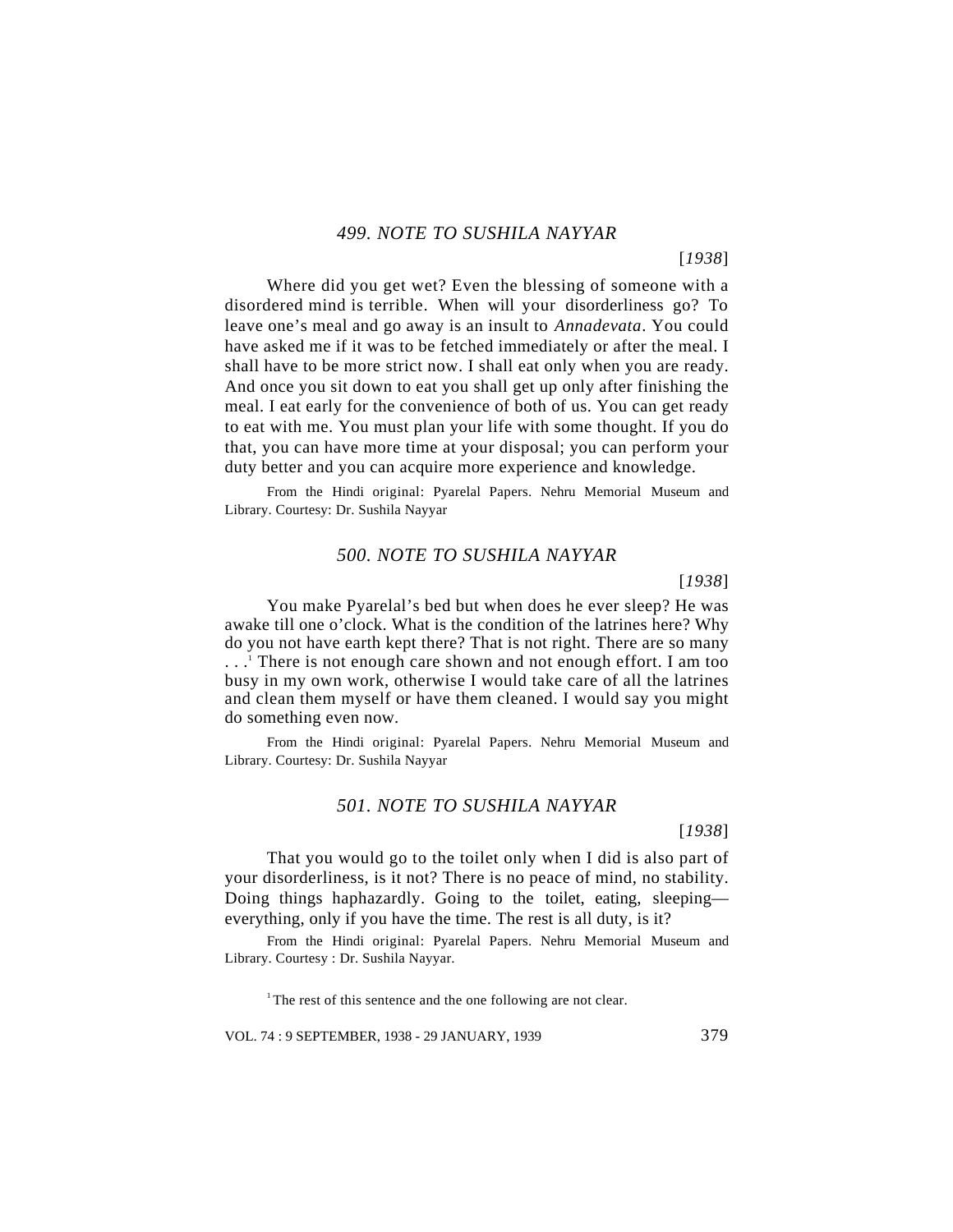### *499. NOTE TO SUSHILA NAYYAR*

[*1938*]

Where did you get wet? Even the blessing of someone with a disordered mind is terrible. When will your disorderliness go? To leave one's meal and go away is an insult to *Annadevata*. You could have asked me if it was to be fetched immediately or after the meal. I shall have to be more strict now. I shall eat only when you are ready. And once you sit down to eat you shall get up only after finishing the meal. I eat early for the convenience of both of us. You can get ready to eat with me. You must plan your life with some thought. If you do that, you can have more time at your disposal; you can perform your duty better and you can acquire more experience and knowledge.

From the Hindi original: Pyarelal Papers. Nehru Memorial Museum and Library. Courtesy: Dr. Sushila Nayyar

### *500. NOTE TO SUSHILA NAYYAR*

[*1938*]

You make Pyarelal's bed but when does he ever sleep? He was awake till one o'clock. What is the condition of the latrines here? Why do you not have earth kept there? That is not right. There are so many . . .[1] There is not enough care shown and not enough effort. I am too busy in my own work, otherwise I would take care of all the latrines and clean them myself or have them cleaned. I would say you might do something even now.

From the Hindi original: Pyarelal Papers. Nehru Memorial Museum and Library. Courtesy: Dr. Sushila Nayyar

### *501. NOTE TO SUSHILA NAYYAR*

[*1938*]

That you would go to the toilet only when I did is also part of your disorderliness, is it not? There is no peace of mind, no stability. Doing things haphazardly. Going to the toilet, eating, sleeping—everything, only if you have the time. The rest is all duty, is it?

From the Hindi original: Pyarelal Papers. Nehru Memorial Museum and Library. Courtesy : Dr. Sushila Nayyar.

[1] The rest of this sentence and the one following are not clear.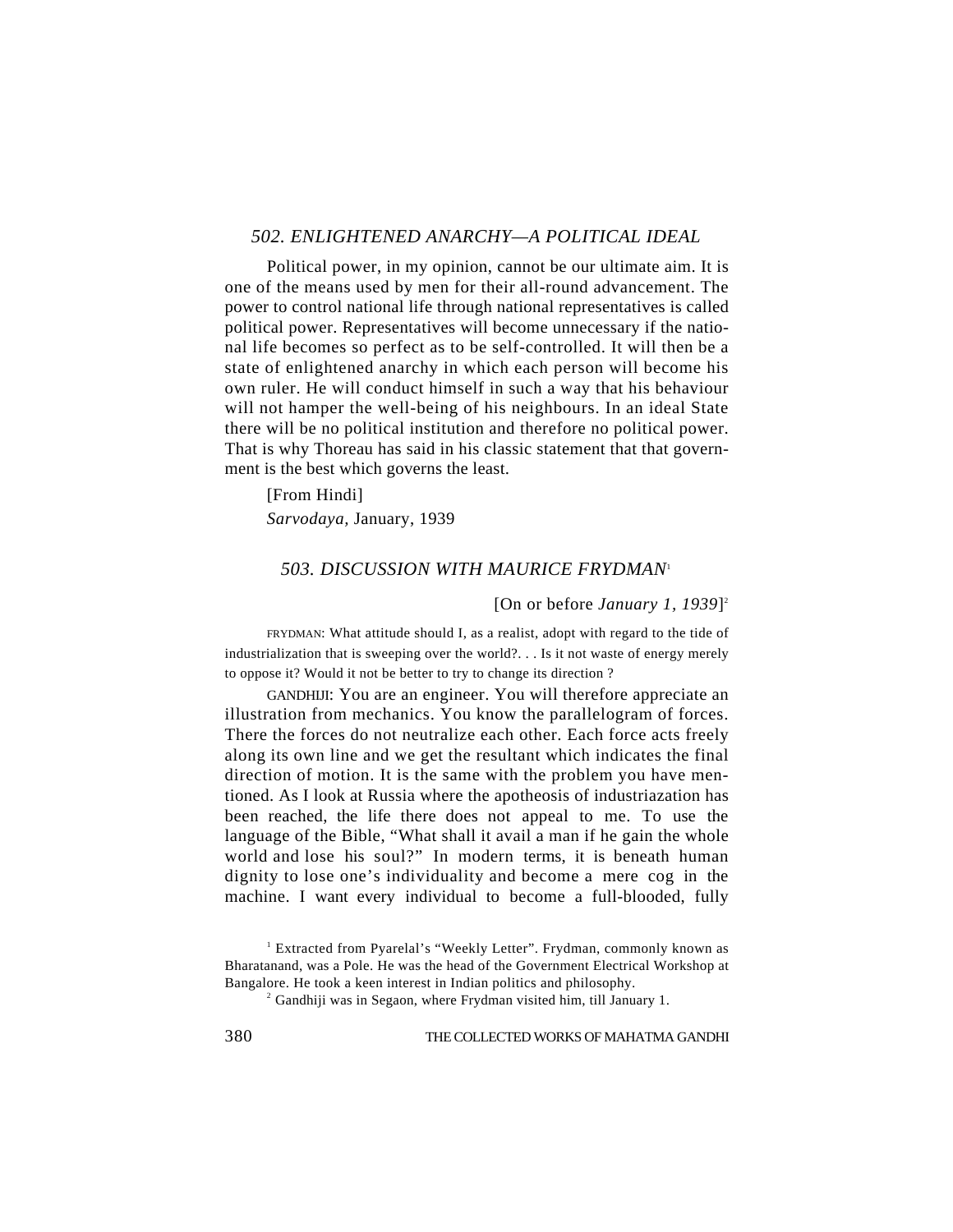## *502. ENLIGHTENED ANARCHY—A POLITICAL IDEAL*

Political power, in my opinion, cannot be our ultimate aim. It is one of the means used by men for their all-round advancement. The power to control national life through national representatives is called political power. Representatives will become unnecessary if the national life becomes so perfect as to be self-controlled. It will then be a state of enlightened anarchy in which each person will become his own ruler. He will conduct himself in such a way that his behaviour will not hamper the well-being of his neighbours. In an ideal State there will be no political institution and therefore no political power. That is why Thoreau has said in his classic statement that that government is the best which governs the least.

[From Hindi]

*Sarvodaya,* January, 1939

## *503. DISCUSSION WITH MAURICE FRYDMAN*[1]

[On or before *January 1, 1939*][2]

FRYDMAN: What attitude should I, as a realist, adopt with regard to the tide of industrialization that is sweeping over the world?. . . Is it not waste of energy merely to oppose it? Would it not be better to try to change its direction ?

GANDHIJI: You are an engineer. You will therefore appreciate an illustration from mechanics. You know the parallelogram of forces. There the forces do not neutralize each other. Each force acts freely along its own line and we get the resultant which indicates the final direction of motion. It is the same with the problem you have mentioned. As I look at Russia where the apotheosis of industriazation has been reached, the life there does not appeal to me. To use the language of the Bible, "What shall it avail a man if he gain the whole world and lose his soul?" In modern terms, it is beneath human dignity to lose one's individuality and become a mere cog in the machine. I want every individual to become a full-blooded, fully

[1] Extracted from Pyarelal's "Weekly Letter". Frydman, commonly known as Bharatanand, was a Pole. He was the head of the Government Electrical Workshop at Bangalore. He took a keen interest in Indian politics and philosophy.

[2] Gandhiji was in Segaon, where Frydman visited him, till January 1.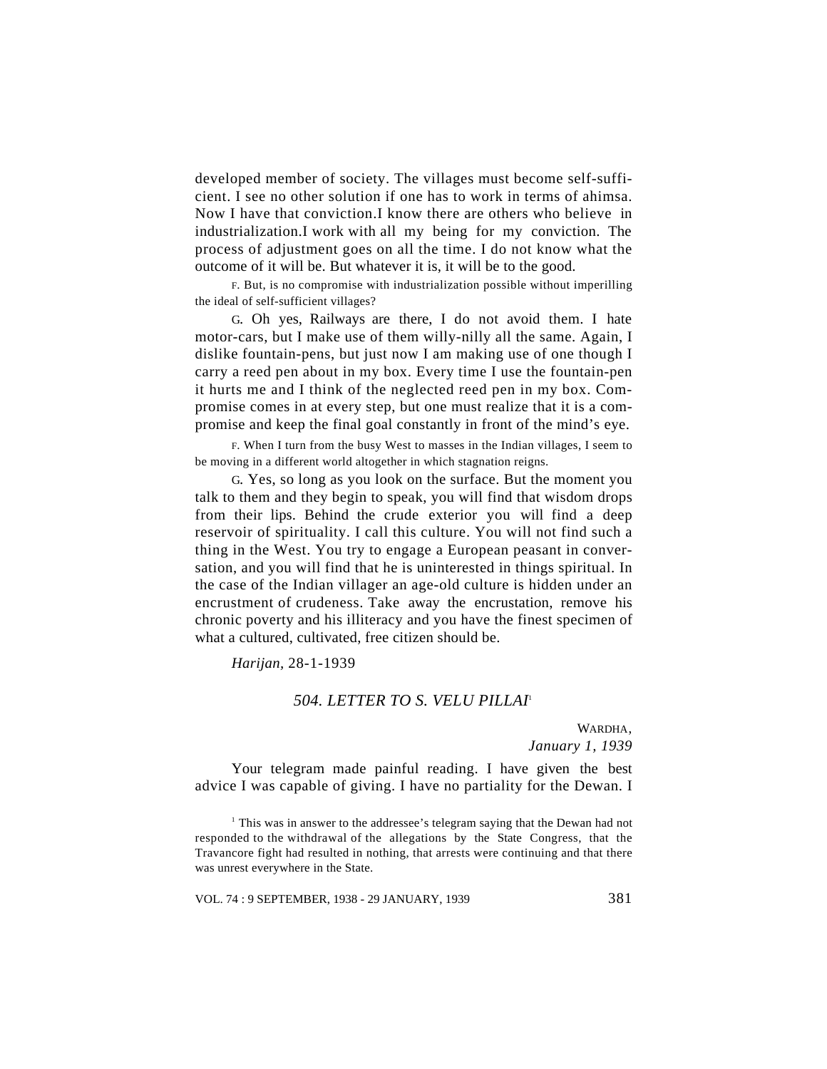developed member of society. The villages must become self-sufficient. I see no other solution if one has to work in terms of ahimsa. Now I have that conviction. I know there are others who believe in industrialization. I work with all my being for my conviction. The process of adjustment goes on all the time. I do not know what the outcome of it will be. But whatever it is, it will be to the good.

F. But, is no compromise with industrialization possible without imperilling the ideal of self-sufficient villages?

G. Oh yes, Railways are there, I do not avoid them. I hate motor-cars, but I make use of them willy-nilly all the same. Again, I dislike fountain-pens, but just now I am making use of one though I carry a reed pen about in my box. Every time I use the fountain-pen it hurts me and I think of the neglected reed pen in my box. Compromise comes in at every step, but one must realize that it is a compromise and keep the final goal constantly in front of the mind's eye.

F. When I turn from the busy West to masses in the Indian villages, I seem to be moving in a different world altogether in which stagnation reigns.

G. Yes, so long as you look on the surface. But the moment you talk to them and they begin to speak, you will find that wisdom drops from their lips. Behind the crude exterior you will find a deep reservoir of spirituality. I call this culture. You will not find such a thing in the West. You try to engage a European peasant in conversation, and you will find that he is uninterested in things spiritual. In the case of the Indian villager an age-old culture is hidden under an encrustment of crudeness. Take away the encrustation, remove his chronic poverty and his illiteracy and you have the finest specimen of what a cultured, cultivated, free citizen should be.

*Harijan*, 28-1-1939

### *504. LETTER TO S. VELU PILLAI*[1]

WARDHA,
*January 1, 1939*

Your telegram made painful reading. I have given the best advice I was capable of giving. I have no partiality for the Dewan. I

[1] This was in answer to the addressee's telegram saying that the Dewan had not responded to the withdrawal of the allegations by the State Congress, that the Travancore fight had resulted in nothing, that arrests were continuing and that there was unrest everywhere in the State.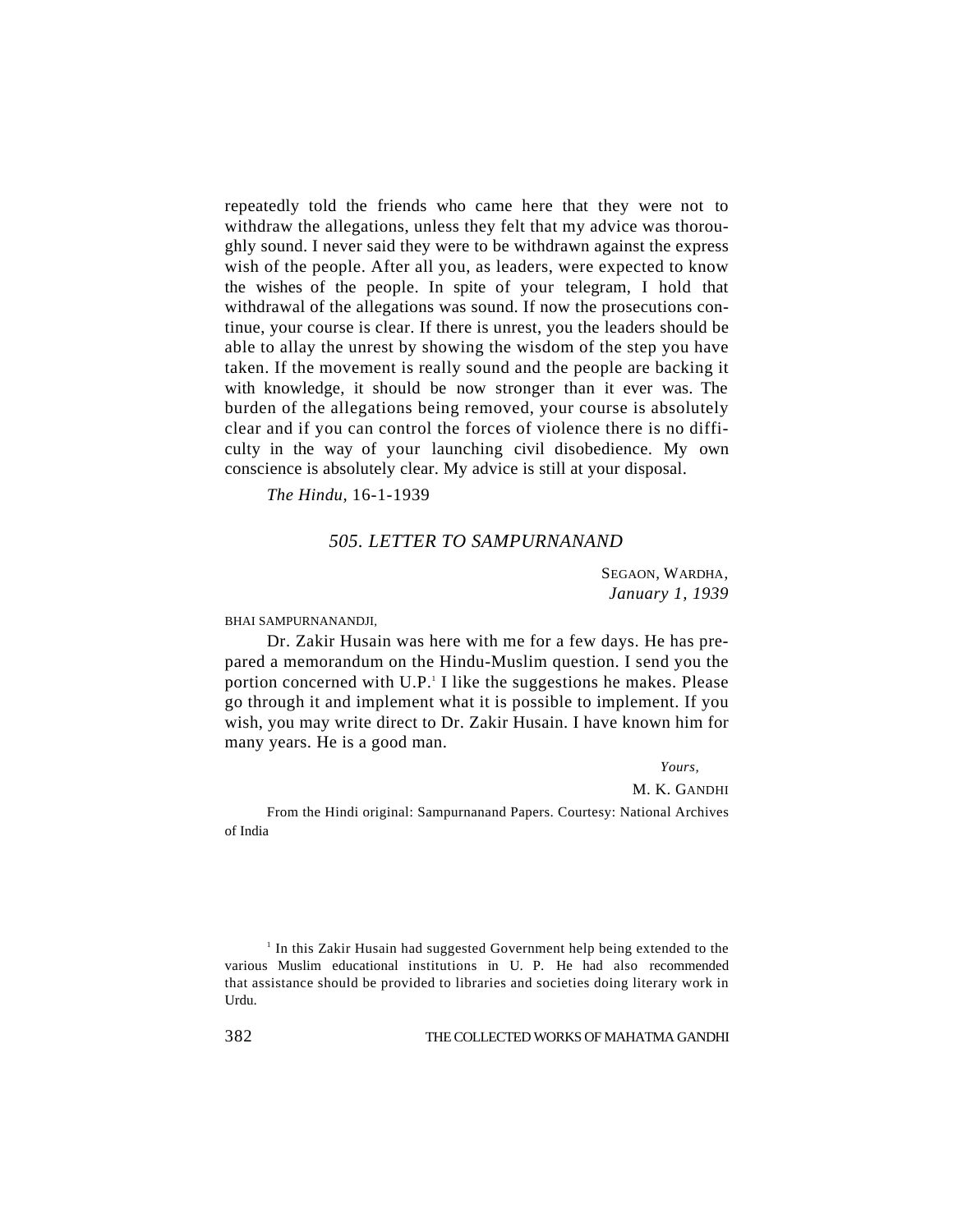repeatedly told the friends who came here that they were not to withdraw the allegations, unless they felt that my advice was thoroughly sound. I never said they were to be withdrawn against the express wish of the people. After all you, as leaders, were expected to know the wishes of the people. In spite of your telegram, I hold that withdrawal of the allegations was sound. If now the prosecutions continue, your course is clear. If there is unrest, you the leaders should be able to allay the unrest by showing the wisdom of the step you have taken. If the movement is really sound and the people are backing it with knowledge, it should be now stronger than it ever was. The burden of the allegations being removed, your course is absolutely clear and if you can control the forces of violence there is no difficulty in the way of your launching civil disobedience. My own conscience is absolutely clear. My advice is still at your disposal.

*The Hindu*, 16-1-1939

## *505. LETTER TO SAMPURNANAND*

SEGAON, WARDHA,
*January 1, 1939*

BHAI SAMPURNANANDJI,

Dr. Zakir Husain was here with me for a few days. He has prepared a memorandum on the Hindu-Muslim question. I send you the portion concerned with U.P.[1] I like the suggestions he makes. Please go through it and implement what it is possible to implement. If you wish, you may write direct to Dr. Zakir Husain. I have known him for many years. He is a good man.

*Yours,*
M. K. GANDHI

From the Hindi original: Sampurnanand Papers. Courtesy: National Archives of India

[1] In this Zakir Husain had suggested Government help being extended to the various Muslim educational institutions in U. P. He had also recommended that assistance should be provided to libraries and societies doing literary work in Urdu.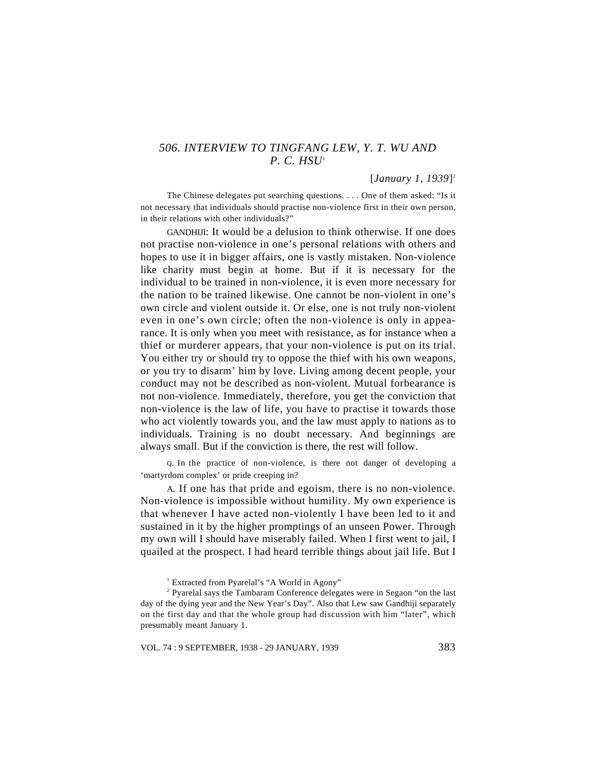### *506. INTERVIEW TO TINGFANG LEW, Y. T. WU AND P. C. HSU*[1]

[*January 1, 1939*][2]

The Chinese delegates put searching questions. . . . One of them asked: "Is it not necessary that individuals should practise non-violence first in their own person, in their relations with other individuals?"

GANDHIJI: It would be a delusion to think otherwise. If one does not practise non-violence in one's personal relations with others and hopes to use it in bigger affairs, one is vastly mistaken. Non-violence like charity must begin at home. But if it is necessary for the individual to be trained in non-violence, it is even more necessary for the nation to be trained likewise. One cannot be non-violent in one's own circle and violent outside it. Or else, one is not truly non-violent even in one's own circle; often the non-violence is only in appearance. It is only when you meet with resistance, as for instance when a thief or murderer appears, that your non-violence is put on its trial. You either try or should try to oppose the thief with his own weapons, or you try to disarm' him by love. Living among decent people, your conduct may not be described as non-violent. Mutual forbearance is not non-violence. Immediately, therefore, you get the conviction that non-violence is the law of life, you have to practise it towards those who act violently towards you, and the law must apply to nations as to individuals. Training is no doubt necessary. And beginnings are always small. But if the conviction is there, the rest will follow.

Q. In the practice of non-violence, is there not danger of developing a 'martyrdom complex' or pride creeping in?

A. If one has that pride and egoism, there is no non-violence. Non-violence is impossible without humility. My own experience is that whenever I have acted non-violently I have been led to it and sustained in it by the higher promptings of an unseen Power. Through my own will I should have miserably failed. When I first went to jail, I quailed at the prospect. I had heard terrible things about jail life. But I

[1] Extracted from Pyarelal's "A World in Agony"

[2] Pyarelal says the Tambaram Conference delegates were in Segaon "on the last day of the dying year and the New Year's Day". Also that Lew saw Gandhiji separately on the first day and that the whole group had discussion with him "later", which presumably meant January 1.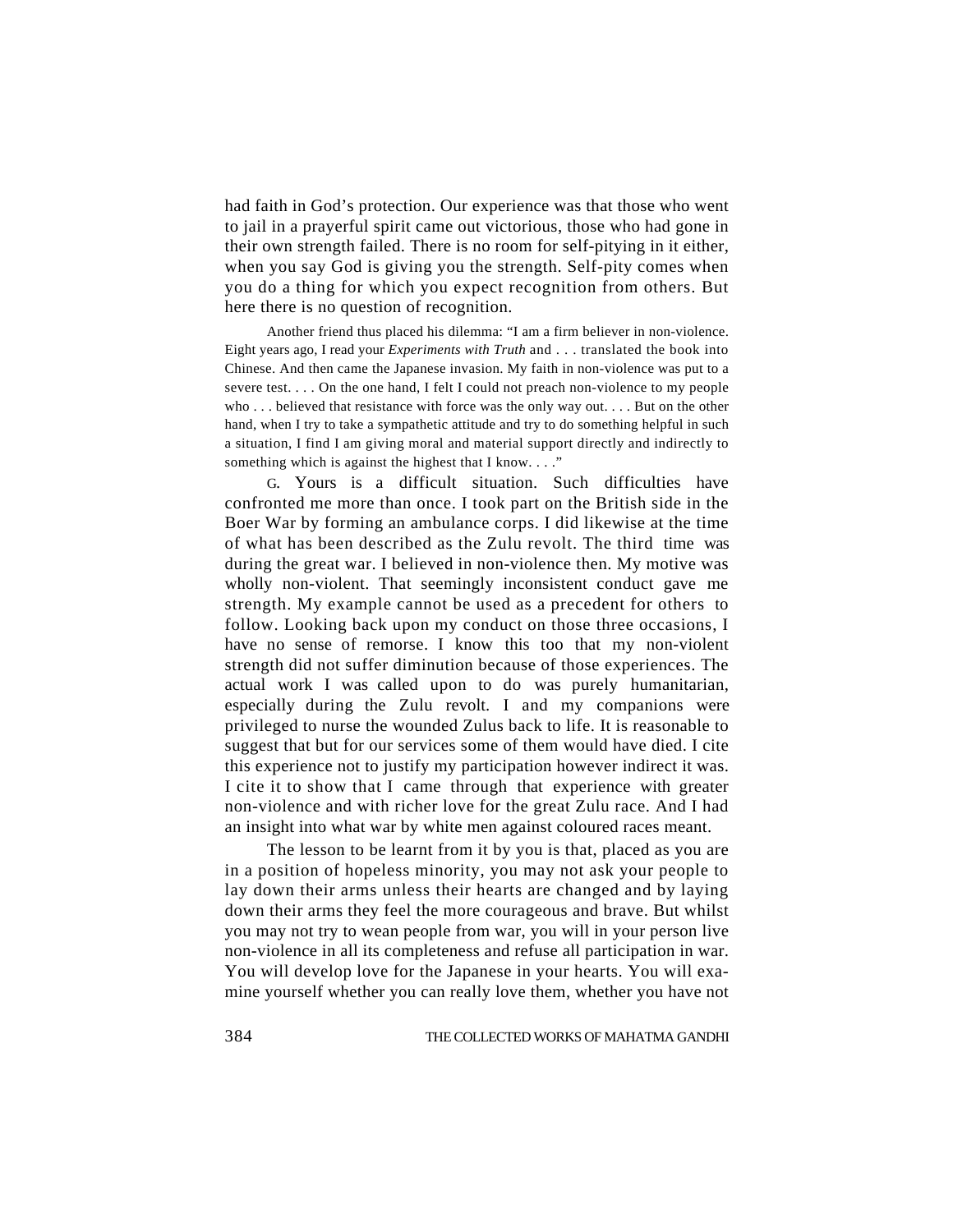had faith in God's protection. Our experience was that those who went to jail in a prayerful spirit came out victorious, those who had gone in their own strength failed. There is no room for self-pitying in it either, when you say God is giving you the strength. Self-pity comes when you do a thing for which you expect recognition from others. But here there is no question of recognition.

Another friend thus placed his dilemma: "I am a firm believer in non-violence. Eight years ago, I read your *Experiments with Truth* and . . . translated the book into Chinese. And then came the Japanese invasion. My faith in non-violence was put to a severe test. . . . On the one hand, I felt I could not preach non-violence to my people who . . . believed that resistance with force was the only way out. . . . But on the other hand, when I try to take a sympathetic attitude and try to do something helpful in such a situation, I find I am giving moral and material support directly and indirectly to something which is against the highest that I know. . . ."

G. Yours is a difficult situation. Such difficulties have confronted me more than once. I took part on the British side in the Boer War by forming an ambulance corps. I did likewise at the time of what has been described as the Zulu revolt. The third time was during the great war. I believed in non-violence then. My motive was wholly non-violent. That seemingly inconsistent conduct gave me strength. My example cannot be used as a precedent for others to follow. Looking back upon my conduct on those three occasions, I have no sense of remorse. I know this too that my non-violent strength did not suffer diminution because of those experiences. The actual work I was called upon to do was purely humanitarian, especially during the Zulu revolt. I and my companions were privileged to nurse the wounded Zulus back to life. It is reasonable to suggest that but for our services some of them would have died. I cite this experience not to justify my participation however indirect it was. I cite it to show that I came through that experience with greater non-violence and with richer love for the great Zulu race. And I had an insight into what war by white men against coloured races meant.

The lesson to be learnt from it by you is that, placed as you are in a position of hopeless minority, you may not ask your people to lay down their arms unless their hearts are changed and by laying down their arms they feel the more courageous and brave. But whilst you may not try to wean people from war, you will in your person live non-violence in all its completeness and refuse all participation in war. You will develop love for the Japanese in your hearts. You will examine yourself whether you can really love them, whether you have not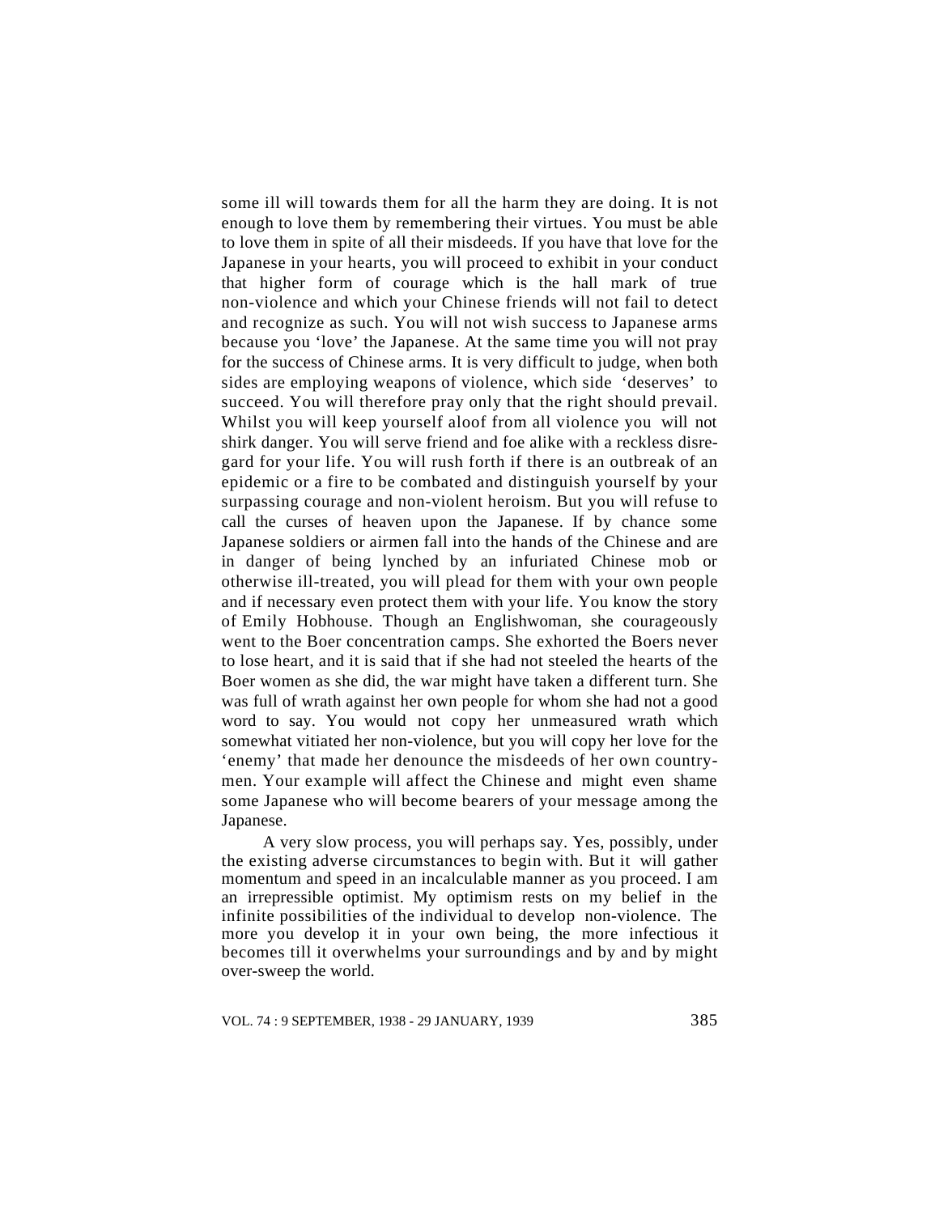some ill will towards them for all the harm they are doing. It is not enough to love them by remembering their virtues. You must be able to love them in spite of all their misdeeds. If you have that love for the Japanese in your hearts, you will proceed to exhibit in your conduct that higher form of courage which is the hall mark of true non-violence and which your Chinese friends will not fail to detect and recognize as such. You will not wish success to Japanese arms because you 'love' the Japanese. At the same time you will not pray for the success of Chinese arms. It is very difficult to judge, when both sides are employing weapons of violence, which side 'deserves' to succeed. You will therefore pray only that the right should prevail. Whilst you will keep yourself aloof from all violence you will not shirk danger. You will serve friend and foe alike with a reckless disregard for your life. You will rush forth if there is an outbreak of an epidemic or a fire to be combated and distinguish yourself by your surpassing courage and non-violent heroism. But you will refuse to call the curses of heaven upon the Japanese. If by chance some Japanese soldiers or airmen fall into the hands of the Chinese and are in danger of being lynched by an infuriated Chinese mob or otherwise ill-treated, you will plead for them with your own people and if necessary even protect them with your life. You know the story of Emily Hobhouse. Though an Englishwoman, she courageously went to the Boer concentration camps. She exhorted the Boers never to lose heart, and it is said that if she had not steeled the hearts of the Boer women as she did, the war might have taken a different turn. She was full of wrath against her own people for whom she had not a good word to say. You would not copy her unmeasured wrath which somewhat vitiated her non-violence, but you will copy her love for the 'enemy' that made her denounce the misdeeds of her own countrymen. Your example will affect the Chinese and might even shame some Japanese who will become bearers of your message among the Japanese.

A very slow process, you will perhaps say. Yes, possibly, under the existing adverse circumstances to begin with. But it will gather momentum and speed in an incalculable manner as you proceed. I am an irrepressible optimist. My optimism rests on my belief in the infinite possibilities of the individual to develop non-violence. The more you develop it in your own being, the more infectious it becomes till it overwhelms your surroundings and by and by might over-sweep the world.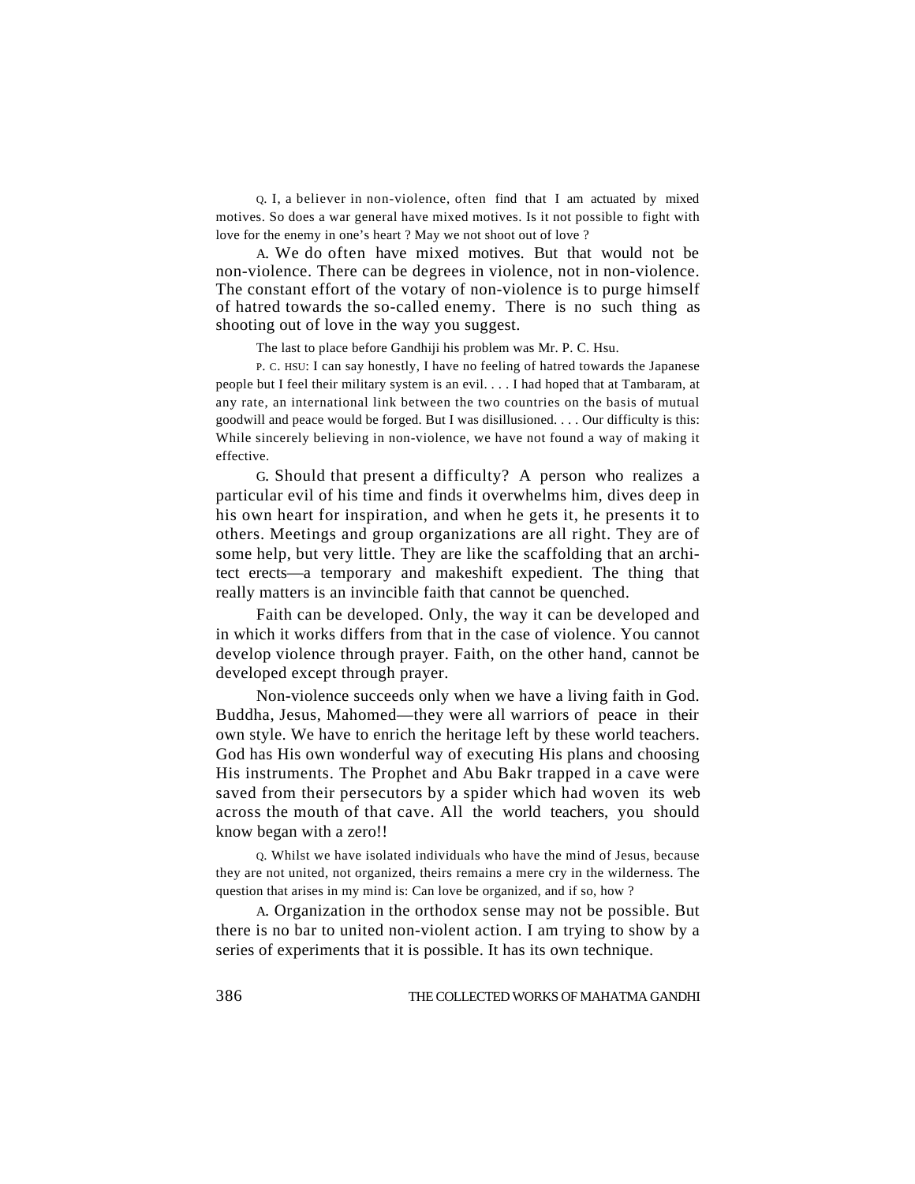Q. I, a believer in non-violence, often find that I am actuated by mixed motives. So does a war general have mixed motives. Is it not possible to fight with love for the enemy in one's heart ? May we not shoot out of love ?

A. We do often have mixed motives. But that would not be non-violence. There can be degrees in violence, not in non-violence. The constant effort of the votary of non-violence is to purge himself of hatred towards the so-called enemy. There is no such thing as shooting out of love in the way you suggest.

The last to place before Gandhiji his problem was Mr. P. C. Hsu.

P. C. HSU: I can say honestly, I have no feeling of hatred towards the Japanese people but I feel their military system is an evil. . . . I had hoped that at Tambaram, at any rate, an international link between the two countries on the basis of mutual goodwill and peace would be forged. But I was disillusioned. . . . Our difficulty is this: While sincerely believing in non-violence, we have not found a way of making it effective.

G. Should that present a difficulty? A person who realizes a particular evil of his time and finds it overwhelms him, dives deep in his own heart for inspiration, and when he gets it, he presents it to others. Meetings and group organizations are all right. They are of some help, but very little. They are like the scaffolding that an architect erects—a temporary and makeshift expedient. The thing that really matters is an invincible faith that cannot be quenched.

Faith can be developed. Only, the way it can be developed and in which it works differs from that in the case of violence. You cannot develop violence through prayer. Faith, on the other hand, cannot be developed except through prayer.

Non-violence succeeds only when we have a living faith in God. Buddha, Jesus, Mahomed—they were all warriors of peace in their own style. We have to enrich the heritage left by these world teachers. God has His own wonderful way of executing His plans and choosing His instruments. The Prophet and Abu Bakr trapped in a cave were saved from their persecutors by a spider which had woven its web across the mouth of that cave. All the world teachers, you should know began with a zero!!

Q. Whilst we have isolated individuals who have the mind of Jesus, because they are not united, not organized, theirs remains a mere cry in the wilderness. The question that arises in my mind is: Can love be organized, and if so, how ?

A. Organization in the orthodox sense may not be possible. But there is no bar to united non-violent action. I am trying to show by a series of experiments that it is possible. It has its own technique.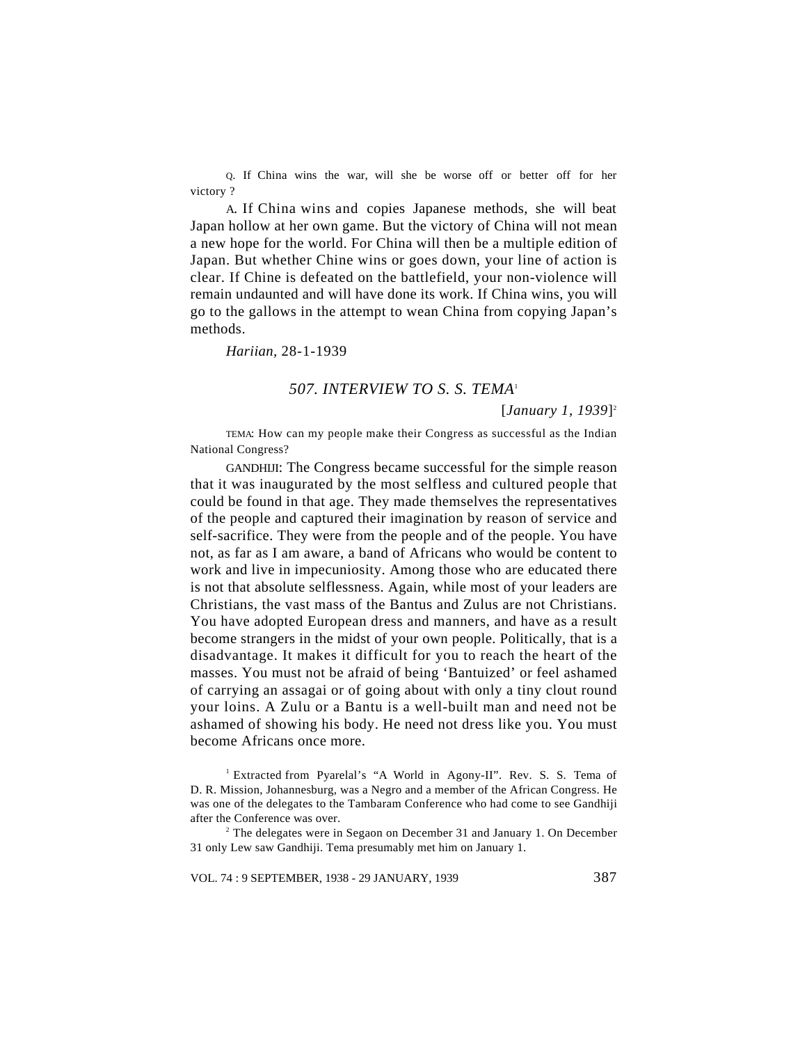Q. If China wins the war, will she be worse off or better off for her victory ?

A. If China wins and copies Japanese methods, she will beat Japan hollow at her own game. But the victory of China will not mean a new hope for the world. For China will then be a multiple edition of Japan. But whether Chine wins or goes down, your line of action is clear. If Chine is defeated on the battlefield, your non-violence will remain undaunted and will have done its work. If China wins, you will go to the gallows in the attempt to wean China from copying Japan's methods.

*Hariian,* 28-1-1939

## *507. INTERVIEW TO S. S. TEMA*[1]

[*January 1, 1939*][2]

TEMA: How can my people make their Congress as successful as the Indian National Congress?

GANDHIJI: The Congress became successful for the simple reason that it was inaugurated by the most selfless and cultured people that could be found in that age. They made themselves the representatives of the people and captured their imagination by reason of service and self-sacrifice. They were from the people and of the people. You have not, as far as I am aware, a band of Africans who would be content to work and live in impecuniosity. Among those who are educated there is not that absolute selflessness. Again, while most of your leaders are Christians, the vast mass of the Bantus and Zulus are not Christians. You have adopted European dress and manners, and have as a result become strangers in the midst of your own people. Politically, that is a disadvantage. It makes it difficult for you to reach the heart of the masses. You must not be afraid of being 'Bantuized' or feel ashamed of carrying an assagai or of going about with only a tiny clout round your loins. A Zulu or a Bantu is a well-built man and need not be ashamed of showing his body. He need not dress like you. You must become Africans once more.

[1] Extracted from Pyarelal's "A World in Agony-II". Rev. S. S. Tema of D. R. Mission, Johannesburg, was a Negro and a member of the African Congress. He was one of the delegates to the Tambaram Conference who had come to see Gandhiji after the Conference was over.

[2] The delegates were in Segaon on December 31 and January 1. On December 31 only Lew saw Gandhiji. Tema presumably met him on January 1.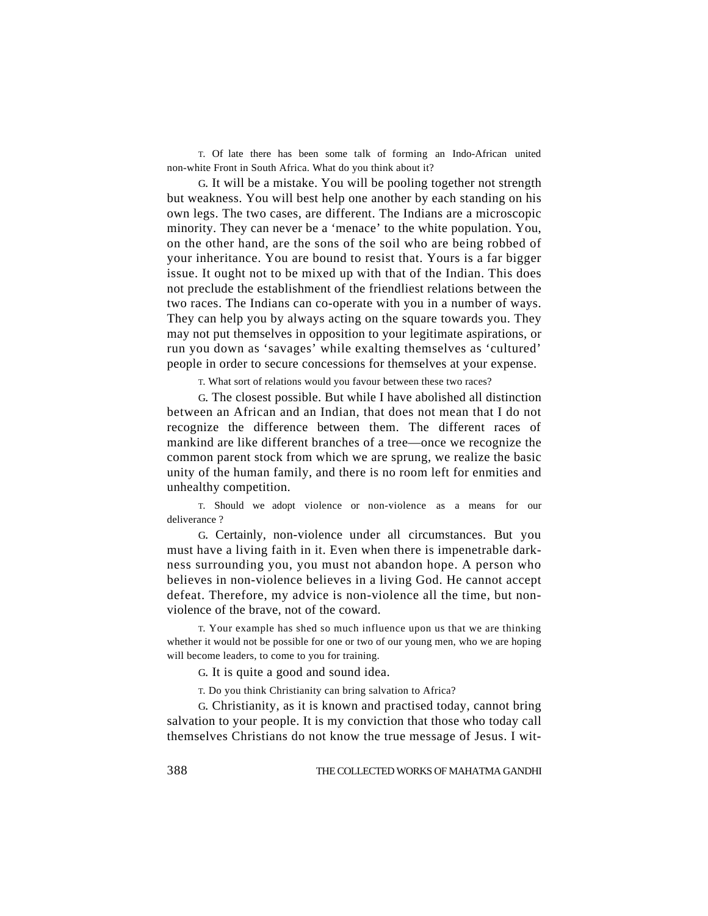T. Of late there has been some talk of forming an Indo-African united non-white Front in South Africa. What do you think about it?

G. It will be a mistake. You will be pooling together not strength but weakness. You will best help one another by each standing on his own legs. The two cases, are different. The Indians are a microscopic minority. They can never be a 'menace' to the white population. You, on the other hand, are the sons of the soil who are being robbed of your inheritance. You are bound to resist that. Yours is a far bigger issue. It ought not to be mixed up with that of the Indian. This does not preclude the establishment of the friendliest relations between the two races. The Indians can co-operate with you in a number of ways. They can help you by always acting on the square towards you. They may not put themselves in opposition to your legitimate aspirations, or run you down as 'savages' while exalting themselves as 'cultured' people in order to secure concessions for themselves at your expense.

T. What sort of relations would you favour between these two races?

G. The closest possible. But while I have abolished all distinction between an African and an Indian, that does not mean that I do not recognize the difference between them. The different races of mankind are like different branches of a tree—once we recognize the common parent stock from which we are sprung, we realize the basic unity of the human family, and there is no room left for enmities and unhealthy competition.

T. Should we adopt violence or non-violence as a means for our deliverance ?

G. Certainly, non-violence under all circumstances. But you must have a living faith in it. Even when there is impenetrable darkness surrounding you, you must not abandon hope. A person who believes in non-violence believes in a living God. He cannot accept defeat. Therefore, my advice is non-violence all the time, but non-violence of the brave, not of the coward.

T. Your example has shed so much influence upon us that we are thinking whether it would not be possible for one or two of our young men, who we are hoping will become leaders, to come to you for training.

G. It is quite a good and sound idea.

T. Do you think Christianity can bring salvation to Africa?

G. Christianity, as it is known and practised today, cannot bring salvation to your people. It is my conviction that those who today call themselves Christians do not know the true message of Jesus. I wit-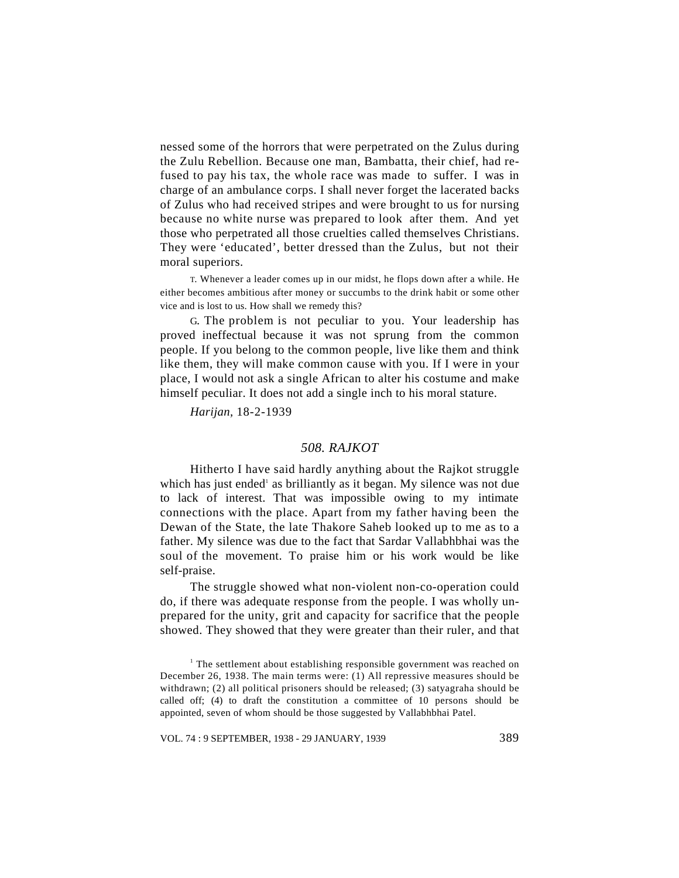nessed some of the horrors that were perpetrated on the Zulus during the Zulu Rebellion. Because one man, Bambatta, their chief, had refused to pay his tax, the whole race was made to suffer. I was in charge of an ambulance corps. I shall never forget the lacerated backs of Zulus who had received stripes and were brought to us for nursing because no white nurse was prepared to look after them. And yet those who perpetrated all those cruelties called themselves Christians. They were 'educated', better dressed than the Zulus, but not their moral superiors.

T. Whenever a leader comes up in our midst, he flops down after a while. He either becomes ambitious after money or succumbs to the drink habit or some other vice and is lost to us. How shall we remedy this?

G. The problem is not peculiar to you. Your leadership has proved ineffectual because it was not sprung from the common people. If you belong to the common people, live like them and think like them, they will make common cause with you. If I were in your place, I would not ask a single African to alter his costume and make himself peculiar. It does not add a single inch to his moral stature.

*Harijan*, 18-2-1939

## *508. RAJKOT*

Hitherto I have said hardly anything about the Rajkot struggle which has just ended[1] as brilliantly as it began. My silence was not due to lack of interest. That was impossible owing to my intimate connections with the place. Apart from my father having been the Dewan of the State, the late Thakore Saheb looked up to me as to a father. My silence was due to the fact that Sardar Vallabhbhai was the soul of the movement. To praise him or his work would be like self-praise.

The struggle showed what non-violent non-co-operation could do, if there was adequate response from the people. I was wholly unprepared for the unity, grit and capacity for sacrifice that the people showed. They showed that they were greater than their ruler, and that

[1] The settlement about establishing responsible government was reached on December 26, 1938. The main terms were: (1) All repressive measures should be withdrawn; (2) all political prisoners should be released; (3) satyagraha should be called off; (4) to draft the constitution a committee of 10 persons should be appointed, seven of whom should be those suggested by Vallabhbhai Patel.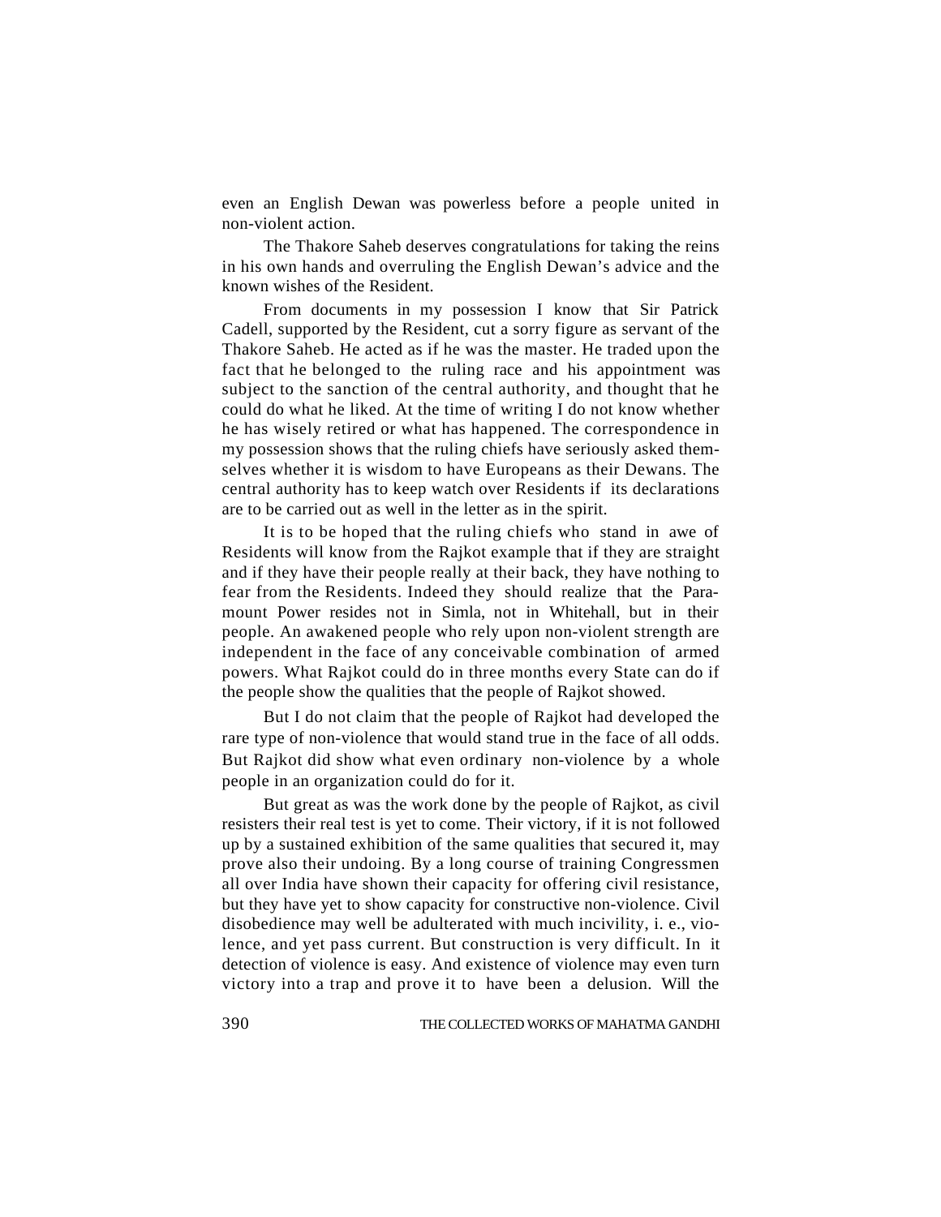even an English Dewan was powerless before a people united in non-violent action.

The Thakore Saheb deserves congratulations for taking the reins in his own hands and overruling the English Dewan's advice and the known wishes of the Resident.

From documents in my possession I know that Sir Patrick Cadell, supported by the Resident, cut a sorry figure as servant of the Thakore Saheb. He acted as if he was the master. He traded upon the fact that he belonged to the ruling race and his appointment was subject to the sanction of the central authority, and thought that he could do what he liked. At the time of writing I do not know whether he has wisely retired or what has happened. The correspondence in my possession shows that the ruling chiefs have seriously asked themselves whether it is wisdom to have Europeans as their Dewans. The central authority has to keep watch over Residents if its declarations are to be carried out as well in the letter as in the spirit.

It is to be hoped that the ruling chiefs who stand in awe of Residents will know from the Rajkot example that if they are straight and if they have their people really at their back, they have nothing to fear from the Residents. Indeed they should realize that the Paramount Power resides not in Simla, not in Whitehall, but in their people. An awakened people who rely upon non-violent strength are independent in the face of any conceivable combination of armed powers. What Rajkot could do in three months every State can do if the people show the qualities that the people of Rajkot showed.

But I do not claim that the people of Rajkot had developed the rare type of non-violence that would stand true in the face of all odds. But Rajkot did show what even ordinary non-violence by a whole people in an organization could do for it.

But great as was the work done by the people of Rajkot, as civil resisters their real test is yet to come. Their victory, if it is not followed up by a sustained exhibition of the same qualities that secured it, may prove also their undoing. By a long course of training Congressmen all over India have shown their capacity for offering civil resistance, but they have yet to show capacity for constructive non-violence. Civil disobedience may well be adulterated with much incivility, i. e., violence, and yet pass current. But construction is very difficult. In it detection of violence is easy. And existence of violence may even turn victory into a trap and prove it to have been a delusion. Will the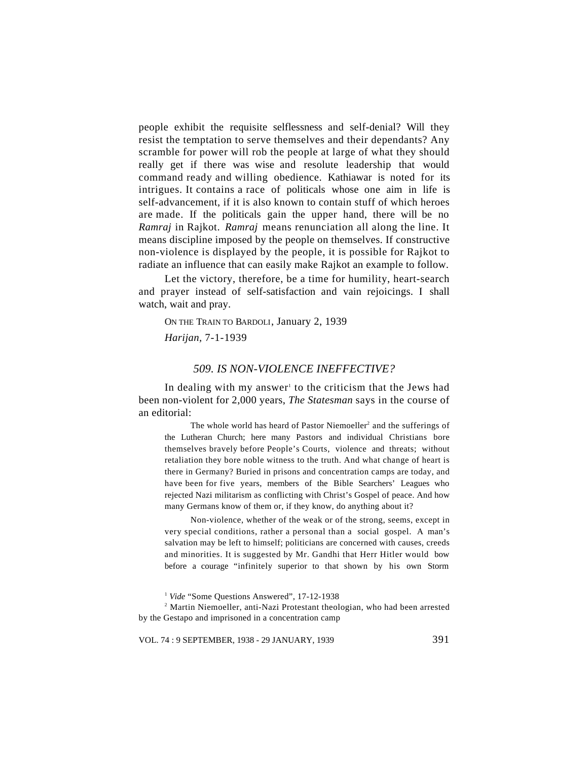people exhibit the requisite selflessness and self-denial? Will they resist the temptation to serve themselves and their dependants? Any scramble for power will rob the people at large of what they should really get if there was wise and resolute leadership that would command ready and willing obedience. Kathiawar is noted for its intrigues. It contains a race of politicals whose one aim in life is self-advancement, if it is also known to contain stuff of which heroes are made. If the politicals gain the upper hand, there will be no *Ramraj* in Rajkot. *Ramraj* means renunciation all along the line. It means discipline imposed by the people on themselves. If constructive non-violence is displayed by the people, it is possible for Rajkot to radiate an influence that can easily make Rajkot an example to follow.

Let the victory, therefore, be a time for humility, heart-search and prayer instead of self-satisfaction and vain rejoicings. I shall watch, wait and pray.

ON THE TRAIN TO BARDOLI, January 2, 1939

*Harijan*, 7-1-1939

## *509. IS NON-VIOLENCE INEFFECTIVE?*

In dealing with my answer[1] to the criticism that the Jews had been non-violent for 2,000 years, *The Statesman* says in the course of an editorial:

> The whole world has heard of Pastor Niemoeller[2] and the sufferings of the Lutheran Church; here many Pastors and individual Christians bore themselves bravely before People's Courts, violence and threats; without retaliation they bore noble witness to the truth. And what change of heart is there in Germany? Buried in prisons and concentration camps are today, and have been for five years, members of the Bible Searchers' Leagues who rejected Nazi militarism as conflicting with Christ's Gospel of peace. And how many Germans know of them or, if they know, do anything about it?
>
> Non-violence, whether of the weak or of the strong, seems, except in very special conditions, rather a personal than a social gospel. A man's salvation may be left to himself; politicians are concerned with causes, creeds and minorities. It is suggested by Mr. Gandhi that Herr Hitler would bow before a courage "infinitely superior to that shown by his own Storm

[1] *Vide* "Some Questions Answered", 17-12-1938

[2] Martin Niemoeller, anti-Nazi Protestant theologian, who had been arrested by the Gestapo and imprisoned in a concentration camp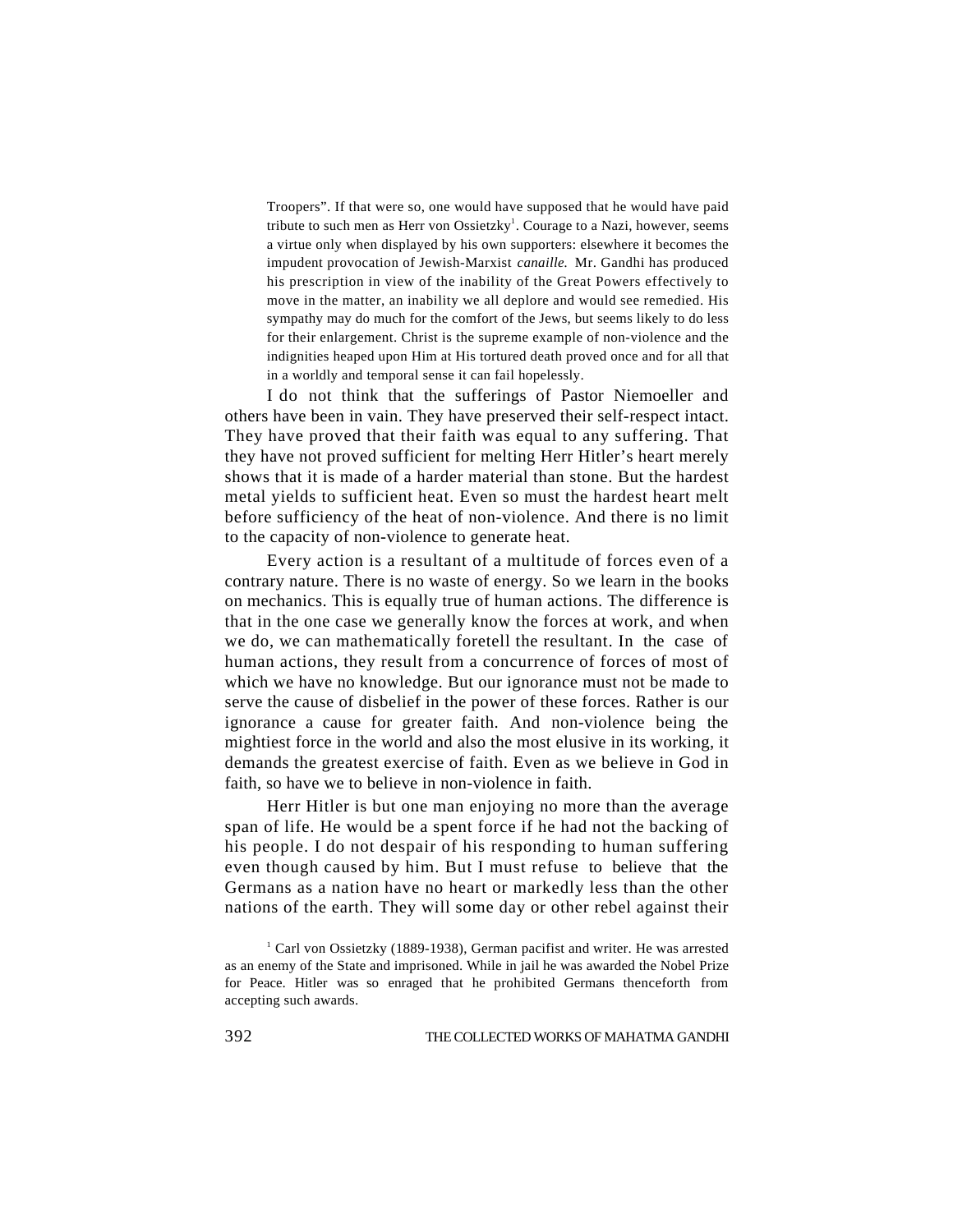Troopers". If that were so, one would have supposed that he would have paid tribute to such men as Herr von Ossietzky[1]. Courage to a Nazi, however, seems a virtue only when displayed by his own supporters: elsewhere it becomes the impudent provocation of Jewish-Marxist *canaille.* Mr. Gandhi has produced his prescription in view of the inability of the Great Powers effectively to move in the matter, an inability we all deplore and would see remedied. His sympathy may do much for the comfort of the Jews, but seems likely to do less for their enlargement. Christ is the supreme example of non-violence and the indignities heaped upon Him at His tortured death proved once and for all that in a worldly and temporal sense it can fail hopelessly.

I do not think that the sufferings of Pastor Niemoeller and others have been in vain. They have preserved their self-respect intact. They have proved that their faith was equal to any suffering. That they have not proved sufficient for melting Herr Hitler's heart merely shows that it is made of a harder material than stone. But the hardest metal yields to sufficient heat. Even so must the hardest heart melt before sufficiency of the heat of non-violence. And there is no limit to the capacity of non-violence to generate heat.

Every action is a resultant of a multitude of forces even of a contrary nature. There is no waste of energy. So we learn in the books on mechanics. This is equally true of human actions. The difference is that in the one case we generally know the forces at work, and when we do, we can mathematically foretell the resultant. In the case of human actions, they result from a concurrence of forces of most of which we have no knowledge. But our ignorance must not be made to serve the cause of disbelief in the power of these forces. Rather is our ignorance a cause for greater faith. And non-violence being the mightiest force in the world and also the most elusive in its working, it demands the greatest exercise of faith. Even as we believe in God in faith, so have we to believe in non-violence in faith.

Herr Hitler is but one man enjoying no more than the average span of life. He would be a spent force if he had not the backing of his people. I do not despair of his responding to human suffering even though caused by him. But I must refuse to believe that the Germans as a nation have no heart or markedly less than the other nations of the earth. They will some day or other rebel against their

[1] Carl von Ossietzky (1889-1938), German pacifist and writer. He was arrested as an enemy of the State and imprisoned. While in jail he was awarded the Nobel Prize for Peace. Hitler was so enraged that he prohibited Germans thenceforth from accepting such awards.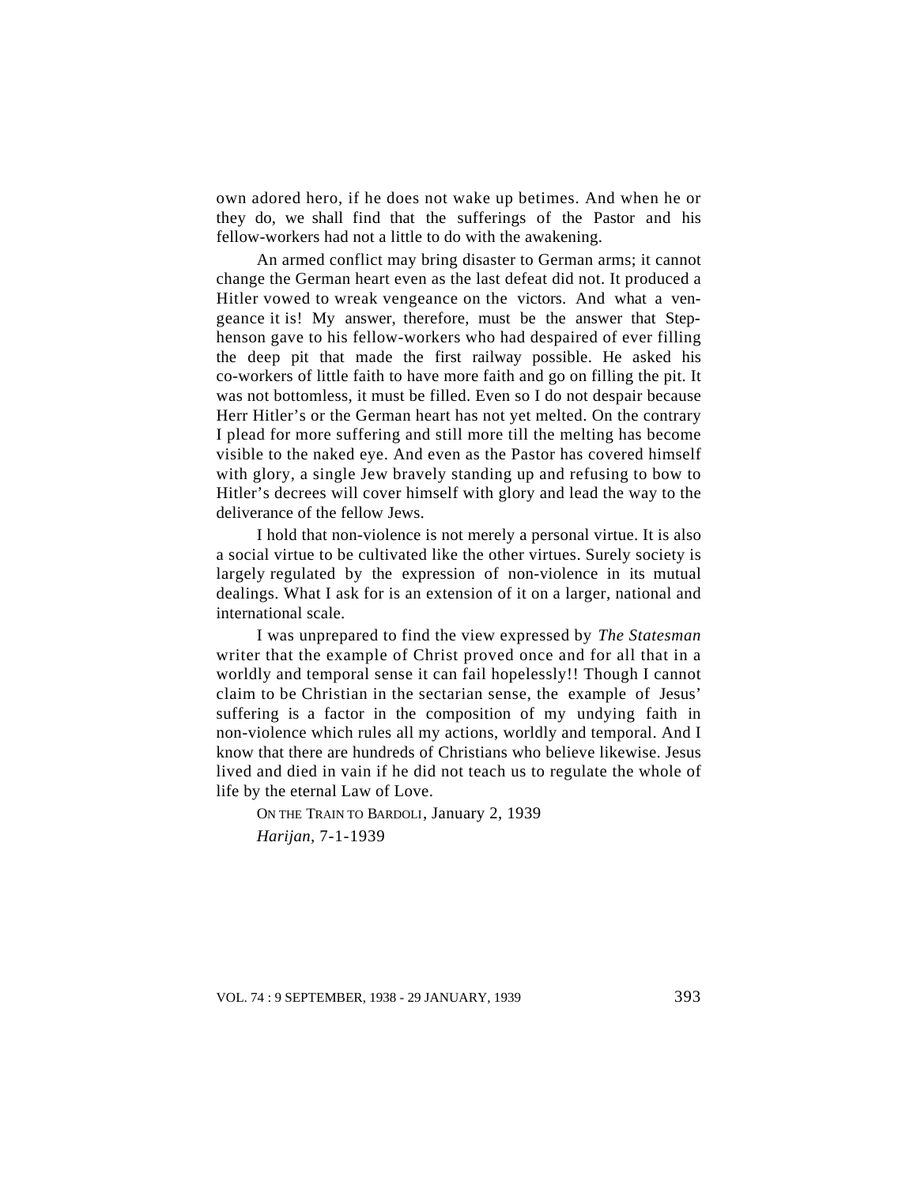own adored hero, if he does not wake up betimes. And when he or they do, we shall find that the sufferings of the Pastor and his fellow-workers had not a little to do with the awakening.

An armed conflict may bring disaster to German arms; it cannot change the German heart even as the last defeat did not. It produced a Hitler vowed to wreak vengeance on the victors. And what a vengeance it is! My answer, therefore, must be the answer that Stephenson gave to his fellow-workers who had despaired of ever filling the deep pit that made the first railway possible. He asked his co-workers of little faith to have more faith and go on filling the pit. It was not bottomless, it must be filled. Even so I do not despair because Herr Hitler's or the German heart has not yet melted. On the contrary I plead for more suffering and still more till the melting has become visible to the naked eye. And even as the Pastor has covered himself with glory, a single Jew bravely standing up and refusing to bow to Hitler's decrees will cover himself with glory and lead the way to the deliverance of the fellow Jews.

I hold that non-violence is not merely a personal virtue. It is also a social virtue to be cultivated like the other virtues. Surely society is largely regulated by the expression of non-violence in its mutual dealings. What I ask for is an extension of it on a larger, national and international scale.

I was unprepared to find the view expressed by *The Statesman* writer that the example of Christ proved once and for all that in a worldly and temporal sense it can fail hopelessly!! Though I cannot claim to be Christian in the sectarian sense, the example of Jesus' suffering is a factor in the composition of my undying faith in non-violence which rules all my actions, worldly and temporal. And I know that there are hundreds of Christians who believe likewise. Jesus lived and died in vain if he did not teach us to regulate the whole of life by the eternal Law of Love.

ON THE TRAIN TO BARDOLI, January 2, 1939

*Harijan*, 7-1-1939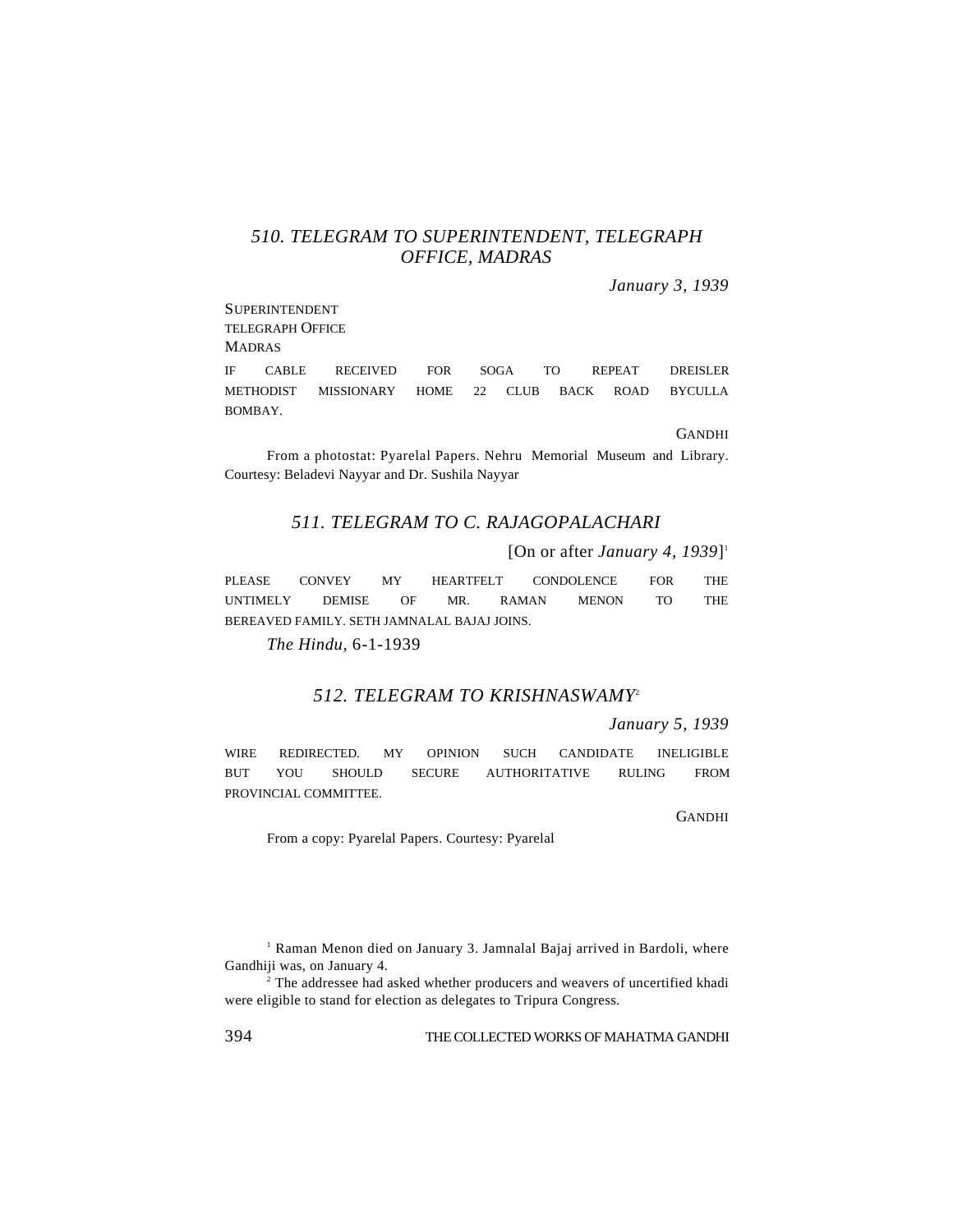### *510. TELEGRAM TO SUPERINTENDENT, TELEGRAPH OFFICE, MADRAS*

*January 3, 1939*

SUPERINTENDENT
TELEGRAPH OFFICE
MADRAS

IF CABLE RECEIVED FOR SOGA TO REPEAT DREISLER METHODIST MISSIONARY HOME 22 CLUB BACK ROAD BYCULLA BOMBAY.

GANDHI

From a photostat: Pyarelal Papers. Nehru Memorial Museum and Library. Courtesy: Beladevi Nayyar and Dr. Sushila Nayyar

### *511. TELEGRAM TO C. RAJAGOPALACHARI*

[On or after *January 4, 1939*][1]

PLEASE CONVEY MY HEARTFELT CONDOLENCE FOR THE UNTIMELY DEMISE OF MR. RAMAN MENON TO THE BEREAVED FAMILY. SETH JAMNALAL BAJAJ JOINS.

*The Hindu*, 6-1-1939

### *512. TELEGRAM TO KRISHNASWAMY*[2]

*January 5, 1939*

WIRE REDIRECTED. MY OPINION SUCH CANDIDATE INELIGIBLE BUT YOU SHOULD SECURE AUTHORITATIVE RULING FROM PROVINCIAL COMMITTEE.

GANDHI

From a copy: Pyarelal Papers. Courtesy: Pyarelal

---

[1] Raman Menon died on January 3. Jamnalal Bajaj arrived in Bardoli, where Gandhiji was, on January 4.

[2] The addressee had asked whether producers and weavers of uncertified khadi were eligible to stand for election as delegates to Tripura Congress.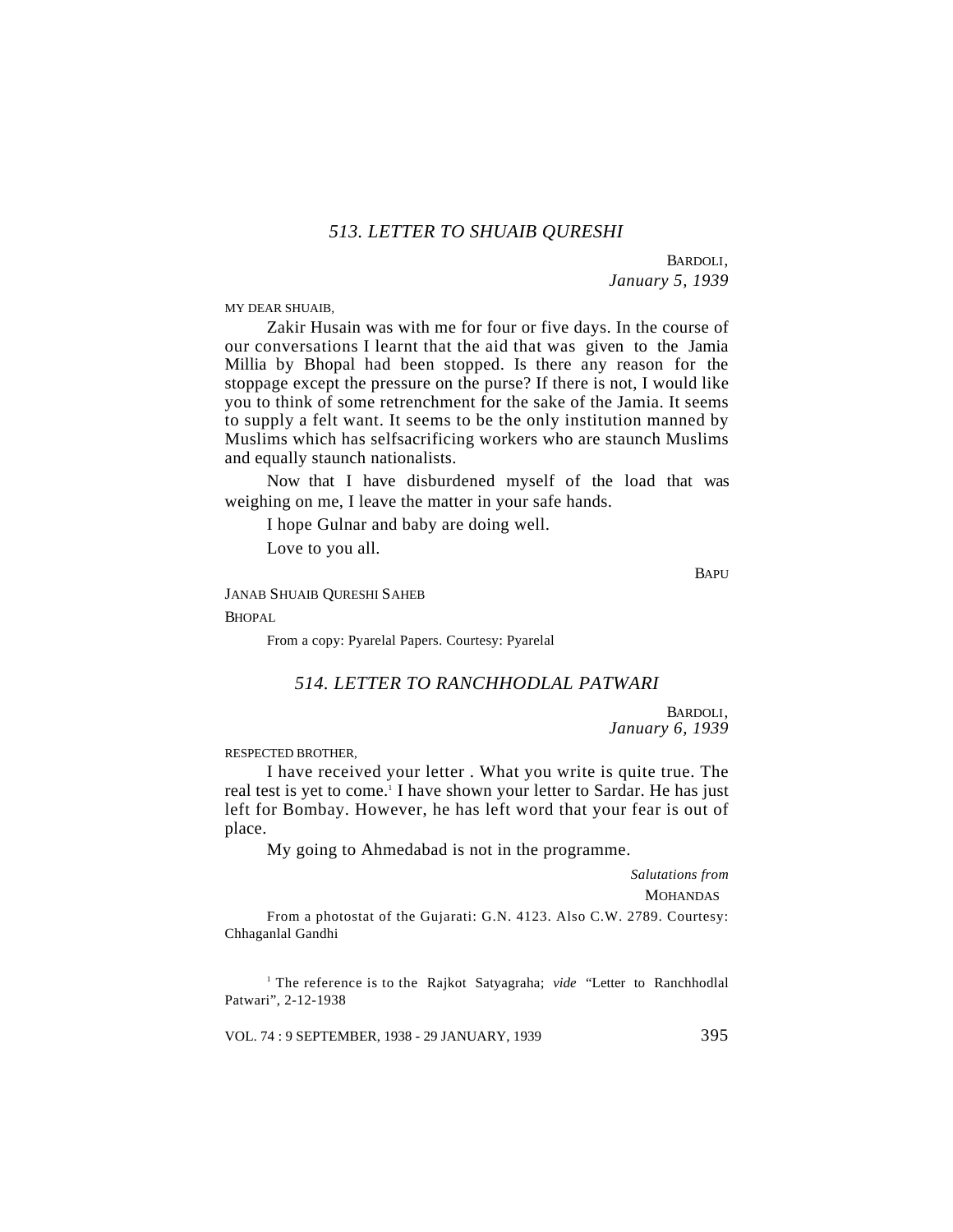## 513. LETTER TO SHUAIB QURESHI

BARDOLI,
*January 5, 1939*

MY DEAR SHUAIB,

Zakir Husain was with me for four or five days. In the course of our conversations I learnt that the aid that was given to the Jamia Millia by Bhopal had been stopped. Is there any reason for the stoppage except the pressure on the purse? If there is not, I would like you to think of some retrenchment for the sake of the Jamia. It seems to supply a felt want. It seems to be the only institution manned by Muslims which has selfsacrificing workers who are staunch Muslims and equally staunch nationalists.

Now that I have disburdened myself of the load that was weighing on me, I leave the matter in your safe hands.

I hope Gulnar and baby are doing well.

Love to you all.

BAPU

JANAB SHUAIB QURESHI SAHEB

BHOPAL

From a copy: Pyarelal Papers. Courtesy: Pyarelal

## 514. LETTER TO RANCHHODLAL PATWARI

BARDOLI,
*January 6, 1939*

RESPECTED BROTHER,

I have received your letter . What you write is quite true. The real test is yet to come.[1] I have shown your letter to Sardar. He has just left for Bombay. However, he has left word that your fear is out of place.

My going to Ahmedabad is not in the programme.

*Salutations from*
MOHANDAS

From a photostat of the Gujarati: G.N. 4123. Also C.W. 2789. Courtesy: Chhaganlal Gandhi

[1] The reference is to the Rajkot Satyagraha; *vide* "Letter to Ranchhodlal Patwari", 2-12-1938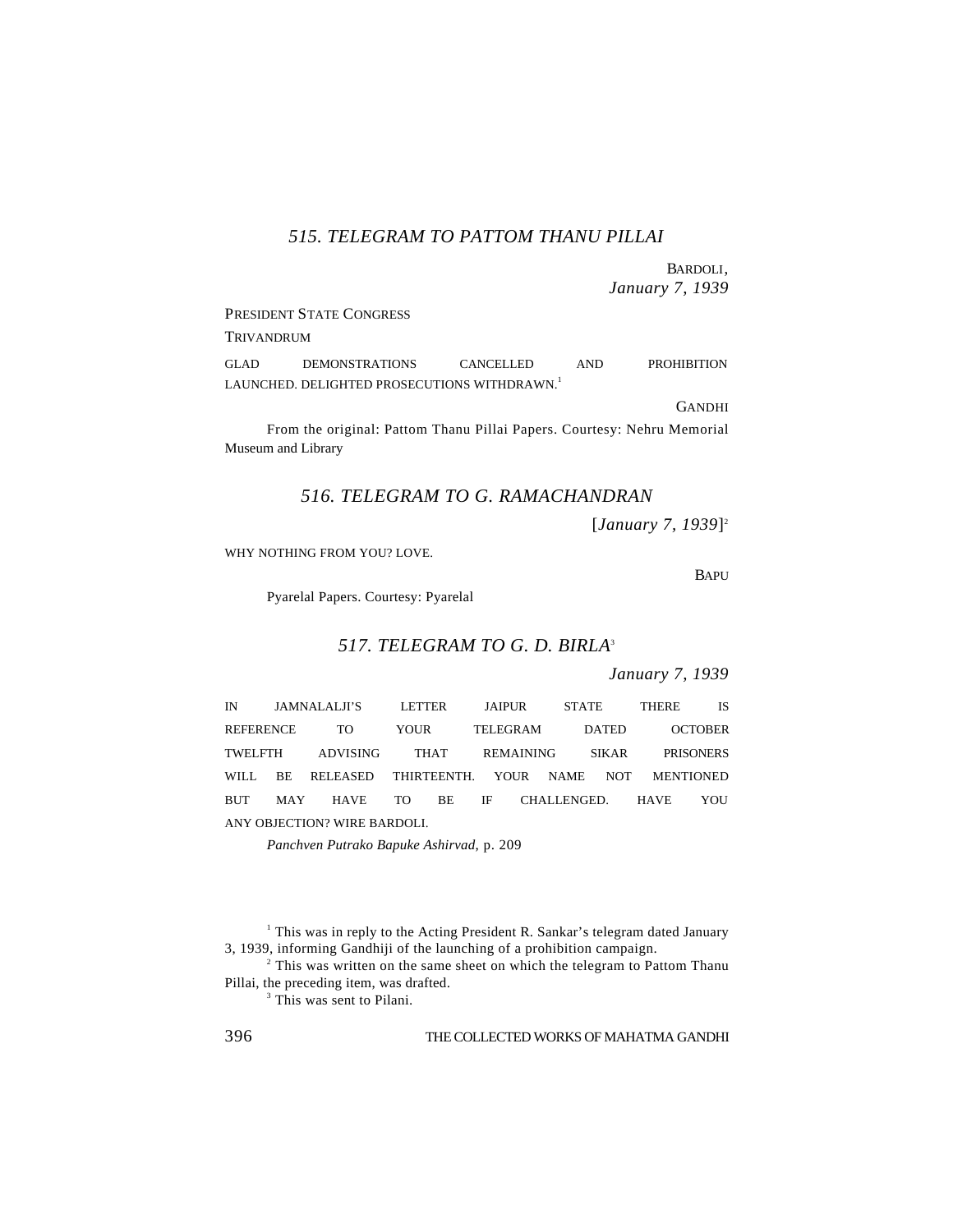## *515. TELEGRAM TO PATTOM THANU PILLAI*

BARDOLI,
*January 7, 1939*

PRESIDENT STATE CONGRESS

TRIVANDRUM

GLAD DEMONSTRATIONS CANCELLED AND PROHIBITION LAUNCHED. DELIGHTED PROSECUTIONS WITHDRAWN.[1]

GANDHI

From the original: Pattom Thanu Pillai Papers. Courtesy: Nehru Memorial Museum and Library

## *516. TELEGRAM TO G. RAMACHANDRAN*

[*January 7, 1939*][2]

WHY NOTHING FROM YOU? LOVE.

BAPU

Pyarelal Papers. Courtesy: Pyarelal

## *517. TELEGRAM TO G. D. BIRLA*[3]

*January 7, 1939*

IN JAMNALALJI'S LETTER JAIPUR STATE THERE IS REFERENCE TO YOUR TELEGRAM DATED OCTOBER TWELFTH ADVISING THAT REMAINING SIKAR PRISONERS WILL BE RELEASED THIRTEENTH. YOUR NAME NOT MENTIONED BUT MAY HAVE TO BE IF CHALLENGED. HAVE YOU ANY OBJECTION? WIRE BARDOLI.

*Panchven Putrako Bapuke Ashirvad*, p. 209

[1] This was in reply to the Acting President R. Sankar's telegram dated January 3, 1939, informing Gandhiji of the launching of a prohibition campaign.

[2] This was written on the same sheet on which the telegram to Pattom Thanu Pillai, the preceding item, was drafted.

[3] This was sent to Pilani.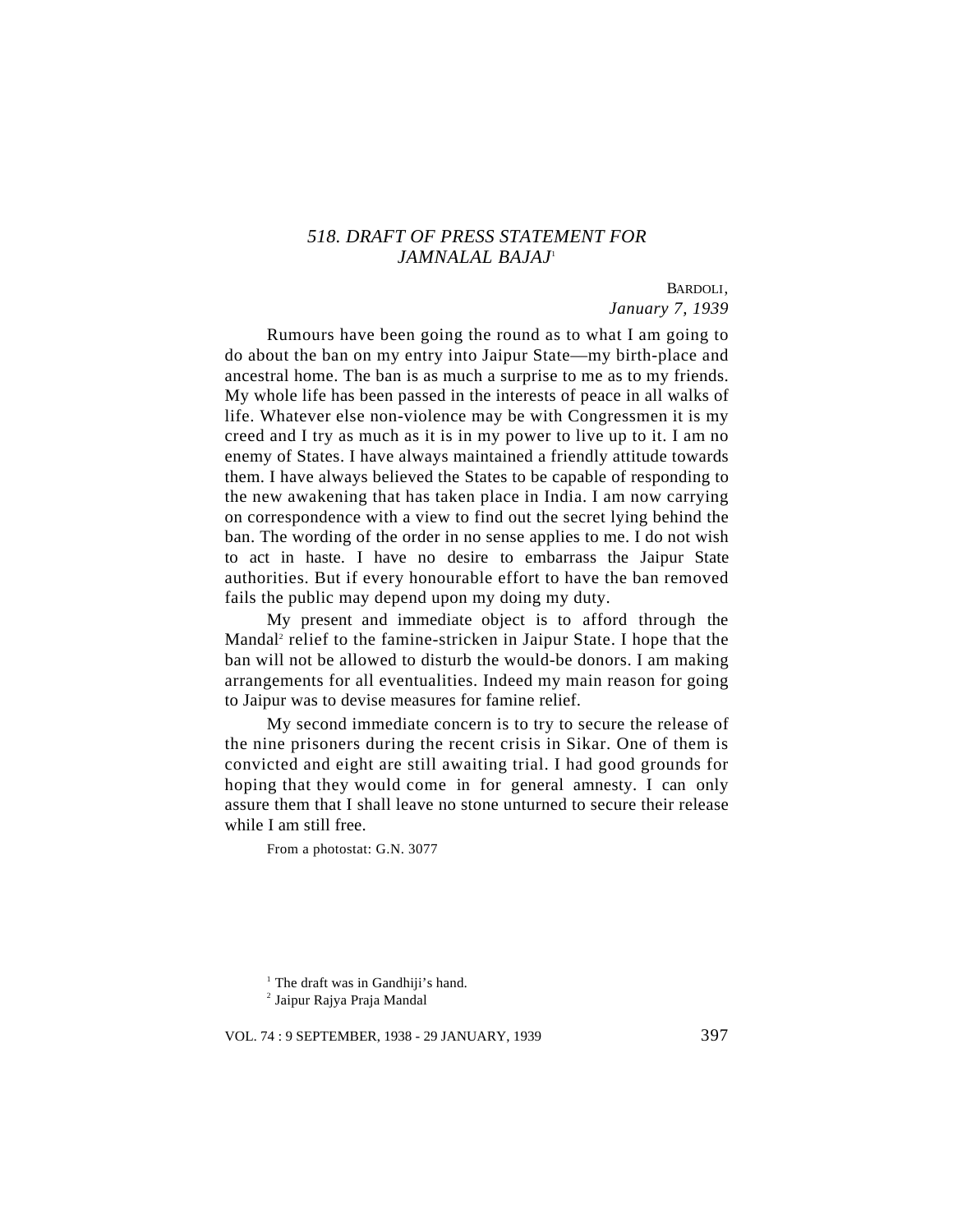## *518. DRAFT OF PRESS STATEMENT FOR JAMNALAL BAJAJ*[1]

BARDOLI,
*January 7, 1939*

Rumours have been going the round as to what I am going to do about the ban on my entry into Jaipur State—my birth-place and ancestral home. The ban is as much a surprise to me as to my friends. My whole life has been passed in the interests of peace in all walks of life. Whatever else non-violence may be with Congressmen it is my creed and I try as much as it is in my power to live up to it. I am no enemy of States. I have always maintained a friendly attitude towards them. I have always believed the States to be capable of responding to the new awakening that has taken place in India. I am now carrying on correspondence with a view to find out the secret lying behind the ban. The wording of the order in no sense applies to me. I do not wish to act in haste. I have no desire to embarrass the Jaipur State authorities. But if every honourable effort to have the ban removed fails the public may depend upon my doing my duty.

My present and immediate object is to afford through the Mandal[2] relief to the famine-stricken in Jaipur State. I hope that the ban will not be allowed to disturb the would-be donors. I am making arrangements for all eventualities. Indeed my main reason for going to Jaipur was to devise measures for famine relief.

My second immediate concern is to try to secure the release of the nine prisoners during the recent crisis in Sikar. One of them is convicted and eight are still awaiting trial. I had good grounds for hoping that they would come in for general amnesty. I can only assure them that I shall leave no stone unturned to secure their release while I am still free.

From a photostat: G.N. 3077

---

[1] The draft was in Gandhiji's hand.

[2] Jaipur Rajya Praja Mandal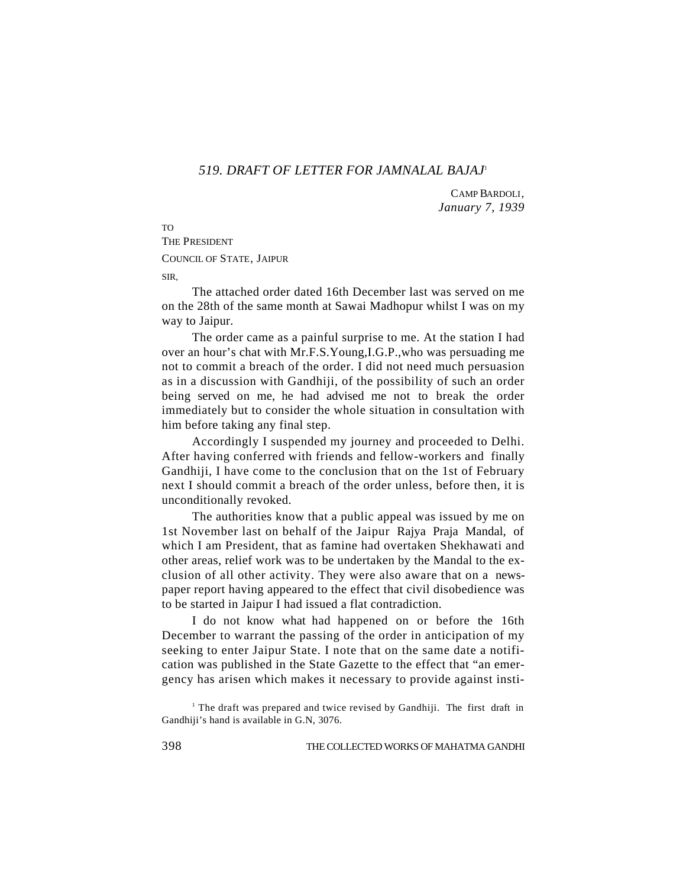## *519. DRAFT OF LETTER FOR JAMNALAL BAJAJ*[1]

CAMP BARDOLI,
*January 7, 1939*

TO
THE PRESIDENT
COUNCIL OF STATE, JAIPUR

SIR,

The attached order dated 16th December last was served on me on the 28th of the same month at Sawai Madhopur whilst I was on my way to Jaipur.

The order came as a painful surprise to me. At the station I had over an hour's chat with Mr.F.S.Young,I.G.P.,who was persuading me not to commit a breach of the order. I did not need much persuasion as in a discussion with Gandhiji, of the possibility of such an order being served on me, he had advised me not to break the order immediately but to consider the whole situation in consultation with him before taking any final step.

Accordingly I suspended my journey and proceeded to Delhi. After having conferred with friends and fellow-workers and finally Gandhiji, I have come to the conclusion that on the 1st of February next I should commit a breach of the order unless, before then, it is unconditionally revoked.

The authorities know that a public appeal was issued by me on 1st November last on behalf of the Jaipur Rajya Praja Mandal, of which I am President, that as famine had overtaken Shekhawati and other areas, relief work was to be undertaken by the Mandal to the exclusion of all other activity. They were also aware that on a newspaper report having appeared to the effect that civil disobedience was to be started in Jaipur I had issued a flat contradiction.

I do not know what had happened on or before the 16th December to warrant the passing of the order in anticipation of my seeking to enter Jaipur State. I note that on the same date a notification was published in the State Gazette to the effect that "an emergency has arisen which makes it necessary to provide against insti-

[1] The draft was prepared and twice revised by Gandhiji. The first draft in Gandhiji's hand is available in G.N, 3076.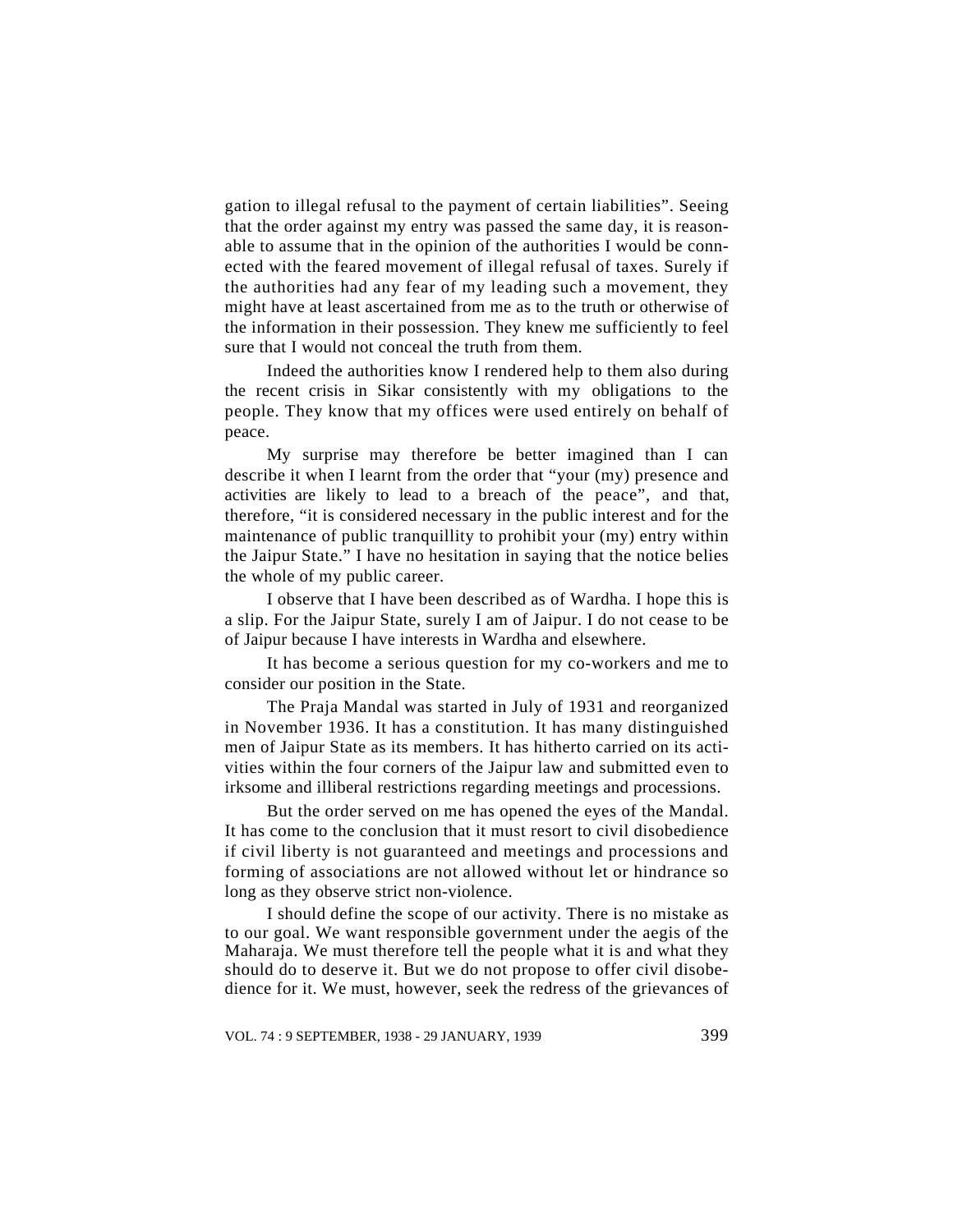gation to illegal refusal to the payment of certain liabilities". Seeing that the order against my entry was passed the same day, it is reasonable to assume that in the opinion of the authorities I would be connected with the feared movement of illegal refusal of taxes. Surely if the authorities had any fear of my leading such a movement, they might have at least ascertained from me as to the truth or otherwise of the information in their possession. They knew me sufficiently to feel sure that I would not conceal the truth from them.

Indeed the authorities know I rendered help to them also during the recent crisis in Sikar consistently with my obligations to the people. They know that my offices were used entirely on behalf of peace.

My surprise may therefore be better imagined than I can describe it when I learnt from the order that "your (my) presence and activities are likely to lead to a breach of the peace", and that, therefore, "it is considered necessary in the public interest and for the maintenance of public tranquillity to prohibit your (my) entry within the Jaipur State." I have no hesitation in saying that the notice belies the whole of my public career.

I observe that I have been described as of Wardha. I hope this is a slip. For the Jaipur State, surely I am of Jaipur. I do not cease to be of Jaipur because I have interests in Wardha and elsewhere.

It has become a serious question for my co-workers and me to consider our position in the State.

The Praja Mandal was started in July of 1931 and reorganized in November 1936. It has a constitution. It has many distinguished men of Jaipur State as its members. It has hitherto carried on its activities within the four corners of the Jaipur law and submitted even to irksome and illiberal restrictions regarding meetings and processions.

But the order served on me has opened the eyes of the Mandal. It has come to the conclusion that it must resort to civil disobedience if civil liberty is not guaranteed and meetings and processions and forming of associations are not allowed without let or hindrance so long as they observe strict non-violence.

I should define the scope of our activity. There is no mistake as to our goal. We want responsible government under the aegis of the Maharaja. We must therefore tell the people what it is and what they should do to deserve it. But we do not propose to offer civil disobedience for it. We must, however, seek the redress of the grievances of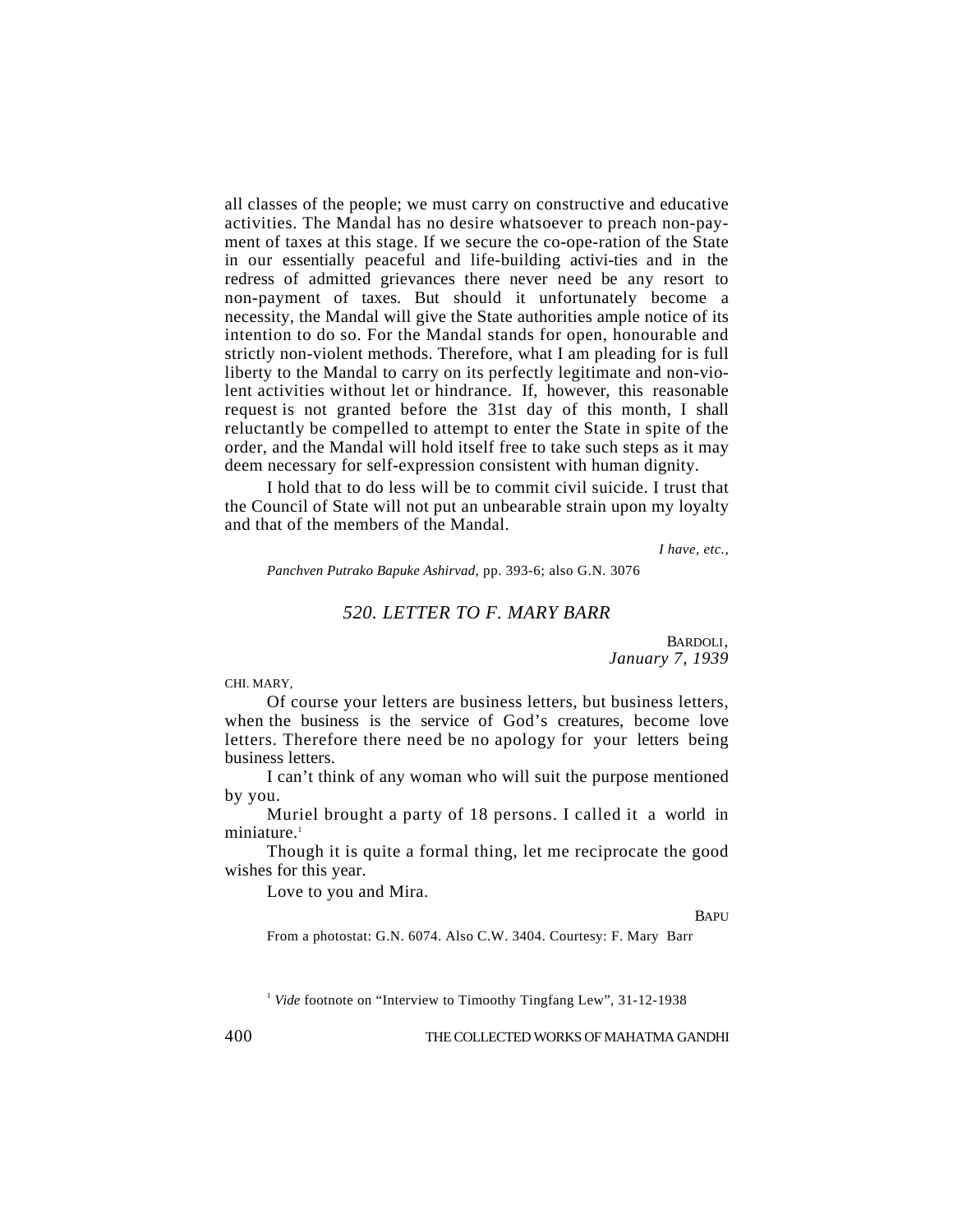all classes of the people; we must carry on constructive and educative activities. The Mandal has no desire whatsoever to preach non-payment of taxes at this stage. If we secure the co-ope-ration of the State in our essentially peaceful and life-building activi-ties and in the redress of admitted grievances there never need be any resort to non-payment of taxes. But should it unfortunately become a necessity, the Mandal will give the State authorities ample notice of its intention to do so. For the Mandal stands for open, honourable and strictly non-violent methods. Therefore, what I am pleading for is full liberty to the Mandal to carry on its perfectly legitimate and non-violent activities without let or hindrance. If, however, this reasonable request is not granted before the 31st day of this month, I shall reluctantly be compelled to attempt to enter the State in spite of the order, and the Mandal will hold itself free to take such steps as it may deem necessary for self-expression consistent with human dignity.

I hold that to do less will be to commit civil suicide. I trust that the Council of State will not put an unbearable strain upon my loyalty and that of the members of the Mandal.

*I have, etc.,*

*Panchven Putrako Bapuke Ashirvad*, pp. 393-6; also G.N. 3076

## *520. LETTER TO F. MARY BARR*

BARDOLI,
*January 7, 1939*

CHI. MARY,

Of course your letters are business letters, but business letters, when the business is the service of God's creatures, become love letters. Therefore there need be no apology for your letters being business letters.

I can't think of any woman who will suit the purpose mentioned by you.

Muriel brought a party of 18 persons. I called it a world in miniature.[1]

Though it is quite a formal thing, let me reciprocate the good wishes for this year.

Love to you and Mira.

BAPU

From a photostat: G.N. 6074. Also C.W. 3404. Courtesy: F. Mary Barr

[1] *Vide* footnote on "Interview to Timoothy Tingfang Lew", 31-12-1938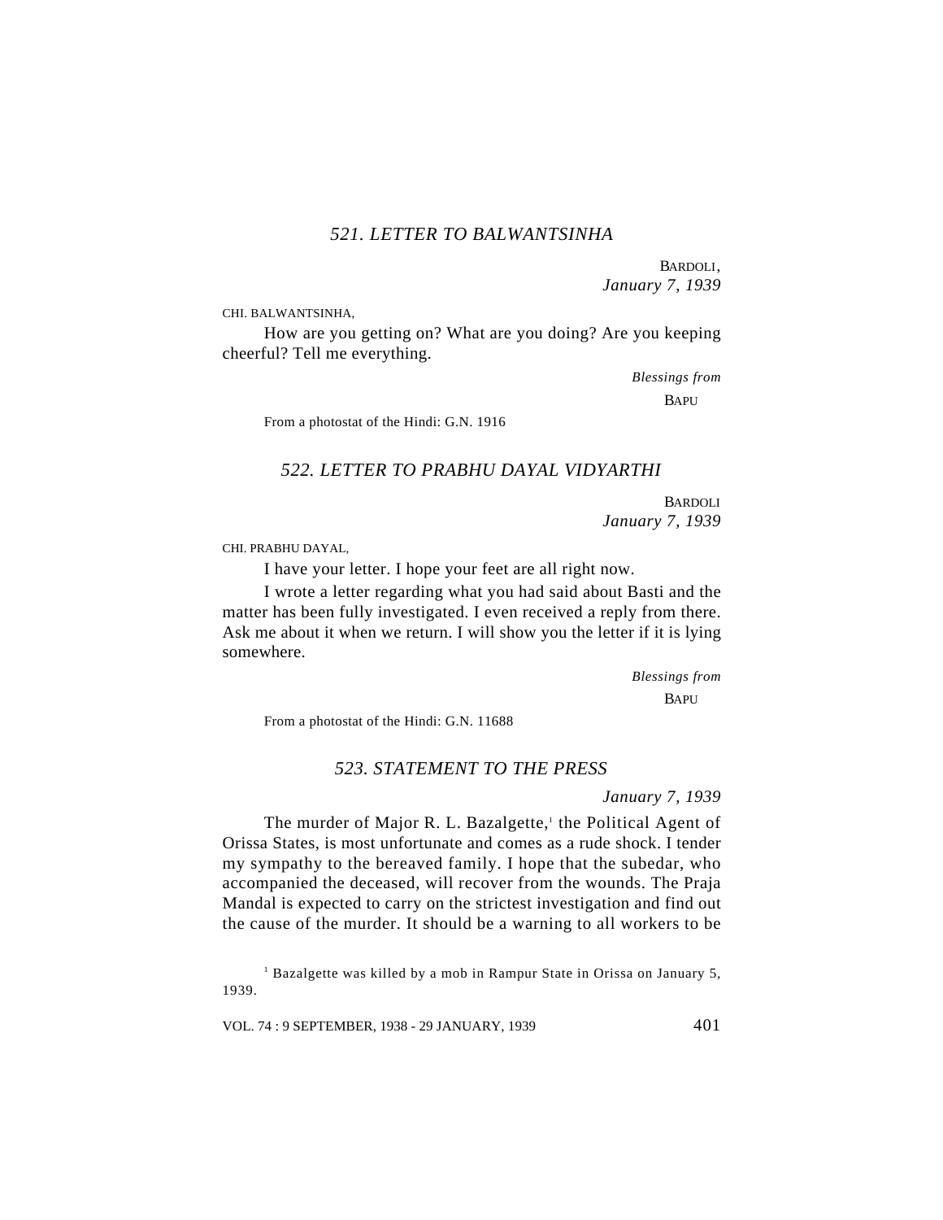### *521. LETTER TO BALWANTSINHA*

BARDOLI,
*January 7, 1939*

CHI. BALWANTSINHA,

How are you getting on? What are you doing? Are you keeping cheerful? Tell me everything.

*Blessings from*
BAPU

From a photostat of the Hindi: G.N. 1916

### *522. LETTER TO PRABHU DAYAL VIDYARTHI*

BARDOLI
*January 7, 1939*

CHI. PRABHU DAYAL,

I have your letter. I hope your feet are all right now.

I wrote a letter regarding what you had said about Basti and the matter has been fully investigated. I even received a reply from there. Ask me about it when we return. I will show you the letter if it is lying somewhere.

*Blessings from*
BAPU

From a photostat of the Hindi: G.N. 11688

### *523. STATEMENT TO THE PRESS*

*January 7, 1939*

The murder of Major R. L. Bazalgette,[1] the Political Agent of Orissa States, is most unfortunate and comes as a rude shock. I tender my sympathy to the bereaved family. I hope that the subedar, who accompanied the deceased, will recover from the wounds. The Praja Mandal is expected to carry on the strictest investigation and find out the cause of the murder. It should be a warning to all workers to be

[1] Bazalgette was killed by a mob in Rampur State in Orissa on January 5, 1939.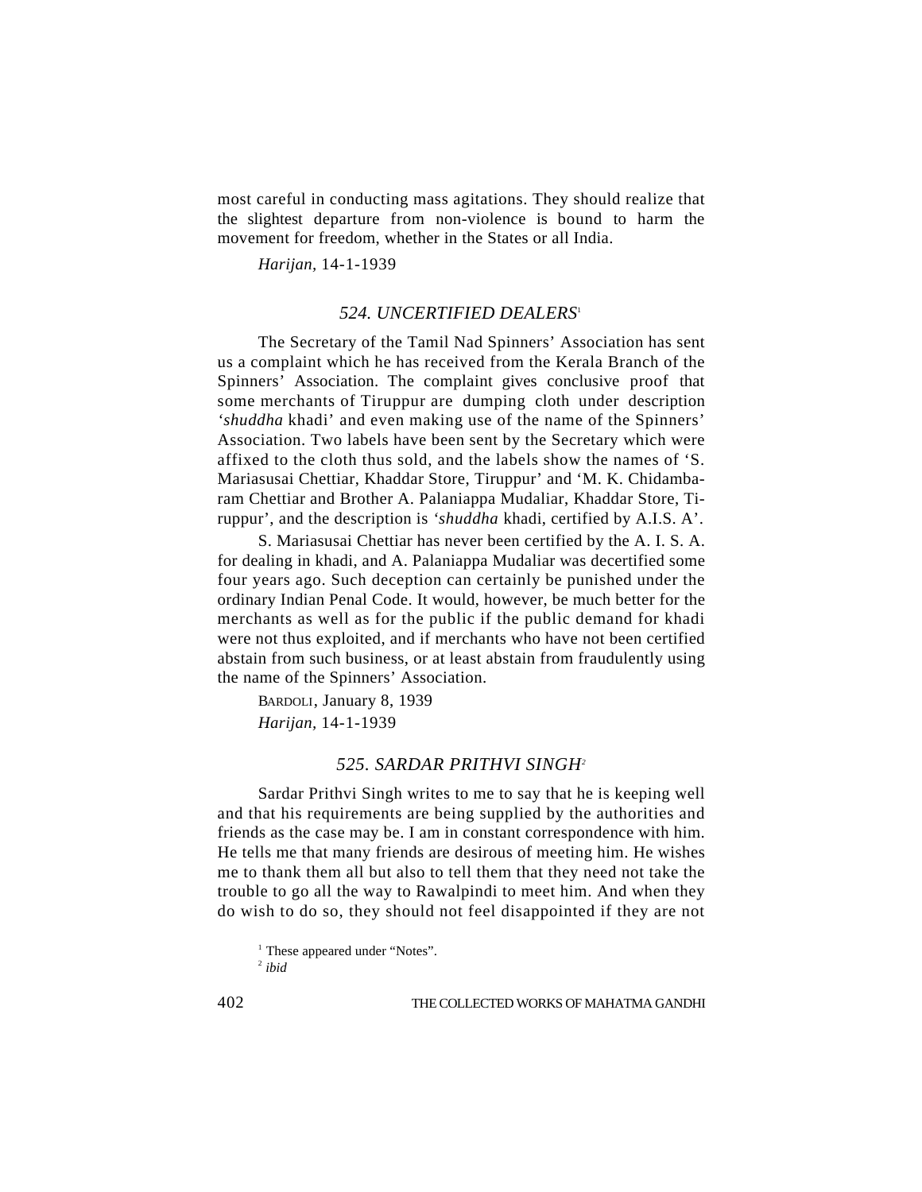most careful in conducting mass agitations. They should realize that the slightest departure from non-violence is bound to harm the movement for freedom, whether in the States or all India.

*Harijan*, 14-1-1939

### *524. UNCERTIFIED DEALERS*[1]

The Secretary of the Tamil Nad Spinners' Association has sent us a complaint which he has received from the Kerala Branch of the Spinners' Association. The complaint gives conclusive proof that some merchants of Tiruppur are dumping cloth under description '*shuddha* khadi' and even making use of the name of the Spinners' Association. Two labels have been sent by the Secretary which were affixed to the cloth thus sold, and the labels show the names of 'S. Mariasusai Chettiar, Khaddar Store, Tiruppur' and 'M. K. Chidambaram Chettiar and Brother A. Palaniappa Mudaliar, Khaddar Store, Tiruppur', and the description is '*shuddha* khadi, certified by A.I.S. A'.

S. Mariasusai Chettiar has never been certified by the A. I. S. A. for dealing in khadi, and A. Palaniappa Mudaliar was decertified some four years ago. Such deception can certainly be punished under the ordinary Indian Penal Code. It would, however, be much better for the merchants as well as for the public if the public demand for khadi were not thus exploited, and if merchants who have not been certified abstain from such business, or at least abstain from fraudulently using the name of the Spinners' Association.

BARDOLI, January 8, 1939

*Harijan*, 14-1-1939

### *525. SARDAR PRITHVI SINGH*[2]

Sardar Prithvi Singh writes to me to say that he is keeping well and that his requirements are being supplied by the authorities and friends as the case may be. I am in constant correspondence with him. He tells me that many friends are desirous of meeting him. He wishes me to thank them all but also to tell them that they need not take the trouble to go all the way to Rawalpindi to meet him. And when they do wish to do so, they should not feel disappointed if they are not

---

[1] These appeared under "Notes".

[2] *ibid*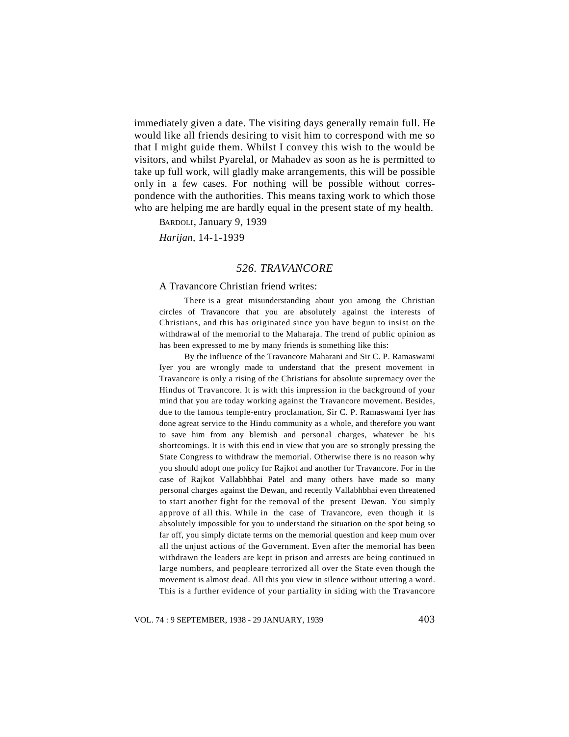immediately given a date. The visiting days generally remain full. He would like all friends desiring to visit him to correspond with me so that I might guide them. Whilst I convey this wish to the would be visitors, and whilst Pyarelal, or Mahadev as soon as he is permitted to take up full work, will gladly make arrangements, this will be possible only in a few cases. For nothing will be possible without correspondence with the authorities. This means taxing work to which those who are helping me are hardly equal in the present state of my health.

BARDOLI, January 9, 1939

*Harijan*, 14-1-1939

## *526. TRAVANCORE*

A Travancore Christian friend writes:

> There is a great misunderstanding about you among the Christian circles of Travancore that you are absolutely against the interests of Christians, and this has originated since you have begun to insist on the withdrawal of the memorial to the Maharaja. The trend of public opinion as has been expressed to me by many friends is something like this:
>
> By the influence of the Travancore Maharani and Sir C. P. Ramaswami Iyer you are wrongly made to understand that the present movement in Travancore is only a rising of the Christians for absolute supremacy over the Hindus of Travancore. It is with this impression in the background of your mind that you are today working against the Travancore movement. Besides, due to the famous temple-entry proclamation, Sir C. P. Ramaswami Iyer has done agreat service to the Hindu community as a whole, and therefore you want to save him from any blemish and personal charges, whatever be his shortcomings. It is with this end in view that you are so strongly pressing the State Congress to withdraw the memorial. Otherwise there is no reason why you should adopt one policy for Rajkot and another for Travancore. For in the case of Rajkot Vallabhbhai Patel and many others have made so many personal charges against the Dewan, and recently Vallabhbhai even threatened to start another fight for the removal of the present Dewan. You simply approve of all this. While in the case of Travancore, even though it is absolutely impossible for you to understand the situation on the spot being so far off, you simply dictate terms on the memorial question and keep mum over all the unjust actions of the Government. Even after the memorial has been withdrawn the leaders are kept in prison and arrests are being continued in large numbers, and peopleare terrorized all over the State even though the movement is almost dead. All this you view in silence without uttering a word. This is a further evidence of your partiality in siding with the Travancore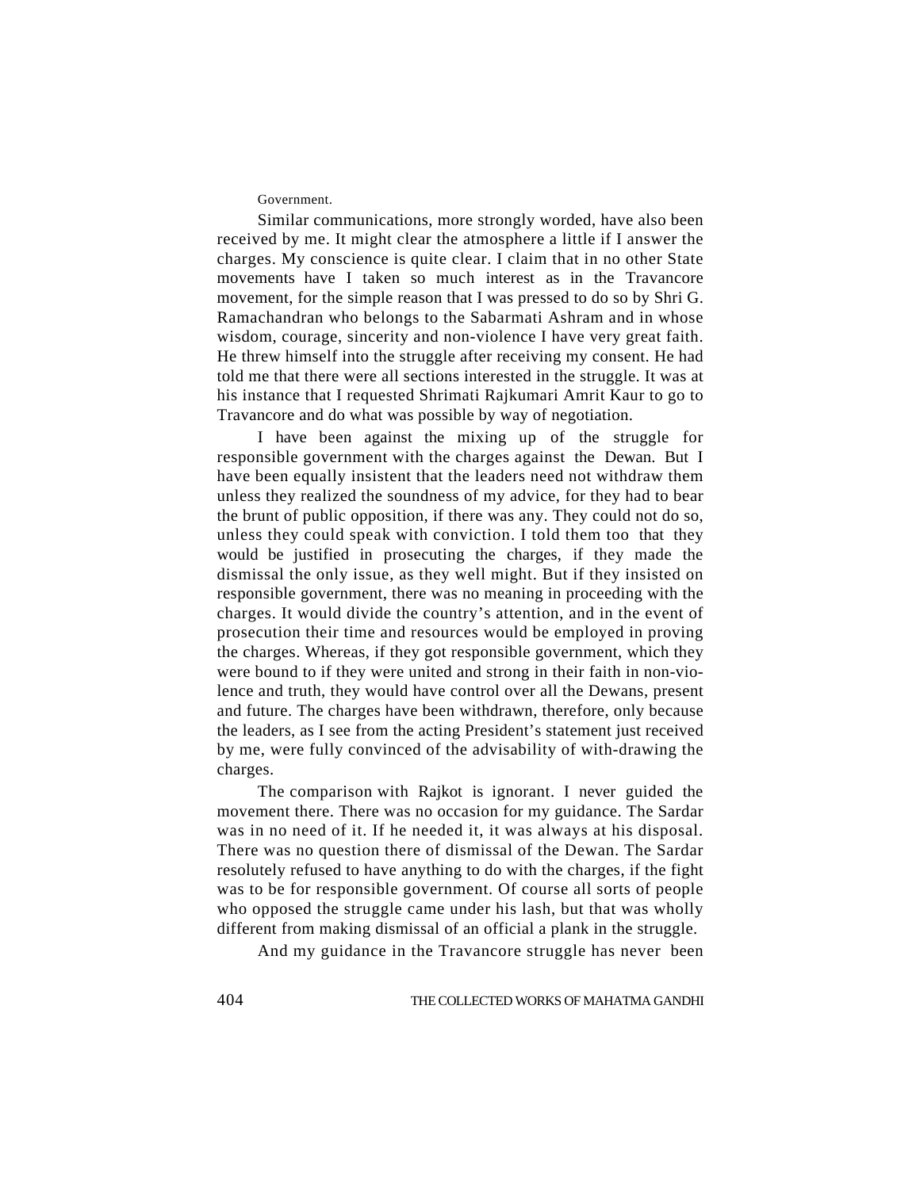Government.

Similar communications, more strongly worded, have also been received by me. It might clear the atmosphere a little if I answer the charges. My conscience is quite clear. I claim that in no other State movements have I taken so much interest as in the Travancore movement, for the simple reason that I was pressed to do so by Shri G. Ramachandran who belongs to the Sabarmati Ashram and in whose wisdom, courage, sincerity and non-violence I have very great faith. He threw himself into the struggle after receiving my consent. He had told me that there were all sections interested in the struggle. It was at his instance that I requested Shrimati Rajkumari Amrit Kaur to go to Travancore and do what was possible by way of negotiation.

I have been against the mixing up of the struggle for responsible government with the charges against the Dewan. But I have been equally insistent that the leaders need not withdraw them unless they realized the soundness of my advice, for they had to bear the brunt of public opposition, if there was any. They could not do so, unless they could speak with conviction. I told them too that they would be justified in prosecuting the charges, if they made the dismissal the only issue, as they well might. But if they insisted on responsible government, there was no meaning in proceeding with the charges. It would divide the country's attention, and in the event of prosecution their time and resources would be employed in proving the charges. Whereas, if they got responsible government, which they were bound to if they were united and strong in their faith in non-violence and truth, they would have control over all the Dewans, present and future. The charges have been withdrawn, therefore, only because the leaders, as I see from the acting President's statement just received by me, were fully convinced of the advisability of with-drawing the charges.

The comparison with Rajkot is ignorant. I never guided the movement there. There was no occasion for my guidance. The Sardar was in no need of it. If he needed it, it was always at his disposal. There was no question there of dismissal of the Dewan. The Sardar resolutely refused to have anything to do with the charges, if the fight was to be for responsible government. Of course all sorts of people who opposed the struggle came under his lash, but that was wholly different from making dismissal of an official a plank in the struggle.

And my guidance in the Travancore struggle has never been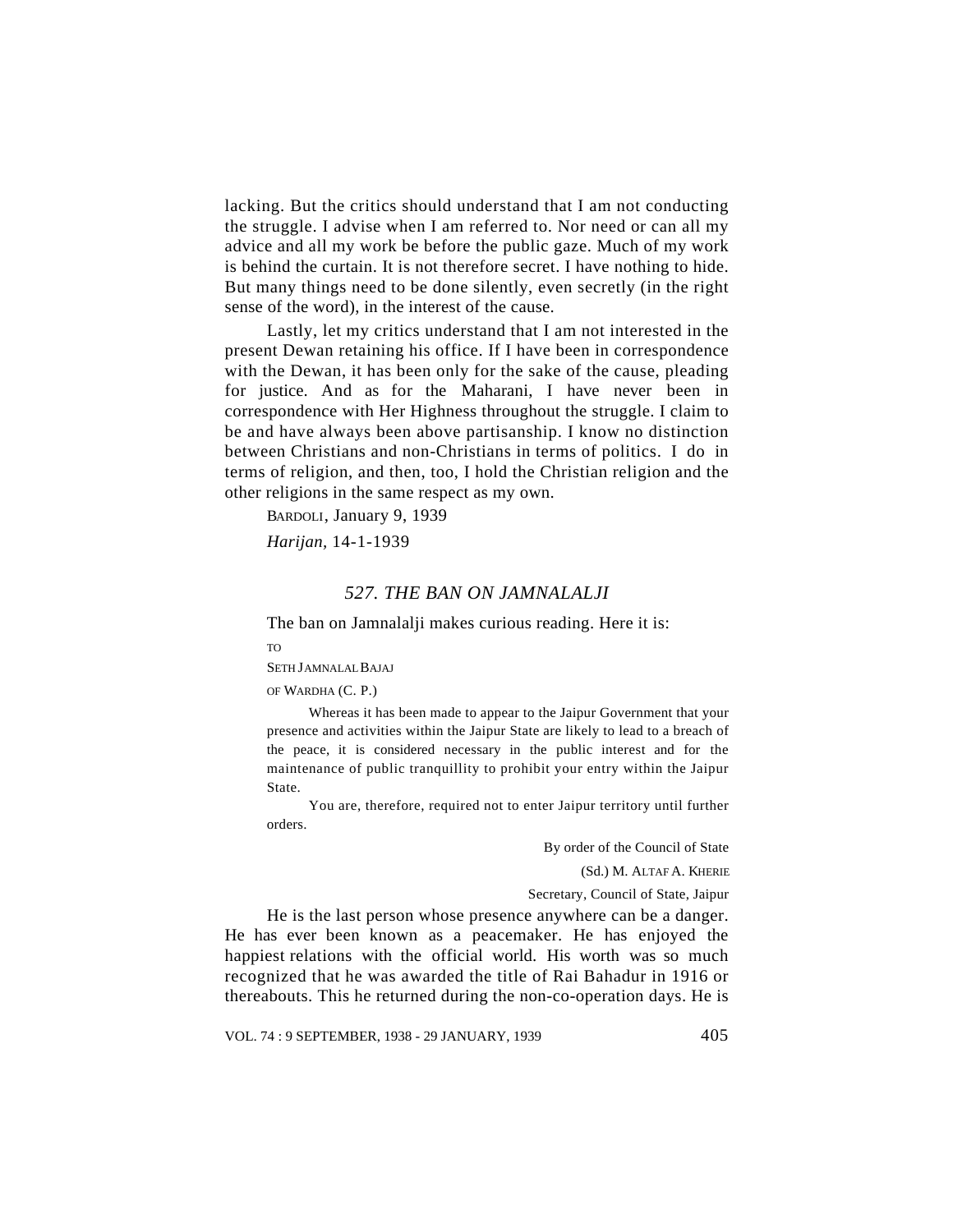lacking. But the critics should understand that I am not conducting the struggle. I advise when I am referred to. Nor need or can all my advice and all my work be before the public gaze. Much of my work is behind the curtain. It is not therefore secret. I have nothing to hide. But many things need to be done silently, even secretly (in the right sense of the word), in the interest of the cause.

Lastly, let my critics understand that I am not interested in the present Dewan retaining his office. If I have been in correspondence with the Dewan, it has been only for the sake of the cause, pleading for justice. And as for the Maharani, I have never been in correspondence with Her Highness throughout the struggle. I claim to be and have always been above partisanship. I know no distinction between Christians and non-Christians in terms of politics. I do in terms of religion, and then, too, I hold the Christian religion and the other religions in the same respect as my own.

BARDOLI, January 9, 1939

*Harijan*, 14-1-1939

## *527. THE BAN ON JAMNALALJI*

The ban on Jamnalalji makes curious reading. Here it is:

TO

SETH JAMNALAL BAJAJ

OF WARDHA (C. P.)

> Whereas it has been made to appear to the Jaipur Government that your presence and activities within the Jaipur State are likely to lead to a breach of the peace, it is considered necessary in the public interest and for the maintenance of public tranquillity to prohibit your entry within the Jaipur State.
>
> You are, therefore, required not to enter Jaipur territory until further orders.
>
> By order of the Council of State
>
> (Sd.) M. ALTAF A. KHERIE
>
> Secretary, Council of State, Jaipur

He is the last person whose presence anywhere can be a danger. He has ever been known as a peacemaker. He has enjoyed the happiest relations with the official world. His worth was so much recognized that he was awarded the title of Rai Bahadur in 1916 or thereabouts. This he returned during the non-co-operation days. He is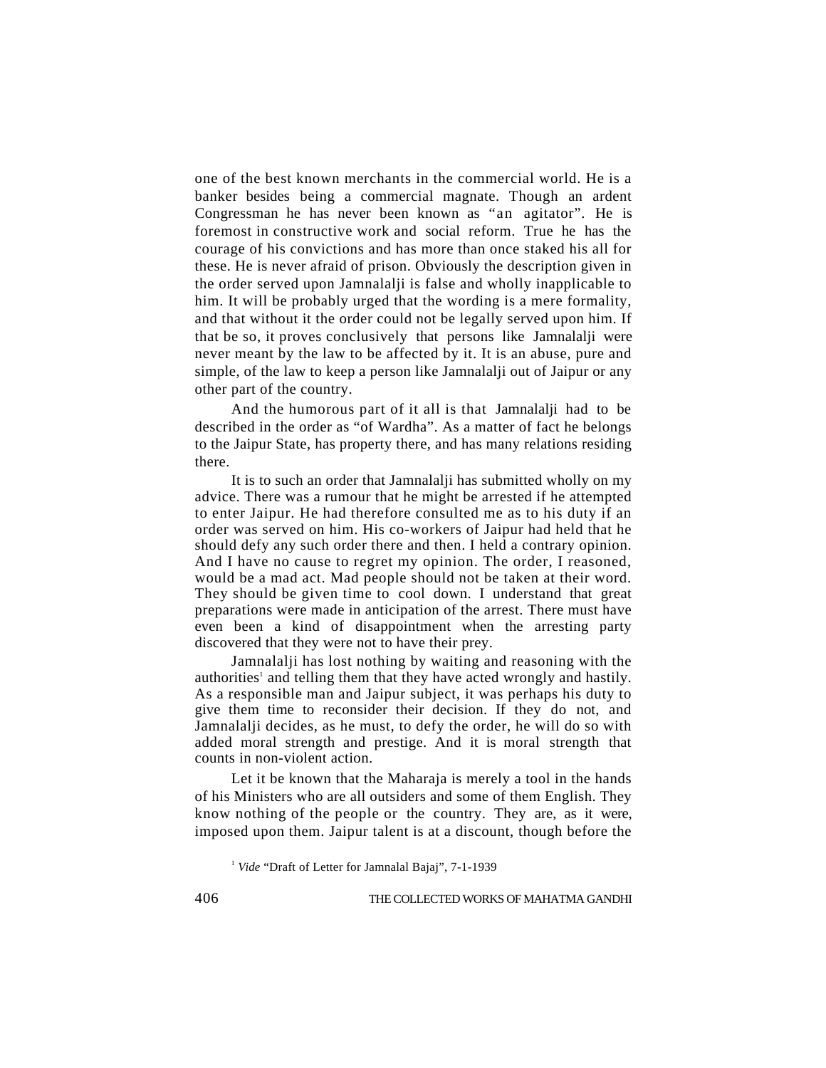one of the best known merchants in the commercial world. He is a banker besides being a commercial magnate. Though an ardent Congressman he has never been known as "an agitator". He is foremost in constructive work and social reform. True he has the courage of his convictions and has more than once staked his all for these. He is never afraid of prison. Obviously the description given in the order served upon Jamnalalji is false and wholly inapplicable to him. It will be probably urged that the wording is a mere formality, and that without it the order could not be legally served upon him. If that be so, it proves conclusively that persons like Jamnalalji were never meant by the law to be affected by it. It is an abuse, pure and simple, of the law to keep a person like Jamnalalji out of Jaipur or any other part of the country.

And the humorous part of it all is that Jamnalalji had to be described in the order as "of Wardha". As a matter of fact he belongs to the Jaipur State, has property there, and has many relations residing there.

It is to such an order that Jamnalalji has submitted wholly on my advice. There was a rumour that he might be arrested if he attempted to enter Jaipur. He had therefore consulted me as to his duty if an order was served on him. His co-workers of Jaipur had held that he should defy any such order there and then. I held a contrary opinion. And I have no cause to regret my opinion. The order, I reasoned, would be a mad act. Mad people should not be taken at their word. They should be given time to cool down. I understand that great preparations were made in anticipation of the arrest. There must have even been a kind of disappointment when the arresting party discovered that they were not to have their prey.

Jamnalalji has lost nothing by waiting and reasoning with the authorities[1] and telling them that they have acted wrongly and hastily. As a responsible man and Jaipur subject, it was perhaps his duty to give them time to reconsider their decision. If they do not, and Jamnalalji decides, as he must, to defy the order, he will do so with added moral strength and prestige. And it is moral strength that counts in non-violent action.

Let it be known that the Maharaja is merely a tool in the hands of his Ministers who are all outsiders and some of them English. They know nothing of the people or the country. They are, as it were, imposed upon them. Jaipur talent is at a discount, though before the

[1] *Vide* "Draft of Letter for Jamnalal Bajaj", 7-1-1939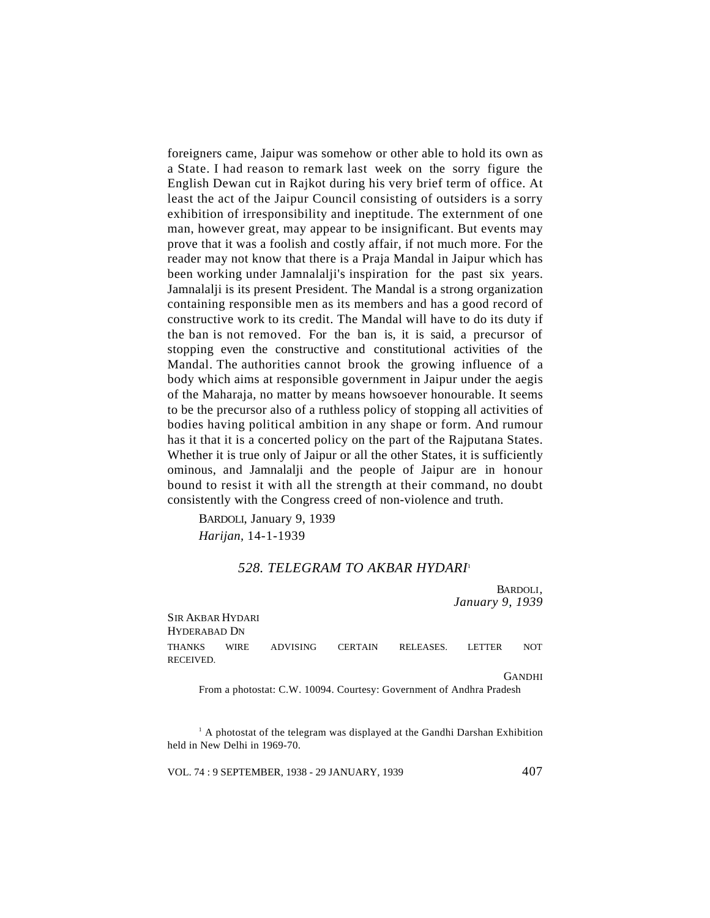foreigners came, Jaipur was somehow or other able to hold its own as a State. I had reason to remark last week on the sorry figure the English Dewan cut in Rajkot during his very brief term of office. At least the act of the Jaipur Council consisting of outsiders is a sorry exhibition of irresponsibility and ineptitude. The externment of one man, however great, may appear to be insignificant. But events may prove that it was a foolish and costly affair, if not much more. For the reader may not know that there is a Praja Mandal in Jaipur which has been working under Jamnalalji's inspiration for the past six years. Jamnalalji is its present President. The Mandal is a strong organization containing responsible men as its members and has a good record of constructive work to its credit. The Mandal will have to do its duty if the ban is not removed. For the ban is, it is said, a precursor of stopping even the constructive and constitutional activities of the Mandal. The authorities cannot brook the growing influence of a body which aims at responsible government in Jaipur under the aegis of the Maharaja, no matter by means howsoever honourable. It seems to be the precursor also of a ruthless policy of stopping all activities of bodies having political ambition in any shape or form. And rumour has it that it is a concerted policy on the part of the Rajputana States. Whether it is true only of Jaipur or all the other States, it is sufficiently ominous, and Jamnalalji and the people of Jaipur are in honour bound to resist it with all the strength at their command, no doubt consistently with the Congress creed of non-violence and truth.

BARDOLI, January 9, 1939

*Harijan*, 14-1-1939

## *528. TELEGRAM TO AKBAR HYDARI*[1]

BARDOLI,
*January 9, 1939*

SIR AKBAR HYDARI
HYDERABAD DN

THANKS WIRE ADVISING CERTAIN RELEASES. LETTER NOT RECEIVED.

GANDHI

From a photostat: C.W. 10094. Courtesy: Government of Andhra Pradesh

[1] A photostat of the telegram was displayed at the Gandhi Darshan Exhibition held in New Delhi in 1969-70.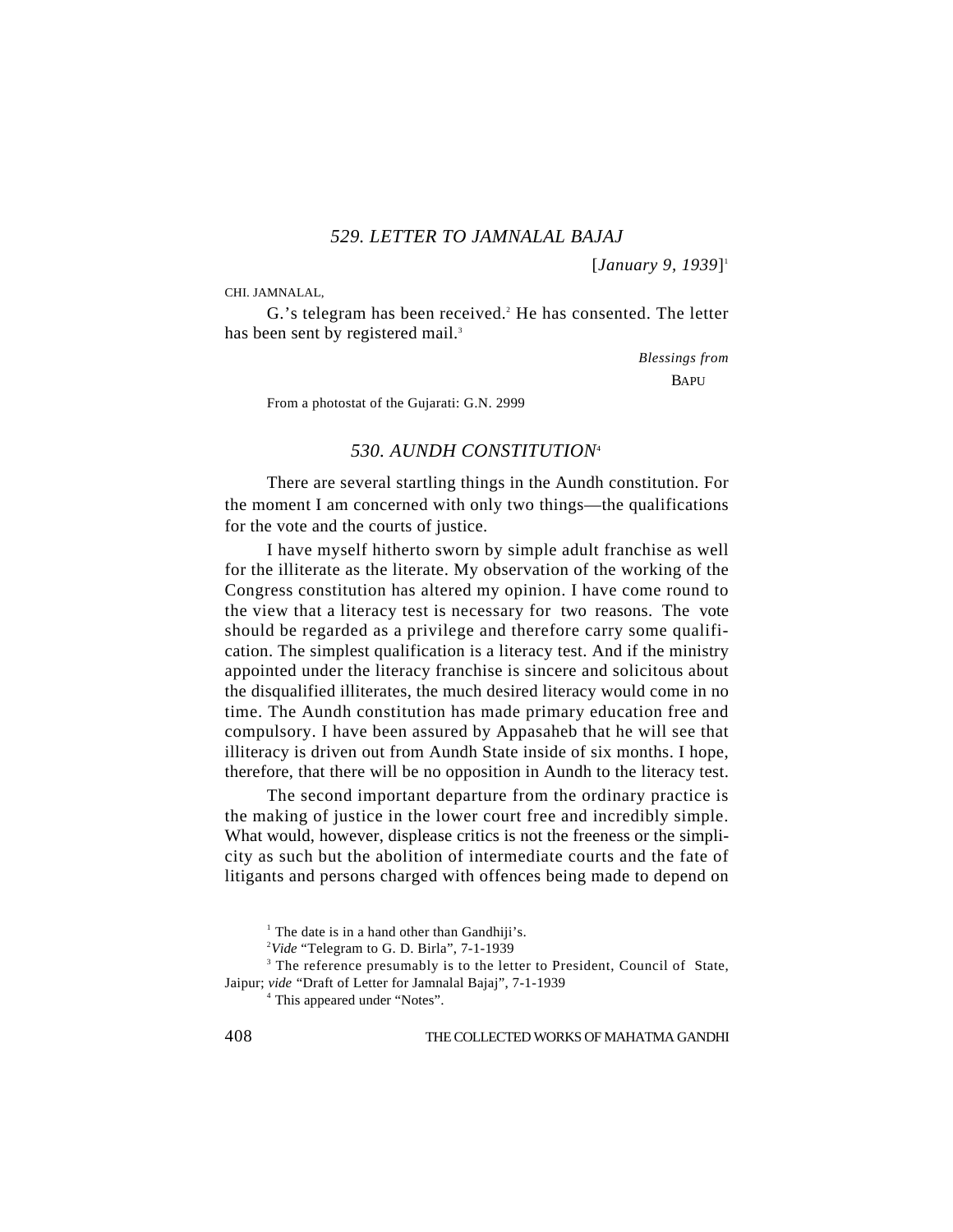## *529. LETTER TO JAMNALAL BAJAJ*

[*January 9, 1939*][1]

CHI. JAMNALAL,

G.'s telegram has been received.[2] He has consented. The letter has been sent by registered mail.[3]

*Blessings from*

BAPU

From a photostat of the Gujarati: G.N. 2999

## *530. AUNDH CONSTITUTION*[4]

There are several startling things in the Aundh constitution. For the moment I am concerned with only two things—the qualifications for the vote and the courts of justice.

I have myself hitherto sworn by simple adult franchise as well for the illiterate as the literate. My observation of the working of the Congress constitution has altered my opinion. I have come round to the view that a literacy test is necessary for two reasons. The vote should be regarded as a privilege and therefore carry some qualification. The simplest qualification is a literacy test. And if the ministry appointed under the literacy franchise is sincere and solicitous about the disqualified illiterates, the much desired literacy would come in no time. The Aundh constitution has made primary education free and compulsory. I have been assured by Appasaheb that he will see that illiteracy is driven out from Aundh State inside of six months. I hope, therefore, that there will be no opposition in Aundh to the literacy test.

The second important departure from the ordinary practice is the making of justice in the lower court free and incredibly simple. What would, however, displease critics is not the freeness or the simplicity as such but the abolition of intermediate courts and the fate of litigants and persons charged with offences being made to depend on

---

[1] The date is in a hand other than Gandhiji's.

[2] *Vide* "Telegram to G. D. Birla", 7-1-1939

[3] The reference presumably is to the letter to President, Council of State, Jaipur; *vide* "Draft of Letter for Jamnalal Bajaj", 7-1-1939

[4] This appeared under "Notes".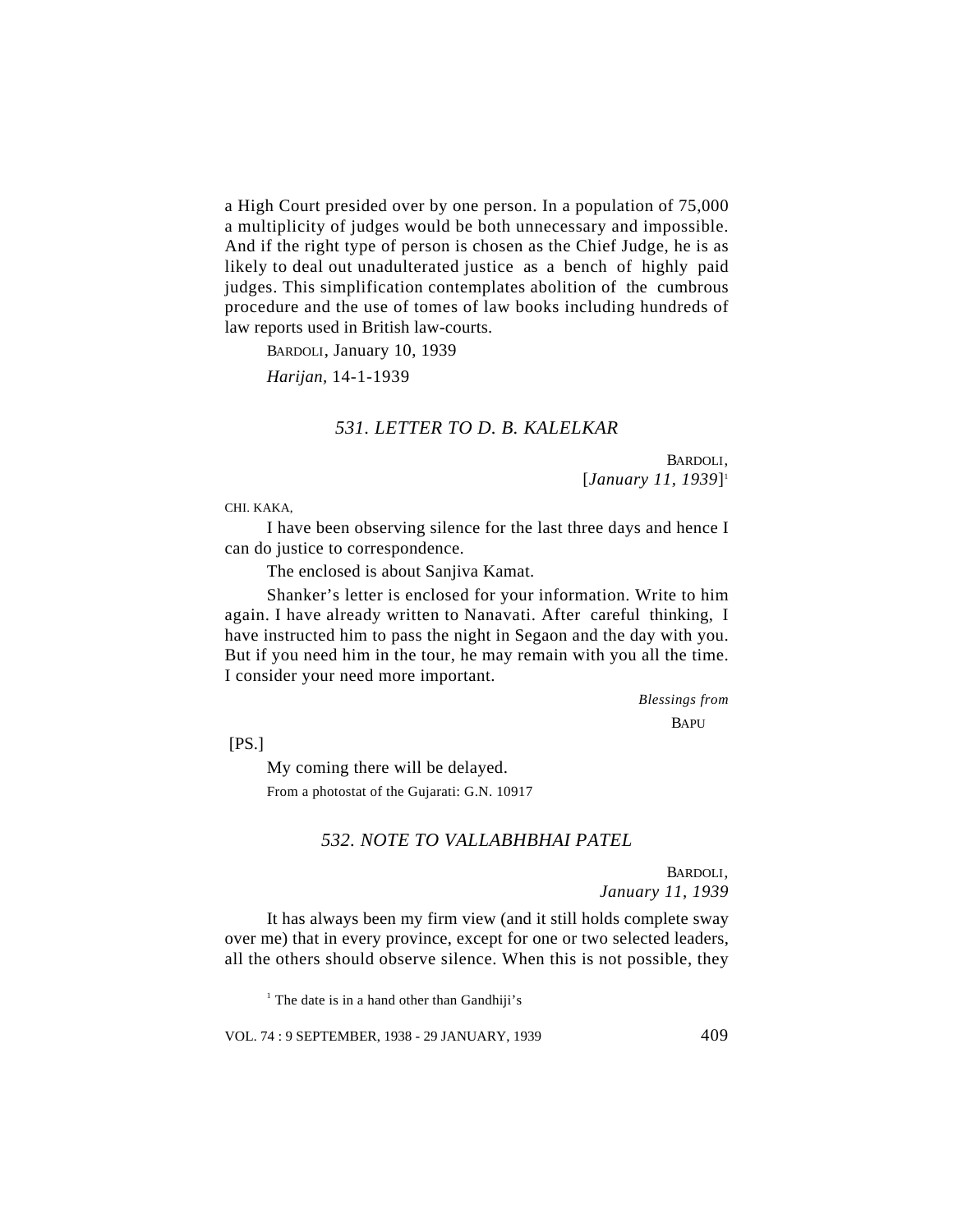a High Court presided over by one person. In a population of 75,000 a multiplicity of judges would be both unnecessary and impossible. And if the right type of person is chosen as the Chief Judge, he is as likely to deal out unadulterated justice as a bench of highly paid judges. This simplification contemplates abolition of the cumbrous procedure and the use of tomes of law books including hundreds of law reports used in British law-courts.

BARDOLI, January 10, 1939

*Harijan*, 14-1-1939

## *531. LETTER TO D. B. KALELKAR*

BARDOLI,
[*January 11, 1939*][1]

CHI. KAKA,

I have been observing silence for the last three days and hence I can do justice to correspondence.

The enclosed is about Sanjiva Kamat.

Shanker's letter is enclosed for your information. Write to him again. I have already written to Nanavati. After careful thinking, I have instructed him to pass the night in Segaon and the day with you. But if you need him in the tour, he may remain with you all the time. I consider your need more important.

*Blessings from*
BAPU

[PS.]

My coming there will be delayed.

From a photostat of the Gujarati: G.N. 10917

## *532. NOTE TO VALLABHBHAI PATEL*

BARDOLI,
*January 11, 1939*

It has always been my firm view (and it still holds complete sway over me) that in every province, except for one or two selected leaders, all the others should observe silence. When this is not possible, they

[1] The date is in a hand other than Gandhiji's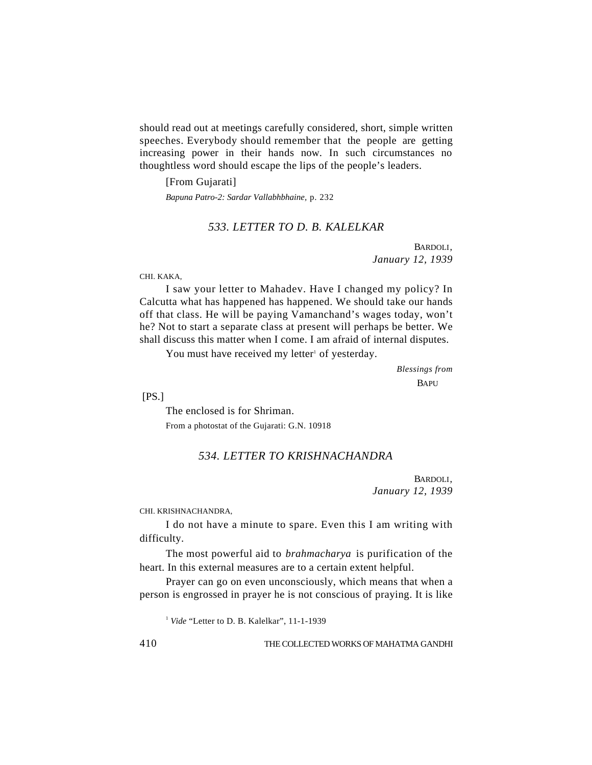should read out at meetings carefully considered, short, simple written speeches. Everybody should remember that the people are getting increasing power in their hands now. In such circumstances no thoughtless word should escape the lips of the people's leaders.

[From Gujarati]

*Bapuna Patro-2: Sardar Vallabhbhaine,* p. 232

## *533. LETTER TO D. B. KALELKAR*

BARDOLI,
*January 12, 1939*

CHI. KAKA,

I saw your letter to Mahadev. Have I changed my policy? In Calcutta what has happened has happened. We should take our hands off that class. He will be paying Vamanchand's wages today, won't he? Not to start a separate class at present will perhaps be better. We shall discuss this matter when I come. I am afraid of internal disputes.

You must have received my letter[1] of yesterday.

*Blessings from*
BAPU

[PS.]

The enclosed is for Shriman.

From a photostat of the Gujarati: G.N. 10918

## *534. LETTER TO KRISHNACHANDRA*

BARDOLI,
*January 12, 1939*

CHI. KRISHNACHANDRA,

I do not have a minute to spare. Even this I am writing with difficulty.

The most powerful aid to *brahmacharya* is purification of the heart. In this external measures are to a certain extent helpful.

Prayer can go on even unconsciously, which means that when a person is engrossed in prayer he is not conscious of praying. It is like

[1] *Vide* "Letter to D. B. Kalelkar", 11-1-1939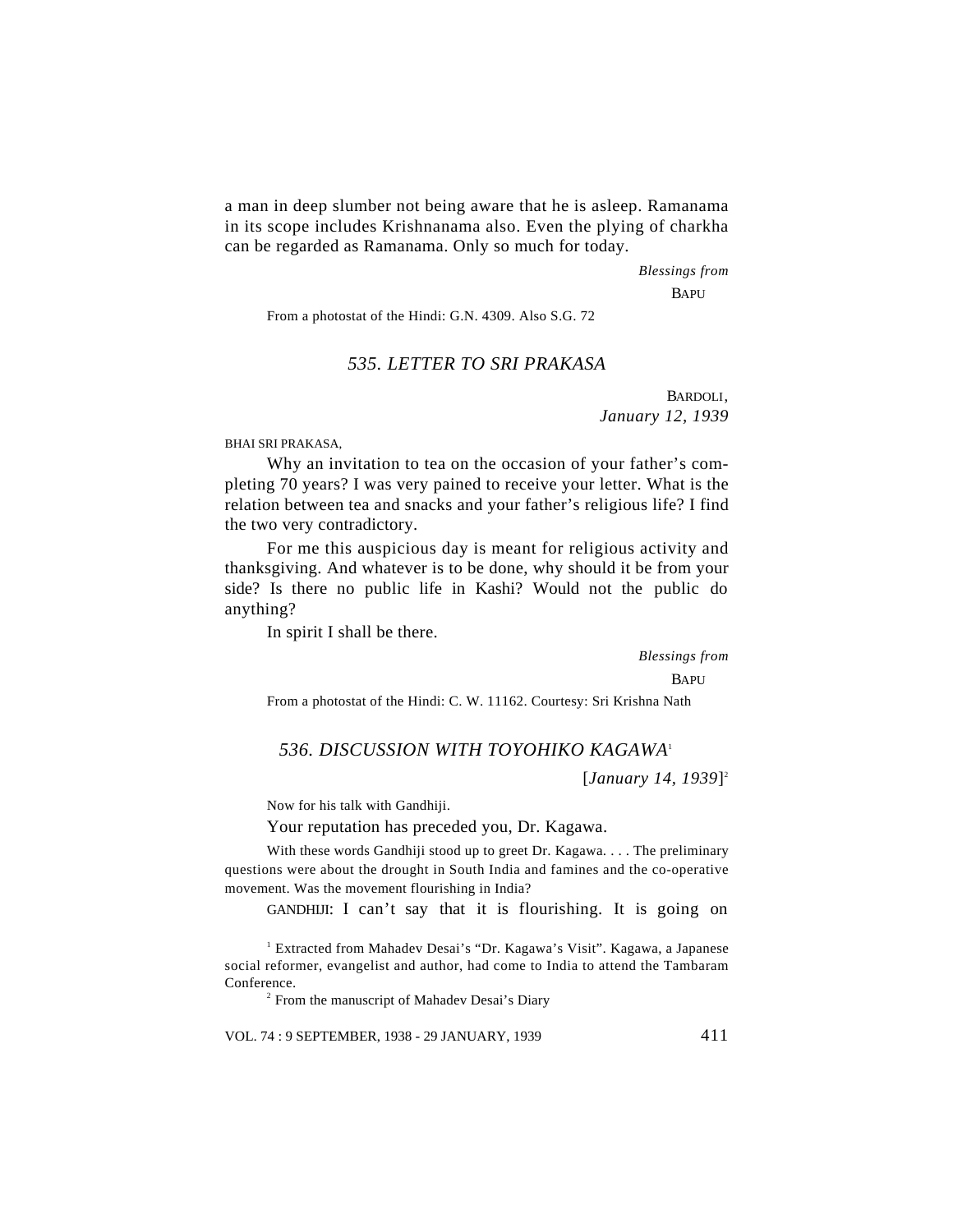a man in deep slumber not being aware that he is asleep. Ramanama in its scope includes Krishnanama also. Even the plying of charkha can be regarded as Ramanama. Only so much for today.

*Blessings from*

BAPU

From a photostat of the Hindi: G.N. 4309. Also S.G. 72

## *535. LETTER TO SRI PRAKASA*

BARDOLI,
*January 12, 1939*

BHAI SRI PRAKASA,

Why an invitation to tea on the occasion of your father's completing 70 years? I was very pained to receive your letter. What is the relation between tea and snacks and your father's religious life? I find the two very contradictory.

For me this auspicious day is meant for religious activity and thanksgiving. And whatever is to be done, why should it be from your side? Is there no public life in Kashi? Would not the public do anything?

In spirit I shall be there.

*Blessings from*

BAPU

From a photostat of the Hindi: C. W. 11162. Courtesy: Sri Krishna Nath

## *536. DISCUSSION WITH TOYOHIKO KAGAWA*[1]

[*January 14, 1939*][2]

Now for his talk with Gandhiji.

Your reputation has preceded you, Dr. Kagawa.

With these words Gandhiji stood up to greet Dr. Kagawa. . . . The preliminary questions were about the drought in South India and famines and the co-operative movement. Was the movement flourishing in India?

GANDHIJI: I can't say that it is flourishing. It is going on

[1] Extracted from Mahadev Desai's "Dr. Kagawa's Visit". Kagawa, a Japanese social reformer, evangelist and author, had come to India to attend the Tambaram Conference.

[2] From the manuscript of Mahadev Desai's Diary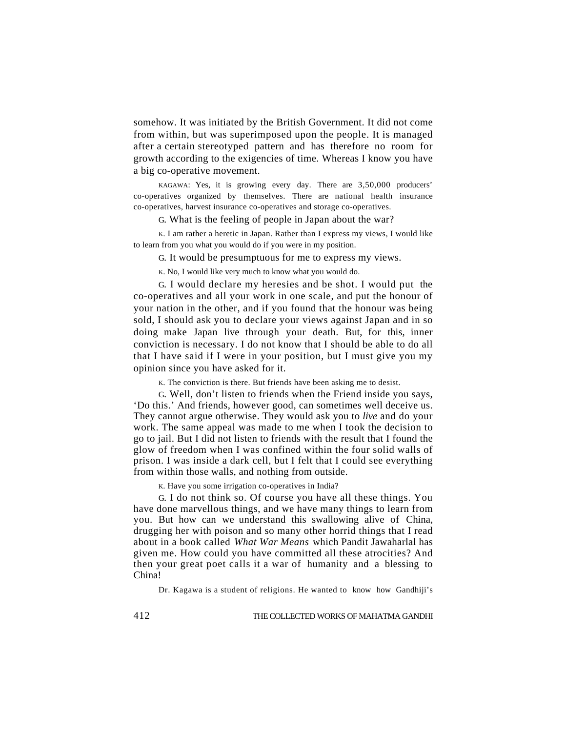somehow. It was initiated by the British Government. It did not come from within, but was superimposed upon the people. It is managed after a certain stereotyped pattern and has therefore no room for growth according to the exigencies of time. Whereas I know you have a big co-operative movement.

KAGAWA: Yes, it is growing every day. There are 3,50,000 producers' co-operatives organized by themselves. There are national health insurance co-operatives, harvest insurance co-operatives and storage co-operatives.

G. What is the feeling of people in Japan about the war?

K. I am rather a heretic in Japan. Rather than I express my views, I would like to learn from you what you would do if you were in my position.

G. It would be presumptuous for me to express my views.

K. No, I would like very much to know what you would do.

G. I would declare my heresies and be shot. I would put the co-operatives and all your work in one scale, and put the honour of your nation in the other, and if you found that the honour was being sold, I should ask you to declare your views against Japan and in so doing make Japan live through your death. But, for this, inner conviction is necessary. I do not know that I should be able to do all that I have said if I were in your position, but I must give you my opinion since you have asked for it.

K. The conviction is there. But friends have been asking me to desist.

G. Well, don't listen to friends when the Friend inside you says, 'Do this.' And friends, however good, can sometimes well deceive us. They cannot argue otherwise. They would ask you to *live* and do your work. The same appeal was made to me when I took the decision to go to jail. But I did not listen to friends with the result that I found the glow of freedom when I was confined within the four solid walls of prison. I was inside a dark cell, but I felt that I could see everything from within those walls, and nothing from outside.

K. Have you some irrigation co-operatives in India?

G. I do not think so. Of course you have all these things. You have done marvellous things, and we have many things to learn from you. But how can we understand this swallowing alive of China, drugging her with poison and so many other horrid things that I read about in a book called *What War Means* which Pandit Jawaharlal has given me. How could you have committed all these atrocities? And then your great poet calls it a war of humanity and a blessing to China!

Dr. Kagawa is a student of religions. He wanted to know how Gandhiji's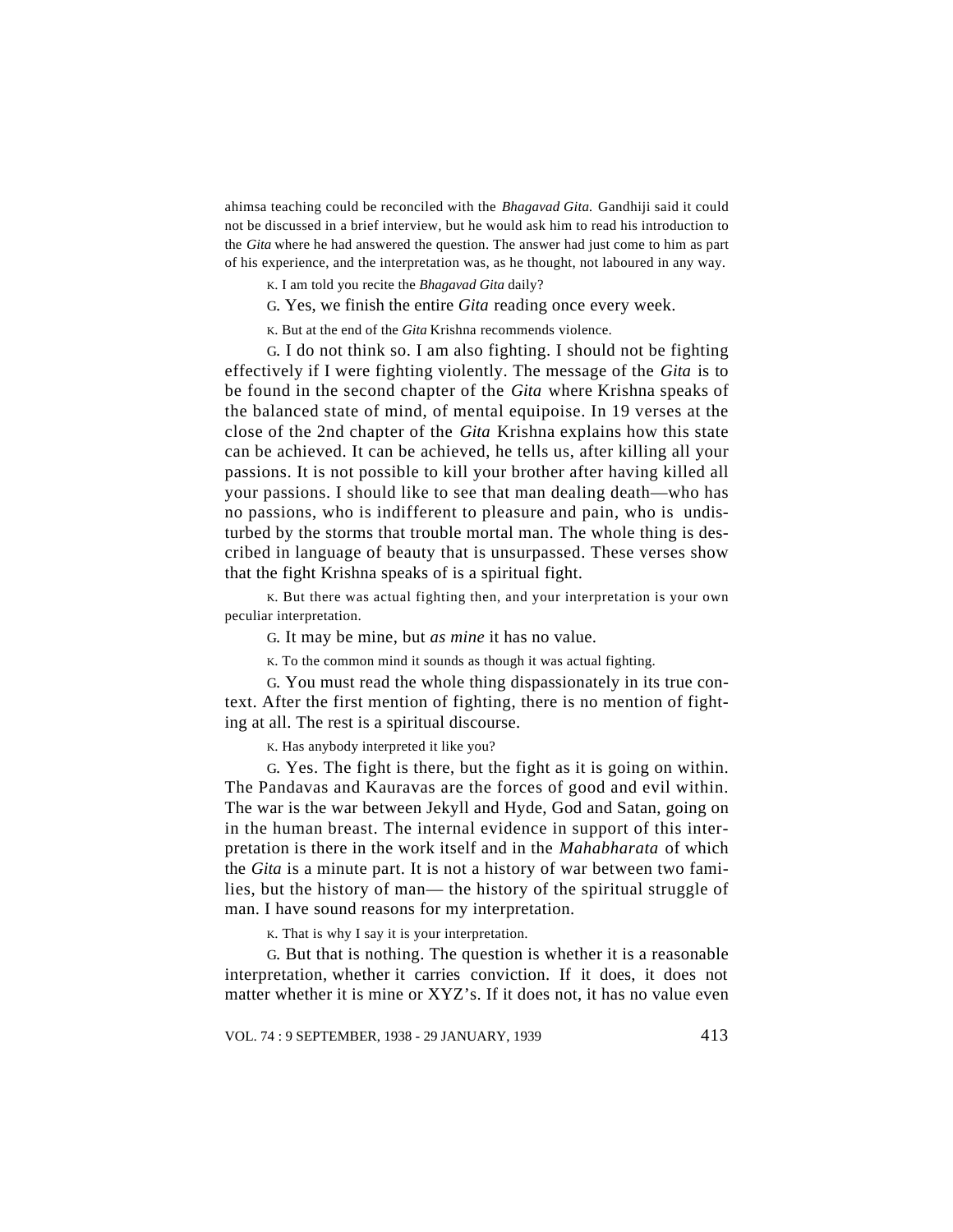ahimsa teaching could be reconciled with the *Bhagavad Gita.* Gandhiji said it could not be discussed in a brief interview, but he would ask him to read his introduction to the *Gita* where he had answered the question. The answer had just come to him as part of his experience, and the interpretation was, as he thought, not laboured in any way.

K. I am told you recite the *Bhagavad Gita* daily?

G. Yes, we finish the entire *Gita* reading once every week.

K. But at the end of the *Gita* Krishna recommends violence.

G. I do not think so. I am also fighting. I should not be fighting effectively if I were fighting violently. The message of the *Gita* is to be found in the second chapter of the *Gita* where Krishna speaks of the balanced state of mind, of mental equipoise. In 19 verses at the close of the 2nd chapter of the *Gita* Krishna explains how this state can be achieved. It can be achieved, he tells us, after killing all your passions. It is not possible to kill your brother after having killed all your passions. I should like to see that man dealing death—who has no passions, who is indifferent to pleasure and pain, who is undisturbed by the storms that trouble mortal man. The whole thing is described in language of beauty that is unsurpassed. These verses show that the fight Krishna speaks of is a spiritual fight.

K. But there was actual fighting then, and your interpretation is your own peculiar interpretation.

G. It may be mine, but *as mine* it has no value.

K. To the common mind it sounds as though it was actual fighting.

G. You must read the whole thing dispassionately in its true context. After the first mention of fighting, there is no mention of fighting at all. The rest is a spiritual discourse.

K. Has anybody interpreted it like you?

G. Yes. The fight is there, but the fight as it is going on within. The Pandavas and Kauravas are the forces of good and evil within. The war is the war between Jekyll and Hyde, God and Satan, going on in the human breast. The internal evidence in support of this interpretation is there in the work itself and in the *Mahabharata* of which the *Gita* is a minute part. It is not a history of war between two families, but the history of man— the history of the spiritual struggle of man. I have sound reasons for my interpretation.

K. That is why I say it is your interpretation.

G. But that is nothing. The question is whether it is a reasonable interpretation, whether it carries conviction. If it does, it does not matter whether it is mine or XYZ's. If it does not, it has no value even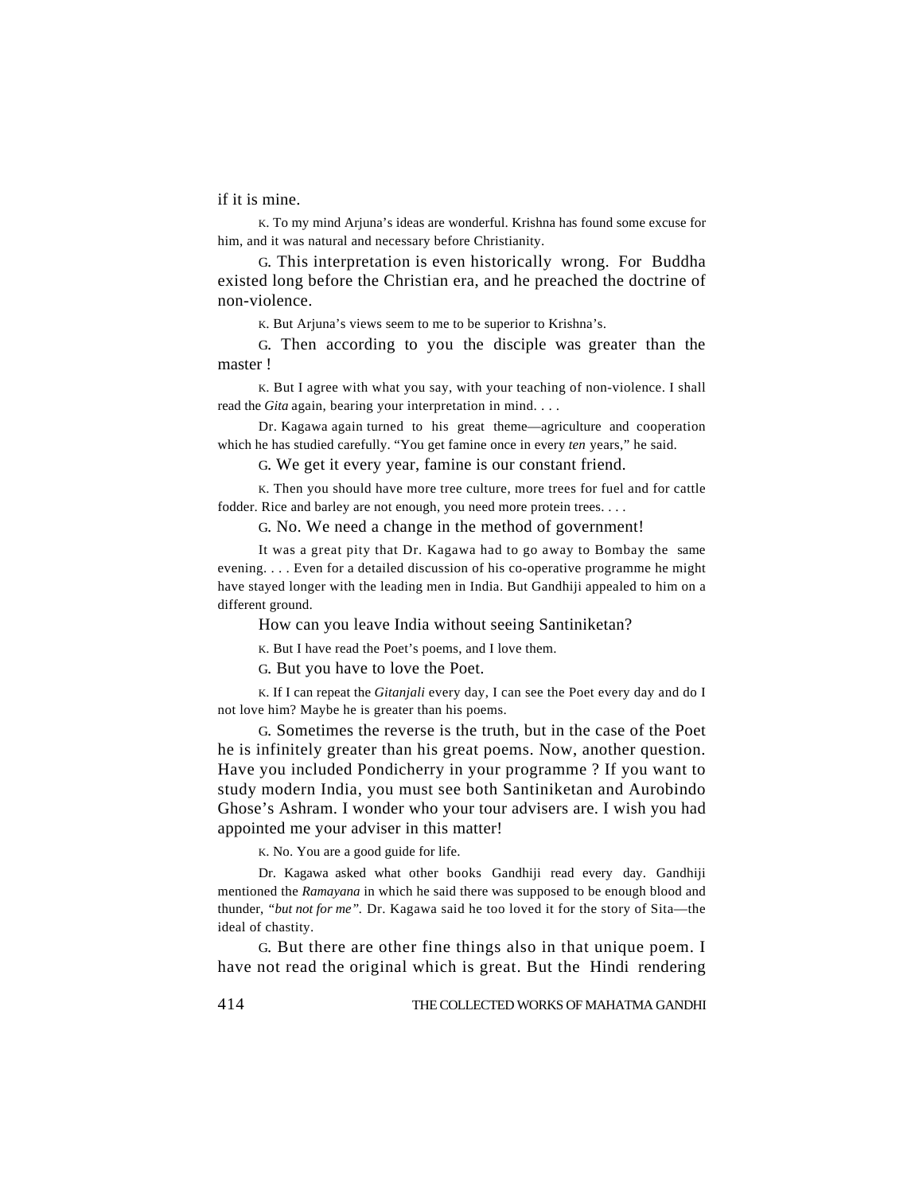if it is mine.

K. To my mind Arjuna's ideas are wonderful. Krishna has found some excuse for him, and it was natural and necessary before Christianity.

G. This interpretation is even historically wrong. For Buddha existed long before the Christian era, and he preached the doctrine of non-violence.

K. But Arjuna's views seem to me to be superior to Krishna's.

G. Then according to you the disciple was greater than the master !

K. But I agree with what you say, with your teaching of non-violence. I shall read the *Gita* again, bearing your interpretation in mind. . . .

Dr. Kagawa again turned to his great theme—agriculture and cooperation which he has studied carefully. "You get famine once in every *ten* years," he said.

G. We get it every year, famine is our constant friend.

K. Then you should have more tree culture, more trees for fuel and for cattle fodder. Rice and barley are not enough, you need more protein trees. . . .

G. No. We need a change in the method of government!

It was a great pity that Dr. Kagawa had to go away to Bombay the same evening. . . . Even for a detailed discussion of his co-operative programme he might have stayed longer with the leading men in India. But Gandhiji appealed to him on a different ground.

How can you leave India without seeing Santiniketan?

K. But I have read the Poet's poems, and I love them.

G. But you have to love the Poet.

K. If I can repeat the *Gitanjali* every day, I can see the Poet every day and do I not love him? Maybe he is greater than his poems.

G. Sometimes the reverse is the truth, but in the case of the Poet he is infinitely greater than his great poems. Now, another question. Have you included Pondicherry in your programme ? If you want to study modern India, you must see both Santiniketan and Aurobindo Ghose's Ashram. I wonder who your tour advisers are. I wish you had appointed me your adviser in this matter!

K. No. You are a good guide for life.

Dr. Kagawa asked what other books Gandhiji read every day. Gandhiji mentioned the *Ramayana* in which he said there was supposed to be enough blood and thunder, *"but not for me".* Dr. Kagawa said he too loved it for the story of Sita—the ideal of chastity.

G. But there are other fine things also in that unique poem. I have not read the original which is great. But the Hindi rendering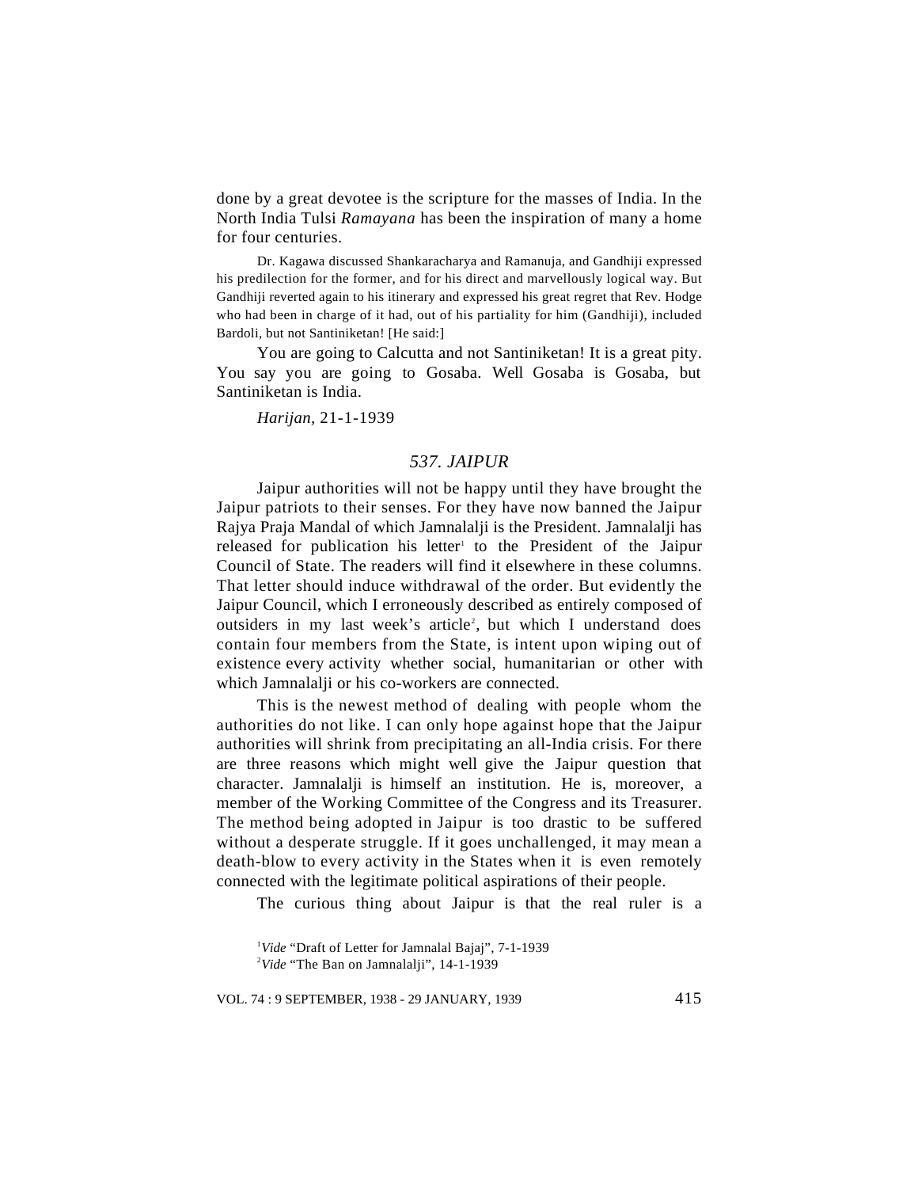done by a great devotee is the scripture for the masses of India. In the North India Tulsi *Ramayana* has been the inspiration of many a home for four centuries.

Dr. Kagawa discussed Shankaracharya and Ramanuja, and Gandhiji expressed his predilection for the former, and for his direct and marvellously logical way. But Gandhiji reverted again to his itinerary and expressed his great regret that Rev. Hodge who had been in charge of it had, out of his partiality for him (Gandhiji), included Bardoli, but not Santiniketan! [He said:]

You are going to Calcutta and not Santiniketan! It is a great pity. You say you are going to Gosaba. Well Gosaba is Gosaba, but Santiniketan is India.

*Harijan*, 21-1-1939

## *537. JAIPUR*

Jaipur authorities will not be happy until they have brought the Jaipur patriots to their senses. For they have now banned the Jaipur Rajya Praja Mandal of which Jamnalalji is the President. Jamnalalji has released for publication his letter[1] to the President of the Jaipur Council of State. The readers will find it elsewhere in these columns. That letter should induce withdrawal of the order. But evidently the Jaipur Council, which I erroneously described as entirely composed of outsiders in my last week's article[2], but which I understand does contain four members from the State, is intent upon wiping out of existence every activity whether social, humanitarian or other with which Jamnalalji or his co-workers are connected.

This is the newest method of dealing with people whom the authorities do not like. I can only hope against hope that the Jaipur authorities will shrink from precipitating an all-India crisis. For there are three reasons which might well give the Jaipur question that character. Jamnalalji is himself an institution. He is, moreover, a member of the Working Committee of the Congress and its Treasurer. The method being adopted in Jaipur is too drastic to be suffered without a desperate struggle. If it goes unchallenged, it may mean a death-blow to every activity in the States when it is even remotely connected with the legitimate political aspirations of their people.

The curious thing about Jaipur is that the real ruler is a

[1] *Vide* "Draft of Letter for Jamnalal Bajaj", 7-1-1939

[2] *Vide* "The Ban on Jamnalalji", 14-1-1939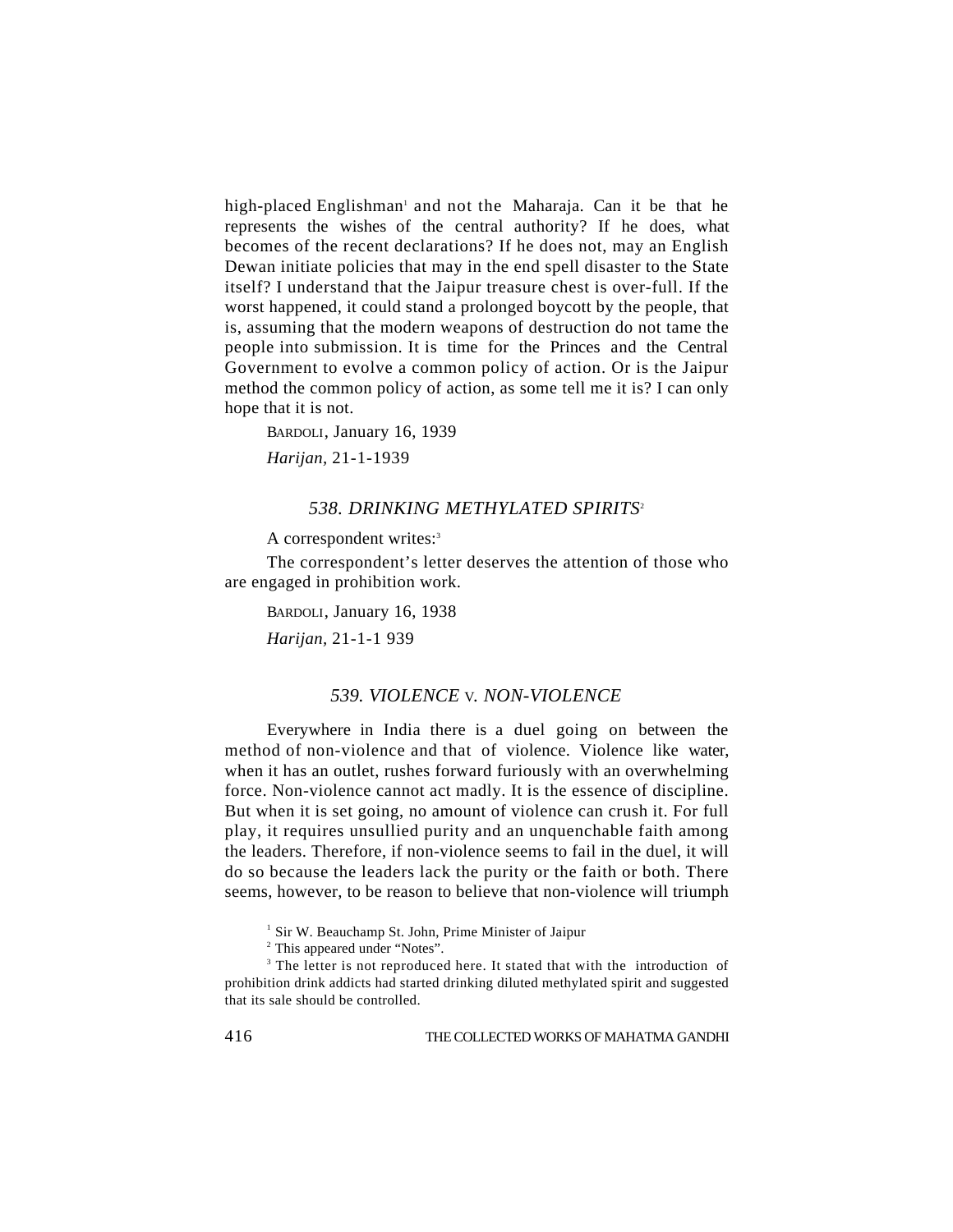high-placed Englishman[1] and not the Maharaja. Can it be that he represents the wishes of the central authority? If he does, what becomes of the recent declarations? If he does not, may an English Dewan initiate policies that may in the end spell disaster to the State itself? I understand that the Jaipur treasure chest is over-full. If the worst happened, it could stand a prolonged boycott by the people, that is, assuming that the modern weapons of destruction do not tame the people into submission. It is time for the Princes and the Central Government to evolve a common policy of action. Or is the Jaipur method the common policy of action, as some tell me it is? I can only hope that it is not.

BARDOLI, January 16, 1939

*Harijan*, 21-1-1939

### *538. DRINKING METHYLATED SPIRITS*[2]

A correspondent writes:[3]

The correspondent's letter deserves the attention of those who are engaged in prohibition work.

BARDOLI, January 16, 1938

*Harijan*, 21-1-1 939

### *539. VIOLENCE* v. *NON-VIOLENCE*

Everywhere in India there is a duel going on between the method of non-violence and that of violence. Violence like water, when it has an outlet, rushes forward furiously with an overwhelming force. Non-violence cannot act madly. It is the essence of discipline. But when it is set going, no amount of violence can crush it. For full play, it requires unsullied purity and an unquenchable faith among the leaders. Therefore, if non-violence seems to fail in the duel, it will do so because the leaders lack the purity or the faith or both. There seems, however, to be reason to believe that non-violence will triumph

---

[1] Sir W. Beauchamp St. John, Prime Minister of Jaipur

[2] This appeared under "Notes".

[3] The letter is not reproduced here. It stated that with the introduction of prohibition drink addicts had started drinking diluted methylated spirit and suggested that its sale should be controlled.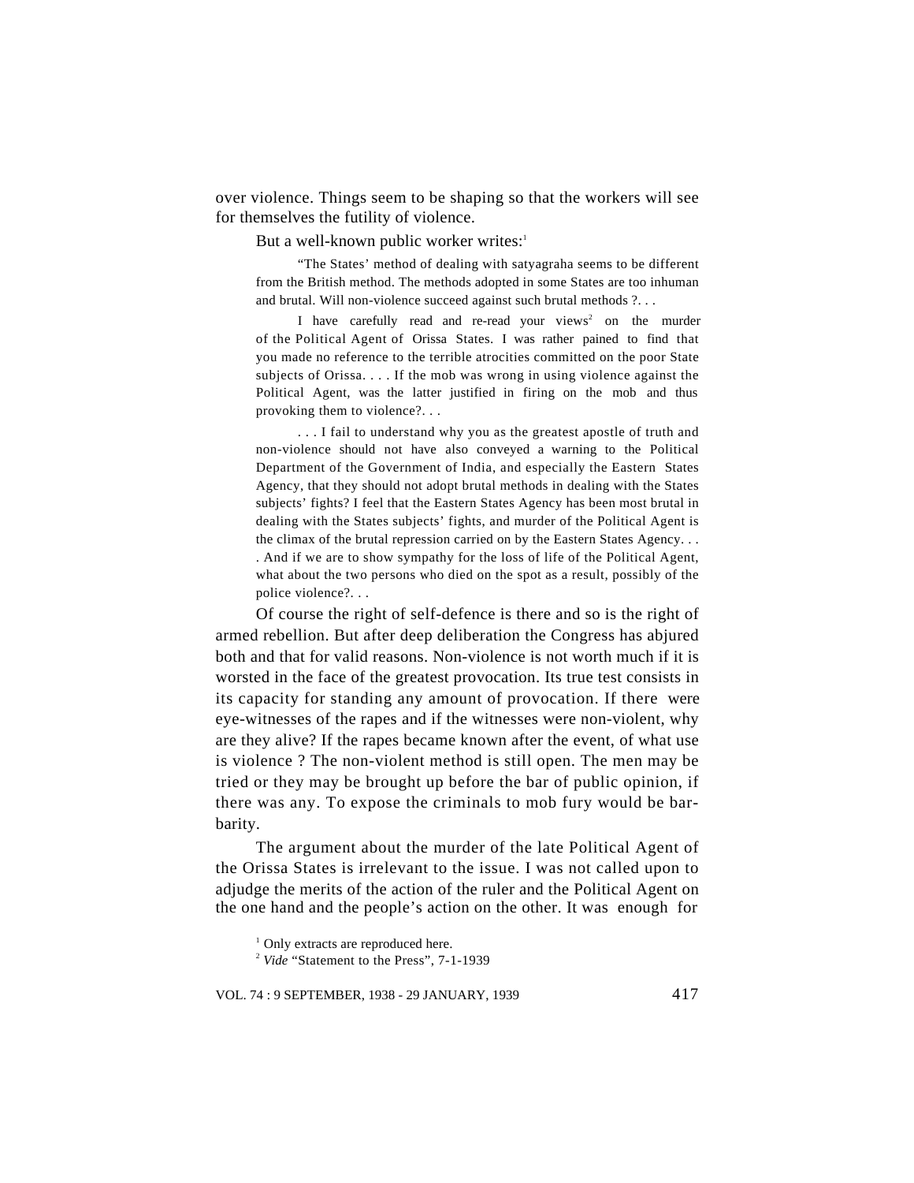over violence. Things seem to be shaping so that the workers will see for themselves the futility of violence.

But a well-known public worker writes:[1]

> "The States' method of dealing with satyagraha seems to be different from the British method. The methods adopted in some States are too inhuman and brutal. Will non-violence succeed against such brutal methods ?. . .
>
> I have carefully read and re-read your views[2] on the murder of the Political Agent of Orissa States. I was rather pained to find that you made no reference to the terrible atrocities committed on the poor State subjects of Orissa. . . . If the mob was wrong in using violence against the Political Agent, was the latter justified in firing on the mob and thus provoking them to violence?. . .
>
> . . . I fail to understand why you as the greatest apostle of truth and non-violence should not have also conveyed a warning to the Political Department of the Government of India, and especially the Eastern States Agency, that they should not adopt brutal methods in dealing with the States subjects' fights? I feel that the Eastern States Agency has been most brutal in dealing with the States subjects' fights, and murder of the Political Agent is the climax of the brutal repression carried on by the Eastern States Agency. . . . And if we are to show sympathy for the loss of life of the Political Agent, what about the two persons who died on the spot as a result, possibly of the police violence?. . .

Of course the right of self-defence is there and so is the right of armed rebellion. But after deep deliberation the Congress has abjured both and that for valid reasons. Non-violence is not worth much if it is worsted in the face of the greatest provocation. Its true test consists in its capacity for standing any amount of provocation. If there were eye-witnesses of the rapes and if the witnesses were non-violent, why are they alive? If the rapes became known after the event, of what use is violence ? The non-violent method is still open. The men may be tried or they may be brought up before the bar of public opinion, if there was any. To expose the criminals to mob fury would be barbarity.

The argument about the murder of the late Political Agent of the Orissa States is irrelevant to the issue. I was not called upon to adjudge the merits of the action of the ruler and the Political Agent on the one hand and the people's action on the other. It was enough for

[1] Only extracts are reproduced here.

[2] *Vide* "Statement to the Press", 7-1-1939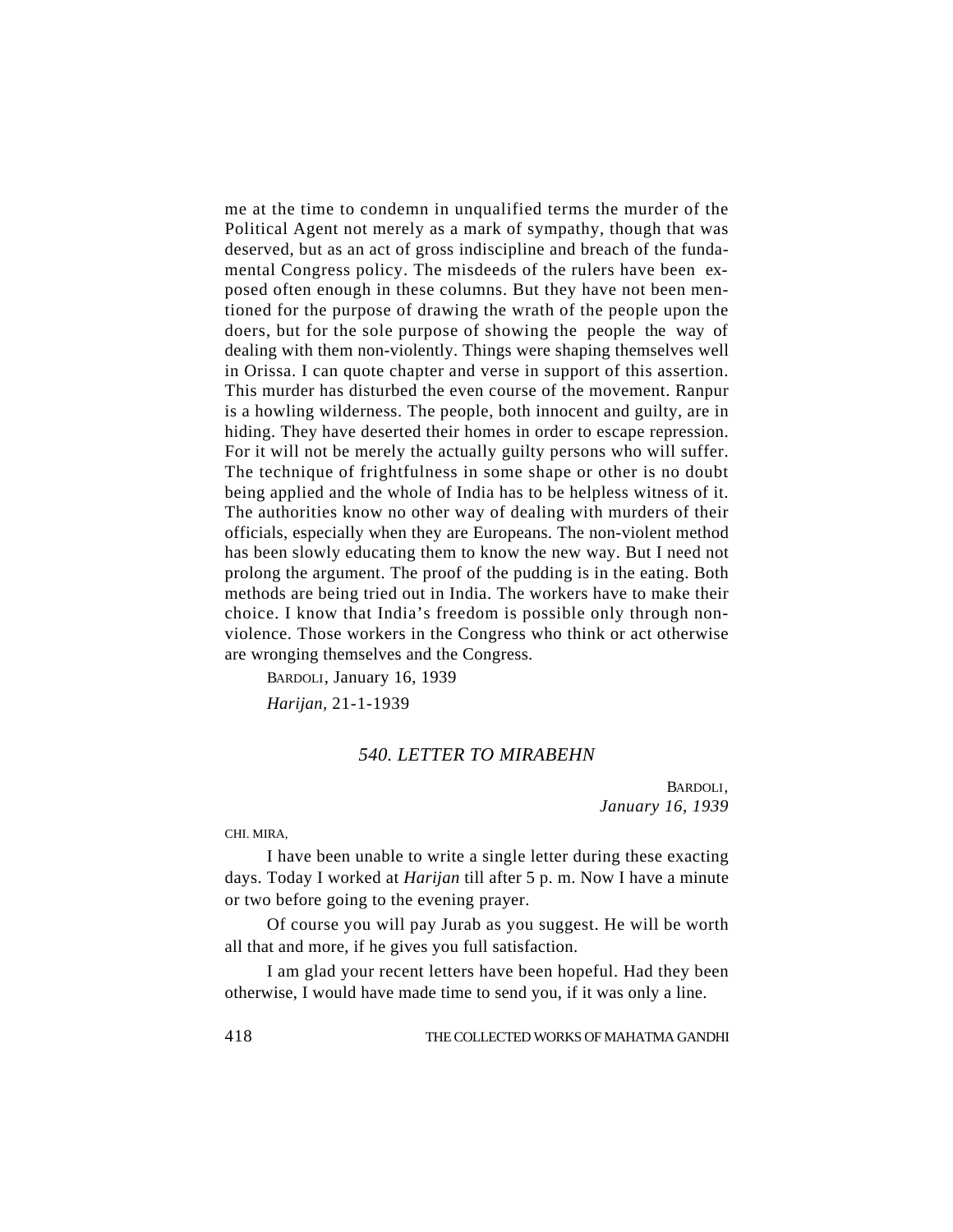me at the time to condemn in unqualified terms the murder of the Political Agent not merely as a mark of sympathy, though that was deserved, but as an act of gross indiscipline and breach of the fundamental Congress policy. The misdeeds of the rulers have been exposed often enough in these columns. But they have not been mentioned for the purpose of drawing the wrath of the people upon the doers, but for the sole purpose of showing the people the way of dealing with them non-violently. Things were shaping themselves well in Orissa. I can quote chapter and verse in support of this assertion. This murder has disturbed the even course of the movement. Ranpur is a howling wilderness. The people, both innocent and guilty, are in hiding. They have deserted their homes in order to escape repression. For it will not be merely the actually guilty persons who will suffer. The technique of frightfulness in some shape or other is no doubt being applied and the whole of India has to be helpless witness of it. The authorities know no other way of dealing with murders of their officials, especially when they are Europeans. The non-violent method has been slowly educating them to know the new way. But I need not prolong the argument. The proof of the pudding is in the eating. Both methods are being tried out in India. The workers have to make their choice. I know that India's freedom is possible only through non-violence. Those workers in the Congress who think or act otherwise are wronging themselves and the Congress.

BARDOLI, January 16, 1939

*Harijan,* 21-1-1939

### *540. LETTER TO MIRABEHN*

BARDOLI,
*January 16, 1939*

CHI. MIRA,

I have been unable to write a single letter during these exacting days. Today I worked at *Harijan* till after 5 p. m. Now I have a minute or two before going to the evening prayer.

Of course you will pay Jurab as you suggest. He will be worth all that and more, if he gives you full satisfaction.

I am glad your recent letters have been hopeful. Had they been otherwise, I would have made time to send you, if it was only a line.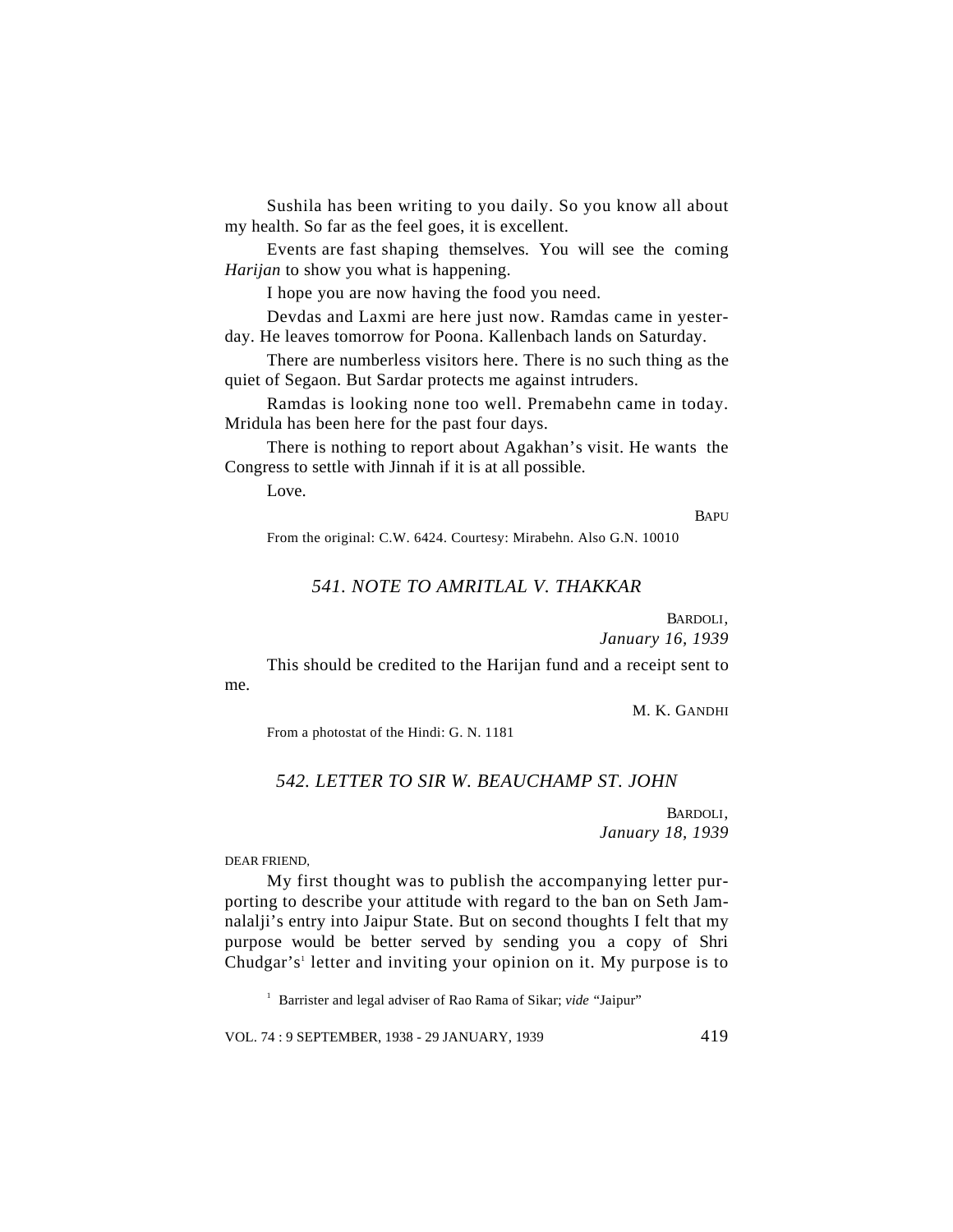Sushila has been writing to you daily. So you know all about my health. So far as the feel goes, it is excellent.

Events are fast shaping themselves. You will see the coming *Harijan* to show you what is happening.

I hope you are now having the food you need.

Devdas and Laxmi are here just now. Ramdas came in yesterday. He leaves tomorrow for Poona. Kallenbach lands on Saturday.

There are numberless visitors here. There is no such thing as the quiet of Segaon. But Sardar protects me against intruders.

Ramdas is looking none too well. Premabehn came in today. Mridula has been here for the past four days.

There is nothing to report about Agakhan's visit. He wants the Congress to settle with Jinnah if it is at all possible.

Love.

BAPU

From the original: C.W. 6424. Courtesy: Mirabehn. Also G.N. 10010

## *541. NOTE TO AMRITLAL V. THAKKAR*

BARDOLI,
*January 16, 1939*

This should be credited to the Harijan fund and a receipt sent to me.

M. K. GANDHI

From a photostat of the Hindi: G. N. 1181

## *542. LETTER TO SIR W. BEAUCHAMP ST. JOHN*

BARDOLI,
*January 18, 1939*

DEAR FRIEND,

My first thought was to publish the accompanying letter purporting to describe your attitude with regard to the ban on Seth Jamnalalji's entry into Jaipur State. But on second thoughts I felt that my purpose would be better served by sending you a copy of Shri Chudgar's[1] letter and inviting your opinion on it. My purpose is to

[1] Barrister and legal adviser of Rao Rama of Sikar; *vide* "Jaipur"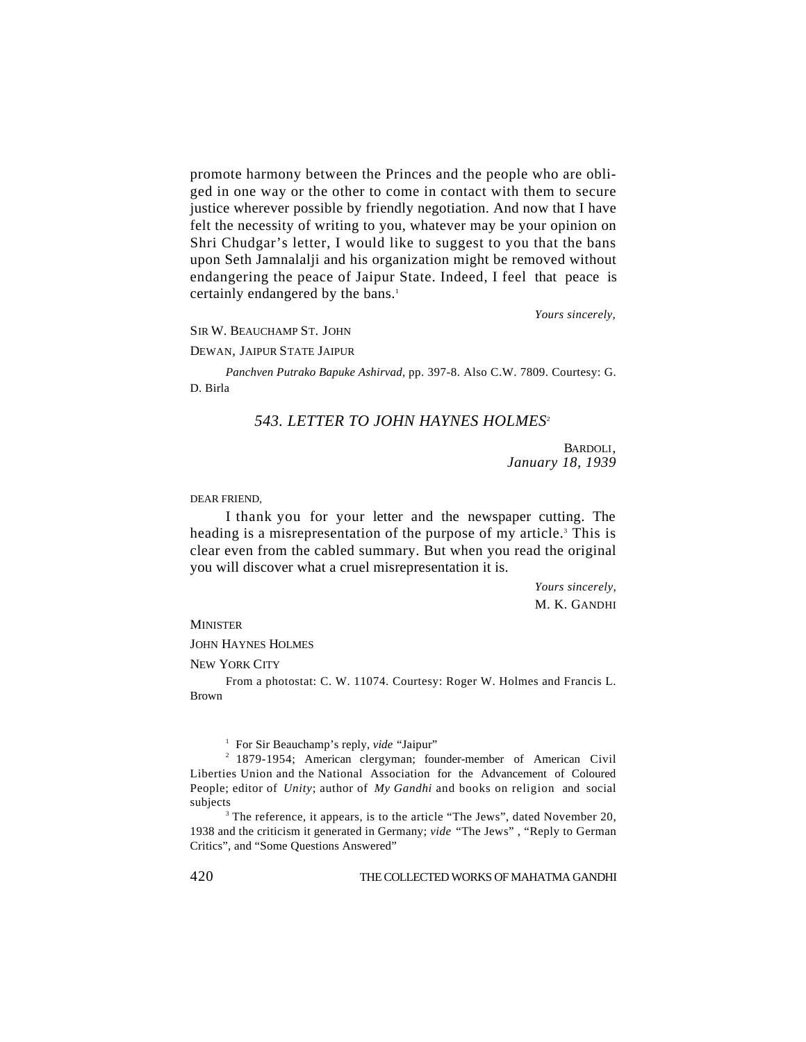promote harmony between the Princes and the people who are obliged in one way or the other to come in contact with them to secure justice wherever possible by friendly negotiation. And now that I have felt the necessity of writing to you, whatever may be your opinion on Shri Chudgar's letter, I would like to suggest to you that the bans upon Seth Jamnalalji and his organization might be removed without endangering the peace of Jaipur State. Indeed, I feel that peace is certainly endangered by the bans.[1]

*Yours sincerely,*

SIR W. BEAUCHAMP ST. JOHN

DEWAN, JAIPUR STATE JAIPUR

*Panchven Putrako Bapuke Ashirvad*, pp. 397-8. Also C.W. 7809. Courtesy: G. D. Birla

## *543. LETTER TO JOHN HAYNES HOLMES*[2]

BARDOLI,
*January 18, 1939*

DEAR FRIEND,

I thank you for your letter and the newspaper cutting. The heading is a misrepresentation of the purpose of my article.[3] This is clear even from the cabled summary. But when you read the original you will discover what a cruel misrepresentation it is.

*Yours sincerely,*
M. K. GANDHI

MINISTER

JOHN HAYNES HOLMES

NEW YORK CITY

From a photostat: C. W. 11074. Courtesy: Roger W. Holmes and Francis L. Brown

---

[1] For Sir Beauchamp's reply, *vide* "Jaipur"

[2] 1879-1954; American clergyman; founder-member of American Civil Liberties Union and the National Association for the Advancement of Coloured People; editor of *Unity*; author of *My Gandhi* and books on religion and social subjects

[3] The reference, it appears, is to the article "The Jews", dated November 20, 1938 and the criticism it generated in Germany; *vide* "The Jews" , "Reply to German Critics", and "Some Questions Answered"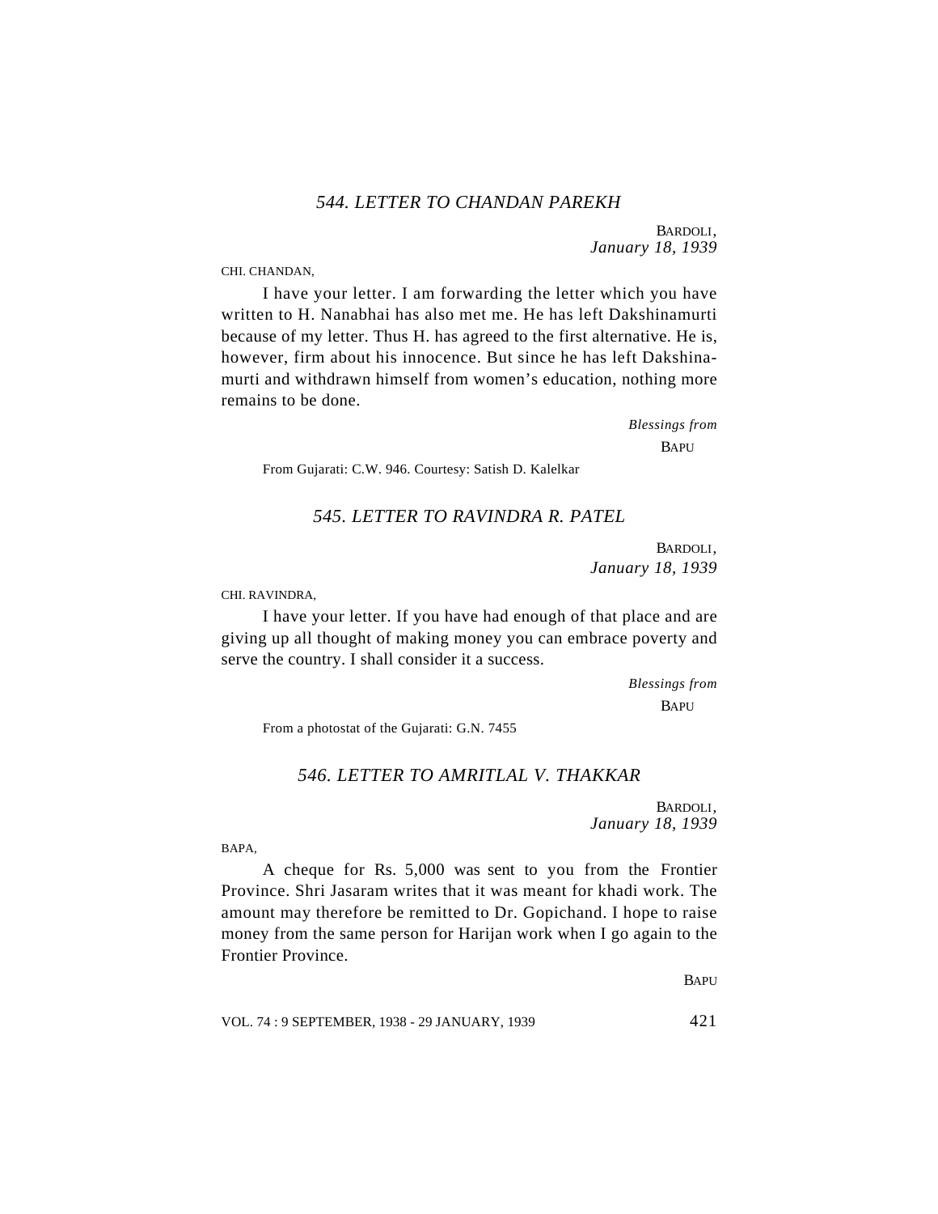### *544. LETTER TO CHANDAN PAREKH*

BARDOLI,
*January 18, 1939*

CHI. CHANDAN,

I have your letter. I am forwarding the letter which you have written to H. Nanabhai has also met me. He has left Dakshinamurti because of my letter. Thus H. has agreed to the first alternative. He is, however, firm about his innocence. But since he has left Dakshinamurti and withdrawn himself from women's education, nothing more remains to be done.

*Blessings from*
BAPU

From Gujarati: C.W. 946. Courtesy: Satish D. Kalelkar

### *545. LETTER TO RAVINDRA R. PATEL*

BARDOLI,
*January 18, 1939*

CHI. RAVINDRA,

I have your letter. If you have had enough of that place and are giving up all thought of making money you can embrace poverty and serve the country. I shall consider it a success.

*Blessings from*
BAPU

From a photostat of the Gujarati: G.N. 7455

### *546. LETTER TO AMRITLAL V. THAKKAR*

BARDOLI,
*January 18, 1939*

BAPA,

A cheque for Rs. 5,000 was sent to you from the Frontier Province. Shri Jasaram writes that it was meant for khadi work. The amount may therefore be remitted to Dr. Gopichand. I hope to raise money from the same person for Harijan work when I go again to the Frontier Province.

BAPU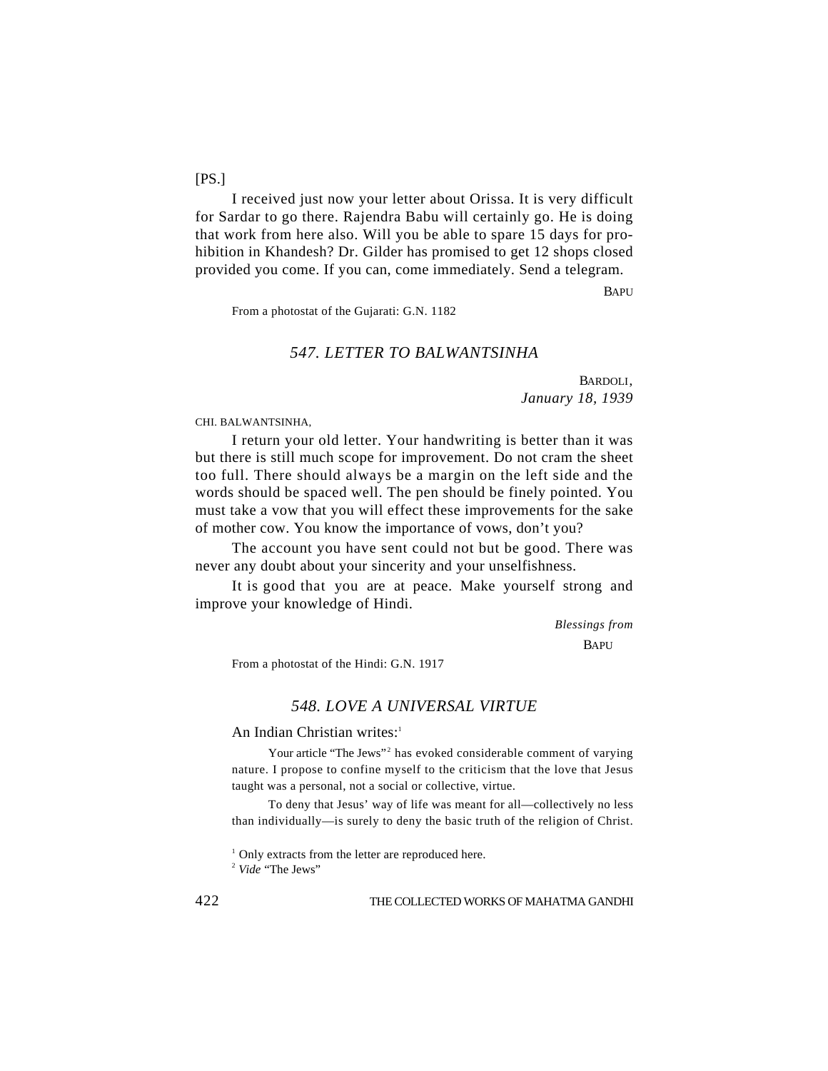[PS.]

I received just now your letter about Orissa. It is very difficult for Sardar to go there. Rajendra Babu will certainly go. He is doing that work from here also. Will you be able to spare 15 days for prohibition in Khandesh? Dr. Gilder has promised to get 12 shops closed provided you come. If you can, come immediately. Send a telegram.

BAPU

From a photostat of the Gujarati: G.N. 1182

### *547. LETTER TO BALWANTSINHA*

BARDOLI,
*January 18, 1939*

CHI. BALWANTSINHA,

I return your old letter. Your handwriting is better than it was but there is still much scope for improvement. Do not cram the sheet too full. There should always be a margin on the left side and the words should be spaced well. The pen should be finely pointed. You must take a vow that you will effect these improvements for the sake of mother cow. You know the importance of vows, don't you?

The account you have sent could not but be good. There was never any doubt about your sincerity and your unselfishness.

It is good that you are at peace. Make yourself strong and improve your knowledge of Hindi.

*Blessings from*
BAPU

From a photostat of the Hindi: G.N. 1917

### *548. LOVE A UNIVERSAL VIRTUE*

An Indian Christian writes:[1]

> Your article "The Jews"[2] has evoked considerable comment of varying nature. I propose to confine myself to the criticism that the love that Jesus taught was a personal, not a social or collective, virtue.
>
> To deny that Jesus' way of life was meant for all—collectively no less than individually—is surely to deny the basic truth of the religion of Christ.

[1] Only extracts from the letter are reproduced here.

[2] *Vide* "The Jews"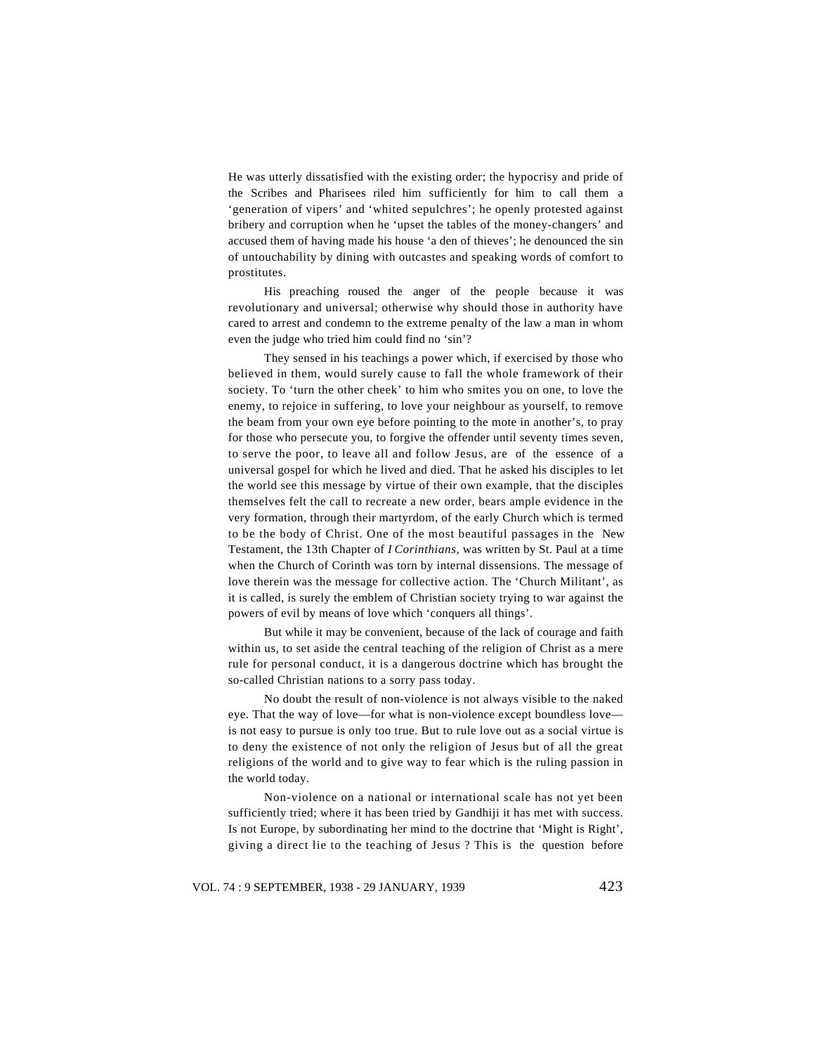He was utterly dissatisfied with the existing order; the hypocrisy and pride of the Scribes and Pharisees riled him sufficiently for him to call them a 'generation of vipers' and 'whited sepulchres'; he openly protested against bribery and corruption when he 'upset the tables of the money-changers' and accused them of having made his house 'a den of thieves'; he denounced the sin of untouchability by dining with outcastes and speaking words of comfort to prostitutes.

His preaching roused the anger of the people because it was revolutionary and universal; otherwise why should those in authority have cared to arrest and condemn to the extreme penalty of the law a man in whom even the judge who tried him could find no 'sin'?

They sensed in his teachings a power which, if exercised by those who believed in them, would surely cause to fall the whole framework of their society. To 'turn the other cheek' to him who smites you on one, to love the enemy, to rejoice in suffering, to love your neighbour as yourself, to remove the beam from your own eye before pointing to the mote in another's, to pray for those who persecute you, to forgive the offender until seventy times seven, to serve the poor, to leave all and follow Jesus, are of the essence of a universal gospel for which he lived and died. That he asked his disciples to let the world see this message by virtue of their own example, that the disciples themselves felt the call to recreate a new order, bears ample evidence in the very formation, through their martyrdom, of the early Church which is termed to be the body of Christ. One of the most beautiful passages in the New Testament, the 13th Chapter of *I Corinthians,* was written by St. Paul at a time when the Church of Corinth was torn by internal dissensions. The message of love therein was the message for collective action. The 'Church Militant', as it is called, is surely the emblem of Christian society trying to war against the powers of evil by means of love which 'conquers all things'.

But while it may be convenient, because of the lack of courage and faith within us, to set aside the central teaching of the religion of Christ as a mere rule for personal conduct, it is a dangerous doctrine which has brought the so-called Christian nations to a sorry pass today.

No doubt the result of non-violence is not always visible to the naked eye. That the way of love—for what is non-violence except boundless love—is not easy to pursue is only too true. But to rule love out as a social virtue is to deny the existence of not only the religion of Jesus but of all the great religions of the world and to give way to fear which is the ruling passion in the world today.

Non-violence on a national or international scale has not yet been sufficiently tried; where it has been tried by Gandhiji it has met with success. Is not Europe, by subordinating her mind to the doctrine that 'Might is Right', giving a direct lie to the teaching of Jesus ? This is the question before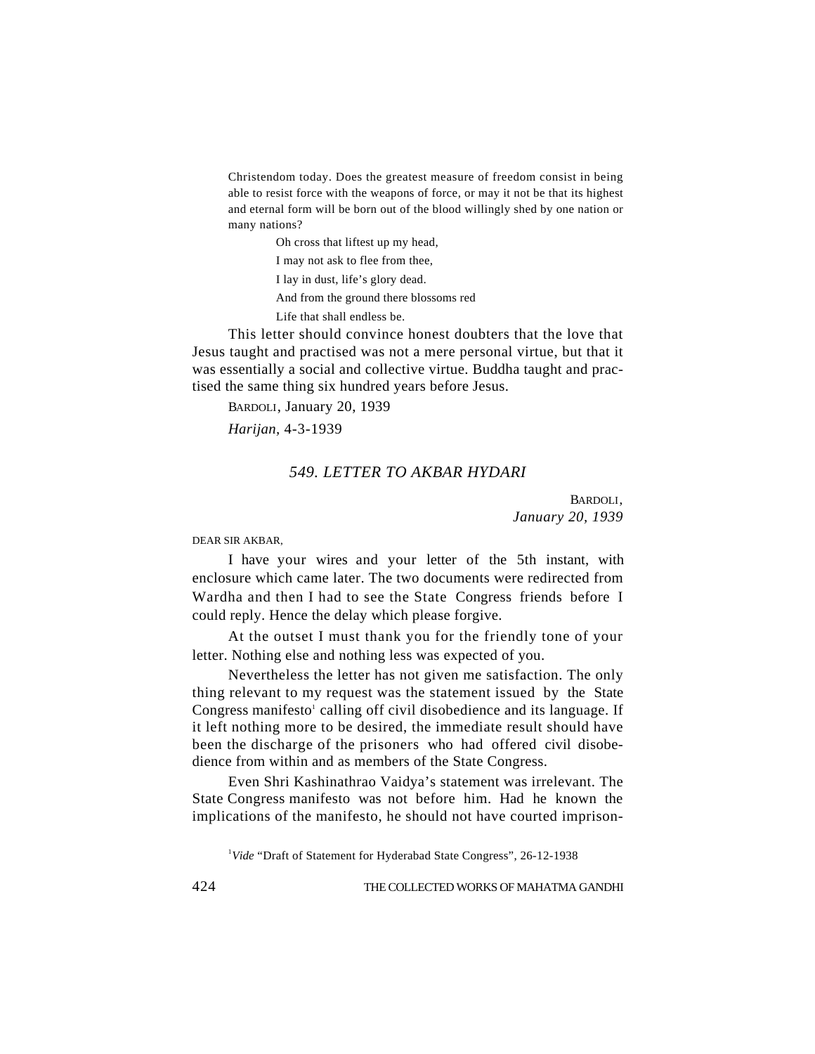Christendom today. Does the greatest measure of freedom consist in being able to resist force with the weapons of force, or may it not be that its highest and eternal form will be born out of the blood willingly shed by one nation or many nations?

> Oh cross that liftest up my head,
> I may not ask to flee from thee,
> I lay in dust, life's glory dead.
> And from the ground there blossoms red
> Life that shall endless be.

This letter should convince honest doubters that the love that Jesus taught and practised was not a mere personal virtue, but that it was essentially a social and collective virtue. Buddha taught and practised the same thing six hundred years before Jesus.

BARDOLI, January 20, 1939

*Harijan*, 4-3-1939

## *549. LETTER TO AKBAR HYDARI*

BARDOLI,
*January 20, 1939*

DEAR SIR AKBAR,

I have your wires and your letter of the 5th instant, with enclosure which came later. The two documents were redirected from Wardha and then I had to see the State Congress friends before I could reply. Hence the delay which please forgive.

At the outset I must thank you for the friendly tone of your letter. Nothing else and nothing less was expected of you.

Nevertheless the letter has not given me satisfaction. The only thing relevant to my request was the statement issued by the State Congress manifesto[1] calling off civil disobedience and its language. If it left nothing more to be desired, the immediate result should have been the discharge of the prisoners who had offered civil disobedience from within and as members of the State Congress.

Even Shri Kashinathrao Vaidya's statement was irrelevant. The State Congress manifesto was not before him. Had he known the implications of the manifesto, he should not have courted imprison-

[1] *Vide* "Draft of Statement for Hyderabad State Congress", 26-12-1938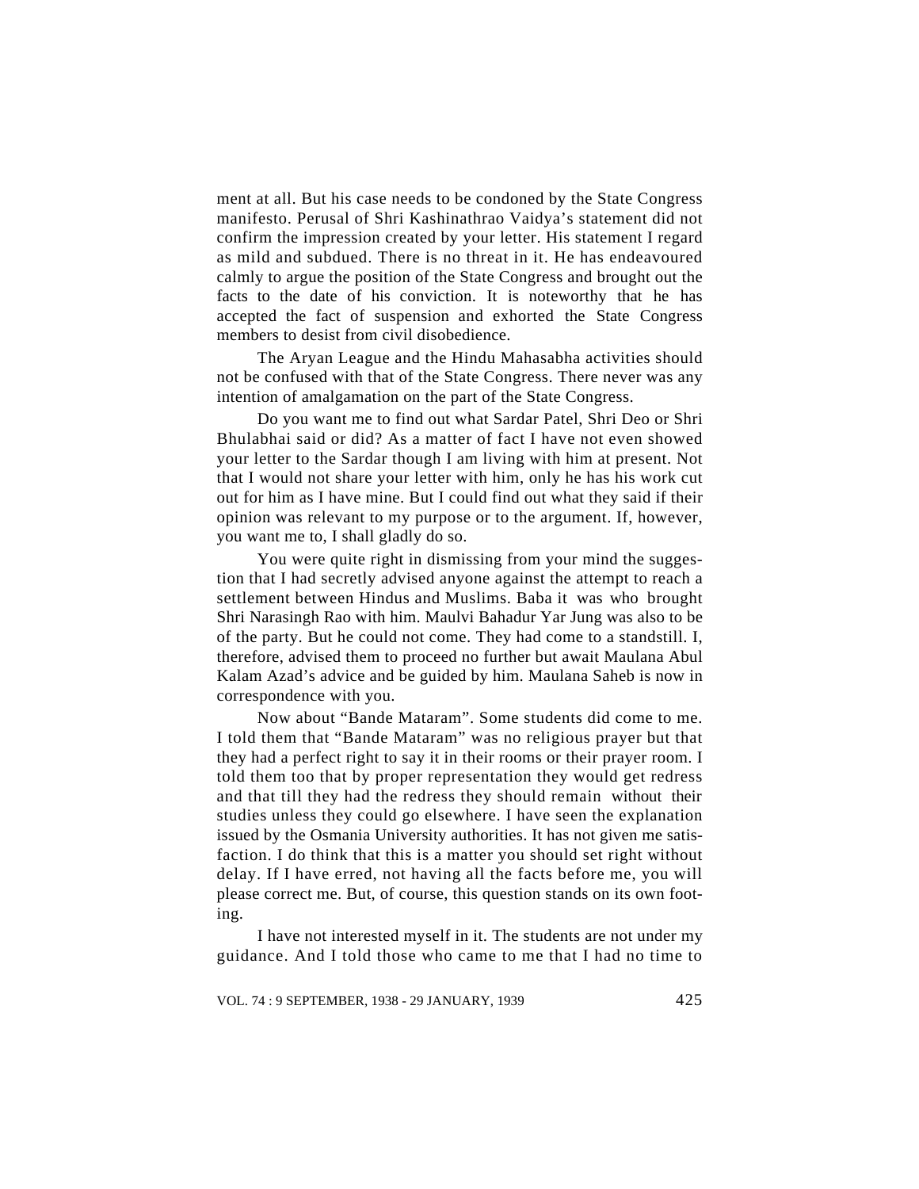ment at all. But his case needs to be condoned by the State Congress manifesto. Perusal of Shri Kashinathrao Vaidya's statement did not confirm the impression created by your letter. His statement I regard as mild and subdued. There is no threat in it. He has endeavoured calmly to argue the position of the State Congress and brought out the facts to the date of his conviction. It is noteworthy that he has accepted the fact of suspension and exhorted the State Congress members to desist from civil disobedience.

The Aryan League and the Hindu Mahasabha activities should not be confused with that of the State Congress. There never was any intention of amalgamation on the part of the State Congress.

Do you want me to find out what Sardar Patel, Shri Deo or Shri Bhulabhai said or did? As a matter of fact I have not even showed your letter to the Sardar though I am living with him at present. Not that I would not share your letter with him, only he has his work cut out for him as I have mine. But I could find out what they said if their opinion was relevant to my purpose or to the argument. If, however, you want me to, I shall gladly do so.

You were quite right in dismissing from your mind the suggestion that I had secretly advised anyone against the attempt to reach a settlement between Hindus and Muslims. Baba it was who brought Shri Narasingh Rao with him. Maulvi Bahadur Yar Jung was also to be of the party. But he could not come. They had come to a standstill. I, therefore, advised them to proceed no further but await Maulana Abul Kalam Azad's advice and be guided by him. Maulana Saheb is now in correspondence with you.

Now about "Bande Mataram". Some students did come to me. I told them that "Bande Mataram" was no religious prayer but that they had a perfect right to say it in their rooms or their prayer room. I told them too that by proper representation they would get redress and that till they had the redress they should remain without their studies unless they could go elsewhere. I have seen the explanation issued by the Osmania University authorities. It has not given me satisfaction. I do think that this is a matter you should set right without delay. If I have erred, not having all the facts before me, you will please correct me. But, of course, this question stands on its own footing.

I have not interested myself in it. The students are not under my guidance. And I told those who came to me that I had no time to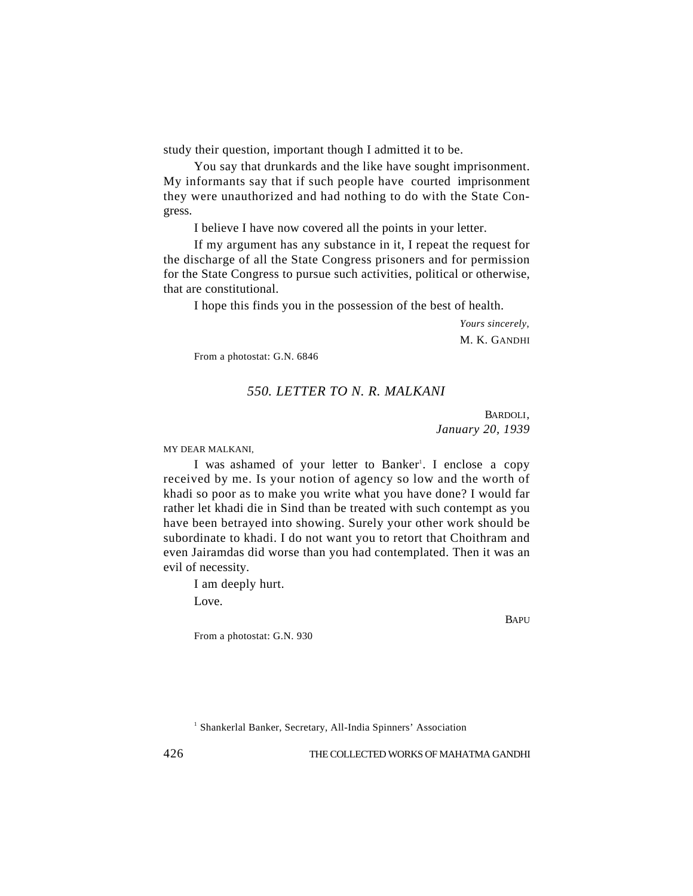study their question, important though I admitted it to be.

You say that drunkards and the like have sought imprisonment. My informants say that if such people have courted imprisonment they were unauthorized and had nothing to do with the State Congress.

I believe I have now covered all the points in your letter.

If my argument has any substance in it, I repeat the request for the discharge of all the State Congress prisoners and for permission for the State Congress to pursue such activities, political or otherwise, that are constitutional.

I hope this finds you in the possession of the best of health.

*Yours sincerely,*
M. K. GANDHI

From a photostat: G.N. 6846

### *550. LETTER TO N. R. MALKANI*

BARDOLI,
*January 20, 1939*

MY DEAR MALKANI,

I was ashamed of your letter to Banker[1]. I enclose a copy received by me. Is your notion of agency so low and the worth of khadi so poor as to make you write what you have done? I would far rather let khadi die in Sind than be treated with such contempt as you have been betrayed into showing. Surely your other work should be subordinate to khadi. I do not want you to retort that Choithram and even Jairamdas did worse than you had contemplated. Then it was an evil of necessity.

I am deeply hurt.

Love.

BAPU

From a photostat: G.N. 930

[1] Shankerlal Banker, Secretary, All-India Spinners' Association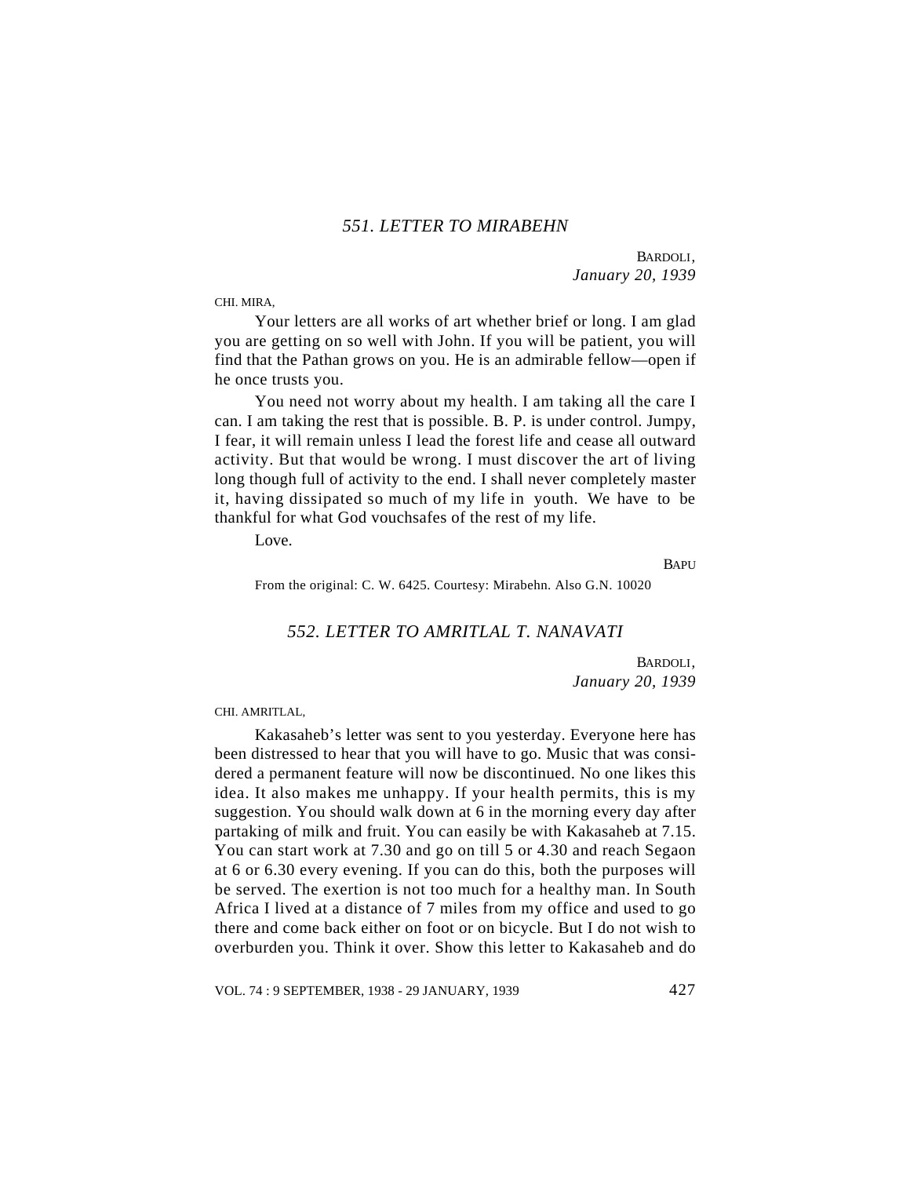## *551. LETTER TO MIRABEHN*

BARDOLI,
*January 20, 1939*

CHI. MIRA,

Your letters are all works of art whether brief or long. I am glad you are getting on so well with John. If you will be patient, you will find that the Pathan grows on you. He is an admirable fellow—open if he once trusts you.

You need not worry about my health. I am taking all the care I can. I am taking the rest that is possible. B. P. is under control. Jumpy, I fear, it will remain unless I lead the forest life and cease all outward activity. But that would be wrong. I must discover the art of living long though full of activity to the end. I shall never completely master it, having dissipated so much of my life in youth. We have to be thankful for what God vouchsafes of the rest of my life.

Love.

BAPU

From the original: C. W. 6425. Courtesy: Mirabehn. Also G.N. 10020

## *552. LETTER TO AMRITLAL T. NANAVATI*

BARDOLI,
*January 20, 1939*

CHI. AMRITLAL,

Kakasaheb's letter was sent to you yesterday. Everyone here has been distressed to hear that you will have to go. Music that was considered a permanent feature will now be discontinued. No one likes this idea. It also makes me unhappy. If your health permits, this is my suggestion. You should walk down at 6 in the morning every day after partaking of milk and fruit. You can easily be with Kakasaheb at 7.15. You can start work at 7.30 and go on till 5 or 4.30 and reach Segaon at 6 or 6.30 every evening. If you can do this, both the purposes will be served. The exertion is not too much for a healthy man. In South Africa I lived at a distance of 7 miles from my office and used to go there and come back either on foot or on bicycle. But I do not wish to overburden you. Think it over. Show this letter to Kakasaheb and do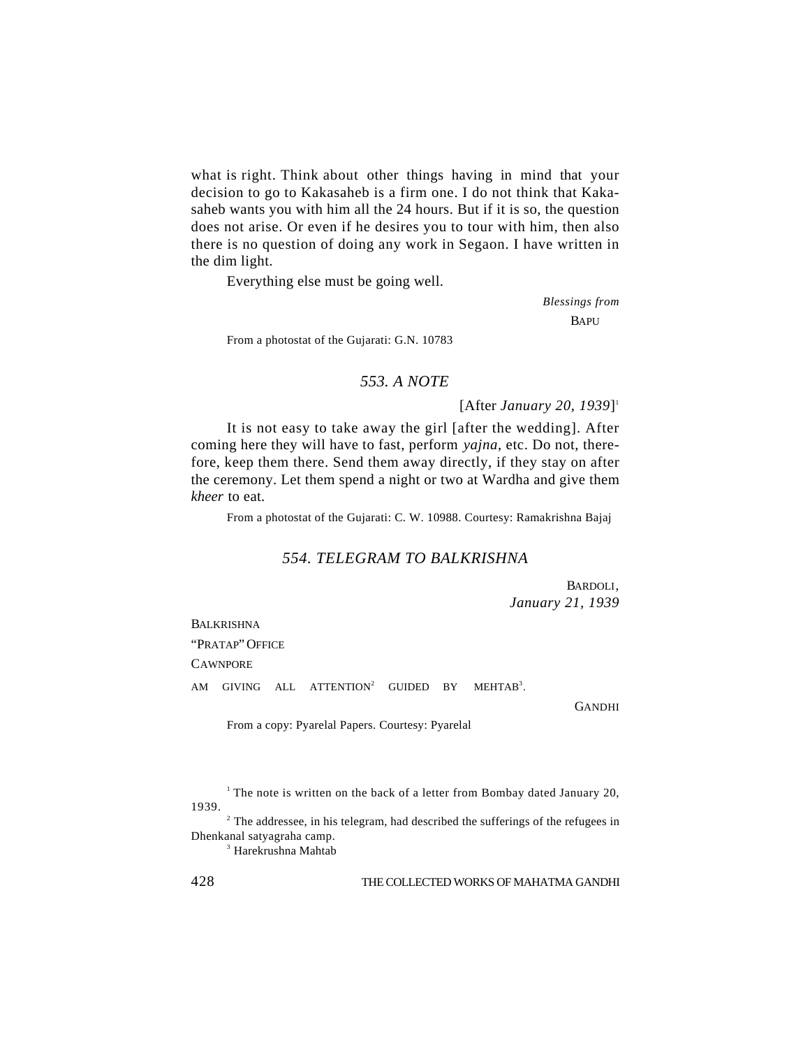what is right. Think about other things having in mind that your decision to go to Kakasaheb is a firm one. I do not think that Kakasaheb wants you with him all the 24 hours. But if it is so, the question does not arise. Or even if he desires you to tour with him, then also there is no question of doing any work in Segaon. I have written in the dim light.

Everything else must be going well.

*Blessings from*
BAPU

From a photostat of the Gujarati: G.N. 10783

## *553. A NOTE*

[After *January 20, 1939*][1]

It is not easy to take away the girl [after the wedding]. After coming here they will have to fast, perform *yajna*, etc. Do not, therefore, keep them there. Send them away directly, if they stay on after the ceremony. Let them spend a night or two at Wardha and give them *kheer* to eat.

From a photostat of the Gujarati: C. W. 10988. Courtesy: Ramakrishna Bajaj

## *554. TELEGRAM TO BALKRISHNA*

BARDOLI,
*January 21, 1939*

BALKRISHNA
"PRATAP" OFFICE
CAWNPORE

AM GIVING ALL ATTENTION[2] GUIDED BY MEHTAB[3].

GANDHI

From a copy: Pyarelal Papers. Courtesy: Pyarelal

[1] The note is written on the back of a letter from Bombay dated January 20, 1939.

[2] The addressee, in his telegram, had described the sufferings of the refugees in Dhenkanal satyagraha camp.

[3] Harekrushna Mahtab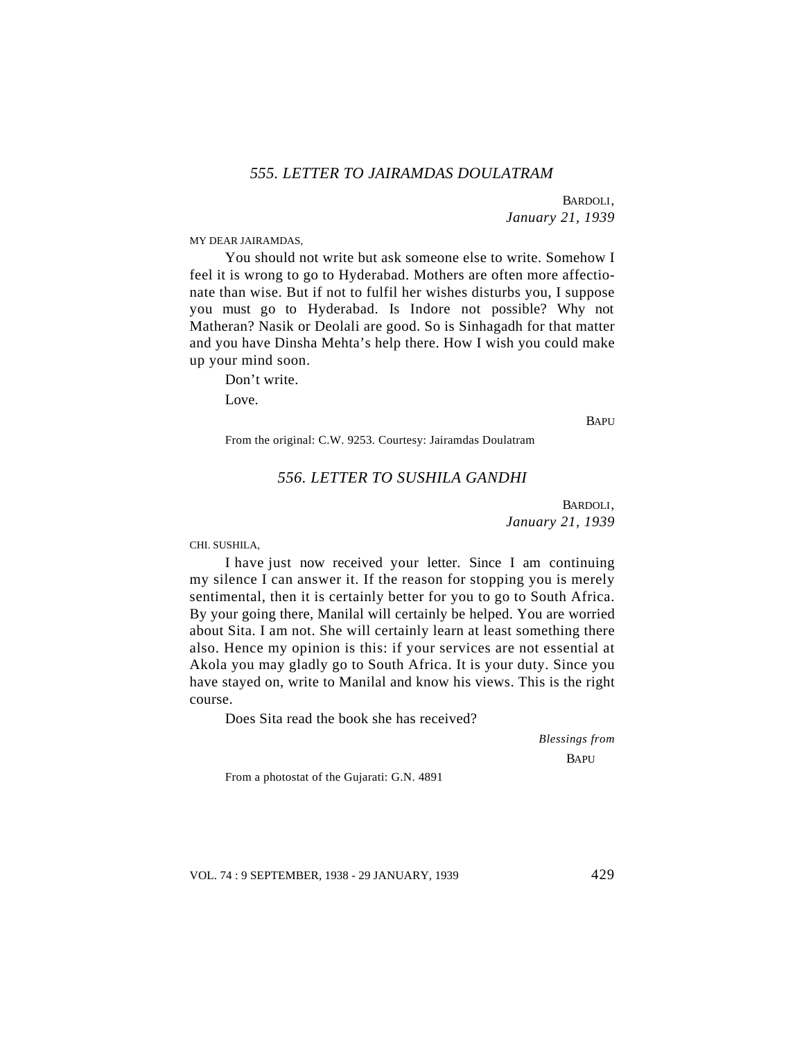## *555. LETTER TO JAIRAMDAS DOULATRAM*

BARDOLI,
*January 21, 1939*

MY DEAR JAIRAMDAS,

You should not write but ask someone else to write. Somehow I feel it is wrong to go to Hyderabad. Mothers are often more affectionate than wise. But if not to fulfil her wishes disturbs you, I suppose you must go to Hyderabad. Is Indore not possible? Why not Matheran? Nasik or Deolali are good. So is Sinhagadh for that matter and you have Dinsha Mehta's help there. How I wish you could make up your mind soon.

Don't write.

Love.

BAPU

From the original: C.W. 9253. Courtesy: Jairamdas Doulatram

## *556. LETTER TO SUSHILA GANDHI*

BARDOLI,
*January 21, 1939*

CHI. SUSHILA,

I have just now received your letter. Since I am continuing my silence I can answer it. If the reason for stopping you is merely sentimental, then it is certainly better for you to go to South Africa. By your going there, Manilal will certainly be helped. You are worried about Sita. I am not. She will certainly learn at least something there also. Hence my opinion is this: if your services are not essential at Akola you may gladly go to South Africa. It is your duty. Since you have stayed on, write to Manilal and know his views. This is the right course.

Does Sita read the book she has received?

*Blessings from*
BAPU

From a photostat of the Gujarati: G.N. 4891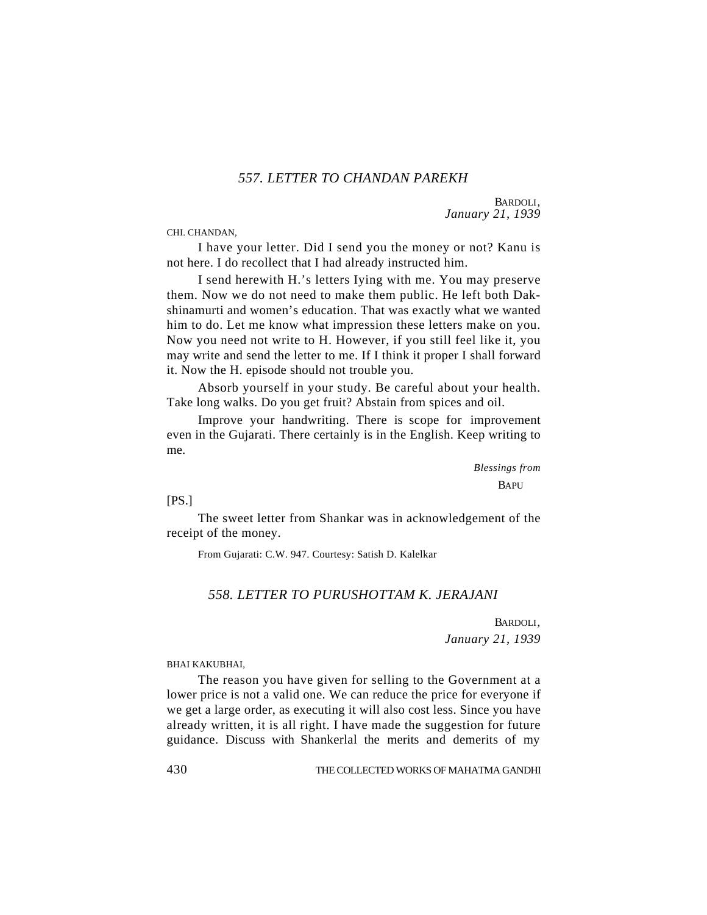### *557. LETTER TO CHANDAN PAREKH*

BARDOLI,
*January 21, 1939*

CHI. CHANDAN,

I have your letter. Did I send you the money or not? Kanu is not here. I do recollect that I had already instructed him.

I send herewith H.'s letters Iying with me. You may preserve them. Now we do not need to make them public. He left both Dakshinamurti and women's education. That was exactly what we wanted him to do. Let me know what impression these letters make on you. Now you need not write to H. However, if you still feel like it, you may write and send the letter to me. If I think it proper I shall forward it. Now the H. episode should not trouble you.

Absorb yourself in your study. Be careful about your health. Take long walks. Do you get fruit? Abstain from spices and oil.

Improve your handwriting. There is scope for improvement even in the Gujarati. There certainly is in the English. Keep writing to me.

*Blessings from*
BAPU

[PS.]

The sweet letter from Shankar was in acknowledgement of the receipt of the money.

From Gujarati: C.W. 947. Courtesy: Satish D. Kalelkar

### *558. LETTER TO PURUSHOTTAM K. JERAJANI*

BARDOLI,
*January 21, 1939*

BHAI KAKUBHAI,

The reason you have given for selling to the Government at a lower price is not a valid one. We can reduce the price for everyone if we get a large order, as executing it will also cost less. Since you have already written, it is all right. I have made the suggestion for future guidance. Discuss with Shankerlal the merits and demerits of my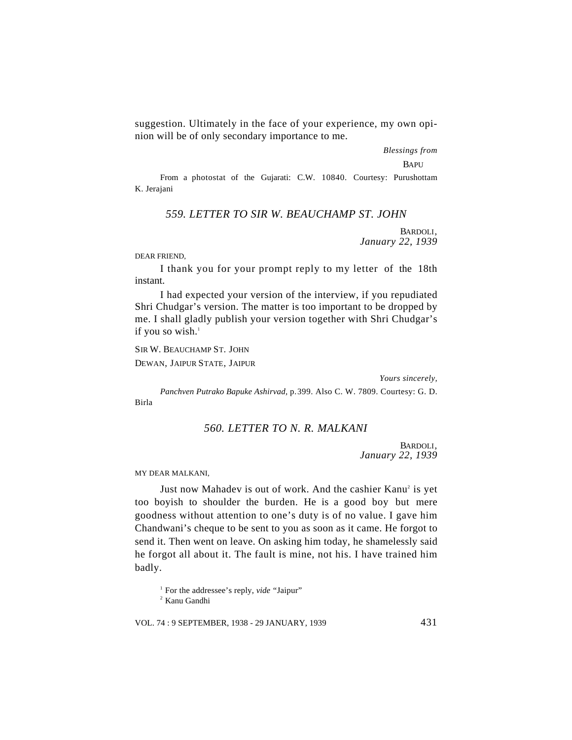suggestion. Ultimately in the face of your experience, my own opinion will be of only secondary importance to me.

*Blessings from*

BAPU

From a photostat of the Gujarati: C.W. 10840. Courtesy: Purushottam K. Jerajani

## *559. LETTER TO SIR W. BEAUCHAMP ST. JOHN*

BARDOLI,
*January 22, 1939*

DEAR FRIEND,

I thank you for your prompt reply to my letter of the 18th instant.

I had expected your version of the interview, if you repudiated Shri Chudgar's version. The matter is too important to be dropped by me. I shall gladly publish your version together with Shri Chudgar's if you so wish.[1]

*Yours sincerely,*

SIR W. BEAUCHAMP ST. JOHN
DEWAN, JAIPUR STATE, JAIPUR

*Panchven Putrako Bapuke Ashirvad*, p.399. Also C. W. 7809. Courtesy: G. D. Birla

## *560. LETTER TO N. R. MALKANI*

BARDOLI,
*January 22, 1939*

MY DEAR MALKANI,

Just now Mahadev is out of work. And the cashier Kanu[2] is yet too boyish to shoulder the burden. He is a good boy but mere goodness without attention to one's duty is of no value. I gave him Chandwani's cheque to be sent to you as soon as it came. He forgot to send it. Then went on leave. On asking him today, he shamelessly said he forgot all about it. The fault is mine, not his. I have trained him badly.

[1] For the addressee's reply, *vide* "Jaipur"

[2] Kanu Gandhi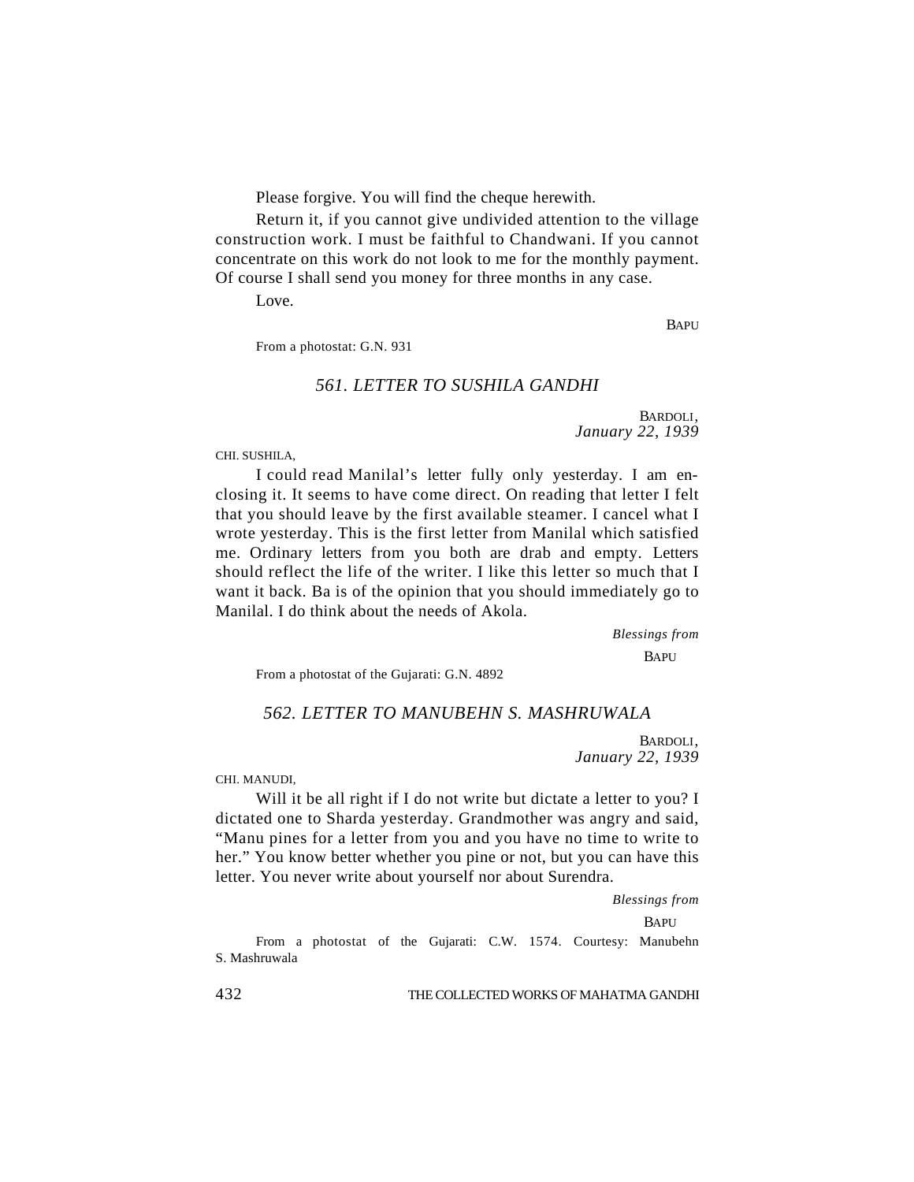Please forgive. You will find the cheque herewith.

Return it, if you cannot give undivided attention to the village construction work. I must be faithful to Chandwani. If you cannot concentrate on this work do not look to me for the monthly payment. Of course I shall send you money for three months in any case.

Love.

BAPU

From a photostat: G.N. 931

### *561. LETTER TO SUSHILA GANDHI*

BARDOLI,
*January 22, 1939*

CHI. SUSHILA,

I could read Manilal's letter fully only yesterday. I am enclosing it. It seems to have come direct. On reading that letter I felt that you should leave by the first available steamer. I cancel what I wrote yesterday. This is the first letter from Manilal which satisfied me. Ordinary letters from you both are drab and empty. Letters should reflect the life of the writer. I like this letter so much that I want it back. Ba is of the opinion that you should immediately go to Manilal. I do think about the needs of Akola.

*Blessings from*
BAPU

From a photostat of the Gujarati: G.N. 4892

### *562. LETTER TO MANUBEHN S. MASHRUWALA*

BARDOLI,
*January 22, 1939*

CHI. MANUDI,

Will it be all right if I do not write but dictate a letter to you? I dictated one to Sharda yesterday. Grandmother was angry and said, "Manu pines for a letter from you and you have no time to write to her." You know better whether you pine or not, but you can have this letter. You never write about yourself nor about Surendra.

*Blessings from*
BAPU

From a photostat of the Gujarati: C.W. 1574. Courtesy: Manubehn S. Mashruwala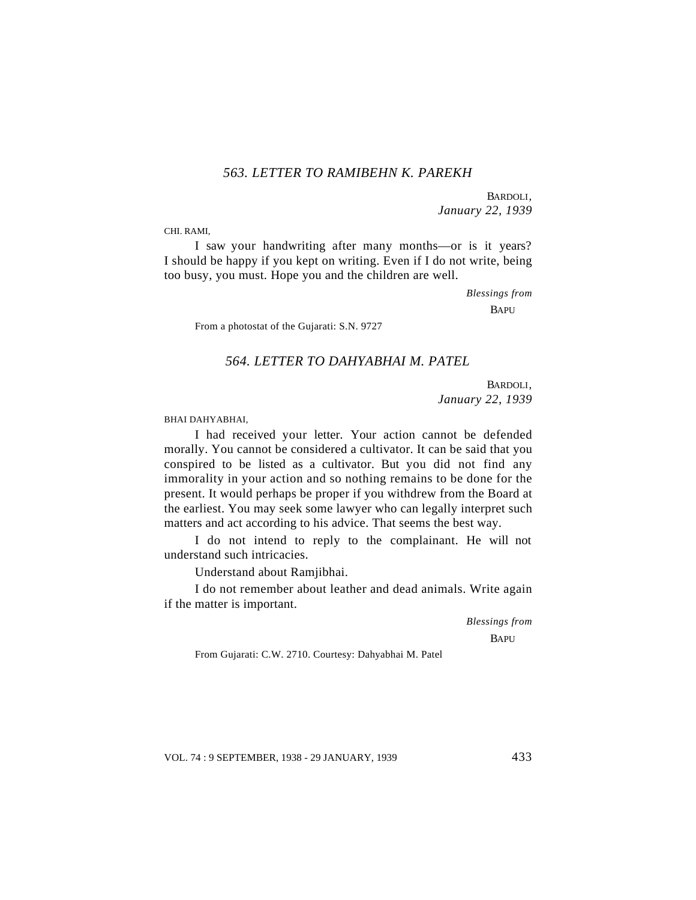### 563. LETTER TO RAMIBEHN K. PAREKH

BARDOLI,
*January 22, 1939*

CHI. RAMI,

I saw your handwriting after many months—or is it years? I should be happy if you kept on writing. Even if I do not write, being too busy, you must. Hope you and the children are well.

*Blessings from*
BAPU

From a photostat of the Gujarati: S.N. 9727

### 564. LETTER TO DAHYABHAI M. PATEL

BARDOLI,
*January 22, 1939*

BHAI DAHYABHAI,

I had received your letter. Your action cannot be defended morally. You cannot be considered a cultivator. It can be said that you conspired to be listed as a cultivator. But you did not find any immorality in your action and so nothing remains to be done for the present. It would perhaps be proper if you withdrew from the Board at the earliest. You may seek some lawyer who can legally interpret such matters and act according to his advice. That seems the best way.

I do not intend to reply to the complainant. He will not understand such intricacies.

Understand about Ramjibhai.

I do not remember about leather and dead animals. Write again if the matter is important.

*Blessings from*
BAPU

From Gujarati: C.W. 2710. Courtesy: Dahyabhai M. Patel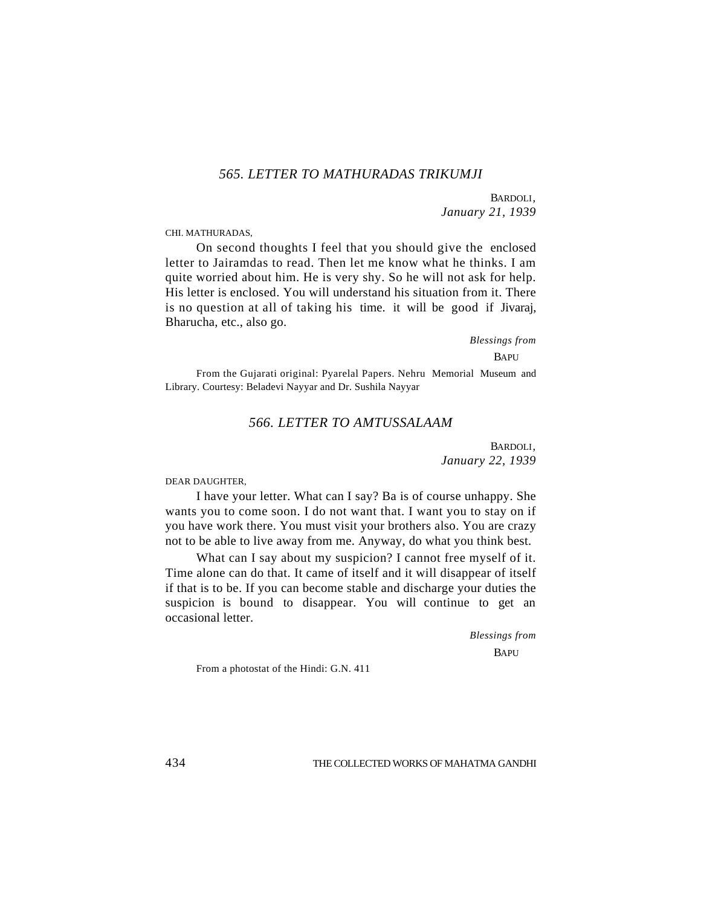## *565. LETTER TO MATHURADAS TRIKUMJI*

BARDOLI,
*January 21, 1939*

CHI. MATHURADAS,

On second thoughts I feel that you should give the enclosed letter to Jairamdas to read. Then let me know what he thinks. I am quite worried about him. He is very shy. So he will not ask for help. His letter is enclosed. You will understand his situation from it. There is no question at all of taking his time. it will be good if Jivaraj, Bharucha, etc., also go.

*Blessings from*
BAPU

From the Gujarati original: Pyarelal Papers. Nehru Memorial Museum and Library. Courtesy: Beladevi Nayyar and Dr. Sushila Nayyar

## *566. LETTER TO AMTUSSALAAM*

BARDOLI,
*January 22, 1939*

DEAR DAUGHTER,

I have your letter. What can I say? Ba is of course unhappy. She wants you to come soon. I do not want that. I want you to stay on if you have work there. You must visit your brothers also. You are crazy not to be able to live away from me. Anyway, do what you think best.

What can I say about my suspicion? I cannot free myself of it. Time alone can do that. It came of itself and it will disappear of itself if that is to be. If you can become stable and discharge your duties the suspicion is bound to disappear. You will continue to get an occasional letter.

*Blessings from*
BAPU

From a photostat of the Hindi: G.N. 411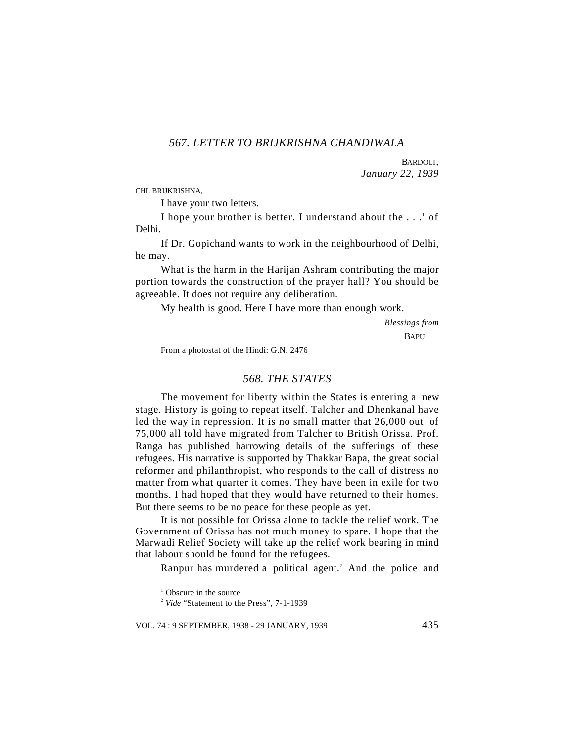## 567. LETTER TO BRIJKRISHNA CHANDIWALA

BARDOLI,
*January 22, 1939*

CHI. BRIJKRISHNA,

I have your two letters.

I hope your brother is better. I understand about the . . .[1] of Delhi.

If Dr. Gopichand wants to work in the neighbourhood of Delhi, he may.

What is the harm in the Harijan Ashram contributing the major portion towards the construction of the prayer hall? You should be agreeable. It does not require any deliberation.

My health is good. Here I have more than enough work.

*Blessings from*
BAPU

From a photostat of the Hindi: G.N. 2476

## 568. THE STATES

The movement for liberty within the States is entering a new stage. History is going to repeat itself. Talcher and Dhenkanal have led the way in repression. It is no small matter that 26,000 out of 75,000 all told have migrated from Talcher to British Orissa. Prof. Ranga has published harrowing details of the sufferings of these refugees. His narrative is supported by Thakkar Bapa, the great social reformer and philanthropist, who responds to the call of distress no matter from what quarter it comes. They have been in exile for two months. I had hoped that they would have returned to their homes. But there seems to be no peace for these people as yet.

It is not possible for Orissa alone to tackle the relief work. The Government of Orissa has not much money to spare. I hope that the Marwadi Relief Society will take up the relief work bearing in mind that labour should be found for the refugees.

Ranpur has murdered a political agent.[2] And the police and

[1] Obscure in the source

[2] *Vide* "Statement to the Press", 7-1-1939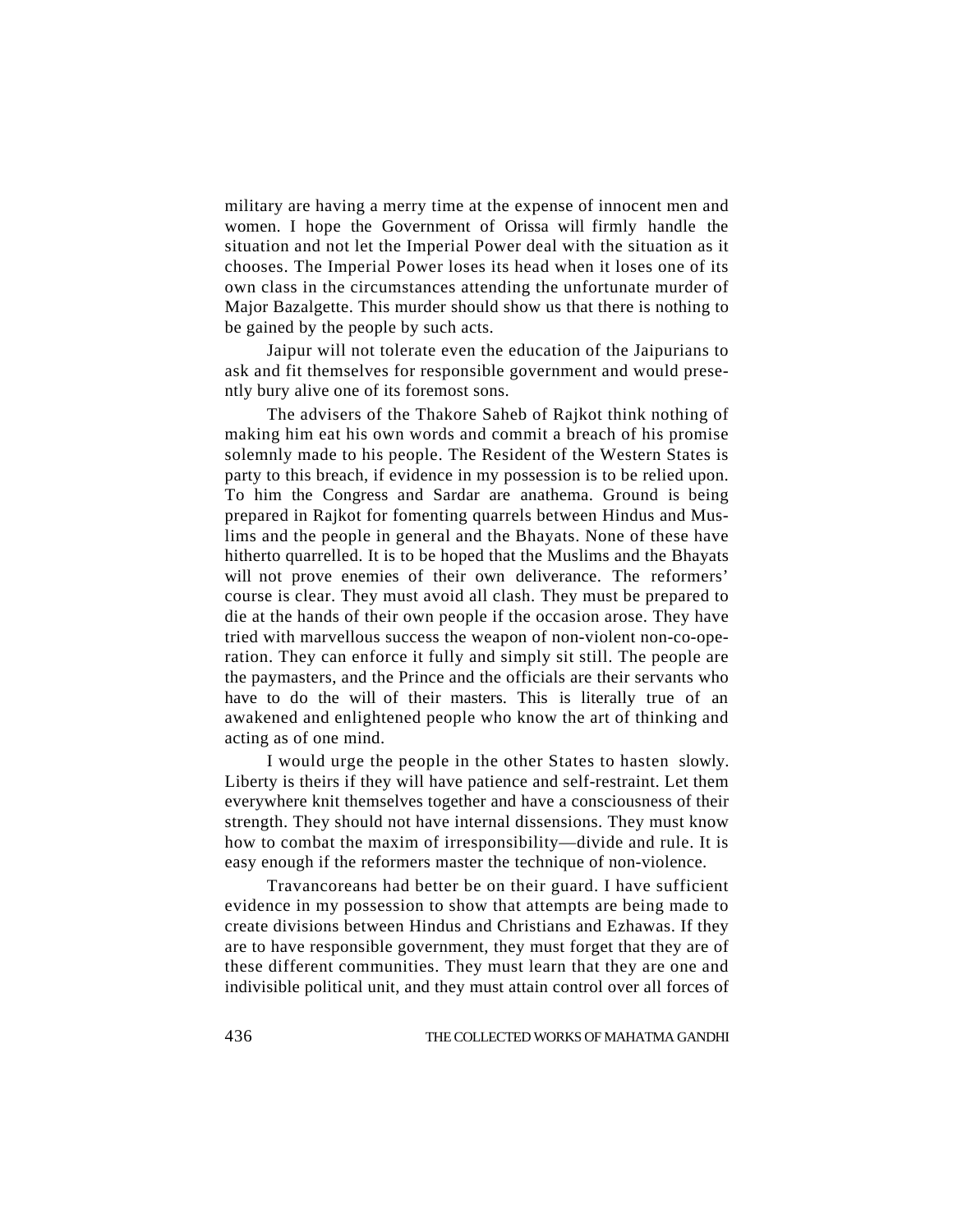military are having a merry time at the expense of innocent men and women. I hope the Government of Orissa will firmly handle the situation and not let the Imperial Power deal with the situation as it chooses. The Imperial Power loses its head when it loses one of its own class in the circumstances attending the unfortunate murder of Major Bazalgette. This murder should show us that there is nothing to be gained by the people by such acts.

Jaipur will not tolerate even the education of the Jaipurians to ask and fit themselves for responsible government and would presently bury alive one of its foremost sons.

The advisers of the Thakore Saheb of Rajkot think nothing of making him eat his own words and commit a breach of his promise solemnly made to his people. The Resident of the Western States is party to this breach, if evidence in my possession is to be relied upon. To him the Congress and Sardar are anathema. Ground is being prepared in Rajkot for fomenting quarrels between Hindus and Muslims and the people in general and the Bhayats. None of these have hitherto quarrelled. It is to be hoped that the Muslims and the Bhayats will not prove enemies of their own deliverance. The reformers' course is clear. They must avoid all clash. They must be prepared to die at the hands of their own people if the occasion arose. They have tried with marvellous success the weapon of non-violent non-co-operation. They can enforce it fully and simply sit still. The people are the paymasters, and the Prince and the officials are their servants who have to do the will of their masters. This is literally true of an awakened and enlightened people who know the art of thinking and acting as of one mind.

I would urge the people in the other States to hasten slowly. Liberty is theirs if they will have patience and self-restraint. Let them everywhere knit themselves together and have a consciousness of their strength. They should not have internal dissensions. They must know how to combat the maxim of irresponsibility—divide and rule. It is easy enough if the reformers master the technique of non-violence.

Travancoreans had better be on their guard. I have sufficient evidence in my possession to show that attempts are being made to create divisions between Hindus and Christians and Ezhawas. If they are to have responsible government, they must forget that they are of these different communities. They must learn that they are one and indivisible political unit, and they must attain control over all forces of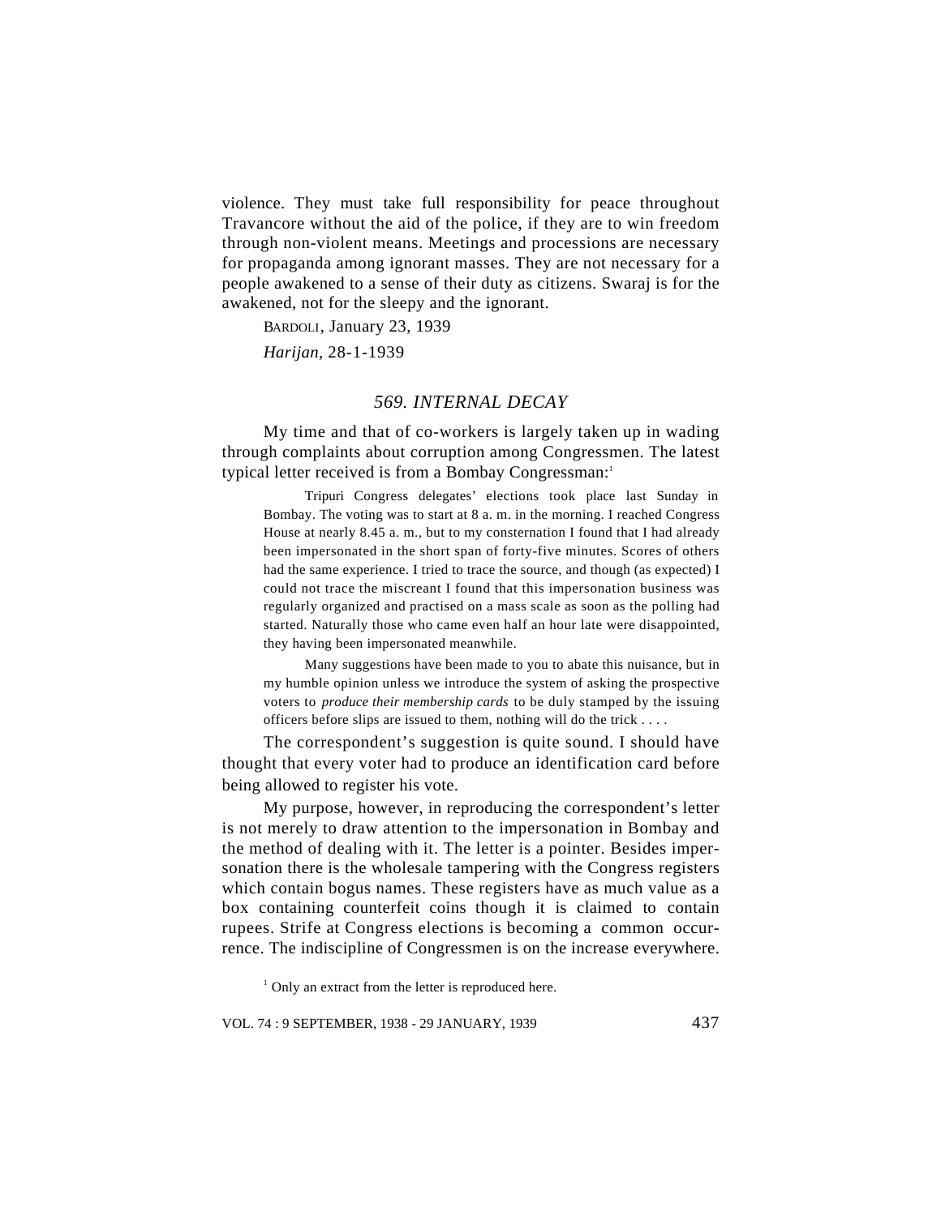violence. They must take full responsibility for peace throughout Travancore without the aid of the police, if they are to win freedom through non-violent means. Meetings and processions are necessary for propaganda among ignorant masses. They are not necessary for a people awakened to a sense of their duty as citizens. Swaraj is for the awakened, not for the sleepy and the ignorant.

BARDOLI, January 23, 1939

*Harijan*, 28-1-1939

## *569. INTERNAL DECAY*

My time and that of co-workers is largely taken up in wading through complaints about corruption among Congressmen. The latest typical letter received is from a Bombay Congressman:[1]

> Tripuri Congress delegates' elections took place last Sunday in Bombay. The voting was to start at 8 a. m. in the morning. I reached Congress House at nearly 8.45 a. m., but to my consternation I found that I had already been impersonated in the short span of forty-five minutes. Scores of others had the same experience. I tried to trace the source, and though (as expected) I could not trace the miscreant I found that this impersonation business was regularly organized and practised on a mass scale as soon as the polling had started. Naturally those who came even half an hour late were disappointed, they having been impersonated meanwhile.
>
> Many suggestions have been made to you to abate this nuisance, but in my humble opinion unless we introduce the system of asking the prospective voters to *produce their membership cards* to be duly stamped by the issuing officers before slips are issued to them, nothing will do the trick . . . .

The correspondent's suggestion is quite sound. I should have thought that every voter had to produce an identification card before being allowed to register his vote.

My purpose, however, in reproducing the correspondent's letter is not merely to draw attention to the impersonation in Bombay and the method of dealing with it. The letter is a pointer. Besides impersonation there is the wholesale tampering with the Congress registers which contain bogus names. These registers have as much value as a box containing counterfeit coins though it is claimed to contain rupees. Strife at Congress elections is becoming a common occurrence. The indiscipline of Congressmen is on the increase everywhere.

[1] Only an extract from the letter is reproduced here.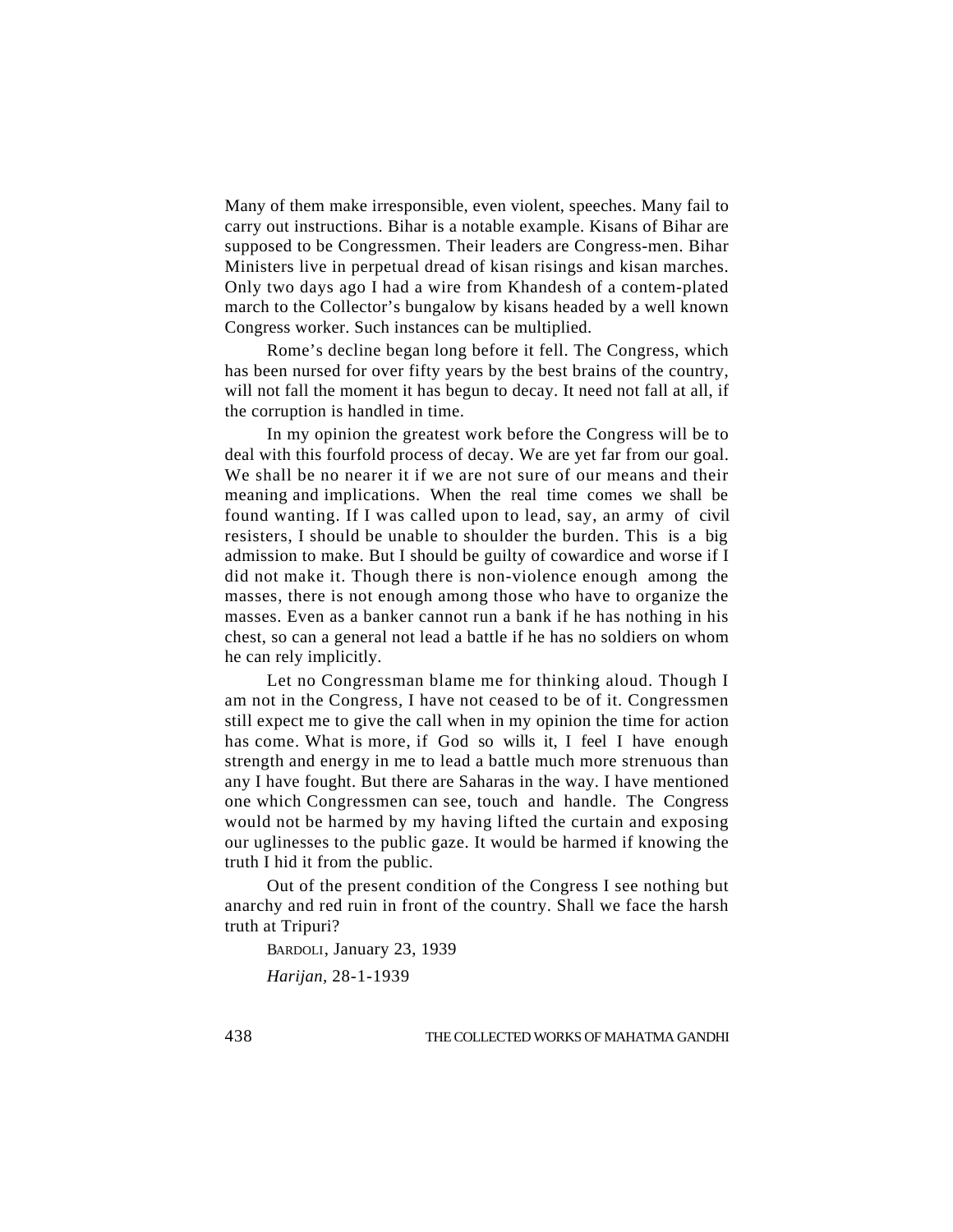Many of them make irresponsible, even violent, speeches. Many fail to carry out instructions. Bihar is a notable example. Kisans of Bihar are supposed to be Congressmen. Their leaders are Congress-men. Bihar Ministers live in perpetual dread of kisan risings and kisan marches. Only two days ago I had a wire from Khandesh of a contem-plated march to the Collector's bungalow by kisans headed by a well known Congress worker. Such instances can be multiplied.

Rome's decline began long before it fell. The Congress, which has been nursed for over fifty years by the best brains of the country, will not fall the moment it has begun to decay. It need not fall at all, if the corruption is handled in time.

In my opinion the greatest work before the Congress will be to deal with this fourfold process of decay. We are yet far from our goal. We shall be no nearer it if we are not sure of our means and their meaning and implications. When the real time comes we shall be found wanting. If I was called upon to lead, say, an army of civil resisters, I should be unable to shoulder the burden. This is a big admission to make. But I should be guilty of cowardice and worse if I did not make it. Though there is non-violence enough among the masses, there is not enough among those who have to organize the masses. Even as a banker cannot run a bank if he has nothing in his chest, so can a general not lead a battle if he has no soldiers on whom he can rely implicitly.

Let no Congressman blame me for thinking aloud. Though I am not in the Congress, I have not ceased to be of it. Congressmen still expect me to give the call when in my opinion the time for action has come. What is more, if God so wills it, I feel I have enough strength and energy in me to lead a battle much more strenuous than any I have fought. But there are Saharas in the way. I have mentioned one which Congressmen can see, touch and handle. The Congress would not be harmed by my having lifted the curtain and exposing our uglinesses to the public gaze. It would be harmed if knowing the truth I hid it from the public.

Out of the present condition of the Congress I see nothing but anarchy and red ruin in front of the country. Shall we face the harsh truth at Tripuri?

BARDOLI, January 23, 1939

*Harijan*, 28-1-1939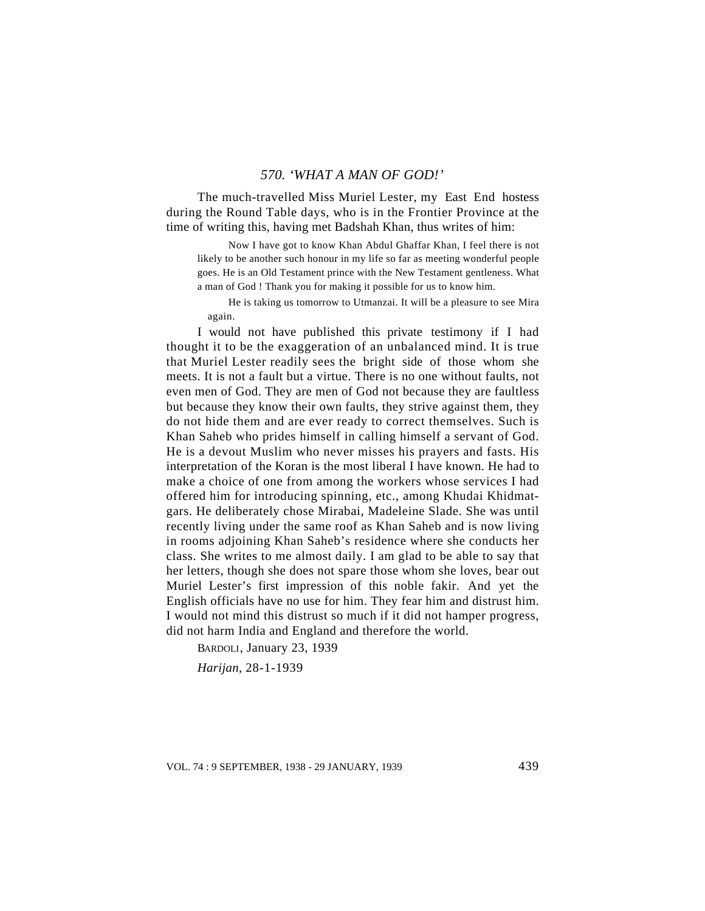## 570. 'WHAT A MAN OF GOD!'

The much-travelled Miss Muriel Lester, my East End hostess during the Round Table days, who is in the Frontier Province at the time of writing this, having met Badshah Khan, thus writes of him:

> Now I have got to know Khan Abdul Ghaffar Khan, I feel there is not likely to be another such honour in my life so far as meeting wonderful people goes. He is an Old Testament prince with the New Testament gentleness. What a man of God ! Thank you for making it possible for us to know him.
>
> He is taking us tomorrow to Utmanzai. It will be a pleasure to see Mira again.

I would not have published this private testimony if I had thought it to be the exaggeration of an unbalanced mind. It is true that Muriel Lester readily sees the bright side of those whom she meets. It is not a fault but a virtue. There is no one without faults, not even men of God. They are men of God not because they are faultless but because they know their own faults, they strive against them, they do not hide them and are ever ready to correct themselves. Such is Khan Saheb who prides himself in calling himself a servant of God. He is a devout Muslim who never misses his prayers and fasts. His interpretation of the Koran is the most liberal I have known. He had to make a choice of one from among the workers whose services I had offered him for introducing spinning, etc., among Khudai Khidmatgars. He deliberately chose Mirabai, Madeleine Slade. She was until recently living under the same roof as Khan Saheb and is now living in rooms adjoining Khan Saheb's residence where she conducts her class. She writes to me almost daily. I am glad to be able to say that her letters, though she does not spare those whom she loves, bear out Muriel Lester's first impression of this noble fakir. And yet the English officials have no use for him. They fear him and distrust him. I would not mind this distrust so much if it did not hamper progress, did not harm India and England and therefore the world.

BARDOLI, January 23, 1939

*Harijan*, 28-1-1939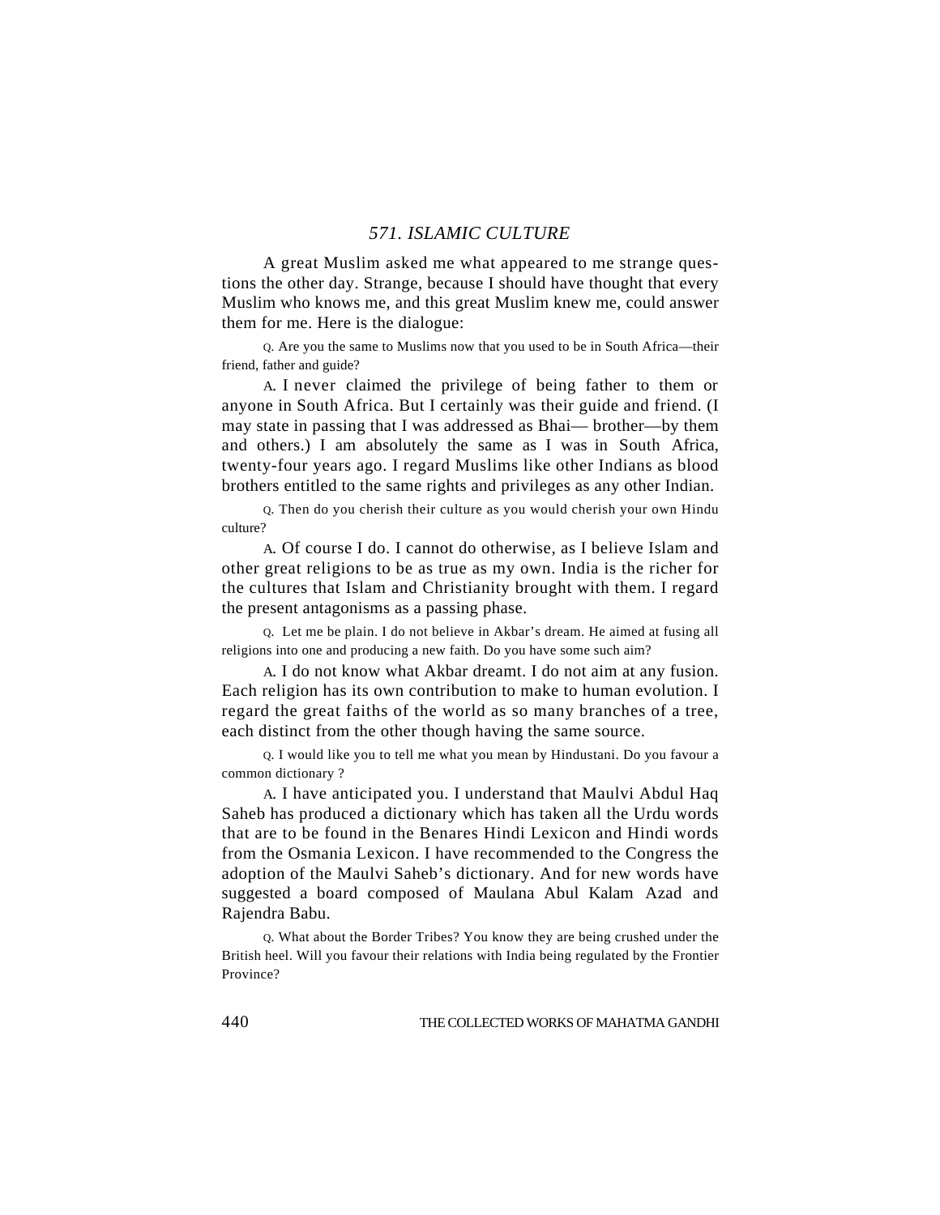## *571. ISLAMIC CULTURE*

A great Muslim asked me what appeared to me strange questions the other day. Strange, because I should have thought that every Muslim who knows me, and this great Muslim knew me, could answer them for me. Here is the dialogue:

Q. Are you the same to Muslims now that you used to be in South Africa—their friend, father and guide?

A. I never claimed the privilege of being father to them or anyone in South Africa. But I certainly was their guide and friend. (I may state in passing that I was addressed as Bhai— brother—by them and others.) I am absolutely the same as I was in South Africa, twenty-four years ago. I regard Muslims like other Indians as blood brothers entitled to the same rights and privileges as any other Indian.

Q. Then do you cherish their culture as you would cherish your own Hindu culture?

A. Of course I do. I cannot do otherwise, as I believe Islam and other great religions to be as true as my own. India is the richer for the cultures that Islam and Christianity brought with them. I regard the present antagonisms as a passing phase.

Q. Let me be plain. I do not believe in Akbar's dream. He aimed at fusing all religions into one and producing a new faith. Do you have some such aim?

A. I do not know what Akbar dreamt. I do not aim at any fusion. Each religion has its own contribution to make to human evolution. I regard the great faiths of the world as so many branches of a tree, each distinct from the other though having the same source.

Q. I would like you to tell me what you mean by Hindustani. Do you favour a common dictionary ?

A. I have anticipated you. I understand that Maulvi Abdul Haq Saheb has produced a dictionary which has taken all the Urdu words that are to be found in the Benares Hindi Lexicon and Hindi words from the Osmania Lexicon. I have recommended to the Congress the adoption of the Maulvi Saheb's dictionary. And for new words have suggested a board composed of Maulana Abul Kalam Azad and Rajendra Babu.

Q. What about the Border Tribes? You know they are being crushed under the British heel. Will you favour their relations with India being regulated by the Frontier Province?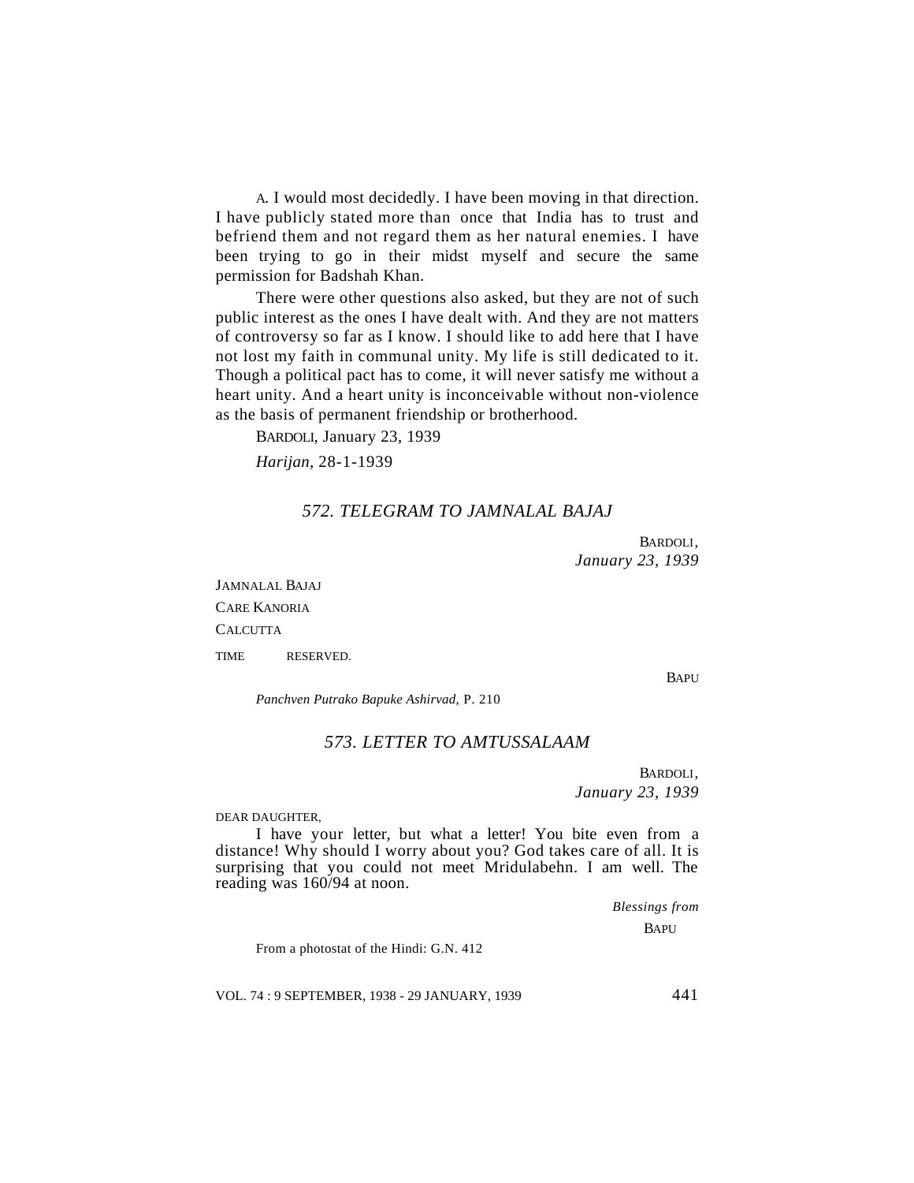A. I would most decidedly. I have been moving in that direction. I have publicly stated more than once that India has to trust and befriend them and not regard them as her natural enemies. I have been trying to go in their midst myself and secure the same permission for Badshah Khan.

There were other questions also asked, but they are not of such public interest as the ones I have dealt with. And they are not matters of controversy so far as I know. I should like to add here that I have not lost my faith in communal unity. My life is still dedicated to it. Though a political pact has to come, it will never satisfy me without a heart unity. And a heart unity is inconceivable without non-violence as the basis of permanent friendship or brotherhood.

BARDOLI, January 23, 1939

*Harijan*, 28-1-1939

## *572. TELEGRAM TO JAMNALAL BAJAJ*

BARDOLI,
*January 23, 1939*

JAMNALAL BAJAJ
CARE KANORIA
CALCUTTA

TIME RESERVED.

BAPU

*Panchven Putrako Bapuke Ashirvad*, P. 210

## *573. LETTER TO AMTUSSALAAM*

BARDOLI,
*January 23, 1939*

DEAR DAUGHTER,

I have your letter, but what a letter! You bite even from a distance! Why should I worry about you? God takes care of all. It is surprising that you could not meet Mridulabehn. I am well. The reading was 160/94 at noon.

*Blessings from*
BAPU

From a photostat of the Hindi: G.N. 412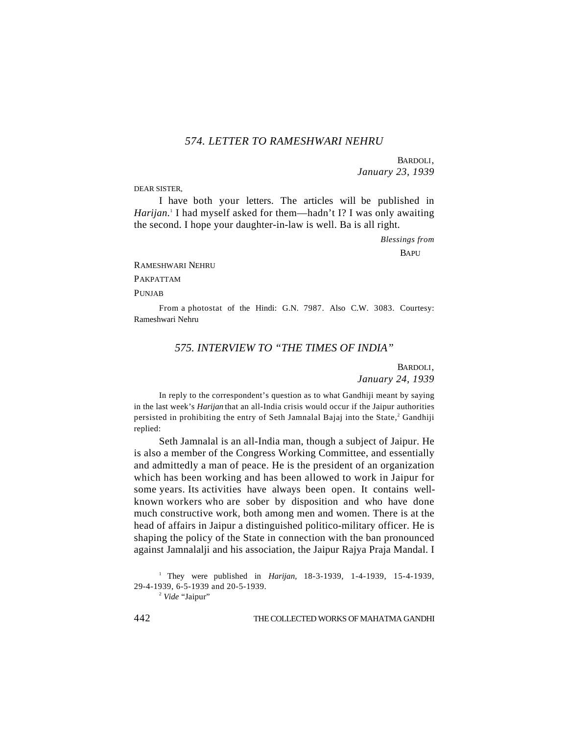## *574. LETTER TO RAMESHWARI NEHRU*

BARDOLI,
*January 23, 1939*

DEAR SISTER,

I have both your letters. The articles will be published in *Harijan*.[1] I had myself asked for them—hadn't I? I was only awaiting the second. I hope your daughter-in-law is well. Ba is all right.

*Blessings from*
BAPU

RAMESHWARI NEHRU
PAKPATTAM
PUNJAB

From a photostat of the Hindi: G.N. 7987. Also C.W. 3083. Courtesy: Rameshwari Nehru

## *575. INTERVIEW TO "THE TIMES OF INDIA"*

BARDOLI,
*January 24, 1939*

In reply to the correspondent's question as to what Gandhiji meant by saying in the last week's *Harijan* that an all-India crisis would occur if the Jaipur authorities persisted in prohibiting the entry of Seth Jamnalal Bajaj into the State,[2] Gandhiji replied:

Seth Jamnalal is an all-India man, though a subject of Jaipur. He is also a member of the Congress Working Committee, and essentially and admittedly a man of peace. He is the president of an organization which has been working and has been allowed to work in Jaipur for some years. Its activities have always been open. It contains well-known workers who are sober by disposition and who have done much constructive work, both among men and women. There is at the head of affairs in Jaipur a distinguished politico-military officer. He is shaping the policy of the State in connection with the ban pronounced against Jamnalalji and his association, the Jaipur Rajya Praja Mandal. I

[1] They were published in *Harijan*, 18-3-1939, 1-4-1939, 15-4-1939, 29-4-1939, 6-5-1939 and 20-5-1939.

[2] *Vide* "Jaipur"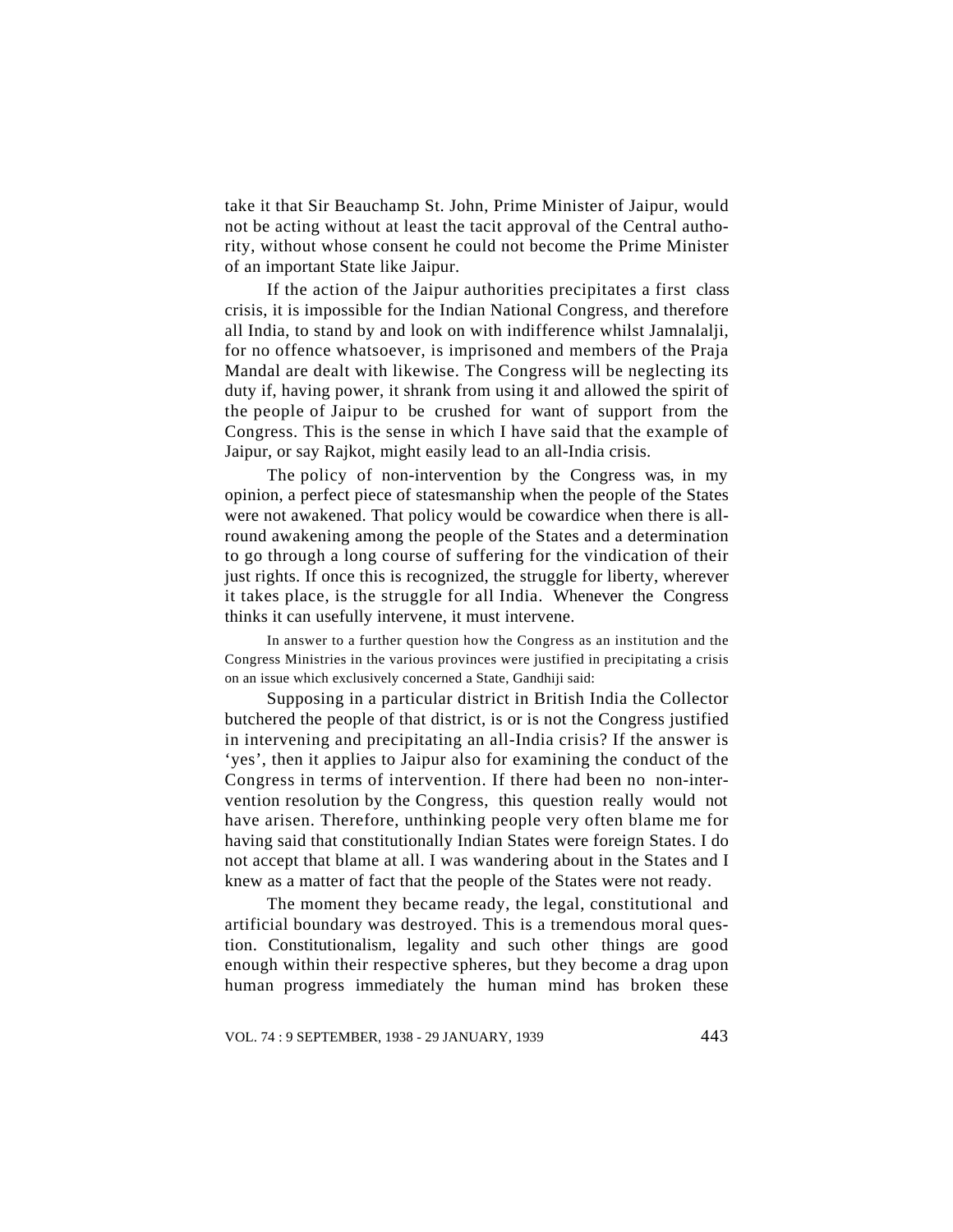take it that Sir Beauchamp St. John, Prime Minister of Jaipur, would not be acting without at least the tacit approval of the Central authority, without whose consent he could not become the Prime Minister of an important State like Jaipur.

If the action of the Jaipur authorities precipitates a first class crisis, it is impossible for the Indian National Congress, and therefore all India, to stand by and look on with indifference whilst Jamnalalji, for no offence whatsoever, is imprisoned and members of the Praja Mandal are dealt with likewise. The Congress will be neglecting its duty if, having power, it shrank from using it and allowed the spirit of the people of Jaipur to be crushed for want of support from the Congress. This is the sense in which I have said that the example of Jaipur, or say Rajkot, might easily lead to an all-India crisis.

The policy of non-intervention by the Congress was, in my opinion, a perfect piece of statesmanship when the people of the States were not awakened. That policy would be cowardice when there is all-round awakening among the people of the States and a determination to go through a long course of suffering for the vindication of their just rights. If once this is recognized, the struggle for liberty, wherever it takes place, is the struggle for all India. Whenever the Congress thinks it can usefully intervene, it must intervene.

In answer to a further question how the Congress as an institution and the Congress Ministries in the various provinces were justified in precipitating a crisis on an issue which exclusively concerned a State, Gandhiji said:

Supposing in a particular district in British India the Collector butchered the people of that district, is or is not the Congress justified in intervening and precipitating an all-India crisis? If the answer is 'yes', then it applies to Jaipur also for examining the conduct of the Congress in terms of intervention. If there had been no non-intervention resolution by the Congress, this question really would not have arisen. Therefore, unthinking people very often blame me for having said that constitutionally Indian States were foreign States. I do not accept that blame at all. I was wandering about in the States and I knew as a matter of fact that the people of the States were not ready.

The moment they became ready, the legal, constitutional and artificial boundary was destroyed. This is a tremendous moral question. Constitutionalism, legality and such other things are good enough within their respective spheres, but they become a drag upon human progress immediately the human mind has broken these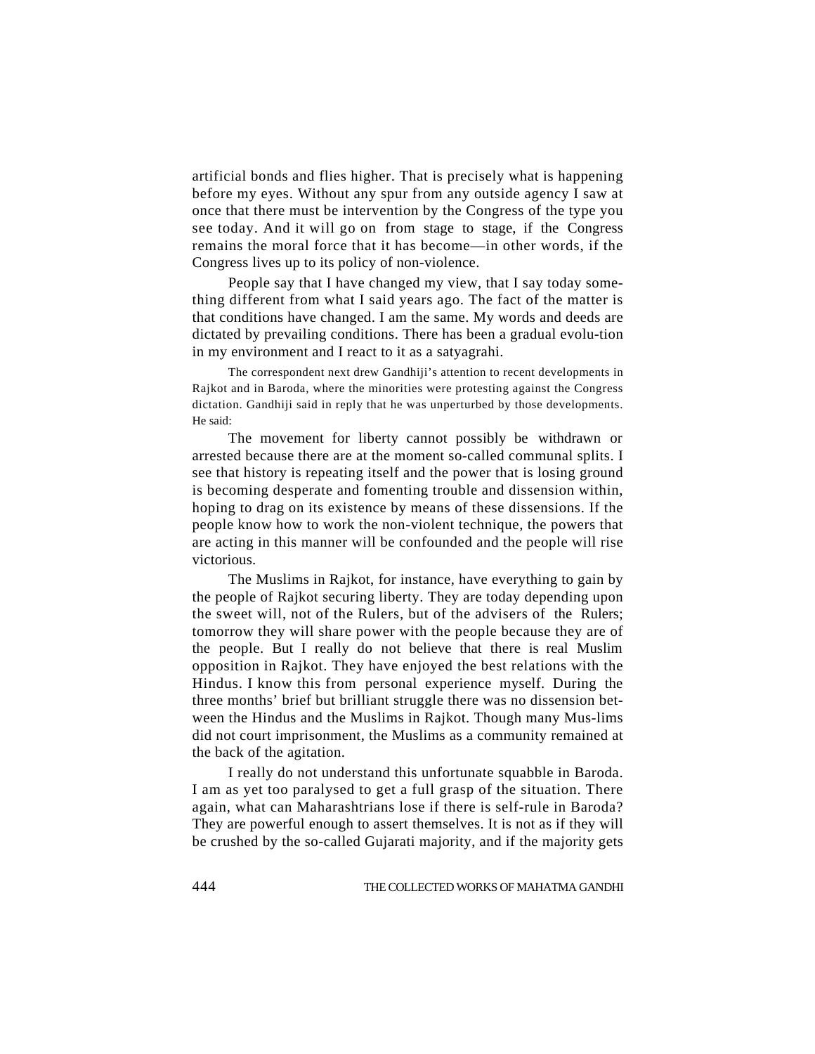artificial bonds and flies higher. That is precisely what is happening before my eyes. Without any spur from any outside agency I saw at once that there must be intervention by the Congress of the type you see today. And it will go on from stage to stage, if the Congress remains the moral force that it has become—in other words, if the Congress lives up to its policy of non-violence.

People say that I have changed my view, that I say today something different from what I said years ago. The fact of the matter is that conditions have changed. I am the same. My words and deeds are dictated by prevailing conditions. There has been a gradual evolution in my environment and I react to it as a satyagrahi.

The correspondent next drew Gandhiji's attention to recent developments in Rajkot and in Baroda, where the minorities were protesting against the Congress dictation. Gandhiji said in reply that he was unperturbed by those developments. He said:

The movement for liberty cannot possibly be withdrawn or arrested because there are at the moment so-called communal splits. I see that history is repeating itself and the power that is losing ground is becoming desperate and fomenting trouble and dissension within, hoping to drag on its existence by means of these dissensions. If the people know how to work the non-violent technique, the powers that are acting in this manner will be confounded and the people will rise victorious.

The Muslims in Rajkot, for instance, have everything to gain by the people of Rajkot securing liberty. They are today depending upon the sweet will, not of the Rulers, but of the advisers of the Rulers; tomorrow they will share power with the people because they are of the people. But I really do not believe that there is real Muslim opposition in Rajkot. They have enjoyed the best relations with the Hindus. I know this from personal experience myself. During the three months' brief but brilliant struggle there was no dissension between the Hindus and the Muslims in Rajkot. Though many Muslims did not court imprisonment, the Muslims as a community remained at the back of the agitation.

I really do not understand this unfortunate squabble in Baroda. I am as yet too paralysed to get a full grasp of the situation. There again, what can Maharashtrians lose if there is self-rule in Baroda? They are powerful enough to assert themselves. It is not as if they will be crushed by the so-called Gujarati majority, and if the majority gets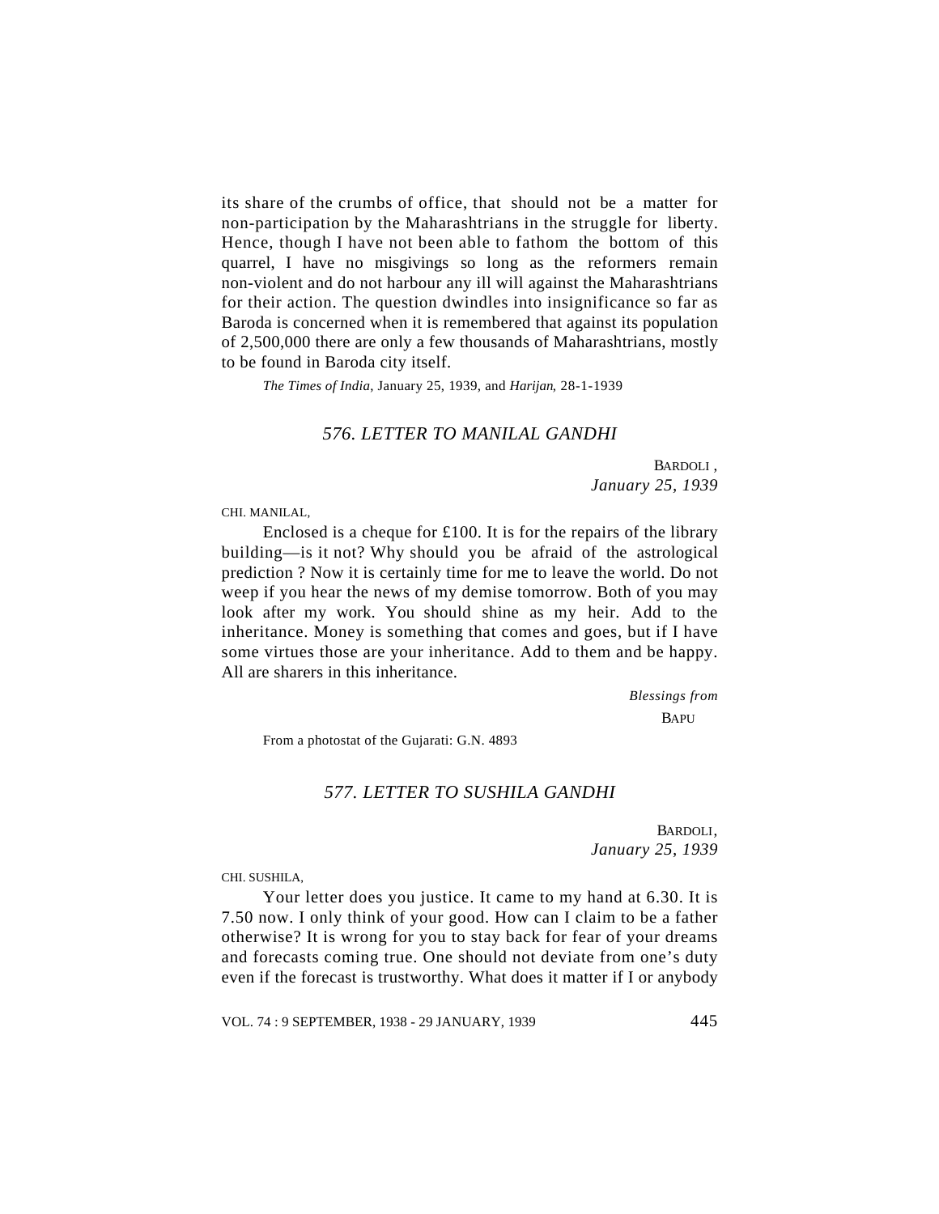its share of the crumbs of office, that should not be a matter for non-participation by the Maharashtrians in the struggle for liberty. Hence, though I have not been able to fathom the bottom of this quarrel, I have no misgivings so long as the reformers remain non-violent and do not harbour any ill will against the Maharashtrians for their action. The question dwindles into insignificance so far as Baroda is concerned when it is remembered that against its population of 2,500,000 there are only a few thousands of Maharashtrians, mostly to be found in Baroda city itself.

*The Times of India*, January 25, 1939, and *Harijan*, 28-1-1939

## *576. LETTER TO MANILAL GANDHI*

BARDOLI,
*January 25, 1939*

CHI. MANILAL,

Enclosed is a cheque for £100. It is for the repairs of the library building—is it not? Why should you be afraid of the astrological prediction ? Now it is certainly time for me to leave the world. Do not weep if you hear the news of my demise tomorrow. Both of you may look after my work. You should shine as my heir. Add to the inheritance. Money is something that comes and goes, but if I have some virtues those are your inheritance. Add to them and be happy. All are sharers in this inheritance.

*Blessings from*
BAPU

From a photostat of the Gujarati: G.N. 4893

## *577. LETTER TO SUSHILA GANDHI*

BARDOLI,
*January 25, 1939*

CHI. SUSHILA,

Your letter does you justice. It came to my hand at 6.30. It is 7.50 now. I only think of your good. How can I claim to be a father otherwise? It is wrong for you to stay back for fear of your dreams and forecasts coming true. One should not deviate from one's duty even if the forecast is trustworthy. What does it matter if I or anybody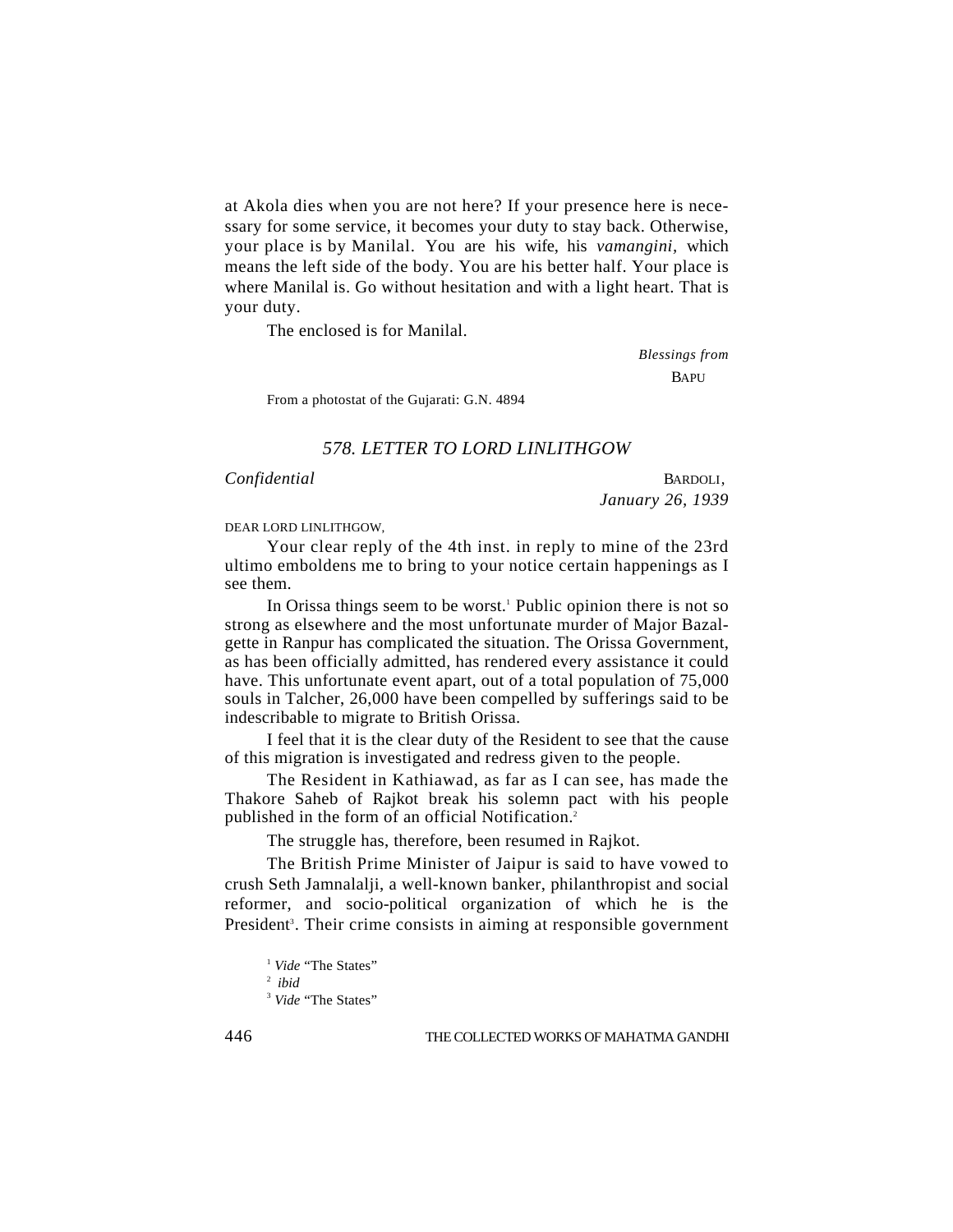at Akola dies when you are not here? If your presence here is necessary for some service, it becomes your duty to stay back. Otherwise, your place is by Manilal. You are his wife, his *vamangini*, which means the left side of the body. You are his better half. Your place is where Manilal is. Go without hesitation and with a light heart. That is your duty.

The enclosed is for Manilal.

*Blessings from*

BAPU

From a photostat of the Gujarati: G.N. 4894

## *578. LETTER TO LORD LINLITHGOW*

*Confidential*

BARDOLI,
*January 26, 1939*

DEAR LORD LINLITHGOW,

Your clear reply of the 4th inst. in reply to mine of the 23rd ultimo emboldens me to bring to your notice certain happenings as I see them.

In Orissa things seem to be worst.[1] Public opinion there is not so strong as elsewhere and the most unfortunate murder of Major Bazalgette in Ranpur has complicated the situation. The Orissa Government, as has been officially admitted, has rendered every assistance it could have. This unfortunate event apart, out of a total population of 75,000 souls in Talcher, 26,000 have been compelled by sufferings said to be indescribable to migrate to British Orissa.

I feel that it is the clear duty of the Resident to see that the cause of this migration is investigated and redress given to the people.

The Resident in Kathiawad, as far as I can see, has made the Thakore Saheb of Rajkot break his solemn pact with his people published in the form of an official Notification.[2]

The struggle has, therefore, been resumed in Rajkot.

The British Prime Minister of Jaipur is said to have vowed to crush Seth Jamnalalji, a well-known banker, philanthropist and social reformer, and socio-political organization of which he is the President[3]. Their crime consists in aiming at responsible government

[1] *Vide* "The States"

[2] *ibid*

[3] *Vide* "The States"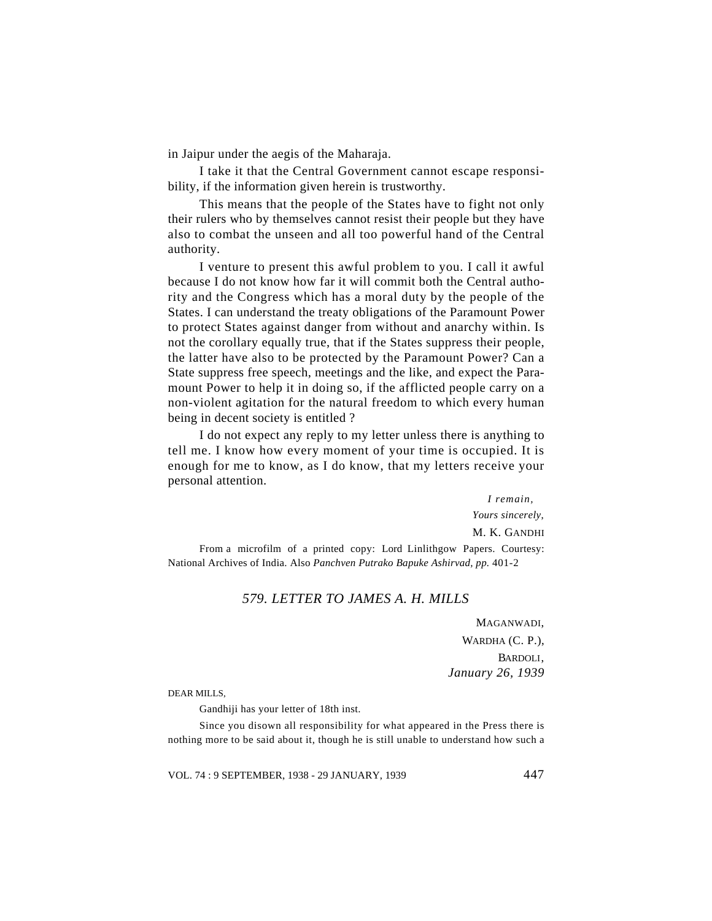in Jaipur under the aegis of the Maharaja.

I take it that the Central Government cannot escape responsibility, if the information given herein is trustworthy.

This means that the people of the States have to fight not only their rulers who by themselves cannot resist their people but they have also to combat the unseen and all too powerful hand of the Central authority.

I venture to present this awful problem to you. I call it awful because I do not know how far it will commit both the Central authority and the Congress which has a moral duty by the people of the States. I can understand the treaty obligations of the Paramount Power to protect States against danger from without and anarchy within. Is not the corollary equally true, that if the States suppress their people, the latter have also to be protected by the Paramount Power? Can a State suppress free speech, meetings and the like, and expect the Paramount Power to help it in doing so, if the afflicted people carry on a non-violent agitation for the natural freedom to which every human being in decent society is entitled ?

I do not expect any reply to my letter unless there is anything to tell me. I know how every moment of your time is occupied. It is enough for me to know, as I do know, that my letters receive your personal attention.

*I remain,*
*Yours sincerely,*
M. K. GANDHI

From a microfilm of a printed copy: Lord Linlithgow Papers. Courtesy: National Archives of India. Also *Panchven Putrako Bapuke Ashirvad, pp.* 401-2

## *579. LETTER TO JAMES A. H. MILLS*

MAGANWADI,
WARDHA (C. P.),
BARDOLI,
*January 26, 1939*

DEAR MILLS,

Gandhiji has your letter of 18th inst.

Since you disown all responsibility for what appeared in the Press there is nothing more to be said about it, though he is still unable to understand how such a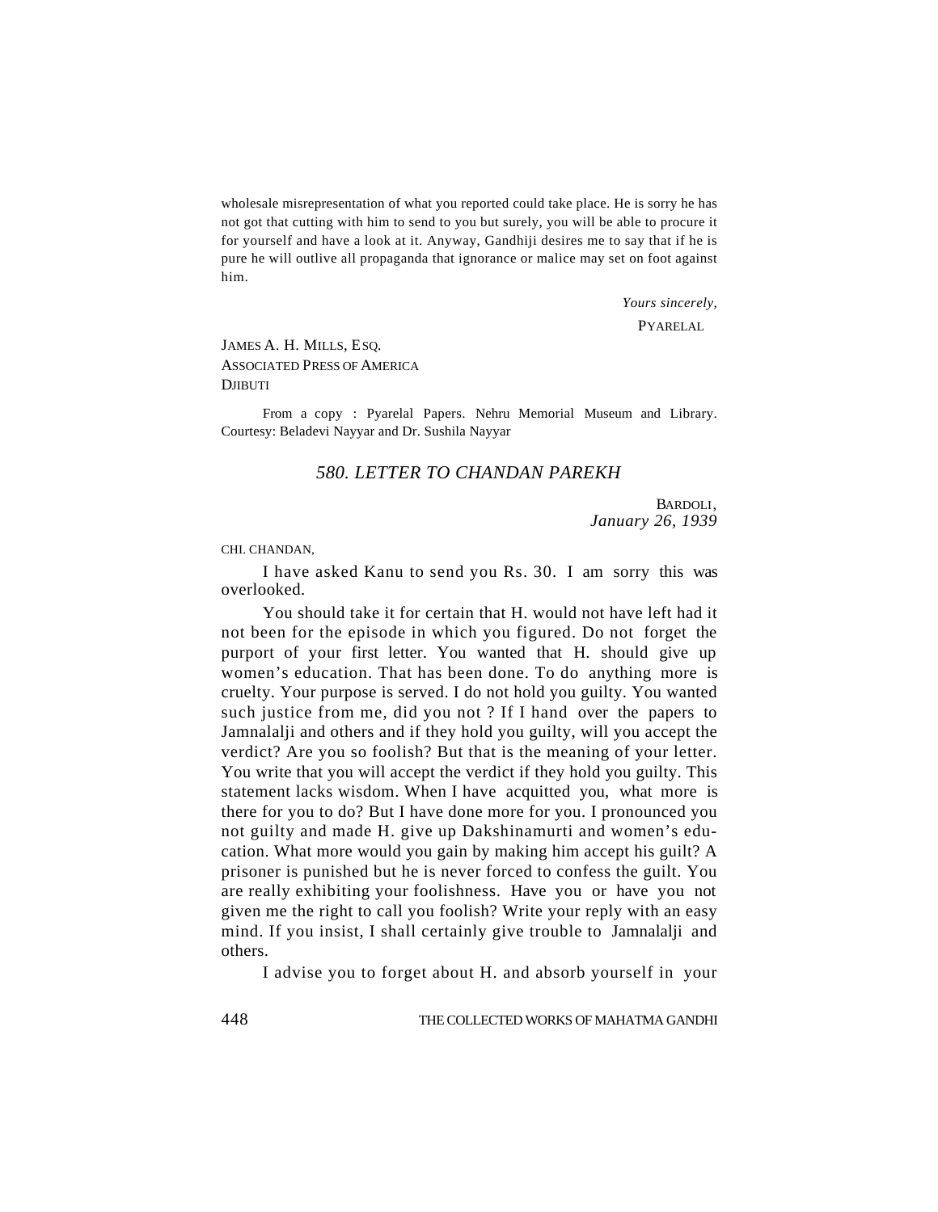wholesale misrepresentation of what you reported could take place. He is sorry he has not got that cutting with him to send to you but surely, you will be able to procure it for yourself and have a look at it. Anyway, Gandhiji desires me to say that if he is pure he will outlive all propaganda that ignorance or malice may set on foot against him.

*Yours sincerely,*

PYARELAL

JAMES A. H. MILLS, ESQ.
ASSOCIATED PRESS OF AMERICA
DJIBUTI

From a copy : Pyarelal Papers. Nehru Memorial Museum and Library. Courtesy: Beladevi Nayyar and Dr. Sushila Nayyar

## *580. LETTER TO CHANDAN PAREKH*

BARDOLI,
*January 26, 1939*

CHI. CHANDAN,

I have asked Kanu to send you Rs. 30. I am sorry this was overlooked.

You should take it for certain that H. would not have left had it not been for the episode in which you figured. Do not forget the purport of your first letter. You wanted that H. should give up women's education. That has been done. To do anything more is cruelty. Your purpose is served. I do not hold you guilty. You wanted such justice from me, did you not ? If I hand over the papers to Jamnalalji and others and if they hold you guilty, will you accept the verdict? Are you so foolish? But that is the meaning of your letter. You write that you will accept the verdict if they hold you guilty. This statement lacks wisdom. When I have acquitted you, what more is there for you to do? But I have done more for you. I pronounced you not guilty and made H. give up Dakshinamurti and women's education. What more would you gain by making him accept his guilt? A prisoner is punished but he is never forced to confess the guilt. You are really exhibiting your foolishness. Have you or have you not given me the right to call you foolish? Write your reply with an easy mind. If you insist, I shall certainly give trouble to Jamnalalji and others.

I advise you to forget about H. and absorb yourself in your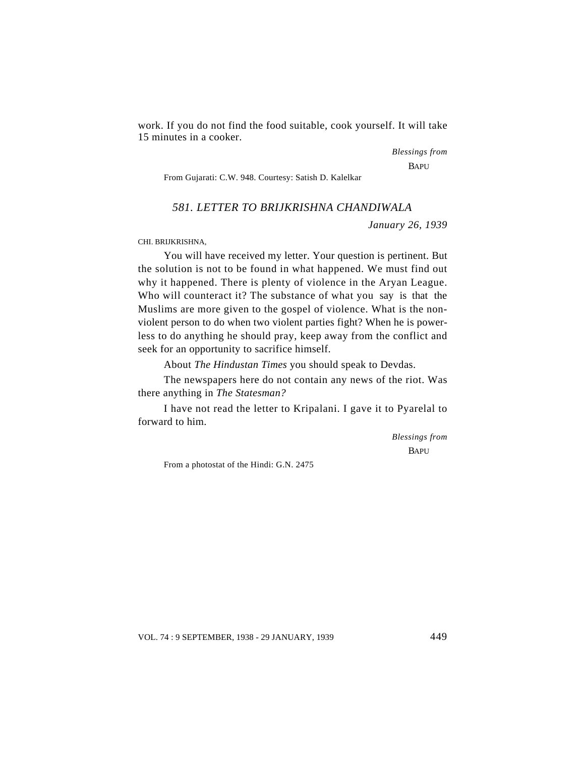work. If you do not find the food suitable, cook yourself. It will take 15 minutes in a cooker.

*Blessings from*

BAPU

From Gujarati: C.W. 948. Courtesy: Satish D. Kalelkar

### *581. LETTER TO BRIJKRISHNA CHANDIWALA*

*January 26, 1939*

CHI. BRIJKRISHNA,

You will have received my letter. Your question is pertinent. But the solution is not to be found in what happened. We must find out why it happened. There is plenty of violence in the Aryan League. Who will counteract it? The substance of what you say is that the Muslims are more given to the gospel of violence. What is the non-violent person to do when two violent parties fight? When he is powerless to do anything he should pray, keep away from the conflict and seek for an opportunity to sacrifice himself.

About *The Hindustan Times* you should speak to Devdas.

The newspapers here do not contain any news of the riot. Was there anything in *The Statesman?*

I have not read the letter to Kripalani. I gave it to Pyarelal to forward to him.

*Blessings from*

BAPU

From a photostat of the Hindi: G.N. 2475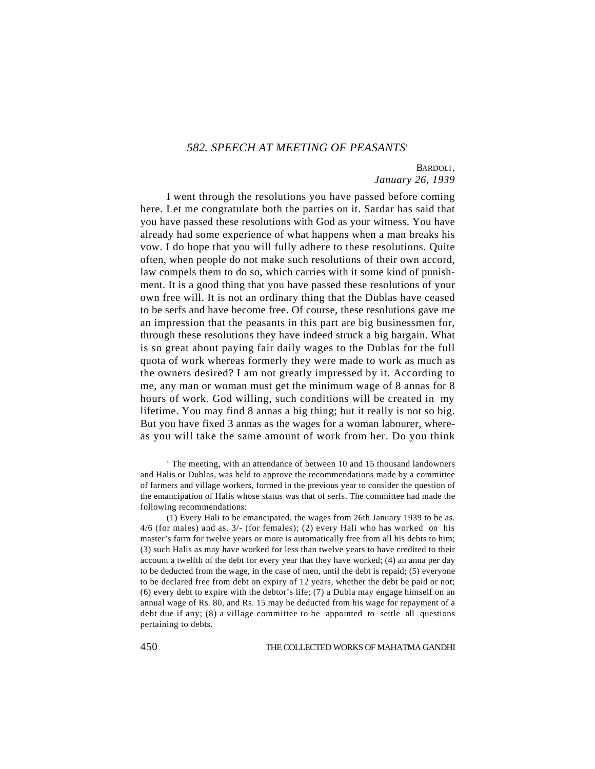### *582. SPEECH AT MEETING OF PEASANTS*[1]

BARDOLI,
*January 26, 1939*

I went through the resolutions you have passed before coming here. Let me congratulate both the parties on it. Sardar has said that you have passed these resolutions with God as your witness. You have already had some experience of what happens when a man breaks his vow. I do hope that you will fully adhere to these resolutions. Quite often, when people do not make such resolutions of their own accord, law compels them to do so, which carries with it some kind of punishment. It is a good thing that you have passed these resolutions of your own free will. It is not an ordinary thing that the Dublas have ceased to be serfs and have become free. Of course, these resolutions gave me an impression that the peasants in this part are big businessmen for, through these resolutions they have indeed struck a big bargain. What is so great about paying fair daily wages to the Dublas for the full quota of work whereas formerly they were made to work as much as the owners desired? I am not greatly impressed by it. According to me, any man or woman must get the minimum wage of 8 annas for 8 hours of work. God willing, such conditions will be created in my lifetime. You may find 8 annas a big thing; but it really is not so big. But you have fixed 3 annas as the wages for a woman labourer, whereas you will take the same amount of work from her. Do you think

[1] The meeting, with an attendance of between 10 and 15 thousand landowners and Halis or Dublas, was held to approve the recommendations made by a committee of farmers and village workers, formed in the previous year to consider the question of the emancipation of Halis whose status was that of serfs. The committee had made the following recommendations:

(1) Every Hali to be emancipated, the wages from 26th January 1939 to be as. 4/6 (for males) and as. 3/- (for females); (2) every Hali who has worked on his master's farm for twelve years or more is automatically free from all his debts to him; (3) such Halis as may have worked for less than twelve years to have credited to their account a twelfth of the debt for every year that they have worked; (4) an anna per day to be deducted from the wage, in the case of men, until the debt is repaid; (5) everyone to be declared free from debt on expiry of 12 years, whether the debt be paid or not; (6) every debt to expire with the debtor's life; (7) a Dubla may engage himself on an annual wage of Rs. 80, and Rs. 15 may be deducted from his wage for repayment of a debt due if any; (8) a village committee to be appointed to settle all questions pertaining to debts.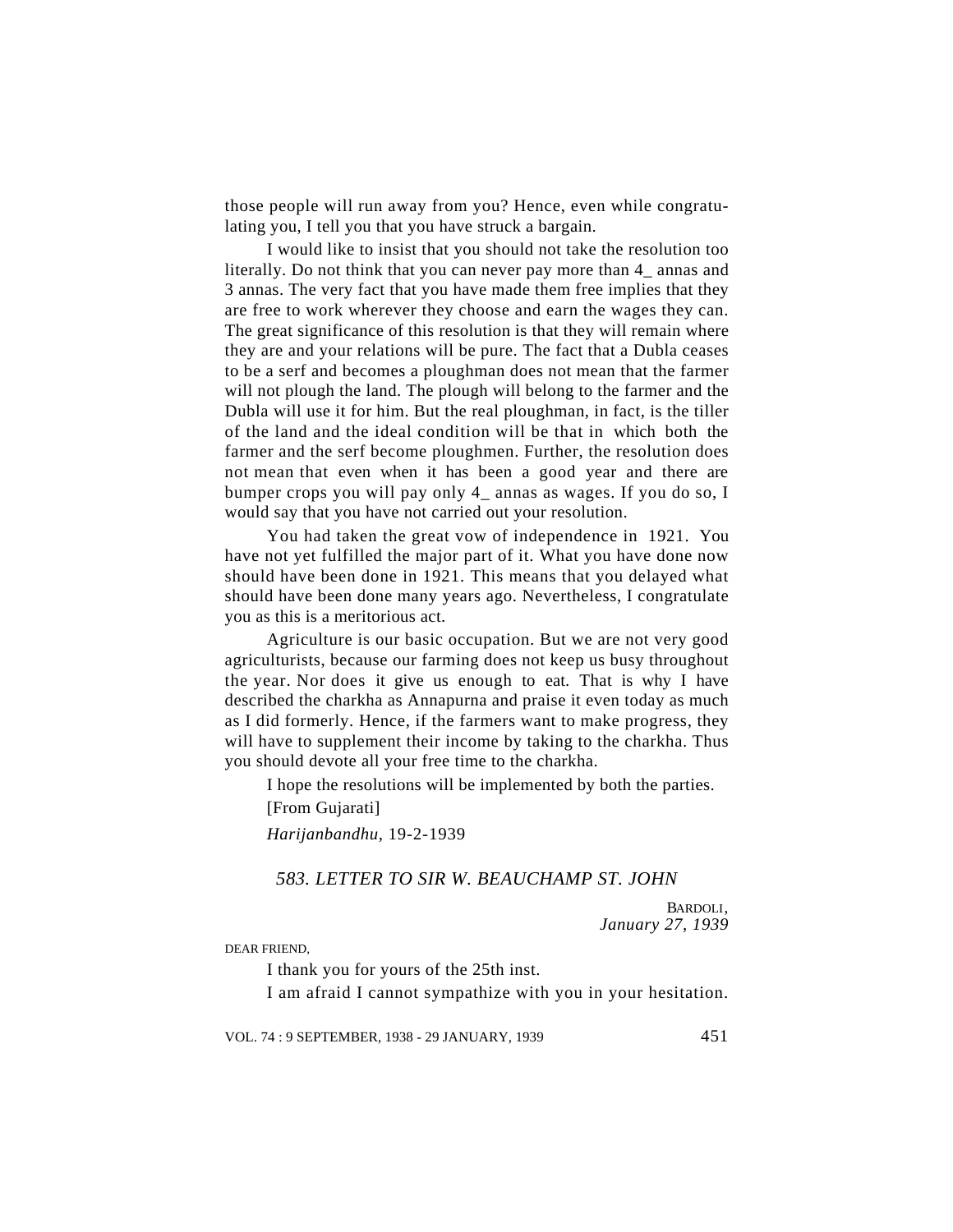those people will run away from you? Hence, even while congratulating you, I tell you that you have struck a bargain.

I would like to insist that you should not take the resolution too literally. Do not think that you can never pay more than 4_ annas and 3 annas. The very fact that you have made them free implies that they are free to work wherever they choose and earn the wages they can. The great significance of this resolution is that they will remain where they are and your relations will be pure. The fact that a Dubla ceases to be a serf and becomes a ploughman does not mean that the farmer will not plough the land. The plough will belong to the farmer and the Dubla will use it for him. But the real ploughman, in fact, is the tiller of the land and the ideal condition will be that in which both the farmer and the serf become ploughmen. Further, the resolution does not mean that even when it has been a good year and there are bumper crops you will pay only 4_ annas as wages. If you do so, I would say that you have not carried out your resolution.

You had taken the great vow of independence in 1921. You have not yet fulfilled the major part of it. What you have done now should have been done in 1921. This means that you delayed what should have been done many years ago. Nevertheless, I congratulate you as this is a meritorious act.

Agriculture is our basic occupation. But we are not very good agriculturists, because our farming does not keep us busy throughout the year. Nor does it give us enough to eat. That is why I have described the charkha as Annapurna and praise it even today as much as I did formerly. Hence, if the farmers want to make progress, they will have to supplement their income by taking to the charkha. Thus you should devote all your free time to the charkha.

I hope the resolutions will be implemented by both the parties.

[From Gujarati]

*Harijanbandhu*, 19-2-1939

### *583. LETTER TO SIR W. BEAUCHAMP ST. JOHN*

BARDOLI,
*January 27, 1939*

DEAR FRIEND,

I thank you for yours of the 25th inst.

I am afraid I cannot sympathize with you in your hesitation.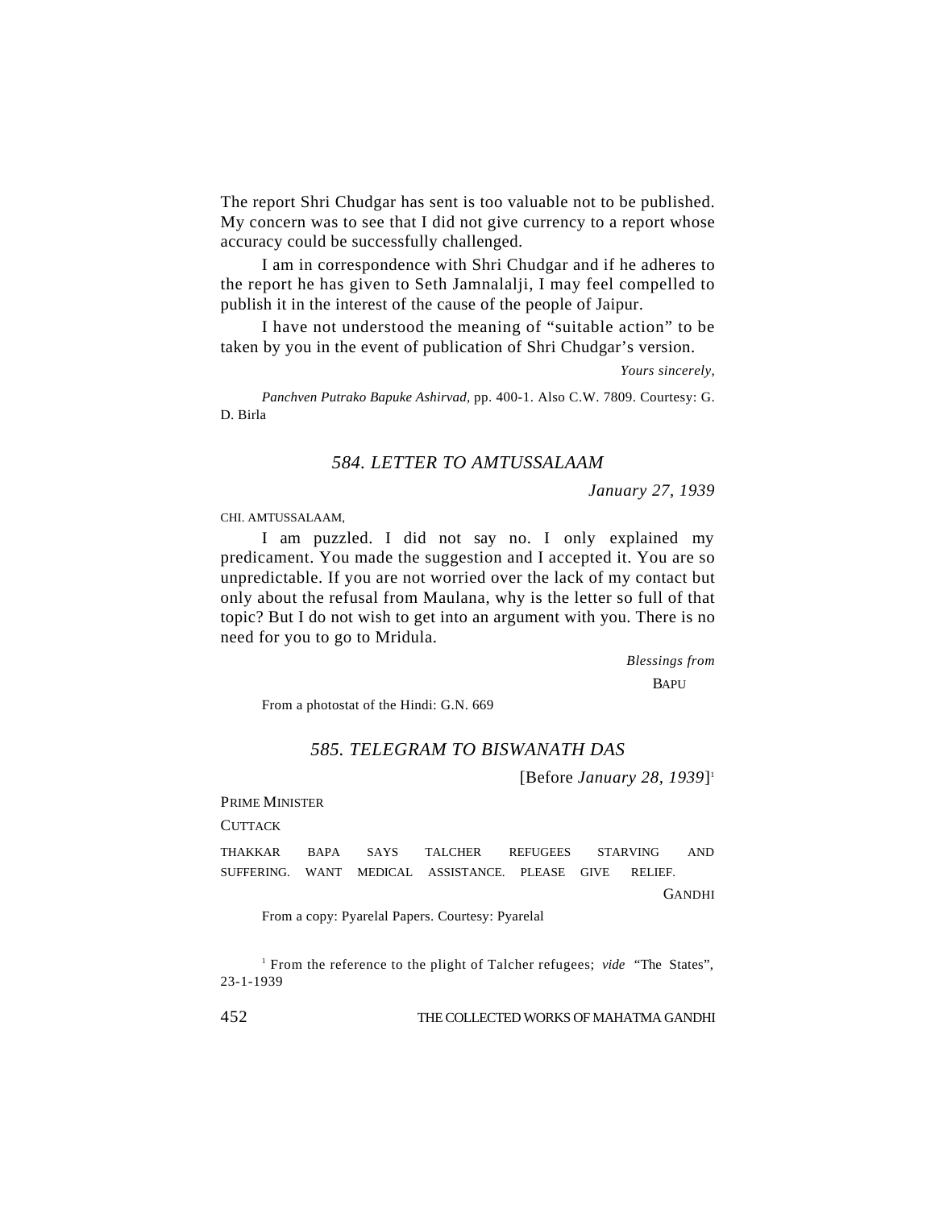The report Shri Chudgar has sent is too valuable not to be published. My concern was to see that I did not give currency to a report whose accuracy could be successfully challenged.

I am in correspondence with Shri Chudgar and if he adheres to the report he has given to Seth Jamnalalji, I may feel compelled to publish it in the interest of the cause of the people of Jaipur.

I have not understood the meaning of "suitable action" to be taken by you in the event of publication of Shri Chudgar's version.

*Yours sincerely,*

*Panchven Putrako Bapuke Ashirvad,* pp. 400-1. Also C.W. 7809. Courtesy: G. D. Birla

### *584. LETTER TO AMTUSSALAAM*

*January 27, 1939*

CHI. AMTUSSALAAM,

I am puzzled. I did not say no. I only explained my predicament. You made the suggestion and I accepted it. You are so unpredictable. If you are not worried over the lack of my contact but only about the refusal from Maulana, why is the letter so full of that topic? But I do not wish to get into an argument with you. There is no need for you to go to Mridula.

*Blessings from*

BAPU

From a photostat of the Hindi: G.N. 669

### *585. TELEGRAM TO BISWANATH DAS*

[Before *January 28, 1939*][1]

PRIME MINISTER

CUTTACK

THAKKAR BAPA SAYS TALCHER REFUGEES STARVING AND SUFFERING. WANT MEDICAL ASSISTANCE. PLEASE GIVE RELIEF.

GANDHI

From a copy: Pyarelal Papers. Courtesy: Pyarelal

[1] From the reference to the plight of Talcher refugees; *vide* "The States", 23-1-1939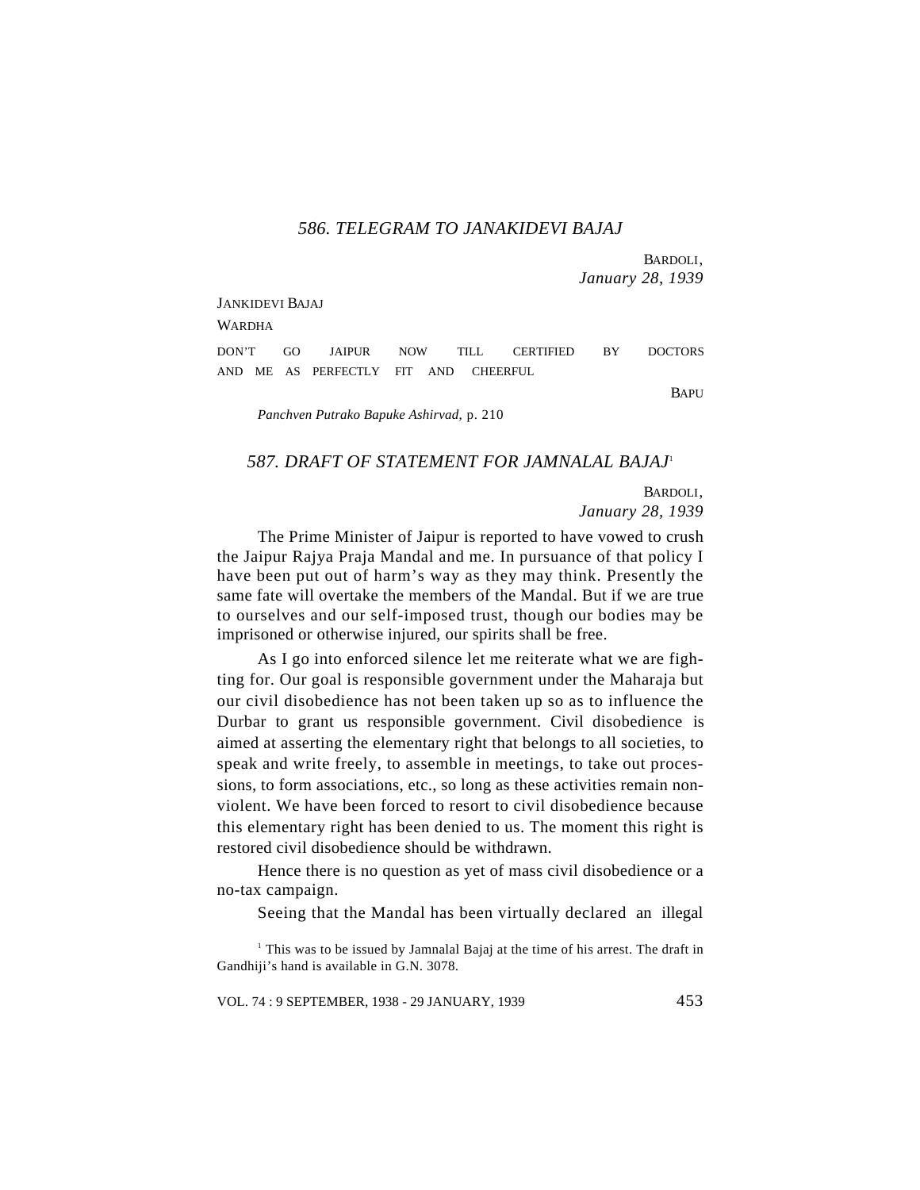### *586. TELEGRAM TO JANAKIDEVI BAJAJ*

BARDOLI,
*January 28, 1939*

JANKIDEVI BAJAJ

WARDHA

DON'T GO JAIPUR NOW TILL CERTIFIED BY DOCTORS AND ME AS PERFECTLY FIT AND CHEERFUL

BAPU

*Panchven Putrako Bapuke Ashirvad,* p. 210

### *587. DRAFT OF STATEMENT FOR JAMNALAL BAJAJ*[1]

BARDOLI,
*January 28, 1939*

The Prime Minister of Jaipur is reported to have vowed to crush the Jaipur Rajya Praja Mandal and me. In pursuance of that policy I have been put out of harm's way as they may think. Presently the same fate will overtake the members of the Mandal. But if we are true to ourselves and our self-imposed trust, though our bodies may be imprisoned or otherwise injured, our spirits shall be free.

As I go into enforced silence let me reiterate what we are fighting for. Our goal is responsible government under the Maharaja but our civil disobedience has not been taken up so as to influence the Durbar to grant us responsible government. Civil disobedience is aimed at asserting the elementary right that belongs to all societies, to speak and write freely, to assemble in meetings, to take out processions, to form associations, etc., so long as these activities remain non-violent. We have been forced to resort to civil disobedience because this elementary right has been denied to us. The moment this right is restored civil disobedience should be withdrawn.

Hence there is no question as yet of mass civil disobedience or a no-tax campaign.

Seeing that the Mandal has been virtually declared an illegal

[1] This was to be issued by Jamnalal Bajaj at the time of his arrest. The draft in Gandhiji's hand is available in G.N. 3078.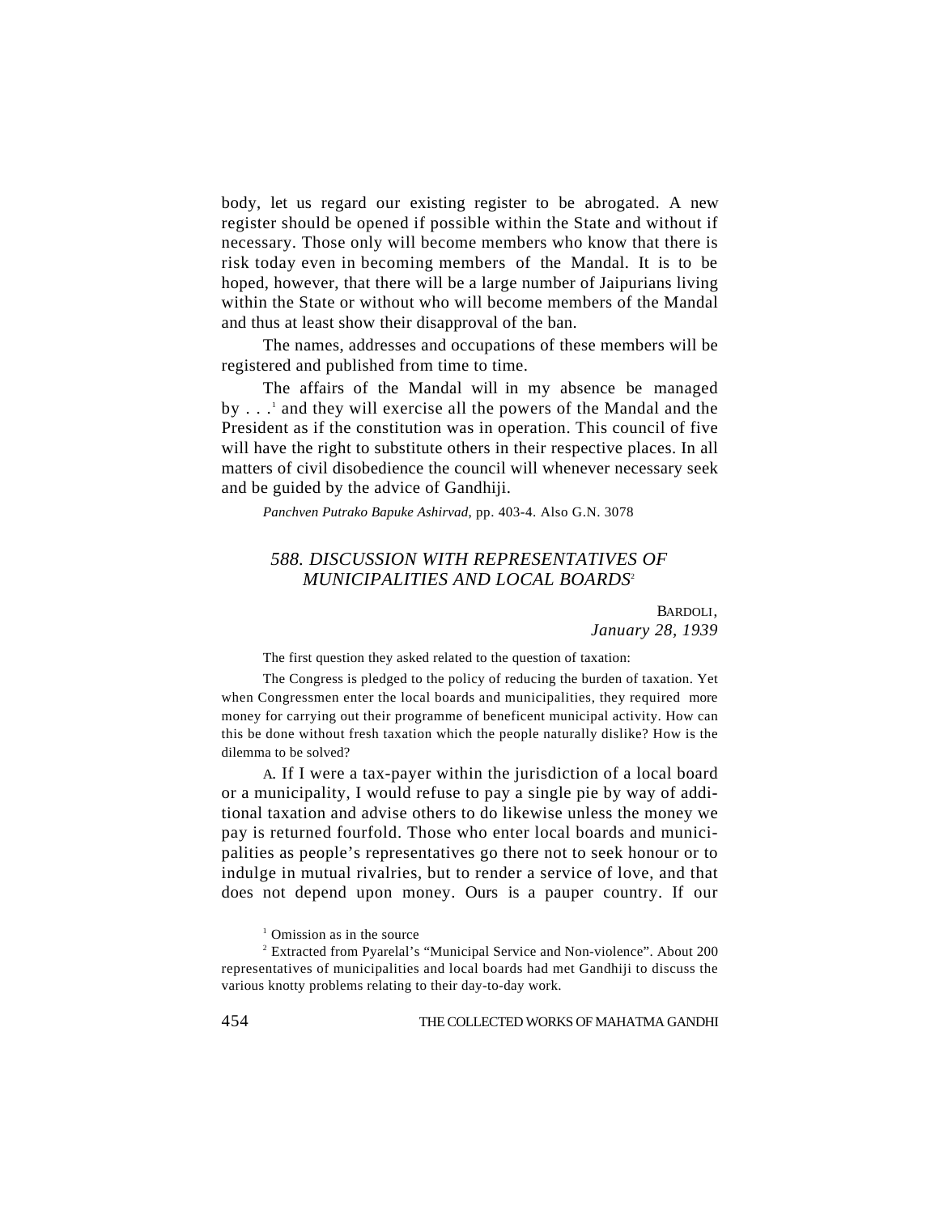body, let us regard our existing register to be abrogated. A new register should be opened if possible within the State and without if necessary. Those only will become members who know that there is risk today even in becoming members of the Mandal. It is to be hoped, however, that there will be a large number of Jaipurians living within the State or without who will become members of the Mandal and thus at least show their disapproval of the ban.

The names, addresses and occupations of these members will be registered and published from time to time.

The affairs of the Mandal will in my absence be managed by . . .[1] and they will exercise all the powers of the Mandal and the President as if the constitution was in operation. This council of five will have the right to substitute others in their respective places. In all matters of civil disobedience the council will whenever necessary seek and be guided by the advice of Gandhiji.

*Panchven Putrako Bapuke Ashirvad*, pp. 403-4. Also G.N. 3078

## *588. DISCUSSION WITH REPRESENTATIVES OF MUNICIPALITIES AND LOCAL BOARDS*[2]

BARDOLI,
*January 28, 1939*

The first question they asked related to the question of taxation:

The Congress is pledged to the policy of reducing the burden of taxation. Yet when Congressmen enter the local boards and municipalities, they required more money for carrying out their programme of beneficent municipal activity. How can this be done without fresh taxation which the people naturally dislike? How is the dilemma to be solved?

A. If I were a tax-payer within the jurisdiction of a local board or a municipality, I would refuse to pay a single pie by way of additional taxation and advise others to do likewise unless the money we pay is returned fourfold. Those who enter local boards and municipalities as people's representatives go there not to seek honour or to indulge in mutual rivalries, but to render a service of love, and that does not depend upon money. Ours is a pauper country. If our

[1] Omission as in the source

[2] Extracted from Pyarelal's "Municipal Service and Non-violence". About 200 representatives of municipalities and local boards had met Gandhiji to discuss the various knotty problems relating to their day-to-day work.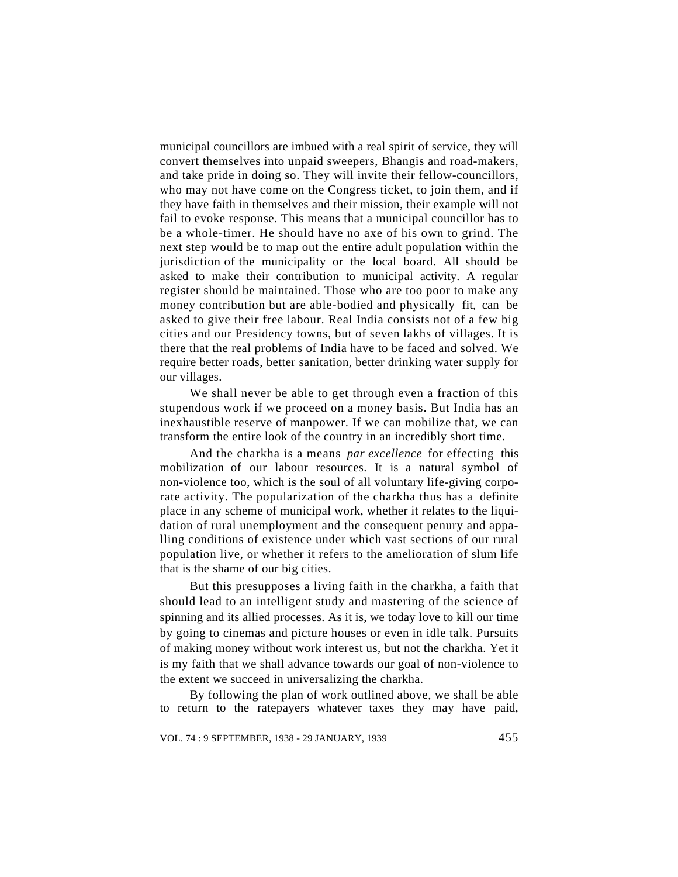municipal councillors are imbued with a real spirit of service, they will convert themselves into unpaid sweepers, Bhangis and road-makers, and take pride in doing so. They will invite their fellow-councillors, who may not have come on the Congress ticket, to join them, and if they have faith in themselves and their mission, their example will not fail to evoke response. This means that a municipal councillor has to be a whole-timer. He should have no axe of his own to grind. The next step would be to map out the entire adult population within the jurisdiction of the municipality or the local board. All should be asked to make their contribution to municipal activity. A regular register should be maintained. Those who are too poor to make any money contribution but are able-bodied and physically fit, can be asked to give their free labour. Real India consists not of a few big cities and our Presidency towns, but of seven lakhs of villages. It is there that the real problems of India have to be faced and solved. We require better roads, better sanitation, better drinking water supply for our villages.

We shall never be able to get through even a fraction of this stupendous work if we proceed on a money basis. But India has an inexhaustible reserve of manpower. If we can mobilize that, we can transform the entire look of the country in an incredibly short time.

And the charkha is a means *par excellence* for effecting this mobilization of our labour resources. It is a natural symbol of non-violence too, which is the soul of all voluntary life-giving corporate activity. The popularization of the charkha thus has a definite place in any scheme of municipal work, whether it relates to the liquidation of rural unemployment and the consequent penury and appalling conditions of existence under which vast sections of our rural population live, or whether it refers to the amelioration of slum life that is the shame of our big cities.

But this presupposes a living faith in the charkha, a faith that should lead to an intelligent study and mastering of the science of spinning and its allied processes. As it is, we today love to kill our time by going to cinemas and picture houses or even in idle talk. Pursuits of making money without work interest us, but not the charkha. Yet it is my faith that we shall advance towards our goal of non-violence to the extent we succeed in universalizing the charkha.

By following the plan of work outlined above, we shall be able to return to the ratepayers whatever taxes they may have paid,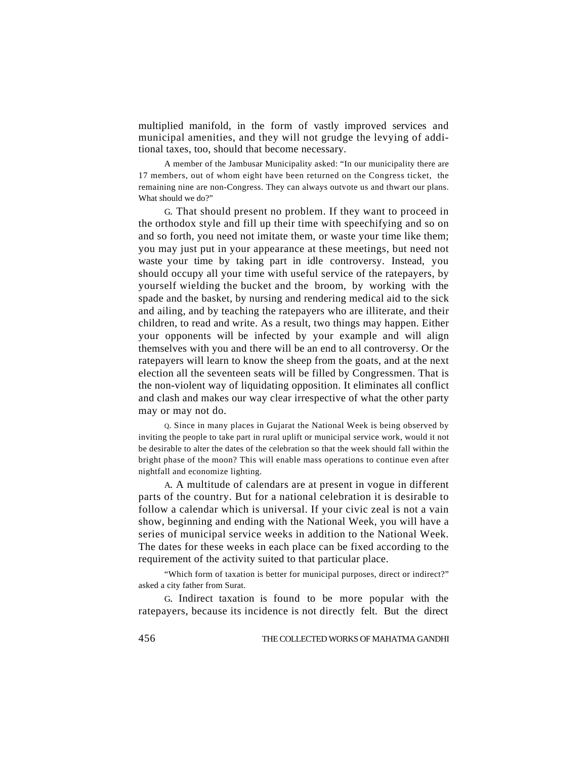multiplied manifold, in the form of vastly improved services and municipal amenities, and they will not grudge the levying of additional taxes, too, should that become necessary.

A member of the Jambusar Municipality asked: "In our municipality there are 17 members, out of whom eight have been returned on the Congress ticket, the remaining nine are non-Congress. They can always outvote us and thwart our plans. What should we do?"

G. That should present no problem. If they want to proceed in the orthodox style and fill up their time with speechifying and so on and so forth, you need not imitate them, or waste your time like them; you may just put in your appearance at these meetings, but need not waste your time by taking part in idle controversy. Instead, you should occupy all your time with useful service of the ratepayers, by yourself wielding the bucket and the broom, by working with the spade and the basket, by nursing and rendering medical aid to the sick and ailing, and by teaching the ratepayers who are illiterate, and their children, to read and write. As a result, two things may happen. Either your opponents will be infected by your example and will align themselves with you and there will be an end to all controversy. Or the ratepayers will learn to know the sheep from the goats, and at the next election all the seventeen seats will be filled by Congressmen. That is the non-violent way of liquidating opposition. It eliminates all conflict and clash and makes our way clear irrespective of what the other party may or may not do.

Q. Since in many places in Gujarat the National Week is being observed by inviting the people to take part in rural uplift or municipal service work, would it not be desirable to alter the dates of the celebration so that the week should fall within the bright phase of the moon? This will enable mass operations to continue even after nightfall and economize lighting.

A. A multitude of calendars are at present in vogue in different parts of the country. But for a national celebration it is desirable to follow a calendar which is universal. If your civic zeal is not a vain show, beginning and ending with the National Week, you will have a series of municipal service weeks in addition to the National Week. The dates for these weeks in each place can be fixed according to the requirement of the activity suited to that particular place.

"Which form of taxation is better for municipal purposes, direct or indirect?" asked a city father from Surat.

G. Indirect taxation is found to be more popular with the ratepayers, because its incidence is not directly felt. But the direct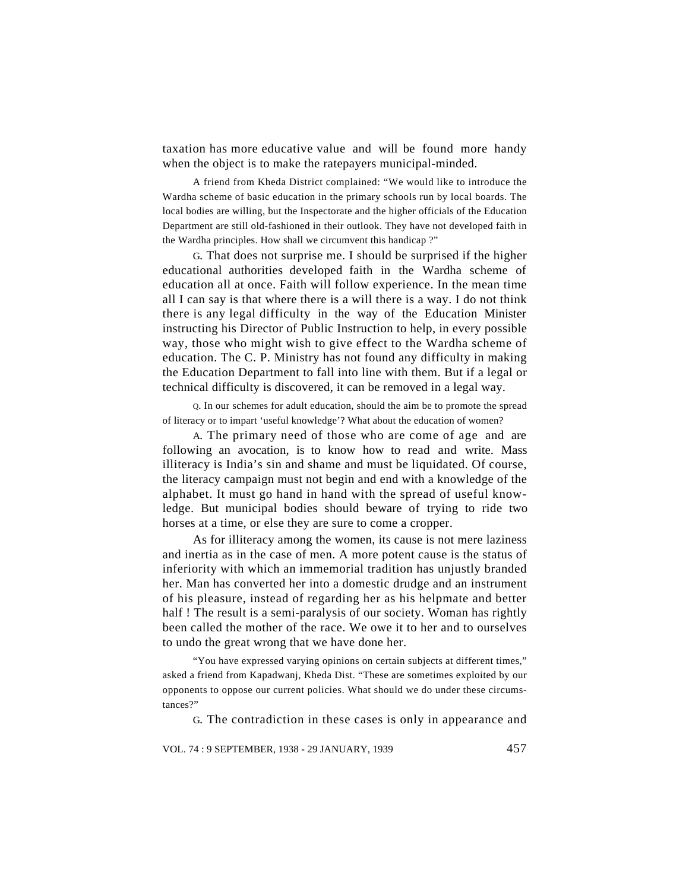taxation has more educative value and will be found more handy when the object is to make the ratepayers municipal-minded.

A friend from Kheda District complained: "We would like to introduce the Wardha scheme of basic education in the primary schools run by local boards. The local bodies are willing, but the Inspectorate and the higher officials of the Education Department are still old-fashioned in their outlook. They have not developed faith in the Wardha principles. How shall we circumvent this handicap ?"

G. That does not surprise me. I should be surprised if the higher educational authorities developed faith in the Wardha scheme of education all at once. Faith will follow experience. In the mean time all I can say is that where there is a will there is a way. I do not think there is any legal difficulty in the way of the Education Minister instructing his Director of Public Instruction to help, in every possible way, those who might wish to give effect to the Wardha scheme of education. The C. P. Ministry has not found any difficulty in making the Education Department to fall into line with them. But if a legal or technical difficulty is discovered, it can be removed in a legal way.

Q. In our schemes for adult education, should the aim be to promote the spread of literacy or to impart 'useful knowledge'? What about the education of women?

A. The primary need of those who are come of age and are following an avocation, is to know how to read and write. Mass illiteracy is India's sin and shame and must be liquidated. Of course, the literacy campaign must not begin and end with a knowledge of the alphabet. It must go hand in hand with the spread of useful knowledge. But municipal bodies should beware of trying to ride two horses at a time, or else they are sure to come a cropper.

As for illiteracy among the women, its cause is not mere laziness and inertia as in the case of men. A more potent cause is the status of inferiority with which an immemorial tradition has unjustly branded her. Man has converted her into a domestic drudge and an instrument of his pleasure, instead of regarding her as his helpmate and better half ! The result is a semi-paralysis of our society. Woman has rightly been called the mother of the race. We owe it to her and to ourselves to undo the great wrong that we have done her.

"You have expressed varying opinions on certain subjects at different times," asked a friend from Kapadwanj, Kheda Dist. "These are sometimes exploited by our opponents to oppose our current policies. What should we do under these circumstances?"

G. The contradiction in these cases is only in appearance and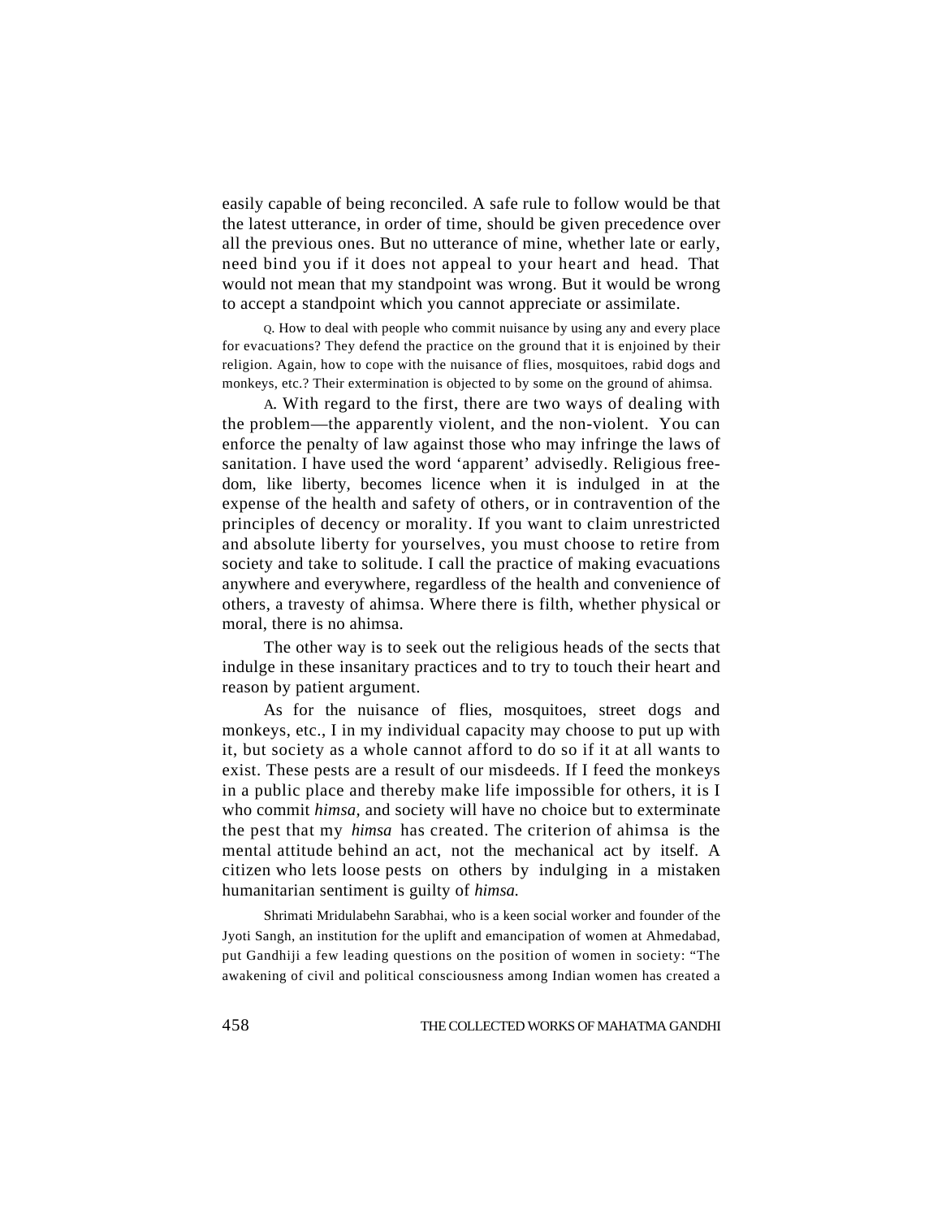easily capable of being reconciled. A safe rule to follow would be that the latest utterance, in order of time, should be given precedence over all the previous ones. But no utterance of mine, whether late or early, need bind you if it does not appeal to your heart and head. That would not mean that my standpoint was wrong. But it would be wrong to accept a standpoint which you cannot appreciate or assimilate.

Q. How to deal with people who commit nuisance by using any and every place for evacuations? They defend the practice on the ground that it is enjoined by their religion. Again, how to cope with the nuisance of flies, mosquitoes, rabid dogs and monkeys, etc.? Their extermination is objected to by some on the ground of ahimsa.

A. With regard to the first, there are two ways of dealing with the problem—the apparently violent, and the non-violent. You can enforce the penalty of law against those who may infringe the laws of sanitation. I have used the word 'apparent' advisedly. Religious freedom, like liberty, becomes licence when it is indulged in at the expense of the health and safety of others, or in contravention of the principles of decency or morality. If you want to claim unrestricted and absolute liberty for yourselves, you must choose to retire from society and take to solitude. I call the practice of making evacuations anywhere and everywhere, regardless of the health and convenience of others, a travesty of ahimsa. Where there is filth, whether physical or moral, there is no ahimsa.

The other way is to seek out the religious heads of the sects that indulge in these insanitary practices and to try to touch their heart and reason by patient argument.

As for the nuisance of flies, mosquitoes, street dogs and monkeys, etc., I in my individual capacity may choose to put up with it, but society as a whole cannot afford to do so if it at all wants to exist. These pests are a result of our misdeeds. If I feed the monkeys in a public place and thereby make life impossible for others, it is I who commit *himsa,* and society will have no choice but to exterminate the pest that my *himsa* has created. The criterion of ahimsa is the mental attitude behind an act, not the mechanical act by itself. A citizen who lets loose pests on others by indulging in a mistaken humanitarian sentiment is guilty of *himsa.*

Shrimati Mridulabehn Sarabhai, who is a keen social worker and founder of the Jyoti Sangh, an institution for the uplift and emancipation of women at Ahmedabad, put Gandhiji a few leading questions on the position of women in society: "The awakening of civil and political consciousness among Indian women has created a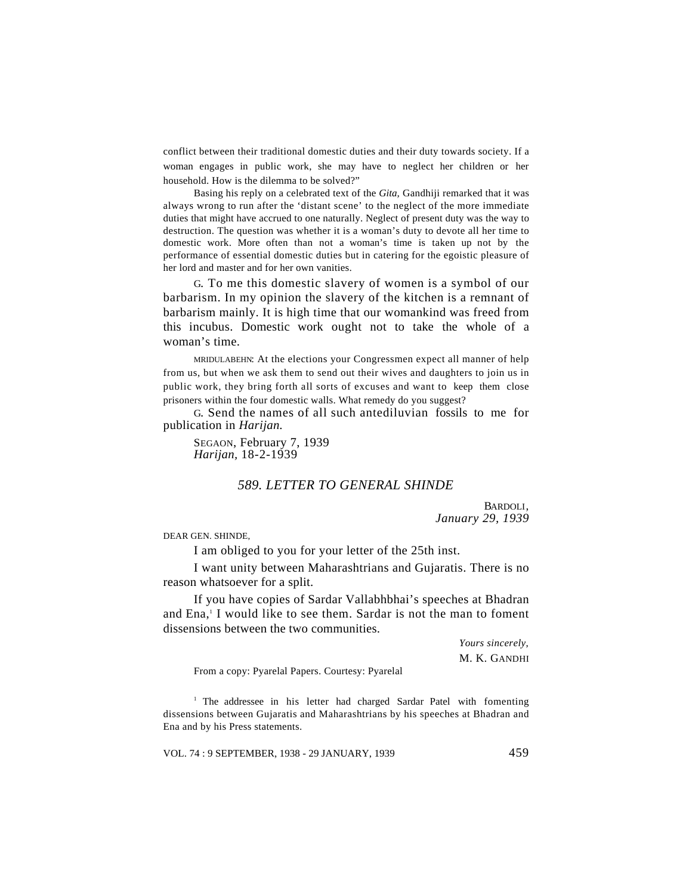conflict between their traditional domestic duties and their duty towards society. If a woman engages in public work, she may have to neglect her children or her household. How is the dilemma to be solved?"

Basing his reply on a celebrated text of the *Gita*, Gandhiji remarked that it was always wrong to run after the 'distant scene' to the neglect of the more immediate duties that might have accrued to one naturally. Neglect of present duty was the way to destruction. The question was whether it is a woman's duty to devote all her time to domestic work. More often than not a woman's time is taken up not by the performance of essential domestic duties but in catering for the egoistic pleasure of her lord and master and for her own vanities.

G. To me this domestic slavery of women is a symbol of our barbarism. In my opinion the slavery of the kitchen is a remnant of barbarism mainly. It is high time that our womankind was freed from this incubus. Domestic work ought not to take the whole of a woman's time.

MRIDULABEHN: At the elections your Congressmen expect all manner of help from us, but when we ask them to send out their wives and daughters to join us in public work, they bring forth all sorts of excuses and want to keep them close prisoners within the four domestic walls. What remedy do you suggest?

G. Send the names of all such antediluvian fossils to me for publication in *Harijan.*

SEGAON, February 7, 1939
*Harijan*, 18-2-1939

## *589. LETTER TO GENERAL SHINDE*

BARDOLI,
*January 29, 1939*

DEAR GEN. SHINDE,

I am obliged to you for your letter of the 25th inst.

I want unity between Maharashtrians and Gujaratis. There is no reason whatsoever for a split.

If you have copies of Sardar Vallabhbhai's speeches at Bhadran and Ena,[1] I would like to see them. Sardar is not the man to foment dissensions between the two communities.

*Yours sincerely,*
M. K. GANDHI

From a copy: Pyarelal Papers. Courtesy: Pyarelal

[1] The addressee in his letter had charged Sardar Patel with fomenting dissensions between Gujaratis and Maharashtrians by his speeches at Bhadran and Ena and by his Press statements.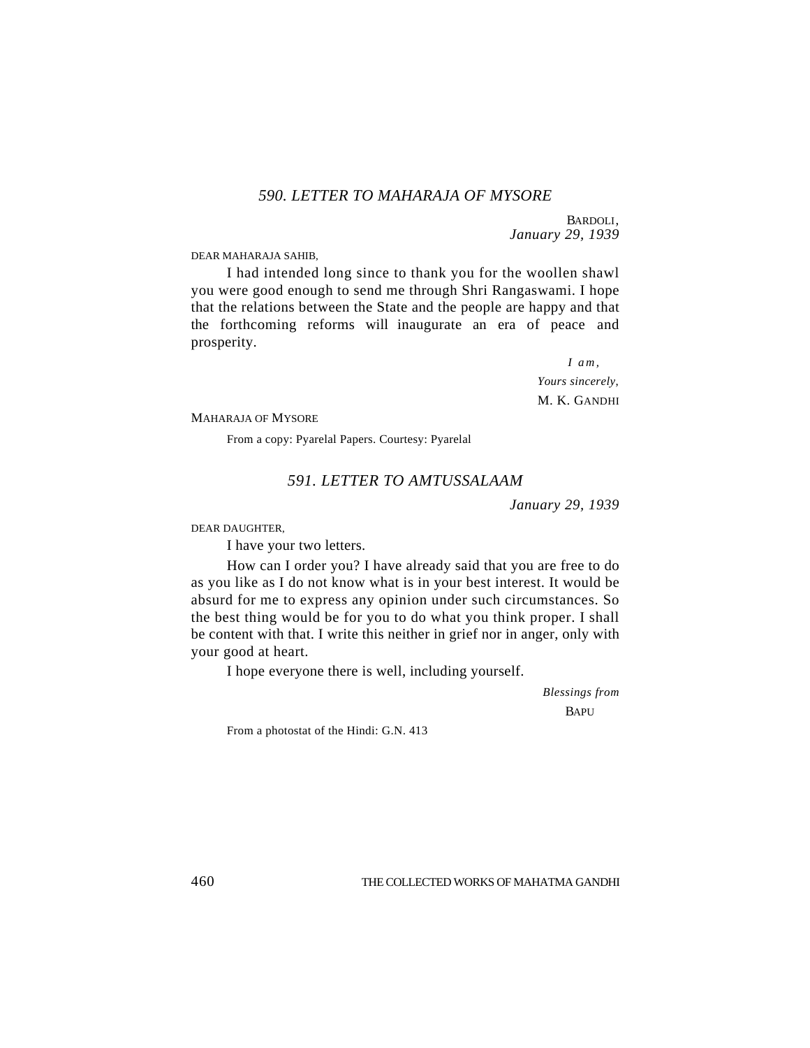### *590. LETTER TO MAHARAJA OF MYSORE*

BARDOLI,
*January 29, 1939*

DEAR MAHARAJA SAHIB,

I had intended long since to thank you for the woollen shawl you were good enough to send me through Shri Rangaswami. I hope that the relations between the State and the people are happy and that the forthcoming reforms will inaugurate an era of peace and prosperity.

*I am,*
*Yours sincerely,*
M. K. GANDHI

MAHARAJA OF MYSORE

From a copy: Pyarelal Papers. Courtesy: Pyarelal

### *591. LETTER TO AMTUSSALAAM*

*January 29, 1939*

DEAR DAUGHTER,

I have your two letters.

How can I order you? I have already said that you are free to do as you like as I do not know what is in your best interest. It would be absurd for me to express any opinion under such circumstances. So the best thing would be for you to do what you think proper. I shall be content with that. I write this neither in grief nor in anger, only with your good at heart.

I hope everyone there is well, including yourself.

*Blessings from*
BAPU

From a photostat of the Hindi: G.N. 413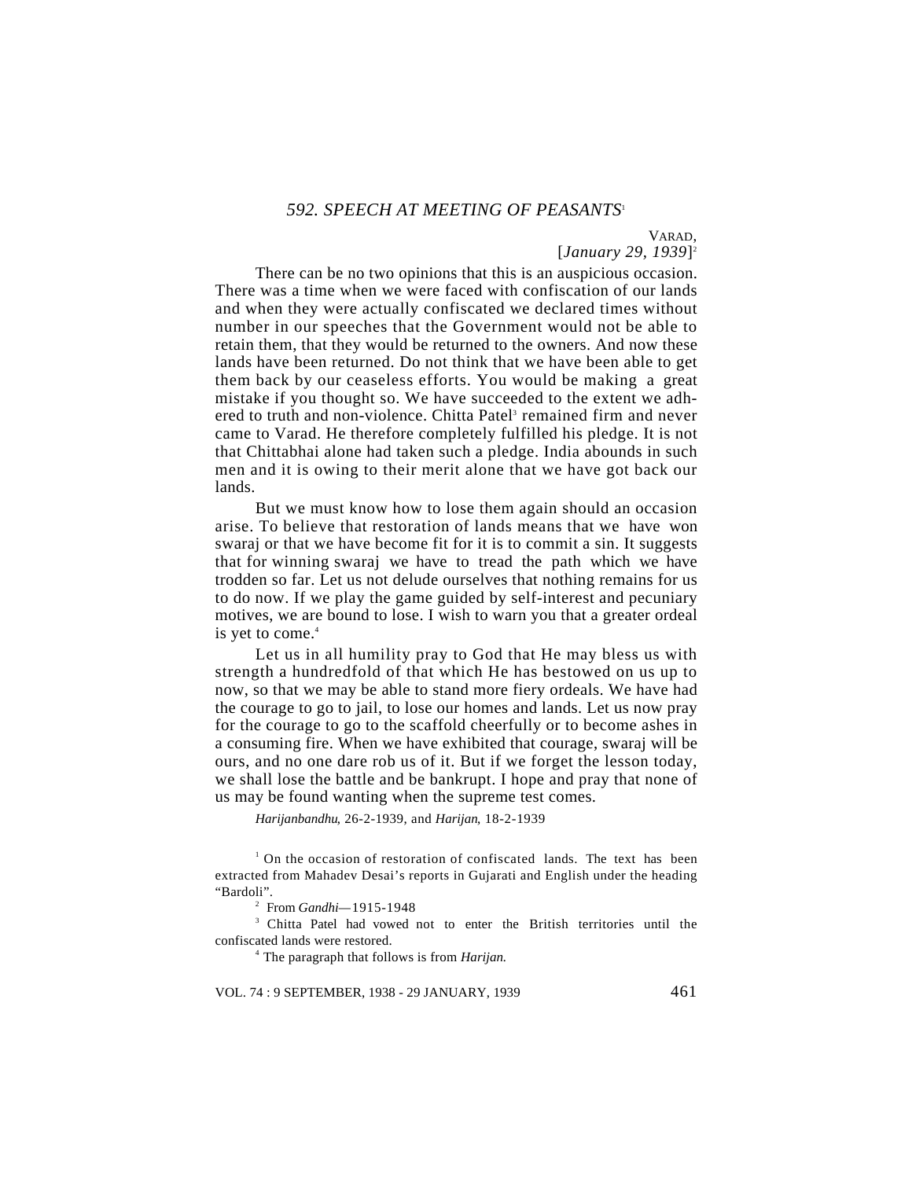### *592. SPEECH AT MEETING OF PEASANTS*[1]

VARAD,
[*January 29, 1939*][2]

There can be no two opinions that this is an auspicious occasion. There was a time when we were faced with confiscation of our lands and when they were actually confiscated we declared times without number in our speeches that the Government would not be able to retain them, that they would be returned to the owners. And now these lands have been returned. Do not think that we have been able to get them back by our ceaseless efforts. You would be making a great mistake if you thought so. We have succeeded to the extent we adhered to truth and non-violence. Chitta Patel[3] remained firm and never came to Varad. He therefore completely fulfilled his pledge. It is not that Chittabhai alone had taken such a pledge. India abounds in such men and it is owing to their merit alone that we have got back our lands.

But we must know how to lose them again should an occasion arise. To believe that restoration of lands means that we have won swaraj or that we have become fit for it is to commit a sin. It suggests that for winning swaraj we have to tread the path which we have trodden so far. Let us not delude ourselves that nothing remains for us to do now. If we play the game guided by self-interest and pecuniary motives, we are bound to lose. I wish to warn you that a greater ordeal is yet to come.[4]

Let us in all humility pray to God that He may bless us with strength a hundredfold of that which He has bestowed on us up to now, so that we may be able to stand more fiery ordeals. We have had the courage to go to jail, to lose our homes and lands. Let us now pray for the courage to go to the scaffold cheerfully or to become ashes in a consuming fire. When we have exhibited that courage, swaraj will be ours, and no one dare rob us of it. But if we forget the lesson today, we shall lose the battle and be bankrupt. I hope and pray that none of us may be found wanting when the supreme test comes.

*Harijanbandhu*, 26-2-1939, and *Harijan*, 18-2-1939

[1] On the occasion of restoration of confiscated lands. The text has been extracted from Mahadev Desai's reports in Gujarati and English under the heading "Bardoli".

[2] From *Gandhi*—1915-1948

[3] Chitta Patel had vowed not to enter the British territories until the confiscated lands were restored.

[4] The paragraph that follows is from *Harijan.*